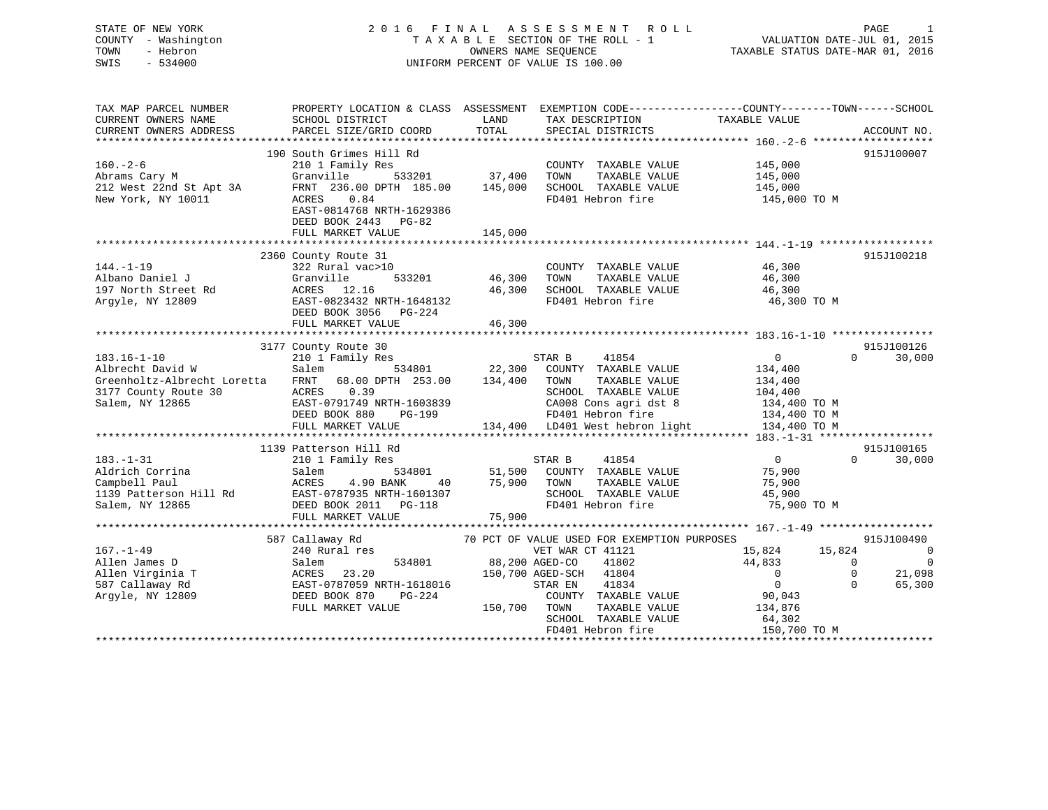STATE OF NEW YORK
COUNTY - Washington
TOWN - Hebron
SWIS - 534000

# 2016 FINAL ASSESSMENT ROLL

TAXABLE SECTION OF THE ROLL - 1
OWNERS NAME SEQUENCE
UNIFORM PERCENT OF VALUE IS 100.00

VALUATION DATE-JUL 01, 2015
TAXABLE STATUS DATE-MAR 01, 2016

| TAX MAP PARCEL NUMBER / CURRENT OWNERS NAME / CURRENT OWNERS ADDRESS | PROPERTY LOCATION & CLASS / SCHOOL DISTRICT / PARCEL SIZE/GRID COORD | ASSESSMENT LAND | TOTAL | EXEMPTION CODE / TAX DESCRIPTION / SPECIAL DISTRICTS | COUNTY TAXABLE VALUE | TOWN | SCHOOL | ACCOUNT NO. |
|---|---|---|---|---|---|---|---|---|
| 160.-2-6 | 190 South Grimes Hill Rd | | | | | | | 915J100007 |
| 160.-2-6 | 210 1 Family Res | | | COUNTY TAXABLE VALUE | 145,000 | | | |
| Abrams Cary M | Granville 533201 | 37,400 | | TOWN TAXABLE VALUE | 145,000 | | | |
| 212 West 22nd St Apt 3A | FRNT 236.00 DPTH 185.00 | | 145,000 | SCHOOL TAXABLE VALUE | 145,000 | | | |
| New York, NY 10011 | ACRES 0.84 | | | FD401 Hebron fire | 145,000 TO M | | | |
| | EAST-0814768 NRTH-1629386 | | | | | | | |
| | DEED BOOK 2443 PG-82 | | | | | | | |
| | FULL MARKET VALUE | | 145,000 | | | | | |
| 144.-1-19 | 2360 County Route 31 | | | | | | | 915J100218 |
| 144.-1-19 | 322 Rural vac>10 | | | COUNTY TAXABLE VALUE | 46,300 | | | |
| Albano Daniel J | Granville 533201 | 46,300 | | TOWN TAXABLE VALUE | 46,300 | | | |
| 197 North Street Rd | ACRES 12.16 | | 46,300 | SCHOOL TAXABLE VALUE | 46,300 | | | |
| Argyle, NY 12809 | EAST-0823432 NRTH-1648132 | | | FD401 Hebron fire | 46,300 TO M | | | |
| | DEED BOOK 3056 PG-224 | | | | | | | |
| | FULL MARKET VALUE | | 46,300 | | | | | |
| 183.16-1-10 | 3177 County Route 30 | | | | | | | 915J100126 |
| 183.16-1-10 | 210 1 Family Res | | | STAR B 41854 | 0 | 0 | 30,000 | |
| Albrecht David W | Salem 534801 | 22,300 | | COUNTY TAXABLE VALUE | 134,400 | | | |
| Greenholtz-Albrecht Loretta | FRNT 68.00 DPTH 253.00 | | 134,400 | TOWN TAXABLE VALUE | 134,400 | | | |
| 3177 County Route 30 | ACRES 0.39 | | | SCHOOL TAXABLE VALUE | 104,400 | | | |
| Salem, NY 12865 | EAST-0791749 NRTH-1603839 | | | CA008 Cons agri dst 8 | 134,400 TO M | | | |
| | DEED BOOK 880 PG-199 | | | FD401 Hebron fire | 134,400 TO M | | | |
| | FULL MARKET VALUE | | 134,400 | LD401 West hebron light | 134,400 TO M | | | |
| 183.-1-31 | 1139 Patterson Hill Rd | | | | | | | 915J100165 |
| 183.-1-31 | 210 1 Family Res | | | STAR B 41854 | 0 | 0 | 30,000 | |
| Aldrich Corrina | Salem 534801 | 51,500 | | COUNTY TAXABLE VALUE | 75,900 | | | |
| Campbell Paul | ACRES 4.90 BANK 40 | | 75,900 | TOWN TAXABLE VALUE | 75,900 | | | |
| 1139 Patterson Hill Rd | EAST-0787935 NRTH-1601307 | | | SCHOOL TAXABLE VALUE | 45,900 | | | |
| Salem, NY 12865 | DEED BOOK 2011 PG-118 | | | FD401 Hebron fire | 75,900 TO M | | | |
| | FULL MARKET VALUE | | 75,900 | | | | | |
| 167.-1-49 | 587 Callaway Rd | | | 70 PCT OF VALUE USED FOR EXEMPTION PURPOSES | | | | 915J100490 |
| 167.-1-49 | 240 Rural res | | | VET WAR CT 41121 | 15,824 | 15,824 | 0 | |
| Allen James D | Salem 534801 | 88,200 | | AGED-CO 41802 | 44,833 | 0 | 0 | |
| Allen Virginia T | ACRES 23.20 | | 150,700 | AGED-SCH 41804 | 0 | 0 | 21,098 | |
| 587 Callaway Rd | EAST-0787059 NRTH-1618016 | | | STAR EN 41834 | 0 | 0 | 65,300 | |
| Argyle, NY 12809 | DEED BOOK 870 PG-224 | | | COUNTY TAXABLE VALUE | 90,043 | | | |
| | FULL MARKET VALUE | | 150,700 | TOWN TAXABLE VALUE | 134,876 | | | |
| | | | | SCHOOL TAXABLE VALUE | 64,302 | | | |
| | | | | FD401 Hebron fire | 150,700 TO M | | | |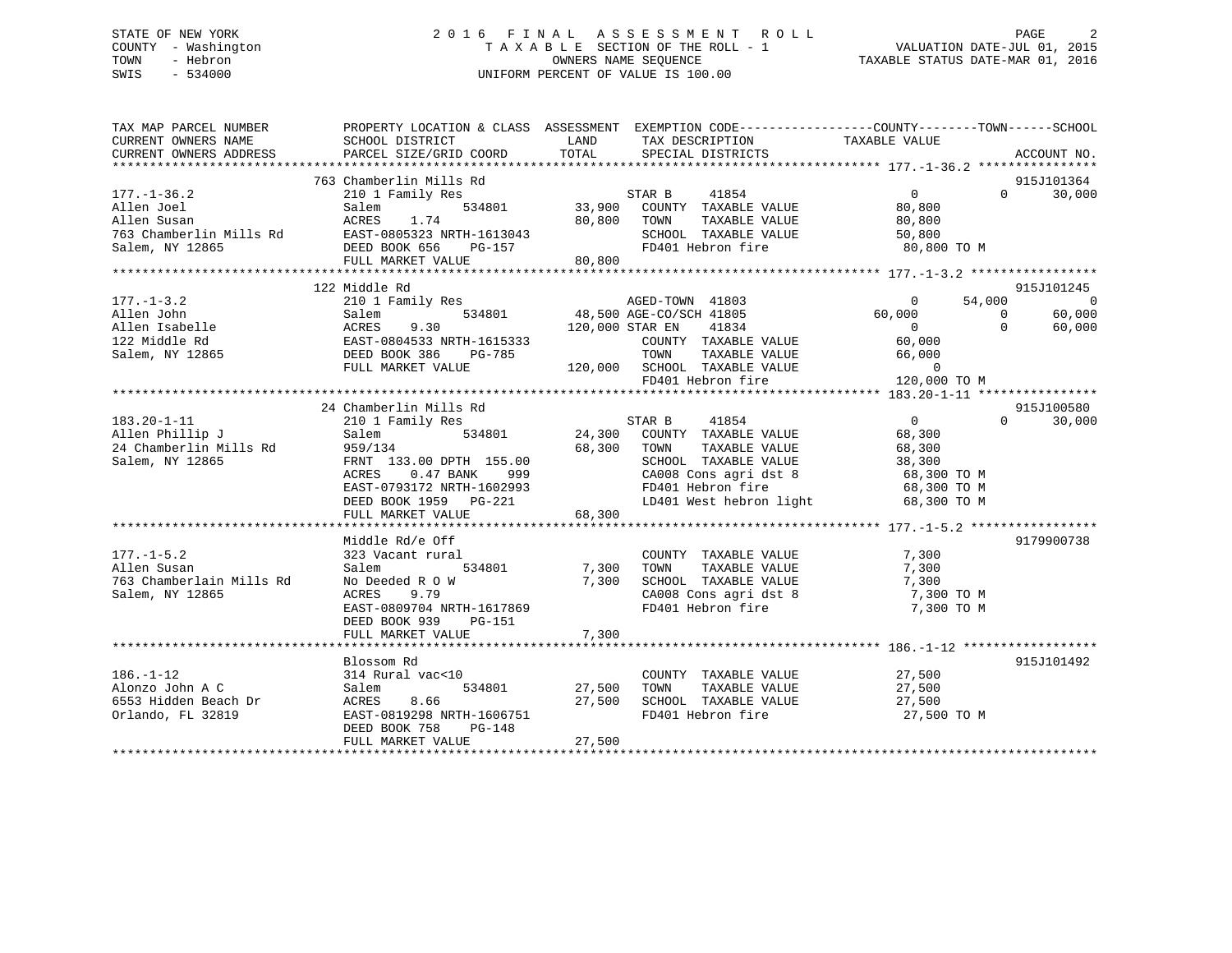STATE OF NEW YORK
COUNTY - Washington
TOWN - Hebron
SWIS - 534000

# 2016 FINAL ASSESSMENT ROLL

TAXABLE SECTION OF THE ROLL - 1
OWNERS NAME SEQUENCE
UNIFORM PERCENT OF VALUE IS 100.00

VALUATION DATE-JUL 01, 2015
TAXABLE STATUS DATE-MAR 01, 2016

```
TAX MAP PARCEL NUMBER      PROPERTY LOCATION & CLASS  ASSESSMENT  EXEMPTION CODE------------------COUNTY--------TOWN------SCHOOL
CURRENT OWNERS NAME        SCHOOL DISTRICT              LAND      TAX DESCRIPTION            TAXABLE VALUE
CURRENT OWNERS ADDRESS     PARCEL SIZE/GRID COORD       TOTAL     SPECIAL DISTRICTS                                    ACCOUNT NO.
****************************************************************************************** 177.-1-36.2 ****************
                           763 Chamberlin Mills Rd                                                                     915J101364
177.-1-36.2                210 1 Family Res                       STAR B      41854            0            0      30,000
Allen Joel                 Salem          534801       33,900     COUNTY  TAXABLE VALUE        80,800
Allen Susan                ACRES    1.74               80,800     TOWN    TAXABLE VALUE        80,800
763 Chamberlin Mills Rd    EAST-0805323 NRTH-1613043              SCHOOL  TAXABLE VALUE        50,800
Salem, NY 12865            DEED BOOK 656    PG-157                FD401 Hebron fire             80,800 TO M
                           FULL MARKET VALUE           80,800
****************************************************************************************** 177.-1-3.2 *****************
                           122 Middle Rd                                                                               915J101245
177.-1-3.2                 210 1 Family Res                       AGED-TOWN  41803             0        54,000           0
Allen John                 Salem          534801       48,500 AGE-CO/SCH 41805            60,000            0      60,000
Allen Isabelle             ACRES    9.30              120,000 STAR EN    41834                 0            0      60,000
122 Middle Rd              EAST-0804533 NRTH-1615333              COUNTY  TAXABLE VALUE        60,000
Salem, NY 12865            DEED BOOK 386    PG-785                TOWN    TAXABLE VALUE        66,000
                           FULL MARKET VALUE          120,000     SCHOOL  TAXABLE VALUE             0
                                                                  FD401 Hebron fire            120,000 TO M
****************************************************************************************** 183.20-1-11 ****************
                           24 Chamberlin Mills Rd                                                                      915J100580
183.20-1-11                210 1 Family Res                       STAR B      41854            0            0      30,000
Allen Phillip J            Salem          534801       24,300     COUNTY  TAXABLE VALUE        68,300
24 Chamberlin Mills Rd     959/134                     68,300     TOWN    TAXABLE VALUE        68,300
Salem, NY 12865            FRNT 133.00 DPTH 155.00                SCHOOL  TAXABLE VALUE        38,300
                           ACRES    0.47 BANK    999              CA008 Cons agri dst 8         68,300 TO M
                           EAST-0793172 NRTH-1602993              FD401 Hebron fire             68,300 TO M
                           DEED BOOK 1959   PG-221                LD401 West hebron light       68,300 TO M
                           FULL MARKET VALUE           68,300
****************************************************************************************** 177.-1-5.2 *****************
                           Middle Rd/e Off                                                                             9179900738
177.-1-5.2                 323 Vacant rural                       COUNTY  TAXABLE VALUE         7,300
Allen Susan                Salem          534801        7,300     TOWN    TAXABLE VALUE         7,300
763 Chamberlain Mills Rd   No Deeded R O W              7,300     SCHOOL  TAXABLE VALUE         7,300
Salem, NY 12865            ACRES    9.79                          CA008 Cons agri dst 8          7,300 TO M
                           EAST-0809704 NRTH-1617869              FD401 Hebron fire              7,300 TO M
                           DEED BOOK 939    PG-151
                           FULL MARKET VALUE            7,300
****************************************************************************************** 186.-1-12 ******************
                           Blossom Rd                                                                                  915J101492
186.-1-12                  314 Rural vac<10                       COUNTY  TAXABLE VALUE        27,500
Alonzo John A C            Salem          534801       27,500     TOWN    TAXABLE VALUE        27,500
6553 Hidden Beach Dr       ACRES    8.66               27,500     SCHOOL  TAXABLE VALUE        27,500
Orlando, FL 32819          EAST-0819298 NRTH-1606751              FD401 Hebron fire             27,500 TO M
                           DEED BOOK 758    PG-148
                           FULL MARKET VALUE           27,500
************************************************************************************************************************
```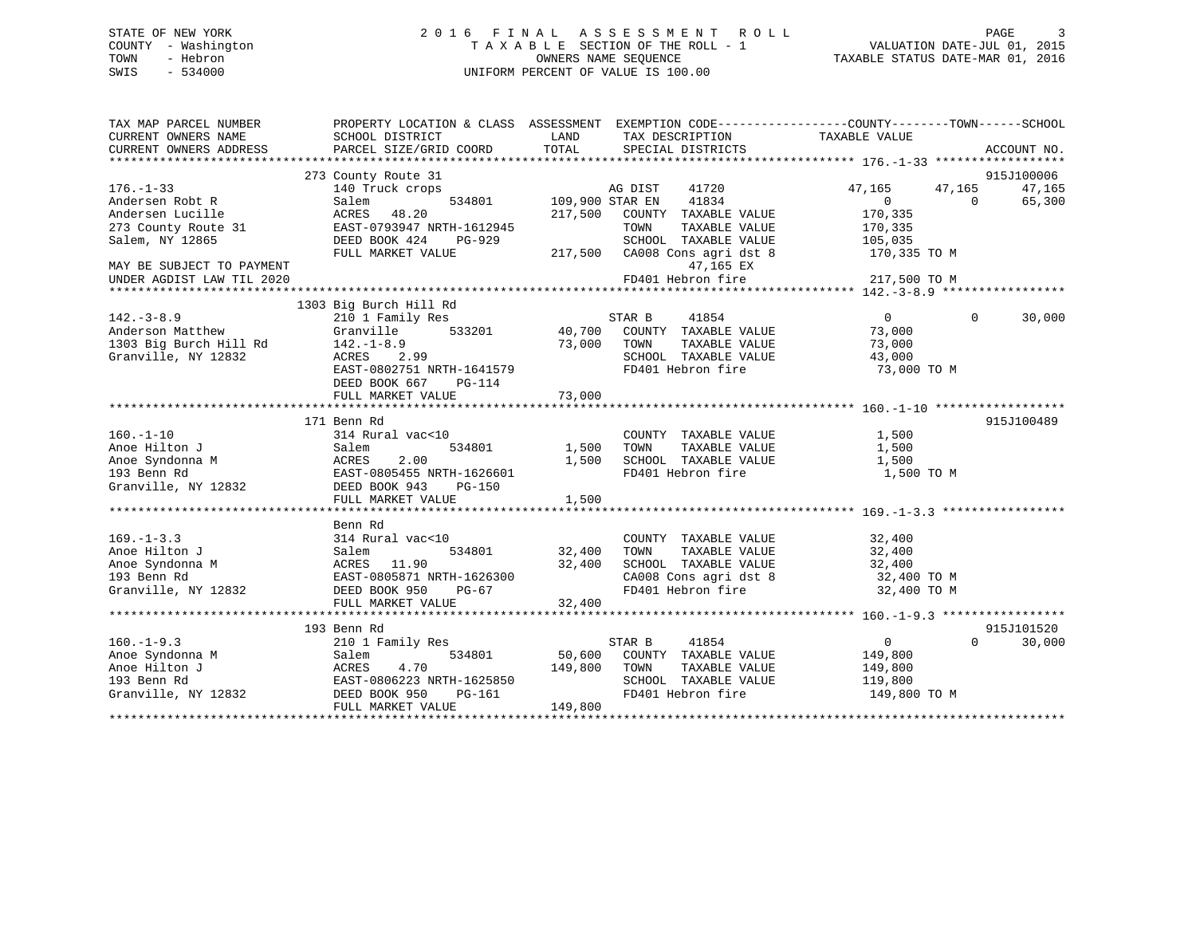STATE OF NEW YORK
COUNTY - Washington
TOWN - Hebron
SWIS - 534000

# 2016 FINAL ASSESSMENT ROLL
TAXABLE SECTION OF THE ROLL - 1
OWNERS NAME SEQUENCE
UNIFORM PERCENT OF VALUE IS 100.00

VALUATION DATE-JUL 01, 2015
TAXABLE STATUS DATE-MAR 01, 2016

```
TAX MAP PARCEL NUMBER          PROPERTY LOCATION & CLASS  ASSESSMENT  EXEMPTION CODE------------------COUNTY--------TOWN------SCHOOL
CURRENT OWNERS NAME            SCHOOL DISTRICT              LAND      TAX DESCRIPTION            TAXABLE VALUE
CURRENT OWNERS ADDRESS         PARCEL SIZE/GRID COORD       TOTAL     SPECIAL DISTRICTS                                    ACCOUNT NO.
******************************************************************************************************* 176.-1-33 ******************
                               273 County Route 31                                                                           915J100006
176.-1-33                      140 Truck crops                     AG DIST     41720           47,165     47,165      47,165
Andersen Robt R                Salem          534801       109,900 STAR EN     41834                0          0      65,300
Andersen Lucille               ACRES  48.20                217,500   COUNTY  TAXABLE VALUE        170,335
273 County Route 31            EAST-0793947 NRTH-1612945              TOWN    TAXABLE VALUE        170,335
Salem, NY 12865                DEED BOOK 424    PG-929                SCHOOL  TAXABLE VALUE        105,035
                               FULL MARKET VALUE           217,500   CA008 Cons agri dst 8        170,335 TO M
MAY BE SUBJECT TO PAYMENT                                                  47,165 EX
UNDER AGDIST LAW TIL 2020                                            FD401 Hebron fire            217,500 TO M
******************************************************************************************************* 142.-3-8.9 *****************
                               1303 Big Burch Hill Rd
142.-3-8.9                     210 1 Family Res                    STAR B      41854                0          0      30,000
Anderson Matthew               Granville      533201        40,700   COUNTY  TAXABLE VALUE         73,000
1303 Big Burch Hill Rd         142.-1-8.9                   73,000   TOWN    TAXABLE VALUE         73,000
Granville, NY 12832            ACRES   2.99                           SCHOOL  TAXABLE VALUE         43,000
                               EAST-0802751 NRTH-1641579              FD401 Hebron fire             73,000 TO M
                               DEED BOOK 667    PG-114
                               FULL MARKET VALUE            73,000
******************************************************************************************************* 160.-1-10 ******************
                               171 Benn Rd                                                                                   915J100489
160.-1-10                      314 Rural vac<10                      COUNTY  TAXABLE VALUE          1,500
Anoe Hilton J                  Salem          534801         1,500   TOWN    TAXABLE VALUE          1,500
Anoe Syndonna M                ACRES   2.00                  1,500   SCHOOL  TAXABLE VALUE          1,500
193 Benn Rd                    EAST-0805455 NRTH-1626601              FD401 Hebron fire              1,500 TO M
Granville, NY 12832            DEED BOOK 943    PG-150
                               FULL MARKET VALUE             1,500
******************************************************************************************************* 169.-1-3.3 *****************
                               Benn Rd
169.-1-3.3                     314 Rural vac<10                      COUNTY  TAXABLE VALUE         32,400
Anoe Hilton J                  Salem          534801        32,400   TOWN    TAXABLE VALUE         32,400
Anoe Syndonna M                ACRES  11.90                 32,400   SCHOOL  TAXABLE VALUE         32,400
193 Benn Rd                    EAST-0805871 NRTH-1626300              CA008 Cons agri dst 8         32,400 TO M
Granville, NY 12832            DEED BOOK 950    PG-67                 FD401 Hebron fire             32,400 TO M
                               FULL MARKET VALUE            32,400
******************************************************************************************************* 160.-1-9.3 *****************
                               193 Benn Rd                                                                                   915J101520
160.-1-9.3                     210 1 Family Res                    STAR B      41854                0          0      30,000
Anoe Syndonna M                Salem          534801        50,600   COUNTY  TAXABLE VALUE        149,800
Anoe Hilton J                  ACRES   4.70                149,800   TOWN    TAXABLE VALUE        149,800
193 Benn Rd                    EAST-0806223 NRTH-1625850              SCHOOL  TAXABLE VALUE        119,800
Granville, NY 12832            DEED BOOK 950    PG-161                FD401 Hebron fire            149,800 TO M
                               FULL MARKET VALUE           149,800
************************************************************************************************************************************
```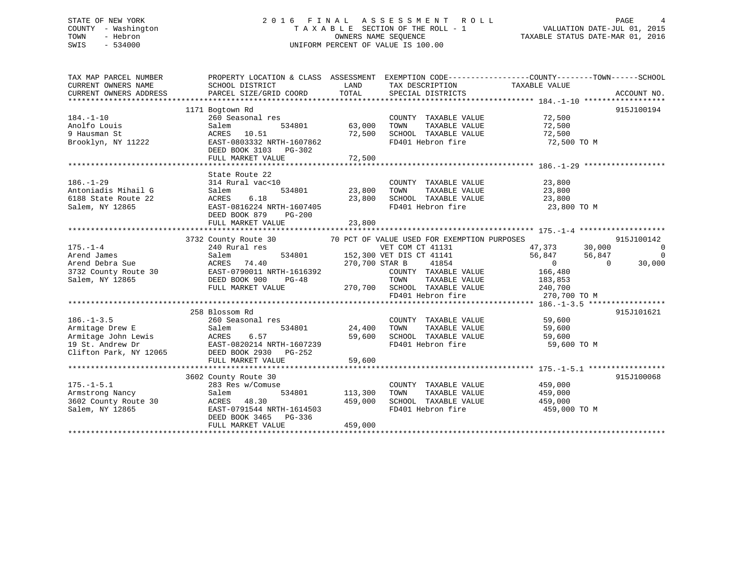STATE OF NEW YORK
COUNTY - Washington
TOWN - Hebron
SWIS - 534000

2 0 1 6 F I N A L A S S E S S M E N T R O L L
T A X A B L E SECTION OF THE ROLL - 1
OWNERS NAME SEQUENCE
UNIFORM PERCENT OF VALUE IS 100.00

VALUATION DATE-JUL 01, 2015
TAXABLE STATUS DATE-MAR 01, 2016

```
TAX MAP PARCEL NUMBER          PROPERTY LOCATION & CLASS  ASSESSMENT  EXEMPTION CODE------------------COUNTY--------TOWN------SCHOOL
CURRENT OWNERS NAME            SCHOOL DISTRICT               LAND      TAX DESCRIPTION             TAXABLE VALUE
CURRENT OWNERS ADDRESS         PARCEL SIZE/GRID COORD        TOTAL     SPECIAL DISTRICTS                                      ACCOUNT NO.
******************************************************************************************************* 184.-1-10 ******************
                               1171 Bogtown Rd                                                                                  915J100194
184.-1-10                      260 Seasonal res                        COUNTY  TAXABLE VALUE            72,500
Anolfo Louis                   Salem           534801        63,000   TOWN    TAXABLE VALUE            72,500
9 Hausman St                   ACRES   10.51                 72,500   SCHOOL  TAXABLE VALUE            72,500
Brooklyn, NY 11222             EAST-0803332 NRTH-1607862               FD401 Hebron fire                 72,500 TO M
                               DEED BOOK 3103   PG-302
                               FULL MARKET VALUE             72,500
******************************************************************************************************* 186.-1-29 ******************
                               State Route 22
186.-1-29                      314 Rural vac<10                        COUNTY  TAXABLE VALUE            23,800
Antoniadis Mihail G            Salem           534801        23,800   TOWN    TAXABLE VALUE            23,800
6188 State Route 22            ACRES    6.18                 23,800   SCHOOL  TAXABLE VALUE            23,800
Salem, NY 12865                EAST-0816224 NRTH-1607405               FD401 Hebron fire                 23,800 TO M
                               DEED BOOK 879    PG-200
                               FULL MARKET VALUE             23,800
******************************************************************************************************* 175.-1-4 *******************
                               3732 County Route 30          70 PCT OF VALUE USED FOR EXEMPTION PURPOSES                        915J100142
175.-1-4                       240 Rural res                           VET COM CT 41131         47,373      30,000            0
Arend James                    Salem           534801       152,300 VET DIS CT 41141          56,847      56,847            0
Arend Debra Sue                ACRES   74.40                270,700 STAR B      41854              0           0       30,000
3732 County Route 30           EAST-0790011 NRTH-1616392               COUNTY  TAXABLE VALUE           166,480
Salem, NY 12865                DEED BOOK 900    PG-48                  TOWN    TAXABLE VALUE           183,853
                               FULL MARKET VALUE            270,700   SCHOOL  TAXABLE VALUE           240,700
                                                                       FD401 Hebron fire                270,700 TO M
******************************************************************************************************* 186.-1-3.5 *****************
                               258 Blossom Rd                                                                                   915J101621
186.-1-3.5                     260 Seasonal res                        COUNTY  TAXABLE VALUE            59,600
Armitage Drew E                Salem           534801        24,400   TOWN    TAXABLE VALUE            59,600
Armitage John Lewis            ACRES    6.57                 59,600   SCHOOL  TAXABLE VALUE            59,600
19 St. Andrew Dr               EAST-0820214 NRTH-1607239               FD401 Hebron fire                 59,600 TO M
Clifton Park, NY 12065         DEED BOOK 2930   PG-252
                               FULL MARKET VALUE             59,600
******************************************************************************************************* 175.-1-5.1 *****************
                               3602 County Route 30                                                                             915J100068
175.-1-5.1                     283 Res w/Comuse                        COUNTY  TAXABLE VALUE           459,000
Armstrong Nancy                Salem           534801       113,300   TOWN    TAXABLE VALUE           459,000
3602 County Route 30           ACRES   48.30                459,000   SCHOOL  TAXABLE VALUE           459,000
Salem, NY 12865                EAST-0791544 NRTH-1614503               FD401 Hebron fire                459,000 TO M
                               DEED BOOK 3465   PG-336
                               FULL MARKET VALUE            459,000
************************************************************************************************************************************
```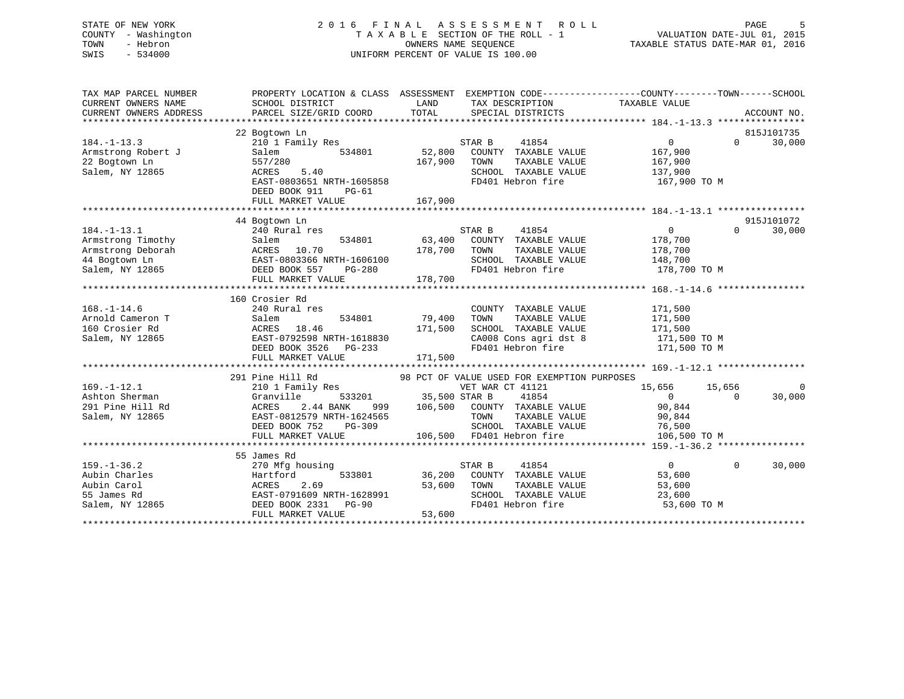STATE OF NEW YORK
COUNTY - Washington
TOWN - Hebron
SWIS - 534000

2 0 1 6 F I N A L A S S E S S M E N T R O L L
T A X A B L E SECTION OF THE ROLL - 1
OWNERS NAME SEQUENCE
UNIFORM PERCENT OF VALUE IS 100.00

VALUATION DATE-JUL 01, 2015
TAXABLE STATUS DATE-MAR 01, 2016

```
TAX MAP PARCEL NUMBER          PROPERTY LOCATION & CLASS  ASSESSMENT  EXEMPTION CODE------------------COUNTY--------TOWN------SCHOOL
CURRENT OWNERS NAME            SCHOOL DISTRICT               LAND      TAX DESCRIPTION            TAXABLE VALUE
CURRENT OWNERS ADDRESS         PARCEL SIZE/GRID COORD        TOTAL     SPECIAL DISTRICTS                                        ACCOUNT NO.
******************************************************************************************************* 184.-1-13.3 ****************
                               22 Bogtown Ln                                                                                   815J101735
184.-1-13.3                    210 1 Family Res                          STAR B     41854                  0            0      30,000
Armstrong Robert J             Salem           534801        52,800    COUNTY  TAXABLE VALUE            167,900
22 Bogtown Ln                  557/280                      167,900    TOWN    TAXABLE VALUE            167,900
Salem, NY 12865                ACRES     5.40                          SCHOOL  TAXABLE VALUE            137,900
                               EAST-0803651 NRTH-1605858               FD401 Hebron fire                 167,900 TO M
                               DEED BOOK 911     PG-61
                               FULL MARKET VALUE            167,900
******************************************************************************************************* 184.-1-13.1 ****************
                               44 Bogtown Ln                                                                                   915J101072
184.-1-13.1                    240 Rural res                             STAR B     41854                  0            0      30,000
Armstrong Timothy              Salem           534801        63,400    COUNTY  TAXABLE VALUE            178,700
Armstrong Deborah              ACRES    10.70               178,700    TOWN    TAXABLE VALUE            178,700
44 Bogtown Ln                  EAST-0803366 NRTH-1606100               SCHOOL  TAXABLE VALUE            148,700
Salem, NY 12865                DEED BOOK 557     PG-280                FD401 Hebron fire                 178,700 TO M
                               FULL MARKET VALUE            178,700
******************************************************************************************************* 168.-1-14.6 ****************
                               160 Crosier Rd
168.-1-14.6                    240 Rural res                             COUNTY  TAXABLE VALUE            171,500
Arnold Cameron T               Salem           534801        79,400    TOWN    TAXABLE VALUE            171,500
160 Crosier Rd                 ACRES    18.46               171,500    SCHOOL  TAXABLE VALUE            171,500
Salem, NY 12865                EAST-0792598 NRTH-1618830               CA008 Cons agri dst 8             171,500 TO M
                               DEED BOOK 3526    PG-233                FD401 Hebron fire                 171,500 TO M
                               FULL MARKET VALUE            171,500
******************************************************************************************************* 169.-1-12.1 ****************
                               291 Pine Hill Rd               98 PCT OF VALUE USED FOR EXEMPTION PURPOSES
169.-1-12.1                    210 1 Family Res                          VET WAR CT 41121             15,656       15,656           0
Ashton Sherman                 Granville       533201        35,500 STAR B     41854                  0            0      30,000
291 Pine Hill Rd               ACRES     2.44 BANK     999  106,500    COUNTY  TAXABLE VALUE             90,844
Salem, NY 12865                EAST-0812579 NRTH-1624565               TOWN    TAXABLE VALUE             90,844
                               DEED BOOK 752     PG-309                SCHOOL  TAXABLE VALUE             76,500
                               FULL MARKET VALUE            106,500    FD401 Hebron fire                 106,500 TO M
******************************************************************************************************* 159.-1-36.2 ****************
                               55 James Rd
159.-1-36.2                    270 Mfg housing                           STAR B     41854                  0            0      30,000
Aubin Charles                  Hartford        533801        36,200    COUNTY  TAXABLE VALUE             53,600
Aubin Carol                    ACRES     2.69                53,600    TOWN    TAXABLE VALUE             53,600
55 James Rd                    EAST-0791609 NRTH-1628991               SCHOOL  TAXABLE VALUE             23,600
Salem, NY 12865                DEED BOOK 2331    PG-90                 FD401 Hebron fire                  53,600 TO M
                               FULL MARKET VALUE             53,600
************************************************************************************************************************************
```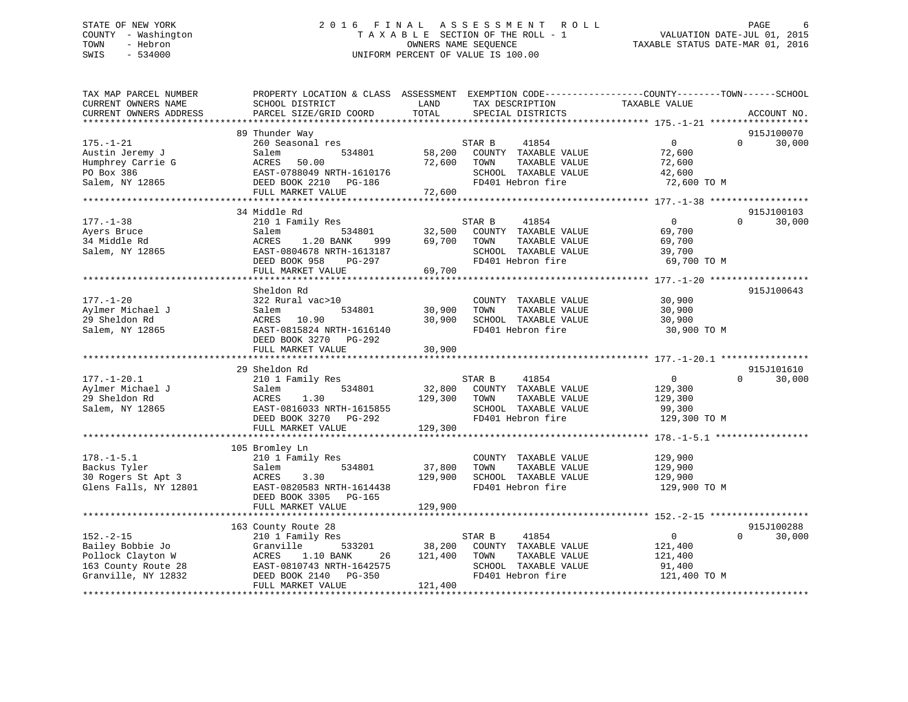STATE OF NEW YORK
COUNTY - Washington
TOWN - Hebron
SWIS - 534000

# 2016 FINAL ASSESSMENT ROLL

TAXABLE SECTION OF THE ROLL - 1
OWNERS NAME SEQUENCE
UNIFORM PERCENT OF VALUE IS 100.00

VALUATION DATE-JUL 01, 2015
TAXABLE STATUS DATE-MAR 01, 2016

```
TAX MAP PARCEL NUMBER          PROPERTY LOCATION & CLASS  ASSESSMENT  EXEMPTION CODE------------------COUNTY--------TOWN------SCHOOL
CURRENT OWNERS NAME            SCHOOL DISTRICT               LAND      TAX DESCRIPTION            TAXABLE VALUE
CURRENT OWNERS ADDRESS         PARCEL SIZE/GRID COORD        TOTAL     SPECIAL DISTRICTS                                    ACCOUNT NO.
******************************************************************************************************* 175.-1-21 ******************
                               89 Thunder Way                                                                              915J100070
175.-1-21                      260 Seasonal res                        STAR B     41854                0            0        30,000
Austin Jeremy J                Salem            534801       58,200    COUNTY  TAXABLE VALUE          72,600
Humphrey Carrie G              ACRES  50.00                  72,600    TOWN    TAXABLE VALUE          72,600
PO Box 386                     EAST-0788049 NRTH-1610176               SCHOOL  TAXABLE VALUE          42,600
Salem, NY 12865                DEED BOOK 2210   PG-186                 FD401 Hebron fire               72,600 TO M
                               FULL MARKET VALUE             72,600
******************************************************************************************************* 177.-1-38 ******************
                               34 Middle Rd                                                                                915J100103
177.-1-38                      210 1 Family Res                        STAR B     41854                0            0        30,000
Ayers Bruce                    Salem            534801       32,500    COUNTY  TAXABLE VALUE          69,700
34 Middle Rd                   ACRES    1.20 BANK    999     69,700    TOWN    TAXABLE VALUE          69,700
Salem, NY 12865                EAST-0804678 NRTH-1613187               SCHOOL  TAXABLE VALUE          39,700
                               DEED BOOK 958    PG-297                 FD401 Hebron fire               69,700 TO M
                               FULL MARKET VALUE             69,700
******************************************************************************************************* 177.-1-20 ******************
                               Sheldon Rd                                                                                  915J100643
177.-1-20                      322 Rural vac>10                        COUNTY  TAXABLE VALUE          30,900
Aylmer Michael J               Salem            534801       30,900    TOWN    TAXABLE VALUE          30,900
29 Sheldon Rd                  ACRES  10.90                  30,900    SCHOOL  TAXABLE VALUE          30,900
Salem, NY 12865                EAST-0815824 NRTH-1616140               FD401 Hebron fire               30,900 TO M
                               DEED BOOK 3270   PG-292
                               FULL MARKET VALUE             30,900
******************************************************************************************************* 177.-1-20.1 ****************
                               29 Sheldon Rd                                                                               915J101610
177.-1-20.1                    210 1 Family Res                        STAR B     41854                0            0        30,000
Aylmer Michael J               Salem            534801       32,800    COUNTY  TAXABLE VALUE         129,300
29 Sheldon Rd                  ACRES    1.30                129,300    TOWN    TAXABLE VALUE         129,300
Salem, NY 12865                EAST-0816033 NRTH-1615855               SCHOOL  TAXABLE VALUE          99,300
                               DEED BOOK 3270   PG-292                 FD401 Hebron fire              129,300 TO M
                               FULL MARKET VALUE            129,300
******************************************************************************************************* 178.-1-5.1 *****************
                               105 Bromley Ln
178.-1-5.1                     210 1 Family Res                        COUNTY  TAXABLE VALUE         129,900
Backus Tyler                   Salem            534801       37,800    TOWN    TAXABLE VALUE         129,900
30 Rogers St Apt 3             ACRES    3.30                129,900    SCHOOL  TAXABLE VALUE         129,900
Glens Falls, NY 12801          EAST-0820583 NRTH-1614438               FD401 Hebron fire              129,900 TO M
                               DEED BOOK 3305   PG-165
                               FULL MARKET VALUE            129,900
******************************************************************************************************* 152.-2-15 ******************
                               163 County Route 28                                                                         915J100288
152.-2-15                      210 1 Family Res                        STAR B     41854                0            0        30,000
Bailey Bobbie Jo               Granville        533201       38,200    COUNTY  TAXABLE VALUE         121,400
Pollock Clayton W              ACRES    1.10 BANK     26    121,400    TOWN    TAXABLE VALUE         121,400
163 County Route 28            EAST-0810743 NRTH-1642575               SCHOOL  TAXABLE VALUE          91,400
Granville, NY 12832            DEED BOOK 2140   PG-350                 FD401 Hebron fire              121,400 TO M
                               FULL MARKET VALUE            121,400
************************************************************************************************************************************
```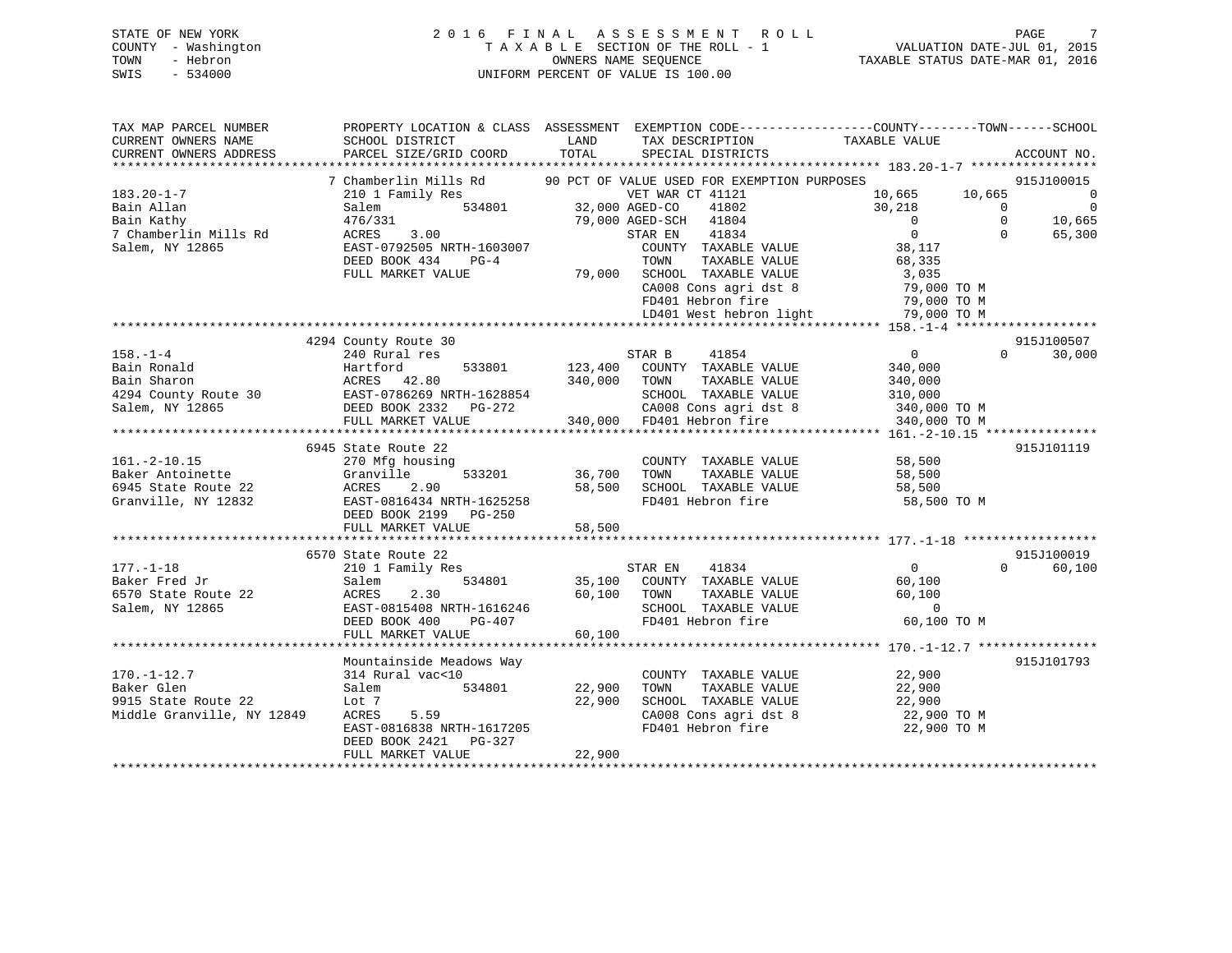STATE OF NEW YORK
COUNTY - Washington
TOWN - Hebron
SWIS - 534000

2016 FINAL ASSESSMENT ROLL
TAXABLE SECTION OF THE ROLL - 1
OWNERS NAME SEQUENCE
UNIFORM PERCENT OF VALUE IS 100.00

VALUATION DATE-JUL 01, 2015
TAXABLE STATUS DATE-MAR 01, 2016

```
TAX MAP PARCEL NUMBER          PROPERTY LOCATION & CLASS  ASSESSMENT  EXEMPTION CODE------------------COUNTY--------TOWN------SCHOOL
CURRENT OWNERS NAME            SCHOOL DISTRICT              LAND      TAX DESCRIPTION              TAXABLE VALUE
CURRENT OWNERS ADDRESS         PARCEL SIZE/GRID COORD       TOTAL     SPECIAL DISTRICTS                                          ACCOUNT NO.
******************************************************************************************************* 183.20-1-7 *****************
                               7 Chamberlin Mills Rd       90 PCT OF VALUE USED FOR EXEMPTION PURPOSES                        915J100015
183.20-1-7                     210 1 Family Res                       VET WAR CT 41121             10,665      10,665           0
Bain Allan                     Salem         534801        32,000 AGED-CO     41802                30,218           0           0
Bain Kathy                     476/331                     79,000 AGED-SCH    41804                     0           0      10,665
7 Chamberlin Mills Rd          ACRES    3.00                      STAR EN     41834                     0           0      65,300
Salem, NY 12865                EAST-0792505 NRTH-1603007            COUNTY  TAXABLE VALUE           38,117
                               DEED BOOK 434    PG-4                TOWN    TAXABLE VALUE           68,335
                               FULL MARKET VALUE           79,000   SCHOOL  TAXABLE VALUE            3,035
                                                                    CA008 Cons agri dst 8           79,000 TO M
                                                                    FD401 Hebron fire               79,000 TO M
                                                                    LD401 West hebron light         79,000 TO M
******************************************************************************************************* 158.-1-4 *******************
                               4294 County Route 30                                                                           915J100507
158.-1-4                       240 Rural res                          STAR B      41854                     0           0      30,000
Bain Ronald                    Hartford      533801       123,400   COUNTY  TAXABLE VALUE          340,000
Bain Sharon                    ACRES   42.80              340,000   TOWN    TAXABLE VALUE          340,000
4294 County Route 30           EAST-0786269 NRTH-1628854            SCHOOL  TAXABLE VALUE          310,000
Salem, NY 12865                DEED BOOK 2332   PG-272              CA008 Cons agri dst 8          340,000 TO M
                               FULL MARKET VALUE          340,000   FD401 Hebron fire              340,000 TO M
******************************************************************************************************* 161.-2-10.15 ***************
                               6945 State Route 22                                                                            915J101119
161.-2-10.15                   270 Mfg housing                      COUNTY  TAXABLE VALUE           58,500
Baker Antoinette               Granville     533201        36,700   TOWN    TAXABLE VALUE           58,500
6945 State Route 22            ACRES    2.90               58,500   SCHOOL  TAXABLE VALUE           58,500
Granville, NY 12832            EAST-0816434 NRTH-1625258            FD401 Hebron fire               58,500 TO M
                               DEED BOOK 2199   PG-250
                               FULL MARKET VALUE           58,500
******************************************************************************************************* 177.-1-18 ******************
                               6570 State Route 22                                                                            915J100019
177.-1-18                      210 1 Family Res                     STAR EN     41834                     0           0      60,100
Baker Fred Jr                  Salem         534801        35,100   COUNTY  TAXABLE VALUE           60,100
6570 State Route 22            ACRES    2.30               60,100   TOWN    TAXABLE VALUE           60,100
Salem, NY 12865                EAST-0815408 NRTH-1616246            SCHOOL  TAXABLE VALUE                0
                               DEED BOOK 400    PG-407              FD401 Hebron fire               60,100 TO M
                               FULL MARKET VALUE           60,100
******************************************************************************************************* 170.-1-12.7 ****************
                               Mountainside Meadows Way                                                                       915J101793
170.-1-12.7                    314 Rural vac<10                     COUNTY  TAXABLE VALUE           22,900
Baker Glen                     Salem         534801        22,900   TOWN    TAXABLE VALUE           22,900
9915 State Route 22            Lot 7                       22,900   SCHOOL  TAXABLE VALUE           22,900
Middle Granville, NY 12849     ACRES    5.59                        CA008 Cons agri dst 8           22,900 TO M
                               EAST-0816838 NRTH-1617205            FD401 Hebron fire               22,900 TO M
                               DEED BOOK 2421   PG-327
                               FULL MARKET VALUE           22,900
************************************************************************************************************************************
```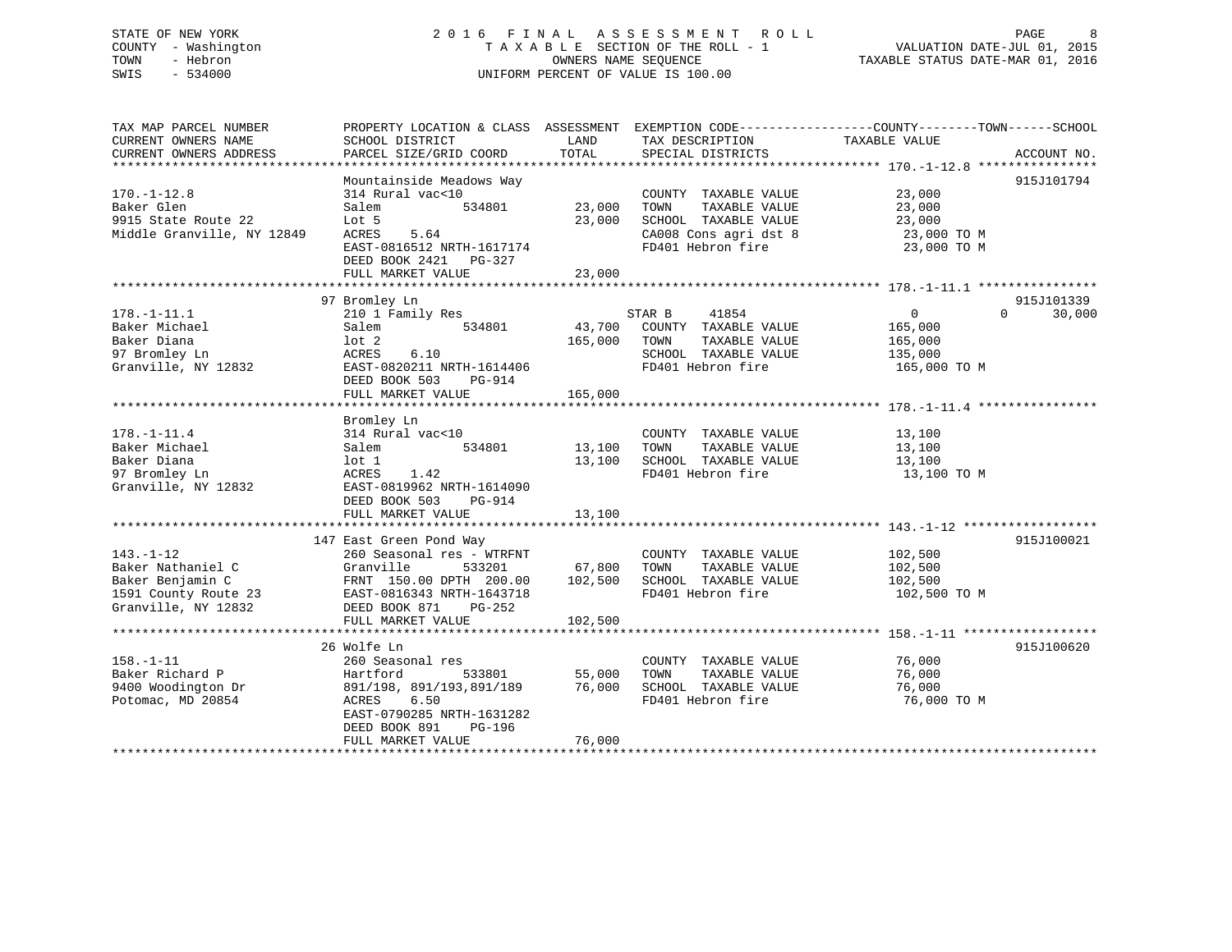STATE OF NEW YORK
COUNTY - Washington
TOWN - Hebron
SWIS - 534000

# 2016 FINAL ASSESSMENT ROLL

TAXABLE SECTION OF THE ROLL - 1
OWNERS NAME SEQUENCE
UNIFORM PERCENT OF VALUE IS 100.00

VALUATION DATE-JUL 01, 2015
TAXABLE STATUS DATE-MAR 01, 2016

| TAX MAP PARCEL NUMBER / CURRENT OWNERS NAME / CURRENT OWNERS ADDRESS | PROPERTY LOCATION & CLASS / SCHOOL DISTRICT / PARCEL SIZE/GRID COORD | ASSESSMENT LAND | TOTAL | EXEMPTION CODE / TAX DESCRIPTION / SPECIAL DISTRICTS | COUNTY TAXABLE VALUE | TOWN | SCHOOL | ACCOUNT NO. |
|---|---|---|---|---|---|---|---|---|
| 170.-1-12.8 | Mountainside Meadows Way | | | | | | | 915J101794 |
| Baker Glen | 314 Rural vac<10 | | | COUNTY TAXABLE VALUE | 23,000 | | | |
| 9915 State Route 22 | Salem 534801 | 23,000 | | TOWN TAXABLE VALUE | 23,000 | | | |
| Middle Granville, NY 12849 | Lot 5 | | 23,000 | SCHOOL TAXABLE VALUE | 23,000 | | | |
| | ACRES 5.64 | | | CA008 Cons agri dst 8 | 23,000 TO M | | | |
| | EAST-0816512 NRTH-1617174 | | | FD401 Hebron fire | 23,000 TO M | | | |
| | DEED BOOK 2421 PG-327 | | | | | | | |
| | FULL MARKET VALUE | | 23,000 | | | | | |
| 178.-1-11.1 | 97 Bromley Ln | | | | | | | 915J101339 |
| Baker Michael | 210 1 Family Res | | | STAR B 41854 | 0 | 0 | 30,000 | |
| Baker Diana | Salem 534801 | 43,700 | | COUNTY TAXABLE VALUE | 165,000 | | | |
| 97 Bromley Ln | lot 2 | | 165,000 | TOWN TAXABLE VALUE | 165,000 | | | |
| Granville, NY 12832 | ACRES 6.10 | | | SCHOOL TAXABLE VALUE | 135,000 | | | |
| | EAST-0820211 NRTH-1614406 | | | FD401 Hebron fire | 165,000 TO M | | | |
| | DEED BOOK 503 PG-914 | | | | | | | |
| | FULL MARKET VALUE | | 165,000 | | | | | |
| 178.-1-11.4 | Bromley Ln | | | | | | | |
| Baker Michael | 314 Rural vac<10 | | | COUNTY TAXABLE VALUE | 13,100 | | | |
| Baker Diana | Salem 534801 | 13,100 | | TOWN TAXABLE VALUE | 13,100 | | | |
| 97 Bromley Ln | lot 1 | | 13,100 | SCHOOL TAXABLE VALUE | 13,100 | | | |
| Granville, NY 12832 | ACRES 1.42 | | | FD401 Hebron fire | 13,100 TO M | | | |
| | EAST-0819962 NRTH-1614090 | | | | | | | |
| | DEED BOOK 503 PG-914 | | | | | | | |
| | FULL MARKET VALUE | | 13,100 | | | | | |
| 143.-1-12 | 147 East Green Pond Way | | | | | | | 915J100021 |
| Baker Nathaniel C | 260 Seasonal res - WTRFNT | | | COUNTY TAXABLE VALUE | 102,500 | | | |
| Baker Benjamin C | Granville 533201 | 67,800 | | TOWN TAXABLE VALUE | 102,500 | | | |
| 1591 County Route 23 | FRNT 150.00 DPTH 200.00 | | 102,500 | SCHOOL TAXABLE VALUE | 102,500 | | | |
| Granville, NY 12832 | EAST-0816343 NRTH-1643718 | | | FD401 Hebron fire | 102,500 TO M | | | |
| | DEED BOOK 871 PG-252 | | | | | | | |
| | FULL MARKET VALUE | | 102,500 | | | | | |
| 158.-1-11 | 26 Wolfe Ln | | | | | | | 915J100620 |
| Baker Richard P | 260 Seasonal res | | | COUNTY TAXABLE VALUE | 76,000 | | | |
| 9400 Woodington Dr | Hartford 533801 | 55,000 | | TOWN TAXABLE VALUE | 76,000 | | | |
| Potomac, MD 20854 | 891/198, 891/193,891/189 | | 76,000 | SCHOOL TAXABLE VALUE | 76,000 | | | |
| | ACRES 6.50 | | | FD401 Hebron fire | 76,000 TO M | | | |
| | EAST-0790285 NRTH-1631282 | | | | | | | |
| | DEED BOOK 891 PG-196 | | | | | | | |
| | FULL MARKET VALUE | | 76,000 | | | | | |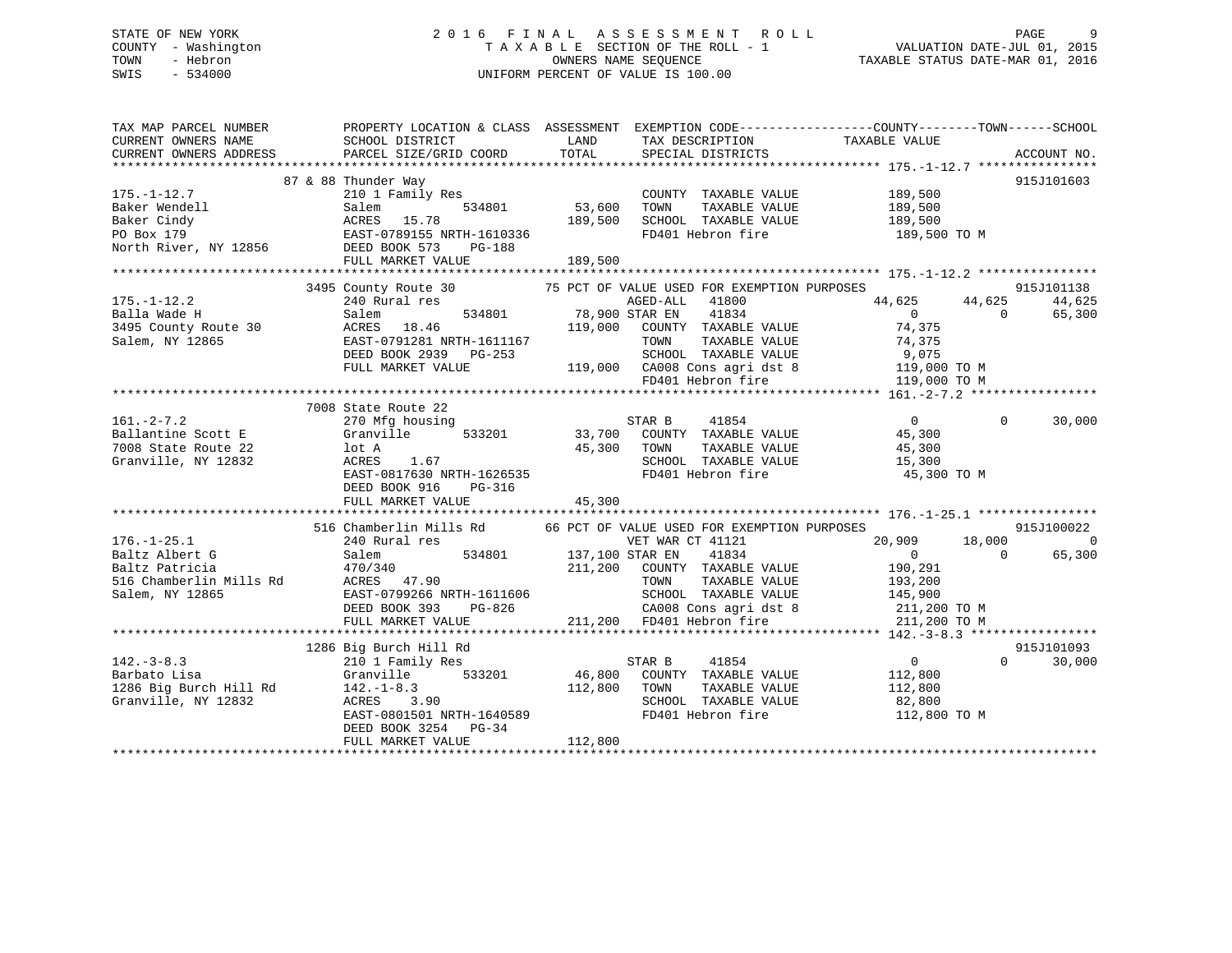STATE OF NEW YORK
COUNTY - Washington
TOWN - Hebron
SWIS - 534000

# 2016 FINAL ASSESSMENT ROLL
TAXABLE SECTION OF THE ROLL - 1
OWNERS NAME SEQUENCE
UNIFORM PERCENT OF VALUE IS 100.00

VALUATION DATE-JUL 01, 2015
TAXABLE STATUS DATE-MAR 01, 2016

```
TAX MAP PARCEL NUMBER          PROPERTY LOCATION & CLASS  ASSESSMENT  EXEMPTION CODE------------------COUNTY--------TOWN------SCHOOL
CURRENT OWNERS NAME            SCHOOL DISTRICT               LAND      TAX DESCRIPTION            TAXABLE VALUE
CURRENT OWNERS ADDRESS         PARCEL SIZE/GRID COORD        TOTAL     SPECIAL DISTRICTS                                      ACCOUNT NO.
*********************************************************************************************** 175.-1-12.7 ****************
                          87 & 88 Thunder Way                                                                      915J101603
175.-1-12.7                    210 1 Family Res                         COUNTY  TAXABLE VALUE          189,500
Baker Wendell                  Salem          534801       53,600     TOWN    TAXABLE VALUE          189,500
Baker Cindy                    ACRES  15.78                189,500    SCHOOL  TAXABLE VALUE          189,500
PO Box 179                     EAST-0789155 NRTH-1610336              FD401 Hebron fire               189,500 TO M
North River, NY 12856          DEED BOOK 573    PG-188
                               FULL MARKET VALUE           189,500
*********************************************************************************************** 175.-1-12.2 ****************
                          3495 County Route 30         75 PCT OF VALUE USED FOR EXEMPTION PURPOSES                  915J101138
175.-1-12.2                    240 Rural res                          AGED-ALL    41800            44,625      44,625      44,625
Balla Wade H                   Salem          534801       78,900 STAR EN     41834                 0           0      65,300
3495 County Route 30           ACRES  18.46                119,000    COUNTY  TAXABLE VALUE           74,375
Salem, NY 12865                EAST-0791281 NRTH-1611167              TOWN    TAXABLE VALUE           74,375
                               DEED BOOK 2939   PG-253                SCHOOL  TAXABLE VALUE            9,075
                               FULL MARKET VALUE           119,000    CA008 Cons agri dst 8           119,000 TO M
                                                                      FD401 Hebron fire               119,000 TO M
*********************************************************************************************** 161.-2-7.2 *****************
                          7008 State Route 22
161.-2-7.2                     270 Mfg housing                        STAR B      41854                 0           0      30,000
Ballantine Scott E             Granville      533201       33,700     COUNTY  TAXABLE VALUE           45,300
7008 State Route 22            lot A                       45,300     TOWN    TAXABLE VALUE           45,300
Granville, NY 12832            ACRES   1.67                           SCHOOL  TAXABLE VALUE           15,300
                               EAST-0817630 NRTH-1626535              FD401 Hebron fire                45,300 TO M
                               DEED BOOK 916    PG-316
                               FULL MARKET VALUE            45,300
*********************************************************************************************** 176.-1-25.1 ****************
                          516 Chamberlin Mills Rd      66 PCT OF VALUE USED FOR EXEMPTION PURPOSES                  915J100022
176.-1-25.1                    240 Rural res                          VET WAR CT 41121             20,909      18,000           0
Baltz Albert G                 Salem          534801      137,100 STAR EN     41834                 0           0      65,300
Baltz Patricia                 470/340                     211,200    COUNTY  TAXABLE VALUE          190,291
516 Chamberlin Mills Rd        ACRES  47.90                           TOWN    TAXABLE VALUE          193,200
Salem, NY 12865                EAST-0799266 NRTH-1611606              SCHOOL  TAXABLE VALUE          145,900
                               DEED BOOK 393    PG-826                CA008 Cons agri dst 8           211,200 TO M
                               FULL MARKET VALUE           211,200    FD401 Hebron fire               211,200 TO M
*********************************************************************************************** 142.-3-8.3 *****************
                          1286 Big Burch Hill Rd                                                                   915J101093
142.-3-8.3                     210 1 Family Res                       STAR B      41854                 0           0      30,000
Barbato Lisa                   Granville      533201       46,800     COUNTY  TAXABLE VALUE          112,800
1286 Big Burch Hill Rd         142.-1-8.3                  112,800    TOWN    TAXABLE VALUE          112,800
Granville, NY 12832            ACRES   3.90                           SCHOOL  TAXABLE VALUE           82,800
                               EAST-0801501 NRTH-1640589              FD401 Hebron fire               112,800 TO M
                               DEED BOOK 3254   PG-34
                               FULL MARKET VALUE           112,800
******************************************************************************************************************************
```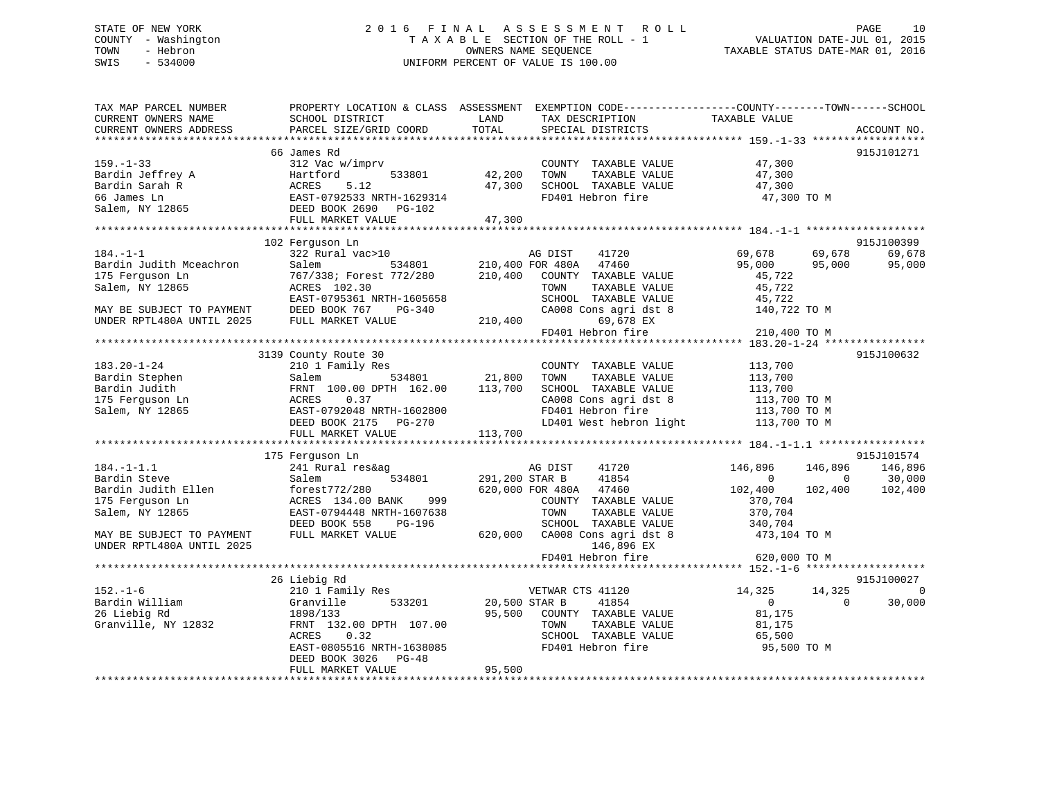STATE OF NEW YORK
COUNTY - Washington
TOWN - Hebron
SWIS - 534000

2016 FINAL ASSESSMENT ROLL
TAXABLE SECTION OF THE ROLL - 1
OWNERS NAME SEQUENCE
UNIFORM PERCENT OF VALUE IS 100.00

VALUATION DATE-JUL 01, 2015
TAXABLE STATUS DATE-MAR 01, 2016

```
TAX MAP PARCEL NUMBER          PROPERTY LOCATION & CLASS  ASSESSMENT  EXEMPTION CODE-----------------COUNTY--------TOWN------SCHOOL
CURRENT OWNERS NAME            SCHOOL DISTRICT               LAND      TAX DESCRIPTION            TAXABLE VALUE
CURRENT OWNERS ADDRESS         PARCEL SIZE/GRID COORD        TOTAL     SPECIAL DISTRICTS                                     ACCOUNT NO.
******************************************************************************************************* 159.-1-33 *****************
                               66 James Rd                                                                                  915J101271
159.-1-33                      312 Vac w/imprv                         COUNTY  TAXABLE VALUE             47,300
Bardin Jeffrey A               Hartford          533801       42,200   TOWN    TAXABLE VALUE             47,300
Bardin Sarah R                 ACRES    5.12                  47,300   SCHOOL  TAXABLE VALUE             47,300
66 James Ln                    EAST-0792533 NRTH-1629314               FD401 Hebron fire                  47,300 TO M
Salem, NY 12865                DEED BOOK 2690   PG-102
                               FULL MARKET VALUE              47,300
******************************************************************************************************* 184.-1-1 ******************
                               102 Ferguson Ln                                                                              915J100399
184.-1-1                       322 Rural vac>10                        AG DIST     41720              69,678     69,678     69,678
Bardin Judith Mceachron        Salem             534801      210,400 FOR 480A    47460              95,000     95,000     95,000
175 Ferguson Ln                767/338; Forest 772/280       210,400   COUNTY  TAXABLE VALUE             45,722
Salem, NY 12865                ACRES  102.30                           TOWN    TAXABLE VALUE             45,722
                               EAST-0795361 NRTH-1605658               SCHOOL  TAXABLE VALUE             45,722
MAY BE SUBJECT TO PAYMENT      DEED BOOK 767    PG-340                 CA008 Cons agri dst 8             140,722 TO M
UNDER RPTL480A UNTIL 2025      FULL MARKET VALUE             210,400        69,678 EX
                                                                       FD401 Hebron fire                 210,400 TO M
******************************************************************************************************* 183.20-1-24 ***************
                               3139 County Route 30                                                                         915J100632
183.20-1-24                    210 1 Family Res                        COUNTY  TAXABLE VALUE            113,700
Bardin Stephen                 Salem             534801       21,800   TOWN    TAXABLE VALUE            113,700
Bardin Judith                  FRNT 100.00 DPTH 162.00       113,700   SCHOOL  TAXABLE VALUE            113,700
175 Ferguson Ln                ACRES    0.37                           CA008 Cons agri dst 8             113,700 TO M
Salem, NY 12865                EAST-0792048 NRTH-1602800               FD401 Hebron fire                 113,700 TO M
                               DEED BOOK 2175   PG-270                 LD401 West hebron light           113,700 TO M
                               FULL MARKET VALUE             113,700
******************************************************************************************************* 184.-1-1.1 ****************
                               175 Ferguson Ln                                                                              915J101574
184.-1-1.1                     241 Rural res&ag                        AG DIST     41720             146,896    146,896    146,896
Bardin Steve                   Salem             534801      291,200 STAR B      41854                   0          0     30,000
Bardin Judith Ellen            forest772/280                 620,000 FOR 480A    47460             102,400    102,400    102,400
175 Ferguson Ln                ACRES  134.00 BANK     999              COUNTY  TAXABLE VALUE            370,704
Salem, NY 12865                EAST-0794448 NRTH-1607638               TOWN    TAXABLE VALUE            370,704
                               DEED BOOK 558    PG-196                 SCHOOL  TAXABLE VALUE            340,704
MAY BE SUBJECT TO PAYMENT      FULL MARKET VALUE             620,000   CA008 Cons agri dst 8             473,104 TO M
UNDER RPTL480A UNTIL 2025                                                  146,896 EX
                                                                       FD401 Hebron fire                 620,000 TO M
******************************************************************************************************* 152.-1-6 ******************
                               26 Liebig Rd                                                                                 915J100027
152.-1-6                       210 1 Family Res                        VETWAR CTS 41120               14,325     14,325          0
Bardin William                 Granville         533201       20,500 STAR B      41854                   0          0     30,000
26 Liebig Rd                   1898/133                       95,500   COUNTY  TAXABLE VALUE             81,175
Granville, NY 12832            FRNT 132.00 DPTH 107.00                 TOWN    TAXABLE VALUE             81,175
                               ACRES    0.32                           SCHOOL  TAXABLE VALUE             65,500
                               EAST-0805516 NRTH-1638085               FD401 Hebron fire                  95,500 TO M
                               DEED BOOK 3026   PG-48
                               FULL MARKET VALUE              95,500
************************************************************************************************************************************
```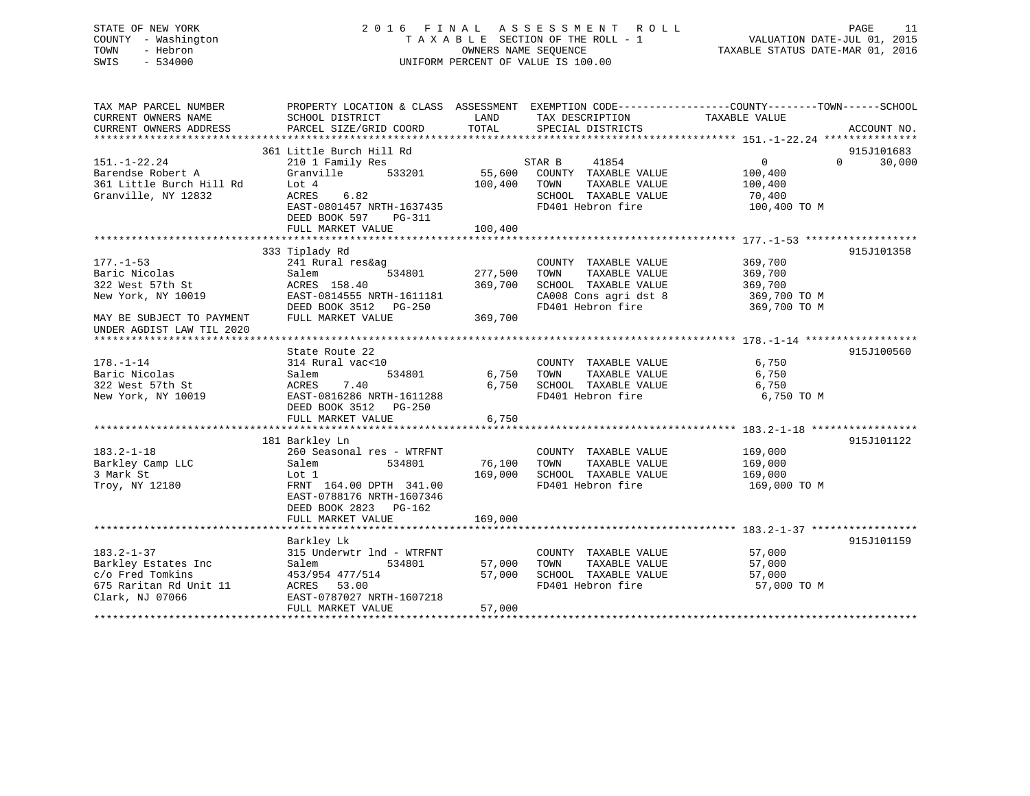STATE OF NEW YORK
COUNTY - Washington
TOWN - Hebron
SWIS - 534000

# 2016 FINAL ASSESSMENT ROLL

TAXABLE SECTION OF THE ROLL - 1
OWNERS NAME SEQUENCE
UNIFORM PERCENT OF VALUE IS 100.00

VALUATION DATE-JUL 01, 2015
TAXABLE STATUS DATE-MAR 01, 2016

```
TAX MAP PARCEL NUMBER          PROPERTY LOCATION & CLASS  ASSESSMENT  EXEMPTION CODE------------------COUNTY--------TOWN------SCHOOL
CURRENT OWNERS NAME            SCHOOL DISTRICT               LAND      TAX DESCRIPTION            TAXABLE VALUE
CURRENT OWNERS ADDRESS         PARCEL SIZE/GRID COORD        TOTAL     SPECIAL DISTRICTS                                    ACCOUNT NO.
******************************************************************************************************* 151.-1-22.24 ***************
                               361 Little Burch Hill Rd                                                                     915J101683
151.-1-22.24                   210 1 Family Res                        STAR B     41854                 0             0      30,000
Barendse Robert A              Granville        533201      55,600     COUNTY  TAXABLE VALUE           100,400
361 Little Burch Hill Rd       Lot 4                        100,400    TOWN    TAXABLE VALUE           100,400
Granville, NY 12832            ACRES     6.82                          SCHOOL  TAXABLE VALUE            70,400
                               EAST-0801457 NRTH-1637435               FD401 Hebron fire               100,400 TO M
                               DEED BOOK 597     PG-311
                               FULL MARKET VALUE            100,400
******************************************************************************************************* 177.-1-53 ******************
                               333 Tiplady Rd                                                                               915J101358
177.-1-53                      241 Rural res&ag                        COUNTY  TAXABLE VALUE           369,700
Baric Nicolas                  Salem            534801     277,500     TOWN    TAXABLE VALUE           369,700
322 West 57th St               ACRES  158.40                369,700    SCHOOL  TAXABLE VALUE           369,700
New York, NY 10019             EAST-0814555 NRTH-1611181               CA008 Cons agri dst 8           369,700 TO M
                               DEED BOOK 3512    PG-250                FD401 Hebron fire               369,700 TO M
MAY BE SUBJECT TO PAYMENT      FULL MARKET VALUE            369,700
UNDER AGDIST LAW TIL 2020
******************************************************************************************************* 178.-1-14 ******************
                               State Route 22                                                                               915J100560
178.-1-14                      314 Rural vac<10                        COUNTY  TAXABLE VALUE             6,750
Baric Nicolas                  Salem            534801       6,750     TOWN    TAXABLE VALUE             6,750
322 West 57th St               ACRES     7.40                 6,750    SCHOOL  TAXABLE VALUE             6,750
New York, NY 10019             EAST-0816286 NRTH-1611288               FD401 Hebron fire                 6,750 TO M
                               DEED BOOK 3512    PG-250
                               FULL MARKET VALUE              6,750
******************************************************************************************************* 183.2-1-18 *****************
                               181 Barkley Ln                                                                               915J101122
183.2-1-18                     260 Seasonal res - WTRFNT               COUNTY  TAXABLE VALUE           169,000
Barkley Camp LLC               Salem            534801      76,100     TOWN    TAXABLE VALUE           169,000
3 Mark St                      Lot 1                        169,000    SCHOOL  TAXABLE VALUE           169,000
Troy, NY 12180                 FRNT  164.00 DPTH  341.00               FD401 Hebron fire               169,000 TO M
                               EAST-0788176 NRTH-1607346
                               DEED BOOK 2823    PG-162
                               FULL MARKET VALUE            169,000
******************************************************************************************************* 183.2-1-37 *****************
                               Barkley Lk                                                                                   915J101159
183.2-1-37                     315 Underwtr lnd - WTRFNT               COUNTY  TAXABLE VALUE            57,000
Barkley Estates Inc            Salem            534801      57,000     TOWN    TAXABLE VALUE            57,000
c/o Fred Tomkins               453/954 477/514               57,000    SCHOOL  TAXABLE VALUE            57,000
675 Raritan Rd Unit 11         ACRES   53.00                           FD401 Hebron fire                57,000 TO M
Clark, NJ 07066                EAST-0787027 NRTH-1607218
                               FULL MARKET VALUE             57,000
************************************************************************************************************************************
```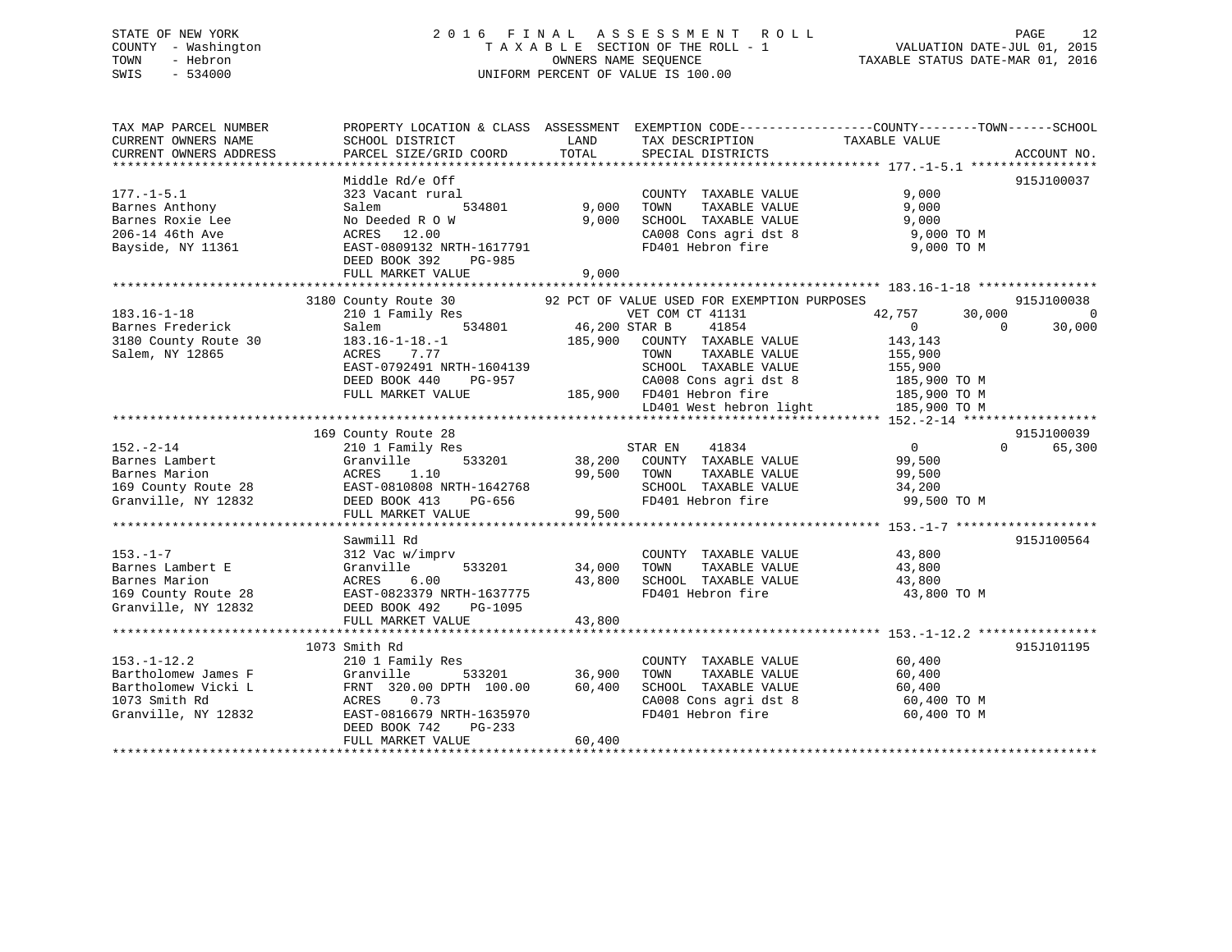STATE OF NEW YORK
COUNTY - Washington
TOWN - Hebron
SWIS - 534000

2 0 1 6 F I N A L A S S E S S M E N T R O L L
T A X A B L E SECTION OF THE ROLL - 1
OWNERS NAME SEQUENCE
UNIFORM PERCENT OF VALUE IS 100.00

VALUATION DATE-JUL 01, 2015
TAXABLE STATUS DATE-MAR 01, 2016

```
TAX MAP PARCEL NUMBER          PROPERTY LOCATION & CLASS  ASSESSMENT  EXEMPTION CODE------------------COUNTY--------TOWN------SCHOOL
CURRENT OWNERS NAME            SCHOOL DISTRICT               LAND      TAX DESCRIPTION              TAXABLE VALUE
CURRENT OWNERS ADDRESS         PARCEL SIZE/GRID COORD        TOTAL     SPECIAL DISTRICTS                                      ACCOUNT NO.
****************************************************************************************************** 177.-1-5.1 *****************
                               Middle Rd/e Off                                                                           915J100037
177.-1-5.1                     323 Vacant rural                        COUNTY  TAXABLE VALUE           9,000
Barnes Anthony                 Salem          534801         9,000     TOWN    TAXABLE VALUE           9,000
Barnes Roxie Lee               No Deeded R O W               9,000     SCHOOL  TAXABLE VALUE           9,000
206-14 46th Ave                ACRES   12.00                           CA008 Cons agri dst 8            9,000 TO M
Bayside, NY 11361              EAST-0809132 NRTH-1617791               FD401 Hebron fire                9,000 TO M
                               DEED BOOK 392    PG-985
                               FULL MARKET VALUE             9,000
****************************************************************************************************** 183.16-1-18 ****************
                          3180 County Route 30        92 PCT OF VALUE USED FOR EXEMPTION PURPOSES                       915J100038
183.16-1-18                    210 1 Family Res                        VET COM CT 41131            42,757      30,000            0
Barnes Frederick               Salem          534801        46,200 STAR B      41854                0           0       30,000
3180 County Route 30           183.16-1-18.-1              185,900     COUNTY  TAXABLE VALUE         143,143
Salem, NY 12865                ACRES    7.77                           TOWN    TAXABLE VALUE         155,900
                               EAST-0792491 NRTH-1604139               SCHOOL  TAXABLE VALUE         155,900
                               DEED BOOK 440    PG-957                 CA008 Cons agri dst 8          185,900 TO M
                               FULL MARKET VALUE           185,900     FD401 Hebron fire              185,900 TO M
                                                                       LD401 West hebron light        185,900 TO M
****************************************************************************************************** 152.-2-14 ******************
                           169 County Route 28                                                                           915J100039
152.-2-14                      210 1 Family Res                        STAR EN     41834                0           0       65,300
Barnes Lambert                 Granville      533201        38,200     COUNTY  TAXABLE VALUE          99,500
Barnes Marion                  ACRES    1.10                99,500     TOWN    TAXABLE VALUE          99,500
169 County Route 28            EAST-0810808 NRTH-1642768               SCHOOL  TAXABLE VALUE          34,200
Granville, NY 12832            DEED BOOK 413    PG-656                 FD401 Hebron fire               99,500 TO M
                               FULL MARKET VALUE            99,500
****************************************************************************************************** 153.-1-7 *******************
                               Sawmill Rd                                                                                915J100564
153.-1-7                       312 Vac w/imprv                         COUNTY  TAXABLE VALUE          43,800
Barnes Lambert E               Granville      533201        34,000     TOWN    TAXABLE VALUE          43,800
Barnes Marion                  ACRES    6.00                43,800     SCHOOL  TAXABLE VALUE          43,800
169 County Route 28            EAST-0823379 NRTH-1637775               FD401 Hebron fire               43,800 TO M
Granville, NY 12832            DEED BOOK 492    PG-1095
                               FULL MARKET VALUE            43,800
****************************************************************************************************** 153.-1-12.2 ****************
                          1073 Smith Rd                                                                                  915J101195
153.-1-12.2                    210 1 Family Res                        COUNTY  TAXABLE VALUE          60,400
Bartholomew James F            Granville      533201        36,900     TOWN    TAXABLE VALUE          60,400
Bartholomew Vicki L            FRNT 320.00 DPTH 100.00      60,400     SCHOOL  TAXABLE VALUE          60,400
1073 Smith Rd                  ACRES    0.73                           CA008 Cons agri dst 8           60,400 TO M
Granville, NY 12832            EAST-0816679 NRTH-1635970               FD401 Hebron fire               60,400 TO M
                               DEED BOOK 742    PG-233
                               FULL MARKET VALUE            60,400
************************************************************************************************************************************
```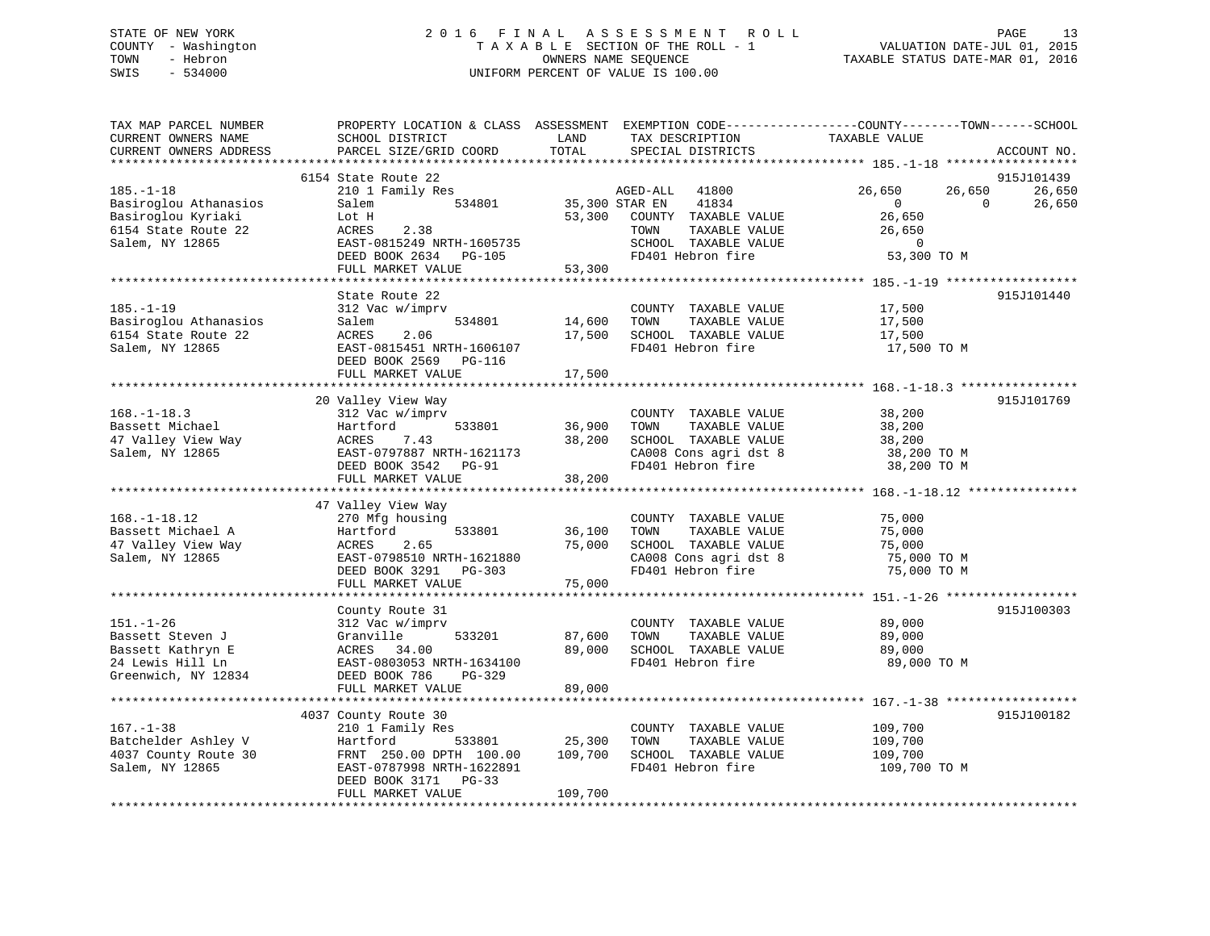STATE OF NEW YORK 2016 FINAL ASSESSMENT ROLL
COUNTY - Washington TAXABLE SECTION OF THE ROLL - 1 VALUATION DATE-JUL 01, 2015
TOWN - Hebron OWNERS NAME SEQUENCE TAXABLE STATUS DATE-MAR 01, 2016
SWIS - 534000 UNIFORM PERCENT OF VALUE IS 100.00

```
TAX MAP PARCEL NUMBER          PROPERTY LOCATION & CLASS  ASSESSMENT  EXEMPTION CODE------------------COUNTY--------TOWN------SCHOOL
CURRENT OWNERS NAME            SCHOOL DISTRICT               LAND      TAX DESCRIPTION              TAXABLE VALUE
CURRENT OWNERS ADDRESS         PARCEL SIZE/GRID COORD        TOTAL     SPECIAL DISTRICTS                                    ACCOUNT NO.
******************************************************************************************************* 185.-1-18 ******************
                               6154 State Route 22                                                                       915J101439
185.-1-18                      210 1 Family Res                        AGED-ALL   41800          26,650      26,650      26,650
Basiroglou Athanasios          Salem          534801        35,300 STAR EN    41834               0            0         26,650
Basiroglou Kyriaki             Lot H                        53,300    COUNTY  TAXABLE VALUE           26,650
6154 State Route 22            ACRES     2.38                          TOWN    TAXABLE VALUE           26,650
Salem, NY 12865                EAST-0815249 NRTH-1605735               SCHOOL  TAXABLE VALUE                0
                               DEED BOOK 2634   PG-105                 FD401 Hebron fire               53,300 TO M
                               FULL MARKET VALUE             53,300
******************************************************************************************************* 185.-1-19 ******************
                               State Route 22                                                                            915J101440
185.-1-19                      312 Vac w/imprv                         COUNTY  TAXABLE VALUE           17,500
Basiroglou Athanasios          Salem          534801        14,600    TOWN    TAXABLE VALUE           17,500
6154 State Route 22            ACRES     2.06               17,500    SCHOOL  TAXABLE VALUE           17,500
Salem, NY 12865                EAST-0815451 NRTH-1606107               FD401 Hebron fire               17,500 TO M
                               DEED BOOK 2569   PG-116
                               FULL MARKET VALUE             17,500
******************************************************************************************************* 168.-1-18.3 ****************
                               20 Valley View Way                                                                        915J101769
168.-1-18.3                    312 Vac w/imprv                         COUNTY  TAXABLE VALUE           38,200
Bassett Michael                Hartford       533801        36,900    TOWN    TAXABLE VALUE           38,200
47 Valley View Way             ACRES     7.43               38,200    SCHOOL  TAXABLE VALUE           38,200
Salem, NY 12865                EAST-0797887 NRTH-1621173               CA008 Cons agri dst 8           38,200 TO M
                               DEED BOOK 3542   PG-91                  FD401 Hebron fire               38,200 TO M
                               FULL MARKET VALUE             38,200
******************************************************************************************************* 168.-1-18.12 ***************
                               47 Valley View Way
168.-1-18.12                   270 Mfg housing                         COUNTY  TAXABLE VALUE           75,000
Bassett Michael A              Hartford       533801        36,100    TOWN    TAXABLE VALUE           75,000
47 Valley View Way             ACRES     2.65               75,000    SCHOOL  TAXABLE VALUE           75,000
Salem, NY 12865                EAST-0798510 NRTH-1621880               CA008 Cons agri dst 8           75,000 TO M
                               DEED BOOK 3291   PG-303                 FD401 Hebron fire               75,000 TO M
                               FULL MARKET VALUE             75,000
******************************************************************************************************* 151.-1-26 ******************
                               County Route 31                                                                           915J100303
151.-1-26                      312 Vac w/imprv                         COUNTY  TAXABLE VALUE           89,000
Bassett Steven J               Granville      533201        87,600    TOWN    TAXABLE VALUE           89,000
Bassett Kathryn E              ACRES    34.00               89,000    SCHOOL  TAXABLE VALUE           89,000
24 Lewis Hill Ln               EAST-0803053 NRTH-1634100               FD401 Hebron fire               89,000 TO M
Greenwich, NY 12834            DEED BOOK 786    PG-329
                               FULL MARKET VALUE             89,000
******************************************************************************************************* 167.-1-38 ******************
                               4037 County Route 30                                                                      915J100182
167.-1-38                      210 1 Family Res                        COUNTY  TAXABLE VALUE          109,700
Batchelder Ashley V            Hartford       533801        25,300    TOWN    TAXABLE VALUE          109,700
4037 County Route 30           FRNT 250.00 DPTH 100.00     109,700    SCHOOL  TAXABLE VALUE          109,700
Salem, NY 12865                EAST-0787998 NRTH-1622891               FD401 Hebron fire              109,700 TO M
                               DEED BOOK 3171   PG-33
                               FULL MARKET VALUE            109,700
************************************************************************************************************************************
```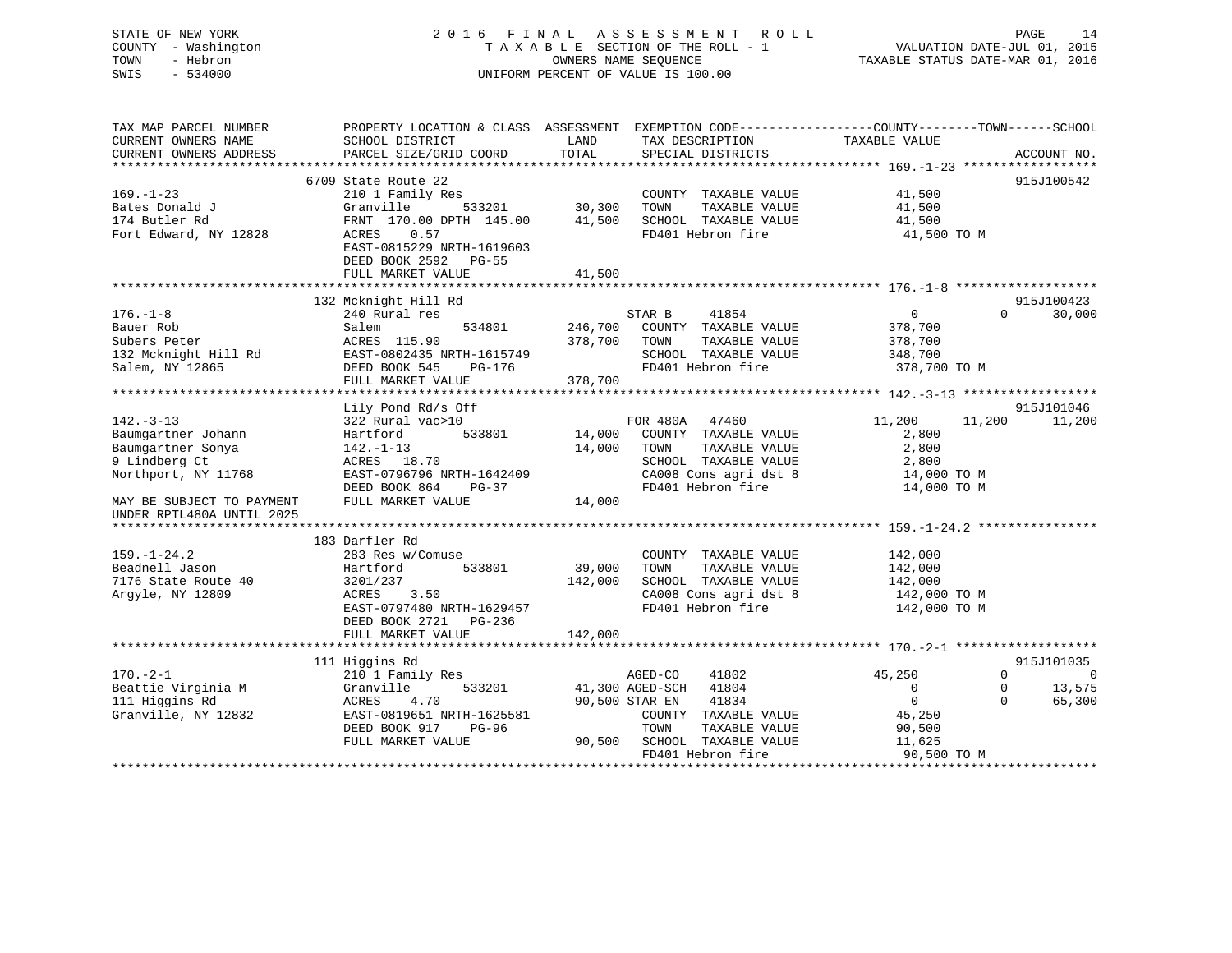STATE OF NEW YORK
COUNTY - Washington
TOWN - Hebron
SWIS - 534000

2016 FINAL ASSESSMENT ROLL
TAXABLE SECTION OF THE ROLL - 1
OWNERS NAME SEQUENCE
UNIFORM PERCENT OF VALUE IS 100.00

VALUATION DATE-JUL 01, 2015
TAXABLE STATUS DATE-MAR 01, 2016

```
TAX MAP PARCEL NUMBER          PROPERTY LOCATION & CLASS  ASSESSMENT  EXEMPTION CODE-----------------COUNTY--------TOWN------SCHOOL
CURRENT OWNERS NAME            SCHOOL DISTRICT               LAND      TAX DESCRIPTION            TAXABLE VALUE
CURRENT OWNERS ADDRESS         PARCEL SIZE/GRID COORD        TOTAL     SPECIAL DISTRICTS                                    ACCOUNT NO.
******************************************************************************************************* 169.-1-23 ******************
                               6709 State Route 22                                                                           915J100542
169.-1-23                      210 1 Family Res                         COUNTY  TAXABLE VALUE          41,500
Bates Donald J                 Granville         533201       30,300    TOWN    TAXABLE VALUE          41,500
174 Butler Rd                  FRNT 170.00 DPTH 145.00        41,500    SCHOOL  TAXABLE VALUE          41,500
Fort Edward, NY 12828          ACRES    0.57                            FD401 Hebron fire               41,500 TO M
                               EAST-0815229 NRTH-1619603
                               DEED BOOK 2592   PG-55
                               FULL MARKET VALUE              41,500
******************************************************************************************************* 176.-1-8 *******************
                               132 Mcknight Hill Rd                                                                          915J100423
176.-1-8                       240 Rural res                           STAR B     41854                 0            0      30,000
Bauer Rob                      Salem             534801      246,700    COUNTY  TAXABLE VALUE         378,700
Subers Peter                   ACRES 115.90                  378,700    TOWN    TAXABLE VALUE         378,700
132 Mcknight Hill Rd           EAST-0802435 NRTH-1615749                SCHOOL  TAXABLE VALUE         348,700
Salem, NY 12865                DEED BOOK 545    PG-176                  FD401 Hebron fire              378,700 TO M
                               FULL MARKET VALUE             378,700
******************************************************************************************************* 142.-3-13 ******************
                               Lily Pond Rd/s Off                                                                            915J101046
142.-3-13                      322 Rural vac>10                        FOR 480A   47460             11,200       11,200     11,200
Baumgartner Johann             Hartford          533801       14,000    COUNTY  TAXABLE VALUE           2,800
Baumgartner Sonya              142.-1-13                      14,000    TOWN    TAXABLE VALUE           2,800
9 Lindberg Ct                  ACRES   18.70                            SCHOOL  TAXABLE VALUE           2,800
Northport, NY 11768            EAST-0796796 NRTH-1642409                CA008 Cons agri dst 8           14,000 TO M
                               DEED BOOK 864    PG-37                   FD401 Hebron fire               14,000 TO M
MAY BE SUBJECT TO PAYMENT      FULL MARKET VALUE              14,000
UNDER RPTL480A UNTIL 2025
******************************************************************************************************* 159.-1-24.2 ****************
                               183 Darfler Rd
159.-1-24.2                    283 Res w/Comuse                         COUNTY  TAXABLE VALUE         142,000
Beadnell Jason                 Hartford          533801       39,000    TOWN    TAXABLE VALUE         142,000
7176 State Route 40            3201/237                      142,000    SCHOOL  TAXABLE VALUE         142,000
Argyle, NY 12809               ACRES    3.50                            CA008 Cons agri dst 8          142,000 TO M
                               EAST-0797480 NRTH-1629457                FD401 Hebron fire              142,000 TO M
                               DEED BOOK 2721   PG-236
                               FULL MARKET VALUE             142,000
******************************************************************************************************* 170.-2-1 *******************
                               111 Higgins Rd                                                                                915J101035
170.-2-1                       210 1 Family Res                        AGED-CO    41802             45,250            0          0
Beattie Virginia M             Granville         533201       41,300 AGED-SCH   41804                 0            0      13,575
111 Higgins Rd                 ACRES    4.70                  90,500 STAR EN    41834                 0            0      65,300
Granville, NY 12832            EAST-0819651 NRTH-1625581                COUNTY  TAXABLE VALUE          45,250
                               DEED BOOK 917    PG-96                   TOWN    TAXABLE VALUE          90,500
                               FULL MARKET VALUE              90,500    SCHOOL  TAXABLE VALUE          11,625
                                                                        FD401 Hebron fire               90,500 TO M
************************************************************************************************************************************
```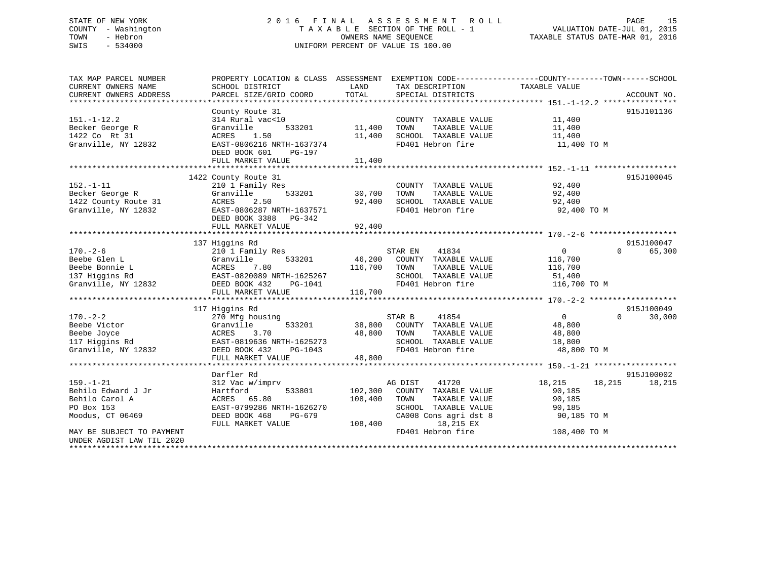STATE OF NEW YORK
COUNTY - Washington
TOWN - Hebron
SWIS - 534000

2016 FINAL ASSESSMENT ROLL
TAXABLE SECTION OF THE ROLL - 1
OWNERS NAME SEQUENCE
UNIFORM PERCENT OF VALUE IS 100.00

VALUATION DATE-JUL 01, 2015
TAXABLE STATUS DATE-MAR 01, 2016

| TAX MAP PARCEL NUMBER / CURRENT OWNERS NAME / CURRENT OWNERS ADDRESS | PROPERTY LOCATION & CLASS / SCHOOL DISTRICT / PARCEL SIZE/GRID COORD | ASSESSMENT LAND | TOTAL | EXEMPTION CODE / TAX DESCRIPTION / SPECIAL DISTRICTS | COUNTY TAXABLE VALUE | TOWN | SCHOOL | ACCOUNT NO. |
|---|---|---|---|---|---|---|---|---|
| **151.-1-12.2** | County Route 31 | | | | | | | 915J101136 |
| 151.-1-12.2 | 314 Rural vac<10 | | | COUNTY TAXABLE VALUE | 11,400 | | | |
| Becker George R | Granville 533201 | 11,400 | | TOWN TAXABLE VALUE | 11,400 | | | |
| 1422 Co Rt 31 | ACRES 1.50 | | 11,400 | SCHOOL TAXABLE VALUE | 11,400 | | | |
| Granville, NY 12832 | EAST-0806216 NRTH-1637374 | | | FD401 Hebron fire | 11,400 TO M | | | |
| | DEED BOOK 601 PG-197 | | | | | | | |
| | FULL MARKET VALUE | | 11,400 | | | | | |
| **152.-1-11** | 1422 County Route 31 | | | | | | | 915J100045 |
| 152.-1-11 | 210 1 Family Res | | | COUNTY TAXABLE VALUE | 92,400 | | | |
| Becker George R | Granville 533201 | 30,700 | | TOWN TAXABLE VALUE | 92,400 | | | |
| 1422 County Route 31 | ACRES 2.50 | | 92,400 | SCHOOL TAXABLE VALUE | 92,400 | | | |
| Granville, NY 12832 | EAST-0806287 NRTH-1637571 | | | FD401 Hebron fire | 92,400 TO M | | | |
| | DEED BOOK 3388 PG-342 | | | | | | | |
| | FULL MARKET VALUE | | 92,400 | | | | | |
| **170.-2-6** | 137 Higgins Rd | | | | | | | 915J100047 |
| 170.-2-6 | 210 1 Family Res | | | STAR EN 41834 | 0 | 0 | 65,300 | |
| Beebe Glen L | Granville 533201 | 46,200 | | COUNTY TAXABLE VALUE | 116,700 | | | |
| Beebe Bonnie L | ACRES 7.80 | | 116,700 | TOWN TAXABLE VALUE | 116,700 | | | |
| 137 Higgins Rd | EAST-0820089 NRTH-1625267 | | | SCHOOL TAXABLE VALUE | 51,400 | | | |
| Granville, NY 12832 | DEED BOOK 432 PG-1041 | | | FD401 Hebron fire | 116,700 TO M | | | |
| | FULL MARKET VALUE | | 116,700 | | | | | |
| **170.-2-2** | 117 Higgins Rd | | | | | | | 915J100049 |
| 170.-2-2 | 270 Mfg housing | | | STAR B 41854 | 0 | 0 | 30,000 | |
| Beebe Victor | Granville 533201 | 38,800 | | COUNTY TAXABLE VALUE | 48,800 | | | |
| Beebe Joyce | ACRES 3.70 | | 48,800 | TOWN TAXABLE VALUE | 48,800 | | | |
| 117 Higgins Rd | EAST-0819636 NRTH-1625273 | | | SCHOOL TAXABLE VALUE | 18,800 | | | |
| Granville, NY 12832 | DEED BOOK 432 PG-1043 | | | FD401 Hebron fire | 48,800 TO M | | | |
| | FULL MARKET VALUE | | 48,800 | | | | | |
| **159.-1-21** | Darfler Rd | | | | | | | 915J100002 |
| 159.-1-21 | 312 Vac w/imprv | | | AG DIST 41720 | 18,215 | 18,215 | 18,215 | |
| Behilo Edward J Jr | Hartford 533801 | 102,300 | | COUNTY TAXABLE VALUE | 90,185 | | | |
| Behilo Carol A | ACRES 65.80 | | 108,400 | TOWN TAXABLE VALUE | 90,185 | | | |
| PO Box 153 | EAST-0799286 NRTH-1626270 | | | SCHOOL TAXABLE VALUE | 90,185 | | | |
| Moodus, CT 06469 | DEED BOOK 468 PG-679 | | | CA008 Cons agri dst 8 | 90,185 TO M | | | |
| | FULL MARKET VALUE | | 108,400 | 18,215 EX | | | | |
| MAY BE SUBJECT TO PAYMENT | | | | FD401 Hebron fire | 108,400 TO M | | | |
| UNDER AGDIST LAW TIL 2020 | | | | | | | | |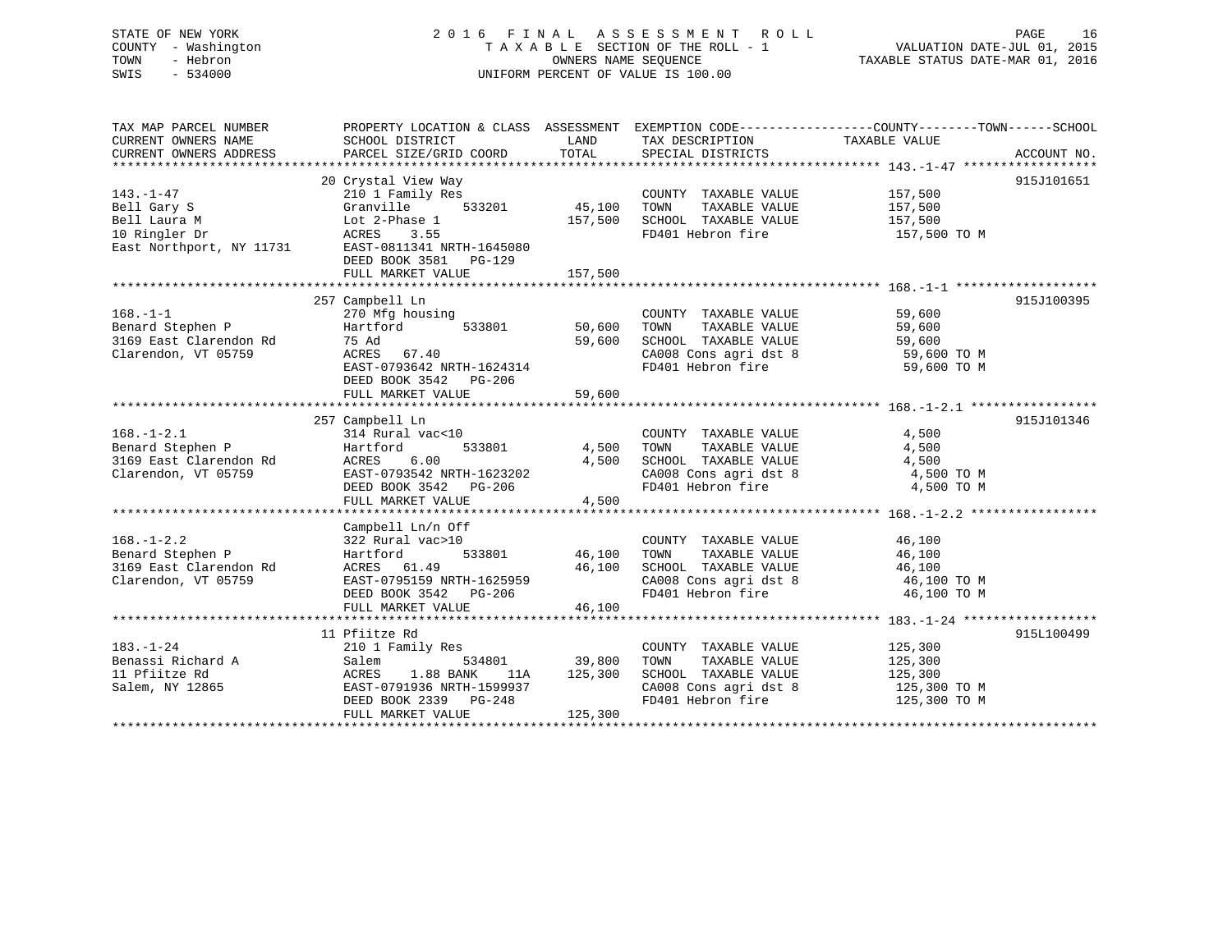STATE OF NEW YORK
COUNTY - Washington
TOWN - Hebron
SWIS - 534000

2016 FINAL ASSESSMENT ROLL
TAXABLE SECTION OF THE ROLL - 1
OWNERS NAME SEQUENCE
UNIFORM PERCENT OF VALUE IS 100.00

VALUATION DATE-JUL 01, 2015
TAXABLE STATUS DATE-MAR 01, 2016

| TAX MAP PARCEL NUMBER / CURRENT OWNERS NAME / CURRENT OWNERS ADDRESS | PROPERTY LOCATION & CLASS / SCHOOL DISTRICT / PARCEL SIZE/GRID COORD | ASSESSMENT LAND / TOTAL | EXEMPTION CODE / TAX DESCRIPTION / SPECIAL DISTRICTS | COUNTY--------TOWN------SCHOOL TAXABLE VALUE | ACCOUNT NO. |
|---|---|---|---|---|---|
| 143.-1-47 | 20 Crystal View Way | | | | 915J101651 |
| Bell Gary S | 210 1 Family Res | | COUNTY TAXABLE VALUE | 157,500 | |
| Bell Laura M | Granville 533201 | 45,100 | TOWN TAXABLE VALUE | 157,500 | |
| 10 Ringler Dr | Lot 2-Phase 1 | 157,500 | SCHOOL TAXABLE VALUE | 157,500 | |
| East Northport, NY 11731 | ACRES 3.55 | | FD401 Hebron fire | 157,500 TO M | |
| | EAST-0811341 NRTH-1645080 | | | | |
| | DEED BOOK 3581 PG-129 | | | | |
| | FULL MARKET VALUE | 157,500 | | | |
| 168.-1-1 | 257 Campbell Ln | | | | 915J100395 |
| Benard Stephen P | 270 Mfg housing | | COUNTY TAXABLE VALUE | 59,600 | |
| 3169 East Clarendon Rd | Hartford 533801 | 50,600 | TOWN TAXABLE VALUE | 59,600 | |
| Clarendon, VT 05759 | 75 Ad | 59,600 | SCHOOL TAXABLE VALUE | 59,600 | |
| | ACRES 67.40 | | CA008 Cons agri dst 8 | 59,600 TO M | |
| | EAST-0793642 NRTH-1624314 | | FD401 Hebron fire | 59,600 TO M | |
| | DEED BOOK 3542 PG-206 | | | | |
| | FULL MARKET VALUE | 59,600 | | | |
| 168.-1-2.1 | 257 Campbell Ln | | | | 915J101346 |
| Benard Stephen P | 314 Rural vac<10 | | COUNTY TAXABLE VALUE | 4,500 | |
| 3169 East Clarendon Rd | Hartford 533801 | 4,500 | TOWN TAXABLE VALUE | 4,500 | |
| Clarendon, VT 05759 | ACRES 6.00 | 4,500 | SCHOOL TAXABLE VALUE | 4,500 | |
| | EAST-0793542 NRTH-1623202 | | CA008 Cons agri dst 8 | 4,500 TO M | |
| | DEED BOOK 3542 PG-206 | | FD401 Hebron fire | 4,500 TO M | |
| | FULL MARKET VALUE | 4,500 | | | |
| 168.-1-2.2 | Campbell Ln/n Off | | | | |
| Benard Stephen P | 322 Rural vac>10 | | COUNTY TAXABLE VALUE | 46,100 | |
| 3169 East Clarendon Rd | Hartford 533801 | 46,100 | TOWN TAXABLE VALUE | 46,100 | |
| Clarendon, VT 05759 | ACRES 61.49 | 46,100 | SCHOOL TAXABLE VALUE | 46,100 | |
| | EAST-0795159 NRTH-1625959 | | CA008 Cons agri dst 8 | 46,100 TO M | |
| | DEED BOOK 3542 PG-206 | | FD401 Hebron fire | 46,100 TO M | |
| | FULL MARKET VALUE | 46,100 | | | |
| 183.-1-24 | 11 Pfiitze Rd | | | | 915L100499 |
| Benassi Richard A | 210 1 Family Res | | COUNTY TAXABLE VALUE | 125,300 | |
| 11 Pfiitze Rd | Salem 534801 | 39,800 | TOWN TAXABLE VALUE | 125,300 | |
| Salem, NY 12865 | ACRES 1.88 BANK 11A | 125,300 | SCHOOL TAXABLE VALUE | 125,300 | |
| | EAST-0791936 NRTH-1599937 | | CA008 Cons agri dst 8 | 125,300 TO M | |
| | DEED BOOK 2339 PG-248 | | FD401 Hebron fire | 125,300 TO M | |
| | FULL MARKET VALUE | 125,300 | | | |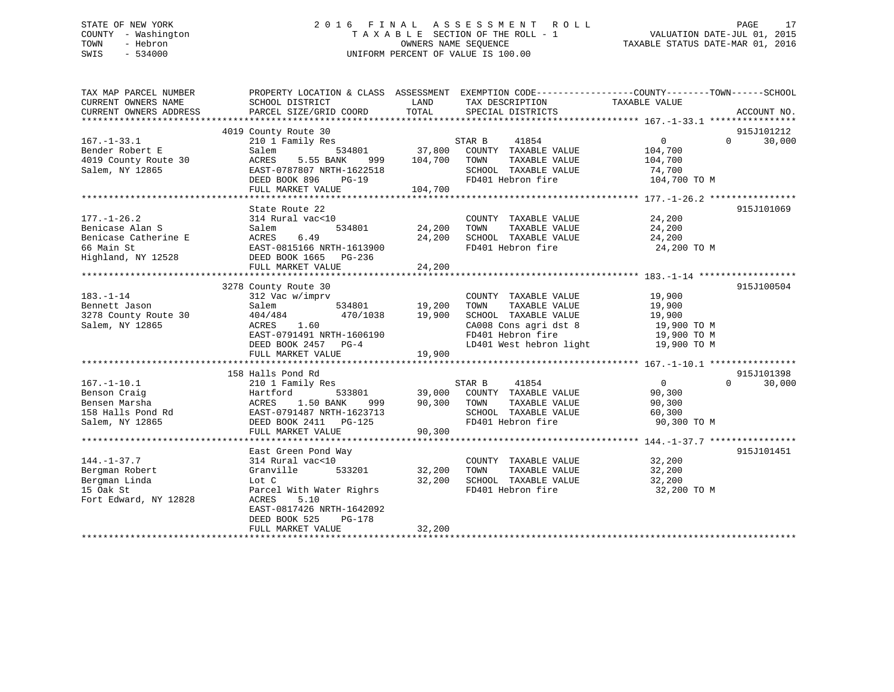STATE OF NEW YORK
COUNTY - Washington
TOWN - Hebron
SWIS - 534000

# 2016 FINAL ASSESSMENT ROLL
TAXABLE SECTION OF THE ROLL - 1
OWNERS NAME SEQUENCE
UNIFORM PERCENT OF VALUE IS 100.00

VALUATION DATE-JUL 01, 2015
TAXABLE STATUS DATE-MAR 01, 2016

| TAX MAP PARCEL NUMBER / CURRENT OWNERS NAME / CURRENT OWNERS ADDRESS | PROPERTY LOCATION & CLASS / SCHOOL DISTRICT / PARCEL SIZE/GRID COORD | ASSESSMENT LAND / TOTAL | EXEMPTION CODE / TAX DESCRIPTION / SPECIAL DISTRICTS | COUNTY TAXABLE VALUE | TOWN | SCHOOL | ACCOUNT NO. |
|---|---|---|---|---|---|---|---|
| 167.-1-33.1 | 4019 County Route 30 | | | | | | 915J101212 |
| | 210 1 Family Res | | STAR B 41854 | 0 | 0 | 30,000 | |
| Bender Robert E | Salem 534801 | 37,800 | COUNTY TAXABLE VALUE | 104,700 | | | |
| 4019 County Route 30 | ACRES 5.55 BANK 999 | 104,700 | TOWN TAXABLE VALUE | 104,700 | | | |
| Salem, NY 12865 | EAST-0787807 NRTH-1622518 | | SCHOOL TAXABLE VALUE | 74,700 | | | |
| | DEED BOOK 896 PG-19 | | FD401 Hebron fire | 104,700 TO M | | | |
| | FULL MARKET VALUE | 104,700 | | | | | |
| 177.-1-26.2 | State Route 22 | | | | | | 915J101069 |
| | 314 Rural vac<10 | | COUNTY TAXABLE VALUE | 24,200 | | | |
| Benicase Alan S | Salem 534801 | 24,200 | TOWN TAXABLE VALUE | 24,200 | | | |
| Benicase Catherine E | ACRES 6.49 | 24,200 | SCHOOL TAXABLE VALUE | 24,200 | | | |
| 66 Main St | EAST-0815166 NRTH-1613900 | | FD401 Hebron fire | 24,200 TO M | | | |
| Highland, NY 12528 | DEED BOOK 1665 PG-236 | | | | | | |
| | FULL MARKET VALUE | 24,200 | | | | | |
| 183.-1-14 | 3278 County Route 30 | | | | | | 915J100504 |
| | 312 Vac w/imprv | | COUNTY TAXABLE VALUE | 19,900 | | | |
| Bennett Jason | Salem 534801 | 19,200 | TOWN TAXABLE VALUE | 19,900 | | | |
| 3278 County Route 30 | 404/484 470/1038 | 19,900 | SCHOOL TAXABLE VALUE | 19,900 | | | |
| Salem, NY 12865 | ACRES 1.60 | | CA008 Cons agri dst 8 | 19,900 TO M | | | |
| | EAST-0791491 NRTH-1606190 | | FD401 Hebron fire | 19,900 TO M | | | |
| | DEED BOOK 2457 PG-4 | | LD401 West hebron light | 19,900 TO M | | | |
| | FULL MARKET VALUE | 19,900 | | | | | |
| 167.-1-10.1 | 158 Halls Pond Rd | | | | | | 915J101398 |
| | 210 1 Family Res | | STAR B 41854 | 0 | 0 | 30,000 | |
| Benson Craig | Hartford 533801 | 39,000 | COUNTY TAXABLE VALUE | 90,300 | | | |
| Bensen Marsha | ACRES 1.50 BANK 999 | 90,300 | TOWN TAXABLE VALUE | 90,300 | | | |
| 158 Halls Pond Rd | EAST-0791487 NRTH-1623713 | | SCHOOL TAXABLE VALUE | 60,300 | | | |
| Salem, NY 12865 | DEED BOOK 2411 PG-125 | | FD401 Hebron fire | 90,300 TO M | | | |
| | FULL MARKET VALUE | 90,300 | | | | | |
| 144.-1-37.7 | East Green Pond Way | | | | | | 915J101451 |
| | 314 Rural vac<10 | | COUNTY TAXABLE VALUE | 32,200 | | | |
| Bergman Robert | Granville 533201 | 32,200 | TOWN TAXABLE VALUE | 32,200 | | | |
| Bergman Linda | Lot C | 32,200 | SCHOOL TAXABLE VALUE | 32,200 | | | |
| 15 Oak St | Parcel With Water Righrs | | FD401 Hebron fire | 32,200 TO M | | | |
| Fort Edward, NY 12828 | ACRES 5.10 | | | | | | |
| | EAST-0817426 NRTH-1642092 | | | | | | |
| | DEED BOOK 525 PG-178 | | | | | | |
| | FULL MARKET VALUE | 32,200 | | | | | |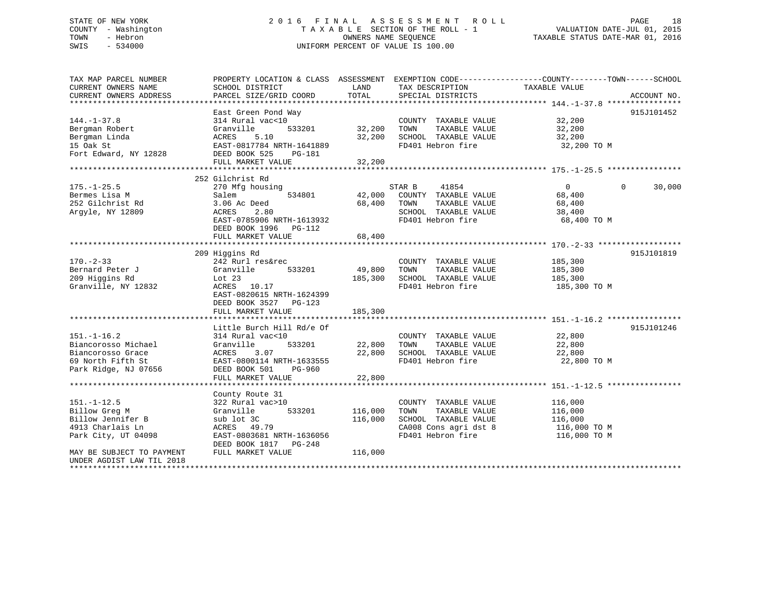STATE OF NEW YORK
COUNTY - Washington
TOWN - Hebron
SWIS - 534000

2 0 1 6 F I N A L A S S E S S M E N T R O L L
T A X A B L E SECTION OF THE ROLL - 1
OWNERS NAME SEQUENCE
UNIFORM PERCENT OF VALUE IS 100.00

VALUATION DATE-JUL 01, 2015
TAXABLE STATUS DATE-MAR 01, 2016

```
TAX MAP PARCEL NUMBER          PROPERTY LOCATION & CLASS  ASSESSMENT  EXEMPTION CODE------------------COUNTY--------TOWN------SCHOOL
CURRENT OWNERS NAME            SCHOOL DISTRICT               LAND      TAX DESCRIPTION              TAXABLE VALUE
CURRENT OWNERS ADDRESS         PARCEL SIZE/GRID COORD        TOTAL     SPECIAL DISTRICTS                                    ACCOUNT NO.
******************************************************************************************************* 144.-1-37.8 ****************
                               East Green Pond Way                                                                       915J101452
144.-1-37.8                    314 Rural vac<10                        COUNTY  TAXABLE VALUE           32,200
Bergman Robert                 Granville        533201       32,200    TOWN    TAXABLE VALUE           32,200
Bergman Linda                  ACRES    5.10                 32,200    SCHOOL  TAXABLE VALUE           32,200
15 Oak St                      EAST-0817784 NRTH-1641889               FD401 Hebron fire                32,200 TO M
Fort Edward, NY 12828          DEED BOOK 525    PG-181
                               FULL MARKET VALUE             32,200
******************************************************************************************************* 175.-1-25.5 ****************
                               252 Gilchrist Rd
175.-1-25.5                    270 Mfg housing                         STAR B     41854                0          0      30,000
Bermes Lisa M                  Salem            534801       42,000    COUNTY  TAXABLE VALUE           68,400
252 Gilchrist Rd               3.06 Ac Deed                  68,400    TOWN    TAXABLE VALUE           68,400
Argyle, NY 12809               ACRES    2.80                           SCHOOL  TAXABLE VALUE           38,400
                               EAST-0785906 NRTH-1613932               FD401 Hebron fire                68,400 TO M
                               DEED BOOK 1996   PG-112
                               FULL MARKET VALUE             68,400
******************************************************************************************************* 170.-2-33 ******************
                               209 Higgins Rd                                                                            915J101819
170.-2-33                      242 Rurl res&rec                        COUNTY  TAXABLE VALUE          185,300
Bernard Peter J                Granville        533201       49,800    TOWN    TAXABLE VALUE          185,300
209 Higgins Rd                 Lot 23                       185,300    SCHOOL  TAXABLE VALUE          185,300
Granville, NY 12832            ACRES   10.17                           FD401 Hebron fire               185,300 TO M
                               EAST-0820615 NRTH-1624399
                               DEED BOOK 3527   PG-123
                               FULL MARKET VALUE            185,300
******************************************************************************************************* 151.-1-16.2 ****************
                               Little Burch Hill Rd/e Of                                                                 915J101246
151.-1-16.2                    314 Rural vac<10                        COUNTY  TAXABLE VALUE           22,800
Biancorosso Michael            Granville        533201       22,800    TOWN    TAXABLE VALUE           22,800
Biancorosso Grace              ACRES    3.07                 22,800    SCHOOL  TAXABLE VALUE           22,800
69 North Fifth St              EAST-0800114 NRTH-1633555               FD401 Hebron fire                22,800 TO M
Park Ridge, NJ 07656           DEED BOOK 501    PG-960
                               FULL MARKET VALUE             22,800
******************************************************************************************************* 151.-1-12.5 ****************
                               County Route 31
151.-1-12.5                    322 Rural vac>10                        COUNTY  TAXABLE VALUE          116,000
Billow Greg M                  Granville        533201      116,000    TOWN    TAXABLE VALUE          116,000
Billow Jennifer B              sub lot 3C                   116,000    SCHOOL  TAXABLE VALUE          116,000
4913 Charlais Ln               ACRES   49.79                           CA008 Cons agri dst 8           116,000 TO M
Park City, UT 04098            EAST-0803681 NRTH-1636056               FD401 Hebron fire               116,000 TO M
                               DEED BOOK 1817   PG-248
MAY BE SUBJECT TO PAYMENT      FULL MARKET VALUE            116,000
UNDER AGDIST LAW TIL 2018
************************************************************************************************************************************
```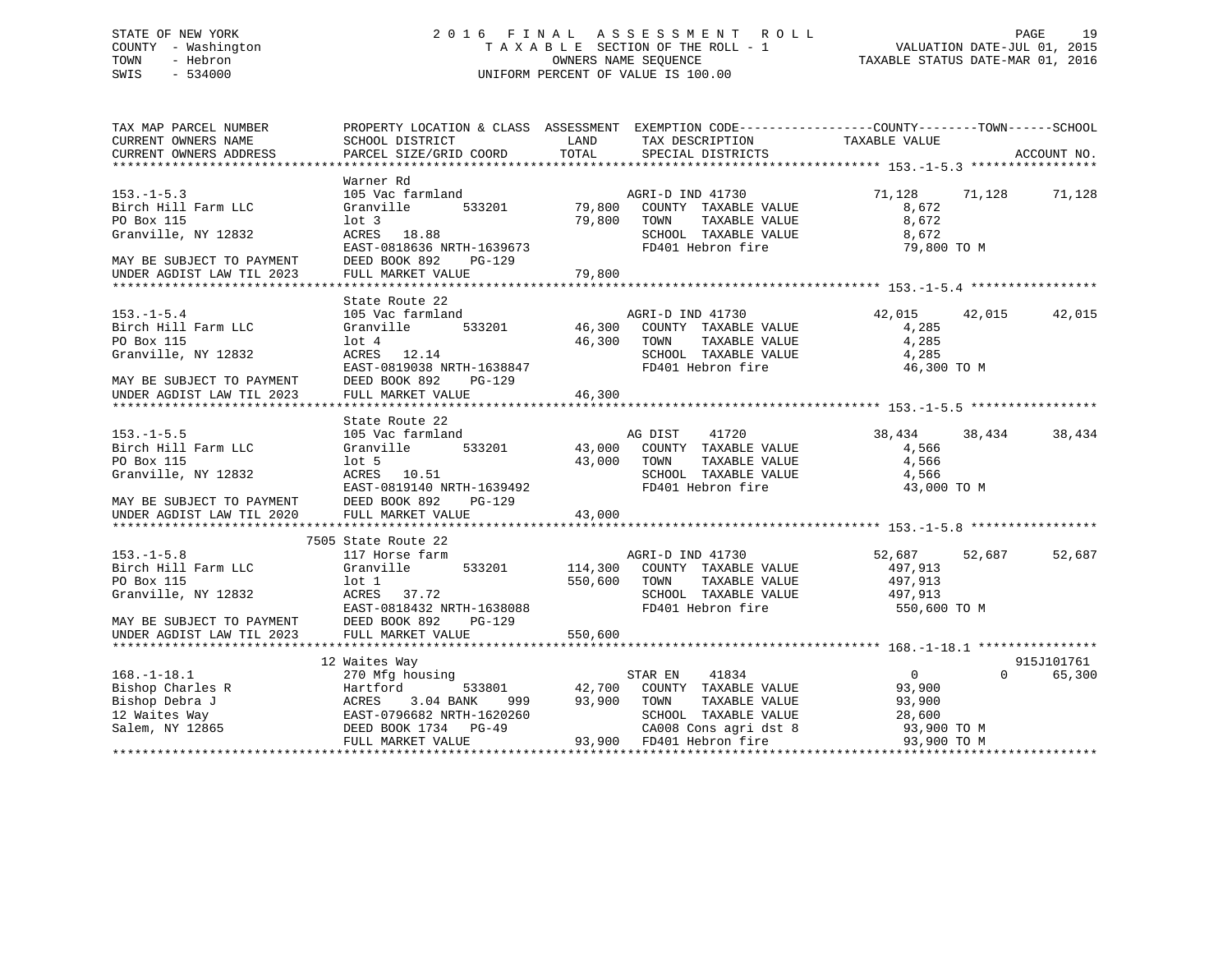STATE OF NEW YORK
COUNTY - Washington
TOWN - Hebron
SWIS - 534000

2 0 1 6 F I N A L A S S E S S M E N T R O L L
T A X A B L E SECTION OF THE ROLL - 1
OWNERS NAME SEQUENCE
UNIFORM PERCENT OF VALUE IS 100.00

VALUATION DATE-JUL 01, 2015
TAXABLE STATUS DATE-MAR 01, 2016

```
TAX MAP PARCEL NUMBER          PROPERTY LOCATION & CLASS  ASSESSMENT  EXEMPTION CODE-----------------COUNTY--------TOWN------SCHOOL
CURRENT OWNERS NAME            SCHOOL DISTRICT              LAND      TAX DESCRIPTION           TAXABLE VALUE
CURRENT OWNERS ADDRESS         PARCEL SIZE/GRID COORD      TOTAL      SPECIAL DISTRICTS                                  ACCOUNT NO.
******************************************************************************************************* 153.-1-5.3 *****************
                               Warner Rd
153.-1-5.3                     105 Vac farmland                        AGRI-D IND 41730           71,128     71,128     71,128
Birch Hill Farm LLC            Granville        533201      79,800    COUNTY  TAXABLE VALUE        8,672
PO Box 115                     lot 3                        79,800    TOWN    TAXABLE VALUE        8,672
Granville, NY 12832            ACRES   18.88                          SCHOOL  TAXABLE VALUE        8,672
                               EAST-0818636 NRTH-1639673              FD401 Hebron fire            79,800 TO M
MAY BE SUBJECT TO PAYMENT      DEED BOOK 892    PG-129
UNDER AGDIST LAW TIL 2023      FULL MARKET VALUE            79,800
******************************************************************************************************* 153.-1-5.4 *****************
                               State Route 22
153.-1-5.4                     105 Vac farmland                        AGRI-D IND 41730           42,015     42,015     42,015
Birch Hill Farm LLC            Granville        533201      46,300    COUNTY  TAXABLE VALUE        4,285
PO Box 115                     lot 4                        46,300    TOWN    TAXABLE VALUE        4,285
Granville, NY 12832            ACRES   12.14                          SCHOOL  TAXABLE VALUE        4,285
                               EAST-0819038 NRTH-1638847              FD401 Hebron fire            46,300 TO M
MAY BE SUBJECT TO PAYMENT      DEED BOOK 892    PG-129
UNDER AGDIST LAW TIL 2023      FULL MARKET VALUE            46,300
******************************************************************************************************* 153.-1-5.5 *****************
                               State Route 22
153.-1-5.5                     105 Vac farmland                        AG DIST    41720           38,434     38,434     38,434
Birch Hill Farm LLC            Granville        533201      43,000    COUNTY  TAXABLE VALUE        4,566
PO Box 115                     lot 5                        43,000    TOWN    TAXABLE VALUE        4,566
Granville, NY 12832            ACRES   10.51                          SCHOOL  TAXABLE VALUE        4,566
                               EAST-0819140 NRTH-1639492              FD401 Hebron fire            43,000 TO M
MAY BE SUBJECT TO PAYMENT      DEED BOOK 892    PG-129
UNDER AGDIST LAW TIL 2020      FULL MARKET VALUE            43,000
******************************************************************************************************* 153.-1-5.8 *****************
                           7505 State Route 22
153.-1-5.8                     117 Horse farm                          AGRI-D IND 41730           52,687     52,687     52,687
Birch Hill Farm LLC            Granville        533201     114,300    COUNTY  TAXABLE VALUE      497,913
PO Box 115                     lot 1                       550,600    TOWN    TAXABLE VALUE      497,913
Granville, NY 12832            ACRES   37.72                          SCHOOL  TAXABLE VALUE      497,913
                               EAST-0818432 NRTH-1638088              FD401 Hebron fire           550,600 TO M
MAY BE SUBJECT TO PAYMENT      DEED BOOK 892    PG-129
UNDER AGDIST LAW TIL 2023      FULL MARKET VALUE           550,600
******************************************************************************************************* 168.-1-18.1 ****************
                            12 Waites Way                                                                             915J101761
168.-1-18.1                    270 Mfg housing                         STAR EN    41834                0          0     65,300
Bishop Charles R               Hartford         533801      42,700    COUNTY  TAXABLE VALUE       93,900
Bishop Debra J                 ACRES    3.04 BANK    999    93,900    TOWN    TAXABLE VALUE       93,900
12 Waites Way                  EAST-0796682 NRTH-1620260              SCHOOL  TAXABLE VALUE       28,600
Salem, NY 12865                DEED BOOK 1734   PG-49                 CA008 Cons agri dst 8        93,900 TO M
                               FULL MARKET VALUE            93,900    FD401 Hebron fire            93,900 TO M
************************************************************************************************************************************
```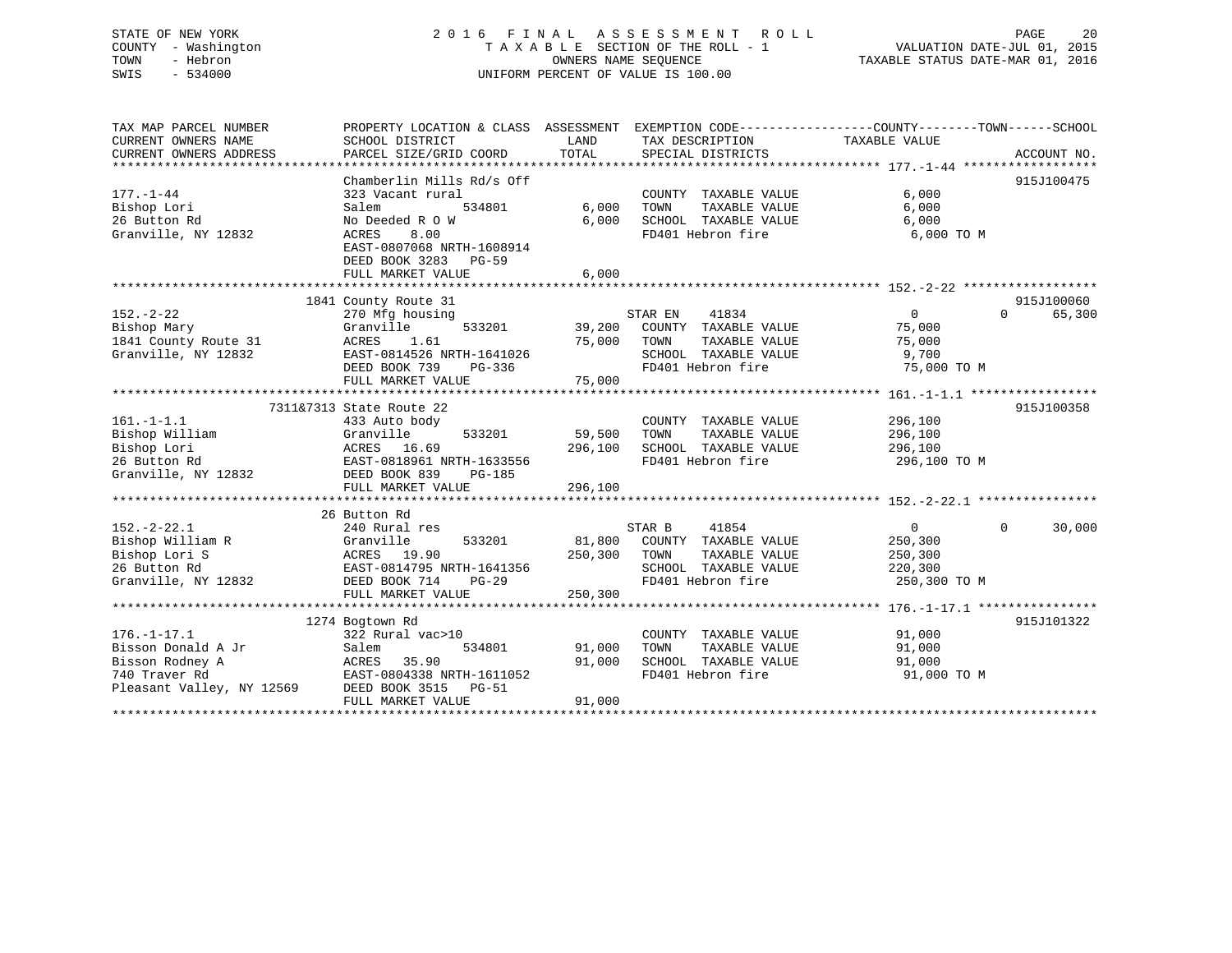STATE OF NEW YORK
COUNTY - Washington
TOWN - Hebron
SWIS - 534000

2016 FINAL ASSESSMENT ROLL
TAXABLE SECTION OF THE ROLL - 1
OWNERS NAME SEQUENCE
UNIFORM PERCENT OF VALUE IS 100.00

VALUATION DATE-JUL 01, 2015
TAXABLE STATUS DATE-MAR 01, 2016

| TAX MAP PARCEL NUMBER / CURRENT OWNERS NAME / CURRENT OWNERS ADDRESS | PROPERTY LOCATION & CLASS / SCHOOL DISTRICT / PARCEL SIZE/GRID COORD | ASSESSMENT LAND | TOTAL | EXEMPTION CODE / TAX DESCRIPTION / SPECIAL DISTRICTS | COUNTY / TAXABLE VALUE | TOWN | SCHOOL | ACCOUNT NO. |
|---|---|---|---|---|---|---|---|---|
| 177.-1-44 | Chamberlin Mills Rd/s Off | | | | | | | 915J100475 |
| Bishop Lori | 323 Vacant rural | | | COUNTY TAXABLE VALUE | 6,000 | | | |
| 26 Button Rd | Salem 534801 | 6,000 | | TOWN TAXABLE VALUE | 6,000 | | | |
| Granville, NY 12832 | No Deeded R O W | | 6,000 | SCHOOL TAXABLE VALUE | 6,000 | | | |
| | ACRES 8.00 | | | FD401 Hebron fire | 6,000 TO M | | | |
| | EAST-0807068 NRTH-1608914 | | | | | | | |
| | DEED BOOK 3283 PG-59 | | | | | | | |
| | FULL MARKET VALUE | | 6,000 | | | | | |
| 152.-2-22 | 1841 County Route 31 | | | | | | | 915J100060 |
| Bishop Mary | 270 Mfg housing | | | STAR EN 41834 | 0 | 0 | 65,300 | |
| 1841 County Route 31 | Granville 533201 | 39,200 | | COUNTY TAXABLE VALUE | 75,000 | | | |
| Granville, NY 12832 | ACRES 1.61 | | 75,000 | TOWN TAXABLE VALUE | 75,000 | | | |
| | EAST-0814526 NRTH-1641026 | | | SCHOOL TAXABLE VALUE | 9,700 | | | |
| | DEED BOOK 739 PG-336 | | | FD401 Hebron fire | 75,000 TO M | | | |
| | FULL MARKET VALUE | | 75,000 | | | | | |
| 161.-1-1.1 | 7311&7313 State Route 22 | | | | | | | 915J100358 |
| Bishop William | 433 Auto body | | | COUNTY TAXABLE VALUE | 296,100 | | | |
| Bishop Lori | Granville 533201 | 59,500 | | TOWN TAXABLE VALUE | 296,100 | | | |
| 26 Button Rd | ACRES 16.69 | | 296,100 | SCHOOL TAXABLE VALUE | 296,100 | | | |
| Granville, NY 12832 | EAST-0818961 NRTH-1633556 | | | FD401 Hebron fire | 296,100 TO M | | | |
| | DEED BOOK 839 PG-185 | | | | | | | |
| | FULL MARKET VALUE | | 296,100 | | | | | |
| 152.-2-22.1 | 26 Button Rd | | | | | | | |
| Bishop William R | 240 Rural res | | | STAR B 41854 | 0 | 0 | 30,000 | |
| Bishop Lori S | Granville 533201 | 81,800 | | COUNTY TAXABLE VALUE | 250,300 | | | |
| 26 Button Rd | ACRES 19.90 | | 250,300 | TOWN TAXABLE VALUE | 250,300 | | | |
| Granville, NY 12832 | EAST-0814795 NRTH-1641356 | | | SCHOOL TAXABLE VALUE | 220,300 | | | |
| | DEED BOOK 714 PG-29 | | | FD401 Hebron fire | 250,300 TO M | | | |
| | FULL MARKET VALUE | | 250,300 | | | | | |
| 176.-1-17.1 | 1274 Bogtown Rd | | | | | | | 915J101322 |
| Bisson Donald A Jr | 322 Rural vac>10 | | | COUNTY TAXABLE VALUE | 91,000 | | | |
| Bisson Rodney A | Salem 534801 | 91,000 | | TOWN TAXABLE VALUE | 91,000 | | | |
| 740 Traver Rd | ACRES 35.90 | | 91,000 | SCHOOL TAXABLE VALUE | 91,000 | | | |
| Pleasant Valley, NY 12569 | EAST-0804338 NRTH-1611052 | | | FD401 Hebron fire | 91,000 TO M | | | |
| | DEED BOOK 3515 PG-51 | | | | | | | |
| | FULL MARKET VALUE | | 91,000 | | | | | |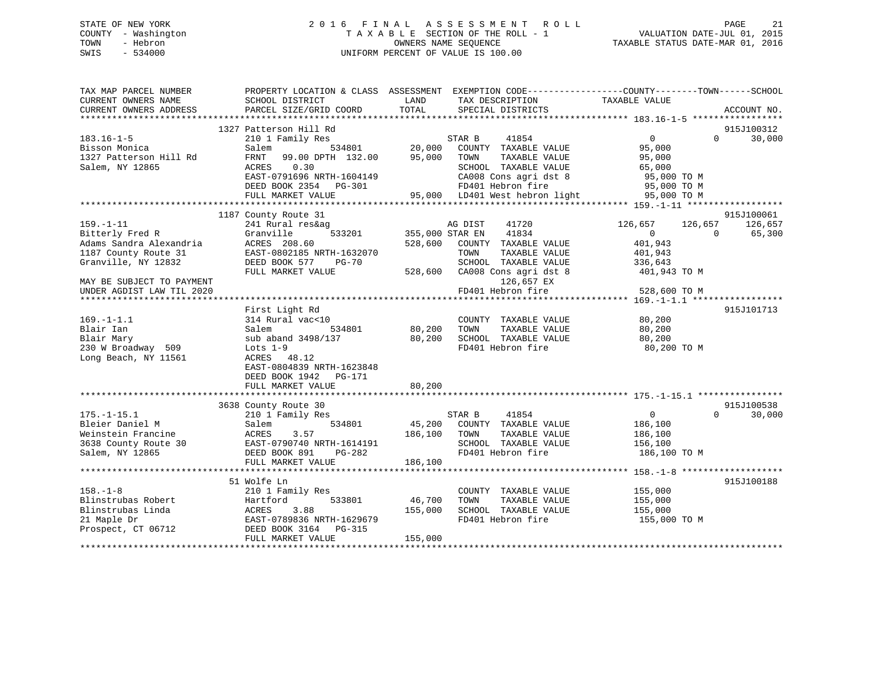STATE OF NEW YORK
COUNTY - Washington
TOWN - Hebron
SWIS - 534000

2016 FINAL ASSESSMENT ROLL
TAXABLE SECTION OF THE ROLL - 1
OWNERS NAME SEQUENCE
UNIFORM PERCENT OF VALUE IS 100.00

VALUATION DATE-JUL 01, 2015
TAXABLE STATUS DATE-MAR 01, 2016

```
TAX MAP PARCEL NUMBER         PROPERTY LOCATION & CLASS  ASSESSMENT  EXEMPTION CODE-----------------COUNTY--------TOWN------SCHOOL
CURRENT OWNERS NAME           SCHOOL DISTRICT             LAND        TAX DESCRIPTION           TAXABLE VALUE
CURRENT OWNERS ADDRESS        PARCEL SIZE/GRID COORD      TOTAL       SPECIAL DISTRICTS                                    ACCOUNT NO.
******************************************************************************************************* 183.16-1-5 *****************
                          1327 Patterson Hill Rd                                                                          915J100312
183.16-1-5                    210 1 Family Res                    STAR B     41854                  0             0      30,000
Bisson Monica                 Salem          534801      20,000   COUNTY  TAXABLE VALUE         95,000
1327 Patterson Hill Rd        FRNT   99.00 DPTH 132.00   95,000   TOWN    TAXABLE VALUE         95,000
Salem, NY 12865               ACRES    0.30                       SCHOOL  TAXABLE VALUE         65,000
                              EAST-0791696 NRTH-1604149           CA008 Cons agri dst 8          95,000 TO M
                              DEED BOOK 2354   PG-301             FD401 Hebron fire              95,000 TO M
                              FULL MARKET VALUE          95,000   LD401 West hebron light        95,000 TO M
******************************************************************************************************* 159.-1-11 ******************
                          1187 County Route 31                                                                            915J100061
159.-1-11                     241 Rural res&ag                    AG DIST    41720            126,657     126,657     126,657
Bitterly Fred R               Granville      533201     355,000 STAR EN    41834                  0             0      65,300
Adams Sandra Alexandria       ACRES  208.60             528,600   COUNTY  TAXABLE VALUE        401,943
1187 County Route 31          EAST-0802185 NRTH-1632070           TOWN    TAXABLE VALUE        401,943
Granville, NY 12832           DEED BOOK 577    PG-70              SCHOOL  TAXABLE VALUE        336,643
                              FULL MARKET VALUE         528,600   CA008 Cons agri dst 8         401,943 TO M
MAY BE SUBJECT TO PAYMENT                                              126,657 EX
UNDER AGDIST LAW TIL 2020                                         FD401 Hebron fire             528,600 TO M
******************************************************************************************************* 169.-1-1.1 *****************
                              First Light Rd                                                                              915J101713
169.-1-1.1                    314 Rural vac<10                    COUNTY  TAXABLE VALUE         80,200
Blair Ian                     Salem          534801      80,200   TOWN    TAXABLE VALUE         80,200
Blair Mary                    sub aband 3498/137         80,200   SCHOOL  TAXABLE VALUE         80,200
230 W Broadway  509           Lots 1-9                            FD401 Hebron fire              80,200 TO M
Long Beach, NY 11561          ACRES   48.12
                              EAST-0804839 NRTH-1623848
                              DEED BOOK 1942   PG-171
                              FULL MARKET VALUE          80,200
******************************************************************************************************* 175.-1-15.1 ****************
                          3638 County Route 30                                                                            915J100538
175.-1-15.1                   210 1 Family Res                    STAR B     41854                  0             0      30,000
Bleier Daniel M               Salem          534801      45,200   COUNTY  TAXABLE VALUE        186,100
Weinstein Francine            ACRES    3.57             186,100   TOWN    TAXABLE VALUE        186,100
3638 County Route 30          EAST-0790740 NRTH-1614191           SCHOOL  TAXABLE VALUE        156,100
Salem, NY 12865               DEED BOOK 891    PG-282             FD401 Hebron fire             186,100 TO M
                              FULL MARKET VALUE         186,100
******************************************************************************************************* 158.-1-8 *******************
                            51 Wolfe Ln                                                                                   915J100188
158.-1-8                      210 1 Family Res                    COUNTY  TAXABLE VALUE        155,000
Blinstrubas Robert            Hartford       533801      46,700   TOWN    TAXABLE VALUE        155,000
Blinstrubas Linda             ACRES    3.88             155,000   SCHOOL  TAXABLE VALUE        155,000
21 Maple Dr                   EAST-0789836 NRTH-1629679           FD401 Hebron fire             155,000 TO M
Prospect, CT 06712            DEED BOOK 3164   PG-315
                              FULL MARKET VALUE         155,000
************************************************************************************************************************************
```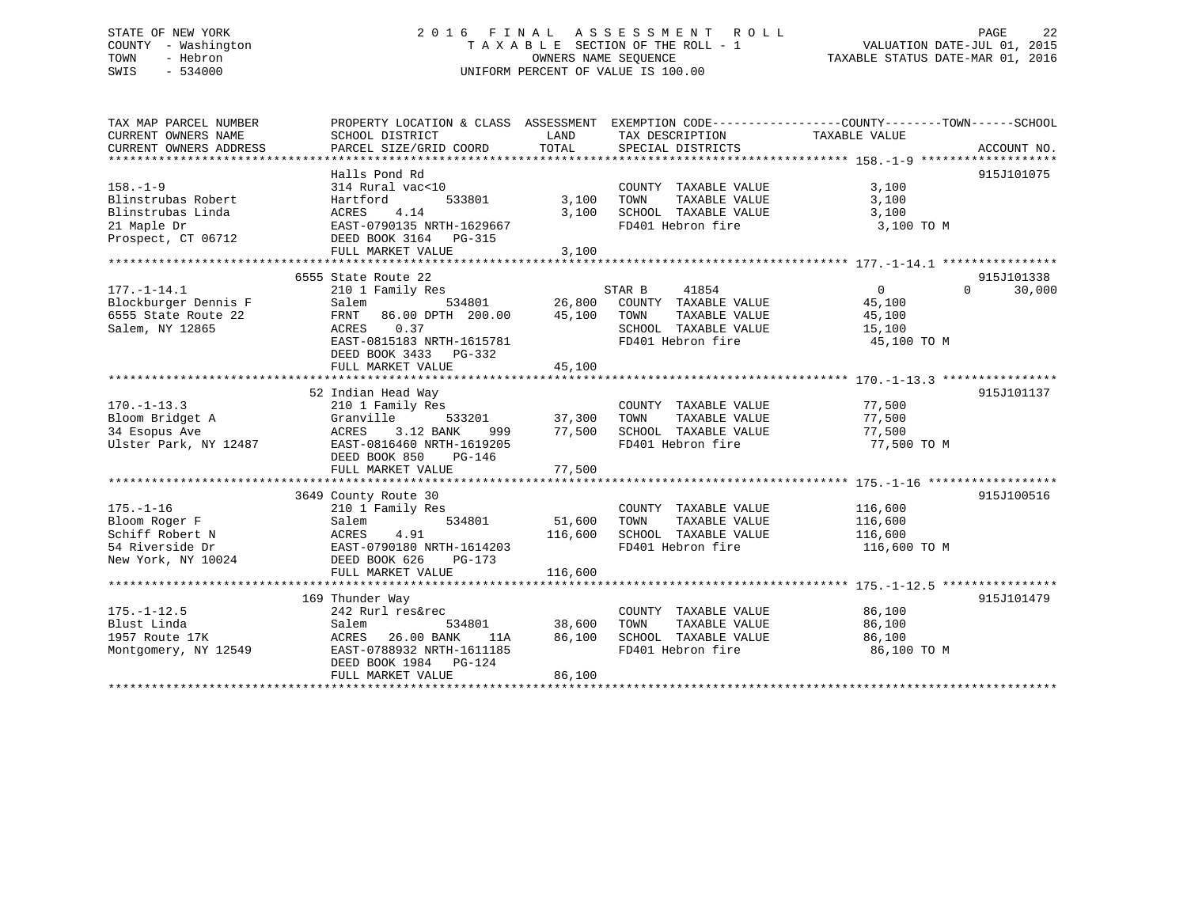STATE OF NEW YORK
COUNTY - Washington
TOWN - Hebron
SWIS - 534000

2016 FINAL ASSESSMENT ROLL
TAXABLE SECTION OF THE ROLL - 1
OWNERS NAME SEQUENCE
UNIFORM PERCENT OF VALUE IS 100.00

VALUATION DATE-JUL 01, 2015
TAXABLE STATUS DATE-MAR 01, 2016

| TAX MAP PARCEL NUMBER / CURRENT OWNERS NAME / CURRENT OWNERS ADDRESS | PROPERTY LOCATION & CLASS / SCHOOL DISTRICT / PARCEL SIZE/GRID COORD | ASSESSMENT LAND | TOTAL | EXEMPTION CODE / TAX DESCRIPTION / SPECIAL DISTRICTS | COUNTY TAXABLE VALUE | TOWN | SCHOOL | ACCOUNT NO. |
|---|---|---|---|---|---|---|---|---|
| 158.-1-9 | Halls Pond Rd | | | | | | | 915J101075 |
| Blinstrubas Robert | 314 Rural vac<10 | | | COUNTY TAXABLE VALUE | 3,100 | | | |
| Blinstrubas Linda | Hartford 533801 | 3,100 | | TOWN TAXABLE VALUE | 3,100 | | | |
| 21 Maple Dr | ACRES 4.14 | | 3,100 | SCHOOL TAXABLE VALUE | 3,100 | | | |
| Prospect, CT 06712 | EAST-0790135 NRTH-1629667 | | | FD401 Hebron fire | 3,100 TO M | | | |
| | DEED BOOK 3164 PG-315 | | | | | | | |
| | FULL MARKET VALUE | | 3,100 | | | | | |
| 177.-1-14.1 | 6555 State Route 22 | | | | | | | 915J101338 |
| Blockburger Dennis F | 210 1 Family Res | | | STAR B 41854 | 0 | 0 | 30,000 | |
| 6555 State Route 22 | Salem 534801 | 26,800 | | COUNTY TAXABLE VALUE | 45,100 | | | |
| Salem, NY 12865 | FRNT 86.00 DPTH 200.00 | | 45,100 | TOWN TAXABLE VALUE | 45,100 | | | |
| | ACRES 0.37 | | | SCHOOL TAXABLE VALUE | 15,100 | | | |
| | EAST-0815183 NRTH-1615781 | | | FD401 Hebron fire | 45,100 TO M | | | |
| | DEED BOOK 3433 PG-332 | | | | | | | |
| | FULL MARKET VALUE | | 45,100 | | | | | |
| 170.-1-13.3 | 52 Indian Head Way | | | | | | | 915J101137 |
| Bloom Bridget A | 210 1 Family Res | | | COUNTY TAXABLE VALUE | 77,500 | | | |
| 34 Esopus Ave | Granville 533201 | 37,300 | | TOWN TAXABLE VALUE | 77,500 | | | |
| Ulster Park, NY 12487 | ACRES 3.12 BANK 999 | | 77,500 | SCHOOL TAXABLE VALUE | 77,500 | | | |
| | EAST-0816460 NRTH-1619205 | | | FD401 Hebron fire | 77,500 TO M | | | |
| | DEED BOOK 850 PG-146 | | | | | | | |
| | FULL MARKET VALUE | | 77,500 | | | | | |
| 175.-1-16 | 3649 County Route 30 | | | | | | | 915J100516 |
| Bloom Roger F | 210 1 Family Res | | | COUNTY TAXABLE VALUE | 116,600 | | | |
| Schiff Robert N | Salem 534801 | 51,600 | | TOWN TAXABLE VALUE | 116,600 | | | |
| 54 Riverside Dr | ACRES 4.91 | | 116,600 | SCHOOL TAXABLE VALUE | 116,600 | | | |
| New York, NY 10024 | EAST-0790180 NRTH-1614203 | | | FD401 Hebron fire | 116,600 TO M | | | |
| | DEED BOOK 626 PG-173 | | | | | | | |
| | FULL MARKET VALUE | | 116,600 | | | | | |
| 175.-1-12.5 | 169 Thunder Way | | | | | | | 915J101479 |
| Blust Linda | 242 Rurl res&rec | | | COUNTY TAXABLE VALUE | 86,100 | | | |
| 1957 Route 17K | Salem 534801 | 38,600 | | TOWN TAXABLE VALUE | 86,100 | | | |
| Montgomery, NY 12549 | ACRES 26.00 BANK 11A | | 86,100 | SCHOOL TAXABLE VALUE | 86,100 | | | |
| | EAST-0788932 NRTH-1611185 | | | FD401 Hebron fire | 86,100 TO M | | | |
| | DEED BOOK 1984 PG-124 | | | | | | | |
| | FULL MARKET VALUE | | 86,100 | | | | | |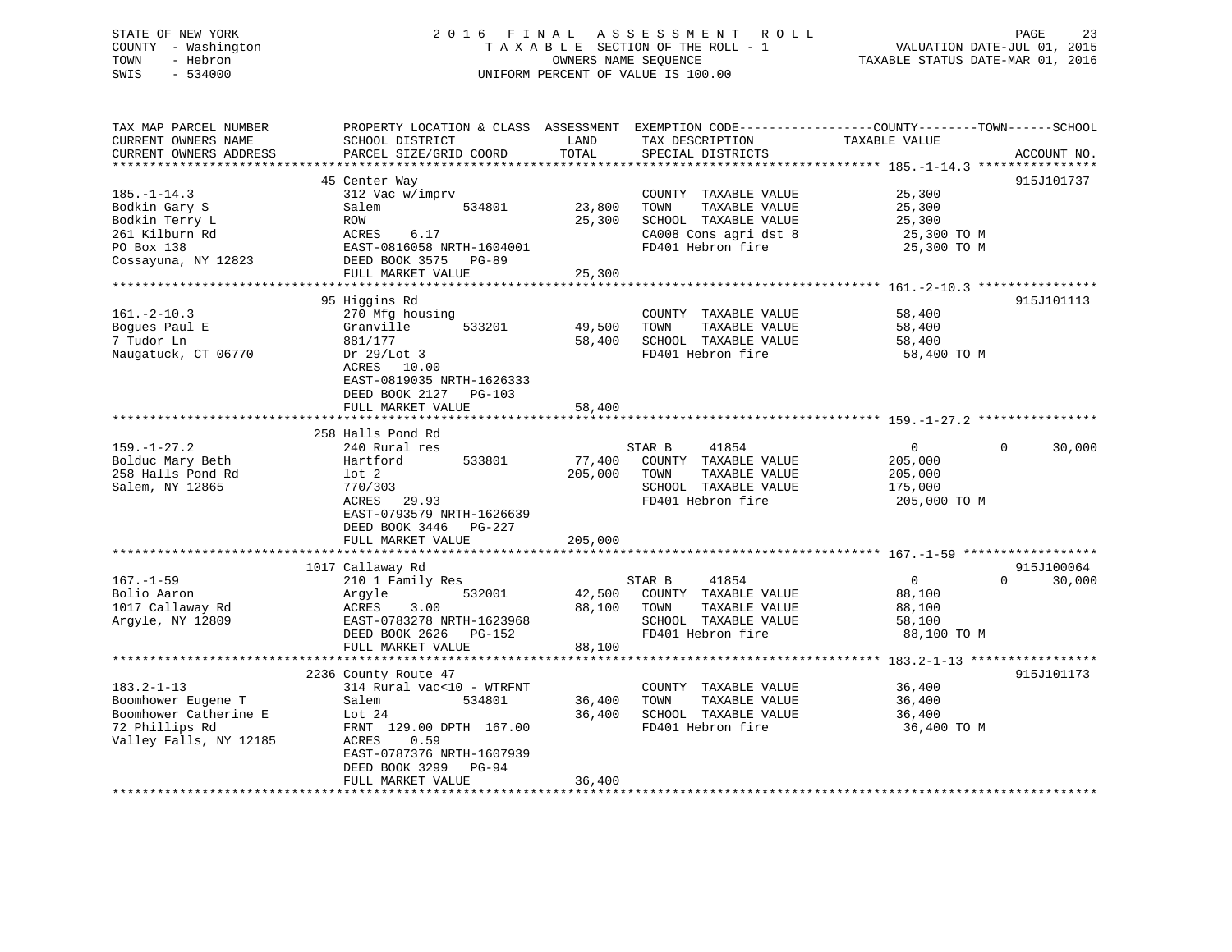STATE OF NEW YORK
COUNTY - Washington
TOWN - Hebron
SWIS - 534000

# 2016 FINAL ASSESSMENT ROLL
TAXABLE SECTION OF THE ROLL - 1
OWNERS NAME SEQUENCE
UNIFORM PERCENT OF VALUE IS 100.00

VALUATION DATE-JUL 01, 2015
TAXABLE STATUS DATE-MAR 01, 2016

| TAX MAP PARCEL NUMBER / CURRENT OWNERS NAME / CURRENT OWNERS ADDRESS | PROPERTY LOCATION & CLASS / SCHOOL DISTRICT / PARCEL SIZE/GRID COORD | ASSESSMENT LAND | TOTAL | EXEMPTION CODE / TAX DESCRIPTION / SPECIAL DISTRICTS | COUNTY TAXABLE VALUE | TOWN | SCHOOL | ACCOUNT NO. |
|---|---|---|---|---|---|---|---|---|
| **185.-1-14.3** | 45 Center Way | | | | | | | 915J101737 |
| 185.-1-14.3 | 312 Vac w/imprv | | | COUNTY TAXABLE VALUE | 25,300 | | | |
| Bodkin Gary S | Salem 534801 | 23,800 | | TOWN TAXABLE VALUE | 25,300 | | | |
| Bodkin Terry L | ROW | | 25,300 | SCHOOL TAXABLE VALUE | 25,300 | | | |
| 261 Kilburn Rd | ACRES 6.17 | | | CA008 Cons agri dst 8 | 25,300 TO M | | | |
| PO Box 138 | EAST-0816058 NRTH-1604001 | | | FD401 Hebron fire | 25,300 TO M | | | |
| Cossayuna, NY 12823 | DEED BOOK 3575 PG-89 | | | | | | | |
| | FULL MARKET VALUE | | 25,300 | | | | | |
| **161.-2-10.3** | 95 Higgins Rd | | | | | | | 915J101113 |
| 161.-2-10.3 | 270 Mfg housing | | | COUNTY TAXABLE VALUE | 58,400 | | | |
| Bogues Paul E | Granville 533201 | 49,500 | | TOWN TAXABLE VALUE | 58,400 | | | |
| 7 Tudor Ln | 881/177 | | 58,400 | SCHOOL TAXABLE VALUE | 58,400 | | | |
| Naugatuck, CT 06770 | Dr 29/Lot 3 | | | FD401 Hebron fire | 58,400 TO M | | | |
| | ACRES 10.00 | | | | | | | |
| | EAST-0819035 NRTH-1626333 | | | | | | | |
| | DEED BOOK 2127 PG-103 | | | | | | | |
| | FULL MARKET VALUE | | 58,400 | | | | | |
| **159.-1-27.2** | 258 Halls Pond Rd | | | | | | | |
| 159.-1-27.2 | 240 Rural res | | | STAR B 41854 | 0 | 0 | 30,000 | |
| Bolduc Mary Beth | Hartford 533801 | 77,400 | | COUNTY TAXABLE VALUE | 205,000 | | | |
| 258 Halls Pond Rd | lot 2 | | 205,000 | TOWN TAXABLE VALUE | 205,000 | | | |
| Salem, NY 12865 | 770/303 | | | SCHOOL TAXABLE VALUE | 175,000 | | | |
| | ACRES 29.93 | | | FD401 Hebron fire | 205,000 TO M | | | |
| | EAST-0793579 NRTH-1626639 | | | | | | | |
| | DEED BOOK 3446 PG-227 | | | | | | | |
| | FULL MARKET VALUE | | 205,000 | | | | | |
| **167.-1-59** | 1017 Callaway Rd | | | | | | | 915J100064 |
| 167.-1-59 | 210 1 Family Res | | | STAR B 41854 | 0 | 0 | 30,000 | |
| Bolio Aaron | Argyle 532001 | 42,500 | | COUNTY TAXABLE VALUE | 88,100 | | | |
| 1017 Callaway Rd | ACRES 3.00 | | 88,100 | TOWN TAXABLE VALUE | 88,100 | | | |
| Argyle, NY 12809 | EAST-0783278 NRTH-1623968 | | | SCHOOL TAXABLE VALUE | 58,100 | | | |
| | DEED BOOK 2626 PG-152 | | | FD401 Hebron fire | 88,100 TO M | | | |
| | FULL MARKET VALUE | | 88,100 | | | | | |
| **183.2-1-13** | 2236 County Route 47 | | | | | | | 915J101173 |
| 183.2-1-13 | 314 Rural vac<10 - WTRFNT | | | COUNTY TAXABLE VALUE | 36,400 | | | |
| Boomhower Eugene T | Salem 534801 | 36,400 | | TOWN TAXABLE VALUE | 36,400 | | | |
| Boomhower Catherine E | Lot 24 | | 36,400 | SCHOOL TAXABLE VALUE | 36,400 | | | |
| 72 Phillips Rd | FRNT 129.00 DPTH 167.00 | | | FD401 Hebron fire | 36,400 TO M | | | |
| Valley Falls, NY 12185 | ACRES 0.59 | | | | | | | |
| | EAST-0787376 NRTH-1607939 | | | | | | | |
| | DEED BOOK 3299 PG-94 | | | | | | | |
| | FULL MARKET VALUE | | 36,400 | | | | | |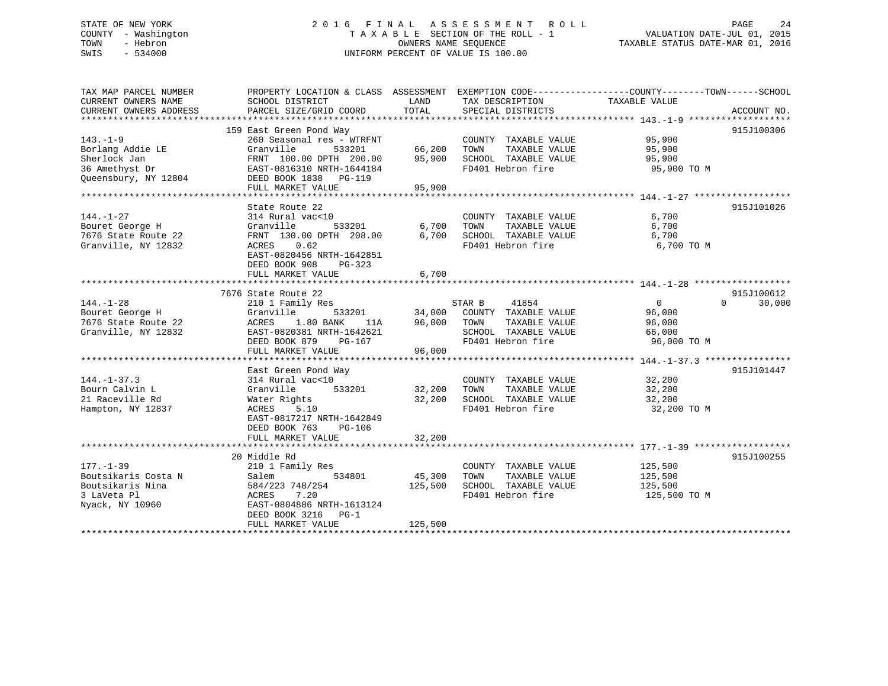STATE OF NEW YORK
COUNTY - Washington
TOWN - Hebron
SWIS - 534000

2016 FINAL ASSESSMENT ROLL
TAXABLE SECTION OF THE ROLL - 1
OWNERS NAME SEQUENCE
UNIFORM PERCENT OF VALUE IS 100.00

VALUATION DATE-JUL 01, 2015
TAXABLE STATUS DATE-MAR 01, 2016

| TAX MAP PARCEL NUMBER / CURRENT OWNERS NAME / CURRENT OWNERS ADDRESS | PROPERTY LOCATION & CLASS / SCHOOL DISTRICT / PARCEL SIZE/GRID COORD | ASSESSMENT LAND | TOTAL | EXEMPTION CODE / TAX DESCRIPTION / SPECIAL DISTRICTS | COUNTY TAXABLE VALUE | TOWN | SCHOOL | ACCOUNT NO. |
|---|---|---|---|---|---|---|---|---|
| 143.-1-9 | 159 East Green Pond Way | | | | | | | 915J100306 |
| Borlang Addie LE | 260 Seasonal res - WTRFNT | | | COUNTY TAXABLE VALUE | 95,900 | | | |
| Sherlock Jan | Granville 533201 | 66,200 | | TOWN TAXABLE VALUE | 95,900 | | | |
| 36 Amethyst Dr | FRNT 100.00 DPTH 200.00 | | 95,900 | SCHOOL TAXABLE VALUE | 95,900 | | | |
| Queensbury, NY 12804 | EAST-0816310 NRTH-1644184 | | | FD401 Hebron fire | 95,900 TO M | | | |
| | DEED BOOK 1838 PG-119 | | | | | | | |
| | FULL MARKET VALUE | | 95,900 | | | | | |
| 144.-1-27 | State Route 22 | | | | | | | 915J101026 |
| Bouret George H | 314 Rural vac<10 | | | COUNTY TAXABLE VALUE | 6,700 | | | |
| 7676 State Route 22 | Granville 533201 | 6,700 | | TOWN TAXABLE VALUE | 6,700 | | | |
| Granville, NY 12832 | FRNT 130.00 DPTH 208.00 | | 6,700 | SCHOOL TAXABLE VALUE | 6,700 | | | |
| | ACRES 0.62 | | | FD401 Hebron fire | 6,700 TO M | | | |
| | EAST-0820456 NRTH-1642851 | | | | | | | |
| | DEED BOOK 908 PG-323 | | | | | | | |
| | FULL MARKET VALUE | | 6,700 | | | | | |
| 144.-1-28 | 7676 State Route 22 | | | | | | | 915J100612 |
| Bouret George H | 210 1 Family Res | | | STAR B 41854 | 0 | 0 | 30,000 | |
| 7676 State Route 22 | Granville 533201 | 34,000 | | COUNTY TAXABLE VALUE | 96,000 | | | |
| Granville, NY 12832 | ACRES 1.80 BANK 11A | | 96,000 | TOWN TAXABLE VALUE | 96,000 | | | |
| | EAST-0820381 NRTH-1642621 | | | SCHOOL TAXABLE VALUE | 66,000 | | | |
| | DEED BOOK 879 PG-167 | | | FD401 Hebron fire | 96,000 TO M | | | |
| | FULL MARKET VALUE | | 96,000 | | | | | |
| 144.-1-37.3 | East Green Pond Way | | | | | | | 915J101447 |
| Bourn Calvin L | 314 Rural vac<10 | | | COUNTY TAXABLE VALUE | 32,200 | | | |
| 21 Raceville Rd | Granville 533201 | 32,200 | | TOWN TAXABLE VALUE | 32,200 | | | |
| Hampton, NY 12837 | Water Rights | | 32,200 | SCHOOL TAXABLE VALUE | 32,200 | | | |
| | ACRES 5.10 | | | FD401 Hebron fire | 32,200 TO M | | | |
| | EAST-0817217 NRTH-1642849 | | | | | | | |
| | DEED BOOK 763 PG-106 | | | | | | | |
| | FULL MARKET VALUE | | 32,200 | | | | | |
| 177.-1-39 | 20 Middle Rd | | | | | | | 915J100255 |
| Boutsikaris Costa N | 210 1 Family Res | | | COUNTY TAXABLE VALUE | 125,500 | | | |
| Boutsikaris Nina | Salem 534801 | 45,300 | | TOWN TAXABLE VALUE | 125,500 | | | |
| 3 LaVeta Pl | 584/223 748/254 | | 125,500 | SCHOOL TAXABLE VALUE | 125,500 | | | |
| Nyack, NY 10960 | ACRES 7.20 | | | FD401 Hebron fire | 125,500 TO M | | | |
| | EAST-0804886 NRTH-1613124 | | | | | | | |
| | DEED BOOK 3216 PG-1 | | | | | | | |
| | FULL MARKET VALUE | | 125,500 | | | | | |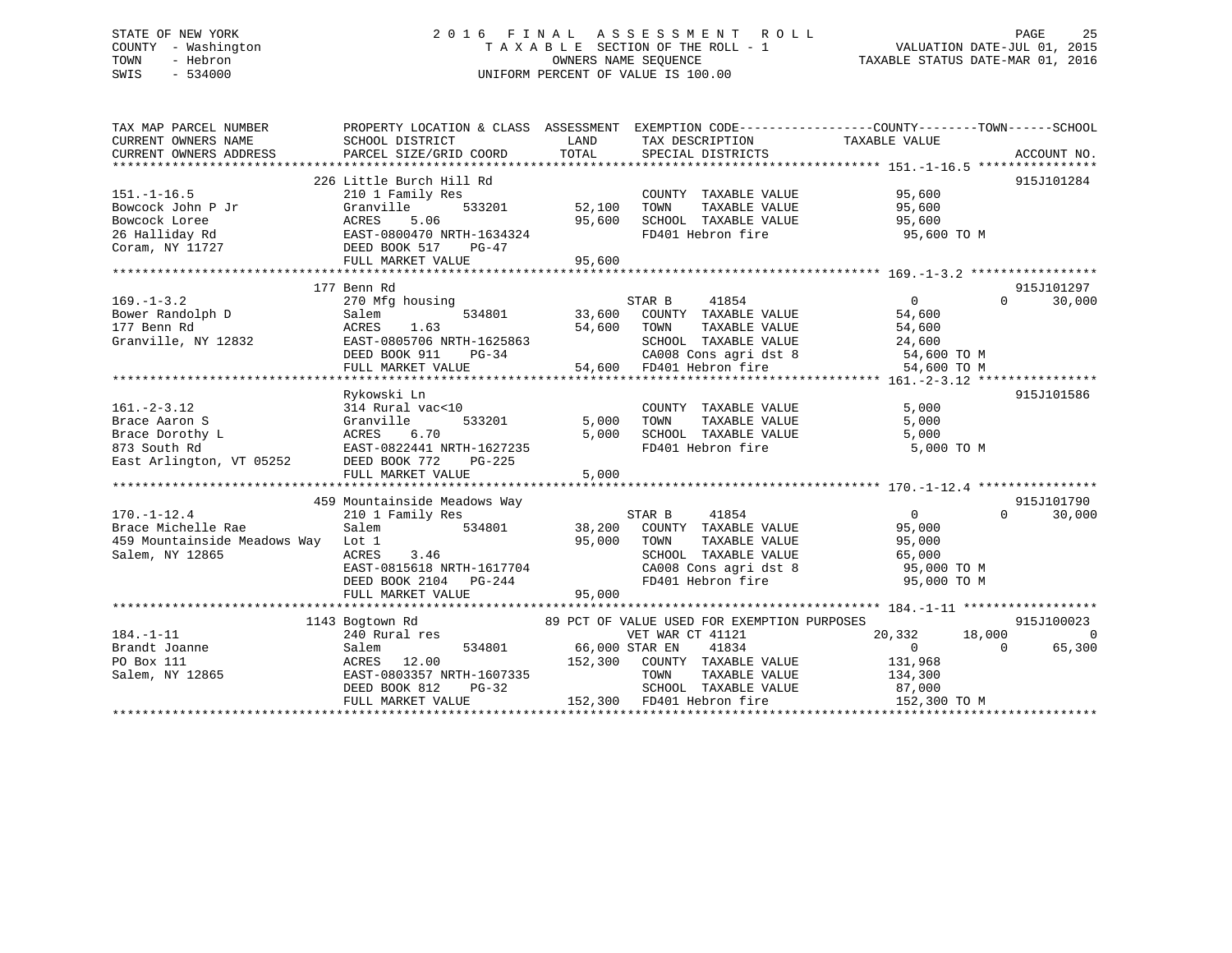STATE OF NEW YORK
COUNTY - Washington
TOWN - Hebron
SWIS - 534000

2016 FINAL ASSESSMENT ROLL
TAXABLE SECTION OF THE ROLL - 1
OWNERS NAME SEQUENCE
UNIFORM PERCENT OF VALUE IS 100.00

VALUATION DATE-JUL 01, 2015
TAXABLE STATUS DATE-MAR 01, 2016

```
TAX MAP PARCEL NUMBER          PROPERTY LOCATION & CLASS  ASSESSMENT  EXEMPTION CODE------------------COUNTY--------TOWN------SCHOOL
CURRENT OWNERS NAME            SCHOOL DISTRICT              LAND      TAX DESCRIPTION              TAXABLE VALUE
CURRENT OWNERS ADDRESS         PARCEL SIZE/GRID COORD       TOTAL     SPECIAL DISTRICTS                                    ACCOUNT NO.
******************************************************************************************************* 151.-1-16.5 ****************
                           226 Little Burch Hill Rd                                                                      915J101284
151.-1-16.5                    210 1 Family Res                       COUNTY  TAXABLE VALUE           95,600
Bowcock John P Jr              Granville     533201       52,100      TOWN    TAXABLE VALUE           95,600
Bowcock Loree                  ACRES    5.06              95,600      SCHOOL  TAXABLE VALUE           95,600
26 Halliday Rd                 EAST-0800470 NRTH-1634324              FD401 Hebron fire                95,600 TO M
Coram, NY 11727                DEED BOOK 517    PG-47
                               FULL MARKET VALUE          95,600
******************************************************************************************************* 169.-1-3.2 *****************
                           177 Benn Rd                                                                                   915J101297
169.-1-3.2                     270 Mfg housing                        STAR B     41854                   0           0      30,000
Bower Randolph D               Salem         534801       33,600      COUNTY  TAXABLE VALUE           54,600
177 Benn Rd                    ACRES    1.63              54,600      TOWN    TAXABLE VALUE           54,600
Granville, NY 12832            EAST-0805706 NRTH-1625863              SCHOOL  TAXABLE VALUE           24,600
                               DEED BOOK 911    PG-34                 CA008 Cons agri dst 8            54,600 TO M
                               FULL MARKET VALUE          54,600      FD401 Hebron fire                54,600 TO M
******************************************************************************************************* 161.-2-3.12 ****************
                               Rykowski Ln                                                                               915J101586
161.-2-3.12                    314 Rural vac<10                       COUNTY  TAXABLE VALUE            5,000
Brace Aaron S                  Granville     533201        5,000      TOWN    TAXABLE VALUE            5,000
Brace Dorothy L                ACRES    6.70               5,000      SCHOOL  TAXABLE VALUE            5,000
873 South Rd                   EAST-0822441 NRTH-1627235              FD401 Hebron fire                 5,000 TO M
East Arlington, VT 05252       DEED BOOK 772    PG-225
                               FULL MARKET VALUE           5,000
******************************************************************************************************* 170.-1-12.4 ****************
                           459 Mountainside Meadows Way                                                                  915J101790
170.-1-12.4                    210 1 Family Res                       STAR B     41854                   0           0      30,000
Brace Michelle Rae             Salem         534801       38,200      COUNTY  TAXABLE VALUE           95,000
459 Mountainside Meadows Way   Lot 1                      95,000      TOWN    TAXABLE VALUE           95,000
Salem, NY 12865                ACRES    3.46                          SCHOOL  TAXABLE VALUE           65,000
                               EAST-0815618 NRTH-1617704              CA008 Cons agri dst 8            95,000 TO M
                               DEED BOOK 2104   PG-244                FD401 Hebron fire                95,000 TO M
                               FULL MARKET VALUE          95,000
******************************************************************************************************* 184.-1-11 ******************
                          1143 Bogtown Rd                     89 PCT OF VALUE USED FOR EXEMPTION PURPOSES                915J100023
184.-1-11                      240 Rural res                          VET WAR CT 41121              20,332      18,000           0
Brandt Joanne                  Salem         534801       66,000 STAR EN    41834                    0           0      65,300
PO Box 111                     ACRES   12.00             152,300      COUNTY  TAXABLE VALUE          131,968
Salem, NY 12865                EAST-0803357 NRTH-1607335              TOWN    TAXABLE VALUE          134,300
                               DEED BOOK 812    PG-32                 SCHOOL  TAXABLE VALUE           87,000
                               FULL MARKET VALUE         152,300      FD401 Hebron fire               152,300 TO M
************************************************************************************************************************************
```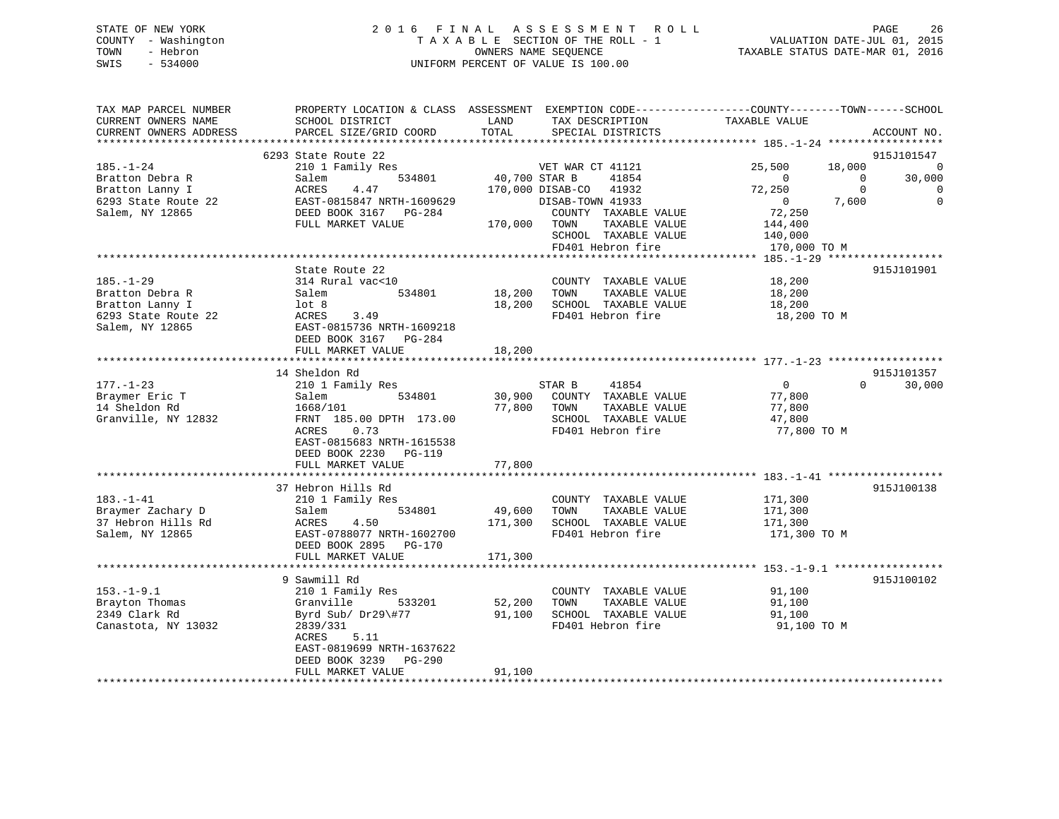STATE OF NEW YORK
COUNTY - Washington
TOWN - Hebron
SWIS - 534000

2 0 1 6 F I N A L A S S E S S M E N T R O L L
T A X A B L E SECTION OF THE ROLL - 1
OWNERS NAME SEQUENCE
UNIFORM PERCENT OF VALUE IS 100.00

VALUATION DATE-JUL 01, 2015
TAXABLE STATUS DATE-MAR 01, 2016

```
TAX MAP PARCEL NUMBER          PROPERTY LOCATION & CLASS  ASSESSMENT  EXEMPTION CODE------------------COUNTY--------TOWN------SCHOOL
CURRENT OWNERS NAME            SCHOOL DISTRICT            LAND        TAX DESCRIPTION              TAXABLE VALUE
CURRENT OWNERS ADDRESS         PARCEL SIZE/GRID COORD     TOTAL       SPECIAL DISTRICTS                                        ACCOUNT NO.
******************************************************************************************************* 185.-1-24 ******************
                       6293 State Route 22                                                                                915J101547
185.-1-24                      210 1 Family Res                      VET WAR CT 41121            25,500       18,000           0
Bratton Debra R                Salem          534801      40,700 STAR B      41854                   0            0       30,000
Bratton Lanny I                ACRES     4.47            170,000 DISAB-CO    41932               72,250            0            0
6293 State Route 22            EAST-0815847 NRTH-1609629             DISAB-TOWN 41933                 0        7,600            0
Salem, NY 12865                DEED BOOK 3167   PG-284                 COUNTY  TAXABLE VALUE          72,250
                               FULL MARKET VALUE          170,000   TOWN    TAXABLE VALUE          144,400
                                                                     SCHOOL  TAXABLE VALUE          140,000
                                                                     FD401 Hebron fire              170,000 TO M
******************************************************************************************************* 185.-1-29 ******************
                               State Route 22                                                                             915J101901
185.-1-29                      314 Rural vac<10                      COUNTY  TAXABLE VALUE           18,200
Bratton Debra R                Salem          534801      18,200    TOWN    TAXABLE VALUE           18,200
Bratton Lanny I                lot 8                      18,200    SCHOOL  TAXABLE VALUE           18,200
6293 State Route 22            ACRES     3.49                        FD401 Hebron fire               18,200 TO M
Salem, NY 12865                EAST-0815736 NRTH-1609218
                               DEED BOOK 3167   PG-284
                               FULL MARKET VALUE           18,200
******************************************************************************************************* 177.-1-23 ******************
                       14 Sheldon Rd                                                                                      915J101357
177.-1-23                      210 1 Family Res                      STAR B      41854                   0            0       30,000
Braymer Eric T                 Salem          534801      30,900    COUNTY  TAXABLE VALUE           77,800
14 Sheldon Rd                  1668/101                   77,800    TOWN    TAXABLE VALUE           77,800
Granville, NY 12832            FRNT 185.00 DPTH 173.00               SCHOOL  TAXABLE VALUE           47,800
                               ACRES     0.73                        FD401 Hebron fire               77,800 TO M
                               EAST-0815683 NRTH-1615538
                               DEED BOOK 2230   PG-119
                               FULL MARKET VALUE           77,800
******************************************************************************************************* 183.-1-41 ******************
                       37 Hebron Hills Rd                                                                                 915J100138
183.-1-41                      210 1 Family Res                      COUNTY  TAXABLE VALUE          171,300
Braymer Zachary D              Salem          534801      49,600    TOWN    TAXABLE VALUE          171,300
37 Hebron Hills Rd             ACRES     4.50            171,300    SCHOOL  TAXABLE VALUE          171,300
Salem, NY 12865                EAST-0788077 NRTH-1602700             FD401 Hebron fire              171,300 TO M
                               DEED BOOK 2895   PG-170
                               FULL MARKET VALUE          171,300
******************************************************************************************************* 153.-1-9.1 *****************
                        9 Sawmill Rd                                                                                      915J100102
153.-1-9.1                     210 1 Family Res                      COUNTY  TAXABLE VALUE           91,100
Brayton Thomas                 Granville      533201      52,200    TOWN    TAXABLE VALUE           91,100
2349 Clark Rd                  Byrd Sub/ Dr29\#77         91,100    SCHOOL  TAXABLE VALUE           91,100
Canastota, NY 13032            2839/331                              FD401 Hebron fire               91,100 TO M
                               ACRES     5.11
                               EAST-0819699 NRTH-1637622
                               DEED BOOK 3239   PG-290
                               FULL MARKET VALUE           91,100
************************************************************************************************************************************
```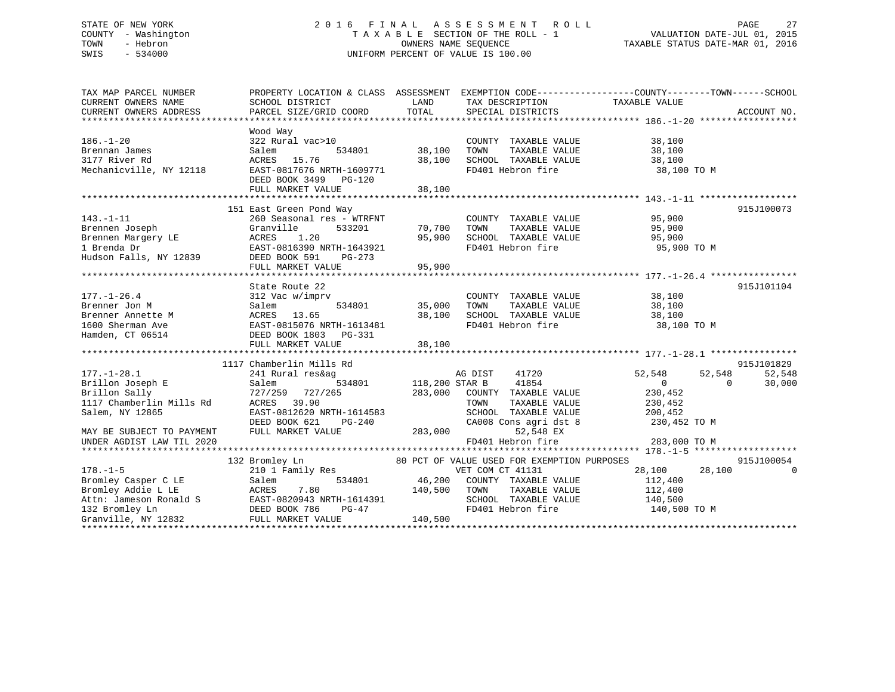STATE OF NEW YORK
COUNTY - Washington
TOWN - Hebron
SWIS - 534000

2016 FINAL ASSESSMENT ROLL
TAXABLE SECTION OF THE ROLL - 1
OWNERS NAME SEQUENCE
UNIFORM PERCENT OF VALUE IS 100.00

VALUATION DATE-JUL 01, 2015
TAXABLE STATUS DATE-MAR 01, 2016

| TAX MAP PARCEL NUMBER / CURRENT OWNERS NAME / CURRENT OWNERS ADDRESS | PROPERTY LOCATION & CLASS / SCHOOL DISTRICT / PARCEL SIZE/GRID COORD | ASSESSMENT LAND | TOTAL | EXEMPTION CODE / TAX DESCRIPTION / SPECIAL DISTRICTS | COUNTY TAXABLE VALUE | TOWN | SCHOOL | ACCOUNT NO. |
|---|---|---|---|---|---|---|---|---|
| **186.-1-20** | Wood Way | | | | | | | |
| 186.-1-20 | 322 Rural vac>10 | | | COUNTY TAXABLE VALUE | 38,100 | | | |
| Brennan James | Salem 534801 | 38,100 | | TOWN TAXABLE VALUE | 38,100 | | | |
| 3177 River Rd | ACRES 15.76 | | 38,100 | SCHOOL TAXABLE VALUE | 38,100 | | | |
| Mechanicville, NY 12118 | EAST-0817676 NRTH-1609771 | | | FD401 Hebron fire | 38,100 TO M | | | |
| | DEED BOOK 3499 PG-120 | | | | | | | |
| | FULL MARKET VALUE | | 38,100 | | | | | |
| **143.-1-11** | 151 East Green Pond Way | | | | | | | 915J100073 |
| 143.-1-11 | 260 Seasonal res - WTRFNT | | | COUNTY TAXABLE VALUE | 95,900 | | | |
| Brennen Joseph | Granville 533201 | 70,700 | | TOWN TAXABLE VALUE | 95,900 | | | |
| Brennen Margery LE | ACRES 1.20 | | 95,900 | SCHOOL TAXABLE VALUE | 95,900 | | | |
| 1 Brenda Dr | EAST-0816390 NRTH-1643921 | | | FD401 Hebron fire | 95,900 TO M | | | |
| Hudson Falls, NY 12839 | DEED BOOK 591 PG-273 | | | | | | | |
| | FULL MARKET VALUE | | 95,900 | | | | | |
| **177.-1-26.4** | State Route 22 | | | | | | | 915J101104 |
| 177.-1-26.4 | 312 Vac w/imprv | | | COUNTY TAXABLE VALUE | 38,100 | | | |
| Brenner Jon M | Salem 534801 | 35,000 | | TOWN TAXABLE VALUE | 38,100 | | | |
| Brenner Annette M | ACRES 13.65 | | 38,100 | SCHOOL TAXABLE VALUE | 38,100 | | | |
| 1600 Sherman Ave | EAST-0815076 NRTH-1613481 | | | FD401 Hebron fire | 38,100 TO M | | | |
| Hamden, CT 06514 | DEED BOOK 1803 PG-331 | | | | | | | |
| | FULL MARKET VALUE | | 38,100 | | | | | |
| **177.-1-28.1** | 1117 Chamberlin Mills Rd | | | | | | | 915J101829 |
| 177.-1-28.1 | 241 Rural res&ag | | | AG DIST 41720 | 52,548 | 52,548 | 52,548 | |
| Brillon Joseph E | Salem 534801 | 118,200 | | STAR B 41854 | 0 | 0 | 30,000 | |
| Brillon Sally | 727/259 727/265 | | 283,000 | COUNTY TAXABLE VALUE | 230,452 | | | |
| 1117 Chamberlin Mills Rd | ACRES 39.90 | | | TOWN TAXABLE VALUE | 230,452 | | | |
| Salem, NY 12865 | EAST-0812620 NRTH-1614583 | | | SCHOOL TAXABLE VALUE | 200,452 | | | |
| | DEED BOOK 621 PG-240 | | | CA008 Cons agri dst 8 | 230,452 TO M | | | |
| MAY BE SUBJECT TO PAYMENT | FULL MARKET VALUE | | 283,000 | 52,548 EX | | | | |
| UNDER AGDIST LAW TIL 2020 | | | | FD401 Hebron fire | 283,000 TO M | | | |
| **178.-1-5** | 132 Bromley Ln | | | 80 PCT OF VALUE USED FOR EXEMPTION PURPOSES | | | | 915J100054 |
| 178.-1-5 | 210 1 Family Res | | | VET COM CT 41131 | 28,100 | 28,100 | 0 | |
| Bromley Casper C LE | Salem 534801 | 46,200 | | COUNTY TAXABLE VALUE | 112,400 | | | |
| Bromley Addie L LE | ACRES 7.80 | | 140,500 | TOWN TAXABLE VALUE | 112,400 | | | |
| Attn: Jameson Ronald S | EAST-0820943 NRTH-1614391 | | | SCHOOL TAXABLE VALUE | 140,500 | | | |
| 132 Bromley Ln | DEED BOOK 786 PG-47 | | | FD401 Hebron fire | 140,500 TO M | | | |
| Granville, NY 12832 | FULL MARKET VALUE | | 140,500 | | | | | |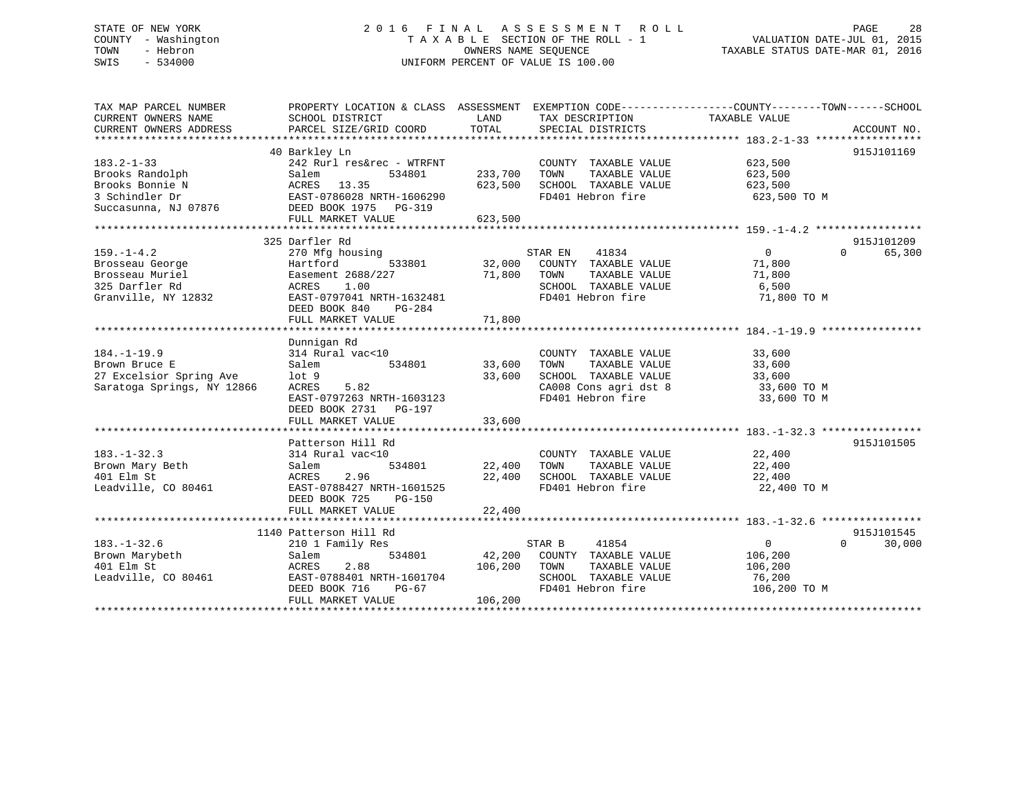STATE OF NEW YORK
COUNTY - Washington
TOWN - Hebron
SWIS - 534000

2016 FINAL ASSESSMENT ROLL
TAXABLE SECTION OF THE ROLL - 1
OWNERS NAME SEQUENCE
UNIFORM PERCENT OF VALUE IS 100.00

VALUATION DATE-JUL 01, 2015
TAXABLE STATUS DATE-MAR 01, 2016

```
TAX MAP PARCEL NUMBER          PROPERTY LOCATION & CLASS  ASSESSMENT  EXEMPTION CODE-----------------COUNTY--------TOWN------SCHOOL
CURRENT OWNERS NAME            SCHOOL DISTRICT              LAND      TAX DESCRIPTION              TAXABLE VALUE
CURRENT OWNERS ADDRESS         PARCEL SIZE/GRID COORD       TOTAL     SPECIAL DISTRICTS                                  ACCOUNT NO.
*********************************************************************************************** 183.2-1-33 *****************
                               40 Barkley Ln                                                                          915J101169
183.2-1-33                     242 Rurl res&rec - WTRFNT              COUNTY  TAXABLE VALUE         623,500
Brooks Randolph                Salem           534801     233,700     TOWN    TAXABLE VALUE         623,500
Brooks Bonnie N                ACRES   13.35              623,500     SCHOOL  TAXABLE VALUE         623,500
3 Schindler Dr                 EAST-0786028 NRTH-1606290              FD401 Hebron fire              623,500 TO M
Succasunna, NJ 07876           DEED BOOK 1975   PG-319
                               FULL MARKET VALUE          623,500
*********************************************************************************************** 159.-1-4.2 *****************
                               325 Darfler Rd                                                                         915J101209
159.-1-4.2                     270 Mfg housing                        STAR EN     41834               0            0      65,300
Brosseau George                Hartford        533801      32,000     COUNTY  TAXABLE VALUE          71,800
Brosseau Muriel                Easement 2688/227           71,800     TOWN    TAXABLE VALUE          71,800
325 Darfler Rd                 ACRES    1.00                          SCHOOL  TAXABLE VALUE           6,500
Granville, NY 12832            EAST-0797041 NRTH-1632481              FD401 Hebron fire               71,800 TO M
                               DEED BOOK 840    PG-284
                               FULL MARKET VALUE           71,800
*********************************************************************************************** 184.-1-19.9 ****************
                               Dunnigan Rd
184.-1-19.9                    314 Rural vac<10                       COUNTY  TAXABLE VALUE          33,600
Brown Bruce E                  Salem           534801      33,600     TOWN    TAXABLE VALUE          33,600
27 Excelsior Spring Ave        lot 9                       33,600     SCHOOL  TAXABLE VALUE          33,600
Saratoga Springs, NY 12866     ACRES    5.82                          CA008 Cons agri dst 8           33,600 TO M
                               EAST-0797263 NRTH-1603123              FD401 Hebron fire               33,600 TO M
                               DEED BOOK 2731   PG-197
                               FULL MARKET VALUE           33,600
*********************************************************************************************** 183.-1-32.3 ****************
                               Patterson Hill Rd                                                                      915J101505
183.-1-32.3                    314 Rural vac<10                       COUNTY  TAXABLE VALUE          22,400
Brown Mary Beth                Salem           534801      22,400     TOWN    TAXABLE VALUE          22,400
401 Elm St                     ACRES    2.96               22,400     SCHOOL  TAXABLE VALUE          22,400
Leadville, CO 80461            EAST-0788427 NRTH-1601525              FD401 Hebron fire               22,400 TO M
                               DEED BOOK 725    PG-150
                               FULL MARKET VALUE           22,400
*********************************************************************************************** 183.-1-32.6 ****************
                               1140 Patterson Hill Rd                                                                 915J101545
183.-1-32.6                    210 1 Family Res                       STAR B      41854               0            0      30,000
Brown Marybeth                 Salem           534801      42,200     COUNTY  TAXABLE VALUE         106,200
401 Elm St                     ACRES    2.88              106,200     TOWN    TAXABLE VALUE         106,200
Leadville, CO 80461            EAST-0788401 NRTH-1601704              SCHOOL  TAXABLE VALUE          76,200
                               DEED BOOK 716    PG-67                 FD401 Hebron fire              106,200 TO M
                               FULL MARKET VALUE          106,200
****************************************************************************************************************************
```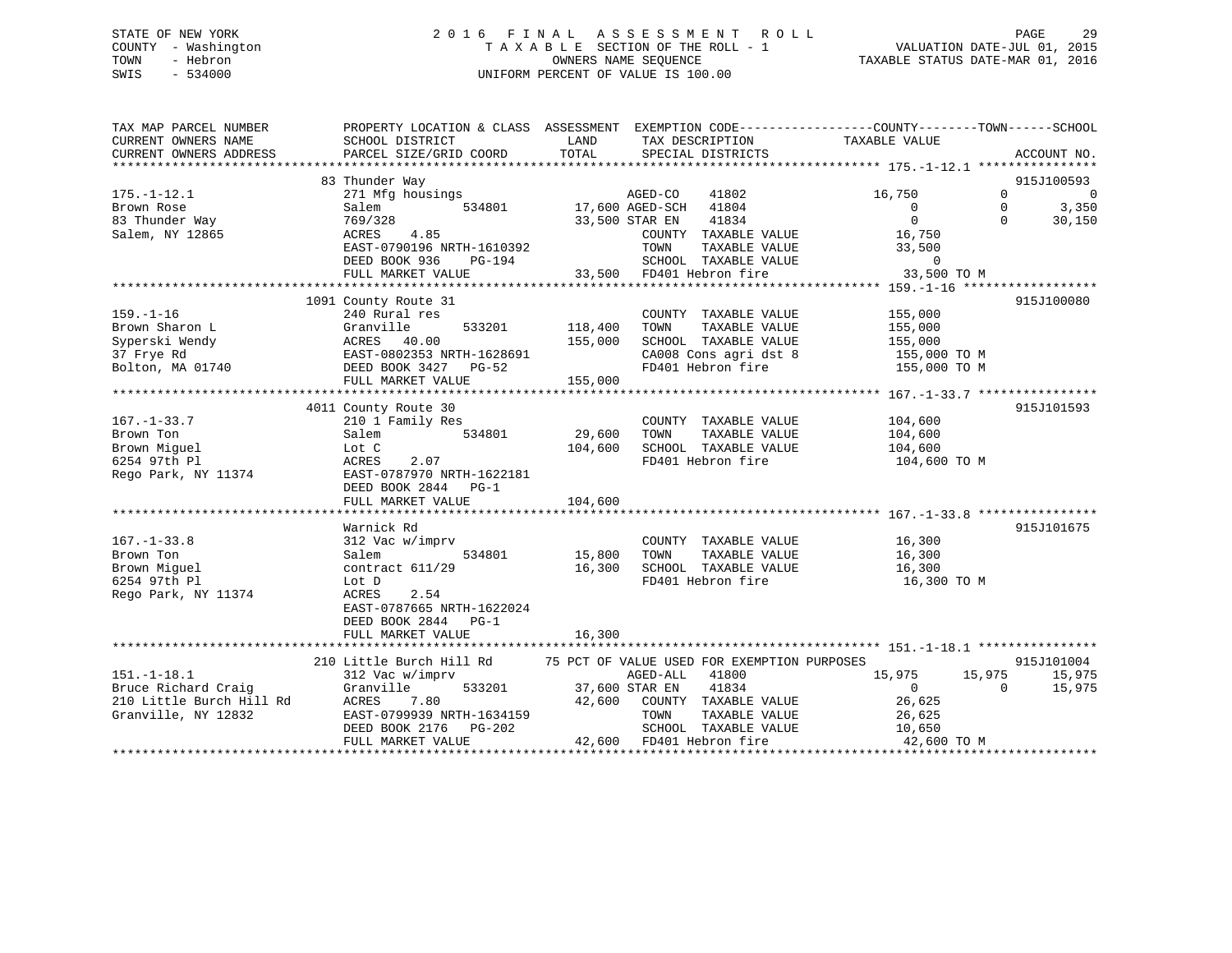STATE OF NEW YORK
COUNTY - Washington
TOWN - Hebron
SWIS - 534000

2016 FINAL ASSESSMENT ROLL
TAXABLE SECTION OF THE ROLL - 1
OWNERS NAME SEQUENCE
UNIFORM PERCENT OF VALUE IS 100.00

VALUATION DATE-JUL 01, 2015
TAXABLE STATUS DATE-MAR 01, 2016

```
TAX MAP PARCEL NUMBER          PROPERTY LOCATION & CLASS  ASSESSMENT  EXEMPTION CODE------------------COUNTY--------TOWN------SCHOOL
CURRENT OWNERS NAME            SCHOOL DISTRICT               LAND      TAX DESCRIPTION            TAXABLE VALUE
CURRENT OWNERS ADDRESS         PARCEL SIZE/GRID COORD        TOTAL     SPECIAL DISTRICTS                                 ACCOUNT NO.
******************************************************************************************************* 175.-1-12.1 ****************
                          83 Thunder Way                                                                             915J100593
175.-1-12.1                    271 Mfg housings                    AGED-CO    41802          16,750           0            0
Brown Rose                     Salem          534801      17,600 AGED-SCH   41804               0            0        3,350
83 Thunder Way                 769/328                    33,500 STAR EN    41834               0            0       30,150
Salem, NY 12865                ACRES    4.85                      COUNTY  TAXABLE VALUE           16,750
                               EAST-0790196 NRTH-1610392          TOWN    TAXABLE VALUE           33,500
                               DEED BOOK 936    PG-194            SCHOOL  TAXABLE VALUE                0
                               FULL MARKET VALUE            33,500 FD401 Hebron fire               33,500 TO M
******************************************************************************************************* 159.-1-16 ******************
                          1091 County Route 31                                                                       915J100080
159.-1-16                      240 Rural res                      COUNTY  TAXABLE VALUE          155,000
Brown Sharon L                 Granville      533201     118,400 TOWN    TAXABLE VALUE          155,000
Syperski Wendy                 ACRES   40.00             155,000 SCHOOL  TAXABLE VALUE          155,000
37 Frye Rd                     EAST-0802353 NRTH-1628691          CA008 Cons agri dst 8          155,000 TO M
Bolton, MA 01740               DEED BOOK 3427   PG-52              FD401 Hebron fire              155,000 TO M
                               FULL MARKET VALUE           155,000
******************************************************************************************************* 167.-1-33.7 ****************
                          4011 County Route 30                                                                       915J101593
167.-1-33.7                    210 1 Family Res                   COUNTY  TAXABLE VALUE          104,600
Brown Ton                      Salem          534801      29,600 TOWN    TAXABLE VALUE          104,600
Brown Miguel                   Lot C                     104,600 SCHOOL  TAXABLE VALUE          104,600
6254 97th Pl                   ACRES    2.07                      FD401 Hebron fire              104,600 TO M
Rego Park, NY 11374            EAST-0787970 NRTH-1622181
                               DEED BOOK 2844   PG-1
                               FULL MARKET VALUE           104,600
******************************************************************************************************* 167.-1-33.8 ****************
                               Warnick Rd                                                                            915J101675
167.-1-33.8                    312 Vac w/imprv                    COUNTY  TAXABLE VALUE           16,300
Brown Ton                      Salem          534801      15,800 TOWN    TAXABLE VALUE           16,300
Brown Miguel                   contract 611/29            16,300 SCHOOL  TAXABLE VALUE           16,300
6254 97th Pl                   Lot D                              FD401 Hebron fire               16,300 TO M
Rego Park, NY 11374            ACRES    2.54
                               EAST-0787665 NRTH-1622024
                               DEED BOOK 2844   PG-1
                               FULL MARKET VALUE            16,300
******************************************************************************************************* 151.-1-18.1 ****************
                          210 Little Burch Hill Rd      75 PCT OF VALUE USED FOR EXEMPTION PURPOSES                  915J101004
151.-1-18.1                    312 Vac w/imprv                    AGED-ALL   41800          15,975       15,975       15,975
Bruce Richard Craig            Granville      533201      37,600 STAR EN    41834               0            0       15,975
210 Little Burch Hill Rd       ACRES    7.80              42,600 COUNTY  TAXABLE VALUE           26,625
Granville, NY 12832            EAST-0799939 NRTH-1634159          TOWN    TAXABLE VALUE           26,625
                               DEED BOOK 2176   PG-202            SCHOOL  TAXABLE VALUE           10,650
                               FULL MARKET VALUE            42,600 FD401 Hebron fire               42,600 TO M
************************************************************************************************************************************
```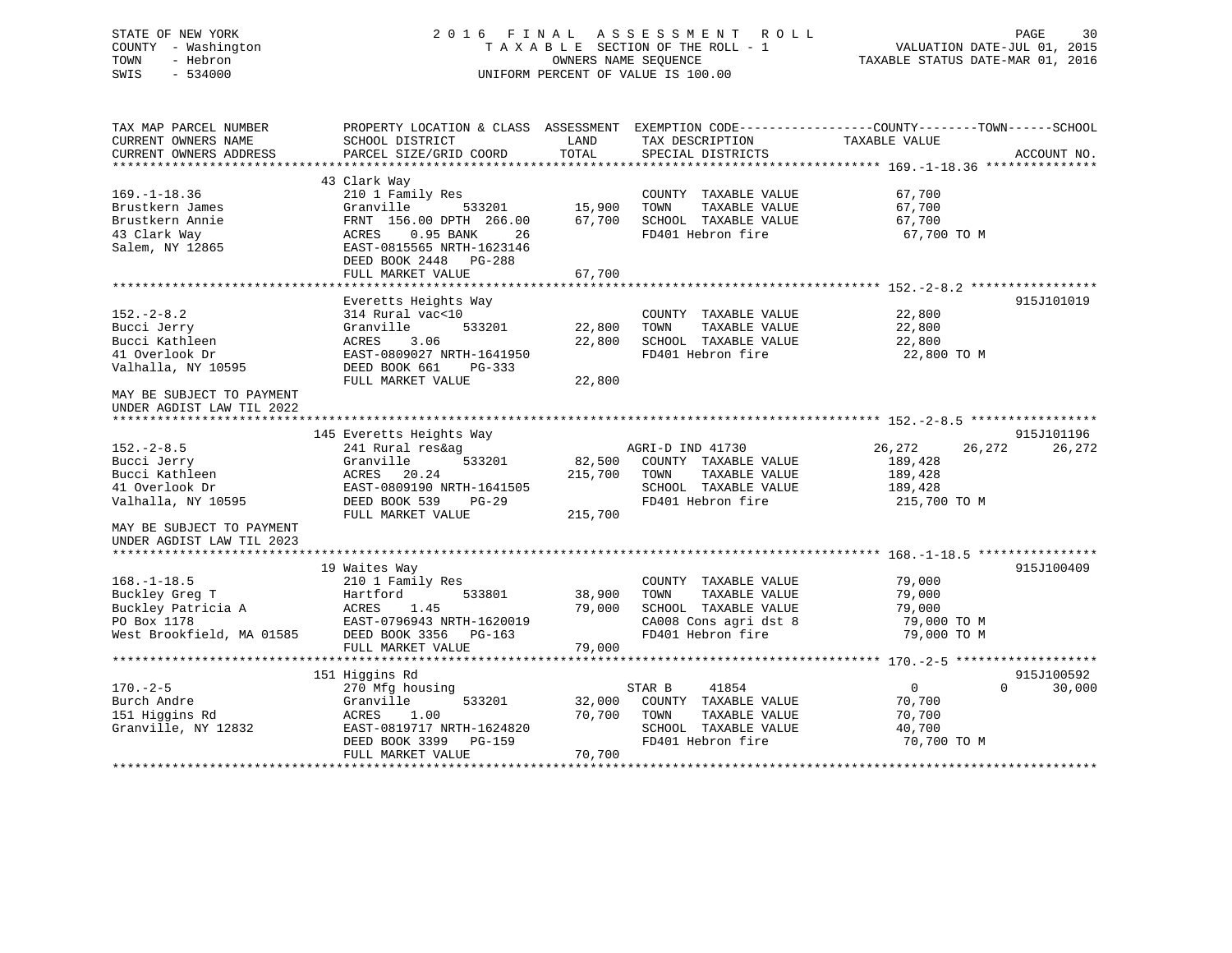STATE OF NEW YORK
COUNTY - Washington
TOWN - Hebron
SWIS - 534000

2016 FINAL ASSESSMENT ROLL
TAXABLE SECTION OF THE ROLL - 1
OWNERS NAME SEQUENCE
UNIFORM PERCENT OF VALUE IS 100.00

VALUATION DATE-JUL 01, 2015
TAXABLE STATUS DATE-MAR 01, 2016

```
TAX MAP PARCEL NUMBER          PROPERTY LOCATION & CLASS  ASSESSMENT  EXEMPTION CODE-----------------COUNTY--------TOWN------SCHOOL
CURRENT OWNERS NAME            SCHOOL DISTRICT               LAND      TAX DESCRIPTION            TAXABLE VALUE
CURRENT OWNERS ADDRESS         PARCEL SIZE/GRID COORD        TOTAL     SPECIAL DISTRICTS                                      ACCOUNT NO.
******************************************************************************************************* 169.-1-18.36 ***************
                               43 Clark Way
169.-1-18.36                   210 1 Family Res                        COUNTY  TAXABLE VALUE             67,700
Brustkern James                Granville        533201       15,900    TOWN    TAXABLE VALUE             67,700
Brustkern Annie                FRNT 156.00 DPTH 266.00       67,700    SCHOOL  TAXABLE VALUE             67,700
43 Clark Way                   ACRES    0.95 BANK     26               FD401 Hebron fire                  67,700 TO M
Salem, NY 12865                EAST-0815565 NRTH-1623146
                               DEED BOOK 2448   PG-288
                               FULL MARKET VALUE             67,700
******************************************************************************************************* 152.-2-8.2 *****************
                               Everetts Heights Way                                                                     915J101019
152.-2-8.2                     314 Rural vac<10                        COUNTY  TAXABLE VALUE             22,800
Bucci Jerry                    Granville        533201       22,800    TOWN    TAXABLE VALUE             22,800
Bucci Kathleen                 ACRES    3.06                 22,800    SCHOOL  TAXABLE VALUE             22,800
41 Overlook Dr                 EAST-0809027 NRTH-1641950               FD401 Hebron fire                  22,800 TO M
Valhalla, NY 10595             DEED BOOK 661    PG-333
                               FULL MARKET VALUE             22,800
MAY BE SUBJECT TO PAYMENT
UNDER AGDIST LAW TIL 2022
******************************************************************************************************* 152.-2-8.5 *****************
                               145 Everetts Heights Way                                                                 915J101196
152.-2-8.5                     241 Rural res&ag                        AGRI-D IND 41730          26,272      26,272      26,272
Bucci Jerry                    Granville        533201       82,500    COUNTY  TAXABLE VALUE            189,428
Bucci Kathleen                 ACRES   20.24                215,700    TOWN    TAXABLE VALUE            189,428
41 Overlook Dr                 EAST-0809190 NRTH-1641505               SCHOOL  TAXABLE VALUE            189,428
Valhalla, NY 10595             DEED BOOK 539    PG-29                  FD401 Hebron fire                 215,700 TO M
                               FULL MARKET VALUE            215,700
MAY BE SUBJECT TO PAYMENT
UNDER AGDIST LAW TIL 2023
******************************************************************************************************* 168.-1-18.5 ****************
                               19 Waites Way                                                                            915J100409
168.-1-18.5                    210 1 Family Res                        COUNTY  TAXABLE VALUE             79,000
Buckley Greg T                 Hartford         533801       38,900    TOWN    TAXABLE VALUE             79,000
Buckley Patricia A             ACRES    1.45                 79,000    SCHOOL  TAXABLE VALUE             79,000
PO Box 1178                    EAST-0796943 NRTH-1620019               CA008 Cons agri dst 8              79,000 TO M
West Brookfield, MA 01585      DEED BOOK 3356   PG-163                 FD401 Hebron fire                  79,000 TO M
                               FULL MARKET VALUE             79,000
******************************************************************************************************* 170.-2-5 *******************
                               151 Higgins Rd                                                                           915J100592
170.-2-5                       270 Mfg housing                         STAR B     41854                0           0      30,000
Burch Andre                    Granville        533201       32,000    COUNTY  TAXABLE VALUE             70,700
151 Higgins Rd                 ACRES    1.00                 70,700    TOWN    TAXABLE VALUE             70,700
Granville, NY 12832            EAST-0819717 NRTH-1624820               SCHOOL  TAXABLE VALUE             40,700
                               DEED BOOK 3399   PG-159                 FD401 Hebron fire                  70,700 TO M
                               FULL MARKET VALUE             70,700
************************************************************************************************************************************
```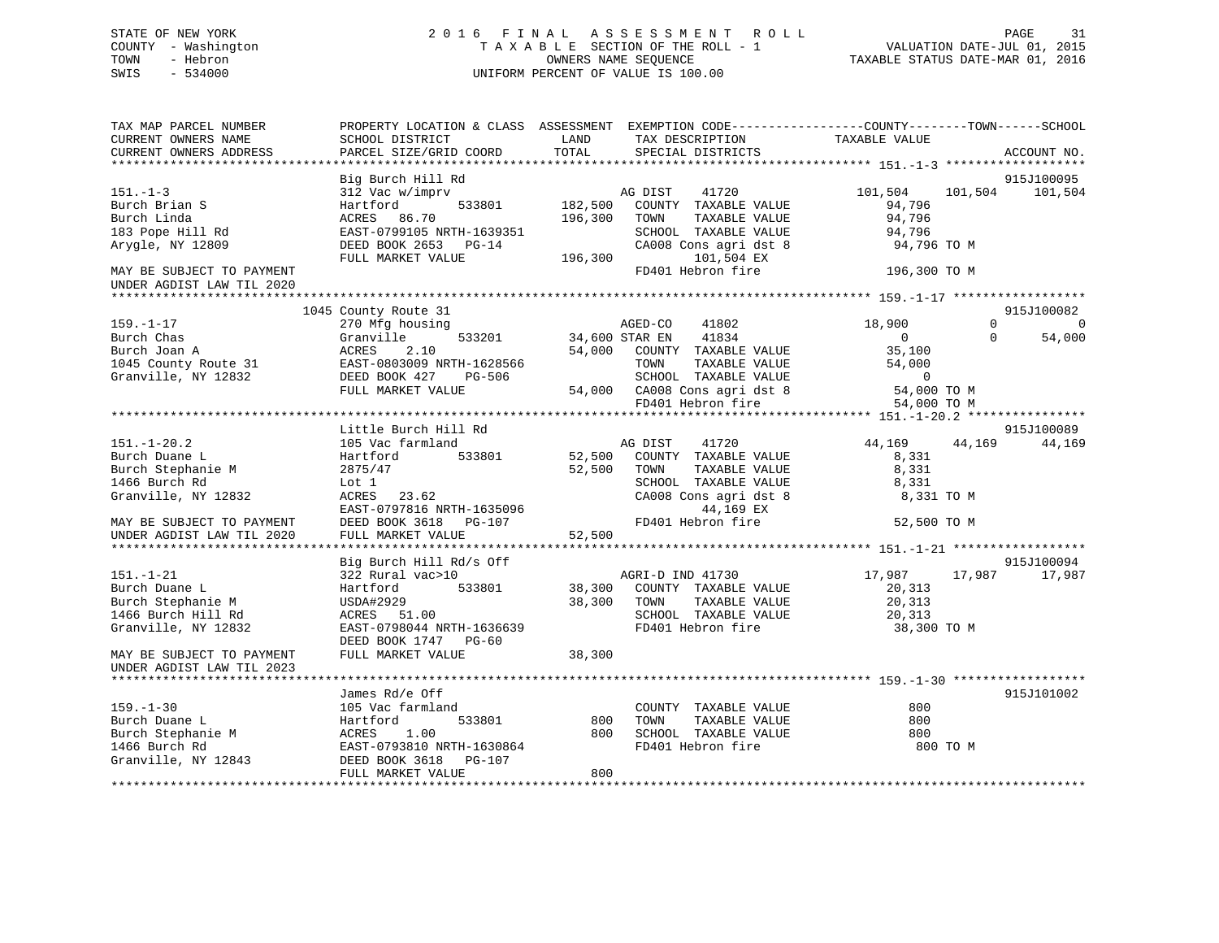STATE OF NEW YORK
COUNTY - Washington
TOWN - Hebron
SWIS - 534000

# 2016 FINAL ASSESSMENT ROLL
TAXABLE SECTION OF THE ROLL - 1
OWNERS NAME SEQUENCE
UNIFORM PERCENT OF VALUE IS 100.00

VALUATION DATE-JUL 01, 2015
TAXABLE STATUS DATE-MAR 01, 2016

```
TAX MAP PARCEL NUMBER       PROPERTY LOCATION & CLASS  ASSESSMENT  EXEMPTION CODE------------------COUNTY--------TOWN------SCHOOL
CURRENT OWNERS NAME         SCHOOL DISTRICT              LAND      TAX DESCRIPTION              TAXABLE VALUE
CURRENT OWNERS ADDRESS      PARCEL SIZE/GRID COORD       TOTAL     SPECIAL DISTRICTS                                    ACCOUNT NO.
******************************************************************************************** 151.-1-3 ******************
                            Big Burch Hill Rd                                                                         915J100095
151.-1-3                    312 Vac w/imprv                       AG DIST     41720          101,504    101,504    101,504
Burch Brian S               Hartford        533801      182,500   COUNTY  TAXABLE VALUE        94,796
Burch Linda                 ACRES  86.70                196,300   TOWN    TAXABLE VALUE        94,796
183 Pope Hill Rd            EAST-0799105 NRTH-1639351             SCHOOL  TAXABLE VALUE        94,796
Arygle, NY 12809            DEED BOOK 2653   PG-14                CA008 Cons agri dst 8          94,796 TO M
                            FULL MARKET VALUE           196,300          101,504 EX
MAY BE SUBJECT TO PAYMENT                                         FD401 Hebron fire             196,300 TO M
UNDER AGDIST LAW TIL 2020
******************************************************************************************** 159.-1-17 *****************
                          1045 County Route 31                                                                        915J100082
159.-1-17                   270 Mfg housing                       AGED-CO     41802           18,900          0          0
Burch Chas                  Granville       533201       34,600 STAR EN     41834                0          0     54,000
Burch Joan A                ACRES   2.10                 54,000   COUNTY  TAXABLE VALUE        35,100
1045 County Route 31        EAST-0803009 NRTH-1628566             TOWN    TAXABLE VALUE        54,000
Granville, NY 12832         DEED BOOK 427    PG-506               SCHOOL  TAXABLE VALUE             0
                            FULL MARKET VALUE            54,000   CA008 Cons agri dst 8          54,000 TO M
                                                                  FD401 Hebron fire              54,000 TO M
******************************************************************************************** 151.-1-20.2 ***************
                            Little Burch Hill Rd                                                                      915J100089
151.-1-20.2                 105 Vac farmland                      AG DIST     41720           44,169     44,169     44,169
Burch Duane L               Hartford        533801       52,500   COUNTY  TAXABLE VALUE         8,331
Burch Stephanie M           2875/47                      52,500   TOWN    TAXABLE VALUE         8,331
1466 Burch Rd               Lot 1                                 SCHOOL  TAXABLE VALUE         8,331
Granville, NY 12832         ACRES  23.62                          CA008 Cons agri dst 8           8,331 TO M
                            EAST-0797816 NRTH-1635096                     44,169 EX
MAY BE SUBJECT TO PAYMENT   DEED BOOK 3618   PG-107               FD401 Hebron fire              52,500 TO M
UNDER AGDIST LAW TIL 2020   FULL MARKET VALUE            52,500
******************************************************************************************** 151.-1-21 *****************
                            Big Burch Hill Rd/s Off                                                                   915J100094
151.-1-21                   322 Rural vac>10                      AGRI-D IND 41730            17,987     17,987     17,987
Burch Duane L               Hartford        533801       38,300   COUNTY  TAXABLE VALUE        20,313
Burch Stephanie M           USDA#2929                    38,300   TOWN    TAXABLE VALUE        20,313
1466 Burch Hill Rd          ACRES  51.00                          SCHOOL  TAXABLE VALUE        20,313
Granville, NY 12832         EAST-0798044 NRTH-1636639             FD401 Hebron fire              38,300 TO M
                            DEED BOOK 1747   PG-60
MAY BE SUBJECT TO PAYMENT   FULL MARKET VALUE            38,300
UNDER AGDIST LAW TIL 2023
******************************************************************************************** 159.-1-30 *****************
                            James Rd/e Off                                                                            915J101002
159.-1-30                   105 Vac farmland                      COUNTY  TAXABLE VALUE           800
Burch Duane L               Hartford        533801          800   TOWN    TAXABLE VALUE           800
Burch Stephanie M           ACRES   1.00                    800   SCHOOL  TAXABLE VALUE           800
1466 Burch Rd               EAST-0793810 NRTH-1630864             FD401 Hebron fire                 800 TO M
Granville, NY 12843         DEED BOOK 3618   PG-107
                            FULL MARKET VALUE               800
*************************************************************************************************************************
```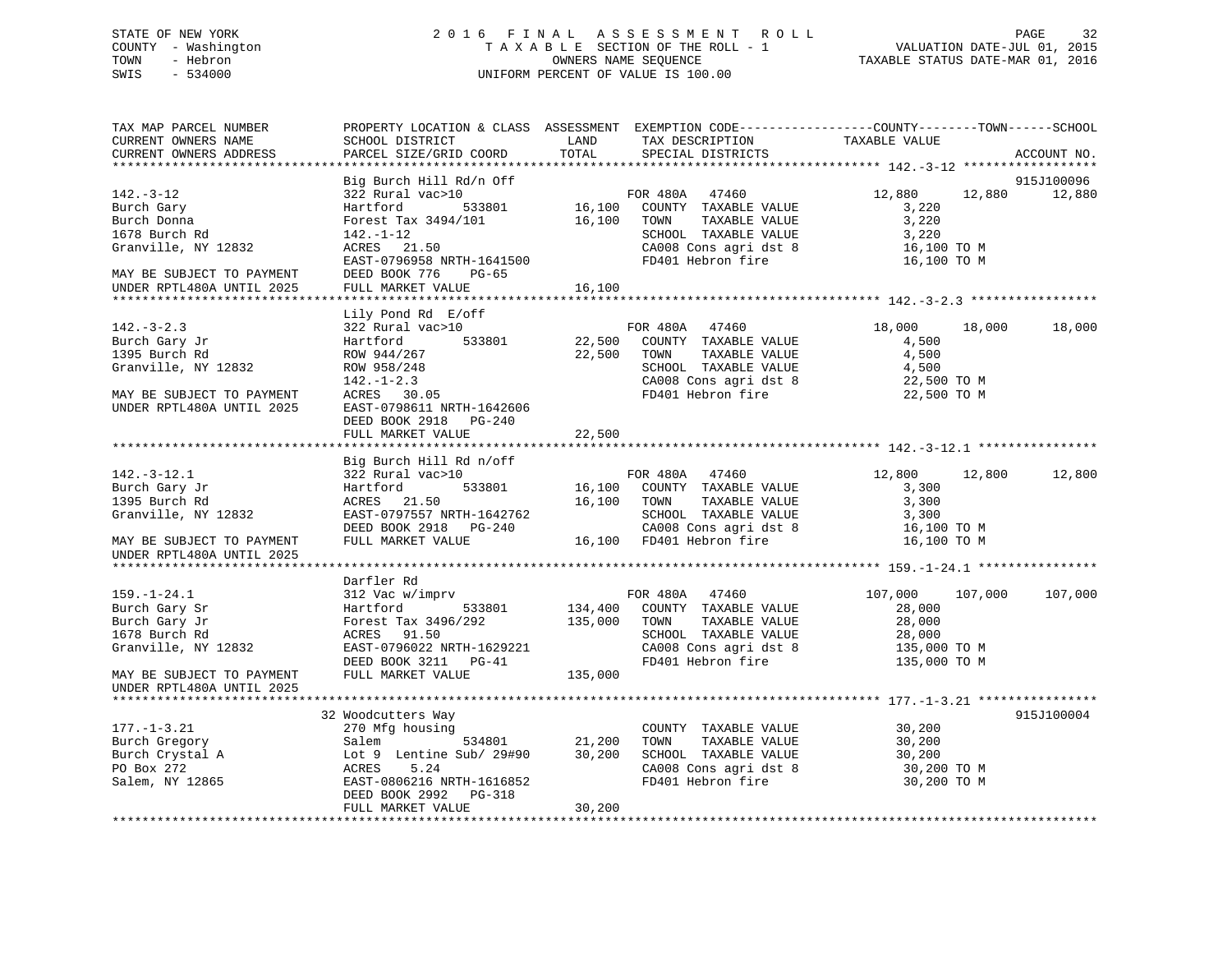STATE OF NEW YORK
COUNTY - Washington
TOWN - Hebron
SWIS - 534000

2016 FINAL ASSESSMENT ROLL
TAXABLE SECTION OF THE ROLL - 1
OWNERS NAME SEQUENCE
UNIFORM PERCENT OF VALUE IS 100.00

VALUATION DATE-JUL 01, 2015
TAXABLE STATUS DATE-MAR 01, 2016

| TAX MAP PARCEL NUMBER / CURRENT OWNERS NAME / CURRENT OWNERS ADDRESS | PROPERTY LOCATION & CLASS / SCHOOL DISTRICT / PARCEL SIZE/GRID COORD | ASSESSMENT LAND / TOTAL | EXEMPTION CODE / TAX DESCRIPTION / SPECIAL DISTRICTS | COUNTY TAXABLE VALUE | TOWN | SCHOOL | ACCOUNT NO. |
|---|---|---|---|---|---|---|---|
| **142.-3-12** | Big Burch Hill Rd/n Off | | | | | | 915J100096 |
| 142.-3-12 | 322 Rural vac>10 | | FOR 480A 47460 | 12,880 | 12,880 | 12,880 | |
| Burch Gary | Hartford 533801 | 16,100 | COUNTY TAXABLE VALUE | 3,220 | | | |
| Burch Donna | Forest Tax 3494/101 | 16,100 | TOWN TAXABLE VALUE | 3,220 | | | |
| 1678 Burch Rd | 142.-1-12 | | SCHOOL TAXABLE VALUE | 3,220 | | | |
| Granville, NY 12832 | ACRES 21.50 | | CA008 Cons agri dst 8 | 16,100 TO M | | | |
| | EAST-0796958 NRTH-1641500 | | FD401 Hebron fire | 16,100 TO M | | | |
| MAY BE SUBJECT TO PAYMENT | DEED BOOK 776 PG-65 | | | | | | |
| UNDER RPTL480A UNTIL 2025 | FULL MARKET VALUE | 16,100 | | | | | |
| **142.-3-2.3** | Lily Pond Rd E/off | | | | | | |
| 142.-3-2.3 | 322 Rural vac>10 | | FOR 480A 47460 | 18,000 | 18,000 | 18,000 | |
| Burch Gary Jr | Hartford 533801 | 22,500 | COUNTY TAXABLE VALUE | 4,500 | | | |
| 1395 Burch Rd | ROW 944/267 | 22,500 | TOWN TAXABLE VALUE | 4,500 | | | |
| Granville, NY 12832 | ROW 958/248 | | SCHOOL TAXABLE VALUE | 4,500 | | | |
| | 142.-1-2.3 | | CA008 Cons agri dst 8 | 22,500 TO M | | | |
| MAY BE SUBJECT TO PAYMENT | ACRES 30.05 | | FD401 Hebron fire | 22,500 TO M | | | |
| UNDER RPTL480A UNTIL 2025 | EAST-0798611 NRTH-1642606 | | | | | | |
| | DEED BOOK 2918 PG-240 | | | | | | |
| | FULL MARKET VALUE | 22,500 | | | | | |
| **142.-3-12.1** | Big Burch Hill Rd n/off | | | | | | |
| 142.-3-12.1 | 322 Rural vac>10 | | FOR 480A 47460 | 12,800 | 12,800 | 12,800 | |
| Burch Gary Jr | Hartford 533801 | 16,100 | COUNTY TAXABLE VALUE | 3,300 | | | |
| 1395 Burch Rd | ACRES 21.50 | 16,100 | TOWN TAXABLE VALUE | 3,300 | | | |
| Granville, NY 12832 | EAST-0797557 NRTH-1642762 | | SCHOOL TAXABLE VALUE | 3,300 | | | |
| | DEED BOOK 2918 PG-240 | | CA008 Cons agri dst 8 | 16,100 TO M | | | |
| MAY BE SUBJECT TO PAYMENT | FULL MARKET VALUE | 16,100 | FD401 Hebron fire | 16,100 TO M | | | |
| UNDER RPTL480A UNTIL 2025 | | | | | | | |
| **159.-1-24.1** | Darfler Rd | | | | | | |
| 159.-1-24.1 | 312 Vac w/imprv | | FOR 480A 47460 | 107,000 | 107,000 | 107,000 | |
| Burch Gary Sr | Hartford 533801 | 134,400 | COUNTY TAXABLE VALUE | 28,000 | | | |
| Burch Gary Jr | Forest Tax 3496/292 | 135,000 | TOWN TAXABLE VALUE | 28,000 | | | |
| 1678 Burch Rd | ACRES 91.50 | | SCHOOL TAXABLE VALUE | 28,000 | | | |
| Granville, NY 12832 | EAST-0796022 NRTH-1629221 | | CA008 Cons agri dst 8 | 135,000 TO M | | | |
| | DEED BOOK 3211 PG-41 | | FD401 Hebron fire | 135,000 TO M | | | |
| MAY BE SUBJECT TO PAYMENT | FULL MARKET VALUE | 135,000 | | | | | |
| UNDER RPTL480A UNTIL 2025 | | | | | | | |
| **177.-1-3.21** | 32 Woodcutters Way | | | | | | 915J100004 |
| 177.-1-3.21 | 270 Mfg housing | | COUNTY TAXABLE VALUE | 30,200 | | | |
| Burch Gregory | Salem 534801 | 21,200 | TOWN TAXABLE VALUE | 30,200 | | | |
| Burch Crystal A | Lot 9 Lentine Sub/ 29#90 | 30,200 | SCHOOL TAXABLE VALUE | 30,200 | | | |
| PO Box 272 | ACRES 5.24 | | CA008 Cons agri dst 8 | 30,200 TO M | | | |
| Salem, NY 12865 | EAST-0806216 NRTH-1616852 | | FD401 Hebron fire | 30,200 TO M | | | |
| | DEED BOOK 2992 PG-318 | | | | | | |
| | FULL MARKET VALUE | 30,200 | | | | | |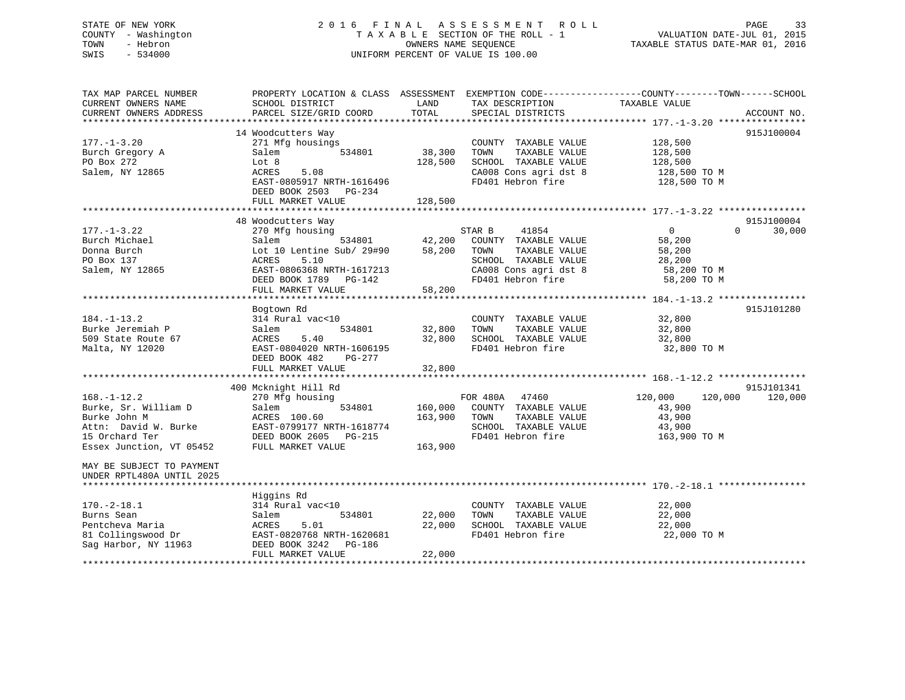STATE OF NEW YORK
COUNTY - Washington
TOWN - Hebron
SWIS - 534000

# 2016 FINAL ASSESSMENT ROLL

TAXABLE SECTION OF THE ROLL - 1
OWNERS NAME SEQUENCE
UNIFORM PERCENT OF VALUE IS 100.00

VALUATION DATE-JUL 01, 2015
TAXABLE STATUS DATE-MAR 01, 2016

```
TAX MAP PARCEL NUMBER          PROPERTY LOCATION & CLASS  ASSESSMENT  EXEMPTION CODE-----------------COUNTY--------TOWN------SCHOOL
CURRENT OWNERS NAME            SCHOOL DISTRICT              LAND      TAX DESCRIPTION            TAXABLE VALUE
CURRENT OWNERS ADDRESS         PARCEL SIZE/GRID COORD       TOTAL     SPECIAL DISTRICTS                                    ACCOUNT NO.
********************************************************************************************** 177.-1-3.20 ****************
                               14 Woodcutters Way                                                                          915J100004
177.-1-3.20                    271 Mfg housings                       COUNTY  TAXABLE VALUE          128,500
Burch Gregory A                Salem          534801      38,300      TOWN    TAXABLE VALUE          128,500
PO Box 272                     Lot 8                     128,500      SCHOOL  TAXABLE VALUE          128,500
Salem, NY 12865                ACRES    5.08                          CA008 Cons agri dst 8           128,500 TO M
                               EAST-0805917 NRTH-1616496              FD401 Hebron fire               128,500 TO M
                               DEED BOOK 2503   PG-234
                               FULL MARKET VALUE         128,500
********************************************************************************************** 177.-1-3.22 ****************
                               48 Woodcutters Way                                                                          915J100004
177.-1-3.22                    270 Mfg housing                        STAR B     41854                 0            0      30,000
Burch Michael                  Salem          534801      42,200      COUNTY  TAXABLE VALUE           58,200
Donna Burch                    Lot 10 Lentine Sub/ 29#90   58,200     TOWN    TAXABLE VALUE           58,200
PO Box 137                     ACRES    5.10                          SCHOOL  TAXABLE VALUE           28,200
Salem, NY 12865                EAST-0806368 NRTH-1617213              CA008 Cons agri dst 8            58,200 TO M
                               DEED BOOK 1789   PG-142                FD401 Hebron fire                58,200 TO M
                               FULL MARKET VALUE          58,200
********************************************************************************************** 184.-1-13.2 ****************
                               Bogtown Rd                                                                                  915J101280
184.-1-13.2                    314 Rural vac<10                       COUNTY  TAXABLE VALUE           32,800
Burke Jeremiah P               Salem          534801      32,800      TOWN    TAXABLE VALUE           32,800
509 State Route 67             ACRES    5.40              32,800      SCHOOL  TAXABLE VALUE           32,800
Malta, NY 12020                EAST-0804020 NRTH-1606195              FD401 Hebron fire                32,800 TO M
                               DEED BOOK 482    PG-277
                               FULL MARKET VALUE          32,800
********************************************************************************************** 168.-1-12.2 ****************
                               400 Mcknight Hill Rd                                                                        915J101341
168.-1-12.2                    270 Mfg housing                        FOR 480A   47460           120,000      120,000     120,000
Burke, Sr. William D           Salem          534801     160,000      COUNTY  TAXABLE VALUE           43,900
Burke John M                   ACRES  100.60             163,900      TOWN    TAXABLE VALUE           43,900
Attn:  David W. Burke          EAST-0799177 NRTH-1618774              SCHOOL  TAXABLE VALUE           43,900
15 Orchard Ter                 DEED BOOK 2605   PG-215                FD401 Hebron fire               163,900 TO M
Essex Junction, VT 05452       FULL MARKET VALUE         163,900

MAY BE SUBJECT TO PAYMENT
UNDER RPTL480A UNTIL 2025
********************************************************************************************** 170.-2-18.1 ****************
                               Higgins Rd
170.-2-18.1                    314 Rural vac<10                       COUNTY  TAXABLE VALUE           22,000
Burns Sean                     Salem          534801      22,000      TOWN    TAXABLE VALUE           22,000
Pentcheva Maria                ACRES    5.01              22,000      SCHOOL  TAXABLE VALUE           22,000
81 Collingswood Dr             EAST-0820768 NRTH-1620681              FD401 Hebron fire                22,000 TO M
Sag Harbor, NY 11963           DEED BOOK 3242   PG-186
                               FULL MARKET VALUE          22,000
*****************************************************************************************************************************
```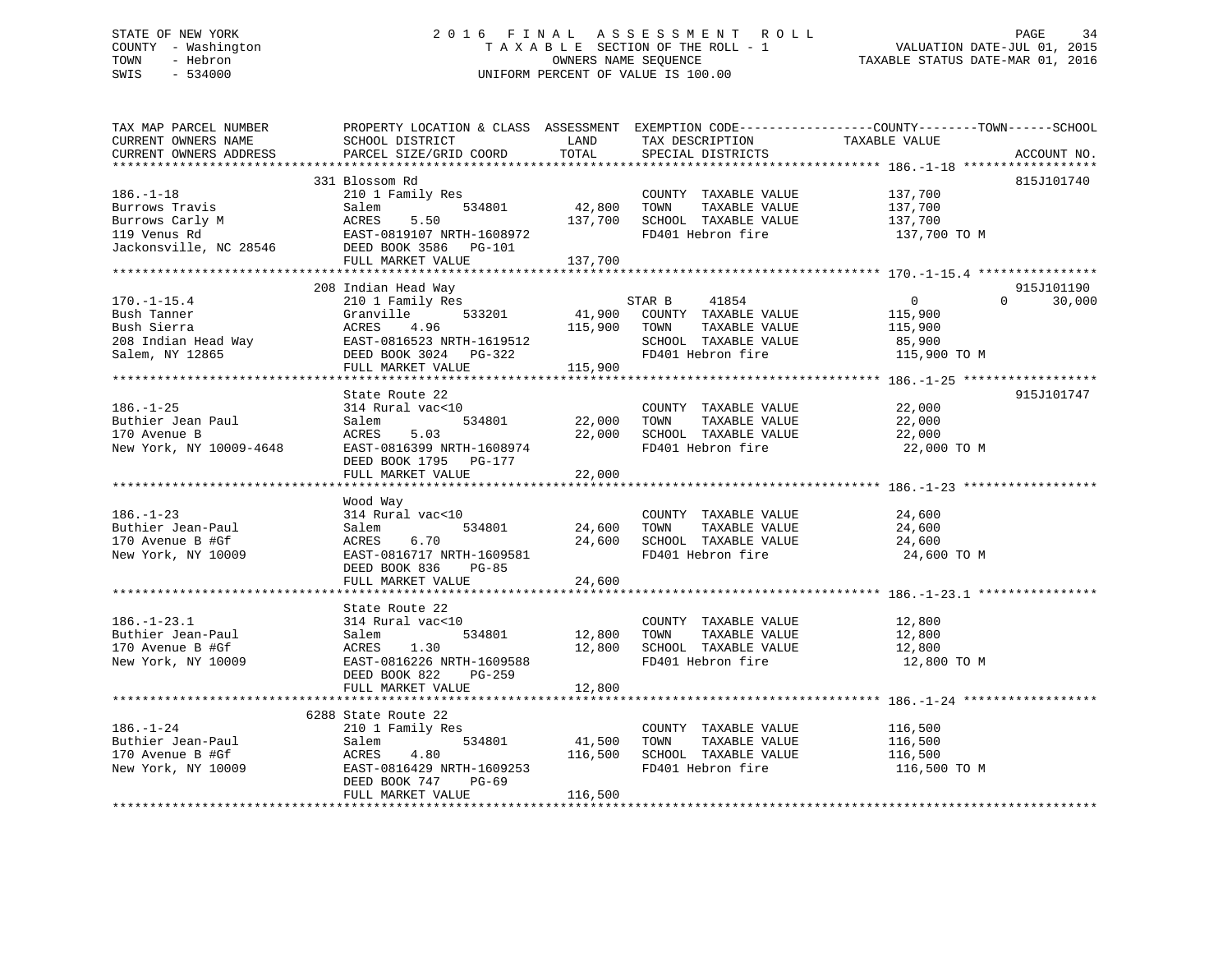STATE OF NEW YORK
COUNTY - Washington
TOWN - Hebron
SWIS - 534000

# 2016 FINAL ASSESSMENT ROLL
TAXABLE SECTION OF THE ROLL - 1
OWNERS NAME SEQUENCE
UNIFORM PERCENT OF VALUE IS 100.00

VALUATION DATE-JUL 01, 2015
TAXABLE STATUS DATE-MAR 01, 2016

| TAX MAP PARCEL NUMBER / CURRENT OWNERS NAME / CURRENT OWNERS ADDRESS | PROPERTY LOCATION & CLASS / SCHOOL DISTRICT / PARCEL SIZE/GRID COORD | ASSESSMENT LAND | TOTAL | EXEMPTION CODE / TAX DESCRIPTION / SPECIAL DISTRICTS | COUNTY TAXABLE VALUE | TOWN | SCHOOL | ACCOUNT NO. |
|---|---|---|---|---|---|---|---|---|
| 186.-1-18 | 331 Blossom Rd | | | | | | | 815J101740 |
| | 210 1 Family Res | | | COUNTY TAXABLE VALUE | 137,700 | | | |
| Burrows Travis | Salem 534801 | 42,800 | | TOWN TAXABLE VALUE | 137,700 | | | |
| Burrows Carly M | ACRES 5.50 | | 137,700 | SCHOOL TAXABLE VALUE | 137,700 | | | |
| 119 Venus Rd | EAST-0819107 NRTH-1608972 | | | FD401 Hebron fire | 137,700 TO M | | | |
| Jacksonville, NC 28546 | DEED BOOK 3586 PG-101 | | | | | | | |
| | FULL MARKET VALUE | | 137,700 | | | | | |
| 170.-1-15.4 | 208 Indian Head Way | | | | | | | 915J101190 |
| | 210 1 Family Res | | | STAR B 41854 | 0 | 0 | 30,000 | |
| Bush Tanner | Granville 533201 | 41,900 | | COUNTY TAXABLE VALUE | 115,900 | | | |
| Bush Sierra | ACRES 4.96 | | 115,900 | TOWN TAXABLE VALUE | 115,900 | | | |
| 208 Indian Head Way | EAST-0816523 NRTH-1619512 | | | SCHOOL TAXABLE VALUE | 85,900 | | | |
| Salem, NY 12865 | DEED BOOK 3024 PG-322 | | | FD401 Hebron fire | 115,900 TO M | | | |
| | FULL MARKET VALUE | | 115,900 | | | | | |
| 186.-1-25 | State Route 22 | | | | | | | 915J101747 |
| | 314 Rural vac<10 | | | COUNTY TAXABLE VALUE | 22,000 | | | |
| Buthier Jean Paul | Salem 534801 | 22,000 | | TOWN TAXABLE VALUE | 22,000 | | | |
| 170 Avenue B | ACRES 5.03 | | 22,000 | SCHOOL TAXABLE VALUE | 22,000 | | | |
| New York, NY 10009-4648 | EAST-0816399 NRTH-1608974 | | | FD401 Hebron fire | 22,000 TO M | | | |
| | DEED BOOK 1795 PG-177 | | | | | | | |
| | FULL MARKET VALUE | | 22,000 | | | | | |
| 186.-1-23 | Wood Way | | | | | | | |
| | 314 Rural vac<10 | | | COUNTY TAXABLE VALUE | 24,600 | | | |
| Buthier Jean-Paul | Salem 534801 | 24,600 | | TOWN TAXABLE VALUE | 24,600 | | | |
| 170 Avenue B #Gf | ACRES 6.70 | | 24,600 | SCHOOL TAXABLE VALUE | 24,600 | | | |
| New York, NY 10009 | EAST-0816717 NRTH-1609581 | | | FD401 Hebron fire | 24,600 TO M | | | |
| | DEED BOOK 836 PG-85 | | | | | | | |
| | FULL MARKET VALUE | | 24,600 | | | | | |
| 186.-1-23.1 | State Route 22 | | | | | | | |
| | 314 Rural vac<10 | | | COUNTY TAXABLE VALUE | 12,800 | | | |
| Buthier Jean-Paul | Salem 534801 | 12,800 | | TOWN TAXABLE VALUE | 12,800 | | | |
| 170 Avenue B #Gf | ACRES 1.30 | | 12,800 | SCHOOL TAXABLE VALUE | 12,800 | | | |
| New York, NY 10009 | EAST-0816226 NRTH-1609588 | | | FD401 Hebron fire | 12,800 TO M | | | |
| | DEED BOOK 822 PG-259 | | | | | | | |
| | FULL MARKET VALUE | | 12,800 | | | | | |
| 186.-1-24 | 6288 State Route 22 | | | | | | | |
| | 210 1 Family Res | | | COUNTY TAXABLE VALUE | 116,500 | | | |
| Buthier Jean-Paul | Salem 534801 | 41,500 | | TOWN TAXABLE VALUE | 116,500 | | | |
| 170 Avenue B #Gf | ACRES 4.80 | | 116,500 | SCHOOL TAXABLE VALUE | 116,500 | | | |
| New York, NY 10009 | EAST-0816429 NRTH-1609253 | | | FD401 Hebron fire | 116,500 TO M | | | |
| | DEED BOOK 747 PG-69 | | | | | | | |
| | FULL MARKET VALUE | | 116,500 | | | | | |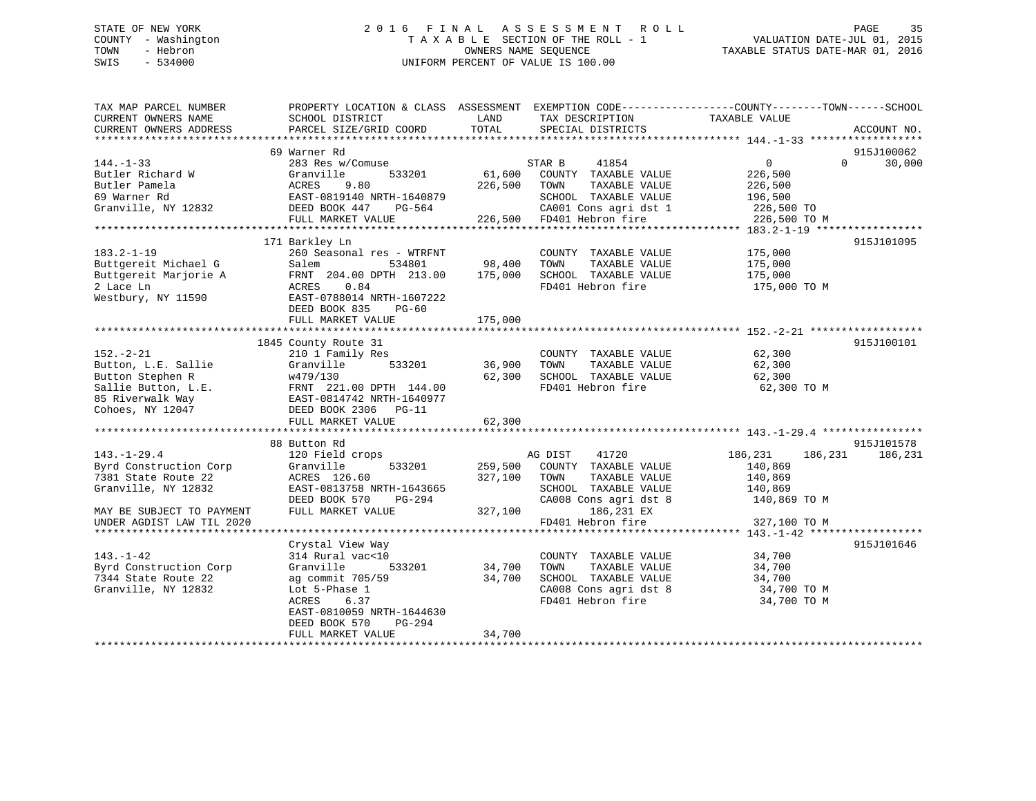STATE OF NEW YORK                    2 0 1 6   F I N A L   A S S E S S M E N T   R O L L
COUNTY - Washington                  T A X A B L E SECTION OF THE ROLL - 1                VALUATION DATE-JUL 01, 2015
TOWN - Hebron                        OWNERS NAME SEQUENCE                                 TAXABLE STATUS DATE-MAR 01, 2016
SWIS - 534000                        UNIFORM PERCENT OF VALUE IS 100.00

```
TAX MAP PARCEL NUMBER          PROPERTY LOCATION & CLASS  ASSESSMENT  EXEMPTION CODE------------------COUNTY--------TOWN------SCHOOL
CURRENT OWNERS NAME            SCHOOL DISTRICT               LAND      TAX DESCRIPTION              TAXABLE VALUE
CURRENT OWNERS ADDRESS         PARCEL SIZE/GRID COORD       TOTAL      SPECIAL DISTRICTS                                  ACCOUNT NO.
******************************************************************************************************* 144.-1-33 *****************
                               69 Warner Rd                                                                              915J100062
144.-1-33                      283 Res w/Comuse                      STAR B    41854               0             0       30,000
Butler Richard W               Granville      533201      61,600     COUNTY  TAXABLE VALUE         226,500
Butler Pamela                  ACRES    9.80             226,500     TOWN    TAXABLE VALUE         226,500
69 Warner Rd                   EAST-0819140 NRTH-1640879             SCHOOL  TAXABLE VALUE         196,500
Granville, NY 12832            DEED BOOK 447    PG-564               CA001 Cons agri dst 1          226,500 TO
                               FULL MARKET VALUE         226,500     FD401 Hebron fire              226,500 TO M
******************************************************************************************************* 183.2-1-19 ****************
                               171 Barkley Ln                                                                            915J101095
183.2-1-19                     260 Seasonal res - WTRFNT             COUNTY  TAXABLE VALUE         175,000
Buttgereit Michael G           Salem          534801      98,400     TOWN    TAXABLE VALUE         175,000
Buttgereit Marjorie A          FRNT 204.00 DPTH 213.00   175,000     SCHOOL  TAXABLE VALUE         175,000
2 Lace Ln                      ACRES    0.84                         FD401 Hebron fire              175,000 TO M
Westbury, NY 11590             EAST-0788014 NRTH-1607222
                               DEED BOOK 835    PG-60
                               FULL MARKET VALUE         175,000
******************************************************************************************************* 152.-2-21 *****************
                               1845 County Route 31                                                                      915J100101
152.-2-21                      210 1 Family Res                      COUNTY  TAXABLE VALUE          62,300
Button, L.E. Sallie            Granville      533201      36,900     TOWN    TAXABLE VALUE          62,300
Button Stephen R               w479/130                   62,300     SCHOOL  TAXABLE VALUE          62,300
Sallie Button, L.E.            FRNT 221.00 DPTH 144.00               FD401 Hebron fire               62,300 TO M
85 Riverwalk Way               EAST-0814742 NRTH-1640977
Cohoes, NY 12047               DEED BOOK 2306   PG-11
                               FULL MARKET VALUE          62,300
******************************************************************************************************* 143.-1-29.4 ***************
                               88 Button Rd                                                                              915J101578
143.-1-29.4                    120 Field crops                       AG DIST   41720          186,231       186,231     186,231
Byrd Construction Corp         Granville      533201     259,500     COUNTY  TAXABLE VALUE         140,869
7381 State Route 22            ACRES  126.60             327,100     TOWN    TAXABLE VALUE         140,869
Granville, NY 12832            EAST-0813758 NRTH-1643665             SCHOOL  TAXABLE VALUE         140,869
                               DEED BOOK 570    PG-294               CA008 Cons agri dst 8          140,869 TO M
MAY BE SUBJECT TO PAYMENT      FULL MARKET VALUE         327,100          186,231 EX
UNDER AGDIST LAW TIL 2020                                            FD401 Hebron fire              327,100 TO M
******************************************************************************************************* 143.-1-42 *****************
                               Crystal View Way                                                                          915J101646
143.-1-42                      314 Rural vac<10                      COUNTY  TAXABLE VALUE          34,700
Byrd Construction Corp         Granville      533201      34,700     TOWN    TAXABLE VALUE          34,700
7344 State Route 22            ag commit 705/59           34,700     SCHOOL  TAXABLE VALUE          34,700
Granville, NY 12832            Lot 5-Phase 1                         CA008 Cons agri dst 8           34,700 TO M
                               ACRES    6.37                         FD401 Hebron fire               34,700 TO M
                               EAST-0810059 NRTH-1644630
                               DEED BOOK 570    PG-294
                               FULL MARKET VALUE          34,700
************************************************************************************************************************************
```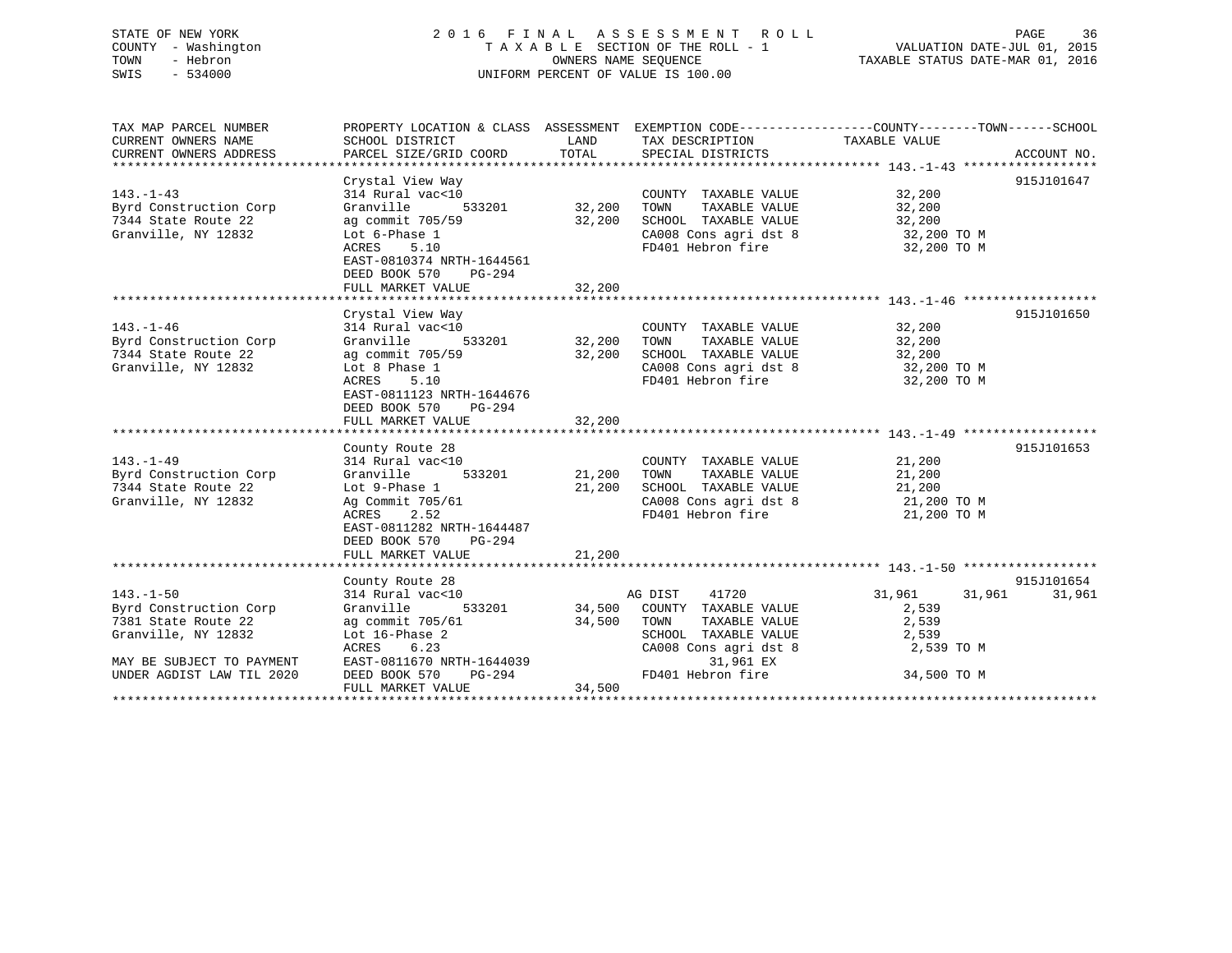STATE OF NEW YORK
COUNTY - Washington
TOWN - Hebron
SWIS - 534000

2016 FINAL ASSESSMENT ROLL
TAXABLE SECTION OF THE ROLL - 1
OWNERS NAME SEQUENCE
UNIFORM PERCENT OF VALUE IS 100.00

VALUATION DATE-JUL 01, 2015
TAXABLE STATUS DATE-MAR 01, 2016

| TAX MAP PARCEL NUMBER / CURRENT OWNERS NAME / CURRENT OWNERS ADDRESS | PROPERTY LOCATION & CLASS / SCHOOL DISTRICT / PARCEL SIZE/GRID COORD | ASSESSMENT LAND / TOTAL | EXEMPTION CODE / TAX DESCRIPTION / SPECIAL DISTRICTS | COUNTY / TAXABLE VALUE | TOWN | SCHOOL / ACCOUNT NO. |
|---|---|---|---|---|---|---|
| **143.-1-43** | Crystal View Way | | | | | 915J101647 |
| 143.-1-43 | 314 Rural vac<10 | | COUNTY TAXABLE VALUE | 32,200 | | |
| Byrd Construction Corp | Granville 533201 | 32,200 | TOWN TAXABLE VALUE | 32,200 | | |
| 7344 State Route 22 | ag commit 705/59 | 32,200 | SCHOOL TAXABLE VALUE | 32,200 | | |
| Granville, NY 12832 | Lot 6-Phase 1 | | CA008 Cons agri dst 8 | 32,200 TO M | | |
| | ACRES 5.10 | | FD401 Hebron fire | 32,200 TO M | | |
| | EAST-0810374 NRTH-1644561 | | | | | |
| | DEED BOOK 570 PG-294 | | | | | |
| | FULL MARKET VALUE | 32,200 | | | | |
| **143.-1-46** | Crystal View Way | | | | | 915J101650 |
| 143.-1-46 | 314 Rural vac<10 | | COUNTY TAXABLE VALUE | 32,200 | | |
| Byrd Construction Corp | Granville 533201 | 32,200 | TOWN TAXABLE VALUE | 32,200 | | |
| 7344 State Route 22 | ag commit 705/59 | 32,200 | SCHOOL TAXABLE VALUE | 32,200 | | |
| Granville, NY 12832 | Lot 8 Phase 1 | | CA008 Cons agri dst 8 | 32,200 TO M | | |
| | ACRES 5.10 | | FD401 Hebron fire | 32,200 TO M | | |
| | EAST-0811123 NRTH-1644676 | | | | | |
| | DEED BOOK 570 PG-294 | | | | | |
| | FULL MARKET VALUE | 32,200 | | | | |
| **143.-1-49** | County Route 28 | | | | | 915J101653 |
| 143.-1-49 | 314 Rural vac<10 | | COUNTY TAXABLE VALUE | 21,200 | | |
| Byrd Construction Corp | Granville 533201 | 21,200 | TOWN TAXABLE VALUE | 21,200 | | |
| 7344 State Route 22 | Lot 9-Phase 1 | 21,200 | SCHOOL TAXABLE VALUE | 21,200 | | |
| Granville, NY 12832 | Ag Commit 705/61 | | CA008 Cons agri dst 8 | 21,200 TO M | | |
| | ACRES 2.52 | | FD401 Hebron fire | 21,200 TO M | | |
| | EAST-0811282 NRTH-1644487 | | | | | |
| | DEED BOOK 570 PG-294 | | | | | |
| | FULL MARKET VALUE | 21,200 | | | | |
| **143.-1-50** | County Route 28 | | | | | 915J101654 |
| 143.-1-50 | 314 Rural vac<10 | | AG DIST 41720 | 31,961 | 31,961 | 31,961 |
| Byrd Construction Corp | Granville 533201 | 34,500 | COUNTY TAXABLE VALUE | 2,539 | | |
| 7381 State Route 22 | ag commit 705/61 | 34,500 | TOWN TAXABLE VALUE | 2,539 | | |
| Granville, NY 12832 | Lot 16-Phase 2 | | SCHOOL TAXABLE VALUE | 2,539 | | |
| | ACRES 6.23 | | CA008 Cons agri dst 8 | 2,539 TO M | | |
| MAY BE SUBJECT TO PAYMENT | EAST-0811670 NRTH-1644039 | | 31,961 EX | | | |
| UNDER AGDIST LAW TIL 2020 | DEED BOOK 570 PG-294 | | FD401 Hebron fire | 34,500 TO M | | |
| | FULL MARKET VALUE | 34,500 | | | | |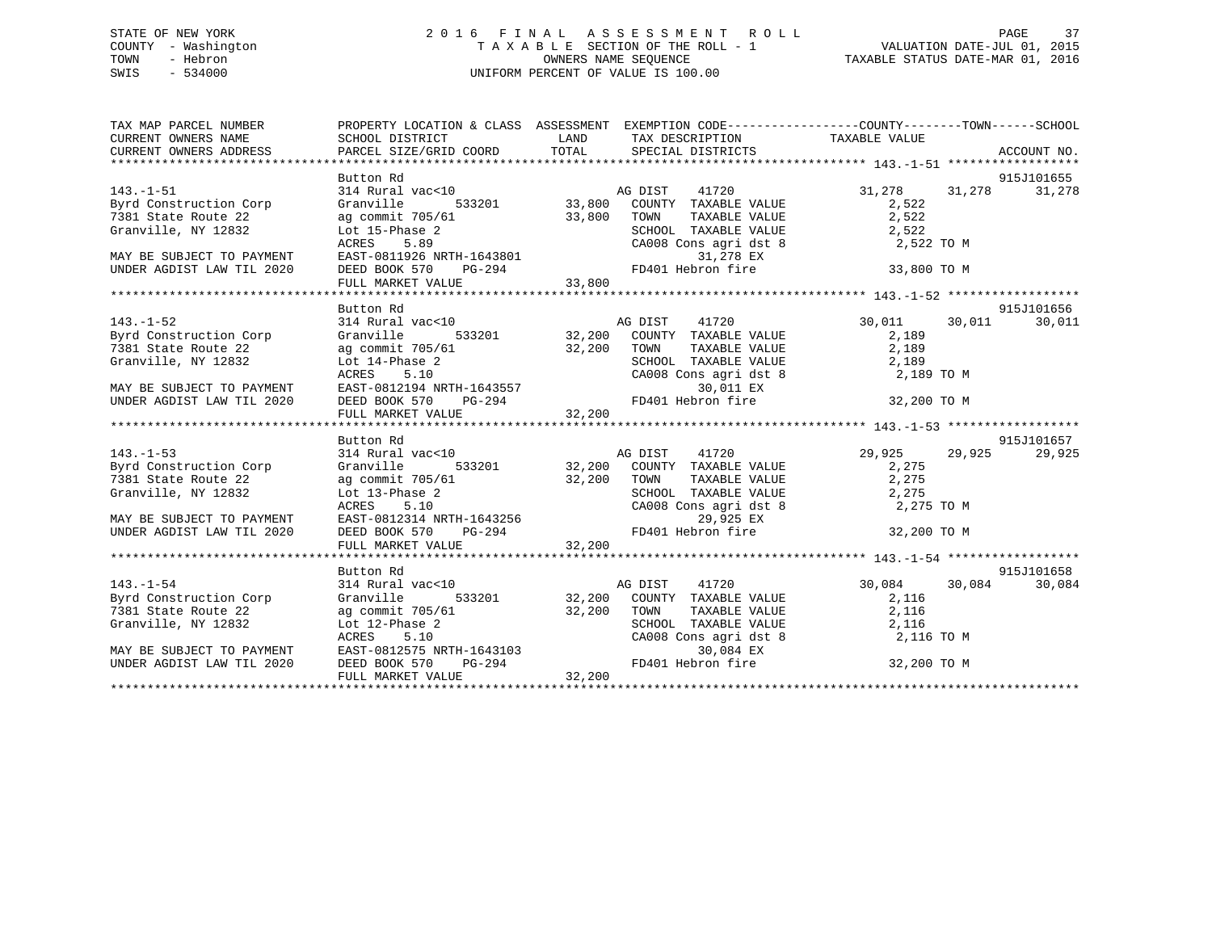STATE OF NEW YORK
COUNTY - Washington
TOWN - Hebron
SWIS - 534000

# 2016 FINAL ASSESSMENT ROLL

TAXABLE SECTION OF THE ROLL - 1
OWNERS NAME SEQUENCE
UNIFORM PERCENT OF VALUE IS 100.00

VALUATION DATE-JUL 01, 2015
TAXABLE STATUS DATE-MAR 01, 2016

| TAX MAP PARCEL NUMBER / CURRENT OWNERS NAME / CURRENT OWNERS ADDRESS | PROPERTY LOCATION & CLASS / SCHOOL DISTRICT / PARCEL SIZE/GRID COORD | ASSESSMENT LAND | TOTAL | EXEMPTION CODE / TAX DESCRIPTION / SPECIAL DISTRICTS | COUNTY TAXABLE VALUE | TOWN | SCHOOL | ACCOUNT NO. |
|---|---|---|---|---|---|---|---|---|
| **143.-1-51** | Button Rd | | | | | | | 915J101655 |
| 143.-1-51 | 314 Rural vac<10 | | | AG DIST 41720 | 31,278 | 31,278 | 31,278 | |
| Byrd Construction Corp | Granville 533201 | 33,800 | | COUNTY TAXABLE VALUE | 2,522 | | | |
| 7381 State Route 22 | ag commit 705/61 | | 33,800 | TOWN TAXABLE VALUE | 2,522 | | | |
| Granville, NY 12832 | Lot 15-Phase 2 | | | SCHOOL TAXABLE VALUE | 2,522 | | | |
| | ACRES 5.89 | | | CA008 Cons agri dst 8 | 2,522 TO M | | | |
| MAY BE SUBJECT TO PAYMENT | EAST-0811926 NRTH-1643801 | | | 31,278 EX | | | | |
| UNDER AGDIST LAW TIL 2020 | DEED BOOK 570 PG-294 | | | FD401 Hebron fire | 33,800 TO M | | | |
| | FULL MARKET VALUE | | 33,800 | | | | | |
| **143.-1-52** | Button Rd | | | | | | | 915J101656 |
| 143.-1-52 | 314 Rural vac<10 | | | AG DIST 41720 | 30,011 | 30,011 | 30,011 | |
| Byrd Construction Corp | Granville 533201 | 32,200 | | COUNTY TAXABLE VALUE | 2,189 | | | |
| 7381 State Route 22 | ag commit 705/61 | | 32,200 | TOWN TAXABLE VALUE | 2,189 | | | |
| Granville, NY 12832 | Lot 14-Phase 2 | | | SCHOOL TAXABLE VALUE | 2,189 | | | |
| | ACRES 5.10 | | | CA008 Cons agri dst 8 | 2,189 TO M | | | |
| MAY BE SUBJECT TO PAYMENT | EAST-0812194 NRTH-1643557 | | | 30,011 EX | | | | |
| UNDER AGDIST LAW TIL 2020 | DEED BOOK 570 PG-294 | | | FD401 Hebron fire | 32,200 TO M | | | |
| | FULL MARKET VALUE | | 32,200 | | | | | |
| **143.-1-53** | Button Rd | | | | | | | 915J101657 |
| 143.-1-53 | 314 Rural vac<10 | | | AG DIST 41720 | 29,925 | 29,925 | 29,925 | |
| Byrd Construction Corp | Granville 533201 | 32,200 | | COUNTY TAXABLE VALUE | 2,275 | | | |
| 7381 State Route 22 | ag commit 705/61 | | 32,200 | TOWN TAXABLE VALUE | 2,275 | | | |
| Granville, NY 12832 | Lot 13-Phase 2 | | | SCHOOL TAXABLE VALUE | 2,275 | | | |
| | ACRES 5.10 | | | CA008 Cons agri dst 8 | 2,275 TO M | | | |
| MAY BE SUBJECT TO PAYMENT | EAST-0812314 NRTH-1643256 | | | 29,925 EX | | | | |
| UNDER AGDIST LAW TIL 2020 | DEED BOOK 570 PG-294 | | | FD401 Hebron fire | 32,200 TO M | | | |
| | FULL MARKET VALUE | | 32,200 | | | | | |
| **143.-1-54** | Button Rd | | | | | | | 915J101658 |
| 143.-1-54 | 314 Rural vac<10 | | | AG DIST 41720 | 30,084 | 30,084 | 30,084 | |
| Byrd Construction Corp | Granville 533201 | 32,200 | | COUNTY TAXABLE VALUE | 2,116 | | | |
| 7381 State Route 22 | ag commit 705/61 | | 32,200 | TOWN TAXABLE VALUE | 2,116 | | | |
| Granville, NY 12832 | Lot 12-Phase 2 | | | SCHOOL TAXABLE VALUE | 2,116 | | | |
| | ACRES 5.10 | | | CA008 Cons agri dst 8 | 2,116 TO M | | | |
| MAY BE SUBJECT TO PAYMENT | EAST-0812575 NRTH-1643103 | | | 30,084 EX | | | | |
| UNDER AGDIST LAW TIL 2020 | DEED BOOK 570 PG-294 | | | FD401 Hebron fire | 32,200 TO M | | | |
| | FULL MARKET VALUE | | 32,200 | | | | | |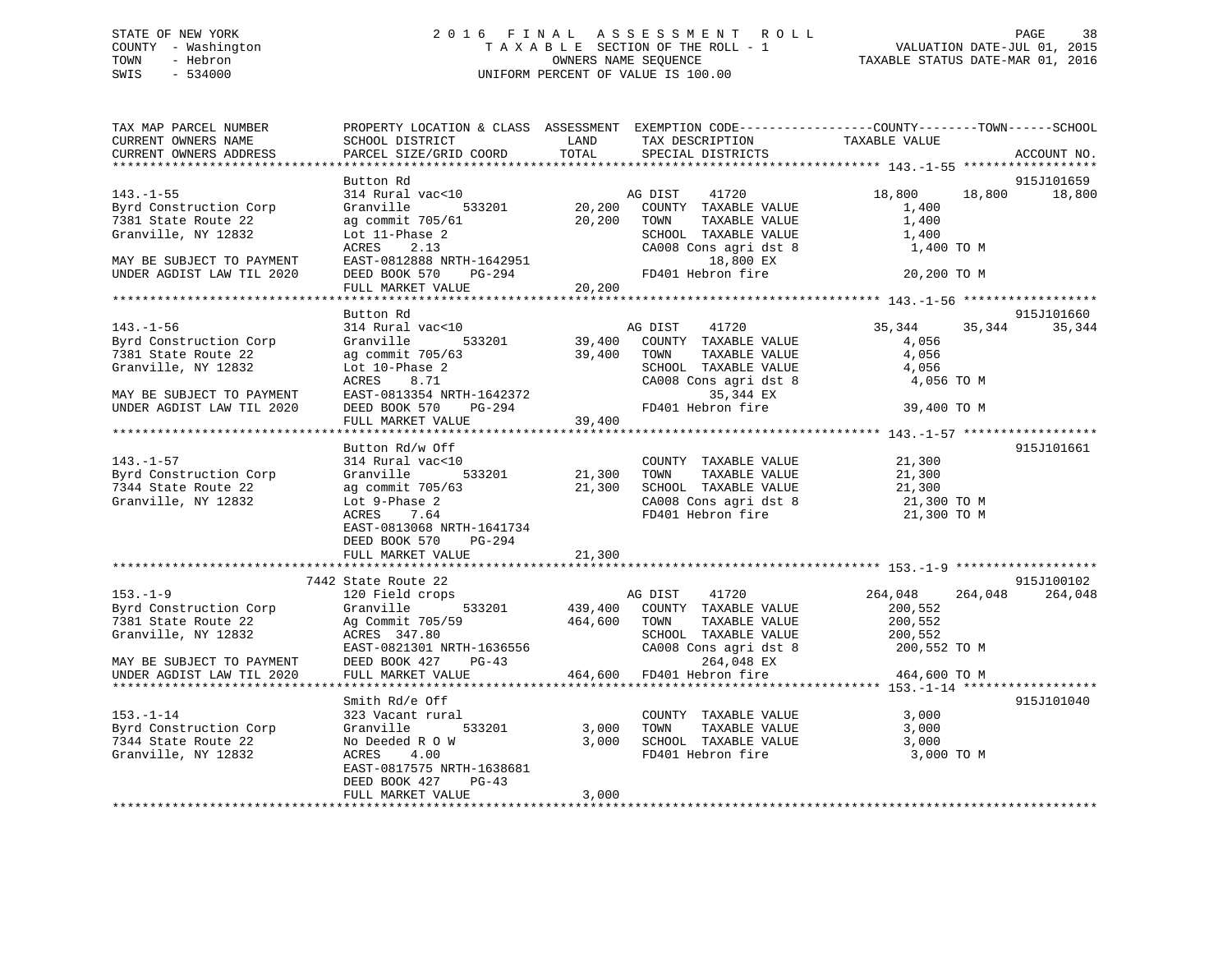STATE OF NEW YORK
COUNTY - Washington
TOWN - Hebron
SWIS - 534000

# 2016 FINAL ASSESSMENT ROLL
TAXABLE SECTION OF THE ROLL - 1
OWNERS NAME SEQUENCE
UNIFORM PERCENT OF VALUE IS 100.00

VALUATION DATE-JUL 01, 2015
TAXABLE STATUS DATE-MAR 01, 2016

```
TAX MAP PARCEL NUMBER          PROPERTY LOCATION & CLASS  ASSESSMENT  EXEMPTION CODE-----------------COUNTY--------TOWN------SCHOOL
CURRENT OWNERS NAME            SCHOOL DISTRICT               LAND      TAX DESCRIPTION              TAXABLE VALUE
CURRENT OWNERS ADDRESS         PARCEL SIZE/GRID COORD        TOTAL     SPECIAL DISTRICTS                                      ACCOUNT NO.
******************************************************************************************************* 143.-1-55 ******************
                               Button Rd                                                                                  915J101659
143.-1-55                      314 Rural vac<10                      AG DIST      41720          18,800      18,800      18,800
Byrd Construction Corp         Granville        533201     20,200    COUNTY  TAXABLE VALUE         1,400
7381 State Route 22            ag commit 705/61            20,200    TOWN    TAXABLE VALUE         1,400
Granville, NY 12832            Lot 11-Phase 2                        SCHOOL  TAXABLE VALUE         1,400
                               ACRES    2.13                         CA008 Cons agri dst 8           1,400 TO M
MAY BE SUBJECT TO PAYMENT      EAST-0812888 NRTH-1642951                  18,800 EX
UNDER AGDIST LAW TIL 2020      DEED BOOK 570    PG-294               FD401 Hebron fire              20,200 TO M
                               FULL MARKET VALUE           20,200
******************************************************************************************************* 143.-1-56 ******************
                               Button Rd                                                                                  915J101660
143.-1-56                      314 Rural vac<10                      AG DIST      41720          35,344      35,344      35,344
Byrd Construction Corp         Granville        533201     39,400    COUNTY  TAXABLE VALUE         4,056
7381 State Route 22            ag commit 705/63            39,400    TOWN    TAXABLE VALUE         4,056
Granville, NY 12832            Lot 10-Phase 2                        SCHOOL  TAXABLE VALUE         4,056
                               ACRES    8.71                         CA008 Cons agri dst 8           4,056 TO M
MAY BE SUBJECT TO PAYMENT      EAST-0813354 NRTH-1642372                  35,344 EX
UNDER AGDIST LAW TIL 2020      DEED BOOK 570    PG-294               FD401 Hebron fire              39,400 TO M
                               FULL MARKET VALUE           39,400
******************************************************************************************************* 143.-1-57 ******************
                               Button Rd/w Off                                                                            915J101661
143.-1-57                      314 Rural vac<10                      COUNTY  TAXABLE VALUE        21,300
Byrd Construction Corp         Granville        533201     21,300    TOWN    TAXABLE VALUE        21,300
7344 State Route 22            ag commit 705/63            21,300    SCHOOL  TAXABLE VALUE        21,300
Granville, NY 12832            Lot 9-Phase 2                         CA008 Cons agri dst 8          21,300 TO M
                               ACRES    7.64                         FD401 Hebron fire              21,300 TO M
                               EAST-0813068 NRTH-1641734
                               DEED BOOK 570    PG-294
                               FULL MARKET VALUE           21,300
******************************************************************************************************* 153.-1-9 *******************
                          7442 State Route 22                                                                             915J100102
153.-1-9                       120 Field crops                       AG DIST      41720         264,048     264,048     264,048
Byrd Construction Corp         Granville        533201    439,400    COUNTY  TAXABLE VALUE       200,552
7381 State Route 22            Ag Commit 705/59           464,600    TOWN    TAXABLE VALUE       200,552
Granville, NY 12832            ACRES  347.80                         SCHOOL  TAXABLE VALUE       200,552
                               EAST-0821301 NRTH-1636556             CA008 Cons agri dst 8         200,552 TO M
MAY BE SUBJECT TO PAYMENT      DEED BOOK 427    PG-43                     264,048 EX
UNDER AGDIST LAW TIL 2020      FULL MARKET VALUE          464,600    FD401 Hebron fire             464,600 TO M
******************************************************************************************************* 153.-1-14 ******************
                               Smith Rd/e Off                                                                             915J101040
153.-1-14                      323 Vacant rural                      COUNTY  TAXABLE VALUE         3,000
Byrd Construction Corp         Granville        533201      3,000    TOWN    TAXABLE VALUE         3,000
7344 State Route 22            No Deeded R O W              3,000    SCHOOL  TAXABLE VALUE         3,000
Granville, NY 12832            ACRES    4.00                         FD401 Hebron fire               3,000 TO M
                               EAST-0817575 NRTH-1638681
                               DEED BOOK 427    PG-43
                               FULL MARKET VALUE            3,000
************************************************************************************************************************************
```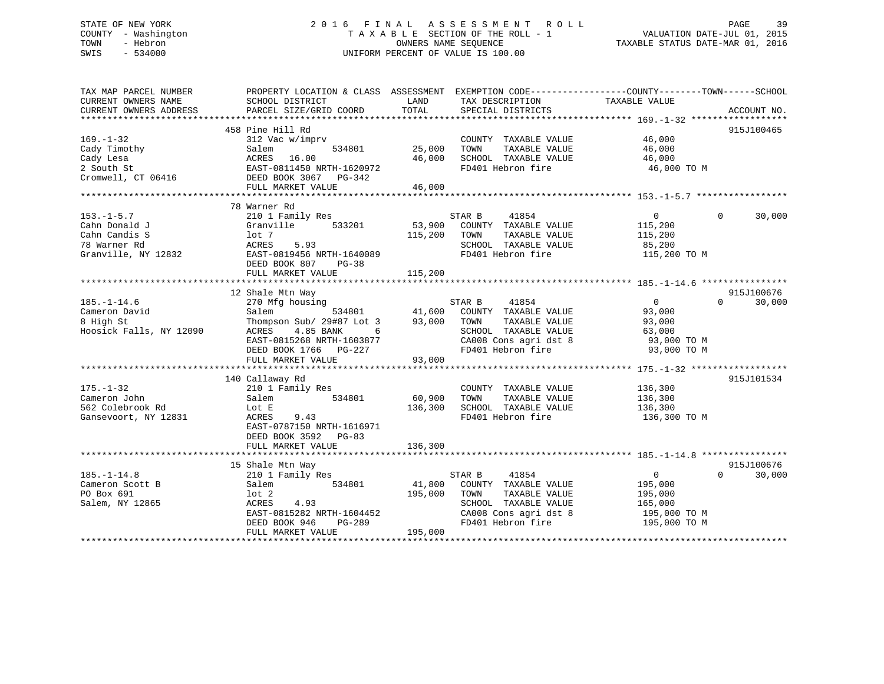STATE OF NEW YORK
COUNTY - Washington
TOWN - Hebron
SWIS - 534000

2016 FINAL ASSESSMENT ROLL
TAXABLE SECTION OF THE ROLL - 1
OWNERS NAME SEQUENCE
UNIFORM PERCENT OF VALUE IS 100.00

VALUATION DATE-JUL 01, 2015
TAXABLE STATUS DATE-MAR 01, 2016

```
TAX MAP PARCEL NUMBER          PROPERTY LOCATION & CLASS  ASSESSMENT  EXEMPTION CODE------------------COUNTY--------TOWN------SCHOOL
CURRENT OWNERS NAME            SCHOOL DISTRICT               LAND      TAX DESCRIPTION              TAXABLE VALUE
CURRENT OWNERS ADDRESS         PARCEL SIZE/GRID COORD        TOTAL     SPECIAL DISTRICTS                                     ACCOUNT NO.
******************************************************************************************************* 169.-1-32 ******************
                               458 Pine Hill Rd                                                                          915J100465
169.-1-32                      312 Vac w/imprv                         COUNTY  TAXABLE VALUE          46,000
Cady Timothy                   Salem          534801       25,000     TOWN    TAXABLE VALUE          46,000
Cady Lesa                      ACRES  16.00                46,000     SCHOOL  TAXABLE VALUE          46,000
2 South St                     EAST-0811450 NRTH-1620972              FD401 Hebron fire               46,000 TO M
Cromwell, CT 06416             DEED BOOK 3067   PG-342
                               FULL MARKET VALUE            46,000
******************************************************************************************************* 153.-1-5.7 *****************
                               78 Warner Rd
153.-1-5.7                     210 1 Family Res                        STAR B      41854               0           0       30,000
Cahn Donald J                  Granville      533201       53,900     COUNTY  TAXABLE VALUE         115,200
Cahn Candis S                  lot 7                      115,200     TOWN    TAXABLE VALUE         115,200
78 Warner Rd                   ACRES   5.93                           SCHOOL  TAXABLE VALUE          85,200
Granville, NY 12832            EAST-0819456 NRTH-1640089              FD401 Hebron fire              115,200 TO M
                               DEED BOOK 807    PG-38
                               FULL MARKET VALUE           115,200
******************************************************************************************************* 185.-1-14.6 ****************
                               12 Shale Mtn Way                                                                          915J100676
185.-1-14.6                    270 Mfg housing                         STAR B      41854               0           0       30,000
Cameron David                  Salem          534801       41,600     COUNTY  TAXABLE VALUE          93,000
8 High St                      Thompson Sub/ 29#87 Lot 3   93,000     TOWN    TAXABLE VALUE          93,000
Hoosick Falls, NY 12090        ACRES   4.85 BANK     6                SCHOOL  TAXABLE VALUE          63,000
                               EAST-0815268 NRTH-1603877              CA008 Cons agri dst 8           93,000 TO M
                               DEED BOOK 1766   PG-227                FD401 Hebron fire               93,000 TO M
                               FULL MARKET VALUE            93,000
******************************************************************************************************* 175.-1-32 ******************
                               140 Callaway Rd                                                                           915J101534
175.-1-32                      210 1 Family Res                        COUNTY  TAXABLE VALUE         136,300
Cameron John                   Salem          534801       60,900     TOWN    TAXABLE VALUE         136,300
562 Colebrook Rd               Lot E                      136,300     SCHOOL  TAXABLE VALUE         136,300
Gansevoort, NY 12831           ACRES   9.43                           FD401 Hebron fire              136,300 TO M
                               EAST-0787150 NRTH-1616971
                               DEED BOOK 3592   PG-83
                               FULL MARKET VALUE           136,300
******************************************************************************************************* 185.-1-14.8 ****************
                               15 Shale Mtn Way                                                                          915J100676
185.-1-14.8                    210 1 Family Res                        STAR B      41854               0           0       30,000
Cameron Scott B                Salem          534801       41,800     COUNTY  TAXABLE VALUE         195,000
PO Box 691                     lot 2                      195,000     TOWN    TAXABLE VALUE         195,000
Salem, NY 12865                ACRES   4.93                           SCHOOL  TAXABLE VALUE         165,000
                               EAST-0815282 NRTH-1604452              CA008 Cons agri dst 8          195,000 TO M
                               DEED BOOK 946    PG-289                FD401 Hebron fire              195,000 TO M
                               FULL MARKET VALUE           195,000
************************************************************************************************************************************
```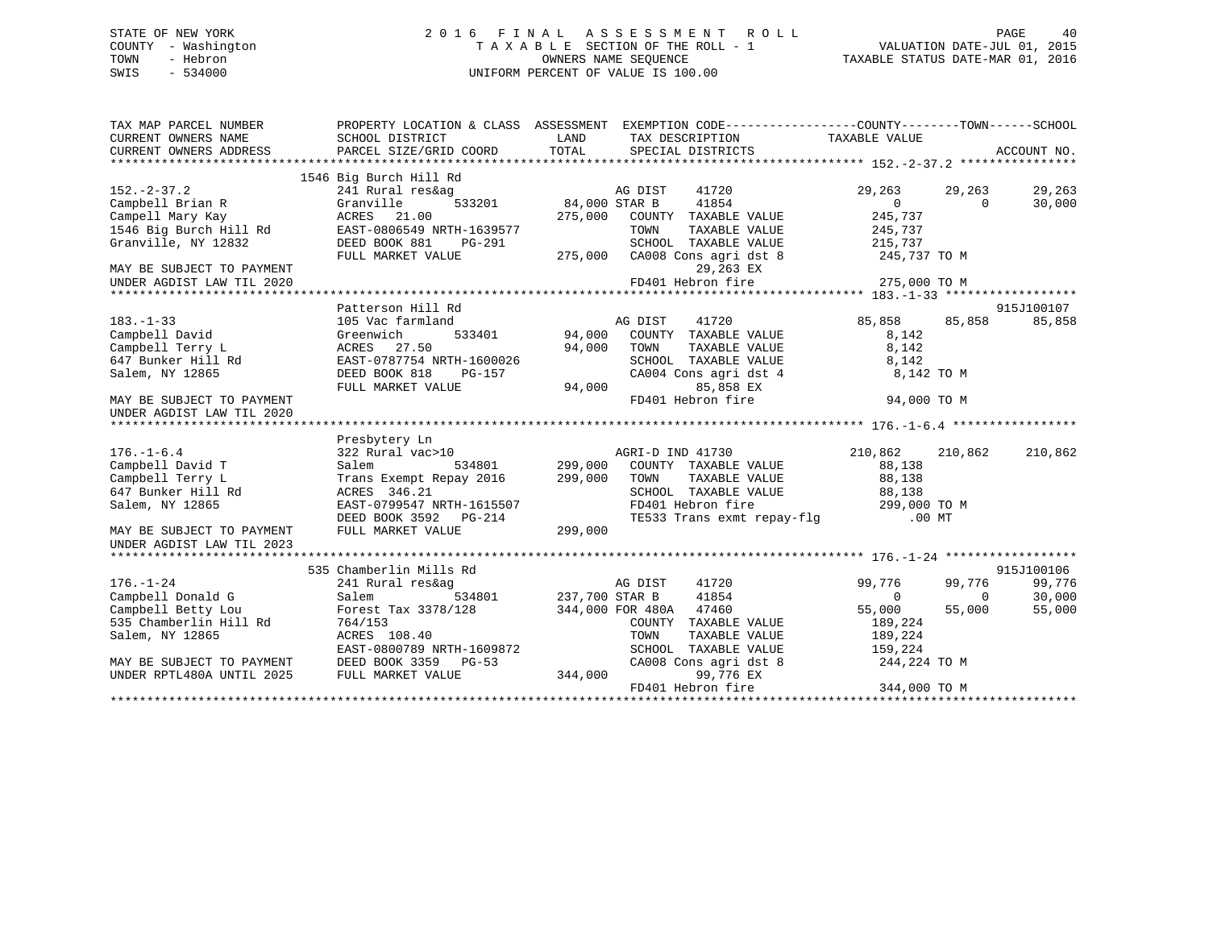STATE OF NEW YORK
COUNTY - Washington
TOWN - Hebron
SWIS - 534000

2 0 1 6 F I N A L A S S E S S M E N T R O L L
T A X A B L E SECTION OF THE ROLL - 1
OWNERS NAME SEQUENCE
UNIFORM PERCENT OF VALUE IS 100.00

VALUATION DATE-JUL 01, 2015
TAXABLE STATUS DATE-MAR 01, 2016

```
TAX MAP PARCEL NUMBER          PROPERTY LOCATION & CLASS  ASSESSMENT  EXEMPTION CODE------------------COUNTY--------TOWN------SCHOOL
CURRENT OWNERS NAME            SCHOOL DISTRICT               LAND      TAX DESCRIPTION            TAXABLE VALUE
CURRENT OWNERS ADDRESS         PARCEL SIZE/GRID COORD       TOTAL      SPECIAL DISTRICTS                                      ACCOUNT NO.
******************************************************************************************************* 152.-2-37.2 ****************
                               1546 Big Burch Hill Rd
152.-2-37.2                    241 Rural res&ag                    AG DIST    41720           29,263     29,263      29,263
Campbell Brian R               Granville       533201       84,000 STAR B     41854                0          0      30,000
Campell Mary Kay               ACRES  21.00                275,000   COUNTY  TAXABLE VALUE       245,737
1546 Big Burch Hill Rd         EAST-0806549 NRTH-1639577             TOWN    TAXABLE VALUE       245,737
Granville, NY 12832            DEED BOOK 881    PG-291               SCHOOL  TAXABLE VALUE       215,737
                               FULL MARKET VALUE           275,000   CA008 Cons agri dst 8        245,737 TO M
MAY BE SUBJECT TO PAYMENT                                                29,263 EX
UNDER AGDIST LAW TIL 2020                                             FD401 Hebron fire             275,000 TO M
******************************************************************************************************* 183.-1-33 ******************
                               Patterson Hill Rd                                                                  915J100107
183.-1-33                      105 Vac farmland                    AG DIST    41720           85,858     85,858      85,858
Campbell David                 Greenwich       533401       94,000   COUNTY  TAXABLE VALUE         8,142
Campbell Terry L               ACRES  27.50                 94,000   TOWN    TAXABLE VALUE         8,142
647 Bunker Hill Rd             EAST-0787754 NRTH-1600026             SCHOOL  TAXABLE VALUE         8,142
Salem, NY 12865                DEED BOOK 818    PG-157               CA004 Cons agri dst 4          8,142 TO M
                               FULL MARKET VALUE            94,000          85,858 EX
MAY BE SUBJECT TO PAYMENT                                             FD401 Hebron fire              94,000 TO M
UNDER AGDIST LAW TIL 2020
******************************************************************************************************* 176.-1-6.4 *****************
                               Presbytery Ln
176.-1-6.4                     322 Rural vac>10                    AGRI-D IND 41730              210,862    210,862     210,862
Campbell David T               Salem           534801      299,000   COUNTY  TAXABLE VALUE        88,138
Campbell Terry L               Trans Exempt Repay 2016     299,000   TOWN    TAXABLE VALUE        88,138
647 Bunker Hill Rd             ACRES 346.21                          SCHOOL  TAXABLE VALUE        88,138
Salem, NY 12865                EAST-0799547 NRTH-1615507             FD401 Hebron fire             299,000 TO M
                               DEED BOOK 3592   PG-214               TE533 Trans exmt repay-flg        .00 MT
MAY BE SUBJECT TO PAYMENT      FULL MARKET VALUE           299,000
UNDER AGDIST LAW TIL 2023
******************************************************************************************************* 176.-1-24 ******************
                               535 Chamberlin Mills Rd                                                            915J100106
176.-1-24                      241 Rural res&ag                    AG DIST    41720           99,776     99,776      99,776
Campbell Donald G              Salem           534801      237,700 STAR B     41854                0          0      30,000
Campbell Betty Lou             Forest Tax 3378/128         344,000 FOR 480A   47460           55,000     55,000      55,000
535 Chamberlin Hill Rd         764/153                               COUNTY  TAXABLE VALUE       189,224
Salem, NY 12865                ACRES 108.40                          TOWN    TAXABLE VALUE       189,224
                               EAST-0800789 NRTH-1609872             SCHOOL  TAXABLE VALUE       159,224
MAY BE SUBJECT TO PAYMENT      DEED BOOK 3359   PG-53                CA008 Cons agri dst 8        244,224 TO M
UNDER RPTL480A UNTIL 2025      FULL MARKET VALUE           344,000          99,776 EX
                                                                      FD401 Hebron fire             344,000 TO M
************************************************************************************************************************************
```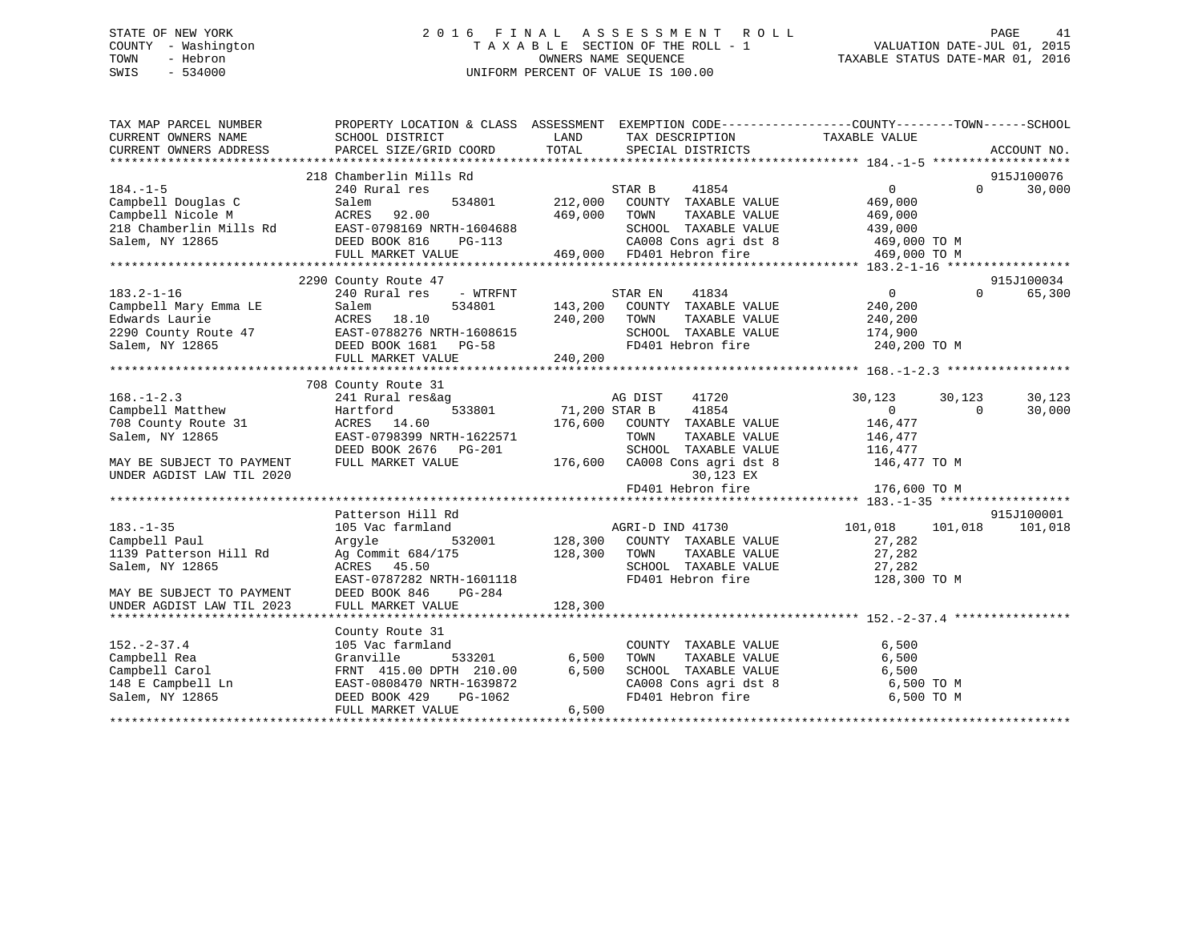STATE OF NEW YORK
COUNTY - Washington
TOWN - Hebron
SWIS - 534000

2016 FINAL ASSESSMENT ROLL
TAXABLE SECTION OF THE ROLL - 1
OWNERS NAME SEQUENCE
UNIFORM PERCENT OF VALUE IS 100.00

VALUATION DATE-JUL 01, 2015
TAXABLE STATUS DATE-MAR 01, 2016

```
TAX MAP PARCEL NUMBER          PROPERTY LOCATION & CLASS  ASSESSMENT  EXEMPTION CODE------------------COUNTY--------TOWN------SCHOOL
CURRENT OWNERS NAME            SCHOOL DISTRICT              LAND       TAX DESCRIPTION              TAXABLE VALUE
CURRENT OWNERS ADDRESS         PARCEL SIZE/GRID COORD      TOTAL       SPECIAL DISTRICTS                                     ACCOUNT NO.
******************************************************************************************************* 184.-1-5 *******************
                          218 Chamberlin Mills Rd                                                                     915J100076
184.-1-5                       240 Rural res                    STAR B      41854                  0           0       30,000
Campbell Douglas C             Salem           534801   212,000    COUNTY  TAXABLE VALUE         469,000
Campbell Nicole M              ACRES   92.00            469,000    TOWN    TAXABLE VALUE         469,000
218 Chamberlin Mills Rd        EAST-0798169 NRTH-1604688           SCHOOL  TAXABLE VALUE         439,000
Salem, NY 12865                DEED BOOK 816    PG-113             CA008 Cons agri dst 8          469,000 TO M
                               FULL MARKET VALUE        469,000    FD401 Hebron fire               469,000 TO M
******************************************************************************************************* 183.2-1-16 *****************
                          2290 County Route 47                                                                        915J100034
183.2-1-16                     240 Rural res     - WTRFNT       STAR EN     41834                  0           0       65,300
Campbell Mary Emma LE          Salem           534801   143,200    COUNTY  TAXABLE VALUE         240,200
Edwards Laurie                 ACRES   18.10            240,200    TOWN    TAXABLE VALUE         240,200
2290 County Route 47           EAST-0788276 NRTH-1608615           SCHOOL  TAXABLE VALUE         174,900
Salem, NY 12865                DEED BOOK 1681   PG-58              FD401 Hebron fire               240,200 TO M
                               FULL MARKET VALUE        240,200
******************************************************************************************************* 168.-1-2.3 *****************
                          708 County Route 31
168.-1-2.3                     241 Rural res&ag                 AG DIST     41720             30,123      30,123      30,123
Campbell Matthew               Hartford        533801    71,200 STAR B      41854                  0           0       30,000
708 County Route 31            ACRES   14.60            176,600    COUNTY  TAXABLE VALUE         146,477
Salem, NY 12865                EAST-0798399 NRTH-1622571           TOWN    TAXABLE VALUE         146,477
                               DEED BOOK 2676   PG-201             SCHOOL  TAXABLE VALUE         116,477
MAY BE SUBJECT TO PAYMENT      FULL MARKET VALUE        176,600    CA008 Cons agri dst 8          146,477 TO M
UNDER AGDIST LAW TIL 2020                                                  30,123 EX
                                                                   FD401 Hebron fire               176,600 TO M
******************************************************************************************************* 183.-1-35 ******************
                          Patterson Hill Rd                                                                           915J100001
183.-1-35                      105 Vac farmland                 AGRI-D IND 41730             101,018     101,018     101,018
Campbell Paul                  Argyle          532001   128,300    COUNTY  TAXABLE VALUE          27,282
1139 Patterson Hill Rd         Ag Commit 684/175        128,300    TOWN    TAXABLE VALUE          27,282
Salem, NY 12865                ACRES   45.50                       SCHOOL  TAXABLE VALUE          27,282
                               EAST-0787282 NRTH-1601118           FD401 Hebron fire               128,300 TO M
MAY BE SUBJECT TO PAYMENT      DEED BOOK 846    PG-284
UNDER AGDIST LAW TIL 2023      FULL MARKET VALUE        128,300
******************************************************************************************************* 152.-2-37.4 ****************
                          County Route 31
152.-2-37.4                    105 Vac farmland                    COUNTY  TAXABLE VALUE           6,500
Campbell Rea                   Granville       533201     6,500    TOWN    TAXABLE VALUE           6,500
Campbell Carol                 FRNT 415.00 DPTH 210.00    6,500    SCHOOL  TAXABLE VALUE           6,500
148 E Campbell Ln              EAST-0808470 NRTH-1639872           CA008 Cons agri dst 8            6,500 TO M
Salem, NY 12865                DEED BOOK 429    PG-1062            FD401 Hebron fire                 6,500 TO M
                               FULL MARKET VALUE          6,500
************************************************************************************************************************************
```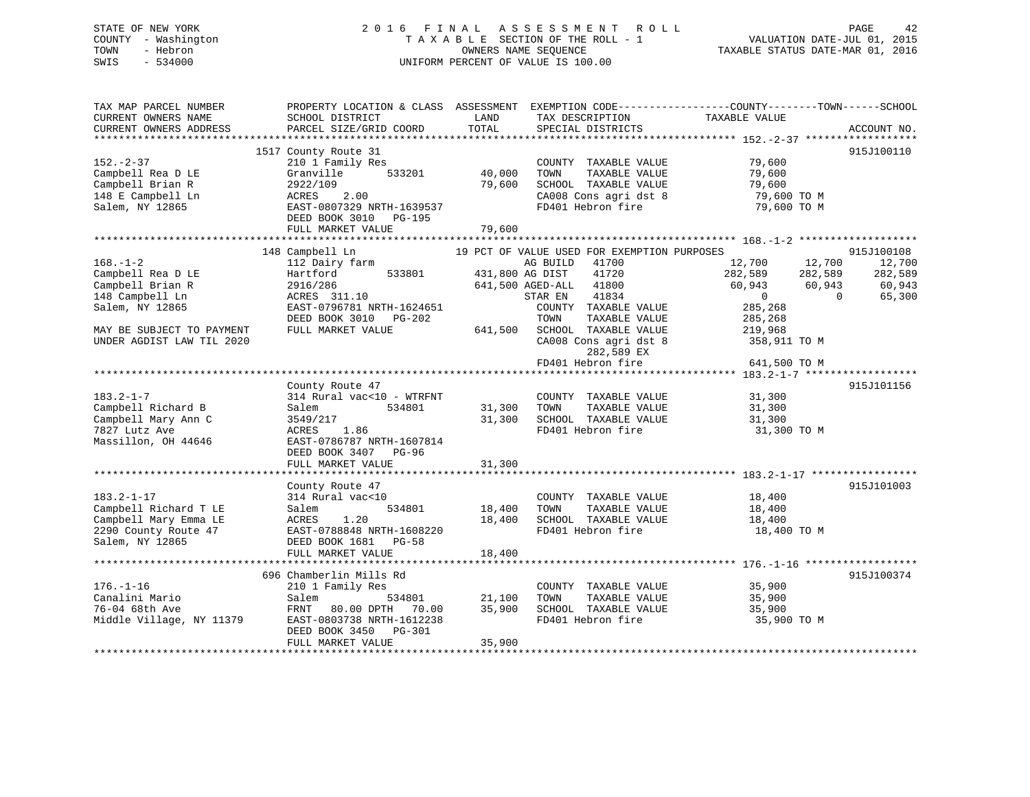STATE OF NEW YORK
COUNTY - Washington
TOWN - Hebron
SWIS - 534000

# 2016 FINAL ASSESSMENT ROLL

TAXABLE SECTION OF THE ROLL - 1
OWNERS NAME SEQUENCE
UNIFORM PERCENT OF VALUE IS 100.00

VALUATION DATE-JUL 01, 2015
TAXABLE STATUS DATE-MAR 01, 2016

```
TAX MAP PARCEL NUMBER          PROPERTY LOCATION & CLASS  ASSESSMENT  EXEMPTION CODE-----------------COUNTY--------TOWN------SCHOOL
CURRENT OWNERS NAME            SCHOOL DISTRICT               LAND      TAX DESCRIPTION            TAXABLE VALUE
CURRENT OWNERS ADDRESS         PARCEL SIZE/GRID COORD        TOTAL     SPECIAL DISTRICTS                                    ACCOUNT NO.
******************************************************************************************************* 152.-2-37 ******************
                            1517 County Route 31                                                                         915J100110
152.-2-37                   210 1 Family Res                         COUNTY  TAXABLE VALUE            79,600
Campbell Rea D LE           Granville       533201      40,000       TOWN    TAXABLE VALUE            79,600
Campbell Brian R            2922/109                    79,600       SCHOOL  TAXABLE VALUE            79,600
148 E Campbell Ln           ACRES    2.00                            CA008 Cons agri dst 8             79,600 TO M
Salem, NY 12865             EAST-0807329 NRTH-1639537                FD401 Hebron fire                 79,600 TO M
                            DEED BOOK 3010   PG-195
                            FULL MARKET VALUE           79,600
******************************************************************************************************* 168.-1-2 *******************
                            148 Campbell Ln                 19 PCT OF VALUE USED FOR EXEMPTION PURPOSES                  915J100108
168.-1-2                    112 Dairy farm                           AG BUILD   41700            12,700      12,700      12,700
Campbell Rea D LE           Hartford        533801     431,800 AG DIST     41720                282,589     282,589     282,589
Campbell Brian R            2916/286                   641,500 AGED-ALL    41800                 60,943      60,943      60,943
148 Campbell Ln             ACRES  311.10                            STAR EN    41834                  0           0      65,300
Salem, NY 12865             EAST-0796781 NRTH-1624651                COUNTY  TAXABLE VALUE           285,268
                            DEED BOOK 3010   PG-202                  TOWN    TAXABLE VALUE           285,268
MAY BE SUBJECT TO PAYMENT   FULL MARKET VALUE          641,500       SCHOOL  TAXABLE VALUE           219,968
UNDER AGDIST LAW TIL 2020                                            CA008 Cons agri dst 8            358,911 TO M
                                                                          282,589 EX
                                                                     FD401 Hebron fire                641,500 TO M
******************************************************************************************************* 183.2-1-7 ******************
                            County Route 47                                                                              915J101156
183.2-1-7                   314 Rural vac<10 - WTRFNT                COUNTY  TAXABLE VALUE            31,300
Campbell Richard B          Salem           534801      31,300       TOWN    TAXABLE VALUE            31,300
Campbell Mary Ann C         3549/217                    31,300       SCHOOL  TAXABLE VALUE            31,300
7827 Lutz Ave               ACRES    1.86                            FD401 Hebron fire                 31,300 TO M
Massillon, OH 44646         EAST-0786787 NRTH-1607814
                            DEED BOOK 3407   PG-96
                            FULL MARKET VALUE           31,300
******************************************************************************************************* 183.2-1-17 *****************
                            County Route 47                                                                              915J101003
183.2-1-17                  314 Rural vac<10                         COUNTY  TAXABLE VALUE            18,400
Campbell Richard T LE       Salem           534801      18,400       TOWN    TAXABLE VALUE            18,400
Campbell Mary Emma LE       ACRES    1.20               18,400       SCHOOL  TAXABLE VALUE            18,400
2290 County Route 47        EAST-0788848 NRTH-1608220                FD401 Hebron fire                 18,400 TO M
Salem, NY 12865             DEED BOOK 1681   PG-58
                            FULL MARKET VALUE           18,400
******************************************************************************************************* 176.-1-16 ******************
                            696 Chamberlin Mills Rd                                                                      915J100374
176.-1-16                   210 1 Family Res                         COUNTY  TAXABLE VALUE            35,900
Canalini Mario              Salem           534801      21,100       TOWN    TAXABLE VALUE            35,900
76-04 68th Ave              FRNT   80.00 DPTH   70.00   35,900       SCHOOL  TAXABLE VALUE            35,900
Middle Village, NY 11379    EAST-0803738 NRTH-1612238                FD401 Hebron fire                 35,900 TO M
                            DEED BOOK 3450   PG-301
                            FULL MARKET VALUE           35,900
************************************************************************************************************************************
```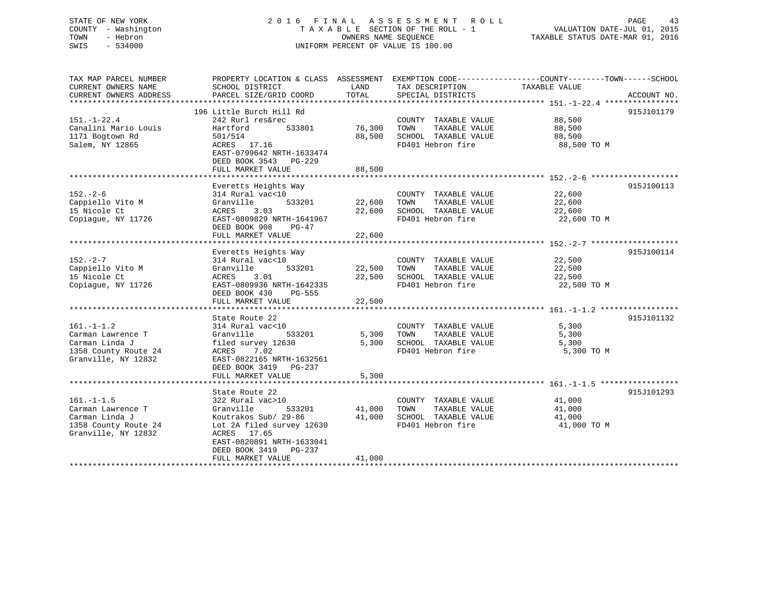STATE OF NEW YORK
COUNTY - Washington
TOWN - Hebron
SWIS - 534000

2 0 1 6 F I N A L A S S E S S M E N T R O L L
T A X A B L E SECTION OF THE ROLL - 1
OWNERS NAME SEQUENCE
UNIFORM PERCENT OF VALUE IS 100.00

VALUATION DATE-JUL 01, 2015
TAXABLE STATUS DATE-MAR 01, 2016

| TAX MAP PARCEL NUMBER / CURRENT OWNERS NAME / CURRENT OWNERS ADDRESS | PROPERTY LOCATION & CLASS / SCHOOL DISTRICT / PARCEL SIZE/GRID COORD | ASSESSMENT LAND | TOTAL | EXEMPTION CODE / TAX DESCRIPTION / SPECIAL DISTRICTS | COUNTY--------TOWN------SCHOOL TAXABLE VALUE | ACCOUNT NO. |
|---|---|---|---|---|---|---|
| 151.-1-22.4 | 196 Little Burch Hill Rd | | | | | 915J101179 |
| 151.-1-22.4 | 242 Rurl res&rec | | | COUNTY TAXABLE VALUE | 88,500 | |
| Canalini Mario Louis | Hartford 533801 | 76,300 | | TOWN TAXABLE VALUE | 88,500 | |
| 1171 Bogtown Rd | 501/514 | | 88,500 | SCHOOL TAXABLE VALUE | 88,500 | |
| Salem, NY 12865 | ACRES 17.16 | | | FD401 Hebron fire | 88,500 TO M | |
| | EAST-0799642 NRTH-1633474 | | | | | |
| | DEED BOOK 3543 PG-229 | | | | | |
| | FULL MARKET VALUE | | 88,500 | | | |
| 152.-2-6 | Everetts Heights Way | | | | | 915J100113 |
| 152.-2-6 | 314 Rural vac<10 | | | COUNTY TAXABLE VALUE | 22,600 | |
| Cappiello Vito M | Granville 533201 | 22,600 | | TOWN TAXABLE VALUE | 22,600 | |
| 15 Nicole Ct | ACRES 3.03 | | 22,600 | SCHOOL TAXABLE VALUE | 22,600 | |
| Copiague, NY 11726 | EAST-0809829 NRTH-1641967 | | | FD401 Hebron fire | 22,600 TO M | |
| | DEED BOOK 908 PG-47 | | | | | |
| | FULL MARKET VALUE | | 22,600 | | | |
| 152.-2-7 | Everetts Heights Way | | | | | 915J100114 |
| 152.-2-7 | 314 Rural vac<10 | | | COUNTY TAXABLE VALUE | 22,500 | |
| Cappiello Vito M | Granville 533201 | 22,500 | | TOWN TAXABLE VALUE | 22,500 | |
| 15 Nicole Ct | ACRES 3.01 | | 22,500 | SCHOOL TAXABLE VALUE | 22,500 | |
| Copiague, NY 11726 | EAST-0809936 NRTH-1642335 | | | FD401 Hebron fire | 22,500 TO M | |
| | DEED BOOK 430 PG-555 | | | | | |
| | FULL MARKET VALUE | | 22,500 | | | |
| 161.-1-1.2 | State Route 22 | | | | | 915J101132 |
| 161.-1-1.2 | 314 Rural vac<10 | | | COUNTY TAXABLE VALUE | 5,300 | |
| Carman Lawrence T | Granville 533201 | 5,300 | | TOWN TAXABLE VALUE | 5,300 | |
| Carman Linda J | filed survey 12630 | | 5,300 | SCHOOL TAXABLE VALUE | 5,300 | |
| 1358 County Route 24 | ACRES 7.02 | | | FD401 Hebron fire | 5,300 TO M | |
| Granville, NY 12832 | EAST-0822165 NRTH-1632561 | | | | | |
| | DEED BOOK 3419 PG-237 | | | | | |
| | FULL MARKET VALUE | | 5,300 | | | |
| 161.-1-1.5 | State Route 22 | | | | | 915J101293 |
| 161.-1-1.5 | 322 Rural vac>10 | | | COUNTY TAXABLE VALUE | 41,000 | |
| Carman Lawrence T | Granville 533201 | 41,000 | | TOWN TAXABLE VALUE | 41,000 | |
| Carman Linda J | Koutrakos Sub/ 29-86 | | 41,000 | SCHOOL TAXABLE VALUE | 41,000 | |
| 1358 County Route 24 | Lot 2A filed survey 12630 | | | FD401 Hebron fire | 41,000 TO M | |
| Granville, NY 12832 | ACRES 17.65 | | | | | |
| | EAST-0820891 NRTH-1633041 | | | | | |
| | DEED BOOK 3419 PG-237 | | | | | |
| | FULL MARKET VALUE | | 41,000 | | | |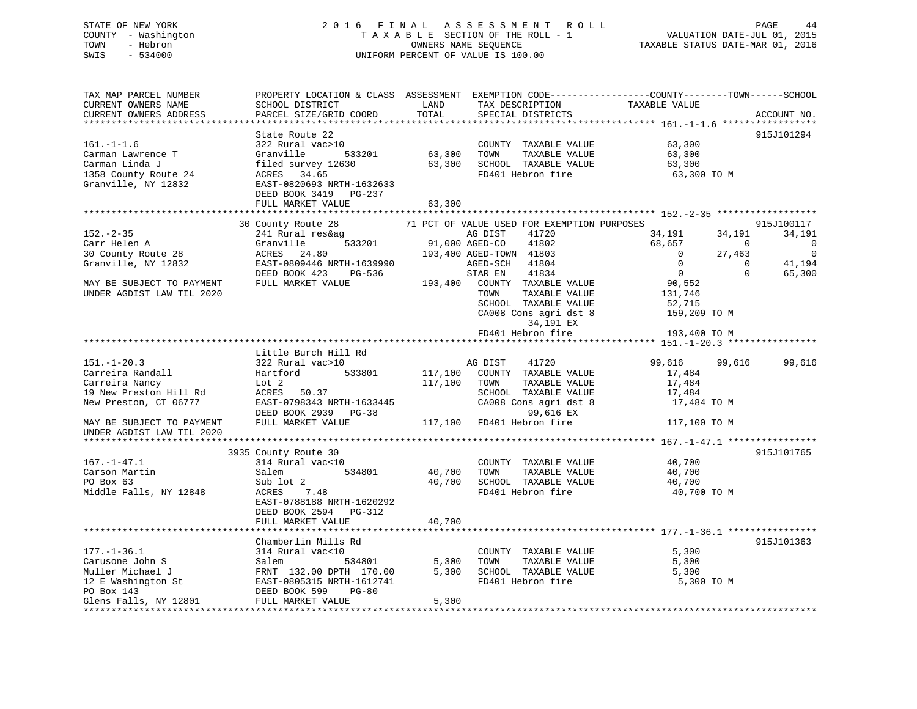STATE OF NEW YORK
COUNTY - Washington
TOWN - Hebron
SWIS - 534000

2016 FINAL ASSESSMENT ROLL
TAXABLE SECTION OF THE ROLL - 1
OWNERS NAME SEQUENCE
UNIFORM PERCENT OF VALUE IS 100.00

VALUATION DATE-JUL 01, 2015
TAXABLE STATUS DATE-MAR 01, 2016

```
TAX MAP PARCEL NUMBER          PROPERTY LOCATION & CLASS  ASSESSMENT  EXEMPTION CODE------------------COUNTY--------TOWN------SCHOOL
CURRENT OWNERS NAME            SCHOOL DISTRICT              LAND      TAX DESCRIPTION              TAXABLE VALUE
CURRENT OWNERS ADDRESS         PARCEL SIZE/GRID COORD       TOTAL     SPECIAL DISTRICTS                                    ACCOUNT NO.
****************************************************************************************************** 161.-1-1.6 *****************
                               State Route 22                                                                           915J101294
161.-1-1.6                     322 Rural vac>10                        COUNTY  TAXABLE VALUE          63,300
Carman Lawrence T              Granville         533201      63,300    TOWN    TAXABLE VALUE          63,300
Carman Linda J                 filed survey 12630            63,300    SCHOOL  TAXABLE VALUE          63,300
1358 County Route 24           ACRES   34.65                           FD401 Hebron fire               63,300 TO M
Granville, NY 12832            EAST-0820693 NRTH-1632633
                               DEED BOOK 3419   PG-237
                               FULL MARKET VALUE             63,300
****************************************************************************************************** 152.-2-35 ******************
                            30 County Route 28           71 PCT OF VALUE USED FOR EXEMPTION PURPOSES                   915J100117
152.-2-35                      241 Rural res&ag                  AG DIST     41720             34,191      34,191      34,191
Carr Helen A                   Granville         533201      91,000 AGED-CO     41802             68,657           0           0
30 County Route 28             ACRES   24.80                193,400 AGED-TOWN  41803                  0      27,463           0
Granville, NY 12832            EAST-0809446 NRTH-1639990         AGED-SCH   41804                  0           0      41,194
                               DEED BOOK 423     PG-536          STAR EN    41834                  0           0      65,300
MAY BE SUBJECT TO PAYMENT      FULL MARKET VALUE            193,400   COUNTY  TAXABLE VALUE          90,552
UNDER AGDIST LAW TIL 2020                                             TOWN    TAXABLE VALUE         131,746
                                                                      SCHOOL  TAXABLE VALUE          52,715
                                                                      CA008 Cons agri dst 8          159,209 TO M
                                                                            34,191 EX
                                                                      FD401 Hebron fire              193,400 TO M
****************************************************************************************************** 151.-1-20.3 ****************
                               Little Burch Hill Rd
151.-1-20.3                    322 Rural vac>10                  AG DIST     41720             99,616      99,616      99,616
Carreira Randall               Hartford          533801     117,100   COUNTY  TAXABLE VALUE          17,484
Carreira Nancy                 Lot 2                        117,100   TOWN    TAXABLE VALUE          17,484
19 New Preston Hill Rd         ACRES   50.37                          SCHOOL  TAXABLE VALUE          17,484
New Preston, CT 06777          EAST-0798343 NRTH-1633445              CA008 Cons agri dst 8           17,484 TO M
                               DEED BOOK 2939   PG-38                       99,616 EX
MAY BE SUBJECT TO PAYMENT      FULL MARKET VALUE            117,100   FD401 Hebron fire              117,100 TO M
UNDER AGDIST LAW TIL 2020
****************************************************************************************************** 167.-1-47.1 ****************
                          3935 County Route 30                                                                          915J101765
167.-1-47.1                    314 Rural vac<10                        COUNTY  TAXABLE VALUE          40,700
Carson Martin                  Salem             534801      40,700    TOWN    TAXABLE VALUE          40,700
PO Box 63                      Sub lot 2                     40,700    SCHOOL  TAXABLE VALUE          40,700
Middle Falls, NY 12848         ACRES    7.48                           FD401 Hebron fire               40,700 TO M
                               EAST-0788188 NRTH-1620292
                               DEED BOOK 2594   PG-312
                               FULL MARKET VALUE             40,700
****************************************************************************************************** 177.-1-36.1 ****************
                               Chamberlin Mills Rd                                                                      915J101363
177.-1-36.1                    314 Rural vac<10                        COUNTY  TAXABLE VALUE           5,300
Carusone John S                Salem             534801       5,300    TOWN    TAXABLE VALUE           5,300
Muller Michael J               FRNT 132.00 DPTH 170.00        5,300    SCHOOL  TAXABLE VALUE           5,300
12 E Washington St             EAST-0805315 NRTH-1612741               FD401 Hebron fire                5,300 TO M
PO Box 143                     DEED BOOK 599     PG-80
Glens Falls, NY 12801          FULL MARKET VALUE              5,300
************************************************************************************************************************************
```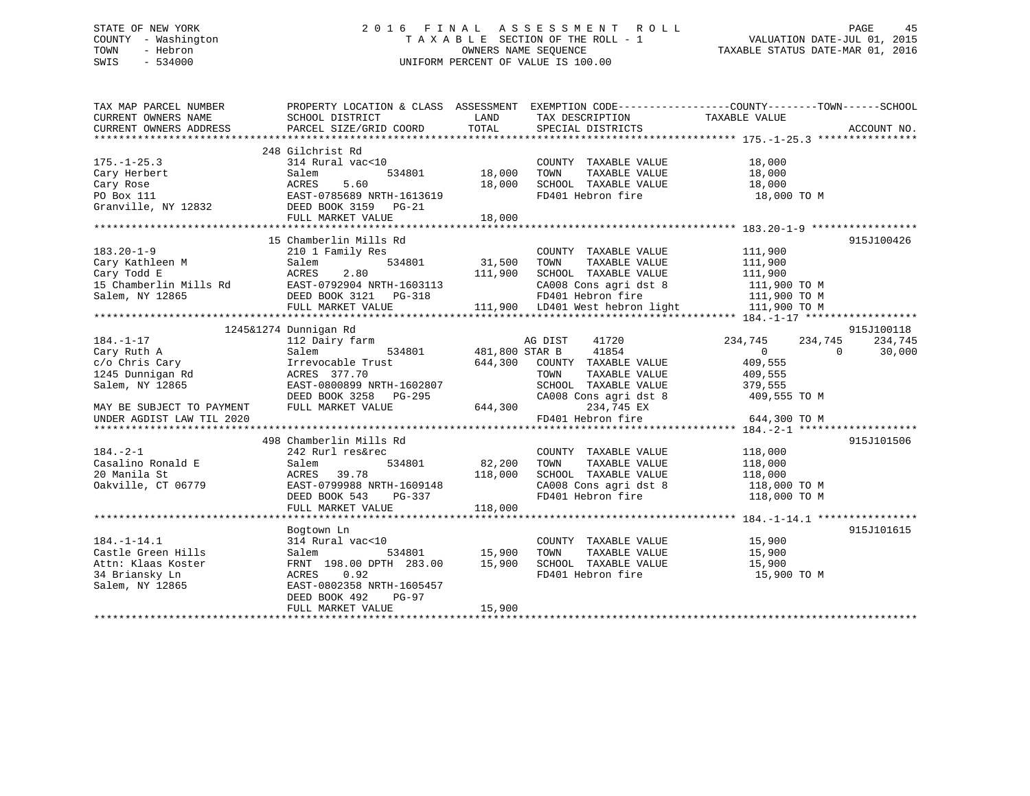STATE OF NEW YORK
COUNTY - Washington
TOWN - Hebron
SWIS - 534000

2 0 1 6 F I N A L A S S E S S M E N T R O L L
T A X A B L E SECTION OF THE ROLL - 1
OWNERS NAME SEQUENCE
UNIFORM PERCENT OF VALUE IS 100.00

VALUATION DATE-JUL 01, 2015
TAXABLE STATUS DATE-MAR 01, 2016

```
TAX MAP PARCEL NUMBER          PROPERTY LOCATION & CLASS  ASSESSMENT  EXEMPTION CODE------------------COUNTY--------TOWN------SCHOOL
CURRENT OWNERS NAME            SCHOOL DISTRICT              LAND      TAX DESCRIPTION             TAXABLE VALUE
CURRENT OWNERS ADDRESS         PARCEL SIZE/GRID COORD       TOTAL     SPECIAL DISTRICTS                                      ACCOUNT NO.
******************************************************************************************************* 175.-1-25.3 ****************
                               248 Gilchrist Rd
175.-1-25.3                    314 Rural vac<10                        COUNTY  TAXABLE VALUE           18,000
Cary Herbert                   Salem          534801       18,000      TOWN    TAXABLE VALUE           18,000
Cary Rose                      ACRES    5.60               18,000      SCHOOL  TAXABLE VALUE           18,000
PO Box 111                     EAST-0785689 NRTH-1613619               FD401 Hebron fire                18,000 TO M
Granville, NY 12832            DEED BOOK 3159   PG-21
                               FULL MARKET VALUE           18,000
******************************************************************************************************* 183.20-1-9 *****************
                               15 Chamberlin Mills Rd                                                                    915J100426
183.20-1-9                     210 1 Family Res                        COUNTY  TAXABLE VALUE          111,900
Cary Kathleen M                Salem          534801       31,500      TOWN    TAXABLE VALUE          111,900
Cary Todd E                    ACRES    2.80              111,900      SCHOOL  TAXABLE VALUE          111,900
15 Chamberlin Mills Rd         EAST-0792904 NRTH-1603113               CA008 Cons agri dst 8           111,900 TO M
Salem, NY 12865                DEED BOOK 3121   PG-318                 FD401 Hebron fire               111,900 TO M
                               FULL MARKET VALUE          111,900      LD401 West hebron light         111,900 TO M
******************************************************************************************************* 184.-1-17 ******************
                               1245&1274 Dunnigan Rd                                                                     915J100118
184.-1-17                      112 Dairy farm                          AG DIST     41720          234,745     234,745     234,745
Cary Ruth A                    Salem          534801      481,800 STAR B      41854                0           0      30,000
c/o Chris Cary                 Irrevocable Trust          644,300      COUNTY  TAXABLE VALUE          409,555
1245 Dunnigan Rd               ACRES  377.70                           TOWN    TAXABLE VALUE          409,555
Salem, NY 12865                EAST-0800899 NRTH-1602807               SCHOOL  TAXABLE VALUE          379,555
                               DEED BOOK 3258   PG-295                 CA008 Cons agri dst 8           409,555 TO M
MAY BE SUBJECT TO PAYMENT      FULL MARKET VALUE          644,300            234,745 EX
UNDER AGDIST LAW TIL 2020                                              FD401 Hebron fire               644,300 TO M
******************************************************************************************************* 184.-2-1 *******************
                               498 Chamberlin Mills Rd                                                                   915J101506
184.-2-1                       242 Rurl res&rec                        COUNTY  TAXABLE VALUE          118,000
Casalino Ronald E              Salem          534801       82,200      TOWN    TAXABLE VALUE          118,000
20 Manila St                   ACRES   39.78              118,000      SCHOOL  TAXABLE VALUE          118,000
Oakville, CT 06779             EAST-0799988 NRTH-1609148               CA008 Cons agri dst 8           118,000 TO M
                               DEED BOOK 543    PG-337                 FD401 Hebron fire               118,000 TO M
                               FULL MARKET VALUE          118,000
******************************************************************************************************* 184.-1-14.1 ****************
                               Bogtown Ln                                                                                915J101615
184.-1-14.1                    314 Rural vac<10                        COUNTY  TAXABLE VALUE           15,900
Castle Green Hills             Salem          534801       15,900      TOWN    TAXABLE VALUE           15,900
Attn: Klaas Koster             FRNT 198.00 DPTH 283.00     15,900      SCHOOL  TAXABLE VALUE           15,900
34 Briansky Ln                 ACRES    0.92                           FD401 Hebron fire                15,900 TO M
Salem, NY 12865                EAST-0802358 NRTH-1605457
                               DEED BOOK 492    PG-97
                               FULL MARKET VALUE           15,900
************************************************************************************************************************************
```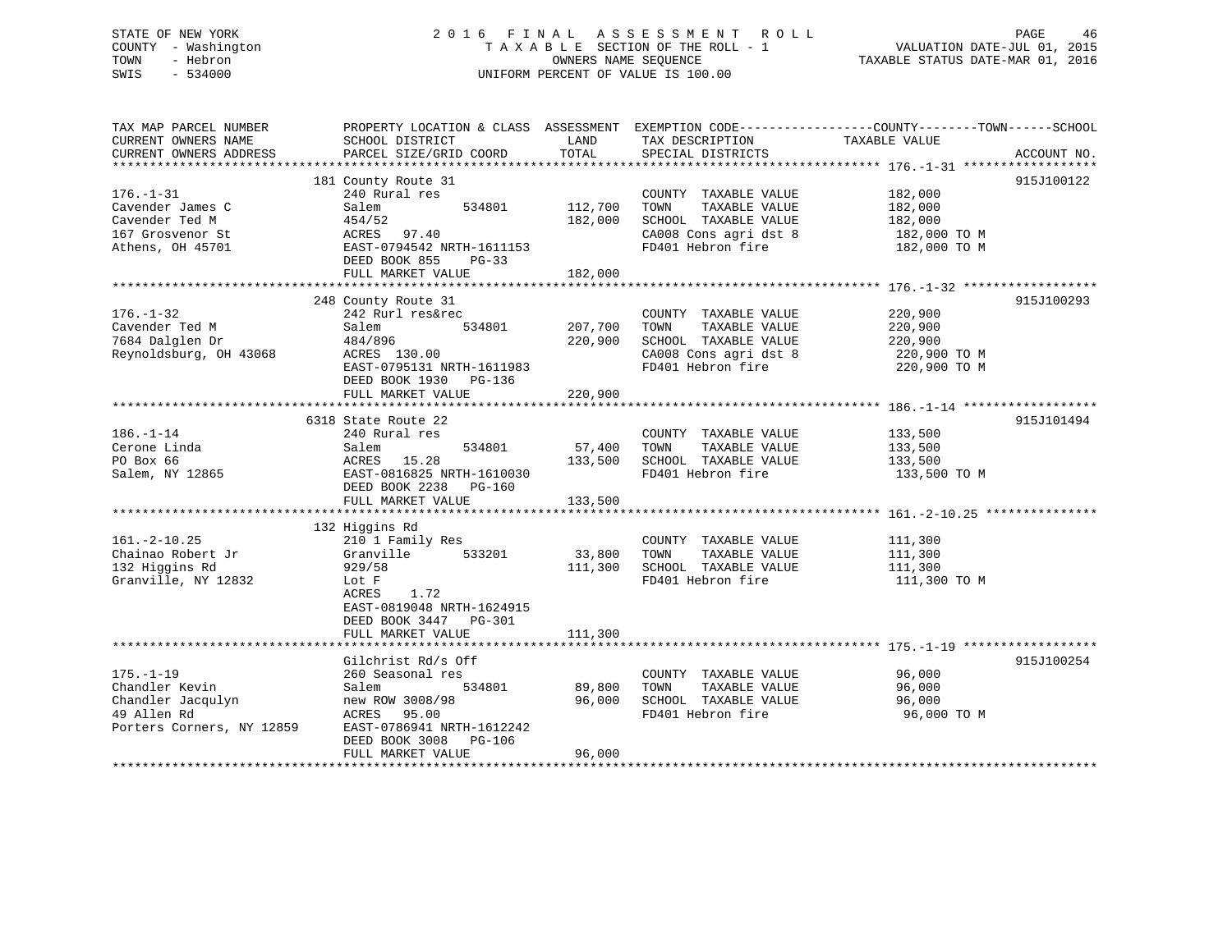STATE OF NEW YORK
COUNTY - Washington
TOWN - Hebron
SWIS - 534000

2016 FINAL ASSESSMENT ROLL
TAXABLE SECTION OF THE ROLL - 1
OWNERS NAME SEQUENCE
UNIFORM PERCENT OF VALUE IS 100.00

VALUATION DATE-JUL 01, 2015
TAXABLE STATUS DATE-MAR 01, 2016

| TAX MAP PARCEL NUMBER / CURRENT OWNERS NAME / CURRENT OWNERS ADDRESS | PROPERTY LOCATION & CLASS / SCHOOL DISTRICT / PARCEL SIZE/GRID COORD | ASSESSMENT LAND / TOTAL | EXEMPTION CODE / TAX DESCRIPTION / SPECIAL DISTRICTS | COUNTY--------TOWN------SCHOOL TAXABLE VALUE | ACCOUNT NO. |
|---|---|---|---|---|---|
| 176.-1-31 | 181 County Route 31 | | | | 915J100122 |
| | 240 Rural res | | COUNTY TAXABLE VALUE | 182,000 | |
| Cavender James C | Salem 534801 | 112,700 | TOWN TAXABLE VALUE | 182,000 | |
| Cavender Ted M | 454/52 | 182,000 | SCHOOL TAXABLE VALUE | 182,000 | |
| 167 Grosvenor St | ACRES 97.40 | | CA008 Cons agri dst 8 | 182,000 TO M | |
| Athens, OH 45701 | EAST-0794542 NRTH-1611153 | | FD401 Hebron fire | 182,000 TO M | |
| | DEED BOOK 855 PG-33 | | | | |
| | FULL MARKET VALUE | 182,000 | | | |
| 176.-1-32 | 248 County Route 31 | | | | 915J100293 |
| | 242 Rurl res&rec | | COUNTY TAXABLE VALUE | 220,900 | |
| Cavender Ted M | Salem 534801 | 207,700 | TOWN TAXABLE VALUE | 220,900 | |
| 7684 Dalglen Dr | 484/896 | 220,900 | SCHOOL TAXABLE VALUE | 220,900 | |
| Reynoldsburg, OH 43068 | ACRES 130.00 | | CA008 Cons agri dst 8 | 220,900 TO M | |
| | EAST-0795131 NRTH-1611983 | | FD401 Hebron fire | 220,900 TO M | |
| | DEED BOOK 1930 PG-136 | | | | |
| | FULL MARKET VALUE | 220,900 | | | |
| 186.-1-14 | 6318 State Route 22 | | | | 915J101494 |
| | 240 Rural res | | COUNTY TAXABLE VALUE | 133,500 | |
| Cerone Linda | Salem 534801 | 57,400 | TOWN TAXABLE VALUE | 133,500 | |
| PO Box 66 | ACRES 15.28 | 133,500 | SCHOOL TAXABLE VALUE | 133,500 | |
| Salem, NY 12865 | EAST-0816825 NRTH-1610030 | | FD401 Hebron fire | 133,500 TO M | |
| | DEED BOOK 2238 PG-160 | | | | |
| | FULL MARKET VALUE | 133,500 | | | |
| 161.-2-10.25 | 132 Higgins Rd | | | | |
| | 210 1 Family Res | | COUNTY TAXABLE VALUE | 111,300 | |
| Chainao Robert Jr | Granville 533201 | 33,800 | TOWN TAXABLE VALUE | 111,300 | |
| 132 Higgins Rd | 929/58 | 111,300 | SCHOOL TAXABLE VALUE | 111,300 | |
| Granville, NY 12832 | Lot F | | FD401 Hebron fire | 111,300 TO M | |
| | ACRES 1.72 | | | | |
| | EAST-0819048 NRTH-1624915 | | | | |
| | DEED BOOK 3447 PG-301 | | | | |
| | FULL MARKET VALUE | 111,300 | | | |
| 175.-1-19 | Gilchrist Rd/s Off | | | | 915J100254 |
| | 260 Seasonal res | | COUNTY TAXABLE VALUE | 96,000 | |
| Chandler Kevin | Salem 534801 | 89,800 | TOWN TAXABLE VALUE | 96,000 | |
| Chandler Jacqulyn | new ROW 3008/98 | 96,000 | SCHOOL TAXABLE VALUE | 96,000 | |
| 49 Allen Rd | ACRES 95.00 | | FD401 Hebron fire | 96,000 TO M | |
| Porters Corners, NY 12859 | EAST-0786941 NRTH-1612242 | | | | |
| | DEED BOOK 3008 PG-106 | | | | |
| | FULL MARKET VALUE | 96,000 | | | |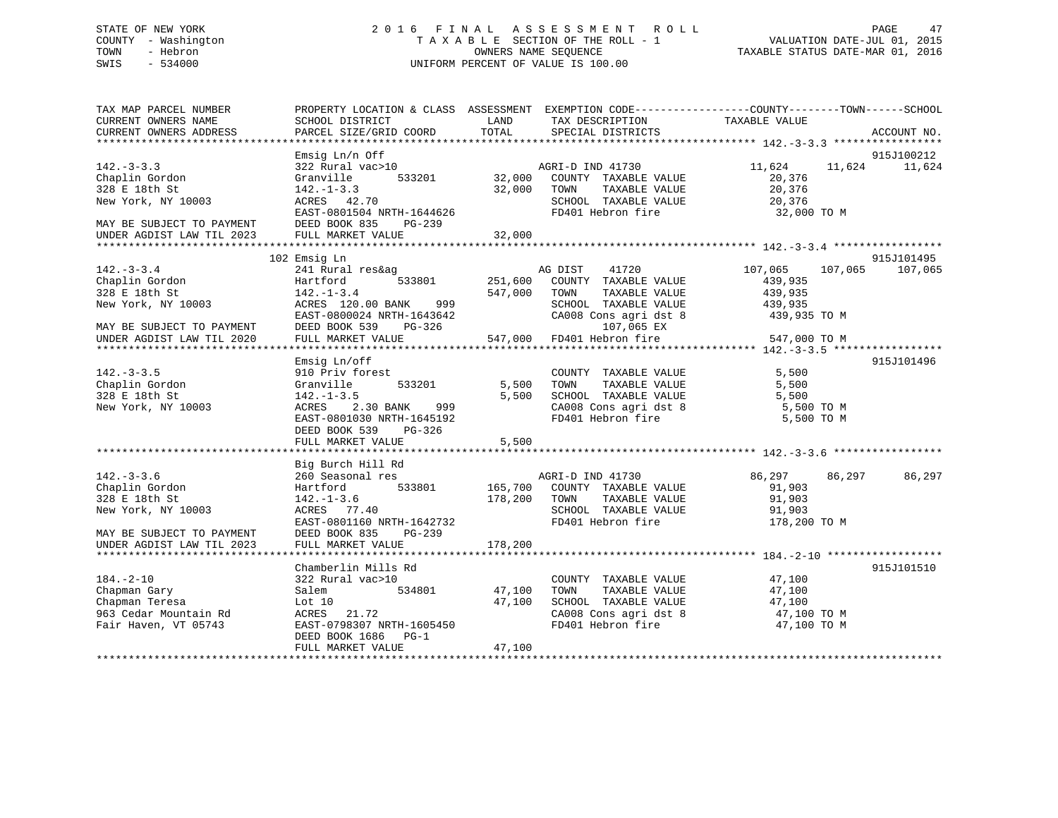STATE OF NEW YORK
COUNTY - Washington
TOWN - Hebron
SWIS - 534000

2016 FINAL ASSESSMENT ROLL
TAXABLE SECTION OF THE ROLL - 1
OWNERS NAME SEQUENCE
UNIFORM PERCENT OF VALUE IS 100.00

VALUATION DATE-JUL 01, 2015
TAXABLE STATUS DATE-MAR 01, 2016

```
TAX MAP PARCEL NUMBER          PROPERTY LOCATION & CLASS  ASSESSMENT  EXEMPTION CODE------------------COUNTY--------TOWN------SCHOOL
CURRENT OWNERS NAME            SCHOOL DISTRICT               LAND      TAX DESCRIPTION            TAXABLE VALUE
CURRENT OWNERS ADDRESS         PARCEL SIZE/GRID COORD        TOTAL     SPECIAL DISTRICTS                                   ACCOUNT NO.
******************************************************************************************************* 142.-3-3.3 *****************
                               Emsig Ln/n Off                                                                              915J100212
142.-3-3.3                     322 Rural vac>10                         AGRI-D IND 41730              11,624      11,624      11,624
Chaplin Gordon                 Granville         533201       32,000    COUNTY  TAXABLE VALUE          20,376
328 E 18th St                  142.-1-3.3                     32,000    TOWN    TAXABLE VALUE          20,376
New York, NY 10003             ACRES   42.70                            SCHOOL  TAXABLE VALUE          20,376
                               EAST-0801504 NRTH-1644626                FD401 Hebron fire               32,000 TO M
MAY BE SUBJECT TO PAYMENT      DEED BOOK 835    PG-239
UNDER AGDIST LAW TIL 2023      FULL MARKET VALUE              32,000
******************************************************************************************************* 142.-3-3.4 *****************
                            102 Emsig Ln                                                                                   915J101495
142.-3-3.4                     241 Rural res&ag                         AG DIST     41720            107,065     107,065     107,065
Chaplin Gordon                 Hartford          533801      251,600    COUNTY  TAXABLE VALUE         439,935
328 E 18th St                  142.-1-3.4                    547,000    TOWN    TAXABLE VALUE         439,935
New York, NY 10003             ACRES 120.00 BANK     999                SCHOOL  TAXABLE VALUE         439,935
                               EAST-0800024 NRTH-1643642                CA008 Cons agri dst 8          439,935 TO M
MAY BE SUBJECT TO PAYMENT      DEED BOOK 539    PG-326                       107,065 EX
UNDER AGDIST LAW TIL 2020      FULL MARKET VALUE             547,000    FD401 Hebron fire              547,000 TO M
******************************************************************************************************* 142.-3-3.5 *****************
                               Emsig Ln/off                                                                                915J101496
142.-3-3.5                     910 Priv forest                          COUNTY  TAXABLE VALUE           5,500
Chaplin Gordon                 Granville         533201        5,500    TOWN    TAXABLE VALUE           5,500
328 E 18th St                  142.-1-3.5                      5,500    SCHOOL  TAXABLE VALUE           5,500
New York, NY 10003             ACRES    2.30 BANK     999               CA008 Cons agri dst 8            5,500 TO M
                               EAST-0801030 NRTH-1645192                FD401 Hebron fire                5,500 TO M
                               DEED BOOK 539    PG-326
                               FULL MARKET VALUE               5,500
******************************************************************************************************* 142.-3-3.6 *****************
                               Big Burch Hill Rd
142.-3-3.6                     260 Seasonal res                         AGRI-D IND 41730              86,297      86,297      86,297
Chaplin Gordon                 Hartford          533801      165,700    COUNTY  TAXABLE VALUE          91,903
328 E 18th St                  142.-1-3.6                    178,200    TOWN    TAXABLE VALUE          91,903
New York, NY 10003             ACRES   77.40                            SCHOOL  TAXABLE VALUE          91,903
                               EAST-0801160 NRTH-1642732                FD401 Hebron fire              178,200 TO M
MAY BE SUBJECT TO PAYMENT      DEED BOOK 835    PG-239
UNDER AGDIST LAW TIL 2023      FULL MARKET VALUE             178,200
******************************************************************************************************* 184.-2-10 ******************
                               Chamberlin Mills Rd                                                                         915J101510
184.-2-10                      322 Rural vac>10                         COUNTY  TAXABLE VALUE          47,100
Chapman Gary                   Salem             534801       47,100    TOWN    TAXABLE VALUE          47,100
Chapman Teresa                 Lot 10                         47,100    SCHOOL  TAXABLE VALUE          47,100
963 Cedar Mountain Rd          ACRES   21.72                            CA008 Cons agri dst 8           47,100 TO M
Fair Haven, VT 05743           EAST-0798307 NRTH-1605450                FD401 Hebron fire               47,100 TO M
                               DEED BOOK 1686   PG-1
                               FULL MARKET VALUE              47,100
************************************************************************************************************************************
```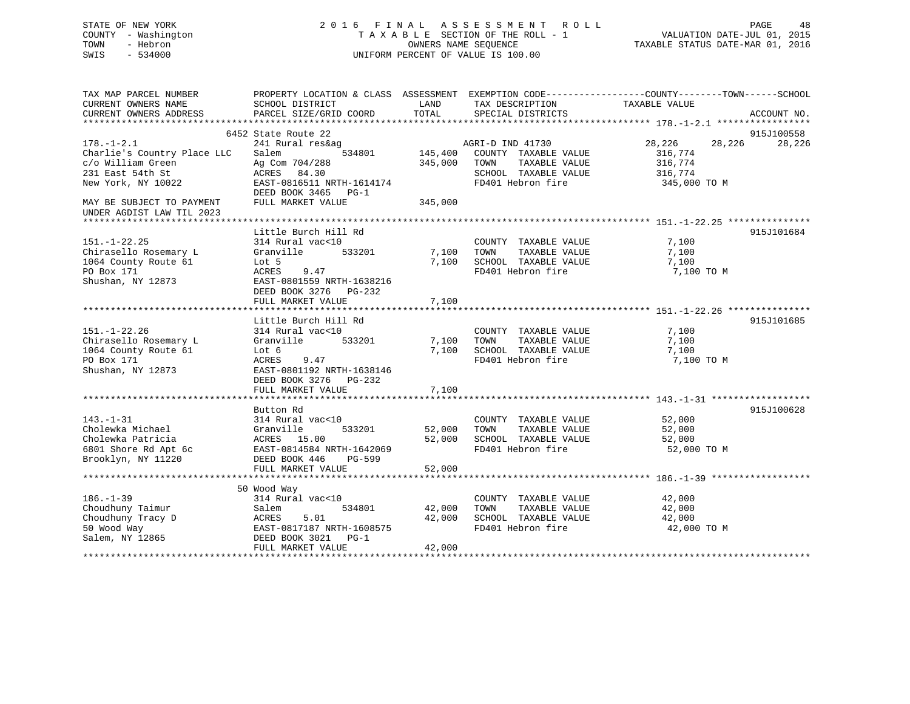STATE OF NEW YORK
COUNTY - Washington
TOWN - Hebron
SWIS - 534000

2016 FINAL ASSESSMENT ROLL
TAXABLE SECTION OF THE ROLL - 1
OWNERS NAME SEQUENCE
UNIFORM PERCENT OF VALUE IS 100.00

VALUATION DATE-JUL 01, 2015
TAXABLE STATUS DATE-MAR 01, 2016

| TAX MAP PARCEL NUMBER / CURRENT OWNERS NAME / CURRENT OWNERS ADDRESS | PROPERTY LOCATION & CLASS / SCHOOL DISTRICT / PARCEL SIZE/GRID COORD | ASSESSMENT LAND / TOTAL | EXEMPTION CODE / TAX DESCRIPTION / SPECIAL DISTRICTS | COUNTY | TOWN | SCHOOL / ACCOUNT NO. |
|---|---|---|---|---|---|---|
| **178.-1-2.1** | 6452 State Route 22 | | | | | 915J100558 |
| 178.-1-2.1 | 241 Rural res&ag | | AGRI-D IND 41730 | 28,226 | 28,226 | 28,226 |
| Charlie's Country Place LLC | Salem 534801 | 145,400 | COUNTY TAXABLE VALUE | 316,774 | | |
| c/o William Green | Ag Com 704/288 | 345,000 | TOWN TAXABLE VALUE | | 316,774 | |
| 231 East 54th St | ACRES 84.30 | | SCHOOL TAXABLE VALUE | | | 316,774 |
| New York, NY 10022 | EAST-0816511 NRTH-1614174 | | FD401 Hebron fire | 345,000 TO M | | |
| | DEED BOOK 3465 PG-1 | | | | | |
| MAY BE SUBJECT TO PAYMENT UNDER AGDIST LAW TIL 2023 | FULL MARKET VALUE | 345,000 | | | | |
| **151.-1-22.25** | Little Burch Hill Rd | | | | | 915J101684 |
| 151.-1-22.25 | 314 Rural vac<10 | | COUNTY TAXABLE VALUE | 7,100 | | |
| Chirasello Rosemary L | Granville 533201 | 7,100 | TOWN TAXABLE VALUE | | 7,100 | |
| 1064 County Route 61 | Lot 5 | 7,100 | SCHOOL TAXABLE VALUE | | | 7,100 |
| PO Box 171 | ACRES 9.47 | | FD401 Hebron fire | 7,100 TO M | | |
| Shushan, NY 12873 | EAST-0801559 NRTH-1638216 | | | | | |
| | DEED BOOK 3276 PG-232 | | | | | |
| | FULL MARKET VALUE | 7,100 | | | | |
| **151.-1-22.26** | Little Burch Hill Rd | | | | | 915J101685 |
| 151.-1-22.26 | 314 Rural vac<10 | | COUNTY TAXABLE VALUE | 7,100 | | |
| Chirasello Rosemary L | Granville 533201 | 7,100 | TOWN TAXABLE VALUE | | 7,100 | |
| 1064 County Route 61 | Lot 6 | 7,100 | SCHOOL TAXABLE VALUE | | | 7,100 |
| PO Box 171 | ACRES 9.47 | | FD401 Hebron fire | 7,100 TO M | | |
| Shushan, NY 12873 | EAST-0801192 NRTH-1638146 | | | | | |
| | DEED BOOK 3276 PG-232 | | | | | |
| | FULL MARKET VALUE | 7,100 | | | | |
| **143.-1-31** | Button Rd | | | | | 915J100628 |
| 143.-1-31 | 314 Rural vac<10 | | COUNTY TAXABLE VALUE | 52,000 | | |
| Cholewka Michael | Granville 533201 | 52,000 | TOWN TAXABLE VALUE | | 52,000 | |
| Cholewka Patricia | ACRES 15.00 | 52,000 | SCHOOL TAXABLE VALUE | | | 52,000 |
| 6801 Shore Rd Apt 6c | EAST-0814584 NRTH-1642069 | | FD401 Hebron fire | 52,000 TO M | | |
| Brooklyn, NY 11220 | DEED BOOK 446 PG-599 | | | | | |
| | FULL MARKET VALUE | 52,000 | | | | |
| **186.-1-39** | 50 Wood Way | | | | | |
| 186.-1-39 | 314 Rural vac<10 | | COUNTY TAXABLE VALUE | 42,000 | | |
| Choudhuny Taimur | Salem 534801 | 42,000 | TOWN TAXABLE VALUE | | 42,000 | |
| Choudhuny Tracy D | ACRES 5.01 | 42,000 | SCHOOL TAXABLE VALUE | | | 42,000 |
| 50 Wood Way | EAST-0817187 NRTH-1608575 | | FD401 Hebron fire | 42,000 TO M | | |
| Salem, NY 12865 | DEED BOOK 3021 PG-1 | | | | | |
| | FULL MARKET VALUE | 42,000 | | | | |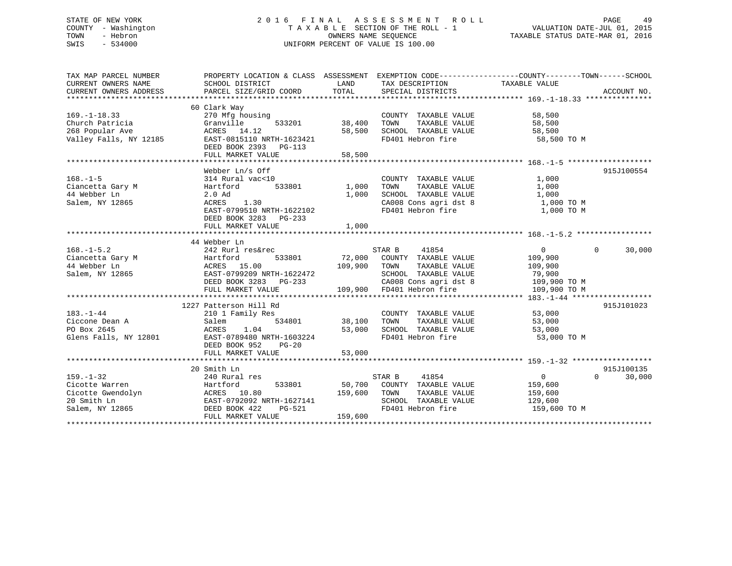STATE OF NEW YORK  
COUNTY - Washington  
TOWN - Hebron  
SWIS - 534000

2016 FINAL ASSESSMENT ROLL  
TAXABLE SECTION OF THE ROLL - 1  
OWNERS NAME SEQUENCE  
UNIFORM PERCENT OF VALUE IS 100.00

VALUATION DATE-JUL 01, 2015  
TAXABLE STATUS DATE-MAR 01, 2016

| TAX MAP PARCEL NUMBER / CURRENT OWNERS NAME / CURRENT OWNERS ADDRESS | PROPERTY LOCATION & CLASS / SCHOOL DISTRICT / PARCEL SIZE/GRID COORD | ASSESSMENT LAND / TOTAL | EXEMPTION CODE / TAX DESCRIPTION / SPECIAL DISTRICTS | COUNTY / TOWN / SCHOOL TAXABLE VALUE | ACCOUNT NO. |
|---|---|---|---|---|---|
| 169.-1-18.33 | 60 Clark Way | | | | |
| 169.-1-18.33 | 270 Mfg housing | | COUNTY TAXABLE VALUE | 58,500 | |
| Church Patricia | Granville 533201 | 38,400 | TOWN TAXABLE VALUE | 58,500 | |
| 268 Popular Ave | ACRES 14.12 | 58,500 | SCHOOL TAXABLE VALUE | 58,500 | |
| Valley Falls, NY 12185 | EAST-0815110 NRTH-1623421 | | FD401 Hebron fire | 58,500 TO M | |
| | DEED BOOK 2393 PG-113 | | | | |
| | FULL MARKET VALUE | 58,500 | | | |
| 168.-1-5 | Webber Ln/s Off | | | | 915J100554 |
| 168.-1-5 | 314 Rural vac<10 | | COUNTY TAXABLE VALUE | 1,000 | |
| Ciancetta Gary M | Hartford 533801 | 1,000 | TOWN TAXABLE VALUE | 1,000 | |
| 44 Webber Ln | 2.0 Ad | 1,000 | SCHOOL TAXABLE VALUE | 1,000 | |
| Salem, NY 12865 | ACRES 1.30 | | CA008 Cons agri dst 8 | 1,000 TO M | |
| | EAST-0799510 NRTH-1622102 | | FD401 Hebron fire | 1,000 TO M | |
| | DEED BOOK 3283 PG-233 | | | | |
| | FULL MARKET VALUE | 1,000 | | | |
| 168.-1-5.2 | 44 Webber Ln | | | | |
| 168.-1-5.2 | 242 Rurl res&rec | | STAR B 41854 | 0 0 30,000 | |
| Ciancetta Gary M | Hartford 533801 | 72,000 | COUNTY TAXABLE VALUE | 109,900 | |
| 44 Webber Ln | ACRES 15.00 | 109,900 | TOWN TAXABLE VALUE | 109,900 | |
| Salem, NY 12865 | EAST-0799209 NRTH-1622472 | | SCHOOL TAXABLE VALUE | 79,900 | |
| | DEED BOOK 3283 PG-233 | | CA008 Cons agri dst 8 | 109,900 TO M | |
| | FULL MARKET VALUE | 109,900 | FD401 Hebron fire | 109,900 TO M | |
| 183.-1-44 | 1227 Patterson Hill Rd | | | | 915J101023 |
| 183.-1-44 | 210 1 Family Res | | COUNTY TAXABLE VALUE | 53,000 | |
| Ciccone Dean A | Salem 534801 | 38,100 | TOWN TAXABLE VALUE | 53,000 | |
| PO Box 2645 | ACRES 1.04 | 53,000 | SCHOOL TAXABLE VALUE | 53,000 | |
| Glens Falls, NY 12801 | EAST-0789480 NRTH-1603224 | | FD401 Hebron fire | 53,000 TO M | |
| | DEED BOOK 952 PG-20 | | | | |
| | FULL MARKET VALUE | 53,000 | | | |
| 159.-1-32 | 20 Smith Ln | | | | 915J100135 |
| 159.-1-32 | 240 Rural res | | STAR B 41854 | 0 0 30,000 | |
| Cicotte Warren | Hartford 533801 | 50,700 | COUNTY TAXABLE VALUE | 159,600 | |
| Cicotte Gwendolyn | ACRES 10.80 | 159,600 | TOWN TAXABLE VALUE | 159,600 | |
| 20 Smith Ln | EAST-0792092 NRTH-1627141 | | SCHOOL TAXABLE VALUE | 129,600 | |
| Salem, NY 12865 | DEED BOOK 422 PG-521 | | FD401 Hebron fire | 159,600 TO M | |
| | FULL MARKET VALUE | 159,600 | | | |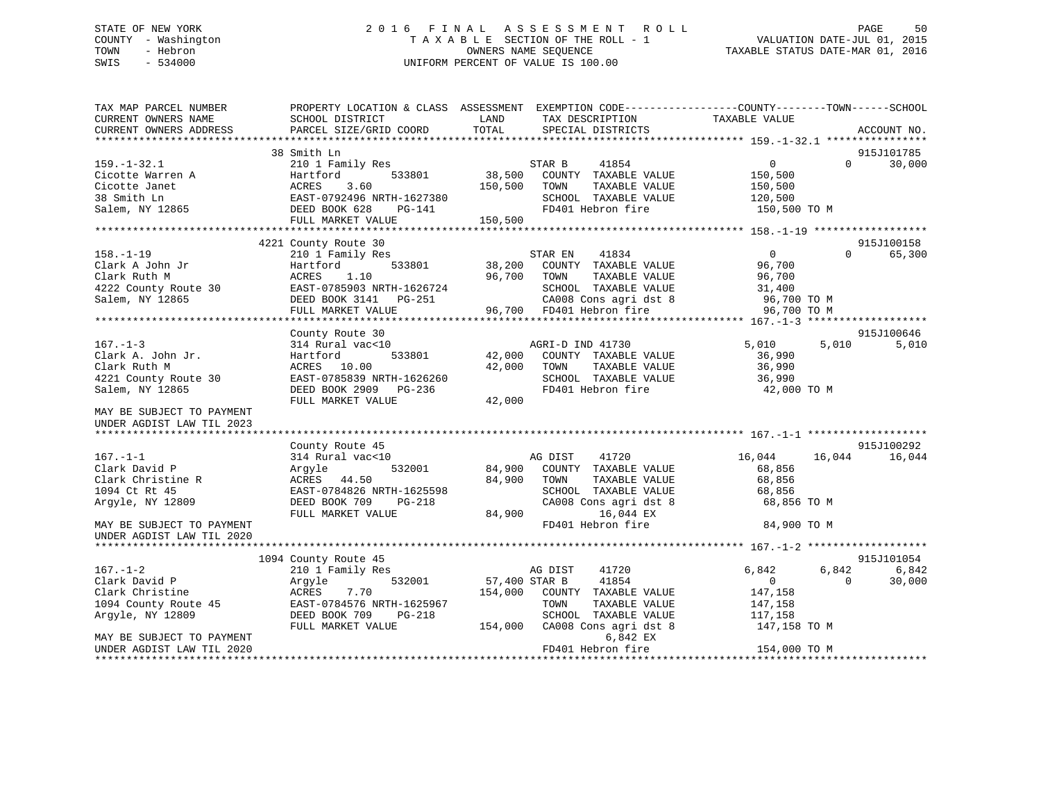STATE OF NEW YORK
COUNTY - Washington
TOWN - Hebron
SWIS - 534000

2016 FINAL ASSESSMENT ROLL
TAXABLE SECTION OF THE ROLL - 1
OWNERS NAME SEQUENCE
UNIFORM PERCENT OF VALUE IS 100.00

VALUATION DATE-JUL 01, 2015
TAXABLE STATUS DATE-MAR 01, 2016

```
TAX MAP PARCEL NUMBER          PROPERTY LOCATION & CLASS  ASSESSMENT  EXEMPTION CODE-----------------COUNTY--------TOWN------SCHOOL
CURRENT OWNERS NAME            SCHOOL DISTRICT              LAND      TAX DESCRIPTION            TAXABLE VALUE
CURRENT OWNERS ADDRESS         PARCEL SIZE/GRID COORD       TOTAL     SPECIAL DISTRICTS                                  ACCOUNT NO.
******************************************************************************************************* 159.-1-32.1 ****************
                               38 Smith Ln                                                                                915J101785
159.-1-32.1                    210 1 Family Res                       STAR B     41854              0              0       30,000
Cicotte Warren A               Hartford        533801        38,500   COUNTY  TAXABLE VALUE         150,500
Cicotte Janet                  ACRES    3.60                150,500   TOWN    TAXABLE VALUE         150,500
38 Smith Ln                    EAST-0792496 NRTH-1627380              SCHOOL  TAXABLE VALUE         120,500
Salem, NY 12865                DEED BOOK 628    PG-141                FD401 Hebron fire               150,500 TO M
                               FULL MARKET VALUE            150,500
******************************************************************************************************* 158.-1-19 ******************
                               4221 County Route 30                                                                       915J100158
158.-1-19                      210 1 Family Res                       STAR EN    41834              0              0       65,300
Clark A John Jr                Hartford        533801        38,200   COUNTY  TAXABLE VALUE          96,700
Clark Ruth M                   ACRES    1.10                 96,700   TOWN    TAXABLE VALUE          96,700
4222 County Route 30           EAST-0785903 NRTH-1626724              SCHOOL  TAXABLE VALUE          31,400
Salem, NY 12865                DEED BOOK 3141   PG-251                CA008 Cons agri dst 8            96,700 TO M
                               FULL MARKET VALUE             96,700   FD401 Hebron fire                96,700 TO M
******************************************************************************************************* 167.-1-3 *******************
                               County Route 30                                                                            915J100646
167.-1-3                       314 Rural vac<10                       AGRI-D IND 41730          5,010          5,010        5,010
Clark A. John Jr.              Hartford        533801        42,000   COUNTY  TAXABLE VALUE          36,990
Clark Ruth M                   ACRES   10.00                 42,000   TOWN    TAXABLE VALUE          36,990
4221 County Route 30           EAST-0785839 NRTH-1626260              SCHOOL  TAXABLE VALUE          36,990
Salem, NY 12865                DEED BOOK 2909   PG-236                FD401 Hebron fire                42,000 TO M
                               FULL MARKET VALUE             42,000
MAY BE SUBJECT TO PAYMENT
UNDER AGDIST LAW TIL 2023
******************************************************************************************************* 167.-1-1 *******************
                               County Route 45                                                                            915J100292
167.-1-1                       314 Rural vac<10                       AG DIST    41720         16,044         16,044       16,044
Clark David P                  Argyle          532001        84,900   COUNTY  TAXABLE VALUE          68,856
Clark Christine R              ACRES   44.50                 84,900   TOWN    TAXABLE VALUE          68,856
1094 Ct Rt 45                  EAST-0784826 NRTH-1625598              SCHOOL  TAXABLE VALUE          68,856
Argyle, NY 12809               DEED BOOK 709    PG-218                CA008 Cons agri dst 8            68,856 TO M
                               FULL MARKET VALUE             84,900          16,044 EX
MAY BE SUBJECT TO PAYMENT                                             FD401 Hebron fire                84,900 TO M
UNDER AGDIST LAW TIL 2020
******************************************************************************************************* 167.-1-2 *******************
                               1094 County Route 45                                                                       915J101054
167.-1-2                       210 1 Family Res                       AG DIST    41720          6,842          6,842        6,842
Clark David P                  Argyle          532001        57,400 STAR B     41854              0              0       30,000
Clark Christine                ACRES    7.70                154,000   COUNTY  TAXABLE VALUE         147,158
1094 County Route 45           EAST-0784576 NRTH-1625967              TOWN    TAXABLE VALUE         147,158
Argyle, NY 12809               DEED BOOK 709    PG-218                SCHOOL  TAXABLE VALUE         117,158
                               FULL MARKET VALUE            154,000   CA008 Cons agri dst 8           147,158 TO M
MAY BE SUBJECT TO PAYMENT                                                    6,842 EX
UNDER AGDIST LAW TIL 2020                                             FD401 Hebron fire               154,000 TO M
************************************************************************************************************************************
```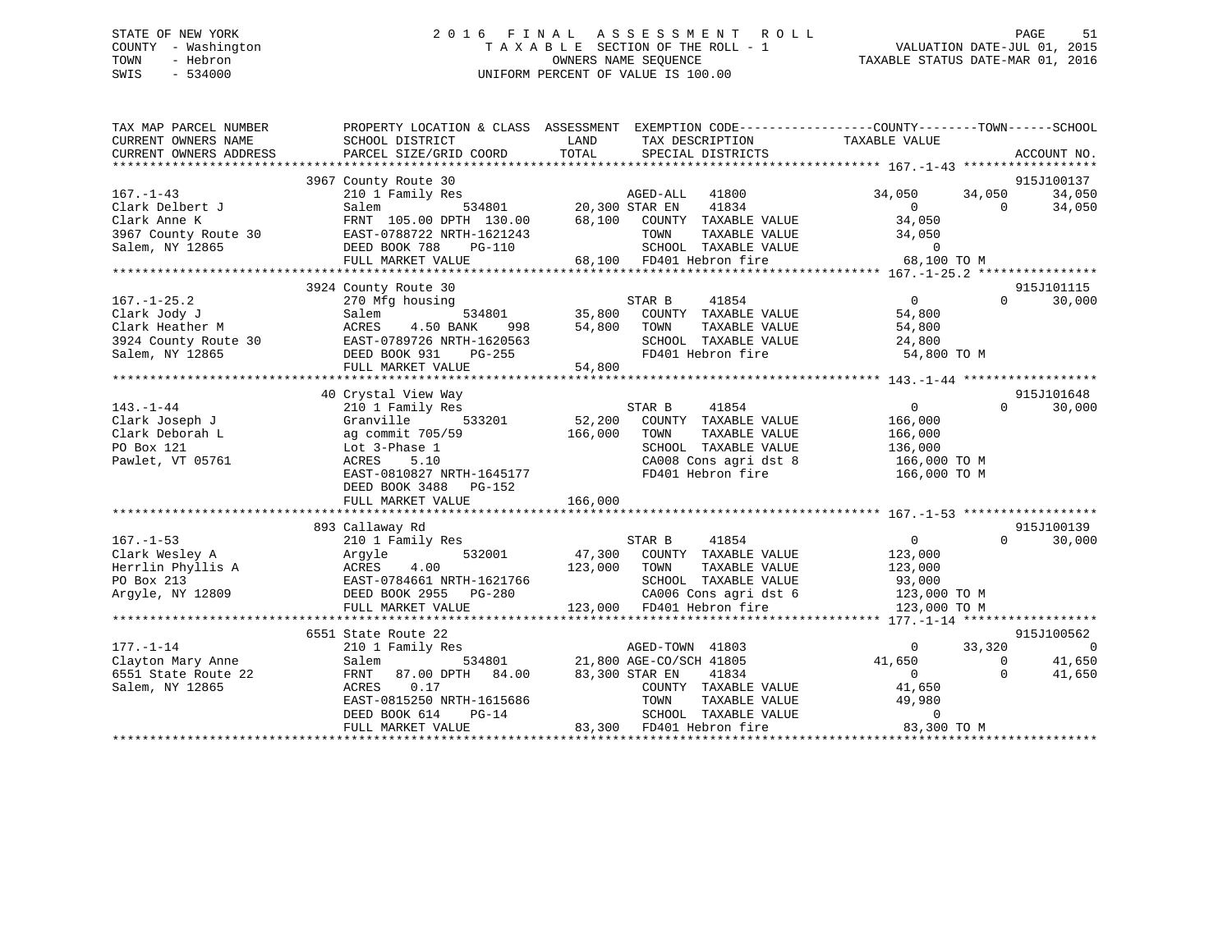STATE OF NEW YORK
COUNTY - Washington
TOWN - Hebron
SWIS - 534000

2016 FINAL ASSESSMENT ROLL
TAXABLE SECTION OF THE ROLL - 1
OWNERS NAME SEQUENCE
UNIFORM PERCENT OF VALUE IS 100.00

VALUATION DATE-JUL 01, 2015
TAXABLE STATUS DATE-MAR 01, 2016

```
TAX MAP PARCEL NUMBER        PROPERTY LOCATION & CLASS  ASSESSMENT  EXEMPTION CODE------------------COUNTY--------TOWN------SCHOOL
CURRENT OWNERS NAME          SCHOOL DISTRICT               LAND      TAX DESCRIPTION            TAXABLE VALUE
CURRENT OWNERS ADDRESS       PARCEL SIZE/GRID COORD       TOTAL      SPECIAL DISTRICTS                                    ACCOUNT NO.
******************************************************************************************************* 167.-1-43 ******************
                      3967 County Route 30                                                                                915J100137
167.-1-43                    210 1 Family Res                      AGED-ALL   41800             34,050      34,050      34,050
Clark Delbert J              Salem           534801        20,300 STAR EN    41834                  0           0      34,050
Clark Anne K                 FRNT 105.00 DPTH 130.00       68,100    COUNTY  TAXABLE VALUE         34,050
3967 County Route 30         EAST-0788722 NRTH-1621243               TOWN    TAXABLE VALUE         34,050
Salem, NY 12865              DEED BOOK 788    PG-110                 SCHOOL  TAXABLE VALUE              0
                             FULL MARKET VALUE             68,100    FD401 Hebron fire              68,100 TO M
******************************************************************************************************* 167.-1-25.2 ****************
                      3924 County Route 30                                                                                915J101115
167.-1-25.2                  270 Mfg housing                       STAR B     41854                  0           0      30,000
Clark Jody J                 Salem           534801        35,800    COUNTY  TAXABLE VALUE         54,800
Clark Heather M              ACRES    4.50 BANK    998     54,800    TOWN    TAXABLE VALUE         54,800
3924 County Route 30         EAST-0789726 NRTH-1620563               SCHOOL  TAXABLE VALUE         24,800
Salem, NY 12865              DEED BOOK 931    PG-255                 FD401 Hebron fire              54,800 TO M
                             FULL MARKET VALUE             54,800
******************************************************************************************************* 143.-1-44 ******************
                        40 Crystal View Way                                                                               915J101648
143.-1-44                    210 1 Family Res                      STAR B     41854                  0           0      30,000
Clark Joseph J               Granville       533201        52,200    COUNTY  TAXABLE VALUE        166,000
Clark Deborah L              ag commit 705/59             166,000    TOWN    TAXABLE VALUE        166,000
PO Box 121                   Lot 3-Phase 1                           SCHOOL  TAXABLE VALUE        136,000
Pawlet, VT 05761             ACRES    5.10                           CA008 Cons agri dst 8         166,000 TO M
                             EAST-0810827 NRTH-1645177               FD401 Hebron fire             166,000 TO M
                             DEED BOOK 3488   PG-152
                             FULL MARKET VALUE            166,000
******************************************************************************************************* 167.-1-53 ******************
                       893 Callaway Rd                                                                                    915J100139
167.-1-53                    210 1 Family Res                      STAR B     41854                  0           0      30,000
Clark Wesley A               Argyle          532001        47,300    COUNTY  TAXABLE VALUE        123,000
Herrlin Phyllis A            ACRES    4.00                123,000    TOWN    TAXABLE VALUE        123,000
PO Box 213                   EAST-0784661 NRTH-1621766               SCHOOL  TAXABLE VALUE         93,000
Argyle, NY 12809             DEED BOOK 2955   PG-280                 CA006 Cons agri dst 6         123,000 TO M
                             FULL MARKET VALUE            123,000    FD401 Hebron fire             123,000 TO M
******************************************************************************************************* 177.-1-14 ******************
                      6551 State Route 22                                                                                 915J100562
177.-1-14                    210 1 Family Res                      AGED-TOWN  41803                  0      33,320           0
Clayton Mary Anne            Salem           534801        21,800 AGE-CO/SCH 41805              41,650           0      41,650
6551 State Route 22          FRNT  87.00 DPTH  84.00       83,300 STAR EN    41834                   0           0      41,650
Salem, NY 12865              ACRES    0.17                           COUNTY  TAXABLE VALUE         41,650
                             EAST-0815250 NRTH-1615686               TOWN    TAXABLE VALUE         49,980
                             DEED BOOK 614    PG-14                  SCHOOL  TAXABLE VALUE              0
                             FULL MARKET VALUE             83,300    FD401 Hebron fire              83,300 TO M
************************************************************************************************************************************
```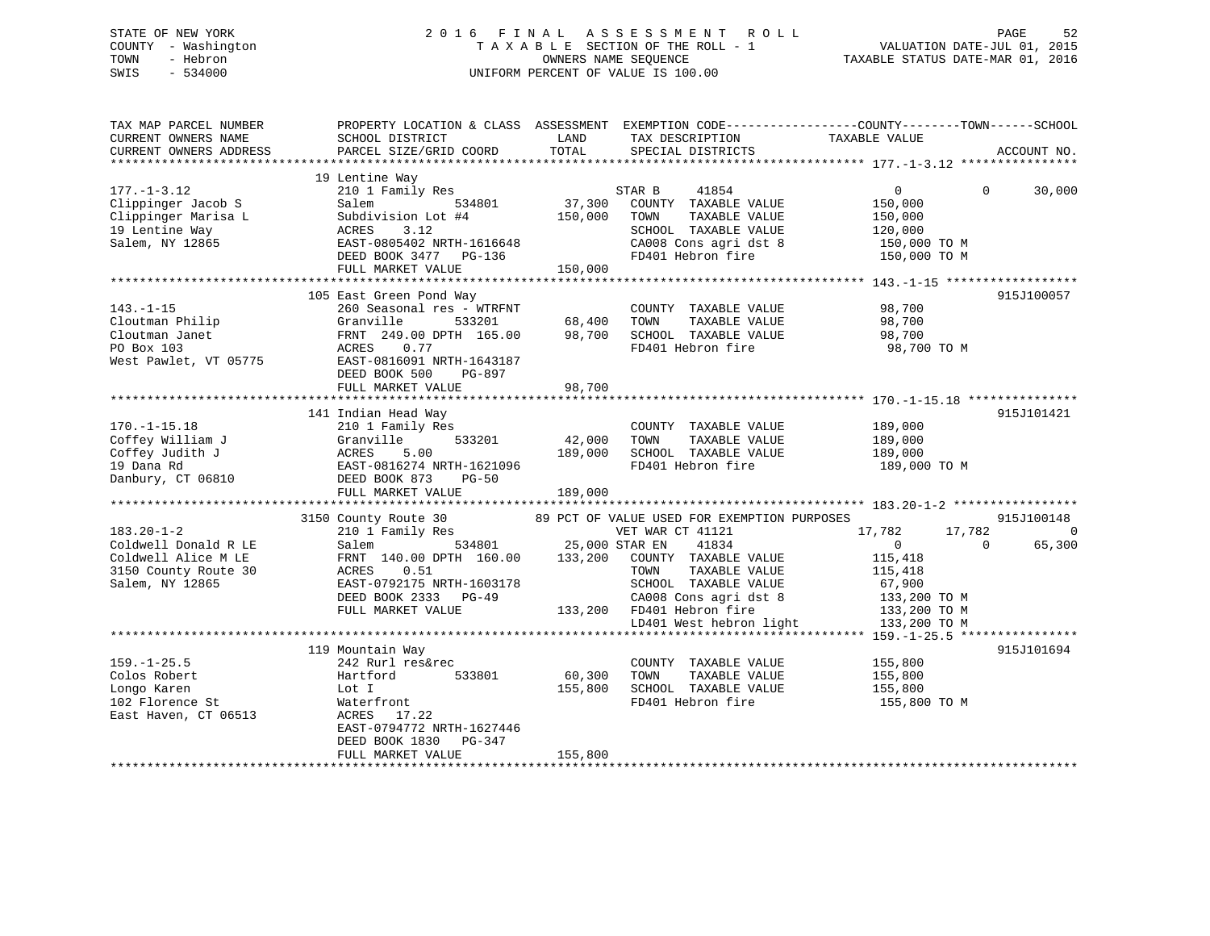STATE OF NEW YORK
COUNTY - Washington
TOWN - Hebron
SWIS - 534000

2016 FINAL ASSESSMENT ROLL
TAXABLE SECTION OF THE ROLL - 1
OWNERS NAME SEQUENCE
UNIFORM PERCENT OF VALUE IS 100.00

VALUATION DATE-JUL 01, 2015
TAXABLE STATUS DATE-MAR 01, 2016

```
TAX MAP PARCEL NUMBER          PROPERTY LOCATION & CLASS  ASSESSMENT  EXEMPTION CODE------------------COUNTY--------TOWN------SCHOOL
CURRENT OWNERS NAME            SCHOOL DISTRICT              LAND      TAX DESCRIPTION             TAXABLE VALUE
CURRENT OWNERS ADDRESS         PARCEL SIZE/GRID COORD       TOTAL     SPECIAL DISTRICTS                                    ACCOUNT NO.
************************************************************************************************************ 177.-1-3.12 ****************
                               19 Lentine Way
177.-1-3.12                    210 1 Family Res                       STAR B     41854              0             0       30,000
Clippinger Jacob S             Salem            534801      37,300    COUNTY  TAXABLE VALUE       150,000
Clippinger Marisa L            Subdivision Lot #4          150,000    TOWN    TAXABLE VALUE       150,000
19 Lentine Way                 ACRES     3.12                         SCHOOL  TAXABLE VALUE       120,000
Salem, NY 12865                EAST-0805402 NRTH-1616648              CA008 Cons agri dst 8        150,000 TO M
                               DEED BOOK 3477   PG-136                FD401 Hebron fire            150,000 TO M
                               FULL MARKET VALUE           150,000
************************************************************************************************************ 143.-1-15 ******************
                               105 East Green Pond Way                                                                 915J100057
143.-1-15                      260 Seasonal res - WTRFNT              COUNTY  TAXABLE VALUE        98,700
Cloutman Philip                Granville        533201      68,400    TOWN    TAXABLE VALUE        98,700
Cloutman Janet                 FRNT 249.00 DPTH 165.00      98,700    SCHOOL  TAXABLE VALUE        98,700
PO Box 103                     ACRES     0.77                         FD401 Hebron fire             98,700 TO M
West Pawlet, VT 05775          EAST-0816091 NRTH-1643187
                               DEED BOOK 500    PG-897
                               FULL MARKET VALUE            98,700
************************************************************************************************************ 170.-1-15.18 ***************
                               141 Indian Head Way                                                                     915J101421
170.-1-15.18                   210 1 Family Res                       COUNTY  TAXABLE VALUE       189,000
Coffey William J               Granville        533201      42,000    TOWN    TAXABLE VALUE       189,000
Coffey Judith J                ACRES     5.00              189,000    SCHOOL  TAXABLE VALUE       189,000
19 Dana Rd                     EAST-0816274 NRTH-1621096              FD401 Hebron fire            189,000 TO M
Danbury, CT 06810              DEED BOOK 873    PG-50
                               FULL MARKET VALUE           189,000
************************************************************************************************************ 183.20-1-2 *****************
                               3150 County Route 30        89 PCT OF VALUE USED FOR EXEMPTION PURPOSES                915J100148
183.20-1-2                     210 1 Family Res                       VET WAR CT 41121          17,782        17,782            0
Coldwell Donald R LE           Salem            534801      25,000 STAR EN    41834                 0             0       65,300
Coldwell Alice M LE            FRNT 140.00 DPTH 160.00     133,200    COUNTY  TAXABLE VALUE       115,418
3150 County Route 30           ACRES     0.51                         TOWN    TAXABLE VALUE       115,418
Salem, NY 12865                EAST-0792175 NRTH-1603178              SCHOOL  TAXABLE VALUE        67,900
                               DEED BOOK 2333   PG-49                 CA008 Cons agri dst 8        133,200 TO M
                               FULL MARKET VALUE           133,200    FD401 Hebron fire            133,200 TO M
                                                                      LD401 West hebron light      133,200 TO M
************************************************************************************************************ 159.-1-25.5 ****************
                               119 Mountain Way                                                                        915J101694
159.-1-25.5                    242 Rurl res&rec                       COUNTY  TAXABLE VALUE       155,800
Colos Robert                   Hartford         533801      60,300    TOWN    TAXABLE VALUE       155,800
Longo Karen                    Lot I                       155,800    SCHOOL  TAXABLE VALUE       155,800
102 Florence St                Waterfront                             FD401 Hebron fire            155,800 TO M
East Haven, CT 06513           ACRES    17.22
                               EAST-0794772 NRTH-1627446
                               DEED BOOK 1830   PG-347
                               FULL MARKET VALUE           155,800
******************************************************************************************************************************************
```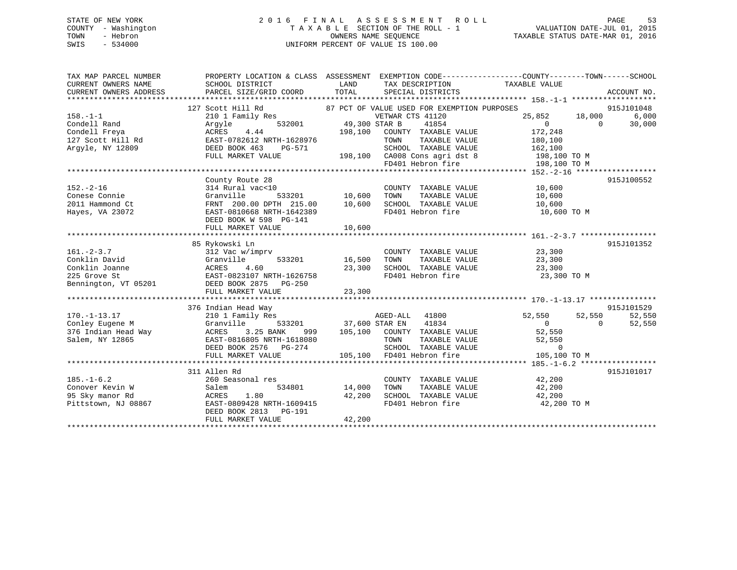STATE OF NEW YORK
COUNTY - Washington
TOWN - Hebron
SWIS - 534000

2016 FINAL ASSESSMENT ROLL
TAXABLE SECTION OF THE ROLL - 1
OWNERS NAME SEQUENCE
UNIFORM PERCENT OF VALUE IS 100.00

VALUATION DATE-JUL 01, 2015
TAXABLE STATUS DATE-MAR 01, 2016

```
TAX MAP PARCEL NUMBER        PROPERTY LOCATION & CLASS  ASSESSMENT  EXEMPTION CODE------------------COUNTY--------TOWN------SCHOOL
CURRENT OWNERS NAME          SCHOOL DISTRICT              LAND      TAX DESCRIPTION            TAXABLE VALUE
CURRENT OWNERS ADDRESS       PARCEL SIZE/GRID COORD       TOTAL     SPECIAL DISTRICTS                                    ACCOUNT NO.
******************************************************************************************************* 158.-1-1 *******************
                  127 Scott Hill Rd                87 PCT OF VALUE USED FOR EXEMPTION PURPOSES                            915J101048
158.-1-1                     210 1 Family Res                  VETWAR CTS 41120              25,852      18,000       6,000
Condell Rand                 Argyle         532001      49,300 STAR B      41854                  0           0      30,000
Condell Freya                ACRES     4.44            198,100   COUNTY  TAXABLE VALUE          172,248
127 Scott Hill Rd            EAST-0782612 NRTH-1628976           TOWN    TAXABLE VALUE          180,100
Argyle, NY 12809             DEED BOOK 463    PG-571             SCHOOL  TAXABLE VALUE          162,100
                             FULL MARKET VALUE         198,100   CA008 Cons agri dst 8           198,100 TO M
                                                                 FD401 Hebron fire               198,100 TO M
******************************************************************************************************* 152.-2-16 ******************
                  County Route 28                                                                                915J100552
152.-2-16                    314 Rural vac<10                    COUNTY  TAXABLE VALUE           10,600
Conese Connie                Granville      533201      10,600   TOWN    TAXABLE VALUE           10,600
2011 Hammond Ct              FRNT 200.00 DPTH 215.00    10,600   SCHOOL  TAXABLE VALUE           10,600
Hayes, VA 23072              EAST-0810668 NRTH-1642389           FD401 Hebron fire                10,600 TO M
                             DEED BOOK W 598  PG-141
                             FULL MARKET VALUE          10,600
******************************************************************************************************* 161.-2-3.7 *****************
                  85 Rykowski Ln                                                                                 915J101352
161.-2-3.7                   312 Vac w/imprv                     COUNTY  TAXABLE VALUE           23,300
Conklin David                Granville      533201      16,500   TOWN    TAXABLE VALUE           23,300
Conklin Joanne               ACRES     4.60             23,300   SCHOOL  TAXABLE VALUE           23,300
225 Grove St                 EAST-0823107 NRTH-1626758           FD401 Hebron fire                23,300 TO M
Bennington, VT 05201         DEED BOOK 2875   PG-250
                             FULL MARKET VALUE          23,300
******************************************************************************************************* 170.-1-13.17 ***************
                  376 Indian Head Way                                                                            915J101529
170.-1-13.17                 210 1 Family Res                  AGED-ALL    41800             52,550      52,550      52,550
Conley Eugene M              Granville      533201      37,600 STAR EN     41834                  0           0      52,550
376 Indian Head Way          ACRES     3.25 BANK    999 105,100   COUNTY  TAXABLE VALUE           52,550
Salem, NY 12865              EAST-0816805 NRTH-1618080           TOWN    TAXABLE VALUE           52,550
                             DEED BOOK 2576   PG-274             SCHOOL  TAXABLE VALUE                0
                             FULL MARKET VALUE         105,100   FD401 Hebron fire               105,100 TO M
******************************************************************************************************* 185.-1-6.2 *****************
                  311 Allen Rd                                                                                   915J101017
185.-1-6.2                   260 Seasonal res                    COUNTY  TAXABLE VALUE           42,200
Conover Kevin W              Salem          534801      14,000   TOWN    TAXABLE VALUE           42,200
95 Sky manor Rd              ACRES     1.80             42,200   SCHOOL  TAXABLE VALUE           42,200
Pittstown, NJ 08867          EAST-0809428 NRTH-1609415           FD401 Hebron fire                42,200 TO M
                             DEED BOOK 2813   PG-191
                             FULL MARKET VALUE          42,200
************************************************************************************************************************************
```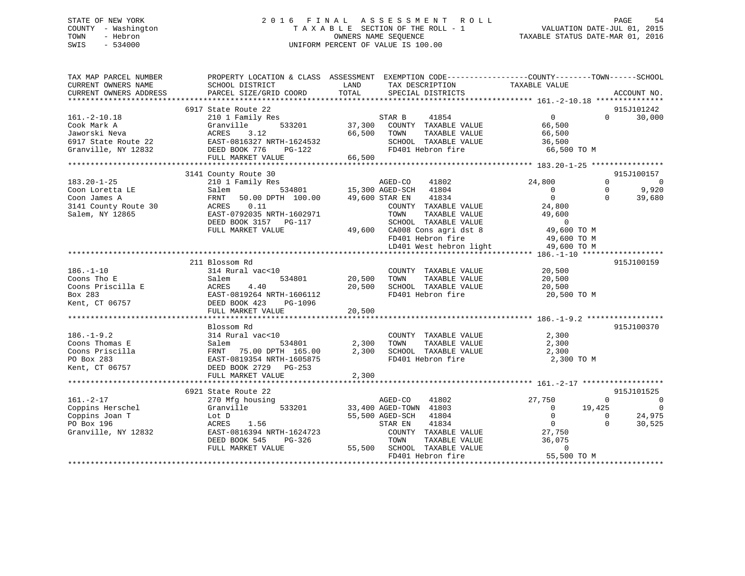STATE OF NEW YORK
COUNTY - Washington
TOWN - Hebron
SWIS - 534000

# 2016 FINAL ASSESSMENT ROLL
TAXABLE SECTION OF THE ROLL - 1
OWNERS NAME SEQUENCE
UNIFORM PERCENT OF VALUE IS 100.00

VALUATION DATE-JUL 01, 2015
TAXABLE STATUS DATE-MAR 01, 2016

```
TAX MAP PARCEL NUMBER          PROPERTY LOCATION & CLASS  ASSESSMENT  EXEMPTION CODE------------------COUNTY--------TOWN------SCHOOL
CURRENT OWNERS NAME            SCHOOL DISTRICT              LAND       TAX DESCRIPTION            TAXABLE VALUE
CURRENT OWNERS ADDRESS         PARCEL SIZE/GRID COORD       TOTAL      SPECIAL DISTRICTS                                    ACCOUNT NO.
******************************************************************************************************* 161.-2-10.18 ***************
                               6917 State Route 22                                                                          915J101242
161.-2-10.18                   210 1 Family Res                    STAR B     41854                 0            0      30,000
Cook Mark A                    Granville        533201     37,300   COUNTY  TAXABLE VALUE           66,500
Jaworski Neva                  ACRES    3.12               66,500   TOWN    TAXABLE VALUE           66,500
6917 State Route 22            EAST-0816327 NRTH-1624532            SCHOOL  TAXABLE VALUE           36,500
Granville, NY 12832            DEED BOOK 776    PG-122              FD401 Hebron fire                66,500 TO M
                               FULL MARKET VALUE           66,500
******************************************************************************************************* 183.20-1-25 ****************
                               3141 County Route 30                                                                         915J100157
183.20-1-25                    210 1 Family Res                    AGED-CO    41802            24,800            0           0
Coon Loretta LE                Salem            534801     15,300 AGED-SCH   41804                 0            0       9,920
Coon James A                   FRNT   50.00 DPTH 100.00    49,600 STAR EN    41834                 0            0      39,680
3141 County Route 30           ACRES    0.11                        COUNTY  TAXABLE VALUE           24,800
Salem, NY 12865                EAST-0792035 NRTH-1602971            TOWN    TAXABLE VALUE           49,600
                               DEED BOOK 3157   PG-117              SCHOOL  TAXABLE VALUE                0
                               FULL MARKET VALUE           49,600   CA008 Cons agri dst 8            49,600 TO M
                                                                    FD401 Hebron fire                49,600 TO M
                                                                    LD401 West hebron light          49,600 TO M
******************************************************************************************************* 186.-1-10 ******************
                               211 Blossom Rd                                                                               915J100159
186.-1-10                      314 Rural vac<10                     COUNTY  TAXABLE VALUE           20,500
Coons Tho E                    Salem            534801     20,500   TOWN    TAXABLE VALUE           20,500
Coons Priscilla E              ACRES    4.40               20,500   SCHOOL  TAXABLE VALUE           20,500
Box 283                        EAST-0819264 NRTH-1606112            FD401 Hebron fire                20,500 TO M
Kent, CT 06757                 DEED BOOK 423    PG-1096
                               FULL MARKET VALUE           20,500
******************************************************************************************************* 186.-1-9.2 *****************
                               Blossom Rd                                                                                   915J100370
186.-1-9.2                     314 Rural vac<10                     COUNTY  TAXABLE VALUE            2,300
Coons Thomas E                 Salem            534801      2,300   TOWN    TAXABLE VALUE            2,300
Coons Priscilla                FRNT   75.00 DPTH 165.00     2,300   SCHOOL  TAXABLE VALUE            2,300
PO Box 283                     EAST-0819354 NRTH-1605875            FD401 Hebron fire                 2,300 TO M
Kent, CT 06757                 DEED BOOK 2729   PG-253
                               FULL MARKET VALUE            2,300
******************************************************************************************************* 161.-2-17 ******************
                               6921 State Route 22                                                                          915J101525
161.-2-17                      270 Mfg housing                     AGED-CO    41802            27,750            0           0
Coppins Herschel               Granville        533201     33,400 AGED-TOWN  41803                 0       19,425           0
Coppins Joan T                 Lot D                       55,500 AGED-SCH   41804                 0            0      24,975
PO Box 196                     ACRES    1.56                       STAR EN    41834                 0            0      30,525
Granville, NY 12832            EAST-0816394 NRTH-1624723            COUNTY  TAXABLE VALUE           27,750
                               DEED BOOK 545    PG-326              TOWN    TAXABLE VALUE           36,075
                               FULL MARKET VALUE           55,500   SCHOOL  TAXABLE VALUE                0
                                                                    FD401 Hebron fire                55,500 TO M
************************************************************************************************************************************
```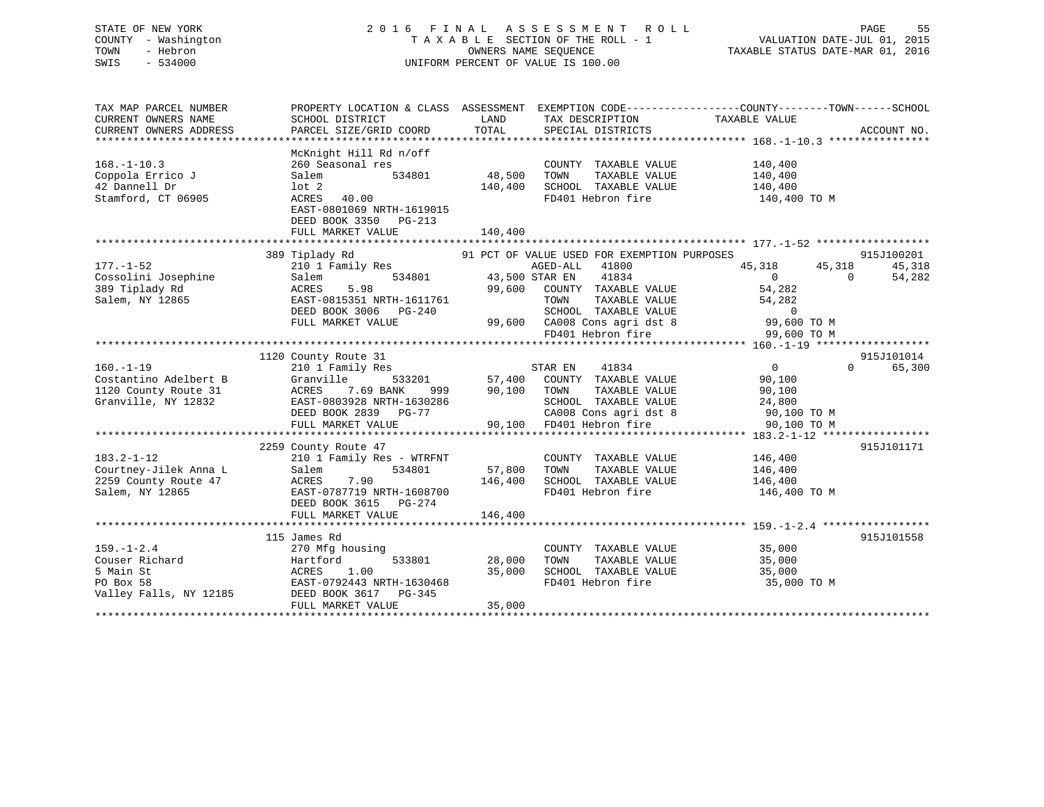STATE OF NEW YORK
COUNTY - Washington
TOWN - Hebron
SWIS - 534000

2016 FINAL ASSESSMENT ROLL
TAXABLE SECTION OF THE ROLL - 1
OWNERS NAME SEQUENCE
UNIFORM PERCENT OF VALUE IS 100.00

VALUATION DATE-JUL 01, 2015
TAXABLE STATUS DATE-MAR 01, 2016

```
TAX MAP PARCEL NUMBER        PROPERTY LOCATION & CLASS  ASSESSMENT  EXEMPTION CODE------------------COUNTY--------TOWN------SCHOOL
CURRENT OWNERS NAME          SCHOOL DISTRICT              LAND      TAX DESCRIPTION             TAXABLE VALUE
CURRENT OWNERS ADDRESS       PARCEL SIZE/GRID COORD       TOTAL     SPECIAL DISTRICTS                                  ACCOUNT NO.
******************************************************************************************************* 168.-1-10.3 ****************
                             McKnight Hill Rd n/off
168.-1-10.3                  260 Seasonal res                       COUNTY  TAXABLE VALUE           140,400
Coppola Errico J             Salem          534801        48,500    TOWN    TAXABLE VALUE           140,400
42 Dannell Dr                lot 2                       140,400    SCHOOL  TAXABLE VALUE           140,400
Stamford, CT 06905           ACRES  40.00                           FD401 Hebron fire                140,400 TO M
                             EAST-0801069 NRTH-1619015
                             DEED BOOK 3350   PG-213
                             FULL MARKET VALUE           140,400
******************************************************************************************************* 177.-1-52 ******************
                           389 Tiplady Rd                91 PCT OF VALUE USED FOR EXEMPTION PURPOSES                  915J100201
177.-1-52                    210 1 Family Res                        AGED-ALL   41800             45,318      45,318      45,318
Cossolini Josephine          Salem          534801        43,500 STAR EN    41834                  0           0      54,282
389 Tiplady Rd               ACRES   5.98                 99,600    COUNTY  TAXABLE VALUE            54,282
Salem, NY 12865              EAST-0815351 NRTH-1611761              TOWN    TAXABLE VALUE            54,282
                             DEED BOOK 3006   PG-240                SCHOOL  TAXABLE VALUE                 0
                             FULL MARKET VALUE            99,600    CA008 Cons agri dst 8             99,600 TO M
                                                                    FD401 Hebron fire                 99,600 TO M
******************************************************************************************************* 160.-1-19 ******************
                          1120 County Route 31                                                                     915J101014
160.-1-19                    210 1 Family Res                       STAR EN    41834                   0           0      65,300
Costantino Adelbert B        Granville      533201        57,400    COUNTY  TAXABLE VALUE            90,100
1120 County Route 31         ACRES   7.69 BANK    999     90,100    TOWN    TAXABLE VALUE            90,100
Granville, NY 12832          EAST-0803928 NRTH-1630286              SCHOOL  TAXABLE VALUE            24,800
                             DEED BOOK 2839   PG-77                 CA008 Cons agri dst 8             90,100 TO M
                             FULL MARKET VALUE            90,100    FD401 Hebron fire                 90,100 TO M
******************************************************************************************************* 183.2-1-12 *****************
                          2259 County Route 47                                                                     915J101171
183.2-1-12                   210 1 Family Res - WTRFNT              COUNTY  TAXABLE VALUE           146,400
Courtney-Jilek Anna L        Salem          534801        57,800    TOWN    TAXABLE VALUE           146,400
2259 County Route 47         ACRES   7.90                146,400    SCHOOL  TAXABLE VALUE           146,400
Salem, NY 12865              EAST-0787719 NRTH-1608700              FD401 Hebron fire                146,400 TO M
                             DEED BOOK 3615   PG-274
                             FULL MARKET VALUE           146,400
******************************************************************************************************* 159.-1-2.4 *****************
                           115 James Rd                                                                            915J101558
159.-1-2.4                   270 Mfg housing                        COUNTY  TAXABLE VALUE            35,000
Couser Richard               Hartford       533801        28,000    TOWN    TAXABLE VALUE            35,000
5 Main St                    ACRES   1.00                 35,000    SCHOOL  TAXABLE VALUE            35,000
PO Box 58                    EAST-0792443 NRTH-1630468              FD401 Hebron fire                 35,000 TO M
Valley Falls, NY 12185       DEED BOOK 3617   PG-345
                             FULL MARKET VALUE            35,000
************************************************************************************************************************************
```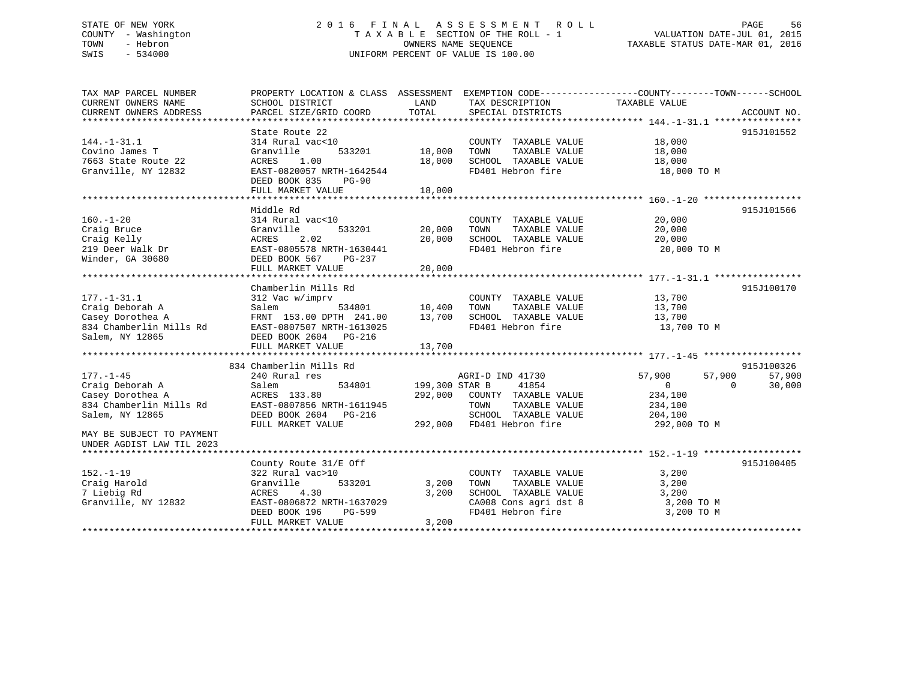STATE OF NEW YORK
COUNTY - Washington
TOWN - Hebron
SWIS - 534000

2 0 1 6 F I N A L A S S E S S M E N T R O L L
T A X A B L E SECTION OF THE ROLL - 1
OWNERS NAME SEQUENCE
UNIFORM PERCENT OF VALUE IS 100.00

VALUATION DATE-JUL 01, 2015
TAXABLE STATUS DATE-MAR 01, 2016

| TAX MAP PARCEL NUMBER / CURRENT OWNERS NAME / CURRENT OWNERS ADDRESS | PROPERTY LOCATION & CLASS / SCHOOL DISTRICT / PARCEL SIZE/GRID COORD | ASSESSMENT LAND / TOTAL | EXEMPTION CODE / TAX DESCRIPTION / SPECIAL DISTRICTS | COUNTY TAXABLE VALUE | TOWN | SCHOOL | ACCOUNT NO. |
|---|---|---|---|---|---|---|---|
| 144.-1-31.1 | State Route 22 | | | | | | 915J101552 |
| 144.-1-31.1 | 314 Rural vac<10 | | COUNTY TAXABLE VALUE | 18,000 | | | |
| Covino James T | Granville 533201 | 18,000 | TOWN TAXABLE VALUE | 18,000 | | | |
| 7663 State Route 22 | ACRES 1.00 | 18,000 | SCHOOL TAXABLE VALUE | 18,000 | | | |
| Granville, NY 12832 | EAST-0820057 NRTH-1642544 | | FD401 Hebron fire | 18,000 TO M | | | |
| | DEED BOOK 835 PG-90 | | | | | | |
| | FULL MARKET VALUE | 18,000 | | | | | |
| 160.-1-20 | Middle Rd | | | | | | 915J101566 |
| 160.-1-20 | 314 Rural vac<10 | | COUNTY TAXABLE VALUE | 20,000 | | | |
| Craig Bruce | Granville 533201 | 20,000 | TOWN TAXABLE VALUE | 20,000 | | | |
| Craig Kelly | ACRES 2.02 | 20,000 | SCHOOL TAXABLE VALUE | 20,000 | | | |
| 219 Deer Walk Dr | EAST-0805578 NRTH-1630441 | | FD401 Hebron fire | 20,000 TO M | | | |
| Winder, GA 30680 | DEED BOOK 567 PG-237 | | | | | | |
| | FULL MARKET VALUE | 20,000 | | | | | |
| 177.-1-31.1 | Chamberlin Mills Rd | | | | | | 915J100170 |
| 177.-1-31.1 | 312 Vac w/imprv | | COUNTY TAXABLE VALUE | 13,700 | | | |
| Craig Deborah A | Salem 534801 | 10,400 | TOWN TAXABLE VALUE | 13,700 | | | |
| Casey Dorothea A | FRNT 153.00 DPTH 241.00 | 13,700 | SCHOOL TAXABLE VALUE | 13,700 | | | |
| 834 Chamberlin Mills Rd | EAST-0807507 NRTH-1613025 | | FD401 Hebron fire | 13,700 TO M | | | |
| Salem, NY 12865 | DEED BOOK 2604 PG-216 | | | | | | |
| | FULL MARKET VALUE | 13,700 | | | | | |
| 177.-1-45 | 834 Chamberlin Mills Rd | | | | | | 915J100326 |
| 177.-1-45 | 240 Rural res | | AGRI-D IND 41730 | 57,900 | 57,900 | 57,900 | |
| Craig Deborah A | Salem 534801 | 199,300 | STAR B 41854 | 0 | 0 | 30,000 | |
| Casey Dorothea A | ACRES 133.80 | 292,000 | COUNTY TAXABLE VALUE | 234,100 | | | |
| 834 Chamberlin Mills Rd | EAST-0807856 NRTH-1611945 | | TOWN TAXABLE VALUE | 234,100 | | | |
| Salem, NY 12865 | DEED BOOK 2604 PG-216 | | SCHOOL TAXABLE VALUE | 204,100 | | | |
| | FULL MARKET VALUE | 292,000 | FD401 Hebron fire | 292,000 TO M | | | |
| MAY BE SUBJECT TO PAYMENT UNDER AGDIST LAW TIL 2023 | | | | | | | |
| 152.-1-19 | County Route 31/E Off | | | | | | 915J100405 |
| 152.-1-19 | 322 Rural vac>10 | | COUNTY TAXABLE VALUE | 3,200 | | | |
| Craig Harold | Granville 533201 | 3,200 | TOWN TAXABLE VALUE | 3,200 | | | |
| 7 Liebig Rd | ACRES 4.30 | 3,200 | SCHOOL TAXABLE VALUE | 3,200 | | | |
| Granville, NY 12832 | EAST-0806872 NRTH-1637029 | | CA008 Cons agri dst 8 | 3,200 TO M | | | |
| | DEED BOOK 196 PG-599 | | FD401 Hebron fire | 3,200 TO M | | | |
| | FULL MARKET VALUE | 3,200 | | | | | |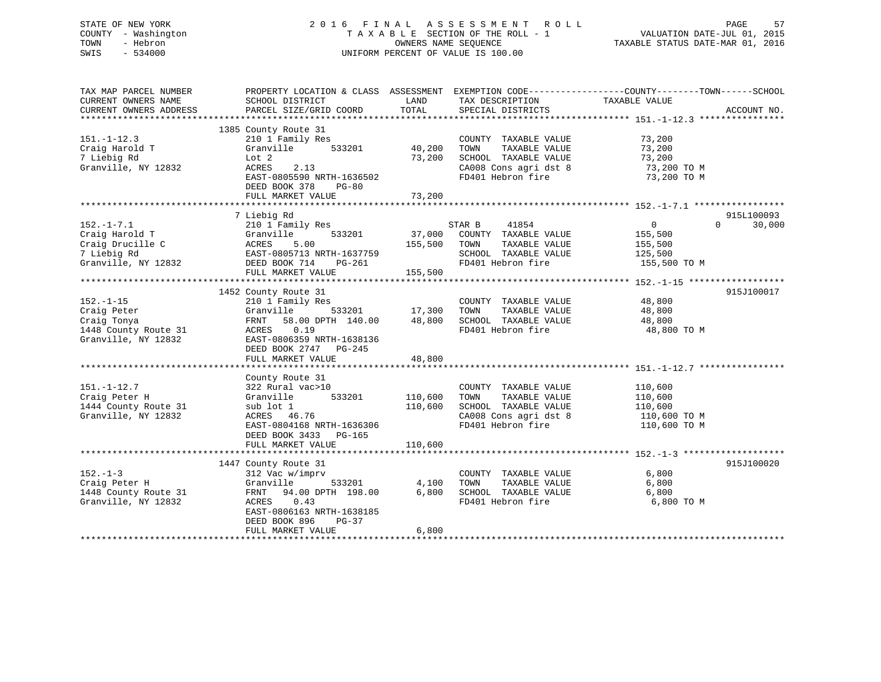STATE OF NEW YORK                    2016 FINAL ASSESSMENT ROLL
COUNTY - Washington                  TAXABLE SECTION OF THE ROLL - 1                VALUATION DATE-JUL 01, 2015
TOWN - Hebron                        OWNERS NAME SEQUENCE                           TAXABLE STATUS DATE-MAR 01, 2016
SWIS - 534000                        UNIFORM PERCENT OF VALUE IS 100.00

| TAX MAP PARCEL NUMBER / CURRENT OWNERS NAME / CURRENT OWNERS ADDRESS | PROPERTY LOCATION & CLASS / SCHOOL DISTRICT / PARCEL SIZE/GRID COORD | ASSESSMENT LAND | TOTAL | EXEMPTION CODE / TAX DESCRIPTION / SPECIAL DISTRICTS | COUNTY | TOWN | SCHOOL / TAXABLE VALUE | ACCOUNT NO. |
|---|---|---|---|---|---|---|---|---|
| **151.-1-12.3** | 1385 County Route 31 | | | | | | | |
| Craig Harold T | 210 1 Family Res | | | COUNTY TAXABLE VALUE | 73,200 | | | |
| 7 Liebig Rd | Granville 533201 | 40,200 | | TOWN TAXABLE VALUE | | 73,200 | | |
| Granville, NY 12832 | Lot 2 | | 73,200 | SCHOOL TAXABLE VALUE | | | 73,200 | |
| | ACRES 2.13 | | | CA008 Cons agri dst 8 | 73,200 TO M | | | |
| | EAST-0805590 NRTH-1636502 | | | FD401 Hebron fire | 73,200 TO M | | | |
| | DEED BOOK 378 PG-80 | | | | | | | |
| | FULL MARKET VALUE | | 73,200 | | | | | |
| **152.-1-7.1** | 7 Liebig Rd | | | | | | | 915L100093 |
| Craig Harold T | 210 1 Family Res | | | STAR B 41854 | 0 | 0 | 30,000 | |
| Craig Drucille C | Granville 533201 | 37,000 | | COUNTY TAXABLE VALUE | 155,500 | | | |
| 7 Liebig Rd | ACRES 5.00 | | 155,500 | TOWN TAXABLE VALUE | | 155,500 | | |
| Granville, NY 12832 | EAST-0805713 NRTH-1637759 | | | SCHOOL TAXABLE VALUE | | | 125,500 | |
| | DEED BOOK 714 PG-261 | | | FD401 Hebron fire | 155,500 TO M | | | |
| | FULL MARKET VALUE | | 155,500 | | | | | |
| **152.-1-15** | 1452 County Route 31 | | | | | | | 915J100017 |
| Craig Peter | 210 1 Family Res | | | COUNTY TAXABLE VALUE | 48,800 | | | |
| Craig Tonya | Granville 533201 | 17,300 | | TOWN TAXABLE VALUE | | 48,800 | | |
| 1448 County Route 31 | FRNT 58.00 DPTH 140.00 | | 48,800 | SCHOOL TAXABLE VALUE | | | 48,800 | |
| Granville, NY 12832 | ACRES 0.19 | | | FD401 Hebron fire | 48,800 TO M | | | |
| | EAST-0806359 NRTH-1638136 | | | | | | | |
| | DEED BOOK 2747 PG-245 | | | | | | | |
| | FULL MARKET VALUE | | 48,800 | | | | | |
| **151.-1-12.7** | County Route 31 | | | | | | | |
| Craig Peter H | 322 Rural vac>10 | | | COUNTY TAXABLE VALUE | 110,600 | | | |
| 1444 County Route 31 | Granville 533201 | 110,600 | | TOWN TAXABLE VALUE | | 110,600 | | |
| Granville, NY 12832 | sub lot 1 | | 110,600 | SCHOOL TAXABLE VALUE | | | 110,600 | |
| | ACRES 46.76 | | | CA008 Cons agri dst 8 | 110,600 TO M | | | |
| | EAST-0804168 NRTH-1636306 | | | FD401 Hebron fire | 110,600 TO M | | | |
| | DEED BOOK 3433 PG-165 | | | | | | | |
| | FULL MARKET VALUE | | 110,600 | | | | | |
| **152.-1-3** | 1447 County Route 31 | | | | | | | 915J100020 |
| Craig Peter H | 312 Vac w/imprv | | | COUNTY TAXABLE VALUE | 6,800 | | | |
| 1448 County Route 31 | Granville 533201 | 4,100 | | TOWN TAXABLE VALUE | | 6,800 | | |
| Granville, NY 12832 | FRNT 94.00 DPTH 198.00 | | 6,800 | SCHOOL TAXABLE VALUE | | | 6,800 | |
| | ACRES 0.43 | | | FD401 Hebron fire | 6,800 TO M | | | |
| | EAST-0806163 NRTH-1638185 | | | | | | | |
| | DEED BOOK 896 PG-37 | | | | | | | |
| | FULL MARKET VALUE | | 6,800 | | | | | |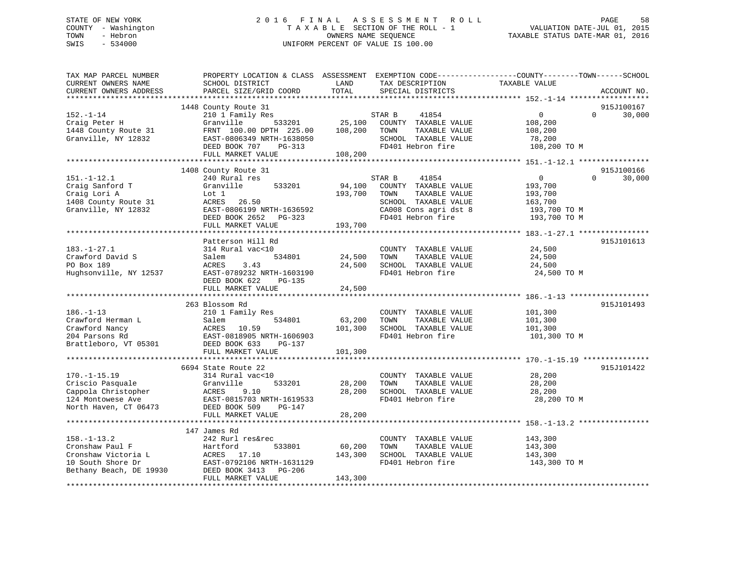STATE OF NEW YORK
COUNTY - Washington
TOWN - Hebron
SWIS - 534000

2016 FINAL ASSESSMENT ROLL
TAXABLE SECTION OF THE ROLL - 1
OWNERS NAME SEQUENCE
UNIFORM PERCENT OF VALUE IS 100.00

VALUATION DATE-JUL 01, 2015
TAXABLE STATUS DATE-MAR 01, 2016

| TAX MAP PARCEL NUMBER / CURRENT OWNERS NAME / CURRENT OWNERS ADDRESS | PROPERTY LOCATION & CLASS / SCHOOL DISTRICT / PARCEL SIZE/GRID COORD | ASSESSMENT LAND / TOTAL | EXEMPTION CODE / TAX DESCRIPTION / SPECIAL DISTRICTS | COUNTY / TAXABLE VALUE | TOWN | SCHOOL | ACCOUNT NO. |
|---|---|---|---|---|---|---|---|
| **152.-1-14** | 1448 County Route 31 | | | | | | 915J100167 |
| | 210 1 Family Res | | STAR B 41854 | 0 | 0 | 30,000 | |
| Craig Peter H | Granville 533201 | 25,100 | COUNTY TAXABLE VALUE | 108,200 | | | |
| 1448 County Route 31 | FRNT 100.00 DPTH 225.00 | 108,200 | TOWN TAXABLE VALUE | 108,200 | | | |
| Granville, NY 12832 | EAST-0806349 NRTH-1638050 | | SCHOOL TAXABLE VALUE | 78,200 | | | |
| | DEED BOOK 707 PG-313 | | FD401 Hebron fire | 108,200 TO M | | | |
| | FULL MARKET VALUE | 108,200 | | | | | |
| **151.-1-12.1** | 1408 County Route 31 | | | | | | 915J100166 |
| | 240 Rural res | | STAR B 41854 | 0 | 0 | 30,000 | |
| Craig Sanford T | Granville 533201 | 94,100 | COUNTY TAXABLE VALUE | 193,700 | | | |
| Craig Lori A | Lot 1 | 193,700 | TOWN TAXABLE VALUE | 193,700 | | | |
| 1408 County Route 31 | ACRES 26.50 | | SCHOOL TAXABLE VALUE | 163,700 | | | |
| Granville, NY 12832 | EAST-0806199 NRTH-1636592 | | CA008 Cons agri dst 8 | 193,700 TO M | | | |
| | DEED BOOK 2652 PG-323 | | FD401 Hebron fire | 193,700 TO M | | | |
| | FULL MARKET VALUE | 193,700 | | | | | |
| **183.-1-27.1** | Patterson Hill Rd | | | | | | 915J101613 |
| | 314 Rural vac<10 | | COUNTY TAXABLE VALUE | 24,500 | | | |
| Crawford David S | Salem 534801 | 24,500 | TOWN TAXABLE VALUE | 24,500 | | | |
| PO Box 189 | ACRES 3.43 | 24,500 | SCHOOL TAXABLE VALUE | 24,500 | | | |
| Hughsonville, NY 12537 | EAST-0789232 NRTH-1603190 | | FD401 Hebron fire | 24,500 TO M | | | |
| | DEED BOOK 622 PG-135 | | | | | | |
| | FULL MARKET VALUE | 24,500 | | | | | |
| **186.-1-13** | 263 Blossom Rd | | | | | | 915J101493 |
| | 210 1 Family Res | | COUNTY TAXABLE VALUE | 101,300 | | | |
| Crawford Herman L | Salem 534801 | 63,200 | TOWN TAXABLE VALUE | 101,300 | | | |
| Crawford Nancy | ACRES 10.59 | 101,300 | SCHOOL TAXABLE VALUE | 101,300 | | | |
| 204 Parsons Rd | EAST-0818905 NRTH-1606903 | | FD401 Hebron fire | 101,300 TO M | | | |
| Brattleboro, VT 05301 | DEED BOOK 633 PG-137 | | | | | | |
| | FULL MARKET VALUE | 101,300 | | | | | |
| **170.-1-15.19** | 6694 State Route 22 | | | | | | 915J101422 |
| | 314 Rural vac<10 | | COUNTY TAXABLE VALUE | 28,200 | | | |
| Criscio Pasquale | Granville 533201 | 28,200 | TOWN TAXABLE VALUE | 28,200 | | | |
| Cappola Christopher | ACRES 9.10 | 28,200 | SCHOOL TAXABLE VALUE | 28,200 | | | |
| 124 Montowese Ave | EAST-0815703 NRTH-1619533 | | FD401 Hebron fire | 28,200 TO M | | | |
| North Haven, CT 06473 | DEED BOOK 509 PG-147 | | | | | | |
| | FULL MARKET VALUE | 28,200 | | | | | |
| **158.-1-13.2** | 147 James Rd | | | | | | |
| | 242 Rurl res&rec | | COUNTY TAXABLE VALUE | 143,300 | | | |
| Cronshaw Paul F | Hartford 533801 | 60,200 | TOWN TAXABLE VALUE | 143,300 | | | |
| Cronshaw Victoria L | ACRES 17.10 | 143,300 | SCHOOL TAXABLE VALUE | 143,300 | | | |
| 10 South Shore Dr | EAST-0792106 NRTH-1631129 | | FD401 Hebron fire | 143,300 TO M | | | |
| Bethany Beach, DE 19930 | DEED BOOK 3413 PG-206 | | | | | | |
| | FULL MARKET VALUE | 143,300 | | | | | |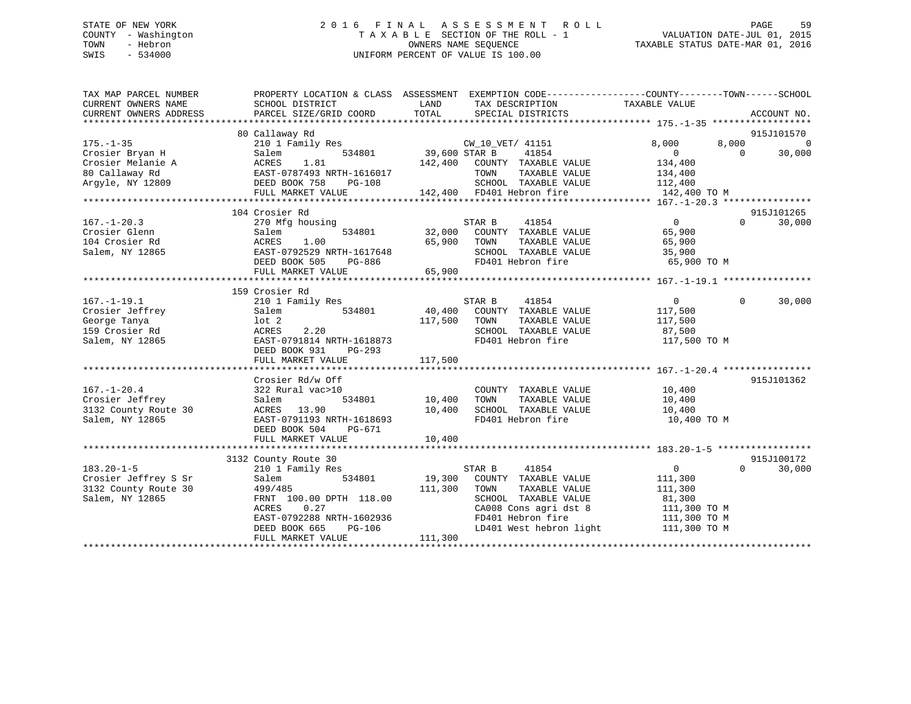STATE OF NEW YORK 2016 FINAL ASSESSMENT ROLL
COUNTY - Washington TAXABLE SECTION OF THE ROLL - 1 VALUATION DATE-JUL 01, 2015
TOWN - Hebron OWNERS NAME SEQUENCE TAXABLE STATUS DATE-MAR 01, 2016
SWIS - 534000 UNIFORM PERCENT OF VALUE IS 100.00

```
TAX MAP PARCEL NUMBER          PROPERTY LOCATION & CLASS  ASSESSMENT  EXEMPTION CODE------------------COUNTY--------TOWN------SCHOOL
CURRENT OWNERS NAME            SCHOOL DISTRICT               LAND      TAX DESCRIPTION            TAXABLE VALUE
CURRENT OWNERS ADDRESS         PARCEL SIZE/GRID COORD        TOTAL     SPECIAL DISTRICTS                                    ACCOUNT NO.
******************************************************************************************************* 175.-1-35 ******************
                               80 Callaway Rd                                                                               915J101570
175.-1-35                      210 1 Family Res                        CW_10_VET/ 41151              8,000       8,000           0
Crosier Bryan H                Salem           534801      39,600 STAR B      41854                 0           0      30,000
Crosier Melanie A              ACRES    1.81              142,400   COUNTY  TAXABLE VALUE          134,400
80 Callaway Rd                 EAST-0787493 NRTH-1616017             TOWN    TAXABLE VALUE          134,400
Argyle, NY 12809               DEED BOOK 758    PG-108               SCHOOL  TAXABLE VALUE          112,400
                               FULL MARKET VALUE          142,400   FD401 Hebron fire               142,400 TO M
******************************************************************************************************* 167.-1-20.3 ****************
                               104 Crosier Rd                                                                               915J101265
167.-1-20.3                    270 Mfg housing                         STAR B      41854                 0           0      30,000
Crosier Glenn                  Salem           534801      32,000   COUNTY  TAXABLE VALUE           65,900
104 Crosier Rd                 ACRES    1.00               65,900   TOWN    TAXABLE VALUE           65,900
Salem, NY 12865                EAST-0792529 NRTH-1617648             SCHOOL  TAXABLE VALUE           35,900
                               DEED BOOK 505    PG-886               FD401 Hebron fire                65,900 TO M
                               FULL MARKET VALUE           65,900
******************************************************************************************************* 167.-1-19.1 ****************
                               159 Crosier Rd
167.-1-19.1                    210 1 Family Res                        STAR B      41854                 0           0      30,000
Crosier Jeffrey                Salem           534801      40,400   COUNTY  TAXABLE VALUE          117,500
George Tanya                   lot 2                      117,500   TOWN    TAXABLE VALUE          117,500
159 Crosier Rd                 ACRES    2.20                         SCHOOL  TAXABLE VALUE           87,500
Salem, NY 12865                EAST-0791814 NRTH-1618873             FD401 Hebron fire               117,500 TO M
                               DEED BOOK 931    PG-293
                               FULL MARKET VALUE          117,500
******************************************************************************************************* 167.-1-20.4 ****************
                               Crosier Rd/w Off                                                                             915J101362
167.-1-20.4                    322 Rural vac>10                        COUNTY  TAXABLE VALUE           10,400
Crosier Jeffrey                Salem           534801      10,400   TOWN    TAXABLE VALUE           10,400
3132 County Route 30           ACRES   13.90               10,400   SCHOOL  TAXABLE VALUE           10,400
Salem, NY 12865                EAST-0791193 NRTH-1618693             FD401 Hebron fire                10,400 TO M
                               DEED BOOK 504    PG-671
                               FULL MARKET VALUE           10,400
******************************************************************************************************* 183.20-1-5 *****************
                               3132 County Route 30                                                                         915J100172
183.20-1-5                     210 1 Family Res                        STAR B      41854                 0           0      30,000
Crosier Jeffrey S Sr           Salem           534801      19,300   COUNTY  TAXABLE VALUE          111,300
3132 County Route 30           499/485                    111,300   TOWN    TAXABLE VALUE          111,300
Salem, NY 12865                FRNT 100.00 DPTH 118.00               SCHOOL  TAXABLE VALUE           81,300
                               ACRES    0.27                         CA008 Cons agri dst 8           111,300 TO M
                               EAST-0792288 NRTH-1602936             FD401 Hebron fire               111,300 TO M
                               DEED BOOK 665    PG-106               LD401 West hebron light         111,300 TO M
                               FULL MARKET VALUE          111,300
************************************************************************************************************************************
```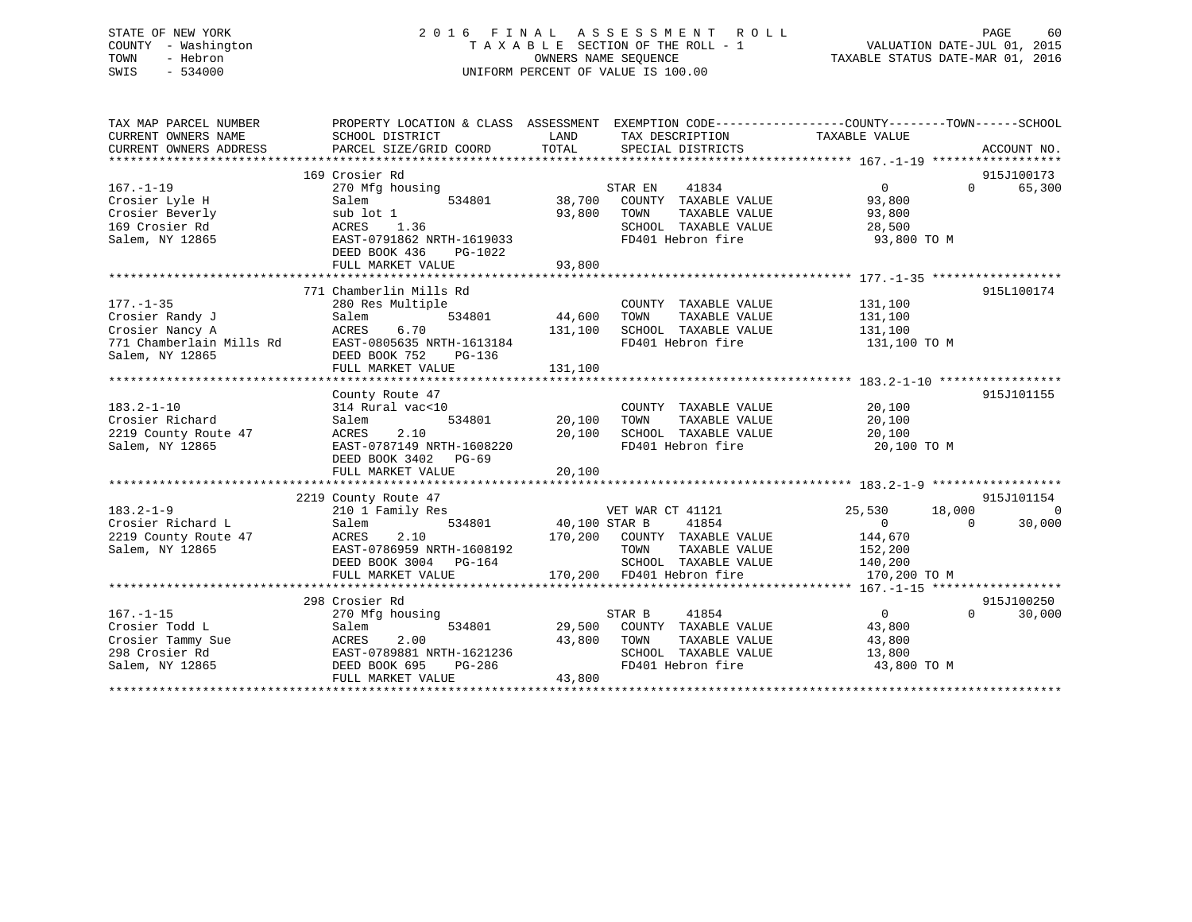STATE OF NEW YORK
COUNTY - Washington
TOWN - Hebron
SWIS - 534000

# 2016 FINAL ASSESSMENT ROLL
TAXABLE SECTION OF THE ROLL - 1
OWNERS NAME SEQUENCE
UNIFORM PERCENT OF VALUE IS 100.00

VALUATION DATE-JUL 01, 2015
TAXABLE STATUS DATE-MAR 01, 2016

| TAX MAP PARCEL NUMBER / CURRENT OWNERS NAME / CURRENT OWNERS ADDRESS | PROPERTY LOCATION & CLASS / SCHOOL DISTRICT / PARCEL SIZE/GRID COORD | ASSESSMENT LAND / TOTAL | EXEMPTION CODE / TAX DESCRIPTION / SPECIAL DISTRICTS | COUNTY TAXABLE VALUE | TOWN | SCHOOL | ACCOUNT NO. |
|---|---|---|---|---|---|---|---|
| 167.-1-19 | 169 Crosier Rd | | | | | | 915J100173 |
| Crosier Lyle H | 270 Mfg housing | | STAR EN 41834 | 0 | 0 | 65,300 | |
| Crosier Beverly | Salem 534801 | 38,700 | COUNTY TAXABLE VALUE | 93,800 | | | |
| 169 Crosier Rd | sub lot 1 | 93,800 | TOWN TAXABLE VALUE | 93,800 | | | |
| Salem, NY 12865 | ACRES 1.36 | | SCHOOL TAXABLE VALUE | 28,500 | | | |
| | EAST-0791862 NRTH-1619033 | | FD401 Hebron fire | 93,800 TO M | | | |
| | DEED BOOK 436 PG-1022 | | | | | | |
| | FULL MARKET VALUE | 93,800 | | | | | |
| 177.-1-35 | 771 Chamberlin Mills Rd | | | | | | 915L100174 |
| Crosier Randy J | 280 Res Multiple | | COUNTY TAXABLE VALUE | 131,100 | | | |
| Crosier Nancy A | Salem 534801 | 44,600 | TOWN TAXABLE VALUE | 131,100 | | | |
| 771 Chamberlain Mills Rd | ACRES 6.70 | 131,100 | SCHOOL TAXABLE VALUE | 131,100 | | | |
| Salem, NY 12865 | EAST-0805635 NRTH-1613184 | | FD401 Hebron fire | 131,100 TO M | | | |
| | DEED BOOK 752 PG-136 | | | | | | |
| | FULL MARKET VALUE | 131,100 | | | | | |
| 183.2-1-10 | County Route 47 | | | | | | 915J101155 |
| Crosier Richard | 314 Rural vac<10 | | COUNTY TAXABLE VALUE | 20,100 | | | |
| 2219 County Route 47 | Salem 534801 | 20,100 | TOWN TAXABLE VALUE | 20,100 | | | |
| Salem, NY 12865 | ACRES 2.10 | 20,100 | SCHOOL TAXABLE VALUE | 20,100 | | | |
| | EAST-0787149 NRTH-1608220 | | FD401 Hebron fire | 20,100 TO M | | | |
| | DEED BOOK 3402 PG-69 | | | | | | |
| | FULL MARKET VALUE | 20,100 | | | | | |
| 183.2-1-9 | 2219 County Route 47 | | | | | | 915J101154 |
| Crosier Richard L | 210 1 Family Res | | VET WAR CT 41121 | 25,530 | 18,000 | 0 | |
| 2219 County Route 47 | Salem 534801 | 40,100 | STAR B 41854 | 0 | 0 | 30,000 | |
| Salem, NY 12865 | ACRES 2.10 | 170,200 | COUNTY TAXABLE VALUE | 144,670 | | | |
| | EAST-0786959 NRTH-1608192 | | TOWN TAXABLE VALUE | 152,200 | | | |
| | DEED BOOK 3004 PG-164 | | SCHOOL TAXABLE VALUE | 140,200 | | | |
| | FULL MARKET VALUE | 170,200 | FD401 Hebron fire | 170,200 TO M | | | |
| 167.-1-15 | 298 Crosier Rd | | | | | | 915J100250 |
| Crosier Todd L | 270 Mfg housing | | STAR B 41854 | 0 | 0 | 30,000 | |
| Crosier Tammy Sue | Salem 534801 | 29,500 | COUNTY TAXABLE VALUE | 43,800 | | | |
| 298 Crosier Rd | ACRES 2.00 | 43,800 | TOWN TAXABLE VALUE | 43,800 | | | |
| Salem, NY 12865 | EAST-0789881 NRTH-1621236 | | SCHOOL TAXABLE VALUE | 13,800 | | | |
| | DEED BOOK 695 PG-286 | | FD401 Hebron fire | 43,800 TO M | | | |
| | FULL MARKET VALUE | 43,800 | | | | | |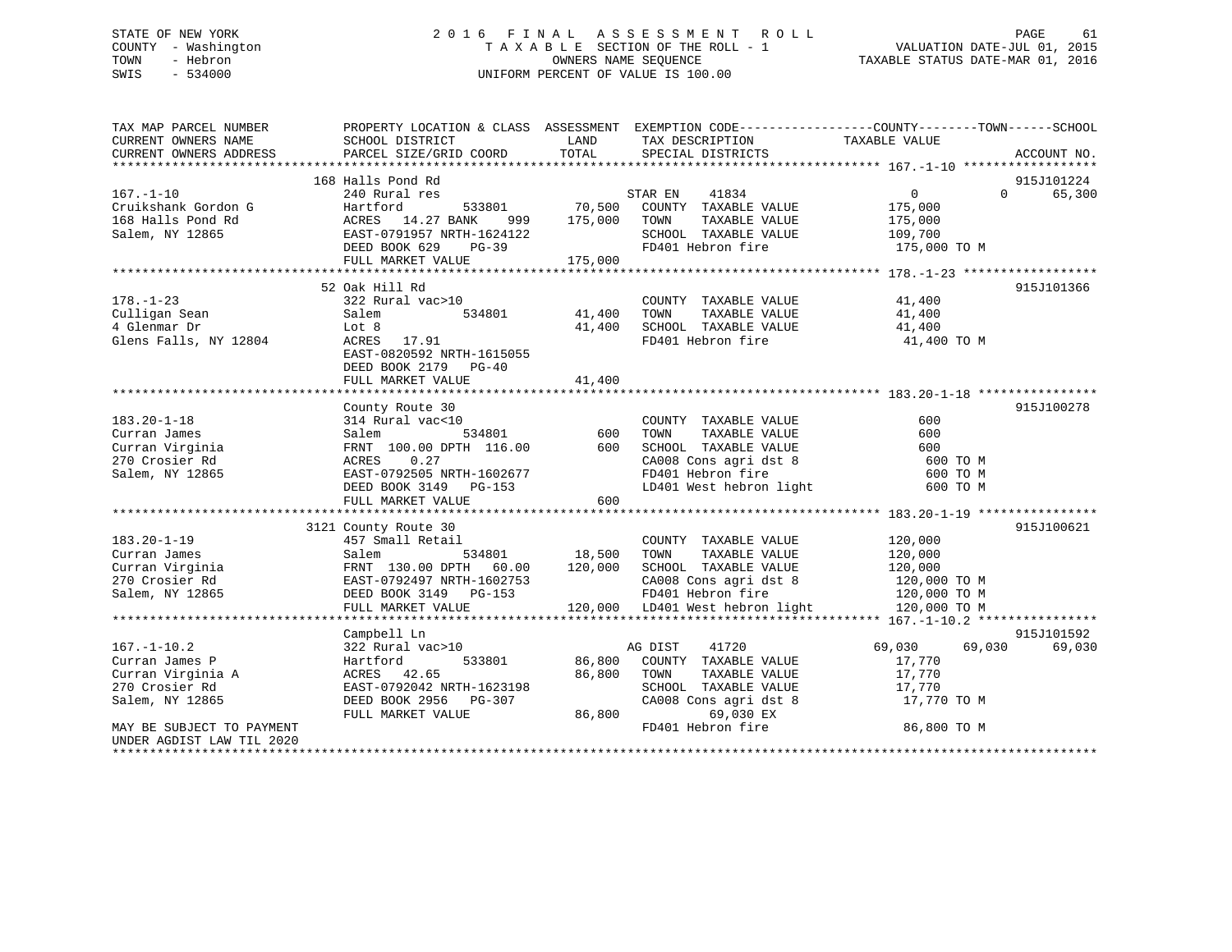STATE OF NEW YORK
COUNTY - Washington
TOWN - Hebron
SWIS - 534000

2016 FINAL ASSESSMENT ROLL
TAXABLE SECTION OF THE ROLL - 1
OWNERS NAME SEQUENCE
UNIFORM PERCENT OF VALUE IS 100.00

VALUATION DATE-JUL 01, 2015
TAXABLE STATUS DATE-MAR 01, 2016

```
TAX MAP PARCEL NUMBER          PROPERTY LOCATION & CLASS  ASSESSMENT  EXEMPTION CODE------------------COUNTY--------TOWN------SCHOOL
CURRENT OWNERS NAME            SCHOOL DISTRICT               LAND      TAX DESCRIPTION             TAXABLE VALUE
CURRENT OWNERS ADDRESS         PARCEL SIZE/GRID COORD        TOTAL     SPECIAL DISTRICTS                                       ACCOUNT NO.
******************************************************************************************************* 167.-1-10 ******************
                               168 Halls Pond Rd                                                                             915J101224
167.-1-10                      240 Rural res                           STAR EN    41834                0            0      65,300
Cruikshank Gordon G            Hartford         533801        70,500   COUNTY  TAXABLE VALUE          175,000
168 Halls Pond Rd              ACRES  14.27 BANK     999     175,000   TOWN    TAXABLE VALUE          175,000
Salem, NY 12865                EAST-0791957 NRTH-1624122               SCHOOL  TAXABLE VALUE          109,700
                               DEED BOOK 629    PG-39                  FD401 Hebron fire               175,000 TO M
                               FULL MARKET VALUE             175,000
******************************************************************************************************* 178.-1-23 ******************
                               52 Oak Hill Rd                                                                                915J101366
178.-1-23                      322 Rural vac>10                        COUNTY  TAXABLE VALUE           41,400
Culligan Sean                  Salem            534801        41,400   TOWN    TAXABLE VALUE           41,400
4 Glenmar Dr                   Lot 8                          41,400   SCHOOL  TAXABLE VALUE           41,400
Glens Falls, NY 12804          ACRES  17.91                            FD401 Hebron fire                41,400 TO M
                               EAST-0820592 NRTH-1615055
                               DEED BOOK 2179   PG-40
                               FULL MARKET VALUE              41,400
******************************************************************************************************* 183.20-1-18 ****************
                               County Route 30                                                                               915J100278
183.20-1-18                    314 Rural vac<10                        COUNTY  TAXABLE VALUE              600
Curran James                   Salem            534801           600   TOWN    TAXABLE VALUE              600
Curran Virginia                FRNT 100.00 DPTH 116.00           600   SCHOOL  TAXABLE VALUE              600
270 Crosier Rd                 ACRES   0.27                            CA008 Cons agri dst 8              600 TO M
Salem, NY 12865                EAST-0792505 NRTH-1602677               FD401 Hebron fire                  600 TO M
                               DEED BOOK 3149   PG-153                 LD401 West hebron light            600 TO M
                               FULL MARKET VALUE                 600
******************************************************************************************************* 183.20-1-19 ****************
                               3121 County Route 30                                                                          915J100621
183.20-1-19                    457 Small Retail                        COUNTY  TAXABLE VALUE          120,000
Curran James                   Salem            534801        18,500   TOWN    TAXABLE VALUE          120,000
Curran Virginia                FRNT 130.00 DPTH  60.00       120,000   SCHOOL  TAXABLE VALUE          120,000
270 Crosier Rd                 EAST-0792497 NRTH-1602753               CA008 Cons agri dst 8           120,000 TO M
Salem, NY 12865                DEED BOOK 3149   PG-153                 FD401 Hebron fire               120,000 TO M
                               FULL MARKET VALUE             120,000   LD401 West hebron light         120,000 TO M
******************************************************************************************************* 167.-1-10.2 ****************
                               Campbell Ln                                                                                   915J101592
167.-1-10.2                    322 Rural vac>10                        AG DIST    41720           69,030       69,030      69,030
Curran James P                 Hartford         533801        86,800   COUNTY  TAXABLE VALUE           17,770
Curran Virginia A              ACRES  42.65                   86,800   TOWN    TAXABLE VALUE           17,770
270 Crosier Rd                 EAST-0792042 NRTH-1623198               SCHOOL  TAXABLE VALUE           17,770
Salem, NY 12865                DEED BOOK 2956   PG-307                 CA008 Cons agri dst 8            17,770 TO M
                               FULL MARKET VALUE              86,800         69,030 EX
MAY BE SUBJECT TO PAYMENT                                              FD401 Hebron fire                86,800 TO M
UNDER AGDIST LAW TIL 2020
************************************************************************************************************************************
```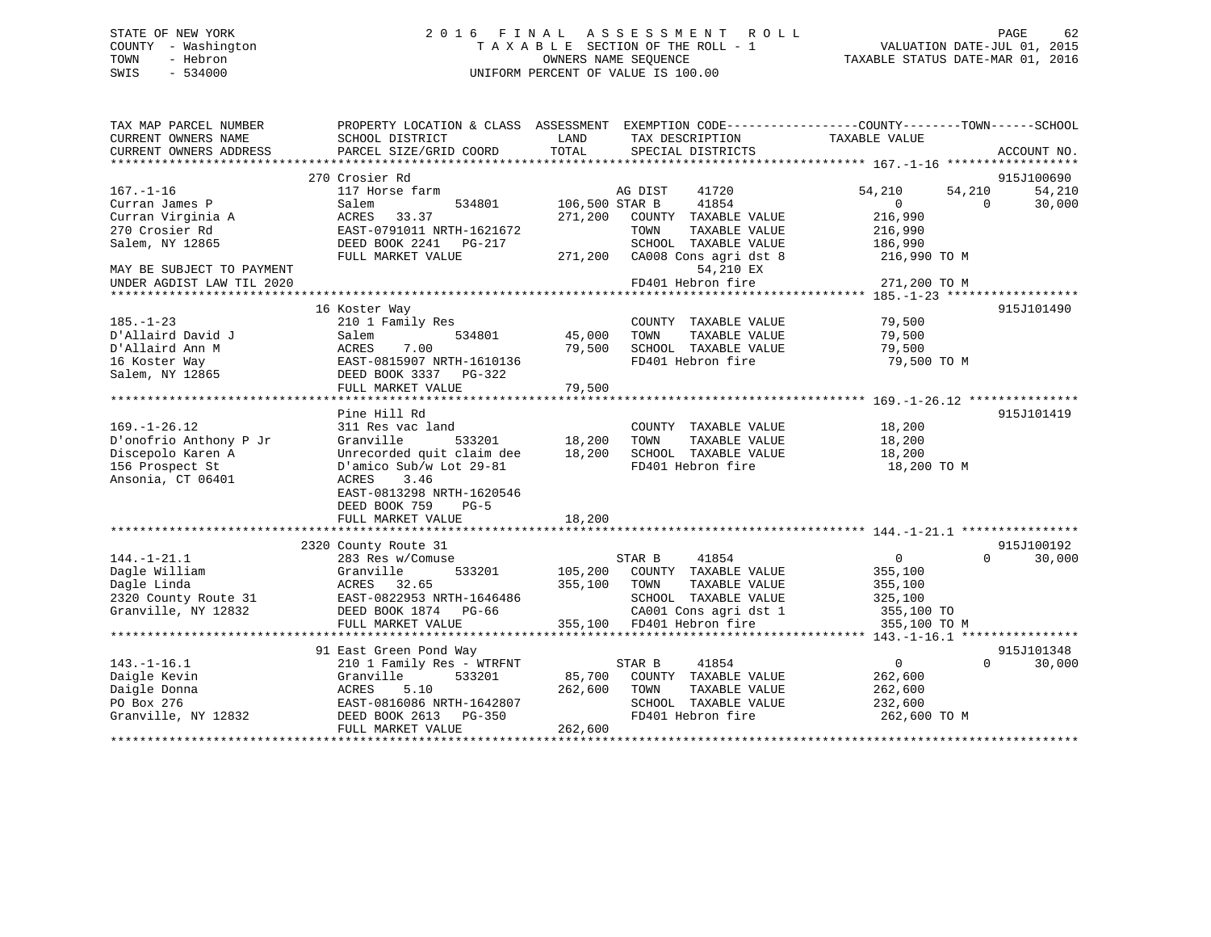STATE OF NEW YORK | 2016 FINAL ASSESSMENT ROLL | VALUATION DATE-JUL 01, 2015
COUNTY - Washington | TAXABLE SECTION OF THE ROLL - 1 | TAXABLE STATUS DATE-MAR 01, 2016
TOWN - Hebron | OWNERS NAME SEQUENCE
SWIS - 534000 | UNIFORM PERCENT OF VALUE IS 100.00

```
TAX MAP PARCEL NUMBER          PROPERTY LOCATION & CLASS  ASSESSMENT  EXEMPTION CODE------------------COUNTY--------TOWN------SCHOOL
CURRENT OWNERS NAME            SCHOOL DISTRICT             LAND       TAX DESCRIPTION             TAXABLE VALUE
CURRENT OWNERS ADDRESS         PARCEL SIZE/GRID COORD      TOTAL      SPECIAL DISTRICTS                                         ACCOUNT NO.
******************************************************************************************************* 167.-1-16 ******************
                               270 Crosier Rd                                                                                  915J100690
167.-1-16                      117 Horse farm                          AG DIST     41720           54,210      54,210      54,210
Curran James P                 Salem          534801    106,500 STAR B     41854                0           0      30,000
Curran Virginia A              ACRES   33.37             271,200   COUNTY  TAXABLE VALUE          216,990
270 Crosier Rd                 EAST-0791011 NRTH-1621672             TOWN    TAXABLE VALUE          216,990
Salem, NY 12865                DEED BOOK 2241   PG-217               SCHOOL  TAXABLE VALUE          186,990
                               FULL MARKET VALUE         271,200   CA008 Cons agri dst 8          216,990 TO M
MAY BE SUBJECT TO PAYMENT                                                   54,210 EX
UNDER AGDIST LAW TIL 2020                                          FD401 Hebron fire              271,200 TO M
******************************************************************************************************* 185.-1-23 ******************
                               16 Koster Way                                                                                   915J101490
185.-1-23                      210 1 Family Res                    COUNTY  TAXABLE VALUE           79,500
D'Allaird David J              Salem          534801     45,000    TOWN    TAXABLE VALUE           79,500
D'Allaird Ann M                ACRES    7.00              79,500   SCHOOL  TAXABLE VALUE           79,500
16 Koster Way                  EAST-0815907 NRTH-1610136             FD401 Hebron fire               79,500 TO M
Salem, NY 12865                DEED BOOK 3337   PG-322
                               FULL MARKET VALUE          79,500
******************************************************************************************************* 169.-1-26.12 ***************
                               Pine Hill Rd                                                                                    915J101419
169.-1-26.12                   311 Res vac land                    COUNTY  TAXABLE VALUE           18,200
D'onofrio Anthony P Jr         Granville      533201     18,200    TOWN    TAXABLE VALUE           18,200
Discepolo Karen A              Unrecorded quit claim dee  18,200   SCHOOL  TAXABLE VALUE           18,200
156 Prospect St                D'amico Sub/w Lot 29-81              FD401 Hebron fire               18,200 TO M
Ansonia, CT 06401              ACRES    3.46
                               EAST-0813298 NRTH-1620546
                               DEED BOOK 759    PG-5
                               FULL MARKET VALUE          18,200
******************************************************************************************************* 144.-1-21.1 ****************
                               2320 County Route 31                                                                            915J100192
144.-1-21.1                    283 Res w/Comuse                    STAR B     41854                0           0      30,000
Dagle William                  Granville      533201    105,200    COUNTY  TAXABLE VALUE          355,100
Dagle Linda                    ACRES   32.65             355,100   TOWN    TAXABLE VALUE          355,100
2320 County Route 31           EAST-0822953 NRTH-1646486             SCHOOL  TAXABLE VALUE          325,100
Granville, NY 12832            DEED BOOK 1874   PG-66                CA001 Cons agri dst 1          355,100 TO
                               FULL MARKET VALUE         355,100   FD401 Hebron fire              355,100 TO M
******************************************************************************************************* 143.-1-16.1 ****************
                               91 East Green Pond Way                                                                          915J101348
143.-1-16.1                    210 1 Family Res - WTRFNT           STAR B     41854                0           0      30,000
Daigle Kevin                   Granville      533201     85,700    COUNTY  TAXABLE VALUE          262,600
Daigle Donna                   ACRES    5.10             262,600   TOWN    TAXABLE VALUE          262,600
PO Box 276                     EAST-0816086 NRTH-1642807             SCHOOL  TAXABLE VALUE          232,600
Granville, NY 12832            DEED BOOK 2613   PG-350               FD401 Hebron fire              262,600 TO M
                               FULL MARKET VALUE         262,600
************************************************************************************************************************************
```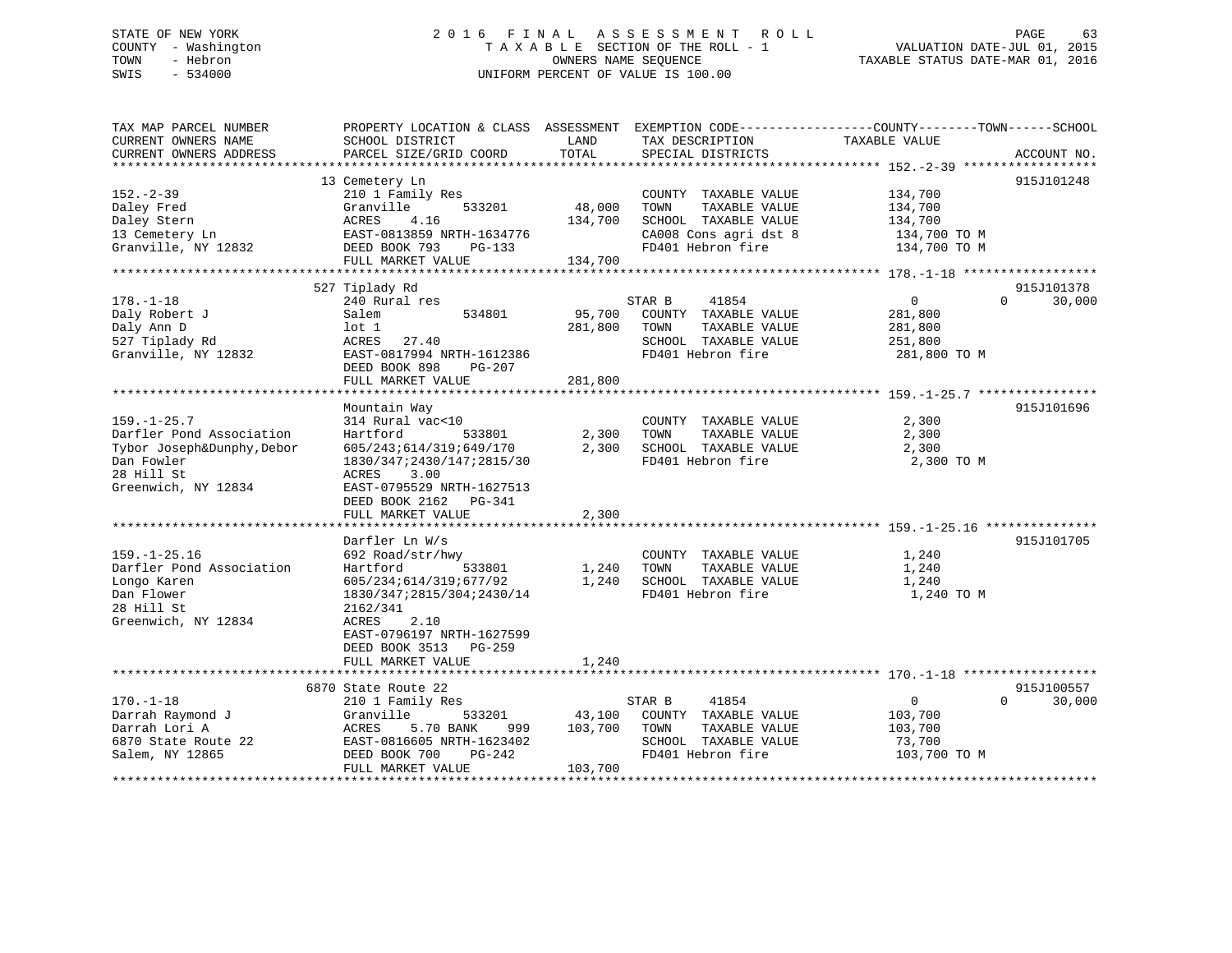STATE OF NEW YORK
COUNTY - Washington
TOWN - Hebron
SWIS - 534000

2 0 1 6 F I N A L A S S E S S M E N T R O L L
T A X A B L E SECTION OF THE ROLL - 1
OWNERS NAME SEQUENCE
UNIFORM PERCENT OF VALUE IS 100.00

VALUATION DATE-JUL 01, 2015
TAXABLE STATUS DATE-MAR 01, 2016

| TAX MAP PARCEL NUMBER / CURRENT OWNERS NAME / CURRENT OWNERS ADDRESS | PROPERTY LOCATION & CLASS / SCHOOL DISTRICT / PARCEL SIZE/GRID COORD | ASSESSMENT LAND | TOTAL | EXEMPTION CODE / TAX DESCRIPTION / SPECIAL DISTRICTS | COUNTY / TOWN / TAXABLE VALUE | SCHOOL | ACCOUNT NO. |
|---|---|---|---|---|---|---|---|
| 152.-2-39 | 13 Cemetery Ln | | | | | | 915J101248 |
| 152.-2-39 | 210 1 Family Res | | | COUNTY TAXABLE VALUE | 134,700 | | |
| Daley Fred | Granville 533201 | 48,000 | | TOWN TAXABLE VALUE | 134,700 | | |
| Daley Stern | ACRES 4.16 | | 134,700 | SCHOOL TAXABLE VALUE | 134,700 | | |
| 13 Cemetery Ln | EAST-0813859 NRTH-1634776 | | | CA008 Cons agri dst 8 | 134,700 TO M | | |
| Granville, NY 12832 | DEED BOOK 793 PG-133 | | | FD401 Hebron fire | 134,700 TO M | | |
| | FULL MARKET VALUE | | 134,700 | | | | |
| 178.-1-18 | 527 Tiplady Rd | | | | | | 915J101378 |
| 178.-1-18 | 240 Rural res | | | STAR B 41854 | 0 | 0 | 30,000 |
| Daly Robert J | Salem 534801 | 95,700 | | COUNTY TAXABLE VALUE | 281,800 | | |
| Daly Ann D | lot 1 | | 281,800 | TOWN TAXABLE VALUE | 281,800 | | |
| 527 Tiplady Rd | ACRES 27.40 | | | SCHOOL TAXABLE VALUE | 251,800 | | |
| Granville, NY 12832 | EAST-0817994 NRTH-1612386 | | | FD401 Hebron fire | 281,800 TO M | | |
| | DEED BOOK 898 PG-207 | | | | | | |
| | FULL MARKET VALUE | | 281,800 | | | | |
| 159.-1-25.7 | Mountain Way | | | | | | 915J101696 |
| 159.-1-25.7 | 314 Rural vac<10 | | | COUNTY TAXABLE VALUE | 2,300 | | |
| Darfler Pond Association | Hartford 533801 | 2,300 | | TOWN TAXABLE VALUE | 2,300 | | |
| Tybor Joseph&Dunphy,Debor | 605/243;614/319;649/170 | | 2,300 | SCHOOL TAXABLE VALUE | 2,300 | | |
| Dan Fowler | 1830/347;2430/147;2815/30 | | | FD401 Hebron fire | 2,300 TO M | | |
| 28 Hill St | ACRES 3.00 | | | | | | |
| Greenwich, NY 12834 | EAST-0795529 NRTH-1627513 | | | | | | |
| | DEED BOOK 2162 PG-341 | | | | | | |
| | FULL MARKET VALUE | | 2,300 | | | | |
| 159.-1-25.16 | Darfler Ln W/s | | | | | | 915J101705 |
| 159.-1-25.16 | 692 Road/str/hwy | | | COUNTY TAXABLE VALUE | 1,240 | | |
| Darfler Pond Association | Hartford 533801 | 1,240 | | TOWN TAXABLE VALUE | 1,240 | | |
| Longo Karen | 605/234;614/319;677/92 | | 1,240 | SCHOOL TAXABLE VALUE | 1,240 | | |
| Dan Flower | 1830/347;2815/304;2430/14 | | | FD401 Hebron fire | 1,240 TO M | | |
| 28 Hill St | 2162/341 | | | | | | |
| Greenwich, NY 12834 | ACRES 2.10 | | | | | | |
| | EAST-0796197 NRTH-1627599 | | | | | | |
| | DEED BOOK 3513 PG-259 | | | | | | |
| | FULL MARKET VALUE | | 1,240 | | | | |
| 170.-1-18 | 6870 State Route 22 | | | | | | 915J100557 |
| 170.-1-18 | 210 1 Family Res | | | STAR B 41854 | 0 | 0 | 30,000 |
| Darrah Raymond J | Granville 533201 | 43,100 | | COUNTY TAXABLE VALUE | 103,700 | | |
| Darrah Lori A | ACRES 5.70 BANK 999 | | 103,700 | TOWN TAXABLE VALUE | 103,700 | | |
| 6870 State Route 22 | EAST-0816605 NRTH-1623402 | | | SCHOOL TAXABLE VALUE | 73,700 | | |
| Salem, NY 12865 | DEED BOOK 700 PG-242 | | | FD401 Hebron fire | 103,700 TO M | | |
| | FULL MARKET VALUE | | 103,700 | | | | |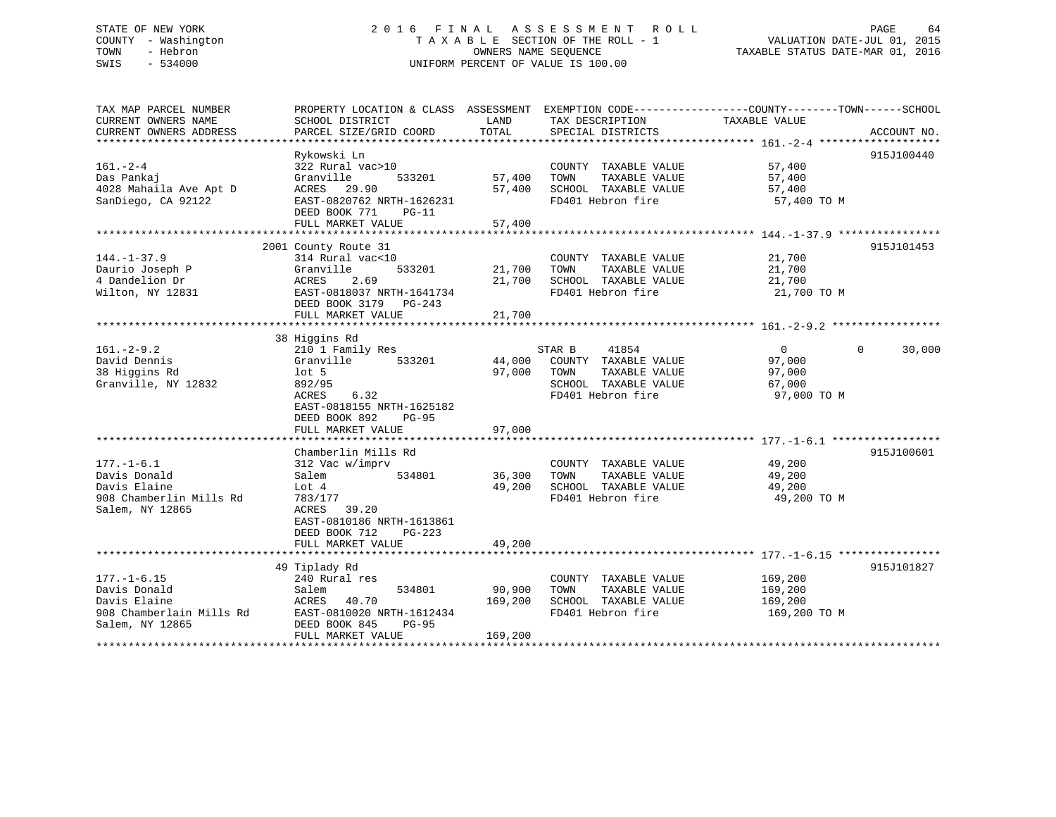STATE OF NEW YORK 2016 FINAL ASSESSMENT ROLL  
COUNTY - Washington  TAXABLE SECTION OF THE ROLL - 1  VALUATION DATE-JUL 01, 2015  
TOWN - Hebron  OWNERS NAME SEQUENCE  TAXABLE STATUS DATE-MAR 01, 2016  
SWIS - 534000  UNIFORM PERCENT OF VALUE IS 100.00

| TAX MAP PARCEL NUMBER / CURRENT OWNERS NAME / CURRENT OWNERS ADDRESS | PROPERTY LOCATION & CLASS / SCHOOL DISTRICT / PARCEL SIZE/GRID COORD | ASSESSMENT LAND | TOTAL | EXEMPTION CODE / TAX DESCRIPTION / SPECIAL DISTRICTS | COUNTY TAXABLE VALUE | TOWN | SCHOOL | ACCOUNT NO. |
|---|---|---|---|---|---|---|---|---|
| **161.-2-4** | Rykowski Ln | | | | | | | 915J100440 |
| | 322 Rural vac>10 | | | COUNTY TAXABLE VALUE | 57,400 | | | |
| Das Pankaj | Granville 533201 | 57,400 | | TOWN TAXABLE VALUE | 57,400 | | | |
| 4028 Mahaila Ave Apt D | ACRES 29.90 | | 57,400 | SCHOOL TAXABLE VALUE | 57,400 | | | |
| SanDiego, CA 92122 | EAST-0820762 NRTH-1626231 | | | FD401 Hebron fire | 57,400 TO M | | | |
| | DEED BOOK 771 PG-11 | | | | | | | |
| | FULL MARKET VALUE | | 57,400 | | | | | |
| **144.-1-37.9** | 2001 County Route 31 | | | | | | | 915J101453 |
| | 314 Rural vac<10 | | | COUNTY TAXABLE VALUE | 21,700 | | | |
| Daurio Joseph P | Granville 533201 | 21,700 | | TOWN TAXABLE VALUE | 21,700 | | | |
| 4 Dandelion Dr | ACRES 2.69 | | 21,700 | SCHOOL TAXABLE VALUE | 21,700 | | | |
| Wilton, NY 12831 | EAST-0818037 NRTH-1641734 | | | FD401 Hebron fire | 21,700 TO M | | | |
| | DEED BOOK 3179 PG-243 | | | | | | | |
| | FULL MARKET VALUE | | 21,700 | | | | | |
| **161.-2-9.2** | 38 Higgins Rd | | | | | | | |
| | 210 1 Family Res | | | STAR B 41854 | 0 | 0 | 30,000 | |
| David Dennis | Granville 533201 | 44,000 | | COUNTY TAXABLE VALUE | 97,000 | | | |
| 38 Higgins Rd | lot 5 | | 97,000 | TOWN TAXABLE VALUE | 97,000 | | | |
| Granville, NY 12832 | 892/95 | | | SCHOOL TAXABLE VALUE | 67,000 | | | |
| | ACRES 6.32 | | | FD401 Hebron fire | 97,000 TO M | | | |
| | EAST-0818155 NRTH-1625182 | | | | | | | |
| | DEED BOOK 892 PG-95 | | | | | | | |
| | FULL MARKET VALUE | | 97,000 | | | | | |
| **177.-1-6.1** | Chamberlin Mills Rd | | | | | | | 915J100601 |
| | 312 Vac w/imprv | | | COUNTY TAXABLE VALUE | 49,200 | | | |
| Davis Donald | Salem 534801 | 36,300 | | TOWN TAXABLE VALUE | 49,200 | | | |
| Davis Elaine | Lot 4 | | 49,200 | SCHOOL TAXABLE VALUE | 49,200 | | | |
| 908 Chamberlin Mills Rd | 783/177 | | | FD401 Hebron fire | 49,200 TO M | | | |
| Salem, NY 12865 | ACRES 39.20 | | | | | | | |
| | EAST-0810186 NRTH-1613861 | | | | | | | |
| | DEED BOOK 712 PG-223 | | | | | | | |
| | FULL MARKET VALUE | | 49,200 | | | | | |
| **177.-1-6.15** | 49 Tiplady Rd | | | | | | | 915J101827 |
| | 240 Rural res | | | COUNTY TAXABLE VALUE | 169,200 | | | |
| Davis Donald | Salem 534801 | 90,900 | | TOWN TAXABLE VALUE | 169,200 | | | |
| Davis Elaine | ACRES 40.70 | | 169,200 | SCHOOL TAXABLE VALUE | 169,200 | | | |
| 908 Chamberlain Mills Rd | EAST-0810020 NRTH-1612434 | | | FD401 Hebron fire | 169,200 TO M | | | |
| Salem, NY 12865 | DEED BOOK 845 PG-95 | | | | | | | |
| | FULL MARKET VALUE | | 169,200 | | | | | |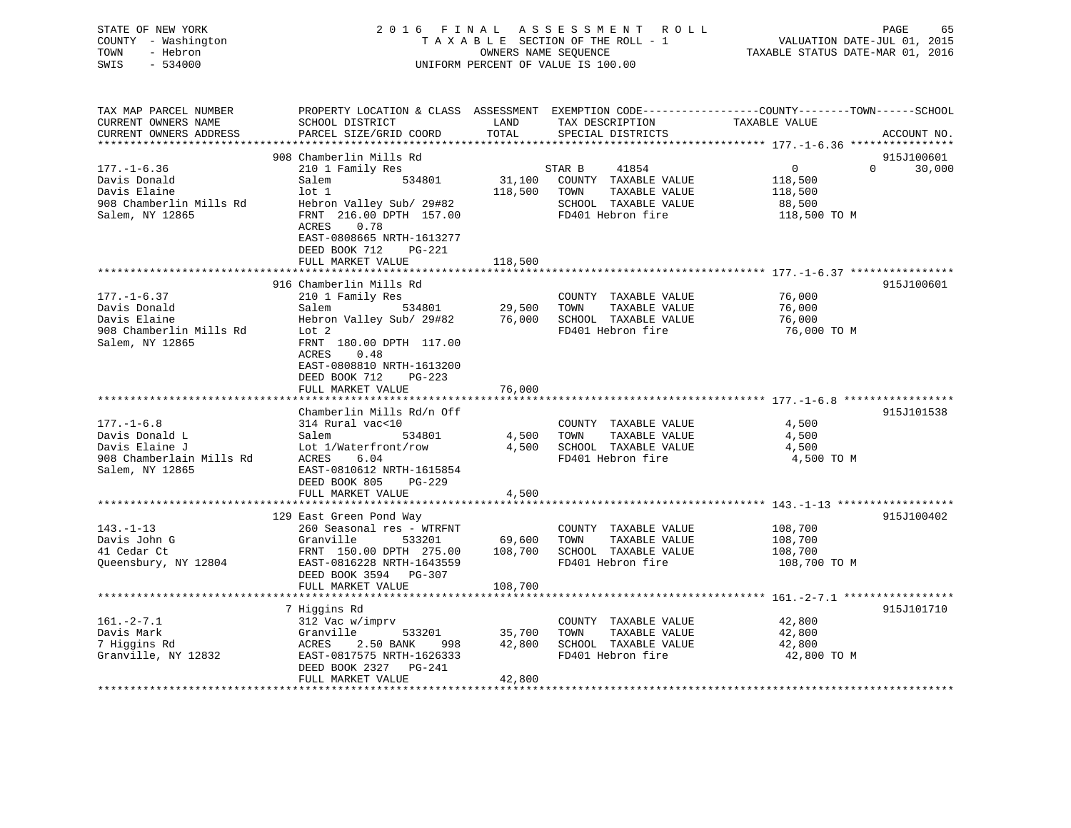STATE OF NEW YORK
COUNTY - Washington
TOWN - Hebron
SWIS - 534000

2016 FINAL ASSESSMENT ROLL
TAXABLE SECTION OF THE ROLL - 1
OWNERS NAME SEQUENCE
UNIFORM PERCENT OF VALUE IS 100.00

VALUATION DATE-JUL 01, 2015
TAXABLE STATUS DATE-MAR 01, 2016

| TAX MAP PARCEL NUMBER / CURRENT OWNERS NAME / CURRENT OWNERS ADDRESS | PROPERTY LOCATION & CLASS / SCHOOL DISTRICT / PARCEL SIZE/GRID COORD | ASSESSMENT LAND / TOTAL | EXEMPTION CODE / TAX DESCRIPTION / SPECIAL DISTRICTS | COUNTY TAXABLE VALUE | TOWN | SCHOOL / ACCOUNT NO. |
|---|---|---|---|---|---|---|
| **177.-1-6.36** | 908 Chamberlin Mills Rd | | | | | 915J100601 |
| Davis Donald | 210 1 Family Res | | STAR B 41854 | 0 | 0 | 30,000 |
| Davis Elaine | Salem 534801 | 31,100 | COUNTY TAXABLE VALUE | 118,500 | | |
| 908 Chamberlin Mills Rd | lot 1 | 118,500 | TOWN TAXABLE VALUE | 118,500 | | |
| Salem, NY 12865 | Hebron Valley Sub/ 29#82 | | SCHOOL TAXABLE VALUE | 88,500 | | |
| | FRNT 216.00 DPTH 157.00 | | FD401 Hebron fire | 118,500 TO M | | |
| | ACRES 0.78 | | | | | |
| | EAST-0808665 NRTH-1613277 | | | | | |
| | DEED BOOK 712 PG-221 | | | | | |
| | FULL MARKET VALUE | 118,500 | | | | |
| **177.-1-6.37** | 916 Chamberlin Mills Rd | | | | | 915J100601 |
| Davis Donald | 210 1 Family Res | | COUNTY TAXABLE VALUE | 76,000 | | |
| Davis Elaine | Salem 534801 | 29,500 | TOWN TAXABLE VALUE | 76,000 | | |
| 908 Chamberlin Mills Rd | Hebron Valley Sub/ 29#82 | 76,000 | SCHOOL TAXABLE VALUE | 76,000 | | |
| Salem, NY 12865 | Lot 2 | | FD401 Hebron fire | 76,000 TO M | | |
| | FRNT 180.00 DPTH 117.00 | | | | | |
| | ACRES 0.48 | | | | | |
| | EAST-0808810 NRTH-1613200 | | | | | |
| | DEED BOOK 712 PG-223 | | | | | |
| | FULL MARKET VALUE | 76,000 | | | | |
| **177.-1-6.8** | Chamberlin Mills Rd/n Off | | | | | 915J101538 |
| Davis Donald L | 314 Rural vac<10 | | COUNTY TAXABLE VALUE | 4,500 | | |
| Davis Elaine J | Salem 534801 | 4,500 | TOWN TAXABLE VALUE | 4,500 | | |
| 908 Chamberlain Mills Rd | Lot 1/Waterfront/row | 4,500 | SCHOOL TAXABLE VALUE | 4,500 | | |
| Salem, NY 12865 | ACRES 6.04 | | FD401 Hebron fire | 4,500 TO M | | |
| | EAST-0810612 NRTH-1615854 | | | | | |
| | DEED BOOK 805 PG-229 | | | | | |
| | FULL MARKET VALUE | 4,500 | | | | |
| **143.-1-13** | 129 East Green Pond Way | | | | | 915J100402 |
| Davis John G | 260 Seasonal res - WTRFNT | | COUNTY TAXABLE VALUE | 108,700 | | |
| 41 Cedar Ct | Granville 533201 | 69,600 | TOWN TAXABLE VALUE | 108,700 | | |
| Queensbury, NY 12804 | FRNT 150.00 DPTH 275.00 | 108,700 | SCHOOL TAXABLE VALUE | 108,700 | | |
| | EAST-0816228 NRTH-1643559 | | FD401 Hebron fire | 108,700 TO M | | |
| | DEED BOOK 3594 PG-307 | | | | | |
| | FULL MARKET VALUE | 108,700 | | | | |
| **161.-2-7.1** | 7 Higgins Rd | | | | | 915J101710 |
| Davis Mark | 312 Vac w/imprv | | COUNTY TAXABLE VALUE | 42,800 | | |
| 7 Higgins Rd | Granville 533201 | 35,700 | TOWN TAXABLE VALUE | 42,800 | | |
| Granville, NY 12832 | ACRES 2.50 BANK 998 | 42,800 | SCHOOL TAXABLE VALUE | 42,800 | | |
| | EAST-0817575 NRTH-1626333 | | FD401 Hebron fire | 42,800 TO M | | |
| | DEED BOOK 2327 PG-241 | | | | | |
| | FULL MARKET VALUE | 42,800 | | | | |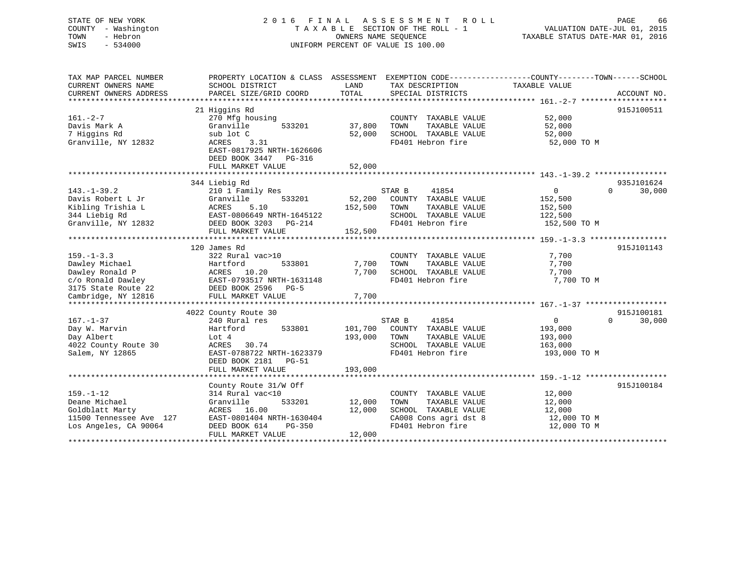STATE OF NEW YORK | 2016 FINAL ASSESSMENT ROLL
COUNTY - Washington | TAXABLE SECTION OF THE ROLL - 1 | VALUATION DATE-JUL 01, 2015
TOWN - Hebron | OWNERS NAME SEQUENCE | TAXABLE STATUS DATE-MAR 01, 2016
SWIS - 534000 | UNIFORM PERCENT OF VALUE IS 100.00

| TAX MAP PARCEL NUMBER / CURRENT OWNERS NAME / CURRENT OWNERS ADDRESS | PROPERTY LOCATION & CLASS / SCHOOL DISTRICT / PARCEL SIZE/GRID COORD | ASSESSMENT LAND | ASSESSMENT TOTAL | EXEMPTION CODE / TAX DESCRIPTION / SPECIAL DISTRICTS | COUNTY TAXABLE VALUE | TOWN | SCHOOL | ACCOUNT NO. |
|---|---|---|---|---|---|---|---|---|
| 161.-2-7 | 21 Higgins Rd | | | | | | | 915J100511 |
| Davis Mark A | 270 Mfg housing | | | COUNTY TAXABLE VALUE | 52,000 | | | |
| 7 Higgins Rd | Granville 533201 | 37,800 | | TOWN TAXABLE VALUE | 52,000 | | | |
| Granville, NY 12832 | sub lot C | | 52,000 | SCHOOL TAXABLE VALUE | 52,000 | | | |
| | ACRES 3.31 | | | FD401 Hebron fire | 52,000 TO M | | | |
| | EAST-0817925 NRTH-1626606 | | | | | | | |
| | DEED BOOK 3447 PG-316 | | | | | | | |
| | FULL MARKET VALUE | | 52,000 | | | | | |
| 143.-1-39.2 | 344 Liebig Rd | | | | | | | 935J101624 |
| Davis Robert L Jr | 210 1 Family Res | | | STAR B 41854 | 0 | 0 | 30,000 | |
| Kibling Trishia L | Granville 533201 | 52,200 | | COUNTY TAXABLE VALUE | 152,500 | | | |
| 344 Liebig Rd | ACRES 5.10 | | 152,500 | TOWN TAXABLE VALUE | 152,500 | | | |
| Granville, NY 12832 | EAST-0806649 NRTH-1645122 | | | SCHOOL TAXABLE VALUE | 122,500 | | | |
| | DEED BOOK 3203 PG-214 | | | FD401 Hebron fire | 152,500 TO M | | | |
| | FULL MARKET VALUE | | 152,500 | | | | | |
| 159.-1-3.3 | 120 James Rd | | | | | | | 915J101143 |
| Dawley Michael | 322 Rural vac>10 | | | COUNTY TAXABLE VALUE | 7,700 | | | |
| Dawley Ronald P | Hartford 533801 | 7,700 | | TOWN TAXABLE VALUE | 7,700 | | | |
| c/o Ronald Dawley | ACRES 10.20 | | 7,700 | SCHOOL TAXABLE VALUE | 7,700 | | | |
| 3175 State Route 22 | EAST-0793517 NRTH-1631148 | | | FD401 Hebron fire | 7,700 TO M | | | |
| Cambridge, NY 12816 | DEED BOOK 2596 PG-5 | | | | | | | |
| | FULL MARKET VALUE | | 7,700 | | | | | |
| 167.-1-37 | 4022 County Route 30 | | | | | | | 915J100181 |
| Day W. Marvin | 240 Rural res | | | STAR B 41854 | 0 | 0 | 30,000 | |
| Day Albert | Hartford 533801 | 101,700 | | COUNTY TAXABLE VALUE | 193,000 | | | |
| 4022 County Route 30 | Lot 4 | | 193,000 | TOWN TAXABLE VALUE | 193,000 | | | |
| Salem, NY 12865 | ACRES 30.74 | | | SCHOOL TAXABLE VALUE | 163,000 | | | |
| | EAST-0788722 NRTH-1623379 | | | FD401 Hebron fire | 193,000 TO M | | | |
| | DEED BOOK 2181 PG-51 | | | | | | | |
| | FULL MARKET VALUE | | 193,000 | | | | | |
| 159.-1-12 | County Route 31/W Off | | | | | | | 915J100184 |
| Deane Michael | 314 Rural vac<10 | | | COUNTY TAXABLE VALUE | 12,000 | | | |
| Goldblatt Marty | Granville 533201 | 12,000 | | TOWN TAXABLE VALUE | 12,000 | | | |
| 11500 Tennessee Ave 127 | ACRES 16.00 | | 12,000 | SCHOOL TAXABLE VALUE | 12,000 | | | |
| Los Angeles, CA 90064 | EAST-0801404 NRTH-1630404 | | | CA008 Cons agri dst 8 | 12,000 TO M | | | |
| | DEED BOOK 614 PG-350 | | | FD401 Hebron fire | 12,000 TO M | | | |
| | FULL MARKET VALUE | | 12,000 | | | | | |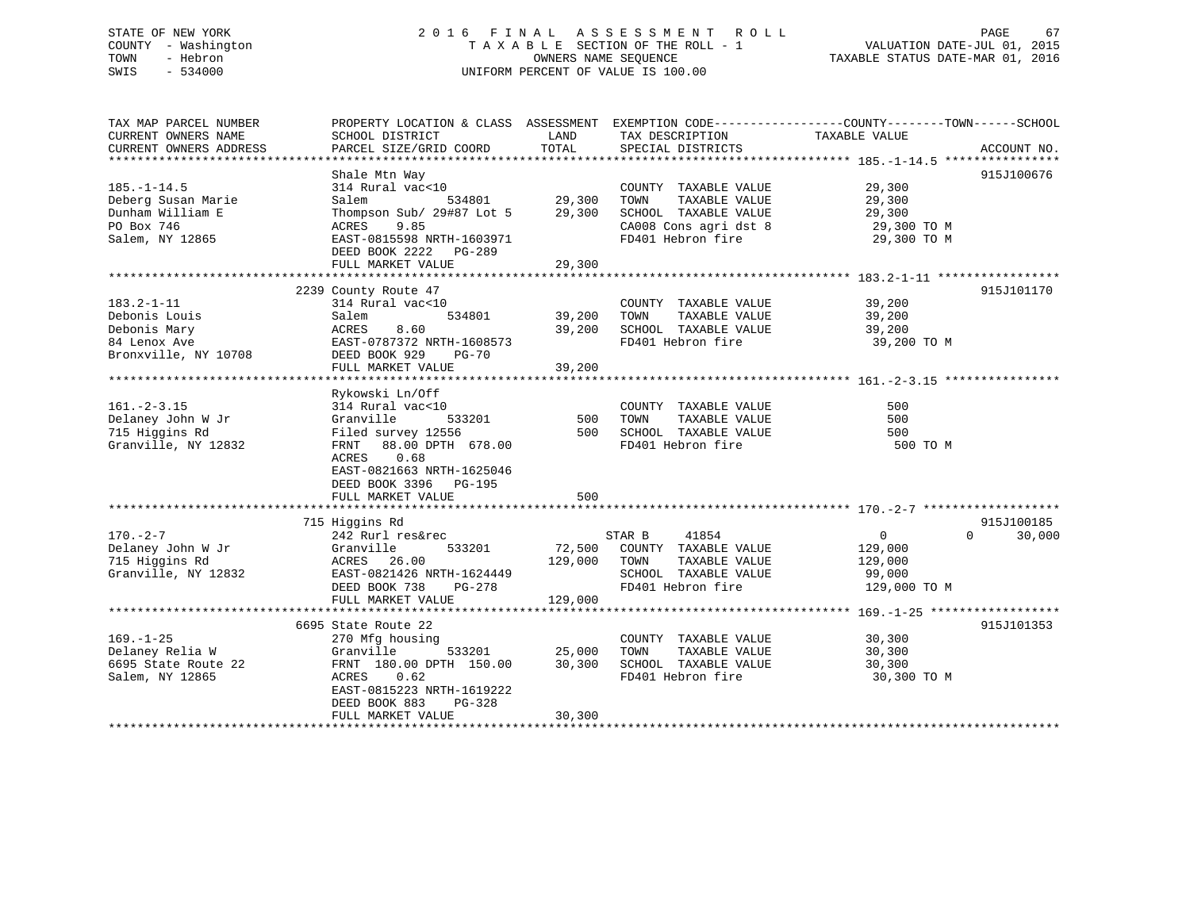STATE OF NEW YORK
COUNTY - Washington
TOWN - Hebron
SWIS - 534000

2016 FINAL ASSESSMENT ROLL
TAXABLE SECTION OF THE ROLL - 1
OWNERS NAME SEQUENCE
UNIFORM PERCENT OF VALUE IS 100.00

VALUATION DATE-JUL 01, 2015
TAXABLE STATUS DATE-MAR 01, 2016

```
TAX MAP PARCEL NUMBER          PROPERTY LOCATION & CLASS  ASSESSMENT  EXEMPTION CODE-----------------COUNTY--------TOWN------SCHOOL
CURRENT OWNERS NAME            SCHOOL DISTRICT             LAND       TAX DESCRIPTION              TAXABLE VALUE
CURRENT OWNERS ADDRESS         PARCEL SIZE/GRID COORD      TOTAL      SPECIAL DISTRICTS                                    ACCOUNT NO.
*********************************************************************************************** 185.-1-14.5 ****************
                               Shale Mtn Way                                                                         915J100676
185.-1-14.5                    314 Rural vac<10                       COUNTY  TAXABLE VALUE           29,300
Deberg Susan Marie             Salem           534801      29,300     TOWN    TAXABLE VALUE           29,300
Dunham William E               Thompson Sub/ 29#87 Lot 5   29,300     SCHOOL  TAXABLE VALUE           29,300
PO Box 746                     ACRES    9.85                          CA008 Cons agri dst 8            29,300 TO M
Salem, NY 12865                EAST-0815598 NRTH-1603971              FD401 Hebron fire                29,300 TO M
                               DEED BOOK 2222   PG-289
                               FULL MARKET VALUE           29,300
*********************************************************************************************** 183.2-1-11 *****************
                               2239 County Route 47                                                                  915J101170
183.2-1-11                     314 Rural vac<10                       COUNTY  TAXABLE VALUE           39,200
Debonis Louis                  Salem           534801      39,200     TOWN    TAXABLE VALUE           39,200
Debonis Mary                   ACRES    8.60               39,200     SCHOOL  TAXABLE VALUE           39,200
84 Lenox Ave                   EAST-0787372 NRTH-1608573              FD401 Hebron fire                39,200 TO M
Bronxville, NY 10708           DEED BOOK 929    PG-70
                               FULL MARKET VALUE           39,200
*********************************************************************************************** 161.-2-3.15 ****************
                               Rykowski Ln/Off
161.-2-3.15                    314 Rural vac<10                       COUNTY  TAXABLE VALUE              500
Delaney John W Jr              Granville       533201         500     TOWN    TAXABLE VALUE              500
715 Higgins Rd                 Filed survey 12556             500     SCHOOL  TAXABLE VALUE              500
Granville, NY 12832            FRNT   88.00 DPTH  678.00              FD401 Hebron fire                   500 TO M
                               ACRES    0.68
                               EAST-0821663 NRTH-1625046
                               DEED BOOK 3396   PG-195
                               FULL MARKET VALUE              500
*********************************************************************************************** 170.-2-7 *******************
                               715 Higgins Rd                                                                        915J100185
170.-2-7                       242 Rurl res&rec                       STAR B       41854                   0          0     30,000
Delaney John W Jr              Granville       533201      72,500     COUNTY  TAXABLE VALUE          129,000
715 Higgins Rd                 ACRES   26.00              129,000     TOWN    TAXABLE VALUE          129,000
Granville, NY 12832            EAST-0821426 NRTH-1624449              SCHOOL  TAXABLE VALUE           99,000
                               DEED BOOK 738    PG-278                FD401 Hebron fire               129,000 TO M
                               FULL MARKET VALUE          129,000
*********************************************************************************************** 169.-1-25 ******************
                               6695 State Route 22                                                                   915J101353
169.-1-25                      270 Mfg housing                        COUNTY  TAXABLE VALUE           30,300
Delaney Relia W                Granville       533201      25,000     TOWN    TAXABLE VALUE           30,300
6695 State Route 22            FRNT  180.00 DPTH  150.00   30,300     SCHOOL  TAXABLE VALUE           30,300
Salem, NY 12865                ACRES    0.62                          FD401 Hebron fire                30,300 TO M
                               EAST-0815223 NRTH-1619222
                               DEED BOOK 883    PG-328
                               FULL MARKET VALUE           30,300
****************************************************************************************************************************
```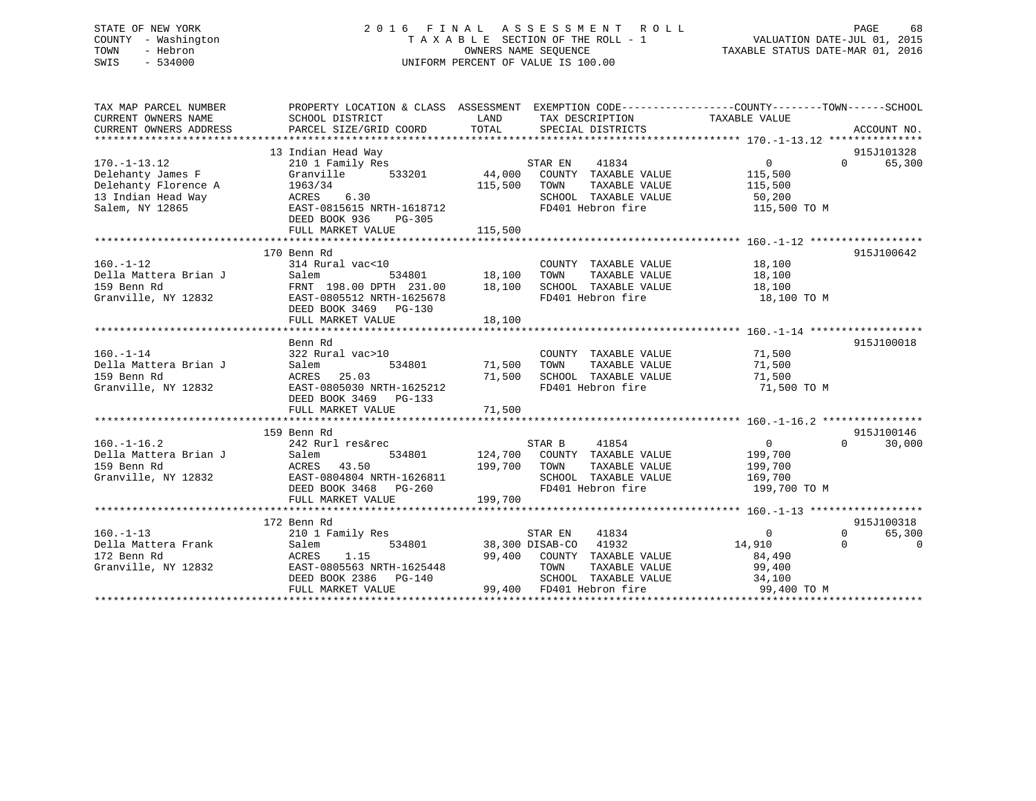STATE OF NEW YORK
COUNTY - Washington
TOWN - Hebron
SWIS - 534000

# 2016 FINAL ASSESSMENT ROLL
TAXABLE SECTION OF THE ROLL - 1
OWNERS NAME SEQUENCE
UNIFORM PERCENT OF VALUE IS 100.00

VALUATION DATE-JUL 01, 2015
TAXABLE STATUS DATE-MAR 01, 2016

| TAX MAP PARCEL NUMBER / CURRENT OWNERS NAME / CURRENT OWNERS ADDRESS | PROPERTY LOCATION & CLASS / SCHOOL DISTRICT / PARCEL SIZE/GRID COORD | ASSESSMENT LAND | TOTAL | EXEMPTION CODE / TAX DESCRIPTION / SPECIAL DISTRICTS | COUNTY TAXABLE VALUE | TOWN | SCHOOL | ACCOUNT NO. |
|---|---|---|---|---|---|---|---|---|
| | 13 Indian Head Way | | | | | | | 915J101328 |
| 170.-1-13.12 | 210 1 Family Res | | | STAR EN 41834 | 0 | 0 | 65,300 | |
| Delehanty James F | Granville 533201 | 44,000 | | COUNTY TAXABLE VALUE | 115,500 | | | |
| Delehanty Florence A | 1963/34 | | 115,500 | TOWN TAXABLE VALUE | 115,500 | | | |
| 13 Indian Head Way | ACRES 6.30 | | | SCHOOL TAXABLE VALUE | 50,200 | | | |
| Salem, NY 12865 | EAST-0815615 NRTH-1618712 | | | FD401 Hebron fire | 115,500 TO M | | | |
| | DEED BOOK 936 PG-305 | | | | | | | |
| | FULL MARKET VALUE | | 115,500 | | | | | |
| | 170 Benn Rd | | | | | | | 915J100642 |
| 160.-1-12 | 314 Rural vac<10 | | | COUNTY TAXABLE VALUE | 18,100 | | | |
| Della Mattera Brian J | Salem 534801 | 18,100 | | TOWN TAXABLE VALUE | 18,100 | | | |
| 159 Benn Rd | FRNT 198.00 DPTH 231.00 | | 18,100 | SCHOOL TAXABLE VALUE | 18,100 | | | |
| Granville, NY 12832 | EAST-0805512 NRTH-1625678 | | | FD401 Hebron fire | 18,100 TO M | | | |
| | DEED BOOK 3469 PG-130 | | | | | | | |
| | FULL MARKET VALUE | | 18,100 | | | | | |
| | Benn Rd | | | | | | | 915J100018 |
| 160.-1-14 | 322 Rural vac>10 | | | COUNTY TAXABLE VALUE | 71,500 | | | |
| Della Mattera Brian J | Salem 534801 | 71,500 | | TOWN TAXABLE VALUE | 71,500 | | | |
| 159 Benn Rd | ACRES 25.03 | | 71,500 | SCHOOL TAXABLE VALUE | 71,500 | | | |
| Granville, NY 12832 | EAST-0805030 NRTH-1625212 | | | FD401 Hebron fire | 71,500 TO M | | | |
| | DEED BOOK 3469 PG-133 | | | | | | | |
| | FULL MARKET VALUE | | 71,500 | | | | | |
| | 159 Benn Rd | | | | | | | 915J100146 |
| 160.-1-16.2 | 242 Rurl res&rec | | | STAR B 41854 | 0 | 0 | 30,000 | |
| Della Mattera Brian J | Salem 534801 | 124,700 | | COUNTY TAXABLE VALUE | 199,700 | | | |
| 159 Benn Rd | ACRES 43.50 | | 199,700 | TOWN TAXABLE VALUE | 199,700 | | | |
| Granville, NY 12832 | EAST-0804804 NRTH-1626811 | | | SCHOOL TAXABLE VALUE | 169,700 | | | |
| | DEED BOOK 3468 PG-260 | | | FD401 Hebron fire | 199,700 TO M | | | |
| | FULL MARKET VALUE | | 199,700 | | | | | |
| | 172 Benn Rd | | | | | | | 915J100318 |
| 160.-1-13 | 210 1 Family Res | | | STAR EN 41834 | 0 | 0 | 65,300 | |
| Della Mattera Frank | Salem 534801 | 38,300 | | DISAB-CO 41932 | 14,910 | 0 | 0 | |
| 172 Benn Rd | ACRES 1.15 | | 99,400 | COUNTY TAXABLE VALUE | 84,490 | | | |
| Granville, NY 12832 | EAST-0805563 NRTH-1625448 | | | TOWN TAXABLE VALUE | 99,400 | | | |
| | DEED BOOK 2386 PG-140 | | | SCHOOL TAXABLE VALUE | 34,100 | | | |
| | FULL MARKET VALUE | | 99,400 | FD401 Hebron fire | 99,400 TO M | | | |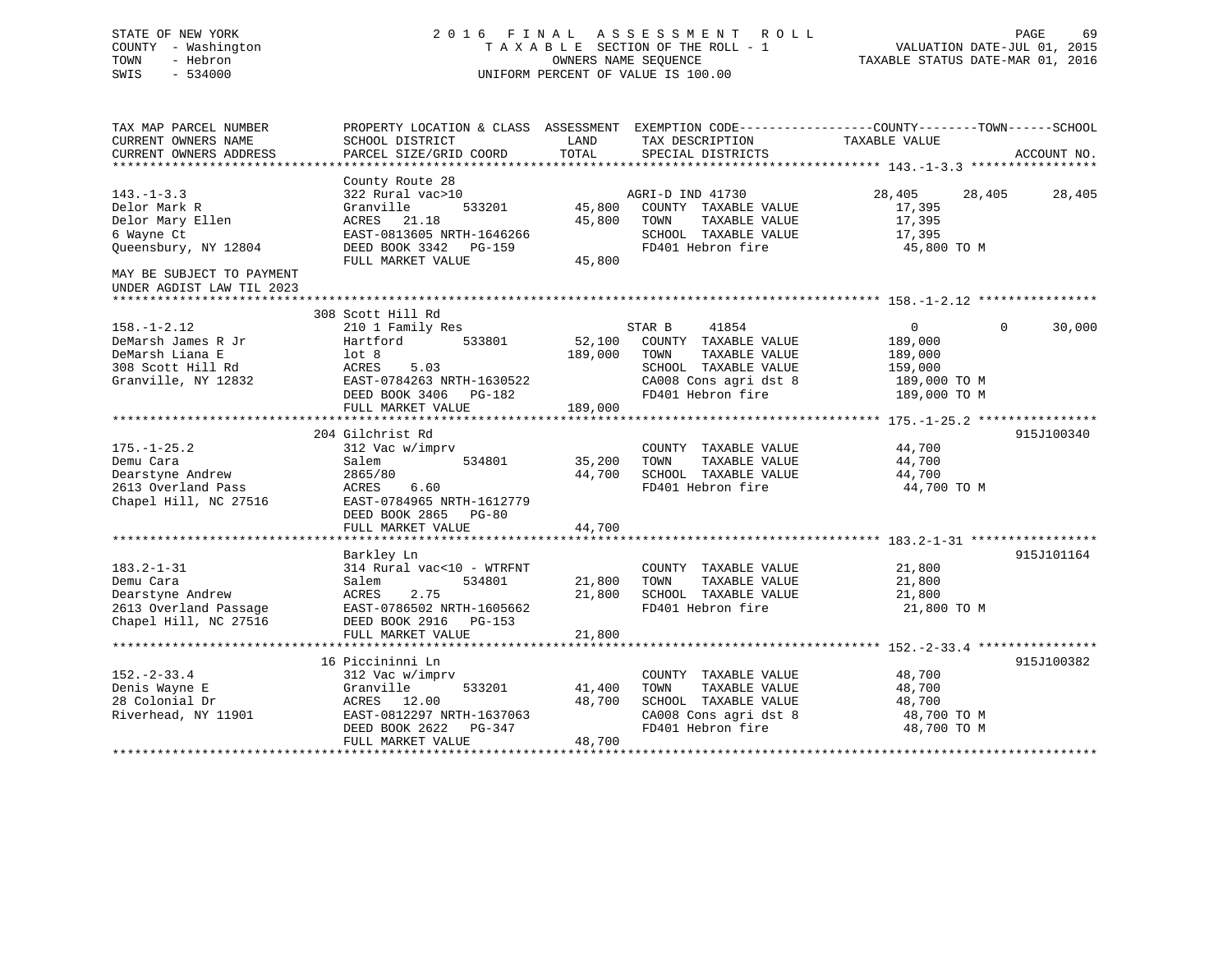STATE OF NEW YORK
COUNTY - Washington
TOWN - Hebron
SWIS - 534000

2016 FINAL ASSESSMENT ROLL
TAXABLE SECTION OF THE ROLL - 1
OWNERS NAME SEQUENCE
UNIFORM PERCENT OF VALUE IS 100.00

VALUATION DATE-JUL 01, 2015
TAXABLE STATUS DATE-MAR 01, 2016

| TAX MAP PARCEL NUMBER / CURRENT OWNERS NAME / CURRENT OWNERS ADDRESS | PROPERTY LOCATION & CLASS / SCHOOL DISTRICT / PARCEL SIZE/GRID COORD | ASSESSMENT LAND | TOTAL | EXEMPTION CODE / TAX DESCRIPTION / SPECIAL DISTRICTS | COUNTY TAXABLE VALUE | TOWN | SCHOOL | ACCOUNT NO. |
|---|---|---|---|---|---|---|---|---|
| **143.-1-3.3** | County Route 28 | | | | | | | |
| 143.-1-3.3 | 322 Rural vac>10 | | | AGRI-D IND 41730 | 28,405 | 28,405 | 28,405 | |
| Delor Mark R | Granville 533201 | 45,800 | | COUNTY TAXABLE VALUE | 17,395 | | | |
| Delor Mary Ellen | ACRES 21.18 | | 45,800 | TOWN TAXABLE VALUE | 17,395 | | | |
| 6 Wayne Ct | EAST-0813605 NRTH-1646266 | | | SCHOOL TAXABLE VALUE | 17,395 | | | |
| Queensbury, NY 12804 | DEED BOOK 3342 PG-159 | | | FD401 Hebron fire | 45,800 TO M | | | |
| | FULL MARKET VALUE | | 45,800 | | | | | |
| MAY BE SUBJECT TO PAYMENT UNDER AGDIST LAW TIL 2023 | | | | | | | | |
| **158.-1-2.12** | 308 Scott Hill Rd | | | | | | | |
| 158.-1-2.12 | 210 1 Family Res | | | STAR B 41854 | 0 | 0 | 30,000 | |
| DeMarsh James R Jr | Hartford 533801 | 52,100 | | COUNTY TAXABLE VALUE | 189,000 | | | |
| DeMarsh Liana E | lot 8 | | 189,000 | TOWN TAXABLE VALUE | 189,000 | | | |
| 308 Scott Hill Rd | ACRES 5.03 | | | SCHOOL TAXABLE VALUE | 159,000 | | | |
| Granville, NY 12832 | EAST-0784263 NRTH-1630522 | | | CA008 Cons agri dst 8 | 189,000 TO M | | | |
| | DEED BOOK 3406 PG-182 | | | FD401 Hebron fire | 189,000 TO M | | | |
| | FULL MARKET VALUE | | 189,000 | | | | | |
| **175.-1-25.2** | 204 Gilchrist Rd | | | | | | | 915J100340 |
| 175.-1-25.2 | 312 Vac w/imprv | | | COUNTY TAXABLE VALUE | 44,700 | | | |
| Demu Cara | Salem 534801 | 35,200 | | TOWN TAXABLE VALUE | 44,700 | | | |
| Dearstyne Andrew | 2865/80 | | 44,700 | SCHOOL TAXABLE VALUE | 44,700 | | | |
| 2613 Overland Pass | ACRES 6.60 | | | FD401 Hebron fire | 44,700 TO M | | | |
| Chapel Hill, NC 27516 | EAST-0784965 NRTH-1612779 | | | | | | | |
| | DEED BOOK 2865 PG-80 | | | | | | | |
| | FULL MARKET VALUE | | 44,700 | | | | | |
| **183.2-1-31** | Barkley Ln | | | | | | | 915J101164 |
| 183.2-1-31 | 314 Rural vac<10 - WTRFNT | | | COUNTY TAXABLE VALUE | 21,800 | | | |
| Demu Cara | Salem 534801 | 21,800 | | TOWN TAXABLE VALUE | 21,800 | | | |
| Dearstyne Andrew | ACRES 2.75 | | 21,800 | SCHOOL TAXABLE VALUE | 21,800 | | | |
| 2613 Overland Passage | EAST-0786502 NRTH-1605662 | | | FD401 Hebron fire | 21,800 TO M | | | |
| Chapel Hill, NC 27516 | DEED BOOK 2916 PG-153 | | | | | | | |
| | FULL MARKET VALUE | | 21,800 | | | | | |
| **152.-2-33.4** | 16 Piccininni Ln | | | | | | | 915J100382 |
| 152.-2-33.4 | 312 Vac w/imprv | | | COUNTY TAXABLE VALUE | 48,700 | | | |
| Denis Wayne E | Granville 533201 | 41,400 | | TOWN TAXABLE VALUE | 48,700 | | | |
| 28 Colonial Dr | ACRES 12.00 | | 48,700 | SCHOOL TAXABLE VALUE | 48,700 | | | |
| Riverhead, NY 11901 | EAST-0812297 NRTH-1637063 | | | CA008 Cons agri dst 8 | 48,700 TO M | | | |
| | DEED BOOK 2622 PG-347 | | | FD401 Hebron fire | 48,700 TO M | | | |
| | FULL MARKET VALUE | | 48,700 | | | | | |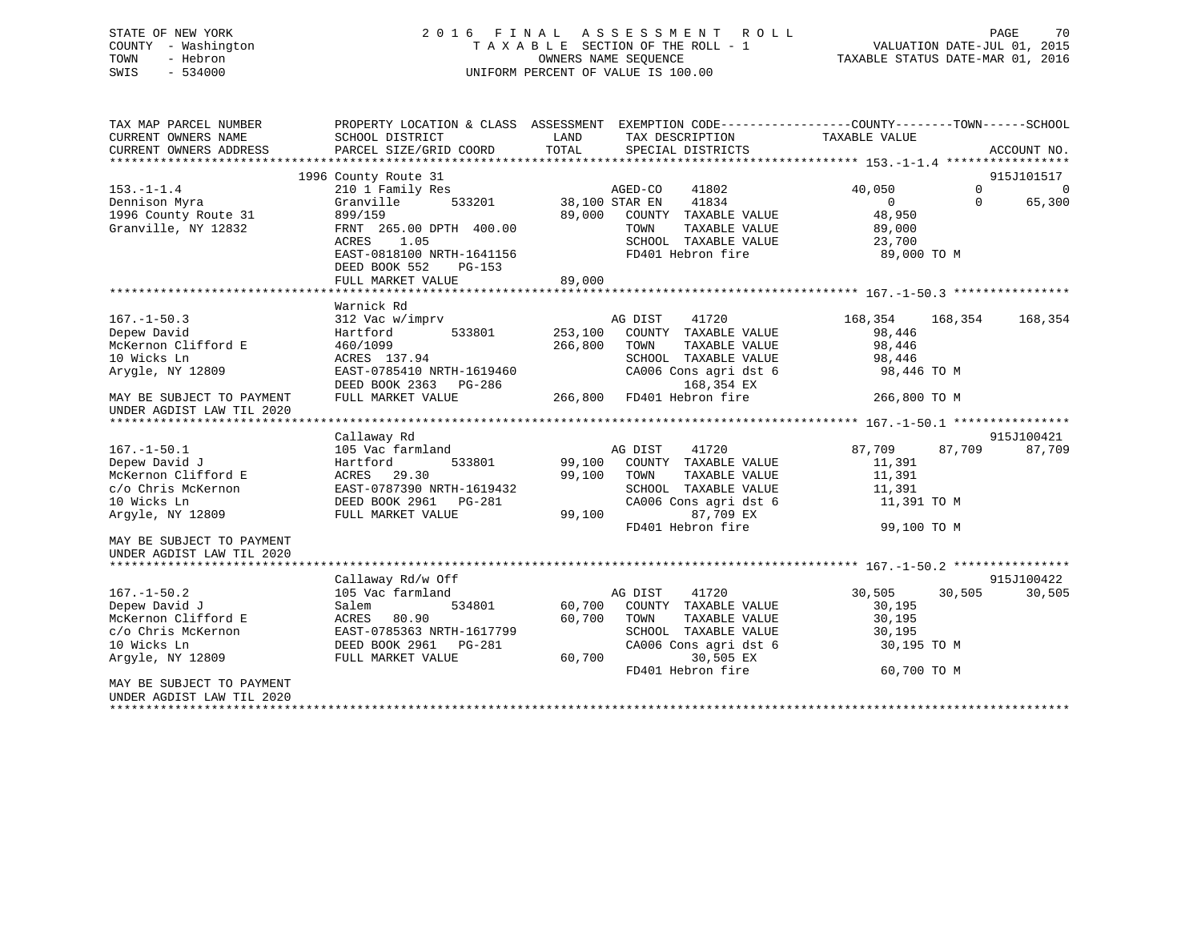STATE OF NEW YORK
COUNTY - Washington
TOWN - Hebron
SWIS - 534000

2016 FINAL ASSESSMENT ROLL
TAXABLE SECTION OF THE ROLL - 1
OWNERS NAME SEQUENCE
UNIFORM PERCENT OF VALUE IS 100.00

VALUATION DATE-JUL 01, 2015
TAXABLE STATUS DATE-MAR 01, 2016

```
TAX MAP PARCEL NUMBER          PROPERTY LOCATION & CLASS  ASSESSMENT  EXEMPTION CODE------------------COUNTY--------TOWN------SCHOOL
CURRENT OWNERS NAME            SCHOOL DISTRICT            LAND        TAX DESCRIPTION             TAXABLE VALUE
CURRENT OWNERS ADDRESS         PARCEL SIZE/GRID COORD     TOTAL       SPECIAL DISTRICTS                                     ACCOUNT NO.
******************************************************************************************************* 153.-1-1.4 *****************
                          1996 County Route 31                                                                    915J101517
153.-1-1.4                     210 1 Family Res                 AGED-CO     41802            40,050          0             0
Dennison Myra                  Granville      533201     38,100 STAR EN     41834                 0          0        65,300
1996 County Route 31           899/159                   89,000  COUNTY  TAXABLE VALUE        48,950
Granville, NY 12832            FRNT 265.00 DPTH 400.00           TOWN    TAXABLE VALUE        89,000
                               ACRES    1.05                     SCHOOL  TAXABLE VALUE        23,700
                               EAST-0818100 NRTH-1641156         FD401 Hebron fire             89,000 TO M
                               DEED BOOK 552    PG-153
                               FULL MARKET VALUE         89,000
******************************************************************************************************* 167.-1-50.3 ****************
                          Warnick Rd
167.-1-50.3                    312 Vac w/imprv                   AG DIST     41720           168,354    168,354    168,354
Depew David                    Hartford       533801    253,100  COUNTY  TAXABLE VALUE        98,446
McKernon Clifford E            460/1099                 266,800  TOWN    TAXABLE VALUE        98,446
10 Wicks Ln                    ACRES  137.94                     SCHOOL  TAXABLE VALUE        98,446
Arygle, NY 12809               EAST-0785410 NRTH-1619460         CA006 Cons agri dst 6         98,446 TO M
                               DEED BOOK 2363   PG-286                  168,354 EX
MAY BE SUBJECT TO PAYMENT      FULL MARKET VALUE        266,800  FD401 Hebron fire            266,800 TO M
UNDER AGDIST LAW TIL 2020
******************************************************************************************************* 167.-1-50.1 ****************
                          Callaway Rd                                                                             915J100421
167.-1-50.1                    105 Vac farmland                  AG DIST     41720            87,709     87,709     87,709
Depew David J                  Hartford       533801     99,100  COUNTY  TAXABLE VALUE        11,391
McKernon Clifford E            ACRES   29.30             99,100  TOWN    TAXABLE VALUE        11,391
c/o Chris McKernon             EAST-0787390 NRTH-1619432         SCHOOL  TAXABLE VALUE        11,391
10 Wicks Ln                    DEED BOOK 2961   PG-281           CA006 Cons agri dst 6         11,391 TO M
Argyle, NY 12809               FULL MARKET VALUE         99,100          87,709 EX
                                                                 FD401 Hebron fire             99,100 TO M
MAY BE SUBJECT TO PAYMENT
UNDER AGDIST LAW TIL 2020
******************************************************************************************************* 167.-1-50.2 ****************
                          Callaway Rd/w Off                                                                       915J100422
167.-1-50.2                    105 Vac farmland                  AG DIST     41720            30,505     30,505     30,505
Depew David J                  Salem          534801     60,700  COUNTY  TAXABLE VALUE        30,195
McKernon Clifford E            ACRES   80.90             60,700  TOWN    TAXABLE VALUE        30,195
c/o Chris McKernon             EAST-0785363 NRTH-1617799         SCHOOL  TAXABLE VALUE        30,195
10 Wicks Ln                    DEED BOOK 2961   PG-281           CA006 Cons agri dst 6         30,195 TO M
Argyle, NY 12809               FULL MARKET VALUE         60,700          30,505 EX
                                                                 FD401 Hebron fire             60,700 TO M
MAY BE SUBJECT TO PAYMENT
UNDER AGDIST LAW TIL 2020
************************************************************************************************************************************
```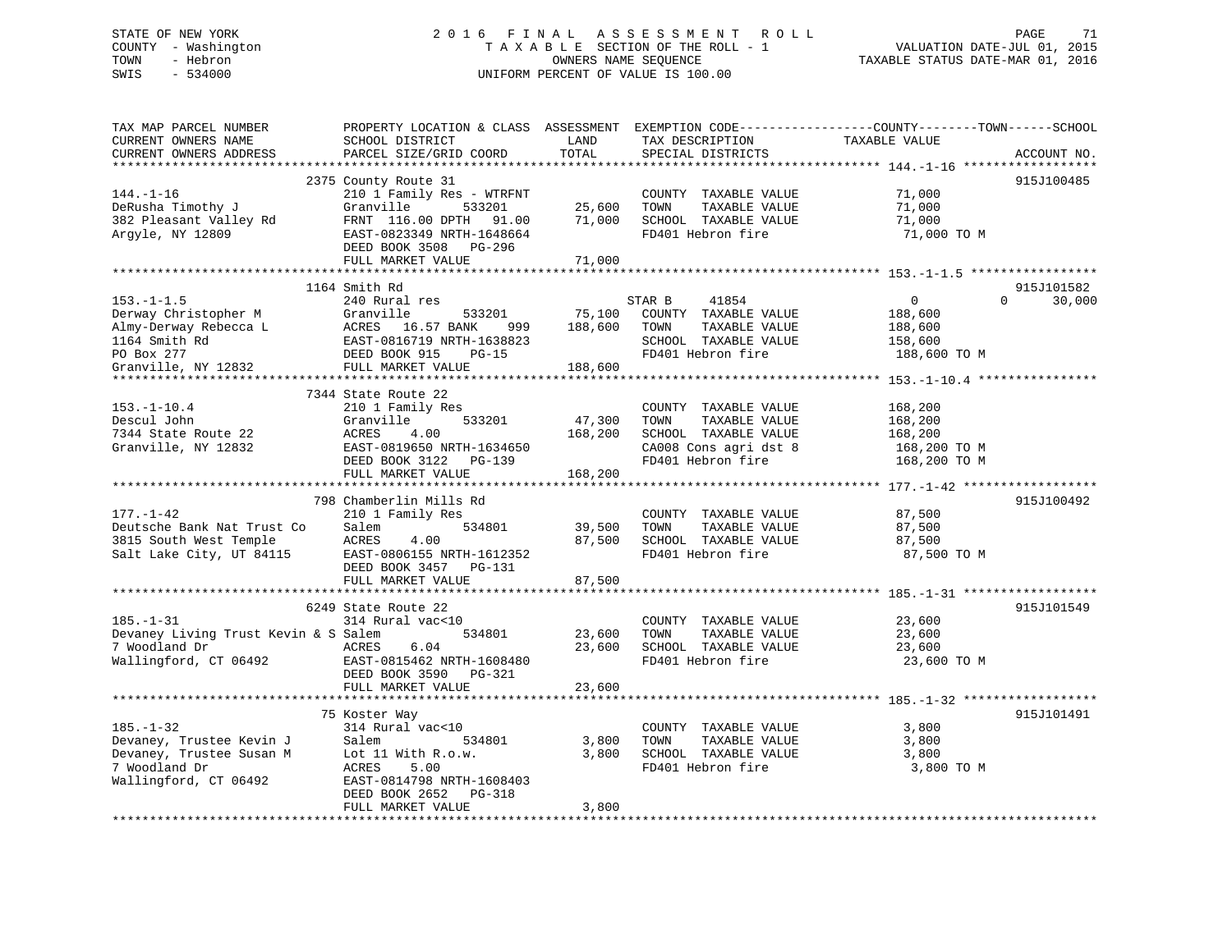STATE OF NEW YORK
COUNTY - Washington
TOWN - Hebron
SWIS - 534000

2 0 1 6 F I N A L A S S E S S M E N T R O L L
T A X A B L E SECTION OF THE ROLL - 1
OWNERS NAME SEQUENCE
UNIFORM PERCENT OF VALUE IS 100.00

VALUATION DATE-JUL 01, 2015
TAXABLE STATUS DATE-MAR 01, 2016

```
TAX MAP PARCEL NUMBER          PROPERTY LOCATION & CLASS  ASSESSMENT  EXEMPTION CODE------------------COUNTY--------TOWN------SCHOOL
CURRENT OWNERS NAME            SCHOOL DISTRICT               LAND      TAX DESCRIPTION             TAXABLE VALUE
CURRENT OWNERS ADDRESS         PARCEL SIZE/GRID COORD        TOTAL     SPECIAL DISTRICTS                                     ACCOUNT NO.
******************************************************************************************************* 144.-1-16 ******************
                            2375 County Route 31                                                                       915J100485
144.-1-16                      210 1 Family Res - WTRFNT            COUNTY  TAXABLE VALUE           71,000
DeRusha Timothy J              Granville       533201      25,600   TOWN    TAXABLE VALUE           71,000
382 Pleasant Valley Rd         FRNT 116.00 DPTH  91.00     71,000   SCHOOL  TAXABLE VALUE           71,000
Argyle, NY 12809               EAST-0823349 NRTH-1648664            FD401 Hebron fire                71,000 TO M
                               DEED BOOK 3508   PG-296
                               FULL MARKET VALUE           71,000
******************************************************************************************************* 153.-1-1.5 *****************
                            1164 Smith Rd                                                                              915J101582
153.-1-1.5                     240 Rural res                        STAR B     41854                   0          0     30,000
Derway Christopher M           Granville       533201      75,100   COUNTY  TAXABLE VALUE          188,600
Almy-Derway Rebecca L          ACRES  16.57 BANK     999  188,600   TOWN    TAXABLE VALUE          188,600
1164 Smith Rd                  EAST-0816719 NRTH-1638823            SCHOOL  TAXABLE VALUE          158,600
PO Box 277                     DEED BOOK 915    PG-15               FD401 Hebron fire               188,600 TO M
Granville, NY 12832            FULL MARKET VALUE          188,600
******************************************************************************************************* 153.-1-10.4 ****************
                            7344 State Route 22
153.-1-10.4                    210 1 Family Res                     COUNTY  TAXABLE VALUE          168,200
Descul John                    Granville       533201      47,300   TOWN    TAXABLE VALUE          168,200
7344 State Route 22            ACRES    4.00              168,200   SCHOOL  TAXABLE VALUE          168,200
Granville, NY 12832            EAST-0819650 NRTH-1634650            CA008 Cons agri dst 8           168,200 TO M
                               DEED BOOK 3122   PG-139              FD401 Hebron fire               168,200 TO M
                               FULL MARKET VALUE          168,200
******************************************************************************************************* 177.-1-42 ******************
                            798 Chamberlin Mills Rd                                                                    915J100492
177.-1-42                      210 1 Family Res                     COUNTY  TAXABLE VALUE           87,500
Deutsche Bank Nat Trust Co     Salem           534801      39,500   TOWN    TAXABLE VALUE           87,500
3815 South West Temple         ACRES    4.00               87,500   SCHOOL  TAXABLE VALUE           87,500
Salt Lake City, UT 84115       EAST-0806155 NRTH-1612352            FD401 Hebron fire                87,500 TO M
                               DEED BOOK 3457   PG-131
                               FULL MARKET VALUE           87,500
******************************************************************************************************* 185.-1-31 ******************
                            6249 State Route 22                                                                        915J101549
185.-1-31                      314 Rural vac<10                     COUNTY  TAXABLE VALUE           23,600
Devaney Living Trust Kevin & S Salem           534801      23,600   TOWN    TAXABLE VALUE           23,600
7 Woodland Dr                  ACRES    6.04               23,600   SCHOOL  TAXABLE VALUE           23,600
Wallingford, CT 06492          EAST-0815462 NRTH-1608480            FD401 Hebron fire                23,600 TO M
                               DEED BOOK 3590   PG-321
                               FULL MARKET VALUE           23,600
******************************************************************************************************* 185.-1-32 ******************
                            75 Koster Way                                                                              915J101491
185.-1-32                      314 Rural vac<10                     COUNTY  TAXABLE VALUE            3,800
Devaney, Trustee Kevin J       Salem           534801       3,800   TOWN    TAXABLE VALUE            3,800
Devaney, Trustee Susan M       Lot 11 With R.o.w.           3,800   SCHOOL  TAXABLE VALUE            3,800
7 Woodland Dr                  ACRES    5.00                        FD401 Hebron fire                 3,800 TO M
Wallingford, CT 06492          EAST-0814798 NRTH-1608403
                               DEED BOOK 2652   PG-318
                               FULL MARKET VALUE            3,800
************************************************************************************************************************************
```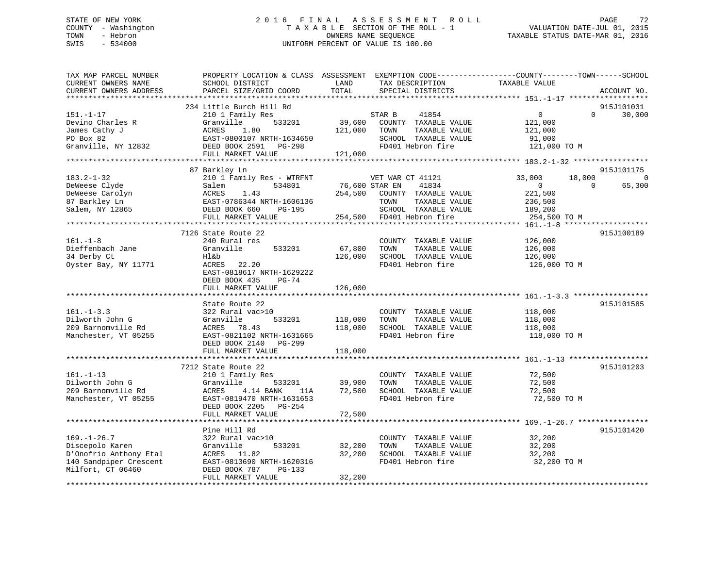STATE OF NEW YORK
COUNTY - Washington
TOWN - Hebron
SWIS - 534000

2016 FINAL ASSESSMENT ROLL
TAXABLE SECTION OF THE ROLL - 1
OWNERS NAME SEQUENCE
UNIFORM PERCENT OF VALUE IS 100.00

VALUATION DATE-JUL 01, 2015
TAXABLE STATUS DATE-MAR 01, 2016

| TAX MAP PARCEL NUMBER / CURRENT OWNERS NAME / CURRENT OWNERS ADDRESS | PROPERTY LOCATION & CLASS / SCHOOL DISTRICT / PARCEL SIZE/GRID COORD | ASSESSMENT LAND | TOTAL | EXEMPTION CODE / TAX DESCRIPTION / SPECIAL DISTRICTS | COUNTY TAXABLE VALUE | TOWN | SCHOOL | ACCOUNT NO. |
|---|---|---|---|---|---|---|---|---|
| | 234 Little Burch Hill Rd | | | | | | | 915J101031 |
| 151.-1-17 | 210 1 Family Res | | | STAR B 41854 | 0 | 0 | 30,000 | |
| Devino Charles R | Granville 533201 | 39,600 | | COUNTY TAXABLE VALUE | 121,000 | | | |
| James Cathy J | ACRES 1.80 | | 121,000 | TOWN TAXABLE VALUE | 121,000 | | | |
| PO Box 82 | EAST-0800107 NRTH-1634650 | | | SCHOOL TAXABLE VALUE | 91,000 | | | |
| Granville, NY 12832 | DEED BOOK 2591 PG-298 | | | FD401 Hebron fire | 121,000 TO M | | | |
| | FULL MARKET VALUE | | 121,000 | | | | | |
| | 87 Barkley Ln | | | | | | | 915J101175 |
| 183.2-1-32 | 210 1 Family Res - WTRFNT | | | VET WAR CT 41121 | 33,000 | 18,000 | 0 | |
| DeWeese Clyde | Salem 534801 | 76,600 | | STAR EN 41834 | 0 | 0 | 65,300 | |
| DeWeese Carolyn | ACRES 1.43 | | 254,500 | COUNTY TAXABLE VALUE | 221,500 | | | |
| 87 Barkley Ln | EAST-0786344 NRTH-1606136 | | | TOWN TAXABLE VALUE | 236,500 | | | |
| Salem, NY 12865 | DEED BOOK 660 PG-195 | | | SCHOOL TAXABLE VALUE | 189,200 | | | |
| | FULL MARKET VALUE | | 254,500 | FD401 Hebron fire | 254,500 TO M | | | |
| | 7126 State Route 22 | | | | | | | 915J100189 |
| 161.-1-8 | 240 Rural res | | | COUNTY TAXABLE VALUE | 126,000 | | | |
| Dieffenbach Jane | Granville 533201 | 67,800 | | TOWN TAXABLE VALUE | 126,000 | | | |
| 34 Derby Ct | Hl&b | | 126,000 | SCHOOL TAXABLE VALUE | 126,000 | | | |
| Oyster Bay, NY 11771 | ACRES 22.20 | | | FD401 Hebron fire | 126,000 TO M | | | |
| | EAST-0818617 NRTH-1629222 | | | | | | | |
| | DEED BOOK 435 PG-74 | | | | | | | |
| | FULL MARKET VALUE | | 126,000 | | | | | |
| | State Route 22 | | | | | | | 915J101585 |
| 161.-1-3.3 | 322 Rural vac>10 | | | COUNTY TAXABLE VALUE | 118,000 | | | |
| Dilworth John G | Granville 533201 | 118,000 | | TOWN TAXABLE VALUE | 118,000 | | | |
| 209 Barnomville Rd | ACRES 78.43 | | 118,000 | SCHOOL TAXABLE VALUE | 118,000 | | | |
| Manchester, VT 05255 | EAST-0821102 NRTH-1631665 | | | FD401 Hebron fire | 118,000 TO M | | | |
| | DEED BOOK 2140 PG-299 | | | | | | | |
| | FULL MARKET VALUE | | 118,000 | | | | | |
| | 7212 State Route 22 | | | | | | | 915J101203 |
| 161.-1-13 | 210 1 Family Res | | | COUNTY TAXABLE VALUE | 72,500 | | | |
| Dilworth John G | Granville 533201 | 39,900 | | TOWN TAXABLE VALUE | 72,500 | | | |
| 209 Barnomville Rd | ACRES 4.14 BANK 11A | | 72,500 | SCHOOL TAXABLE VALUE | 72,500 | | | |
| Manchester, VT 05255 | EAST-0819470 NRTH-1631653 | | | FD401 Hebron fire | 72,500 TO M | | | |
| | DEED BOOK 2205 PG-254 | | | | | | | |
| | FULL MARKET VALUE | | 72,500 | | | | | |
| | Pine Hill Rd | | | | | | | 915J101420 |
| 169.-1-26.7 | 322 Rural vac>10 | | | COUNTY TAXABLE VALUE | 32,200 | | | |
| Discepolo Karen | Granville 533201 | 32,200 | | TOWN TAXABLE VALUE | 32,200 | | | |
| D'Onofrio Anthony Etal | ACRES 11.82 | | 32,200 | SCHOOL TAXABLE VALUE | 32,200 | | | |
| 140 Sandpiper Crescent | EAST-0813690 NRTH-1620316 | | | FD401 Hebron fire | 32,200 TO M | | | |
| Milfort, CT 06460 | DEED BOOK 787 PG-133 | | | | | | | |
| | FULL MARKET VALUE | | 32,200 | | | | | |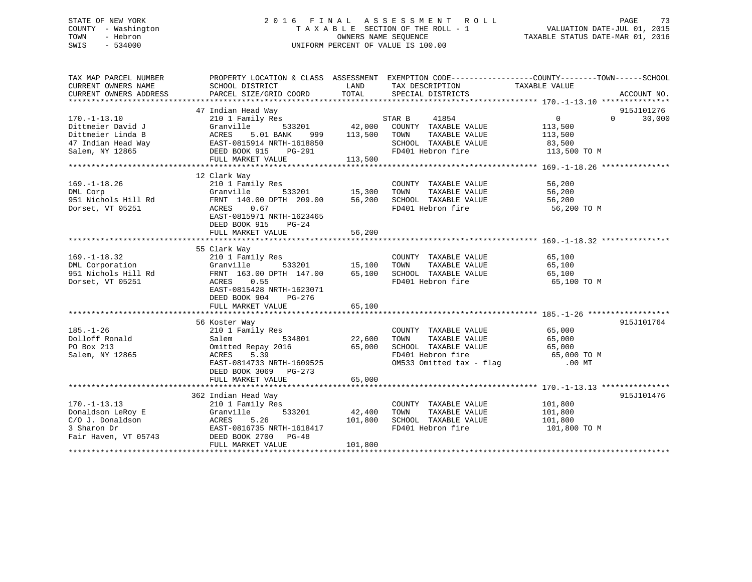STATE OF NEW YORK
COUNTY - Washington
TOWN - Hebron
SWIS - 534000

2016 FINAL ASSESSMENT ROLL
TAXABLE SECTION OF THE ROLL - 1
OWNERS NAME SEQUENCE
UNIFORM PERCENT OF VALUE IS 100.00

VALUATION DATE-JUL 01, 2015
TAXABLE STATUS DATE-MAR 01, 2016

| TAX MAP PARCEL NUMBER / CURRENT OWNERS NAME / CURRENT OWNERS ADDRESS | PROPERTY LOCATION & CLASS / SCHOOL DISTRICT / PARCEL SIZE/GRID COORD | ASSESSMENT LAND | ASSESSMENT TOTAL | EXEMPTION CODE / TAX DESCRIPTION / SPECIAL DISTRICTS | COUNTY TAXABLE VALUE | TOWN | SCHOOL | ACCOUNT NO. |
|---|---|---|---|---|---|---|---|---|
| 170.-1-13.10 | 47 Indian Head Way | | | | | | | 915J101276 |
| Dittmeier David J | 210 1 Family Res | | | STAR B 41854 | 0 | 0 | 30,000 | |
| Dittmeier Linda B | Granville 533201 | 42,000 | | COUNTY TAXABLE VALUE | 113,500 | | | |
| 47 Indian Head Way | ACRES 5.01 BANK 999 | | 113,500 | TOWN TAXABLE VALUE | 113,500 | | | |
| Salem, NY 12865 | EAST-0815914 NRTH-1618850 | | | SCHOOL TAXABLE VALUE | 83,500 | | | |
| | DEED BOOK 915 PG-291 | | | FD401 Hebron fire | 113,500 TO M | | | |
| | FULL MARKET VALUE | | 113,500 | | | | | |
| 169.-1-18.26 | 12 Clark Way | | | | | | | |
| DML Corp | 210 1 Family Res | | | COUNTY TAXABLE VALUE | 56,200 | | | |
| 951 Nichols Hill Rd | Granville 533201 | 15,300 | | TOWN TAXABLE VALUE | 56,200 | | | |
| Dorset, VT 05251 | FRNT 140.00 DPTH 209.00 | | 56,200 | SCHOOL TAXABLE VALUE | 56,200 | | | |
| | ACRES 0.67 | | | FD401 Hebron fire | 56,200 TO M | | | |
| | EAST-0815971 NRTH-1623465 | | | | | | | |
| | DEED BOOK 915 PG-24 | | | | | | | |
| | FULL MARKET VALUE | | 56,200 | | | | | |
| 169.-1-18.32 | 55 Clark Way | | | | | | | |
| DML Corporation | 210 1 Family Res | | | COUNTY TAXABLE VALUE | 65,100 | | | |
| 951 Nichols Hill Rd | Granville 533201 | 15,100 | | TOWN TAXABLE VALUE | 65,100 | | | |
| Dorset, VT 05251 | FRNT 163.00 DPTH 147.00 | | 65,100 | SCHOOL TAXABLE VALUE | 65,100 | | | |
| | ACRES 0.55 | | | FD401 Hebron fire | 65,100 TO M | | | |
| | EAST-0815428 NRTH-1623071 | | | | | | | |
| | DEED BOOK 904 PG-276 | | | | | | | |
| | FULL MARKET VALUE | | 65,100 | | | | | |
| 185.-1-26 | 56 Koster Way | | | | | | | 915J101764 |
| Dolloff Ronald | 210 1 Family Res | | | COUNTY TAXABLE VALUE | 65,000 | | | |
| PO Box 213 | Salem 534801 | 22,600 | | TOWN TAXABLE VALUE | 65,000 | | | |
| Salem, NY 12865 | Omitted Repay 2016 | | 65,000 | SCHOOL TAXABLE VALUE | 65,000 | | | |
| | ACRES 5.39 | | | FD401 Hebron fire | 65,000 TO M | | | |
| | EAST-0814733 NRTH-1609525 | | | OM533 Omitted tax - flag | .00 MT | | | |
| | DEED BOOK 3069 PG-273 | | | | | | | |
| | FULL MARKET VALUE | | 65,000 | | | | | |
| 170.-1-13.13 | 362 Indian Head Way | | | | | | | 915J101476 |
| Donaldson LeRoy E | 210 1 Family Res | | | COUNTY TAXABLE VALUE | 101,800 | | | |
| C/O J. Donaldson | Granville 533201 | 42,400 | | TOWN TAXABLE VALUE | 101,800 | | | |
| 3 Sharon Dr | ACRES 5.26 | | 101,800 | SCHOOL TAXABLE VALUE | 101,800 | | | |
| Fair Haven, VT 05743 | EAST-0816735 NRTH-1618417 | | | FD401 Hebron fire | 101,800 TO M | | | |
| | DEED BOOK 2700 PG-48 | | | | | | | |
| | FULL MARKET VALUE | | 101,800 | | | | | |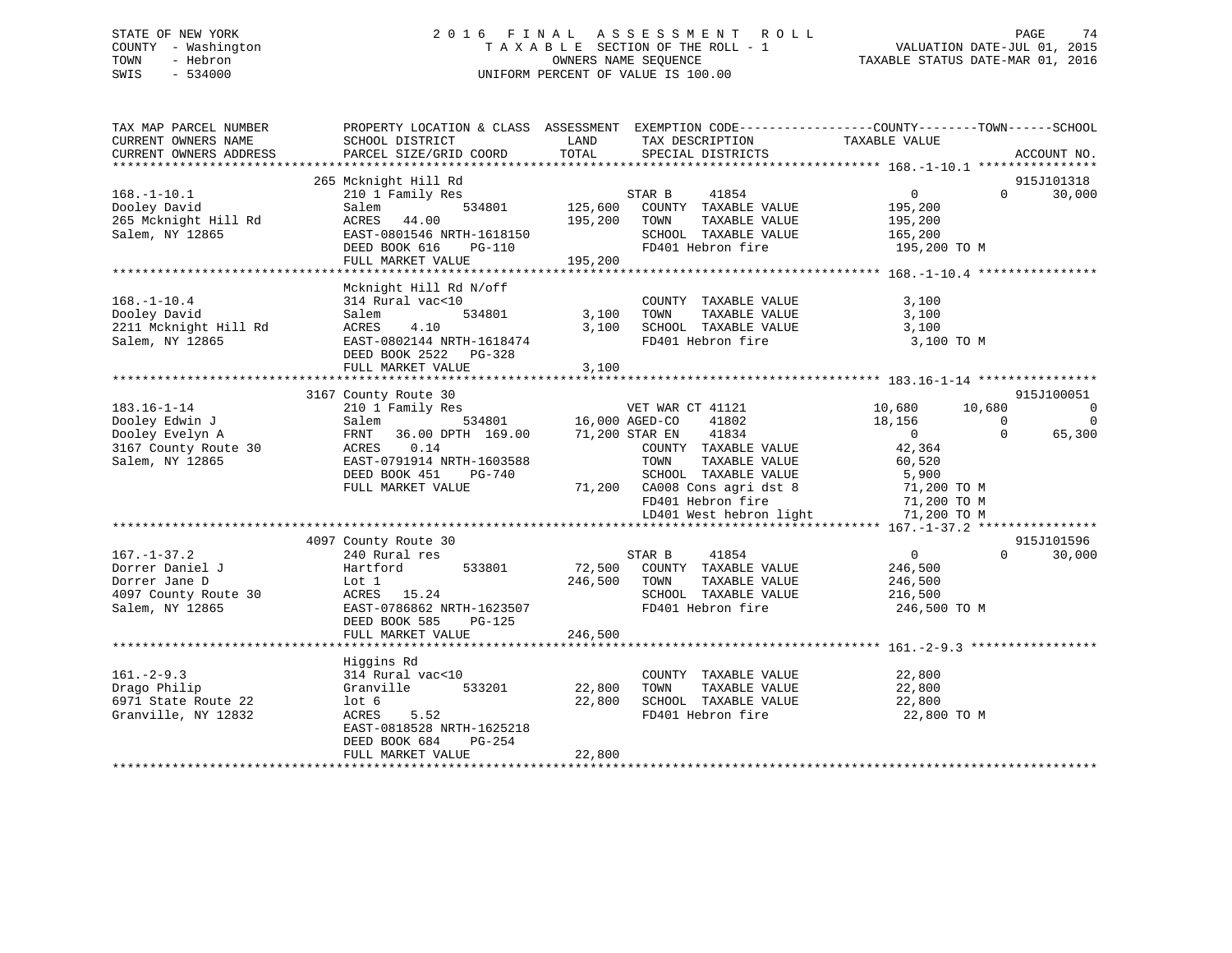STATE OF NEW YORK
COUNTY - Washington
TOWN - Hebron
SWIS - 534000

# 2016 FINAL ASSESSMENT ROLL
TAXABLE SECTION OF THE ROLL - 1
OWNERS NAME SEQUENCE
UNIFORM PERCENT OF VALUE IS 100.00

VALUATION DATE-JUL 01, 2015
TAXABLE STATUS DATE-MAR 01, 2016

```
TAX MAP PARCEL NUMBER          PROPERTY LOCATION & CLASS  ASSESSMENT  EXEMPTION CODE------------------COUNTY--------TOWN------SCHOOL
CURRENT OWNERS NAME            SCHOOL DISTRICT               LAND      TAX DESCRIPTION            TAXABLE VALUE
CURRENT OWNERS ADDRESS         PARCEL SIZE/GRID COORD        TOTAL     SPECIAL DISTRICTS                                    ACCOUNT NO.
******************************************************************************************************* 168.-1-10.1 ****************
                           265 Mcknight Hill Rd                                                                          915J101318
168.-1-10.1                    210 1 Family Res                      STAR B      41854                 0            0       30,000
Dooley David                   Salem          534801       125,600   COUNTY  TAXABLE VALUE          195,200
265 Mcknight Hill Rd           ACRES   44.00               195,200   TOWN    TAXABLE VALUE          195,200
Salem, NY 12865                EAST-0801546 NRTH-1618150             SCHOOL  TAXABLE VALUE          165,200
                               DEED BOOK 616     PG-110              FD401 Hebron fire               195,200 TO M
                               FULL MARKET VALUE           195,200
******************************************************************************************************* 168.-1-10.4 ****************
                               Mcknight Hill Rd N/off
168.-1-10.4                    314 Rural vac<10                      COUNTY  TAXABLE VALUE            3,100
Dooley David                   Salem          534801         3,100   TOWN    TAXABLE VALUE            3,100
2211 Mcknight Hill Rd          ACRES    4.10                 3,100   SCHOOL  TAXABLE VALUE            3,100
Salem, NY 12865                EAST-0802144 NRTH-1618474             FD401 Hebron fire                 3,100 TO M
                               DEED BOOK 2522    PG-328
                               FULL MARKET VALUE             3,100
******************************************************************************************************* 183.16-1-14 ****************
                           3167 County Route 30                                                                          915J100051
183.16-1-14                    210 1 Family Res                      VET WAR CT 41121             10,680       10,680            0
Dooley Edwin J                 Salem          534801        16,000 AGED-CO     41802             18,156            0            0
Dooley Evelyn A                FRNT   36.00 DPTH 169.00     71,200 STAR EN     41834                  0            0       65,300
3167 County Route 30           ACRES    0.14                         COUNTY  TAXABLE VALUE           42,364
Salem, NY 12865                EAST-0791914 NRTH-1603588             TOWN    TAXABLE VALUE           60,520
                               DEED BOOK 451     PG-740              SCHOOL  TAXABLE VALUE            5,900
                               FULL MARKET VALUE            71,200   CA008 Cons agri dst 8            71,200 TO M
                                                                     FD401 Hebron fire                71,200 TO M
                                                                     LD401 West hebron light          71,200 TO M
******************************************************************************************************* 167.-1-37.2 ****************
                           4097 County Route 30                                                                          915J101596
167.-1-37.2                    240 Rural res                         STAR B      41854                 0            0       30,000
Dorrer Daniel J                Hartford       533801        72,500   COUNTY  TAXABLE VALUE          246,500
Dorrer Jane D                  Lot 1                       246,500   TOWN    TAXABLE VALUE          246,500
4097 County Route 30           ACRES   15.24                         SCHOOL  TAXABLE VALUE          216,500
Salem, NY 12865                EAST-0786862 NRTH-1623507             FD401 Hebron fire               246,500 TO M
                               DEED BOOK 585     PG-125
                               FULL MARKET VALUE           246,500
******************************************************************************************************* 161.-2-9.3 *****************
                               Higgins Rd
161.-2-9.3                     314 Rural vac<10                      COUNTY  TAXABLE VALUE           22,800
Drago Philip                   Granville      533201        22,800   TOWN    TAXABLE VALUE           22,800
6971 State Route 22            lot 6                        22,800   SCHOOL  TAXABLE VALUE           22,800
Granville, NY 12832            ACRES    5.52                         FD401 Hebron fire                22,800 TO M
                               EAST-0818528 NRTH-1625218
                               DEED BOOK 684     PG-254
                               FULL MARKET VALUE            22,800
************************************************************************************************************************************
```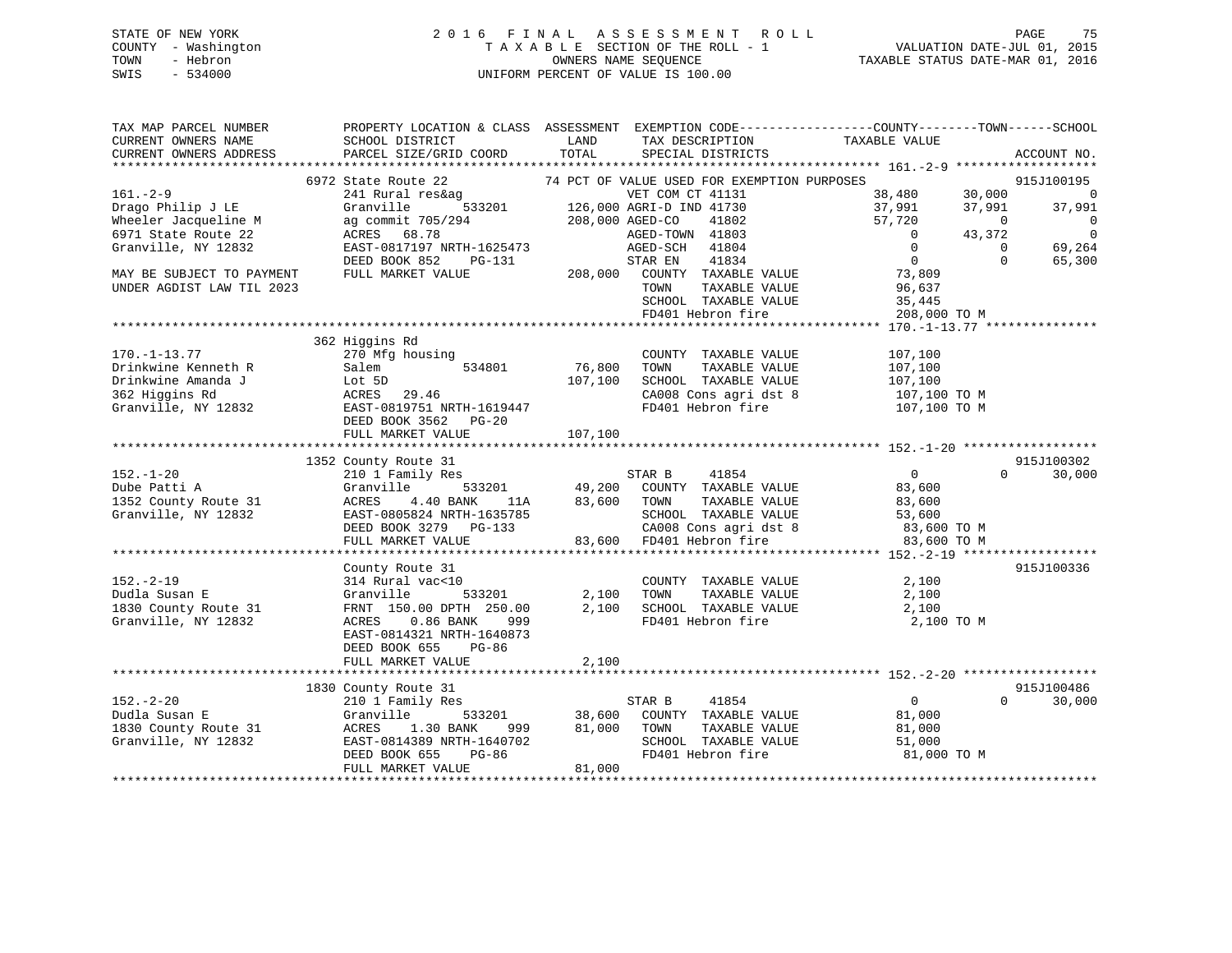STATE OF NEW YORK
COUNTY - Washington
TOWN - Hebron
SWIS - 534000

2 0 1 6 F I N A L A S S E S S M E N T R O L L
T A X A B L E SECTION OF THE ROLL - 1
OWNERS NAME SEQUENCE
UNIFORM PERCENT OF VALUE IS 100.00

VALUATION DATE-JUL 01, 2015
TAXABLE STATUS DATE-MAR 01, 2016

```
TAX MAP PARCEL NUMBER          PROPERTY LOCATION & CLASS  ASSESSMENT  EXEMPTION CODE------------------COUNTY--------TOWN------SCHOOL
CURRENT OWNERS NAME            SCHOOL DISTRICT               LAND      TAX DESCRIPTION            TAXABLE VALUE
CURRENT OWNERS ADDRESS         PARCEL SIZE/GRID COORD        TOTAL     SPECIAL DISTRICTS                                      ACCOUNT NO.
******************************************************************************************************* 161.-2-9 *******************
                    6972 State Route 22               74 PCT OF VALUE USED FOR EXEMPTION PURPOSES                              915J100195
161.-2-9                       241 Rural res&ag                     VET COM CT 41131              38,480      30,000           0
Drago Philip J LE              Granville        533201      126,000 AGRI-D IND 41730              37,991      37,991      37,991
Wheeler Jacqueline M           ag commit 705/294            208,000 AGED-CO     41802             57,720           0           0
6971 State Route 22            ACRES   68.78                        AGED-TOWN  41803                   0      43,372           0
Granville, NY 12832            EAST-0817197 NRTH-1625473            AGED-SCH   41804                   0           0      69,264
                               DEED BOOK 852    PG-131              STAR EN    41834                   0           0      65,300
MAY BE SUBJECT TO PAYMENT      FULL MARKET VALUE            208,000   COUNTY  TAXABLE VALUE           73,809
UNDER AGDIST LAW TIL 2023                                             TOWN    TAXABLE VALUE           96,637
                                                                      SCHOOL  TAXABLE VALUE           35,445
                                                                      FD401 Hebron fire              208,000 TO M
******************************************************************************************************* 170.-1-13.77 ***************
                    362 Higgins Rd
170.-1-13.77                   270 Mfg housing                        COUNTY  TAXABLE VALUE          107,100
Drinkwine Kenneth R            Salem            534801       76,800   TOWN    TAXABLE VALUE          107,100
Drinkwine Amanda J             Lot 5D                       107,100   SCHOOL  TAXABLE VALUE          107,100
362 Higgins Rd                 ACRES   29.46                          CA008 Cons agri dst 8          107,100 TO M
Granville, NY 12832            EAST-0819751 NRTH-1619447              FD401 Hebron fire              107,100 TO M
                               DEED BOOK 3562   PG-20
                               FULL MARKET VALUE            107,100
******************************************************************************************************* 152.-1-20 ******************
                    1352 County Route 31                                                                               915J100302
152.-1-20                      210 1 Family Res                     STAR B     41854                   0           0      30,000
Dube Patti A                   Granville        533201       49,200   COUNTY  TAXABLE VALUE           83,600
1352 County Route 31           ACRES    4.40 BANK    11A     83,600   TOWN    TAXABLE VALUE           83,600
Granville, NY 12832            EAST-0805824 NRTH-1635785              SCHOOL  TAXABLE VALUE           53,600
                               DEED BOOK 3279   PG-133                CA008 Cons agri dst 8           83,600 TO M
                               FULL MARKET VALUE             83,600   FD401 Hebron fire               83,600 TO M
******************************************************************************************************* 152.-2-19 ******************
                         County Route 31                                                                               915J100336
152.-2-19                      314 Rural vac<10                       COUNTY  TAXABLE VALUE            2,100
Dudla Susan E                  Granville        533201        2,100   TOWN    TAXABLE VALUE            2,100
1830 County Route 31           FRNT 150.00 DPTH 250.00        2,100   SCHOOL  TAXABLE VALUE            2,100
Granville, NY 12832            ACRES    0.86 BANK    999              FD401 Hebron fire                2,100 TO M
                               EAST-0814321 NRTH-1640873
                               DEED BOOK 655    PG-86
                               FULL MARKET VALUE              2,100
******************************************************************************************************* 152.-2-20 ******************
                    1830 County Route 31                                                                               915J100486
152.-2-20                      210 1 Family Res                     STAR B     41854                   0           0      30,000
Dudla Susan E                  Granville        533201       38,600   COUNTY  TAXABLE VALUE           81,000
1830 County Route 31           ACRES    1.30 BANK    999     81,000   TOWN    TAXABLE VALUE           81,000
Granville, NY 12832            EAST-0814389 NRTH-1640702              SCHOOL  TAXABLE VALUE           51,000
                               DEED BOOK 655    PG-86                 FD401 Hebron fire               81,000 TO M
                               FULL MARKET VALUE             81,000
************************************************************************************************************************************
```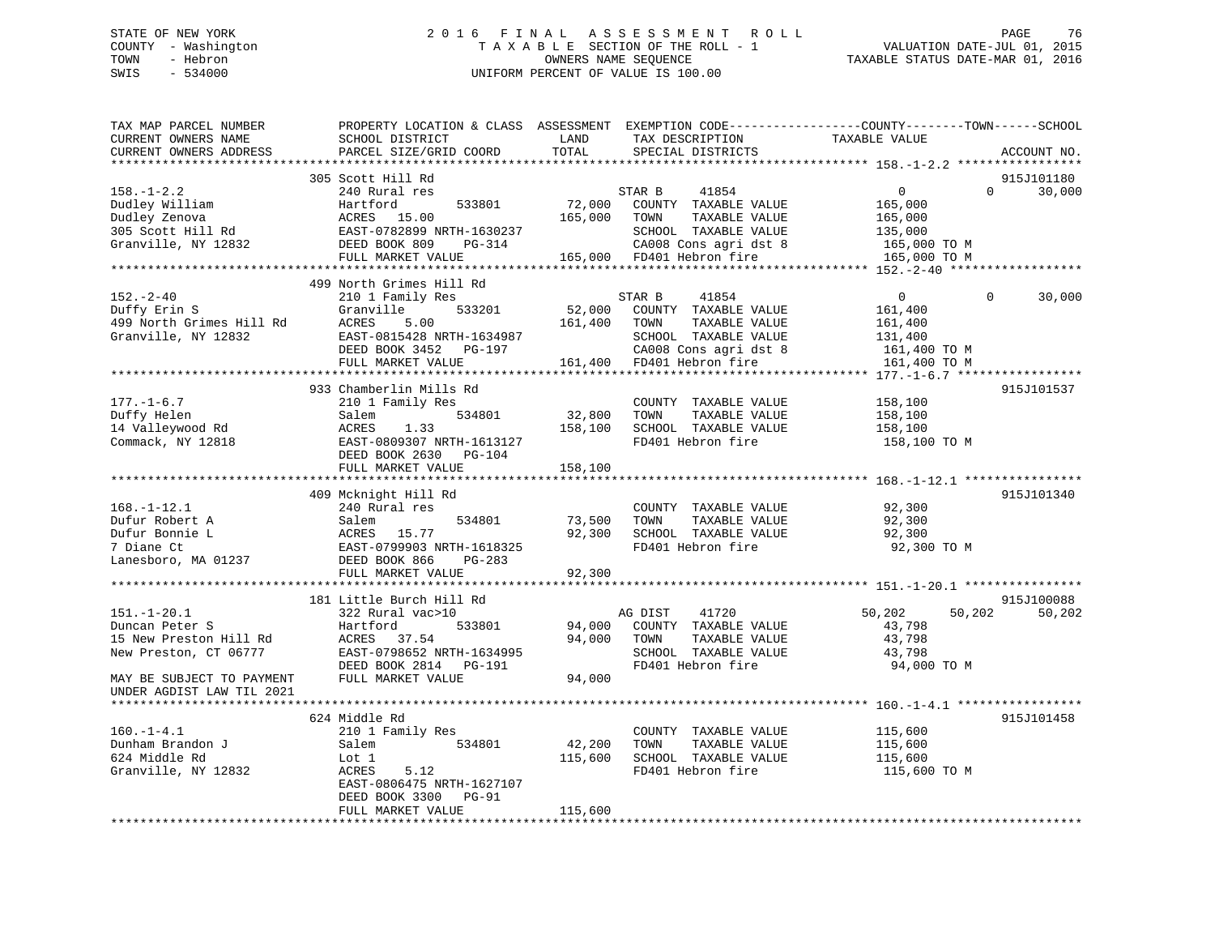STATE OF NEW YORK
COUNTY - Washington
TOWN - Hebron
SWIS - 534000

# 2016 FINAL ASSESSMENT ROLL

TAXABLE SECTION OF THE ROLL - 1
OWNERS NAME SEQUENCE
UNIFORM PERCENT OF VALUE IS 100.00

VALUATION DATE-JUL 01, 2015
TAXABLE STATUS DATE-MAR 01, 2016

| TAX MAP PARCEL NUMBER / CURRENT OWNERS NAME / CURRENT OWNERS ADDRESS | PROPERTY LOCATION & CLASS / SCHOOL DISTRICT / PARCEL SIZE/GRID COORD | ASSESSMENT LAND | TOTAL | EXEMPTION CODE / TAX DESCRIPTION / SPECIAL DISTRICTS | COUNTY TAXABLE VALUE | TOWN | SCHOOL | ACCOUNT NO. |
|---|---|---|---|---|---|---|---|---|
| 158.-1-2.2 | 305 Scott Hill Rd | | | | | | | 915J101180 |
| 158.-1-2.2 | 240 Rural res | | | STAR B 41854 | 0 | 0 | 30,000 | |
| Dudley William | Hartford 533801 | 72,000 | | COUNTY TAXABLE VALUE | 165,000 | | | |
| Dudley Zenova | ACRES 15.00 | | 165,000 | TOWN TAXABLE VALUE | 165,000 | | | |
| 305 Scott Hill Rd | EAST-0782899 NRTH-1630237 | | | SCHOOL TAXABLE VALUE | 135,000 | | | |
| Granville, NY 12832 | DEED BOOK 809 PG-314 | | | CA008 Cons agri dst 8 | 165,000 TO M | | | |
| | FULL MARKET VALUE | | 165,000 | FD401 Hebron fire | 165,000 TO M | | | |
| 152.-2-40 | 499 North Grimes Hill Rd | | | | | | | |
| 152.-2-40 | 210 1 Family Res | | | STAR B 41854 | 0 | 0 | 30,000 | |
| Duffy Erin S | Granville 533201 | 52,000 | | COUNTY TAXABLE VALUE | 161,400 | | | |
| 499 North Grimes Hill Rd | ACRES 5.00 | | 161,400 | TOWN TAXABLE VALUE | 161,400 | | | |
| Granville, NY 12832 | EAST-0815428 NRTH-1634987 | | | SCHOOL TAXABLE VALUE | 131,400 | | | |
| | DEED BOOK 3452 PG-197 | | | CA008 Cons agri dst 8 | 161,400 TO M | | | |
| | FULL MARKET VALUE | | 161,400 | FD401 Hebron fire | 161,400 TO M | | | |
| 177.-1-6.7 | 933 Chamberlin Mills Rd | | | | | | | 915J101537 |
| 177.-1-6.7 | 210 1 Family Res | | | COUNTY TAXABLE VALUE | 158,100 | | | |
| Duffy Helen | Salem 534801 | 32,800 | | TOWN TAXABLE VALUE | 158,100 | | | |
| 14 Valleywood Rd | ACRES 1.33 | | 158,100 | SCHOOL TAXABLE VALUE | 158,100 | | | |
| Commack, NY 12818 | EAST-0809307 NRTH-1613127 | | | FD401 Hebron fire | 158,100 TO M | | | |
| | DEED BOOK 2630 PG-104 | | | | | | | |
| | FULL MARKET VALUE | | 158,100 | | | | | |
| 168.-1-12.1 | 409 Mcknight Hill Rd | | | | | | | 915J101340 |
| 168.-1-12.1 | 240 Rural res | | | COUNTY TAXABLE VALUE | 92,300 | | | |
| Dufur Robert A | Salem 534801 | 73,500 | | TOWN TAXABLE VALUE | 92,300 | | | |
| Dufur Bonnie L | ACRES 15.77 | | 92,300 | SCHOOL TAXABLE VALUE | 92,300 | | | |
| 7 Diane Ct | EAST-0799903 NRTH-1618325 | | | FD401 Hebron fire | 92,300 TO M | | | |
| Lanesboro, MA 01237 | DEED BOOK 866 PG-283 | | | | | | | |
| | FULL MARKET VALUE | | 92,300 | | | | | |
| 151.-1-20.1 | 181 Little Burch Hill Rd | | | | | | | 915J100088 |
| 151.-1-20.1 | 322 Rural vac>10 | | | AG DIST 41720 | 50,202 | 50,202 | 50,202 | |
| Duncan Peter S | Hartford 533801 | 94,000 | | COUNTY TAXABLE VALUE | 43,798 | | | |
| 15 New Preston Hill Rd | ACRES 37.54 | | 94,000 | TOWN TAXABLE VALUE | 43,798 | | | |
| New Preston, CT 06777 | EAST-0798652 NRTH-1634995 | | | SCHOOL TAXABLE VALUE | 43,798 | | | |
| | DEED BOOK 2814 PG-191 | | | FD401 Hebron fire | 94,000 TO M | | | |
| MAY BE SUBJECT TO PAYMENT | FULL MARKET VALUE | | 94,000 | | | | | |
| UNDER AGDIST LAW TIL 2021 | | | | | | | | |
| 160.-1-4.1 | 624 Middle Rd | | | | | | | 915J101458 |
| 160.-1-4.1 | 210 1 Family Res | | | COUNTY TAXABLE VALUE | 115,600 | | | |
| Dunham Brandon J | Salem 534801 | 42,200 | | TOWN TAXABLE VALUE | 115,600 | | | |
| 624 Middle Rd | Lot 1 | | 115,600 | SCHOOL TAXABLE VALUE | 115,600 | | | |
| Granville, NY 12832 | ACRES 5.12 | | | FD401 Hebron fire | 115,600 TO M | | | |
| | EAST-0806475 NRTH-1627107 | | | | | | | |
| | DEED BOOK 3300 PG-91 | | | | | | | |
| | FULL MARKET VALUE | | 115,600 | | | | | |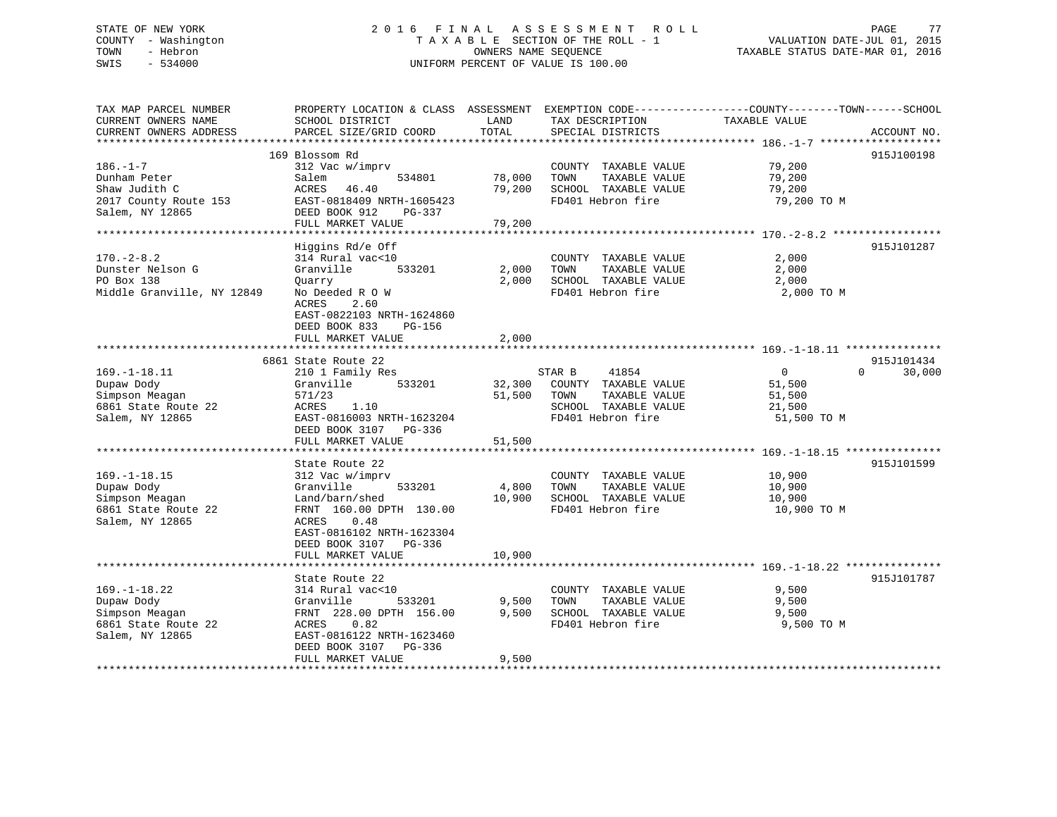STATE OF NEW YORK
COUNTY - Washington
TOWN - Hebron
SWIS - 534000

2016 FINAL ASSESSMENT ROLL
TAXABLE SECTION OF THE ROLL - 1
OWNERS NAME SEQUENCE
UNIFORM PERCENT OF VALUE IS 100.00

VALUATION DATE-JUL 01, 2015
TAXABLE STATUS DATE-MAR 01, 2016

| TAX MAP PARCEL NUMBER / CURRENT OWNERS NAME / CURRENT OWNERS ADDRESS | PROPERTY LOCATION & CLASS / SCHOOL DISTRICT / PARCEL SIZE/GRID COORD | ASSESSMENT LAND / TOTAL | EXEMPTION CODE / TAX DESCRIPTION / SPECIAL DISTRICTS | COUNTY / TOWN TAXABLE VALUE | SCHOOL | ACCOUNT NO. |
|---|---|---|---|---|---|---|
| **186.-1-7** | 169 Blossom Rd | | | | | 915J100198 |
| 186.-1-7 | 312 Vac w/imprv | | COUNTY TAXABLE VALUE | 79,200 | | |
| Dunham Peter | Salem 534801 | 78,000 | TOWN TAXABLE VALUE | 79,200 | | |
| Shaw Judith C | ACRES 46.40 | 79,200 | SCHOOL TAXABLE VALUE | 79,200 | | |
| 2017 County Route 153 | EAST-0818409 NRTH-1605423 | | FD401 Hebron fire | 79,200 TO M | | |
| Salem, NY 12865 | DEED BOOK 912 PG-337 | | | | | |
| | FULL MARKET VALUE | 79,200 | | | | |
| **170.-2-8.2** | Higgins Rd/e Off | | | | | 915J101287 |
| 170.-2-8.2 | 314 Rural vac<10 | | COUNTY TAXABLE VALUE | 2,000 | | |
| Dunster Nelson G | Granville 533201 | 2,000 | TOWN TAXABLE VALUE | 2,000 | | |
| PO Box 138 | Quarry | 2,000 | SCHOOL TAXABLE VALUE | 2,000 | | |
| Middle Granville, NY 12849 | No Deeded R O W | | FD401 Hebron fire | 2,000 TO M | | |
| | ACRES 2.60 | | | | | |
| | EAST-0822103 NRTH-1624860 | | | | | |
| | DEED BOOK 833 PG-156 | | | | | |
| | FULL MARKET VALUE | 2,000 | | | | |
| **169.-1-18.11** | 6861 State Route 22 | | | | | 915J101434 |
| 169.-1-18.11 | 210 1 Family Res | | STAR B 41854 | 0 | 0 | 30,000 |
| Dupaw Dody | Granville 533201 | 32,300 | COUNTY TAXABLE VALUE | 51,500 | | |
| Simpson Meagan | 571/23 | 51,500 | TOWN TAXABLE VALUE | 51,500 | | |
| 6861 State Route 22 | ACRES 1.10 | | SCHOOL TAXABLE VALUE | 21,500 | | |
| Salem, NY 12865 | EAST-0816003 NRTH-1623204 | | FD401 Hebron fire | 51,500 TO M | | |
| | DEED BOOK 3107 PG-336 | | | | | |
| | FULL MARKET VALUE | 51,500 | | | | |
| **169.-1-18.15** | State Route 22 | | | | | 915J101599 |
| 169.-1-18.15 | 312 Vac w/imprv | | COUNTY TAXABLE VALUE | 10,900 | | |
| Dupaw Dody | Granville 533201 | 4,800 | TOWN TAXABLE VALUE | 10,900 | | |
| Simpson Meagan | Land/barn/shed | 10,900 | SCHOOL TAXABLE VALUE | 10,900 | | |
| 6861 State Route 22 | FRNT 160.00 DPTH 130.00 | | FD401 Hebron fire | 10,900 TO M | | |
| Salem, NY 12865 | ACRES 0.48 | | | | | |
| | EAST-0816102 NRTH-1623304 | | | | | |
| | DEED BOOK 3107 PG-336 | | | | | |
| | FULL MARKET VALUE | 10,900 | | | | |
| **169.-1-18.22** | State Route 22 | | | | | 915J101787 |
| 169.-1-18.22 | 314 Rural vac<10 | | COUNTY TAXABLE VALUE | 9,500 | | |
| Dupaw Dody | Granville 533201 | 9,500 | TOWN TAXABLE VALUE | 9,500 | | |
| Simpson Meagan | FRNT 228.00 DPTH 156.00 | 9,500 | SCHOOL TAXABLE VALUE | 9,500 | | |
| 6861 State Route 22 | ACRES 0.82 | | FD401 Hebron fire | 9,500 TO M | | |
| Salem, NY 12865 | EAST-0816122 NRTH-1623460 | | | | | |
| | DEED BOOK 3107 PG-336 | | | | | |
| | FULL MARKET VALUE | 9,500 | | | | |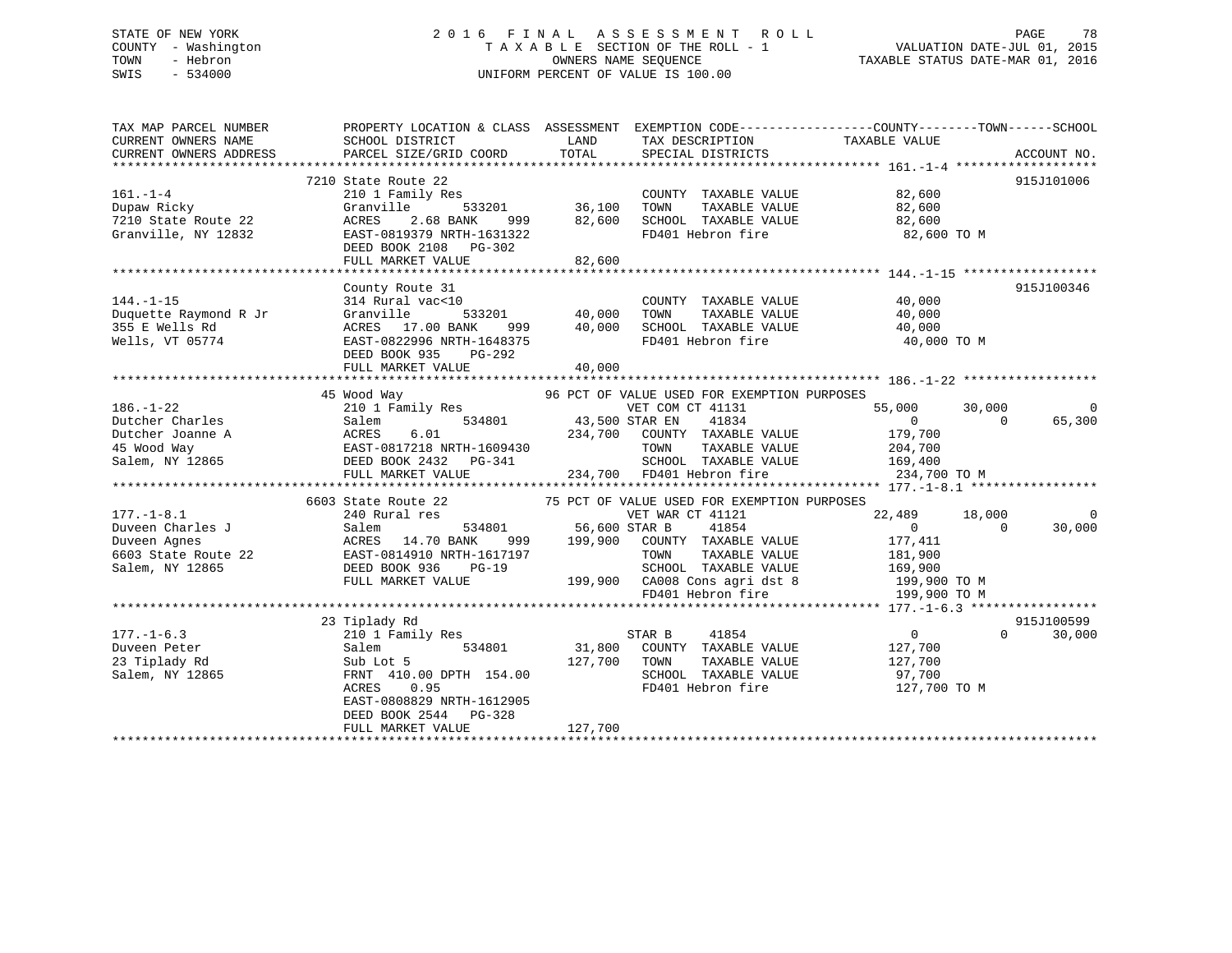STATE OF NEW YORK
COUNTY - Washington
TOWN - Hebron
SWIS - 534000

2016 FINAL ASSESSMENT ROLL
TAXABLE SECTION OF THE ROLL - 1
OWNERS NAME SEQUENCE
UNIFORM PERCENT OF VALUE IS 100.00

VALUATION DATE-JUL 01, 2015
TAXABLE STATUS DATE-MAR 01, 2016

```
TAX MAP PARCEL NUMBER     PROPERTY LOCATION & CLASS  ASSESSMENT  EXEMPTION CODE-----------------COUNTY--------TOWN------SCHOOL
CURRENT OWNERS NAME       SCHOOL DISTRICT              LAND      TAX DESCRIPTION            TAXABLE VALUE
CURRENT OWNERS ADDRESS    PARCEL SIZE/GRID COORD       TOTAL     SPECIAL DISTRICTS                                   ACCOUNT NO.
******************************************************************************************* 161.-1-4 *******************
                   7210 State Route 22                                                                                915J101006
161.-1-4                  210 1 Family Res                      COUNTY  TAXABLE VALUE          82,600
Dupaw Ricky               Granville       533201      36,100    TOWN    TAXABLE VALUE          82,600
7210 State Route 22       ACRES    2.68 BANK    999   82,600    SCHOOL  TAXABLE VALUE          82,600
Granville, NY 12832       EAST-0819379 NRTH-1631322             FD401 Hebron fire               82,600 TO M
                          DEED BOOK 2108   PG-302
                          FULL MARKET VALUE           82,600
******************************************************************************************* 144.-1-15 ******************
                          County Route 31                                                                             915J100346
144.-1-15                 314 Rural vac<10                      COUNTY  TAXABLE VALUE          40,000
Duquette Raymond R Jr     Granville       533201      40,000    TOWN    TAXABLE VALUE          40,000
355 E Wells Rd            ACRES   17.00 BANK    999   40,000    SCHOOL  TAXABLE VALUE          40,000
Wells, VT 05774           EAST-0822996 NRTH-1648375             FD401 Hebron fire               40,000 TO M
                          DEED BOOK 935    PG-292
                          FULL MARKET VALUE           40,000
******************************************************************************************* 186.-1-22 ******************
                   45 Wood Way                        96 PCT OF VALUE USED FOR EXEMPTION PURPOSES
186.-1-22                 210 1 Family Res                   VET COM CT 41131           55,000      30,000           0
Dutcher Charles           Salem           534801       43,500 STAR EN    41834               0           0      65,300
Dutcher Joanne A          ACRES    6.01               234,700   COUNTY  TAXABLE VALUE         179,700
45 Wood Way               EAST-0817218 NRTH-1609430             TOWN    TAXABLE VALUE         204,700
Salem, NY 12865           DEED BOOK 2432   PG-341               SCHOOL  TAXABLE VALUE         169,400
                          FULL MARKET VALUE          234,700    FD401 Hebron fire              234,700 TO M
******************************************************************************************* 177.-1-8.1 *****************
                   6603 State Route 22                75 PCT OF VALUE USED FOR EXEMPTION PURPOSES
177.-1-8.1                240 Rural res                      VET WAR CT 41121           22,489      18,000           0
Duveen Charles J          Salem           534801       56,600 STAR B     41854               0           0      30,000
Duveen Agnes              ACRES   14.70 BANK    999   199,900   COUNTY  TAXABLE VALUE         177,411
6603 State Route 22       EAST-0814910 NRTH-1617197             TOWN    TAXABLE VALUE         181,900
Salem, NY 12865           DEED BOOK 936    PG-19                SCHOOL  TAXABLE VALUE         169,900
                          FULL MARKET VALUE          199,900    CA008 Cons agri dst 8          199,900 TO M
                                                                FD401 Hebron fire              199,900 TO M
******************************************************************************************* 177.-1-6.3 *****************
                   23 Tiplady Rd                                                                                      915J100599
177.-1-6.3                210 1 Family Res                   STAR B     41854                0           0      30,000
Duveen Peter              Salem           534801      31,800    COUNTY  TAXABLE VALUE         127,700
23 Tiplady Rd             Sub Lot 5                  127,700    TOWN    TAXABLE VALUE         127,700
Salem, NY 12865           FRNT 410.00 DPTH 154.00               SCHOOL  TAXABLE VALUE          97,700
                          ACRES    0.95                         FD401 Hebron fire              127,700 TO M
                          EAST-0808829 NRTH-1612905
                          DEED BOOK 2544   PG-328
                          FULL MARKET VALUE          127,700
**************************************************************************************************************************
```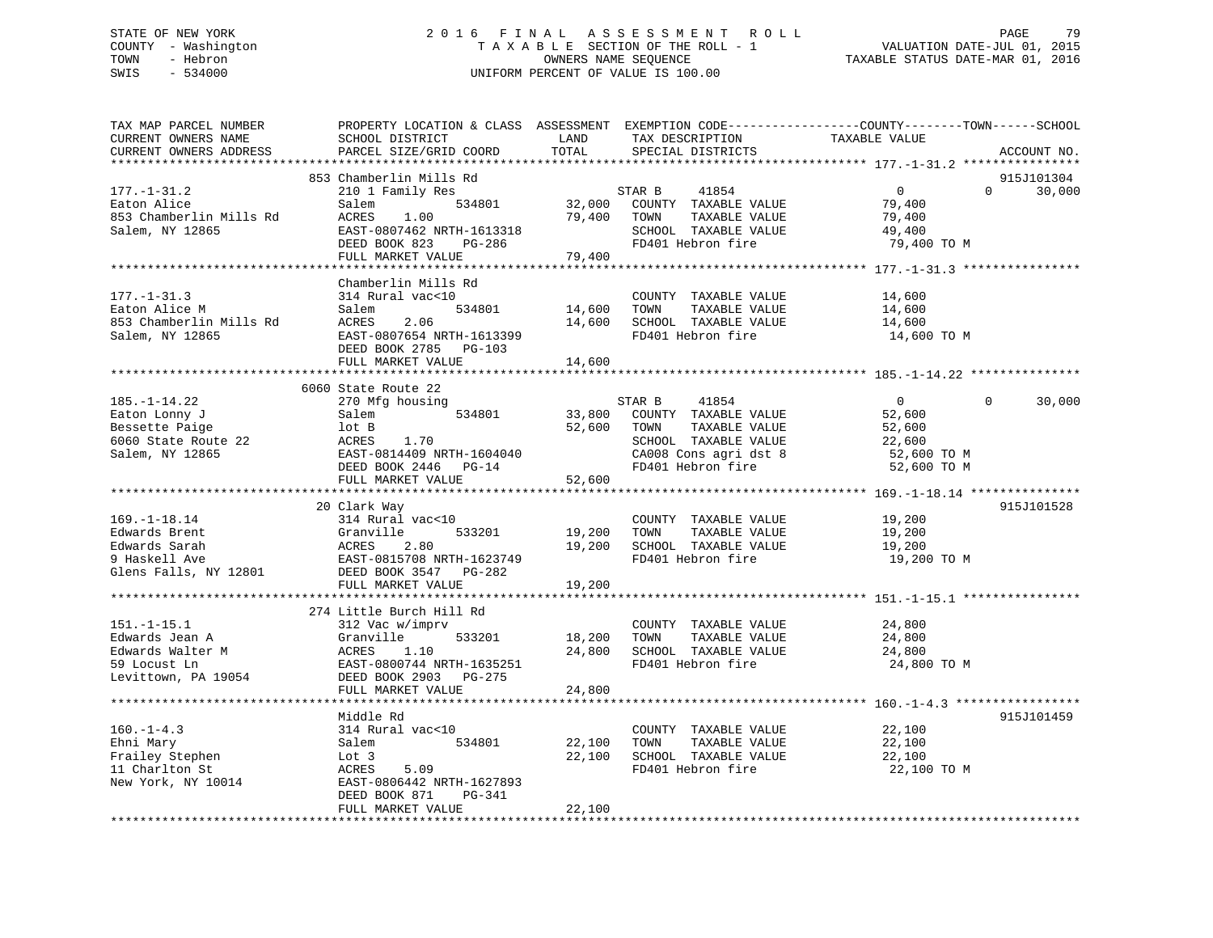STATE OF NEW YORK
COUNTY - Washington
TOWN - Hebron
SWIS - 534000

2016 FINAL ASSESSMENT ROLL
TAXABLE SECTION OF THE ROLL - 1
OWNERS NAME SEQUENCE
UNIFORM PERCENT OF VALUE IS 100.00

VALUATION DATE-JUL 01, 2015
TAXABLE STATUS DATE-MAR 01, 2016

```
TAX MAP PARCEL NUMBER          PROPERTY LOCATION & CLASS  ASSESSMENT  EXEMPTION CODE-----------------COUNTY--------TOWN------SCHOOL
CURRENT OWNERS NAME            SCHOOL DISTRICT             LAND       TAX DESCRIPTION             TAXABLE VALUE
CURRENT OWNERS ADDRESS         PARCEL SIZE/GRID COORD      TOTAL      SPECIAL DISTRICTS                                     ACCOUNT NO.
******************************************************************************************************* 177.-1-31.2 ****************
                               853 Chamberlin Mills Rd                                                                      915J101304
177.-1-31.2                    210 1 Family Res                       STAR B     41854                 0             0      30,000
Eaton Alice                    Salem          534801       32,000     COUNTY  TAXABLE VALUE           79,400
853 Chamberlin Mills Rd        ACRES    1.00               79,400     TOWN    TAXABLE VALUE           79,400
Salem, NY 12865                EAST-0807462 NRTH-1613318              SCHOOL  TAXABLE VALUE           49,400
                               DEED BOOK 823    PG-286                FD401 Hebron fire                79,400 TO M
                               FULL MARKET VALUE           79,400
******************************************************************************************************* 177.-1-31.3 ****************
                               Chamberlin Mills Rd
177.-1-31.3                    314 Rural vac<10                       COUNTY  TAXABLE VALUE           14,600
Eaton Alice M                  Salem          534801       14,600     TOWN    TAXABLE VALUE           14,600
853 Chamberlin Mills Rd        ACRES    2.06               14,600     SCHOOL  TAXABLE VALUE           14,600
Salem, NY 12865                EAST-0807654 NRTH-1613399              FD401 Hebron fire                14,600 TO M
                               DEED BOOK 2785   PG-103
                               FULL MARKET VALUE           14,600
******************************************************************************************************* 185.-1-14.22 ***************
                               6060 State Route 22
185.-1-14.22                   270 Mfg housing                        STAR B     41854                 0             0      30,000
Eaton Lonny J                  Salem          534801       33,800     COUNTY  TAXABLE VALUE           52,600
Bessette Paige                 lot B                       52,600     TOWN    TAXABLE VALUE           52,600
6060 State Route 22            ACRES    1.70                          SCHOOL  TAXABLE VALUE           22,600
Salem, NY 12865                EAST-0814409 NRTH-1604040              CA008 Cons agri dst 8            52,600 TO M
                               DEED BOOK 2446   PG-14                 FD401 Hebron fire                52,600 TO M
                               FULL MARKET VALUE           52,600
******************************************************************************************************* 169.-1-18.14 ***************
                               20 Clark Way                                                                                 915J101528
169.-1-18.14                   314 Rural vac<10                       COUNTY  TAXABLE VALUE           19,200
Edwards Brent                  Granville      533201       19,200     TOWN    TAXABLE VALUE           19,200
Edwards Sarah                  ACRES    2.80               19,200     SCHOOL  TAXABLE VALUE           19,200
9 Haskell Ave                  EAST-0815708 NRTH-1623749              FD401 Hebron fire                19,200 TO M
Glens Falls, NY 12801          DEED BOOK 3547   PG-282
                               FULL MARKET VALUE           19,200
******************************************************************************************************* 151.-1-15.1 ****************
                               274 Little Burch Hill Rd
151.-1-15.1                    312 Vac w/imprv                        COUNTY  TAXABLE VALUE           24,800
Edwards Jean A                 Granville      533201       18,200     TOWN    TAXABLE VALUE           24,800
Edwards Walter M               ACRES    1.10               24,800     SCHOOL  TAXABLE VALUE           24,800
59 Locust Ln                   EAST-0800744 NRTH-1635251              FD401 Hebron fire                24,800 TO M
Levittown, PA 19054            DEED BOOK 2903   PG-275
                               FULL MARKET VALUE           24,800
******************************************************************************************************* 160.-1-4.3 *****************
                               Middle Rd                                                                                    915J101459
160.-1-4.3                     314 Rural vac<10                       COUNTY  TAXABLE VALUE           22,100
Ehni Mary                      Salem          534801       22,100     TOWN    TAXABLE VALUE           22,100
Frailey Stephen                Lot 3                       22,100     SCHOOL  TAXABLE VALUE           22,100
11 Charlton St                 ACRES    5.09                          FD401 Hebron fire                22,100 TO M
New York, NY 10014             EAST-0806442 NRTH-1627893
                               DEED BOOK 871    PG-341
                               FULL MARKET VALUE           22,100
************************************************************************************************************************************
```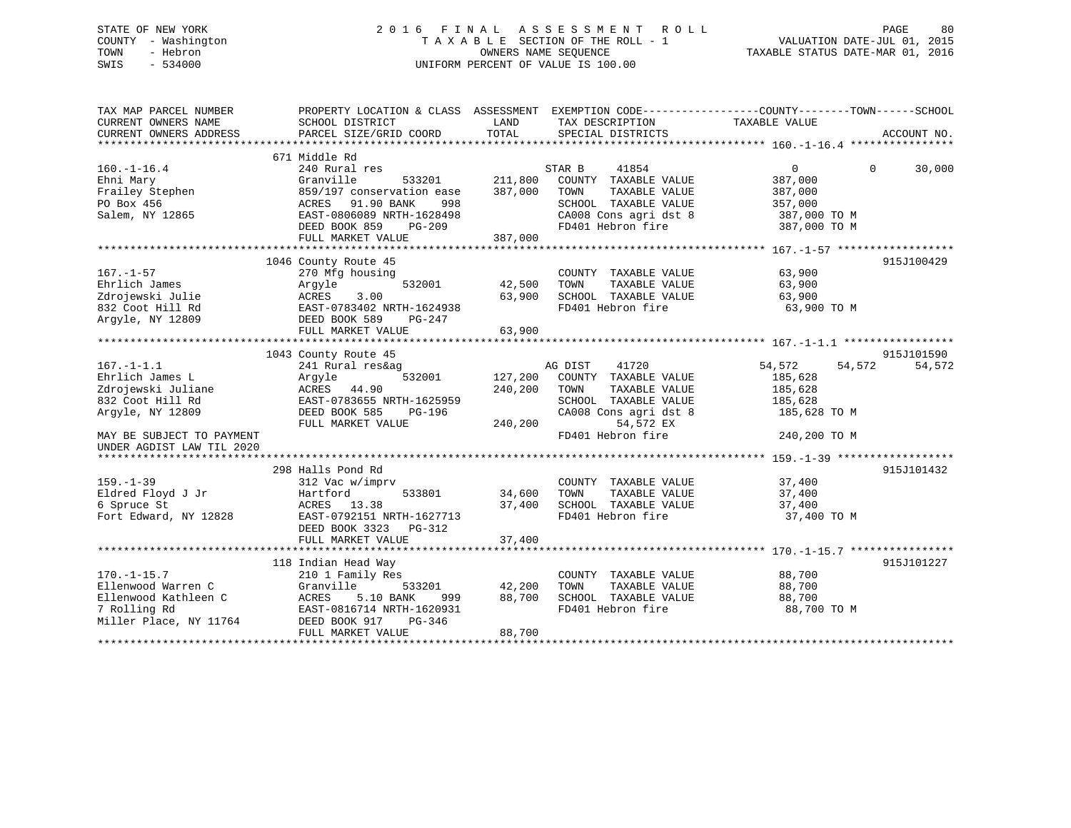STATE OF NEW YORK
COUNTY - Washington
TOWN - Hebron
SWIS - 534000

2016 FINAL ASSESSMENT ROLL
TAXABLE SECTION OF THE ROLL - 1
OWNERS NAME SEQUENCE
UNIFORM PERCENT OF VALUE IS 100.00

VALUATION DATE-JUL 01, 2015
TAXABLE STATUS DATE-MAR 01, 2016

```
TAX MAP PARCEL NUMBER          PROPERTY LOCATION & CLASS  ASSESSMENT  EXEMPTION CODE------------------COUNTY--------TOWN------SCHOOL
CURRENT OWNERS NAME            SCHOOL DISTRICT               LAND      TAX DESCRIPTION            TAXABLE VALUE
CURRENT OWNERS ADDRESS         PARCEL SIZE/GRID COORD        TOTAL     SPECIAL DISTRICTS                                     ACCOUNT NO.
******************************************************************************************************* 160.-1-16.4 ****************
                               671 Middle Rd
160.-1-16.4                    240 Rural res                        STAR B     41854                  0           0      30,000
Ehni Mary                      Granville        533201     211,800   COUNTY  TAXABLE VALUE          387,000
Frailey Stephen                859/197 conservation ease   387,000   TOWN    TAXABLE VALUE          387,000
PO Box 456                     ACRES  91.90 BANK    998              SCHOOL  TAXABLE VALUE          357,000
Salem, NY 12865                EAST-0806089 NRTH-1628498             CA008 Cons agri dst 8           387,000 TO M
                               DEED BOOK 859    PG-209               FD401 Hebron fire               387,000 TO M
                               FULL MARKET VALUE           387,000
******************************************************************************************************* 167.-1-57 ******************
                               1046 County Route 45                                                                  915J100429
167.-1-57                      270 Mfg housing                       COUNTY  TAXABLE VALUE           63,900
Ehrlich James                  Argyle           532001      42,500   TOWN    TAXABLE VALUE           63,900
Zdrojewski Julie               ACRES    3.00                63,900   SCHOOL  TAXABLE VALUE           63,900
832 Coot Hill Rd               EAST-0783402 NRTH-1624938             FD401 Hebron fire                63,900 TO M
Argyle, NY 12809               DEED BOOK 589    PG-247
                               FULL MARKET VALUE            63,900
******************************************************************************************************* 167.-1-1.1 *****************
                               1043 County Route 45                                                                  915J101590
167.-1-1.1                     241 Rural res&ag                      AG DIST    41720              54,572      54,572      54,572
Ehrlich James L                Argyle           532001     127,200   COUNTY  TAXABLE VALUE          185,628
Zdrojewski Juliane             ACRES   44.90               240,200   TOWN    TAXABLE VALUE          185,628
832 Coot Hill Rd               EAST-0783655 NRTH-1625959             SCHOOL  TAXABLE VALUE          185,628
Argyle, NY 12809               DEED BOOK 585    PG-196               CA008 Cons agri dst 8           185,628 TO M
                               FULL MARKET VALUE           240,200           54,572 EX
MAY BE SUBJECT TO PAYMENT                                            FD401 Hebron fire               240,200 TO M
UNDER AGDIST LAW TIL 2020
******************************************************************************************************* 159.-1-39 ******************
                               298 Halls Pond Rd                                                                     915J101432
159.-1-39                      312 Vac w/imprv                       COUNTY  TAXABLE VALUE           37,400
Eldred Floyd J Jr              Hartford         533801      34,600   TOWN    TAXABLE VALUE           37,400
6 Spruce St                    ACRES   13.38                37,400   SCHOOL  TAXABLE VALUE           37,400
Fort Edward, NY 12828          EAST-0792151 NRTH-1627713             FD401 Hebron fire                37,400 TO M
                               DEED BOOK 3323   PG-312
                               FULL MARKET VALUE            37,400
******************************************************************************************************* 170.-1-15.7 ****************
                               118 Indian Head Way                                                                   915J101227
170.-1-15.7                    210 1 Family Res                      COUNTY  TAXABLE VALUE           88,700
Ellenwood Warren C             Granville        533201      42,200   TOWN    TAXABLE VALUE           88,700
Ellenwood Kathleen C           ACRES    5.10 BANK    999    88,700   SCHOOL  TAXABLE VALUE           88,700
7 Rolling Rd                   EAST-0816714 NRTH-1620931             FD401 Hebron fire                88,700 TO M
Miller Place, NY 11764         DEED BOOK 917    PG-346
                               FULL MARKET VALUE            88,700
************************************************************************************************************************************
```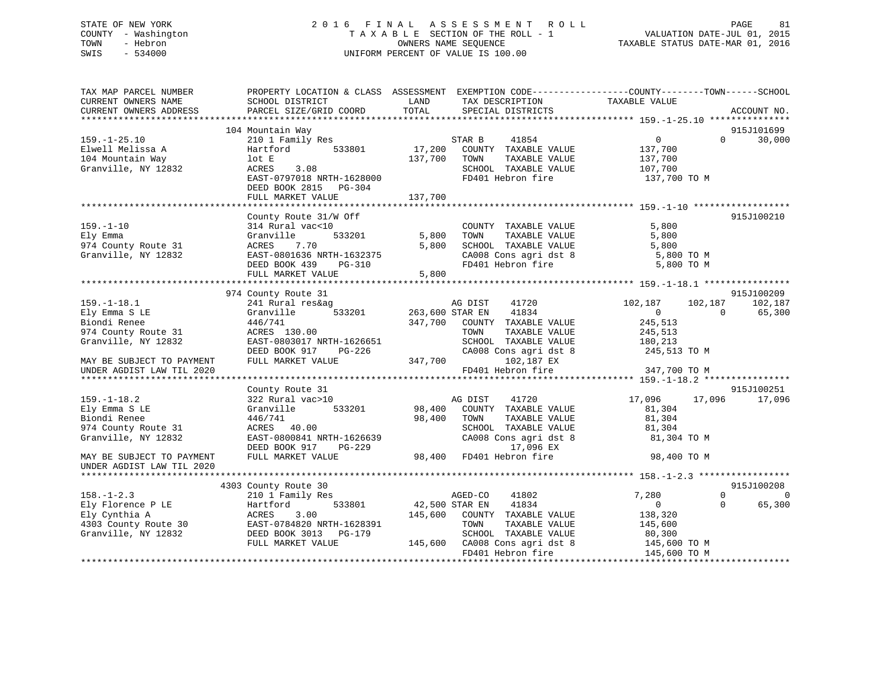STATE OF NEW YORK
COUNTY - Washington
TOWN - Hebron
SWIS - 534000

2016 FINAL ASSESSMENT ROLL
TAXABLE SECTION OF THE ROLL - 1
OWNERS NAME SEQUENCE
UNIFORM PERCENT OF VALUE IS 100.00

VALUATION DATE-JUL 01, 2015
TAXABLE STATUS DATE-MAR 01, 2016

```
TAX MAP PARCEL NUMBER          PROPERTY LOCATION & CLASS  ASSESSMENT  EXEMPTION CODE------------------COUNTY--------TOWN------SCHOOL
CURRENT OWNERS NAME            SCHOOL DISTRICT               LAND      TAX DESCRIPTION            TAXABLE VALUE
CURRENT OWNERS ADDRESS         PARCEL SIZE/GRID COORD        TOTAL     SPECIAL DISTRICTS                                          ACCOUNT NO.
******************************************************************************************************* 159.-1-25.10 ***************
                               104 Mountain Way                                                                                915J101699
159.-1-25.10                   210 1 Family Res                       STAR B      41854                0             0      30,000
Elwell Melissa A               Hartford        533801       17,200    COUNTY  TAXABLE VALUE          137,700
104 Mountain Way               lot E                       137,700    TOWN    TAXABLE VALUE          137,700
Granville, NY 12832            ACRES    3.08                          SCHOOL  TAXABLE VALUE          107,700
                               EAST-0797018 NRTH-1628000              FD401 Hebron fire               137,700 TO M
                               DEED BOOK 2815   PG-304
                               FULL MARKET VALUE           137,700
******************************************************************************************************* 159.-1-10 ******************
                               County Route 31/W Off                                                                           915J100210
159.-1-10                      314 Rural vac<10                       COUNTY  TAXABLE VALUE            5,800
Ely Emma                       Granville       533201        5,800    TOWN    TAXABLE VALUE            5,800
974 County Route 31            ACRES    7.70                 5,800    SCHOOL  TAXABLE VALUE            5,800
Granville, NY 12832            EAST-0801636 NRTH-1632375              CA008 Cons agri dst 8             5,800 TO M
                               DEED BOOK 439    PG-310                FD401 Hebron fire                 5,800 TO M
                               FULL MARKET VALUE             5,800
******************************************************************************************************* 159.-1-18.1 ****************
                               974 County Route 31                                                                             915J100209
159.-1-18.1                    241 Rural res&ag                       AG DIST     41720           102,187       102,187     102,187
Ely Emma S LE                  Granville       533201      263,600 STAR EN     41834                0             0      65,300
Biondi Renee                   446/741                     347,700    COUNTY  TAXABLE VALUE          245,513
974 County Route 31            ACRES  130.00                          TOWN    TAXABLE VALUE          245,513
Granville, NY 12832            EAST-0803017 NRTH-1626651              SCHOOL  TAXABLE VALUE          180,213
                               DEED BOOK 917    PG-226                CA008 Cons agri dst 8           245,513 TO M
MAY BE SUBJECT TO PAYMENT      FULL MARKET VALUE           347,700         102,187 EX
UNDER AGDIST LAW TIL 2020                                             FD401 Hebron fire               347,700 TO M
******************************************************************************************************* 159.-1-18.2 ****************
                               County Route 31                                                                                 915J100251
159.-1-18.2                    322 Rural vac>10                       AG DIST     41720            17,096        17,096      17,096
Ely Emma S LE                  Granville       533201       98,400    COUNTY  TAXABLE VALUE           81,304
Biondi Renee                   446/741                      98,400    TOWN    TAXABLE VALUE           81,304
974 County Route 31            ACRES   40.00                          SCHOOL  TAXABLE VALUE           81,304
Granville, NY 12832            EAST-0800841 NRTH-1626639              CA008 Cons agri dst 8            81,304 TO M
                               DEED BOOK 917    PG-229                     17,096 EX
MAY BE SUBJECT TO PAYMENT      FULL MARKET VALUE            98,400    FD401 Hebron fire                98,400 TO M
UNDER AGDIST LAW TIL 2020
******************************************************************************************************* 158.-1-2.3 *****************
                               4303 County Route 30                                                                            915J100208
158.-1-2.3                     210 1 Family Res                       AGED-CO     41802             7,280             0           0
Ely Florence P LE              Hartford        533801       42,500 STAR EN     41834                0             0      65,300
Ely Cynthia A                  ACRES    3.00               145,600    COUNTY  TAXABLE VALUE          138,320
4303 County Route 30           EAST-0784820 NRTH-1628391              TOWN    TAXABLE VALUE          145,600
Granville, NY 12832            DEED BOOK 3013   PG-179                SCHOOL  TAXABLE VALUE           80,300
                               FULL MARKET VALUE           145,600    CA008 Cons agri dst 8           145,600 TO M
                                                                      FD401 Hebron fire               145,600 TO M
************************************************************************************************************************************
```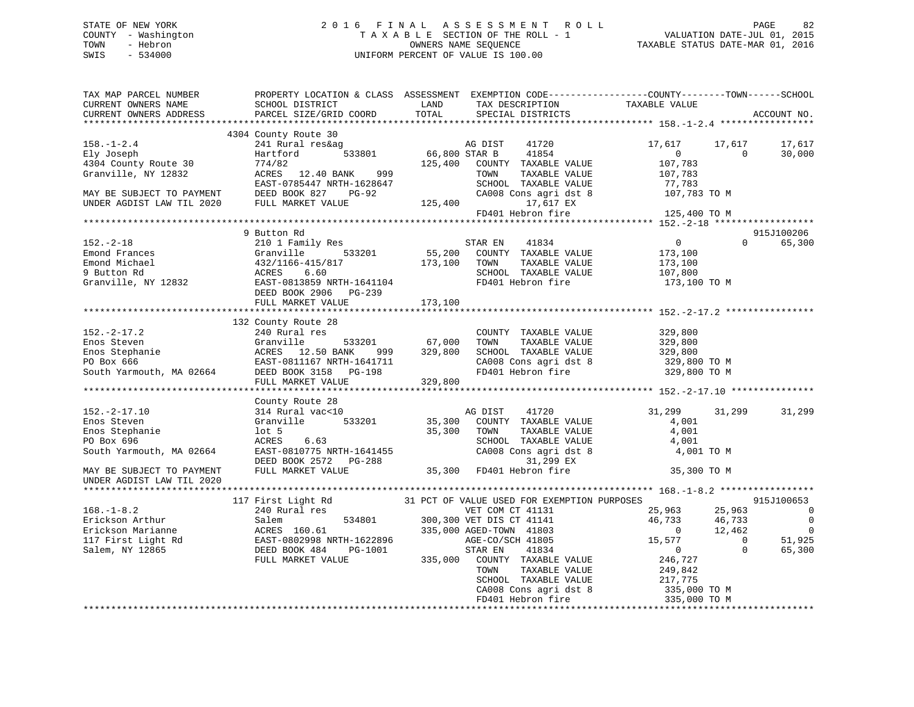STATE OF NEW YORK
COUNTY - Washington
TOWN - Hebron
SWIS - 534000

2016 FINAL ASSESSMENT ROLL
TAXABLE SECTION OF THE ROLL - 1
OWNERS NAME SEQUENCE
UNIFORM PERCENT OF VALUE IS 100.00

VALUATION DATE-JUL 01, 2015
TAXABLE STATUS DATE-MAR 01, 2016

```
TAX MAP PARCEL NUMBER          PROPERTY LOCATION & CLASS  ASSESSMENT  EXEMPTION CODE------------------COUNTY--------TOWN------SCHOOL
CURRENT OWNERS NAME            SCHOOL DISTRICT             LAND       TAX DESCRIPTION              TAXABLE VALUE
CURRENT OWNERS ADDRESS         PARCEL SIZE/GRID COORD      TOTAL      SPECIAL DISTRICTS                                       ACCOUNT NO.
******************************************************************************************************* 158.-1-2.4 *****************
                               4304 County Route 30
158.-1-2.4                     241 Rural res&ag                       AG DIST     41720          17,617      17,617      17,617
Ely Joseph                     Hartford        533801      66,800 STAR B      41854               0           0      30,000
4304 County Route 30           774/82                     125,400    COUNTY  TAXABLE VALUE       107,783
Granville, NY 12832            ACRES   12.40 BANK    999             TOWN    TAXABLE VALUE       107,783
                               EAST-0785447 NRTH-1628647             SCHOOL  TAXABLE VALUE        77,783
MAY BE SUBJECT TO PAYMENT      DEED BOOK 827    PG-92                CA008 Cons agri dst 8        107,783 TO M
UNDER AGDIST LAW TIL 2020      FULL MARKET VALUE          125,400         17,617 EX
                                                                     FD401 Hebron fire            125,400 TO M
******************************************************************************************************* 152.-2-18 ******************
                               9 Button Rd                                                                              915J100206
152.-2-18                      210 1 Family Res                       STAR EN     41834               0           0      65,300
Emond Frances                  Granville       533201      55,200    COUNTY  TAXABLE VALUE       173,100
Emond Michael                  432/1166-415/817           173,100    TOWN    TAXABLE VALUE       173,100
9 Button Rd                    ACRES    6.60                         SCHOOL  TAXABLE VALUE       107,800
Granville, NY 12832            EAST-0813859 NRTH-1641104             FD401 Hebron fire            173,100 TO M
                               DEED BOOK 2906   PG-239
                               FULL MARKET VALUE          173,100
******************************************************************************************************* 152.-2-17.2 ****************
                               132 County Route 28
152.-2-17.2                    240 Rural res                          COUNTY  TAXABLE VALUE       329,800
Enos Steven                    Granville       533201      67,000    TOWN    TAXABLE VALUE       329,800
Enos Stephanie                 ACRES   12.50 BANK    999  329,800    SCHOOL  TAXABLE VALUE       329,800
PO Box 666                     EAST-0811167 NRTH-1641711             CA008 Cons agri dst 8        329,800 TO M
South Yarmouth, MA 02664       DEED BOOK 3158   PG-198               FD401 Hebron fire            329,800 TO M
                               FULL MARKET VALUE          329,800
******************************************************************************************************* 152.-2-17.10 ***************
                               County Route 28
152.-2-17.10                   314 Rural vac<10                       AG DIST     41720          31,299      31,299      31,299
Enos Steven                    Granville       533201      35,300    COUNTY  TAXABLE VALUE         4,001
Enos Stephanie                 lot 5                       35,300    TOWN    TAXABLE VALUE         4,001
PO Box 696                     ACRES    6.63                         SCHOOL  TAXABLE VALUE         4,001
South Yarmouth, MA 02664       EAST-0810775 NRTH-1641455             CA008 Cons agri dst 8          4,001 TO M
                               DEED BOOK 2572   PG-288                    31,299 EX
MAY BE SUBJECT TO PAYMENT      FULL MARKET VALUE           35,300    FD401 Hebron fire             35,300 TO M
UNDER AGDIST LAW TIL 2020
******************************************************************************************************* 168.-1-8.2 *****************
                               117 First Light Rd          31 PCT OF VALUE USED FOR EXEMPTION PURPOSES                  915J100653
168.-1-8.2                     240 Rural res                          VET COM CT 41131               25,963      25,963           0
Erickson Arthur                Salem           534801     300,300 VET DIS CT 41141               46,733      46,733           0
Erickson Marianne              ACRES  160.61              335,000 AGED-TOWN  41803                    0      12,462           0
117 First Light Rd             EAST-0802998 NRTH-1622896             AGE-CO/SCH 41805            15,577           0      51,925
Salem, NY 12865                DEED BOOK 484    PG-1001              STAR EN     41834                0           0      65,300
                               FULL MARKET VALUE          335,000    COUNTY  TAXABLE VALUE       246,727
                                                                     TOWN    TAXABLE VALUE       249,842
                                                                     SCHOOL  TAXABLE VALUE       217,775
                                                                     CA008 Cons agri dst 8        335,000 TO M
                                                                     FD401 Hebron fire            335,000 TO M
************************************************************************************************************************************
```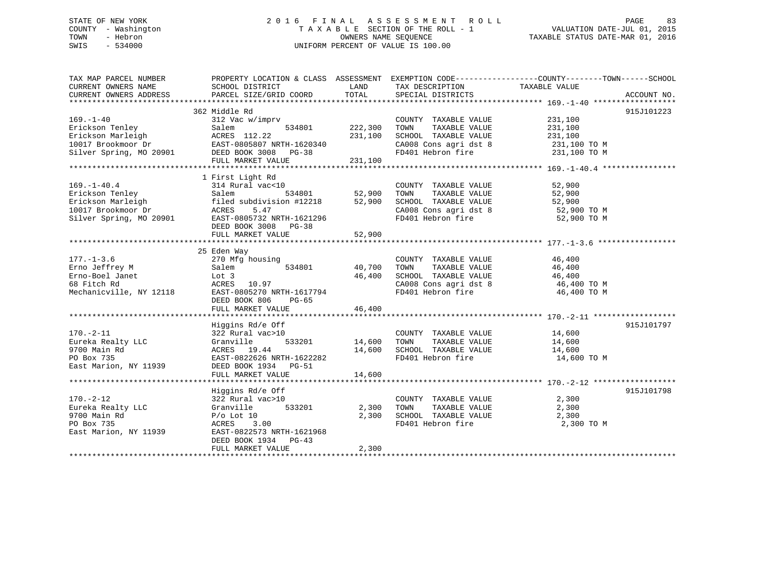STATE OF NEW YORK
COUNTY - Washington
TOWN - Hebron
SWIS - 534000

2 0 1 6 F I N A L A S S E S S M E N T R O L L
T A X A B L E SECTION OF THE ROLL - 1
OWNERS NAME SEQUENCE
UNIFORM PERCENT OF VALUE IS 100.00

VALUATION DATE-JUL 01, 2015
TAXABLE STATUS DATE-MAR 01, 2016

```
TAX MAP PARCEL NUMBER          PROPERTY LOCATION & CLASS  ASSESSMENT  EXEMPTION CODE-----------------COUNTY--------TOWN------SCHOOL
CURRENT OWNERS NAME            SCHOOL DISTRICT               LAND     TAX DESCRIPTION              TAXABLE VALUE
CURRENT OWNERS ADDRESS         PARCEL SIZE/GRID COORD        TOTAL    SPECIAL DISTRICTS                                    ACCOUNT NO.
******************************************************************************************************* 169.-1-40 ******************
                              362 Middle Rd                                                                          915J101223
169.-1-40                      312 Vac w/imprv                         COUNTY  TAXABLE VALUE            231,100
Erickson Tenley                Salem              534801      222,300  TOWN    TAXABLE VALUE            231,100
Erickson Marleigh              ACRES  112.22                  231,100  SCHOOL  TAXABLE VALUE            231,100
10017 Brookmoor Dr             EAST-0805807 NRTH-1620340               CA008 Cons agri dst 8            231,100 TO M
Silver Spring, MO 20901        DEED BOOK 3008   PG-38                  FD401 Hebron fire                231,100 TO M
                               FULL MARKET VALUE             231,100
******************************************************************************************************* 169.-1-40.4 ****************
                              1 First Light Rd
169.-1-40.4                    314 Rural vac<10                        COUNTY  TAXABLE VALUE             52,900
Erickson Tenley                Salem              534801       52,900  TOWN    TAXABLE VALUE             52,900
Erickson Marleigh              filed subdivision #12218        52,900  SCHOOL  TAXABLE VALUE             52,900
10017 Brookmoor Dr             ACRES    5.47                           CA008 Cons agri dst 8             52,900 TO M
Silver Spring, MO 20901        EAST-0805732 NRTH-1621296               FD401 Hebron fire                 52,900 TO M
                               DEED BOOK 3008   PG-38
                               FULL MARKET VALUE              52,900
******************************************************************************************************* 177.-1-3.6 *****************
                              25 Eden Way
177.-1-3.6                     270 Mfg housing                         COUNTY  TAXABLE VALUE             46,400
Erno Jeffrey M                 Salem              534801       40,700  TOWN    TAXABLE VALUE             46,400
Erno-Boel Janet                Lot 3                           46,400  SCHOOL  TAXABLE VALUE             46,400
68 Fitch Rd                    ACRES   10.97                           CA008 Cons agri dst 8             46,400 TO M
Mechanicville, NY 12118        EAST-0805270 NRTH-1617794               FD401 Hebron fire                 46,400 TO M
                               DEED BOOK 806    PG-65
                               FULL MARKET VALUE              46,400
******************************************************************************************************* 170.-2-11 ******************
                              Higgins Rd/e Off                                                                       915J101797
170.-2-11                      322 Rural vac>10                        COUNTY  TAXABLE VALUE             14,600
Eureka Realty LLC              Granville          533201       14,600  TOWN    TAXABLE VALUE             14,600
9700 Main Rd                   ACRES   19.44                   14,600  SCHOOL  TAXABLE VALUE             14,600
PO Box 735                     EAST-0822626 NRTH-1622282               FD401 Hebron fire                 14,600 TO M
East Marion, NY 11939          DEED BOOK 1934   PG-51
                               FULL MARKET VALUE              14,600
******************************************************************************************************* 170.-2-12 ******************
                              Higgins Rd/e Off                                                                       915J101798
170.-2-12                      322 Rural vac>10                        COUNTY  TAXABLE VALUE              2,300
Eureka Realty LLC              Granville          533201        2,300  TOWN    TAXABLE VALUE              2,300
9700 Main Rd                   P/o Lot 10                       2,300  SCHOOL  TAXABLE VALUE              2,300
PO Box 735                     ACRES    3.00                           FD401 Hebron fire                  2,300 TO M
East Marion, NY 11939          EAST-0822573 NRTH-1621968
                               DEED BOOK 1934   PG-43
                               FULL MARKET VALUE               2,300
************************************************************************************************************************************
```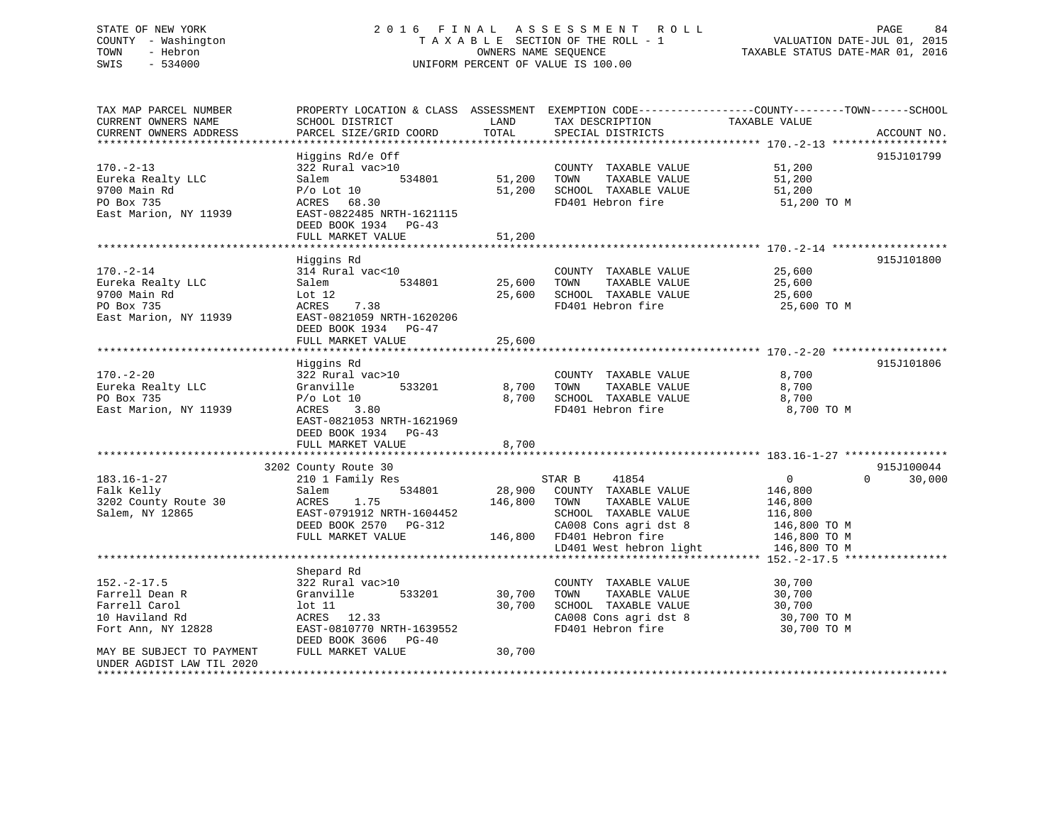STATE OF NEW YORK
COUNTY - Washington
TOWN - Hebron
SWIS - 534000

2016 FINAL ASSESSMENT ROLL
TAXABLE SECTION OF THE ROLL - 1
OWNERS NAME SEQUENCE
UNIFORM PERCENT OF VALUE IS 100.00

VALUATION DATE-JUL 01, 2015
TAXABLE STATUS DATE-MAR 01, 2016

| TAX MAP PARCEL NUMBER / CURRENT OWNERS NAME / CURRENT OWNERS ADDRESS | PROPERTY LOCATION & CLASS / SCHOOL DISTRICT / PARCEL SIZE/GRID COORD | ASSESSMENT LAND | TOTAL | EXEMPTION CODE / TAX DESCRIPTION / SPECIAL DISTRICTS | COUNTY TAXABLE VALUE | TOWN | SCHOOL | ACCOUNT NO. |
|---|---|---|---|---|---|---|---|---|
| **170.-2-13** | Higgins Rd/e Off | | | | | | | 915J101799 |
| 170.-2-13 | 322 Rural vac>10 | | | COUNTY TAXABLE VALUE | 51,200 | | | |
| Eureka Realty LLC | Salem 534801 | 51,200 | | TOWN TAXABLE VALUE | 51,200 | | | |
| 9700 Main Rd | P/o Lot 10 | | 51,200 | SCHOOL TAXABLE VALUE | 51,200 | | | |
| PO Box 735 | ACRES 68.30 | | | FD401 Hebron fire | 51,200 TO M | | | |
| East Marion, NY 11939 | EAST-0822485 NRTH-1621115 | | | | | | | |
| | DEED BOOK 1934 PG-43 | | | | | | | |
| | FULL MARKET VALUE | | 51,200 | | | | | |
| **170.-2-14** | Higgins Rd | | | | | | | 915J101800 |
| 170.-2-14 | 314 Rural vac<10 | | | COUNTY TAXABLE VALUE | 25,600 | | | |
| Eureka Realty LLC | Salem 534801 | 25,600 | | TOWN TAXABLE VALUE | 25,600 | | | |
| 9700 Main Rd | Lot 12 | | 25,600 | SCHOOL TAXABLE VALUE | 25,600 | | | |
| PO Box 735 | ACRES 7.38 | | | FD401 Hebron fire | 25,600 TO M | | | |
| East Marion, NY 11939 | EAST-0821059 NRTH-1620206 | | | | | | | |
| | DEED BOOK 1934 PG-47 | | | | | | | |
| | FULL MARKET VALUE | | 25,600 | | | | | |
| **170.-2-20** | Higgins Rd | | | | | | | 915J101806 |
| 170.-2-20 | 322 Rural vac>10 | | | COUNTY TAXABLE VALUE | 8,700 | | | |
| Eureka Realty LLC | Granville 533201 | 8,700 | | TOWN TAXABLE VALUE | 8,700 | | | |
| PO Box 735 | P/o Lot 10 | | 8,700 | SCHOOL TAXABLE VALUE | 8,700 | | | |
| East Marion, NY 11939 | ACRES 3.80 | | | FD401 Hebron fire | 8,700 TO M | | | |
| | EAST-0821053 NRTH-1621969 | | | | | | | |
| | DEED BOOK 1934 PG-43 | | | | | | | |
| | FULL MARKET VALUE | | 8,700 | | | | | |
| **183.16-1-27** | 3202 County Route 30 | | | | | | | 915J100044 |
| 183.16-1-27 | 210 1 Family Res | | | STAR B 41854 | 0 | 0 | 30,000 | |
| Falk Kelly | Salem 534801 | 28,900 | | COUNTY TAXABLE VALUE | 146,800 | | | |
| 3202 County Route 30 | ACRES 1.75 | | 146,800 | TOWN TAXABLE VALUE | 146,800 | | | |
| Salem, NY 12865 | EAST-0791912 NRTH-1604452 | | | SCHOOL TAXABLE VALUE | 116,800 | | | |
| | DEED BOOK 2570 PG-312 | | | CA008 Cons agri dst 8 | 146,800 TO M | | | |
| | FULL MARKET VALUE | | 146,800 | FD401 Hebron fire | 146,800 TO M | | | |
| | | | | LD401 West hebron light | 146,800 TO M | | | |
| **152.-2-17.5** | Shepard Rd | | | | | | | |
| 152.-2-17.5 | 322 Rural vac>10 | | | COUNTY TAXABLE VALUE | 30,700 | | | |
| Farrell Dean R | Granville 533201 | 30,700 | | TOWN TAXABLE VALUE | 30,700 | | | |
| Farrell Carol | lot 11 | | 30,700 | SCHOOL TAXABLE VALUE | 30,700 | | | |
| 10 Haviland Rd | ACRES 12.33 | | | CA008 Cons agri dst 8 | 30,700 TO M | | | |
| Fort Ann, NY 12828 | EAST-0810770 NRTH-1639552 | | | FD401 Hebron fire | 30,700 TO M | | | |
| | DEED BOOK 3606 PG-40 | | | | | | | |
| MAY BE SUBJECT TO PAYMENT | FULL MARKET VALUE | | 30,700 | | | | | |
| UNDER AGDIST LAW TIL 2020 | | | | | | | | |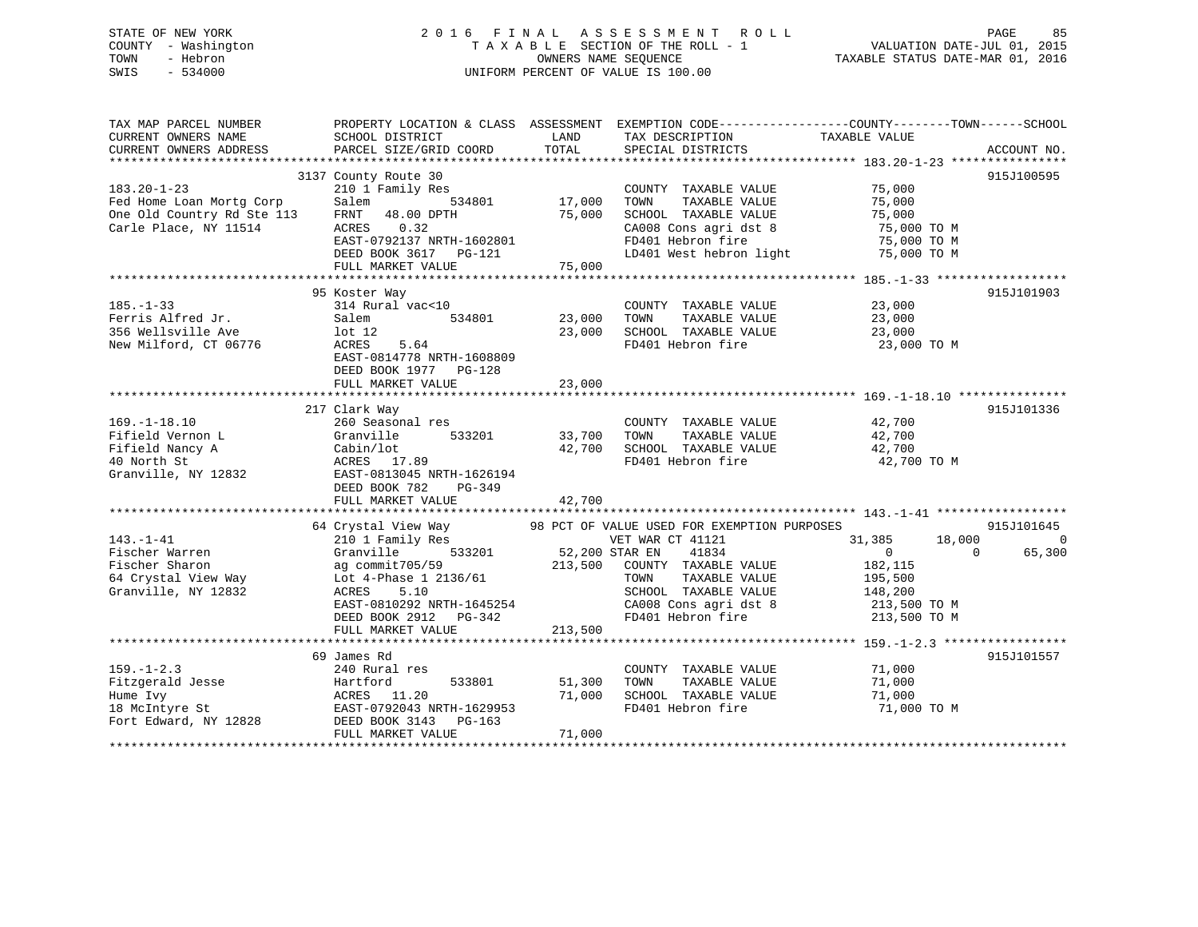STATE OF NEW YORK
COUNTY - Washington
TOWN - Hebron
SWIS - 534000

2 0 1 6 F I N A L A S S E S S M E N T R O L L
T A X A B L E SECTION OF THE ROLL - 1
OWNERS NAME SEQUENCE
UNIFORM PERCENT OF VALUE IS 100.00

VALUATION DATE-JUL 01, 2015
TAXABLE STATUS DATE-MAR 01, 2016

```
TAX MAP PARCEL NUMBER          PROPERTY LOCATION & CLASS  ASSESSMENT  EXEMPTION CODE------------------COUNTY--------TOWN------SCHOOL
CURRENT OWNERS NAME            SCHOOL DISTRICT               LAND      TAX DESCRIPTION             TAXABLE VALUE
CURRENT OWNERS ADDRESS         PARCEL SIZE/GRID COORD        TOTAL     SPECIAL DISTRICTS                                      ACCOUNT NO.
******************************************************************************************************* 183.20-1-23 ****************
                               3137 County Route 30                                                                       915J100595
183.20-1-23                    210 1 Family Res                         COUNTY  TAXABLE VALUE            75,000
Fed Home Loan Mortg Corp       Salem             534801      17,000    TOWN    TAXABLE VALUE            75,000
One Old Country Rd Ste 113     FRNT   48.00 DPTH             75,000    SCHOOL  TAXABLE VALUE            75,000
Carle Place, NY 11514          ACRES    0.32                           CA008 Cons agri dst 8             75,000 TO M
                               EAST-0792137 NRTH-1602801               FD401 Hebron fire                 75,000 TO M
                               DEED BOOK 3617   PG-121                 LD401 West hebron light           75,000 TO M
                               FULL MARKET VALUE             75,000
******************************************************************************************************* 185.-1-33 ******************
                               95 Koster Way                                                                              915J101903
185.-1-33                      314 Rural vac<10                         COUNTY  TAXABLE VALUE            23,000
Ferris Alfred Jr.              Salem             534801      23,000    TOWN    TAXABLE VALUE            23,000
356 Wellsville Ave             lot 12                        23,000    SCHOOL  TAXABLE VALUE            23,000
New Milford, CT 06776          ACRES    5.64                           FD401 Hebron fire                 23,000 TO M
                               EAST-0814778 NRTH-1608809
                               DEED BOOK 1977   PG-128
                               FULL MARKET VALUE             23,000
******************************************************************************************************* 169.-1-18.10 ***************
                               217 Clark Way                                                                              915J101336
169.-1-18.10                   260 Seasonal res                         COUNTY  TAXABLE VALUE            42,700
Fifield Vernon L               Granville         533201      33,700    TOWN    TAXABLE VALUE            42,700
Fifield Nancy A                Cabin/lot                     42,700    SCHOOL  TAXABLE VALUE            42,700
40 North St                    ACRES   17.89                           FD401 Hebron fire                 42,700 TO M
Granville, NY 12832            EAST-0813045 NRTH-1626194
                               DEED BOOK 782    PG-349
                               FULL MARKET VALUE             42,700
******************************************************************************************************* 143.-1-41 ******************
                               64 Crystal View Way           98 PCT OF VALUE USED FOR EXEMPTION PURPOSES                  915J101645
143.-1-41                      210 1 Family Res                     VET WAR CT 41121             31,385      18,000           0
Fischer Warren                 Granville         533201      52,200 STAR EN    41834                  0           0      65,300
Fischer Sharon                 ag commit705/59              213,500    COUNTY  TAXABLE VALUE           182,115
64 Crystal View Way            Lot 4-Phase 1 2136/61                   TOWN    TAXABLE VALUE           195,500
Granville, NY 12832            ACRES    5.10                           SCHOOL  TAXABLE VALUE           148,200
                               EAST-0810292 NRTH-1645254               CA008 Cons agri dst 8            213,500 TO M
                               DEED BOOK 2912   PG-342                 FD401 Hebron fire                213,500 TO M
                               FULL MARKET VALUE            213,500
******************************************************************************************************* 159.-1-2.3 *****************
                               69 James Rd                                                                                915J101557
159.-1-2.3                     240 Rural res                            COUNTY  TAXABLE VALUE            71,000
Fitzgerald Jesse               Hartford          533801      51,300    TOWN    TAXABLE VALUE            71,000
Hume Ivy                       ACRES   11.20                 71,000    SCHOOL  TAXABLE VALUE            71,000
18 McIntyre St                 EAST-0792043 NRTH-1629953               FD401 Hebron fire                 71,000 TO M
Fort Edward, NY 12828          DEED BOOK 3143   PG-163
                               FULL MARKET VALUE             71,000
************************************************************************************************************************************
```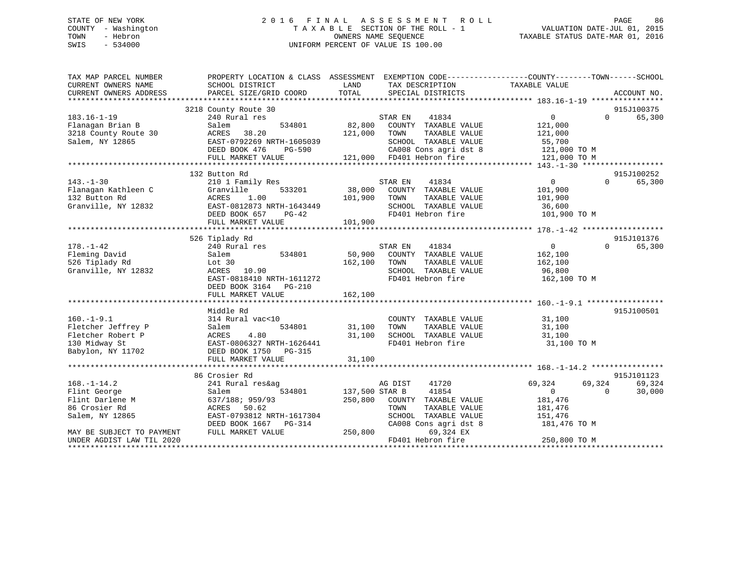STATE OF NEW YORK
COUNTY - Washington
TOWN - Hebron
SWIS - 534000

2016 FINAL ASSESSMENT ROLL
TAXABLE SECTION OF THE ROLL - 1
OWNERS NAME SEQUENCE
UNIFORM PERCENT OF VALUE IS 100.00

VALUATION DATE-JUL 01, 2015
TAXABLE STATUS DATE-MAR 01, 2016

```
TAX MAP PARCEL NUMBER          PROPERTY LOCATION & CLASS  ASSESSMENT  EXEMPTION CODE-----------------COUNTY--------TOWN------SCHOOL
CURRENT OWNERS NAME            SCHOOL DISTRICT            LAND        TAX DESCRIPTION              TAXABLE VALUE
CURRENT OWNERS ADDRESS         PARCEL SIZE/GRID COORD     TOTAL       SPECIAL DISTRICTS                                    ACCOUNT NO.
******************************************************************************************************* 183.16-1-19 ****************
                               3218 County Route 30                                                                        915J100375
183.16-1-19                    240 Rural res                          STAR EN    41834              0           0         65,300
Flanagan Brian B               Salem          534801      82,800     COUNTY  TAXABLE VALUE         121,000
3218 County Route 30           ACRES   38.20              121,000    TOWN    TAXABLE VALUE         121,000
Salem, NY 12865                EAST-0792269 NRTH-1605039              SCHOOL  TAXABLE VALUE          55,700
                               DEED BOOK 476    PG-590                CA008 Cons agri dst 8         121,000 TO M
                               FULL MARKET VALUE          121,000    FD401 Hebron fire             121,000 TO M
******************************************************************************************************* 143.-1-30 ******************
                               132 Button Rd                                                                               915J100252
143.-1-30                      210 1 Family Res                       STAR EN    41834              0           0         65,300
Flanagan Kathleen C            Granville      533201      38,000     COUNTY  TAXABLE VALUE         101,900
132 Button Rd                  ACRES    1.00              101,900    TOWN    TAXABLE VALUE         101,900
Granville, NY 12832            EAST-0812873 NRTH-1643449              SCHOOL  TAXABLE VALUE          36,600
                               DEED BOOK 657    PG-42                 FD401 Hebron fire             101,900 TO M
                               FULL MARKET VALUE          101,900
******************************************************************************************************* 178.-1-42 ******************
                               526 Tiplady Rd                                                                              915J101376
178.-1-42                      240 Rural res                          STAR EN    41834              0           0         65,300
Fleming David                  Salem          534801      50,900     COUNTY  TAXABLE VALUE         162,100
526 Tiplady Rd                 Lot 30                     162,100    TOWN    TAXABLE VALUE         162,100
Granville, NY 12832            ACRES   10.90                          SCHOOL  TAXABLE VALUE          96,800
                               EAST-0818410 NRTH-1611272              FD401 Hebron fire             162,100 TO M
                               DEED BOOK 3164   PG-210
                               FULL MARKET VALUE          162,100
******************************************************************************************************* 160.-1-9.1 *****************
                               Middle Rd                                                                                   915J100501
160.-1-9.1                     314 Rural vac<10                       COUNTY  TAXABLE VALUE          31,100
Fletcher Jeffrey P             Salem          534801      31,100     TOWN    TAXABLE VALUE          31,100
Fletcher Robert P              ACRES    4.80               31,100    SCHOOL  TAXABLE VALUE          31,100
130 Midway St                  EAST-0806327 NRTH-1626441              FD401 Hebron fire              31,100 TO M
Babylon, NY 11702              DEED BOOK 1750   PG-315
                               FULL MARKET VALUE           31,100
******************************************************************************************************* 168.-1-14.2 ****************
                               86 Crosier Rd                                                                               915J101123
168.-1-14.2                    241 Rural res&ag                       AG DIST    41720         69,324      69,324         69,324
Flint George                   Salem          534801     137,500 STAR B      41854              0           0         30,000
Flint Darlene M                637/188; 959/93            250,800    COUNTY  TAXABLE VALUE         181,476
86 Crosier Rd                  ACRES   50.62                          TOWN    TAXABLE VALUE         181,476
Salem, NY 12865                EAST-0793812 NRTH-1617304              SCHOOL  TAXABLE VALUE         151,476
                               DEED BOOK 1667   PG-314                CA008 Cons agri dst 8         181,476 TO M
MAY BE SUBJECT TO PAYMENT      FULL MARKET VALUE          250,800          69,324 EX
UNDER AGDIST LAW TIL 2020                                             FD401 Hebron fire             250,800 TO M
************************************************************************************************************************************
```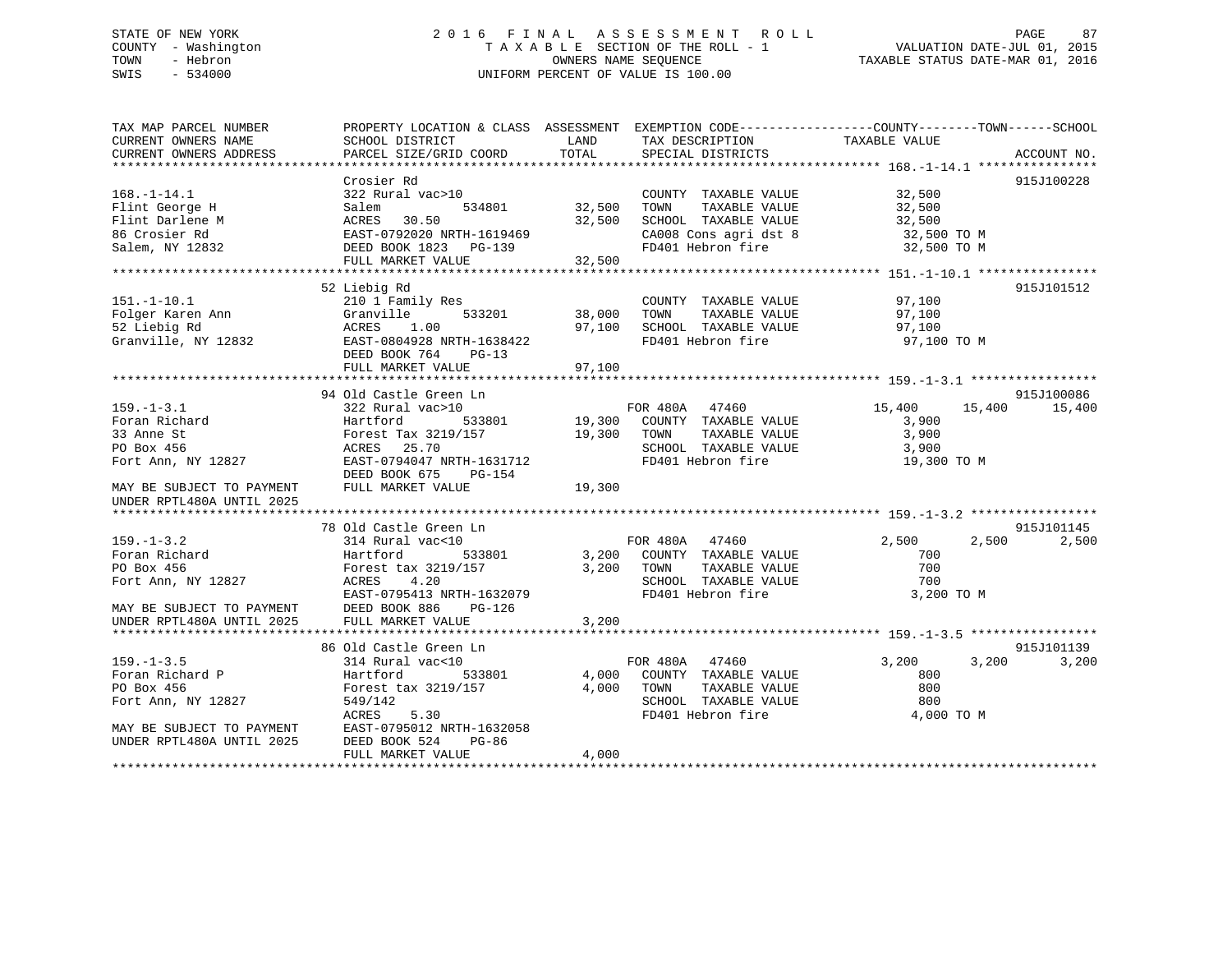STATE OF NEW YORK
COUNTY - Washington
TOWN - Hebron
SWIS - 534000

# 2016 FINAL ASSESSMENT ROLL
TAXABLE SECTION OF THE ROLL - 1
OWNERS NAME SEQUENCE
UNIFORM PERCENT OF VALUE IS 100.00

VALUATION DATE-JUL 01, 2015
TAXABLE STATUS DATE-MAR 01, 2016

```
TAX MAP PARCEL NUMBER          PROPERTY LOCATION & CLASS  ASSESSMENT  EXEMPTION CODE------------------COUNTY--------TOWN------SCHOOL
CURRENT OWNERS NAME            SCHOOL DISTRICT               LAND      TAX DESCRIPTION             TAXABLE VALUE
CURRENT OWNERS ADDRESS         PARCEL SIZE/GRID COORD        TOTAL     SPECIAL DISTRICTS                                         ACCOUNT NO.
******************************************************************************************************* 168.-1-14.1 ****************
                               Crosier Rd                                                                                     915J100228
168.-1-14.1                    322 Rural vac>10                          COUNTY  TAXABLE VALUE            32,500
Flint George H                 Salem            534801       32,500      TOWN    TAXABLE VALUE            32,500
Flint Darlene M                ACRES   30.50                 32,500      SCHOOL  TAXABLE VALUE            32,500
86 Crosier Rd                  EAST-0792020 NRTH-1619469                 CA008 Cons agri dst 8             32,500 TO M
Salem, NY 12832                DEED BOOK 1823   PG-139                   FD401 Hebron fire                 32,500 TO M
                               FULL MARKET VALUE             32,500
******************************************************************************************************* 151.-1-10.1 ****************
                               52 Liebig Rd                                                                                   915J101512
151.-1-10.1                    210 1 Family Res                          COUNTY  TAXABLE VALUE            97,100
Folger Karen Ann               Granville        533201       38,000      TOWN    TAXABLE VALUE            97,100
52 Liebig Rd                   ACRES    1.00                 97,100      SCHOOL  TAXABLE VALUE            97,100
Granville, NY 12832            EAST-0804928 NRTH-1638422                 FD401 Hebron fire                 97,100 TO M
                               DEED BOOK 764    PG-13
                               FULL MARKET VALUE             97,100
******************************************************************************************************* 159.-1-3.1 *****************
                               94 Old Castle Green Ln                                                                         915J100086
159.-1-3.1                     322 Rural vac>10                     FOR 480A    47460                15,400      15,400      15,400
Foran Richard                  Hartford         533801       19,300   COUNTY  TAXABLE VALUE             3,900
33 Anne St                     Forest Tax 3219/157           19,300   TOWN    TAXABLE VALUE             3,900
PO Box 456                     ACRES   25.70                          SCHOOL  TAXABLE VALUE             3,900
Fort Ann, NY 12827             EAST-0794047 NRTH-1631712              FD401 Hebron fire                 19,300 TO M
                               DEED BOOK 675    PG-154
MAY BE SUBJECT TO PAYMENT      FULL MARKET VALUE             19,300
UNDER RPTL480A UNTIL 2025
******************************************************************************************************* 159.-1-3.2 *****************
                               78 Old Castle Green Ln                                                                         915J101145
159.-1-3.2                     314 Rural vac<10                     FOR 480A    47460                 2,500       2,500       2,500
Foran Richard                  Hartford         533801        3,200   COUNTY  TAXABLE VALUE               700
PO Box 456                     Forest tax 3219/157            3,200   TOWN    TAXABLE VALUE               700
Fort Ann, NY 12827             ACRES    4.20                          SCHOOL  TAXABLE VALUE               700
                               EAST-0795413 NRTH-1632079              FD401 Hebron fire                  3,200 TO M
MAY BE SUBJECT TO PAYMENT      DEED BOOK 886    PG-126
UNDER RPTL480A UNTIL 2025      FULL MARKET VALUE              3,200
******************************************************************************************************* 159.-1-3.5 *****************
                               86 Old Castle Green Ln                                                                         915J101139
159.-1-3.5                     314 Rural vac<10                     FOR 480A    47460                 3,200       3,200       3,200
Foran Richard P                Hartford         533801        4,000   COUNTY  TAXABLE VALUE               800
PO Box 456                     Forest tax 3219/157            4,000   TOWN    TAXABLE VALUE               800
Fort Ann, NY 12827             549/142                                SCHOOL  TAXABLE VALUE               800
                               ACRES    5.30                          FD401 Hebron fire                  4,000 TO M
MAY BE SUBJECT TO PAYMENT      EAST-0795012 NRTH-1632058
UNDER RPTL480A UNTIL 2025      DEED BOOK 524    PG-86
                               FULL MARKET VALUE              4,000
************************************************************************************************************************************
```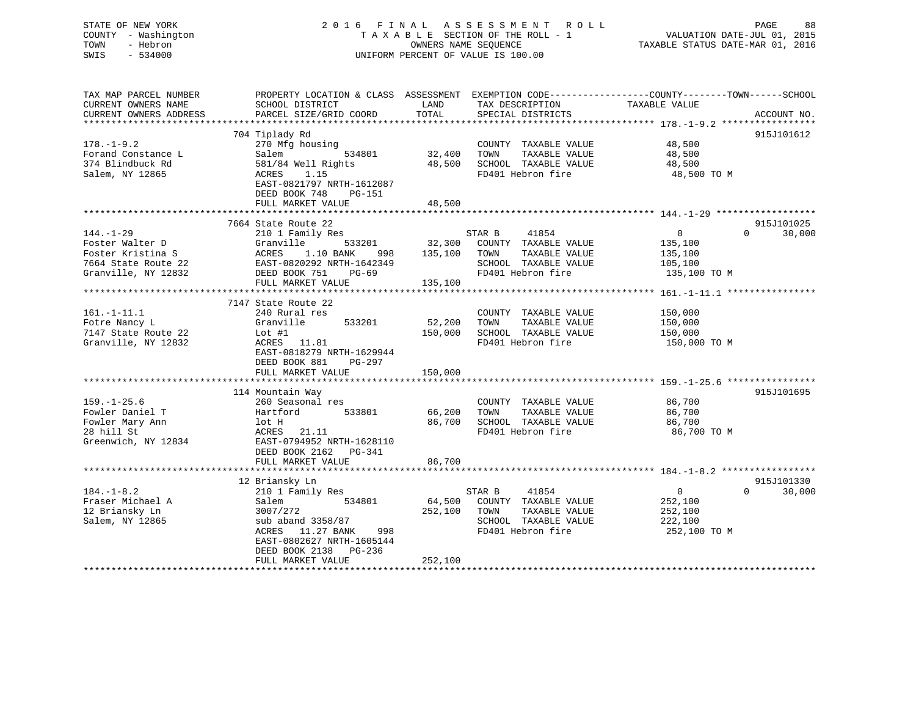STATE OF NEW YORK
COUNTY - Washington
TOWN - Hebron
SWIS - 534000

2016 FINAL ASSESSMENT ROLL
TAXABLE SECTION OF THE ROLL - 1
OWNERS NAME SEQUENCE
UNIFORM PERCENT OF VALUE IS 100.00

VALUATION DATE-JUL 01, 2015
TAXABLE STATUS DATE-MAR 01, 2016

| TAX MAP PARCEL NUMBER / CURRENT OWNERS NAME / CURRENT OWNERS ADDRESS | PROPERTY LOCATION & CLASS / SCHOOL DISTRICT / PARCEL SIZE/GRID COORD | ASSESSMENT LAND / TOTAL | EXEMPTION CODE / TAX DESCRIPTION / SPECIAL DISTRICTS | COUNTY TAXABLE VALUE | TOWN | SCHOOL | ACCOUNT NO. |
|---|---|---|---|---|---|---|---|
| 178.-1-9.2 | 704 Tiplady Rd | | | | | | 915J101612 |
| Forand Constance L | 270 Mfg housing | | COUNTY TAXABLE VALUE | 48,500 | | | |
| 374 Blindbuck Rd | Salem 534801 | 32,400 | TOWN TAXABLE VALUE | 48,500 | | | |
| Salem, NY 12865 | 581/84 Well Rights | 48,500 | SCHOOL TAXABLE VALUE | 48,500 | | | |
| | ACRES 1.15 | | FD401 Hebron fire | 48,500 TO M | | | |
| | EAST-0821797 NRTH-1612087 | | | | | | |
| | DEED BOOK 748 PG-151 | | | | | | |
| | FULL MARKET VALUE | 48,500 | | | | | |
| 144.-1-29 | 7664 State Route 22 | | | | | | 915J101025 |
| Foster Walter D | 210 1 Family Res | | STAR B 41854 | 0 | 0 | 30,000 | |
| Foster Kristina S | Granville 533201 | 32,300 | COUNTY TAXABLE VALUE | 135,100 | | | |
| 7664 State Route 22 | ACRES 1.10 BANK 998 | 135,100 | TOWN TAXABLE VALUE | 135,100 | | | |
| Granville, NY 12832 | EAST-0820292 NRTH-1642349 | | SCHOOL TAXABLE VALUE | 105,100 | | | |
| | DEED BOOK 751 PG-69 | | FD401 Hebron fire | 135,100 TO M | | | |
| | FULL MARKET VALUE | 135,100 | | | | | |
| 161.-1-11.1 | 7147 State Route 22 | | | | | | |
| Fotre Nancy L | 240 Rural res | | COUNTY TAXABLE VALUE | 150,000 | | | |
| 7147 State Route 22 | Granville 533201 | 52,200 | TOWN TAXABLE VALUE | 150,000 | | | |
| Granville, NY 12832 | Lot #1 | 150,000 | SCHOOL TAXABLE VALUE | 150,000 | | | |
| | ACRES 11.81 | | FD401 Hebron fire | 150,000 TO M | | | |
| | EAST-0818279 NRTH-1629944 | | | | | | |
| | DEED BOOK 881 PG-297 | | | | | | |
| | FULL MARKET VALUE | 150,000 | | | | | |
| 159.-1-25.6 | 114 Mountain Way | | | | | | 915J101695 |
| Fowler Daniel T | 260 Seasonal res | | COUNTY TAXABLE VALUE | 86,700 | | | |
| Fowler Mary Ann | Hartford 533801 | 66,200 | TOWN TAXABLE VALUE | 86,700 | | | |
| 28 hill St | lot H | 86,700 | SCHOOL TAXABLE VALUE | 86,700 | | | |
| Greenwich, NY 12834 | ACRES 21.11 | | FD401 Hebron fire | 86,700 TO M | | | |
| | EAST-0794952 NRTH-1628110 | | | | | | |
| | DEED BOOK 2162 PG-341 | | | | | | |
| | FULL MARKET VALUE | 86,700 | | | | | |
| 184.-1-8.2 | 12 Briansky Ln | | | | | | 915J101330 |
| Fraser Michael A | 210 1 Family Res | | STAR B 41854 | 0 | 0 | 30,000 | |
| 12 Briansky Ln | Salem 534801 | 64,500 | COUNTY TAXABLE VALUE | 252,100 | | | |
| Salem, NY 12865 | 3007/272 | 252,100 | TOWN TAXABLE VALUE | 252,100 | | | |
| | sub aband 3358/87 | | SCHOOL TAXABLE VALUE | 222,100 | | | |
| | ACRES 11.27 BANK 998 | | FD401 Hebron fire | 252,100 TO M | | | |
| | EAST-0802627 NRTH-1605144 | | | | | | |
| | DEED BOOK 2138 PG-236 | | | | | | |
| | FULL MARKET VALUE | 252,100 | | | | | |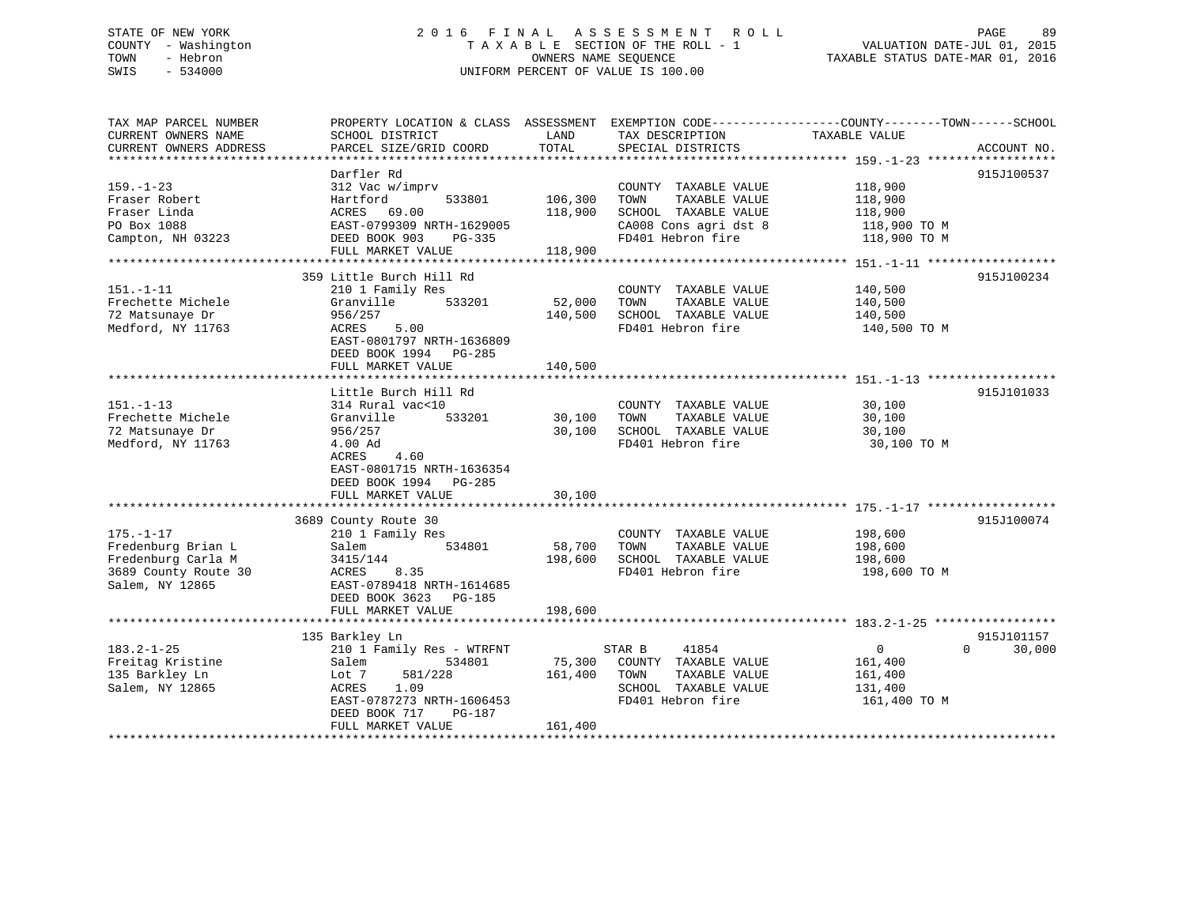STATE OF NEW YORK
COUNTY - Washington
TOWN - Hebron
SWIS - 534000

# 2016 FINAL ASSESSMENT ROLL

TAXABLE SECTION OF THE ROLL - 1
OWNERS NAME SEQUENCE
UNIFORM PERCENT OF VALUE IS 100.00

VALUATION DATE-JUL 01, 2015
TAXABLE STATUS DATE-MAR 01, 2016

| TAX MAP PARCEL NUMBER / CURRENT OWNERS NAME / CURRENT OWNERS ADDRESS | PROPERTY LOCATION & CLASS / SCHOOL DISTRICT / PARCEL SIZE/GRID COORD | ASSESSMENT LAND | ASSESSMENT TOTAL | EXEMPTION CODE / TAX DESCRIPTION / SPECIAL DISTRICTS | COUNTY / TOWN / SCHOOL TAXABLE VALUE | ACCOUNT NO. |
|---|---|---|---|---|---|---|
| **159.-1-23** | Darfler Rd | | | | | 915J100537 |
| Fraser Robert | 312 Vac w/imprv | | | COUNTY TAXABLE VALUE | 118,900 | |
| Fraser Linda | Hartford 533801 | 106,300 | | TOWN TAXABLE VALUE | 118,900 | |
| PO Box 1088 | ACRES 69.00 | | 118,900 | SCHOOL TAXABLE VALUE | 118,900 | |
| Campton, NH 03223 | EAST-0799309 NRTH-1629005 | | | CA008 Cons agri dst 8 | 118,900 TO M | |
| | DEED BOOK 903 PG-335 | | | FD401 Hebron fire | 118,900 TO M | |
| | FULL MARKET VALUE | | 118,900 | | | |
| **151.-1-11** | 359 Little Burch Hill Rd | | | | | 915J100234 |
| Frechette Michele | 210 1 Family Res | | | COUNTY TAXABLE VALUE | 140,500 | |
| 72 Matsunaye Dr | Granville 533201 | 52,000 | | TOWN TAXABLE VALUE | 140,500 | |
| Medford, NY 11763 | 956/257 | | 140,500 | SCHOOL TAXABLE VALUE | 140,500 | |
| | ACRES 5.00 | | | FD401 Hebron fire | 140,500 TO M | |
| | EAST-0801797 NRTH-1636809 | | | | | |
| | DEED BOOK 1994 PG-285 | | | | | |
| | FULL MARKET VALUE | | 140,500 | | | |
| **151.-1-13** | Little Burch Hill Rd | | | | | 915J101033 |
| Frechette Michele | 314 Rural vac<10 | | | COUNTY TAXABLE VALUE | 30,100 | |
| 72 Matsunaye Dr | Granville 533201 | 30,100 | | TOWN TAXABLE VALUE | 30,100 | |
| Medford, NY 11763 | 956/257 | | 30,100 | SCHOOL TAXABLE VALUE | 30,100 | |
| | 4.00 Ad | | | FD401 Hebron fire | 30,100 TO M | |
| | ACRES 4.60 | | | | | |
| | EAST-0801715 NRTH-1636354 | | | | | |
| | DEED BOOK 1994 PG-285 | | | | | |
| | FULL MARKET VALUE | | 30,100 | | | |
| **175.-1-17** | 3689 County Route 30 | | | | | 915J100074 |
| Fredenburg Brian L | 210 1 Family Res | | | COUNTY TAXABLE VALUE | 198,600 | |
| Fredenburg Carla M | Salem 534801 | 58,700 | | TOWN TAXABLE VALUE | 198,600 | |
| 3689 County Route 30 | 3415/144 | | 198,600 | SCHOOL TAXABLE VALUE | 198,600 | |
| Salem, NY 12865 | ACRES 8.35 | | | FD401 Hebron fire | 198,600 TO M | |
| | EAST-0789418 NRTH-1614685 | | | | | |
| | DEED BOOK 3623 PG-185 | | | | | |
| | FULL MARKET VALUE | | 198,600 | | | |
| **183.2-1-25** | 135 Barkley Ln | | | | | 915J101157 |
| Freitag Kristine | 210 1 Family Res - WTRFNT | | | STAR B 41854 | 0 0 30,000 | |
| 135 Barkley Ln | Salem 534801 | 75,300 | | COUNTY TAXABLE VALUE | 161,400 | |
| Salem, NY 12865 | Lot 7 581/228 | | 161,400 | TOWN TAXABLE VALUE | 161,400 | |
| | ACRES 1.09 | | | SCHOOL TAXABLE VALUE | 131,400 | |
| | EAST-0787273 NRTH-1606453 | | | FD401 Hebron fire | 161,400 TO M | |
| | DEED BOOK 717 PG-187 | | | | | |
| | FULL MARKET VALUE | | 161,400 | | | |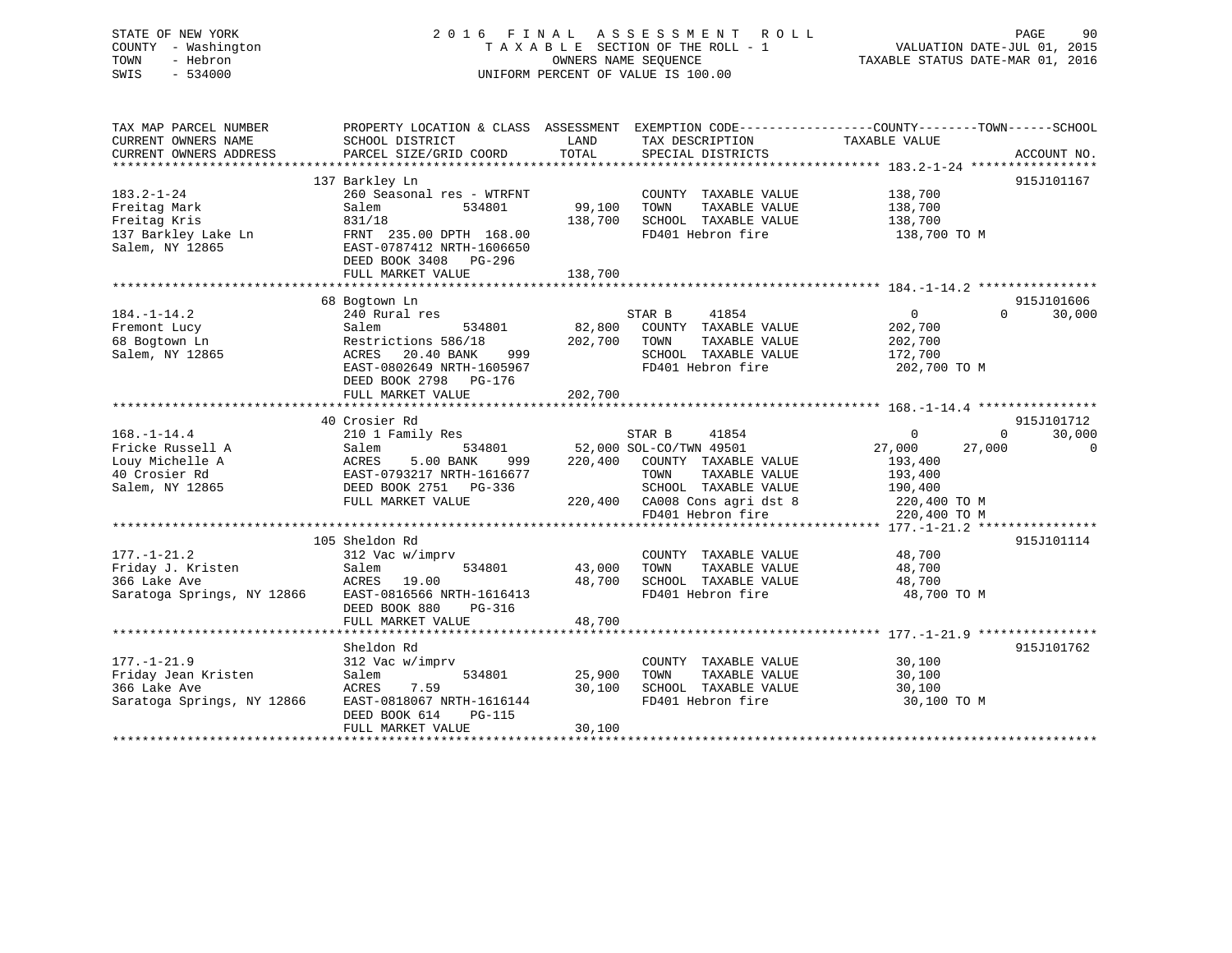STATE OF NEW YORK
COUNTY - Washington
TOWN - Hebron
SWIS - 534000

# 2016 FINAL ASSESSMENT ROLL

TAXABLE SECTION OF THE ROLL - 1
OWNERS NAME SEQUENCE
UNIFORM PERCENT OF VALUE IS 100.00

VALUATION DATE-JUL 01, 2015
TAXABLE STATUS DATE-MAR 01, 2016

| TAX MAP PARCEL NUMBER / CURRENT OWNERS NAME / CURRENT OWNERS ADDRESS | PROPERTY LOCATION & CLASS / SCHOOL DISTRICT / PARCEL SIZE/GRID COORD | ASSESSMENT LAND / TOTAL | EXEMPTION CODE / TAX DESCRIPTION / SPECIAL DISTRICTS | COUNTY TAXABLE VALUE | TOWN | SCHOOL | ACCOUNT NO. |
|---|---|---|---|---|---|---|---|
| **183.2-1-24** | 137 Barkley Ln | | | | | | 915J101167 |
| 183.2-1-24 | 260 Seasonal res - WTRFNT | | COUNTY TAXABLE VALUE | 138,700 | | | |
| Freitag Mark | Salem 534801 | 99,100 | TOWN TAXABLE VALUE | 138,700 | | | |
| Freitag Kris | 831/18 | 138,700 | SCHOOL TAXABLE VALUE | 138,700 | | | |
| 137 Barkley Lake Ln | FRNT 235.00 DPTH 168.00 | | FD401 Hebron fire | 138,700 TO M | | | |
| Salem, NY 12865 | EAST-0787412 NRTH-1606650 | | | | | | |
| | DEED BOOK 3408 PG-296 | | | | | | |
| | FULL MARKET VALUE | 138,700 | | | | | |
| **184.-1-14.2** | 68 Bogtown Ln | | | | | | 915J101606 |
| 184.-1-14.2 | 240 Rural res | | STAR B 41854 | 0 | 0 | 30,000 | |
| Fremont Lucy | Salem 534801 | 82,800 | COUNTY TAXABLE VALUE | 202,700 | | | |
| 68 Bogtown Ln | Restrictions 586/18 | 202,700 | TOWN TAXABLE VALUE | 202,700 | | | |
| Salem, NY 12865 | ACRES 20.40 BANK 999 | | SCHOOL TAXABLE VALUE | 172,700 | | | |
| | EAST-0802649 NRTH-1605967 | | FD401 Hebron fire | 202,700 TO M | | | |
| | DEED BOOK 2798 PG-176 | | | | | | |
| | FULL MARKET VALUE | 202,700 | | | | | |
| **168.-1-14.4** | 40 Crosier Rd | | | | | | 915J101712 |
| 168.-1-14.4 | 210 1 Family Res | | STAR B 41854 | 0 | 0 | 30,000 | |
| Fricke Russell A | Salem 534801 | 52,000 | SOL-CO/TWN 49501 | 27,000 | 27,000 | 0 | |
| Louy Michelle A | ACRES 5.00 BANK 999 | 220,400 | COUNTY TAXABLE VALUE | 193,400 | | | |
| 40 Crosier Rd | EAST-0793217 NRTH-1616677 | | TOWN TAXABLE VALUE | 193,400 | | | |
| Salem, NY 12865 | DEED BOOK 2751 PG-336 | | SCHOOL TAXABLE VALUE | 190,400 | | | |
| | FULL MARKET VALUE | 220,400 | CA008 Cons agri dst 8 | 220,400 TO M | | | |
| | | | FD401 Hebron fire | 220,400 TO M | | | |
| **177.-1-21.2** | 105 Sheldon Rd | | | | | | 915J101114 |
| 177.-1-21.2 | 312 Vac w/imprv | | COUNTY TAXABLE VALUE | 48,700 | | | |
| Friday J. Kristen | Salem 534801 | 43,000 | TOWN TAXABLE VALUE | 48,700 | | | |
| 366 Lake Ave | ACRES 19.00 | 48,700 | SCHOOL TAXABLE VALUE | 48,700 | | | |
| Saratoga Springs, NY 12866 | EAST-0816566 NRTH-1616413 | | FD401 Hebron fire | 48,700 TO M | | | |
| | DEED BOOK 880 PG-316 | | | | | | |
| | FULL MARKET VALUE | 48,700 | | | | | |
| **177.-1-21.9** | Sheldon Rd | | | | | | 915J101762 |
| 177.-1-21.9 | 312 Vac w/imprv | | COUNTY TAXABLE VALUE | 30,100 | | | |
| Friday Jean Kristen | Salem 534801 | 25,900 | TOWN TAXABLE VALUE | 30,100 | | | |
| 366 Lake Ave | ACRES 7.59 | 30,100 | SCHOOL TAXABLE VALUE | 30,100 | | | |
| Saratoga Springs, NY 12866 | EAST-0818067 NRTH-1616144 | | FD401 Hebron fire | 30,100 TO M | | | |
| | DEED BOOK 614 PG-115 | | | | | | |
| | FULL MARKET VALUE | 30,100 | | | | | |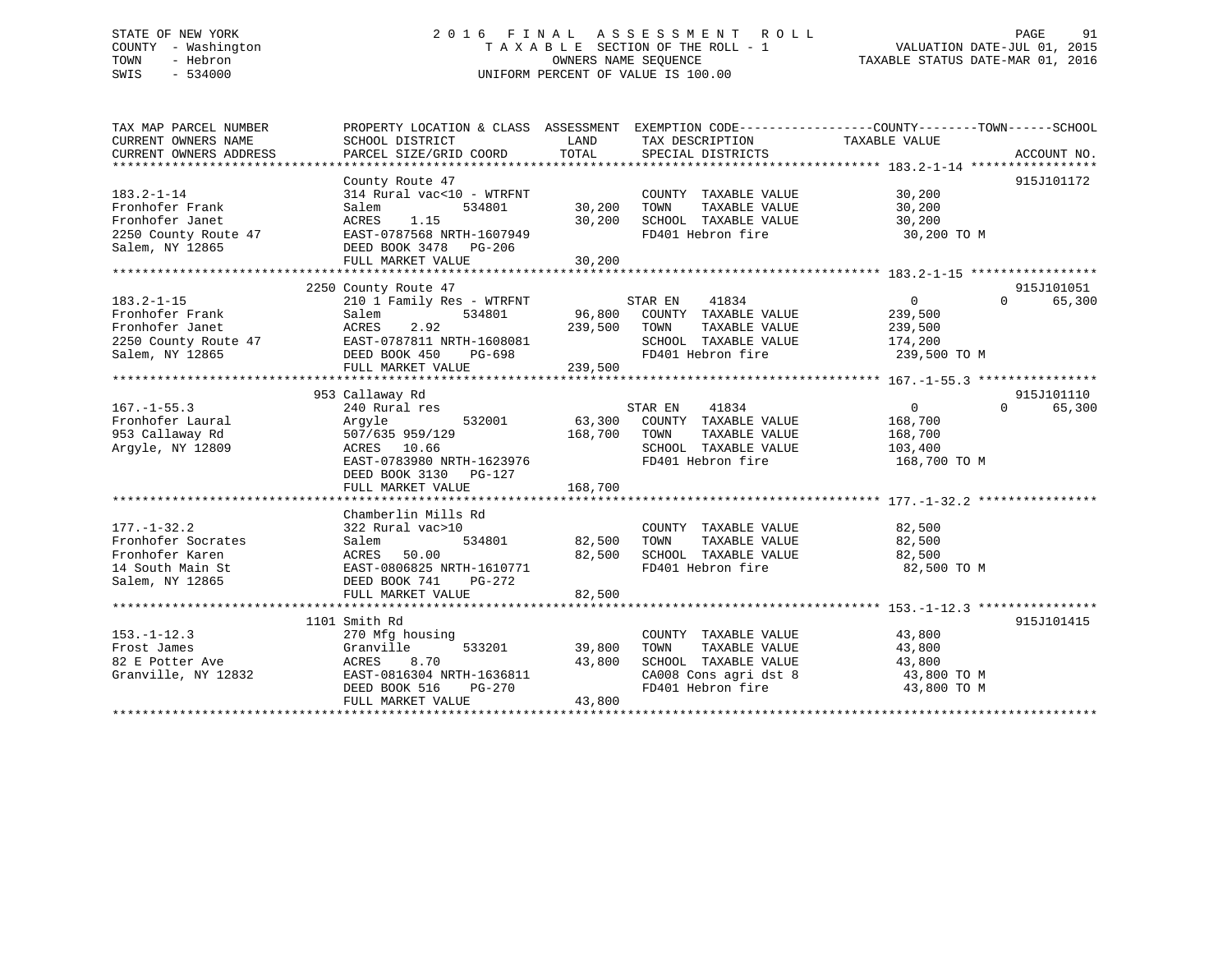STATE OF NEW YORK
COUNTY - Washington
TOWN - Hebron
SWIS - 534000

2 0 1 6 F I N A L A S S E S S M E N T R O L L
T A X A B L E SECTION OF THE ROLL - 1
OWNERS NAME SEQUENCE
UNIFORM PERCENT OF VALUE IS 100.00

VALUATION DATE-JUL 01, 2015
TAXABLE STATUS DATE-MAR 01, 2016

| TAX MAP PARCEL NUMBER / CURRENT OWNERS NAME / CURRENT OWNERS ADDRESS | PROPERTY LOCATION & CLASS / SCHOOL DISTRICT / PARCEL SIZE/GRID COORD | ASSESSMENT LAND / TOTAL | EXEMPTION CODE / TAX DESCRIPTION / SPECIAL DISTRICTS | COUNTY | TOWN | SCHOOL | TAXABLE VALUE | ACCOUNT NO. |
|---|---|---|---|---|---|---|---|---|
| 183.2-1-14 | County Route 47 | | | | | | | 915J101172 |
| 183.2-1-14 | 314 Rural vac<10 - WTRFNT | | COUNTY TAXABLE VALUE | | | | 30,200 | |
| Fronhofer Frank | Salem 534801 | 30,200 | TOWN TAXABLE VALUE | | | | 30,200 | |
| Fronhofer Janet | ACRES 1.15 | 30,200 | SCHOOL TAXABLE VALUE | | | | 30,200 | |
| 2250 County Route 47 | EAST-0787568 NRTH-1607949 | | FD401 Hebron fire | | | | 30,200 TO M | |
| Salem, NY 12865 | DEED BOOK 3478 PG-206 | | | | | | | |
| | FULL MARKET VALUE | 30,200 | | | | | | |
| 183.2-1-15 | 2250 County Route 47 | | | | | | | 915J101051 |
| 183.2-1-15 | 210 1 Family Res - WTRFNT | | STAR EN 41834 | 0 | 0 | 65,300 | | |
| Fronhofer Frank | Salem 534801 | 96,800 | COUNTY TAXABLE VALUE | | | | 239,500 | |
| Fronhofer Janet | ACRES 2.92 | 239,500 | TOWN TAXABLE VALUE | | | | 239,500 | |
| 2250 County Route 47 | EAST-0787811 NRTH-1608081 | | SCHOOL TAXABLE VALUE | | | | 174,200 | |
| Salem, NY 12865 | DEED BOOK 450 PG-698 | | FD401 Hebron fire | | | | 239,500 TO M | |
| | FULL MARKET VALUE | 239,500 | | | | | | |
| 167.-1-55.3 | 953 Callaway Rd | | | | | | | 915J101110 |
| 167.-1-55.3 | 240 Rural res | | STAR EN 41834 | 0 | 0 | 65,300 | | |
| Fronhofer Laural | Argyle 532001 | 63,300 | COUNTY TAXABLE VALUE | | | | 168,700 | |
| 953 Callaway Rd | 507/635 959/129 | 168,700 | TOWN TAXABLE VALUE | | | | 168,700 | |
| Argyle, NY 12809 | ACRES 10.66 | | SCHOOL TAXABLE VALUE | | | | 103,400 | |
| | EAST-0783980 NRTH-1623976 | | FD401 Hebron fire | | | | 168,700 TO M | |
| | DEED BOOK 3130 PG-127 | | | | | | | |
| | FULL MARKET VALUE | 168,700 | | | | | | |
| 177.-1-32.2 | Chamberlin Mills Rd | | | | | | | |
| 177.-1-32.2 | 322 Rural vac>10 | | COUNTY TAXABLE VALUE | | | | 82,500 | |
| Fronhofer Socrates | Salem 534801 | 82,500 | TOWN TAXABLE VALUE | | | | 82,500 | |
| Fronhofer Karen | ACRES 50.00 | 82,500 | SCHOOL TAXABLE VALUE | | | | 82,500 | |
| 14 South Main St | EAST-0806825 NRTH-1610771 | | FD401 Hebron fire | | | | 82,500 TO M | |
| Salem, NY 12865 | DEED BOOK 741 PG-272 | | | | | | | |
| | FULL MARKET VALUE | 82,500 | | | | | | |
| 153.-1-12.3 | 1101 Smith Rd | | | | | | | 915J101415 |
| 153.-1-12.3 | 270 Mfg housing | | COUNTY TAXABLE VALUE | | | | 43,800 | |
| Frost James | Granville 533201 | 39,800 | TOWN TAXABLE VALUE | | | | 43,800 | |
| 82 E Potter Ave | ACRES 8.70 | 43,800 | SCHOOL TAXABLE VALUE | | | | 43,800 | |
| Granville, NY 12832 | EAST-0816304 NRTH-1636811 | | CA008 Cons agri dst 8 | | | | 43,800 TO M | |
| | DEED BOOK 516 PG-270 | | FD401 Hebron fire | | | | 43,800 TO M | |
| | FULL MARKET VALUE | 43,800 | | | | | | |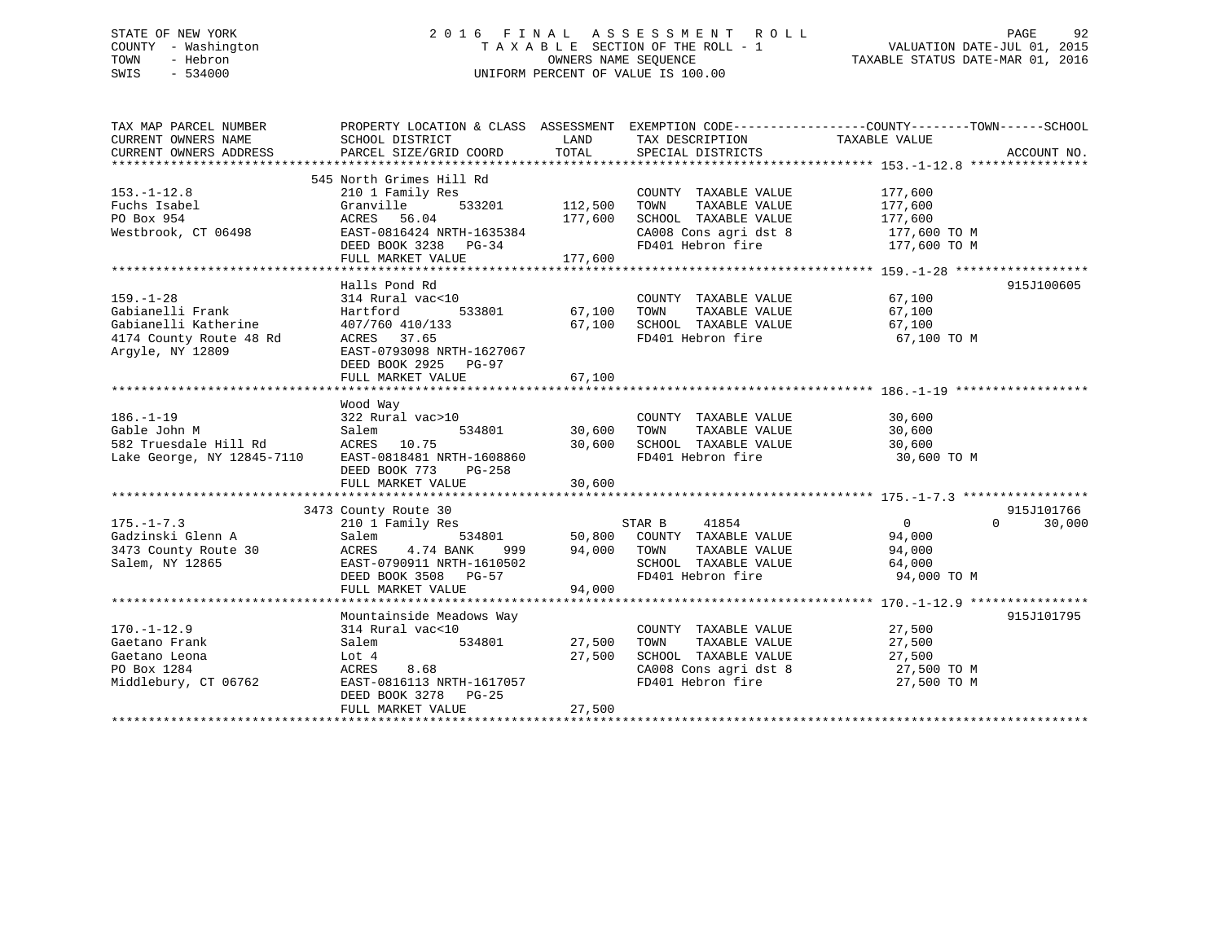STATE OF NEW YORK                    2016 FINAL ASSESSMENT ROLL
COUNTY - Washington                  TAXABLE SECTION OF THE ROLL - 1                VALUATION DATE-JUL 01, 2015
TOWN - Hebron                        OWNERS NAME SEQUENCE                           TAXABLE STATUS DATE-MAR 01, 2016
SWIS - 534000                        UNIFORM PERCENT OF VALUE IS 100.00

| TAX MAP PARCEL NUMBER / CURRENT OWNERS NAME / CURRENT OWNERS ADDRESS | PROPERTY LOCATION & CLASS / SCHOOL DISTRICT / PARCEL SIZE/GRID COORD | ASSESSMENT LAND | ASSESSMENT TOTAL | EXEMPTION CODE / TAX DESCRIPTION / SPECIAL DISTRICTS | COUNTY TAXABLE VALUE | TOWN | SCHOOL | ACCOUNT NO. |
|---|---|---|---|---|---|---|---|---|
| **153.-1-12.8** | 545 North Grimes Hill Rd | | | | | | | |
| Fuchs Isabel | 210 1 Family Res | | | COUNTY TAXABLE VALUE | 177,600 | | | |
| PO Box 954 | Granville 533201 | 112,500 | | TOWN TAXABLE VALUE | 177,600 | | | |
| Westbrook, CT 06498 | ACRES 56.04 | | 177,600 | SCHOOL TAXABLE VALUE | 177,600 | | | |
| | EAST-0816424 NRTH-1635384 | | | CA008 Cons agri dst 8 | 177,600 TO M | | | |
| | DEED BOOK 3238 PG-34 | | | FD401 Hebron fire | 177,600 TO M | | | |
| | FULL MARKET VALUE | | 177,600 | | | | | |
| **159.-1-28** | Halls Pond Rd | | | | | | | 915J100605 |
| Gabianelli Frank | 314 Rural vac<10 | | | COUNTY TAXABLE VALUE | 67,100 | | | |
| Gabianelli Katherine | Hartford 533801 | 67,100 | | TOWN TAXABLE VALUE | 67,100 | | | |
| 4174 County Route 48 Rd | 407/760 410/133 | | 67,100 | SCHOOL TAXABLE VALUE | 67,100 | | | |
| Argyle, NY 12809 | ACRES 37.65 | | | FD401 Hebron fire | 67,100 TO M | | | |
| | EAST-0793098 NRTH-1627067 | | | | | | | |
| | DEED BOOK 2925 PG-97 | | | | | | | |
| | FULL MARKET VALUE | | 67,100 | | | | | |
| **186.-1-19** | Wood Way | | | | | | | |
| Gable John M | 322 Rural vac>10 | | | COUNTY TAXABLE VALUE | 30,600 | | | |
| 582 Truesdale Hill Rd | Salem 534801 | 30,600 | | TOWN TAXABLE VALUE | 30,600 | | | |
| Lake George, NY 12845-7110 | ACRES 10.75 | | 30,600 | SCHOOL TAXABLE VALUE | 30,600 | | | |
| | EAST-0818481 NRTH-1608860 | | | FD401 Hebron fire | 30,600 TO M | | | |
| | DEED BOOK 773 PG-258 | | | | | | | |
| | FULL MARKET VALUE | | 30,600 | | | | | |
| **175.-1-7.3** | 3473 County Route 30 | | | | | | | 915J101766 |
| Gadzinski Glenn A | 210 1 Family Res | | | STAR B 41854 | 0 | 0 | 30,000 | |
| 3473 County Route 30 | Salem 534801 | 50,800 | | COUNTY TAXABLE VALUE | 94,000 | | | |
| Salem, NY 12865 | ACRES 4.74 BANK 999 | | 94,000 | TOWN TAXABLE VALUE | 94,000 | | | |
| | EAST-0790911 NRTH-1610502 | | | SCHOOL TAXABLE VALUE | 64,000 | | | |
| | DEED BOOK 3508 PG-57 | | | FD401 Hebron fire | 94,000 TO M | | | |
| | FULL MARKET VALUE | | 94,000 | | | | | |
| **170.-1-12.9** | Mountainside Meadows Way | | | | | | | 915J101795 |
| Gaetano Frank | 314 Rural vac<10 | | | COUNTY TAXABLE VALUE | 27,500 | | | |
| Gaetano Leona | Salem 534801 | 27,500 | | TOWN TAXABLE VALUE | 27,500 | | | |
| PO Box 1284 | Lot 4 | | 27,500 | SCHOOL TAXABLE VALUE | 27,500 | | | |
| Middlebury, CT 06762 | ACRES 8.68 | | | CA008 Cons agri dst 8 | 27,500 TO M | | | |
| | EAST-0816113 NRTH-1617057 | | | FD401 Hebron fire | 27,500 TO M | | | |
| | DEED BOOK 3278 PG-25 | | | | | | | |
| | FULL MARKET VALUE | | 27,500 | | | | | |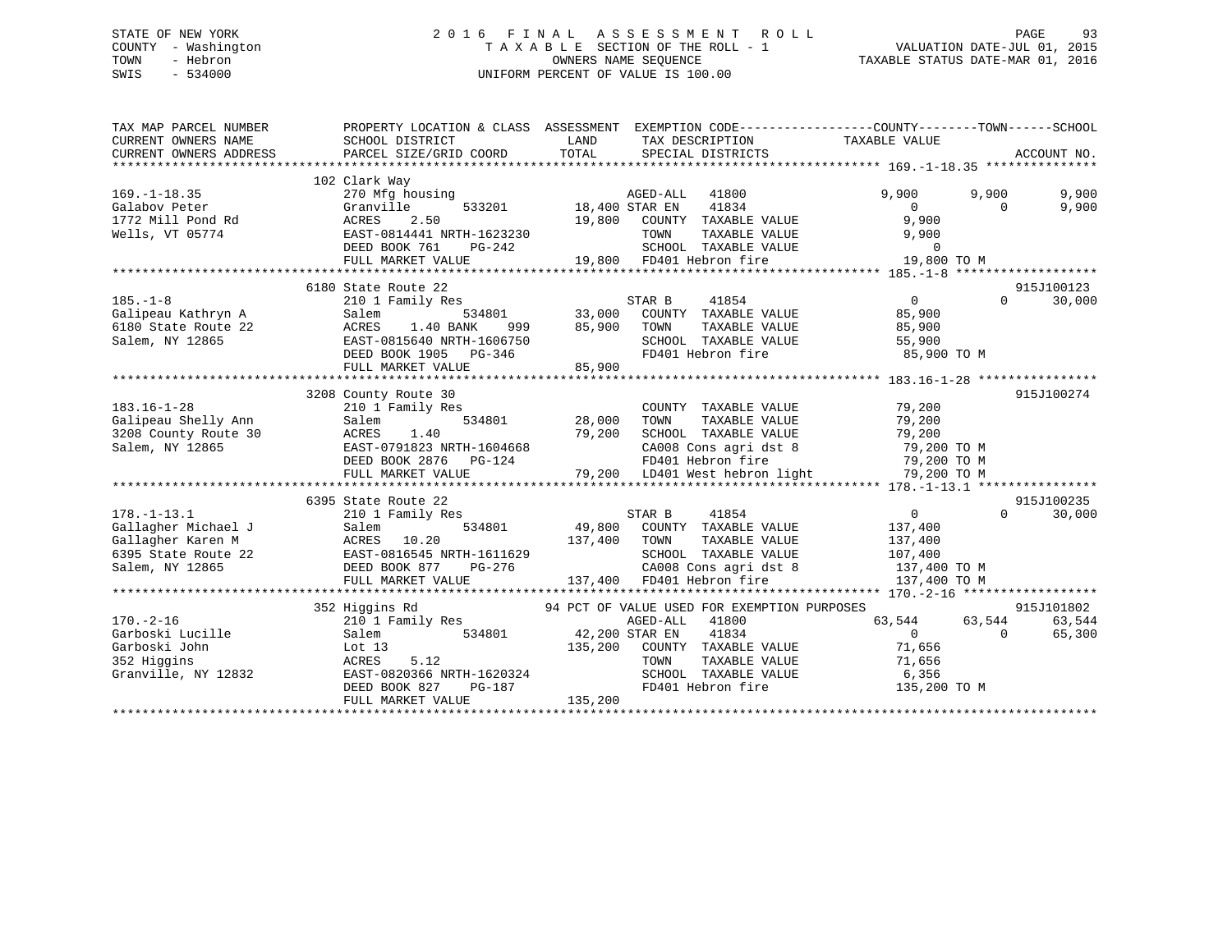STATE OF NEW YORK
COUNTY - Washington
TOWN - Hebron
SWIS - 534000

2016 FINAL ASSESSMENT ROLL
TAXABLE SECTION OF THE ROLL - 1
OWNERS NAME SEQUENCE
UNIFORM PERCENT OF VALUE IS 100.00

VALUATION DATE-JUL 01, 2015
TAXABLE STATUS DATE-MAR 01, 2016

```
TAX MAP PARCEL NUMBER          PROPERTY LOCATION & CLASS  ASSESSMENT  EXEMPTION CODE------------------COUNTY--------TOWN------SCHOOL
CURRENT OWNERS NAME            SCHOOL DISTRICT               LAND      TAX DESCRIPTION             TAXABLE VALUE
CURRENT OWNERS ADDRESS         PARCEL SIZE/GRID COORD        TOTAL     SPECIAL DISTRICTS                                   ACCOUNT NO.
******************************************************************************************************* 169.-1-18.35 ***************
                               102 Clark Way
169.-1-18.35                   270 Mfg housing                    AGED-ALL   41800             9,900       9,900       9,900
Galabov Peter                  Granville        533201      18,400 STAR EN    41834                 0           0       9,900
1772 Mill Pond Rd              ACRES    2.50                19,800   COUNTY  TAXABLE VALUE          9,900
Wells, VT 05774                EAST-0814441 NRTH-1623230              TOWN    TAXABLE VALUE          9,900
                               DEED BOOK 761    PG-242                SCHOOL  TAXABLE VALUE              0
                               FULL MARKET VALUE             19,800   FD401 Hebron fire             19,800 TO M
******************************************************************************************************* 185.-1-8 *******************
                               6180 State Route 22                                                               915J100123
185.-1-8                       210 1 Family Res                   STAR B     41854                 0           0      30,000
Galipeau Kathryn A             Salem            534801      33,000   COUNTY  TAXABLE VALUE         85,900
6180 State Route 22            ACRES    1.40 BANK    999    85,900   TOWN    TAXABLE VALUE         85,900
Salem, NY 12865                EAST-0815640 NRTH-1606750              SCHOOL  TAXABLE VALUE         55,900
                               DEED BOOK 1905   PG-346                FD401 Hebron fire             85,900 TO M
                               FULL MARKET VALUE             85,900
******************************************************************************************************* 183.16-1-28 ****************
                               3208 County Route 30                                                              915J100274
183.16-1-28                    210 1 Family Res                       COUNTY  TAXABLE VALUE         79,200
Galipeau Shelly Ann            Salem            534801      28,000   TOWN    TAXABLE VALUE         79,200
3208 County Route 30           ACRES    1.40                79,200   SCHOOL  TAXABLE VALUE         79,200
Salem, NY 12865                EAST-0791823 NRTH-1604668              CA008 Cons agri dst 8         79,200 TO M
                               DEED BOOK 2876   PG-124                FD401 Hebron fire             79,200 TO M
                               FULL MARKET VALUE             79,200   LD401 West hebron light       79,200 TO M
******************************************************************************************************* 178.-1-13.1 ****************
                               6395 State Route 22                                                               915J100235
178.-1-13.1                    210 1 Family Res                   STAR B     41854                 0           0      30,000
Gallagher Michael J            Salem            534801      49,800   COUNTY  TAXABLE VALUE        137,400
Gallagher Karen M              ACRES   10.20               137,400   TOWN    TAXABLE VALUE        137,400
6395 State Route 22            EAST-0816545 NRTH-1611629              SCHOOL  TAXABLE VALUE        107,400
Salem, NY 12865                DEED BOOK 877    PG-276                CA008 Cons agri dst 8        137,400 TO M
                               FULL MARKET VALUE            137,400   FD401 Hebron fire            137,400 TO M
******************************************************************************************************* 170.-2-16 ******************
                               352 Higgins Rd                     94 PCT OF VALUE USED FOR EXEMPTION PURPOSES          915J101802
170.-2-16                      210 1 Family Res                   AGED-ALL   41800            63,544      63,544      63,544
Garboski Lucille               Salem            534801      42,200 STAR EN    41834                 0           0      65,300
Garboski John                  Lot 13                      135,200   COUNTY  TAXABLE VALUE         71,656
352 Higgins                    ACRES    5.12                          TOWN    TAXABLE VALUE         71,656
Granville, NY 12832            EAST-0820366 NRTH-1620324              SCHOOL  TAXABLE VALUE          6,356
                               DEED BOOK 827    PG-187                FD401 Hebron fire            135,200 TO M
                               FULL MARKET VALUE            135,200
************************************************************************************************************************************
```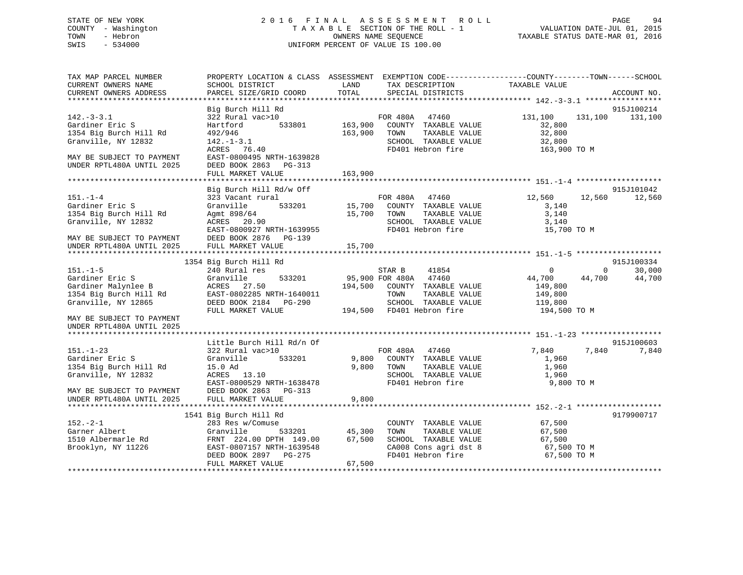STATE OF NEW YORK
COUNTY - Washington
TOWN - Hebron
SWIS - 534000

2016 FINAL ASSESSMENT ROLL
TAXABLE SECTION OF THE ROLL - 1
OWNERS NAME SEQUENCE
UNIFORM PERCENT OF VALUE IS 100.00

VALUATION DATE-JUL 01, 2015
TAXABLE STATUS DATE-MAR 01, 2016

```
TAX MAP PARCEL NUMBER          PROPERTY LOCATION & CLASS  ASSESSMENT  EXEMPTION CODE------------------COUNTY--------TOWN------SCHOOL
CURRENT OWNERS NAME            SCHOOL DISTRICT              LAND      TAX DESCRIPTION            TAXABLE VALUE
CURRENT OWNERS ADDRESS         PARCEL SIZE/GRID COORD       TOTAL     SPECIAL DISTRICTS                                    ACCOUNT NO.
******************************************************************************************************* 142.-3-3.1 *****************
                               Big Burch Hill Rd                                                                          915J100214
142.-3-3.1                     322 Rural vac>10                 FOR 480A  47460              131,100     131,100     131,100
Gardiner Eric S                Hartford        533801    163,900   COUNTY  TAXABLE VALUE           32,800
1354 Big Burch Hill Rd         492/946                   163,900   TOWN    TAXABLE VALUE           32,800
Granville, NY 12832            142.-1-3.1                          SCHOOL  TAXABLE VALUE           32,800
                               ACRES  76.40                        FD401 Hebron fire              163,900 TO M
MAY BE SUBJECT TO PAYMENT      EAST-0800495 NRTH-1639828
UNDER RPTL480A UNTIL 2025      DEED BOOK 2863   PG-313
                               FULL MARKET VALUE         163,900
******************************************************************************************************* 151.-1-4 *******************
                               Big Burch Hill Rd/w Off                                                                    915J101042
151.-1-4                       323 Vacant rural                 FOR 480A  47460               12,560      12,560      12,560
Gardiner Eric S                Granville       533201     15,700   COUNTY  TAXABLE VALUE            3,140
1354 Big Burch Hill Rd         Agmt 898/64                15,700   TOWN    TAXABLE VALUE            3,140
Granville, NY 12832            ACRES  20.90                        SCHOOL  TAXABLE VALUE            3,140
                               EAST-0800927 NRTH-1639955           FD401 Hebron fire               15,700 TO M
MAY BE SUBJECT TO PAYMENT      DEED BOOK 2876   PG-139
UNDER RPTL480A UNTIL 2025      FULL MARKET VALUE          15,700
******************************************************************************************************* 151.-1-5 *******************
                          1354 Big Burch Hill Rd                                                                          915J100334
151.-1-5                       240 Rural res                    STAR B    41854                    0           0      30,000
Gardiner Eric S                Granville       533201     95,900 FOR 480A  47460               44,700      44,700      44,700
Gardiner Malynlee B            ACRES  27.50              194,500   COUNTY  TAXABLE VALUE          149,800
1354 Big Burch Hill Rd         EAST-0802285 NRTH-1640011           TOWN    TAXABLE VALUE          149,800
Granville, NY 12865            DEED BOOK 2184   PG-290             SCHOOL  TAXABLE VALUE          119,800
                               FULL MARKET VALUE         194,500   FD401 Hebron fire              194,500 TO M
MAY BE SUBJECT TO PAYMENT
UNDER RPTL480A UNTIL 2025
******************************************************************************************************* 151.-1-23 ******************
                               Little Burch Hill Rd/n Of                                                                  915J100603
151.-1-23                      322 Rural vac>10                 FOR 480A  47460                7,840       7,840       7,840
Gardiner Eric S                Granville       533201      9,800   COUNTY  TAXABLE VALUE            1,960
1354 Big Burch Hill Rd         15.0 Ad                     9,800   TOWN    TAXABLE VALUE            1,960
Granville, NY 12832            ACRES  13.10                        SCHOOL  TAXABLE VALUE            1,960
                               EAST-0800529 NRTH-1638478           FD401 Hebron fire                9,800 TO M
MAY BE SUBJECT TO PAYMENT      DEED BOOK 2863   PG-313
UNDER RPTL480A UNTIL 2025      FULL MARKET VALUE           9,800
******************************************************************************************************* 152.-2-1 *******************
                          1541 Big Burch Hill Rd                                                                          9179900717
152.-2-1                       283 Res w/Comuse                    COUNTY  TAXABLE VALUE           67,500
Garner Albert                  Granville       533201     45,300   TOWN    TAXABLE VALUE           67,500
1510 Albermarle Rd             FRNT 224.00 DPTH 149.00    67,500   SCHOOL  TAXABLE VALUE           67,500
Brooklyn, NY 11226             EAST-0807157 NRTH-1639548           CA008 Cons agri dst 8           67,500 TO M
                               DEED BOOK 2897   PG-275             FD401 Hebron fire               67,500 TO M
                               FULL MARKET VALUE          67,500
************************************************************************************************************************************
```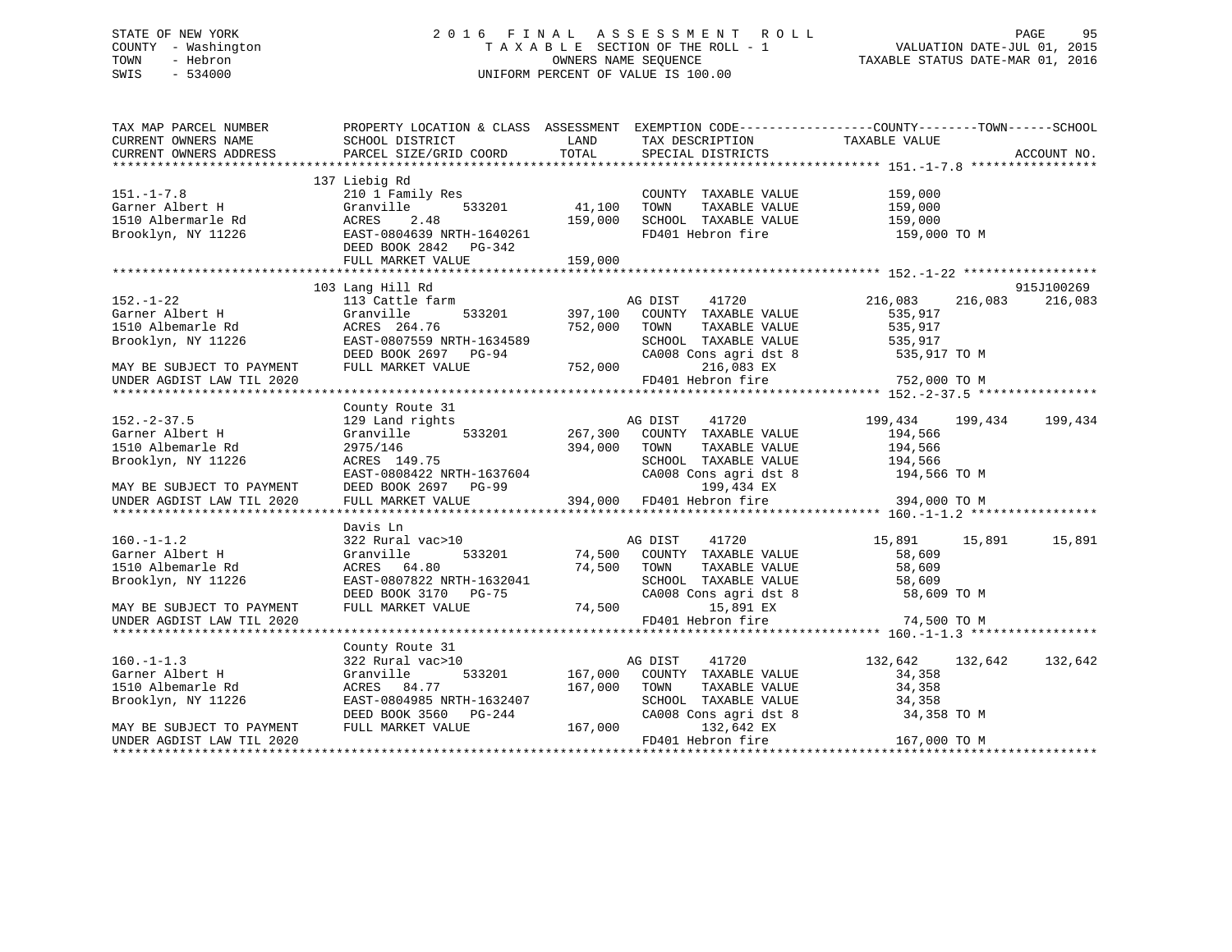STATE OF NEW YORK
COUNTY - Washington
TOWN - Hebron
SWIS - 534000

2016 FINAL ASSESSMENT ROLL
TAXABLE SECTION OF THE ROLL - 1
OWNERS NAME SEQUENCE
UNIFORM PERCENT OF VALUE IS 100.00

VALUATION DATE-JUL 01, 2015
TAXABLE STATUS DATE-MAR 01, 2016

```
TAX MAP PARCEL NUMBER        PROPERTY LOCATION & CLASS  ASSESSMENT  EXEMPTION CODE------------------COUNTY--------TOWN------SCHOOL
CURRENT OWNERS NAME          SCHOOL DISTRICT               LAND      TAX DESCRIPTION              TAXABLE VALUE
CURRENT OWNERS ADDRESS       PARCEL SIZE/GRID COORD        TOTAL     SPECIAL DISTRICTS                                      ACCOUNT NO.
******************************************************************************************************* 151.-1-7.8 *****************
                             137 Liebig Rd
151.-1-7.8                   210 1 Family Res                        COUNTY  TAXABLE VALUE          159,000
Garner Albert H              Granville       533201        41,100    TOWN    TAXABLE VALUE          159,000
1510 Albermarle Rd           ACRES    2.48                159,000    SCHOOL  TAXABLE VALUE          159,000
Brooklyn, NY 11226           EAST-0804639 NRTH-1640261               FD401 Hebron fire              159,000 TO M
                             DEED BOOK 2842   PG-342
                             FULL MARKET VALUE            159,000
******************************************************************************************************* 152.-1-22 ******************
                             103 Lang Hill Rd                                                                           915J100269
152.-1-22                    113 Cattle farm                         AG DIST     41720          216,083    216,083     216,083
Garner Albert H              Granville       533201       397,100    COUNTY  TAXABLE VALUE          535,917
1510 Albemarle Rd            ACRES  264.76                752,000    TOWN    TAXABLE VALUE          535,917
Brooklyn, NY 11226           EAST-0807559 NRTH-1634589               SCHOOL  TAXABLE VALUE          535,917
                             DEED BOOK 2697   PG-94                  CA008 Cons agri dst 8          535,917 TO M
MAY BE SUBJECT TO PAYMENT    FULL MARKET VALUE            752,000        216,083 EX
UNDER AGDIST LAW TIL 2020                                            FD401 Hebron fire              752,000 TO M
******************************************************************************************************* 152.-2-37.5 ****************
                             County Route 31
152.-2-37.5                  129 Land rights                         AG DIST     41720          199,434    199,434     199,434
Garner Albert H              Granville       533201       267,300    COUNTY  TAXABLE VALUE          194,566
1510 Albemarle Rd            2975/146                     394,000    TOWN    TAXABLE VALUE          194,566
Brooklyn, NY 11226           ACRES  149.75                           SCHOOL  TAXABLE VALUE          194,566
                             EAST-0808422 NRTH-1637604               CA008 Cons agri dst 8          194,566 TO M
MAY BE SUBJECT TO PAYMENT    DEED BOOK 2697   PG-99                      199,434 EX
UNDER AGDIST LAW TIL 2020    FULL MARKET VALUE            394,000    FD401 Hebron fire              394,000 TO M
******************************************************************************************************* 160.-1-1.2 *****************
                             Davis Ln
160.-1-1.2                   322 Rural vac>10                        AG DIST     41720           15,891     15,891      15,891
Garner Albert H              Granville       533201        74,500    COUNTY  TAXABLE VALUE           58,609
1510 Albemarle Rd            ACRES   64.80                 74,500    TOWN    TAXABLE VALUE           58,609
Brooklyn, NY 11226           EAST-0807822 NRTH-1632041               SCHOOL  TAXABLE VALUE           58,609
                             DEED BOOK 3170   PG-75                  CA008 Cons agri dst 8           58,609 TO M
MAY BE SUBJECT TO PAYMENT    FULL MARKET VALUE             74,500         15,891 EX
UNDER AGDIST LAW TIL 2020                                            FD401 Hebron fire               74,500 TO M
******************************************************************************************************* 160.-1-1.3 *****************
                             County Route 31
160.-1-1.3                   322 Rural vac>10                        AG DIST     41720          132,642    132,642     132,642
Garner Albert H              Granville       533201       167,000    COUNTY  TAXABLE VALUE           34,358
1510 Albemarle Rd            ACRES   84.77                167,000    TOWN    TAXABLE VALUE           34,358
Brooklyn, NY 11226           EAST-0804985 NRTH-1632407               SCHOOL  TAXABLE VALUE           34,358
                             DEED BOOK 3560   PG-244                 CA008 Cons agri dst 8           34,358 TO M
MAY BE SUBJECT TO PAYMENT    FULL MARKET VALUE            167,000        132,642 EX
UNDER AGDIST LAW TIL 2020                                            FD401 Hebron fire              167,000 TO M
************************************************************************************************************************************
```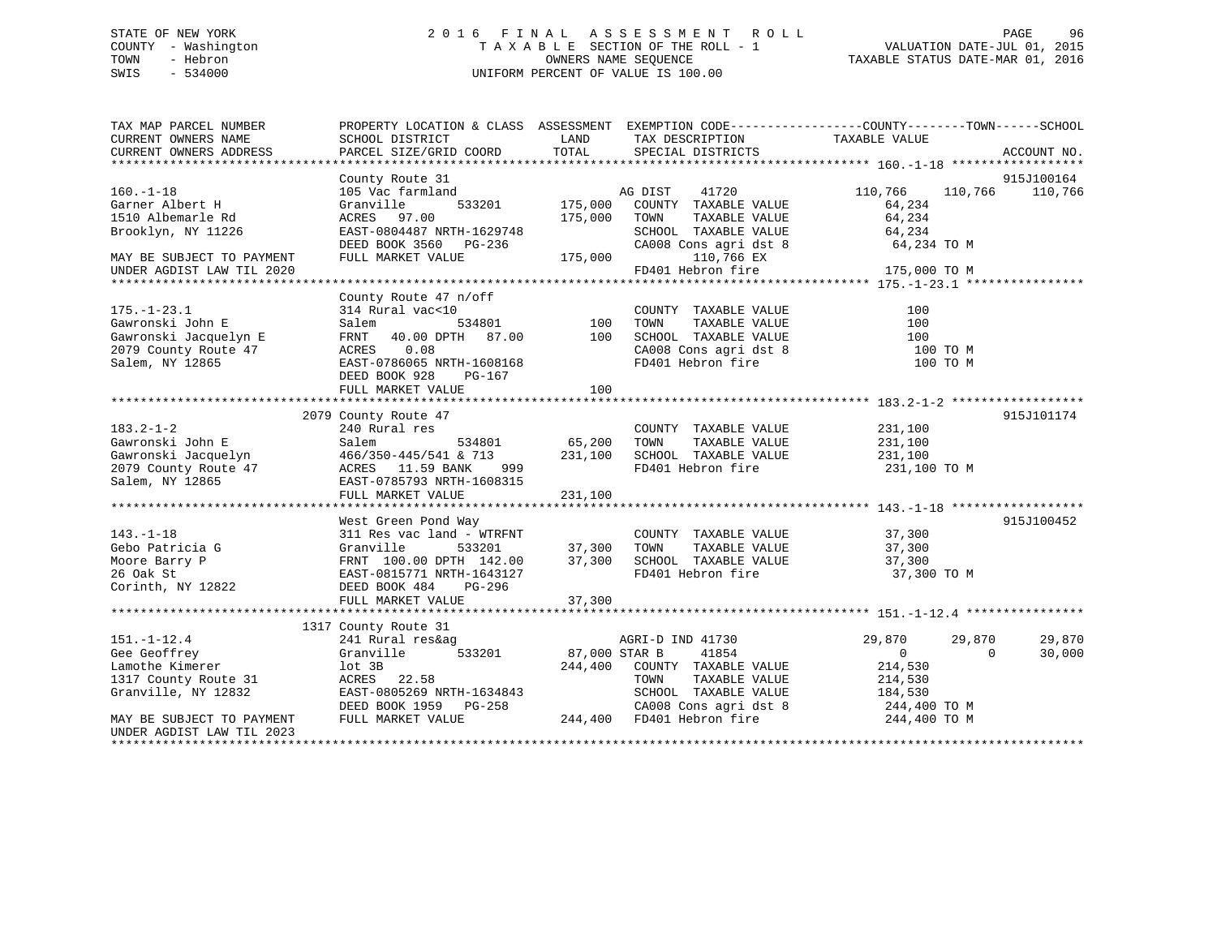STATE OF NEW YORK
COUNTY - Washington
TOWN - Hebron
SWIS - 534000

2016 FINAL ASSESSMENT ROLL
TAXABLE SECTION OF THE ROLL - 1
OWNERS NAME SEQUENCE
UNIFORM PERCENT OF VALUE IS 100.00

VALUATION DATE-JUL 01, 2015
TAXABLE STATUS DATE-MAR 01, 2016

| TAX MAP PARCEL NUMBER<br>CURRENT OWNERS NAME<br>CURRENT OWNERS ADDRESS | PROPERTY LOCATION & CLASS<br>SCHOOL DISTRICT<br>PARCEL SIZE/GRID COORD | ASSESSMENT<br>LAND<br>TOTAL | EXEMPTION CODE<br>TAX DESCRIPTION<br>SPECIAL DISTRICTS | COUNTY | TOWN | SCHOOL<br>TAXABLE VALUE<br>ACCOUNT NO. |
|---|---|---|---|---|---|---|
| **160.-1-18** | County Route 31 | | | | | 915J100164 |
| 160.-1-18 | 105 Vac farmland | | AG DIST 41720 | 110,766 | 110,766 | 110,766 |
| Garner Albert H | Granville 533201 | 175,000 | COUNTY TAXABLE VALUE | 64,234 | | |
| 1510 Albemarle Rd | ACRES 97.00 | 175,000 | TOWN TAXABLE VALUE | 64,234 | | |
| Brooklyn, NY 11226 | EAST-0804487 NRTH-1629748 | | SCHOOL TAXABLE VALUE | 64,234 | | |
| | DEED BOOK 3560 PG-236 | | CA008 Cons agri dst 8 | 64,234 TO M | | |
| MAY BE SUBJECT TO PAYMENT | FULL MARKET VALUE | 175,000 | 110,766 EX | | | |
| UNDER AGDIST LAW TIL 2020 | | | FD401 Hebron fire | 175,000 TO M | | |
| **175.-1-23.1** | County Route 47 n/off | | | | | |
| 175.-1-23.1 | 314 Rural vac<10 | | COUNTY TAXABLE VALUE | 100 | | |
| Gawronski John E | Salem 534801 | 100 | TOWN TAXABLE VALUE | 100 | | |
| Gawronski Jacquelyn E | FRNT 40.00 DPTH 87.00 | 100 | SCHOOL TAXABLE VALUE | 100 | | |
| 2079 County Route 47 | ACRES 0.08 | | CA008 Cons agri dst 8 | 100 TO M | | |
| Salem, NY 12865 | EAST-0786065 NRTH-1608168 | | FD401 Hebron fire | 100 TO M | | |
| | DEED BOOK 928 PG-167 | | | | | |
| | FULL MARKET VALUE | 100 | | | | |
| **183.2-1-2** | 2079 County Route 47 | | | | | 915J101174 |
| 183.2-1-2 | 240 Rural res | | COUNTY TAXABLE VALUE | 231,100 | | |
| Gawronski John E | Salem 534801 | 65,200 | TOWN TAXABLE VALUE | 231,100 | | |
| Gawronski Jacquelyn | 466/350-445/541 & 713 | 231,100 | SCHOOL TAXABLE VALUE | 231,100 | | |
| 2079 County Route 47 | ACRES 11.59 BANK 999 | | FD401 Hebron fire | 231,100 TO M | | |
| Salem, NY 12865 | EAST-0785793 NRTH-1608315 | | | | | |
| | FULL MARKET VALUE | 231,100 | | | | |
| **143.-1-18** | West Green Pond Way | | | | | 915J100452 |
| 143.-1-18 | 311 Res vac land - WTRFNT | | COUNTY TAXABLE VALUE | 37,300 | | |
| Gebo Patricia G | Granville 533201 | 37,300 | TOWN TAXABLE VALUE | 37,300 | | |
| Moore Barry P | FRNT 100.00 DPTH 142.00 | 37,300 | SCHOOL TAXABLE VALUE | 37,300 | | |
| 26 Oak St | EAST-0815771 NRTH-1643127 | | FD401 Hebron fire | 37,300 TO M | | |
| Corinth, NY 12822 | DEED BOOK 484 PG-296 | | | | | |
| | FULL MARKET VALUE | 37,300 | | | | |
| **151.-1-12.4** | 1317 County Route 31 | | | | | |
| 151.-1-12.4 | 241 Rural res&ag | | AGRI-D IND 41730 | 29,870 | 29,870 | 29,870 |
| Gee Geoffrey | Granville 533201 | 87,000 | STAR B 41854 | 0 | 0 | 30,000 |
| Lamothe Kimerer | lot 3B | 244,400 | COUNTY TAXABLE VALUE | 214,530 | | |
| 1317 County Route 31 | ACRES 22.58 | | TOWN TAXABLE VALUE | 214,530 | | |
| Granville, NY 12832 | EAST-0805269 NRTH-1634843 | | SCHOOL TAXABLE VALUE | 184,530 | | |
| | DEED BOOK 1959 PG-258 | | CA008 Cons agri dst 8 | 244,400 TO M | | |
| MAY BE SUBJECT TO PAYMENT | FULL MARKET VALUE | 244,400 | FD401 Hebron fire | 244,400 TO M | | |
| UNDER AGDIST LAW TIL 2023 | | | | | | |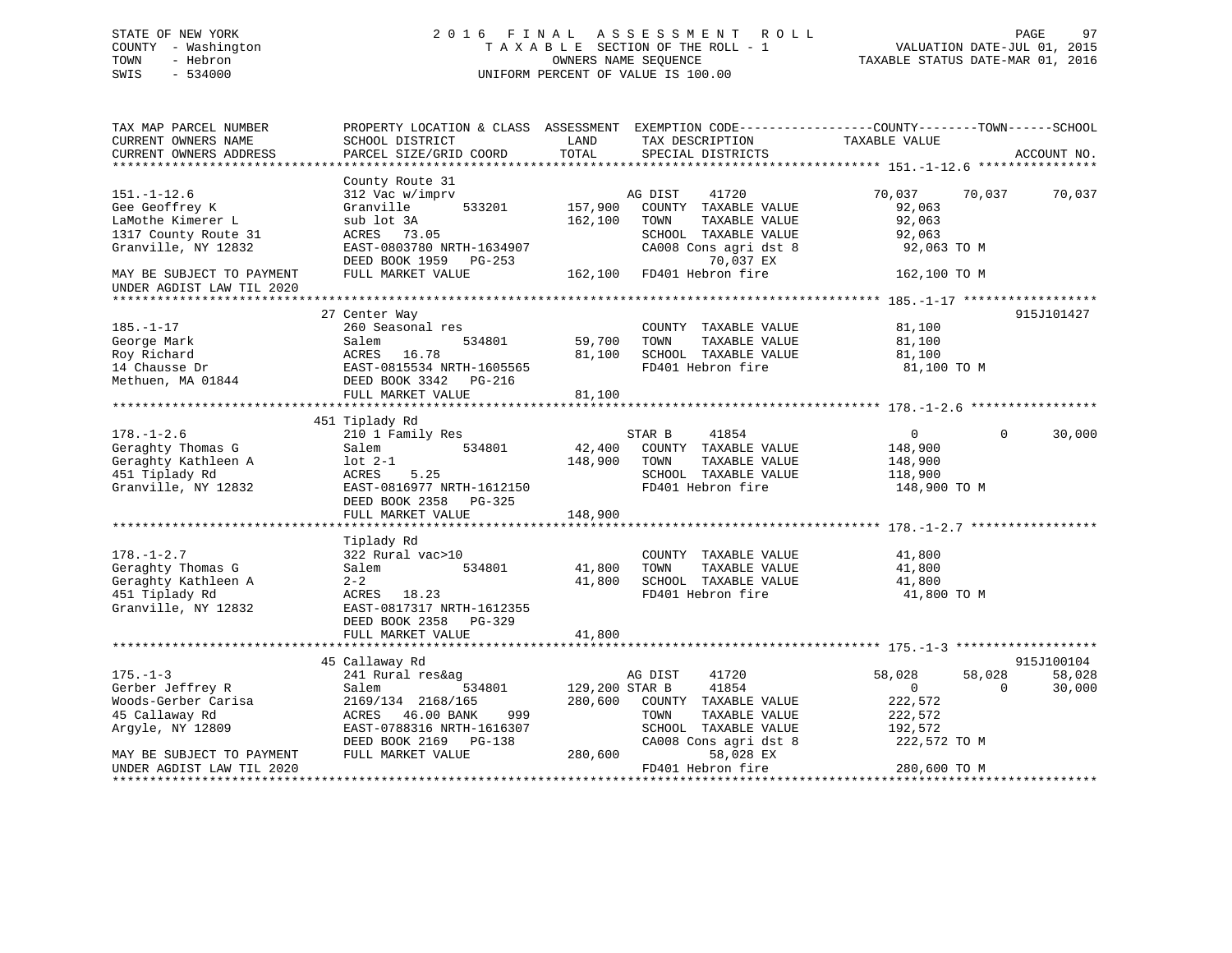STATE OF NEW YORK
COUNTY - Washington
TOWN - Hebron
SWIS - 534000

2016 FINAL ASSESSMENT ROLL
TAXABLE SECTION OF THE ROLL - 1
OWNERS NAME SEQUENCE
UNIFORM PERCENT OF VALUE IS 100.00

VALUATION DATE-JUL 01, 2015
TAXABLE STATUS DATE-MAR 01, 2016

```
TAX MAP PARCEL NUMBER          PROPERTY LOCATION & CLASS  ASSESSMENT  EXEMPTION CODE------------------COUNTY--------TOWN------SCHOOL
CURRENT OWNERS NAME            SCHOOL DISTRICT               LAND      TAX DESCRIPTION              TAXABLE VALUE
CURRENT OWNERS ADDRESS         PARCEL SIZE/GRID COORD        TOTAL     SPECIAL DISTRICTS                                    ACCOUNT NO.
****************************************************************************************************** 151.-1-12.6 ****************
                               County Route 31
151.-1-12.6                    312 Vac w/imprv                    AG DIST     41720           70,037     70,037      70,037
Gee Geoffrey K                 Granville        533201    157,900   COUNTY  TAXABLE VALUE       92,063
LaMothe Kimerer L              sub lot 3A                 162,100   TOWN    TAXABLE VALUE       92,063
1317 County Route 31           ACRES   73.05                        SCHOOL  TAXABLE VALUE       92,063
Granville, NY 12832            EAST-0803780 NRTH-1634907            CA008 Cons agri dst 8        92,063 TO M
                               DEED BOOK 1959   PG-253                    70,037 EX
MAY BE SUBJECT TO PAYMENT      FULL MARKET VALUE          162,100   FD401 Hebron fire           162,100 TO M
UNDER AGDIST LAW TIL 2020
****************************************************************************************************** 185.-1-17 ******************
                               27 Center Way                                                                        915J101427
185.-1-17                      260 Seasonal res                     COUNTY  TAXABLE VALUE       81,100
George Mark                    Salem            534801     59,700   TOWN    TAXABLE VALUE       81,100
Roy Richard                    ACRES   16.78               81,100   SCHOOL  TAXABLE VALUE       81,100
14 Chausse Dr                  EAST-0815534 NRTH-1605565            FD401 Hebron fire            81,100 TO M
Methuen, MA 01844              DEED BOOK 3342   PG-216
                               FULL MARKET VALUE           81,100
****************************************************************************************************** 178.-1-2.6 *****************
                               451 Tiplady Rd
178.-1-2.6                     210 1 Family Res                   STAR B      41854                0          0      30,000
Geraghty Thomas G              Salem            534801     42,400   COUNTY  TAXABLE VALUE      148,900
Geraghty Kathleen A            lot 2-1                    148,900   TOWN    TAXABLE VALUE      148,900
451 Tiplady Rd                 ACRES    5.25                        SCHOOL  TAXABLE VALUE      118,900
Granville, NY 12832            EAST-0816977 NRTH-1612150            FD401 Hebron fire           148,900 TO M
                               DEED BOOK 2358   PG-325
                               FULL MARKET VALUE          148,900
****************************************************************************************************** 178.-1-2.7 *****************
                               Tiplady Rd
178.-1-2.7                     322 Rural vac>10                     COUNTY  TAXABLE VALUE       41,800
Geraghty Thomas G              Salem            534801     41,800   TOWN    TAXABLE VALUE       41,800
Geraghty Kathleen A            2-2                         41,800   SCHOOL  TAXABLE VALUE       41,800
451 Tiplady Rd                 ACRES   18.23                        FD401 Hebron fire            41,800 TO M
Granville, NY 12832            EAST-0817317 NRTH-1612355
                               DEED BOOK 2358   PG-329
                               FULL MARKET VALUE           41,800
****************************************************************************************************** 175.-1-3 *******************
                               45 Callaway Rd                                                                       915J100104
175.-1-3                       241 Rural res&ag                   AG DIST     41720           58,028     58,028      58,028
Gerber Jeffrey R               Salem            534801    129,200 STAR B      41854                0          0      30,000
Woods-Gerber Carisa            2169/134 2168/165          280,600   COUNTY  TAXABLE VALUE      222,572
45 Callaway Rd                 ACRES   46.00 BANK    999            TOWN    TAXABLE VALUE      222,572
Argyle, NY 12809               EAST-0788316 NRTH-1616307            SCHOOL  TAXABLE VALUE      192,572
                               DEED BOOK 2169   PG-138              CA008 Cons agri dst 8       222,572 TO M
MAY BE SUBJECT TO PAYMENT      FULL MARKET VALUE          280,600         58,028 EX
UNDER AGDIST LAW TIL 2020                                           FD401 Hebron fire           280,600 TO M
************************************************************************************************************************************
```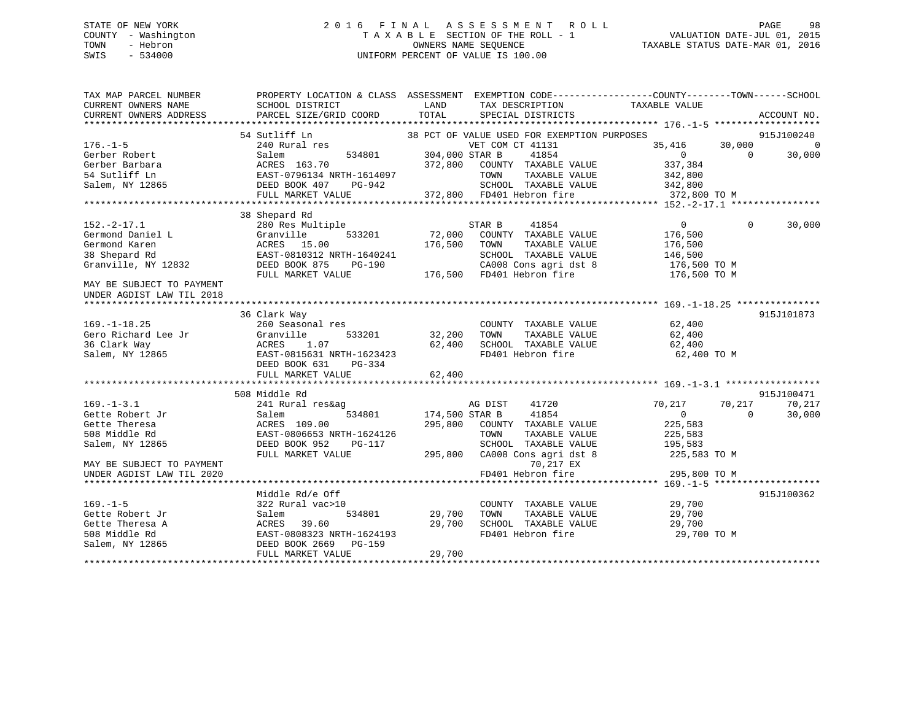STATE OF NEW YORK
COUNTY - Washington
TOWN - Hebron
SWIS - 534000

2 0 1 6 F I N A L A S S E S S M E N T R O L L
T A X A B L E SECTION OF THE ROLL - 1
OWNERS NAME SEQUENCE
UNIFORM PERCENT OF VALUE IS 100.00

VALUATION DATE-JUL 01, 2015
TAXABLE STATUS DATE-MAR 01, 2016

```
TAX MAP PARCEL NUMBER          PROPERTY LOCATION & CLASS  ASSESSMENT  EXEMPTION CODE------------------COUNTY--------TOWN------SCHOOL
CURRENT OWNERS NAME            SCHOOL DISTRICT              LAND      TAX DESCRIPTION             TAXABLE VALUE
CURRENT OWNERS ADDRESS         PARCEL SIZE/GRID COORD       TOTAL     SPECIAL DISTRICTS                                      ACCOUNT NO.
******************************************************************************************************* 176.-1-5 *******************
                               54 Sutliff Ln                  38 PCT OF VALUE USED FOR EXEMPTION PURPOSES                      915J100240
176.-1-5                       240 Rural res                           VET COM CT 41131              35,416      30,000          0
Gerber Robert                  Salem            534801     304,000 STAR B     41854                    0           0        30,000
Gerber Barbara                 ACRES  163.70                372,800   COUNTY  TAXABLE VALUE          337,384
54 Sutliff Ln                  EAST-0796134 NRTH-1614097              TOWN    TAXABLE VALUE          342,800
Salem, NY 12865                DEED BOOK 407    PG-942                SCHOOL  TAXABLE VALUE          342,800
                               FULL MARKET VALUE           372,800   FD401 Hebron fire               372,800 TO M
******************************************************************************************************* 152.-2-17.1 ****************
                               38 Shepard Rd
152.-2-17.1                    280 Res Multiple                        STAR B     41854                    0           0        30,000
Germond Daniel L               Granville        533201      72,000    COUNTY  TAXABLE VALUE          176,500
Germond Karen                  ACRES   15.00                176,500   TOWN    TAXABLE VALUE          176,500
38 Shepard Rd                  EAST-0810312 NRTH-1640241              SCHOOL  TAXABLE VALUE          146,500
Granville, NY 12832            DEED BOOK 875    PG-190                CA008 Cons agri dst 8           176,500 TO M
                               FULL MARKET VALUE           176,500   FD401 Hebron fire               176,500 TO M
MAY BE SUBJECT TO PAYMENT
UNDER AGDIST LAW TIL 2018
******************************************************************************************************* 169.-1-18.25 ***************
                               36 Clark Way                                                                               915J101873
169.-1-18.25                   260 Seasonal res                        COUNTY  TAXABLE VALUE           62,400
Gero Richard Lee Jr            Granville        533201      32,200    TOWN    TAXABLE VALUE           62,400
36 Clark Way                   ACRES    1.07                 62,400   SCHOOL  TAXABLE VALUE           62,400
Salem, NY 12865                EAST-0815631 NRTH-1623423              FD401 Hebron fire                62,400 TO M
                               DEED BOOK 631    PG-334
                               FULL MARKET VALUE            62,400
******************************************************************************************************* 169.-1-3.1 *****************
                               508 Middle Rd                                                                              915J100471
169.-1-3.1                     241 Rural res&ag                        AG DIST    41720               70,217      70,217     70,217
Gette Robert Jr                Salem            534801     174,500 STAR B     41854                    0           0        30,000
Gette Theresa                  ACRES  109.00                295,800   COUNTY  TAXABLE VALUE          225,583
508 Middle Rd                  EAST-0806653 NRTH-1624126              TOWN    TAXABLE VALUE          225,583
Salem, NY 12865                DEED BOOK 952    PG-117                SCHOOL  TAXABLE VALUE          195,583
                               FULL MARKET VALUE           295,800   CA008 Cons agri dst 8           225,583 TO M
MAY BE SUBJECT TO PAYMENT                                                      70,217 EX
UNDER AGDIST LAW TIL 2020                                             FD401 Hebron fire               295,800 TO M
******************************************************************************************************* 169.-1-5 *******************
                               Middle Rd/e Off                                                                            915J100362
169.-1-5                       322 Rural vac>10                        COUNTY  TAXABLE VALUE           29,700
Gette Robert Jr                Salem            534801      29,700    TOWN    TAXABLE VALUE           29,700
Gette Theresa A                ACRES   39.60                 29,700   SCHOOL  TAXABLE VALUE           29,700
508 Middle Rd                  EAST-0808323 NRTH-1624193              FD401 Hebron fire                29,700 TO M
Salem, NY 12865                DEED BOOK 2669   PG-159
                               FULL MARKET VALUE            29,700
************************************************************************************************************************************
```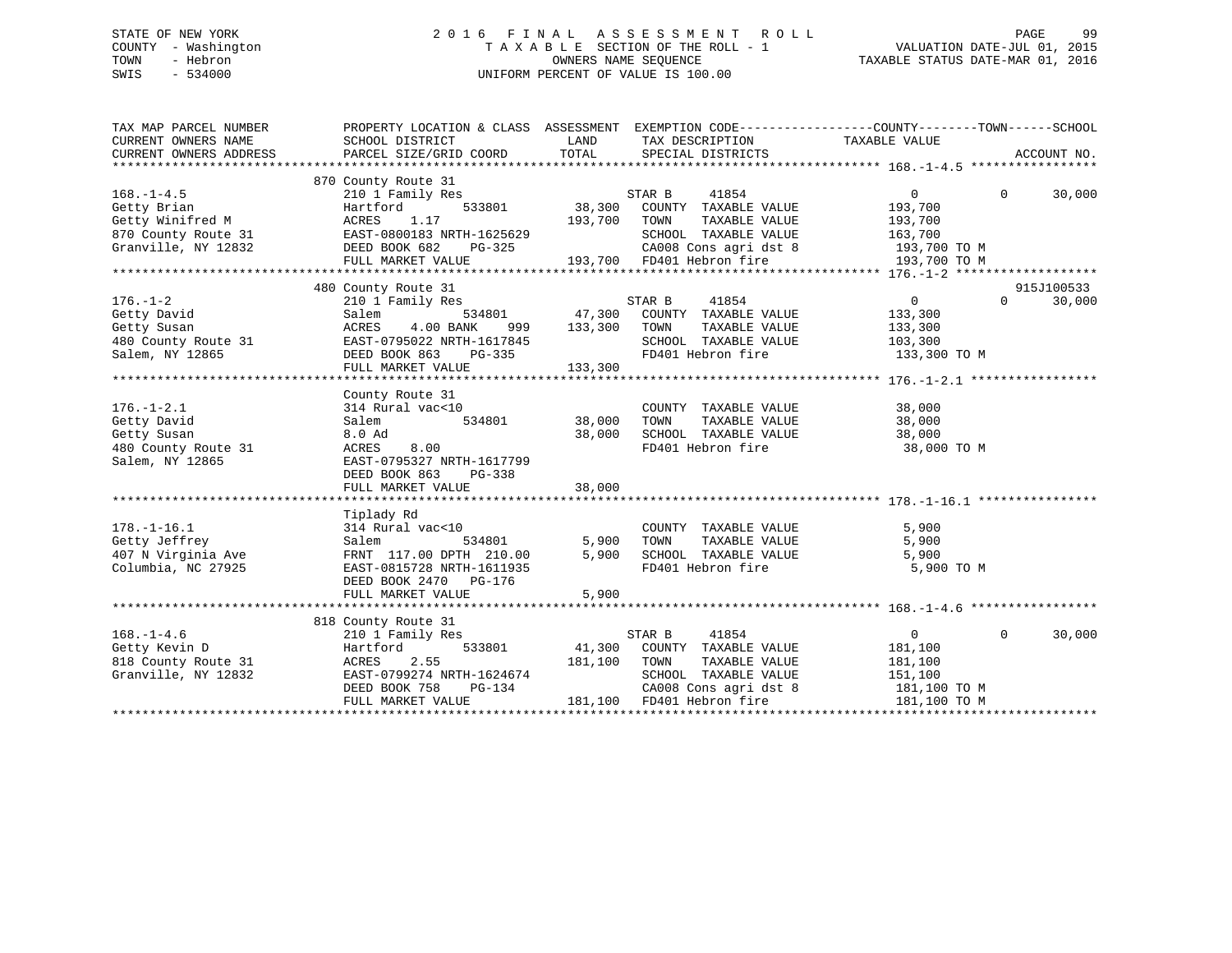STATE OF NEW YORK
COUNTY - Washington
TOWN - Hebron
SWIS - 534000

2016 FINAL ASSESSMENT ROLL
TAXABLE SECTION OF THE ROLL - 1
OWNERS NAME SEQUENCE
UNIFORM PERCENT OF VALUE IS 100.00

VALUATION DATE-JUL 01, 2015
TAXABLE STATUS DATE-MAR 01, 2016

| TAX MAP PARCEL NUMBER / CURRENT OWNERS NAME / CURRENT OWNERS ADDRESS | PROPERTY LOCATION & CLASS / SCHOOL DISTRICT / PARCEL SIZE/GRID COORD | ASSESSMENT LAND / TOTAL | EXEMPTION CODE / TAX DESCRIPTION / SPECIAL DISTRICTS | COUNTY / TOWN / SCHOOL TAXABLE VALUE | ACCOUNT NO. |
|---|---|---|---|---|---|
| **168.-1-4.5** | 870 County Route 31 | | | | |
| 168.-1-4.5 | 210 1 Family Res | | STAR B 41854 | 0 0 30,000 | |
| Getty Brian | Hartford 533801 | 38,300 | COUNTY TAXABLE VALUE | 193,700 | |
| Getty Winifred M | ACRES 1.17 | 193,700 | TOWN TAXABLE VALUE | 193,700 | |
| 870 County Route 31 | EAST-0800183 NRTH-1625629 | | SCHOOL TAXABLE VALUE | 163,700 | |
| Granville, NY 12832 | DEED BOOK 682 PG-325 | | CA008 Cons agri dst 8 | 193,700 TO M | |
| | FULL MARKET VALUE | 193,700 | FD401 Hebron fire | 193,700 TO M | |
| **176.-1-2** | 480 County Route 31 | | | | 915J100533 |
| 176.-1-2 | 210 1 Family Res | | STAR B 41854 | 0 0 30,000 | |
| Getty David | Salem 534801 | 47,300 | COUNTY TAXABLE VALUE | 133,300 | |
| Getty Susan | ACRES 4.00 BANK 999 | 133,300 | TOWN TAXABLE VALUE | 133,300 | |
| 480 County Route 31 | EAST-0795022 NRTH-1617845 | | SCHOOL TAXABLE VALUE | 103,300 | |
| Salem, NY 12865 | DEED BOOK 863 PG-335 | | FD401 Hebron fire | 133,300 TO M | |
| | FULL MARKET VALUE | 133,300 | | | |
| **176.-1-2.1** | County Route 31 | | | | |
| 176.-1-2.1 | 314 Rural vac<10 | | COUNTY TAXABLE VALUE | 38,000 | |
| Getty David | Salem 534801 | 38,000 | TOWN TAXABLE VALUE | 38,000 | |
| Getty Susan | 8.0 Ad | 38,000 | SCHOOL TAXABLE VALUE | 38,000 | |
| 480 County Route 31 | ACRES 8.00 | | FD401 Hebron fire | 38,000 TO M | |
| Salem, NY 12865 | EAST-0795327 NRTH-1617799 | | | | |
| | DEED BOOK 863 PG-338 | | | | |
| | FULL MARKET VALUE | 38,000 | | | |
| **178.-1-16.1** | Tiplady Rd | | | | |
| 178.-1-16.1 | 314 Rural vac<10 | | COUNTY TAXABLE VALUE | 5,900 | |
| Getty Jeffrey | Salem 534801 | 5,900 | TOWN TAXABLE VALUE | 5,900 | |
| 407 N Virginia Ave | FRNT 117.00 DPTH 210.00 | 5,900 | SCHOOL TAXABLE VALUE | 5,900 | |
| Columbia, NC 27925 | EAST-0815728 NRTH-1611935 | | FD401 Hebron fire | 5,900 TO M | |
| | DEED BOOK 2470 PG-176 | | | | |
| | FULL MARKET VALUE | 5,900 | | | |
| **168.-1-4.6** | 818 County Route 31 | | | | |
| 168.-1-4.6 | 210 1 Family Res | | STAR B 41854 | 0 0 30,000 | |
| Getty Kevin D | Hartford 533801 | 41,300 | COUNTY TAXABLE VALUE | 181,100 | |
| 818 County Route 31 | ACRES 2.55 | 181,100 | TOWN TAXABLE VALUE | 181,100 | |
| Granville, NY 12832 | EAST-0799274 NRTH-1624674 | | SCHOOL TAXABLE VALUE | 151,100 | |
| | DEED BOOK 758 PG-134 | | CA008 Cons agri dst 8 | 181,100 TO M | |
| | FULL MARKET VALUE | 181,100 | FD401 Hebron fire | 181,100 TO M | |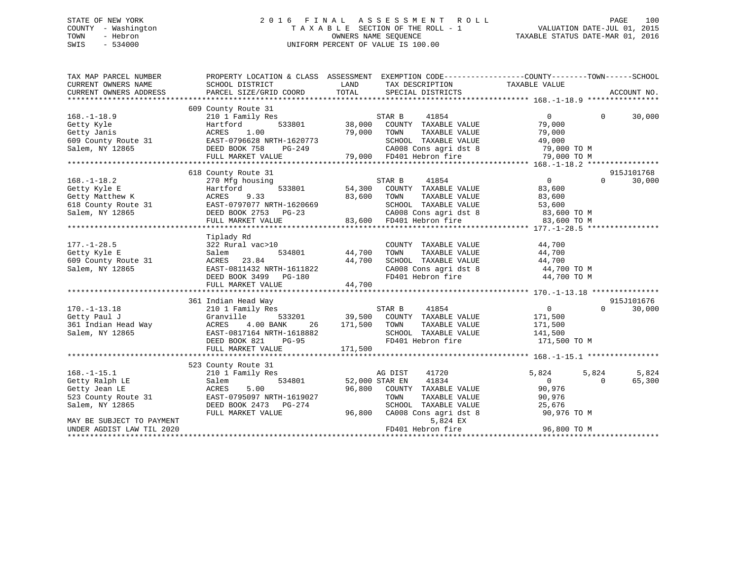STATE OF NEW YORK
COUNTY - Washington
TOWN - Hebron
SWIS - 534000

# 2016 FINAL ASSESSMENT ROLL

TAXABLE SECTION OF THE ROLL - 1
OWNERS NAME SEQUENCE
UNIFORM PERCENT OF VALUE IS 100.00

VALUATION DATE-JUL 01, 2015
TAXABLE STATUS DATE-MAR 01, 2016

```
TAX MAP PARCEL NUMBER          PROPERTY LOCATION & CLASS  ASSESSMENT  EXEMPTION CODE------------------COUNTY--------TOWN------SCHOOL
CURRENT OWNERS NAME            SCHOOL DISTRICT              LAND      TAX DESCRIPTION              TAXABLE VALUE
CURRENT OWNERS ADDRESS         PARCEL SIZE/GRID COORD       TOTAL     SPECIAL DISTRICTS                                    ACCOUNT NO.
*********************************************************************************************** 168.-1-18.9 ****************
                               609 County Route 31
168.-1-18.9                    210 1 Family Res                   STAR B      41854                 0           0      30,000
Getty Kyle                     Hartford       533801      38,000   COUNTY  TAXABLE VALUE          79,000
Getty Janis                    ACRES    1.00              79,000   TOWN    TAXABLE VALUE          79,000
609 County Route 31            EAST-0796628 NRTH-1620773           SCHOOL  TAXABLE VALUE          49,000
Salem, NY 12865                DEED BOOK 758    PG-249             CA008 Cons agri dst 8           79,000 TO M
                               FULL MARKET VALUE          79,000   FD401 Hebron fire               79,000 TO M
*********************************************************************************************** 168.-1-18.2 ****************
                               618 County Route 31                                                             915J101768
168.-1-18.2                    270 Mfg housing                    STAR B      41854                 0           0      30,000
Getty Kyle E                   Hartford       533801      54,300   COUNTY  TAXABLE VALUE          83,600
Getty Matthew K                ACRES    9.33              83,600   TOWN    TAXABLE VALUE          83,600
618 County Route 31            EAST-0797077 NRTH-1620669           SCHOOL  TAXABLE VALUE          53,600
Salem, NY 12865                DEED BOOK 2753   PG-23              CA008 Cons agri dst 8           83,600 TO M
                               FULL MARKET VALUE          83,600   FD401 Hebron fire               83,600 TO M
*********************************************************************************************** 177.-1-28.5 ****************
                               Tiplady Rd
177.-1-28.5                    322 Rural vac>10                    COUNTY  TAXABLE VALUE          44,700
Getty Kyle E                   Salem          534801      44,700   TOWN    TAXABLE VALUE          44,700
609 County Route 31            ACRES   23.84              44,700   SCHOOL  TAXABLE VALUE          44,700
Salem, NY 12865                EAST-0811432 NRTH-1611822           CA008 Cons agri dst 8           44,700 TO M
                               DEED BOOK 3499   PG-180             FD401 Hebron fire               44,700 TO M
                               FULL MARKET VALUE          44,700
*********************************************************************************************** 170.-1-13.18 ***************
                               361 Indian Head Way                                                             915J101676
170.-1-13.18                   210 1 Family Res                   STAR B      41854                 0           0      30,000
Getty Paul J                   Granville      533201      39,500   COUNTY  TAXABLE VALUE         171,500
361 Indian Head Way            ACRES    4.00 BANK    26  171,500   TOWN    TAXABLE VALUE         171,500
Salem, NY 12865                EAST-0817164 NRTH-1618882           SCHOOL  TAXABLE VALUE         141,500
                               DEED BOOK 821    PG-95              FD401 Hebron fire              171,500 TO M
                               FULL MARKET VALUE         171,500
*********************************************************************************************** 168.-1-15.1 ****************
                               523 County Route 31
168.-1-15.1                    210 1 Family Res                   AG DIST     41720             5,824       5,824       5,824
Getty Ralph LE                 Salem          534801      52,000 STAR EN     41834                 0           0      65,300
Getty Jean LE                  ACRES    5.00              96,800   COUNTY  TAXABLE VALUE          90,976
523 County Route 31            EAST-0795097 NRTH-1619027           TOWN    TAXABLE VALUE          90,976
Salem, NY 12865                DEED BOOK 2473   PG-274             SCHOOL  TAXABLE VALUE          25,676
                               FULL MARKET VALUE          96,800   CA008 Cons agri dst 8           90,976 TO M
MAY BE SUBJECT TO PAYMENT                                                5,824 EX
UNDER AGDIST LAW TIL 2020                                          FD401 Hebron fire               96,800 TO M
****************************************************************************************************************************
```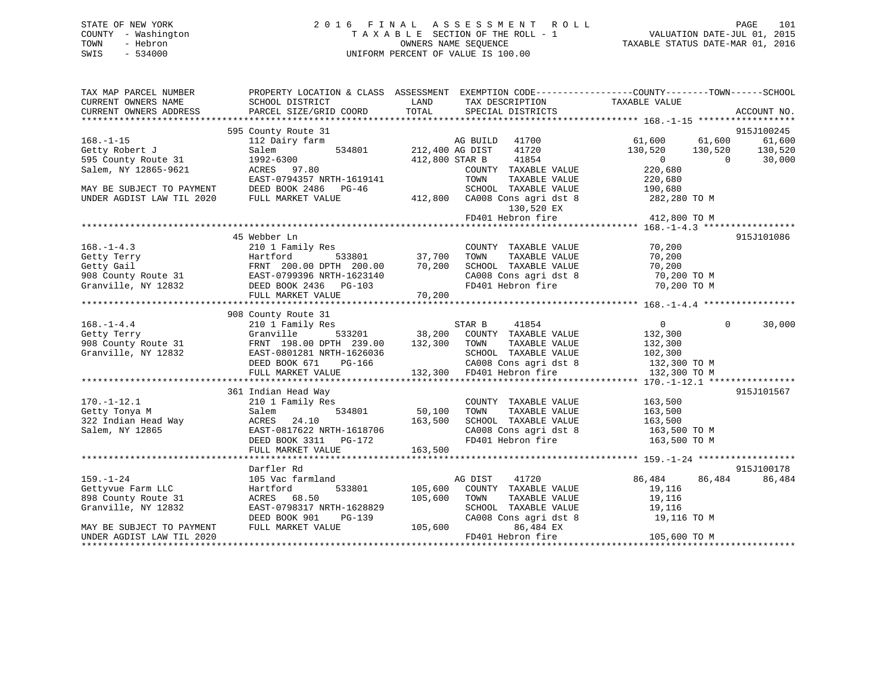STATE OF NEW YORK
COUNTY - Washington
TOWN - Hebron
SWIS - 534000

2 0 1 6 F I N A L A S S E S S M E N T R O L L
T A X A B L E SECTION OF THE ROLL - 1
OWNERS NAME SEQUENCE
UNIFORM PERCENT OF VALUE IS 100.00

VALUATION DATE-JUL 01, 2015
TAXABLE STATUS DATE-MAR 01, 2016

```
TAX MAP PARCEL NUMBER          PROPERTY LOCATION & CLASS  ASSESSMENT  EXEMPTION CODE-----------------COUNTY--------TOWN------SCHOOL
CURRENT OWNERS NAME            SCHOOL DISTRICT               LAND      TAX DESCRIPTION              TAXABLE VALUE
CURRENT OWNERS ADDRESS         PARCEL SIZE/GRID COORD        TOTAL     SPECIAL DISTRICTS                                    ACCOUNT NO.
************************************************************************************************ 168.-1-15 ******************
                    595 County Route 31                                                                              915J100245
168.-1-15                      112 Dairy farm                      AG BUILD   41700            61,600     61,600     61,600
Getty Robert J                 Salem          534801      212,400 AG DIST    41720           130,520    130,520    130,520
595 County Route 31            1992-6300                  412,800 STAR B     41854                 0          0     30,000
Salem, NY 12865-9621           ACRES  97.80                        COUNTY  TAXABLE VALUE          220,680
                               EAST-0794357 NRTH-1619141           TOWN    TAXABLE VALUE          220,680
MAY BE SUBJECT TO PAYMENT      DEED BOOK 2486   PG-46              SCHOOL  TAXABLE VALUE          190,680
UNDER AGDIST LAW TIL 2020      FULL MARKET VALUE          412,800  CA008 Cons agri dst 8           282,280 TO M
                                                                         130,520 EX
                                                                   FD401 Hebron fire               412,800 TO M
************************************************************************************************ 168.-1-4.3 *****************
                    45 Webber Ln                                                                                     915J101086
168.-1-4.3                     210 1 Family Res                    COUNTY  TAXABLE VALUE           70,200
Getty Terry                    Hartford       533801       37,700  TOWN    TAXABLE VALUE           70,200
Getty Gail                     FRNT 200.00 DPTH 200.00     70,200  SCHOOL  TAXABLE VALUE           70,200
908 County Route 31            EAST-0799396 NRTH-1623140           CA008 Cons agri dst 8            70,200 TO M
Granville, NY 12832            DEED BOOK 2436   PG-103             FD401 Hebron fire                70,200 TO M
                               FULL MARKET VALUE           70,200
************************************************************************************************ 168.-1-4.4 *****************
                    908 County Route 31
168.-1-4.4                     210 1 Family Res                    STAR B     41854                 0          0     30,000
Getty Terry                    Granville      533201       38,200  COUNTY  TAXABLE VALUE          132,300
908 County Route 31            FRNT 198.00 DPTH 239.00    132,300  TOWN    TAXABLE VALUE          132,300
Granville, NY 12832            EAST-0801281 NRTH-1626036           SCHOOL  TAXABLE VALUE          102,300
                               DEED BOOK 671    PG-166             CA008 Cons agri dst 8           132,300 TO M
                               FULL MARKET VALUE          132,300  FD401 Hebron fire               132,300 TO M
************************************************************************************************ 170.-1-12.1 ****************
                    361 Indian Head Way                                                                              915J101567
170.-1-12.1                    210 1 Family Res                    COUNTY  TAXABLE VALUE          163,500
Getty Tonya M                  Salem          534801       50,100  TOWN    TAXABLE VALUE          163,500
322 Indian Head Way            ACRES  24.10               163,500  SCHOOL  TAXABLE VALUE          163,500
Salem, NY 12865                EAST-0817622 NRTH-1618706           CA008 Cons agri dst 8           163,500 TO M
                               DEED BOOK 3311   PG-172             FD401 Hebron fire               163,500 TO M
                               FULL MARKET VALUE          163,500
************************************************************************************************ 159.-1-24 ******************
                    Darfler Rd                                                                                       915J100178
159.-1-24                      105 Vac farmland                    AG DIST    41720            86,484     86,484     86,484
Gettyvue Farm LLC              Hartford       533801      105,600  COUNTY  TAXABLE VALUE           19,116
898 County Route 31            ACRES  68.50               105,600  TOWN    TAXABLE VALUE           19,116
Granville, NY 12832            EAST-0798317 NRTH-1628829           SCHOOL  TAXABLE VALUE           19,116
                               DEED BOOK 901    PG-139             CA008 Cons agri dst 8            19,116 TO M
MAY BE SUBJECT TO PAYMENT      FULL MARKET VALUE          105,600         86,484 EX
UNDER AGDIST LAW TIL 2020                                          FD401 Hebron fire               105,600 TO M
******************************************************************************************************************************
```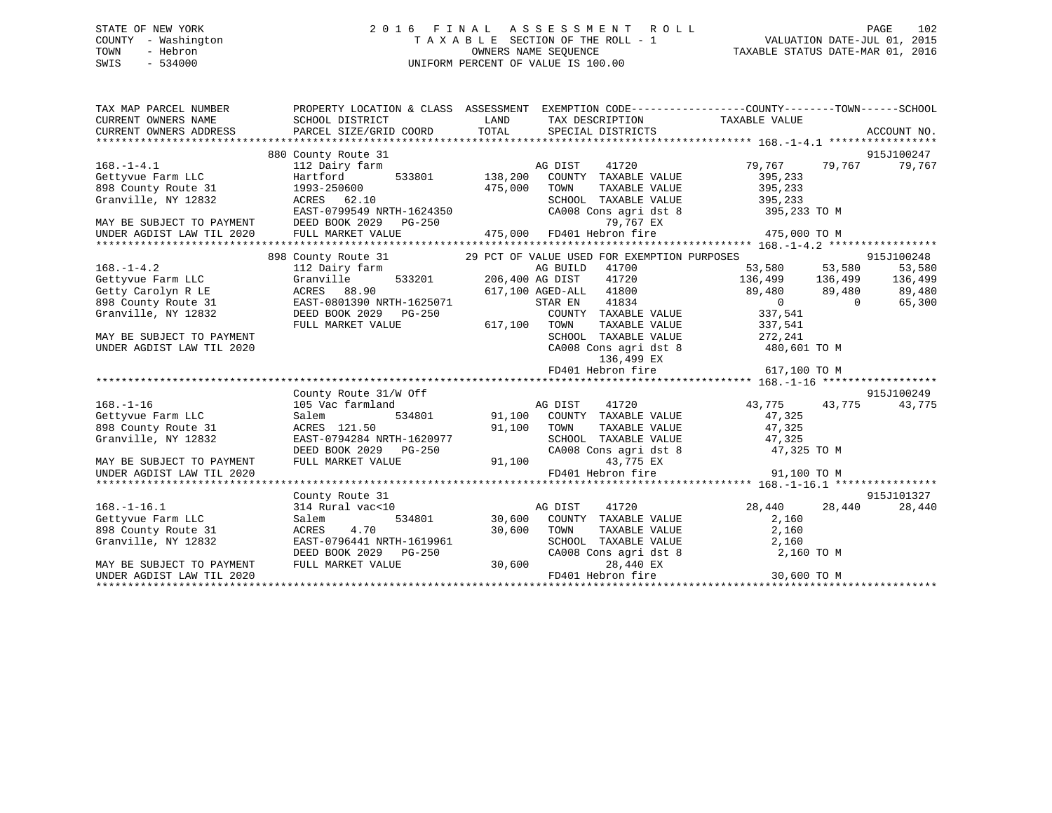STATE OF NEW YORK
COUNTY - Washington
TOWN - Hebron
SWIS - 534000

2 0 1 6 F I N A L A S S E S S M E N T R O L L
T A X A B L E SECTION OF THE ROLL - 1
OWNERS NAME SEQUENCE
UNIFORM PERCENT OF VALUE IS 100.00

VALUATION DATE-JUL 01, 2015
TAXABLE STATUS DATE-MAR 01, 2016

```
TAX MAP PARCEL NUMBER          PROPERTY LOCATION & CLASS  ASSESSMENT  EXEMPTION CODE------------------COUNTY--------TOWN------SCHOOL
CURRENT OWNERS NAME            SCHOOL DISTRICT             LAND        TAX DESCRIPTION             TAXABLE VALUE
CURRENT OWNERS ADDRESS         PARCEL SIZE/GRID COORD      TOTAL       SPECIAL DISTRICTS                                      ACCOUNT NO.
******************************************************************************************************* 168.-1-4.1 *****************
                    880 County Route 31                                                                                915J100247
168.-1-4.1                     112 Dairy farm                          AG DIST     41720              79,767      79,767      79,767
Gettyvue Farm LLC              Hartford      533801       138,200      COUNTY  TAXABLE VALUE         395,233
898 County Route 31            1993-250600                475,000      TOWN    TAXABLE VALUE         395,233
Granville, NY 12832            ACRES   62.10                           SCHOOL  TAXABLE VALUE         395,233
                               EAST-0799549 NRTH-1624350               CA008 Cons agri dst 8           395,233 TO M
MAY BE SUBJECT TO PAYMENT      DEED BOOK 2029   PG-250                         79,767 EX
UNDER AGDIST LAW TIL 2020      FULL MARKET VALUE          475,000      FD401 Hebron fire               475,000 TO M
******************************************************************************************************* 168.-1-4.2 *****************
                    898 County Route 31          29 PCT OF VALUE USED FOR EXEMPTION PURPOSES                                   915J100248
168.-1-4.2                     112 Dairy farm                          AG BUILD    41700              53,580      53,580      53,580
Gettyvue Farm LLC              Granville     533201       206,400 AG DIST     41720             136,499     136,499     136,499
Getty Carolyn R LE             ACRES   88.90              617,100 AGED-ALL    41800              89,480      89,480      89,480
898 County Route 31            EAST-0801390 NRTH-1625071               STAR EN     41834                   0           0      65,300
Granville, NY 12832            DEED BOOK 2029   PG-250                 COUNTY  TAXABLE VALUE         337,541
                               FULL MARKET VALUE          617,100      TOWN    TAXABLE VALUE         337,541
MAY BE SUBJECT TO PAYMENT                                              SCHOOL  TAXABLE VALUE         272,241
UNDER AGDIST LAW TIL 2020                                              CA008 Cons agri dst 8           480,601 TO M
                                                                               136,499 EX
                                                                       FD401 Hebron fire               617,100 TO M
******************************************************************************************************* 168.-1-16 ******************
                    County Route 31/W Off                                                                              915J100249
168.-1-16                      105 Vac farmland                        AG DIST     41720              43,775      43,775      43,775
Gettyvue Farm LLC              Salem         534801        91,100      COUNTY  TAXABLE VALUE          47,325
898 County Route 31            ACRES  121.50               91,100      TOWN    TAXABLE VALUE          47,325
Granville, NY 12832            EAST-0794284 NRTH-1620977               SCHOOL  TAXABLE VALUE          47,325
                               DEED BOOK 2029   PG-250                 CA008 Cons agri dst 8            47,325 TO M
MAY BE SUBJECT TO PAYMENT      FULL MARKET VALUE           91,100              43,775 EX
UNDER AGDIST LAW TIL 2020                                              FD401 Hebron fire                91,100 TO M
******************************************************************************************************* 168.-1-16.1 ****************
                    County Route 31                                                                                    915J101327
168.-1-16.1                    314 Rural vac<10                        AG DIST     41720              28,440      28,440      28,440
Gettyvue Farm LLC              Salem         534801        30,600      COUNTY  TAXABLE VALUE           2,160
898 County Route 31            ACRES    4.70               30,600      TOWN    TAXABLE VALUE           2,160
Granville, NY 12832            EAST-0796441 NRTH-1619961               SCHOOL  TAXABLE VALUE           2,160
                               DEED BOOK 2029   PG-250                 CA008 Cons agri dst 8             2,160 TO M
MAY BE SUBJECT TO PAYMENT      FULL MARKET VALUE           30,600              28,440 EX
UNDER AGDIST LAW TIL 2020                                              FD401 Hebron fire                30,600 TO M
************************************************************************************************************************************
```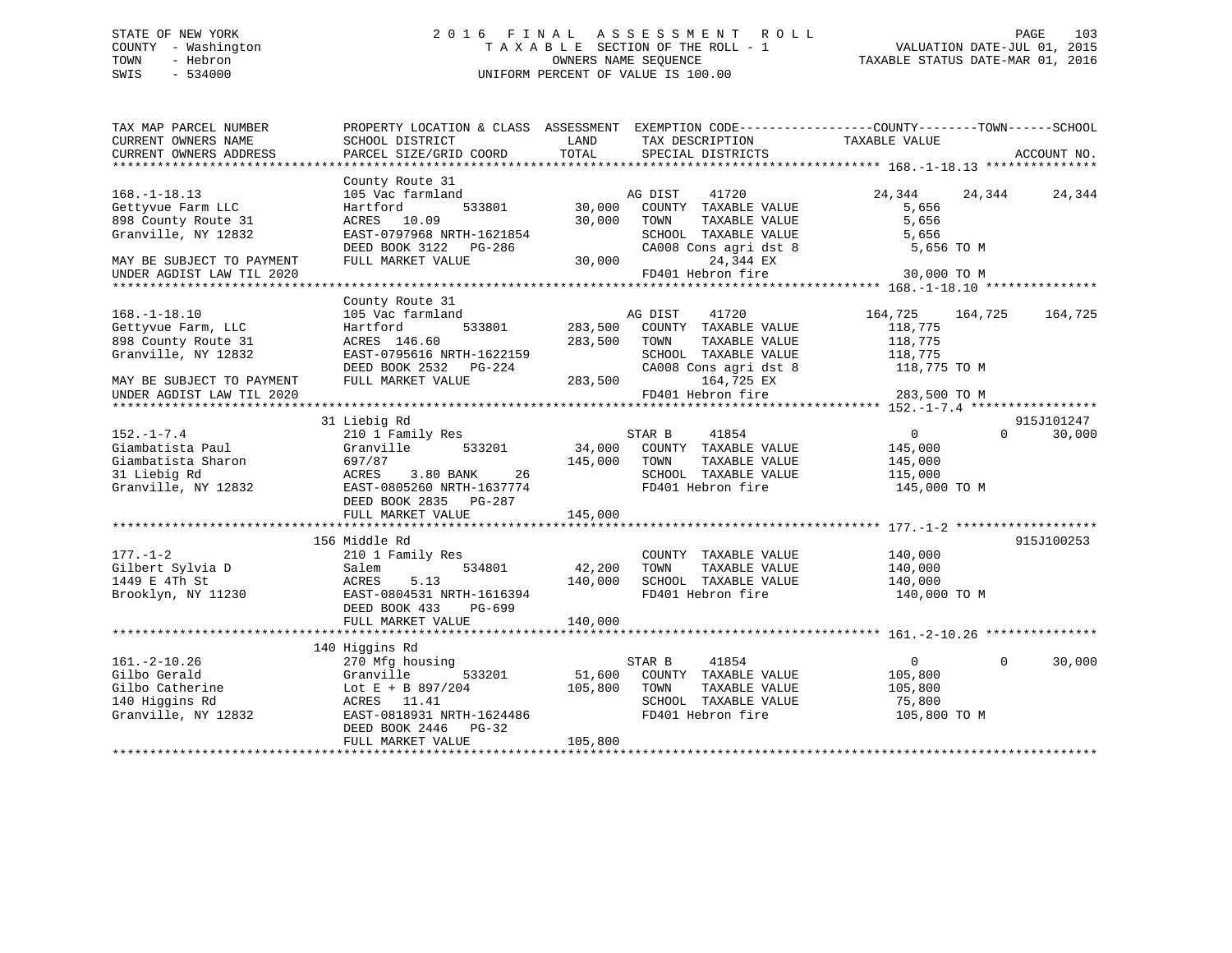STATE OF NEW YORK
COUNTY - Washington
TOWN - Hebron
SWIS - 534000

2016 FINAL ASSESSMENT ROLL
TAXABLE SECTION OF THE ROLL - 1
OWNERS NAME SEQUENCE
UNIFORM PERCENT OF VALUE IS 100.00

VALUATION DATE-JUL 01, 2015
TAXABLE STATUS DATE-MAR 01, 2016

```
TAX MAP PARCEL NUMBER          PROPERTY LOCATION & CLASS  ASSESSMENT  EXEMPTION CODE------------------COUNTY--------TOWN------SCHOOL
CURRENT OWNERS NAME            SCHOOL DISTRICT               LAND      TAX DESCRIPTION              TAXABLE VALUE
CURRENT OWNERS ADDRESS         PARCEL SIZE/GRID COORD        TOTAL     SPECIAL DISTRICTS                                    ACCOUNT NO.
****************************************************************************************************** 168.-1-18.13 ***************
                               County Route 31
168.-1-18.13                   105 Vac farmland                       AG DIST     41720              24,344      24,344      24,344
Gettyvue Farm LLC              Hartford          533801        30,000   COUNTY  TAXABLE VALUE         5,656
898 County Route 31            ACRES  10.09                    30,000   TOWN    TAXABLE VALUE         5,656
Granville, NY 12832            EAST-0797968 NRTH-1621854                SCHOOL  TAXABLE VALUE         5,656
                               DEED BOOK 3122   PG-286                  CA008 Cons agri dst 8          5,656 TO M
MAY BE SUBJECT TO PAYMENT      FULL MARKET VALUE               30,000          24,344 EX
UNDER AGDIST LAW TIL 2020                                               FD401 Hebron fire              30,000 TO M
****************************************************************************************************** 168.-1-18.10 ***************
                               County Route 31
168.-1-18.10                   105 Vac farmland                       AG DIST     41720             164,725     164,725     164,725
Gettyvue Farm, LLC             Hartford          533801       283,500   COUNTY  TAXABLE VALUE       118,775
898 County Route 31            ACRES 146.60                   283,500   TOWN    TAXABLE VALUE       118,775
Granville, NY 12832            EAST-0795616 NRTH-1622159                SCHOOL  TAXABLE VALUE       118,775
                               DEED BOOK 2532   PG-224                  CA008 Cons agri dst 8         118,775 TO M
MAY BE SUBJECT TO PAYMENT      FULL MARKET VALUE              283,500         164,725 EX
UNDER AGDIST LAW TIL 2020                                               FD401 Hebron fire             283,500 TO M
****************************************************************************************************** 152.-1-7.4 *****************
                               31 Liebig Rd                                                                          915J101247
152.-1-7.4                     210 1 Family Res                       STAR B      41854                   0           0      30,000
Giambatista Paul               Granville         533201        34,000   COUNTY  TAXABLE VALUE       145,000
Giambatista Sharon             697/87                         145,000   TOWN    TAXABLE VALUE       145,000
31 Liebig Rd                   ACRES    3.80 BANK    26                 SCHOOL  TAXABLE VALUE       115,000
Granville, NY 12832            EAST-0805260 NRTH-1637774                FD401 Hebron fire             145,000 TO M
                               DEED BOOK 2835   PG-287
                               FULL MARKET VALUE              145,000
****************************************************************************************************** 177.-1-2 *******************
                               156 Middle Rd                                                                         915J100253
177.-1-2                       210 1 Family Res                         COUNTY  TAXABLE VALUE       140,000
Gilbert Sylvia D               Salem             534801        42,200   TOWN    TAXABLE VALUE       140,000
1449 E 4Th St                  ACRES    5.13                  140,000   SCHOOL  TAXABLE VALUE       140,000
Brooklyn, NY 11230             EAST-0804531 NRTH-1616394                FD401 Hebron fire             140,000 TO M
                               DEED BOOK 433    PG-699
                               FULL MARKET VALUE              140,000
****************************************************************************************************** 161.-2-10.26 ***************
                               140 Higgins Rd
161.-2-10.26                   270 Mfg housing                        STAR B      41854                   0           0      30,000
Gilbo Gerald                   Granville         533201        51,600   COUNTY  TAXABLE VALUE       105,800
Gilbo Catherine                Lot E + B 897/204              105,800   TOWN    TAXABLE VALUE       105,800
140 Higgins Rd                 ACRES   11.41                            SCHOOL  TAXABLE VALUE        75,800
Granville, NY 12832            EAST-0818931 NRTH-1624486                FD401 Hebron fire             105,800 TO M
                               DEED BOOK 2446   PG-32
                               FULL MARKET VALUE              105,800
************************************************************************************************************************************
```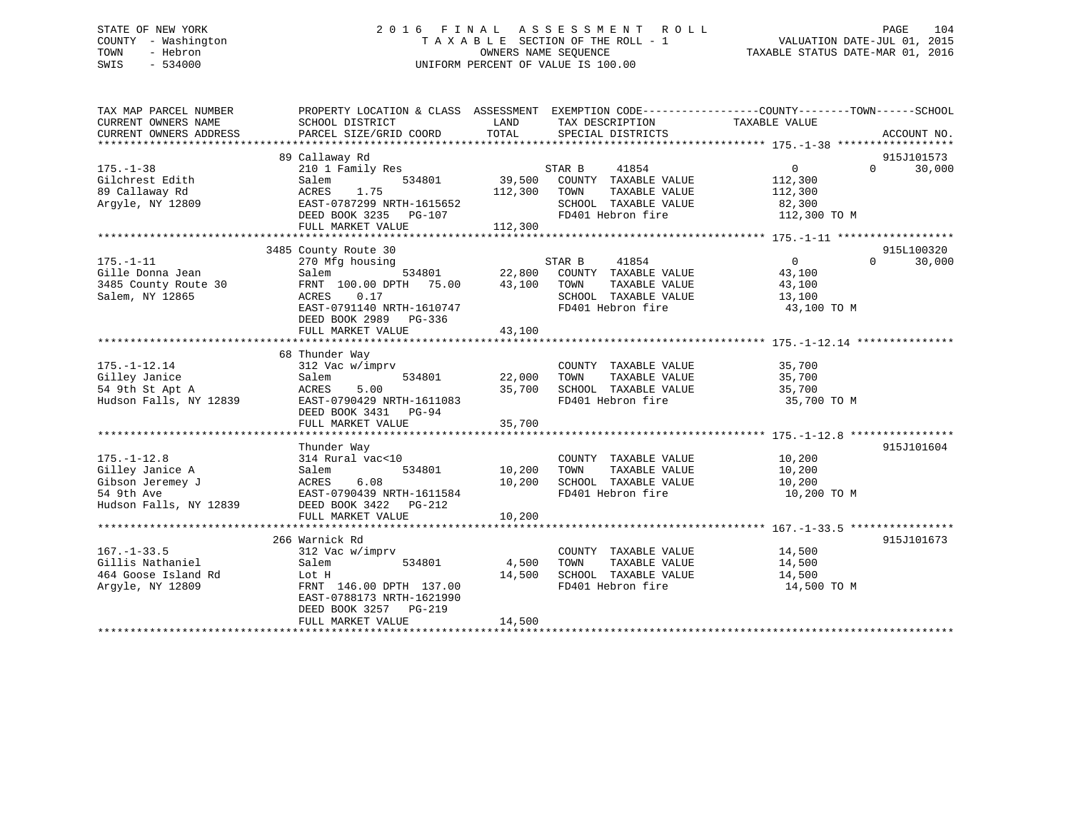STATE OF NEW YORK
COUNTY - Washington
TOWN - Hebron
SWIS - 534000

# 2016 FINAL ASSESSMENT ROLL
TAXABLE SECTION OF THE ROLL - 1
OWNERS NAME SEQUENCE
UNIFORM PERCENT OF VALUE IS 100.00

VALUATION DATE-JUL 01, 2015
TAXABLE STATUS DATE-MAR 01, 2016

| TAX MAP PARCEL NUMBER / CURRENT OWNERS NAME / CURRENT OWNERS ADDRESS | PROPERTY LOCATION & CLASS / SCHOOL DISTRICT / PARCEL SIZE/GRID COORD | ASSESSMENT LAND | TOTAL | EXEMPTION CODE / TAX DESCRIPTION / SPECIAL DISTRICTS | COUNTY TAXABLE VALUE | TOWN | SCHOOL | ACCOUNT NO. |
|---|---|---|---|---|---|---|---|---|
| 175.-1-38 | 89 Callaway Rd | | | | | | | 915J101573 |
| Gilchrest Edith | 210 1 Family Res | | | STAR B 41854 | 0 | 0 | 30,000 | |
| 89 Callaway Rd | Salem 534801 | 39,500 | | COUNTY TAXABLE VALUE | 112,300 | | | |
| Argyle, NY 12809 | ACRES 1.75 | | 112,300 | TOWN TAXABLE VALUE | 112,300 | | | |
| | EAST-0787299 NRTH-1615652 | | | SCHOOL TAXABLE VALUE | 82,300 | | | |
| | DEED BOOK 3235 PG-107 | | | FD401 Hebron fire | 112,300 TO M | | | |
| | FULL MARKET VALUE | | 112,300 | | | | | |
| 175.-1-11 | 3485 County Route 30 | | | | | | | 915L100320 |
| Gille Donna Jean | 270 Mfg housing | | | STAR B 41854 | 0 | 0 | 30,000 | |
| 3485 County Route 30 | Salem 534801 | 22,800 | | COUNTY TAXABLE VALUE | 43,100 | | | |
| Salem, NY 12865 | FRNT 100.00 DPTH 75.00 | | 43,100 | TOWN TAXABLE VALUE | 43,100 | | | |
| | ACRES 0.17 | | | SCHOOL TAXABLE VALUE | 13,100 | | | |
| | EAST-0791140 NRTH-1610747 | | | FD401 Hebron fire | 43,100 TO M | | | |
| | DEED BOOK 2989 PG-336 | | | | | | | |
| | FULL MARKET VALUE | | 43,100 | | | | | |
| 175.-1-12.14 | 68 Thunder Way | | | | | | | |
| Gilley Janice | 312 Vac w/imprv | | | COUNTY TAXABLE VALUE | 35,700 | | | |
| 54 9th St Apt A | Salem 534801 | 22,000 | | TOWN TAXABLE VALUE | 35,700 | | | |
| Hudson Falls, NY 12839 | ACRES 5.00 | | 35,700 | SCHOOL TAXABLE VALUE | 35,700 | | | |
| | EAST-0790429 NRTH-1611083 | | | FD401 Hebron fire | 35,700 TO M | | | |
| | DEED BOOK 3431 PG-94 | | | | | | | |
| | FULL MARKET VALUE | | 35,700 | | | | | |
| 175.-1-12.8 | Thunder Way | | | | | | | 915J101604 |
| Gilley Janice A | 314 Rural vac<10 | | | COUNTY TAXABLE VALUE | 10,200 | | | |
| Gibson Jeremey J | Salem 534801 | 10,200 | | TOWN TAXABLE VALUE | 10,200 | | | |
| 54 9th Ave | ACRES 6.08 | | 10,200 | SCHOOL TAXABLE VALUE | 10,200 | | | |
| Hudson Falls, NY 12839 | EAST-0790439 NRTH-1611584 | | | FD401 Hebron fire | 10,200 TO M | | | |
| | DEED BOOK 3422 PG-212 | | | | | | | |
| | FULL MARKET VALUE | | 10,200 | | | | | |
| 167.-1-33.5 | 266 Warnick Rd | | | | | | | 915J101673 |
| Gillis Nathaniel | 312 Vac w/imprv | | | COUNTY TAXABLE VALUE | 14,500 | | | |
| 464 Goose Island Rd | Salem 534801 | 4,500 | | TOWN TAXABLE VALUE | 14,500 | | | |
| Argyle, NY 12809 | Lot H | | 14,500 | SCHOOL TAXABLE VALUE | 14,500 | | | |
| | FRNT 146.00 DPTH 137.00 | | | FD401 Hebron fire | 14,500 TO M | | | |
| | EAST-0788173 NRTH-1621990 | | | | | | | |
| | DEED BOOK 3257 PG-219 | | | | | | | |
| | FULL MARKET VALUE | | 14,500 | | | | | |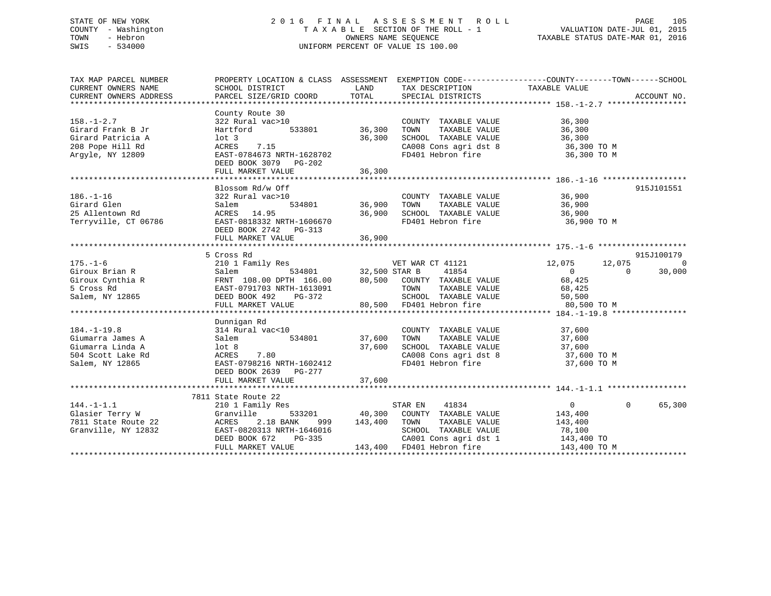STATE OF NEW YORK 2016 FINAL ASSESSMENT ROLL
COUNTY - Washington T A X A B L E SECTION OF THE ROLL - 1 VALUATION DATE-JUL 01, 2015
TOWN - Hebron OWNERS NAME SEQUENCE TAXABLE STATUS DATE-MAR 01, 2016
SWIS - 534000 UNIFORM PERCENT OF VALUE IS 100.00

```
TAX MAP PARCEL NUMBER          PROPERTY LOCATION & CLASS  ASSESSMENT  EXEMPTION CODE------------------COUNTY--------TOWN------SCHOOL
CURRENT OWNERS NAME            SCHOOL DISTRICT              LAND      TAX DESCRIPTION            TAXABLE VALUE
CURRENT OWNERS ADDRESS         PARCEL SIZE/GRID COORD       TOTAL     SPECIAL DISTRICTS                                     ACCOUNT NO.
******************************************************************************************************* 158.-1-2.7 *****************
                               County Route 30
158.-1-2.7                     322 Rural vac>10                        COUNTY  TAXABLE VALUE             36,300
Girard Frank B Jr              Hartford         533801      36,300     TOWN    TAXABLE VALUE             36,300
Girard Patricia A              lot 3                        36,300     SCHOOL  TAXABLE VALUE             36,300
208 Pope Hill Rd               ACRES    7.15                           CA008 Cons agri dst 8              36,300 TO M
Argyle, NY 12809               EAST-0784673 NRTH-1628702               FD401 Hebron fire                  36,300 TO M
                               DEED BOOK 3079   PG-202
                               FULL MARKET VALUE            36,300
******************************************************************************************************* 186.-1-16 ******************
                               Blossom Rd/w Off                                                                         915J101551
186.-1-16                      322 Rural vac>10                        COUNTY  TAXABLE VALUE             36,900
Girard Glen                    Salem            534801      36,900     TOWN    TAXABLE VALUE             36,900
25 Allentown Rd                ACRES   14.95                36,900     SCHOOL  TAXABLE VALUE             36,900
Terryville, CT 06786           EAST-0818332 NRTH-1606670               FD401 Hebron fire                  36,900 TO M
                               DEED BOOK 2742   PG-313
                               FULL MARKET VALUE            36,900
******************************************************************************************************* 175.-1-6 *******************
                             5 Cross Rd                                                                                 915J100179
175.-1-6                       210 1 Family Res                        VET WAR CT 41121          12,075      12,075            0
Giroux Brian R                 Salem            534801      32,500 STAR B      41854                  0           0       30,000
Giroux Cynthia R               FRNT 108.00 DPTH 166.00      80,500     COUNTY  TAXABLE VALUE             68,425
5 Cross Rd                     EAST-0791703 NRTH-1613091               TOWN    TAXABLE VALUE             68,425
Salem, NY 12865                DEED BOOK 492    PG-372                 SCHOOL  TAXABLE VALUE             50,500
                               FULL MARKET VALUE            80,500     FD401 Hebron fire                  80,500 TO M
******************************************************************************************************* 184.-1-19.8 ****************
                               Dunnigan Rd
184.-1-19.8                    314 Rural vac<10                        COUNTY  TAXABLE VALUE             37,600
Giumarra James A               Salem            534801      37,600     TOWN    TAXABLE VALUE             37,600
Giumarra Linda A               lot 8                        37,600     SCHOOL  TAXABLE VALUE             37,600
504 Scott Lake Rd              ACRES    7.80                           CA008 Cons agri dst 8              37,600 TO M
Salem, NY 12865                EAST-0798216 NRTH-1602412               FD401 Hebron fire                  37,600 TO M
                               DEED BOOK 2639   PG-277
                               FULL MARKET VALUE            37,600
******************************************************************************************************* 144.-1-1.1 *****************
                          7811 State Route 22
144.-1-1.1                     210 1 Family Res                        STAR EN     41834                  0           0       65,300
Glasier Terry W                Granville        533201      40,300     COUNTY  TAXABLE VALUE            143,400
7811 State Route 22            ACRES    2.18 BANK     999  143,400     TOWN    TAXABLE VALUE            143,400
Granville, NY 12832            EAST-0820313 NRTH-1646016               SCHOOL  TAXABLE VALUE             78,100
                               DEED BOOK 672    PG-335                 CA001 Cons agri dst 1             143,400 TO
                               FULL MARKET VALUE           143,400     FD401 Hebron fire                 143,400 TO M
************************************************************************************************************************************
```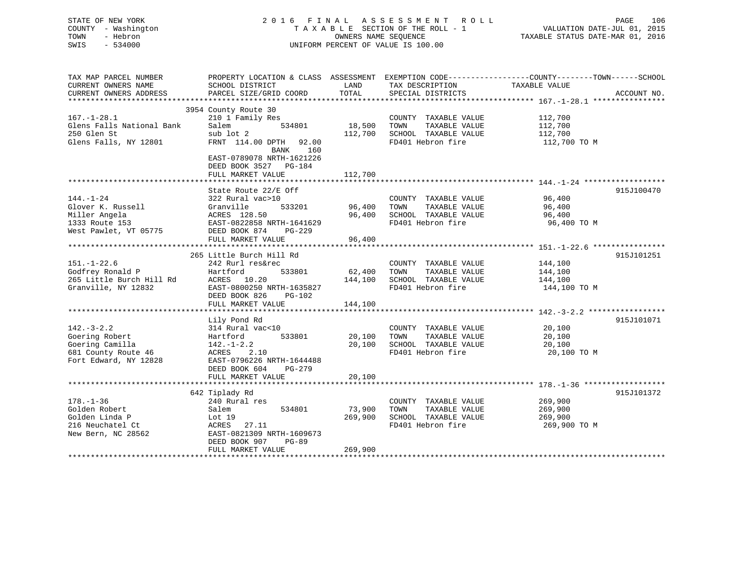STATE OF NEW YORK — 2016 FINAL ASSESSMENT ROLL
COUNTY - Washington — TAXABLE SECTION OF THE ROLL - 1 — VALUATION DATE-JUL 01, 2015
TOWN - Hebron — OWNERS NAME SEQUENCE — TAXABLE STATUS DATE-MAR 01, 2016
SWIS - 534000 — UNIFORM PERCENT OF VALUE IS 100.00

| TAX MAP PARCEL NUMBER / CURRENT OWNERS NAME / CURRENT OWNERS ADDRESS | PROPERTY LOCATION & CLASS / SCHOOL DISTRICT / PARCEL SIZE/GRID COORD | ASSESSMENT LAND | TOTAL | EXEMPTION CODE / TAX DESCRIPTION / SPECIAL DISTRICTS | COUNTY--------TOWN------SCHOOL TAXABLE VALUE | ACCOUNT NO. |
|---|---|---|---|---|---|---|
| 167.-1-28.1 | 3954 County Route 30 | | | | | |
| | 210 1 Family Res | | | COUNTY TAXABLE VALUE | 112,700 | |
| Glens Falls National Bank | Salem 534801 | 18,500 | | TOWN TAXABLE VALUE | 112,700 | |
| 250 Glen St | sub lot 2 | | 112,700 | SCHOOL TAXABLE VALUE | 112,700 | |
| Glens Falls, NY 12801 | FRNT 114.00 DPTH 92.00 | | | FD401 Hebron fire | 112,700 TO M | |
| | BANK 160 | | | | | |
| | EAST-0789078 NRTH-1621226 | | | | | |
| | DEED BOOK 3527 PG-184 | | | | | |
| | FULL MARKET VALUE | | 112,700 | | | |
| 144.-1-24 | State Route 22/E Off | | | | | 915J100470 |
| | 322 Rural vac>10 | | | COUNTY TAXABLE VALUE | 96,400 | |
| Glover K. Russell | Granville 533201 | 96,400 | | TOWN TAXABLE VALUE | 96,400 | |
| Miller Angela | ACRES 128.50 | | 96,400 | SCHOOL TAXABLE VALUE | 96,400 | |
| 1333 Route 153 | EAST-0822858 NRTH-1641629 | | | FD401 Hebron fire | 96,400 TO M | |
| West Pawlet, VT 05775 | DEED BOOK 874 PG-229 | | | | | |
| | FULL MARKET VALUE | | 96,400 | | | |
| 151.-1-22.6 | 265 Little Burch Hill Rd | | | | | 915J101251 |
| | 242 Rurl res&rec | | | COUNTY TAXABLE VALUE | 144,100 | |
| Godfrey Ronald P | Hartford 533801 | 62,400 | | TOWN TAXABLE VALUE | 144,100 | |
| 265 Little Burch Hill Rd | ACRES 10.20 | | 144,100 | SCHOOL TAXABLE VALUE | 144,100 | |
| Granville, NY 12832 | EAST-0800250 NRTH-1635827 | | | FD401 Hebron fire | 144,100 TO M | |
| | DEED BOOK 826 PG-102 | | | | | |
| | FULL MARKET VALUE | | 144,100 | | | |
| 142.-3-2.2 | Lily Pond Rd | | | | | 915J101071 |
| | 314 Rural vac<10 | | | COUNTY TAXABLE VALUE | 20,100 | |
| Goering Robert | Hartford 533801 | 20,100 | | TOWN TAXABLE VALUE | 20,100 | |
| Goering Camilla | 142.-1-2.2 | | 20,100 | SCHOOL TAXABLE VALUE | 20,100 | |
| 681 County Route 46 | ACRES 2.10 | | | FD401 Hebron fire | 20,100 TO M | |
| Fort Edward, NY 12828 | EAST-0796226 NRTH-1644488 | | | | | |
| | DEED BOOK 604 PG-279 | | | | | |
| | FULL MARKET VALUE | | 20,100 | | | |
| 178.-1-36 | 642 Tiplady Rd | | | | | 915J101372 |
| | 240 Rural res | | | COUNTY TAXABLE VALUE | 269,900 | |
| Golden Robert | Salem 534801 | 73,900 | | TOWN TAXABLE VALUE | 269,900 | |
| Golden Linda P | Lot 19 | | 269,900 | SCHOOL TAXABLE VALUE | 269,900 | |
| 216 Neuchatel Ct | ACRES 27.11 | | | FD401 Hebron fire | 269,900 TO M | |
| New Bern, NC 28562 | EAST-0821309 NRTH-1609673 | | | | | |
| | DEED BOOK 907 PG-89 | | | | | |
| | FULL MARKET VALUE | | 269,900 | | | |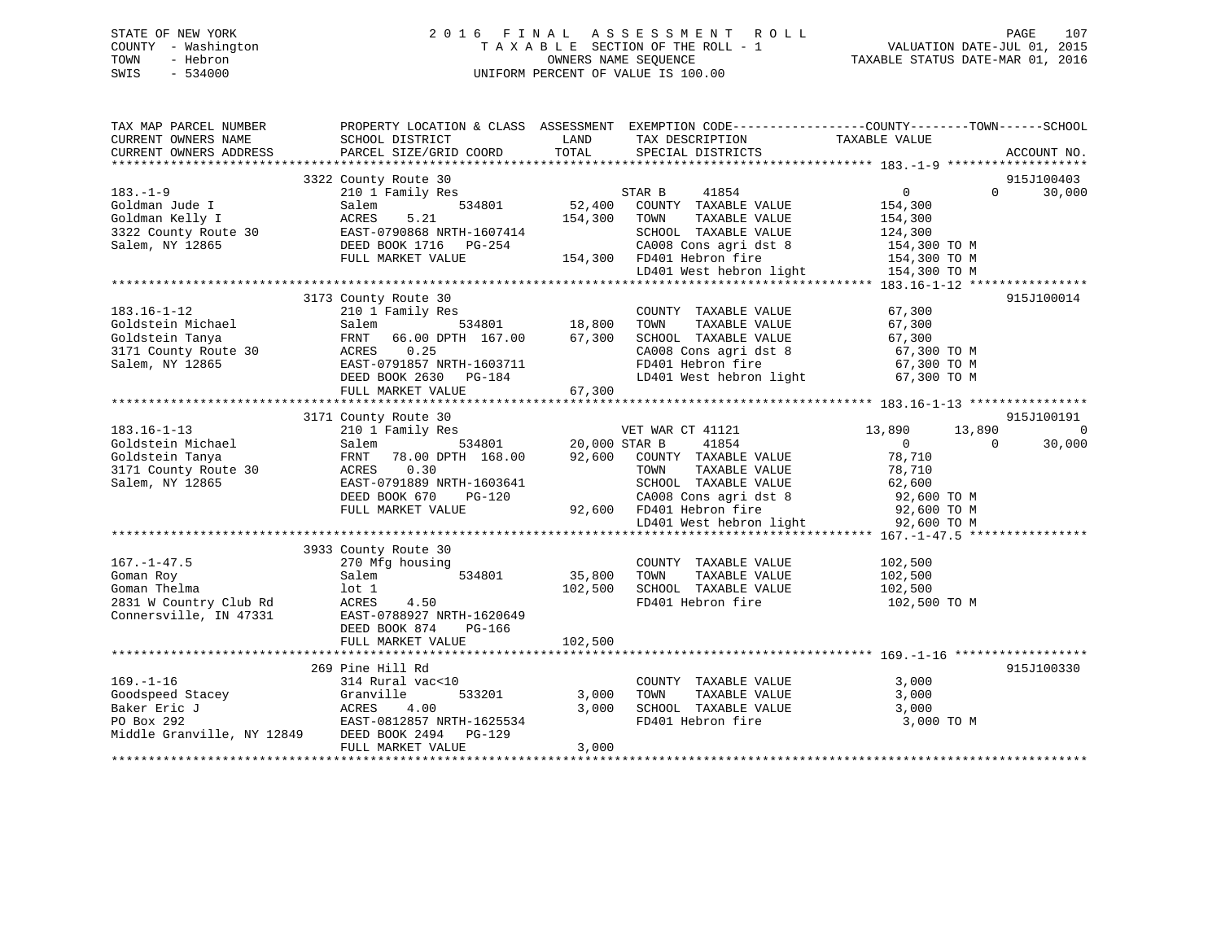STATE OF NEW YORK
COUNTY - Washington
TOWN - Hebron
SWIS - 534000

# 2016 FINAL ASSESSMENT ROLL
TAXABLE SECTION OF THE ROLL - 1
OWNERS NAME SEQUENCE
UNIFORM PERCENT OF VALUE IS 100.00

VALUATION DATE-JUL 01, 2015
TAXABLE STATUS DATE-MAR 01, 2016

```
TAX MAP PARCEL NUMBER          PROPERTY LOCATION & CLASS  ASSESSMENT  EXEMPTION CODE------------------COUNTY--------TOWN------SCHOOL
CURRENT OWNERS NAME            SCHOOL DISTRICT              LAND      TAX DESCRIPTION             TAXABLE VALUE
CURRENT OWNERS ADDRESS         PARCEL SIZE/GRID COORD      TOTAL      SPECIAL DISTRICTS                                      ACCOUNT NO.
********************************************************************************************* 183.-1-9 *******************
                               3322 County Route 30                                                                         915J100403
183.-1-9                       210 1 Family Res                        STAR B    41854                 0            0     30,000
Goldman Jude I                 Salem          534801       52,400      COUNTY  TAXABLE VALUE         154,300
Goldman Kelly I                ACRES    5.21              154,300      TOWN    TAXABLE VALUE         154,300
3322 County Route 30           EAST-0790868 NRTH-1607414               SCHOOL  TAXABLE VALUE         124,300
Salem, NY 12865                DEED BOOK 1716   PG-254                 CA008 Cons agri dst 8          154,300 TO M
                               FULL MARKET VALUE          154,300      FD401 Hebron fire              154,300 TO M
                                                                       LD401 West hebron light        154,300 TO M
********************************************************************************************* 183.16-1-12 ****************
                               3173 County Route 30                                                                         915J100014
183.16-1-12                    210 1 Family Res                        COUNTY  TAXABLE VALUE          67,300
Goldstein Michael              Salem          534801       18,800      TOWN    TAXABLE VALUE          67,300
Goldstein Tanya                FRNT   66.00 DPTH  167.00   67,300      SCHOOL  TAXABLE VALUE          67,300
3171 County Route 30           ACRES    0.25                           CA008 Cons agri dst 8           67,300 TO M
Salem, NY 12865                EAST-0791857 NRTH-1603711               FD401 Hebron fire               67,300 TO M
                               DEED BOOK 2630   PG-184                 LD401 West hebron light         67,300 TO M
                               FULL MARKET VALUE           67,300
********************************************************************************************* 183.16-1-13 ****************
                               3171 County Route 30                                                                         915J100191
183.16-1-13                    210 1 Family Res                        VET WAR CT 41121           13,890       13,890           0
Goldstein Michael              Salem          534801       20,000 STAR B    41854                      0            0     30,000
Goldstein Tanya                FRNT   78.00 DPTH  168.00   92,600      COUNTY  TAXABLE VALUE          78,710
3171 County Route 30           ACRES    0.30                           TOWN    TAXABLE VALUE          78,710
Salem, NY 12865                EAST-0791889 NRTH-1603641               SCHOOL  TAXABLE VALUE          62,600
                               DEED BOOK 670    PG-120                 CA008 Cons agri dst 8           92,600 TO M
                               FULL MARKET VALUE           92,600      FD401 Hebron fire               92,600 TO M
                                                                       LD401 West hebron light         92,600 TO M
********************************************************************************************* 167.-1-47.5 ****************
                               3933 County Route 30
167.-1-47.5                    270 Mfg housing                         COUNTY  TAXABLE VALUE         102,500
Goman Roy                      Salem          534801       35,800      TOWN    TAXABLE VALUE         102,500
Goman Thelma                   lot 1                      102,500      SCHOOL  TAXABLE VALUE         102,500
2831 W Country Club Rd         ACRES    4.50                           FD401 Hebron fire              102,500 TO M
Connersville, IN 47331         EAST-0788927 NRTH-1620649
                               DEED BOOK 874    PG-166
                               FULL MARKET VALUE          102,500
********************************************************************************************* 169.-1-16 ******************
                               269 Pine Hill Rd                                                                             915J100330
169.-1-16                      314 Rural vac<10                        COUNTY  TAXABLE VALUE           3,000
Goodspeed Stacey               Granville      533201        3,000      TOWN    TAXABLE VALUE           3,000
Baker Eric J                   ACRES    4.00                3,000      SCHOOL  TAXABLE VALUE           3,000
PO Box 292                     EAST-0812857 NRTH-1625534               FD401 Hebron fire                3,000 TO M
Middle Granville, NY 12849     DEED BOOK 2494   PG-129
                               FULL MARKET VALUE            3,000
*****************************************************************************************************************************
```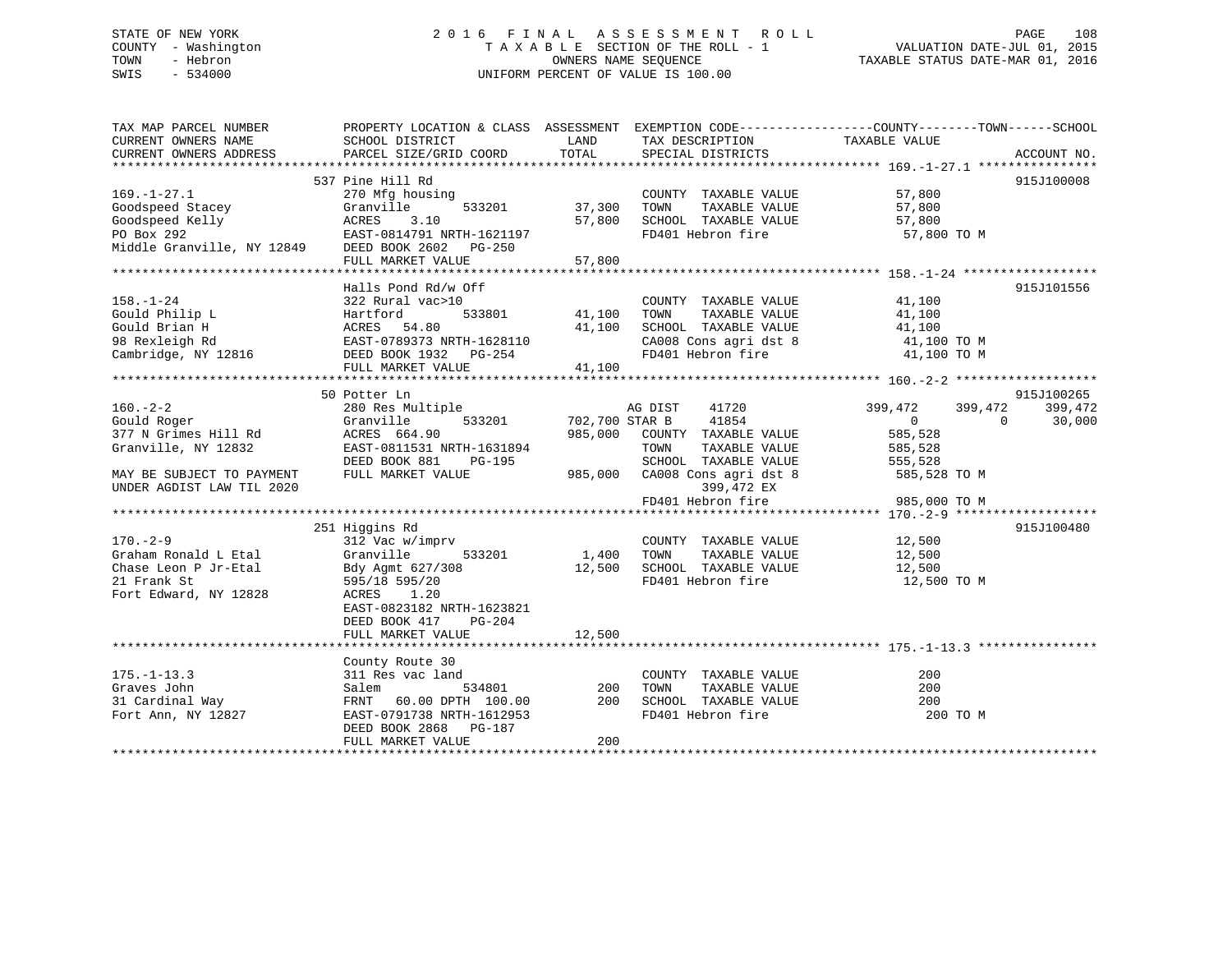STATE OF NEW YORK
COUNTY - Washington
TOWN - Hebron
SWIS - 534000

2016 FINAL ASSESSMENT ROLL
TAXABLE SECTION OF THE ROLL - 1
OWNERS NAME SEQUENCE
UNIFORM PERCENT OF VALUE IS 100.00

VALUATION DATE-JUL 01, 2015
TAXABLE STATUS DATE-MAR 01, 2016

```
TAX MAP PARCEL NUMBER          PROPERTY LOCATION & CLASS  ASSESSMENT  EXEMPTION CODE-----------------COUNTY--------TOWN------SCHOOL
CURRENT OWNERS NAME            SCHOOL DISTRICT              LAND      TAX DESCRIPTION            TAXABLE VALUE
CURRENT OWNERS ADDRESS         PARCEL SIZE/GRID COORD       TOTAL     SPECIAL DISTRICTS                                    ACCOUNT NO.
******************************************************************************************************* 169.-1-27.1 ****************
                         537 Pine Hill Rd                                                                                  915J100008
169.-1-27.1                    270 Mfg housing                        COUNTY  TAXABLE VALUE            57,800
Goodspeed Stacey               Granville        533201       37,300   TOWN    TAXABLE VALUE            57,800
Goodspeed Kelly                ACRES    3.10                 57,800   SCHOOL  TAXABLE VALUE            57,800
PO Box 292                     EAST-0814791 NRTH-1621197              FD401 Hebron fire                  57,800 TO M
Middle Granville, NY 12849     DEED BOOK 2602   PG-250
                               FULL MARKET VALUE             57,800
******************************************************************************************************* 158.-1-24 ******************
                               Halls Pond Rd/w Off                                                                         915J101556
158.-1-24                      322 Rural vac>10                       COUNTY  TAXABLE VALUE            41,100
Gould Philip L                 Hartford         533801       41,100   TOWN    TAXABLE VALUE            41,100
Gould Brian H                  ACRES   54.80                 41,100   SCHOOL  TAXABLE VALUE            41,100
98 Rexleigh Rd                 EAST-0789373 NRTH-1628110              CA008 Cons agri dst 8              41,100 TO M
Cambridge, NY 12816            DEED BOOK 1932   PG-254                FD401 Hebron fire                  41,100 TO M
                               FULL MARKET VALUE             41,100
******************************************************************************************************* 160.-2-2 *******************
                         50 Potter Ln                                                                                      915J100265
160.-2-2                       280 Res Multiple                        AG DIST    41720             399,472     399,472     399,472
Gould Roger                    Granville        533201      702,700 STAR B     41854                   0           0      30,000
377 N Grimes Hill Rd           ACRES  664.90                985,000   COUNTY  TAXABLE VALUE           585,528
Granville, NY 12832            EAST-0811531 NRTH-1631894              TOWN    TAXABLE VALUE           585,528
                               DEED BOOK 881    PG-195                SCHOOL  TAXABLE VALUE           555,528
MAY BE SUBJECT TO PAYMENT      FULL MARKET VALUE            985,000   CA008 Cons agri dst 8             585,528 TO M
UNDER AGDIST LAW TIL 2020                                                        399,472 EX
                                                                      FD401 Hebron fire                 985,000 TO M
******************************************************************************************************* 170.-2-9 *******************
                         251 Higgins Rd                                                                                    915J100480
170.-2-9                       312 Vac w/imprv                        COUNTY  TAXABLE VALUE            12,500
Graham Ronald L Etal           Granville        533201        1,400   TOWN    TAXABLE VALUE            12,500
Chase Leon P Jr-Etal           Bdy Agmt 627/308              12,500   SCHOOL  TAXABLE VALUE            12,500
21 Frank St                    595/18 595/20                          FD401 Hebron fire                  12,500 TO M
Fort Edward, NY 12828          ACRES    1.20
                               EAST-0823182 NRTH-1623821
                               DEED BOOK 417    PG-204
                               FULL MARKET VALUE             12,500
******************************************************************************************************* 175.-1-13.3 ****************
                               County Route 30
175.-1-13.3                    311 Res vac land                       COUNTY  TAXABLE VALUE               200
Graves John                    Salem            534801          200   TOWN    TAXABLE VALUE               200
31 Cardinal Way                FRNT   60.00 DPTH 100.00         200   SCHOOL  TAXABLE VALUE               200
Fort Ann, NY 12827             EAST-0791738 NRTH-1612953              FD401 Hebron fire                     200 TO M
                               DEED BOOK 2868   PG-187
                               FULL MARKET VALUE                200
************************************************************************************************************************************
```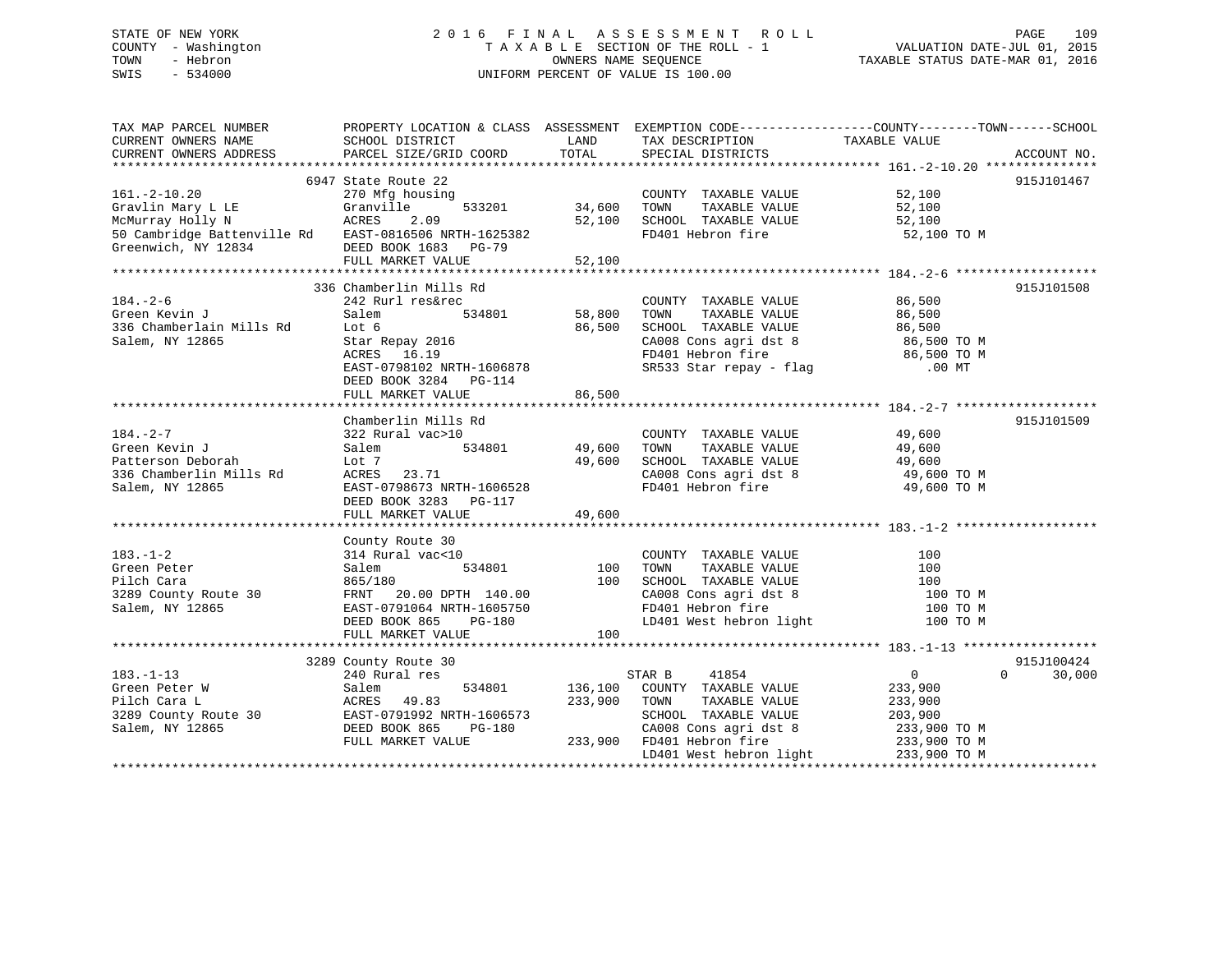STATE OF NEW YORK
COUNTY - Washington
TOWN - Hebron
SWIS - 534000

2016 FINAL ASSESSMENT ROLL
TAXABLE SECTION OF THE ROLL - 1
OWNERS NAME SEQUENCE
UNIFORM PERCENT OF VALUE IS 100.00

VALUATION DATE-JUL 01, 2015
TAXABLE STATUS DATE-MAR 01, 2016

```
TAX MAP PARCEL NUMBER          PROPERTY LOCATION & CLASS  ASSESSMENT  EXEMPTION CODE------------------COUNTY--------TOWN------SCHOOL
CURRENT OWNERS NAME            SCHOOL DISTRICT              LAND       TAX DESCRIPTION             TAXABLE VALUE
CURRENT OWNERS ADDRESS         PARCEL SIZE/GRID COORD       TOTAL      SPECIAL DISTRICTS                                    ACCOUNT NO.
******************************************************************************************************* 161.-2-10.20 ***************
                               6947 State Route 22                                                                           915J101467
161.-2-10.20                   270 Mfg housing                          COUNTY  TAXABLE VALUE           52,100
Gravlin Mary L LE              Granville        533201      34,600      TOWN    TAXABLE VALUE           52,100
McMurray Holly N               ACRES    2.09                52,100      SCHOOL  TAXABLE VALUE           52,100
50 Cambridge Battenville Rd    EAST-0816506 NRTH-1625382                FD401 Hebron fire               52,100 TO M
Greenwich, NY 12834            DEED BOOK 1683   PG-79
                               FULL MARKET VALUE            52,100
******************************************************************************************************* 184.-2-6 *******************
                               336 Chamberlin Mills Rd                                                                       915J101508
184.-2-6                       242 Rurl res&rec                         COUNTY  TAXABLE VALUE           86,500
Green Kevin J                  Salem            534801      58,800      TOWN    TAXABLE VALUE           86,500
336 Chamberlain Mills Rd       Lot 6                        86,500      SCHOOL  TAXABLE VALUE           86,500
Salem, NY 12865                Star Repay 2016                          CA008 Cons agri dst 8           86,500 TO M
                               ACRES   16.19                            FD401 Hebron fire               86,500 TO M
                               EAST-0798102 NRTH-1606878                SR533 Star repay - flag            .00 MT
                               DEED BOOK 3284   PG-114
                               FULL MARKET VALUE            86,500
******************************************************************************************************* 184.-2-7 *******************
                               Chamberlin Mills Rd                                                                           915J101509
184.-2-7                       322 Rural vac>10                         COUNTY  TAXABLE VALUE           49,600
Green Kevin J                  Salem            534801      49,600      TOWN    TAXABLE VALUE           49,600
Patterson Deborah              Lot 7                        49,600      SCHOOL  TAXABLE VALUE           49,600
336 Chamberlin Mills Rd        ACRES   23.71                            CA008 Cons agri dst 8           49,600 TO M
Salem, NY 12865                EAST-0798673 NRTH-1606528                FD401 Hebron fire               49,600 TO M
                               DEED BOOK 3283   PG-117
                               FULL MARKET VALUE            49,600
******************************************************************************************************* 183.-1-2 *******************
                               County Route 30
183.-1-2                       314 Rural vac<10                         COUNTY  TAXABLE VALUE              100
Green Peter                    Salem            534801         100      TOWN    TAXABLE VALUE              100
Pilch Cara                     865/180                         100      SCHOOL  TAXABLE VALUE              100
3289 County Route 30           FRNT   20.00 DPTH 140.00                 CA008 Cons agri dst 8              100 TO M
Salem, NY 12865                EAST-0791064 NRTH-1605750                FD401 Hebron fire                  100 TO M
                               DEED BOOK 865    PG-180                  LD401 West hebron light            100 TO M
                               FULL MARKET VALUE               100
******************************************************************************************************* 183.-1-13 ******************
                               3289 County Route 30                                                                          915J100424
183.-1-13                      240 Rural res                            STAR B      41854                  0          0     30,000
Green Peter W                  Salem            534801     136,100      COUNTY  TAXABLE VALUE          233,900
Pilch Cara L                   ACRES   49.83               233,900      TOWN    TAXABLE VALUE          233,900
3289 County Route 30           EAST-0791992 NRTH-1606573                SCHOOL  TAXABLE VALUE          203,900
Salem, NY 12865                DEED BOOK 865    PG-180                  CA008 Cons agri dst 8          233,900 TO M
                               FULL MARKET VALUE           233,900      FD401 Hebron fire              233,900 TO M
                                                                        LD401 West hebron light        233,900 TO M
************************************************************************************************************************************
```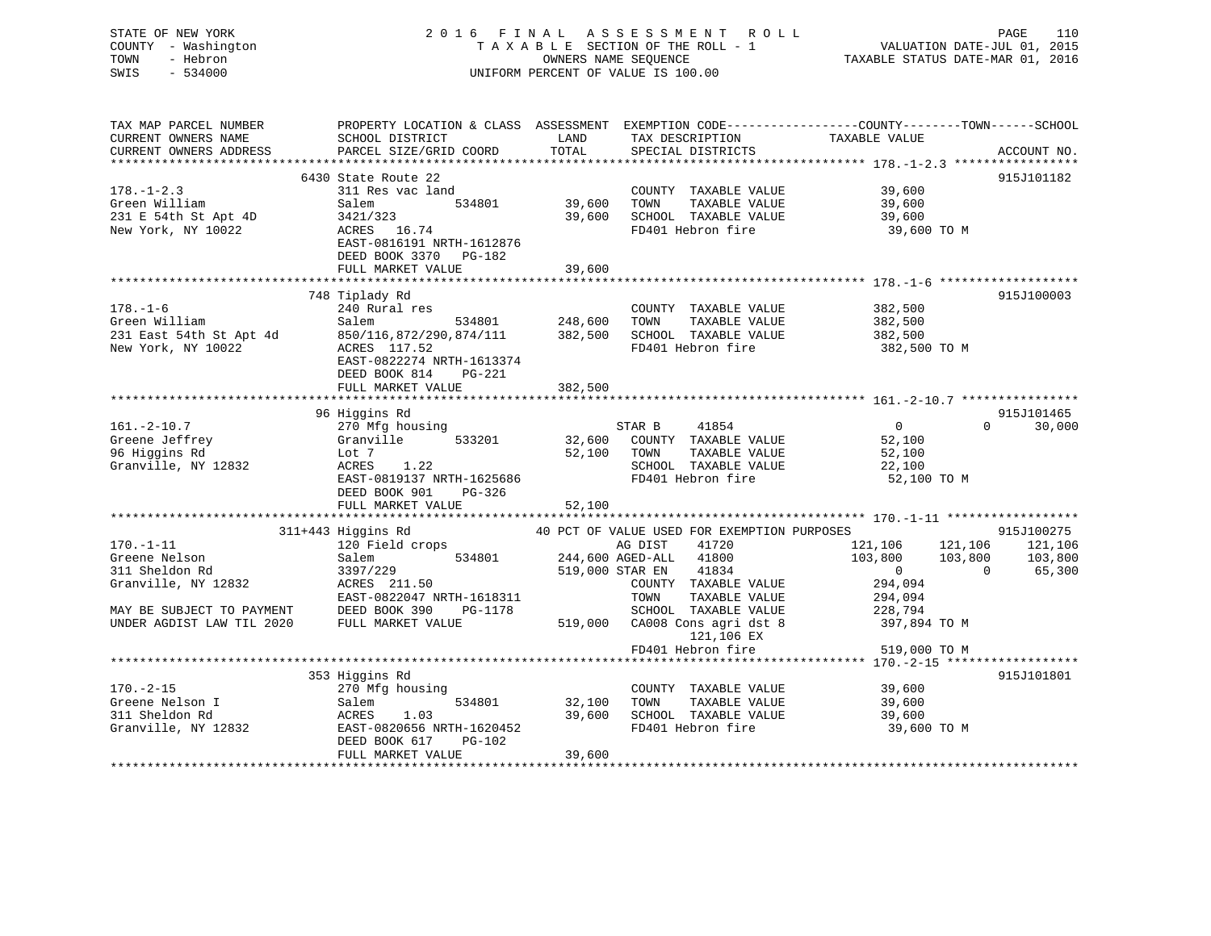STATE OF NEW YORK
COUNTY - Washington
TOWN - Hebron
SWIS - 534000

2 0 1 6 F I N A L A S S E S S M E N T R O L L
T A X A B L E SECTION OF THE ROLL - 1
OWNERS NAME SEQUENCE
UNIFORM PERCENT OF VALUE IS 100.00

VALUATION DATE-JUL 01, 2015
TAXABLE STATUS DATE-MAR 01, 2016

```
TAX MAP PARCEL NUMBER          PROPERTY LOCATION & CLASS  ASSESSMENT  EXEMPTION CODE-----------------COUNTY--------TOWN------SCHOOL
CURRENT OWNERS NAME            SCHOOL DISTRICT               LAND      TAX DESCRIPTION            TAXABLE VALUE
CURRENT OWNERS ADDRESS         PARCEL SIZE/GRID COORD        TOTAL     SPECIAL DISTRICTS                                      ACCOUNT NO.
******************************************************************************************************* 178.-1-2.3 *****************
                               6430 State Route 22                                                                            915J101182
178.-1-2.3                     311 Res vac land                        COUNTY  TAXABLE VALUE            39,600
Green William                  Salem         534801        39,600      TOWN    TAXABLE VALUE            39,600
231 E 54th St Apt 4D           3421/323                    39,600      SCHOOL  TAXABLE VALUE            39,600
New York, NY 10022             ACRES  16.74                            FD401 Hebron fire                 39,600 TO M
                               EAST-0816191 NRTH-1612876
                               DEED BOOK 3370   PG-182
                               FULL MARKET VALUE           39,600
******************************************************************************************************* 178.-1-6 *******************
                               748 Tiplady Rd                                                                                 915J100003
178.-1-6                       240 Rural res                           COUNTY  TAXABLE VALUE           382,500
Green William                  Salem         534801       248,600      TOWN    TAXABLE VALUE           382,500
231 East 54th St Apt 4d        850/116,872/290,874/111    382,500      SCHOOL  TAXABLE VALUE           382,500
New York, NY 10022             ACRES 117.52                            FD401 Hebron fire                382,500 TO M
                               EAST-0822274 NRTH-1613374
                               DEED BOOK 814    PG-221
                               FULL MARKET VALUE          382,500
******************************************************************************************************* 161.-2-10.7 ****************
                               96 Higgins Rd                                                                                  915J101465
161.-2-10.7                    270 Mfg housing                         STAR B     41854                  0            0      30,000
Greene Jeffrey                 Granville     533201        32,600      COUNTY  TAXABLE VALUE            52,100
96 Higgins Rd                  Lot 7                       52,100      TOWN    TAXABLE VALUE            52,100
Granville, NY 12832            ACRES   1.22                            SCHOOL  TAXABLE VALUE            22,100
                               EAST-0819137 NRTH-1625686               FD401 Hebron fire                 52,100 TO M
                               DEED BOOK 901    PG-326
                               FULL MARKET VALUE           52,100
******************************************************************************************************* 170.-1-11 ******************
                               311+443 Higgins Rd              40 PCT OF VALUE USED FOR EXEMPTION PURPOSES                    915J100275
170.-1-11                      120 Field crops                         AG DIST    41720            121,106      121,106     121,106
Greene Nelson                  Salem         534801       244,600 AGED-ALL    41800                103,800      103,800     103,800
311 Sheldon Rd                 3397/229                   519,000 STAR EN     41834                      0            0      65,300
Granville, NY 12832            ACRES 211.50                            COUNTY  TAXABLE VALUE           294,094
                               EAST-0822047 NRTH-1618311               TOWN    TAXABLE VALUE           294,094
MAY BE SUBJECT TO PAYMENT      DEED BOOK 390    PG-1178                SCHOOL  TAXABLE VALUE           228,794
UNDER AGDIST LAW TIL 2020      FULL MARKET VALUE          519,000      CA008 Cons agri dst 8            397,894 TO M
                                                                             121,106 EX
                                                                       FD401 Hebron fire                519,000 TO M
******************************************************************************************************* 170.-2-15 ******************
                               353 Higgins Rd                                                                                 915J101801
170.-2-15                      270 Mfg housing                         COUNTY  TAXABLE VALUE            39,600
Greene Nelson I                Salem         534801        32,100      TOWN    TAXABLE VALUE            39,600
311 Sheldon Rd                 ACRES   1.03                39,600      SCHOOL  TAXABLE VALUE            39,600
Granville, NY 12832            EAST-0820656 NRTH-1620452               FD401 Hebron fire                 39,600 TO M
                               DEED BOOK 617    PG-102
                               FULL MARKET VALUE           39,600
************************************************************************************************************************************
```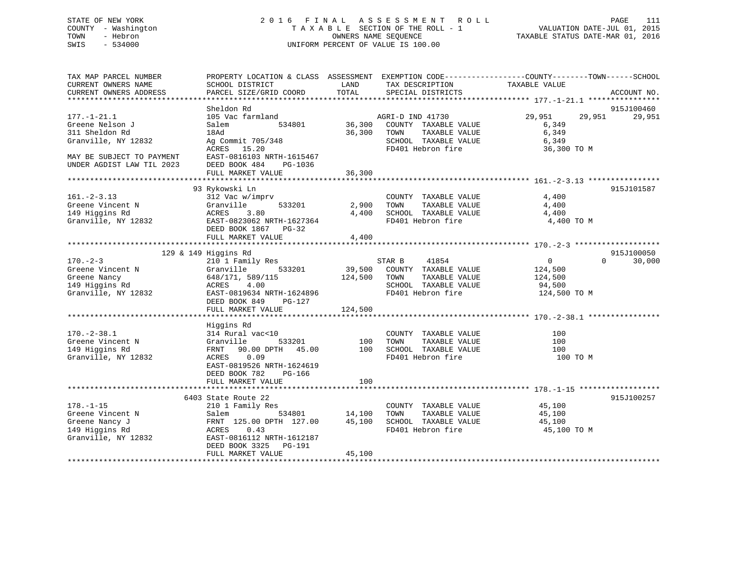STATE OF NEW YORK
COUNTY - Washington
TOWN - Hebron
SWIS - 534000

2016 FINAL ASSESSMENT ROLL
TAXABLE SECTION OF THE ROLL - 1
OWNERS NAME SEQUENCE
UNIFORM PERCENT OF VALUE IS 100.00

VALUATION DATE-JUL 01, 2015
TAXABLE STATUS DATE-MAR 01, 2016

| TAX MAP PARCEL NUMBER / CURRENT OWNERS NAME / CURRENT OWNERS ADDRESS | PROPERTY LOCATION & CLASS / SCHOOL DISTRICT / PARCEL SIZE/GRID COORD | ASSESSMENT LAND / TOTAL | EXEMPTION CODE / TAX DESCRIPTION / SPECIAL DISTRICTS | COUNTY TAXABLE VALUE | TOWN | SCHOOL | ACCOUNT NO. |
|---|---|---|---|---|---|---|---|
| 177.-1-21.1 | Sheldon Rd | | | | | | 915J100460 |
| Greene Nelson J | 105 Vac farmland | | AGRI-D IND 41730 | 29,951 | 29,951 | 29,951 | |
| 311 Sheldon Rd | Salem 534801 | 36,300 | COUNTY TAXABLE VALUE | 6,349 | | | |
| Granville, NY 12832 | 18Ad | 36,300 | TOWN TAXABLE VALUE | 6,349 | | | |
| | Ag Commit 705/348 | | SCHOOL TAXABLE VALUE | 6,349 | | | |
| MAY BE SUBJECT TO PAYMENT | ACRES 15.20 | | FD401 Hebron fire | 36,300 TO M | | | |
| UNDER AGDIST LAW TIL 2023 | EAST-0816103 NRTH-1615467 | | | | | | |
| | DEED BOOK 484 PG-1036 | | | | | | |
| | FULL MARKET VALUE | 36,300 | | | | | |
| 161.-2-3.13 | 93 Rykowski Ln | | | | | | 915J101587 |
| Greene Vincent N | 312 Vac w/imprv | | COUNTY TAXABLE VALUE | 4,400 | | | |
| 149 Higgins Rd | Granville 533201 | 2,900 | TOWN TAXABLE VALUE | 4,400 | | | |
| Granville, NY 12832 | ACRES 3.80 | 4,400 | SCHOOL TAXABLE VALUE | 4,400 | | | |
| | EAST-0823062 NRTH-1627364 | | FD401 Hebron fire | 4,400 TO M | | | |
| | DEED BOOK 1867 PG-32 | | | | | | |
| | FULL MARKET VALUE | 4,400 | | | | | |
| 170.-2-3 | 129 & 149 Higgins Rd | | | | | | 915J100050 |
| Greene Vincent N | 210 1 Family Res | | STAR B 41854 | 0 | 0 | 30,000 | |
| Greene Nancy | Granville 533201 | 39,500 | COUNTY TAXABLE VALUE | 124,500 | | | |
| 149 Higgins Rd | 648/171, 589/115 | 124,500 | TOWN TAXABLE VALUE | 124,500 | | | |
| Granville, NY 12832 | ACRES 4.00 | | SCHOOL TAXABLE VALUE | 94,500 | | | |
| | EAST-0819634 NRTH-1624896 | | FD401 Hebron fire | 124,500 TO M | | | |
| | DEED BOOK 849 PG-127 | | | | | | |
| | FULL MARKET VALUE | 124,500 | | | | | |
| 170.-2-38.1 | Higgins Rd | | | | | | |
| Greene Vincent N | 314 Rural vac<10 | | COUNTY TAXABLE VALUE | 100 | | | |
| 149 Higgins Rd | Granville 533201 | 100 | TOWN TAXABLE VALUE | 100 | | | |
| Granville, NY 12832 | FRNT 90.00 DPTH 45.00 | 100 | SCHOOL TAXABLE VALUE | 100 | | | |
| | ACRES 0.09 | | FD401 Hebron fire | 100 TO M | | | |
| | EAST-0819526 NRTH-1624619 | | | | | | |
| | DEED BOOK 782 PG-166 | | | | | | |
| | FULL MARKET VALUE | 100 | | | | | |
| 178.-1-15 | 6403 State Route 22 | | | | | | 915J100257 |
| Greene Vincent N | 210 1 Family Res | | COUNTY TAXABLE VALUE | 45,100 | | | |
| Greene Nancy J | Salem 534801 | 14,100 | TOWN TAXABLE VALUE | 45,100 | | | |
| 149 Higgins Rd | FRNT 125.00 DPTH 127.00 | 45,100 | SCHOOL TAXABLE VALUE | 45,100 | | | |
| Granville, NY 12832 | ACRES 0.43 | | FD401 Hebron fire | 45,100 TO M | | | |
| | EAST-0816112 NRTH-1612187 | | | | | | |
| | DEED BOOK 3325 PG-191 | | | | | | |
| | FULL MARKET VALUE | 45,100 | | | | | |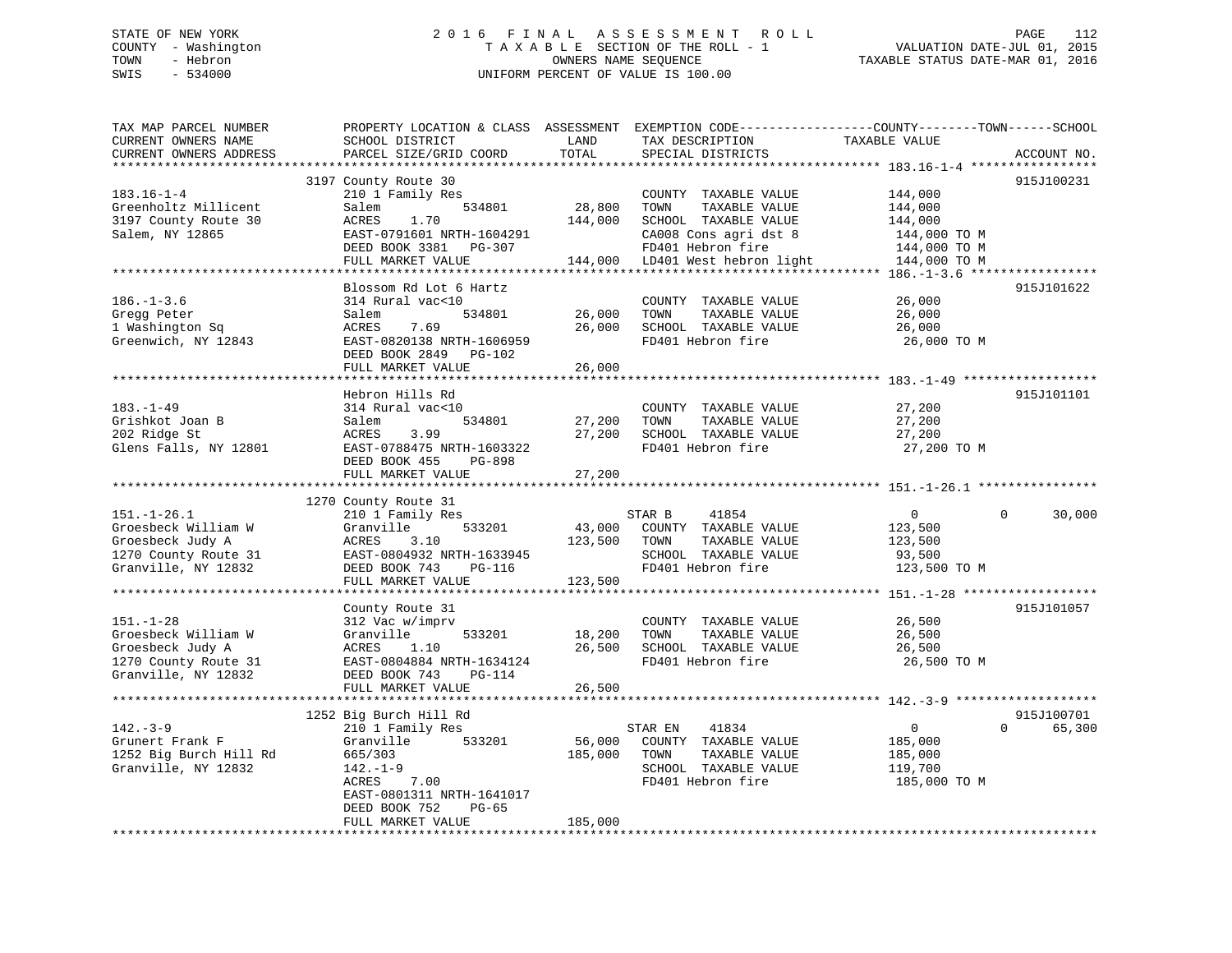STATE OF NEW YORK
COUNTY - Washington
TOWN - Hebron
SWIS - 534000

2016 FINAL ASSESSMENT ROLL
TAXABLE SECTION OF THE ROLL - 1
OWNERS NAME SEQUENCE
UNIFORM PERCENT OF VALUE IS 100.00

VALUATION DATE-JUL 01, 2015
TAXABLE STATUS DATE-MAR 01, 2016

| TAX MAP PARCEL NUMBER / CURRENT OWNERS NAME / CURRENT OWNERS ADDRESS | PROPERTY LOCATION & CLASS / SCHOOL DISTRICT / PARCEL SIZE/GRID COORD | ASSESSMENT LAND / TOTAL | EXEMPTION CODE / TAX DESCRIPTION / SPECIAL DISTRICTS | COUNTY / TOWN / SCHOOL TAXABLE VALUE | ACCOUNT NO. |
|---|---|---|---|---|---|
| **183.16-1-4** | 3197 County Route 30 | | | | 915J100231 |
| 183.16-1-4 | 210 1 Family Res | | COUNTY TAXABLE VALUE | 144,000 | |
| Greenholtz Millicent | Salem 534801 | 28,800 | TOWN TAXABLE VALUE | 144,000 | |
| 3197 County Route 30 | ACRES 1.70 | 144,000 | SCHOOL TAXABLE VALUE | 144,000 | |
| Salem, NY 12865 | EAST-0791601 NRTH-1604291 | | CA008 Cons agri dst 8 | 144,000 TO M | |
| | DEED BOOK 3381 PG-307 | | FD401 Hebron fire | 144,000 TO M | |
| | FULL MARKET VALUE | 144,000 | LD401 West hebron light | 144,000 TO M | |
| **186.-1-3.6** | Blossom Rd Lot 6 Hartz | | | | 915J101622 |
| 186.-1-3.6 | 314 Rural vac<10 | | COUNTY TAXABLE VALUE | 26,000 | |
| Gregg Peter | Salem 534801 | 26,000 | TOWN TAXABLE VALUE | 26,000 | |
| 1 Washington Sq | ACRES 7.69 | 26,000 | SCHOOL TAXABLE VALUE | 26,000 | |
| Greenwich, NY 12843 | EAST-0820138 NRTH-1606959 | | FD401 Hebron fire | 26,000 TO M | |
| | DEED BOOK 2849 PG-102 | | | | |
| | FULL MARKET VALUE | 26,000 | | | |
| **183.-1-49** | Hebron Hills Rd | | | | 915J101101 |
| 183.-1-49 | 314 Rural vac<10 | | COUNTY TAXABLE VALUE | 27,200 | |
| Grishkot Joan B | Salem 534801 | 27,200 | TOWN TAXABLE VALUE | 27,200 | |
| 202 Ridge St | ACRES 3.99 | 27,200 | SCHOOL TAXABLE VALUE | 27,200 | |
| Glens Falls, NY 12801 | EAST-0788475 NRTH-1603322 | | FD401 Hebron fire | 27,200 TO M | |
| | DEED BOOK 455 PG-898 | | | | |
| | FULL MARKET VALUE | 27,200 | | | |
| **151.-1-26.1** | 1270 County Route 31 | | | | |
| 151.-1-26.1 | 210 1 Family Res | | STAR B 41854 | 0 / 0 / 30,000 | |
| Groesbeck William W | Granville 533201 | 43,000 | COUNTY TAXABLE VALUE | 123,500 | |
| Groesbeck Judy A | ACRES 3.10 | 123,500 | TOWN TAXABLE VALUE | 123,500 | |
| 1270 County Route 31 | EAST-0804932 NRTH-1633945 | | SCHOOL TAXABLE VALUE | 93,500 | |
| Granville, NY 12832 | DEED BOOK 743 PG-116 | | FD401 Hebron fire | 123,500 TO M | |
| | FULL MARKET VALUE | 123,500 | | | |
| **151.-1-28** | County Route 31 | | | | 915J101057 |
| 151.-1-28 | 312 Vac w/imprv | | COUNTY TAXABLE VALUE | 26,500 | |
| Groesbeck William W | Granville 533201 | 18,200 | TOWN TAXABLE VALUE | 26,500 | |
| Groesbeck Judy A | ACRES 1.10 | 26,500 | SCHOOL TAXABLE VALUE | 26,500 | |
| 1270 County Route 31 | EAST-0804884 NRTH-1634124 | | FD401 Hebron fire | 26,500 TO M | |
| Granville, NY 12832 | DEED BOOK 743 PG-114 | | | | |
| | FULL MARKET VALUE | 26,500 | | | |
| **142.-3-9** | 1252 Big Burch Hill Rd | | | | 915J100701 |
| 142.-3-9 | 210 1 Family Res | | STAR EN 41834 | 0 / 0 / 65,300 | |
| Grunert Frank F | Granville 533201 | 56,000 | COUNTY TAXABLE VALUE | 185,000 | |
| 1252 Big Burch Hill Rd | 665/303 | 185,000 | TOWN TAXABLE VALUE | 185,000 | |
| Granville, NY 12832 | 142.-1-9 | | SCHOOL TAXABLE VALUE | 119,700 | |
| | ACRES 7.00 | | FD401 Hebron fire | 185,000 TO M | |
| | EAST-0801311 NRTH-1641017 | | | | |
| | DEED BOOK 752 PG-65 | | | | |
| | FULL MARKET VALUE | 185,000 | | | |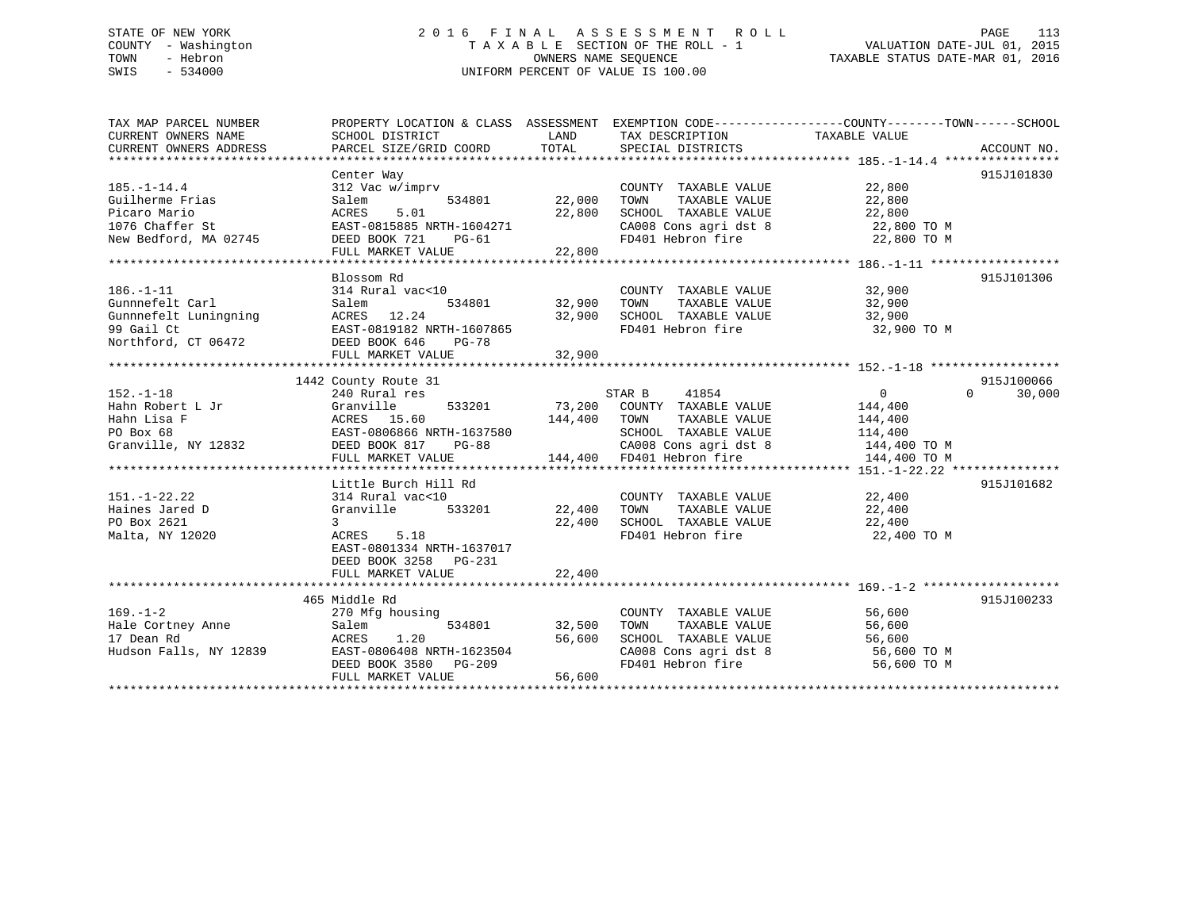STATE OF NEW YORK
COUNTY - Washington
TOWN - Hebron
SWIS - 534000

2016 FINAL ASSESSMENT ROLL
TAXABLE SECTION OF THE ROLL - 1
OWNERS NAME SEQUENCE
UNIFORM PERCENT OF VALUE IS 100.00

VALUATION DATE-JUL 01, 2015
TAXABLE STATUS DATE-MAR 01, 2016

| TAX MAP PARCEL NUMBER / CURRENT OWNERS NAME / CURRENT OWNERS ADDRESS | PROPERTY LOCATION & CLASS / SCHOOL DISTRICT / PARCEL SIZE/GRID COORD | ASSESSMENT LAND / TOTAL | EXEMPTION CODE / TAX DESCRIPTION / SPECIAL DISTRICTS | COUNTY | TOWN | SCHOOL TAXABLE VALUE | ACCOUNT NO. |
|---|---|---|---|---|---|---|---|
| 185.-1-14.4 | Center Way | | | | | | 915J101830 |
| 185.-1-14.4 | 312 Vac w/imprv | | COUNTY TAXABLE VALUE | 22,800 | | | |
| Guilherme Frias | Salem 534801 | 22,000 | TOWN TAXABLE VALUE | 22,800 | | | |
| Picaro Mario | ACRES 5.01 | 22,800 | SCHOOL TAXABLE VALUE | 22,800 | | | |
| 1076 Chaffer St | EAST-0815885 NRTH-1604271 | | CA008 Cons agri dst 8 | 22,800 TO M | | | |
| New Bedford, MA 02745 | DEED BOOK 721 PG-61 | | FD401 Hebron fire | 22,800 TO M | | | |
| | FULL MARKET VALUE | 22,800 | | | | | |
| 186.-1-11 | Blossom Rd | | | | | | 915J101306 |
| 186.-1-11 | 314 Rural vac<10 | | COUNTY TAXABLE VALUE | 32,900 | | | |
| Gunnnefelt Carl | Salem 534801 | 32,900 | TOWN TAXABLE VALUE | 32,900 | | | |
| Gunnnefelt Luningning | ACRES 12.24 | 32,900 | SCHOOL TAXABLE VALUE | 32,900 | | | |
| 99 Gail Ct | EAST-0819182 NRTH-1607865 | | FD401 Hebron fire | 32,900 TO M | | | |
| Northford, CT 06472 | DEED BOOK 646 PG-78 | | | | | | |
| | FULL MARKET VALUE | 32,900 | | | | | |
| 152.-1-18 | 1442 County Route 31 | | | | | | 915J100066 |
| 152.-1-18 | 240 Rural res | | STAR B 41854 | 0 | 0 | 30,000 | |
| Hahn Robert L Jr | Granville 533201 | 73,200 | COUNTY TAXABLE VALUE | 144,400 | | | |
| Hahn Lisa F | ACRES 15.60 | 144,400 | TOWN TAXABLE VALUE | 144,400 | | | |
| PO Box 68 | EAST-0806866 NRTH-1637580 | | SCHOOL TAXABLE VALUE | 114,400 | | | |
| Granville, NY 12832 | DEED BOOK 817 PG-88 | | CA008 Cons agri dst 8 | 144,400 TO M | | | |
| | FULL MARKET VALUE | 144,400 | FD401 Hebron fire | 144,400 TO M | | | |
| 151.-1-22.22 | Little Burch Hill Rd | | | | | | 915J101682 |
| 151.-1-22.22 | 314 Rural vac<10 | | COUNTY TAXABLE VALUE | 22,400 | | | |
| Haines Jared D | Granville 533201 | 22,400 | TOWN TAXABLE VALUE | 22,400 | | | |
| PO Box 2621 | 3 | 22,400 | SCHOOL TAXABLE VALUE | 22,400 | | | |
| Malta, NY 12020 | ACRES 5.18 | | FD401 Hebron fire | 22,400 TO M | | | |
| | EAST-0801334 NRTH-1637017 | | | | | | |
| | DEED BOOK 3258 PG-231 | | | | | | |
| | FULL MARKET VALUE | 22,400 | | | | | |
| 169.-1-2 | 465 Middle Rd | | | | | | 915J100233 |
| 169.-1-2 | 270 Mfg housing | | COUNTY TAXABLE VALUE | 56,600 | | | |
| Hale Cortney Anne | Salem 534801 | 32,500 | TOWN TAXABLE VALUE | 56,600 | | | |
| 17 Dean Rd | ACRES 1.20 | 56,600 | SCHOOL TAXABLE VALUE | 56,600 | | | |
| Hudson Falls, NY 12839 | EAST-0806408 NRTH-1623504 | | CA008 Cons agri dst 8 | 56,600 TO M | | | |
| | DEED BOOK 3580 PG-209 | | FD401 Hebron fire | 56,600 TO M | | | |
| | FULL MARKET VALUE | 56,600 | | | | | |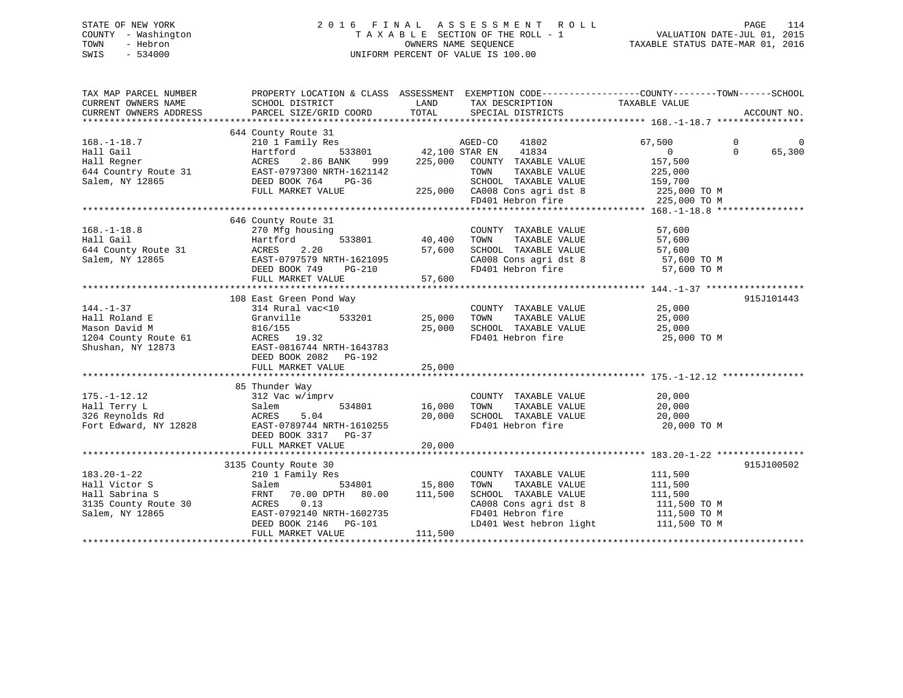STATE OF NEW YORK
COUNTY - Washington
TOWN - Hebron
SWIS - 534000

# 2016 FINAL ASSESSMENT ROLL
TAXABLE SECTION OF THE ROLL - 1
OWNERS NAME SEQUENCE
UNIFORM PERCENT OF VALUE IS 100.00

VALUATION DATE-JUL 01, 2015
TAXABLE STATUS DATE-MAR 01, 2016

```
TAX MAP PARCEL NUMBER          PROPERTY LOCATION & CLASS  ASSESSMENT  EXEMPTION CODE-----------------COUNTY--------TOWN------SCHOOL
CURRENT OWNERS NAME            SCHOOL DISTRICT             LAND        TAX DESCRIPTION            TAXABLE VALUE
CURRENT OWNERS ADDRESS         PARCEL SIZE/GRID COORD      TOTAL       SPECIAL DISTRICTS                                    ACCOUNT NO.
******************************************************************************************************* 168.-1-18.7 ****************
                               644 County Route 31
168.-1-18.7                    210 1 Family Res                 AGED-CO    41802            67,500          0           0
Hall Gail                      Hartford       533801      42,100 STAR EN    41834                 0          0      65,300
Hall Regner                    ACRES    2.86 BANK    999  225,000   COUNTY  TAXABLE VALUE     157,500
644 Country Route 31           EAST-0797300 NRTH-1621142             TOWN    TAXABLE VALUE     225,000
Salem, NY 12865                DEED BOOK 764    PG-36                SCHOOL  TAXABLE VALUE     159,700
                               FULL MARKET VALUE          225,000   CA008 Cons agri dst 8       225,000 TO M
                                                                     FD401 Hebron fire           225,000 TO M
******************************************************************************************************* 168.-1-18.8 ****************
                               646 County Route 31
168.-1-18.8                    270 Mfg housing                       COUNTY  TAXABLE VALUE      57,600
Hall Gail                      Hartford       533801      40,400    TOWN    TAXABLE VALUE      57,600
644 County Route 31            ACRES    2.20               57,600    SCHOOL  TAXABLE VALUE      57,600
Salem, NY 12865                EAST-0797579 NRTH-1621095             CA008 Cons agri dst 8        57,600 TO M
                               DEED BOOK 749    PG-210               FD401 Hebron fire            57,600 TO M
                               FULL MARKET VALUE           57,600
******************************************************************************************************* 144.-1-37 ******************
                               108 East Green Pond Way                                                                915J101443
144.-1-37                      314 Rural vac<10                      COUNTY  TAXABLE VALUE      25,000
Hall Roland E                  Granville      533201      25,000    TOWN    TAXABLE VALUE      25,000
Mason David M                  816/155                     25,000    SCHOOL  TAXABLE VALUE      25,000
1204 County Route 61           ACRES   19.32                         FD401 Hebron fire            25,000 TO M
Shushan, NY 12873              EAST-0816744 NRTH-1643783
                               DEED BOOK 2082   PG-192
                               FULL MARKET VALUE           25,000
******************************************************************************************************* 175.-1-12.12 ***************
                               85 Thunder Way
175.-1-12.12                   312 Vac w/imprv                       COUNTY  TAXABLE VALUE      20,000
Hall Terry L                   Salem          534801      16,000    TOWN    TAXABLE VALUE      20,000
326 Reynolds Rd                ACRES    5.04               20,000    SCHOOL  TAXABLE VALUE      20,000
Fort Edward, NY 12828          EAST-0789744 NRTH-1610255             FD401 Hebron fire            20,000 TO M
                               DEED BOOK 3317   PG-37
                               FULL MARKET VALUE           20,000
******************************************************************************************************* 183.20-1-22 ****************
                               3135 County Route 30                                                                   915J100502
183.20-1-22                    210 1 Family Res                      COUNTY  TAXABLE VALUE     111,500
Hall Victor S                  Salem          534801      15,800    TOWN    TAXABLE VALUE     111,500
Hall Sabrina S                 FRNT   70.00 DPTH   80.00  111,500    SCHOOL  TAXABLE VALUE     111,500
3135 County Route 30           ACRES    0.13                         CA008 Cons agri dst 8       111,500 TO M
Salem, NY 12865                EAST-0792140 NRTH-1602735             FD401 Hebron fire           111,500 TO M
                               DEED BOOK 2146   PG-101               LD401 West hebron light     111,500 TO M
                               FULL MARKET VALUE          111,500
************************************************************************************************************************************
```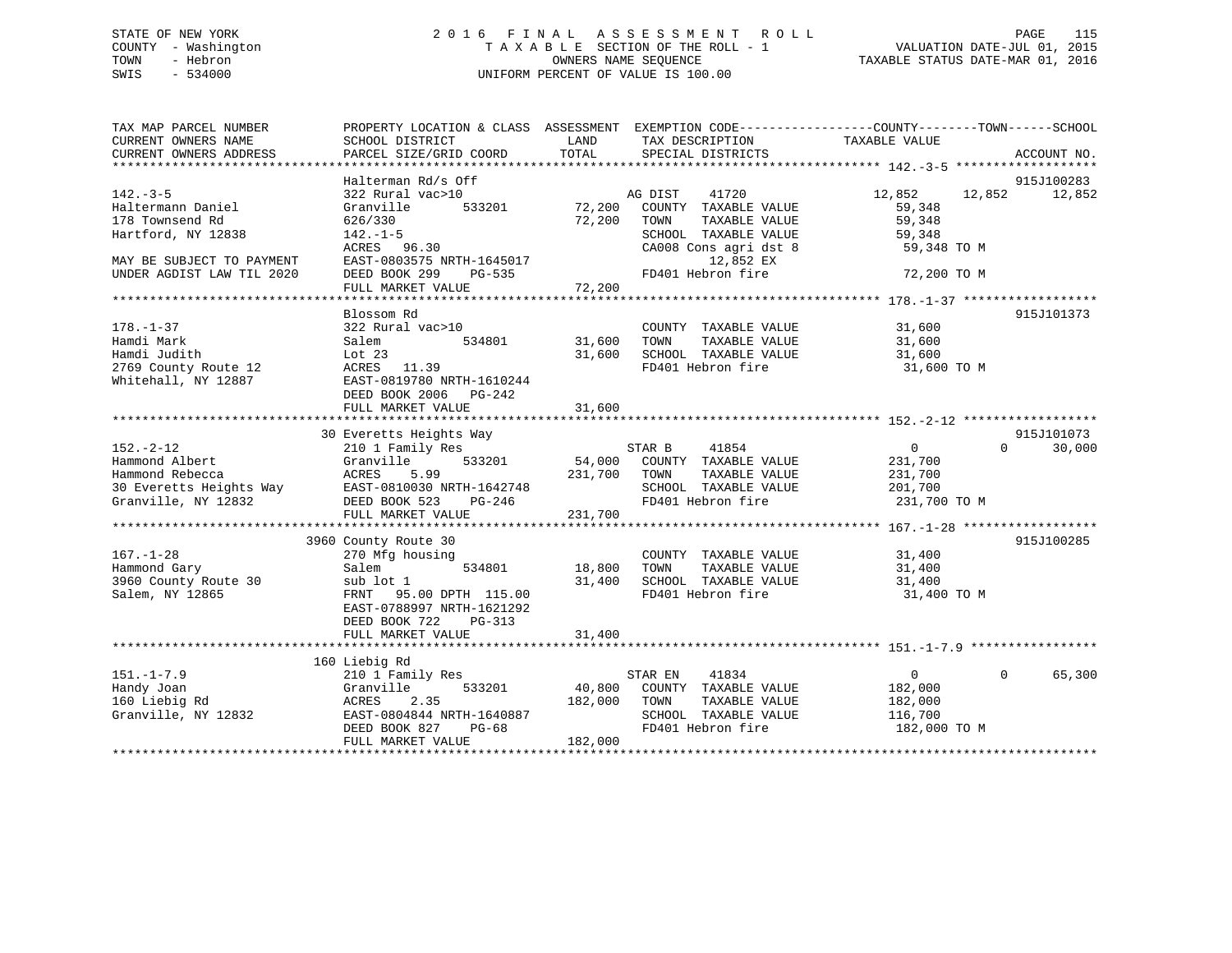STATE OF NEW YORK
COUNTY - Washington
TOWN - Hebron
SWIS - 534000

2016 FINAL ASSESSMENT ROLL
TAXABLE SECTION OF THE ROLL - 1
OWNERS NAME SEQUENCE
UNIFORM PERCENT OF VALUE IS 100.00

VALUATION DATE-JUL 01, 2015
TAXABLE STATUS DATE-MAR 01, 2016

```
TAX MAP PARCEL NUMBER        PROPERTY LOCATION & CLASS  ASSESSMENT  EXEMPTION CODE-----------------COUNTY--------TOWN------SCHOOL
CURRENT OWNERS NAME          SCHOOL DISTRICT               LAND      TAX DESCRIPTION              TAXABLE VALUE
CURRENT OWNERS ADDRESS       PARCEL SIZE/GRID COORD       TOTAL      SPECIAL DISTRICTS                                    ACCOUNT NO.
******************************************************************************************************* 142.-3-5 *******************
                             Halterman Rd/s Off                                                                            915J100283
142.-3-5                     322 Rural vac>10                        AG DIST     41720             12,852      12,852      12,852
Haltermann Daniel            Granville      533201       72,200     COUNTY  TAXABLE VALUE            59,348
178 Townsend Rd              626/330                     72,200     TOWN    TAXABLE VALUE            59,348
Hartford, NY 12838           142.-1-5                               SCHOOL  TAXABLE VALUE            59,348
                             ACRES  96.30                           CA008 Cons agri dst 8            59,348 TO M
MAY BE SUBJECT TO PAYMENT    EAST-0803575 NRTH-1645017                     12,852 EX
UNDER AGDIST LAW TIL 2020    DEED BOOK 299    PG-535                FD401 Hebron fire                72,200 TO M
                             FULL MARKET VALUE           72,200
******************************************************************************************************* 178.-1-37 ******************
                             Blossom Rd                                                                                    915J101373
178.-1-37                    322 Rural vac>10                       COUNTY  TAXABLE VALUE            31,600
Hamdi Mark                   Salem          534801       31,600     TOWN    TAXABLE VALUE            31,600
Hamdi Judith                 Lot 23                      31,600     SCHOOL  TAXABLE VALUE            31,600
2769 County Route 12         ACRES  11.39                           FD401 Hebron fire                31,600 TO M
Whitehall, NY 12887          EAST-0819780 NRTH-1610244
                             DEED BOOK 2006   PG-242
                             FULL MARKET VALUE           31,600
******************************************************************************************************* 152.-2-12 ******************
                             30 Everetts Heights Way                                                                       915J101073
152.-2-12                    210 1 Family Res                       STAR B      41854                   0           0      30,000
Hammond Albert               Granville      533201       54,000     COUNTY  TAXABLE VALUE           231,700
Hammond Rebecca              ACRES   5.99               231,700     TOWN    TAXABLE VALUE           231,700
30 Everetts Heights Way      EAST-0810030 NRTH-1642748              SCHOOL  TAXABLE VALUE           201,700
Granville, NY 12832          DEED BOOK 523    PG-246                FD401 Hebron fire               231,700 TO M
                             FULL MARKET VALUE          231,700
******************************************************************************************************* 167.-1-28 ******************
                             3960 County Route 30                                                                          915J100285
167.-1-28                    270 Mfg housing                        COUNTY  TAXABLE VALUE            31,400
Hammond Gary                 Salem          534801       18,800     TOWN    TAXABLE VALUE            31,400
3960 County Route 30         sub lot 1                   31,400     SCHOOL  TAXABLE VALUE            31,400
Salem, NY 12865              FRNT  95.00 DPTH 115.00                FD401 Hebron fire                31,400 TO M
                             EAST-0788997 NRTH-1621292
                             DEED BOOK 722    PG-313
                             FULL MARKET VALUE           31,400
******************************************************************************************************* 151.-1-7.9 *****************
                             160 Liebig Rd
151.-1-7.9                   210 1 Family Res                       STAR EN     41834                   0           0      65,300
Handy Joan                   Granville      533201       40,800     COUNTY  TAXABLE VALUE           182,000
160 Liebig Rd                ACRES   2.35               182,000     TOWN    TAXABLE VALUE           182,000
Granville, NY 12832          EAST-0804844 NRTH-1640887              SCHOOL  TAXABLE VALUE           116,700
                             DEED BOOK 827    PG-68                 FD401 Hebron fire               182,000 TO M
                             FULL MARKET VALUE          182,000
************************************************************************************************************************************
```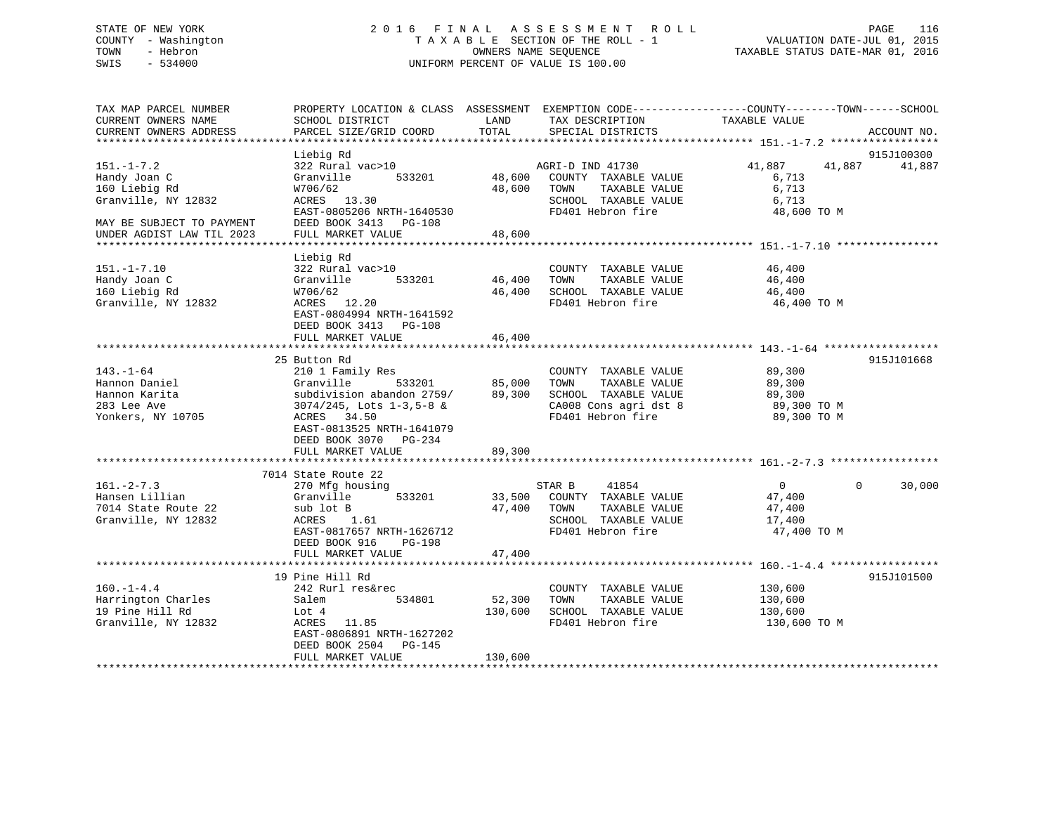STATE OF NEW YORK
COUNTY - Washington
TOWN - Hebron
SWIS - 534000

2016 FINAL ASSESSMENT ROLL
TAXABLE SECTION OF THE ROLL - 1
OWNERS NAME SEQUENCE
UNIFORM PERCENT OF VALUE IS 100.00

VALUATION DATE-JUL 01, 2015
TAXABLE STATUS DATE-MAR 01, 2016

```
TAX MAP PARCEL NUMBER          PROPERTY LOCATION & CLASS  ASSESSMENT  EXEMPTION CODE------------------COUNTY--------TOWN------SCHOOL
CURRENT OWNERS NAME            SCHOOL DISTRICT               LAND      TAX DESCRIPTION             TAXABLE VALUE
CURRENT OWNERS ADDRESS         PARCEL SIZE/GRID COORD        TOTAL     SPECIAL DISTRICTS                                    ACCOUNT NO.
******************************************************************************************************* 151.-1-7.2 *****************
                               Liebig Rd                                                                                915J100300
151.-1-7.2                     322 Rural vac>10                   AGRI-D IND 41730              41,887      41,887      41,887
Handy Joan C                   Granville       533201      48,600   COUNTY  TAXABLE VALUE          6,713
160 Liebig Rd                  W706/62                     48,600   TOWN    TAXABLE VALUE          6,713
Granville, NY 12832            ACRES   13.30                        SCHOOL  TAXABLE VALUE          6,713
                               EAST-0805206 NRTH-1640530            FD401 Hebron fire             48,600 TO M
MAY BE SUBJECT TO PAYMENT      DEED BOOK 3413   PG-108
UNDER AGDIST LAW TIL 2023      FULL MARKET VALUE           48,600
******************************************************************************************************* 151.-1-7.10 ****************
                               Liebig Rd
151.-1-7.10                    322 Rural vac>10                     COUNTY  TAXABLE VALUE         46,400
Handy Joan C                   Granville       533201      46,400   TOWN    TAXABLE VALUE         46,400
160 Liebig Rd                  W706/62                     46,400   SCHOOL  TAXABLE VALUE         46,400
Granville, NY 12832            ACRES   12.20                        FD401 Hebron fire             46,400 TO M
                               EAST-0804994 NRTH-1641592
                               DEED BOOK 3413   PG-108
                               FULL MARKET VALUE           46,400
******************************************************************************************************* 143.-1-64 ******************
                             25 Button Rd                                                                               915J101668
143.-1-64                      210 1 Family Res                     COUNTY  TAXABLE VALUE         89,300
Hannon Daniel                  Granville       533201      85,000   TOWN    TAXABLE VALUE         89,300
Hannon Karita                  subdivision abandon 2759/   89,300   SCHOOL  TAXABLE VALUE         89,300
283 Lee Ave                    3074/245, Lots 1-3,5-8 &             CA008 Cons agri dst 8          89,300 TO M
Yonkers, NY 10705              ACRES   34.50                        FD401 Hebron fire              89,300 TO M
                               EAST-0813525 NRTH-1641079
                               DEED BOOK 3070   PG-234
                               FULL MARKET VALUE           89,300
******************************************************************************************************* 161.-2-7.3 *****************
                             7014 State Route 22
161.-2-7.3                     270 Mfg housing                    STAR B     41854                   0           0      30,000
Hansen Lillian                 Granville       533201      33,500   COUNTY  TAXABLE VALUE         47,400
7014 State Route 22            sub lot B                   47,400   TOWN    TAXABLE VALUE         47,400
Granville, NY 12832            ACRES    1.61                        SCHOOL  TAXABLE VALUE         17,400
                               EAST-0817657 NRTH-1626712            FD401 Hebron fire             47,400 TO M
                               DEED BOOK 916    PG-198
                               FULL MARKET VALUE           47,400
******************************************************************************************************* 160.-1-4.4 *****************
                             19 Pine Hill Rd                                                                            915J101500
160.-1-4.4                     242 Rurl res&rec                     COUNTY  TAXABLE VALUE        130,600
Harrington Charles             Salem           534801      52,300   TOWN    TAXABLE VALUE        130,600
19 Pine Hill Rd                Lot 4                      130,600   SCHOOL  TAXABLE VALUE        130,600
Granville, NY 12832            ACRES   11.85                        FD401 Hebron fire            130,600 TO M
                               EAST-0806891 NRTH-1627202
                               DEED BOOK 2504   PG-145
                               FULL MARKET VALUE          130,600
************************************************************************************************************************************
```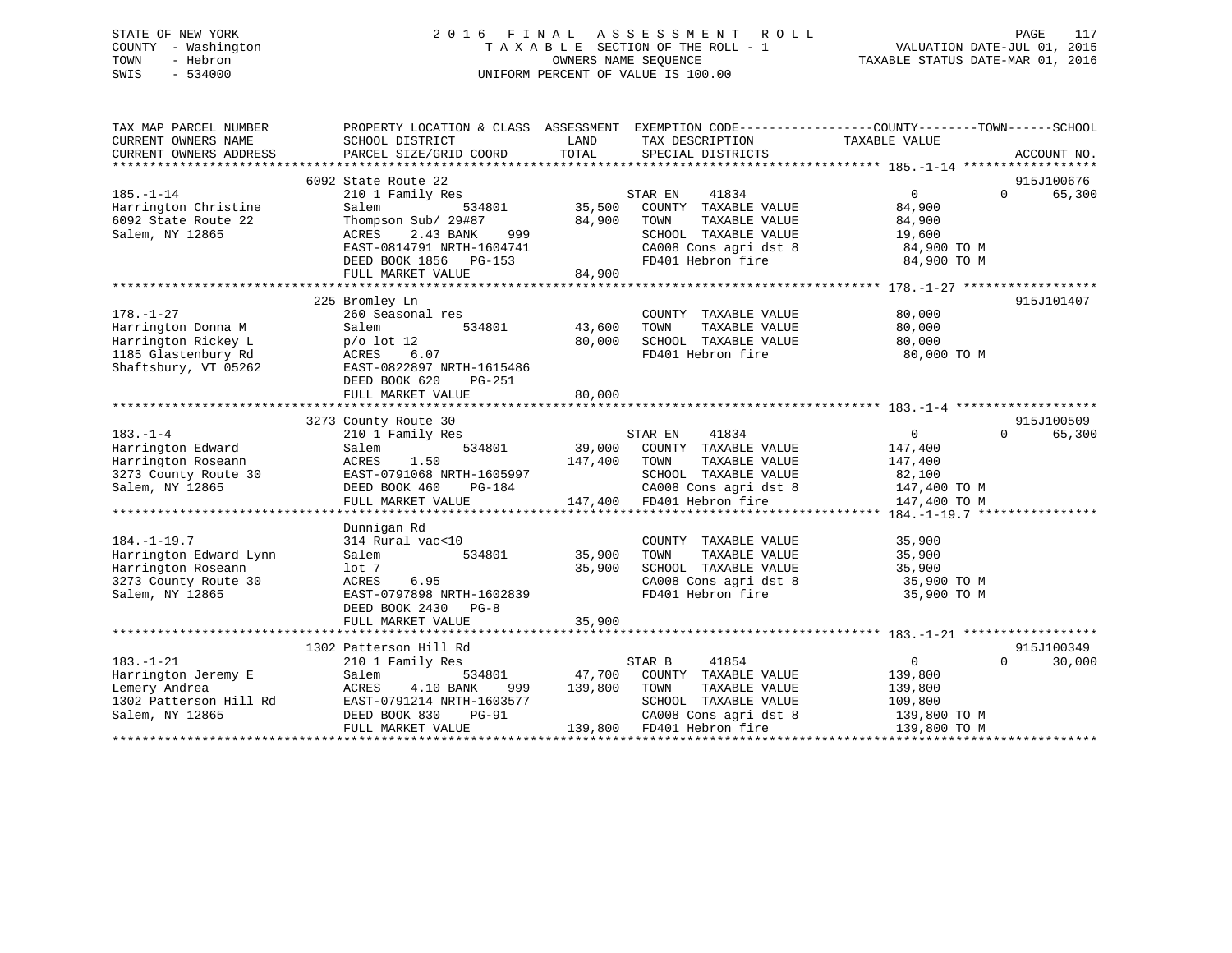STATE OF NEW YORK
COUNTY - Washington
TOWN - Hebron
SWIS - 534000

2 0 1 6 F I N A L A S S E S S M E N T R O L L
T A X A B L E SECTION OF THE ROLL - 1
OWNERS NAME SEQUENCE
UNIFORM PERCENT OF VALUE IS 100.00

VALUATION DATE-JUL 01, 2015
TAXABLE STATUS DATE-MAR 01, 2016

| TAX MAP PARCEL NUMBER / CURRENT OWNERS NAME / CURRENT OWNERS ADDRESS | PROPERTY LOCATION & CLASS / SCHOOL DISTRICT / PARCEL SIZE/GRID COORD | ASSESSMENT LAND | TOTAL | EXEMPTION CODE / TAX DESCRIPTION / SPECIAL DISTRICTS | COUNTY TAXABLE VALUE | TOWN | SCHOOL | ACCOUNT NO. |
|---|---|---|---|---|---|---|---|---|
| 185.-1-14 | 6092 State Route 22 | | | | | | | 915J100676 |
| 185.-1-14 | 210 1 Family Res | | | STAR EN 41834 | 0 | 0 | 65,300 | |
| Harrington Christine | Salem 534801 | 35,500 | | COUNTY TAXABLE VALUE | 84,900 | | | |
| 6092 State Route 22 | Thompson Sub/ 29#87 | | 84,900 | TOWN TAXABLE VALUE | 84,900 | | | |
| Salem, NY 12865 | ACRES 2.43 BANK 999 | | | SCHOOL TAXABLE VALUE | 19,600 | | | |
| | EAST-0814791 NRTH-1604741 | | | CA008 Cons agri dst 8 | 84,900 TO M | | | |
| | DEED BOOK 1856 PG-153 | | | FD401 Hebron fire | 84,900 TO M | | | |
| | FULL MARKET VALUE | | 84,900 | | | | | |
| 178.-1-27 | 225 Bromley Ln | | | | | | | 915J101407 |
| 178.-1-27 | 260 Seasonal res | | | COUNTY TAXABLE VALUE | 80,000 | | | |
| Harrington Donna M | Salem 534801 | 43,600 | | TOWN TAXABLE VALUE | 80,000 | | | |
| Harrington Rickey L | p/o lot 12 | | 80,000 | SCHOOL TAXABLE VALUE | 80,000 | | | |
| 1185 Glastenbury Rd | ACRES 6.07 | | | FD401 Hebron fire | 80,000 TO M | | | |
| Shaftsbury, VT 05262 | EAST-0822897 NRTH-1615486 | | | | | | | |
| | DEED BOOK 620 PG-251 | | | | | | | |
| | FULL MARKET VALUE | | 80,000 | | | | | |
| 183.-1-4 | 3273 County Route 30 | | | | | | | 915J100509 |
| 183.-1-4 | 210 1 Family Res | | | STAR EN 41834 | 0 | 0 | 65,300 | |
| Harrington Edward | Salem 534801 | 39,000 | | COUNTY TAXABLE VALUE | 147,400 | | | |
| Harrington Roseann | ACRES 1.50 | | 147,400 | TOWN TAXABLE VALUE | 147,400 | | | |
| 3273 County Route 30 | EAST-0791068 NRTH-1605997 | | | SCHOOL TAXABLE VALUE | 82,100 | | | |
| Salem, NY 12865 | DEED BOOK 460 PG-184 | | | CA008 Cons agri dst 8 | 147,400 TO M | | | |
| | FULL MARKET VALUE | | 147,400 | FD401 Hebron fire | 147,400 TO M | | | |
| 184.-1-19.7 | Dunnigan Rd | | | | | | | |
| 184.-1-19.7 | 314 Rural vac<10 | | | COUNTY TAXABLE VALUE | 35,900 | | | |
| Harrington Edward Lynn | Salem 534801 | 35,900 | | TOWN TAXABLE VALUE | 35,900 | | | |
| Harrington Roseann | lot 7 | | 35,900 | SCHOOL TAXABLE VALUE | 35,900 | | | |
| 3273 County Route 30 | ACRES 6.95 | | | CA008 Cons agri dst 8 | 35,900 TO M | | | |
| Salem, NY 12865 | EAST-0797898 NRTH-1602839 | | | FD401 Hebron fire | 35,900 TO M | | | |
| | DEED BOOK 2430 PG-8 | | | | | | | |
| | FULL MARKET VALUE | | 35,900 | | | | | |
| 183.-1-21 | 1302 Patterson Hill Rd | | | | | | | 915J100349 |
| 183.-1-21 | 210 1 Family Res | | | STAR B 41854 | 0 | 0 | 30,000 | |
| Harrington Jeremy E | Salem 534801 | 47,700 | | COUNTY TAXABLE VALUE | 139,800 | | | |
| Lemery Andrea | ACRES 4.10 BANK 999 | | 139,800 | TOWN TAXABLE VALUE | 139,800 | | | |
| 1302 Patterson Hill Rd | EAST-0791214 NRTH-1603577 | | | SCHOOL TAXABLE VALUE | 109,800 | | | |
| Salem, NY 12865 | DEED BOOK 830 PG-91 | | | CA008 Cons agri dst 8 | 139,800 TO M | | | |
| | FULL MARKET VALUE | | 139,800 | FD401 Hebron fire | 139,800 TO M | | | |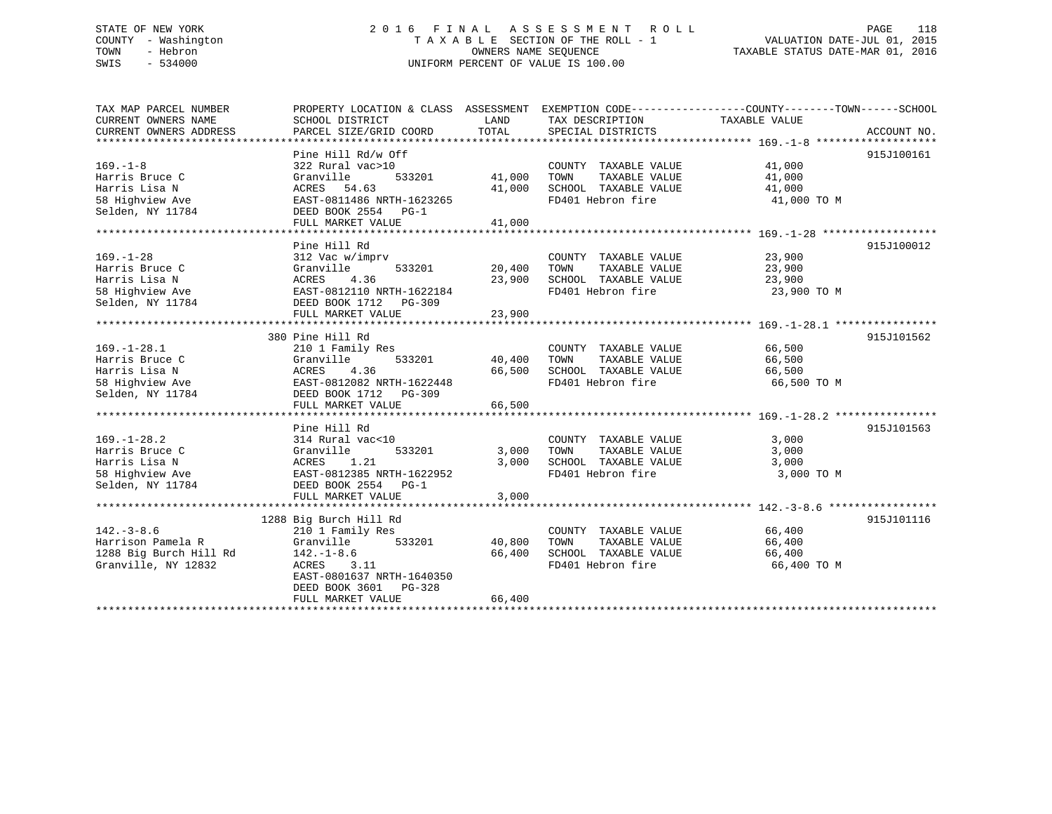STATE OF NEW YORK
COUNTY - Washington
TOWN - Hebron
SWIS - 534000

2 0 1 6 F I N A L A S S E S S M E N T R O L L
T A X A B L E SECTION OF THE ROLL - 1
OWNERS NAME SEQUENCE
UNIFORM PERCENT OF VALUE IS 100.00

VALUATION DATE-JUL 01, 2015
TAXABLE STATUS DATE-MAR 01, 2016

| TAX MAP PARCEL NUMBER / CURRENT OWNERS NAME / CURRENT OWNERS ADDRESS | PROPERTY LOCATION & CLASS / SCHOOL DISTRICT / PARCEL SIZE/GRID COORD | ASSESSMENT LAND / TOTAL | EXEMPTION CODE / TAX DESCRIPTION / SPECIAL DISTRICTS | COUNTY--------TOWN------SCHOOL TAXABLE VALUE | ACCOUNT NO. |
|---|---|---|---|---|---|
| **169.-1-8** | Pine Hill Rd/w Off | | | | 915J100161 |
| 169.-1-8 | 322 Rural vac>10 | | COUNTY TAXABLE VALUE | 41,000 | |
| Harris Bruce C | Granville 533201 | 41,000 | TOWN TAXABLE VALUE | 41,000 | |
| Harris Lisa N | ACRES 54.63 | 41,000 | SCHOOL TAXABLE VALUE | 41,000 | |
| 58 Highview Ave | EAST-0811486 NRTH-1623265 | | FD401 Hebron fire | 41,000 TO M | |
| Selden, NY 11784 | DEED BOOK 2554 PG-1 | | | | |
| | FULL MARKET VALUE | 41,000 | | | |
| **169.-1-28** | Pine Hill Rd | | | | 915J100012 |
| 169.-1-28 | 312 Vac w/imprv | | COUNTY TAXABLE VALUE | 23,900 | |
| Harris Bruce C | Granville 533201 | 20,400 | TOWN TAXABLE VALUE | 23,900 | |
| Harris Lisa N | ACRES 4.36 | 23,900 | SCHOOL TAXABLE VALUE | 23,900 | |
| 58 Highview Ave | EAST-0812110 NRTH-1622184 | | FD401 Hebron fire | 23,900 TO M | |
| Selden, NY 11784 | DEED BOOK 1712 PG-309 | | | | |
| | FULL MARKET VALUE | 23,900 | | | |
| **169.-1-28.1** | 380 Pine Hill Rd | | | | 915J101562 |
| 169.-1-28.1 | 210 1 Family Res | | COUNTY TAXABLE VALUE | 66,500 | |
| Harris Bruce C | Granville 533201 | 40,400 | TOWN TAXABLE VALUE | 66,500 | |
| Harris Lisa N | ACRES 4.36 | 66,500 | SCHOOL TAXABLE VALUE | 66,500 | |
| 58 Highview Ave | EAST-0812082 NRTH-1622448 | | FD401 Hebron fire | 66,500 TO M | |
| Selden, NY 11784 | DEED BOOK 1712 PG-309 | | | | |
| | FULL MARKET VALUE | 66,500 | | | |
| **169.-1-28.2** | Pine Hill Rd | | | | 915J101563 |
| 169.-1-28.2 | 314 Rural vac<10 | | COUNTY TAXABLE VALUE | 3,000 | |
| Harris Bruce C | Granville 533201 | 3,000 | TOWN TAXABLE VALUE | 3,000 | |
| Harris Lisa N | ACRES 1.21 | 3,000 | SCHOOL TAXABLE VALUE | 3,000 | |
| 58 Highview Ave | EAST-0812385 NRTH-1622952 | | FD401 Hebron fire | 3,000 TO M | |
| Selden, NY 11784 | DEED BOOK 2554 PG-1 | | | | |
| | FULL MARKET VALUE | 3,000 | | | |
| **142.-3-8.6** | 1288 Big Burch Hill Rd | | | | 915J101116 |
| 142.-3-8.6 | 210 1 Family Res | | COUNTY TAXABLE VALUE | 66,400 | |
| Harrison Pamela R | Granville 533201 | 40,800 | TOWN TAXABLE VALUE | 66,400 | |
| 1288 Big Burch Hill Rd | 142.-1-8.6 | 66,400 | SCHOOL TAXABLE VALUE | 66,400 | |
| Granville, NY 12832 | ACRES 3.11 | | FD401 Hebron fire | 66,400 TO M | |
| | EAST-0801637 NRTH-1640350 | | | | |
| | DEED BOOK 3601 PG-328 | | | | |
| | FULL MARKET VALUE | 66,400 | | | |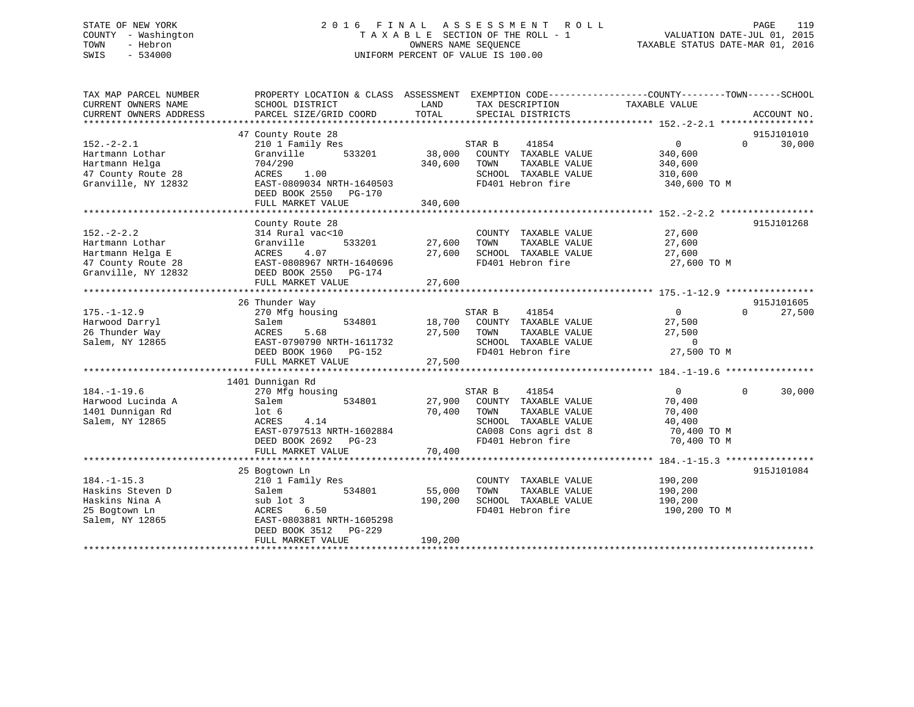STATE OF NEW YORK
COUNTY - Washington
TOWN - Hebron
SWIS - 534000

2016 FINAL ASSESSMENT ROLL
TAXABLE SECTION OF THE ROLL - 1
OWNERS NAME SEQUENCE
UNIFORM PERCENT OF VALUE IS 100.00

VALUATION DATE-JUL 01, 2015
TAXABLE STATUS DATE-MAR 01, 2016

```
TAX MAP PARCEL NUMBER          PROPERTY LOCATION & CLASS  ASSESSMENT  EXEMPTION CODE------------------COUNTY--------TOWN------SCHOOL
CURRENT OWNERS NAME            SCHOOL DISTRICT             LAND        TAX DESCRIPTION             TAXABLE VALUE
CURRENT OWNERS ADDRESS         PARCEL SIZE/GRID COORD      TOTAL       SPECIAL DISTRICTS                                      ACCOUNT NO.
******************************************************************************************************* 152.-2-2.1 *****************
                               47 County Route 28                                                                          915J101010
152.-2-2.1                     210 1 Family Res                        STAR B      41854               0            0       30,000
Hartmann Lothar                Granville       533201        38,000    COUNTY  TAXABLE VALUE         340,600
Hartmann Helga                 704/290                      340,600    TOWN    TAXABLE VALUE         340,600
47 County Route 28             ACRES     1.00                          SCHOOL  TAXABLE VALUE         310,600
Granville, NY 12832            EAST-0809034 NRTH-1640503               FD401 Hebron fire              340,600 TO M
                               DEED BOOK 2550   PG-170
                               FULL MARKET VALUE            340,600
******************************************************************************************************* 152.-2-2.2 *****************
                               County Route 28                                                                             915J101268
152.-2-2.2                     314 Rural vac<10                        COUNTY  TAXABLE VALUE          27,600
Hartmann Lothar                Granville       533201        27,600    TOWN    TAXABLE VALUE          27,600
Hartmann Helga E               ACRES     4.07                27,600    SCHOOL  TAXABLE VALUE          27,600
47 County Route 28             EAST-0808967 NRTH-1640696               FD401 Hebron fire               27,600 TO M
Granville, NY 12832            DEED BOOK 2550   PG-174
                               FULL MARKET VALUE             27,600
******************************************************************************************************* 175.-1-12.9 ****************
                               26 Thunder Way                                                                              915J101605
175.-1-12.9                    270 Mfg housing                         STAR B      41854               0            0       27,500
Harwood Darryl                 Salem           534801        18,700    COUNTY  TAXABLE VALUE          27,500
26 Thunder Way                 ACRES     5.68                27,500    TOWN    TAXABLE VALUE          27,500
Salem, NY 12865                EAST-0790790 NRTH-1611732               SCHOOL  TAXABLE VALUE               0
                               DEED BOOK 1960   PG-152                 FD401 Hebron fire               27,500 TO M
                               FULL MARKET VALUE             27,500
******************************************************************************************************* 184.-1-19.6 ****************
                               1401 Dunnigan Rd
184.-1-19.6                    270 Mfg housing                         STAR B      41854               0            0       30,000
Harwood Lucinda A              Salem           534801        27,900    COUNTY  TAXABLE VALUE          70,400
1401 Dunnigan Rd               lot 6                         70,400    TOWN    TAXABLE VALUE          70,400
Salem, NY 12865                ACRES     4.14                          SCHOOL  TAXABLE VALUE          40,400
                               EAST-0797513 NRTH-1602884               CA008 Cons agri dst 8           70,400 TO M
                               DEED BOOK 2692   PG-23                  FD401 Hebron fire               70,400 TO M
                               FULL MARKET VALUE             70,400
******************************************************************************************************* 184.-1-15.3 ****************
                               25 Bogtown Ln                                                                               915J101084
184.-1-15.3                    210 1 Family Res                        COUNTY  TAXABLE VALUE         190,200
Haskins Steven D               Salem           534801        55,000    TOWN    TAXABLE VALUE         190,200
Haskins Nina A                 sub lot 3                    190,200    SCHOOL  TAXABLE VALUE         190,200
25 Bogtown Ln                  ACRES     6.50                          FD401 Hebron fire              190,200 TO M
Salem, NY 12865                EAST-0803881 NRTH-1605298
                               DEED BOOK 3512   PG-229
                               FULL MARKET VALUE            190,200
************************************************************************************************************************************
```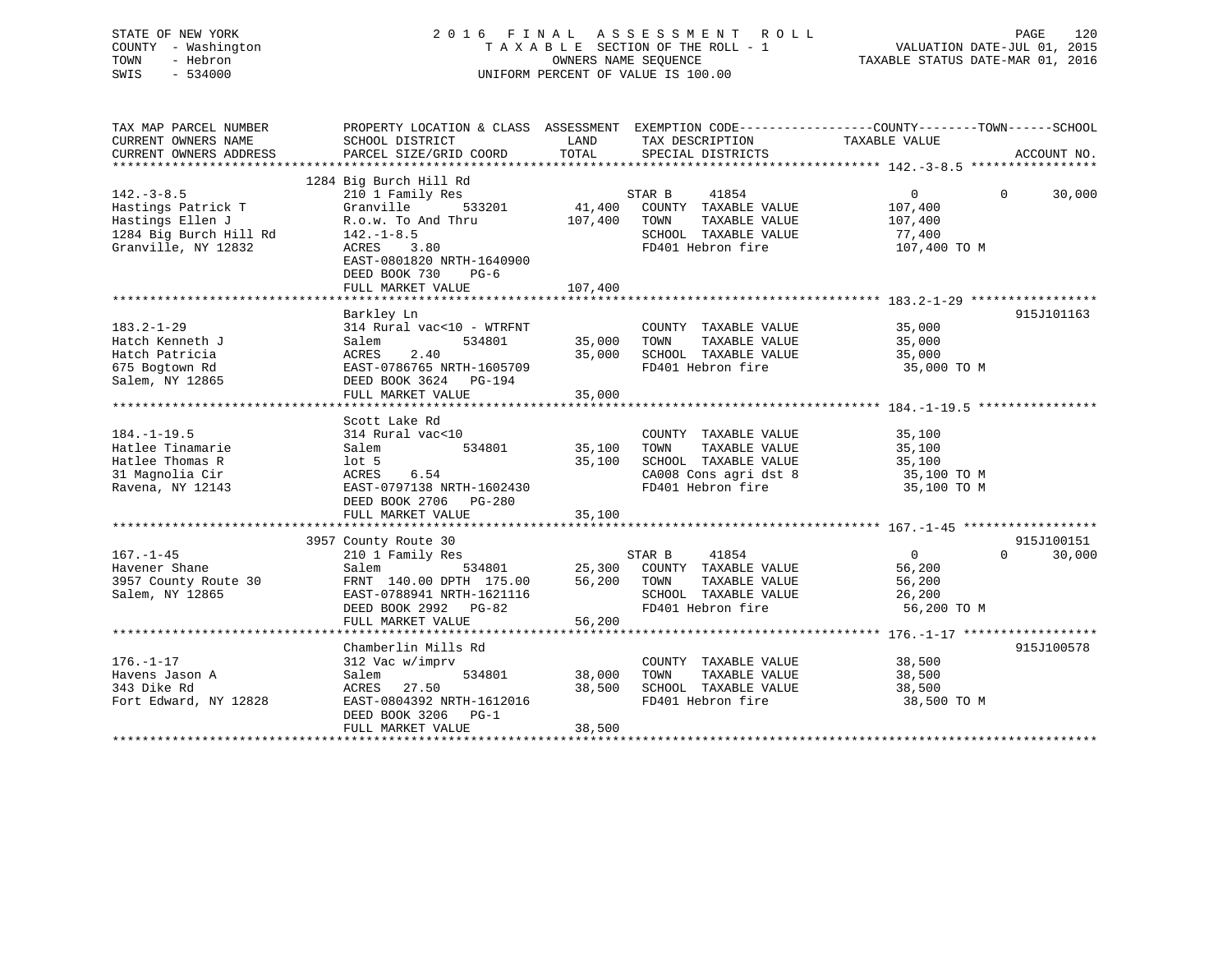STATE OF NEW YORK — 2016 FINAL ASSESSMENT ROLL
COUNTY - Washington — TAXABLE SECTION OF THE ROLL - 1 — VALUATION DATE-JUL 01, 2015
TOWN - Hebron — OWNERS NAME SEQUENCE — TAXABLE STATUS DATE-MAR 01, 2016
SWIS - 534000 — UNIFORM PERCENT OF VALUE IS 100.00

| TAX MAP PARCEL NUMBER / CURRENT OWNERS NAME / CURRENT OWNERS ADDRESS | PROPERTY LOCATION & CLASS / SCHOOL DISTRICT / PARCEL SIZE/GRID COORD | ASSESSMENT LAND | ASSESSMENT TOTAL | EXEMPTION CODE / TAX DESCRIPTION / SPECIAL DISTRICTS | COUNTY TAXABLE VALUE | TOWN | SCHOOL | ACCOUNT NO. |
|---|---|---|---|---|---|---|---|---|
| **142.-3-8.5** | 1284 Big Burch Hill Rd | | | | | | | |
| 142.-3-8.5 | 210 1 Family Res | | | STAR B 41854 | 0 | 0 | 30,000 | |
| Hastings Patrick T | Granville 533201 | 41,400 | | COUNTY TAXABLE VALUE | 107,400 | | | |
| Hastings Ellen J | R.o.w. To And Thru | | 107,400 | TOWN TAXABLE VALUE | 107,400 | | | |
| 1284 Big Burch Hill Rd | 142.-1-8.5 | | | SCHOOL TAXABLE VALUE | 77,400 | | | |
| Granville, NY 12832 | ACRES 3.80 | | | FD401 Hebron fire | 107,400 TO M | | | |
| | EAST-0801820 NRTH-1640900 | | | | | | | |
| | DEED BOOK 730 PG-6 | | | | | | | |
| | FULL MARKET VALUE | | 107,400 | | | | | |
| **183.2-1-29** | Barkley Ln | | | | | | | 915J101163 |
| 183.2-1-29 | 314 Rural vac<10 - WTRFNT | | | COUNTY TAXABLE VALUE | 35,000 | | | |
| Hatch Kenneth J | Salem 534801 | 35,000 | | TOWN TAXABLE VALUE | 35,000 | | | |
| Hatch Patricia | ACRES 2.40 | | 35,000 | SCHOOL TAXABLE VALUE | 35,000 | | | |
| 675 Bogtown Rd | EAST-0786765 NRTH-1605709 | | | FD401 Hebron fire | 35,000 TO M | | | |
| Salem, NY 12865 | DEED BOOK 3624 PG-194 | | | | | | | |
| | FULL MARKET VALUE | | 35,000 | | | | | |
| **184.-1-19.5** | Scott Lake Rd | | | | | | | |
| 184.-1-19.5 | 314 Rural vac<10 | | | COUNTY TAXABLE VALUE | 35,100 | | | |
| Hatlee Tinamarie | Salem 534801 | 35,100 | | TOWN TAXABLE VALUE | 35,100 | | | |
| Hatlee Thomas R | lot 5 | | 35,100 | SCHOOL TAXABLE VALUE | 35,100 | | | |
| 31 Magnolia Cir | ACRES 6.54 | | | CA008 Cons agri dst 8 | 35,100 TO M | | | |
| Ravena, NY 12143 | EAST-0797138 NRTH-1602430 | | | FD401 Hebron fire | 35,100 TO M | | | |
| | DEED BOOK 2706 PG-280 | | | | | | | |
| | FULL MARKET VALUE | | 35,100 | | | | | |
| **167.-1-45** | 3957 County Route 30 | | | | | | | 915J100151 |
| 167.-1-45 | 210 1 Family Res | | | STAR B 41854 | 0 | 0 | 30,000 | |
| Havener Shane | Salem 534801 | 25,300 | | COUNTY TAXABLE VALUE | 56,200 | | | |
| 3957 County Route 30 | FRNT 140.00 DPTH 175.00 | | 56,200 | TOWN TAXABLE VALUE | 56,200 | | | |
| Salem, NY 12865 | EAST-0788941 NRTH-1621116 | | | SCHOOL TAXABLE VALUE | 26,200 | | | |
| | DEED BOOK 2992 PG-82 | | | FD401 Hebron fire | 56,200 TO M | | | |
| | FULL MARKET VALUE | | 56,200 | | | | | |
| **176.-1-17** | Chamberlin Mills Rd | | | | | | | 915J100578 |
| 176.-1-17 | 312 Vac w/imprv | | | COUNTY TAXABLE VALUE | 38,500 | | | |
| Havens Jason A | Salem 534801 | 38,000 | | TOWN TAXABLE VALUE | 38,500 | | | |
| 343 Dike Rd | ACRES 27.50 | | 38,500 | SCHOOL TAXABLE VALUE | 38,500 | | | |
| Fort Edward, NY 12828 | EAST-0804392 NRTH-1612016 | | | FD401 Hebron fire | 38,500 TO M | | | |
| | DEED BOOK 3206 PG-1 | | | | | | | |
| | FULL MARKET VALUE | | 38,500 | | | | | |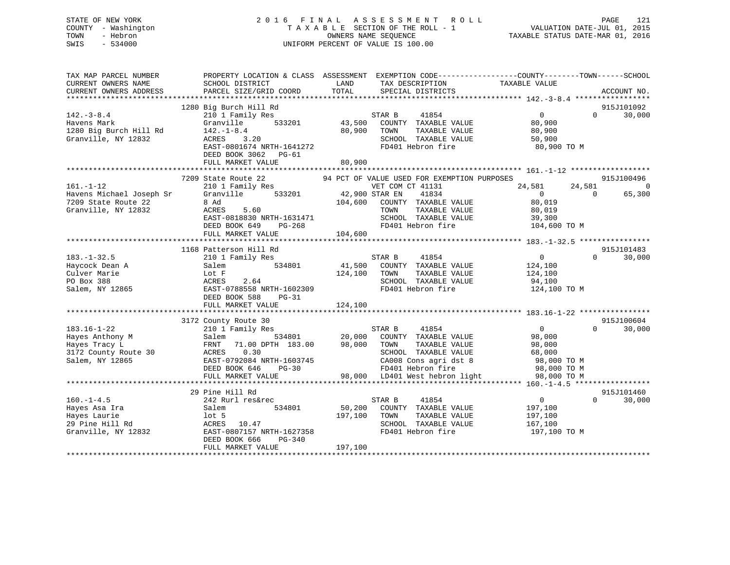STATE OF NEW YORK
COUNTY - Washington
TOWN - Hebron
SWIS - 534000

2016 FINAL ASSESSMENT ROLL
TAXABLE SECTION OF THE ROLL - 1
OWNERS NAME SEQUENCE
UNIFORM PERCENT OF VALUE IS 100.00

VALUATION DATE-JUL 01, 2015
TAXABLE STATUS DATE-MAR 01, 2016

```
TAX MAP PARCEL NUMBER          PROPERTY LOCATION & CLASS  ASSESSMENT  EXEMPTION CODE-----------------COUNTY--------TOWN------SCHOOL
CURRENT OWNERS NAME            SCHOOL DISTRICT              LAND      TAX DESCRIPTION            TAXABLE VALUE
CURRENT OWNERS ADDRESS         PARCEL SIZE/GRID COORD      TOTAL      SPECIAL DISTRICTS                                   ACCOUNT NO.
******************************************************************************************************* 142.-3-8.4 *****************
                          1280 Big Burch Hill Rd                                                                      915J101092
142.-3-8.4                     210 1 Family Res                   STAR B     41854                 0          0      30,000
Havens Mark                    Granville        533201    43,500   COUNTY  TAXABLE VALUE            80,900
1280 Big Burch Hill Rd         142.-1-8.4                 80,900   TOWN    TAXABLE VALUE            80,900
Granville, NY 12832            ACRES    3.20                       SCHOOL  TAXABLE VALUE            50,900
                               EAST-0801674 NRTH-1641272           FD401 Hebron fire                80,900 TO M
                               DEED BOOK 3062   PG-61
                               FULL MARKET VALUE          80,900
******************************************************************************************************* 161.-1-12 ******************
                          7209 State Route 22            94 PCT OF VALUE USED FOR EXEMPTION PURPOSES                  915J100496
161.-1-12                      210 1 Family Res                   VET COM CT 41131             24,581     24,581          0
Havens Michael Joseph Sr       Granville        533201    42,900 STAR EN    41834                  0          0      65,300
7209 State Route 22            8 Ad                      104,600   COUNTY  TAXABLE VALUE            80,019
Granville, NY 12832            ACRES    5.60                       TOWN    TAXABLE VALUE            80,019
                               EAST-0818830 NRTH-1631471           SCHOOL  TAXABLE VALUE            39,300
                               DEED BOOK 649    PG-268             FD401 Hebron fire               104,600 TO M
                               FULL MARKET VALUE         104,600
******************************************************************************************************* 183.-1-32.5 ****************
                          1168 Patterson Hill Rd                                                                      915J101483
183.-1-32.5                    210 1 Family Res                   STAR B     41854                 0          0      30,000
Haycock Dean A                 Salem            534801    41,500   COUNTY  TAXABLE VALUE           124,100
Culver Marie                   Lot F                     124,100   TOWN    TAXABLE VALUE           124,100
PO Box 388                     ACRES    2.64                       SCHOOL  TAXABLE VALUE            94,100
Salem, NY 12865                EAST-0788558 NRTH-1602309           FD401 Hebron fire               124,100 TO M
                               DEED BOOK 588    PG-31
                               FULL MARKET VALUE         124,100
******************************************************************************************************* 183.16-1-22 ****************
                          3172 County Route 30                                                                        915J100604
183.16-1-22                    210 1 Family Res                   STAR B     41854                 0          0      30,000
Hayes Anthony M                Salem            534801    20,000   COUNTY  TAXABLE VALUE            98,000
Hayes Tracy L                  FRNT   71.00 DPTH 183.00   98,000   TOWN    TAXABLE VALUE            98,000
3172 County Route 30           ACRES    0.30                       SCHOOL  TAXABLE VALUE            68,000
Salem, NY 12865                EAST-0792084 NRTH-1603745           CA008 Cons agri dst 8            98,000 TO M
                               DEED BOOK 646    PG-30              FD401 Hebron fire                98,000 TO M
                               FULL MARKET VALUE          98,000   LD401 West hebron light          98,000 TO M
******************************************************************************************************* 160.-1-4.5 *****************
                          29 Pine Hill Rd                                                                             915J101460
160.-1-4.5                     242 Rurl res&rec                   STAR B     41854                 0          0      30,000
Hayes Asa Ira                  Salem            534801    50,200   COUNTY  TAXABLE VALUE           197,100
Hayes Laurie                   lot 5                     197,100   TOWN    TAXABLE VALUE           197,100
29 Pine Hill Rd                ACRES   10.47                       SCHOOL  TAXABLE VALUE           167,100
Granville, NY 12832            EAST-0807157 NRTH-1627358           FD401 Hebron fire               197,100 TO M
                               DEED BOOK 666    PG-340
                               FULL MARKET VALUE         197,100
************************************************************************************************************************************
```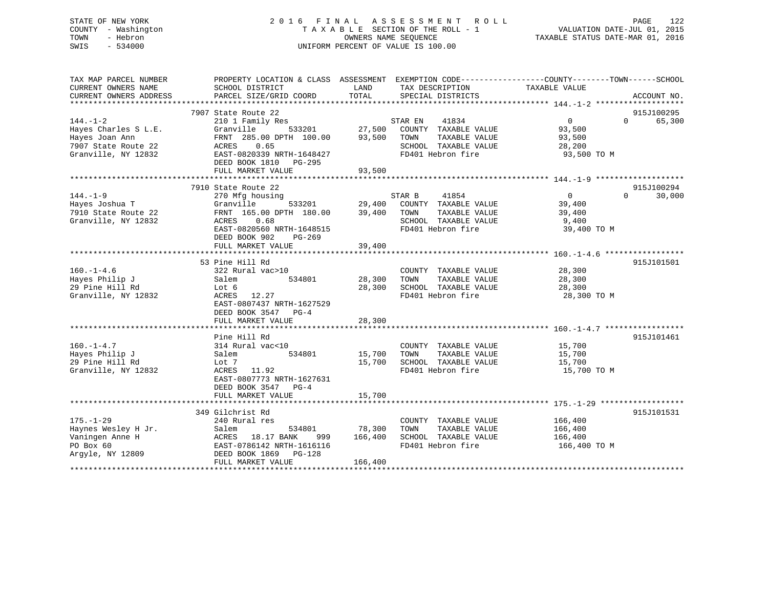STATE OF NEW YORK
COUNTY - Washington
TOWN - Hebron
SWIS - 534000

# 2016 FINAL ASSESSMENT ROLL

TAXABLE SECTION OF THE ROLL - 1
OWNERS NAME SEQUENCE
UNIFORM PERCENT OF VALUE IS 100.00

VALUATION DATE-JUL 01, 2015
TAXABLE STATUS DATE-MAR 01, 2016

```
TAX MAP PARCEL NUMBER      PROPERTY LOCATION & CLASS  ASSESSMENT  EXEMPTION CODE-----------------COUNTY--------TOWN------SCHOOL
CURRENT OWNERS NAME        SCHOOL DISTRICT               LAND      TAX DESCRIPTION            TAXABLE VALUE
CURRENT OWNERS ADDRESS     PARCEL SIZE/GRID COORD        TOTAL     SPECIAL DISTRICTS                                   ACCOUNT NO.
******************************************************************************************************* 144.-1-2 *******************
                           7907 State Route 22                                                                         915J100295
144.-1-2                   210 1 Family Res                       STAR EN     41834               0              0      65,300
Hayes Charles S L.E.       Granville        533201      27,500    COUNTY  TAXABLE VALUE          93,500
Hayes Joan Ann             FRNT 285.00 DPTH 100.00      93,500    TOWN    TAXABLE VALUE          93,500
7907 State Route 22        ACRES    0.65                          SCHOOL  TAXABLE VALUE          28,200
Granville, NY 12832        EAST-0820339 NRTH-1648427              FD401 Hebron fire              93,500 TO M
                           DEED BOOK 1810   PG-295
                           FULL MARKET VALUE            93,500
******************************************************************************************************* 144.-1-9 *******************
                           7910 State Route 22                                                                         915J100294
144.-1-9                   270 Mfg housing                        STAR B      41854               0              0      30,000
Hayes Joshua T             Granville        533201      29,400    COUNTY  TAXABLE VALUE          39,400
7910 State Route 22        FRNT 165.00 DPTH 180.00      39,400    TOWN    TAXABLE VALUE          39,400
Granville, NY 12832        ACRES    0.68                          SCHOOL  TAXABLE VALUE           9,400
                           EAST-0820560 NRTH-1648515              FD401 Hebron fire              39,400 TO M
                           DEED BOOK 902    PG-269
                           FULL MARKET VALUE            39,400
******************************************************************************************************* 160.-1-4.6 *****************
                           53 Pine Hill Rd                                                                             915J101501
160.-1-4.6                 322 Rural vac>10                       COUNTY  TAXABLE VALUE          28,300
Hayes Philip J             Salem            534801      28,300    TOWN    TAXABLE VALUE          28,300
29 Pine Hill Rd            Lot 6                        28,300    SCHOOL  TAXABLE VALUE          28,300
Granville, NY 12832        ACRES   12.27                          FD401 Hebron fire              28,300 TO M
                           EAST-0807437 NRTH-1627529
                           DEED BOOK 3547   PG-4
                           FULL MARKET VALUE            28,300
******************************************************************************************************* 160.-1-4.7 *****************
                           Pine Hill Rd                                                                                915J101461
160.-1-4.7                 314 Rural vac<10                       COUNTY  TAXABLE VALUE          15,700
Hayes Philip J             Salem            534801      15,700    TOWN    TAXABLE VALUE          15,700
29 Pine Hill Rd            Lot 7                        15,700    SCHOOL  TAXABLE VALUE          15,700
Granville, NY 12832        ACRES   11.92                          FD401 Hebron fire              15,700 TO M
                           EAST-0807773 NRTH-1627631
                           DEED BOOK 3547   PG-4
                           FULL MARKET VALUE            15,700
******************************************************************************************************* 175.-1-29 ******************
                           349 Gilchrist Rd                                                                            915J101531
175.-1-29                  240 Rural res                          COUNTY  TAXABLE VALUE         166,400
Haynes Wesley H Jr.        Salem            534801      78,300    TOWN    TAXABLE VALUE         166,400
Vaningen Anne H            ACRES   18.17 BANK    999   166,400    SCHOOL  TAXABLE VALUE         166,400
PO Box 60                  EAST-0786142 NRTH-1616116              FD401 Hebron fire             166,400 TO M
Argyle, NY 12809           DEED BOOK 1869   PG-128
                           FULL MARKET VALUE           166,400
************************************************************************************************************************************
```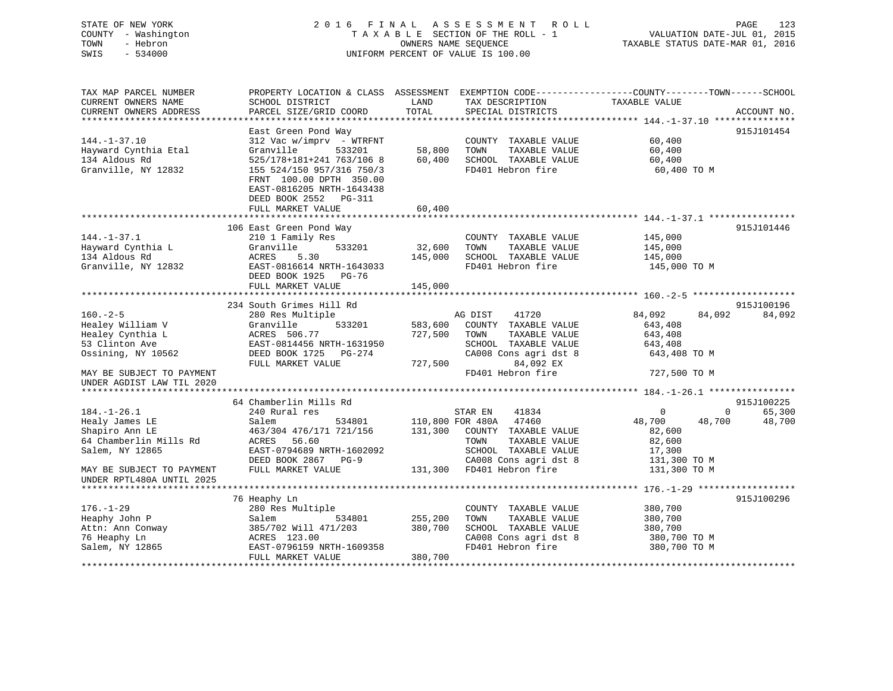STATE OF NEW YORK
COUNTY - Washington
TOWN - Hebron
SWIS - 534000

2 0 1 6 F I N A L A S S E S S M E N T R O L L
T A X A B L E SECTION OF THE ROLL - 1
OWNERS NAME SEQUENCE
UNIFORM PERCENT OF VALUE IS 100.00

VALUATION DATE-JUL 01, 2015
TAXABLE STATUS DATE-MAR 01, 2016

```
TAX MAP PARCEL NUMBER          PROPERTY LOCATION & CLASS  ASSESSMENT  EXEMPTION CODE------------------COUNTY--------TOWN------SCHOOL
CURRENT OWNERS NAME            SCHOOL DISTRICT               LAND      TAX DESCRIPTION             TAXABLE VALUE
CURRENT OWNERS ADDRESS         PARCEL SIZE/GRID COORD        TOTAL     SPECIAL DISTRICTS                                      ACCOUNT NO.
******************************************************************************************************* 144.-1-37.10 ***************
                               East Green Pond Way                                                                             915J101454
144.-1-37.10                   312 Vac w/imprv  - WTRFNT             COUNTY  TAXABLE VALUE             60,400
Hayward Cynthia Etal           Granville         533201     58,800   TOWN    TAXABLE VALUE             60,400
134 Aldous Rd                  525/178+181+241 763/106 8    60,400   SCHOOL  TAXABLE VALUE             60,400
Granville, NY 12832            155 524/150 957/316 750/3             FD401 Hebron fire                  60,400 TO M
                               FRNT 100.00 DPTH 350.00
                               EAST-0816205 NRTH-1643438
                               DEED BOOK 2552   PG-311
                               FULL MARKET VALUE            60,400
******************************************************************************************************* 144.-1-37.1 ****************
                               106 East Green Pond Way                                                                         915J101446
144.-1-37.1                    210 1 Family Res                      COUNTY  TAXABLE VALUE            145,000
Hayward Cynthia L              Granville         533201     32,600   TOWN    TAXABLE VALUE            145,000
134 Aldous Rd                  ACRES    5.30               145,000   SCHOOL  TAXABLE VALUE            145,000
Granville, NY 12832            EAST-0816614 NRTH-1643033             FD401 Hebron fire                 145,000 TO M
                               DEED BOOK 1925   PG-76
                               FULL MARKET VALUE           145,000
******************************************************************************************************* 160.-2-5 *******************
                               234 South Grimes Hill Rd                                                                        915J100196
160.-2-5                       280 Res Multiple                      AG DIST     41720              84,092      84,092      84,092
Healey William V               Granville         533201    583,600   COUNTY  TAXABLE VALUE            643,408
Healey Cynthia L               ACRES  506.77               727,500   TOWN    TAXABLE VALUE            643,408
53 Clinton Ave                 EAST-0814456 NRTH-1631950             SCHOOL  TAXABLE VALUE            643,408
Ossining, NY 10562             DEED BOOK 1725   PG-274               CA008 Cons agri dst 8             643,408 TO M
                               FULL MARKET VALUE           727,500        84,092 EX
MAY BE SUBJECT TO PAYMENT                                            FD401 Hebron fire                 727,500 TO M
UNDER AGDIST LAW TIL 2020
******************************************************************************************************* 184.-1-26.1 ****************
                               64 Chamberlin Mills Rd                                                                          915J100225
184.-1-26.1                    240 Rural res                         STAR EN     41834                   0           0      65,300
Healy James LE                 Salem             534801    110,800 FOR 480A    47460              48,700      48,700      48,700
Shapiro Ann LE                 463/304 476/171 721/156     131,300   COUNTY  TAXABLE VALUE             82,600
64 Chamberlin Mills Rd         ACRES   56.60                         TOWN    TAXABLE VALUE             82,600
Salem, NY 12865                EAST-0794689 NRTH-1602092             SCHOOL  TAXABLE VALUE             17,300
                               DEED BOOK 2867   PG-9                 CA008 Cons agri dst 8             131,300 TO M
MAY BE SUBJECT TO PAYMENT      FULL MARKET VALUE           131,300   FD401 Hebron fire                 131,300 TO M
UNDER RPTL480A UNTIL 2025
******************************************************************************************************* 176.-1-29 ******************
                               76 Heaphy Ln                                                                                    915J100296
176.-1-29                      280 Res Multiple                      COUNTY  TAXABLE VALUE            380,700
Heaphy John P                  Salem             534801    255,200   TOWN    TAXABLE VALUE            380,700
Attn: Ann Conway               385/702 Will 471/203        380,700   SCHOOL  TAXABLE VALUE            380,700
76 Heaphy Ln                   ACRES  123.00                         CA008 Cons agri dst 8             380,700 TO M
Salem, NY 12865                EAST-0796159 NRTH-1609358             FD401 Hebron fire                 380,700 TO M
                               FULL MARKET VALUE           380,700
************************************************************************************************************************************
```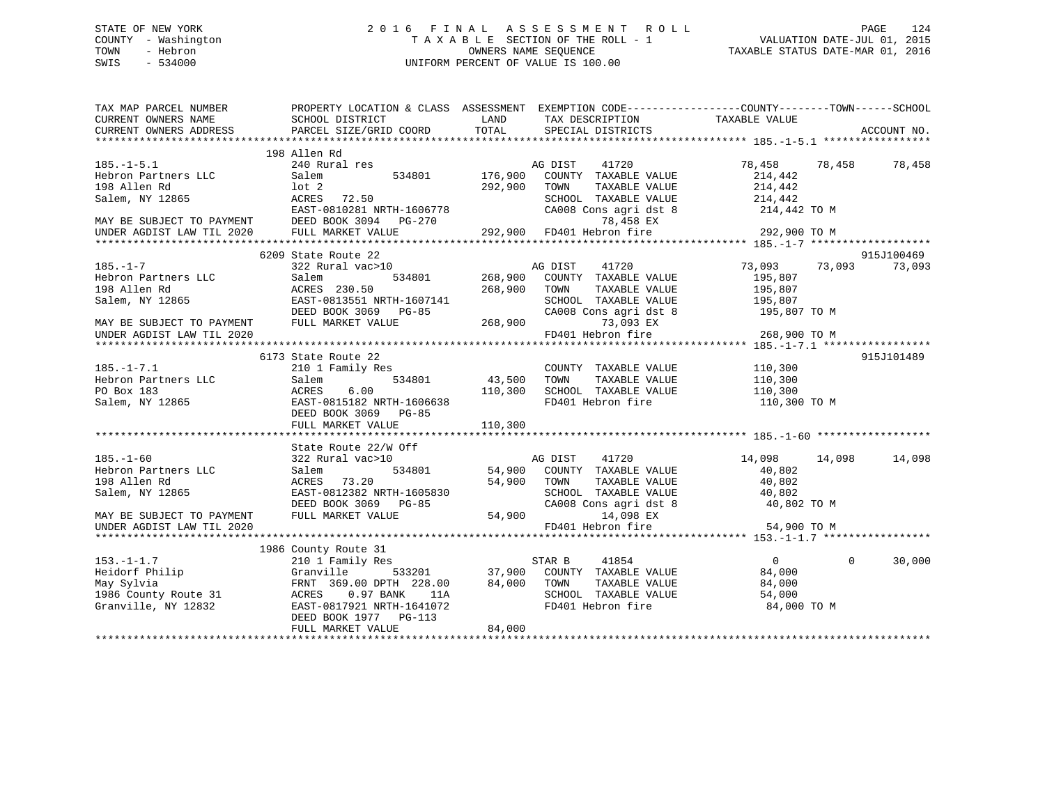STATE OF NEW YORK
COUNTY - Washington
TOWN - Hebron
SWIS - 534000

2016 FINAL ASSESSMENT ROLL
TAXABLE SECTION OF THE ROLL - 1
OWNERS NAME SEQUENCE
UNIFORM PERCENT OF VALUE IS 100.00

VALUATION DATE-JUL 01, 2015
TAXABLE STATUS DATE-MAR 01, 2016

```
TAX MAP PARCEL NUMBER          PROPERTY LOCATION & CLASS  ASSESSMENT  EXEMPTION CODE------------------COUNTY--------TOWN------SCHOOL
CURRENT OWNERS NAME            SCHOOL DISTRICT               LAND      TAX DESCRIPTION            TAXABLE VALUE
CURRENT OWNERS ADDRESS         PARCEL SIZE/GRID COORD        TOTAL     SPECIAL DISTRICTS                                  ACCOUNT NO.
******************************************************************************************************** 185.-1-5.1 *****************
                              198 Allen Rd
185.-1-5.1                    240 Rural res                         AG DIST    41720            78,458     78,458     78,458
Hebron Partners LLC           Salem          534801     176,900   COUNTY  TAXABLE VALUE          214,442
198 Allen Rd                  lot 2                     292,900   TOWN    TAXABLE VALUE          214,442
Salem, NY 12865               ACRES  72.50                        SCHOOL  TAXABLE VALUE          214,442
                              EAST-0810281 NRTH-1606778           CA008 Cons agri dst 8          214,442 TO M
MAY BE SUBJECT TO PAYMENT     DEED BOOK 3094   PG-270                   78,458 EX
UNDER AGDIST LAW TIL 2020     FULL MARKET VALUE         292,900   FD401 Hebron fire              292,900 TO M
******************************************************************************************************** 185.-1-7 *******************
                              6209 State Route 22                                                                   915J100469
185.-1-7                      322 Rural vac>10                      AG DIST    41720            73,093     73,093     73,093
Hebron Partners LLC           Salem          534801     268,900   COUNTY  TAXABLE VALUE          195,807
198 Allen Rd                  ACRES 230.50              268,900   TOWN    TAXABLE VALUE          195,807
Salem, NY 12865               EAST-0813551 NRTH-1607141           SCHOOL  TAXABLE VALUE          195,807
                              DEED BOOK 3069   PG-85              CA008 Cons agri dst 8          195,807 TO M
MAY BE SUBJECT TO PAYMENT     FULL MARKET VALUE         268,900          73,093 EX
UNDER AGDIST LAW TIL 2020                                         FD401 Hebron fire              268,900 TO M
******************************************************************************************************** 185.-1-7.1 *****************
                              6173 State Route 22                                                                   915J101489
185.-1-7.1                    210 1 Family Res                      COUNTY  TAXABLE VALUE          110,300
Hebron Partners LLC           Salem          534801      43,500   TOWN    TAXABLE VALUE          110,300
PO Box 183                    ACRES   6.00              110,300   SCHOOL  TAXABLE VALUE          110,300
Salem, NY 12865               EAST-0815182 NRTH-1606638           FD401 Hebron fire              110,300 TO M
                              DEED BOOK 3069   PG-85
                              FULL MARKET VALUE         110,300
******************************************************************************************************** 185.-1-60 ******************
                              State Route 22/W Off
185.-1-60                     322 Rural vac>10                      AG DIST    41720            14,098     14,098     14,098
Hebron Partners LLC           Salem          534801      54,900   COUNTY  TAXABLE VALUE           40,802
198 Allen Rd                  ACRES  73.20               54,900   TOWN    TAXABLE VALUE           40,802
Salem, NY 12865               EAST-0812382 NRTH-1605830           SCHOOL  TAXABLE VALUE           40,802
                              DEED BOOK 3069   PG-85              CA008 Cons agri dst 8           40,802 TO M
MAY BE SUBJECT TO PAYMENT     FULL MARKET VALUE          54,900          14,098 EX
UNDER AGDIST LAW TIL 2020                                         FD401 Hebron fire               54,900 TO M
******************************************************************************************************** 153.-1-1.7 *****************
                              1986 County Route 31
153.-1-1.7                    210 1 Family Res                      STAR B     41854                 0          0     30,000
Heidorf Philip                Granville      533201      37,900   COUNTY  TAXABLE VALUE           84,000
May Sylvia                    FRNT 369.00 DPTH 228.00    84,000   TOWN    TAXABLE VALUE           84,000
1986 County Route 31          ACRES   0.97 BANK    11A            SCHOOL  TAXABLE VALUE           54,000
Granville, NY 12832           EAST-0817921 NRTH-1641072           FD401 Hebron fire               84,000 TO M
                              DEED BOOK 1977   PG-113
                              FULL MARKET VALUE          84,000
************************************************************************************************************************************
```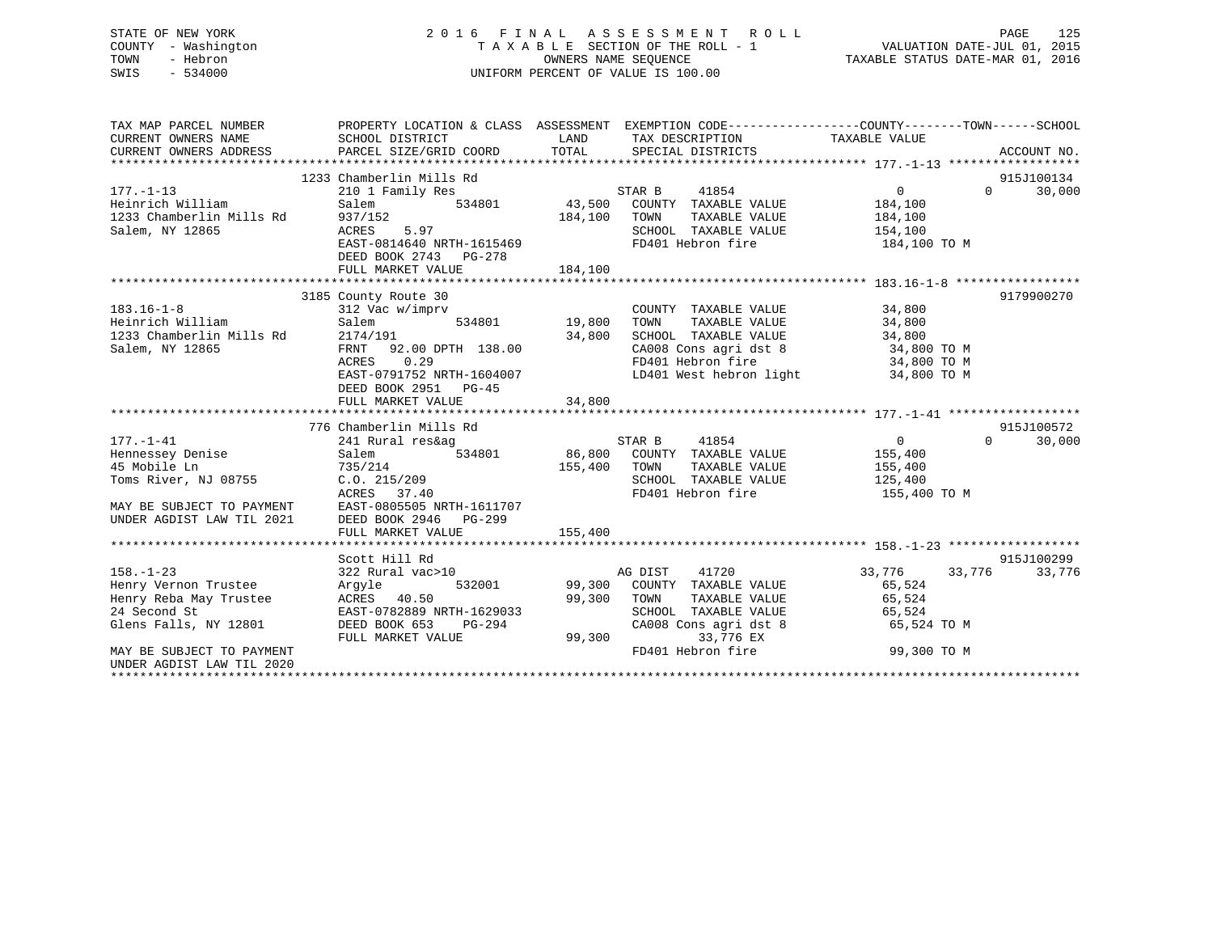STATE OF NEW YORK
COUNTY - Washington
TOWN - Hebron
SWIS - 534000

2016 FINAL ASSESSMENT ROLL
TAXABLE SECTION OF THE ROLL - 1
OWNERS NAME SEQUENCE
UNIFORM PERCENT OF VALUE IS 100.00

VALUATION DATE-JUL 01, 2015
TAXABLE STATUS DATE-MAR 01, 2016

```
TAX MAP PARCEL NUMBER          PROPERTY LOCATION & CLASS  ASSESSMENT  EXEMPTION CODE------------------COUNTY--------TOWN------SCHOOL
CURRENT OWNERS NAME            SCHOOL DISTRICT               LAND      TAX DESCRIPTION            TAXABLE VALUE
CURRENT OWNERS ADDRESS         PARCEL SIZE/GRID COORD        TOTAL     SPECIAL DISTRICTS                                    ACCOUNT NO.
******************************************************************************************************* 177.-1-13 *****************
                         1233 Chamberlin Mills Rd                                                                          915J100134
177.-1-13                      210 1 Family Res                       STAR B      41854                0          0     30,000
Heinrich William               Salem            534801     43,500    COUNTY  TAXABLE VALUE          184,100
1233 Chamberlin Mills Rd       937/152                     184,100    TOWN    TAXABLE VALUE          184,100
Salem, NY 12865                ACRES    5.97                          SCHOOL  TAXABLE VALUE          154,100
                               EAST-0814640 NRTH-1615469              FD401 Hebron fire              184,100 TO M
                               DEED BOOK 2743   PG-278
                               FULL MARKET VALUE           184,100
******************************************************************************************************* 183.16-1-8 ****************
                         3185 County Route 30                                                                              9179900270
183.16-1-8                     312 Vac w/imprv                        COUNTY  TAXABLE VALUE           34,800
Heinrich William               Salem            534801     19,800    TOWN    TAXABLE VALUE           34,800
1233 Chamberlin Mills Rd       2174/191                     34,800    SCHOOL  TAXABLE VALUE           34,800
Salem, NY 12865                FRNT   92.00 DPTH 138.00               CA008 Cons agri dst 8           34,800 TO M
                               ACRES    0.29                          FD401 Hebron fire               34,800 TO M
                               EAST-0791752 NRTH-1604007              LD401 West hebron light         34,800 TO M
                               DEED BOOK 2951   PG-45
                               FULL MARKET VALUE            34,800
******************************************************************************************************* 177.-1-41 *****************
                          776 Chamberlin Mills Rd                                                                          915J100572
177.-1-41                      241 Rural res&ag                       STAR B      41854                0          0     30,000
Hennessey Denise               Salem            534801     86,800    COUNTY  TAXABLE VALUE          155,400
45 Mobile Ln                   735/214                     155,400    TOWN    TAXABLE VALUE          155,400
Toms River, NJ 08755           C.O. 215/209                           SCHOOL  TAXABLE VALUE          125,400
                               ACRES   37.40                          FD401 Hebron fire              155,400 TO M
MAY BE SUBJECT TO PAYMENT      EAST-0805505 NRTH-1611707
UNDER AGDIST LAW TIL 2021      DEED BOOK 2946   PG-299
                               FULL MARKET VALUE           155,400
******************************************************************************************************* 158.-1-23 *****************
                               Scott Hill Rd                                                                               915J100299
158.-1-23                      322 Rural vac>10                       AG DIST     41720           33,776     33,776     33,776
Henry Vernon Trustee           Argyle           532001     99,300    COUNTY  TAXABLE VALUE           65,524
Henry Reba May Trustee         ACRES   40.50                99,300    TOWN    TAXABLE VALUE           65,524
24 Second St                   EAST-0782889 NRTH-1629033              SCHOOL  TAXABLE VALUE           65,524
Glens Falls, NY 12801          DEED BOOK 653    PG-294                CA008 Cons agri dst 8           65,524 TO M
                               FULL MARKET VALUE            99,300              33,776 EX
MAY BE SUBJECT TO PAYMENT                                             FD401 Hebron fire               99,300 TO M
UNDER AGDIST LAW TIL 2020
************************************************************************************************************************************
```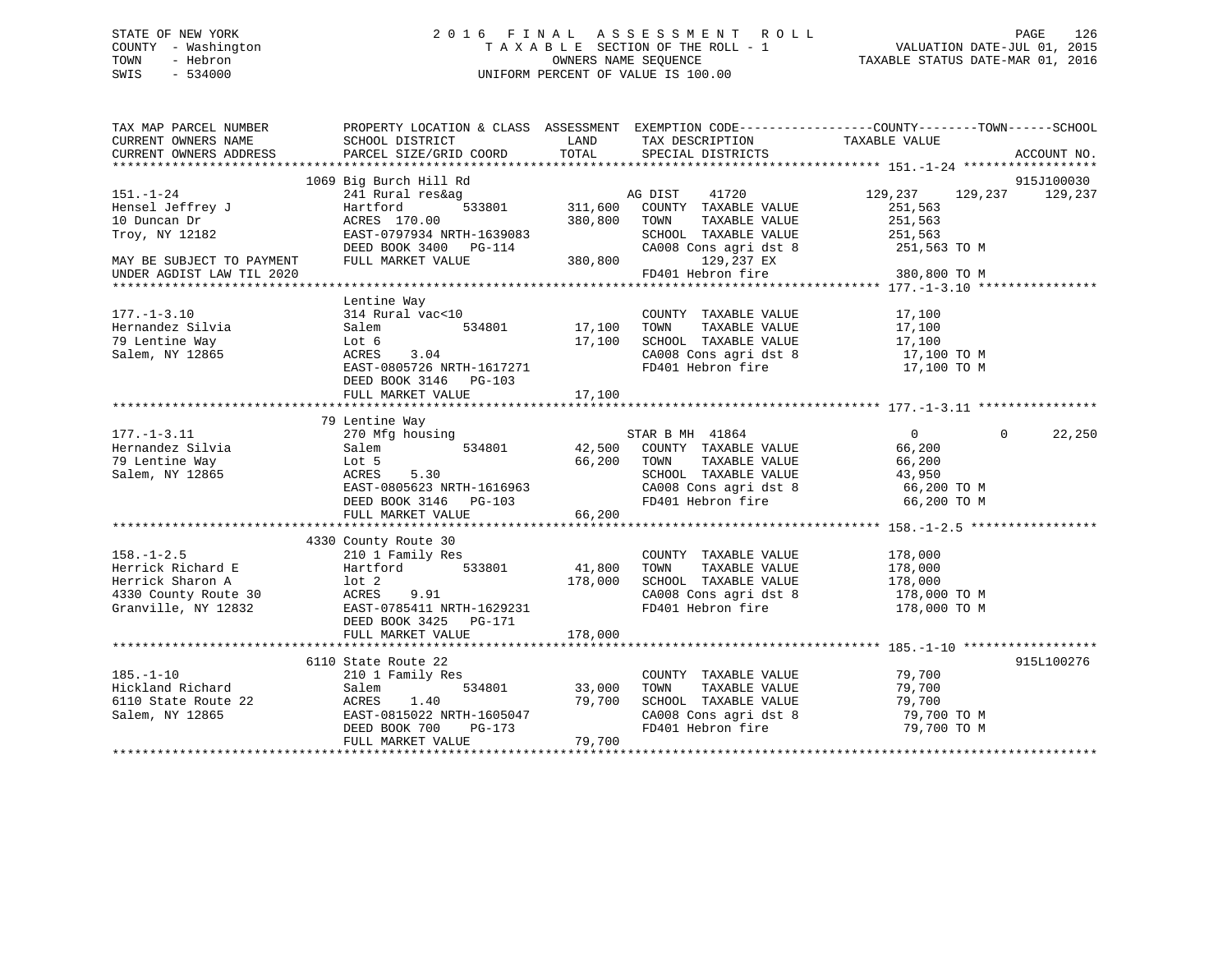STATE OF NEW YORK
COUNTY - Washington
TOWN - Hebron
SWIS - 534000

2 0 1 6 F I N A L A S S E S S M E N T R O L L
T A X A B L E SECTION OF THE ROLL - 1
OWNERS NAME SEQUENCE
UNIFORM PERCENT OF VALUE IS 100.00

VALUATION DATE-JUL 01, 2015
TAXABLE STATUS DATE-MAR 01, 2016

```
TAX MAP PARCEL NUMBER          PROPERTY LOCATION & CLASS  ASSESSMENT  EXEMPTION CODE------------------COUNTY--------TOWN------SCHOOL
CURRENT OWNERS NAME            SCHOOL DISTRICT               LAND      TAX DESCRIPTION            TAXABLE VALUE
CURRENT OWNERS ADDRESS         PARCEL SIZE/GRID COORD        TOTAL     SPECIAL DISTRICTS                                        ACCOUNT NO.
******************************************************************************************************* 151.-1-24 ******************
                               1069 Big Burch Hill Rd                                                                          915J100030
151.-1-24                      241 Rural res&ag                        AG DIST    41720              129,237     129,237     129,237
Hensel Jeffrey J               Hartford        533801      311,600     COUNTY  TAXABLE VALUE            251,563
10 Duncan Dr                   ACRES 170.00                380,800     TOWN    TAXABLE VALUE            251,563
Troy, NY 12182                 EAST-0797934 NRTH-1639083               SCHOOL  TAXABLE VALUE            251,563
                               DEED BOOK 3400   PG-114                 CA008 Cons agri dst 8            251,563 TO M
MAY BE SUBJECT TO PAYMENT      FULL MARKET VALUE           380,800          129,237 EX
UNDER AGDIST LAW TIL 2020                                              FD401 Hebron fire                380,800 TO M
******************************************************************************************************* 177.-1-3.10 ****************
                               Lentine Way
177.-1-3.10                    314 Rural vac<10                        COUNTY  TAXABLE VALUE             17,100
Hernandez Silvia               Salem           534801       17,100     TOWN    TAXABLE VALUE             17,100
79 Lentine Way                 Lot 6                        17,100     SCHOOL  TAXABLE VALUE             17,100
Salem, NY 12865                ACRES    3.04                           CA008 Cons agri dst 8             17,100 TO M
                               EAST-0805726 NRTH-1617271               FD401 Hebron fire                 17,100 TO M
                               DEED BOOK 3146   PG-103
                               FULL MARKET VALUE            17,100
******************************************************************************************************* 177.-1-3.11 ****************
                               79 Lentine Way
177.-1-3.11                    270 Mfg housing                         STAR B MH  41864                    0           0      22,250
Hernandez Silvia               Salem           534801       42,500     COUNTY  TAXABLE VALUE             66,200
79 Lentine Way                 Lot 5                        66,200     TOWN    TAXABLE VALUE             66,200
Salem, NY 12865                ACRES    5.30                           SCHOOL  TAXABLE VALUE             43,950
                               EAST-0805623 NRTH-1616963               CA008 Cons agri dst 8             66,200 TO M
                               DEED BOOK 3146   PG-103                 FD401 Hebron fire                 66,200 TO M
                               FULL MARKET VALUE            66,200
******************************************************************************************************* 158.-1-2.5 *****************
                               4330 County Route 30
158.-1-2.5                     210 1 Family Res                        COUNTY  TAXABLE VALUE            178,000
Herrick Richard E              Hartford        533801       41,800     TOWN    TAXABLE VALUE            178,000
Herrick Sharon A               lot 2                       178,000     SCHOOL  TAXABLE VALUE            178,000
4330 County Route 30           ACRES    9.91                           CA008 Cons agri dst 8            178,000 TO M
Granville, NY 12832            EAST-0785411 NRTH-1629231               FD401 Hebron fire                178,000 TO M
                               DEED BOOK 3425   PG-171
                               FULL MARKET VALUE           178,000
******************************************************************************************************* 185.-1-10 ******************
                               6110 State Route 22                                                                             915L100276
185.-1-10                      210 1 Family Res                        COUNTY  TAXABLE VALUE             79,700
Hickland Richard               Salem           534801       33,000     TOWN    TAXABLE VALUE             79,700
6110 State Route 22            ACRES    1.40                79,700     SCHOOL  TAXABLE VALUE             79,700
Salem, NY 12865                EAST-0815022 NRTH-1605047               CA008 Cons agri dst 8             79,700 TO M
                               DEED BOOK 700    PG-173                 FD401 Hebron fire                 79,700 TO M
                               FULL MARKET VALUE            79,700
************************************************************************************************************************************
```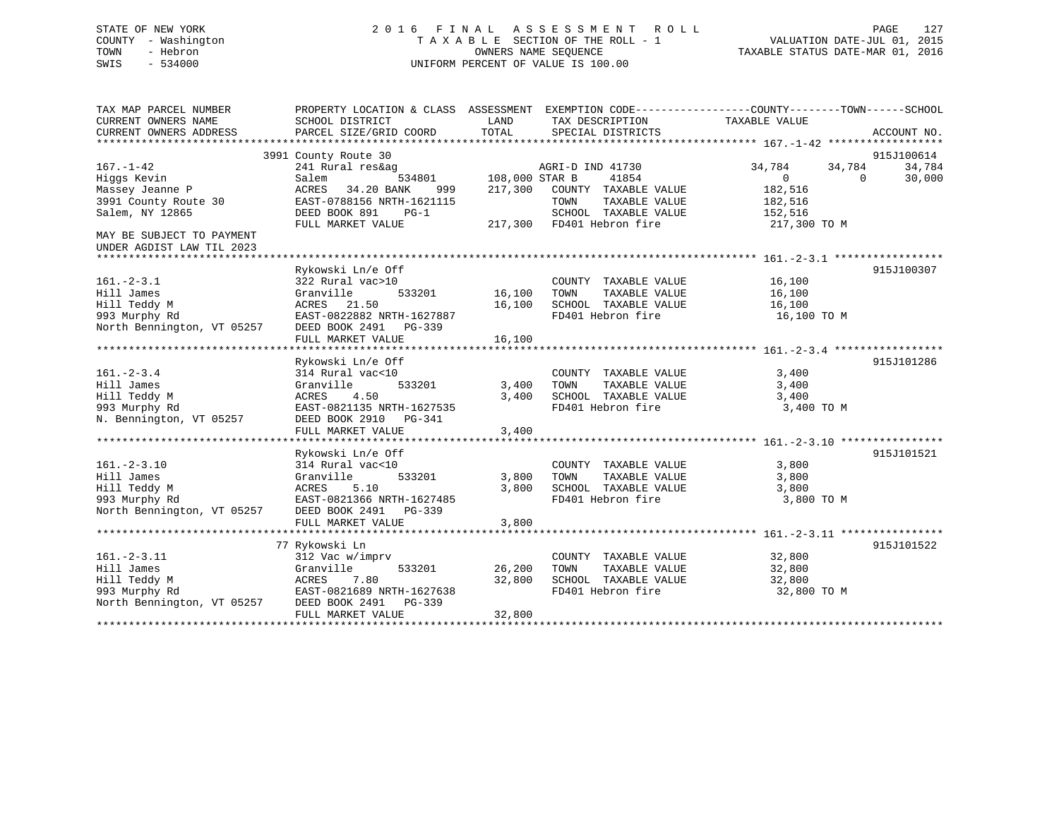STATE OF NEW YORK
COUNTY - Washington
TOWN - Hebron
SWIS - 534000

2016 FINAL ASSESSMENT ROLL
TAXABLE SECTION OF THE ROLL - 1
OWNERS NAME SEQUENCE
UNIFORM PERCENT OF VALUE IS 100.00

VALUATION DATE-JUL 01, 2015
TAXABLE STATUS DATE-MAR 01, 2016

| TAX MAP PARCEL NUMBER / CURRENT OWNERS NAME / CURRENT OWNERS ADDRESS | PROPERTY LOCATION & CLASS / SCHOOL DISTRICT / PARCEL SIZE/GRID COORD | ASSESSMENT LAND / TOTAL | EXEMPTION CODE / TAX DESCRIPTION / SPECIAL DISTRICTS | COUNTY TAXABLE VALUE | TOWN | SCHOOL | ACCOUNT NO. |
|---|---|---|---|---|---|---|---|
| **167.-1-42** | 3991 County Route 30 | | | | | | 915J100614 |
| 167.-1-42 | 241 Rural res&ag | | AGRI-D IND 41730 | 34,784 | 34,784 | 34,784 | |
| Higgs Kevin | Salem 534801 | 108,000 | STAR B 41854 | 0 | 0 | 30,000 | |
| Massey Jeanne P | ACRES 34.20 BANK 999 | 217,300 | COUNTY TAXABLE VALUE | 182,516 | | | |
| 3991 County Route 30 | EAST-0788156 NRTH-1621115 | | TOWN TAXABLE VALUE | 182,516 | | | |
| Salem, NY 12865 | DEED BOOK 891 PG-1 | | SCHOOL TAXABLE VALUE | 152,516 | | | |
| | FULL MARKET VALUE | 217,300 | FD401 Hebron fire | 217,300 TO M | | | |
| MAY BE SUBJECT TO PAYMENT UNDER AGDIST LAW TIL 2023 | | | | | | | |
| **161.-2-3.1** | Rykowski Ln/e Off | | | | | | 915J100307 |
| 161.-2-3.1 | 322 Rural vac>10 | | COUNTY TAXABLE VALUE | 16,100 | | | |
| Hill James | Granville 533201 | 16,100 | TOWN TAXABLE VALUE | 16,100 | | | |
| Hill Teddy M | ACRES 21.50 | 16,100 | SCHOOL TAXABLE VALUE | 16,100 | | | |
| 993 Murphy Rd | EAST-0822882 NRTH-1627887 | | FD401 Hebron fire | 16,100 TO M | | | |
| North Bennington, VT 05257 | DEED BOOK 2491 PG-339 | | | | | | |
| | FULL MARKET VALUE | 16,100 | | | | | |
| **161.-2-3.4** | Rykowski Ln/e Off | | | | | | 915J101286 |
| 161.-2-3.4 | 314 Rural vac<10 | | COUNTY TAXABLE VALUE | 3,400 | | | |
| Hill James | Granville 533201 | 3,400 | TOWN TAXABLE VALUE | 3,400 | | | |
| Hill Teddy M | ACRES 4.50 | 3,400 | SCHOOL TAXABLE VALUE | 3,400 | | | |
| 993 Murphy Rd | EAST-0821135 NRTH-1627535 | | FD401 Hebron fire | 3,400 TO M | | | |
| N. Bennington, VT 05257 | DEED BOOK 2910 PG-341 | | | | | | |
| | FULL MARKET VALUE | 3,400 | | | | | |
| **161.-2-3.10** | Rykowski Ln/e Off | | | | | | 915J101521 |
| 161.-2-3.10 | 314 Rural vac<10 | | COUNTY TAXABLE VALUE | 3,800 | | | |
| Hill James | Granville 533201 | 3,800 | TOWN TAXABLE VALUE | 3,800 | | | |
| Hill Teddy M | ACRES 5.10 | 3,800 | SCHOOL TAXABLE VALUE | 3,800 | | | |
| 993 Murphy Rd | EAST-0821366 NRTH-1627485 | | FD401 Hebron fire | 3,800 TO M | | | |
| North Bennington, VT 05257 | DEED BOOK 2491 PG-339 | | | | | | |
| | FULL MARKET VALUE | 3,800 | | | | | |
| **161.-2-3.11** | 77 Rykowski Ln | | | | | | 915J101522 |
| 161.-2-3.11 | 312 Vac w/imprv | | COUNTY TAXABLE VALUE | 32,800 | | | |
| Hill James | Granville 533201 | 26,200 | TOWN TAXABLE VALUE | 32,800 | | | |
| Hill Teddy M | ACRES 7.80 | 32,800 | SCHOOL TAXABLE VALUE | 32,800 | | | |
| 993 Murphy Rd | EAST-0821689 NRTH-1627638 | | FD401 Hebron fire | 32,800 TO M | | | |
| North Bennington, VT 05257 | DEED BOOK 2491 PG-339 | | | | | | |
| | FULL MARKET VALUE | 32,800 | | | | | |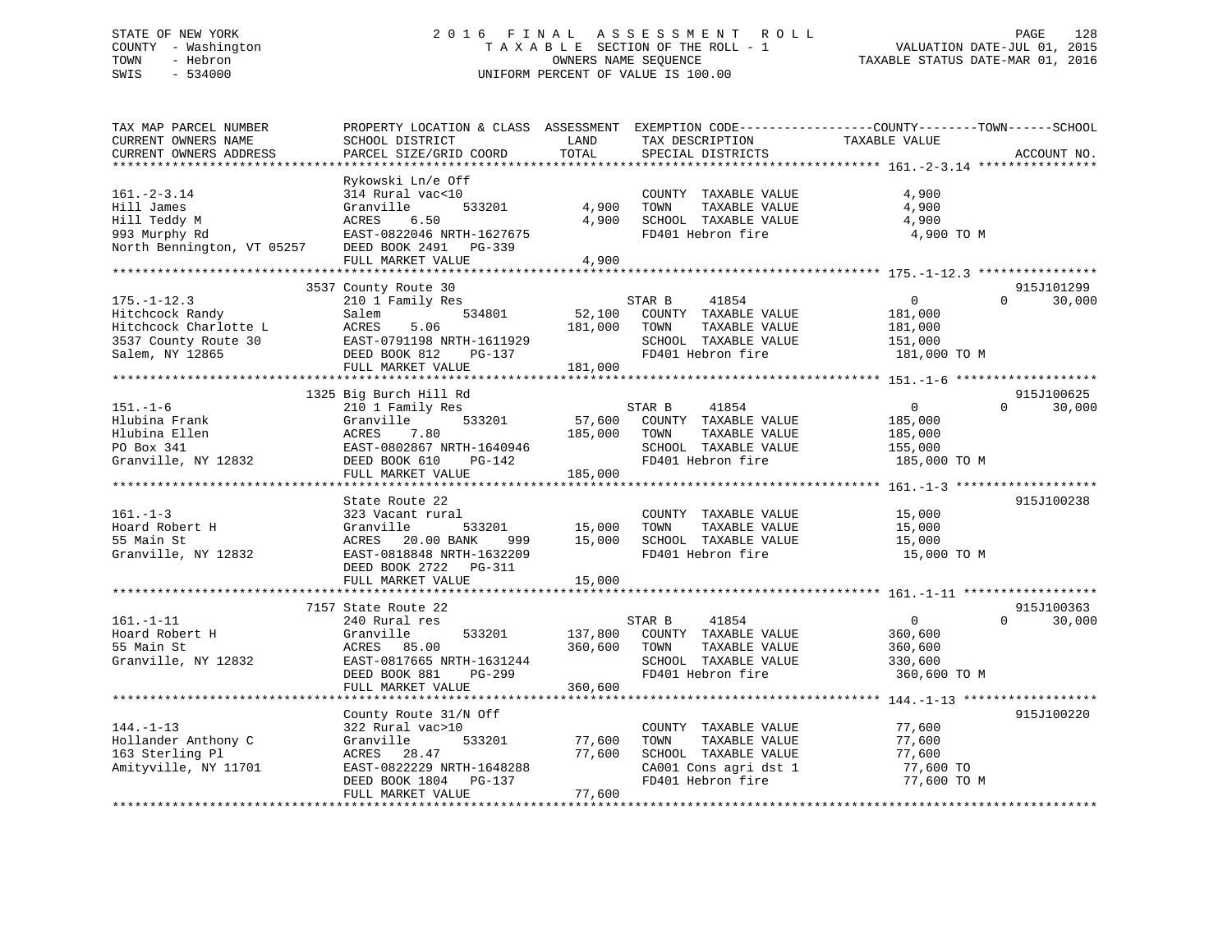STATE OF NEW YORK
COUNTY - Washington
TOWN - Hebron
SWIS - 534000

2016 FINAL ASSESSMENT ROLL
TAXABLE SECTION OF THE ROLL - 1
OWNERS NAME SEQUENCE
UNIFORM PERCENT OF VALUE IS 100.00

VALUATION DATE-JUL 01, 2015
TAXABLE STATUS DATE-MAR 01, 2016

```
TAX MAP PARCEL NUMBER          PROPERTY LOCATION & CLASS  ASSESSMENT  EXEMPTION CODE------------------COUNTY--------TOWN------SCHOOL
CURRENT OWNERS NAME            SCHOOL DISTRICT               LAND      TAX DESCRIPTION             TAXABLE VALUE
CURRENT OWNERS ADDRESS         PARCEL SIZE/GRID COORD        TOTAL     SPECIAL DISTRICTS                                  ACCOUNT NO.
******************************************************************************************************* 161.-2-3.14 ****************
                               Rykowski Ln/e Off
161.-2-3.14                    314 Rural vac<10                         COUNTY  TAXABLE VALUE              4,900
Hill James                     Granville         533201        4,900    TOWN    TAXABLE VALUE              4,900
Hill Teddy M                   ACRES    6.50                   4,900    SCHOOL  TAXABLE VALUE              4,900
993 Murphy Rd                  EAST-0822046 NRTH-1627675                FD401 Hebron fire                   4,900 TO M
North Bennington, VT 05257     DEED BOOK 2491   PG-339
                               FULL MARKET VALUE               4,900
******************************************************************************************************* 175.-1-12.3 ****************
                        3537 County Route 30                                                                       915J101299
175.-1-12.3                    210 1 Family Res                         STAR B       41854                  0            0      30,000
Hitchcock Randy                Salem             534801       52,100    COUNTY  TAXABLE VALUE            181,000
Hitchcock Charlotte L          ACRES    5.06                 181,000    TOWN    TAXABLE VALUE            181,000
3537 County Route 30           EAST-0791198 NRTH-1611929                SCHOOL  TAXABLE VALUE            151,000
Salem, NY 12865                DEED BOOK 812    PG-137                  FD401 Hebron fire                 181,000 TO M
                               FULL MARKET VALUE             181,000
******************************************************************************************************* 151.-1-6 *******************
                        1325 Big Burch Hill Rd                                                                     915J100625
151.-1-6                       210 1 Family Res                         STAR B       41854                  0            0      30,000
Hlubina Frank                  Granville         533201       57,600    COUNTY  TAXABLE VALUE            185,000
Hlubina Ellen                  ACRES    7.80                 185,000    TOWN    TAXABLE VALUE            185,000
PO Box 341                     EAST-0802867 NRTH-1640946                SCHOOL  TAXABLE VALUE            155,000
Granville, NY 12832            DEED BOOK 610    PG-142                  FD401 Hebron fire                 185,000 TO M
                               FULL MARKET VALUE             185,000
******************************************************************************************************* 161.-1-3 *******************
                               State Route 22                                                                      915J100238
161.-1-3                       323 Vacant rural                         COUNTY  TAXABLE VALUE             15,000
Hoard Robert H                 Granville         533201       15,000    TOWN    TAXABLE VALUE             15,000
55 Main St                     ACRES   20.00 BANK     999     15,000    SCHOOL  TAXABLE VALUE             15,000
Granville, NY 12832            EAST-0818848 NRTH-1632209                FD401 Hebron fire                  15,000 TO M
                               DEED BOOK 2722   PG-311
                               FULL MARKET VALUE              15,000
******************************************************************************************************* 161.-1-11 ******************
                        7157 State Route 22                                                                        915J100363
161.-1-11                      240 Rural res                            STAR B       41854                  0            0      30,000
Hoard Robert H                 Granville         533201      137,800    COUNTY  TAXABLE VALUE            360,600
55 Main St                     ACRES   85.00                 360,600    TOWN    TAXABLE VALUE            360,600
Granville, NY 12832            EAST-0817665 NRTH-1631244                SCHOOL  TAXABLE VALUE            330,600
                               DEED BOOK 881    PG-299                  FD401 Hebron fire                 360,600 TO M
                               FULL MARKET VALUE             360,600
******************************************************************************************************* 144.-1-13 ******************
                               County Route 31/N Off                                                               915J100220
144.-1-13                      322 Rural vac>10                         COUNTY  TAXABLE VALUE             77,600
Hollander Anthony C            Granville         533201       77,600    TOWN    TAXABLE VALUE             77,600
163 Sterling Pl                ACRES   28.47                  77,600    SCHOOL  TAXABLE VALUE             77,600
Amityville, NY 11701           EAST-0822229 NRTH-1648288                CA001 Cons agri dst 1              77,600 TO
                               DEED BOOK 1804   PG-137                  FD401 Hebron fire                  77,600 TO M
                               FULL MARKET VALUE              77,600
************************************************************************************************************************************
```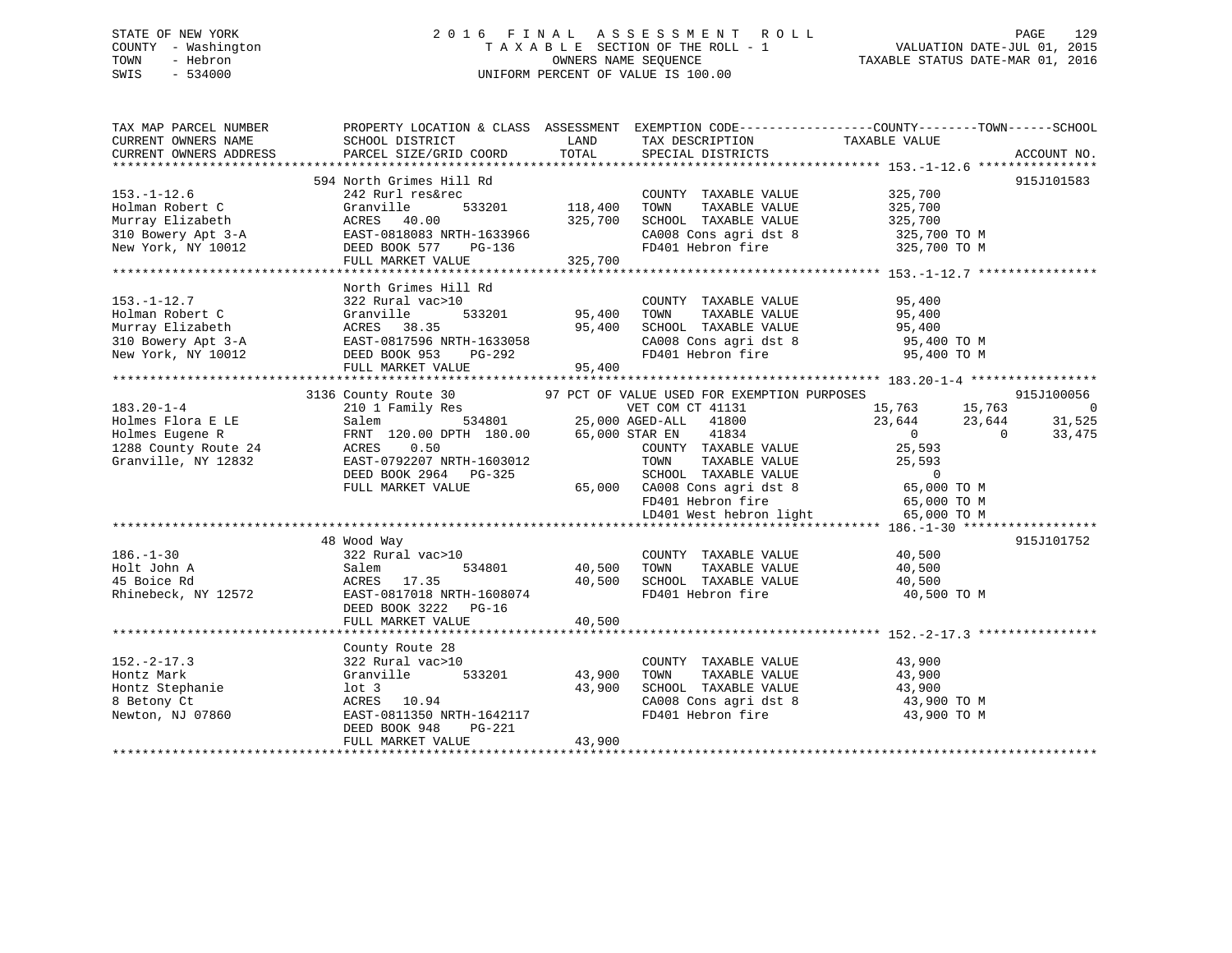STATE OF NEW YORK
COUNTY - Washington
TOWN - Hebron
SWIS - 534000

2016 FINAL ASSESSMENT ROLL
TAXABLE SECTION OF THE ROLL - 1
OWNERS NAME SEQUENCE
UNIFORM PERCENT OF VALUE IS 100.00

VALUATION DATE-JUL 01, 2015
TAXABLE STATUS DATE-MAR 01, 2016

```
TAX MAP PARCEL NUMBER      PROPERTY LOCATION & CLASS  ASSESSMENT  EXEMPTION CODE-----------------COUNTY--------TOWN------SCHOOL
CURRENT OWNERS NAME        SCHOOL DISTRICT              LAND      TAX DESCRIPTION              TAXABLE VALUE
CURRENT OWNERS ADDRESS     PARCEL SIZE/GRID COORD       TOTAL     SPECIAL DISTRICTS                                   ACCOUNT NO.
******************************************************************************************************* 153.-1-12.6 ****************
                           594 North Grimes Hill Rd                                                                    915J101583
153.-1-12.6                242 Rurl res&rec                         COUNTY  TAXABLE VALUE            325,700
Holman Robert C            Granville       533201       118,400     TOWN    TAXABLE VALUE            325,700
Murray Elizabeth           ACRES  40.00                 325,700     SCHOOL  TAXABLE VALUE            325,700
310 Bowery Apt 3-A         EAST-0818083 NRTH-1633966                CA008 Cons agri dst 8             325,700 TO M
New York, NY 10012         DEED BOOK 577    PG-136                  FD401 Hebron fire                 325,700 TO M
                           FULL MARKET VALUE            325,700
******************************************************************************************************* 153.-1-12.7 ****************
                           North Grimes Hill Rd
153.-1-12.7                322 Rural vac>10                         COUNTY  TAXABLE VALUE             95,400
Holman Robert C            Granville       533201        95,400     TOWN    TAXABLE VALUE             95,400
Murray Elizabeth           ACRES  38.35                  95,400     SCHOOL  TAXABLE VALUE             95,400
310 Bowery Apt 3-A         EAST-0817596 NRTH-1633058                CA008 Cons agri dst 8              95,400 TO M
New York, NY 10012         DEED BOOK 953    PG-292                  FD401 Hebron fire                  95,400 TO M
                           FULL MARKET VALUE             95,400
******************************************************************************************************* 183.20-1-4 *****************
                          3136 County Route 30       97 PCT OF VALUE USED FOR EXEMPTION PURPOSES                       915J100056
183.20-1-4                 210 1 Family Res                  VET COM CT 41131            15,763      15,763           0
Holmes Flora E LE          Salem           534801         25,000 AGED-ALL   41800            23,644      23,644      31,525
Holmes Eugene R            FRNT 120.00 DPTH 180.00        65,000 STAR EN    41834                 0           0      33,475
1288 County Route 24       ACRES   0.50                             COUNTY  TAXABLE VALUE             25,593
Granville, NY 12832        EAST-0792207 NRTH-1603012                TOWN    TAXABLE VALUE             25,593
                           DEED BOOK 2964   PG-325                  SCHOOL  TAXABLE VALUE                  0
                           FULL MARKET VALUE             65,000     CA008 Cons agri dst 8              65,000 TO M
                                                                    FD401 Hebron fire                  65,000 TO M
                                                                    LD401 West hebron light            65,000 TO M
******************************************************************************************************* 186.-1-30 ******************
                           48 Wood Way                                                                                 915J101752
186.-1-30                  322 Rural vac>10                         COUNTY  TAXABLE VALUE             40,500
Holt John A                Salem           534801        40,500     TOWN    TAXABLE VALUE             40,500
45 Boice Rd                ACRES  17.35                  40,500     SCHOOL  TAXABLE VALUE             40,500
Rhinebeck, NY 12572        EAST-0817018 NRTH-1608074                FD401 Hebron fire                  40,500 TO M
                           DEED BOOK 3222   PG-16
                           FULL MARKET VALUE             40,500
******************************************************************************************************* 152.-2-17.3 ****************
                           County Route 28
152.-2-17.3                322 Rural vac>10                         COUNTY  TAXABLE VALUE             43,900
Hontz Mark                 Granville       533201        43,900     TOWN    TAXABLE VALUE             43,900
Hontz Stephanie            lot 3                         43,900     SCHOOL  TAXABLE VALUE             43,900
8 Betony Ct                ACRES  10.94                             CA008 Cons agri dst 8              43,900 TO M
Newton, NJ 07860           EAST-0811350 NRTH-1642117                FD401 Hebron fire                  43,900 TO M
                           DEED BOOK 948    PG-221
                           FULL MARKET VALUE             43,900
************************************************************************************************************************************
```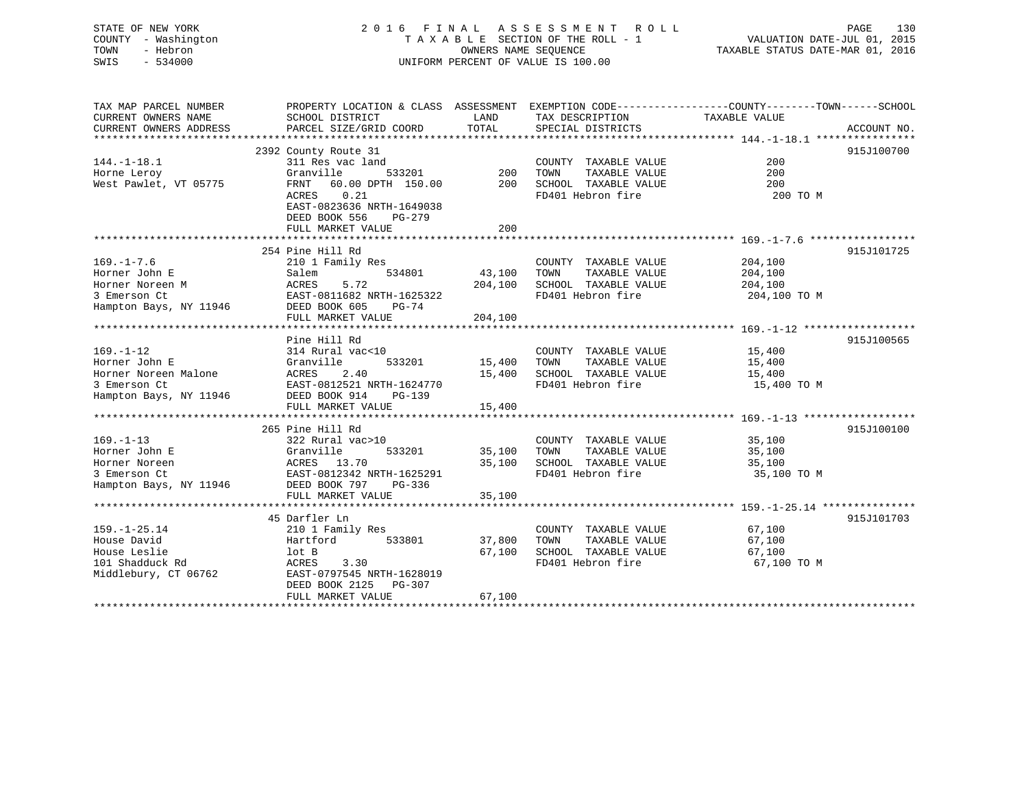STATE OF NEW YORK
COUNTY - Washington
TOWN - Hebron
SWIS - 534000

# 2016 FINAL ASSESSMENT ROLL

TAXABLE SECTION OF THE ROLL - 1
OWNERS NAME SEQUENCE
UNIFORM PERCENT OF VALUE IS 100.00

VALUATION DATE-JUL 01, 2015
TAXABLE STATUS DATE-MAR 01, 2016

| TAX MAP PARCEL NUMBER / CURRENT OWNERS NAME / CURRENT OWNERS ADDRESS | PROPERTY LOCATION & CLASS / SCHOOL DISTRICT / PARCEL SIZE/GRID COORD | ASSESSMENT LAND | TOTAL | EXEMPTION CODE / TAX DESCRIPTION / SPECIAL DISTRICTS | COUNTY--------TOWN------SCHOOL TAXABLE VALUE | ACCOUNT NO. |
|---|---|---|---|---|---|---|
| 144.-1-18.1 | 2392 County Route 31 | | | | | 915J100700 |
| Horne Leroy | 311 Res vac land | | | COUNTY TAXABLE VALUE | 200 | |
| West Pawlet, VT 05775 | Granville 533201 | 200 | | TOWN TAXABLE VALUE | 200 | |
| | FRNT 60.00 DPTH 150.00 | | 200 | SCHOOL TAXABLE VALUE | 200 | |
| | ACRES 0.21 | | | FD401 Hebron fire | 200 TO M | |
| | EAST-0823636 NRTH-1649038 | | | | | |
| | DEED BOOK 556 PG-279 | | | | | |
| | FULL MARKET VALUE | | 200 | | | |
| 169.-1-7.6 | 254 Pine Hill Rd | | | | | 915J101725 |
| Horner John E | 210 1 Family Res | | | COUNTY TAXABLE VALUE | 204,100 | |
| Horner Noreen M | Salem 534801 | 43,100 | | TOWN TAXABLE VALUE | 204,100 | |
| 3 Emerson Ct | ACRES 5.72 | | 204,100 | SCHOOL TAXABLE VALUE | 204,100 | |
| Hampton Bays, NY 11946 | EAST-0811682 NRTH-1625322 | | | FD401 Hebron fire | 204,100 TO M | |
| | DEED BOOK 605 PG-74 | | | | | |
| | FULL MARKET VALUE | | 204,100 | | | |
| 169.-1-12 | Pine Hill Rd | | | | | 915J100565 |
| Horner John E | 314 Rural vac<10 | | | COUNTY TAXABLE VALUE | 15,400 | |
| Horner Noreen Malone | Granville 533201 | 15,400 | | TOWN TAXABLE VALUE | 15,400 | |
| 3 Emerson Ct | ACRES 2.40 | | 15,400 | SCHOOL TAXABLE VALUE | 15,400 | |
| Hampton Bays, NY 11946 | EAST-0812521 NRTH-1624770 | | | FD401 Hebron fire | 15,400 TO M | |
| | DEED BOOK 914 PG-139 | | | | | |
| | FULL MARKET VALUE | | 15,400 | | | |
| 169.-1-13 | 265 Pine Hill Rd | | | | | 915J100100 |
| Horner John E | 322 Rural vac>10 | | | COUNTY TAXABLE VALUE | 35,100 | |
| Horner Noreen | Granville 533201 | 35,100 | | TOWN TAXABLE VALUE | 35,100 | |
| 3 Emerson Ct | ACRES 13.70 | | 35,100 | SCHOOL TAXABLE VALUE | 35,100 | |
| Hampton Bays, NY 11946 | EAST-0812342 NRTH-1625291 | | | FD401 Hebron fire | 35,100 TO M | |
| | DEED BOOK 797 PG-336 | | | | | |
| | FULL MARKET VALUE | | 35,100 | | | |
| 159.-1-25.14 | 45 Darfler Ln | | | | | 915J101703 |
| House David | 210 1 Family Res | | | COUNTY TAXABLE VALUE | 67,100 | |
| House Leslie | Hartford 533801 | 37,800 | | TOWN TAXABLE VALUE | 67,100 | |
| 101 Shadduck Rd | lot B | | 67,100 | SCHOOL TAXABLE VALUE | 67,100 | |
| Middlebury, CT 06762 | ACRES 3.30 | | | FD401 Hebron fire | 67,100 TO M | |
| | EAST-0797545 NRTH-1628019 | | | | | |
| | DEED BOOK 2125 PG-307 | | | | | |
| | FULL MARKET VALUE | | 67,100 | | | |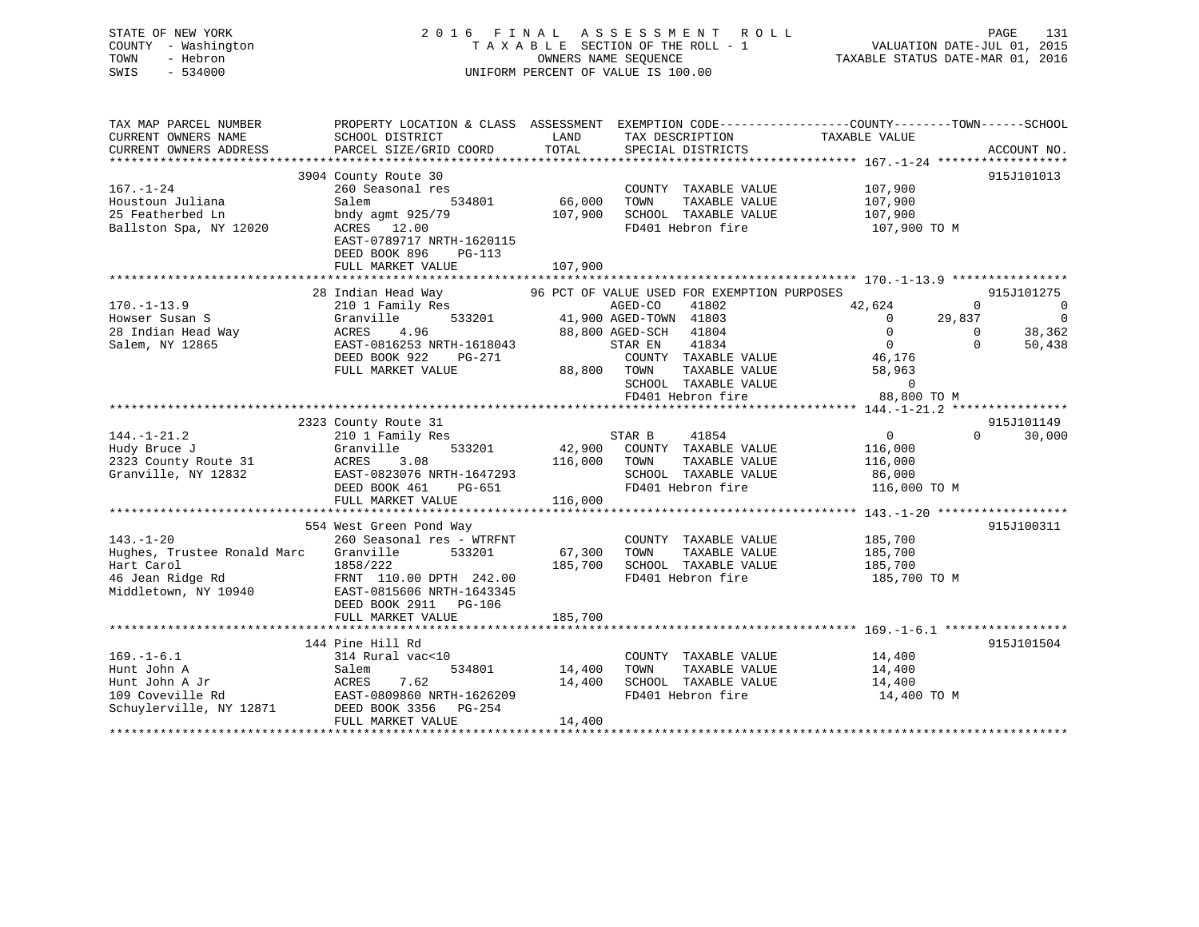STATE OF NEW YORK
COUNTY - Washington
TOWN - Hebron
SWIS - 534000

# 2016 FINAL ASSESSMENT ROLL

TAXABLE SECTION OF THE ROLL - 1
OWNERS NAME SEQUENCE
UNIFORM PERCENT OF VALUE IS 100.00

VALUATION DATE-JUL 01, 2015
TAXABLE STATUS DATE-MAR 01, 2016

```
TAX MAP PARCEL NUMBER          PROPERTY LOCATION & CLASS  ASSESSMENT  EXEMPTION CODE------------------COUNTY--------TOWN------SCHOOL
CURRENT OWNERS NAME            SCHOOL DISTRICT               LAND      TAX DESCRIPTION             TAXABLE VALUE
CURRENT OWNERS ADDRESS         PARCEL SIZE/GRID COORD        TOTAL     SPECIAL DISTRICTS                                      ACCOUNT NO.
******************************************************************************************************* 167.-1-24 ******************
                               3904 County Route 30                                                                          915J101013
167.-1-24                      260 Seasonal res                         COUNTY  TAXABLE VALUE           107,900
Houstoun Juliana               Salem          534801        66,000      TOWN    TAXABLE VALUE           107,900
25 Featherbed Ln               bndy agmt 925/79            107,900      SCHOOL  TAXABLE VALUE           107,900
Ballston Spa, NY 12020         ACRES  12.00                             FD401 Hebron fire                107,900 TO M
                               EAST-0789717 NRTH-1620115
                               DEED BOOK 896    PG-113
                               FULL MARKET VALUE           107,900
******************************************************************************************************* 170.-1-13.9 ****************
                               28 Indian Head Way          96 PCT OF VALUE USED FOR EXEMPTION PURPOSES                       915J101275
170.-1-13.9                    210 1 Family Res                         AGED-CO     41802          42,624              0             0
Howser Susan S                 Granville      533201        41,900 AGED-TOWN  41803                 0          29,837             0
28 Indian Head Way             ACRES    4.96                88,800 AGED-SCH   41804                 0               0        38,362
Salem, NY 12865                EAST-0816253 NRTH-1618043                STAR EN     41834               0               0        50,438
                               DEED BOOK 922    PG-271                  COUNTY  TAXABLE VALUE            46,176
                               FULL MARKET VALUE            88,800      TOWN    TAXABLE VALUE            58,963
                                                                        SCHOOL  TAXABLE VALUE                 0
                                                                        FD401 Hebron fire                 88,800 TO M
******************************************************************************************************* 144.-1-21.2 ****************
                               2323 County Route 31                                                                          915J101149
144.-1-21.2                    210 1 Family Res                         STAR B      41854               0               0        30,000
Hudy Bruce J                   Granville      533201        42,900      COUNTY  TAXABLE VALUE           116,000
2323 County Route 31           ACRES    3.08               116,000      TOWN    TAXABLE VALUE           116,000
Granville, NY 12832            EAST-0823076 NRTH-1647293                SCHOOL  TAXABLE VALUE            86,000
                               DEED BOOK 461    PG-651                  FD401 Hebron fire                116,000 TO M
                               FULL MARKET VALUE           116,000
******************************************************************************************************* 143.-1-20 ******************
                               554 West Green Pond Way                                                                       915J100311
143.-1-20                      260 Seasonal res - WTRFNT                COUNTY  TAXABLE VALUE           185,700
Hughes, Trustee Ronald Marc    Granville      533201        67,300      TOWN    TAXABLE VALUE           185,700
Hart Carol                     1858/222                    185,700      SCHOOL  TAXABLE VALUE           185,700
46 Jean Ridge Rd               FRNT 110.00 DPTH 242.00                  FD401 Hebron fire                185,700 TO M
Middletown, NY 10940           EAST-0815606 NRTH-1643345
                               DEED BOOK 2911   PG-106
                               FULL MARKET VALUE           185,700
******************************************************************************************************* 169.-1-6.1 *****************
                               144 Pine Hill Rd                                                                              915J101504
169.-1-6.1                     314 Rural vac<10                         COUNTY  TAXABLE VALUE            14,400
Hunt John A                    Salem          534801        14,400      TOWN    TAXABLE VALUE            14,400
Hunt John A Jr                 ACRES    7.62                14,400      SCHOOL  TAXABLE VALUE            14,400
109 Coveville Rd               EAST-0809860 NRTH-1626209                FD401 Hebron fire                 14,400 TO M
Schuylerville, NY 12871        DEED BOOK 3356   PG-254
                               FULL MARKET VALUE            14,400
************************************************************************************************************************************
```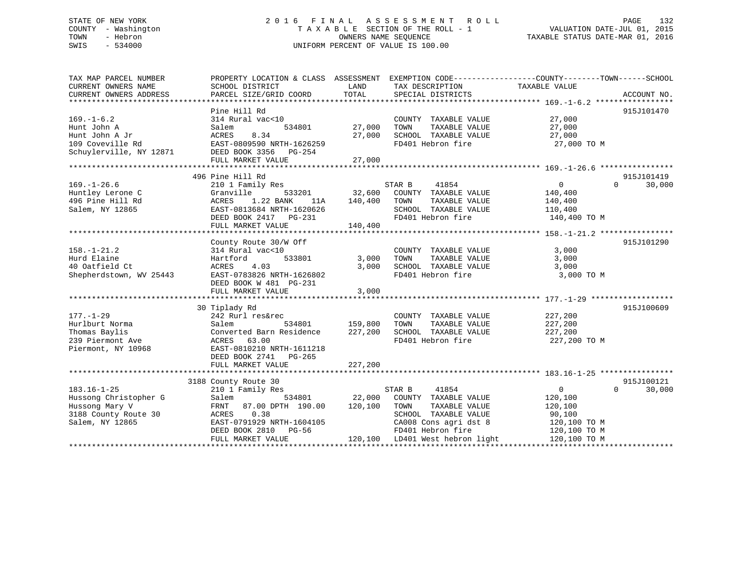STATE OF NEW YORK
COUNTY - Washington
TOWN - Hebron
SWIS - 534000

2016 FINAL ASSESSMENT ROLL
TAXABLE SECTION OF THE ROLL - 1
OWNERS NAME SEQUENCE
UNIFORM PERCENT OF VALUE IS 100.00

VALUATION DATE-JUL 01, 2015
TAXABLE STATUS DATE-MAR 01, 2016

```
TAX MAP PARCEL NUMBER          PROPERTY LOCATION & CLASS  ASSESSMENT  EXEMPTION CODE------------------COUNTY--------TOWN------SCHOOL
CURRENT OWNERS NAME            SCHOOL DISTRICT              LAND      TAX DESCRIPTION             TAXABLE VALUE
CURRENT OWNERS ADDRESS         PARCEL SIZE/GRID COORD       TOTAL     SPECIAL DISTRICTS                                       ACCOUNT NO.
******************************************************************************************************* 169.-1-6.2 *****************
                               Pine Hill Rd                                                                                 915J101470
169.-1-6.2                     314 Rural vac<10                       COUNTY  TAXABLE VALUE          27,000
Hunt John A                    Salem          534801       27,000     TOWN    TAXABLE VALUE          27,000
Hunt John A Jr                 ACRES    8.34               27,000     SCHOOL  TAXABLE VALUE          27,000
109 Coveville Rd               EAST-0809590 NRTH-1626259              FD401 Hebron fire               27,000 TO M
Schuylerville, NY 12871        DEED BOOK 3356   PG-254
                               FULL MARKET VALUE           27,000
******************************************************************************************************* 169.-1-26.6 ****************
                             496 Pine Hill Rd                                                                               915J101419
169.-1-26.6                    210 1 Family Res                       STAR B      41854                  0           0      30,000
Huntley Lerone C               Granville      533201       32,600     COUNTY  TAXABLE VALUE         140,400
496 Pine Hill Rd               ACRES    1.22 BANK    11A  140,400     TOWN    TAXABLE VALUE         140,400
Salem, NY 12865                EAST-0813684 NRTH-1620626              SCHOOL  TAXABLE VALUE         110,400
                               DEED BOOK 2417   PG-231                FD401 Hebron fire              140,400 TO M
                               FULL MARKET VALUE          140,400
******************************************************************************************************* 158.-1-21.2 ****************
                               County Route 30/W Off                                                                        915J101290
158.-1-21.2                    314 Rural vac<10                       COUNTY  TAXABLE VALUE           3,000
Hurd Elaine                    Hartford       533801        3,000     TOWN    TAXABLE VALUE           3,000
40 Oatfield Ct                 ACRES    4.03                3,000     SCHOOL  TAXABLE VALUE           3,000
Shepherdstown, WV 25443        EAST-0783826 NRTH-1626802              FD401 Hebron fire                3,000 TO M
                               DEED BOOK W 481  PG-231
                               FULL MARKET VALUE            3,000
******************************************************************************************************* 177.-1-29 ******************
                            30 Tiplady Rd                                                                                   915J100609
177.-1-29                      242 Rurl res&rec                       COUNTY  TAXABLE VALUE         227,200
Hurlburt Norma                 Salem          534801      159,800     TOWN    TAXABLE VALUE         227,200
Thomas Baylis                  Converted Barn Residence   227,200     SCHOOL  TAXABLE VALUE         227,200
239 Piermont Ave               ACRES   63.00                          FD401 Hebron fire              227,200 TO M
Piermont, NY 10968             EAST-0810210 NRTH-1611218
                               DEED BOOK 2741   PG-265
                               FULL MARKET VALUE          227,200
******************************************************************************************************* 183.16-1-25 ****************
                          3188 County Route 30                                                                              915J100121
183.16-1-25                    210 1 Family Res                       STAR B      41854                  0           0      30,000
Hussong Christopher G          Salem          534801       22,000     COUNTY  TAXABLE VALUE         120,100
Hussong Mary V                 FRNT   87.00 DPTH 190.00   120,100     TOWN    TAXABLE VALUE         120,100
3188 County Route 30           ACRES    0.38                          SCHOOL  TAXABLE VALUE          90,100
Salem, NY 12865                EAST-0791929 NRTH-1604105              CA008 Cons agri dst 8          120,100 TO M
                               DEED BOOK 2810   PG-56                 FD401 Hebron fire              120,100 TO M
                               FULL MARKET VALUE          120,100     LD401 West hebron light        120,100 TO M
************************************************************************************************************************************
```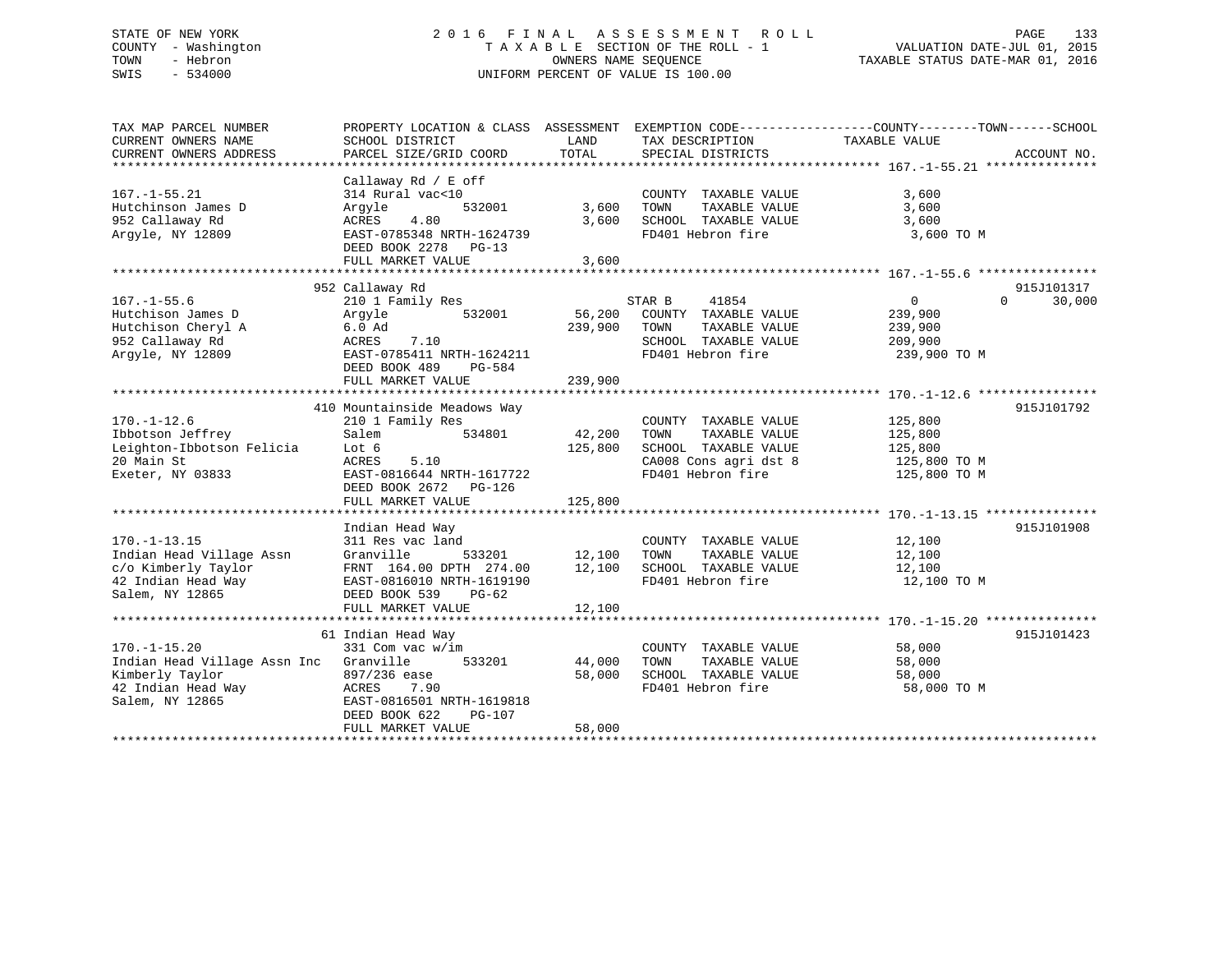STATE OF NEW YORK
COUNTY - Washington
TOWN - Hebron
SWIS - 534000

2016 FINAL ASSESSMENT ROLL
TAXABLE SECTION OF THE ROLL - 1
OWNERS NAME SEQUENCE
UNIFORM PERCENT OF VALUE IS 100.00

VALUATION DATE-JUL 01, 2015
TAXABLE STATUS DATE-MAR 01, 2016

```
TAX MAP PARCEL NUMBER          PROPERTY LOCATION & CLASS  ASSESSMENT  EXEMPTION CODE------------------COUNTY--------TOWN------SCHOOL
CURRENT OWNERS NAME            SCHOOL DISTRICT               LAND      TAX DESCRIPTION              TAXABLE VALUE
CURRENT OWNERS ADDRESS         PARCEL SIZE/GRID COORD        TOTAL     SPECIAL DISTRICTS                                    ACCOUNT NO.
****************************************************************************************************** 167.-1-55.21 ***************
                               Callaway Rd / E off
167.-1-55.21                   314 Rural vac<10                         COUNTY  TAXABLE VALUE           3,600
Hutchinson James D             Argyle        532001          3,600     TOWN    TAXABLE VALUE           3,600
952 Callaway Rd                ACRES    4.80                 3,600     SCHOOL  TAXABLE VALUE           3,600
Argyle, NY 12809               EAST-0785348 NRTH-1624739               FD401 Hebron fire                 3,600 TO M
                               DEED BOOK 2278   PG-13
                               FULL MARKET VALUE             3,600
****************************************************************************************************** 167.-1-55.6 ****************
                               952 Callaway Rd                                                                          915J101317
167.-1-55.6                    210 1 Family Res                         STAR B      41854               0           0      30,000
Hutchison James D              Argyle        532001         56,200     COUNTY  TAXABLE VALUE         239,900
Hutchison Cheryl A             6.0 Ad                      239,900     TOWN    TAXABLE VALUE         239,900
952 Callaway Rd                ACRES    7.10                           SCHOOL  TAXABLE VALUE         209,900
Argyle, NY 12809               EAST-0785411 NRTH-1624211               FD401 Hebron fire               239,900 TO M
                               DEED BOOK 489    PG-584
                               FULL MARKET VALUE           239,900
****************************************************************************************************** 170.-1-12.6 ****************
                               410 Mountainside Meadows Way                                                             915J101792
170.-1-12.6                    210 1 Family Res                         COUNTY  TAXABLE VALUE         125,800
Ibbotson Jeffrey               Salem         534801         42,200     TOWN    TAXABLE VALUE         125,800
Leighton-Ibbotson Felicia      Lot 6                       125,800     SCHOOL  TAXABLE VALUE         125,800
20 Main St                     ACRES    5.10                           CA008 Cons agri dst 8           125,800 TO M
Exeter, NY 03833               EAST-0816644 NRTH-1617722               FD401 Hebron fire               125,800 TO M
                               DEED BOOK 2672   PG-126
                               FULL MARKET VALUE           125,800
****************************************************************************************************** 170.-1-13.15 ***************
                               Indian Head Way                                                                          915J101908
170.-1-13.15                   311 Res vac land                         COUNTY  TAXABLE VALUE          12,100
Indian Head Village Assn       Granville     533201         12,100     TOWN    TAXABLE VALUE          12,100
c/o Kimberly Taylor            FRNT 164.00 DPTH 274.00      12,100     SCHOOL  TAXABLE VALUE          12,100
42 Indian Head Way             EAST-0816010 NRTH-1619190               FD401 Hebron fire                12,100 TO M
Salem, NY 12865                DEED BOOK 539    PG-62
                               FULL MARKET VALUE            12,100
****************************************************************************************************** 170.-1-15.20 ***************
                               61 Indian Head Way                                                                       915J101423
170.-1-15.20                   331 Com vac w/im                         COUNTY  TAXABLE VALUE          58,000
Indian Head Village Assn Inc   Granville     533201         44,000     TOWN    TAXABLE VALUE          58,000
Kimberly Taylor                897/236 ease                 58,000     SCHOOL  TAXABLE VALUE          58,000
42 Indian Head Way             ACRES    7.90                           FD401 Hebron fire                58,000 TO M
Salem, NY 12865                EAST-0816501 NRTH-1619818
                               DEED BOOK 622    PG-107
                               FULL MARKET VALUE            58,000
************************************************************************************************************************************
```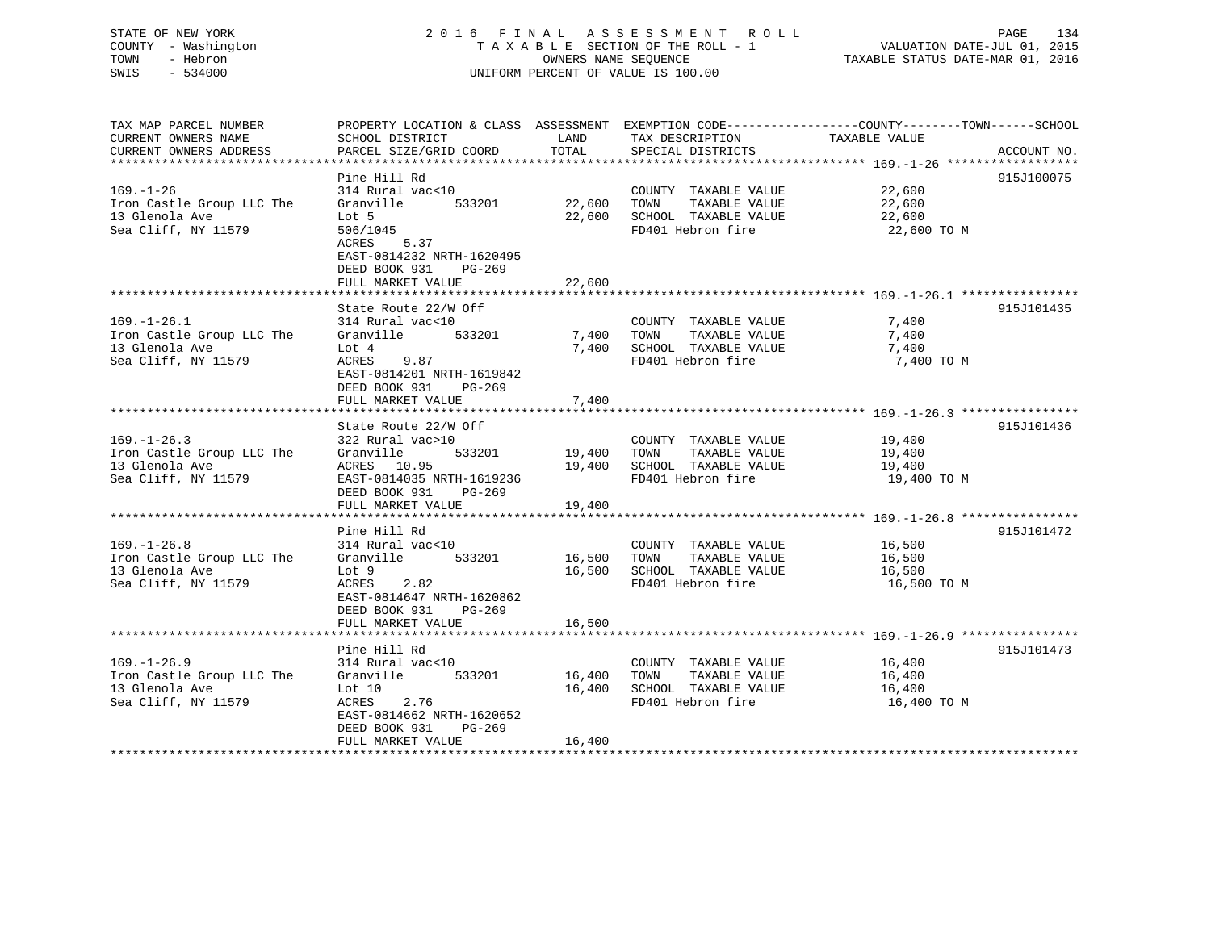STATE OF NEW YORK — 2016 FINAL ASSESSMENT ROLL
COUNTY - Washington — TAXABLE SECTION OF THE ROLL - 1 — VALUATION DATE-JUL 01, 2015
TOWN - Hebron — OWNERS NAME SEQUENCE — TAXABLE STATUS DATE-MAR 01, 2016
SWIS - 534000 — UNIFORM PERCENT OF VALUE IS 100.00

| TAX MAP PARCEL NUMBER / CURRENT OWNERS NAME / CURRENT OWNERS ADDRESS | PROPERTY LOCATION & CLASS / SCHOOL DISTRICT / PARCEL SIZE/GRID COORD | ASSESSMENT LAND | TOTAL | EXEMPTION CODE / TAX DESCRIPTION / SPECIAL DISTRICTS | TAXABLE VALUE (COUNTY--------TOWN------SCHOOL) | ACCOUNT NO. |
|---|---|---|---|---|---|---|
| **169.-1-26** | Pine Hill Rd | | | | | 915J100075 |
| 169.-1-26 | 314 Rural vac<10 | | | COUNTY TAXABLE VALUE | 22,600 | |
| Iron Castle Group LLC The | Granville 533201 | 22,600 | | TOWN TAXABLE VALUE | 22,600 | |
| 13 Glenola Ave | Lot 5 | | 22,600 | SCHOOL TAXABLE VALUE | 22,600 | |
| Sea Cliff, NY 11579 | 506/1045 | | | FD401 Hebron fire | 22,600 TO M | |
| | ACRES 5.37 | | | | | |
| | EAST-0814232 NRTH-1620495 | | | | | |
| | DEED BOOK 931 PG-269 | | | | | |
| | FULL MARKET VALUE | | 22,600 | | | |
| **169.-1-26.1** | State Route 22/W Off | | | | | 915J101435 |
| 169.-1-26.1 | 314 Rural vac<10 | | | COUNTY TAXABLE VALUE | 7,400 | |
| Iron Castle Group LLC The | Granville 533201 | 7,400 | | TOWN TAXABLE VALUE | 7,400 | |
| 13 Glenola Ave | Lot 4 | | 7,400 | SCHOOL TAXABLE VALUE | 7,400 | |
| Sea Cliff, NY 11579 | ACRES 9.87 | | | FD401 Hebron fire | 7,400 TO M | |
| | EAST-0814201 NRTH-1619842 | | | | | |
| | DEED BOOK 931 PG-269 | | | | | |
| | FULL MARKET VALUE | | 7,400 | | | |
| **169.-1-26.3** | State Route 22/W Off | | | | | 915J101436 |
| 169.-1-26.3 | 322 Rural vac>10 | | | COUNTY TAXABLE VALUE | 19,400 | |
| Iron Castle Group LLC The | Granville 533201 | 19,400 | | TOWN TAXABLE VALUE | 19,400 | |
| 13 Glenola Ave | ACRES 10.95 | | 19,400 | SCHOOL TAXABLE VALUE | 19,400 | |
| Sea Cliff, NY 11579 | EAST-0814035 NRTH-1619236 | | | FD401 Hebron fire | 19,400 TO M | |
| | DEED BOOK 931 PG-269 | | | | | |
| | FULL MARKET VALUE | | 19,400 | | | |
| **169.-1-26.8** | Pine Hill Rd | | | | | 915J101472 |
| 169.-1-26.8 | 314 Rural vac<10 | | | COUNTY TAXABLE VALUE | 16,500 | |
| Iron Castle Group LLC The | Granville 533201 | 16,500 | | TOWN TAXABLE VALUE | 16,500 | |
| 13 Glenola Ave | Lot 9 | | 16,500 | SCHOOL TAXABLE VALUE | 16,500 | |
| Sea Cliff, NY 11579 | ACRES 2.82 | | | FD401 Hebron fire | 16,500 TO M | |
| | EAST-0814647 NRTH-1620862 | | | | | |
| | DEED BOOK 931 PG-269 | | | | | |
| | FULL MARKET VALUE | | 16,500 | | | |
| **169.-1-26.9** | Pine Hill Rd | | | | | 915J101473 |
| 169.-1-26.9 | 314 Rural vac<10 | | | COUNTY TAXABLE VALUE | 16,400 | |
| Iron Castle Group LLC The | Granville 533201 | 16,400 | | TOWN TAXABLE VALUE | 16,400 | |
| 13 Glenola Ave | Lot 10 | | 16,400 | SCHOOL TAXABLE VALUE | 16,400 | |
| Sea Cliff, NY 11579 | ACRES 2.76 | | | FD401 Hebron fire | 16,400 TO M | |
| | EAST-0814662 NRTH-1620652 | | | | | |
| | DEED BOOK 931 PG-269 | | | | | |
| | FULL MARKET VALUE | | 16,400 | | | |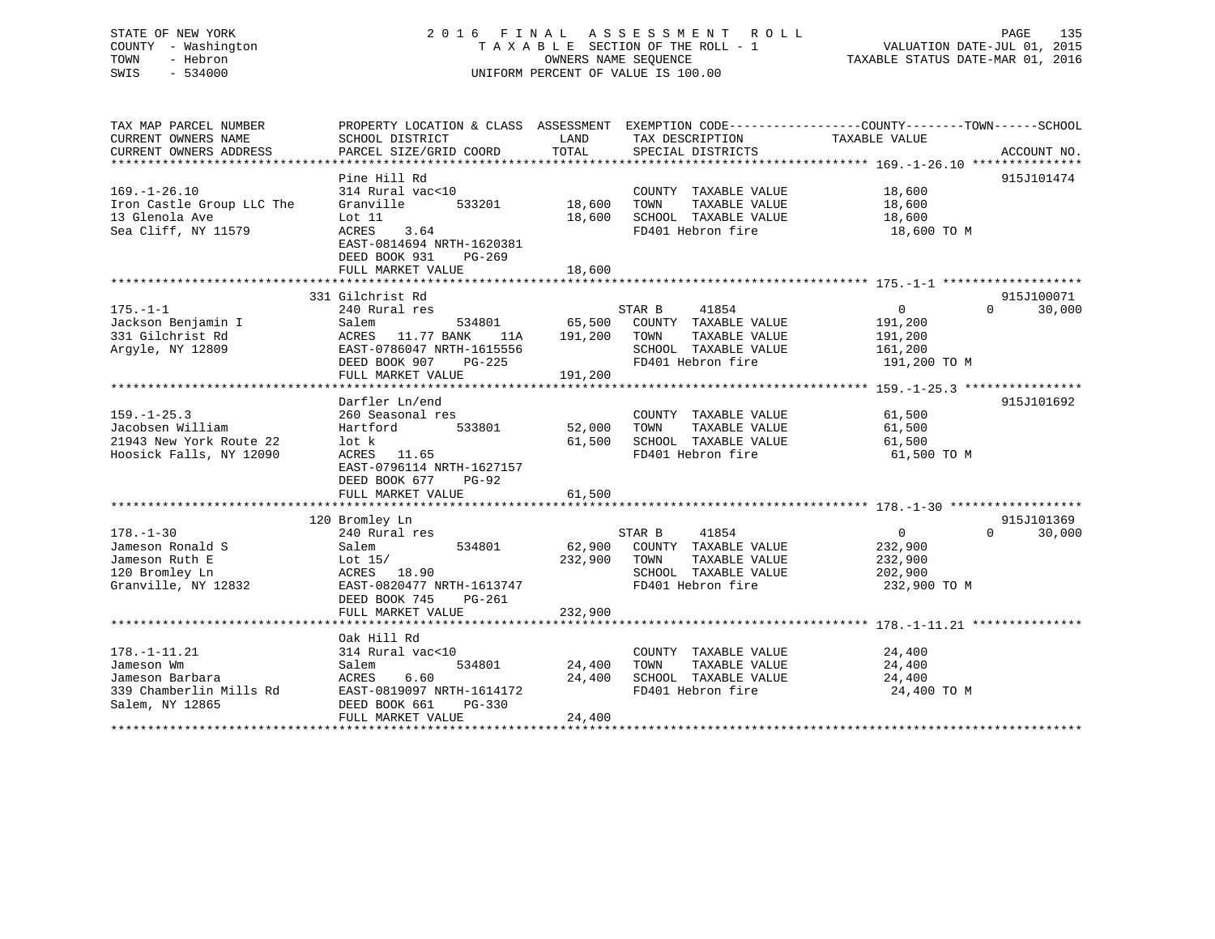STATE OF NEW YORK
COUNTY - Washington
TOWN - Hebron
SWIS - 534000

2016 FINAL ASSESSMENT ROLL
TAXABLE SECTION OF THE ROLL - 1
OWNERS NAME SEQUENCE
UNIFORM PERCENT OF VALUE IS 100.00

VALUATION DATE-JUL 01, 2015
TAXABLE STATUS DATE-MAR 01, 2016

```
TAX MAP PARCEL NUMBER          PROPERTY LOCATION & CLASS  ASSESSMENT  EXEMPTION CODE-----------------COUNTY--------TOWN------SCHOOL
CURRENT OWNERS NAME            SCHOOL DISTRICT              LAND      TAX DESCRIPTION            TAXABLE VALUE
CURRENT OWNERS ADDRESS         PARCEL SIZE/GRID COORD       TOTAL     SPECIAL DISTRICTS                                     ACCOUNT NO.
******************************************************************************************************* 169.-1-26.10 ***************
                               Pine Hill Rd                                                                                915J101474
169.-1-26.10                   314 Rural vac<10                        COUNTY  TAXABLE VALUE           18,600
Iron Castle Group LLC The      Granville        533201      18,600    TOWN    TAXABLE VALUE           18,600
13 Glenola Ave                 Lot 11                       18,600    SCHOOL  TAXABLE VALUE           18,600
Sea Cliff, NY 11579            ACRES    3.64                           FD401 Hebron fire                18,600 TO M
                               EAST-0814694 NRTH-1620381
                               DEED BOOK 931    PG-269
                               FULL MARKET VALUE            18,600
******************************************************************************************************* 175.-1-1 *******************
                           331 Gilchrist Rd                                                                                915J100071
175.-1-1                       240 Rural res                           STAR B     41854                 0           0      30,000
Jackson Benjamin I             Salem            534801      65,500    COUNTY  TAXABLE VALUE          191,200
331 Gilchrist Rd               ACRES   11.77 BANK    11A   191,200    TOWN    TAXABLE VALUE          191,200
Argyle, NY 12809               EAST-0786047 NRTH-1615556               SCHOOL  TAXABLE VALUE          161,200
                               DEED BOOK 907    PG-225                 FD401 Hebron fire               191,200 TO M
                               FULL MARKET VALUE           191,200
******************************************************************************************************* 159.-1-25.3 ****************
                               Darfler Ln/end                                                                              915J101692
159.-1-25.3                    260 Seasonal res                        COUNTY  TAXABLE VALUE           61,500
Jacobsen William               Hartford         533801      52,000    TOWN    TAXABLE VALUE           61,500
21943 New York Route 22        lot k                        61,500    SCHOOL  TAXABLE VALUE           61,500
Hoosick Falls, NY 12090        ACRES   11.65                           FD401 Hebron fire                61,500 TO M
                               EAST-0796114 NRTH-1627157
                               DEED BOOK 677    PG-92
                               FULL MARKET VALUE            61,500
******************************************************************************************************* 178.-1-30 ******************
                           120 Bromley Ln                                                                                  915J101369
178.-1-30                      240 Rural res                           STAR B     41854                 0           0      30,000
Jameson Ronald S               Salem            534801      62,900    COUNTY  TAXABLE VALUE          232,900
Jameson Ruth E                 Lot 15/                     232,900    TOWN    TAXABLE VALUE          232,900
120 Bromley Ln                 ACRES   18.90                           SCHOOL  TAXABLE VALUE          202,900
Granville, NY 12832            EAST-0820477 NRTH-1613747               FD401 Hebron fire               232,900 TO M
                               DEED BOOK 745    PG-261
                               FULL MARKET VALUE           232,900
******************************************************************************************************* 178.-1-11.21 ***************
                               Oak Hill Rd
178.-1-11.21                   314 Rural vac<10                        COUNTY  TAXABLE VALUE           24,400
Jameson Wm                     Salem            534801      24,400    TOWN    TAXABLE VALUE           24,400
Jameson Barbara                ACRES    6.60                24,400    SCHOOL  TAXABLE VALUE           24,400
339 Chamberlin Mills Rd        EAST-0819097 NRTH-1614172               FD401 Hebron fire                24,400 TO M
Salem, NY 12865                DEED BOOK 661    PG-330
                               FULL MARKET VALUE            24,400
************************************************************************************************************************************
```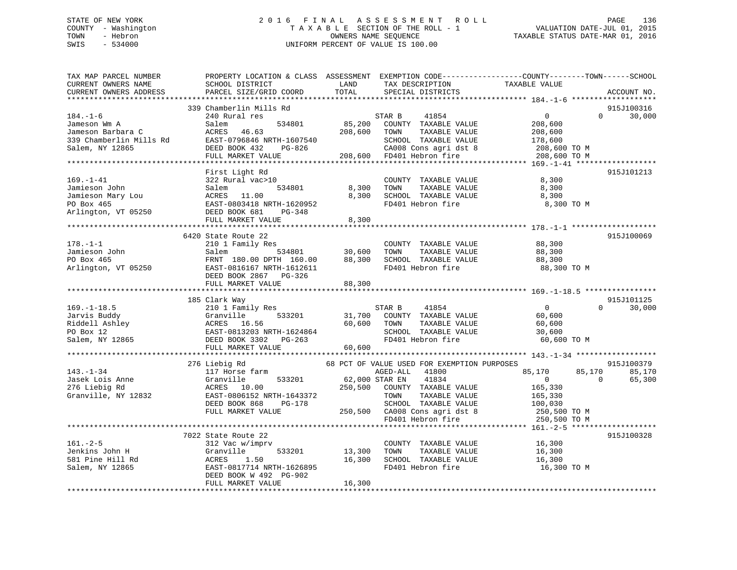STATE OF NEW YORK
COUNTY - Washington
TOWN - Hebron
SWIS - 534000

# 2016 FINAL ASSESSMENT ROLL
TAXABLE SECTION OF THE ROLL - 1
OWNERS NAME SEQUENCE
UNIFORM PERCENT OF VALUE IS 100.00

VALUATION DATE-JUL 01, 2015
TAXABLE STATUS DATE-MAR 01, 2016

| TAX MAP PARCEL NUMBER / CURRENT OWNERS NAME / CURRENT OWNERS ADDRESS | PROPERTY LOCATION & CLASS / SCHOOL DISTRICT / PARCEL SIZE/GRID COORD | ASSESSMENT LAND | TOTAL | EXEMPTION CODE / TAX DESCRIPTION / SPECIAL DISTRICTS | COUNTY TAXABLE VALUE | TOWN | SCHOOL | ACCOUNT NO. |
|---|---|---|---|---|---|---|---|---|
| 184.-1-6 | 339 Chamberlin Mills Rd | | | | | | | 915J100316 |
| Jameson Wm A | 240 Rural res | | | STAR B 41854 | 0 | 0 | 30,000 | |
| Jameson Barbara C | Salem 534801 | 85,200 | | COUNTY TAXABLE VALUE | 208,600 | | | |
| 339 Chamberlin Mills Rd | ACRES 46.63 | | 208,600 | TOWN TAXABLE VALUE | 208,600 | | | |
| Salem, NY 12865 | EAST-0796846 NRTH-1607540 | | | SCHOOL TAXABLE VALUE | 178,600 | | | |
| | DEED BOOK 432 PG-826 | | | CA008 Cons agri dst 8 | 208,600 TO M | | | |
| | FULL MARKET VALUE | | 208,600 | FD401 Hebron fire | 208,600 TO M | | | |
| 169.-1-41 | First Light Rd | | | | | | | 915J101213 |
| Jamieson John | 322 Rural vac>10 | | | COUNTY TAXABLE VALUE | 8,300 | | | |
| Jamieson Mary Lou | Salem 534801 | 8,300 | | TOWN TAXABLE VALUE | 8,300 | | | |
| PO Box 465 | ACRES 11.00 | | 8,300 | SCHOOL TAXABLE VALUE | 8,300 | | | |
| Arlington, VT 05250 | EAST-0803418 NRTH-1620952 | | | FD401 Hebron fire | 8,300 TO M | | | |
| | DEED BOOK 681 PG-348 | | | | | | | |
| | FULL MARKET VALUE | | 8,300 | | | | | |
| 178.-1-1 | 6420 State Route 22 | | | | | | | 915J100069 |
| Jamieson John | 210 1 Family Res | | | COUNTY TAXABLE VALUE | 88,300 | | | |
| PO Box 465 | Salem 534801 | 30,600 | | TOWN TAXABLE VALUE | 88,300 | | | |
| Arlington, VT 05250 | FRNT 180.00 DPTH 160.00 | | 88,300 | SCHOOL TAXABLE VALUE | 88,300 | | | |
| | EAST-0816167 NRTH-1612611 | | | FD401 Hebron fire | 88,300 TO M | | | |
| | DEED BOOK 2867 PG-326 | | | | | | | |
| | FULL MARKET VALUE | | 88,300 | | | | | |
| 169.-1-18.5 | 185 Clark Way | | | | | | | 915J101125 |
| Jarvis Buddy | 210 1 Family Res | | | STAR B 41854 | 0 | 0 | 30,000 | |
| Riddell Ashley | Granville 533201 | 31,700 | | COUNTY TAXABLE VALUE | 60,600 | | | |
| PO Box 12 | ACRES 16.56 | | 60,600 | TOWN TAXABLE VALUE | 60,600 | | | |
| Salem, NY 12865 | EAST-0813203 NRTH-1624864 | | | SCHOOL TAXABLE VALUE | 30,600 | | | |
| | DEED BOOK 3302 PG-263 | | | FD401 Hebron fire | 60,600 TO M | | | |
| | FULL MARKET VALUE | | 60,600 | | | | | |
| 143.-1-34 | 276 Liebig Rd | | | 68 PCT OF VALUE USED FOR EXEMPTION PURPOSES | | | | 915J100379 |
| Jasek Lois Anne | 117 Horse farm | | | AGED-ALL 41800 | 85,170 | 85,170 | 85,170 | |
| 276 Liebig Rd | Granville 533201 | 62,000 | | STAR EN 41834 | 0 | 0 | 65,300 | |
| Granville, NY 12832 | ACRES 10.00 | | 250,500 | COUNTY TAXABLE VALUE | 165,330 | | | |
| | EAST-0806152 NRTH-1643372 | | | TOWN TAXABLE VALUE | 165,330 | | | |
| | DEED BOOK 868 PG-178 | | | SCHOOL TAXABLE VALUE | 100,030 | | | |
| | FULL MARKET VALUE | | 250,500 | CA008 Cons agri dst 8 | 250,500 TO M | | | |
| | | | | FD401 Hebron fire | 250,500 TO M | | | |
| 161.-2-5 | 7022 State Route 22 | | | | | | | 915J100328 |
| Jenkins John H | 312 Vac w/imprv | | | COUNTY TAXABLE VALUE | 16,300 | | | |
| 581 Pine Hill Rd | Granville 533201 | 13,300 | | TOWN TAXABLE VALUE | 16,300 | | | |
| Salem, NY 12865 | ACRES 1.50 | | 16,300 | SCHOOL TAXABLE VALUE | 16,300 | | | |
| | EAST-0817714 NRTH-1626895 | | | FD401 Hebron fire | 16,300 TO M | | | |
| | DEED BOOK W 492 PG-902 | | | | | | | |
| | FULL MARKET VALUE | | 16,300 | | | | | |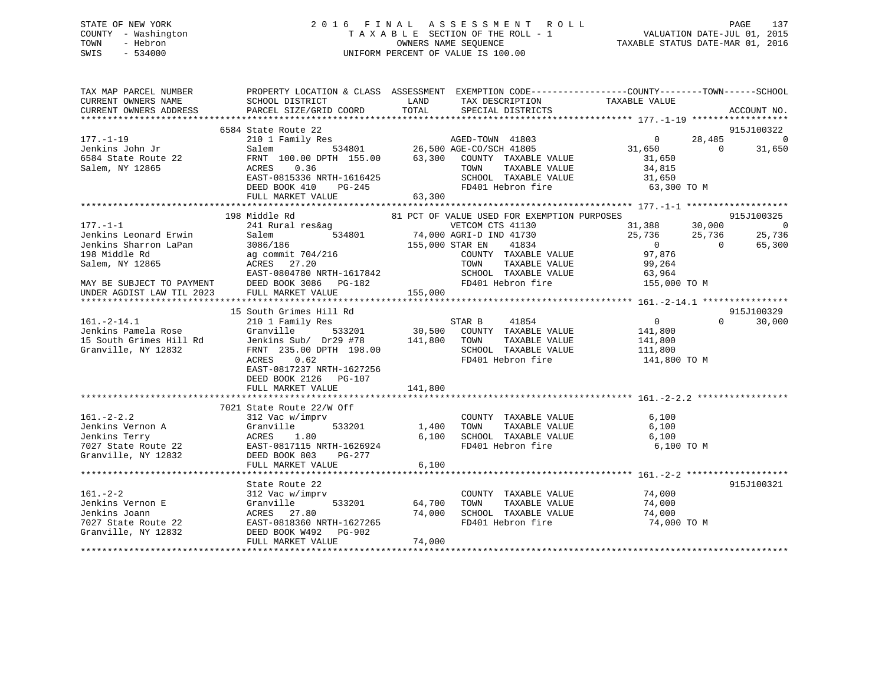STATE OF NEW YORK
COUNTY - Washington
TOWN - Hebron
SWIS - 534000

2016 FINAL ASSESSMENT ROLL
TAXABLE SECTION OF THE ROLL - 1
OWNERS NAME SEQUENCE
UNIFORM PERCENT OF VALUE IS 100.00

VALUATION DATE-JUL 01, 2015
TAXABLE STATUS DATE-MAR 01, 2016

```
TAX MAP PARCEL NUMBER          PROPERTY LOCATION & CLASS  ASSESSMENT  EXEMPTION CODE-----------------COUNTY--------TOWN------SCHOOL
CURRENT OWNERS NAME            SCHOOL DISTRICT              LAND      TAX DESCRIPTION             TAXABLE VALUE
CURRENT OWNERS ADDRESS         PARCEL SIZE/GRID COORD       TOTAL     SPECIAL DISTRICTS                                    ACCOUNT NO.
******************************************************************************************************* 177.-1-19 ******************
                         6584 State Route 22                                                                         915J100322
177.-1-19                      210 1 Family Res                    AGED-TOWN  41803                 0      28,485            0
Jenkins John Jr                Salem          534801        26,500 AGE-CO/SCH 41805             31,650          0       31,650
6584 State Route 22            FRNT 100.00 DPTH 155.00      63,300   COUNTY  TAXABLE VALUE          31,650
Salem, NY 12865                ACRES    0.36                         TOWN    TAXABLE VALUE          34,815
                               EAST-0815336 NRTH-1616425             SCHOOL  TAXABLE VALUE          31,650
                               DEED BOOK 410    PG-245               FD401 Hebron fire              63,300 TO M
                               FULL MARKET VALUE            63,300
******************************************************************************************************* 177.-1-1 *******************
                          198 Middle Rd                 81 PCT OF VALUE USED FOR EXEMPTION PURPOSES                  915J100325
177.-1-1                       241 Rural res&ag                    VETCOM CTS 41130             31,388      30,000            0
Jenkins Leonard Erwin          Salem          534801        74,000 AGRI-D IND 41730             25,736      25,736       25,736
Jenkins Sharron LaPan          3086/186                    155,000 STAR EN    41834                 0           0       65,300
198 Middle Rd                  ag commit 704/216                     COUNTY  TAXABLE VALUE          97,876
Salem, NY 12865                ACRES   27.20                         TOWN    TAXABLE VALUE          99,264
                               EAST-0804780 NRTH-1617842             SCHOOL  TAXABLE VALUE          63,964
MAY BE SUBJECT TO PAYMENT      DEED BOOK 3086   PG-182               FD401 Hebron fire             155,000 TO M
UNDER AGDIST LAW TIL 2023      FULL MARKET VALUE           155,000
******************************************************************************************************* 161.-2-14.1 ****************
                          15 South Grimes Hill Rd                                                                    915J100329
161.-2-14.1                    210 1 Family Res                    STAR B     41854                 0           0       30,000
Jenkins Pamela Rose            Granville      533201        30,500   COUNTY  TAXABLE VALUE         141,800
15 South Grimes Hill Rd        Jenkins Sub/  Dr29 #78      141,800   TOWN    TAXABLE VALUE         141,800
Granville, NY 12832            FRNT 235.00 DPTH 198.00               SCHOOL  TAXABLE VALUE         111,800
                               ACRES    0.62                         FD401 Hebron fire             141,800 TO M
                               EAST-0817237 NRTH-1627256
                               DEED BOOK 2126   PG-107
                               FULL MARKET VALUE           141,800
******************************************************************************************************* 161.-2-2.2 *****************
                         7021 State Route 22/W Off
161.-2-2.2                     312 Vac w/imprv                       COUNTY  TAXABLE VALUE           6,100
Jenkins Vernon A               Granville      533201         1,400   TOWN    TAXABLE VALUE           6,100
Jenkins Terry                  ACRES    1.80                 6,100   SCHOOL  TAXABLE VALUE           6,100
7027 State Route 22            EAST-0817115 NRTH-1626924             FD401 Hebron fire               6,100 TO M
Granville, NY 12832            DEED BOOK 803    PG-277
                               FULL MARKET VALUE             6,100
******************************************************************************************************* 161.-2-2 *******************
                               State Route 22                                                                        915J100321
161.-2-2                       312 Vac w/imprv                       COUNTY  TAXABLE VALUE          74,000
Jenkins Vernon E               Granville      533201        64,700   TOWN    TAXABLE VALUE          74,000
Jenkins Joann                  ACRES   27.80                74,000   SCHOOL  TAXABLE VALUE          74,000
7027 State Route 22            EAST-0818360 NRTH-1627265             FD401 Hebron fire              74,000 TO M
Granville, NY 12832            DEED BOOK W492   PG-902
                               FULL MARKET VALUE            74,000
************************************************************************************************************************************
```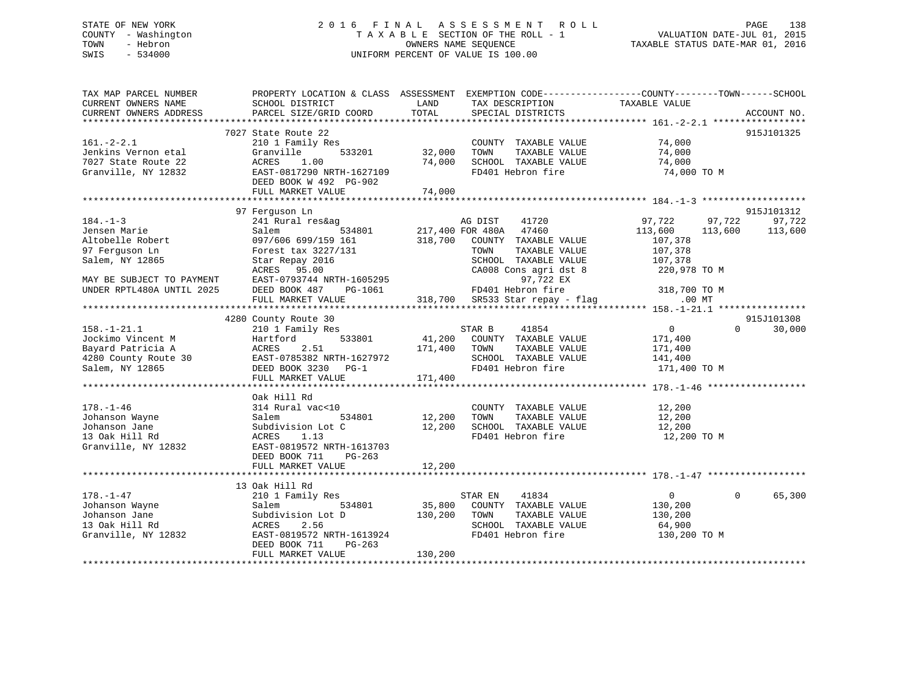STATE OF NEW YORK
COUNTY - Washington
TOWN - Hebron
SWIS - 534000

2016 FINAL ASSESSMENT ROLL
TAXABLE SECTION OF THE ROLL - 1
OWNERS NAME SEQUENCE
UNIFORM PERCENT OF VALUE IS 100.00

VALUATION DATE-JUL 01, 2015
TAXABLE STATUS DATE-MAR 01, 2016

```
TAX MAP PARCEL NUMBER          PROPERTY LOCATION & CLASS  ASSESSMENT  EXEMPTION CODE-----------------COUNTY--------TOWN------SCHOOL
CURRENT OWNERS NAME            SCHOOL DISTRICT              LAND      TAX DESCRIPTION              TAXABLE VALUE
CURRENT OWNERS ADDRESS         PARCEL SIZE/GRID COORD      TOTAL      SPECIAL DISTRICTS                                     ACCOUNT NO.
******************************************************************************************************* 161.-2-2.1 *****************
                               7027 State Route 22                                                                       915J101325
161.-2-2.1                     210 1 Family Res                        COUNTY  TAXABLE VALUE           74,000
Jenkins Vernon etal            Granville        533201      32,000     TOWN    TAXABLE VALUE           74,000
7027 State Route 22            ACRES    1.00                74,000     SCHOOL  TAXABLE VALUE           74,000
Granville, NY 12832            EAST-0817290 NRTH-1627109               FD401 Hebron fire                74,000 TO M
                               DEED BOOK W 492  PG-902
                               FULL MARKET VALUE            74,000
******************************************************************************************************* 184.-1-3 *******************
                               97 Ferguson Ln                                                                            915J101312
184.-1-3                       241 Rural res&ag                        AG DIST     41720              97,722     97,722     97,722
Jensen Marie                   Salem            534801     217,400 FOR 480A    47460             113,600    113,600    113,600
Altobelle Robert               097/606 699/159 161         318,700     COUNTY  TAXABLE VALUE          107,378
97 Ferguson Ln                 Forest tax 3227/131                     TOWN    TAXABLE VALUE          107,378
Salem, NY 12865                Star Repay 2016                         SCHOOL  TAXABLE VALUE          107,378
                               ACRES   95.00                           CA008 Cons agri dst 8          220,978 TO M
MAY BE SUBJECT TO PAYMENT      EAST-0793744 NRTH-1605295                     97,722 EX
UNDER RPTL480A UNTIL 2025      DEED BOOK 487    PG-1061                FD401 Hebron fire              318,700 TO M
                               FULL MARKET VALUE           318,700     SR533 Star repay - flag            .00 MT
******************************************************************************************************* 158.-1-21.1 ****************
                               4280 County Route 30                                                                      915J101308
158.-1-21.1                    210 1 Family Res                        STAR B      41854                   0          0     30,000
Jockimo Vincent M              Hartford         533801      41,200     COUNTY  TAXABLE VALUE          171,400
Bayard Patricia A              ACRES    2.51               171,400     TOWN    TAXABLE VALUE          171,400
4280 County Route 30           EAST-0785382 NRTH-1627972               SCHOOL  TAXABLE VALUE          141,400
Salem, NY 12865                DEED BOOK 3230   PG-1                   FD401 Hebron fire              171,400 TO M
                               FULL MARKET VALUE           171,400
******************************************************************************************************* 178.-1-46 ******************
                               Oak Hill Rd
178.-1-46                      314 Rural vac<10                        COUNTY  TAXABLE VALUE           12,200
Johanson Wayne                 Salem            534801      12,200     TOWN    TAXABLE VALUE           12,200
Johanson Jane                  Subdivision Lot C            12,200     SCHOOL  TAXABLE VALUE           12,200
13 Oak Hill Rd                 ACRES    1.13                           FD401 Hebron fire               12,200 TO M
Granville, NY 12832            EAST-0819572 NRTH-1613703
                               DEED BOOK 711    PG-263
                               FULL MARKET VALUE            12,200
******************************************************************************************************* 178.-1-47 ******************
                               13 Oak Hill Rd
178.-1-47                      210 1 Family Res                        STAR EN     41834                   0          0     65,300
Johanson Wayne                 Salem            534801      35,800     COUNTY  TAXABLE VALUE          130,200
Johanson Jane                  Subdivision Lot D           130,200     TOWN    TAXABLE VALUE          130,200
13 Oak Hill Rd                 ACRES    2.56                           SCHOOL  TAXABLE VALUE           64,900
Granville, NY 12832            EAST-0819572 NRTH-1613924               FD401 Hebron fire              130,200 TO M
                               DEED BOOK 711    PG-263
                               FULL MARKET VALUE           130,200
************************************************************************************************************************************
```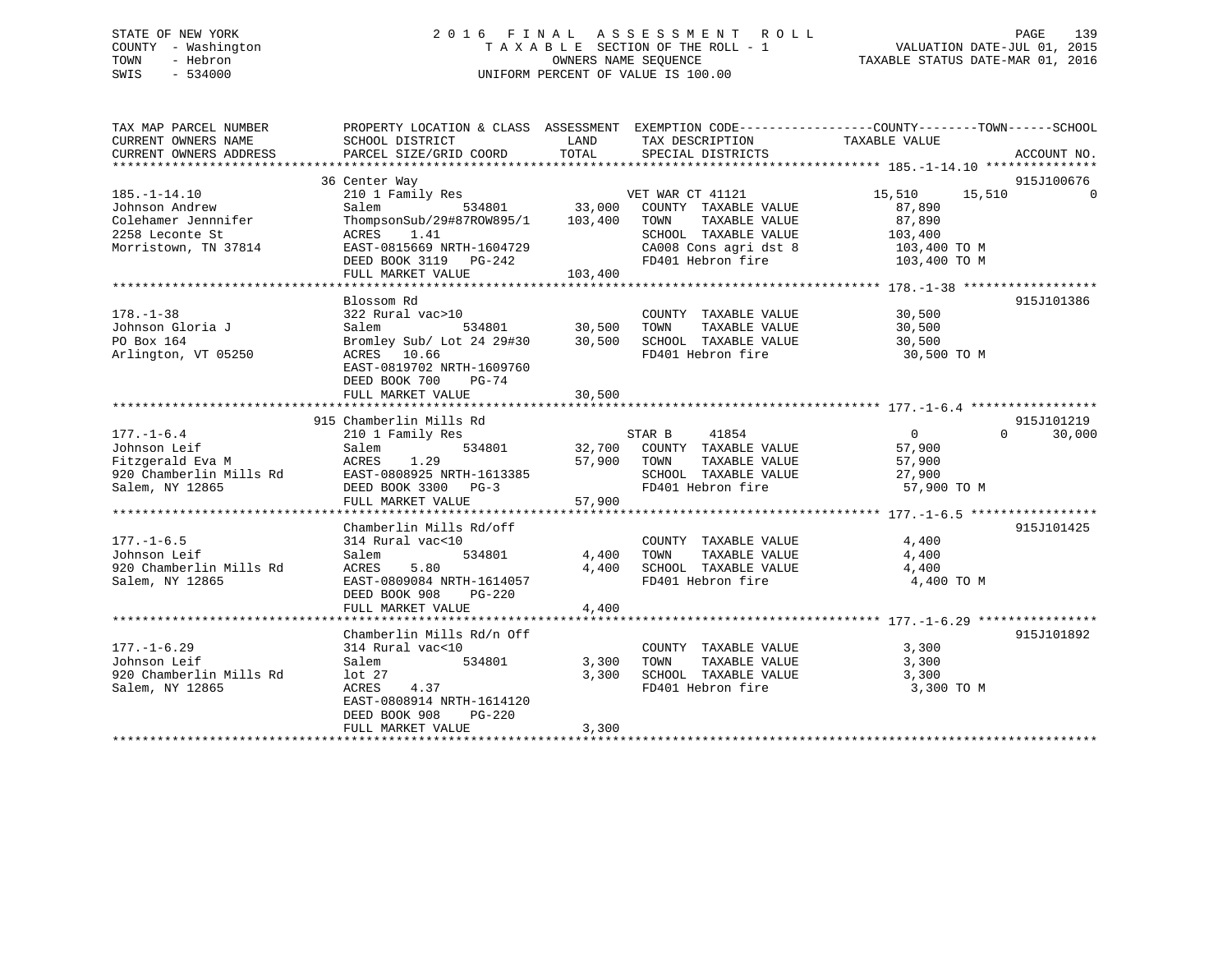STATE OF NEW YORK | COUNTY - Washington | TOWN - Hebron | SWIS - 534000

# 2016 FINAL ASSESSMENT ROLL
TAXABLE SECTION OF THE ROLL - 1
OWNERS NAME SEQUENCE
UNIFORM PERCENT OF VALUE IS 100.00

VALUATION DATE-JUL 01, 2015
TAXABLE STATUS DATE-MAR 01, 2016

```
TAX MAP PARCEL NUMBER          PROPERTY LOCATION & CLASS  ASSESSMENT  EXEMPTION CODE-----------------COUNTY--------TOWN------SCHOOL
CURRENT OWNERS NAME            SCHOOL DISTRICT              LAND       TAX DESCRIPTION            TAXABLE VALUE
CURRENT OWNERS ADDRESS         PARCEL SIZE/GRID COORD       TOTAL      SPECIAL DISTRICTS                                  ACCOUNT NO.
********************************************************************************************** 185.-1-14.10 ***************
                               36 Center Way                                                                          915J100676
185.-1-14.10                   210 1 Family Res                        VET WAR CT 41121           15,510     15,510          0
Johnson Andrew                 Salem           534801       33,000     COUNTY  TAXABLE VALUE       87,890
Colehamer Jennnifer            ThompsonSub/29#87ROW895/1   103,400     TOWN    TAXABLE VALUE       87,890
2258 Leconte St                ACRES    1.41                           SCHOOL  TAXABLE VALUE      103,400
Morristown, TN 37814           EAST-0815669 NRTH-1604729               CA008 Cons agri dst 8      103,400 TO M
                               DEED BOOK 3119   PG-242                 FD401 Hebron fire          103,400 TO M
                               FULL MARKET VALUE           103,400
********************************************************************************************** 178.-1-38 ******************
                               Blossom Rd                                                                             915J101386
178.-1-38                      322 Rural vac>10                        COUNTY  TAXABLE VALUE       30,500
Johnson Gloria J               Salem           534801       30,500     TOWN    TAXABLE VALUE       30,500
PO Box 164                     Bromley Sub/ Lot 24 29#30    30,500     SCHOOL  TAXABLE VALUE       30,500
Arlington, VT 05250            ACRES   10.66                           FD401 Hebron fire           30,500 TO M
                               EAST-0819702 NRTH-1609760
                               DEED BOOK 700    PG-74
                               FULL MARKET VALUE            30,500
********************************************************************************************** 177.-1-6.4 *****************
                               915 Chamberlin Mills Rd                                                                915J101219
177.-1-6.4                     210 1 Family Res                        STAR B     41854                 0          0     30,000
Johnson Leif                   Salem           534801       32,700     COUNTY  TAXABLE VALUE       57,900
Fitzgerald Eva M               ACRES    1.29                57,900     TOWN    TAXABLE VALUE       57,900
920 Chamberlin Mills Rd        EAST-0808925 NRTH-1613385               SCHOOL  TAXABLE VALUE       27,900
Salem, NY 12865                DEED BOOK 3300   PG-3                   FD401 Hebron fire           57,900 TO M
                               FULL MARKET VALUE            57,900
********************************************************************************************** 177.-1-6.5 *****************
                               Chamberlin Mills Rd/off                                                                915J101425
177.-1-6.5                     314 Rural vac<10                        COUNTY  TAXABLE VALUE        4,400
Johnson Leif                   Salem           534801        4,400     TOWN    TAXABLE VALUE        4,400
920 Chamberlin Mills Rd        ACRES    5.80                 4,400     SCHOOL  TAXABLE VALUE        4,400
Salem, NY 12865                EAST-0809084 NRTH-1614057               FD401 Hebron fire            4,400 TO M
                               DEED BOOK 908    PG-220
                               FULL MARKET VALUE             4,400
********************************************************************************************** 177.-1-6.29 ****************
                               Chamberlin Mills Rd/n Off                                                              915J101892
177.-1-6.29                    314 Rural vac<10                        COUNTY  TAXABLE VALUE        3,300
Johnson Leif                   Salem           534801        3,300     TOWN    TAXABLE VALUE        3,300
920 Chamberlin Mills Rd        lot 27                        3,300     SCHOOL  TAXABLE VALUE        3,300
Salem, NY 12865                ACRES    4.37                           FD401 Hebron fire            3,300 TO M
                               EAST-0808914 NRTH-1614120
                               DEED BOOK 908    PG-220
                               FULL MARKET VALUE             3,300
****************************************************************************************************************************
```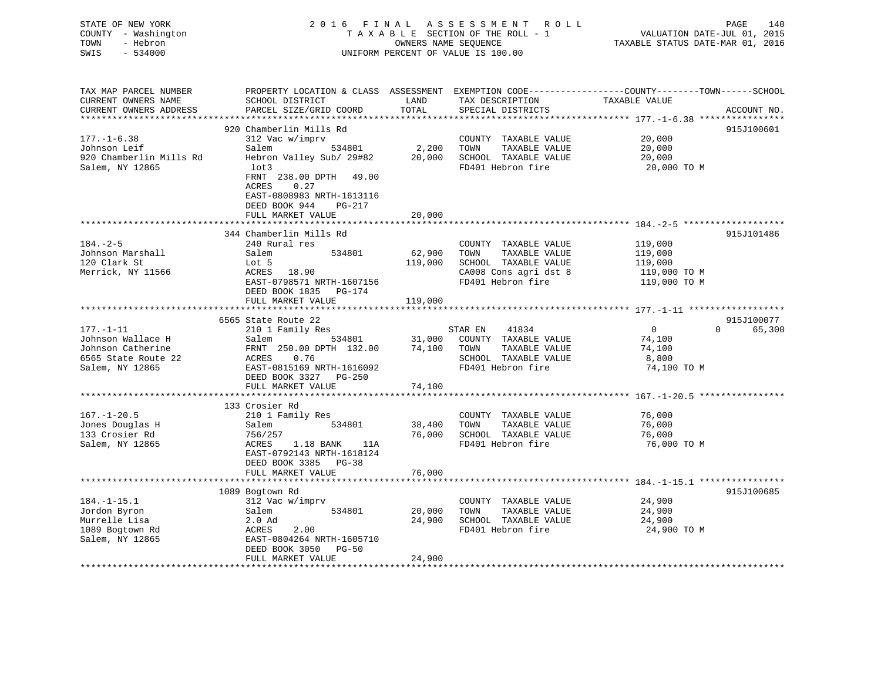STATE OF NEW YORK
COUNTY - Washington
TOWN - Hebron
SWIS - 534000

2016 FINAL ASSESSMENT ROLL
TAXABLE SECTION OF THE ROLL - 1
OWNERS NAME SEQUENCE
UNIFORM PERCENT OF VALUE IS 100.00

VALUATION DATE-JUL 01, 2015
TAXABLE STATUS DATE-MAR 01, 2016

```
TAX MAP PARCEL NUMBER          PROPERTY LOCATION & CLASS  ASSESSMENT  EXEMPTION CODE------------------COUNTY--------TOWN------SCHOOL
CURRENT OWNERS NAME            SCHOOL DISTRICT               LAND      TAX DESCRIPTION              TAXABLE VALUE
CURRENT OWNERS ADDRESS         PARCEL SIZE/GRID COORD        TOTAL     SPECIAL DISTRICTS                                 ACCOUNT NO.
******************************************************************************************************* 177.-1-6.38 ****************
                               920 Chamberlin Mills Rd                                                                  915J100601
177.-1-6.38                    312 Vac w/imprv                          COUNTY  TAXABLE VALUE             20,000
Johnson Leif                   Salem             534801       2,200     TOWN    TAXABLE VALUE             20,000
920 Chamberlin Mills Rd        Hebron Valley Sub/ 29#82      20,000     SCHOOL  TAXABLE VALUE             20,000
Salem, NY 12865                 lot3                                    FD401 Hebron fire                  20,000 TO M
                               FRNT  238.00 DPTH   49.00
                               ACRES    0.27
                               EAST-0808983 NRTH-1613116
                               DEED BOOK 944     PG-217
                               FULL MARKET VALUE             20,000
******************************************************************************************************* 184.-2-5 *******************
                               344 Chamberlin Mills Rd                                                                  915J101486
184.-2-5                       240 Rural res                            COUNTY  TAXABLE VALUE            119,000
Johnson Marshall               Salem             534801      62,900     TOWN    TAXABLE VALUE            119,000
120 Clark St                   Lot 5                        119,000     SCHOOL  TAXABLE VALUE            119,000
Merrick, NY 11566              ACRES   18.90                            CA008 Cons agri dst 8             119,000 TO M
                               EAST-0798571 NRTH-1607156                FD401 Hebron fire                 119,000 TO M
                               DEED BOOK 1835    PG-174
                               FULL MARKET VALUE            119,000
******************************************************************************************************* 177.-1-11 ******************
                               6565 State Route 22                                                                      915J100077
177.-1-11                      210 1 Family Res                    STAR EN     41834                   0             0      65,300
Johnson Wallace H              Salem             534801      31,000     COUNTY  TAXABLE VALUE             74,100
Johnson Catherine              FRNT  250.00 DPTH  132.00     74,100     TOWN    TAXABLE VALUE             74,100
6565 State Route 22            ACRES    0.76                            SCHOOL  TAXABLE VALUE              8,800
Salem, NY 12865                EAST-0815169 NRTH-1616092                FD401 Hebron fire                  74,100 TO M
                               DEED BOOK 3327    PG-250
                               FULL MARKET VALUE             74,100
******************************************************************************************************* 167.-1-20.5 ****************
                               133 Crosier Rd
167.-1-20.5                    210 1 Family Res                         COUNTY  TAXABLE VALUE             76,000
Jones Douglas H                Salem             534801      38,400     TOWN    TAXABLE VALUE             76,000
133 Crosier Rd                 756/257                       76,000     SCHOOL  TAXABLE VALUE             76,000
Salem, NY 12865                ACRES    1.18 BANK     11A               FD401 Hebron fire                  76,000 TO M
                               EAST-0792143 NRTH-1618124
                               DEED BOOK 3385    PG-38
                               FULL MARKET VALUE             76,000
******************************************************************************************************* 184.-1-15.1 ****************
                               1089 Bogtown Rd                                                                          915J100685
184.-1-15.1                    312 Vac w/imprv                          COUNTY  TAXABLE VALUE             24,900
Jordon Byron                   Salem             534801      20,000     TOWN    TAXABLE VALUE             24,900
Murrelle Lisa                  2.0 Ad                        24,900     SCHOOL  TAXABLE VALUE             24,900
1089 Bogtown Rd                ACRES    2.00                            FD401 Hebron fire                  24,900 TO M
Salem, NY 12865                EAST-0804264 NRTH-1605710
                               DEED BOOK 3050    PG-50
                               FULL MARKET VALUE             24,900
************************************************************************************************************************************
```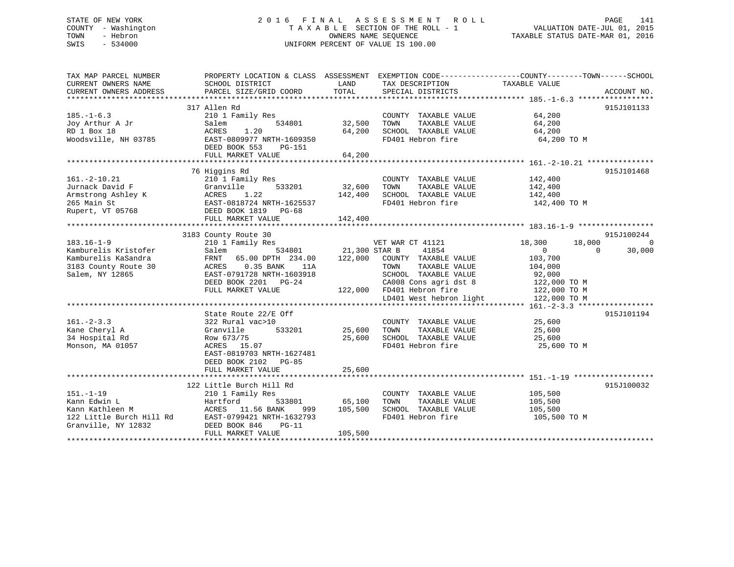STATE OF NEW YORK
COUNTY - Washington
TOWN - Hebron
SWIS - 534000

# 2016 FINAL ASSESSMENT ROLL
TAXABLE SECTION OF THE ROLL - 1
OWNERS NAME SEQUENCE
UNIFORM PERCENT OF VALUE IS 100.00

VALUATION DATE-JUL 01, 2015
TAXABLE STATUS DATE-MAR 01, 2016

```
TAX MAP PARCEL NUMBER        PROPERTY LOCATION & CLASS  ASSESSMENT  EXEMPTION CODE-----------------COUNTY--------TOWN------SCHOOL
CURRENT OWNERS NAME          SCHOOL DISTRICT              LAND      TAX DESCRIPTION              TAXABLE VALUE
CURRENT OWNERS ADDRESS       PARCEL SIZE/GRID COORD       TOTAL     SPECIAL DISTRICTS                                  ACCOUNT NO.
************************************************************************************************* 185.-1-6.3 *****************
                             317 Allen Rd                                                                          915J101133
185.-1-6.3                   210 1 Family Res                       COUNTY  TAXABLE VALUE          64,200
Joy Arthur A Jr              Salem          534801        32,500    TOWN    TAXABLE VALUE          64,200
RD 1 Box 18                  ACRES    1.20                64,200    SCHOOL  TAXABLE VALUE          64,200
Woodsville, NH 03785         EAST-0809977 NRTH-1609350              FD401 Hebron fire               64,200 TO M
                             DEED BOOK 553    PG-151
                             FULL MARKET VALUE            64,200
************************************************************************************************* 161.-2-10.21 ***************
                             76 Higgins Rd                                                                         915J101468
161.-2-10.21                 210 1 Family Res                       COUNTY  TAXABLE VALUE         142,400
Jurnack David F              Granville      533201        32,600    TOWN    TAXABLE VALUE         142,400
Armstrong Ashley K           ACRES    1.22               142,400    SCHOOL  TAXABLE VALUE         142,400
265 Main St                  EAST-0818724 NRTH-1625537              FD401 Hebron fire              142,400 TO M
Rupert, VT 05768             DEED BOOK 1819   PG-68
                             FULL MARKET VALUE           142,400
************************************************************************************************* 183.16-1-9 *****************
                             3183 County Route 30                                                                  915J100244
183.16-1-9                   210 1 Family Res                       VET WAR CT 41121             18,300      18,000           0
Kamburelis Kristofer         Salem          534801        21,300 STAR B     41854                     0           0      30,000
Kamburelis KaSandra          FRNT   65.00 DPTH 234.00    122,000    COUNTY  TAXABLE VALUE         103,700
3183 County Route 30         ACRES    0.35 BANK    11A              TOWN    TAXABLE VALUE         104,000
Salem, NY 12865              EAST-0791728 NRTH-1603918              SCHOOL  TAXABLE VALUE          92,000
                             DEED BOOK 2201   PG-24                 CA008 Cons agri dst 8          122,000 TO M
                             FULL MARKET VALUE           122,000    FD401 Hebron fire              122,000 TO M
                                                                    LD401 West hebron light        122,000 TO M
************************************************************************************************* 161.-2-3.3 *****************
                             State Route 22/E Off                                                                  915J101194
161.-2-3.3                   322 Rural vac>10                       COUNTY  TAXABLE VALUE          25,600
Kane Cheryl A                Granville      533201        25,600    TOWN    TAXABLE VALUE          25,600
34 Hospital Rd               Row 673/75                   25,600    SCHOOL  TAXABLE VALUE          25,600
Monson, MA 01057             ACRES   15.07                          FD401 Hebron fire               25,600 TO M
                             EAST-0819703 NRTH-1627481
                             DEED BOOK 2102   PG-85
                             FULL MARKET VALUE            25,600
************************************************************************************************* 151.-1-19 ******************
                             122 Little Burch Hill Rd                                                              915J100032
151.-1-19                    210 1 Family Res                       COUNTY  TAXABLE VALUE         105,500
Kann Edwin L                 Hartford       533801        65,100    TOWN    TAXABLE VALUE         105,500
Kann Kathleen M              ACRES   11.56 BANK    999   105,500    SCHOOL  TAXABLE VALUE         105,500
122 Little Burch Hill Rd     EAST-0799421 NRTH-1632793              FD401 Hebron fire              105,500 TO M
Granville, NY 12832          DEED BOOK 846    PG-11
                             FULL MARKET VALUE           105,500
*******************************************************************************************************************************
```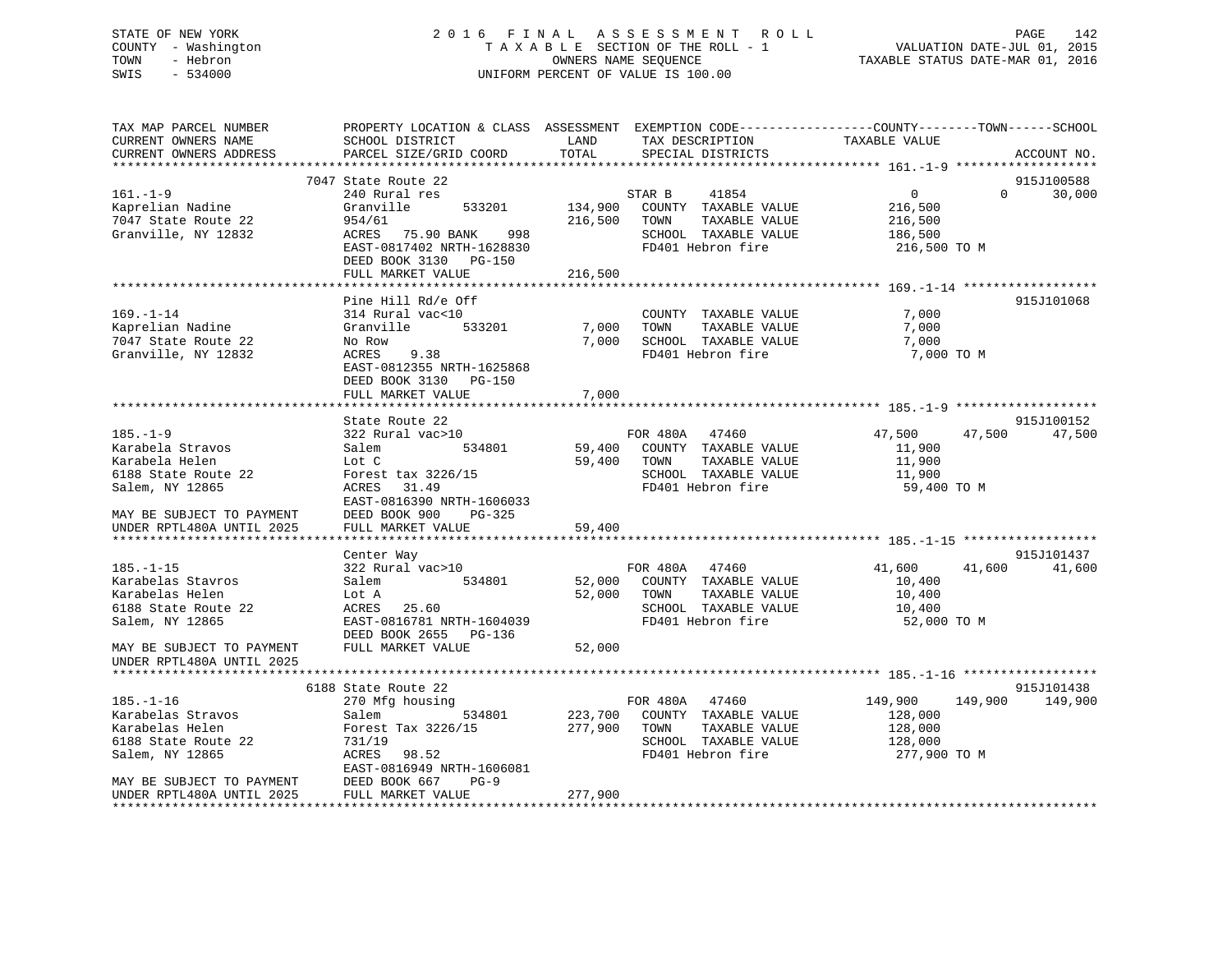STATE OF NEW YORK
COUNTY - Washington
TOWN - Hebron
SWIS - 534000

2016 FINAL ASSESSMENT ROLL
TAXABLE SECTION OF THE ROLL - 1
OWNERS NAME SEQUENCE
UNIFORM PERCENT OF VALUE IS 100.00

VALUATION DATE-JUL 01, 2015
TAXABLE STATUS DATE-MAR 01, 2016

```
TAX MAP PARCEL NUMBER          PROPERTY LOCATION & CLASS  ASSESSMENT  EXEMPTION CODE-----------------COUNTY--------TOWN------SCHOOL
CURRENT OWNERS NAME            SCHOOL DISTRICT              LAND       TAX DESCRIPTION              TAXABLE VALUE
CURRENT OWNERS ADDRESS         PARCEL SIZE/GRID COORD       TOTAL      SPECIAL DISTRICTS                                     ACCOUNT NO.
******************************************************************************************************* 161.-1-9 *******************
                               7047 State Route 22                                                                        915J100588
161.-1-9                       240 Rural res                           STAR B      41854                0          0      30,000
Kaprelian Nadine               Granville        533201     134,900    COUNTY  TAXABLE VALUE          216,500
7047 State Route 22            954/61                      216,500    TOWN    TAXABLE VALUE          216,500
Granville, NY 12832            ACRES   75.90 BANK    998              SCHOOL  TAXABLE VALUE          186,500
                               EAST-0817402 NRTH-1628830              FD401 Hebron fire               216,500 TO M
                               DEED BOOK 3130   PG-150
                               FULL MARKET VALUE           216,500
******************************************************************************************************* 169.-1-14 ******************
                               Pine Hill Rd/e Off                                                                         915J101068
169.-1-14                      314 Rural vac<10                        COUNTY  TAXABLE VALUE            7,000
Kaprelian Nadine               Granville        533201       7,000    TOWN    TAXABLE VALUE            7,000
7047 State Route 22            No Row                        7,000    SCHOOL  TAXABLE VALUE            7,000
Granville, NY 12832            ACRES    9.38                          FD401 Hebron fire                 7,000 TO M
                               EAST-0812355 NRTH-1625868
                               DEED BOOK 3130   PG-150
                               FULL MARKET VALUE             7,000
******************************************************************************************************* 185.-1-9 *******************
                               State Route 22                                                                             915J100152
185.-1-9                       322 Rural vac>10                        FOR 480A    47460           47,500     47,500      47,500
Karabela Stravos               Salem            534801      59,400    COUNTY  TAXABLE VALUE           11,900
Karabela Helen                 Lot C                        59,400    TOWN    TAXABLE VALUE           11,900
6188 State Route 22            Forest tax 3226/15                     SCHOOL  TAXABLE VALUE           11,900
Salem, NY 12865                ACRES   31.49                          FD401 Hebron fire                59,400 TO M
                               EAST-0816390 NRTH-1606033
MAY BE SUBJECT TO PAYMENT      DEED BOOK 900    PG-325
UNDER RPTL480A UNTIL 2025      FULL MARKET VALUE            59,400
******************************************************************************************************* 185.-1-15 ******************
                               Center Way                                                                                 915J101437
185.-1-15                      322 Rural vac>10                        FOR 480A    47460           41,600     41,600      41,600
Karabelas Stavros              Salem            534801      52,000    COUNTY  TAXABLE VALUE           10,400
Karabelas Helen                Lot A                        52,000    TOWN    TAXABLE VALUE           10,400
6188 State Route 22            ACRES   25.60                          SCHOOL  TAXABLE VALUE           10,400
Salem, NY 12865                EAST-0816781 NRTH-1604039              FD401 Hebron fire                52,000 TO M
                               DEED BOOK 2655   PG-136
MAY BE SUBJECT TO PAYMENT      FULL MARKET VALUE            52,000
UNDER RPTL480A UNTIL 2025
******************************************************************************************************* 185.-1-16 ******************
                               6188 State Route 22                                                                        915J101438
185.-1-16                      270 Mfg housing                         FOR 480A    47460          149,900    149,900     149,900
Karabelas Stravos              Salem            534801     223,700    COUNTY  TAXABLE VALUE          128,000
Karabelas Helen                Forest Tax 3226/15          277,900    TOWN    TAXABLE VALUE          128,000
6188 State Route 22            731/19                                 SCHOOL  TAXABLE VALUE          128,000
Salem, NY 12865                ACRES   98.52                          FD401 Hebron fire               277,900 TO M
                               EAST-0816949 NRTH-1606081
MAY BE SUBJECT TO PAYMENT      DEED BOOK 667    PG-9
UNDER RPTL480A UNTIL 2025      FULL MARKET VALUE           277,900
************************************************************************************************************************************
```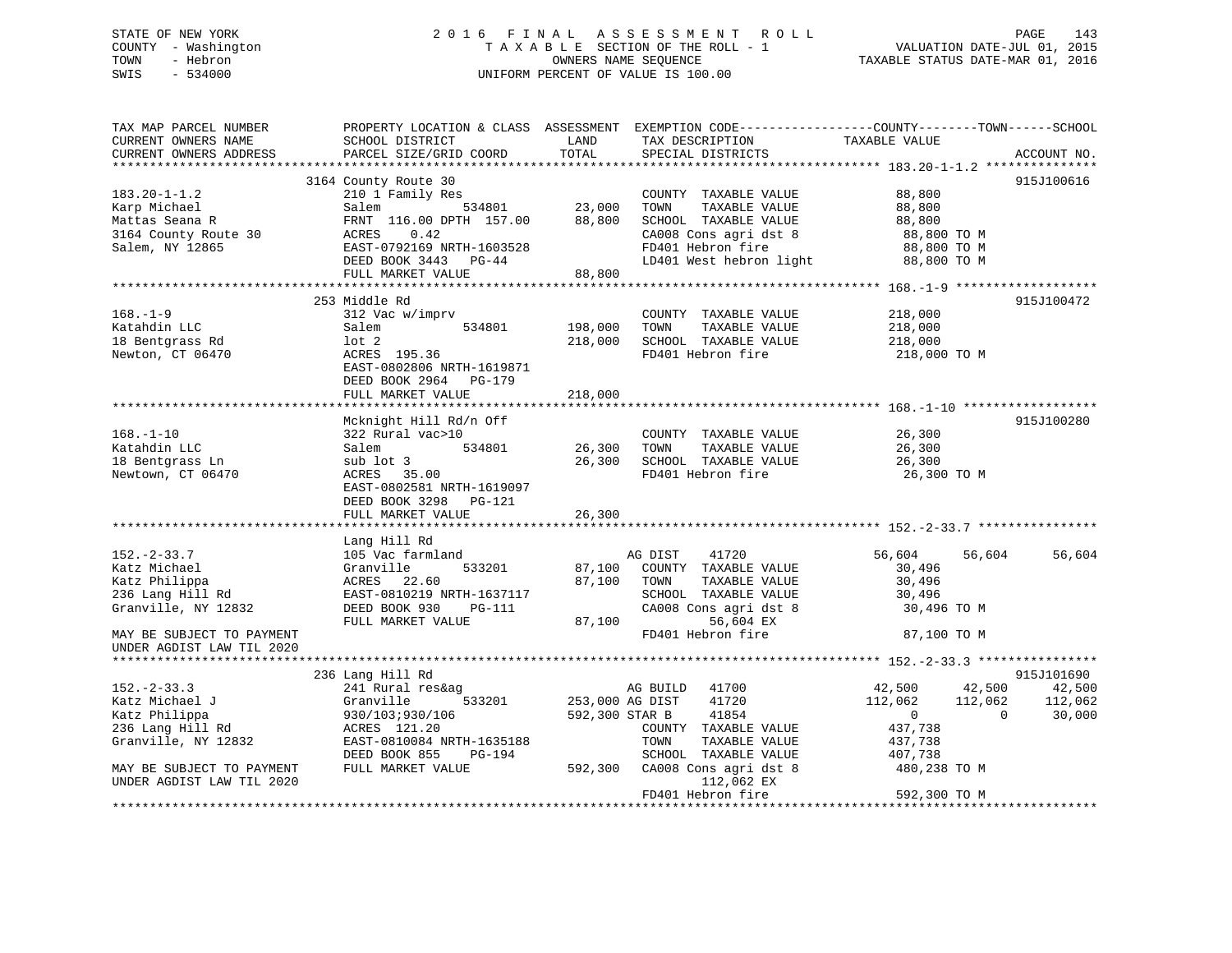STATE OF NEW YORK
COUNTY - Washington
TOWN - Hebron
SWIS - 534000

2 0 1 6 F I N A L A S S E S S M E N T R O L L
T A X A B L E SECTION OF THE ROLL - 1
OWNERS NAME SEQUENCE
UNIFORM PERCENT OF VALUE IS 100.00

VALUATION DATE-JUL 01, 2015
TAXABLE STATUS DATE-MAR 01, 2016

```
TAX MAP PARCEL NUMBER          PROPERTY LOCATION & CLASS  ASSESSMENT  EXEMPTION CODE------------------COUNTY--------TOWN------SCHOOL
CURRENT OWNERS NAME            SCHOOL DISTRICT               LAND      TAX DESCRIPTION            TAXABLE VALUE
CURRENT OWNERS ADDRESS         PARCEL SIZE/GRID COORD        TOTAL     SPECIAL DISTRICTS                                      ACCOUNT NO.
******************************************************************************************************* 183.20-1-1.2 ***************
                               3164 County Route 30                                                                          915J100616
183.20-1-1.2                   210 1 Family Res                        COUNTY  TAXABLE VALUE              88,800
Karp Michael                   Salem          534801       23,000     TOWN    TAXABLE VALUE              88,800
Mattas Seana R                 FRNT 116.00 DPTH 157.00     88,800     SCHOOL  TAXABLE VALUE              88,800
3164 County Route 30           ACRES    0.42                          CA008 Cons agri dst 8               88,800 TO M
Salem, NY 12865                EAST-0792169 NRTH-1603528              FD401 Hebron fire                   88,800 TO M
                               DEED BOOK 3443   PG-44                 LD401 West hebron light             88,800 TO M
                               FULL MARKET VALUE           88,800
******************************************************************************************************* 168.-1-9 *******************
                               253 Middle Rd                                                                                 915J100472
168.-1-9                       312 Vac w/imprv                         COUNTY  TAXABLE VALUE             218,000
Katahdin LLC                   Salem          534801      198,000     TOWN    TAXABLE VALUE             218,000
18 Bentgrass Rd                lot 2                      218,000     SCHOOL  TAXABLE VALUE             218,000
Newton, CT 06470               ACRES  195.36                          FD401 Hebron fire                  218,000 TO M
                               EAST-0802806 NRTH-1619871
                               DEED BOOK 2964   PG-179
                               FULL MARKET VALUE          218,000
******************************************************************************************************* 168.-1-10 ******************
                               Mcknight Hill Rd/n Off                                                                        915J100280
168.-1-10                      322 Rural vac>10                        COUNTY  TAXABLE VALUE              26,300
Katahdin LLC                   Salem          534801       26,300     TOWN    TAXABLE VALUE              26,300
18 Bentgrass Ln                sub lot 3                   26,300     SCHOOL  TAXABLE VALUE              26,300
Newtown, CT 06470              ACRES   35.00                          FD401 Hebron fire                   26,300 TO M
                               EAST-0802581 NRTH-1619097
                               DEED BOOK 3298   PG-121
                               FULL MARKET VALUE           26,300
******************************************************************************************************* 152.-2-33.7 ****************
                               Lang Hill Rd
152.-2-33.7                    105 Vac farmland                    AG DIST    41720              56,604      56,604      56,604
Katz Michael                   Granville      533201       87,100     COUNTY  TAXABLE VALUE              30,496
Katz Philippa                  ACRES   22.60               87,100     TOWN    TAXABLE VALUE              30,496
236 Lang Hill Rd               EAST-0810219 NRTH-1637117              SCHOOL  TAXABLE VALUE              30,496
Granville, NY 12832            DEED BOOK 930    PG-111                CA008 Cons agri dst 8               30,496 TO M
                               FULL MARKET VALUE           87,100          56,604 EX
MAY BE SUBJECT TO PAYMENT                                             FD401 Hebron fire                   87,100 TO M
UNDER AGDIST LAW TIL 2020
******************************************************************************************************* 152.-2-33.3 ****************
                               236 Lang Hill Rd                                                                              915J101690
152.-2-33.3                    241 Rural res&ag                    AG BUILD   41700              42,500      42,500      42,500
Katz Michael J                 Granville      533201      253,000 AG DIST    41720             112,062     112,062     112,062
Katz Philippa                  930/103;930/106            592,300 STAR B     41854                   0           0      30,000
236 Lang Hill Rd               ACRES  121.20                          COUNTY  TAXABLE VALUE             437,738
Granville, NY 12832            EAST-0810084 NRTH-1635188              TOWN    TAXABLE VALUE             437,738
                               DEED BOOK 855    PG-194                SCHOOL  TAXABLE VALUE             407,738
MAY BE SUBJECT TO PAYMENT      FULL MARKET VALUE          592,300     CA008 Cons agri dst 8              480,238 TO M
UNDER AGDIST LAW TIL 2020                                                  112,062 EX
                                                                      FD401 Hebron fire                  592,300 TO M
************************************************************************************************************************************
```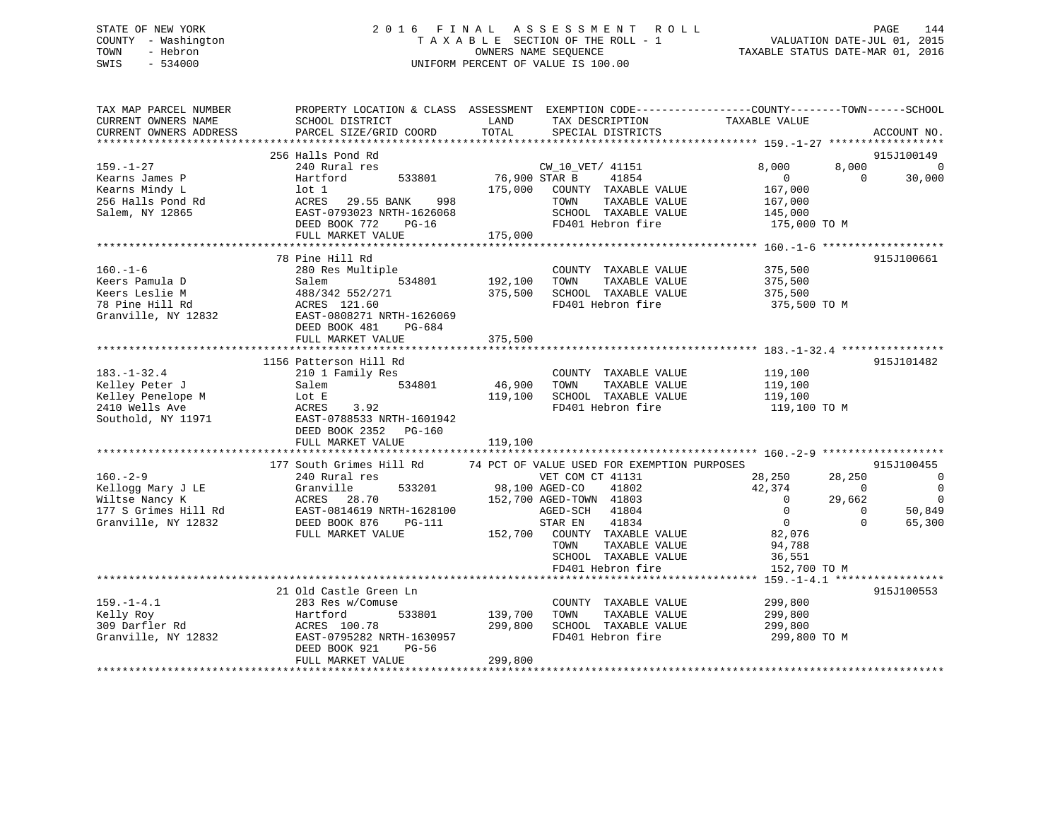STATE OF NEW YORK
COUNTY - Washington
TOWN - Hebron
SWIS - 534000

# 2016 FINAL ASSESSMENT ROLL
TAXABLE SECTION OF THE ROLL - 1
OWNERS NAME SEQUENCE
UNIFORM PERCENT OF VALUE IS 100.00

VALUATION DATE-JUL 01, 2015
TAXABLE STATUS DATE-MAR 01, 2016

```
TAX MAP PARCEL NUMBER          PROPERTY LOCATION & CLASS  ASSESSMENT  EXEMPTION CODE-----------------COUNTY--------TOWN------SCHOOL
CURRENT OWNERS NAME            SCHOOL DISTRICT              LAND      TAX DESCRIPTION            TAXABLE VALUE
CURRENT OWNERS ADDRESS         PARCEL SIZE/GRID COORD       TOTAL     SPECIAL DISTRICTS                                      ACCOUNT NO.
*********************************************************************************************** 159.-1-27 ******************
                               256 Halls Pond Rd                                                                             915J100149
159.-1-27                      240 Rural res                          CW_10_VET/ 41151              8,000        8,000            0
Kearns James P                 Hartford       533801       76,900 STAR B       41854                    0            0       30,000
Kearns Mindy L                 lot 1                      175,000    COUNTY  TAXABLE VALUE          167,000
256 Halls Pond Rd              ACRES   29.55 BANK    998              TOWN    TAXABLE VALUE          167,000
Salem, NY 12865                EAST-0793023 NRTH-1626068              SCHOOL  TAXABLE VALUE          145,000
                               DEED BOOK 772    PG-16                 FD401 Hebron fire               175,000 TO M
                               FULL MARKET VALUE          175,000
*********************************************************************************************** 160.-1-6 *******************
                               78 Pine Hill Rd                                                                               915J100661
160.-1-6                       280 Res Multiple                       COUNTY  TAXABLE VALUE          375,500
Keers Pamula D                 Salem          534801      192,100    TOWN    TAXABLE VALUE          375,500
Keers Leslie M                 488/342 552/271            375,500    SCHOOL  TAXABLE VALUE          375,500
78 Pine Hill Rd                ACRES  121.60                          FD401 Hebron fire               375,500 TO M
Granville, NY 12832            EAST-0808271 NRTH-1626069
                               DEED BOOK 481    PG-684
                               FULL MARKET VALUE          375,500
*********************************************************************************************** 183.-1-32.4 ****************
                               1156 Patterson Hill Rd                                                                        915J101482
183.-1-32.4                    210 1 Family Res                       COUNTY  TAXABLE VALUE          119,100
Kelley Peter J                 Salem          534801       46,900    TOWN    TAXABLE VALUE          119,100
Kelley Penelope M              Lot E                      119,100    SCHOOL  TAXABLE VALUE          119,100
2410 Wells Ave                 ACRES    3.92                          FD401 Hebron fire               119,100 TO M
Southold, NY 11971             EAST-0788533 NRTH-1601942
                               DEED BOOK 2352   PG-160
                               FULL MARKET VALUE          119,100
*********************************************************************************************** 160.-2-9 *******************
                               177 South Grimes Hill Rd      74 PCT OF VALUE USED FOR EXEMPTION PURPOSES                     915J100455
160.-2-9                       240 Rural res                          VET COM CT 41131             28,250       28,250            0
Kellogg Mary J LE              Granville      533201       98,100 AGED-CO      41802               42,374            0            0
Wiltse Nancy K                 ACRES   28.70              152,700 AGED-TOWN    41803                    0       29,662            0
177 S Grimes Hill Rd           EAST-0814619 NRTH-1628100              AGED-SCH     41804                    0            0       50,849
Granville, NY 12832            DEED BOOK 876    PG-111                STAR EN      41834                    0            0       65,300
                               FULL MARKET VALUE          152,700    COUNTY  TAXABLE VALUE           82,076
                                                                      TOWN    TAXABLE VALUE           94,788
                                                                      SCHOOL  TAXABLE VALUE           36,551
                                                                      FD401 Hebron fire               152,700 TO M
*********************************************************************************************** 159.-1-4.1 *****************
                               21 Old Castle Green Ln                                                                        915J100553
159.-1-4.1                     283 Res w/Comuse                       COUNTY  TAXABLE VALUE          299,800
Kelly Roy                      Hartford       533801      139,700    TOWN    TAXABLE VALUE          299,800
309 Darfler Rd                 ACRES  100.78              299,800    SCHOOL  TAXABLE VALUE          299,800
Granville, NY 12832            EAST-0795282 NRTH-1630957              FD401 Hebron fire               299,800 TO M
                               DEED BOOK 921    PG-56
                               FULL MARKET VALUE          299,800
*****************************************************************************************************************************
```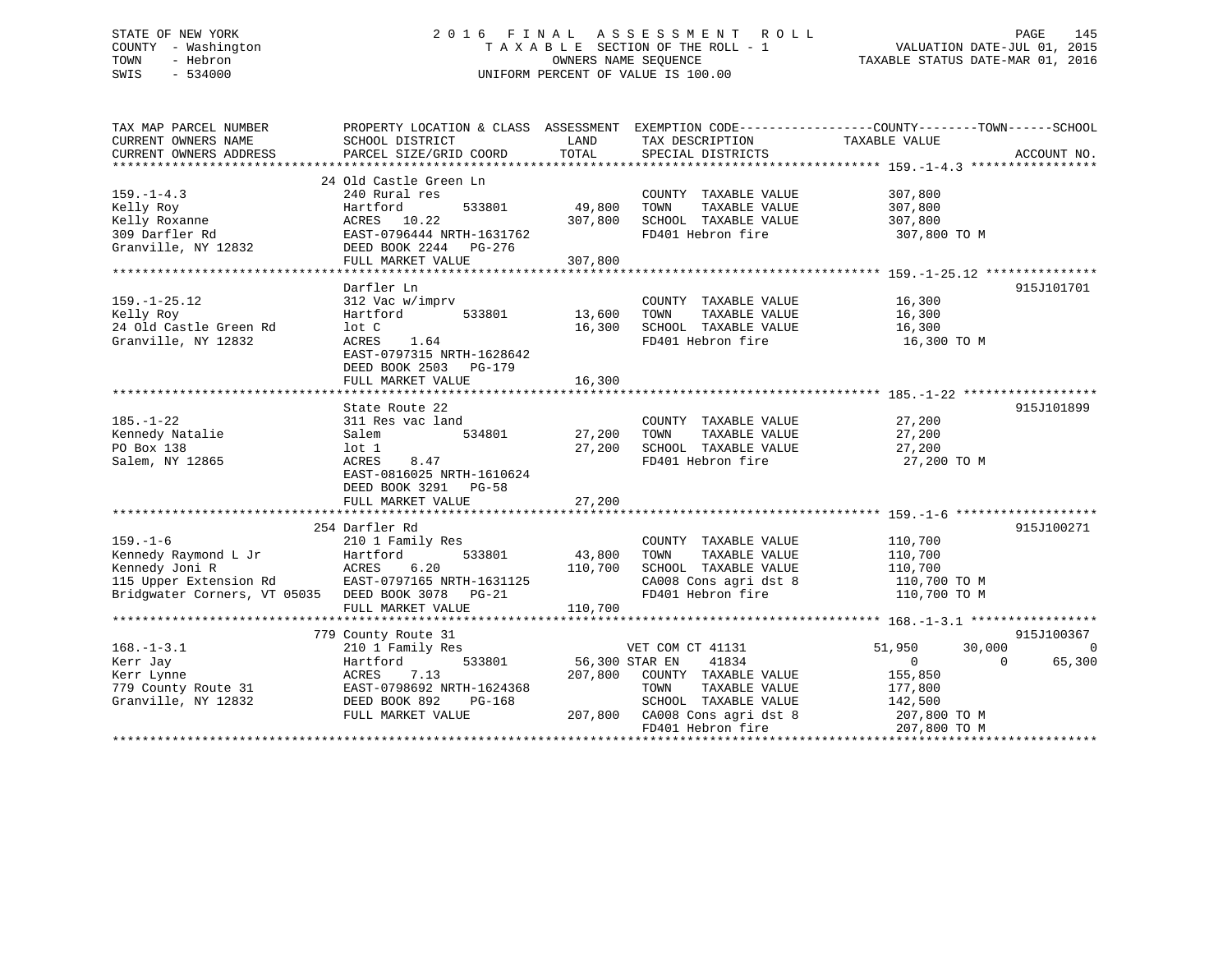STATE OF NEW YORK
COUNTY - Washington
TOWN - Hebron
SWIS - 534000

2016 FINAL ASSESSMENT ROLL
TAXABLE SECTION OF THE ROLL - 1
OWNERS NAME SEQUENCE
UNIFORM PERCENT OF VALUE IS 100.00

VALUATION DATE-JUL 01, 2015
TAXABLE STATUS DATE-MAR 01, 2016

| TAX MAP PARCEL NUMBER / CURRENT OWNERS NAME / CURRENT OWNERS ADDRESS | PROPERTY LOCATION & CLASS / SCHOOL DISTRICT / PARCEL SIZE/GRID COORD | ASSESSMENT LAND / TOTAL | EXEMPTION CODE / TAX DESCRIPTION / SPECIAL DISTRICTS | COUNTY / TAXABLE VALUE | TOWN | SCHOOL | ACCOUNT NO. |
|---|---|---|---|---|---|---|---|
| **159.-1-4.3** | 24 Old Castle Green Ln | | | | | | |
| 159.-1-4.3 | 240 Rural res | | COUNTY TAXABLE VALUE | 307,800 | | | |
| Kelly Roy | Hartford 533801 | 49,800 | TOWN TAXABLE VALUE | 307,800 | | | |
| Kelly Roxanne | ACRES 10.22 | 307,800 | SCHOOL TAXABLE VALUE | 307,800 | | | |
| 309 Darfler Rd | EAST-0796444 NRTH-1631762 | | FD401 Hebron fire | 307,800 TO M | | | |
| Granville, NY 12832 | DEED BOOK 2244 PG-276 | | | | | | |
| | FULL MARKET VALUE | 307,800 | | | | | |
| **159.-1-25.12** | Darfler Ln | | | | | | 915J101701 |
| 159.-1-25.12 | 312 Vac w/imprv | | COUNTY TAXABLE VALUE | 16,300 | | | |
| Kelly Roy | Hartford 533801 | 13,600 | TOWN TAXABLE VALUE | 16,300 | | | |
| 24 Old Castle Green Rd | lot C | 16,300 | SCHOOL TAXABLE VALUE | 16,300 | | | |
| Granville, NY 12832 | ACRES 1.64 | | FD401 Hebron fire | 16,300 TO M | | | |
| | EAST-0797315 NRTH-1628642 | | | | | | |
| | DEED BOOK 2503 PG-179 | | | | | | |
| | FULL MARKET VALUE | 16,300 | | | | | |
| **185.-1-22** | State Route 22 | | | | | | 915J101899 |
| 185.-1-22 | 311 Res vac land | | COUNTY TAXABLE VALUE | 27,200 | | | |
| Kennedy Natalie | Salem 534801 | 27,200 | TOWN TAXABLE VALUE | 27,200 | | | |
| PO Box 138 | lot 1 | 27,200 | SCHOOL TAXABLE VALUE | 27,200 | | | |
| Salem, NY 12865 | ACRES 8.47 | | FD401 Hebron fire | 27,200 TO M | | | |
| | EAST-0816025 NRTH-1610624 | | | | | | |
| | DEED BOOK 3291 PG-58 | | | | | | |
| | FULL MARKET VALUE | 27,200 | | | | | |
| **159.-1-6** | 254 Darfler Rd | | | | | | 915J100271 |
| 159.-1-6 | 210 1 Family Res | | COUNTY TAXABLE VALUE | 110,700 | | | |
| Kennedy Raymond L Jr | Hartford 533801 | 43,800 | TOWN TAXABLE VALUE | 110,700 | | | |
| Kennedy Joni R | ACRES 6.20 | 110,700 | SCHOOL TAXABLE VALUE | 110,700 | | | |
| 115 Upper Extension Rd | EAST-0797165 NRTH-1631125 | | CA008 Cons agri dst 8 | 110,700 TO M | | | |
| Bridgwater Corners, VT 05035 | DEED BOOK 3078 PG-21 | | FD401 Hebron fire | 110,700 TO M | | | |
| | FULL MARKET VALUE | 110,700 | | | | | |
| **168.-1-3.1** | 779 County Route 31 | | | | | | 915J100367 |
| 168.-1-3.1 | 210 1 Family Res | | VET COM CT 41131 | 51,950 | 30,000 | 0 | |
| Kerr Jay | Hartford 533801 | 56,300 | STAR EN 41834 | 0 | 0 | 65,300 | |
| Kerr Lynne | ACRES 7.13 | 207,800 | COUNTY TAXABLE VALUE | 155,850 | | | |
| 779 County Route 31 | EAST-0798692 NRTH-1624368 | | TOWN TAXABLE VALUE | 177,800 | | | |
| Granville, NY 12832 | DEED BOOK 892 PG-168 | | SCHOOL TAXABLE VALUE | 142,500 | | | |
| | FULL MARKET VALUE | 207,800 | CA008 Cons agri dst 8 | 207,800 TO M | | | |
| | | | FD401 Hebron fire | 207,800 TO M | | | |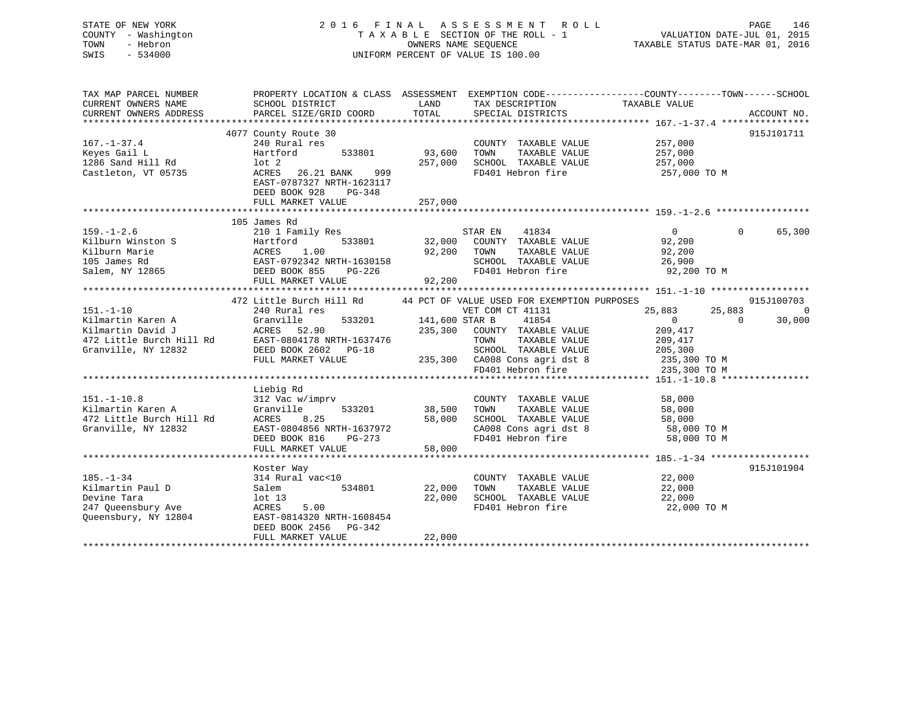STATE OF NEW YORK
COUNTY - Washington
TOWN - Hebron
SWIS - 534000

2 0 1 6 F I N A L A S S E S S M E N T R O L L
T A X A B L E SECTION OF THE ROLL - 1
OWNERS NAME SEQUENCE
UNIFORM PERCENT OF VALUE IS 100.00

VALUATION DATE-JUL 01, 2015
TAXABLE STATUS DATE-MAR 01, 2016

```
TAX MAP PARCEL NUMBER          PROPERTY LOCATION & CLASS  ASSESSMENT  EXEMPTION CODE------------------COUNTY--------TOWN------SCHOOL
CURRENT OWNERS NAME            SCHOOL DISTRICT              LAND      TAX DESCRIPTION            TAXABLE VALUE
CURRENT OWNERS ADDRESS         PARCEL SIZE/GRID COORD       TOTAL     SPECIAL DISTRICTS                                    ACCOUNT NO.
******************************************************************************************************* 167.-1-37.4 ****************
                               4077 County Route 30                                                                        915J101711
167.-1-37.4                    240 Rural res                          COUNTY  TAXABLE VALUE            257,000
Keyes Gail L                   Hartford        533801      93,600     TOWN    TAXABLE VALUE            257,000
1286 Sand Hill Rd              lot 2                      257,000     SCHOOL  TAXABLE VALUE            257,000
Castleton, VT 05735            ACRES   26.21 BANK    999              FD401 Hebron fire                 257,000 TO M
                               EAST-0787327 NRTH-1623117
                               DEED BOOK 928    PG-348
                               FULL MARKET VALUE          257,000
******************************************************************************************************* 159.-1-2.6 *****************
                               105 James Rd
159.-1-2.6                     210 1 Family Res                       STAR EN    41834                  0          0      65,300
Kilburn Winston S              Hartford        533801      32,000     COUNTY  TAXABLE VALUE             92,200
Kilburn Marie                  ACRES    1.00               92,200     TOWN    TAXABLE VALUE             92,200
105 James Rd                   EAST-0792342 NRTH-1630158              SCHOOL  TAXABLE VALUE             26,900
Salem, NY 12865                DEED BOOK 855    PG-226                FD401 Hebron fire                  92,200 TO M
                               FULL MARKET VALUE           92,200
******************************************************************************************************* 151.-1-10 ******************
                               472 Little Burch Hill Rd       44 PCT OF VALUE USED FOR EXEMPTION PURPOSES                  915J100703
151.-1-10                      240 Rural res                          VET COM CT 41131             25,883     25,883           0
Kilmartin Karen A              Granville       533201     141,600 STAR B     41854                  0          0      30,000
Kilmartin David J              ACRES   52.90              235,300     COUNTY  TAXABLE VALUE            209,417
472 Little Burch Hill Rd       EAST-0804178 NRTH-1637476              TOWN    TAXABLE VALUE            209,417
Granville, NY 12832            DEED BOOK 2602   PG-18                 SCHOOL  TAXABLE VALUE            205,300
                               FULL MARKET VALUE          235,300     CA008 Cons agri dst 8             235,300 TO M
                                                                      FD401 Hebron fire                 235,300 TO M
******************************************************************************************************* 151.-1-10.8 ****************
                               Liebig Rd
151.-1-10.8                    312 Vac w/imprv                        COUNTY  TAXABLE VALUE             58,000
Kilmartin Karen A              Granville       533201      38,500     TOWN    TAXABLE VALUE             58,000
472 Little Burch Hill Rd       ACRES    8.25               58,000     SCHOOL  TAXABLE VALUE             58,000
Granville, NY 12832            EAST-0804856 NRTH-1637972              CA008 Cons agri dst 8              58,000 TO M
                               DEED BOOK 816    PG-273                FD401 Hebron fire                  58,000 TO M
                               FULL MARKET VALUE           58,000
******************************************************************************************************* 185.-1-34 ******************
                               Koster Way                                                                                  915J101904
185.-1-34                      314 Rural vac<10                       COUNTY  TAXABLE VALUE             22,000
Kilmartin Paul D               Salem           534801      22,000     TOWN    TAXABLE VALUE             22,000
Devine Tara                    lot 13                      22,000     SCHOOL  TAXABLE VALUE             22,000
247 Queensbury Ave             ACRES    5.00                          FD401 Hebron fire                  22,000 TO M
Queensbury, NY 12804           EAST-0814320 NRTH-1608454
                               DEED BOOK 2456   PG-342
                               FULL MARKET VALUE           22,000
************************************************************************************************************************************
```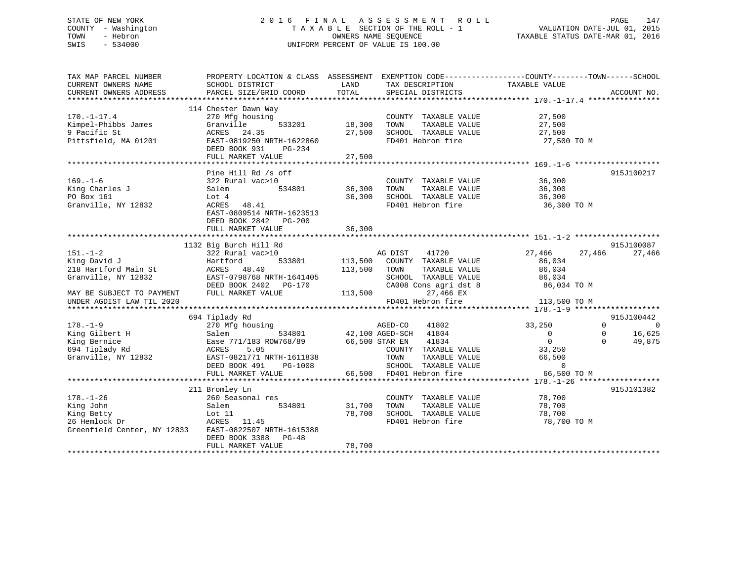STATE OF NEW YORK
COUNTY - Washington
TOWN - Hebron
SWIS - 534000

2016 FINAL ASSESSMENT ROLL
TAXABLE SECTION OF THE ROLL - 1
OWNERS NAME SEQUENCE
UNIFORM PERCENT OF VALUE IS 100.00

VALUATION DATE-JUL 01, 2015
TAXABLE STATUS DATE-MAR 01, 2016

```
TAX MAP PARCEL NUMBER          PROPERTY LOCATION & CLASS  ASSESSMENT  EXEMPTION CODE------------------COUNTY--------TOWN------SCHOOL
CURRENT OWNERS NAME            SCHOOL DISTRICT               LAND      TAX DESCRIPTION             TAXABLE VALUE
CURRENT OWNERS ADDRESS         PARCEL SIZE/GRID COORD        TOTAL     SPECIAL DISTRICTS                                   ACCOUNT NO.
******************************************************************************************************* 170.-1-17.4 ****************
                               114 Chester Dawn Way
170.-1-17.4                    270 Mfg housing                        COUNTY  TAXABLE VALUE          27,500
Kimpel-Phibbs James            Granville      533201       18,300     TOWN    TAXABLE VALUE          27,500
9 Pacific St                   ACRES  24.35                27,500     SCHOOL  TAXABLE VALUE          27,500
Pittsfield, MA 01201           EAST-0819250 NRTH-1622860              FD401 Hebron fire               27,500 TO M
                               DEED BOOK 931    PG-234
                               FULL MARKET VALUE           27,500
******************************************************************************************************* 169.-1-6 *******************
                               Pine Hill Rd /s off                                                                 915J100217
169.-1-6                       322 Rural vac>10                       COUNTY  TAXABLE VALUE          36,300
King Charles J                 Salem          534801       36,300     TOWN    TAXABLE VALUE          36,300
PO Box 161                     Lot 4                       36,300     SCHOOL  TAXABLE VALUE          36,300
Granville, NY 12832            ACRES  48.41                           FD401 Hebron fire               36,300 TO M
                               EAST-0809514 NRTH-1623513
                               DEED BOOK 2842   PG-200
                               FULL MARKET VALUE           36,300
******************************************************************************************************* 151.-1-2 *******************
                               1132 Big Burch Hill Rd                                                              915J100087
151.-1-2                       322 Rural vac>10                       AG DIST     41720           27,466      27,466      27,466
King David J                   Hartford       533801      113,500     COUNTY  TAXABLE VALUE          86,034
218 Hartford Main St           ACRES  48.40               113,500     TOWN    TAXABLE VALUE          86,034
Granville, NY 12832            EAST-0798768 NRTH-1641405              SCHOOL  TAXABLE VALUE          86,034
                               DEED BOOK 2402   PG-170                CA008 Cons agri dst 8           86,034 TO M
MAY BE SUBJECT TO PAYMENT      FULL MARKET VALUE          113,500          27,466 EX
UNDER AGDIST LAW TIL 2020                                             FD401 Hebron fire              113,500 TO M
******************************************************************************************************* 178.-1-9 *******************
                               694 Tiplady Rd                                                                      915J100442
178.-1-9                       270 Mfg housing                        AGED-CO     41802           33,250           0           0
King Gilbert H                 Salem          534801       42,100 AGED-SCH    41804                0           0      16,625
King Bernice                   Ease 771/183 ROW768/89      66,500 STAR EN     41834                0           0      49,875
694 Tiplady Rd                 ACRES   5.05                           COUNTY  TAXABLE VALUE          33,250
Granville, NY 12832            EAST-0821771 NRTH-1611838              TOWN    TAXABLE VALUE          66,500
                               DEED BOOK 491    PG-1008               SCHOOL  TAXABLE VALUE               0
                               FULL MARKET VALUE           66,500     FD401 Hebron fire               66,500 TO M
******************************************************************************************************* 178.-1-26 ******************
                               211 Bromley Ln                                                                      915J101382
178.-1-26                      260 Seasonal res                       COUNTY  TAXABLE VALUE          78,700
King John                      Salem          534801       31,700     TOWN    TAXABLE VALUE          78,700
King Betty                     Lot 11                      78,700     SCHOOL  TAXABLE VALUE          78,700
26 Hemlock Dr                  ACRES  11.45                           FD401 Hebron fire               78,700 TO M
Greenfield Center, NY 12833    EAST-0822507 NRTH-1615388
                               DEED BOOK 3388   PG-48
                               FULL MARKET VALUE           78,700
************************************************************************************************************************************
```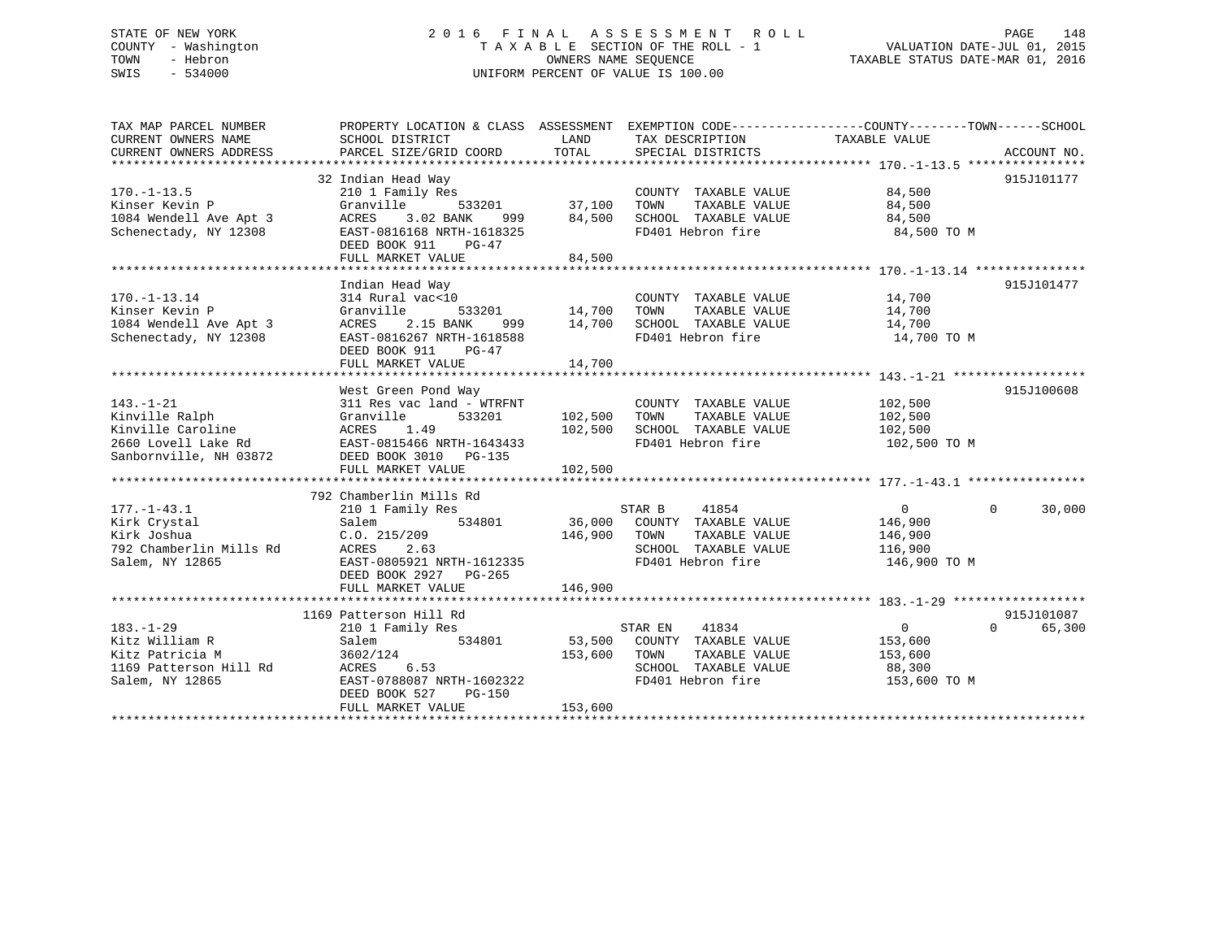STATE OF NEW YORK
COUNTY - Washington
TOWN - Hebron
SWIS - 534000

# 2016 FINAL ASSESSMENT ROLL
TAXABLE SECTION OF THE ROLL - 1
OWNERS NAME SEQUENCE
UNIFORM PERCENT OF VALUE IS 100.00

VALUATION DATE-JUL 01, 2015
TAXABLE STATUS DATE-MAR 01, 2016

| TAX MAP PARCEL NUMBER / CURRENT OWNERS NAME / CURRENT OWNERS ADDRESS | PROPERTY LOCATION & CLASS / SCHOOL DISTRICT / PARCEL SIZE/GRID COORD | ASSESSMENT LAND | TOTAL | EXEMPTION CODE / TAX DESCRIPTION / SPECIAL DISTRICTS | COUNTY TAXABLE VALUE | TOWN | SCHOOL | ACCOUNT NO. |
|---|---|---|---|---|---|---|---|---|
| 170.-1-13.5 | 32 Indian Head Way | | | | | | | 915J101177 |
| Kinser Kevin P | 210 1 Family Res | | | COUNTY TAXABLE VALUE | 84,500 | | | |
| 1084 Wendell Ave Apt 3 | Granville 533201 | 37,100 | | TOWN TAXABLE VALUE | 84,500 | | | |
| Schenectady, NY 12308 | ACRES 3.02 BANK 999 | | 84,500 | SCHOOL TAXABLE VALUE | 84,500 | | | |
| | EAST-0816168 NRTH-1618325 | | | FD401 Hebron fire | 84,500 TO M | | | |
| | DEED BOOK 911 PG-47 | | | | | | | |
| | FULL MARKET VALUE | | 84,500 | | | | | |
| 170.-1-13.14 | Indian Head Way | | | | | | | 915J101477 |
| Kinser Kevin P | 314 Rural vac<10 | | | COUNTY TAXABLE VALUE | 14,700 | | | |
| 1084 Wendell Ave Apt 3 | Granville 533201 | 14,700 | | TOWN TAXABLE VALUE | 14,700 | | | |
| Schenectady, NY 12308 | ACRES 2.15 BANK 999 | | 14,700 | SCHOOL TAXABLE VALUE | 14,700 | | | |
| | EAST-0816267 NRTH-1618588 | | | FD401 Hebron fire | 14,700 TO M | | | |
| | DEED BOOK 911 PG-47 | | | | | | | |
| | FULL MARKET VALUE | | 14,700 | | | | | |
| 143.-1-21 | West Green Pond Way | | | | | | | 915J100608 |
| Kinville Ralph | 311 Res vac land - WTRFNT | | | COUNTY TAXABLE VALUE | 102,500 | | | |
| Kinville Caroline | Granville 533201 | 102,500 | | TOWN TAXABLE VALUE | 102,500 | | | |
| 2660 Lovell Lake Rd | ACRES 1.49 | | 102,500 | SCHOOL TAXABLE VALUE | 102,500 | | | |
| Sanbornville, NH 03872 | EAST-0815466 NRTH-1643433 | | | FD401 Hebron fire | 102,500 TO M | | | |
| | DEED BOOK 3010 PG-135 | | | | | | | |
| | FULL MARKET VALUE | | 102,500 | | | | | |
| 177.-1-43.1 | 792 Chamberlin Mills Rd | | | | | | | |
| Kirk Crystal | 210 1 Family Res | | | STAR B 41854 | 0 | 0 | 30,000 | |
| Kirk Joshua | Salem 534801 | 36,000 | | COUNTY TAXABLE VALUE | 146,900 | | | |
| 792 Chamberlin Mills Rd | C.O. 215/209 | | 146,900 | TOWN TAXABLE VALUE | 146,900 | | | |
| Salem, NY 12865 | ACRES 2.63 | | | SCHOOL TAXABLE VALUE | 116,900 | | | |
| | EAST-0805921 NRTH-1612335 | | | FD401 Hebron fire | 146,900 TO M | | | |
| | DEED BOOK 2927 PG-265 | | | | | | | |
| | FULL MARKET VALUE | | 146,900 | | | | | |
| 183.-1-29 | 1169 Patterson Hill Rd | | | | | | | 915J101087 |
| Kitz William R | 210 1 Family Res | | | STAR EN 41834 | 0 | 0 | 65,300 | |
| Kitz Patricia M | Salem 534801 | 53,500 | | COUNTY TAXABLE VALUE | 153,600 | | | |
| 1169 Patterson Hill Rd | 3602/124 | | 153,600 | TOWN TAXABLE VALUE | 153,600 | | | |
| Salem, NY 12865 | ACRES 6.53 | | | SCHOOL TAXABLE VALUE | 88,300 | | | |
| | EAST-0788087 NRTH-1602322 | | | FD401 Hebron fire | 153,600 TO M | | | |
| | DEED BOOK 527 PG-150 | | | | | | | |
| | FULL MARKET VALUE | | 153,600 | | | | | |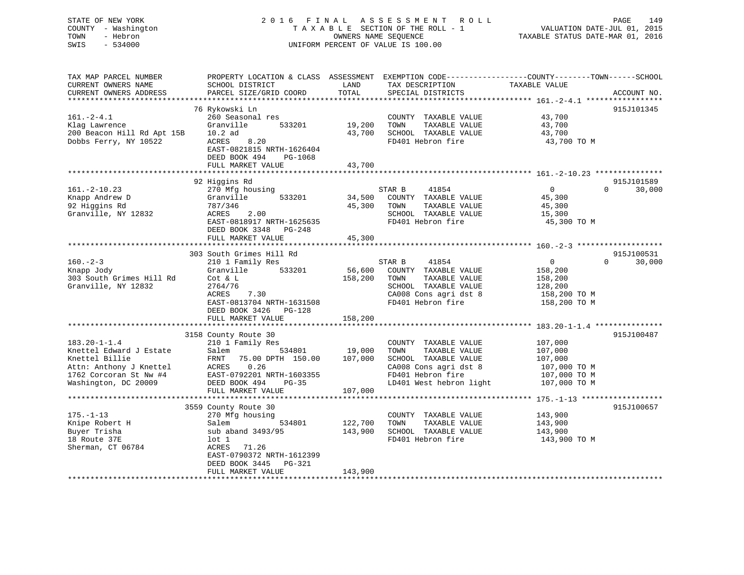STATE OF NEW YORK
COUNTY - Washington
TOWN - Hebron
SWIS - 534000

2016 FINAL ASSESSMENT ROLL
TAXABLE SECTION OF THE ROLL - 1
OWNERS NAME SEQUENCE
UNIFORM PERCENT OF VALUE IS 100.00

VALUATION DATE-JUL 01, 2015
TAXABLE STATUS DATE-MAR 01, 2016

| TAX MAP PARCEL NUMBER / CURRENT OWNERS NAME / CURRENT OWNERS ADDRESS | PROPERTY LOCATION & CLASS / SCHOOL DISTRICT / PARCEL SIZE/GRID COORD | ASSESSMENT LAND | TOTAL | EXEMPTION CODE / TAX DESCRIPTION / SPECIAL DISTRICTS | COUNTY TAXABLE VALUE | TOWN | SCHOOL | ACCOUNT NO. |
|---|---|---|---|---|---|---|---|---|
| 161.-2-4.1 | 76 Rykowski Ln | | | | | | | 915J101345 |
| 161.-2-4.1 | 260 Seasonal res | | | COUNTY TAXABLE VALUE | 43,700 | | | |
| Klag Lawrence | Granville 533201 | 19,200 | | TOWN TAXABLE VALUE | 43,700 | | | |
| 200 Beacon Hill Rd Apt 15B | 10.2 ad | | 43,700 | SCHOOL TAXABLE VALUE | 43,700 | | | |
| Dobbs Ferry, NY 10522 | ACRES 8.20 | | | FD401 Hebron fire | 43,700 TO M | | | |
| | EAST-0821815 NRTH-1626404 | | | | | | | |
| | DEED BOOK 494 PG-1068 | | | | | | | |
| | FULL MARKET VALUE | | 43,700 | | | | | |
| 161.-2-10.23 | 92 Higgins Rd | | | | | | | 915J101589 |
| 161.-2-10.23 | 270 Mfg housing | | | STAR B 41854 | 0 | 0 | 30,000 | |
| Knapp Andrew D | Granville 533201 | 34,500 | | COUNTY TAXABLE VALUE | 45,300 | | | |
| 92 Higgins Rd | 787/346 | | 45,300 | TOWN TAXABLE VALUE | 45,300 | | | |
| Granville, NY 12832 | ACRES 2.00 | | | SCHOOL TAXABLE VALUE | 15,300 | | | |
| | EAST-0818917 NRTH-1625635 | | | FD401 Hebron fire | 45,300 TO M | | | |
| | DEED BOOK 3348 PG-248 | | | | | | | |
| | FULL MARKET VALUE | | 45,300 | | | | | |
| 160.-2-3 | 303 South Grimes Hill Rd | | | | | | | 915J100531 |
| 160.-2-3 | 210 1 Family Res | | | STAR B 41854 | 0 | 0 | 30,000 | |
| Knapp Jody | Granville 533201 | 56,600 | | COUNTY TAXABLE VALUE | 158,200 | | | |
| 303 South Grimes Hill Rd | Cot & L | | 158,200 | TOWN TAXABLE VALUE | 158,200 | | | |
| Granville, NY 12832 | 2764/76 | | | SCHOOL TAXABLE VALUE | 128,200 | | | |
| | ACRES 7.30 | | | CA008 Cons agri dst 8 | 158,200 TO M | | | |
| | EAST-0813704 NRTH-1631508 | | | FD401 Hebron fire | 158,200 TO M | | | |
| | DEED BOOK 3426 PG-128 | | | | | | | |
| | FULL MARKET VALUE | | 158,200 | | | | | |
| 183.20-1-1.4 | 3158 County Route 30 | | | | | | | 915J100487 |
| 183.20-1-1.4 | 210 1 Family Res | | | COUNTY TAXABLE VALUE | 107,000 | | | |
| Knettel Edward J Estate | Salem 534801 | 19,000 | | TOWN TAXABLE VALUE | 107,000 | | | |
| Knettel Billie | FRNT 75.00 DPTH 150.00 | | 107,000 | SCHOOL TAXABLE VALUE | 107,000 | | | |
| Attn: Anthony J Knettel | ACRES 0.26 | | | CA008 Cons agri dst 8 | 107,000 TO M | | | |
| 1762 Corcoran St Nw #4 | EAST-0792201 NRTH-1603355 | | | FD401 Hebron fire | 107,000 TO M | | | |
| Washington, DC 20009 | DEED BOOK 494 PG-35 | | | LD401 West hebron light | 107,000 TO M | | | |
| | FULL MARKET VALUE | | 107,000 | | | | | |
| 175.-1-13 | 3559 County Route 30 | | | | | | | 915J100657 |
| 175.-1-13 | 270 Mfg housing | | | COUNTY TAXABLE VALUE | 143,900 | | | |
| Knipe Robert H | Salem 534801 | 122,700 | | TOWN TAXABLE VALUE | 143,900 | | | |
| Buyer Trisha | sub aband 3493/95 | | 143,900 | SCHOOL TAXABLE VALUE | 143,900 | | | |
| 18 Route 37E | lot 1 | | | FD401 Hebron fire | 143,900 TO M | | | |
| Sherman, CT 06784 | ACRES 71.26 | | | | | | | |
| | EAST-0790372 NRTH-1612399 | | | | | | | |
| | DEED BOOK 3445 PG-321 | | | | | | | |
| | FULL MARKET VALUE | | 143,900 | | | | | |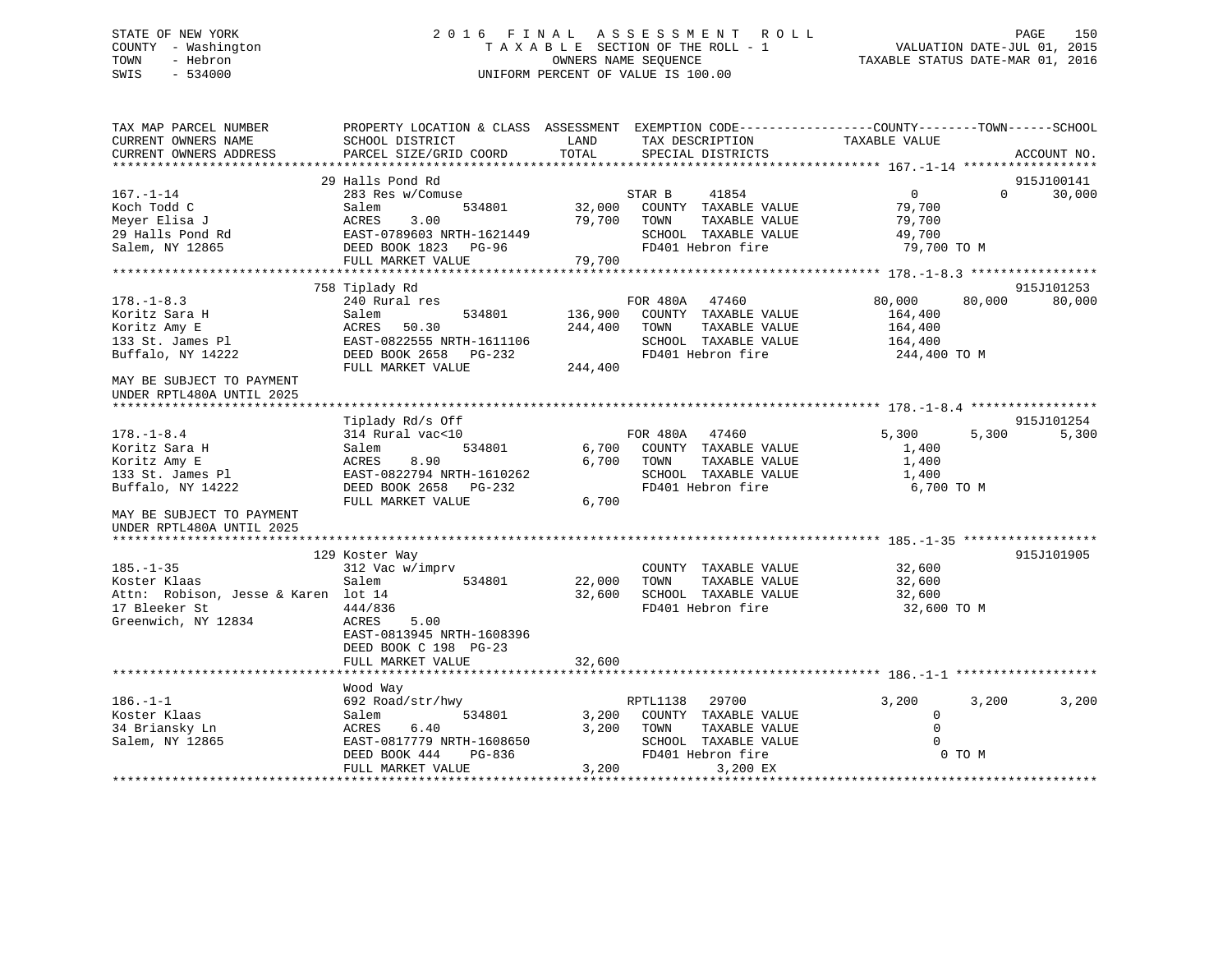STATE OF NEW YORK
COUNTY - Washington
TOWN - Hebron
SWIS - 534000

2016 FINAL ASSESSMENT ROLL
TAXABLE SECTION OF THE ROLL - 1
OWNERS NAME SEQUENCE
UNIFORM PERCENT OF VALUE IS 100.00

VALUATION DATE-JUL 01, 2015
TAXABLE STATUS DATE-MAR 01, 2016

```
TAX MAP PARCEL NUMBER          PROPERTY LOCATION & CLASS  ASSESSMENT  EXEMPTION CODE------------------COUNTY--------TOWN------SCHOOL
CURRENT OWNERS NAME            SCHOOL DISTRICT               LAND      TAX DESCRIPTION            TAXABLE VALUE
CURRENT OWNERS ADDRESS         PARCEL SIZE/GRID COORD        TOTAL     SPECIAL DISTRICTS                                      ACCOUNT NO.
******************************************************************************************************* 167.-1-14 ******************
                               29 Halls Pond Rd                                                                          915J100141
167.-1-14                      283 Res w/Comuse                     STAR B    41854                0            0       30,000
Koch Todd C                    Salem            534801      32,000   COUNTY  TAXABLE VALUE           79,700
Meyer Elisa J                  ACRES    3.00                79,700   TOWN    TAXABLE VALUE           79,700
29 Halls Pond Rd               EAST-0789603 NRTH-1621449             SCHOOL  TAXABLE VALUE           49,700
Salem, NY 12865                DEED BOOK 1823   PG-96                FD401 Hebron fire               79,700 TO M
                               FULL MARKET VALUE            79,700
******************************************************************************************************* 178.-1-8.3 *****************
                               758 Tiplady Rd                                                                            915J101253
178.-1-8.3                     240 Rural res                        FOR 480A   47460           80,000       80,000       80,000
Koritz Sara H                  Salem            534801     136,900   COUNTY  TAXABLE VALUE          164,400
Koritz Amy E                   ACRES   50.30               244,400   TOWN    TAXABLE VALUE          164,400
133 St. James Pl               EAST-0822555 NRTH-1611106             SCHOOL  TAXABLE VALUE          164,400
Buffalo, NY 14222              DEED BOOK 2658   PG-232               FD401 Hebron fire              244,400 TO M
                               FULL MARKET VALUE           244,400
MAY BE SUBJECT TO PAYMENT
UNDER RPTL480A UNTIL 2025
******************************************************************************************************* 178.-1-8.4 *****************
                               Tiplady Rd/s Off                                                                          915J101254
178.-1-8.4                     314 Rural vac<10                     FOR 480A   47460            5,300        5,300        5,300
Koritz Sara H                  Salem            534801       6,700   COUNTY  TAXABLE VALUE            1,400
Koritz Amy E                   ACRES    8.90                 6,700   TOWN    TAXABLE VALUE            1,400
133 St. James Pl               EAST-0822794 NRTH-1610262             SCHOOL  TAXABLE VALUE            1,400
Buffalo, NY 14222              DEED BOOK 2658   PG-232               FD401 Hebron fire                6,700 TO M
                               FULL MARKET VALUE             6,700
MAY BE SUBJECT TO PAYMENT
UNDER RPTL480A UNTIL 2025
******************************************************************************************************* 185.-1-35 ******************
                               129 Koster Way                                                                            915J101905
185.-1-35                      312 Vac w/imprv                       COUNTY  TAXABLE VALUE           32,600
Koster Klaas                   Salem            534801      22,000   TOWN    TAXABLE VALUE           32,600
Attn:  Robison, Jesse & Karen  lot 14                       32,600   SCHOOL  TAXABLE VALUE           32,600
17 Bleeker St                  444/836                               FD401 Hebron fire               32,600 TO M
Greenwich, NY 12834            ACRES    5.00
                               EAST-0813945 NRTH-1608396
                               DEED BOOK C 198  PG-23
                               FULL MARKET VALUE            32,600
******************************************************************************************************* 186.-1-1 *******************
                               Wood Way
186.-1-1                       692 Road/str/hwy                     RPTL1138   29700            3,200        3,200        3,200
Koster Klaas                   Salem            534801       3,200   COUNTY  TAXABLE VALUE                0
34 Briansky Ln                 ACRES    6.40                 3,200   TOWN    TAXABLE VALUE                0
Salem, NY 12865                EAST-0817779 NRTH-1608650             SCHOOL  TAXABLE VALUE                0
                               DEED BOOK 444    PG-836               FD401 Hebron fire                    0 TO M
                               FULL MARKET VALUE             3,200                 3,200 EX
************************************************************************************************************************************
```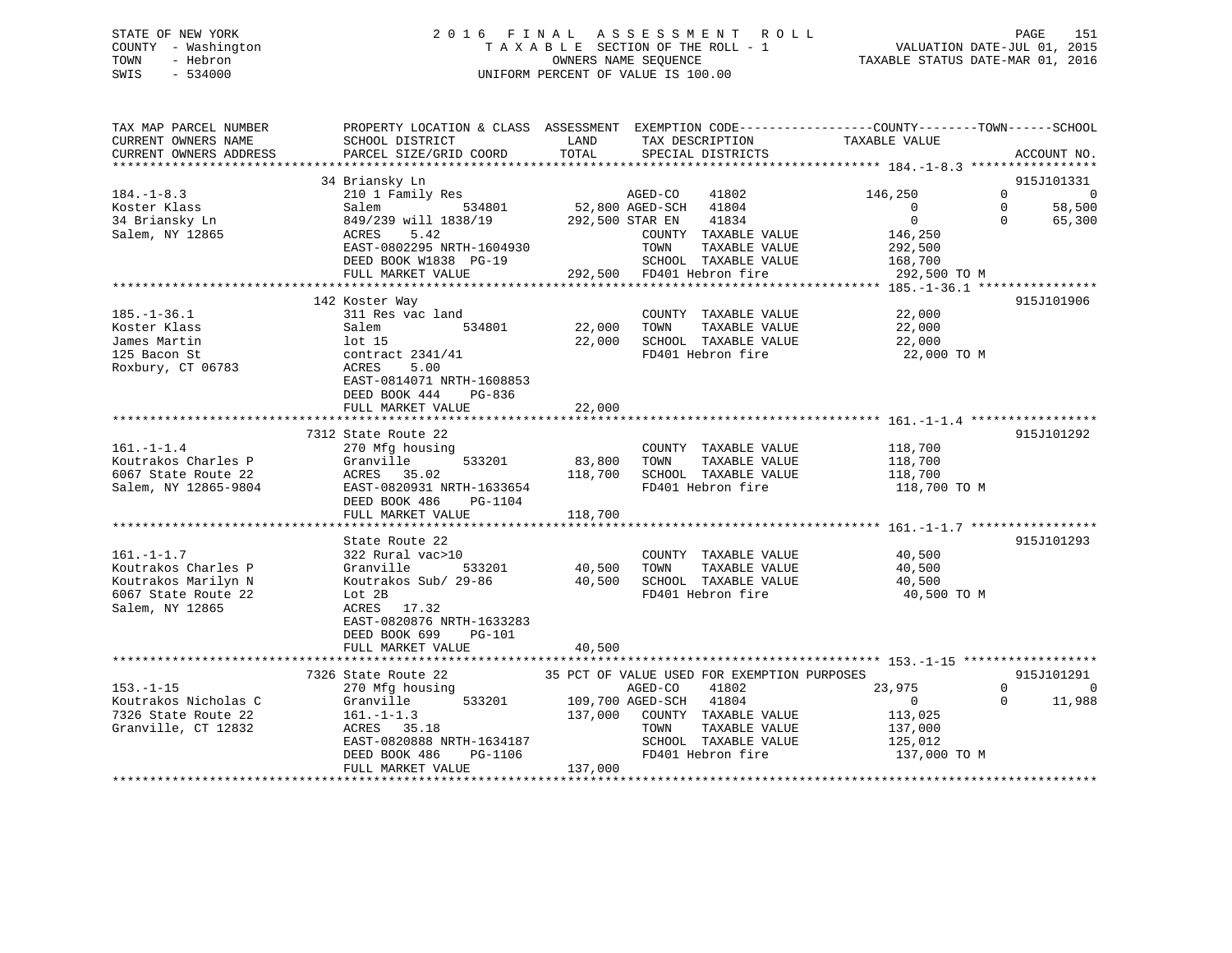STATE OF NEW YORK
COUNTY - Washington
TOWN - Hebron
SWIS - 534000

2 0 1 6 F I N A L A S S E S S M E N T R O L L
T A X A B L E SECTION OF THE ROLL - 1
OWNERS NAME SEQUENCE
UNIFORM PERCENT OF VALUE IS 100.00

VALUATION DATE-JUL 01, 2015
TAXABLE STATUS DATE-MAR 01, 2016

```
TAX MAP PARCEL NUMBER          PROPERTY LOCATION & CLASS  ASSESSMENT  EXEMPTION CODE------------------COUNTY--------TOWN------SCHOOL
CURRENT OWNERS NAME            SCHOOL DISTRICT               LAND      TAX DESCRIPTION            TAXABLE VALUE
CURRENT OWNERS ADDRESS         PARCEL SIZE/GRID COORD        TOTAL     SPECIAL DISTRICTS                                    ACCOUNT NO.
******************************************************************************************************* 184.-1-8.3 *****************
                               34 Briansky Ln                                                                         915J101331
184.-1-8.3                     210 1 Family Res                   AGED-CO    41802          146,250            0              0
Koster Klass                   Salem           534801       52,800 AGED-SCH   41804                0            0         58,500
34 Briansky Ln                 849/239 will 1838/19        292,500 STAR EN    41834                0            0         65,300
Salem, NY 12865                ACRES     5.42                      COUNTY  TAXABLE VALUE         146,250
                               EAST-0802295 NRTH-1604930           TOWN    TAXABLE VALUE         292,500
                               DEED BOOK W1838  PG-19              SCHOOL  TAXABLE VALUE         168,700
                               FULL MARKET VALUE           292,500 FD401 Hebron fire              292,500 TO M
******************************************************************************************************* 185.-1-36.1 ****************
                               142 Koster Way                                                                         915J101906
185.-1-36.1                    311 Res vac land                    COUNTY  TAXABLE VALUE          22,000
Koster Klass                   Salem           534801       22,000 TOWN    TAXABLE VALUE          22,000
James Martin                   lot 15                       22,000 SCHOOL  TAXABLE VALUE          22,000
125 Bacon St                   contract 2341/41                    FD401 Hebron fire               22,000 TO M
Roxbury, CT 06783              ACRES     5.00
                               EAST-0814071 NRTH-1608853
                               DEED BOOK 444    PG-836
                               FULL MARKET VALUE            22,000
******************************************************************************************************* 161.-1-1.4 *****************
                               7312 State Route 22                                                                    915J101292
161.-1-1.4                     270 Mfg housing                     COUNTY  TAXABLE VALUE         118,700
Koutrakos Charles P            Granville       533201       83,800 TOWN    TAXABLE VALUE         118,700
6067 State Route 22            ACRES    35.02              118,700 SCHOOL  TAXABLE VALUE         118,700
Salem, NY 12865-9804           EAST-0820931 NRTH-1633654           FD401 Hebron fire              118,700 TO M
                               DEED BOOK 486    PG-1104
                               FULL MARKET VALUE           118,700
******************************************************************************************************* 161.-1-1.7 *****************
                               State Route 22                                                                         915J101293
161.-1-1.7                     322 Rural vac>10                    COUNTY  TAXABLE VALUE          40,500
Koutrakos Charles P            Granville       533201       40,500 TOWN    TAXABLE VALUE          40,500
Koutrakos Marilyn N            Koutrakos Sub/ 29-86         40,500 SCHOOL  TAXABLE VALUE          40,500
6067 State Route 22            Lot 2B                              FD401 Hebron fire               40,500 TO M
Salem, NY 12865                ACRES    17.32
                               EAST-0820876 NRTH-1633283
                               DEED BOOK 699    PG-101
                               FULL MARKET VALUE            40,500
******************************************************************************************************* 153.-1-15 ******************
                               7326 State Route 22         35 PCT OF VALUE USED FOR EXEMPTION PURPOSES                915J101291
153.-1-15                      270 Mfg housing                     AGED-CO    41802           23,975            0              0
Koutrakos Nicholas C           Granville       533201      109,700 AGED-SCH   41804                0            0         11,988
7326 State Route 22            161.-1-1.3                  137,000 COUNTY  TAXABLE VALUE         113,025
Granville, CT 12832            ACRES    35.18                      TOWN    TAXABLE VALUE         137,000
                               EAST-0820888 NRTH-1634187           SCHOOL  TAXABLE VALUE         125,012
                               DEED BOOK 486    PG-1106            FD401 Hebron fire              137,000 TO M
                               FULL MARKET VALUE           137,000
************************************************************************************************************************************
```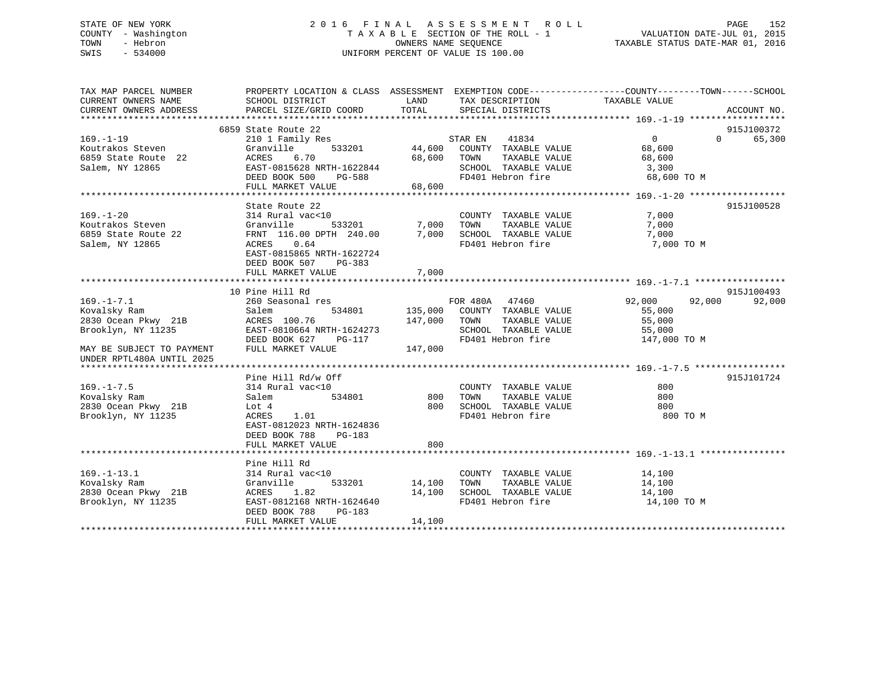STATE OF NEW YORK
COUNTY - Washington
TOWN - Hebron
SWIS - 534000

# 2016 FINAL ASSESSMENT ROLL
TAXABLE SECTION OF THE ROLL - 1
OWNERS NAME SEQUENCE
UNIFORM PERCENT OF VALUE IS 100.00

VALUATION DATE-JUL 01, 2015
TAXABLE STATUS DATE-MAR 01, 2016

```
TAX MAP PARCEL NUMBER        PROPERTY LOCATION & CLASS  ASSESSMENT  EXEMPTION CODE-----------------COUNTY--------TOWN------SCHOOL
CURRENT OWNERS NAME          SCHOOL DISTRICT               LAND      TAX DESCRIPTION            TAXABLE VALUE
CURRENT OWNERS ADDRESS       PARCEL SIZE/GRID COORD        TOTAL     SPECIAL DISTRICTS                                    ACCOUNT NO.
******************************************************************************************************* 169.-1-19 ******************
                          6859 State Route 22                                                                           915J100372
169.-1-19                    210 1 Family Res                        STAR EN    41834            0            0        65,300
Koutrakos Steven             Granville       533201        44,600   COUNTY  TAXABLE VALUE         68,600
6859 State Route  22         ACRES    6.70                 68,600   TOWN    TAXABLE VALUE         68,600
Salem, NY 12865              EAST-0815628 NRTH-1622844              SCHOOL  TAXABLE VALUE          3,300
                             DEED BOOK 500    PG-588                FD401 Hebron fire             68,600 TO M
                             FULL MARKET VALUE             68,600
******************************************************************************************************* 169.-1-20 ******************
                             State Route 22                                                                             915J100528
169.-1-20                    314 Rural vac<10                       COUNTY  TAXABLE VALUE          7,000
Koutrakos Steven             Granville       533201         7,000   TOWN    TAXABLE VALUE          7,000
6859 State Route 22          FRNT 116.00 DPTH 240.00        7,000   SCHOOL  TAXABLE VALUE          7,000
Salem, NY 12865              ACRES    0.64                          FD401 Hebron fire              7,000 TO M
                             EAST-0815865 NRTH-1622724
                             DEED BOOK 507    PG-383
                             FULL MARKET VALUE              7,000
******************************************************************************************************* 169.-1-7.1 *****************
                          10 Pine Hill Rd                                                                               915J100493
169.-1-7.1                   260 Seasonal res                       FOR 480A   47460        92,000       92,000        92,000
Kovalsky Ram                 Salem           534801       135,000   COUNTY  TAXABLE VALUE         55,000
2830 Ocean Pkwy  21B         ACRES  100.76                147,000   TOWN    TAXABLE VALUE         55,000
Brooklyn, NY 11235           EAST-0810664 NRTH-1624273              SCHOOL  TAXABLE VALUE         55,000
                             DEED BOOK 627    PG-117                FD401 Hebron fire            147,000 TO M
MAY BE SUBJECT TO PAYMENT    FULL MARKET VALUE            147,000
UNDER RPTL480A UNTIL 2025
******************************************************************************************************* 169.-1-7.5 *****************
                             Pine Hill Rd/w Off                                                                         915J101724
169.-1-7.5                   314 Rural vac<10                       COUNTY  TAXABLE VALUE            800
Kovalsky Ram                 Salem           534801           800   TOWN    TAXABLE VALUE            800
2830 Ocean Pkwy  21B         Lot 4                            800   SCHOOL  TAXABLE VALUE            800
Brooklyn, NY 11235           ACRES    1.01                          FD401 Hebron fire                800 TO M
                             EAST-0812023 NRTH-1624836
                             DEED BOOK 788    PG-183
                             FULL MARKET VALUE                800
******************************************************************************************************* 169.-1-13.1 ****************
                             Pine Hill Rd
169.-1-13.1                  314 Rural vac<10                       COUNTY  TAXABLE VALUE         14,100
Kovalsky Ram                 Granville       533201        14,100   TOWN    TAXABLE VALUE         14,100
2830 Ocean Pkwy  21B         ACRES    1.82                 14,100   SCHOOL  TAXABLE VALUE         14,100
Brooklyn, NY 11235           EAST-0812168 NRTH-1624640              FD401 Hebron fire             14,100 TO M
                             DEED BOOK 788    PG-183
                             FULL MARKET VALUE             14,100
************************************************************************************************************************************
```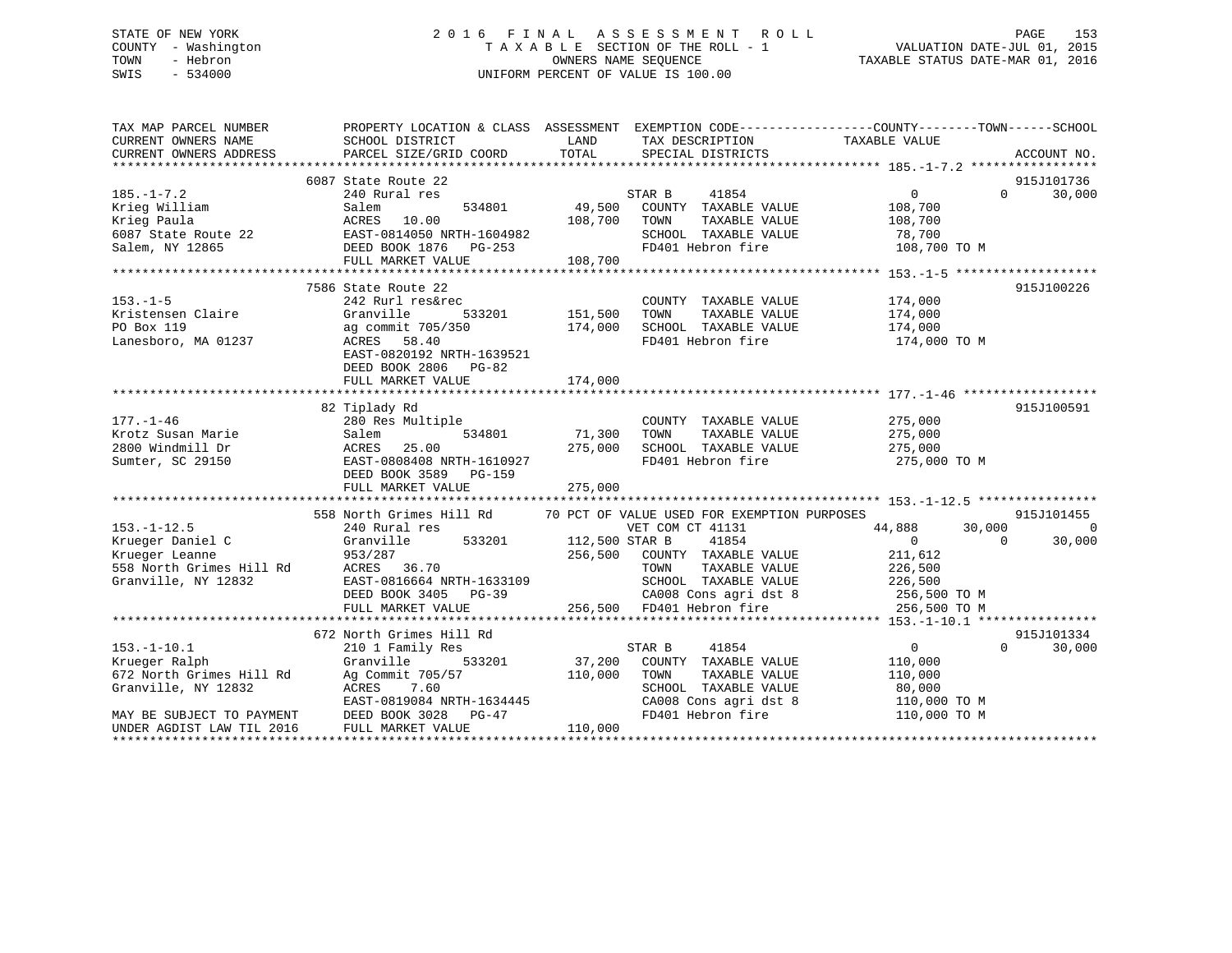STATE OF NEW YORK
COUNTY - Washington
TOWN - Hebron
SWIS - 534000

# 2016 FINAL ASSESSMENT ROLL

TAXABLE SECTION OF THE ROLL - 1
OWNERS NAME SEQUENCE
UNIFORM PERCENT OF VALUE IS 100.00

VALUATION DATE-JUL 01, 2015
TAXABLE STATUS DATE-MAR 01, 2016

```
TAX MAP PARCEL NUMBER          PROPERTY LOCATION & CLASS  ASSESSMENT  EXEMPTION CODE------------------COUNTY--------TOWN------SCHOOL
CURRENT OWNERS NAME            SCHOOL DISTRICT               LAND      TAX DESCRIPTION            TAXABLE VALUE
CURRENT OWNERS ADDRESS         PARCEL SIZE/GRID COORD        TOTAL     SPECIAL DISTRICTS                                  ACCOUNT NO.
********************************************************************************************** 185.-1-7.2 *****************
                               6087 State Route 22                                                                     915J101736
185.-1-7.2                     240 Rural res                            STAR B     41854                    0           0      30,000
Krieg William                  Salem          534801        49,500     COUNTY  TAXABLE VALUE           108,700
Krieg Paula                    ACRES   10.00               108,700     TOWN    TAXABLE VALUE           108,700
6087 State Route 22            EAST-0814050 NRTH-1604982               SCHOOL  TAXABLE VALUE            78,700
Salem, NY 12865                DEED BOOK 1876   PG-253                 FD401 Hebron fire               108,700 TO M
                               FULL MARKET VALUE           108,700
********************************************************************************************** 153.-1-5 *******************
                               7586 State Route 22                                                                     915J100226
153.-1-5                       242 Rurl res&rec                         COUNTY  TAXABLE VALUE           174,000
Kristensen Claire              Granville      533201       151,500     TOWN    TAXABLE VALUE           174,000
PO Box 119                     ag commit 705/350           174,000     SCHOOL  TAXABLE VALUE           174,000
Lanesboro, MA 01237            ACRES   58.40                           FD401 Hebron fire               174,000 TO M
                               EAST-0820192 NRTH-1639521
                               DEED BOOK 2806   PG-82
                               FULL MARKET VALUE           174,000
********************************************************************************************** 177.-1-46 ******************
                               82 Tiplady Rd                                                                           915J100591
177.-1-46                      280 Res Multiple                         COUNTY  TAXABLE VALUE           275,000
Krotz Susan Marie              Salem          534801        71,300     TOWN    TAXABLE VALUE           275,000
2800 Windmill Dr               ACRES   25.00               275,000     SCHOOL  TAXABLE VALUE           275,000
Sumter, SC 29150               EAST-0808408 NRTH-1610927               FD401 Hebron fire               275,000 TO M
                               DEED BOOK 3589   PG-159
                               FULL MARKET VALUE           275,000
********************************************************************************************** 153.-1-12.5 ****************
                               558 North Grimes Hill Rd      70 PCT OF VALUE USED FOR EXEMPTION PURPOSES                   915J101455
153.-1-12.5                    240 Rural res                            VET COM CT 41131               44,888      30,000           0
Krueger Daniel C               Granville      533201       112,500 STAR B     41854                    0           0      30,000
Krueger Leanne                 953/287                     256,500     COUNTY  TAXABLE VALUE           211,612
558 North Grimes Hill Rd       ACRES   36.70                           TOWN    TAXABLE VALUE           226,500
Granville, NY 12832            EAST-0816664 NRTH-1633109               SCHOOL  TAXABLE VALUE           226,500
                               DEED BOOK 3405   PG-39                  CA008 Cons agri dst 8           256,500 TO M
                               FULL MARKET VALUE           256,500     FD401 Hebron fire               256,500 TO M
********************************************************************************************** 153.-1-10.1 ****************
                               672 North Grimes Hill Rd                                                                915J101334
153.-1-10.1                    210 1 Family Res                         STAR B     41854                    0           0      30,000
Krueger Ralph                  Granville      533201        37,200     COUNTY  TAXABLE VALUE           110,000
672 North Grimes Hill Rd       Ag Commit 705/57            110,000     TOWN    TAXABLE VALUE           110,000
Granville, NY 12832            ACRES    7.60                           SCHOOL  TAXABLE VALUE            80,000
                               EAST-0819084 NRTH-1634445               CA008 Cons agri dst 8           110,000 TO M
MAY BE SUBJECT TO PAYMENT      DEED BOOK 3028   PG-47                  FD401 Hebron fire               110,000 TO M
UNDER AGDIST LAW TIL 2016      FULL MARKET VALUE           110,000
******************************************************************************************************************************
```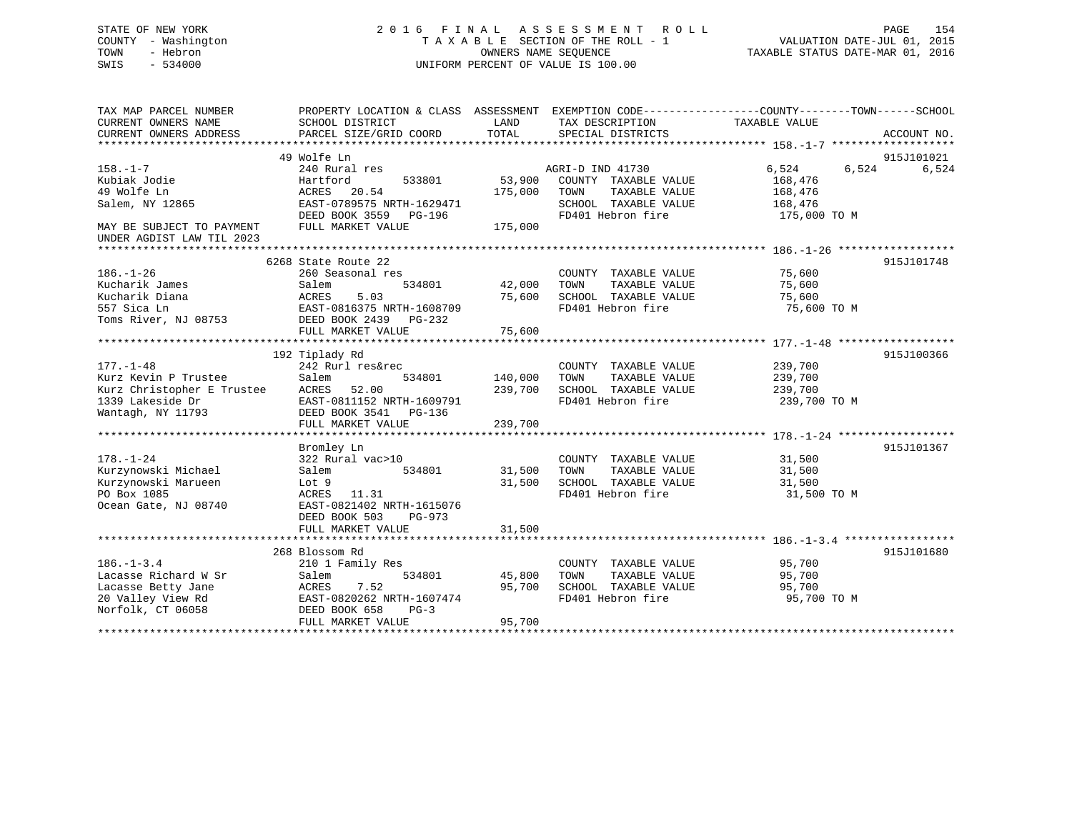STATE OF NEW YORK
COUNTY - Washington
TOWN - Hebron
SWIS - 534000

# 2016 FINAL ASSESSMENT ROLL

TAXABLE SECTION OF THE ROLL - 1
OWNERS NAME SEQUENCE
UNIFORM PERCENT OF VALUE IS 100.00

VALUATION DATE-JUL 01, 2015
TAXABLE STATUS DATE-MAR 01, 2016

```
TAX MAP PARCEL NUMBER          PROPERTY LOCATION & CLASS  ASSESSMENT  EXEMPTION CODE-----------------COUNTY--------TOWN------SCHOOL
CURRENT OWNERS NAME            SCHOOL DISTRICT               LAND      TAX DESCRIPTION            TAXABLE VALUE
CURRENT OWNERS ADDRESS         PARCEL SIZE/GRID COORD        TOTAL     SPECIAL DISTRICTS                                  ACCOUNT NO.
******************************************************************************************************* 158.-1-7 *******************
                               49 Wolfe Ln                                                                                915J101021
158.-1-7                       240 Rural res                           AGRI-D IND 41730            6,524      6,524       6,524
Kubiak Jodie                   Hartford        533801       53,900    COUNTY  TAXABLE VALUE         168,476
49 Wolfe Ln                    ACRES   20.54              175,000     TOWN    TAXABLE VALUE         168,476
Salem, NY 12865                EAST-0789575 NRTH-1629471              SCHOOL  TAXABLE VALUE         168,476
                               DEED BOOK 3559   PG-196                FD401 Hebron fire              175,000 TO M
MAY BE SUBJECT TO PAYMENT      FULL MARKET VALUE          175,000
UNDER AGDIST LAW TIL 2023
******************************************************************************************************* 186.-1-26 ******************
                               6268 State Route 22                                                                        915J101748
186.-1-26                      260 Seasonal res                        COUNTY  TAXABLE VALUE          75,600
Kucharik James                 Salem           534801       42,000    TOWN    TAXABLE VALUE          75,600
Kucharik Diana                 ACRES    5.03               75,600     SCHOOL  TAXABLE VALUE          75,600
557 Sica Ln                    EAST-0816375 NRTH-1608709              FD401 Hebron fire               75,600 TO M
Toms River, NJ 08753           DEED BOOK 2439   PG-232
                               FULL MARKET VALUE           75,600
******************************************************************************************************* 177.-1-48 ******************
                               192 Tiplady Rd                                                                             915J100366
177.-1-48                      242 Rurl res&rec                        COUNTY  TAXABLE VALUE         239,700
Kurz Kevin P Trustee           Salem           534801      140,000    TOWN    TAXABLE VALUE         239,700
Kurz Christopher E Trustee     ACRES   52.00              239,700     SCHOOL  TAXABLE VALUE         239,700
1339 Lakeside Dr               EAST-0811152 NRTH-1609791              FD401 Hebron fire              239,700 TO M
Wantagh, NY 11793              DEED BOOK 3541   PG-136
                               FULL MARKET VALUE          239,700
******************************************************************************************************* 178.-1-24 ******************
                               Bromley Ln                                                                                 915J101367
178.-1-24                      322 Rural vac>10                        COUNTY  TAXABLE VALUE          31,500
Kurzynowski Michael            Salem           534801       31,500    TOWN    TAXABLE VALUE          31,500
Kurzynowski Marueen            Lot 9                        31,500    SCHOOL  TAXABLE VALUE          31,500
PO Box 1085                    ACRES   11.31                          FD401 Hebron fire               31,500 TO M
Ocean Gate, NJ 08740           EAST-0821402 NRTH-1615076
                               DEED BOOK 503    PG-973
                               FULL MARKET VALUE           31,500
******************************************************************************************************* 186.-1-3.4 *****************
                               268 Blossom Rd                                                                             915J101680
186.-1-3.4                     210 1 Family Res                        COUNTY  TAXABLE VALUE          95,700
Lacasse Richard W Sr           Salem           534801       45,800    TOWN    TAXABLE VALUE          95,700
Lacasse Betty Jane             ACRES    7.52               95,700     SCHOOL  TAXABLE VALUE          95,700
20 Valley View Rd              EAST-0820262 NRTH-1607474              FD401 Hebron fire               95,700 TO M
Norfolk, CT 06058              DEED BOOK 658    PG-3
                               FULL MARKET VALUE           95,700
************************************************************************************************************************************
```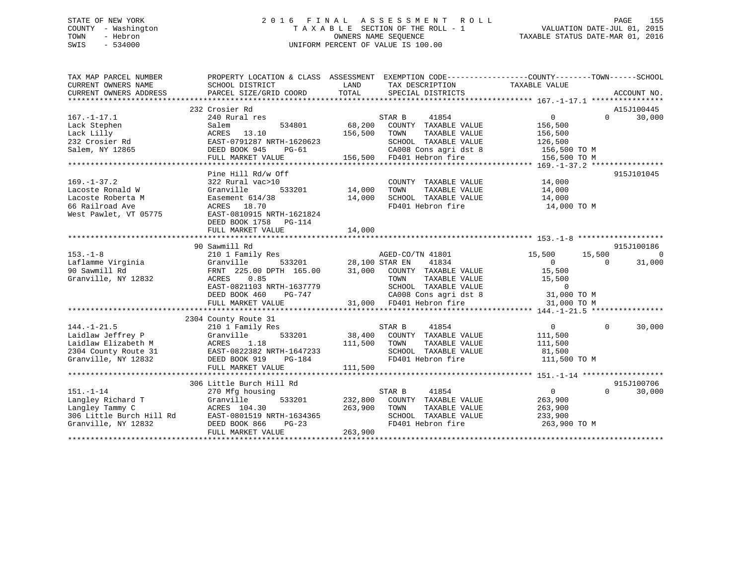STATE OF NEW YORK
COUNTY - Washington
TOWN - Hebron
SWIS - 534000

2016 FINAL ASSESSMENT ROLL
TAXABLE SECTION OF THE ROLL - 1
OWNERS NAME SEQUENCE
UNIFORM PERCENT OF VALUE IS 100.00

VALUATION DATE-JUL 01, 2015
TAXABLE STATUS DATE-MAR 01, 2016

```
TAX MAP PARCEL NUMBER          PROPERTY LOCATION & CLASS  ASSESSMENT  EXEMPTION CODE------------------COUNTY--------TOWN------SCHOOL
CURRENT OWNERS NAME            SCHOOL DISTRICT             LAND       TAX DESCRIPTION              TAXABLE VALUE
CURRENT OWNERS ADDRESS         PARCEL SIZE/GRID COORD      TOTAL      SPECIAL DISTRICTS                                    ACCOUNT NO.
******************************************************************************************************* 167.-1-17.1 ****************
                               232 Crosier Rd                                                                          A15J100445
167.-1-17.1                    240 Rural res                          STAR B      41854              0           0      30,000
Lack Stephen                   Salem          534801        68,200    COUNTY  TAXABLE VALUE        156,500
Lack Lilly                     ACRES  13.10                156,500    TOWN    TAXABLE VALUE        156,500
232 Crosier Rd                 EAST-0791287 NRTH-1620623              SCHOOL  TAXABLE VALUE        126,500
Salem, NY 12865                DEED BOOK 945    PG-61                 CA008 Cons agri dst 8        156,500 TO M
                               FULL MARKET VALUE           156,500    FD401 Hebron fire            156,500 TO M
******************************************************************************************************* 169.-1-37.2 ****************
                               Pine Hill Rd/w Off                                                                      915J101045
169.-1-37.2                    322 Rural vac>10                       COUNTY  TAXABLE VALUE         14,000
Lacoste Ronald W               Granville      533201        14,000    TOWN    TAXABLE VALUE         14,000
Lacoste Roberta M              Easement 614/38              14,000    SCHOOL  TAXABLE VALUE         14,000
66 Railroad Ave                ACRES  18.70                           FD401 Hebron fire             14,000 TO M
West Pawlet, VT 05775          EAST-0810915 NRTH-1621824
                               DEED BOOK 1758   PG-114
                               FULL MARKET VALUE            14,000
******************************************************************************************************* 153.-1-8 *******************
                               90 Sawmill Rd                                                                           915J100186
153.-1-8                       210 1 Family Res                       AGED-CO/TN 41801          15,500      15,500           0
Laflamme Virginia              Granville      533201        28,100 STAR EN     41834                 0           0      31,000
90 Sawmill Rd                  FRNT 225.00 DPTH 165.00      31,000    COUNTY  TAXABLE VALUE         15,500
Granville, NY 12832            ACRES   0.85                           TOWN    TAXABLE VALUE         15,500
                               EAST-0821103 NRTH-1637779              SCHOOL  TAXABLE VALUE              0
                               DEED BOOK 460    PG-747                CA008 Cons agri dst 8         31,000 TO M
                               FULL MARKET VALUE            31,000    FD401 Hebron fire             31,000 TO M
******************************************************************************************************* 144.-1-21.5 ****************
                               2304 County Route 31
144.-1-21.5                    210 1 Family Res                       STAR B      41854              0           0      30,000
Laidlaw Jeffrey P              Granville      533201        38,400    COUNTY  TAXABLE VALUE        111,500
Laidlaw Elizabeth M            ACRES   1.18                111,500    TOWN    TAXABLE VALUE        111,500
2304 County Route 31           EAST-0822382 NRTH-1647233              SCHOOL  TAXABLE VALUE         81,500
Granville, NY 12832            DEED BOOK 919    PG-184                FD401 Hebron fire            111,500 TO M
                               FULL MARKET VALUE           111,500
******************************************************************************************************* 151.-1-14 ******************
                               306 Little Burch Hill Rd                                                                915J100706
151.-1-14                      270 Mfg housing                        STAR B      41854              0           0      30,000
Langley Richard T              Granville      533201       232,800    COUNTY  TAXABLE VALUE        263,900
Langley Tammy C                ACRES 104.30                263,900    TOWN    TAXABLE VALUE        263,900
306 Little Burch Hill Rd       EAST-0801519 NRTH-1634365              SCHOOL  TAXABLE VALUE        233,900
Granville, NY 12832            DEED BOOK 866    PG-23                 FD401 Hebron fire            263,900 TO M
                               FULL MARKET VALUE           263,900
************************************************************************************************************************************
```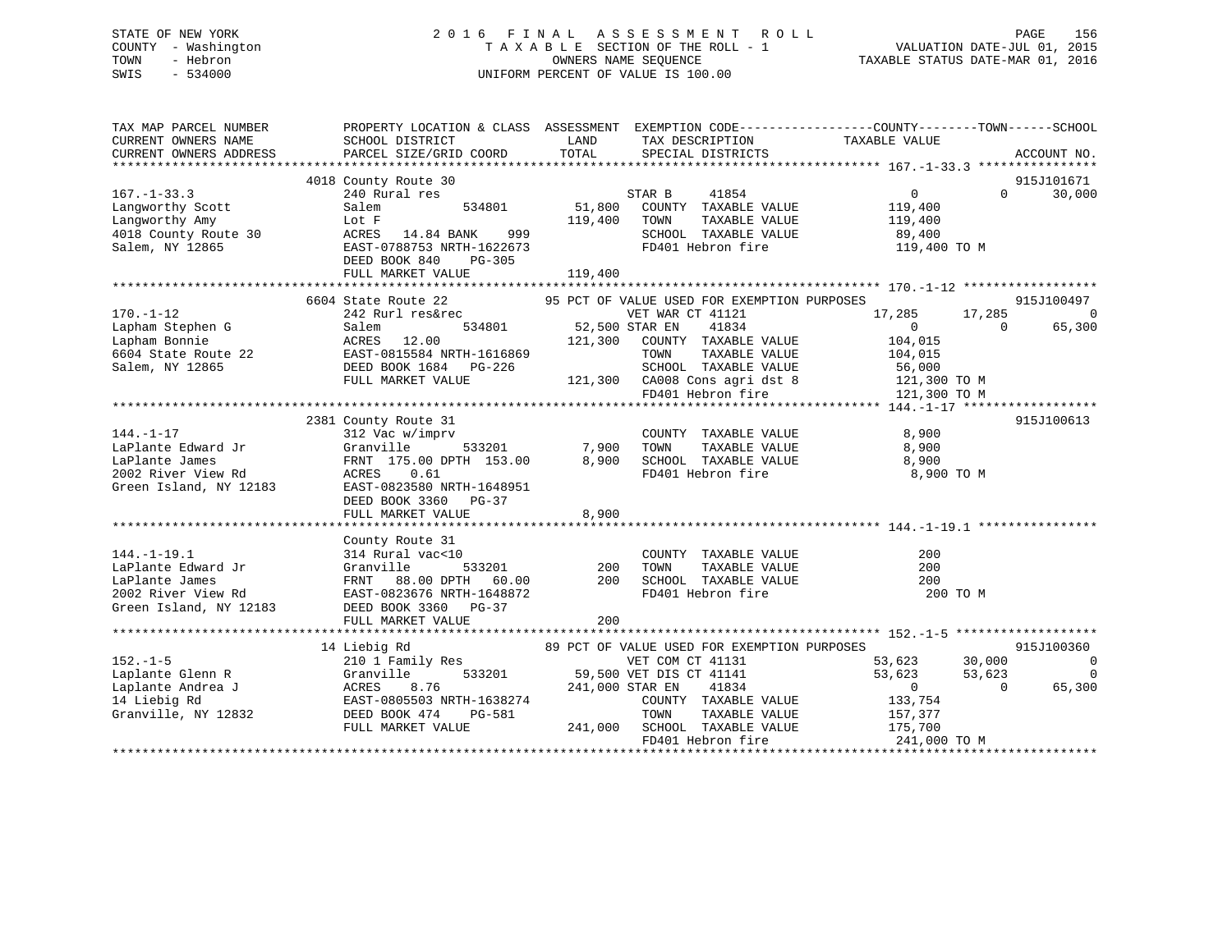STATE OF NEW YORK — 2016 FINAL ASSESSMENT ROLL — PAGE 156
COUNTY - Washington — TAXABLE SECTION OF THE ROLL - 1 — VALUATION DATE-JUL 01, 2015
TOWN - Hebron — OWNERS NAME SEQUENCE — TAXABLE STATUS DATE-MAR 01, 2016
SWIS - 534000 — UNIFORM PERCENT OF VALUE IS 100.00

```
TAX MAP PARCEL NUMBER          PROPERTY LOCATION & CLASS  ASSESSMENT  EXEMPTION CODE------------------COUNTY--------TOWN------SCHOOL
CURRENT OWNERS NAME            SCHOOL DISTRICT               LAND      TAX DESCRIPTION            TAXABLE VALUE
CURRENT OWNERS ADDRESS         PARCEL SIZE/GRID COORD        TOTAL     SPECIAL DISTRICTS                                       ACCOUNT NO.
******************************************************************************************************* 167.-1-33.3 ****************
                            4018 County Route 30                                                                          915J101671
167.-1-33.3                   240 Rural res                           STAR B     41854                0           0       30,000
Langworthy Scott              Salem            534801      51,800   COUNTY  TAXABLE VALUE           119,400
Langworthy Amy                Lot F                       119,400   TOWN    TAXABLE VALUE           119,400
4018 County Route 30          ACRES   14.84 BANK    999             SCHOOL  TAXABLE VALUE            89,400
Salem, NY 12865               EAST-0788753 NRTH-1622673             FD401 Hebron fire               119,400 TO M
                              DEED BOOK 840    PG-305
                              FULL MARKET VALUE           119,400
******************************************************************************************************* 170.-1-12 ******************
                            6604 State Route 22            95 PCT OF VALUE USED FOR EXEMPTION PURPOSES                    915J100497
170.-1-12                     242 Rurl res&rec                        VET WAR CT 41121             17,285      17,285           0
Lapham Stephen G              Salem            534801      52,500 STAR EN    41834                0           0       65,300
Lapham Bonnie                 ACRES   12.00               121,300   COUNTY  TAXABLE VALUE           104,015
6604 State Route 22           EAST-0815584 NRTH-1616869             TOWN    TAXABLE VALUE           104,015
Salem, NY 12865               DEED BOOK 1684   PG-226               SCHOOL  TAXABLE VALUE            56,000
                              FULL MARKET VALUE           121,300   CA008 Cons agri dst 8           121,300 TO M
                                                                    FD401 Hebron fire               121,300 TO M
******************************************************************************************************* 144.-1-17 ******************
                            2381 County Route 31                                                                          915J100613
144.-1-17                     312 Vac w/imprv                         COUNTY  TAXABLE VALUE             8,900
LaPlante Edward Jr            Granville        533201       7,900   TOWN    TAXABLE VALUE             8,900
LaPlante James                FRNT 175.00 DPTH 153.00       8,900   SCHOOL  TAXABLE VALUE             8,900
2002 River View Rd            ACRES    0.61                         FD401 Hebron fire                 8,900 TO M
Green Island, NY 12183        EAST-0823580 NRTH-1648951
                              DEED BOOK 3360   PG-37
                              FULL MARKET VALUE             8,900
******************************************************************************************************* 144.-1-19.1 ****************
                              County Route 31
144.-1-19.1                   314 Rural vac<10                        COUNTY  TAXABLE VALUE               200
LaPlante Edward Jr            Granville        533201         200   TOWN    TAXABLE VALUE               200
LaPlante James                FRNT  88.00 DPTH  60.00         200   SCHOOL  TAXABLE VALUE               200
2002 River View Rd            EAST-0823676 NRTH-1648872             FD401 Hebron fire                   200 TO M
Green Island, NY 12183        DEED BOOK 3360   PG-37
                              FULL MARKET VALUE               200
******************************************************************************************************* 152.-1-5 *******************
                              14 Liebig Rd                 89 PCT OF VALUE USED FOR EXEMPTION PURPOSES                    915J100360
152.-1-5                      210 1 Family Res                        VET COM CT 41131             53,623      30,000           0
Laplante Glenn R              Granville        533201      59,500 VET DIS CT 41141             53,623      53,623           0
Laplante Andrea J             ACRES    8.76               241,000 STAR EN    41834                0           0       65,300
14 Liebig Rd                  EAST-0805503 NRTH-1638274             COUNTY  TAXABLE VALUE           133,754
Granville, NY 12832           DEED BOOK 474    PG-581               TOWN    TAXABLE VALUE           157,377
                              FULL MARKET VALUE           241,000   SCHOOL  TAXABLE VALUE           175,700
                                                                    FD401 Hebron fire               241,000 TO M
************************************************************************************************************************************
```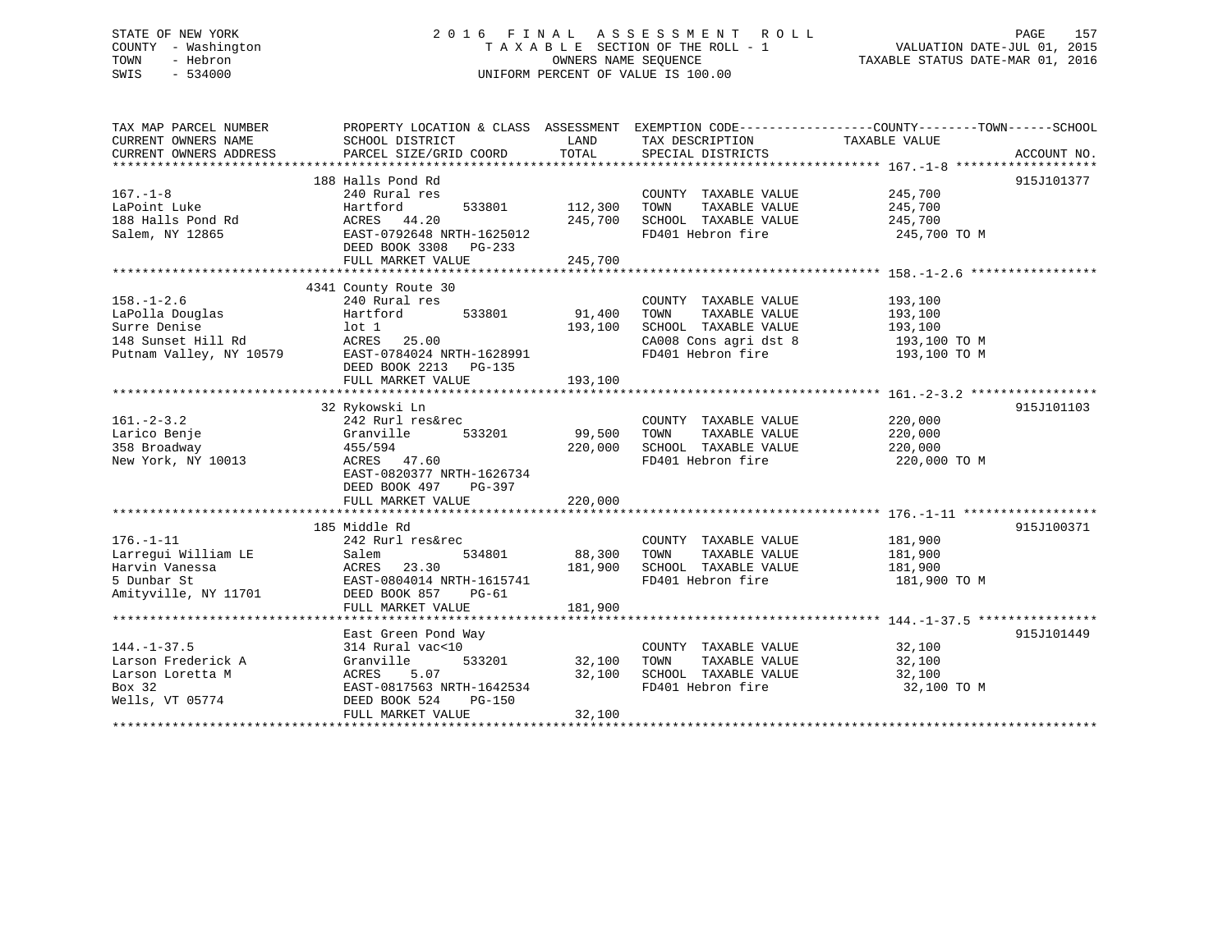STATE OF NEW YORK                         2 0 1 6   F I N A L   A S S E S S M E N T   R O L L
COUNTY - Washington                       T A X A B L E  SECTION OF THE ROLL - 1                 VALUATION DATE-JUL 01, 2015
TOWN   - Hebron                           OWNERS NAME SEQUENCE                                   TAXABLE STATUS DATE-MAR 01, 2016
SWIS   - 534000                           UNIFORM PERCENT OF VALUE IS 100.00

```
TAX MAP PARCEL NUMBER          PROPERTY LOCATION & CLASS  ASSESSMENT  EXEMPTION CODE-----------------COUNTY--------TOWN------SCHOOL
CURRENT OWNERS NAME            SCHOOL DISTRICT               LAND      TAX DESCRIPTION              TAXABLE VALUE
CURRENT OWNERS ADDRESS         PARCEL SIZE/GRID COORD        TOTAL     SPECIAL DISTRICTS                                    ACCOUNT NO.
******************************************************************************************************* 167.-1-8 *******************
                               188 Halls Pond Rd                                                                          915J101377
167.-1-8                       240 Rural res                           COUNTY  TAXABLE VALUE            245,700
LaPoint Luke                   Hartford          533801     112,300    TOWN    TAXABLE VALUE            245,700
188 Halls Pond Rd              ACRES  44.20                 245,700    SCHOOL  TAXABLE VALUE            245,700
Salem, NY 12865                EAST-0792648 NRTH-1625012               FD401 Hebron fire                 245,700 TO M
                               DEED BOOK 3308   PG-233
                               FULL MARKET VALUE            245,700
******************************************************************************************************* 158.-1-2.6 *****************
                               4341 County Route 30
158.-1-2.6                     240 Rural res                           COUNTY  TAXABLE VALUE            193,100
LaPolla Douglas                Hartford          533801      91,400    TOWN    TAXABLE VALUE            193,100
Surre Denise                   lot 1                        193,100    SCHOOL  TAXABLE VALUE            193,100
148 Sunset Hill Rd             ACRES  25.00                            CA008 Cons agri dst 8             193,100 TO M
Putnam Valley, NY 10579        EAST-0784024 NRTH-1628991               FD401 Hebron fire                 193,100 TO M
                               DEED BOOK 2213   PG-135
                               FULL MARKET VALUE            193,100
******************************************************************************************************* 161.-2-3.2 *****************
                               32 Rykowski Ln                                                                             915J101103
161.-2-3.2                     242 Rurl res&rec                        COUNTY  TAXABLE VALUE            220,000
Larico Benje                   Granville         533201      99,500    TOWN    TAXABLE VALUE            220,000
358 Broadway                   455/594                      220,000    SCHOOL  TAXABLE VALUE            220,000
New York, NY 10013             ACRES  47.60                            FD401 Hebron fire                 220,000 TO M
                               EAST-0820377 NRTH-1626734
                               DEED BOOK 497    PG-397
                               FULL MARKET VALUE            220,000
******************************************************************************************************* 176.-1-11 ******************
                               185 Middle Rd                                                                              915J100371
176.-1-11                      242 Rurl res&rec                        COUNTY  TAXABLE VALUE            181,900
Larregui William LE            Salem             534801      88,300    TOWN    TAXABLE VALUE            181,900
Harvin Vanessa                 ACRES  23.30                 181,900    SCHOOL  TAXABLE VALUE            181,900
5 Dunbar St                    EAST-0804014 NRTH-1615741               FD401 Hebron fire                 181,900 TO M
Amityville, NY 11701           DEED BOOK 857    PG-61
                               FULL MARKET VALUE            181,900
******************************************************************************************************* 144.-1-37.5 ****************
                               East Green Pond Way                                                                        915J101449
144.-1-37.5                    314 Rural vac<10                        COUNTY  TAXABLE VALUE             32,100
Larson Frederick A             Granville         533201      32,100    TOWN    TAXABLE VALUE             32,100
Larson Loretta M               ACRES   5.07                  32,100    SCHOOL  TAXABLE VALUE             32,100
Box 32                         EAST-0817563 NRTH-1642534               FD401 Hebron fire                  32,100 TO M
Wells, VT 05774                DEED BOOK 524    PG-150
                               FULL MARKET VALUE             32,100
************************************************************************************************************************************
```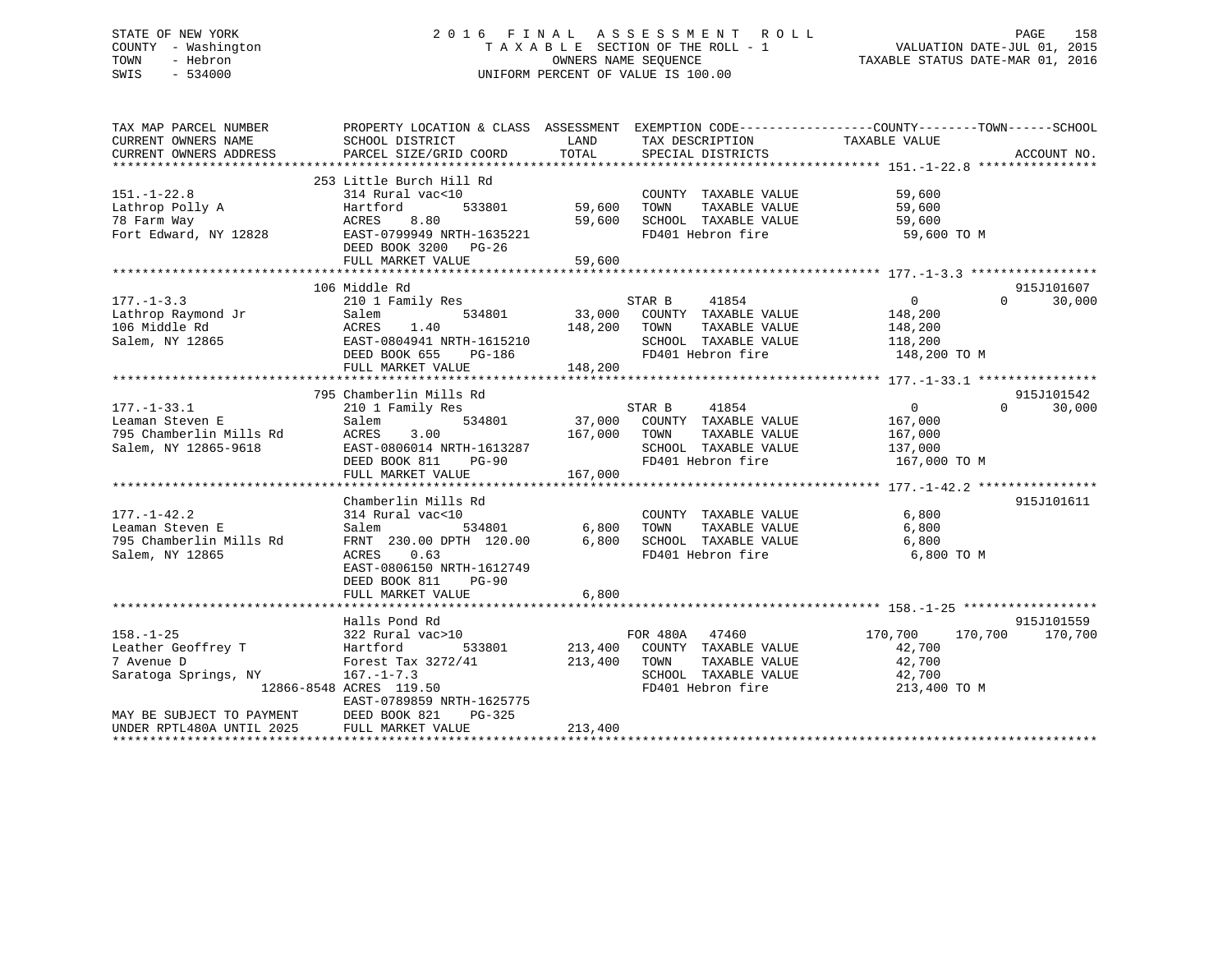STATE OF NEW YORK
COUNTY - Washington
TOWN - Hebron
SWIS - 534000

2016 FINAL ASSESSMENT ROLL
TAXABLE SECTION OF THE ROLL - 1
OWNERS NAME SEQUENCE
UNIFORM PERCENT OF VALUE IS 100.00

VALUATION DATE-JUL 01, 2015
TAXABLE STATUS DATE-MAR 01, 2016

```
TAX MAP PARCEL NUMBER          PROPERTY LOCATION & CLASS  ASSESSMENT  EXEMPTION CODE------------------COUNTY--------TOWN------SCHOOL
CURRENT OWNERS NAME            SCHOOL DISTRICT               LAND     TAX DESCRIPTION              TAXABLE VALUE
CURRENT OWNERS ADDRESS         PARCEL SIZE/GRID COORD        TOTAL    SPECIAL DISTRICTS                                    ACCOUNT NO.
******************************************************************************************************* 151.-1-22.8 ****************
                               253 Little Burch Hill Rd
151.-1-22.8                    314 Rural vac<10                       COUNTY  TAXABLE VALUE            59,600
Lathrop Polly A                Hartford         533801      59,600    TOWN    TAXABLE VALUE            59,600
78 Farm Way                    ACRES    8.80                59,600    SCHOOL  TAXABLE VALUE            59,600
Fort Edward, NY 12828          EAST-0799949 NRTH-1635221              FD401 Hebron fire                 59,600 TO M
                               DEED BOOK 3200   PG-26
                               FULL MARKET VALUE            59,600
******************************************************************************************************* 177.-1-3.3 *****************
                               106 Middle Rd                                                                               915J101607
177.-1-3.3                     210 1 Family Res                       STAR B      41854                   0           0      30,000
Lathrop Raymond Jr             Salem            534801      33,000    COUNTY  TAXABLE VALUE           148,200
106 Middle Rd                  ACRES    1.40               148,200    TOWN    TAXABLE VALUE           148,200
Salem, NY 12865                EAST-0804941 NRTH-1615210              SCHOOL  TAXABLE VALUE           118,200
                               DEED BOOK 655    PG-186                FD401 Hebron fire                148,200 TO M
                               FULL MARKET VALUE           148,200
******************************************************************************************************* 177.-1-33.1 ****************
                               795 Chamberlin Mills Rd                                                                     915J101542
177.-1-33.1                    210 1 Family Res                       STAR B      41854                   0           0      30,000
Leaman Steven E                Salem            534801      37,000    COUNTY  TAXABLE VALUE           167,000
795 Chamberlin Mills Rd        ACRES    3.00               167,000    TOWN    TAXABLE VALUE           167,000
Salem, NY 12865-9618           EAST-0806014 NRTH-1613287              SCHOOL  TAXABLE VALUE           137,000
                               DEED BOOK 811    PG-90                 FD401 Hebron fire                167,000 TO M
                               FULL MARKET VALUE           167,000
******************************************************************************************************* 177.-1-42.2 ****************
                               Chamberlin Mills Rd                                                                         915J101611
177.-1-42.2                    314 Rural vac<10                       COUNTY  TAXABLE VALUE             6,800
Leaman Steven E                Salem            534801       6,800    TOWN    TAXABLE VALUE             6,800
795 Chamberlin Mills Rd        FRNT 230.00 DPTH 120.00       6,800    SCHOOL  TAXABLE VALUE             6,800
Salem, NY 12865                ACRES    0.63                          FD401 Hebron fire                  6,800 TO M
                               EAST-0806150 NRTH-1612749
                               DEED BOOK 811    PG-90
                               FULL MARKET VALUE             6,800
******************************************************************************************************* 158.-1-25 ******************
                               Halls Pond Rd                                                                               915J101559
158.-1-25                      322 Rural vac>10                       FOR 480A    47460              170,700     170,700    170,700
Leather Geoffrey T             Hartford         533801     213,400    COUNTY  TAXABLE VALUE            42,700
7 Avenue D                     Forest Tax 3272/41          213,400    TOWN    TAXABLE VALUE            42,700
Saratoga Springs, NY           167.-1-7.3                             SCHOOL  TAXABLE VALUE            42,700
                    12866-8548 ACRES  119.50                          FD401 Hebron fire                213,400 TO M
                               EAST-0789859 NRTH-1625775
MAY BE SUBJECT TO PAYMENT      DEED BOOK 821    PG-325
UNDER RPTL480A UNTIL 2025      FULL MARKET VALUE           213,400
************************************************************************************************************************************
```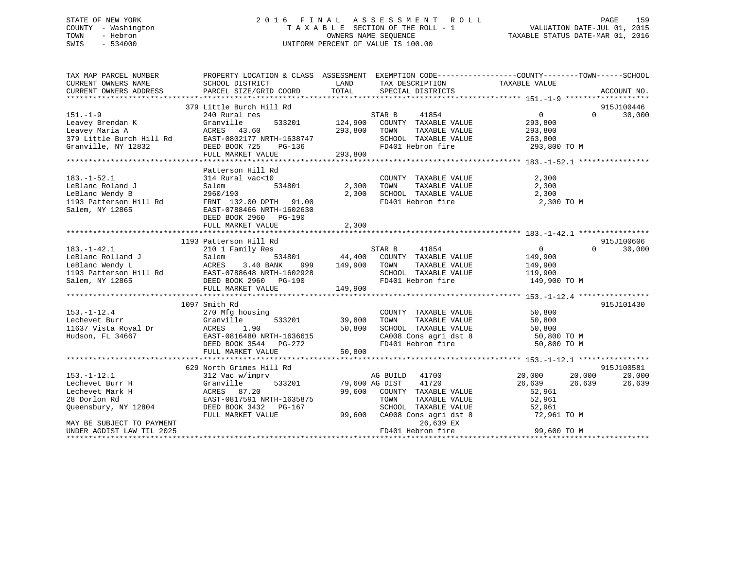STATE OF NEW YORK
COUNTY - Washington
TOWN - Hebron
SWIS - 534000

2 0 1 6 F I N A L A S S E S S M E N T R O L L
T A X A B L E SECTION OF THE ROLL - 1
OWNERS NAME SEQUENCE
UNIFORM PERCENT OF VALUE IS 100.00

VALUATION DATE-JUL 01, 2015
TAXABLE STATUS DATE-MAR 01, 2016

```
TAX MAP PARCEL NUMBER          PROPERTY LOCATION & CLASS  ASSESSMENT  EXEMPTION CODE------------------COUNTY--------TOWN------SCHOOL
CURRENT OWNERS NAME            SCHOOL DISTRICT               LAND      TAX DESCRIPTION            TAXABLE VALUE
CURRENT OWNERS ADDRESS         PARCEL SIZE/GRID COORD        TOTAL     SPECIAL DISTRICTS                                     ACCOUNT NO.
******************************************************************************************************* 151.-1-9 *******************
                               379 Little Burch Hill Rd                                                                    915J100446
151.-1-9                       240 Rural res                           STAR B     41854              0            0         30,000
Leavey Brendan K               Granville        533201     124,900     COUNTY  TAXABLE VALUE        293,800
Leavey Maria A                 ACRES  43.60                293,800     TOWN    TAXABLE VALUE        293,800
379 Little Burch Hill Rd       EAST-0802177 NRTH-1638747               SCHOOL  TAXABLE VALUE        263,800
Granville, NY 12832            DEED BOOK 725    PG-136                 FD401 Hebron fire             293,800 TO M
                               FULL MARKET VALUE           293,800
******************************************************************************************************* 183.-1-52.1 ****************
                               Patterson Hill Rd
183.-1-52.1                    314 Rural vac<10                        COUNTY  TAXABLE VALUE          2,300
LeBlanc Roland J               Salem            534801       2,300     TOWN    TAXABLE VALUE          2,300
LeBlanc Wendy B                2960/190                      2,300     SCHOOL  TAXABLE VALUE          2,300
1193 Patterson Hill Rd         FRNT 132.00 DPTH  91.00                 FD401 Hebron fire               2,300 TO M
Salem, NY 12865                EAST-0788466 NRTH-1602630
                               DEED BOOK 2960   PG-190
                               FULL MARKET VALUE             2,300
******************************************************************************************************* 183.-1-42.1 ****************
                               1193 Patterson Hill Rd                                                                      915J100606
183.-1-42.1                    210 1 Family Res                        STAR B     41854              0            0         30,000
LeBlanc Rolland J              Salem            534801      44,400     COUNTY  TAXABLE VALUE        149,900
LeBlanc Wendy L                ACRES   3.40 BANK    999    149,900     TOWN    TAXABLE VALUE        149,900
1193 Patterson Hill Rd         EAST-0788648 NRTH-1602928               SCHOOL  TAXABLE VALUE        119,900
Salem, NY 12865                DEED BOOK 2960   PG-190                 FD401 Hebron fire             149,900 TO M
                               FULL MARKET VALUE           149,900
******************************************************************************************************* 153.-1-12.4 ****************
                               1097 Smith Rd                                                                               915J101430
153.-1-12.4                    270 Mfg housing                         COUNTY  TAXABLE VALUE         50,800
Lechevet Burr                  Granville        533201      39,800     TOWN    TAXABLE VALUE         50,800
11637 Vista Royal Dr           ACRES   1.90                 50,800     SCHOOL  TAXABLE VALUE         50,800
Hudson, FL 34667               EAST-0816480 NRTH-1636615               CA008 Cons agri dst 8          50,800 TO M
                               DEED BOOK 3544   PG-272                 FD401 Hebron fire              50,800 TO M
                               FULL MARKET VALUE            50,800
******************************************************************************************************* 153.-1-12.1 ****************
                               629 North Grimes Hill Rd                                                                    915J100581
153.-1-12.1                    312 Vac w/imprv                         AG BUILD   41700         20,000       20,000         20,000
Lechevet Burr H                Granville        533201      79,600     AG DIST    41720         26,639       26,639         26,639
Lechevet Mark H                ACRES  87.20                 99,600     COUNTY  TAXABLE VALUE         52,961
28 Dorlon Rd                   EAST-0817591 NRTH-1635875               TOWN    TAXABLE VALUE         52,961
Queensbury, NY 12804           DEED BOOK 3432   PG-167                 SCHOOL  TAXABLE VALUE         52,961
                               FULL MARKET VALUE            99,600     CA008 Cons agri dst 8          72,961 TO M
MAY BE SUBJECT TO PAYMENT                                                     26,639 EX
UNDER AGDIST LAW TIL 2025                                              FD401 Hebron fire              99,600 TO M
************************************************************************************************************************************
```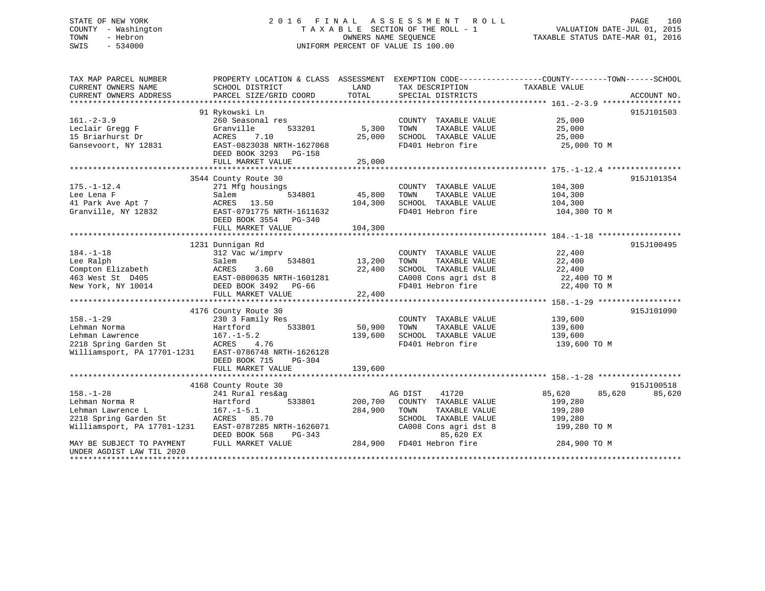STATE OF NEW YORK
COUNTY - Washington
TOWN - Hebron
SWIS - 534000

2016 FINAL ASSESSMENT ROLL
TAXABLE SECTION OF THE ROLL - 1
OWNERS NAME SEQUENCE
UNIFORM PERCENT OF VALUE IS 100.00

VALUATION DATE-JUL 01, 2015
TAXABLE STATUS DATE-MAR 01, 2016

| TAX MAP PARCEL NUMBER<br>CURRENT OWNERS NAME<br>CURRENT OWNERS ADDRESS | PROPERTY LOCATION & CLASS<br>SCHOOL DISTRICT<br>PARCEL SIZE/GRID COORD | ASSESSMENT<br>LAND<br>TOTAL | EXEMPTION CODE<br>TAX DESCRIPTION<br>SPECIAL DISTRICTS | COUNTY / TOWN / SCHOOL<br>TAXABLE VALUE | ACCOUNT NO. |
|---|---|---|---|---|---|
| 161.-2-3.9<br>Leclair Gregg F<br>15 Briarhurst Dr<br>Gansevoort, NY 12831 | 91 Rykowski Ln<br>260 Seasonal res<br>Granville 533201<br>ACRES 7.10<br>EAST-0823038 NRTH-1627068<br>DEED BOOK 3293 PG-158<br>FULL MARKET VALUE | <br><br>5,300<br>25,000<br><br><br>25,000 | <br>COUNTY TAXABLE VALUE<br>TOWN TAXABLE VALUE<br>SCHOOL TAXABLE VALUE<br>FD401 Hebron fire | <br>25,000<br>25,000<br>25,000<br>25,000 TO M | 915J101503 |
| 175.-1-12.4<br>Lee Lena F<br>41 Park Ave Apt 7<br>Granville, NY 12832 | 3544 County Route 30<br>271 Mfg housings<br>Salem 534801<br>ACRES 13.50<br>EAST-0791775 NRTH-1611632<br>DEED BOOK 3554 PG-340<br>FULL MARKET VALUE | <br><br>45,800<br>104,300<br><br><br>104,300 | <br>COUNTY TAXABLE VALUE<br>TOWN TAXABLE VALUE<br>SCHOOL TAXABLE VALUE<br>FD401 Hebron fire | <br>104,300<br>104,300<br>104,300<br>104,300 TO M | 915J101354 |
| 184.-1-18<br>Lee Ralph<br>Compton Elizabeth<br>463 West St D405<br>New York, NY 10014 | 1231 Dunnigan Rd<br>312 Vac w/imprv<br>Salem 534801<br>ACRES 3.60<br>EAST-0800635 NRTH-1601281<br>DEED BOOK 3492 PG-66<br>FULL MARKET VALUE | <br><br>13,200<br>22,400<br><br><br>22,400 | <br>COUNTY TAXABLE VALUE<br>TOWN TAXABLE VALUE<br>SCHOOL TAXABLE VALUE<br>CA008 Cons agri dst 8<br>FD401 Hebron fire | <br>22,400<br>22,400<br>22,400<br>22,400 TO M<br>22,400 TO M | 915J100495 |
| 158.-1-29<br>Lehman Norma<br>Lehman Lawrence<br>2218 Spring Garden St<br>Williamsport, PA 17701-1231 | 4176 County Route 30<br>230 3 Family Res<br>Hartford 533801<br>167.-1-5.2<br>ACRES 4.76<br>EAST-0786748 NRTH-1626128<br>DEED BOOK 715 PG-304<br>FULL MARKET VALUE | <br><br>50,900<br>139,600<br><br><br><br>139,600 | <br>COUNTY TAXABLE VALUE<br>TOWN TAXABLE VALUE<br>SCHOOL TAXABLE VALUE<br>FD401 Hebron fire | <br>139,600<br>139,600<br>139,600<br>139,600 TO M | 915J101090 |
| 158.-1-28<br>Lehman Norma R<br>Lehman Lawrence L<br>2218 Spring Garden St<br>Williamsport, PA 17701-1231<br><br>MAY BE SUBJECT TO PAYMENT<br>UNDER AGDIST LAW TIL 2020 | 4168 County Route 30<br>241 Rural res&ag<br>Hartford 533801<br>167.-1-5.1<br>ACRES 85.70<br>EAST-0787285 NRTH-1626071<br>DEED BOOK 568 PG-343<br>FULL MARKET VALUE | <br><br>200,700<br>284,900<br><br><br><br>284,900 | <br>AG DIST 41720<br>COUNTY TAXABLE VALUE<br>TOWN TAXABLE VALUE<br>SCHOOL TAXABLE VALUE<br>CA008 Cons agri dst 8<br>85,620 EX<br>FD401 Hebron fire | <br>85,620 85,620 85,620<br>199,280<br>199,280<br>199,280<br>199,280 TO M<br><br>284,900 TO M | 915J100518 |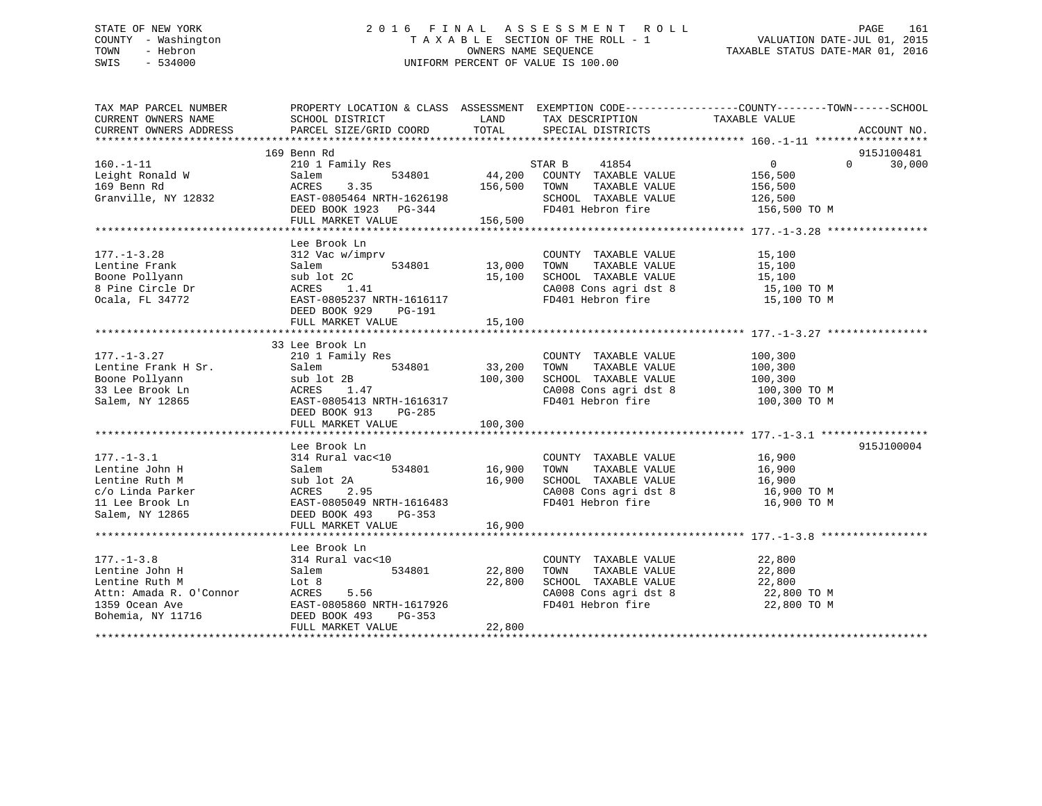STATE OF NEW YORK
COUNTY - Washington
TOWN - Hebron
SWIS - 534000

2016 FINAL ASSESSMENT ROLL
TAXABLE SECTION OF THE ROLL - 1
OWNERS NAME SEQUENCE
UNIFORM PERCENT OF VALUE IS 100.00

VALUATION DATE-JUL 01, 2015
TAXABLE STATUS DATE-MAR 01, 2016

```
TAX MAP PARCEL NUMBER          PROPERTY LOCATION & CLASS  ASSESSMENT  EXEMPTION CODE------------------COUNTY--------TOWN------SCHOOL
CURRENT OWNERS NAME            SCHOOL DISTRICT              LAND      TAX DESCRIPTION               TAXABLE VALUE
CURRENT OWNERS ADDRESS         PARCEL SIZE/GRID COORD       TOTAL     SPECIAL DISTRICTS                                       ACCOUNT NO.
******************************************************************************************************* 160.-1-11 *****************
                               169 Benn Rd                                                                              915J100481
160.-1-11                      210 1 Family Res                       STAR B    41854                0            0      30,000
Leight Ronald W                Salem           534801       44,200    COUNTY  TAXABLE VALUE           156,500
169 Benn Rd                    ACRES    3.35               156,500    TOWN    TAXABLE VALUE           156,500
Granville, NY 12832            EAST-0805464 NRTH-1626198              SCHOOL  TAXABLE VALUE           126,500
                               DEED BOOK 1923   PG-344                FD401 Hebron fire                156,500 TO M
                               FULL MARKET VALUE           156,500
******************************************************************************************************* 177.-1-3.28 ****************
                               Lee Brook Ln
177.-1-3.28                    312 Vac w/imprv                        COUNTY  TAXABLE VALUE            15,100
Lentine Frank                  Salem           534801       13,000    TOWN    TAXABLE VALUE            15,100
Boone Pollyann                 sub lot 2C                   15,100    SCHOOL  TAXABLE VALUE            15,100
8 Pine Circle Dr               ACRES    1.41                          CA008 Cons agri dst 8             15,100 TO M
Ocala, FL 34772                EAST-0805237 NRTH-1616117              FD401 Hebron fire                 15,100 TO M
                               DEED BOOK 929    PG-191
                               FULL MARKET VALUE            15,100
******************************************************************************************************* 177.-1-3.27 ****************
                               33 Lee Brook Ln
177.-1-3.27                    210 1 Family Res                       COUNTY  TAXABLE VALUE           100,300
Lentine Frank H Sr.            Salem           534801       33,200    TOWN    TAXABLE VALUE           100,300
Boone Pollyann                 sub lot 2B                  100,300    SCHOOL  TAXABLE VALUE           100,300
33 Lee Brook Ln                ACRES    1.47                          CA008 Cons agri dst 8            100,300 TO M
Salem, NY 12865                EAST-0805413 NRTH-1616317              FD401 Hebron fire                100,300 TO M
                               DEED BOOK 913    PG-285
                               FULL MARKET VALUE           100,300
******************************************************************************************************* 177.-1-3.1 *****************
                               Lee Brook Ln                                                                             915J100004
177.-1-3.1                     314 Rural vac<10                       COUNTY  TAXABLE VALUE            16,900
Lentine John H                 Salem           534801       16,900    TOWN    TAXABLE VALUE            16,900
Lentine Ruth M                 sub lot 2A                   16,900    SCHOOL  TAXABLE VALUE            16,900
c/o Linda Parker               ACRES    2.95                          CA008 Cons agri dst 8             16,900 TO M
11 Lee Brook Ln                EAST-0805049 NRTH-1616483              FD401 Hebron fire                 16,900 TO M
Salem, NY 12865                DEED BOOK 493    PG-353
                               FULL MARKET VALUE            16,900
******************************************************************************************************* 177.-1-3.8 *****************
                               Lee Brook Ln
177.-1-3.8                     314 Rural vac<10                       COUNTY  TAXABLE VALUE            22,800
Lentine John H                 Salem           534801       22,800    TOWN    TAXABLE VALUE            22,800
Lentine Ruth M                 Lot 8                        22,800    SCHOOL  TAXABLE VALUE            22,800
Attn: Amada R. O'Connor        ACRES    5.56                          CA008 Cons agri dst 8             22,800 TO M
1359 Ocean Ave                 EAST-0805860 NRTH-1617926              FD401 Hebron fire                 22,800 TO M
Bohemia, NY 11716              DEED BOOK 493    PG-353
                               FULL MARKET VALUE            22,800
************************************************************************************************************************************
```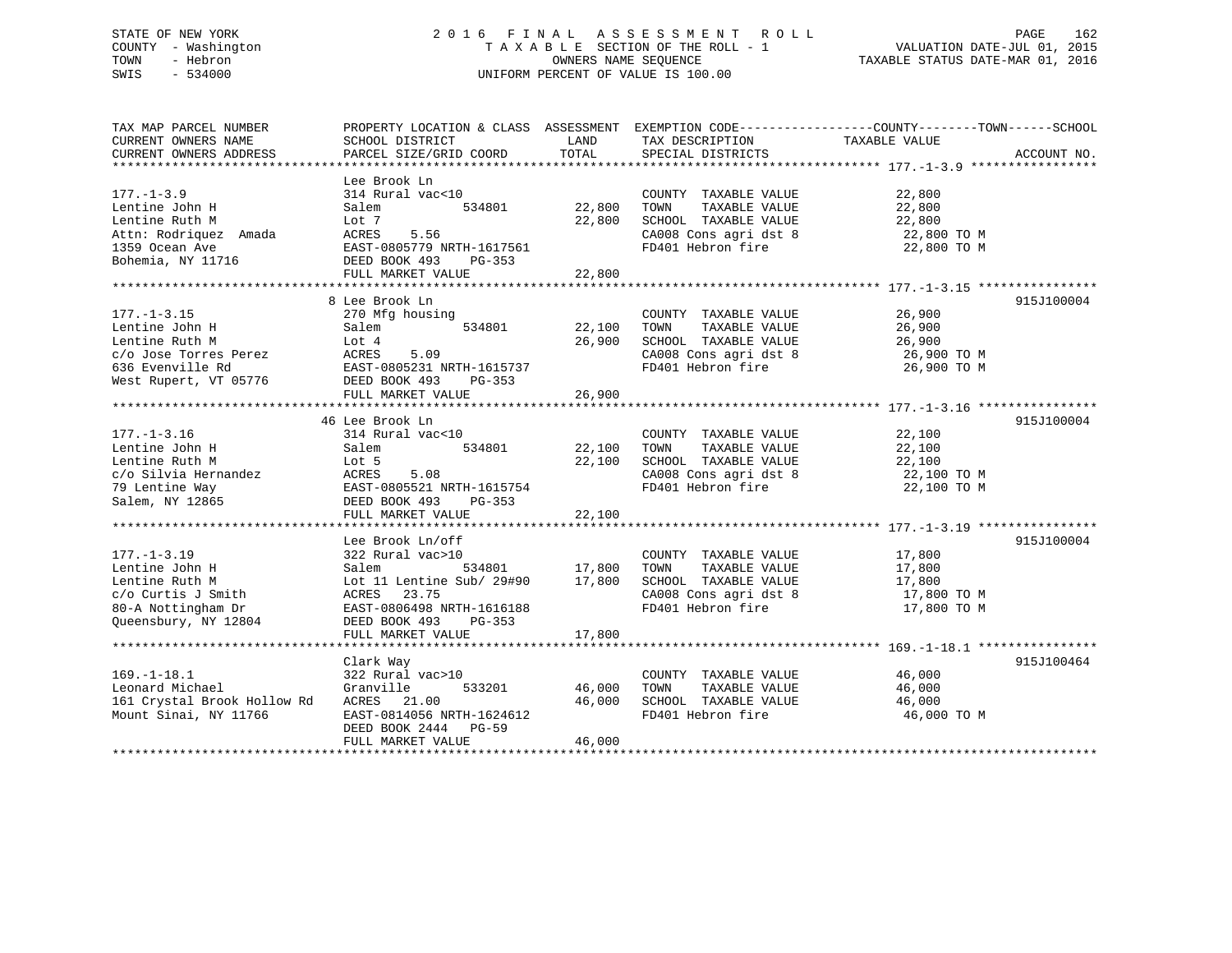STATE OF NEW YORK
COUNTY - Washington
TOWN - Hebron
SWIS - 534000

2016 FINAL ASSESSMENT ROLL
TAXABLE SECTION OF THE ROLL - 1
OWNERS NAME SEQUENCE
UNIFORM PERCENT OF VALUE IS 100.00

VALUATION DATE-JUL 01, 2015
TAXABLE STATUS DATE-MAR 01, 2016

```
TAX MAP PARCEL NUMBER          PROPERTY LOCATION & CLASS  ASSESSMENT  EXEMPTION CODE------------------COUNTY--------TOWN------SCHOOL
CURRENT OWNERS NAME            SCHOOL DISTRICT               LAND      TAX DESCRIPTION              TAXABLE VALUE
CURRENT OWNERS ADDRESS         PARCEL SIZE/GRID COORD        TOTAL     SPECIAL DISTRICTS                                      ACCOUNT NO.
******************************************************************************************************* 177.-1-3.9 *****************
                               Lee Brook Ln
177.-1-3.9                     314 Rural vac<10                          COUNTY  TAXABLE VALUE              22,800
Lentine John H                 Salem           534801        22,800      TOWN    TAXABLE VALUE              22,800
Lentine Ruth M                 Lot 7                         22,800      SCHOOL  TAXABLE VALUE              22,800
Attn: Rodriquez  Amada         ACRES    5.56                             CA008 Cons agri dst 8              22,800 TO M
1359 Ocean Ave                 EAST-0805779 NRTH-1617561                 FD401 Hebron fire                  22,800 TO M
Bohemia, NY 11716              DEED BOOK 493    PG-353
                               FULL MARKET VALUE             22,800
******************************************************************************************************* 177.-1-3.15 ****************
                             8 Lee Brook Ln                                                                           915J100004
177.-1-3.15                    270 Mfg housing                           COUNTY  TAXABLE VALUE              26,900
Lentine John H                 Salem           534801        22,100      TOWN    TAXABLE VALUE              26,900
Lentine Ruth M                 Lot 4                         26,900      SCHOOL  TAXABLE VALUE              26,900
c/o Jose Torres Perez          ACRES    5.09                             CA008 Cons agri dst 8              26,900 TO M
636 Evenville Rd               EAST-0805231 NRTH-1615737                 FD401 Hebron fire                  26,900 TO M
West Rupert, VT 05776          DEED BOOK 493    PG-353
                               FULL MARKET VALUE             26,900
******************************************************************************************************* 177.-1-3.16 ****************
                            46 Lee Brook Ln                                                                           915J100004
177.-1-3.16                    314 Rural vac<10                          COUNTY  TAXABLE VALUE              22,100
Lentine John H                 Salem           534801        22,100      TOWN    TAXABLE VALUE              22,100
Lentine Ruth M                 Lot 5                         22,100      SCHOOL  TAXABLE VALUE              22,100
c/o Silvia Hernandez           ACRES    5.08                             CA008 Cons agri dst 8              22,100 TO M
79 Lentine Way                 EAST-0805521 NRTH-1615754                 FD401 Hebron fire                  22,100 TO M
Salem, NY 12865                DEED BOOK 493    PG-353
                               FULL MARKET VALUE             22,100
******************************************************************************************************* 177.-1-3.19 ****************
                               Lee Brook Ln/off                                                                       915J100004
177.-1-3.19                    322 Rural vac>10                          COUNTY  TAXABLE VALUE              17,800
Lentine John H                 Salem           534801        17,800      TOWN    TAXABLE VALUE              17,800
Lentine Ruth M                 Lot 11 Lentine Sub/ 29#90     17,800      SCHOOL  TAXABLE VALUE              17,800
c/o Curtis J Smith             ACRES   23.75                             CA008 Cons agri dst 8              17,800 TO M
80-A Nottingham Dr             EAST-0806498 NRTH-1616188                 FD401 Hebron fire                  17,800 TO M
Queensbury, NY 12804           DEED BOOK 493    PG-353
                               FULL MARKET VALUE             17,800
******************************************************************************************************* 169.-1-18.1 ****************
                               Clark Way                                                                              915J100464
169.-1-18.1                    322 Rural vac>10                          COUNTY  TAXABLE VALUE              46,000
Leonard Michael                Granville       533201        46,000      TOWN    TAXABLE VALUE              46,000
161 Crystal Brook Hollow Rd    ACRES   21.00                 46,000      SCHOOL  TAXABLE VALUE              46,000
Mount Sinai, NY 11766          EAST-0814056 NRTH-1624612                 FD401 Hebron fire                  46,000 TO M
                               DEED BOOK 2444   PG-59
                               FULL MARKET VALUE             46,000
************************************************************************************************************************************
```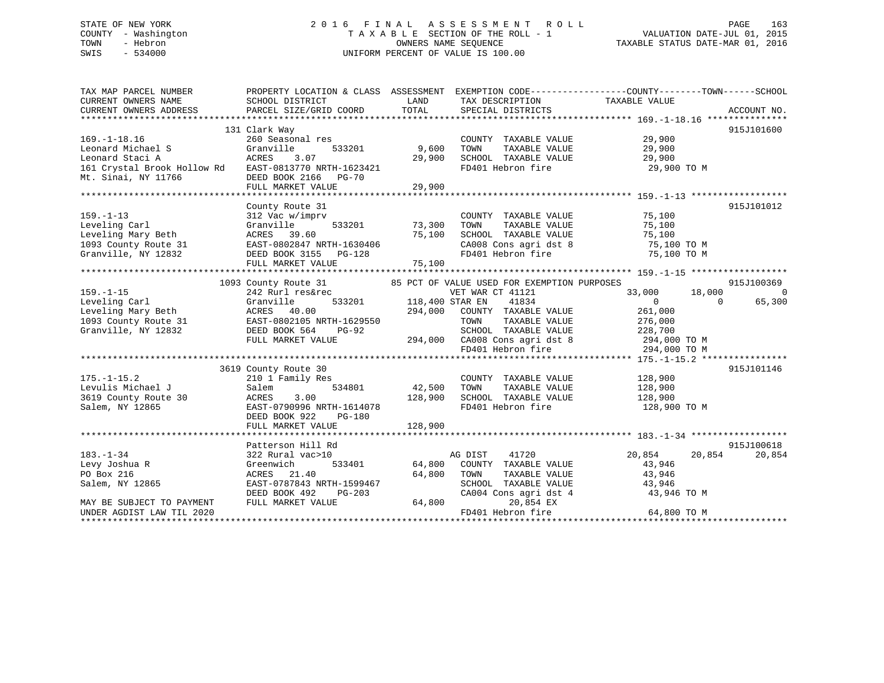STATE OF NEW YORK
COUNTY - Washington
TOWN - Hebron
SWIS - 534000

# 2016 FINAL ASSESSMENT ROLL
TAXABLE SECTION OF THE ROLL - 1
OWNERS NAME SEQUENCE
UNIFORM PERCENT OF VALUE IS 100.00

VALUATION DATE-JUL 01, 2015
TAXABLE STATUS DATE-MAR 01, 2016

```
TAX MAP PARCEL NUMBER          PROPERTY LOCATION & CLASS  ASSESSMENT  EXEMPTION CODE------------------COUNTY--------TOWN------SCHOOL
CURRENT OWNERS NAME            SCHOOL DISTRICT               LAND      TAX DESCRIPTION            TAXABLE VALUE
CURRENT OWNERS ADDRESS         PARCEL SIZE/GRID COORD       TOTAL      SPECIAL DISTRICTS                                    ACCOUNT NO.
******************************************************************************************************* 169.-1-18.16 ***************
                               131 Clark Way                                                                              915J101600
169.-1-18.16                   260 Seasonal res                         COUNTY  TAXABLE VALUE          29,900
Leonard Michael S              Granville       533201       9,600      TOWN    TAXABLE VALUE          29,900
Leonard Staci A                ACRES    3.07               29,900      SCHOOL  TAXABLE VALUE          29,900
161 Crystal Brook Hollow Rd    EAST-0813770 NRTH-1623421               FD401 Hebron fire               29,900 TO M
Mt. Sinai, NY 11766            DEED BOOK 2166   PG-70
                               FULL MARKET VALUE           29,900
******************************************************************************************************* 159.-1-13 ******************
                               County Route 31                                                                            915J101012
159.-1-13                      312 Vac w/imprv                          COUNTY  TAXABLE VALUE          75,100
Leveling Carl                  Granville       533201      73,300      TOWN    TAXABLE VALUE          75,100
Leveling Mary Beth             ACRES   39.60               75,100      SCHOOL  TAXABLE VALUE          75,100
1093 County Route 31           EAST-0802847 NRTH-1630406               CA008 Cons agri dst 8           75,100 TO M
Granville, NY 12832            DEED BOOK 3155   PG-128                 FD401 Hebron fire               75,100 TO M
                               FULL MARKET VALUE           75,100
******************************************************************************************************* 159.-1-15 ******************
                          1093 County Route 31          85 PCT OF VALUE USED FOR EXEMPTION PURPOSES                   915J100369
159.-1-15                      242 Rurl res&rec                     VET WAR CT 41121           33,000      18,000           0
Leveling Carl                  Granville       533201     118,400 STAR EN    41834                 0           0      65,300
Leveling Mary Beth             ACRES   40.00              294,000   COUNTY  TAXABLE VALUE         261,000
1093 County Route 31           EAST-0802105 NRTH-1629550            TOWN    TAXABLE VALUE         276,000
Granville, NY 12832            DEED BOOK 564    PG-92               SCHOOL  TAXABLE VALUE         228,700
                               FULL MARKET VALUE          294,000   CA008 Cons agri dst 8          294,000 TO M
                                                                    FD401 Hebron fire              294,000 TO M
******************************************************************************************************* 175.-1-15.2 ****************
                          3619 County Route 30                                                                            915J101146
175.-1-15.2                    210 1 Family Res                         COUNTY  TAXABLE VALUE         128,900
Levulis Michael J              Salem           534801      42,500      TOWN    TAXABLE VALUE         128,900
3619 County Route 30           ACRES    3.00              128,900      SCHOOL  TAXABLE VALUE         128,900
Salem, NY 12865                EAST-0790996 NRTH-1614078               FD401 Hebron fire              128,900 TO M
                               DEED BOOK 922    PG-180
                               FULL MARKET VALUE          128,900
******************************************************************************************************* 183.-1-34 ******************
                               Patterson Hill Rd                                                                          915J100618
183.-1-34                      322 Rural vac>10                     AG DIST    41720           20,854      20,854      20,854
Levy Joshua R                  Greenwich       533401      64,800   COUNTY  TAXABLE VALUE          43,946
PO Box 216                     ACRES   21.40               64,800   TOWN    TAXABLE VALUE          43,946
Salem, NY 12865                EAST-0787843 NRTH-1599467            SCHOOL  TAXABLE VALUE          43,946
                               DEED BOOK 492    PG-203              CA004 Cons agri dst 4           43,946 TO M
MAY BE SUBJECT TO PAYMENT      FULL MARKET VALUE           64,800          20,854 EX
UNDER AGDIST LAW TIL 2020                                           FD401 Hebron fire               64,800 TO M
************************************************************************************************************************************
```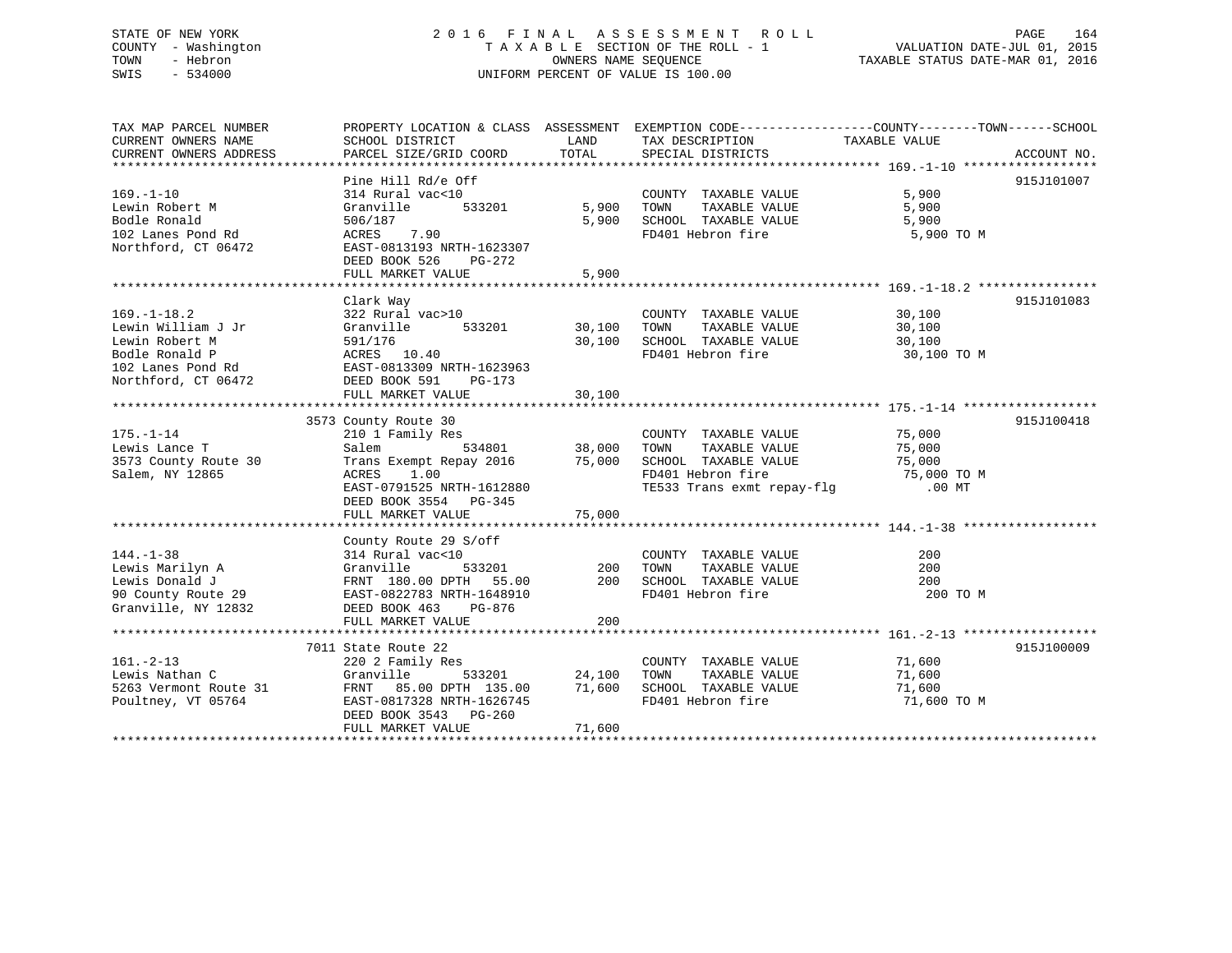STATE OF NEW YORK
COUNTY - Washington
TOWN - Hebron
SWIS - 534000

2016 FINAL ASSESSMENT ROLL
TAXABLE SECTION OF THE ROLL - 1
OWNERS NAME SEQUENCE
UNIFORM PERCENT OF VALUE IS 100.00

VALUATION DATE-JUL 01, 2015
TAXABLE STATUS DATE-MAR 01, 2016

| TAX MAP PARCEL NUMBER / CURRENT OWNERS NAME / CURRENT OWNERS ADDRESS | PROPERTY LOCATION & CLASS / SCHOOL DISTRICT / PARCEL SIZE/GRID COORD | ASSESSMENT LAND / TOTAL | EXEMPTION CODE / TAX DESCRIPTION / SPECIAL DISTRICTS | COUNTY--------TOWN------SCHOOL TAXABLE VALUE | ACCOUNT NO. |
|---|---|---|---|---|---|
| 169.-1-10 | Pine Hill Rd/e Off | | | | 915J101007 |
| 169.-1-10 | 314 Rural vac<10 | | COUNTY TAXABLE VALUE | 5,900 | |
| Lewin Robert M | Granville 533201 | 5,900 | TOWN TAXABLE VALUE | 5,900 | |
| Bodle Ronald | 506/187 | 5,900 | SCHOOL TAXABLE VALUE | 5,900 | |
| 102 Lanes Pond Rd | ACRES 7.90 | | FD401 Hebron fire | 5,900 TO M | |
| Northford, CT 06472 | EAST-0813193 NRTH-1623307 | | | | |
| | DEED BOOK 526 PG-272 | | | | |
| | FULL MARKET VALUE | 5,900 | | | |
| 169.-1-18.2 | Clark Way | | | | 915J101083 |
| 169.-1-18.2 | 322 Rural vac>10 | | COUNTY TAXABLE VALUE | 30,100 | |
| Lewin William J Jr | Granville 533201 | 30,100 | TOWN TAXABLE VALUE | 30,100 | |
| Lewin Robert M | 591/176 | 30,100 | SCHOOL TAXABLE VALUE | 30,100 | |
| Bodle Ronald P | ACRES 10.40 | | FD401 Hebron fire | 30,100 TO M | |
| 102 Lanes Pond Rd | EAST-0813309 NRTH-1623963 | | | | |
| Northford, CT 06472 | DEED BOOK 591 PG-173 | | | | |
| | FULL MARKET VALUE | 30,100 | | | |
| 175.-1-14 | 3573 County Route 30 | | | | 915J100418 |
| 175.-1-14 | 210 1 Family Res | | COUNTY TAXABLE VALUE | 75,000 | |
| Lewis Lance T | Salem 534801 | 38,000 | TOWN TAXABLE VALUE | 75,000 | |
| 3573 County Route 30 | Trans Exempt Repay 2016 | 75,000 | SCHOOL TAXABLE VALUE | 75,000 | |
| Salem, NY 12865 | ACRES 1.00 | | FD401 Hebron fire | 75,000 TO M | |
| | EAST-0791525 NRTH-1612880 | | TE533 Trans exmt repay-flg | .00 MT | |
| | DEED BOOK 3554 PG-345 | | | | |
| | FULL MARKET VALUE | 75,000 | | | |
| 144.-1-38 | County Route 29 S/off | | | | |
| 144.-1-38 | 314 Rural vac<10 | | COUNTY TAXABLE VALUE | 200 | |
| Lewis Marilyn A | Granville 533201 | 200 | TOWN TAXABLE VALUE | 200 | |
| Lewis Donald J | FRNT 180.00 DPTH 55.00 | 200 | SCHOOL TAXABLE VALUE | 200 | |
| 90 County Route 29 | EAST-0822783 NRTH-1648910 | | FD401 Hebron fire | 200 TO M | |
| Granville, NY 12832 | DEED BOOK 463 PG-876 | | | | |
| | FULL MARKET VALUE | 200 | | | |
| 161.-2-13 | 7011 State Route 22 | | | | 915J100009 |
| 161.-2-13 | 220 2 Family Res | | COUNTY TAXABLE VALUE | 71,600 | |
| Lewis Nathan C | Granville 533201 | 24,100 | TOWN TAXABLE VALUE | 71,600 | |
| 5263 Vermont Route 31 | FRNT 85.00 DPTH 135.00 | 71,600 | SCHOOL TAXABLE VALUE | 71,600 | |
| Poultney, VT 05764 | EAST-0817328 NRTH-1626745 | | FD401 Hebron fire | 71,600 TO M | |
| | DEED BOOK 3543 PG-260 | | | | |
| | FULL MARKET VALUE | 71,600 | | | |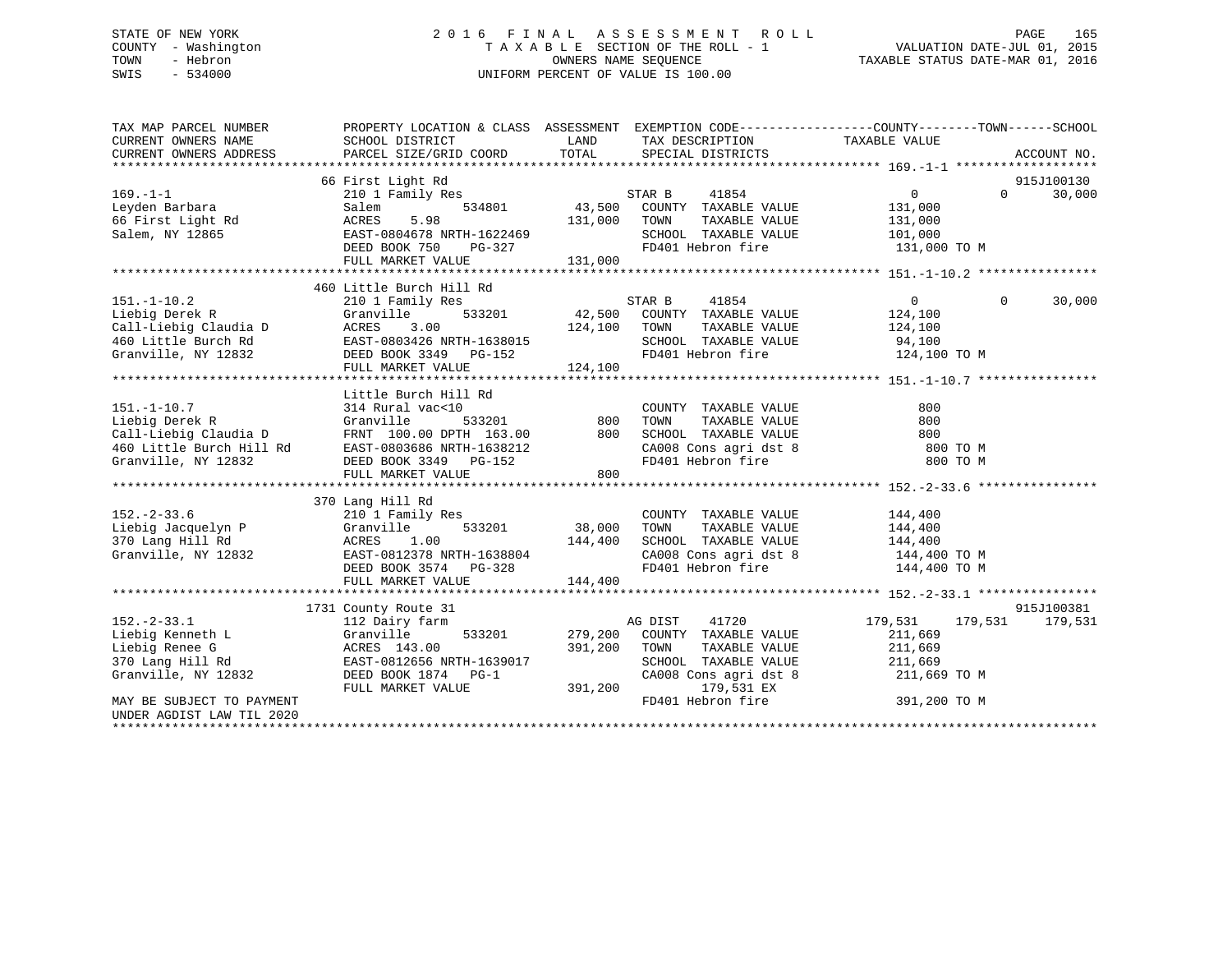STATE OF NEW YORK
COUNTY - Washington
TOWN - Hebron
SWIS - 534000

2016 FINAL ASSESSMENT ROLL
TAXABLE SECTION OF THE ROLL - 1
OWNERS NAME SEQUENCE
UNIFORM PERCENT OF VALUE IS 100.00

VALUATION DATE-JUL 01, 2015
TAXABLE STATUS DATE-MAR 01, 2016

```
TAX MAP PARCEL NUMBER          PROPERTY LOCATION & CLASS  ASSESSMENT  EXEMPTION CODE------------------COUNTY--------TOWN------SCHOOL
CURRENT OWNERS NAME            SCHOOL DISTRICT               LAND      TAX DESCRIPTION             TAXABLE VALUE
CURRENT OWNERS ADDRESS         PARCEL SIZE/GRID COORD        TOTAL     SPECIAL DISTRICTS                                   ACCOUNT NO.
******************************************************************************************************* 169.-1-1 *******************
                               66 First Light Rd                                                                          915J100130
169.-1-1                       210 1 Family Res                        STAR B      41854              0           0        30,000
Leyden Barbara                 Salem          534801       43,500      COUNTY  TAXABLE VALUE          131,000
66 First Light Rd              ACRES    5.98              131,000      TOWN    TAXABLE VALUE          131,000
Salem, NY 12865                EAST-0804678 NRTH-1622469               SCHOOL  TAXABLE VALUE          101,000
                               DEED BOOK 750    PG-327                 FD401 Hebron fire               131,000 TO M
                               FULL MARKET VALUE          131,000
******************************************************************************************************* 151.-1-10.2 ****************
                               460 Little Burch Hill Rd
151.-1-10.2                    210 1 Family Res                        STAR B      41854              0           0        30,000
Liebig Derek R                 Granville      533201       42,500      COUNTY  TAXABLE VALUE          124,100
Call-Liebig Claudia D          ACRES    3.00              124,100      TOWN    TAXABLE VALUE          124,100
460 Little Burch Rd            EAST-0803426 NRTH-1638015               SCHOOL  TAXABLE VALUE           94,100
Granville, NY 12832            DEED BOOK 3349   PG-152                 FD401 Hebron fire               124,100 TO M
                               FULL MARKET VALUE          124,100
******************************************************************************************************* 151.-1-10.7 ****************
                               Little Burch Hill Rd
151.-1-10.7                    314 Rural vac<10                        COUNTY  TAXABLE VALUE              800
Liebig Derek R                 Granville      533201          800      TOWN    TAXABLE VALUE              800
Call-Liebig Claudia D          FRNT 100.00 DPTH 163.00        800      SCHOOL  TAXABLE VALUE              800
460 Little Burch Hill Rd       EAST-0803686 NRTH-1638212               CA008 Cons agri dst 8               800 TO M
Granville, NY 12832            DEED BOOK 3349   PG-152                 FD401 Hebron fire                   800 TO M
                               FULL MARKET VALUE              800
******************************************************************************************************* 152.-2-33.6 ****************
                               370 Lang Hill Rd
152.-2-33.6                    210 1 Family Res                        COUNTY  TAXABLE VALUE          144,400
Liebig Jacquelyn P             Granville      533201       38,000      TOWN    TAXABLE VALUE          144,400
370 Lang Hill Rd               ACRES    1.00              144,400      SCHOOL  TAXABLE VALUE          144,400
Granville, NY 12832            EAST-0812378 NRTH-1638804               CA008 Cons agri dst 8           144,400 TO M
                               DEED BOOK 3574   PG-328                 FD401 Hebron fire               144,400 TO M
                               FULL MARKET VALUE          144,400
******************************************************************************************************* 152.-2-33.1 ****************
                               1731 County Route 31                                                                       915J100381
152.-2-33.1                    112 Dairy farm                          AG DIST     41720          179,531     179,531     179,531
Liebig Kenneth L               Granville      533201      279,200      COUNTY  TAXABLE VALUE          211,669
Liebig Renee G                 ACRES  143.00              391,200      TOWN    TAXABLE VALUE          211,669
370 Lang Hill Rd               EAST-0812656 NRTH-1639017               SCHOOL  TAXABLE VALUE          211,669
Granville, NY 12832            DEED BOOK 1874   PG-1                   CA008 Cons agri dst 8           211,669 TO M
                               FULL MARKET VALUE          391,200           179,531 EX
MAY BE SUBJECT TO PAYMENT                                              FD401 Hebron fire               391,200 TO M
UNDER AGDIST LAW TIL 2020
************************************************************************************************************************************
```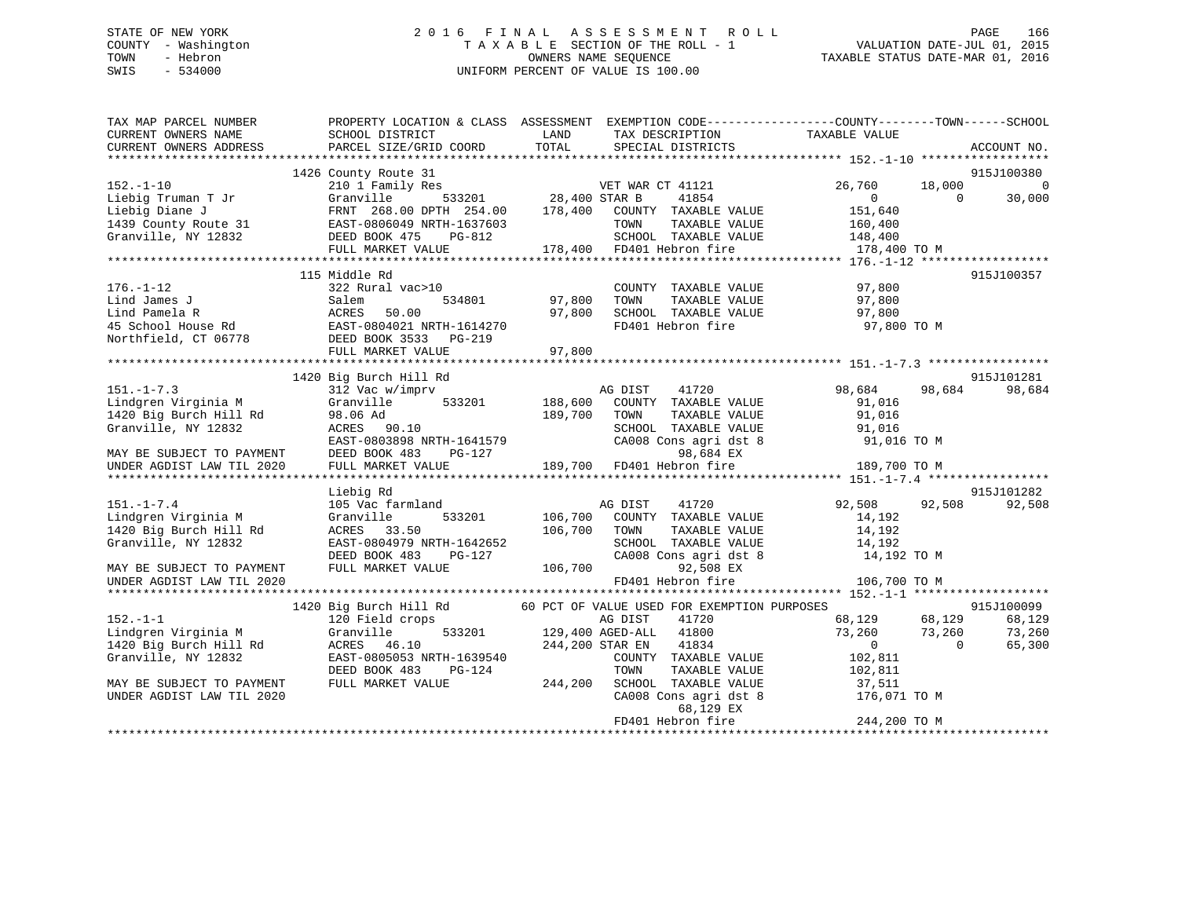STATE OF NEW YORK
COUNTY - Washington
TOWN - Hebron
SWIS - 534000

2 0 1 6 F I N A L A S S E S S M E N T R O L L
T A X A B L E SECTION OF THE ROLL - 1
OWNERS NAME SEQUENCE
UNIFORM PERCENT OF VALUE IS 100.00

VALUATION DATE-JUL 01, 2015
TAXABLE STATUS DATE-MAR 01, 2016

```
TAX MAP PARCEL NUMBER          PROPERTY LOCATION & CLASS  ASSESSMENT  EXEMPTION CODE------------------COUNTY--------TOWN------SCHOOL
CURRENT OWNERS NAME            SCHOOL DISTRICT              LAND      TAX DESCRIPTION             TAXABLE VALUE
CURRENT OWNERS ADDRESS         PARCEL SIZE/GRID COORD       TOTAL     SPECIAL DISTRICTS                                      ACCOUNT NO.
************************************************************************************************ 152.-1-10 ******************
                          1426 County Route 31                                                                          915J100380
152.-1-10                      210 1 Family Res                      VET WAR CT 41121             26,760        18,000            0
Liebig Truman T Jr             Granville       533201        28,400 STAR B     41854                  0             0       30,000
Liebig Diane J                 FRNT  268.00 DPTH  254.00    178,400   COUNTY  TAXABLE VALUE          151,640
1439 County Route 31           EAST-0806049 NRTH-1637603               TOWN    TAXABLE VALUE          160,400
Granville, NY 12832            DEED BOOK 475     PG-812                SCHOOL  TAXABLE VALUE          148,400
                               FULL MARKET VALUE             178,400   FD401 Hebron fire              178,400 TO M
************************************************************************************************ 176.-1-12 ******************
                           115 Middle Rd                                                                                915J100357
176.-1-12                      322 Rural vac>10                        COUNTY  TAXABLE VALUE           97,800
Lind James J                   Salem           534801        97,800    TOWN    TAXABLE VALUE           97,800
Lind Pamela R                  ACRES   50.00                 97,800    SCHOOL  TAXABLE VALUE           97,800
45 School House Rd             EAST-0804021 NRTH-1614270               FD401 Hebron fire               97,800 TO M
Northfield, CT 06778           DEED BOOK 3533    PG-219
                               FULL MARKET VALUE             97,800
************************************************************************************************ 151.-1-7.3 *****************
                          1420 Big Burch Hill Rd                                                                        915J101281
151.-1-7.3                     312 Vac w/imprv                       AG DIST    41720             98,684        98,684       98,684
Lindgren Virginia M            Granville       533201       188,600   COUNTY  TAXABLE VALUE           91,016
1420 Big Burch Hill Rd         98.06 Ad                     189,700   TOWN    TAXABLE VALUE           91,016
Granville, NY 12832            ACRES   90.10                           SCHOOL  TAXABLE VALUE           91,016
                               EAST-0803898 NRTH-1641579               CA008 Cons agri dst 8           91,016 TO M
MAY BE SUBJECT TO PAYMENT      DEED BOOK 483     PG-127                     98,684 EX
UNDER AGDIST LAW TIL 2020      FULL MARKET VALUE            189,700   FD401 Hebron fire              189,700 TO M
************************************************************************************************ 151.-1-7.4 *****************
                               Liebig Rd                                                                                915J101282
151.-1-7.4                     105 Vac farmland                      AG DIST    41720             92,508        92,508       92,508
Lindgren Virginia M            Granville       533201       106,700   COUNTY  TAXABLE VALUE           14,192
1420 Big Burch Hill Rd         ACRES   33.50                106,700   TOWN    TAXABLE VALUE           14,192
Granville, NY 12832            EAST-0804979 NRTH-1642652               SCHOOL  TAXABLE VALUE           14,192
                               DEED BOOK 483     PG-127                CA008 Cons agri dst 8           14,192 TO M
MAY BE SUBJECT TO PAYMENT      FULL MARKET VALUE            106,700        92,508 EX
UNDER AGDIST LAW TIL 2020                                             FD401 Hebron fire              106,700 TO M
************************************************************************************************ 152.-1-1 *******************
                          1420 Big Burch Hill Rd          60 PCT OF VALUE USED FOR EXEMPTION PURPOSES                   915J100099
152.-1-1                       120 Field crops                       AG DIST    41720             68,129        68,129       68,129
Lindgren Virginia M            Granville       533201       129,400 AGED-ALL   41800             73,260        73,260       73,260
1420 Big Burch Hill Rd         ACRES   46.10                244,200 STAR EN    41834                  0             0       65,300
Granville, NY 12832            EAST-0805053 NRTH-1639540               COUNTY  TAXABLE VALUE          102,811
                               DEED BOOK 483     PG-124                TOWN    TAXABLE VALUE          102,811
MAY BE SUBJECT TO PAYMENT      FULL MARKET VALUE            244,200   SCHOOL  TAXABLE VALUE           37,511
UNDER AGDIST LAW TIL 2020                                             CA008 Cons agri dst 8          176,071 TO M
                                                                            68,129 EX
                                                                      FD401 Hebron fire              244,200 TO M
******************************************************************************************************************************
```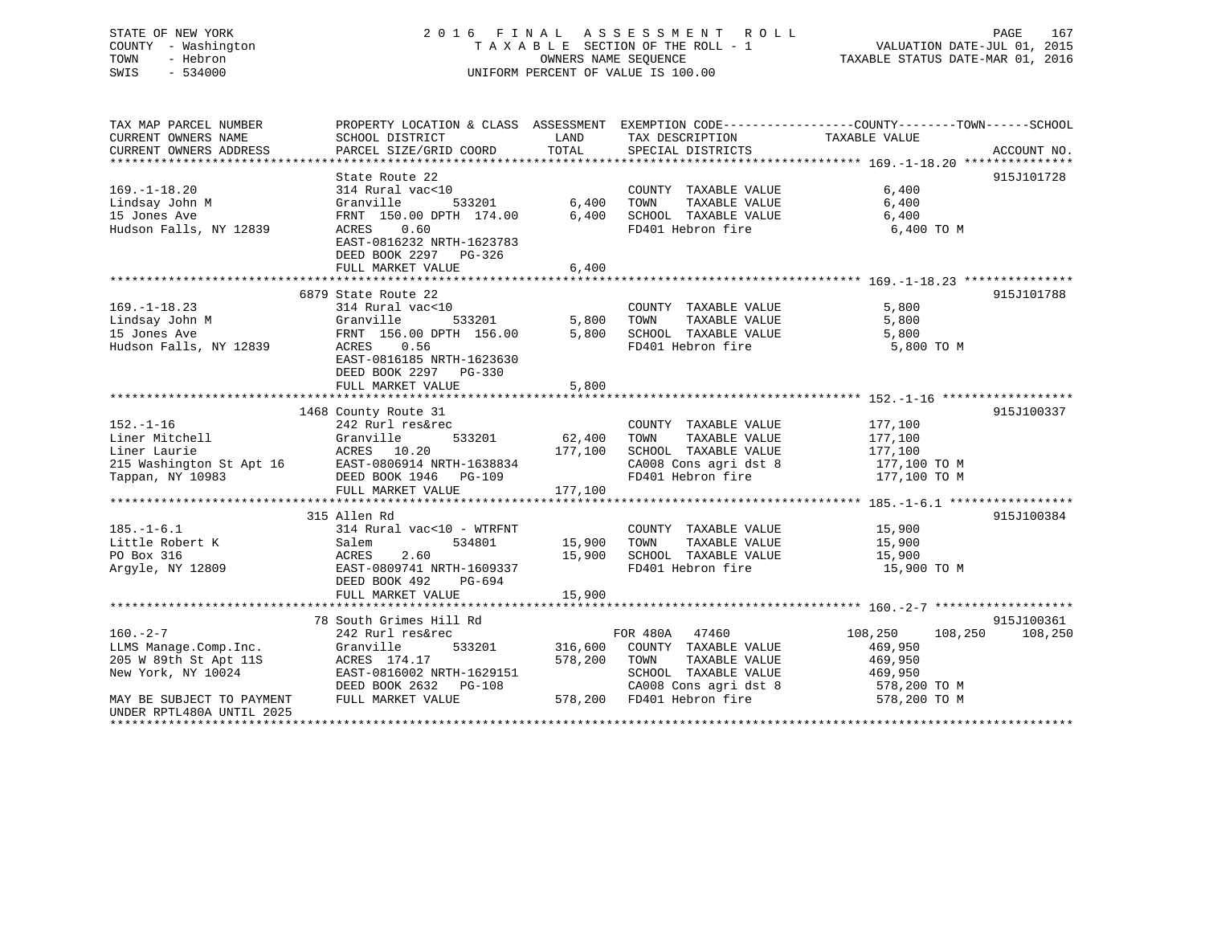STATE OF NEW YORK
COUNTY - Washington
TOWN - Hebron
SWIS - 534000

# 2016 FINAL ASSESSMENT ROLL
TAXABLE SECTION OF THE ROLL - 1
OWNERS NAME SEQUENCE
UNIFORM PERCENT OF VALUE IS 100.00

VALUATION DATE-JUL 01, 2015
TAXABLE STATUS DATE-MAR 01, 2016

```
TAX MAP PARCEL NUMBER          PROPERTY LOCATION & CLASS  ASSESSMENT  EXEMPTION CODE------------------COUNTY--------TOWN------SCHOOL
CURRENT OWNERS NAME            SCHOOL DISTRICT              LAND      TAX DESCRIPTION             TAXABLE VALUE
CURRENT OWNERS ADDRESS         PARCEL SIZE/GRID COORD       TOTAL     SPECIAL DISTRICTS                                        ACCOUNT NO.
******************************************************************************************************* 169.-1-18.20 ***************
                               State Route 22                                                                              915J101728
169.-1-18.20                   314 Rural vac<10                       COUNTY  TAXABLE VALUE              6,400
Lindsay John M                 Granville       533201       6,400     TOWN    TAXABLE VALUE              6,400
15 Jones Ave                   FRNT 150.00 DPTH 174.00      6,400     SCHOOL  TAXABLE VALUE              6,400
Hudson Falls, NY 12839         ACRES    0.60                          FD401 Hebron fire                  6,400 TO M
                               EAST-0816232 NRTH-1623783
                               DEED BOOK 2297   PG-326
                               FULL MARKET VALUE            6,400
******************************************************************************************************* 169.-1-18.23 ***************
                          6879 State Route 22                                                                              915J101788
169.-1-18.23                   314 Rural vac<10                       COUNTY  TAXABLE VALUE              5,800
Lindsay John M                 Granville       533201       5,800     TOWN    TAXABLE VALUE              5,800
15 Jones Ave                   FRNT 156.00 DPTH 156.00      5,800     SCHOOL  TAXABLE VALUE              5,800
Hudson Falls, NY 12839         ACRES    0.56                          FD401 Hebron fire                  5,800 TO M
                               EAST-0816185 NRTH-1623630
                               DEED BOOK 2297   PG-330
                               FULL MARKET VALUE            5,800
******************************************************************************************************* 152.-1-16 ******************
                          1468 County Route 31                                                                             915J100337
152.-1-16                      242 Rurl res&rec                       COUNTY  TAXABLE VALUE            177,100
Liner Mitchell                 Granville       533201      62,400     TOWN    TAXABLE VALUE            177,100
Liner Laurie                   ACRES   10.20              177,100     SCHOOL  TAXABLE VALUE            177,100
215 Washington St Apt 16       EAST-0806914 NRTH-1638834              CA008 Cons agri dst 8            177,100 TO M
Tappan, NY 10983               DEED BOOK 1946   PG-109                FD401 Hebron fire                177,100 TO M
                               FULL MARKET VALUE          177,100
******************************************************************************************************* 185.-1-6.1 *****************
                           315 Allen Rd                                                                                    915J100384
185.-1-6.1                     314 Rural vac<10 - WTRFNT              COUNTY  TAXABLE VALUE             15,900
Little Robert K                Salem           534801      15,900     TOWN    TAXABLE VALUE             15,900
PO Box 316                     ACRES    2.60               15,900     SCHOOL  TAXABLE VALUE             15,900
Argyle, NY 12809               EAST-0809741 NRTH-1609337              FD401 Hebron fire                 15,900 TO M
                               DEED BOOK 492    PG-694
                               FULL MARKET VALUE           15,900
******************************************************************************************************* 160.-2-7 *******************
                            78 South Grimes Hill Rd                                                                        915J100361
160.-2-7                       242 Rurl res&rec                       FOR 480A    47460            108,250     108,250     108,250
LLMS Manage.Comp.Inc.          Granville       533201     316,600     COUNTY  TAXABLE VALUE            469,950
205 W 89th St Apt 11S          ACRES  174.17              578,200     TOWN    TAXABLE VALUE            469,950
New York, NY 10024             EAST-0816002 NRTH-1629151              SCHOOL  TAXABLE VALUE            469,950
                               DEED BOOK 2632   PG-108                CA008 Cons agri dst 8            578,200 TO M
MAY BE SUBJECT TO PAYMENT      FULL MARKET VALUE          578,200     FD401 Hebron fire                578,200 TO M
UNDER RPTL480A UNTIL 2025
************************************************************************************************************************************
```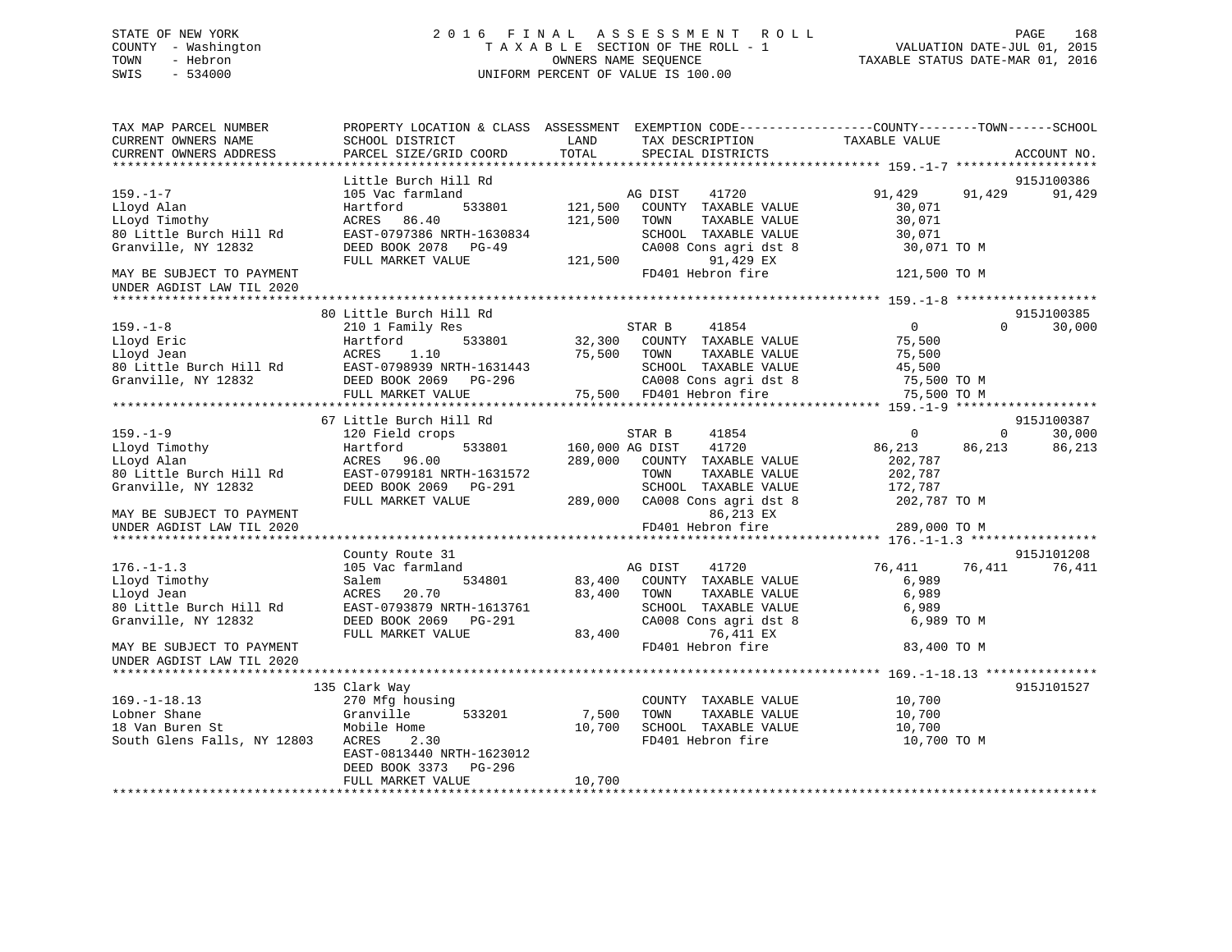STATE OF NEW YORK
COUNTY - Washington
TOWN - Hebron
SWIS - 534000

# 2016 FINAL ASSESSMENT ROLL

TAXABLE SECTION OF THE ROLL - 1
OWNERS NAME SEQUENCE
UNIFORM PERCENT OF VALUE IS 100.00

VALUATION DATE-JUL 01, 2015
TAXABLE STATUS DATE-MAR 01, 2016

```
TAX MAP PARCEL NUMBER          PROPERTY LOCATION & CLASS  ASSESSMENT  EXEMPTION CODE------------------COUNTY--------TOWN------SCHOOL
CURRENT OWNERS NAME            SCHOOL DISTRICT              LAND      TAX DESCRIPTION             TAXABLE VALUE
CURRENT OWNERS ADDRESS         PARCEL SIZE/GRID COORD       TOTAL     SPECIAL DISTRICTS                                    ACCOUNT NO.
*********************************************************************************************** 159.-1-7 *******************
                               Little Burch Hill Rd                                                                        915J100386
159.-1-7                       105 Vac farmland                       AG DIST     41720           91,429     91,429     91,429
Lloyd Alan                     Hartford          533801     121,500   COUNTY  TAXABLE VALUE        30,071
LLoyd Timothy                  ACRES   86.40                121,500   TOWN    TAXABLE VALUE        30,071
80 Little Burch Hill Rd        EAST-0797386 NRTH-1630834              SCHOOL  TAXABLE VALUE        30,071
Granville, NY 12832            DEED BOOK 2078   PG-49                 CA008 Cons agri dst 8         30,071 TO M
                               FULL MARKET VALUE            121,500         91,429 EX
MAY BE SUBJECT TO PAYMENT                                             FD401 Hebron fire            121,500 TO M
UNDER AGDIST LAW TIL 2020
*********************************************************************************************** 159.-1-8 *******************
                               80 Little Burch Hill Rd                                                                     915J100385
159.-1-8                       210 1 Family Res                       STAR B      41854                0          0     30,000
Lloyd Eric                     Hartford          533801      32,300   COUNTY  TAXABLE VALUE        75,500
Lloyd Jean                     ACRES    1.10                 75,500   TOWN    TAXABLE VALUE        75,500
80 Little Burch Hill Rd        EAST-0798939 NRTH-1631443              SCHOOL  TAXABLE VALUE        45,500
Granville, NY 12832            DEED BOOK 2069   PG-296                CA008 Cons agri dst 8         75,500 TO M
                               FULL MARKET VALUE             75,500   FD401 Hebron fire             75,500 TO M
*********************************************************************************************** 159.-1-9 *******************
                               67 Little Burch Hill Rd                                                                     915J100387
159.-1-9                       120 Field crops                        STAR B      41854                0          0     30,000
Lloyd Timothy                  Hartford          533801     160,000 AG DIST     41720           86,213     86,213     86,213
LLoyd Alan                     ACRES   96.00                289,000   COUNTY  TAXABLE VALUE       202,787
80 Little Burch Hill Rd        EAST-0799181 NRTH-1631572              TOWN    TAXABLE VALUE       202,787
Granville, NY 12832            DEED BOOK 2069   PG-291                SCHOOL  TAXABLE VALUE       172,787
                               FULL MARKET VALUE            289,000   CA008 Cons agri dst 8        202,787 TO M
MAY BE SUBJECT TO PAYMENT                                                   86,213 EX
UNDER AGDIST LAW TIL 2020                                             FD401 Hebron fire            289,000 TO M
*********************************************************************************************** 176.-1-1.3 *****************
                               County Route 31                                                                             915J101208
176.-1-1.3                     105 Vac farmland                       AG DIST     41720           76,411     76,411     76,411
Lloyd Timothy                  Salem             534801      83,400   COUNTY  TAXABLE VALUE         6,989
Lloyd Jean                     ACRES   20.70                 83,400   TOWN    TAXABLE VALUE         6,989
80 Little Burch Hill Rd        EAST-0793879 NRTH-1613761              SCHOOL  TAXABLE VALUE         6,989
Granville, NY 12832            DEED BOOK 2069   PG-291                CA008 Cons agri dst 8          6,989 TO M
                               FULL MARKET VALUE             83,400         76,411 EX
MAY BE SUBJECT TO PAYMENT                                             FD401 Hebron fire             83,400 TO M
UNDER AGDIST LAW TIL 2020
*********************************************************************************************** 169.-1-18.13 ***************
                               135 Clark Way                                                                               915J101527
169.-1-18.13                   270 Mfg housing                        COUNTY  TAXABLE VALUE        10,700
Lobner Shane                   Granville         533201       7,500   TOWN    TAXABLE VALUE        10,700
18 Van Buren St                Mobile Home                   10,700   SCHOOL  TAXABLE VALUE        10,700
South Glens Falls, NY 12803    ACRES    2.30                          FD401 Hebron fire             10,700 TO M
                               EAST-0813440 NRTH-1623012
                               DEED BOOK 3373   PG-296
                               FULL MARKET VALUE             10,700
********************************************************************************************************************************
```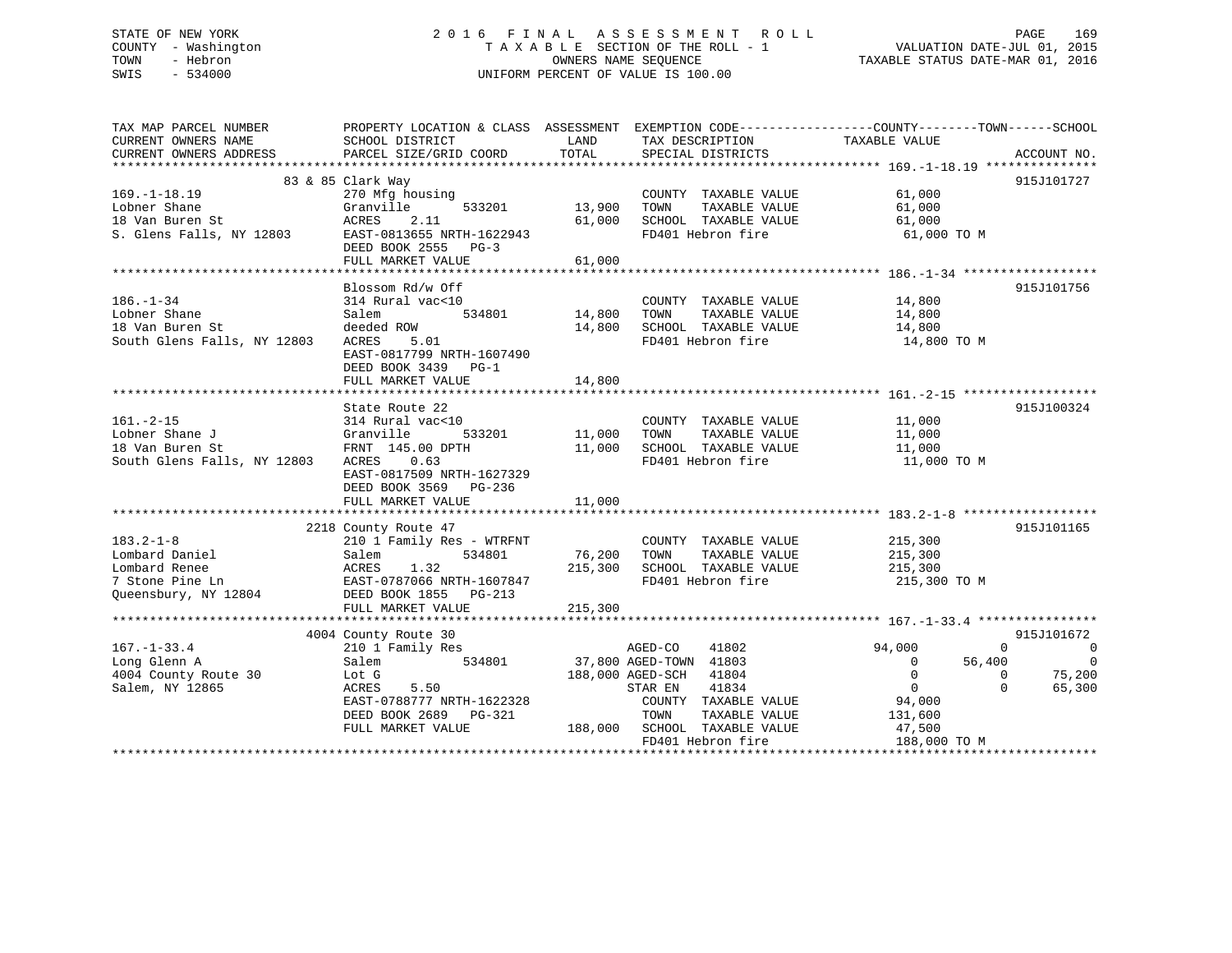STATE OF NEW YORK
COUNTY - Washington
TOWN - Hebron
SWIS - 534000

# 2016 FINAL ASSESSMENT ROLL

TAXABLE SECTION OF THE ROLL - 1
OWNERS NAME SEQUENCE
UNIFORM PERCENT OF VALUE IS 100.00

VALUATION DATE-JUL 01, 2015
TAXABLE STATUS DATE-MAR 01, 2016

```
TAX MAP PARCEL NUMBER          PROPERTY LOCATION & CLASS  ASSESSMENT  EXEMPTION CODE------------------COUNTY--------TOWN------SCHOOL
CURRENT OWNERS NAME            SCHOOL DISTRICT               LAND      TAX DESCRIPTION            TAXABLE VALUE
CURRENT OWNERS ADDRESS         PARCEL SIZE/GRID COORD        TOTAL     SPECIAL DISTRICTS                                   ACCOUNT NO.
******************************************************************************************************* 169.-1-18.19 ***************
                    83 & 85 Clark Way                                                                                   915J101727
169.-1-18.19                   270 Mfg housing                         COUNTY  TAXABLE VALUE           61,000
Lobner Shane                   Granville        533201      13,900     TOWN    TAXABLE VALUE           61,000
18 Van Buren St                ACRES    2.11                61,000     SCHOOL  TAXABLE VALUE           61,000
S. Glens Falls, NY 12803       EAST-0813655 NRTH-1622943               FD401 Hebron fire                61,000 TO M
                               DEED BOOK 2555   PG-3
                               FULL MARKET VALUE            61,000
******************************************************************************************************* 186.-1-34 ******************
                    Blossom Rd/w Off                                                                                    915J101756
186.-1-34                      314 Rural vac<10                        COUNTY  TAXABLE VALUE           14,800
Lobner Shane                   Salem            534801      14,800     TOWN    TAXABLE VALUE           14,800
18 Van Buren St                deeded ROW                   14,800     SCHOOL  TAXABLE VALUE           14,800
South Glens Falls, NY 12803    ACRES    5.01                           FD401 Hebron fire                14,800 TO M
                               EAST-0817799 NRTH-1607490
                               DEED BOOK 3439   PG-1
                               FULL MARKET VALUE            14,800
******************************************************************************************************* 161.-2-15 ******************
                    State Route 22                                                                                      915J100324
161.-2-15                      314 Rural vac<10                        COUNTY  TAXABLE VALUE           11,000
Lobner Shane J                 Granville        533201      11,000     TOWN    TAXABLE VALUE           11,000
18 Van Buren St                FRNT 145.00 DPTH             11,000     SCHOOL  TAXABLE VALUE           11,000
South Glens Falls, NY 12803    ACRES    0.63                           FD401 Hebron fire                11,000 TO M
                               EAST-0817509 NRTH-1627329
                               DEED BOOK 3569   PG-236
                               FULL MARKET VALUE            11,000
******************************************************************************************************* 183.2-1-8 ******************
                    2218 County Route 47                                                                                915J101165
183.2-1-8                      210 1 Family Res - WTRFNT               COUNTY  TAXABLE VALUE          215,300
Lombard Daniel                 Salem            534801      76,200     TOWN    TAXABLE VALUE          215,300
Lombard Renee                  ACRES    1.32               215,300     SCHOOL  TAXABLE VALUE          215,300
7 Stone Pine Ln                EAST-0787066 NRTH-1607847               FD401 Hebron fire               215,300 TO M
Queensbury, NY 12804           DEED BOOK 1855   PG-213
                               FULL MARKET VALUE           215,300
******************************************************************************************************* 167.-1-33.4 ****************
                    4004 County Route 30                                                                                915J101672
167.-1-33.4                    210 1 Family Res                     AGED-CO     41802           94,000             0             0
Long Glenn A                   Salem            534801      37,800 AGED-TOWN   41803                0        56,400             0
4004 County Route 30           Lot G                       188,000 AGED-SCH    41804                0             0        75,200
Salem, NY 12865                ACRES    5.50                        STAR EN     41834                0             0        65,300
                               EAST-0788777 NRTH-1622328               COUNTY  TAXABLE VALUE           94,000
                               DEED BOOK 2689   PG-321                 TOWN    TAXABLE VALUE          131,600
                               FULL MARKET VALUE           188,000     SCHOOL  TAXABLE VALUE           47,500
                                                                       FD401 Hebron fire               188,000 TO M
************************************************************************************************************************************
```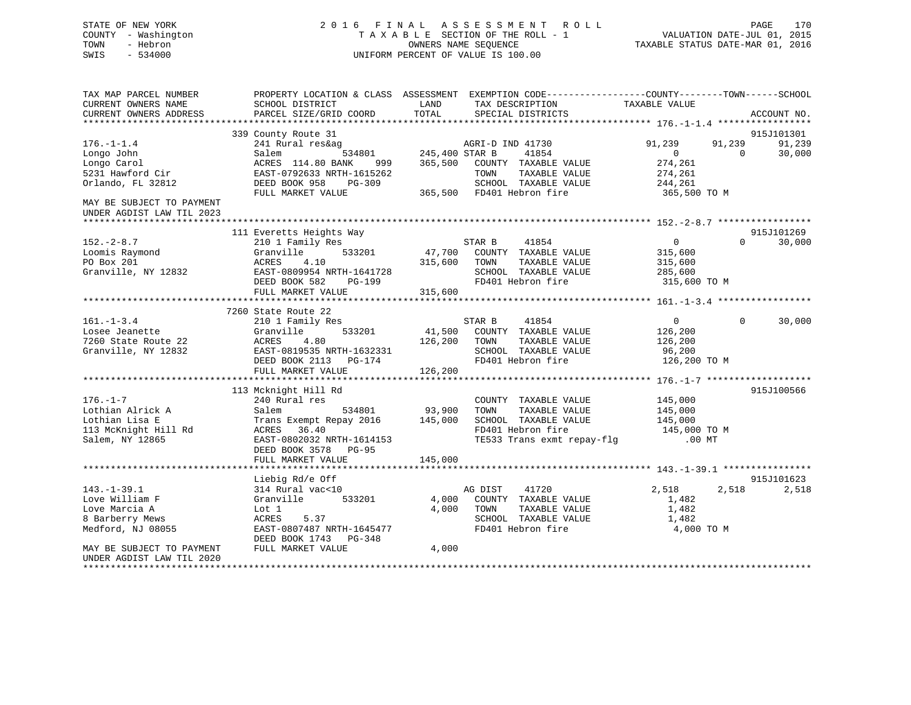STATE OF NEW YORK
COUNTY - Washington
TOWN - Hebron
SWIS - 534000

2 0 1 6 F I N A L A S S E S S M E N T R O L L
T A X A B L E SECTION OF THE ROLL - 1
OWNERS NAME SEQUENCE
UNIFORM PERCENT OF VALUE IS 100.00

VALUATION DATE-JUL 01, 2015
TAXABLE STATUS DATE-MAR 01, 2016

```
TAX MAP PARCEL NUMBER          PROPERTY LOCATION & CLASS  ASSESSMENT  EXEMPTION CODE------------------COUNTY--------TOWN------SCHOOL
CURRENT OWNERS NAME            SCHOOL DISTRICT              LAND        TAX DESCRIPTION              TAXABLE VALUE
CURRENT OWNERS ADDRESS         PARCEL SIZE/GRID COORD       TOTAL       SPECIAL DISTRICTS                                    ACCOUNT NO.
******************************************************************************************************* 176.-1-1.4 *****************
                               339 County Route 31                                                                    915J101301
176.-1-1.4                     241 Rural res&ag                    AGRI-D IND 41730              91,239      91,239      91,239
Longo John                     Salem           534801     245,400 STAR B      41854                  0           0       30,000
Longo Carol                    ACRES  114.80 BANK    999  365,500   COUNTY  TAXABLE VALUE           274,261
5231 Hawford Cir               EAST-0792633 NRTH-1615262            TOWN    TAXABLE VALUE           274,261
Orlando, FL 32812              DEED BOOK 958    PG-309              SCHOOL  TAXABLE VALUE           244,261
                               FULL MARKET VALUE           365,500   FD401 Hebron fire               365,500 TO M
MAY BE SUBJECT TO PAYMENT
UNDER AGDIST LAW TIL 2023
******************************************************************************************************* 152.-2-8.7 *****************
                               111 Everetts Heights Way                                                               915J101269
152.-2-8.7                     210 1 Family Res                    STAR B      41854                  0           0       30,000
Loomis Raymond                 Granville       533201      47,700   COUNTY  TAXABLE VALUE           315,600
PO Box 201                     ACRES    4.10              315,600   TOWN    TAXABLE VALUE           315,600
Granville, NY 12832            EAST-0809954 NRTH-1641728            SCHOOL  TAXABLE VALUE           285,600
                               DEED BOOK 582    PG-199              FD401 Hebron fire               315,600 TO M
                               FULL MARKET VALUE           315,600
******************************************************************************************************* 161.-1-3.4 *****************
                               7260 State Route 22
161.-1-3.4                     210 1 Family Res                    STAR B      41854                  0           0       30,000
Losee Jeanette                 Granville       533201      41,500   COUNTY  TAXABLE VALUE           126,200
7260 State Route 22            ACRES    4.80              126,200   TOWN    TAXABLE VALUE           126,200
Granville, NY 12832            EAST-0819535 NRTH-1632331            SCHOOL  TAXABLE VALUE            96,200
                               DEED BOOK 2113   PG-174              FD401 Hebron fire               126,200 TO M
                               FULL MARKET VALUE           126,200
******************************************************************************************************* 176.-1-7 *******************
                               113 Mcknight Hill Rd                                                                   915J100566
176.-1-7                       240 Rural res                        COUNTY  TAXABLE VALUE           145,000
Lothian Alrick A               Salem           534801      93,900   TOWN    TAXABLE VALUE           145,000
Lothian Lisa E                 Trans Exempt Repay 2016    145,000   SCHOOL  TAXABLE VALUE           145,000
113 McKnight Hill Rd           ACRES   36.40                        FD401 Hebron fire               145,000 TO M
Salem, NY 12865                EAST-0802032 NRTH-1614153            TE533 Trans exmt repay-flg          .00 MT
                               DEED BOOK 3578   PG-95
                               FULL MARKET VALUE           145,000
******************************************************************************************************* 143.-1-39.1 ****************
                               Liebig Rd/e Off                                                                        915J101623
143.-1-39.1                    314 Rural vac<10                     AG DIST     41720              2,518       2,518       2,518
Love William F                 Granville       533201       4,000   COUNTY  TAXABLE VALUE             1,482
Love Marcia A                  Lot 1                        4,000   TOWN    TAXABLE VALUE             1,482
8 Barberry Mews                ACRES    5.37                        SCHOOL  TAXABLE VALUE             1,482
Medford, NJ 08055              EAST-0807487 NRTH-1645477            FD401 Hebron fire                 4,000 TO M
                               DEED BOOK 1743   PG-348
MAY BE SUBJECT TO PAYMENT      FULL MARKET VALUE             4,000
UNDER AGDIST LAW TIL 2020
************************************************************************************************************************************
```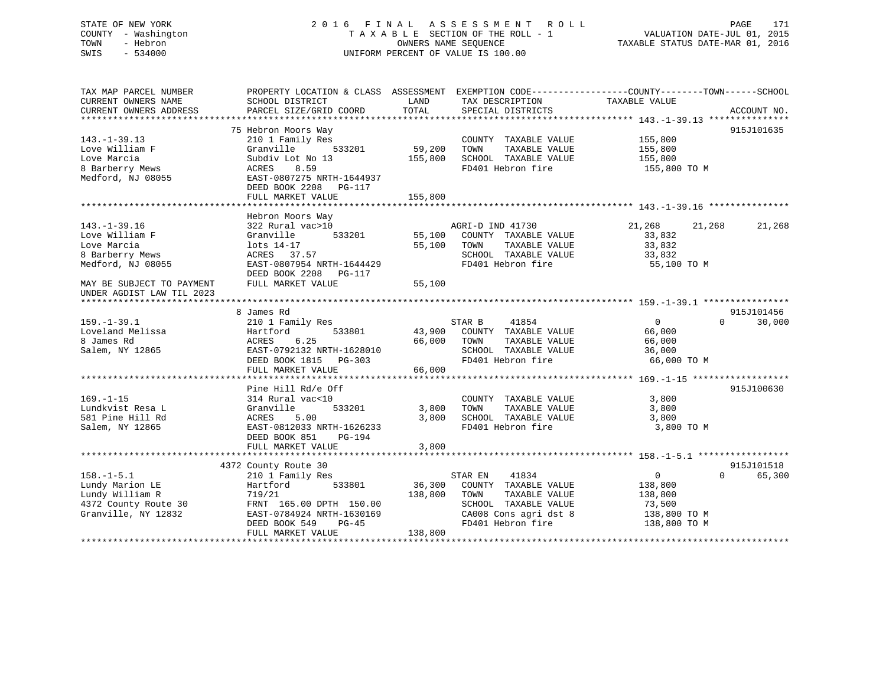STATE OF NEW YORK
COUNTY - Washington
TOWN - Hebron
SWIS - 534000

2 0 1 6 F I N A L A S S E S S M E N T R O L L
T A X A B L E SECTION OF THE ROLL - 1
OWNERS NAME SEQUENCE
UNIFORM PERCENT OF VALUE IS 100.00

VALUATION DATE-JUL 01, 2015
TAXABLE STATUS DATE-MAR 01, 2016

```
TAX MAP PARCEL NUMBER          PROPERTY LOCATION & CLASS  ASSESSMENT  EXEMPTION CODE-----------------COUNTY--------TOWN------SCHOOL
CURRENT OWNERS NAME            SCHOOL DISTRICT               LAND      TAX DESCRIPTION            TAXABLE VALUE
CURRENT OWNERS ADDRESS         PARCEL SIZE/GRID COORD       TOTAL      SPECIAL DISTRICTS                                   ACCOUNT NO.
******************************************************************************************************* 143.-1-39.13 ***************
                               75 Hebron Moors Way                                                                          915J101635
143.-1-39.13                   210 1 Family Res                        COUNTY  TAXABLE VALUE          155,800
Love William F                 Granville       533201       59,200     TOWN    TAXABLE VALUE          155,800
Love Marcia                    Subdiv Lot No 13            155,800     SCHOOL  TAXABLE VALUE          155,800
8 Barberry Mews                ACRES    8.59                           FD401 Hebron fire               155,800 TO M
Medford, NJ 08055              EAST-0807275 NRTH-1644937
                               DEED BOOK 2208   PG-117
                               FULL MARKET VALUE           155,800
******************************************************************************************************* 143.-1-39.16 ***************
                               Hebron Moors Way
143.-1-39.16                   322 Rural vac>10                        AGRI-D IND 41730             21,268     21,268      21,268
Love William F                 Granville       533201       55,100     COUNTY  TAXABLE VALUE           33,832
Love Marcia                    lots 14-17                   55,100     TOWN    TAXABLE VALUE           33,832
8 Barberry Mews                ACRES   37.57                           SCHOOL  TAXABLE VALUE           33,832
Medford, NJ 08055              EAST-0807954 NRTH-1644429               FD401 Hebron fire                55,100 TO M
                               DEED BOOK 2208   PG-117
MAY BE SUBJECT TO PAYMENT      FULL MARKET VALUE            55,100
UNDER AGDIST LAW TIL 2023
******************************************************************************************************* 159.-1-39.1 ****************
                               8 James Rd                                                                                   915J101456
159.-1-39.1                    210 1 Family Res                        STAR B      41854                 0          0      30,000
Loveland Melissa               Hartford        533801       43,900     COUNTY  TAXABLE VALUE           66,000
8 James Rd                     ACRES    6.25                66,000     TOWN    TAXABLE VALUE           66,000
Salem, NY 12865                EAST-0792132 NRTH-1628010               SCHOOL  TAXABLE VALUE           36,000
                               DEED BOOK 1815   PG-303                 FD401 Hebron fire                66,000 TO M
                               FULL MARKET VALUE            66,000
******************************************************************************************************* 169.-1-15 ******************
                               Pine Hill Rd/e Off                                                                           915J100630
169.-1-15                      314 Rural vac<10                        COUNTY  TAXABLE VALUE            3,800
Lundkvist Resa L               Granville       533201        3,800     TOWN    TAXABLE VALUE            3,800
581 Pine Hill Rd               ACRES    5.00                 3,800     SCHOOL  TAXABLE VALUE            3,800
Salem, NY 12865                EAST-0812033 NRTH-1626233               FD401 Hebron fire                 3,800 TO M
                               DEED BOOK 851    PG-194
                               FULL MARKET VALUE             3,800
******************************************************************************************************* 158.-1-5.1 *****************
                               4372 County Route 30                                                                         915J101518
158.-1-5.1                     210 1 Family Res                        STAR EN     41834                 0          0      65,300
Lundy Marion LE                Hartford        533801       36,300     COUNTY  TAXABLE VALUE          138,800
Lundy William R                719/21                      138,800     TOWN    TAXABLE VALUE          138,800
4372 County Route 30           FRNT 165.00 DPTH 150.00                 SCHOOL  TAXABLE VALUE           73,500
Granville, NY 12832            EAST-0784924 NRTH-1630169               CA008 Cons agri dst 8           138,800 TO M
                               DEED BOOK 549    PG-45                  FD401 Hebron fire               138,800 TO M
                               FULL MARKET VALUE           138,800
************************************************************************************************************************************
```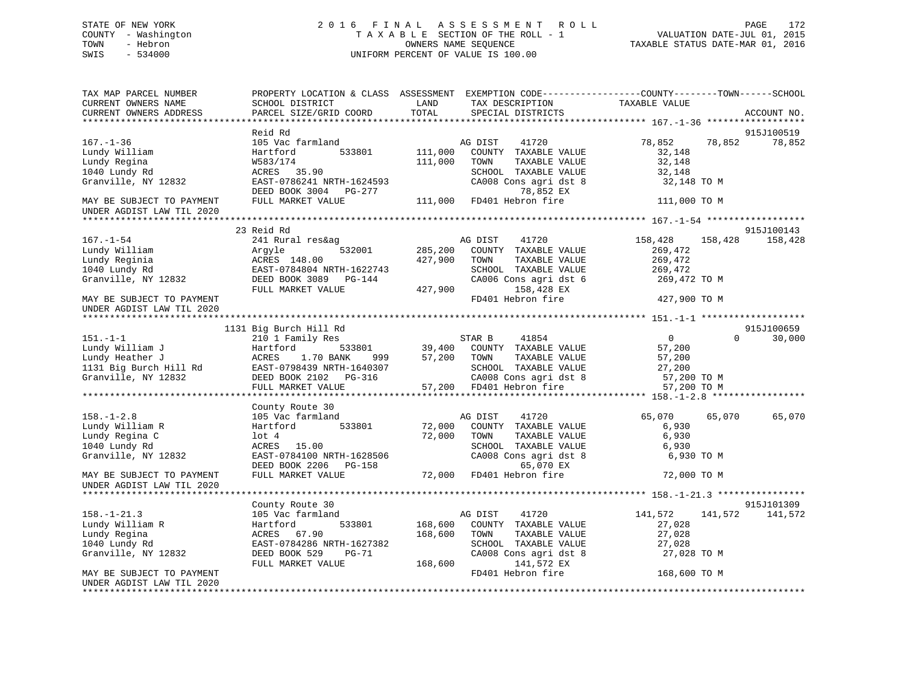STATE OF NEW YORK
COUNTY - Washington
TOWN - Hebron
SWIS - 534000

2016 FINAL ASSESSMENT ROLL
TAXABLE SECTION OF THE ROLL - 1
OWNERS NAME SEQUENCE
UNIFORM PERCENT OF VALUE IS 100.00

VALUATION DATE-JUL 01, 2015
TAXABLE STATUS DATE-MAR 01, 2016

```
TAX MAP PARCEL NUMBER          PROPERTY LOCATION & CLASS  ASSESSMENT  EXEMPTION CODE------------------COUNTY--------TOWN------SCHOOL
CURRENT OWNERS NAME            SCHOOL DISTRICT            LAND        TAX DESCRIPTION              TAXABLE VALUE
CURRENT OWNERS ADDRESS         PARCEL SIZE/GRID COORD     TOTAL       SPECIAL DISTRICTS                                      ACCOUNT NO.
******************************************************************************************************* 167.-1-36 ******************
                               Reid Rd                                                                                    915J100519
167.-1-36                      105 Vac farmland                       AG DIST      41720              78,852      78,852      78,852
Lundy William                  Hartford        533801      111,000    COUNTY  TAXABLE VALUE             32,148
Lundy Regina                   W583/174                    111,000    TOWN    TAXABLE VALUE             32,148
1040 Lundy Rd                  ACRES   35.90                          SCHOOL  TAXABLE VALUE             32,148
Granville, NY 12832            EAST-0786241 NRTH-1624593              CA008 Cons agri dst 8              32,148 TO M
                               DEED BOOK 3004   PG-277                     78,852 EX
MAY BE SUBJECT TO PAYMENT      FULL MARKET VALUE           111,000    FD401 Hebron fire                 111,000 TO M
UNDER AGDIST LAW TIL 2020
******************************************************************************************************* 167.-1-54 ******************
                               23 Reid Rd                                                                                 915J100143
167.-1-54                      241 Rural res&ag                       AG DIST      41720             158,428     158,428     158,428
Lundy William                  Argyle          532001      285,200    COUNTY  TAXABLE VALUE            269,472
Lundy Reginia                  ACRES  148.00               427,900    TOWN    TAXABLE VALUE            269,472
1040 Lundy Rd                  EAST-0784804 NRTH-1622743              SCHOOL  TAXABLE VALUE            269,472
Granville, NY 12832            DEED BOOK 3089   PG-144                CA006 Cons agri dst 6             269,472 TO M
                               FULL MARKET VALUE           427,900         158,428 EX
MAY BE SUBJECT TO PAYMENT                                             FD401 Hebron fire                 427,900 TO M
UNDER AGDIST LAW TIL 2020
******************************************************************************************************* 151.-1-1 *******************
                               1131 Big Burch Hill Rd                                                                     915J100659
151.-1-1                       210 1 Family Res                       STAR B       41854                   0           0      30,000
Lundy William J                Hartford        533801       39,400    COUNTY  TAXABLE VALUE             57,200
Lundy Heather J                ACRES    1.70 BANK    999    57,200    TOWN    TAXABLE VALUE             57,200
1131 Big Burch Hill Rd         EAST-0798439 NRTH-1640307              SCHOOL  TAXABLE VALUE             27,200
Granville, NY 12832            DEED BOOK 2102   PG-316                CA008 Cons agri dst 8              57,200 TO M
                               FULL MARKET VALUE            57,200    FD401 Hebron fire                  57,200 TO M
******************************************************************************************************* 158.-1-2.8 *****************
                               County Route 30
158.-1-2.8                     105 Vac farmland                       AG DIST      41720              65,070      65,070      65,070
Lundy William R                Hartford        533801       72,000    COUNTY  TAXABLE VALUE              6,930
Lundy Regina C                 lot 4                        72,000    TOWN    TAXABLE VALUE              6,930
1040 Lundy Rd                  ACRES   15.00                          SCHOOL  TAXABLE VALUE              6,930
Granville, NY 12832            EAST-0784100 NRTH-1628506              CA008 Cons agri dst 8               6,930 TO M
                               DEED BOOK 2206   PG-158                     65,070 EX
MAY BE SUBJECT TO PAYMENT      FULL MARKET VALUE            72,000    FD401 Hebron fire                  72,000 TO M
UNDER AGDIST LAW TIL 2020
******************************************************************************************************* 158.-1-21.3 ****************
                               County Route 30                                                                            915J101309
158.-1-21.3                    105 Vac farmland                       AG DIST      41720             141,572     141,572     141,572
Lundy William R                Hartford        533801      168,600    COUNTY  TAXABLE VALUE             27,028
Lundy Regina                   ACRES   67.90               168,600    TOWN    TAXABLE VALUE             27,028
1040 Lundy Rd                  EAST-0784286 NRTH-1627382              SCHOOL  TAXABLE VALUE             27,028
Granville, NY 12832            DEED BOOK 529    PG-71                 CA008 Cons agri dst 8              27,028 TO M
                               FULL MARKET VALUE           168,600         141,572 EX
MAY BE SUBJECT TO PAYMENT                                             FD401 Hebron fire                 168,600 TO M
UNDER AGDIST LAW TIL 2020
************************************************************************************************************************************
```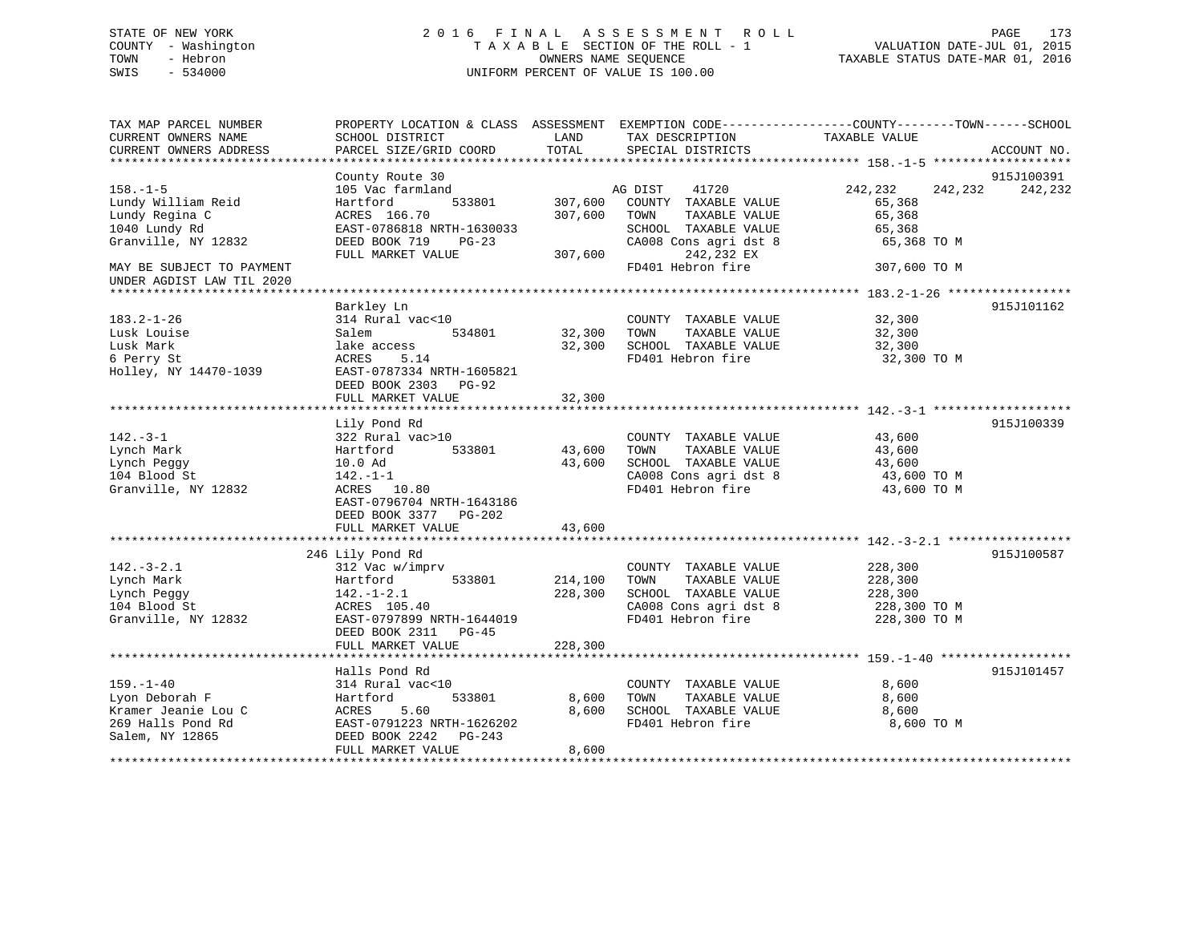STATE OF NEW YORK
COUNTY - Washington
TOWN - Hebron
SWIS - 534000

# 2016 FINAL ASSESSMENT ROLL
TAXABLE SECTION OF THE ROLL - 1
OWNERS NAME SEQUENCE
UNIFORM PERCENT OF VALUE IS 100.00

VALUATION DATE-JUL 01, 2015
TAXABLE STATUS DATE-MAR 01, 2016

```
TAX MAP PARCEL NUMBER          PROPERTY LOCATION & CLASS  ASSESSMENT  EXEMPTION CODE------------------COUNTY--------TOWN------SCHOOL
CURRENT OWNERS NAME            SCHOOL DISTRICT               LAND      TAX DESCRIPTION            TAXABLE VALUE
CURRENT OWNERS ADDRESS         PARCEL SIZE/GRID COORD        TOTAL     SPECIAL DISTRICTS                                     ACCOUNT NO.
******************************************************************************************************* 158.-1-5 *******************
                               County Route 30                                                                            915J100391
158.-1-5                       105 Vac farmland                      AG DIST    41720              242,232    242,232     242,232
Lundy William Reid             Hartford          533801    307,600   COUNTY  TAXABLE VALUE            65,368
Lundy Regina C                 ACRES  166.70               307,600   TOWN    TAXABLE VALUE            65,368
1040 Lundy Rd                  EAST-0786818 NRTH-1630033             SCHOOL  TAXABLE VALUE            65,368
Granville, NY 12832            DEED BOOK 719    PG-23                CA008 Cons agri dst 8             65,368 TO M
                               FULL MARKET VALUE           307,600        242,232 EX
MAY BE SUBJECT TO PAYMENT                                            FD401 Hebron fire                307,600 TO M
UNDER AGDIST LAW TIL 2020
******************************************************************************************************* 183.2-1-26 *****************
                               Barkley Ln                                                                                 915J101162
183.2-1-26                     314 Rural vac<10                      COUNTY  TAXABLE VALUE            32,300
Lusk Louise                    Salem             534801     32,300   TOWN    TAXABLE VALUE            32,300
Lusk Mark                      lake access                  32,300   SCHOOL  TAXABLE VALUE            32,300
6 Perry St                     ACRES    5.14                         FD401 Hebron fire                 32,300 TO M
Holley, NY 14470-1039          EAST-0787334 NRTH-1605821
                               DEED BOOK 2303   PG-92
                               FULL MARKET VALUE            32,300
******************************************************************************************************* 142.-3-1 *******************
                               Lily Pond Rd                                                                               915J100339
142.-3-1                       322 Rural vac>10                      COUNTY  TAXABLE VALUE            43,600
Lynch Mark                     Hartford          533801     43,600   TOWN    TAXABLE VALUE            43,600
Lynch Peggy                    10.0 Ad                      43,600   SCHOOL  TAXABLE VALUE            43,600
104 Blood St                   142.-1-1                              CA008 Cons agri dst 8             43,600 TO M
Granville, NY 12832            ACRES   10.80                         FD401 Hebron fire                 43,600 TO M
                               EAST-0796704 NRTH-1643186
                               DEED BOOK 3377   PG-202
                               FULL MARKET VALUE            43,600
******************************************************************************************************* 142.-3-2.1 *****************
                           246 Lily Pond Rd                                                                               915J100587
142.-3-2.1                     312 Vac w/imprv                       COUNTY  TAXABLE VALUE           228,300
Lynch Mark                     Hartford          533801    214,100   TOWN    TAXABLE VALUE           228,300
Lynch Peggy                    142.-1-2.1                  228,300   SCHOOL  TAXABLE VALUE           228,300
104 Blood St                   ACRES  105.40                         CA008 Cons agri dst 8            228,300 TO M
Granville, NY 12832            EAST-0797899 NRTH-1644019             FD401 Hebron fire                228,300 TO M
                               DEED BOOK 2311   PG-45
                               FULL MARKET VALUE           228,300
******************************************************************************************************* 159.-1-40 ******************
                               Halls Pond Rd                                                                              915J101457
159.-1-40                      314 Rural vac<10                      COUNTY  TAXABLE VALUE             8,600
Lyon Deborah F                 Hartford          533801      8,600   TOWN    TAXABLE VALUE             8,600
Kramer Jeanie Lou C            ACRES    5.60                 8,600   SCHOOL  TAXABLE VALUE             8,600
269 Halls Pond Rd              EAST-0791223 NRTH-1626202             FD401 Hebron fire                  8,600 TO M
Salem, NY 12865                DEED BOOK 2242   PG-243
                               FULL MARKET VALUE             8,600
************************************************************************************************************************************
```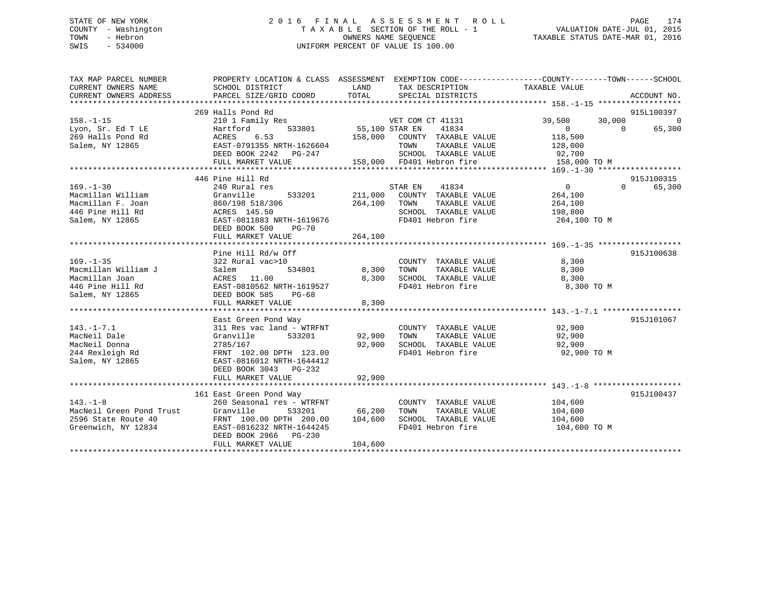STATE OF NEW YORK
COUNTY - Washington
TOWN - Hebron
SWIS - 534000

2 0 1 6 F I N A L A S S E S S M E N T R O L L
T A X A B L E SECTION OF THE ROLL - 1
OWNERS NAME SEQUENCE
UNIFORM PERCENT OF VALUE IS 100.00

VALUATION DATE-JUL 01, 2015
TAXABLE STATUS DATE-MAR 01, 2016

```
TAX MAP PARCEL NUMBER          PROPERTY LOCATION & CLASS  ASSESSMENT  EXEMPTION CODE------------------COUNTY--------TOWN------SCHOOL
CURRENT OWNERS NAME            SCHOOL DISTRICT             LAND       TAX DESCRIPTION              TAXABLE VALUE
CURRENT OWNERS ADDRESS         PARCEL SIZE/GRID COORD      TOTAL      SPECIAL DISTRICTS                                        ACCOUNT NO.
******************************************************************************************************* 158.-1-15 ******************
                               269 Halls Pond Rd                                                                              915L100397
158.-1-15                      210 1 Family Res                       VET COM CT 41131             39,500      30,000          0
Lyon, Sr. Ed T LE              Hartford        533801      55,100 STAR EN    41834                       0           0     65,300
269 Halls Pond Rd              ACRES    6.53              158,000   COUNTY  TAXABLE VALUE          118,500
Salem, NY 12865                EAST-0791355 NRTH-1626604              TOWN    TAXABLE VALUE          128,000
                               DEED BOOK 2242   PG-247                SCHOOL  TAXABLE VALUE           92,700
                               FULL MARKET VALUE          158,000   FD401 Hebron fire               158,000 TO M
******************************************************************************************************* 169.-1-30 ******************
                               446 Pine Hill Rd                                                                               915J100315
169.-1-30                      240 Rural res                          STAR EN    41834                   0           0     65,300
Macmillan William              Granville       533201     211,000   COUNTY  TAXABLE VALUE          264,100
Macmillan F. Joan              860/198 518/306            264,100   TOWN    TAXABLE VALUE          264,100
446 Pine Hill Rd               ACRES  145.50                         SCHOOL  TAXABLE VALUE          198,800
Salem, NY 12865                EAST-0811883 NRTH-1619676              FD401 Hebron fire               264,100 TO M
                               DEED BOOK 500    PG-70
                               FULL MARKET VALUE          264,100
******************************************************************************************************* 169.-1-35 ******************
                               Pine Hill Rd/w Off                                                                             915J100638
169.-1-35                      322 Rural vac>10                       COUNTY  TAXABLE VALUE            8,300
Macmillan William J            Salem           534801       8,300   TOWN    TAXABLE VALUE            8,300
Macmillan Joan                 ACRES   11.00                8,300   SCHOOL  TAXABLE VALUE            8,300
446 Pine Hill Rd               EAST-0810562 NRTH-1619527              FD401 Hebron fire                 8,300 TO M
Salem, NY 12865                DEED BOOK 585    PG-68
                               FULL MARKET VALUE            8,300
******************************************************************************************************* 143.-1-7.1 *****************
                               East Green Pond Way                                                                            915J101067
143.-1-7.1                     311 Res vac land - WTRFNT              COUNTY  TAXABLE VALUE           92,900
MacNeil Dale                   Granville       533201      92,900   TOWN    TAXABLE VALUE           92,900
MacNeil Donna                  2785/167                    92,900   SCHOOL  TAXABLE VALUE           92,900
244 Rexleigh Rd                FRNT 102.00 DPTH 123.00                FD401 Hebron fire                92,900 TO M
Salem, NY 12865                EAST-0816012 NRTH-1644412
                               DEED BOOK 3043   PG-232
                               FULL MARKET VALUE           92,900
******************************************************************************************************* 143.-1-8 *******************
                               161 East Green Pond Way                                                                        915J100437
143.-1-8                       260 Seasonal res - WTRFNT              COUNTY  TAXABLE VALUE          104,600
MacNeil Green Pond Trust       Granville       533201      66,200   TOWN    TAXABLE VALUE          104,600
2596 State Route 40            FRNT 100.00 DPTH 200.00    104,600   SCHOOL  TAXABLE VALUE          104,600
Greenwich, NY 12834            EAST-0816232 NRTH-1644245              FD401 Hebron fire               104,600 TO M
                               DEED BOOK 2966   PG-230
                               FULL MARKET VALUE          104,600
************************************************************************************************************************************
```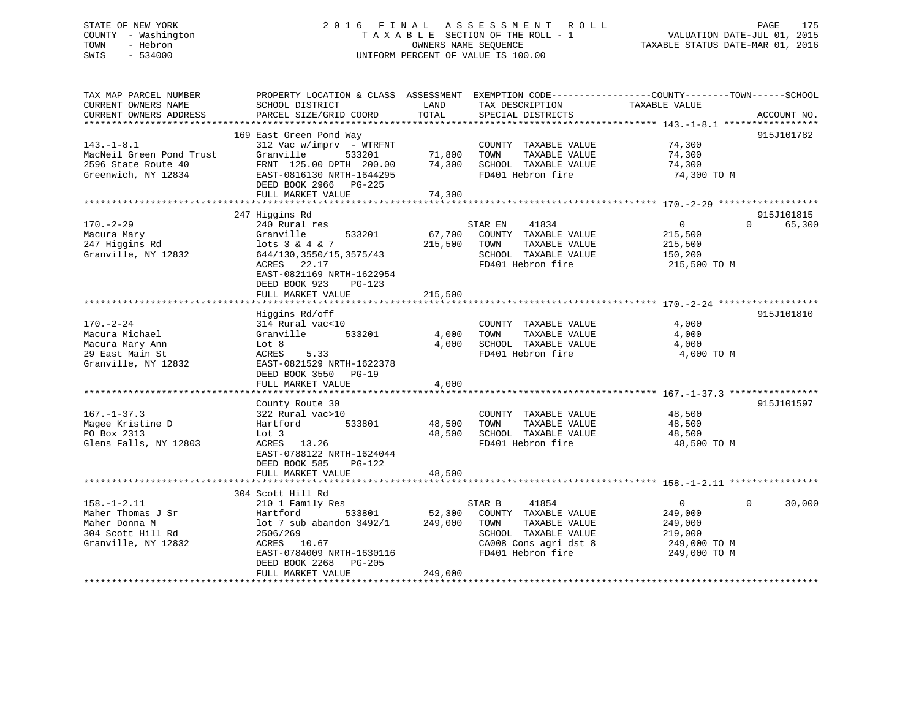STATE OF NEW YORK
COUNTY - Washington
TOWN - Hebron
SWIS - 534000

2 0 1 6 F I N A L A S S E S S M E N T R O L L
T A X A B L E SECTION OF THE ROLL - 1
OWNERS NAME SEQUENCE
UNIFORM PERCENT OF VALUE IS 100.00

VALUATION DATE-JUL 01, 2015
TAXABLE STATUS DATE-MAR 01, 2016

| TAX MAP PARCEL NUMBER / CURRENT OWNERS NAME / CURRENT OWNERS ADDRESS | PROPERTY LOCATION & CLASS / SCHOOL DISTRICT / PARCEL SIZE/GRID COORD | ASSESSMENT LAND / TOTAL | EXEMPTION CODE / TAX DESCRIPTION / SPECIAL DISTRICTS | COUNTY / TOWN / SCHOOL TAXABLE VALUE | ACCOUNT NO. |
|---|---|---|---|---|---|
| 143.-1-8.1 | 169 East Green Pond Way | | | | 915J101782 |
| MacNeil Green Pond Trust | 312 Vac w/imprv - WTRFNT | | COUNTY TAXABLE VALUE | 74,300 | |
| 2596 State Route 40 | Granville 533201 | 71,800 | TOWN TAXABLE VALUE | 74,300 | |
| Greenwich, NY 12834 | FRNT 125.00 DPTH 200.00 | 74,300 | SCHOOL TAXABLE VALUE | 74,300 | |
| | EAST-0816130 NRTH-1644295 | | FD401 Hebron fire | 74,300 TO M | |
| | DEED BOOK 2966 PG-225 | | | | |
| | FULL MARKET VALUE | 74,300 | | | |
| 170.-2-29 | 247 Higgins Rd | | | | 915J101815 |
| Macura Mary | 240 Rural res | | STAR EN 41834 | 0 0 65,300 | |
| 247 Higgins Rd | Granville 533201 | 67,700 | COUNTY TAXABLE VALUE | 215,500 | |
| Granville, NY 12832 | lots 3 & 4 & 7 | 215,500 | TOWN TAXABLE VALUE | 215,500 | |
| | 644/130,3550/15,3575/43 | | SCHOOL TAXABLE VALUE | 150,200 | |
| | ACRES 22.17 | | FD401 Hebron fire | 215,500 TO M | |
| | EAST-0821169 NRTH-1622954 | | | | |
| | DEED BOOK 923 PG-123 | | | | |
| | FULL MARKET VALUE | 215,500 | | | |
| 170.-2-24 | Higgins Rd/off | | | | 915J101810 |
| Macura Michael | 314 Rural vac<10 | | COUNTY TAXABLE VALUE | 4,000 | |
| Macura Mary Ann | Granville 533201 | 4,000 | TOWN TAXABLE VALUE | 4,000 | |
| 29 East Main St | Lot 8 | 4,000 | SCHOOL TAXABLE VALUE | 4,000 | |
| Granville, NY 12832 | ACRES 5.33 | | FD401 Hebron fire | 4,000 TO M | |
| | EAST-0821529 NRTH-1622378 | | | | |
| | DEED BOOK 3550 PG-19 | | | | |
| | FULL MARKET VALUE | 4,000 | | | |
| 167.-1-37.3 | County Route 30 | | | | 915J101597 |
| Magee Kristine D | 322 Rural vac>10 | | COUNTY TAXABLE VALUE | 48,500 | |
| PO Box 2313 | Hartford 533801 | 48,500 | TOWN TAXABLE VALUE | 48,500 | |
| Glens Falls, NY 12803 | Lot 3 | 48,500 | SCHOOL TAXABLE VALUE | 48,500 | |
| | ACRES 13.26 | | FD401 Hebron fire | 48,500 TO M | |
| | EAST-0788122 NRTH-1624044 | | | | |
| | DEED BOOK 585 PG-122 | | | | |
| | FULL MARKET VALUE | 48,500 | | | |
| 158.-1-2.11 | 304 Scott Hill Rd | | | | |
| Maher Thomas J Sr | 210 1 Family Res | | STAR B 41854 | 0 0 30,000 | |
| Maher Donna M | Hartford 533801 | 52,300 | COUNTY TAXABLE VALUE | 249,000 | |
| 304 Scott Hill Rd | lot 7 sub abandon 3492/1 | 249,000 | TOWN TAXABLE VALUE | 249,000 | |
| Granville, NY 12832 | 2506/269 | | SCHOOL TAXABLE VALUE | 219,000 | |
| | ACRES 10.67 | | CA008 Cons agri dst 8 | 249,000 TO M | |
| | EAST-0784009 NRTH-1630116 | | FD401 Hebron fire | 249,000 TO M | |
| | DEED BOOK 2268 PG-205 | | | | |
| | FULL MARKET VALUE | 249,000 | | | |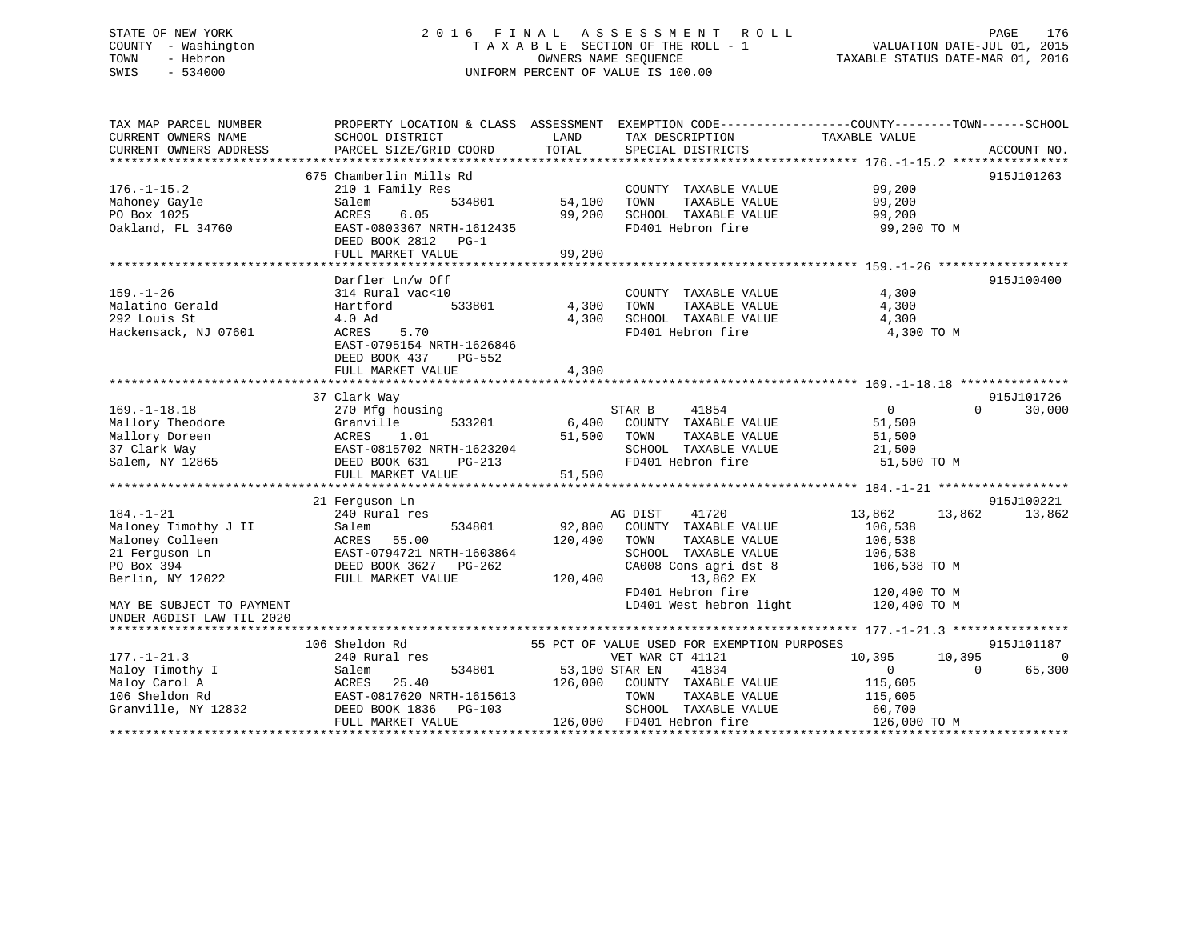STATE OF NEW YORK
COUNTY - Washington
TOWN - Hebron
SWIS - 534000

2 0 1 6 F I N A L A S S E S S M E N T R O L L
T A X A B L E SECTION OF THE ROLL - 1
OWNERS NAME SEQUENCE
UNIFORM PERCENT OF VALUE IS 100.00

VALUATION DATE-JUL 01, 2015
TAXABLE STATUS DATE-MAR 01, 2016

```
TAX MAP PARCEL NUMBER          PROPERTY LOCATION & CLASS  ASSESSMENT  EXEMPTION CODE------------------COUNTY--------TOWN------SCHOOL
CURRENT OWNERS NAME            SCHOOL DISTRICT               LAND      TAX DESCRIPTION             TAXABLE VALUE
CURRENT OWNERS ADDRESS         PARCEL SIZE/GRID COORD        TOTAL     SPECIAL DISTRICTS                                        ACCOUNT NO.
******************************************************************************************************* 176.-1-15.2 ****************
                               675 Chamberlin Mills Rd                                                                           915J101263
176.-1-15.2                    210 1 Family Res                        COUNTY  TAXABLE VALUE              99,200
Mahoney Gayle                  Salem             534801     54,100     TOWN    TAXABLE VALUE              99,200
PO Box 1025                    ACRES    6.05                99,200     SCHOOL  TAXABLE VALUE              99,200
Oakland, FL 34760              EAST-0803367 NRTH-1612435               FD401 Hebron fire                   99,200 TO M
                               DEED BOOK 2812   PG-1
                               FULL MARKET VALUE            99,200
******************************************************************************************************* 159.-1-26 ******************
                               Darfler Ln/w Off                                                                                  915J100400
159.-1-26                      314 Rural vac<10                        COUNTY  TAXABLE VALUE               4,300
Malatino Gerald                Hartford          533801      4,300     TOWN    TAXABLE VALUE               4,300
292 Louis St                   4.0 Ad                        4,300     SCHOOL  TAXABLE VALUE               4,300
Hackensack, NJ 07601           ACRES    5.70                           FD401 Hebron fire                    4,300 TO M
                               EAST-0795154 NRTH-1626846
                               DEED BOOK 437    PG-552
                               FULL MARKET VALUE             4,300
******************************************************************************************************* 169.-1-18.18 ***************
                               37 Clark Way                                                                                      915J101726
169.-1-18.18                   270 Mfg housing                         STAR B      41854                   0            0       30,000
Mallory Theodore               Granville         533201      6,400     COUNTY  TAXABLE VALUE              51,500
Mallory Doreen                 ACRES    1.01                51,500     TOWN    TAXABLE VALUE              51,500
37 Clark Way                   EAST-0815702 NRTH-1623204               SCHOOL  TAXABLE VALUE              21,500
Salem, NY 12865                DEED BOOK 631    PG-213                 FD401 Hebron fire                   51,500 TO M
                               FULL MARKET VALUE            51,500
******************************************************************************************************* 184.-1-21 ******************
                               21 Ferguson Ln                                                                                    915J100221
184.-1-21                      240 Rural res                           AG DIST     41720              13,862       13,862       13,862
Maloney Timothy J II           Salem             534801     92,800     COUNTY  TAXABLE VALUE             106,538
Maloney Colleen                ACRES   55.00               120,400     TOWN    TAXABLE VALUE             106,538
21 Ferguson Ln                 EAST-0794721 NRTH-1603864               SCHOOL  TAXABLE VALUE             106,538
PO Box 394                     DEED BOOK 3627   PG-262                 CA008 Cons agri dst 8              106,538 TO M
Berlin, NY 12022               FULL MARKET VALUE           120,400          13,862 EX
                                                                       FD401 Hebron fire                  120,400 TO M
MAY BE SUBJECT TO PAYMENT                                              LD401 West hebron light            120,400 TO M
UNDER AGDIST LAW TIL 2020
******************************************************************************************************* 177.-1-21.3 ****************
                               106 Sheldon Rd               55 PCT OF VALUE USED FOR EXEMPTION PURPOSES                          915J101187
177.-1-21.3                    240 Rural res                           VET WAR CT  41121              10,395       10,395            0
Maloy Timothy I                Salem             534801     53,100 STAR EN     41834                   0            0       65,300
Maloy Carol A                  ACRES   25.40               126,000     COUNTY  TAXABLE VALUE             115,605
106 Sheldon Rd                 EAST-0817620 NRTH-1615613               TOWN    TAXABLE VALUE             115,605
Granville, NY 12832            DEED BOOK 1836   PG-103                 SCHOOL  TAXABLE VALUE              60,700
                               FULL MARKET VALUE           126,000     FD401 Hebron fire                  126,000 TO M
************************************************************************************************************************************
```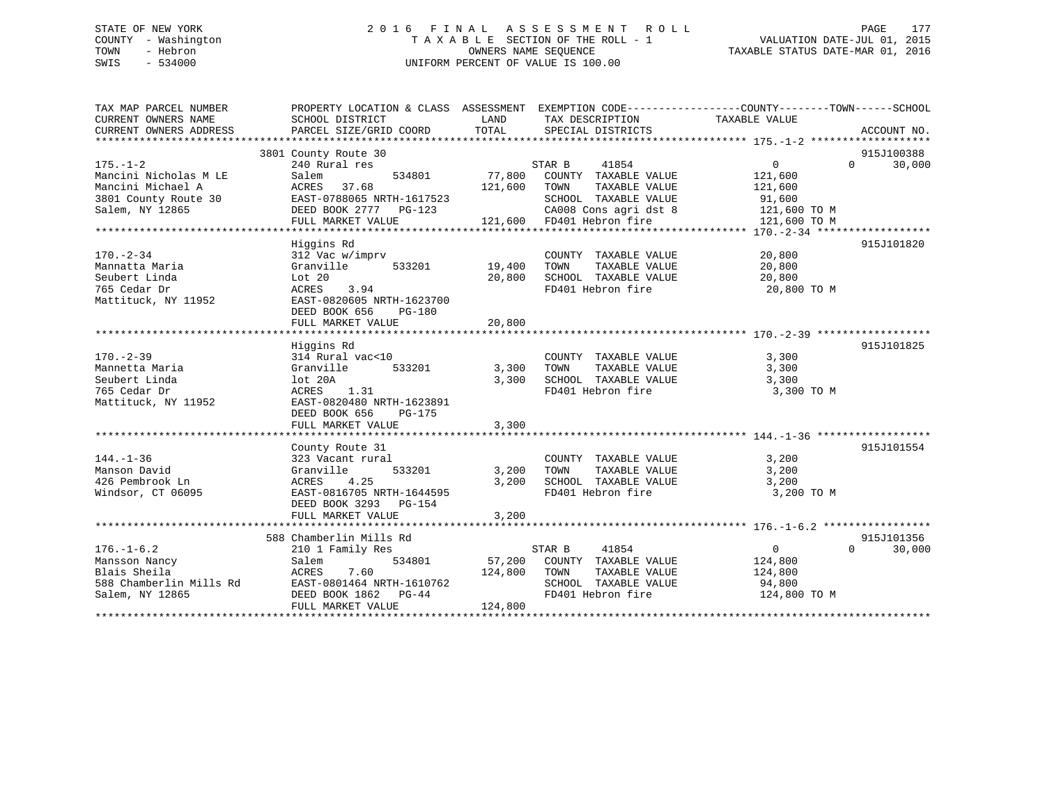STATE OF NEW YORK
COUNTY - Washington
TOWN - Hebron
SWIS - 534000

# 2016 FINAL ASSESSMENT ROLL
TAXABLE SECTION OF THE ROLL - 1
OWNERS NAME SEQUENCE
UNIFORM PERCENT OF VALUE IS 100.00

VALUATION DATE-JUL 01, 2015
TAXABLE STATUS DATE-MAR 01, 2016

```
TAX MAP PARCEL NUMBER          PROPERTY LOCATION & CLASS  ASSESSMENT  EXEMPTION CODE-----------------COUNTY--------TOWN------SCHOOL
CURRENT OWNERS NAME            SCHOOL DISTRICT               LAND      TAX DESCRIPTION            TAXABLE VALUE
CURRENT OWNERS ADDRESS         PARCEL SIZE/GRID COORD        TOTAL     SPECIAL DISTRICTS                                   ACCOUNT NO.
******************************************************************************************************* 175.-1-2 *******************
                               3801 County Route 30                                                                   915J100388
175.-1-2                       240 Rural res                           STAR B      41854               0            0      30,000
Mancini Nicholas M LE          Salem          534801        77,800     COUNTY  TAXABLE VALUE         121,600
Mancini Michael A              ACRES   37.68               121,600     TOWN    TAXABLE VALUE         121,600
3801 County Route 30           EAST-0788065 NRTH-1617523               SCHOOL  TAXABLE VALUE          91,600
Salem, NY 12865                DEED BOOK 2777   PG-123                 CA008 Cons agri dst 8         121,600 TO M
                               FULL MARKET VALUE           121,600     FD401 Hebron fire             121,600 TO M
******************************************************************************************************* 170.-2-34 ******************
                               Higgins Rd                                                                             915J101820
170.-2-34                      312 Vac w/imprv                         COUNTY  TAXABLE VALUE          20,800
Mannatta Maria                 Granville      533201        19,400     TOWN    TAXABLE VALUE          20,800
Seubert Linda                  Lot 20                       20,800     SCHOOL  TAXABLE VALUE          20,800
765 Cedar Dr                   ACRES    3.94                           FD401 Hebron fire              20,800 TO M
Mattituck, NY 11952            EAST-0820605 NRTH-1623700
                               DEED BOOK 656    PG-180
                               FULL MARKET VALUE            20,800
******************************************************************************************************* 170.-2-39 ******************
                               Higgins Rd                                                                             915J101825
170.-2-39                      314 Rural vac<10                        COUNTY  TAXABLE VALUE           3,300
Mannetta Maria                 Granville      533201         3,300     TOWN    TAXABLE VALUE           3,300
Seubert Linda                  lot 20A                       3,300     SCHOOL  TAXABLE VALUE           3,300
765 Cedar Dr                   ACRES    1.31                           FD401 Hebron fire               3,300 TO M
Mattituck, NY 11952            EAST-0820480 NRTH-1623891
                               DEED BOOK 656    PG-175
                               FULL MARKET VALUE             3,300
******************************************************************************************************* 144.-1-36 ******************
                               County Route 31                                                                        915J101554
144.-1-36                      323 Vacant rural                        COUNTY  TAXABLE VALUE           3,200
Manson David                   Granville      533201         3,200     TOWN    TAXABLE VALUE           3,200
426 Pembrook Ln                ACRES    4.25                 3,200     SCHOOL  TAXABLE VALUE           3,200
Windsor, CT 06095              EAST-0816705 NRTH-1644595               FD401 Hebron fire               3,200 TO M
                               DEED BOOK 3293   PG-154
                               FULL MARKET VALUE             3,200
******************************************************************************************************* 176.-1-6.2 *****************
                               588 Chamberlin Mills Rd                                                                915J101356
176.-1-6.2                     210 1 Family Res                        STAR B      41854               0            0      30,000
Mansson Nancy                  Salem          534801        57,200     COUNTY  TAXABLE VALUE         124,800
Blais Sheila                   ACRES    7.60               124,800     TOWN    TAXABLE VALUE         124,800
588 Chamberlin Mills Rd        EAST-0801464 NRTH-1610762               SCHOOL  TAXABLE VALUE          94,800
Salem, NY 12865                DEED BOOK 1862   PG-44                  FD401 Hebron fire             124,800 TO M
                               FULL MARKET VALUE           124,800
************************************************************************************************************************************
```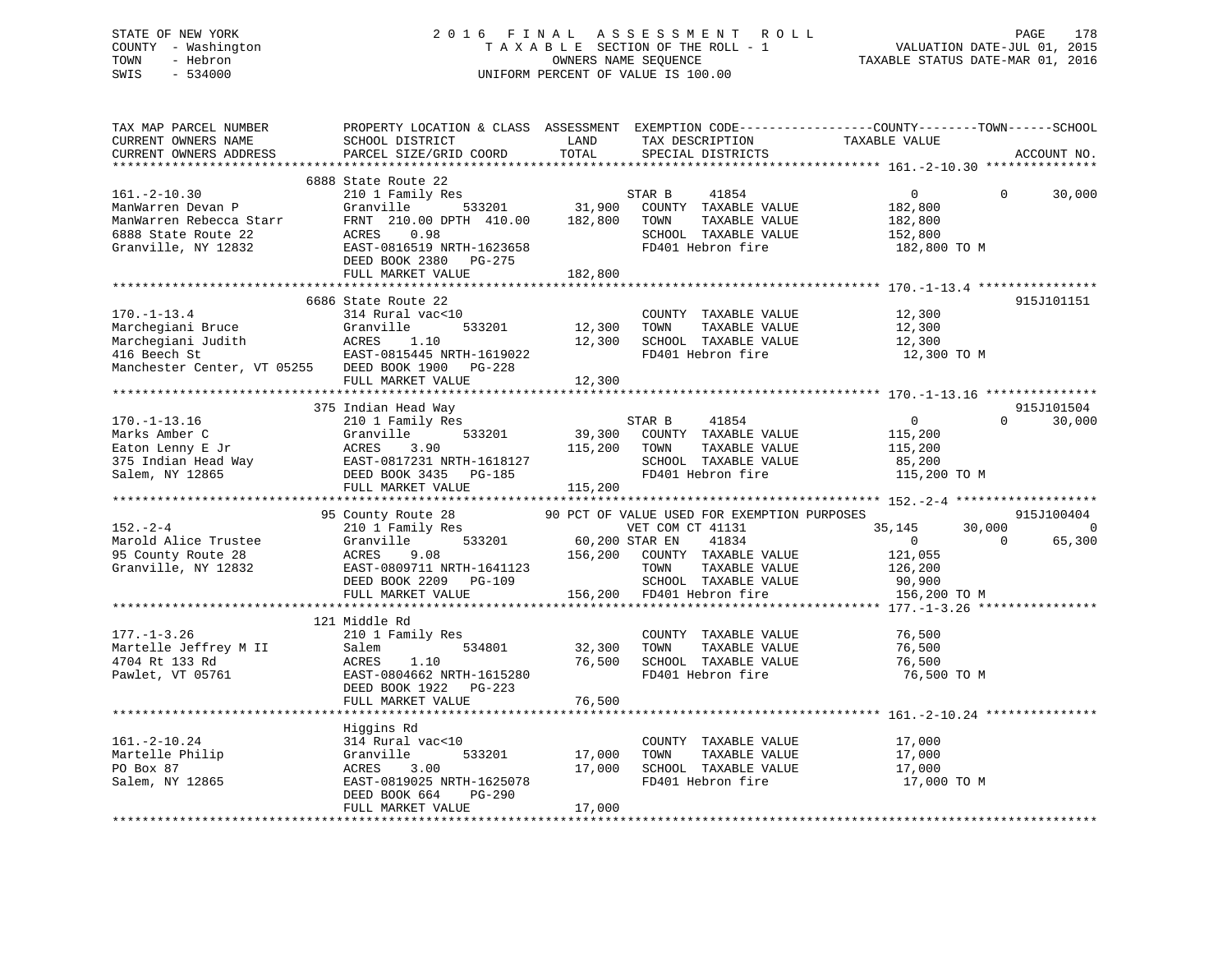STATE OF NEW YORK
COUNTY - Washington
TOWN - Hebron
SWIS - 534000

2016 FINAL ASSESSMENT ROLL
TAXABLE SECTION OF THE ROLL - 1
OWNERS NAME SEQUENCE
UNIFORM PERCENT OF VALUE IS 100.00

VALUATION DATE-JUL 01, 2015
TAXABLE STATUS DATE-MAR 01, 2016

```
TAX MAP PARCEL NUMBER          PROPERTY LOCATION & CLASS  ASSESSMENT  EXEMPTION CODE------------------COUNTY--------TOWN------SCHOOL
CURRENT OWNERS NAME            SCHOOL DISTRICT               LAND      TAX DESCRIPTION             TAXABLE VALUE
CURRENT OWNERS ADDRESS         PARCEL SIZE/GRID COORD       TOTAL      SPECIAL DISTRICTS                                  ACCOUNT NO.
******************************************************************************************************* 161.-2-10.30 ***************
                               6888 State Route 22
161.-2-10.30                   210 1 Family Res                       STAR B      41854                   0           0      30,000
ManWarren Devan P              Granville       533201       31,900    COUNTY  TAXABLE VALUE          182,800
ManWarren Rebecca Starr        FRNT 210.00 DPTH 410.00     182,800    TOWN    TAXABLE VALUE          182,800
6888 State Route 22            ACRES     0.98                         SCHOOL  TAXABLE VALUE          152,800
Granville, NY 12832            EAST-0816519 NRTH-1623658              FD401 Hebron fire               182,800 TO M
                               DEED BOOK 2380   PG-275
                               FULL MARKET VALUE           182,800
******************************************************************************************************* 170.-1-13.4 ****************
                               6686 State Route 22                                                                   915J101151
170.-1-13.4                    314 Rural vac<10                       COUNTY  TAXABLE VALUE           12,300
Marchegiani Bruce              Granville       533201       12,300    TOWN    TAXABLE VALUE           12,300
Marchegiani Judith             ACRES     1.10               12,300    SCHOOL  TAXABLE VALUE           12,300
416 Beech St                   EAST-0815445 NRTH-1619022              FD401 Hebron fire                12,300 TO M
Manchester Center, VT 05255    DEED BOOK 1900   PG-228
                               FULL MARKET VALUE            12,300
******************************************************************************************************* 170.-1-13.16 ***************
                               375 Indian Head Way                                                                   915J101504
170.-1-13.16                   210 1 Family Res                       STAR B      41854                   0           0      30,000
Marks Amber C                  Granville       533201       39,300    COUNTY  TAXABLE VALUE          115,200
Eaton Lenny E Jr               ACRES     3.90              115,200    TOWN    TAXABLE VALUE          115,200
375 Indian Head Way            EAST-0817231 NRTH-1618127              SCHOOL  TAXABLE VALUE           85,200
Salem, NY 12865                DEED BOOK 3435   PG-185                FD401 Hebron fire               115,200 TO M
                               FULL MARKET VALUE           115,200
******************************************************************************************************* 152.-2-4 *******************
                               95 County Route 28          90 PCT OF VALUE USED FOR EXEMPTION PURPOSES               915J100404
152.-2-4                       210 1 Family Res                       VET COM CT 41131               35,145      30,000           0
Marold Alice Trustee           Granville       533201       60,200 STAR EN     41834                      0           0      65,300
95 County Route 28             ACRES     9.08              156,200    COUNTY  TAXABLE VALUE          121,055
Granville, NY 12832            EAST-0809711 NRTH-1641123              TOWN    TAXABLE VALUE          126,200
                               DEED BOOK 2209   PG-109                SCHOOL  TAXABLE VALUE           90,900
                               FULL MARKET VALUE           156,200    FD401 Hebron fire               156,200 TO M
******************************************************************************************************* 177.-1-3.26 ****************
                               121 Middle Rd
177.-1-3.26                    210 1 Family Res                       COUNTY  TAXABLE VALUE           76,500
Martelle Jeffrey M II          Salem           534801       32,300    TOWN    TAXABLE VALUE           76,500
4704 Rt 133 Rd                 ACRES     1.10               76,500    SCHOOL  TAXABLE VALUE           76,500
Pawlet, VT 05761               EAST-0804662 NRTH-1615280              FD401 Hebron fire                76,500 TO M
                               DEED BOOK 1922   PG-223
                               FULL MARKET VALUE            76,500
******************************************************************************************************* 161.-2-10.24 ***************
                               Higgins Rd
161.-2-10.24                   314 Rural vac<10                       COUNTY  TAXABLE VALUE           17,000
Martelle Philip                Granville       533201       17,000    TOWN    TAXABLE VALUE           17,000
PO Box 87                      ACRES     3.00               17,000    SCHOOL  TAXABLE VALUE           17,000
Salem, NY 12865                EAST-0819025 NRTH-1625078              FD401 Hebron fire                17,000 TO M
                               DEED BOOK 664    PG-290
                               FULL MARKET VALUE            17,000
************************************************************************************************************************************
```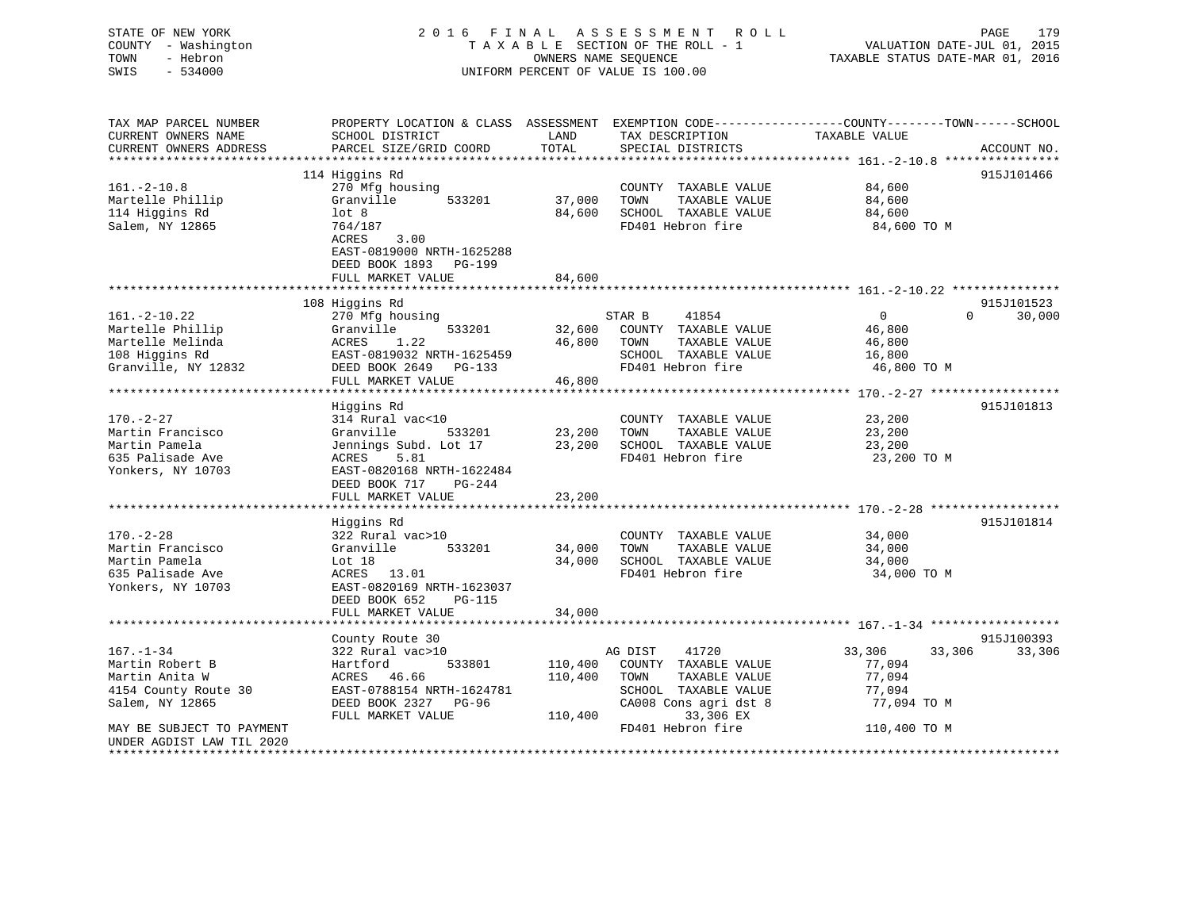STATE OF NEW YORK
COUNTY - Washington
TOWN - Hebron
SWIS - 534000

2016 FINAL ASSESSMENT ROLL
TAXABLE SECTION OF THE ROLL - 1
OWNERS NAME SEQUENCE
UNIFORM PERCENT OF VALUE IS 100.00

VALUATION DATE-JUL 01, 2015
TAXABLE STATUS DATE-MAR 01, 2016

```
TAX MAP PARCEL NUMBER          PROPERTY LOCATION & CLASS  ASSESSMENT  EXEMPTION CODE------------------COUNTY--------TOWN------SCHOOL
CURRENT OWNERS NAME            SCHOOL DISTRICT               LAND      TAX DESCRIPTION             TAXABLE VALUE
CURRENT OWNERS ADDRESS         PARCEL SIZE/GRID COORD        TOTAL     SPECIAL DISTRICTS                                    ACCOUNT NO.
******************************************************************************************************* 161.-2-10.8 ****************
                               114 Higgins Rd                                                                                915J101466
161.-2-10.8                    270 Mfg housing                          COUNTY  TAXABLE VALUE             84,600
Martelle Phillip               Granville         533201       37,000    TOWN    TAXABLE VALUE             84,600
114 Higgins Rd                 lot 8                          84,600    SCHOOL  TAXABLE VALUE             84,600
Salem, NY 12865                764/187                                  FD401 Hebron fire                  84,600 TO M
                               ACRES     3.00
                               EAST-0819000 NRTH-1625288
                               DEED BOOK 1893   PG-199
                               FULL MARKET VALUE              84,600
******************************************************************************************************* 161.-2-10.22 ***************
                               108 Higgins Rd                                                                                915J101523
161.-2-10.22                   270 Mfg housing                          STAR B      41854                  0            0      30,000
Martelle Phillip               Granville         533201       32,600    COUNTY  TAXABLE VALUE             46,800
Martelle Melinda               ACRES     1.22                 46,800    TOWN    TAXABLE VALUE             46,800
108 Higgins Rd                 EAST-0819032 NRTH-1625459                SCHOOL  TAXABLE VALUE             16,800
Granville, NY 12832            DEED BOOK 2649   PG-133                  FD401 Hebron fire                  46,800 TO M
                               FULL MARKET VALUE              46,800
******************************************************************************************************* 170.-2-27 ******************
                               Higgins Rd                                                                                    915J101813
170.-2-27                      314 Rural vac<10                         COUNTY  TAXABLE VALUE             23,200
Martin Francisco               Granville         533201       23,200    TOWN    TAXABLE VALUE             23,200
Martin Pamela                  Jennings Subd. Lot 17          23,200    SCHOOL  TAXABLE VALUE             23,200
635 Palisade Ave               ACRES     5.81                           FD401 Hebron fire                  23,200 TO M
Yonkers, NY 10703              EAST-0820168 NRTH-1622484
                               DEED BOOK 717    PG-244
                               FULL MARKET VALUE              23,200
******************************************************************************************************* 170.-2-28 ******************
                               Higgins Rd                                                                                    915J101814
170.-2-28                      322 Rural vac>10                         COUNTY  TAXABLE VALUE             34,000
Martin Francisco               Granville         533201       34,000    TOWN    TAXABLE VALUE             34,000
Martin Pamela                  Lot 18                         34,000    SCHOOL  TAXABLE VALUE             34,000
635 Palisade Ave               ACRES    13.01                           FD401 Hebron fire                  34,000 TO M
Yonkers, NY 10703              EAST-0820169 NRTH-1623037
                               DEED BOOK 652    PG-115
                               FULL MARKET VALUE              34,000
******************************************************************************************************* 167.-1-34 ******************
                               County Route 30                                                                               915J100393
167.-1-34                      322 Rural vac>10                         AG DIST     41720             33,306       33,306      33,306
Martin Robert B                Hartford          533801      110,400    COUNTY  TAXABLE VALUE             77,094
Martin Anita W                 ACRES    46.66                110,400    TOWN    TAXABLE VALUE             77,094
4154 County Route 30           EAST-0788154 NRTH-1624781                SCHOOL  TAXABLE VALUE             77,094
Salem, NY 12865                DEED BOOK 2327   PG-96                   CA008 Cons agri dst 8              77,094 TO M
                               FULL MARKET VALUE             110,400         33,306 EX
MAY BE SUBJECT TO PAYMENT                                               FD401 Hebron fire                 110,400 TO M
UNDER AGDIST LAW TIL 2020
************************************************************************************************************************************
```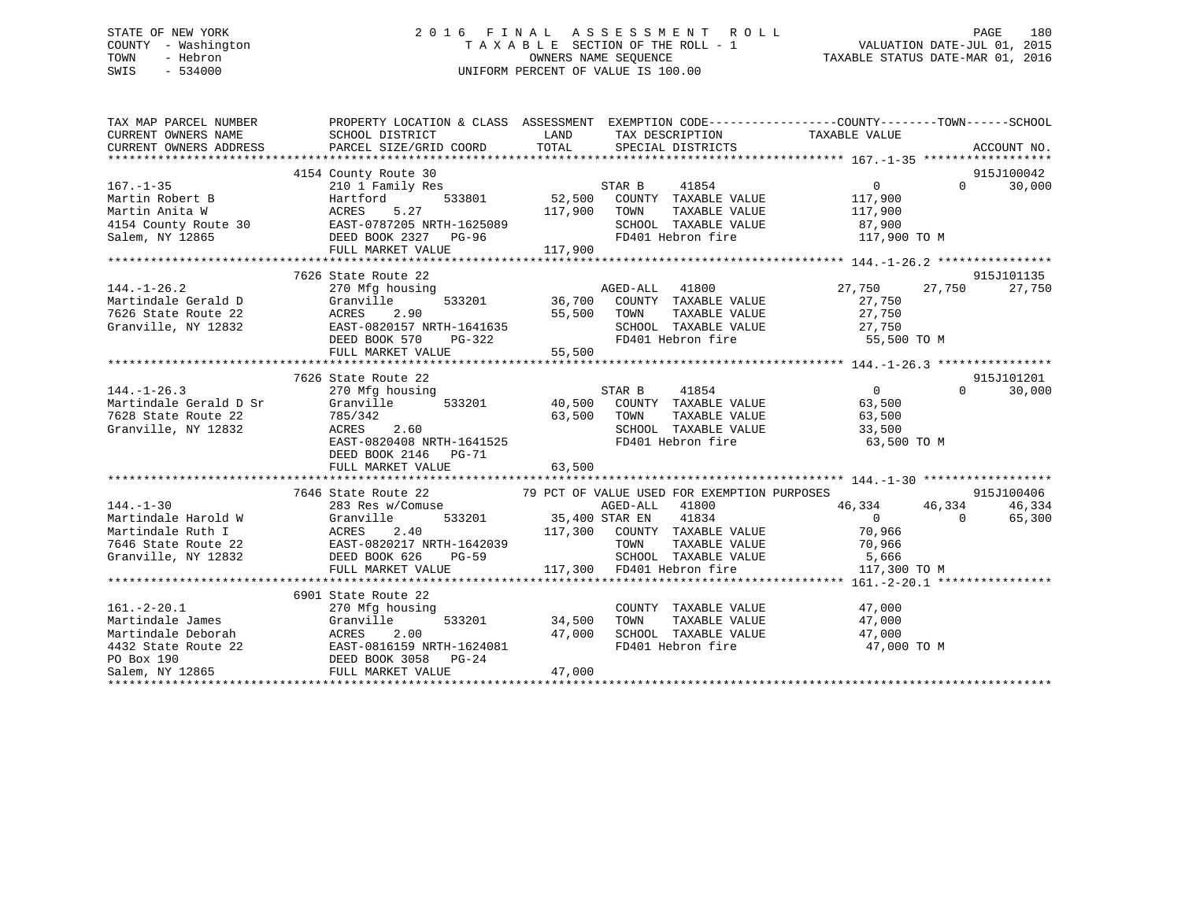STATE OF NEW YORK
COUNTY - Washington
TOWN - Hebron
SWIS - 534000

2016 FINAL ASSESSMENT ROLL
TAXABLE SECTION OF THE ROLL - 1
OWNERS NAME SEQUENCE
UNIFORM PERCENT OF VALUE IS 100.00

VALUATION DATE-JUL 01, 2015
TAXABLE STATUS DATE-MAR 01, 2016

| TAX MAP PARCEL NUMBER / CURRENT OWNERS NAME / CURRENT OWNERS ADDRESS | PROPERTY LOCATION & CLASS / SCHOOL DISTRICT / PARCEL SIZE/GRID COORD | ASSESSMENT LAND / TOTAL | EXEMPTION CODE / TAX DESCRIPTION / SPECIAL DISTRICTS | COUNTY TAXABLE VALUE | TOWN | SCHOOL | ACCOUNT NO. |
|---|---|---|---|---|---|---|---|
| **167.-1-35** | 4154 County Route 30 | | | | | | 915J100042 |
| 167.-1-35 | 210 1 Family Res | | STAR B 41854 | 0 | 0 | 30,000 | |
| Martin Robert B | Hartford 533801 | 52,500 | COUNTY TAXABLE VALUE | 117,900 | | | |
| Martin Anita W | ACRES 5.27 | 117,900 | TOWN TAXABLE VALUE | 117,900 | | | |
| 4154 County Route 30 | EAST-0787205 NRTH-1625089 | | SCHOOL TAXABLE VALUE | 87,900 | | | |
| Salem, NY 12865 | DEED BOOK 2327 PG-96 | | FD401 Hebron fire | 117,900 TO M | | | |
| | FULL MARKET VALUE | 117,900 | | | | | |
| **144.-1-26.2** | 7626 State Route 22 | | | | | | 915J101135 |
| 144.-1-26.2 | 270 Mfg housing | | AGED-ALL 41800 | 27,750 | 27,750 | 27,750 | |
| Martindale Gerald D | Granville 533201 | 36,700 | COUNTY TAXABLE VALUE | 27,750 | | | |
| 7626 State Route 22 | ACRES 2.90 | 55,500 | TOWN TAXABLE VALUE | 27,750 | | | |
| Granville, NY 12832 | EAST-0820157 NRTH-1641635 | | SCHOOL TAXABLE VALUE | 27,750 | | | |
| | DEED BOOK 570 PG-322 | | FD401 Hebron fire | 55,500 TO M | | | |
| | FULL MARKET VALUE | 55,500 | | | | | |
| **144.-1-26.3** | 7626 State Route 22 | | | | | | 915J101201 |
| 144.-1-26.3 | 270 Mfg housing | | STAR B 41854 | 0 | 0 | 30,000 | |
| Martindale Gerald D Sr | Granville 533201 | 40,500 | COUNTY TAXABLE VALUE | 63,500 | | | |
| 7628 State Route 22 | 785/342 | 63,500 | TOWN TAXABLE VALUE | 63,500 | | | |
| Granville, NY 12832 | ACRES 2.60 | | SCHOOL TAXABLE VALUE | 33,500 | | | |
| | EAST-0820408 NRTH-1641525 | | FD401 Hebron fire | 63,500 TO M | | | |
| | DEED BOOK 2146 PG-71 | | | | | | |
| | FULL MARKET VALUE | 63,500 | | | | | |
| **144.-1-30** | 7646 State Route 22 | | 79 PCT OF VALUE USED FOR EXEMPTION PURPOSES | | | | 915J100406 |
| 144.-1-30 | 283 Res w/Comuse | | AGED-ALL 41800 | 46,334 | 46,334 | 46,334 | |
| Martindale Harold W | Granville 533201 | 35,400 | STAR EN 41834 | 0 | 0 | 65,300 | |
| Martindale Ruth I | ACRES 2.40 | 117,300 | COUNTY TAXABLE VALUE | 70,966 | | | |
| 7646 State Route 22 | EAST-0820217 NRTH-1642039 | | TOWN TAXABLE VALUE | 70,966 | | | |
| Granville, NY 12832 | DEED BOOK 626 PG-59 | | SCHOOL TAXABLE VALUE | 5,666 | | | |
| | FULL MARKET VALUE | 117,300 | FD401 Hebron fire | 117,300 TO M | | | |
| **161.-2-20.1** | 6901 State Route 22 | | | | | | |
| 161.-2-20.1 | 270 Mfg housing | | COUNTY TAXABLE VALUE | 47,000 | | | |
| Martindale James | Granville 533201 | 34,500 | TOWN TAXABLE VALUE | 47,000 | | | |
| Martindale Deborah | ACRES 2.00 | 47,000 | SCHOOL TAXABLE VALUE | 47,000 | | | |
| 4432 State Route 22 | EAST-0816159 NRTH-1624081 | | FD401 Hebron fire | 47,000 TO M | | | |
| PO Box 190 | DEED BOOK 3058 PG-24 | | | | | | |
| Salem, NY 12865 | FULL MARKET VALUE | 47,000 | | | | | |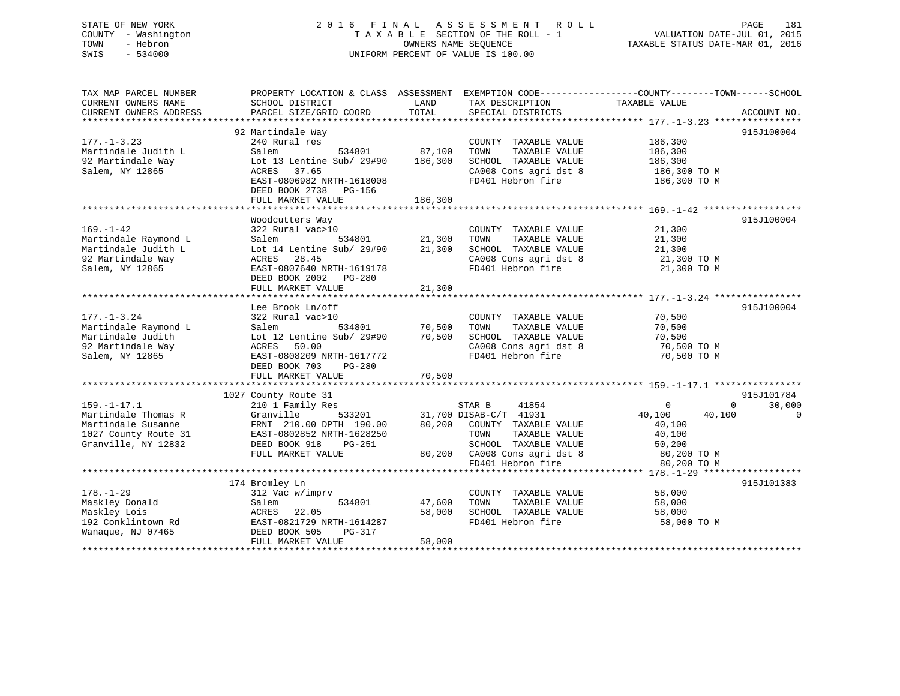STATE OF NEW YORK
COUNTY - Washington
TOWN - Hebron
SWIS - 534000

2016 FINAL ASSESSMENT ROLL
TAXABLE SECTION OF THE ROLL - 1
OWNERS NAME SEQUENCE
UNIFORM PERCENT OF VALUE IS 100.00

VALUATION DATE-JUL 01, 2015
TAXABLE STATUS DATE-MAR 01, 2016

| TAX MAP PARCEL NUMBER / CURRENT OWNERS NAME / CURRENT OWNERS ADDRESS | PROPERTY LOCATION & CLASS / SCHOOL DISTRICT / PARCEL SIZE/GRID COORD | ASSESSMENT LAND | TOTAL | EXEMPTION CODE / TAX DESCRIPTION / SPECIAL DISTRICTS | COUNTY TAXABLE VALUE | TOWN | SCHOOL | ACCOUNT NO. |
|---|---|---|---|---|---|---|---|---|
| 177.-1-3.23 | 92 Martindale Way | | | | | | | 915J100004 |
| 177.-1-3.23 | 240 Rural res | | | COUNTY TAXABLE VALUE | 186,300 | | | |
| Martindale Judith L | Salem 534801 | 87,100 | | TOWN TAXABLE VALUE | 186,300 | | | |
| 92 Martindale Way | Lot 13 Lentine Sub/ 29#90 | | 186,300 | SCHOOL TAXABLE VALUE | 186,300 | | | |
| Salem, NY 12865 | ACRES 37.65 | | | CA008 Cons agri dst 8 | 186,300 TO M | | | |
| | EAST-0806982 NRTH-1618008 | | | FD401 Hebron fire | 186,300 TO M | | | |
| | DEED BOOK 2738 PG-156 | | | | | | | |
| | FULL MARKET VALUE | | 186,300 | | | | | |
| 169.-1-42 | Woodcutters Way | | | | | | | 915J100004 |
| 169.-1-42 | 322 Rural vac>10 | | | COUNTY TAXABLE VALUE | 21,300 | | | |
| Martindale Raymond L | Salem 534801 | 21,300 | | TOWN TAXABLE VALUE | 21,300 | | | |
| Martindale Judith L | Lot 14 Lentine Sub/ 29#90 | | 21,300 | SCHOOL TAXABLE VALUE | 21,300 | | | |
| 92 Martindale Way | ACRES 28.45 | | | CA008 Cons agri dst 8 | 21,300 TO M | | | |
| Salem, NY 12865 | EAST-0807640 NRTH-1619178 | | | FD401 Hebron fire | 21,300 TO M | | | |
| | DEED BOOK 2002 PG-280 | | | | | | | |
| | FULL MARKET VALUE | | 21,300 | | | | | |
| 177.-1-3.24 | Lee Brook Ln/off | | | | | | | 915J100004 |
| 177.-1-3.24 | 322 Rural vac>10 | | | COUNTY TAXABLE VALUE | 70,500 | | | |
| Martindale Raymond L | Salem 534801 | 70,500 | | TOWN TAXABLE VALUE | 70,500 | | | |
| Martindale Judith | Lot 12 Lentine Sub/ 29#90 | | 70,500 | SCHOOL TAXABLE VALUE | 70,500 | | | |
| 92 Martindale Way | ACRES 50.00 | | | CA008 Cons agri dst 8 | 70,500 TO M | | | |
| Salem, NY 12865 | EAST-0808209 NRTH-1617772 | | | FD401 Hebron fire | 70,500 TO M | | | |
| | DEED BOOK 703 PG-280 | | | | | | | |
| | FULL MARKET VALUE | | 70,500 | | | | | |
| 159.-1-17.1 | 1027 County Route 31 | | | | | | | 915J101784 |
| 159.-1-17.1 | 210 1 Family Res | | | STAR B 41854 | 0 | 0 | 30,000 | |
| Martindale Thomas R | Granville 533201 | 31,700 | | DISAB-C/T 41931 | 40,100 | 40,100 | 0 | |
| Martindale Susanne | FRNT 210.00 DPTH 190.00 | | 80,200 | COUNTY TAXABLE VALUE | 40,100 | | | |
| 1027 County Route 31 | EAST-0802852 NRTH-1628250 | | | TOWN TAXABLE VALUE | 40,100 | | | |
| Granville, NY 12832 | DEED BOOK 918 PG-251 | | | SCHOOL TAXABLE VALUE | 50,200 | | | |
| | FULL MARKET VALUE | | 80,200 | CA008 Cons agri dst 8 | 80,200 TO M | | | |
| | | | | FD401 Hebron fire | 80,200 TO M | | | |
| 178.-1-29 | 174 Bromley Ln | | | | | | | 915J101383 |
| 178.-1-29 | 312 Vac w/imprv | | | COUNTY TAXABLE VALUE | 58,000 | | | |
| Maskley Donald | Salem 534801 | 47,600 | | TOWN TAXABLE VALUE | 58,000 | | | |
| Maskley Lois | ACRES 22.05 | | 58,000 | SCHOOL TAXABLE VALUE | 58,000 | | | |
| 192 Conklintown Rd | EAST-0821729 NRTH-1614287 | | | FD401 Hebron fire | 58,000 TO M | | | |
| Wanaque, NJ 07465 | DEED BOOK 505 PG-317 | | | | | | | |
| | FULL MARKET VALUE | | 58,000 | | | | | |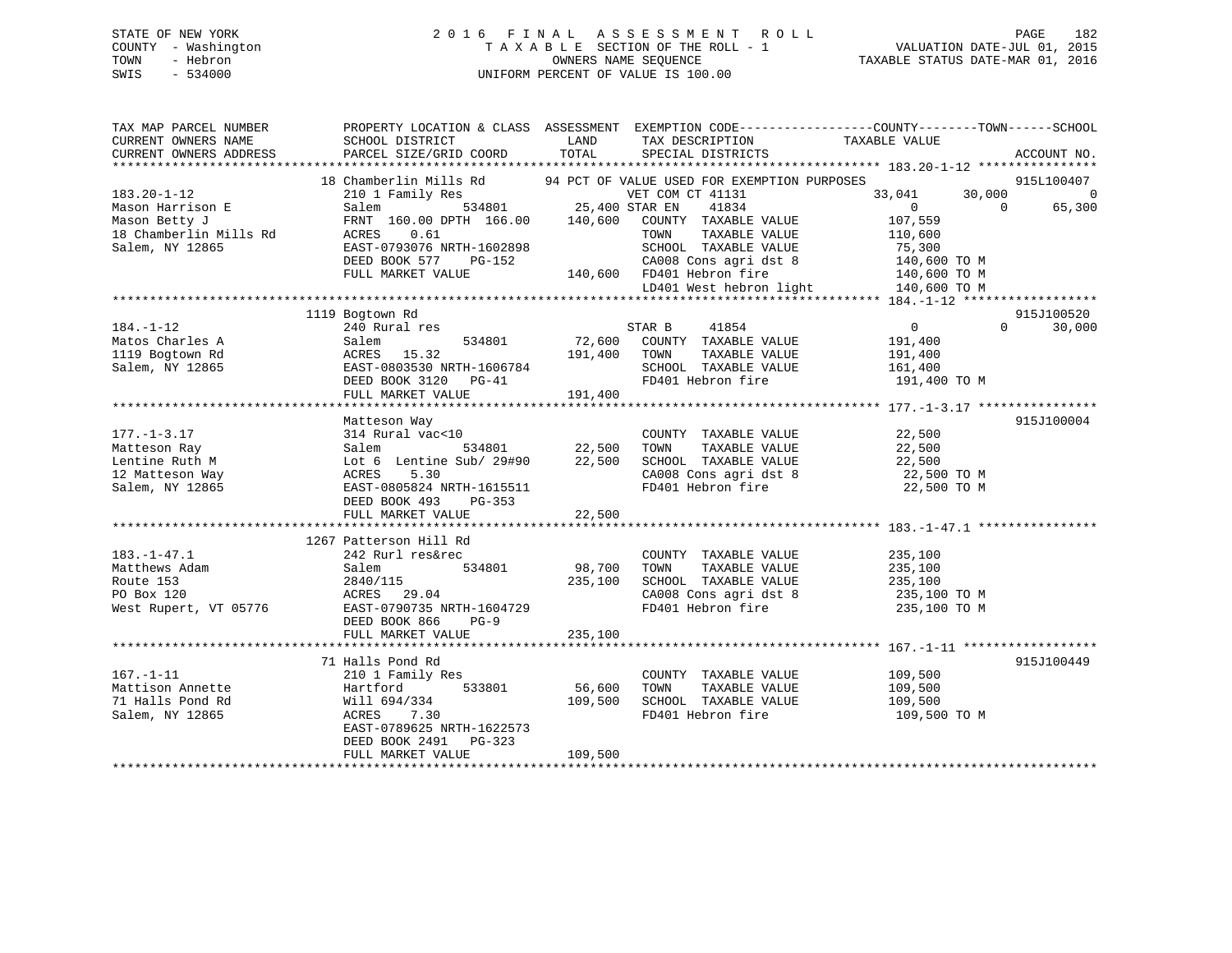STATE OF NEW YORK
COUNTY - Washington
TOWN - Hebron
SWIS - 534000

# 2016 FINAL ASSESSMENT ROLL
TAXABLE SECTION OF THE ROLL - 1
OWNERS NAME SEQUENCE
UNIFORM PERCENT OF VALUE IS 100.00

VALUATION DATE-JUL 01, 2015
TAXABLE STATUS DATE-MAR 01, 2016

```
TAX MAP PARCEL NUMBER          PROPERTY LOCATION & CLASS  ASSESSMENT  EXEMPTION CODE------------------COUNTY--------TOWN------SCHOOL
CURRENT OWNERS NAME            SCHOOL DISTRICT               LAND      TAX DESCRIPTION              TAXABLE VALUE
CURRENT OWNERS ADDRESS         PARCEL SIZE/GRID COORD        TOTAL     SPECIAL DISTRICTS                                       ACCOUNT NO.
*********************************************************************************************** 183.20-1-12 ****************
                          18 Chamberlin Mills Rd       94 PCT OF VALUE USED FOR EXEMPTION PURPOSES                      915L100407
183.20-1-12                    210 1 Family Res                      VET COM CT 41131              33,041       30,000           0
Mason Harrison E               Salem             534801       25,400 STAR EN     41834                  0            0      65,300
Mason Betty J                  FRNT 160.00 DPTH 166.00     140,600    COUNTY  TAXABLE VALUE        107,559
18 Chamberlin Mills Rd         ACRES    0.61                          TOWN    TAXABLE VALUE        110,600
Salem, NY 12865                EAST-0793076 NRTH-1602898              SCHOOL  TAXABLE VALUE         75,300
                               DEED BOOK 577    PG-152                CA008 Cons agri dst 8          140,600 TO M
                               FULL MARKET VALUE           140,600    FD401 Hebron fire              140,600 TO M
                                                                      LD401 West hebron light        140,600 TO M
*********************************************************************************************** 184.-1-12 ******************
                          1119 Bogtown Rd                                                                          915J100520
184.-1-12                      240 Rural res                         STAR B      41854                  0            0      30,000
Matos Charles A                Salem             534801       72,600  COUNTY  TAXABLE VALUE        191,400
1119 Bogtown Rd                ACRES   15.32               191,400    TOWN    TAXABLE VALUE        191,400
Salem, NY 12865                EAST-0803530 NRTH-1606784              SCHOOL  TAXABLE VALUE        161,400
                               DEED BOOK 3120   PG-41                 FD401 Hebron fire              191,400 TO M
                               FULL MARKET VALUE           191,400
*********************************************************************************************** 177.-1-3.17 ****************
                          Matteson Way                                                                             915J100004
177.-1-3.17                    314 Rural vac<10                       COUNTY  TAXABLE VALUE         22,500
Matteson Ray                   Salem             534801       22,500  TOWN    TAXABLE VALUE         22,500
Lentine Ruth M                 Lot 6  Lentine Sub/ 29#90    22,500    SCHOOL  TAXABLE VALUE         22,500
12 Matteson Way                ACRES    5.30                          CA008 Cons agri dst 8           22,500 TO M
Salem, NY 12865                EAST-0805824 NRTH-1615511              FD401 Hebron fire               22,500 TO M
                               DEED BOOK 493    PG-353
                               FULL MARKET VALUE            22,500
*********************************************************************************************** 183.-1-47.1 ****************
                          1267 Patterson Hill Rd
183.-1-47.1                    242 Rurl res&rec                       COUNTY  TAXABLE VALUE        235,100
Matthews Adam                  Salem             534801       98,700  TOWN    TAXABLE VALUE        235,100
Route 153                      2840/115                    235,100    SCHOOL  TAXABLE VALUE        235,100
PO Box 120                     ACRES   29.04                          CA008 Cons agri dst 8          235,100 TO M
West Rupert, VT 05776          EAST-0790735 NRTH-1604729              FD401 Hebron fire              235,100 TO M
                               DEED BOOK 866    PG-9
                               FULL MARKET VALUE           235,100
*********************************************************************************************** 167.-1-11 ******************
                          71 Halls Pond Rd                                                                         915J100449
167.-1-11                      210 1 Family Res                       COUNTY  TAXABLE VALUE        109,500
Mattison Annette               Hartford          533801       56,600  TOWN    TAXABLE VALUE        109,500
71 Halls Pond Rd               Will 694/334                109,500    SCHOOL  TAXABLE VALUE        109,500
Salem, NY 12865                ACRES    7.30                          FD401 Hebron fire              109,500 TO M
                               EAST-0789625 NRTH-1622573
                               DEED BOOK 2491   PG-323
                               FULL MARKET VALUE           109,500
******************************************************************************************************************************
```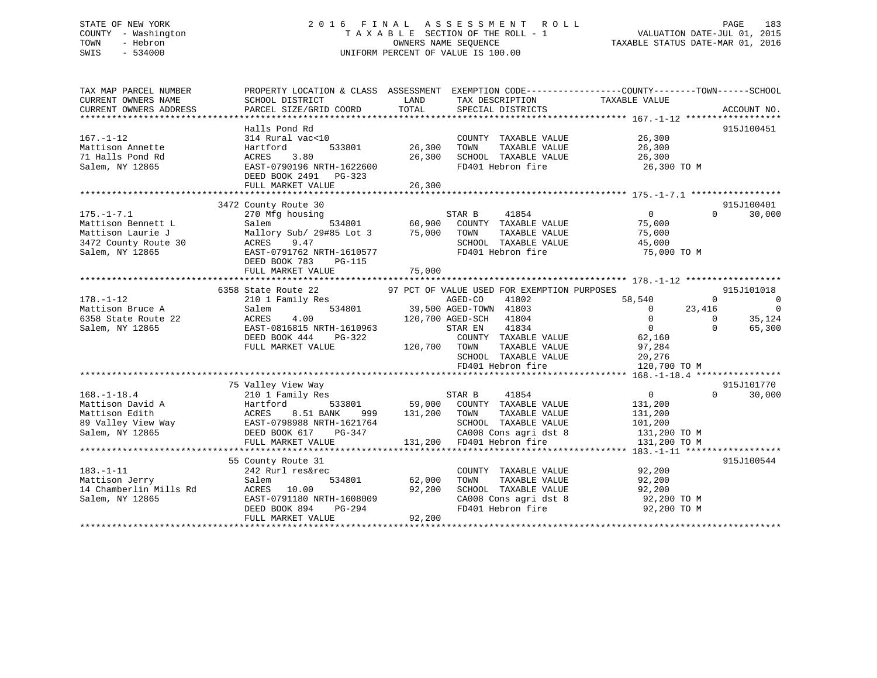STATE OF NEW YORK
COUNTY - Washington
TOWN - Hebron
SWIS - 534000

2 0 1 6 F I N A L A S S E S S M E N T R O L L
T A X A B L E SECTION OF THE ROLL - 1
OWNERS NAME SEQUENCE
UNIFORM PERCENT OF VALUE IS 100.00

VALUATION DATE-JUL 01, 2015
TAXABLE STATUS DATE-MAR 01, 2016

```
TAX MAP PARCEL NUMBER          PROPERTY LOCATION & CLASS  ASSESSMENT  EXEMPTION CODE------------------COUNTY--------TOWN------SCHOOL
CURRENT OWNERS NAME            SCHOOL DISTRICT               LAND      TAX DESCRIPTION            TAXABLE VALUE
CURRENT OWNERS ADDRESS         PARCEL SIZE/GRID COORD        TOTAL     SPECIAL DISTRICTS                                      ACCOUNT NO.
******************************************************************************************************* 167.-1-12 ******************
                               Halls Pond Rd                                                                              915J100451
167.-1-12                      314 Rural vac<10                         COUNTY  TAXABLE VALUE            26,300
Mattison Annette               Hartford          533801      26,300     TOWN    TAXABLE VALUE            26,300
71 Halls Pond Rd               ACRES    3.80                 26,300     SCHOOL  TAXABLE VALUE            26,300
Salem, NY 12865                EAST-0790196 NRTH-1622600                FD401 Hebron fire                 26,300 TO M
                               DEED BOOK 2491   PG-323
                               FULL MARKET VALUE             26,300
******************************************************************************************************* 175.-1-7.1 *****************
                               3472 County Route 30                                                                        915J100401
175.-1-7.1                     270 Mfg housing                          STAR B      41854                   0          0     30,000
Mattison Bennett L             Salem             534801      60,900     COUNTY  TAXABLE VALUE            75,000
Mattison Laurie J              Mallory Sub/ 29#85 Lot 3      75,000     TOWN    TAXABLE VALUE            75,000
3472 County Route 30           ACRES    9.47                            SCHOOL  TAXABLE VALUE            45,000
Salem, NY 12865                EAST-0791762 NRTH-1610577                FD401 Hebron fire                 75,000 TO M
                               DEED BOOK 783    PG-115
                               FULL MARKET VALUE             75,000
******************************************************************************************************* 178.-1-12 ******************
                               6358 State Route 22            97 PCT OF VALUE USED FOR EXEMPTION PURPOSES                  915J101018
178.-1-12                      210 1 Family Res                         AGED-CO     41802              58,540          0          0
Mattison Bruce A               Salem             534801      39,500 AGED-TOWN   41803                   0     23,416          0
6358 State Route 22            ACRES    4.00                120,700 AGED-SCH    41804                   0          0     35,124
Salem, NY 12865                EAST-0816815 NRTH-1610963                STAR EN     41834                   0          0     65,300
                               DEED BOOK 444    PG-322                  COUNTY  TAXABLE VALUE            62,160
                               FULL MARKET VALUE            120,700     TOWN    TAXABLE VALUE            97,284
                                                                        SCHOOL  TAXABLE VALUE            20,276
                                                                        FD401 Hebron fire                120,700 TO M
******************************************************************************************************* 168.-1-18.4 ****************
                               75 Valley View Way                                                                          915J101770
168.-1-18.4                    210 1 Family Res                         STAR B      41854                   0          0     30,000
Mattison David A               Hartford          533801      59,000     COUNTY  TAXABLE VALUE           131,200
Mattison Edith                 ACRES    8.51 BANK     999   131,200     TOWN    TAXABLE VALUE           131,200
89 Valley View Way             EAST-0798988 NRTH-1621764                SCHOOL  TAXABLE VALUE           101,200
Salem, NY 12865                DEED BOOK 617    PG-347                  CA008 Cons agri dst 8            131,200 TO M
                               FULL MARKET VALUE            131,200     FD401 Hebron fire                131,200 TO M
******************************************************************************************************* 183.-1-11 ******************
                               55 County Route 31                                                                          915J100544
183.-1-11                      242 Rurl res&rec                         COUNTY  TAXABLE VALUE            92,200
Mattison Jerry                 Salem             534801      62,000     TOWN    TAXABLE VALUE            92,200
14 Chamberlin Mills Rd         ACRES   10.00                 92,200     SCHOOL  TAXABLE VALUE            92,200
Salem, NY 12865                EAST-0791180 NRTH-1608009                CA008 Cons agri dst 8             92,200 TO M
                               DEED BOOK 894    PG-294                  FD401 Hebron fire                 92,200 TO M
                               FULL MARKET VALUE             92,200
************************************************************************************************************************************
```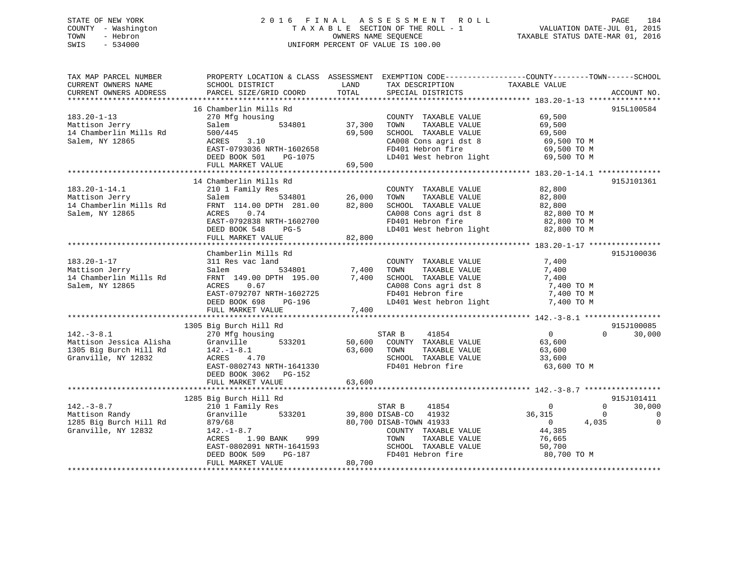STATE OF NEW YORK
COUNTY - Washington
TOWN - Hebron
SWIS - 534000

# 2016 FINAL ASSESSMENT ROLL
TAXABLE SECTION OF THE ROLL - 1
OWNERS NAME SEQUENCE
UNIFORM PERCENT OF VALUE IS 100.00

VALUATION DATE-JUL 01, 2015
TAXABLE STATUS DATE-MAR 01, 2016

```
TAX MAP PARCEL NUMBER          PROPERTY LOCATION & CLASS  ASSESSMENT  EXEMPTION CODE------------------COUNTY--------TOWN------SCHOOL
CURRENT OWNERS NAME            SCHOOL DISTRICT              LAND      TAX DESCRIPTION              TAXABLE VALUE
CURRENT OWNERS ADDRESS         PARCEL SIZE/GRID COORD       TOTAL     SPECIAL DISTRICTS                                    ACCOUNT NO.
******************************************************************************************************* 183.20-1-13 ****************
                               16 Chamberlin Mills Rd                                                                      915L100584
183.20-1-13                    270 Mfg housing                        COUNTY  TAXABLE VALUE             69,500
Mattison Jerry                 Salem          534801      37,300      TOWN    TAXABLE VALUE             69,500
14 Chamberlin Mills Rd         500/445                    69,500      SCHOOL  TAXABLE VALUE             69,500
Salem, NY 12865                ACRES    3.10                          CA008 Cons agri dst 8              69,500 TO M
                               EAST-0793036 NRTH-1602658              FD401 Hebron fire                  69,500 TO M
                               DEED BOOK 501    PG-1075               LD401 West hebron light            69,500 TO M
                               FULL MARKET VALUE          69,500
******************************************************************************************************* 183.20-1-14.1 **************
                               14 Chamberlin Mills Rd                                                                      915J101361
183.20-1-14.1                  210 1 Family Res                       COUNTY  TAXABLE VALUE             82,800
Mattison Jerry                 Salem          534801      26,000      TOWN    TAXABLE VALUE             82,800
14 Chamberlin Mills Rd         FRNT 114.00 DPTH 281.00    82,800      SCHOOL  TAXABLE VALUE             82,800
Salem, NY 12865                ACRES    0.74                          CA008 Cons agri dst 8              82,800 TO M
                               EAST-0792838 NRTH-1602700              FD401 Hebron fire                  82,800 TO M
                               DEED BOOK 548    PG-5                  LD401 West hebron light            82,800 TO M
                               FULL MARKET VALUE          82,800
******************************************************************************************************* 183.20-1-17 ****************
                               Chamberlin Mills Rd                                                                         915J100036
183.20-1-17                    311 Res vac land                       COUNTY  TAXABLE VALUE              7,400
Mattison Jerry                 Salem          534801       7,400      TOWN    TAXABLE VALUE              7,400
14 Chamberlin Mills Rd         FRNT 149.00 DPTH 195.00     7,400      SCHOOL  TAXABLE VALUE              7,400
Salem, NY 12865                ACRES    0.67                          CA008 Cons agri dst 8               7,400 TO M
                               EAST-0792707 NRTH-1602725              FD401 Hebron fire                   7,400 TO M
                               DEED BOOK 698    PG-196                LD401 West hebron light             7,400 TO M
                               FULL MARKET VALUE           7,400
******************************************************************************************************* 142.-3-8.1 *****************
                               1305 Big Burch Hill Rd                                                                      915J100085
142.-3-8.1                     270 Mfg housing                        STAR B      41854                   0            0      30,000
Mattison Jessica Alisha        Granville      533201      50,600      COUNTY  TAXABLE VALUE             63,600
1305 Big Burch Hill Rd         142.-1-8.1                 63,600      TOWN    TAXABLE VALUE             63,600
Granville, NY 12832            ACRES    4.70                          SCHOOL  TAXABLE VALUE             33,600
                               EAST-0802743 NRTH-1641330              FD401 Hebron fire                  63,600 TO M
                               DEED BOOK 3062   PG-152
                               FULL MARKET VALUE          63,600
******************************************************************************************************* 142.-3-8.7 *****************
                               1285 Big Burch Hill Rd                                                                      915J101411
142.-3-8.7                     210 1 Family Res                       STAR B      41854                   0            0      30,000
Mattison Randy                 Granville      533201      39,800 DISAB-CO     41932              36,315            0           0
1285 Big Burch Hill Rd         879/68                     80,700 DISAB-TOWN 41933                     0        4,035           0
Granville, NY 12832            142.-1-8.7                             COUNTY  TAXABLE VALUE             44,385
                               ACRES    1.90 BANK     999             TOWN    TAXABLE VALUE             76,665
                               EAST-0802091 NRTH-1641593              SCHOOL  TAXABLE VALUE             50,700
                               DEED BOOK 509    PG-187                FD401 Hebron fire                  80,700 TO M
                               FULL MARKET VALUE          80,700
************************************************************************************************************************************
```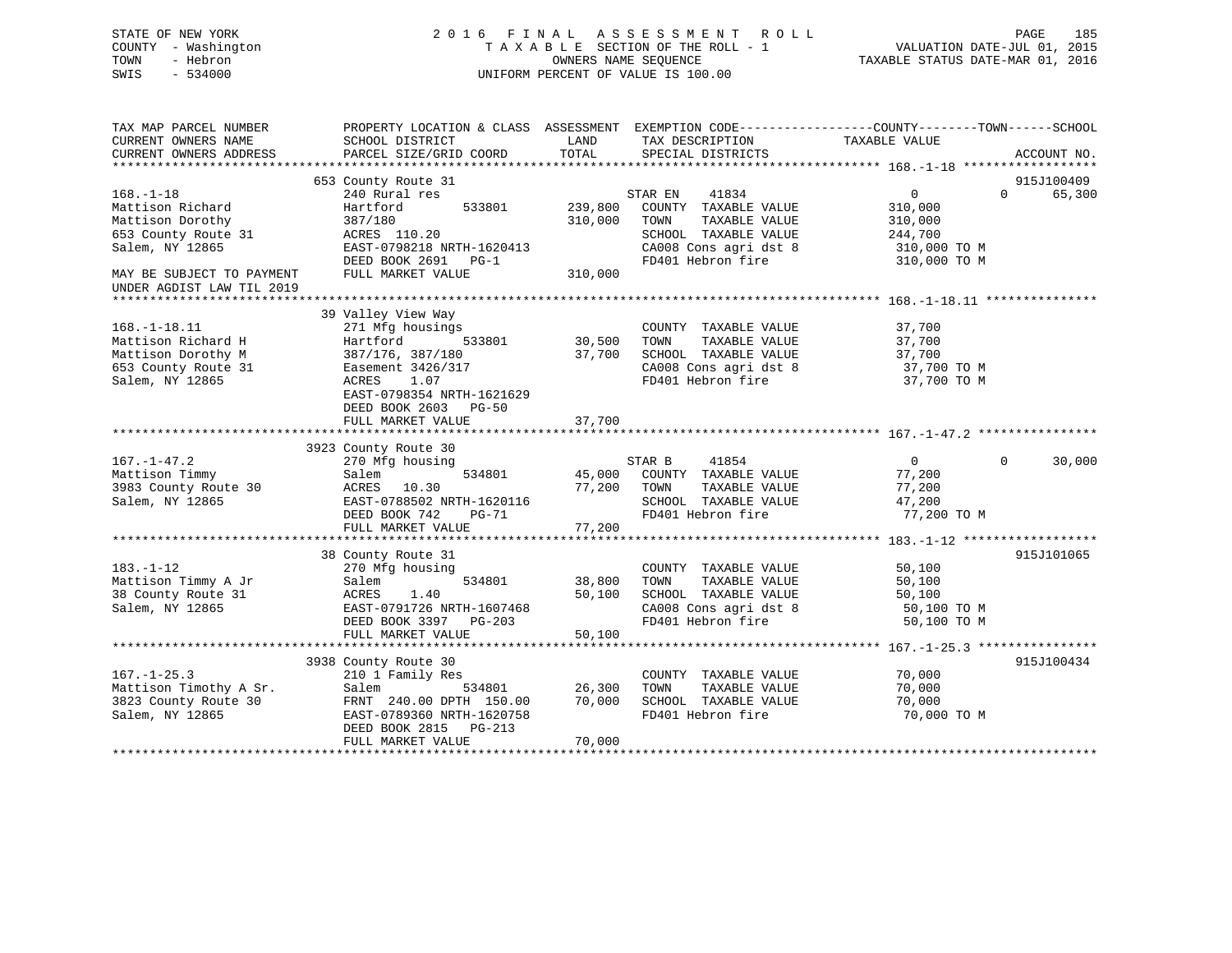STATE OF NEW YORK | 2016 FINAL ASSESSMENT ROLL | VALUATION DATE-JUL 01, 2015
COUNTY - Washington | TAXABLE SECTION OF THE ROLL - 1 | TAXABLE STATUS DATE-MAR 01, 2016
TOWN - Hebron | OWNERS NAME SEQUENCE
SWIS - 534000 | UNIFORM PERCENT OF VALUE IS 100.00

```
TAX MAP PARCEL NUMBER          PROPERTY LOCATION & CLASS  ASSESSMENT  EXEMPTION CODE-----------------COUNTY--------TOWN------SCHOOL
CURRENT OWNERS NAME            SCHOOL DISTRICT               LAND      TAX DESCRIPTION            TAXABLE VALUE
CURRENT OWNERS ADDRESS         PARCEL SIZE/GRID COORD        TOTAL     SPECIAL DISTRICTS                                    ACCOUNT NO.
******************************************************************************************************* 168.-1-18 ******************
                              653 County Route 31                                                                     915J100409
168.-1-18                      240 Rural res                            STAR EN    41834                 0            0     65,300
Mattison Richard               Hartford        533801       239,800     COUNTY  TAXABLE VALUE          310,000
Mattison Dorothy               387/180                      310,000     TOWN    TAXABLE VALUE          310,000
653 County Route 31            ACRES 110.20                             SCHOOL  TAXABLE VALUE          244,700
Salem, NY 12865                EAST-0798218 NRTH-1620413                CA008 Cons agri dst 8           310,000 TO M
                               DEED BOOK 2691   PG-1                    FD401 Hebron fire               310,000 TO M
MAY BE SUBJECT TO PAYMENT      FULL MARKET VALUE            310,000
UNDER AGDIST LAW TIL 2019
******************************************************************************************************* 168.-1-18.11 ***************
                              39 Valley View Way
168.-1-18.11                   271 Mfg housings                         COUNTY  TAXABLE VALUE           37,700
Mattison Richard H             Hartford        533801        30,500     TOWN    TAXABLE VALUE           37,700
Mattison Dorothy M             387/176, 387/180              37,700     SCHOOL  TAXABLE VALUE           37,700
653 County Route 31            Easement 3426/317                        CA008 Cons agri dst 8            37,700 TO M
Salem, NY 12865                ACRES    1.07                            FD401 Hebron fire                37,700 TO M
                               EAST-0798354 NRTH-1621629
                               DEED BOOK 2603   PG-50
                               FULL MARKET VALUE             37,700
******************************************************************************************************* 167.-1-47.2 ****************
                              3923 County Route 30
167.-1-47.2                    270 Mfg housing                          STAR B     41854                 0            0     30,000
Mattison Timmy                 Salem           534801        45,000     COUNTY  TAXABLE VALUE           77,200
3983 County Route 30           ACRES   10.30                 77,200     TOWN    TAXABLE VALUE           77,200
Salem, NY 12865                EAST-0788502 NRTH-1620116                SCHOOL  TAXABLE VALUE           47,200
                               DEED BOOK 742    PG-71                   FD401 Hebron fire                77,200 TO M
                               FULL MARKET VALUE             77,200
******************************************************************************************************* 183.-1-12 ******************
                              38 County Route 31                                                                      915J101065
183.-1-12                      270 Mfg housing                          COUNTY  TAXABLE VALUE           50,100
Mattison Timmy A Jr            Salem           534801        38,800     TOWN    TAXABLE VALUE           50,100
38 County Route 31             ACRES    1.40                 50,100     SCHOOL  TAXABLE VALUE           50,100
Salem, NY 12865                EAST-0791726 NRTH-1607468                CA008 Cons agri dst 8            50,100 TO M
                               DEED BOOK 3397   PG-203                  FD401 Hebron fire                50,100 TO M
                               FULL MARKET VALUE             50,100
******************************************************************************************************* 167.-1-25.3 ****************
                              3938 County Route 30                                                                    915J100434
167.-1-25.3                    210 1 Family Res                         COUNTY  TAXABLE VALUE           70,000
Mattison Timothy A Sr.         Salem           534801        26,300     TOWN    TAXABLE VALUE           70,000
3823 County Route 30           FRNT 240.00 DPTH 150.00       70,000     SCHOOL  TAXABLE VALUE           70,000
Salem, NY 12865                EAST-0789360 NRTH-1620758                FD401 Hebron fire                70,000 TO M
                               DEED BOOK 2815   PG-213
                               FULL MARKET VALUE             70,000
************************************************************************************************************************************
```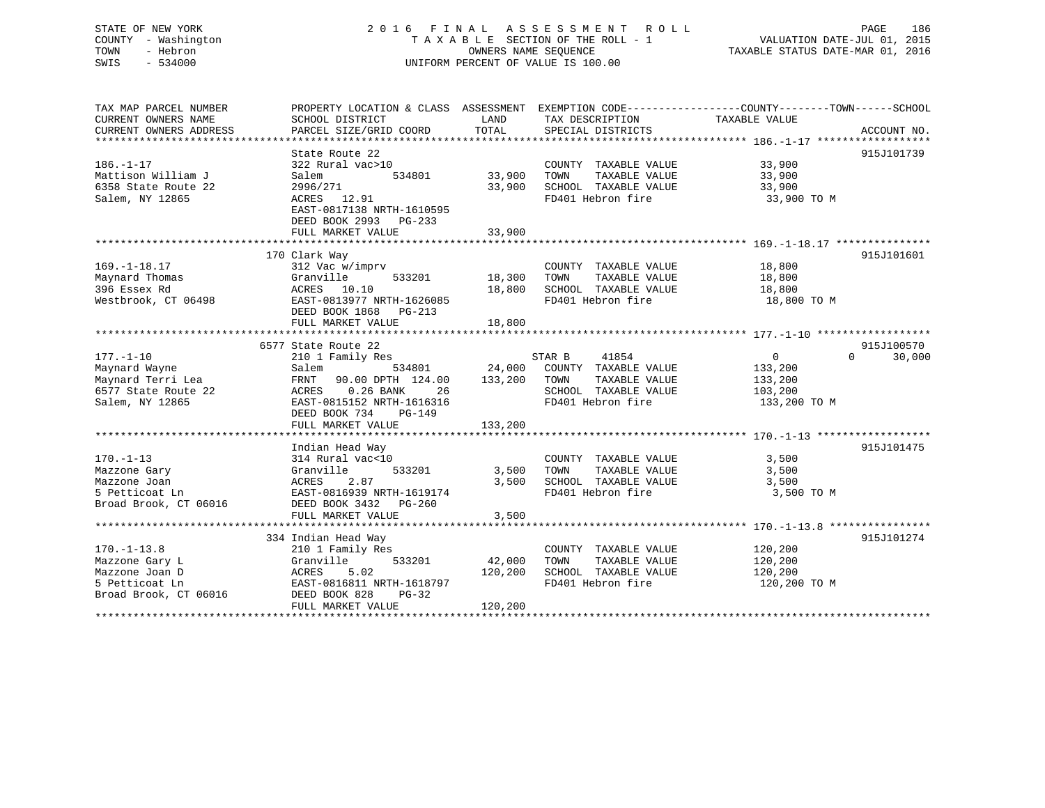STATE OF NEW YORK
COUNTY - Washington
TOWN - Hebron
SWIS - 534000

2 0 1 6 F I N A L A S S E S S M E N T R O L L
T A X A B L E SECTION OF THE ROLL - 1
OWNERS NAME SEQUENCE
UNIFORM PERCENT OF VALUE IS 100.00

VALUATION DATE-JUL 01, 2015
TAXABLE STATUS DATE-MAR 01, 2016

```
TAX MAP PARCEL NUMBER          PROPERTY LOCATION & CLASS  ASSESSMENT  EXEMPTION CODE------------------COUNTY--------TOWN------SCHOOL
CURRENT OWNERS NAME            SCHOOL DISTRICT               LAND      TAX DESCRIPTION                TAXABLE VALUE
CURRENT OWNERS ADDRESS         PARCEL SIZE/GRID COORD        TOTAL     SPECIAL DISTRICTS                                        ACCOUNT NO.
*********************************************************************************************** 186.-1-17 ******************
                               State Route 22                                                                              915J101739
186.-1-17                      322 Rural vac>10                         COUNTY  TAXABLE VALUE            33,900
Mattison William J             Salem          534801       33,900       TOWN    TAXABLE VALUE            33,900
6358 State Route 22            2996/271                    33,900       SCHOOL  TAXABLE VALUE            33,900
Salem, NY 12865                ACRES  12.91                             FD401 Hebron fire                  33,900 TO M
                               EAST-0817138 NRTH-1610595
                               DEED BOOK 2993   PG-233
                               FULL MARKET VALUE           33,900
*********************************************************************************************** 169.-1-18.17 ***************
                               170 Clark Way                                                                               915J101601
169.-1-18.17                   312 Vac w/imprv                          COUNTY  TAXABLE VALUE            18,800
Maynard Thomas                 Granville      533201       18,300       TOWN    TAXABLE VALUE            18,800
396 Essex Rd                   ACRES  10.10                18,800       SCHOOL  TAXABLE VALUE            18,800
Westbrook, CT 06498            EAST-0813977 NRTH-1626085                FD401 Hebron fire                  18,800 TO M
                               DEED BOOK 1868   PG-213
                               FULL MARKET VALUE           18,800
*********************************************************************************************** 177.-1-10 ******************
                               6577 State Route 22                                                                         915J100570
177.-1-10                      210 1 Family Res                         STAR B      41854                     0          0     30,000
Maynard Wayne                  Salem          534801       24,000       COUNTY  TAXABLE VALUE           133,200
Maynard Terri Lea              FRNT  90.00 DPTH 124.00    133,200       TOWN    TAXABLE VALUE           133,200
6577 State Route 22            ACRES   0.26 BANK    26                  SCHOOL  TAXABLE VALUE           103,200
Salem, NY 12865                EAST-0815152 NRTH-1616316                FD401 Hebron fire                 133,200 TO M
                               DEED BOOK 734    PG-149
                               FULL MARKET VALUE          133,200
*********************************************************************************************** 170.-1-13 ******************
                               Indian Head Way                                                                             915J101475
170.-1-13                      314 Rural vac<10                         COUNTY  TAXABLE VALUE             3,500
Mazzone Gary                   Granville      533201        3,500       TOWN    TAXABLE VALUE             3,500
Mazzone Joan                   ACRES   2.87                 3,500       SCHOOL  TAXABLE VALUE             3,500
5 Petticoat Ln                 EAST-0816939 NRTH-1619174                FD401 Hebron fire                   3,500 TO M
Broad Brook, CT 06016          DEED BOOK 3432   PG-260
                               FULL MARKET VALUE            3,500
*********************************************************************************************** 170.-1-13.8 ****************
                               334 Indian Head Way                                                                         915J101274
170.-1-13.8                    210 1 Family Res                         COUNTY  TAXABLE VALUE           120,200
Mazzone Gary L                 Granville      533201       42,000       TOWN    TAXABLE VALUE           120,200
Mazzone Joan D                 ACRES   5.02               120,200       SCHOOL  TAXABLE VALUE           120,200
5 Petticoat Ln                 EAST-0816811 NRTH-1618797                FD401 Hebron fire                 120,200 TO M
Broad Brook, CT 06016          DEED BOOK 828    PG-32
                               FULL MARKET VALUE          120,200
*****************************************************************************************************************************
```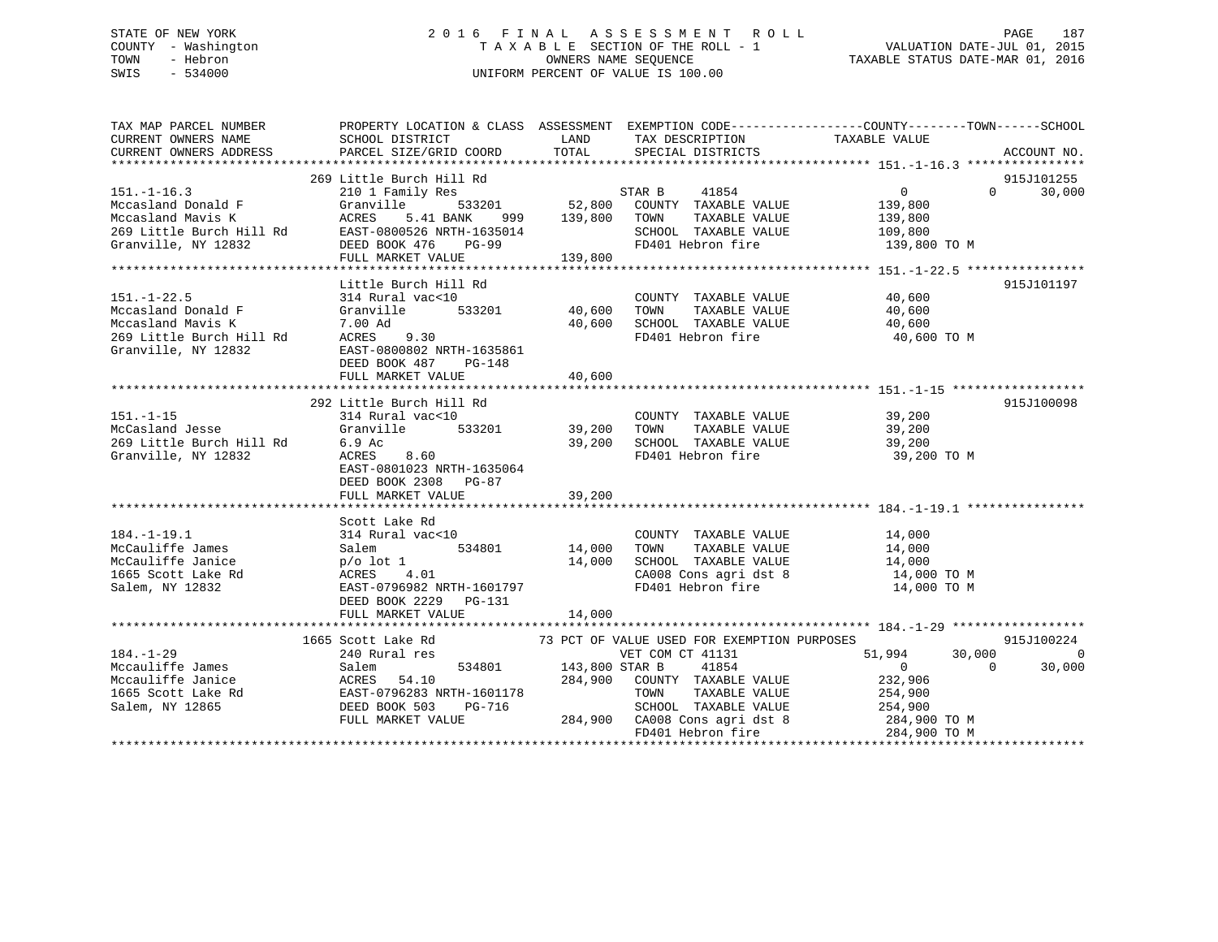STATE OF NEW YORK
COUNTY - Washington
TOWN - Hebron
SWIS - 534000

# 2016 FINAL ASSESSMENT ROLL

TAXABLE SECTION OF THE ROLL - 1
OWNERS NAME SEQUENCE
UNIFORM PERCENT OF VALUE IS 100.00

VALUATION DATE-JUL 01, 2015
TAXABLE STATUS DATE-MAR 01, 2016

| TAX MAP PARCEL NUMBER / CURRENT OWNERS NAME / CURRENT OWNERS ADDRESS | PROPERTY LOCATION & CLASS / SCHOOL DISTRICT / PARCEL SIZE/GRID COORD | ASSESSMENT LAND | TOTAL | EXEMPTION CODE / TAX DESCRIPTION / SPECIAL DISTRICTS | COUNTY TAXABLE VALUE | TOWN | SCHOOL | ACCOUNT NO. |
|---|---|---|---|---|---|---|---|---|
| **151.-1-16.3** | 269 Little Burch Hill Rd | | | | | | | 915J101255 |
| Mccasland Donald F | 210 1 Family Res | | | STAR B 41854 | 0 | 0 | 30,000 | |
| Mccasland Mavis K | Granville 533201 | 52,800 | | COUNTY TAXABLE VALUE | 139,800 | | | |
| 269 Little Burch Hill Rd | ACRES 5.41 BANK 999 | | 139,800 | TOWN TAXABLE VALUE | 139,800 | | | |
| Granville, NY 12832 | EAST-0800526 NRTH-1635014 | | | SCHOOL TAXABLE VALUE | 109,800 | | | |
| | DEED BOOK 476 PG-99 | | | FD401 Hebron fire | 139,800 TO M | | | |
| | FULL MARKET VALUE | | 139,800 | | | | | |
| **151.-1-22.5** | Little Burch Hill Rd | | | | | | | 915J101197 |
| Mccasland Donald F | 314 Rural vac<10 | | | COUNTY TAXABLE VALUE | 40,600 | | | |
| Mccasland Mavis K | Granville 533201 | 40,600 | | TOWN TAXABLE VALUE | 40,600 | | | |
| 269 Little Burch Hill Rd | 7.00 Ad | | 40,600 | SCHOOL TAXABLE VALUE | 40,600 | | | |
| Granville, NY 12832 | ACRES 9.30 | | | FD401 Hebron fire | 40,600 TO M | | | |
| | EAST-0800802 NRTH-1635861 | | | | | | | |
| | DEED BOOK 487 PG-148 | | | | | | | |
| | FULL MARKET VALUE | | 40,600 | | | | | |
| **151.-1-15** | 292 Little Burch Hill Rd | | | | | | | 915J100098 |
| McCasland Jesse | 314 Rural vac<10 | | | COUNTY TAXABLE VALUE | 39,200 | | | |
| 269 Little Burch Hill Rd | Granville 533201 | 39,200 | | TOWN TAXABLE VALUE | 39,200 | | | |
| Granville, NY 12832 | 6.9 Ac | | 39,200 | SCHOOL TAXABLE VALUE | 39,200 | | | |
| | ACRES 8.60 | | | FD401 Hebron fire | 39,200 TO M | | | |
| | EAST-0801023 NRTH-1635064 | | | | | | | |
| | DEED BOOK 2308 PG-87 | | | | | | | |
| | FULL MARKET VALUE | | 39,200 | | | | | |
| **184.-1-19.1** | Scott Lake Rd | | | | | | | |
| McCauliffe James | 314 Rural vac<10 | | | COUNTY TAXABLE VALUE | 14,000 | | | |
| McCauliffe Janice | Salem 534801 | 14,000 | | TOWN TAXABLE VALUE | 14,000 | | | |
| 1665 Scott Lake Rd | p/o lot 1 | | 14,000 | SCHOOL TAXABLE VALUE | 14,000 | | | |
| Salem, NY 12832 | ACRES 4.01 | | | CA008 Cons agri dst 8 | 14,000 TO M | | | |
| | EAST-0796982 NRTH-1601797 | | | FD401 Hebron fire | 14,000 TO M | | | |
| | DEED BOOK 2229 PG-131 | | | | | | | |
| | FULL MARKET VALUE | | 14,000 | | | | | |
| **184.-1-29** | 1665 Scott Lake Rd | | | 73 PCT OF VALUE USED FOR EXEMPTION PURPOSES | | | | 915J100224 |
| Mccauliffe James | 240 Rural res | | | VET COM CT 41131 | 51,994 | 30,000 | 0 | |
| Mccauliffe Janice | Salem 534801 | 143,800 | | STAR B 41854 | 0 | 0 | 30,000 | |
| 1665 Scott Lake Rd | ACRES 54.10 | | 284,900 | COUNTY TAXABLE VALUE | 232,906 | | | |
| Salem, NY 12865 | EAST-0796283 NRTH-1601178 | | | TOWN TAXABLE VALUE | 254,900 | | | |
| | DEED BOOK 503 PG-716 | | | SCHOOL TAXABLE VALUE | 254,900 | | | |
| | FULL MARKET VALUE | | 284,900 | CA008 Cons agri dst 8 | 284,900 TO M | | | |
| | | | | FD401 Hebron fire | 284,900 TO M | | | |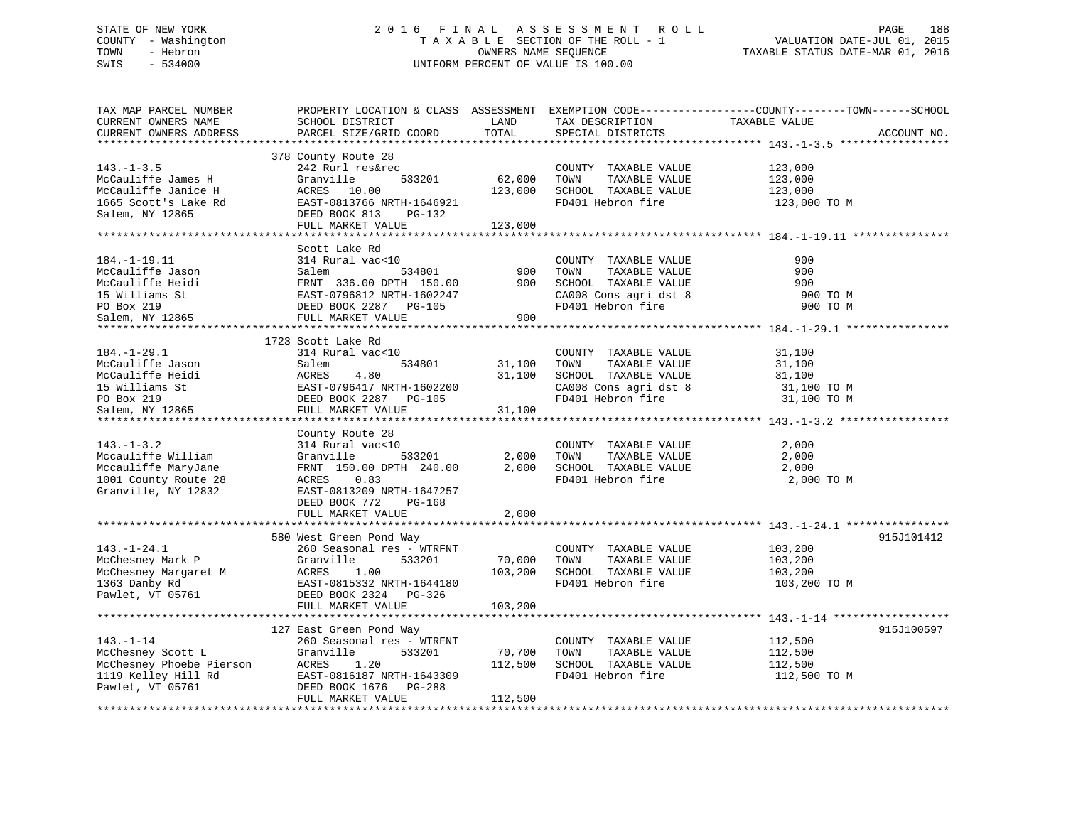STATE OF NEW YORK
COUNTY - Washington
TOWN - Hebron
SWIS - 534000

2016 FINAL ASSESSMENT ROLL
TAXABLE SECTION OF THE ROLL - 1
OWNERS NAME SEQUENCE
UNIFORM PERCENT OF VALUE IS 100.00

VALUATION DATE-JUL 01, 2015
TAXABLE STATUS DATE-MAR 01, 2016

| TAX MAP PARCEL NUMBER / CURRENT OWNERS NAME / CURRENT OWNERS ADDRESS | PROPERTY LOCATION & CLASS / SCHOOL DISTRICT / PARCEL SIZE/GRID COORD | ASSESSMENT LAND / TOTAL | EXEMPTION CODE / TAX DESCRIPTION / SPECIAL DISTRICTS | COUNTY--------TOWN------SCHOOL TAXABLE VALUE | ACCOUNT NO. |
|---|---|---|---|---|---|
| **143.-1-3.5** | 378 County Route 28 | | | | |
| 143.-1-3.5 | 242 Rurl res&rec | | COUNTY TAXABLE VALUE | 123,000 | |
| McCauliffe James H | Granville 533201 | 62,000 | TOWN TAXABLE VALUE | 123,000 | |
| McCauliffe Janice H | ACRES 10.00 | 123,000 | SCHOOL TAXABLE VALUE | 123,000 | |
| 1665 Scott's Lake Rd | EAST-0813766 NRTH-1646921 | | FD401 Hebron fire | 123,000 TO M | |
| Salem, NY 12865 | DEED BOOK 813 PG-132 | | | | |
| | FULL MARKET VALUE | 123,000 | | | |
| **184.-1-19.11** | Scott Lake Rd | | | | |
| 184.-1-19.11 | 314 Rural vac<10 | | COUNTY TAXABLE VALUE | 900 | |
| McCauliffe Jason | Salem 534801 | 900 | TOWN TAXABLE VALUE | 900 | |
| McCauliffe Heidi | FRNT 336.00 DPTH 150.00 | 900 | SCHOOL TAXABLE VALUE | 900 | |
| 15 Williams St | EAST-0796812 NRTH-1602247 | | CA008 Cons agri dst 8 | 900 TO M | |
| PO Box 219 | DEED BOOK 2287 PG-105 | | FD401 Hebron fire | 900 TO M | |
| Salem, NY 12865 | FULL MARKET VALUE | 900 | | | |
| **184.-1-29.1** | 1723 Scott Lake Rd | | | | |
| 184.-1-29.1 | 314 Rural vac<10 | | COUNTY TAXABLE VALUE | 31,100 | |
| McCauliffe Jason | Salem 534801 | 31,100 | TOWN TAXABLE VALUE | 31,100 | |
| McCauliffe Heidi | ACRES 4.80 | 31,100 | SCHOOL TAXABLE VALUE | 31,100 | |
| 15 Williams St | EAST-0796417 NRTH-1602200 | | CA008 Cons agri dst 8 | 31,100 TO M | |
| PO Box 219 | DEED BOOK 2287 PG-105 | | FD401 Hebron fire | 31,100 TO M | |
| Salem, NY 12865 | FULL MARKET VALUE | 31,100 | | | |
| **143.-1-3.2** | County Route 28 | | | | |
| 143.-1-3.2 | 314 Rural vac<10 | | COUNTY TAXABLE VALUE | 2,000 | |
| Mccauliffe William | Granville 533201 | 2,000 | TOWN TAXABLE VALUE | 2,000 | |
| Mccauliffe MaryJane | FRNT 150.00 DPTH 240.00 | 2,000 | SCHOOL TAXABLE VALUE | 2,000 | |
| 1001 County Route 28 | ACRES 0.83 | | FD401 Hebron fire | 2,000 TO M | |
| Granville, NY 12832 | EAST-0813209 NRTH-1647257 | | | | |
| | DEED BOOK 772 PG-168 | | | | |
| | FULL MARKET VALUE | 2,000 | | | |
| **143.-1-24.1** | 580 West Green Pond Way | | | | 915J101412 |
| 143.-1-24.1 | 260 Seasonal res - WTRFNT | | COUNTY TAXABLE VALUE | 103,200 | |
| McChesney Mark P | Granville 533201 | 70,000 | TOWN TAXABLE VALUE | 103,200 | |
| McChesney Margaret M | ACRES 1.00 | 103,200 | SCHOOL TAXABLE VALUE | 103,200 | |
| 1363 Danby Rd | EAST-0815332 NRTH-1644180 | | FD401 Hebron fire | 103,200 TO M | |
| Pawlet, VT 05761 | DEED BOOK 2324 PG-326 | | | | |
| | FULL MARKET VALUE | 103,200 | | | |
| **143.-1-14** | 127 East Green Pond Way | | | | 915J100597 |
| 143.-1-14 | 260 Seasonal res - WTRFNT | | COUNTY TAXABLE VALUE | 112,500 | |
| McChesney Scott L | Granville 533201 | 70,700 | TOWN TAXABLE VALUE | 112,500 | |
| McChesney Phoebe Pierson | ACRES 1.20 | 112,500 | SCHOOL TAXABLE VALUE | 112,500 | |
| 1119 Kelley Hill Rd | EAST-0816187 NRTH-1643309 | | FD401 Hebron fire | 112,500 TO M | |
| Pawlet, VT 05761 | DEED BOOK 1676 PG-288 | | | | |
| | FULL MARKET VALUE | 112,500 | | | |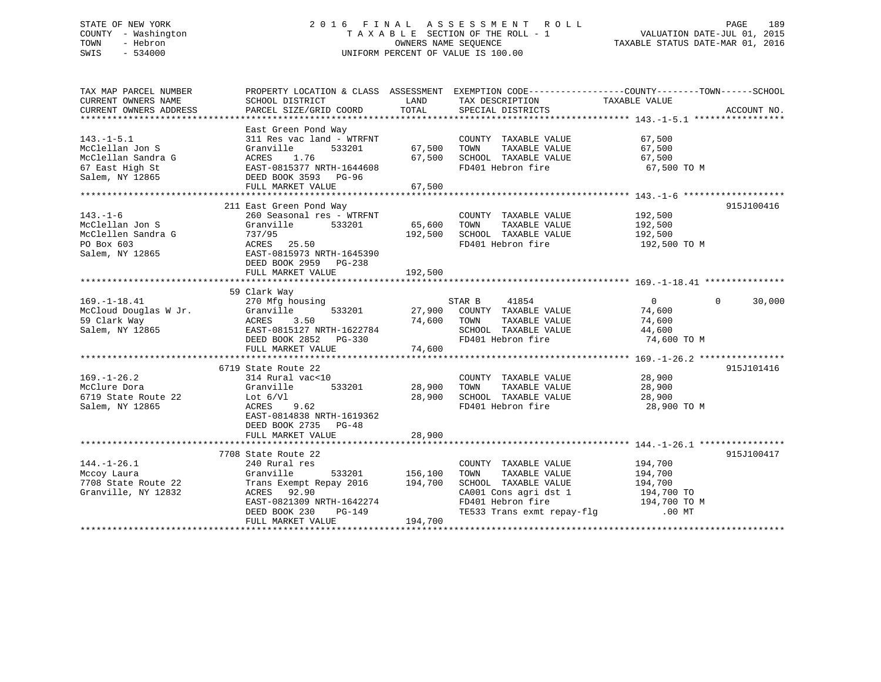STATE OF NEW YORK
COUNTY - Washington
TOWN - Hebron
SWIS - 534000

2016 FINAL ASSESSMENT ROLL
TAXABLE SECTION OF THE ROLL - 1
OWNERS NAME SEQUENCE
UNIFORM PERCENT OF VALUE IS 100.00

VALUATION DATE-JUL 01, 2015
TAXABLE STATUS DATE-MAR 01, 2016

```
TAX MAP PARCEL NUMBER          PROPERTY LOCATION & CLASS  ASSESSMENT  EXEMPTION CODE------------------COUNTY--------TOWN------SCHOOL
CURRENT OWNERS NAME            SCHOOL DISTRICT               LAND      TAX DESCRIPTION             TAXABLE VALUE
CURRENT OWNERS ADDRESS         PARCEL SIZE/GRID COORD        TOTAL     SPECIAL DISTRICTS                                     ACCOUNT NO.
******************************************************************************************************* 143.-1-5.1 *****************
                               East Green Pond Way
143.-1-5.1                     311 Res vac land - WTRFNT               COUNTY  TAXABLE VALUE            67,500
McClellan Jon S                Granville       533201        67,500    TOWN    TAXABLE VALUE            67,500
McClellan Sandra G             ACRES    1.76                 67,500    SCHOOL  TAXABLE VALUE            67,500
67 East High St                EAST-0815377 NRTH-1644608               FD401 Hebron fire                 67,500 TO M
Salem, NY 12865                DEED BOOK 3593   PG-96
                               FULL MARKET VALUE             67,500
******************************************************************************************************* 143.-1-6 *******************
                               211 East Green Pond Way                                                                   915J100416
143.-1-6                       260 Seasonal res - WTRFNT               COUNTY  TAXABLE VALUE           192,500
McClellan Jon S                Granville       533201        65,600    TOWN    TAXABLE VALUE           192,500
McClellen Sandra G             737/95                       192,500    SCHOOL  TAXABLE VALUE           192,500
PO Box 603                     ACRES   25.50                           FD401 Hebron fire                192,500 TO M
Salem, NY 12865                EAST-0815973 NRTH-1645390
                               DEED BOOK 2959   PG-238
                               FULL MARKET VALUE            192,500
******************************************************************************************************* 169.-1-18.41 ***************
                               59 Clark Way
169.-1-18.41                   270 Mfg housing                         STAR B     41854                  0            0      30,000
McCloud Douglas W Jr.          Granville       533201        27,900    COUNTY  TAXABLE VALUE            74,600
59 Clark Way                   ACRES    3.50                 74,600    TOWN    TAXABLE VALUE            74,600
Salem, NY 12865                EAST-0815127 NRTH-1622784               SCHOOL  TAXABLE VALUE            44,600
                               DEED BOOK 2852   PG-330                 FD401 Hebron fire                 74,600 TO M
                               FULL MARKET VALUE             74,600
******************************************************************************************************* 169.-1-26.2 ****************
                               6719 State Route 22                                                                       915J101416
169.-1-26.2                    314 Rural vac<10                        COUNTY  TAXABLE VALUE            28,900
McClure Dora                   Granville       533201        28,900    TOWN    TAXABLE VALUE            28,900
6719 State Route 22            Lot 6/Vl                      28,900    SCHOOL  TAXABLE VALUE            28,900
Salem, NY 12865                ACRES    9.62                           FD401 Hebron fire                 28,900 TO M
                               EAST-0814838 NRTH-1619362
                               DEED BOOK 2735   PG-48
                               FULL MARKET VALUE             28,900
******************************************************************************************************* 144.-1-26.1 ****************
                               7708 State Route 22                                                                       915J100417
144.-1-26.1                    240 Rural res                           COUNTY  TAXABLE VALUE           194,700
Mccoy Laura                    Granville       533201       156,100    TOWN    TAXABLE VALUE           194,700
7708 State Route 22            Trans Exempt Repay 2016      194,700    SCHOOL  TAXABLE VALUE           194,700
Granville, NY 12832            ACRES   92.90                           CA001 Cons agri dst 1            194,700 TO
                               EAST-0821309 NRTH-1642274               FD401 Hebron fire                194,700 TO M
                               DEED BOOK 230    PG-149                 TE533 Trans exmt repay-flg           .00 MT
                               FULL MARKET VALUE            194,700
************************************************************************************************************************************
```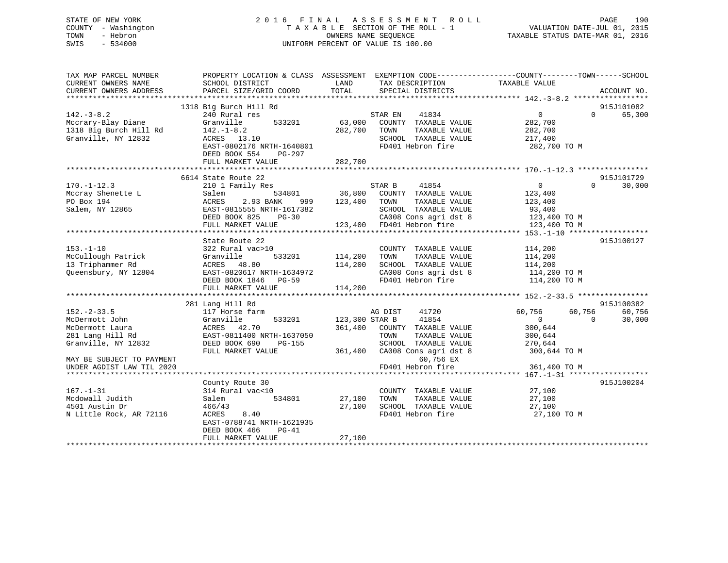STATE OF NEW YORK
COUNTY - Washington
TOWN - Hebron
SWIS - 534000

2016 FINAL ASSESSMENT ROLL
TAXABLE SECTION OF THE ROLL - 1
OWNERS NAME SEQUENCE
UNIFORM PERCENT OF VALUE IS 100.00

VALUATION DATE-JUL 01, 2015
TAXABLE STATUS DATE-MAR 01, 2016

```
TAX MAP PARCEL NUMBER          PROPERTY LOCATION & CLASS  ASSESSMENT  EXEMPTION CODE------------------COUNTY--------TOWN------SCHOOL
CURRENT OWNERS NAME            SCHOOL DISTRICT               LAND      TAX DESCRIPTION              TAXABLE VALUE
CURRENT OWNERS ADDRESS         PARCEL SIZE/GRID COORD        TOTAL     SPECIAL DISTRICTS                                        ACCOUNT NO.
******************************************************************************************************* 142.-3-8.2 *****************
                          1318 Big Burch Hill Rd                                                                               915J101082
142.-3-8.2                     240 Rural res                          STAR EN    41834                   0             0       65,300
Mccrary-Blay Diane             Granville      533201       63,000    COUNTY  TAXABLE VALUE           282,700
1318 Big Burch Hill Rd         142.-1-8.2                  282,700    TOWN    TAXABLE VALUE           282,700
Granville, NY 12832            ACRES  13.10                           SCHOOL  TAXABLE VALUE           217,400
                               EAST-0802176 NRTH-1640801              FD401 Hebron fire                282,700 TO M
                               DEED BOOK 554    PG-297
                               FULL MARKET VALUE           282,700
******************************************************************************************************* 170.-1-12.3 ****************
                          6614 State Route 22                                                                                  915J101729
170.-1-12.3                    210 1 Family Res                       STAR B     41854                   0             0       30,000
Mccray Shenette L              Salem          534801       36,800    COUNTY  TAXABLE VALUE           123,400
PO Box 194                     ACRES    2.93 BANK     999  123,400    TOWN    TAXABLE VALUE           123,400
Salem, NY 12865                EAST-0815555 NRTH-1617382              SCHOOL  TAXABLE VALUE            93,400
                               DEED BOOK 825    PG-30                 CA008 Cons agri dst 8            123,400 TO M
                               FULL MARKET VALUE           123,400    FD401 Hebron fire                123,400 TO M
******************************************************************************************************* 153.-1-10 ******************
                               State Route 22                                                                                  915J100127
153.-1-10                      322 Rural vac>10                       COUNTY  TAXABLE VALUE           114,200
McCullough Patrick             Granville      533201      114,200    TOWN    TAXABLE VALUE           114,200
13 Triphammer Rd               ACRES  48.80                114,200    SCHOOL  TAXABLE VALUE           114,200
Queensbury, NY 12804           EAST-0820617 NRTH-1634972              CA008 Cons agri dst 8            114,200 TO M
                               DEED BOOK 1846   PG-59                 FD401 Hebron fire                114,200 TO M
                               FULL MARKET VALUE           114,200
******************************************************************************************************* 152.-2-33.5 ****************
                          281 Lang Hill Rd                                                                                     915J100382
152.-2-33.5                    117 Horse farm                         AG DIST    41720              60,756        60,756       60,756
McDermott John                 Granville      533201      123,300 STAR B     41854                   0             0       30,000
McDermott Laura                ACRES  42.70                361,400    COUNTY  TAXABLE VALUE           300,644
281 Lang Hill Rd               EAST-0811400 NRTH-1637050              TOWN    TAXABLE VALUE           300,644
Granville, NY 12832            DEED BOOK 690    PG-155                SCHOOL  TAXABLE VALUE           270,644
                               FULL MARKET VALUE           361,400    CA008 Cons agri dst 8            300,644 TO M
MAY BE SUBJECT TO PAYMENT                                                       60,756 EX
UNDER AGDIST LAW TIL 2020                                             FD401 Hebron fire                361,400 TO M
******************************************************************************************************* 167.-1-31 ******************
                               County Route 30                                                                                 915J100204
167.-1-31                      314 Rural vac<10                       COUNTY  TAXABLE VALUE            27,100
Mcdowall Judith                Salem          534801       27,100    TOWN    TAXABLE VALUE            27,100
4501 Austin Dr                 466/43                       27,100    SCHOOL  TAXABLE VALUE            27,100
N Little Rock, AR 72116        ACRES    8.40                          FD401 Hebron fire                 27,100 TO M
                               EAST-0788741 NRTH-1621935
                               DEED BOOK 466    PG-41
                               FULL MARKET VALUE            27,100
************************************************************************************************************************************
```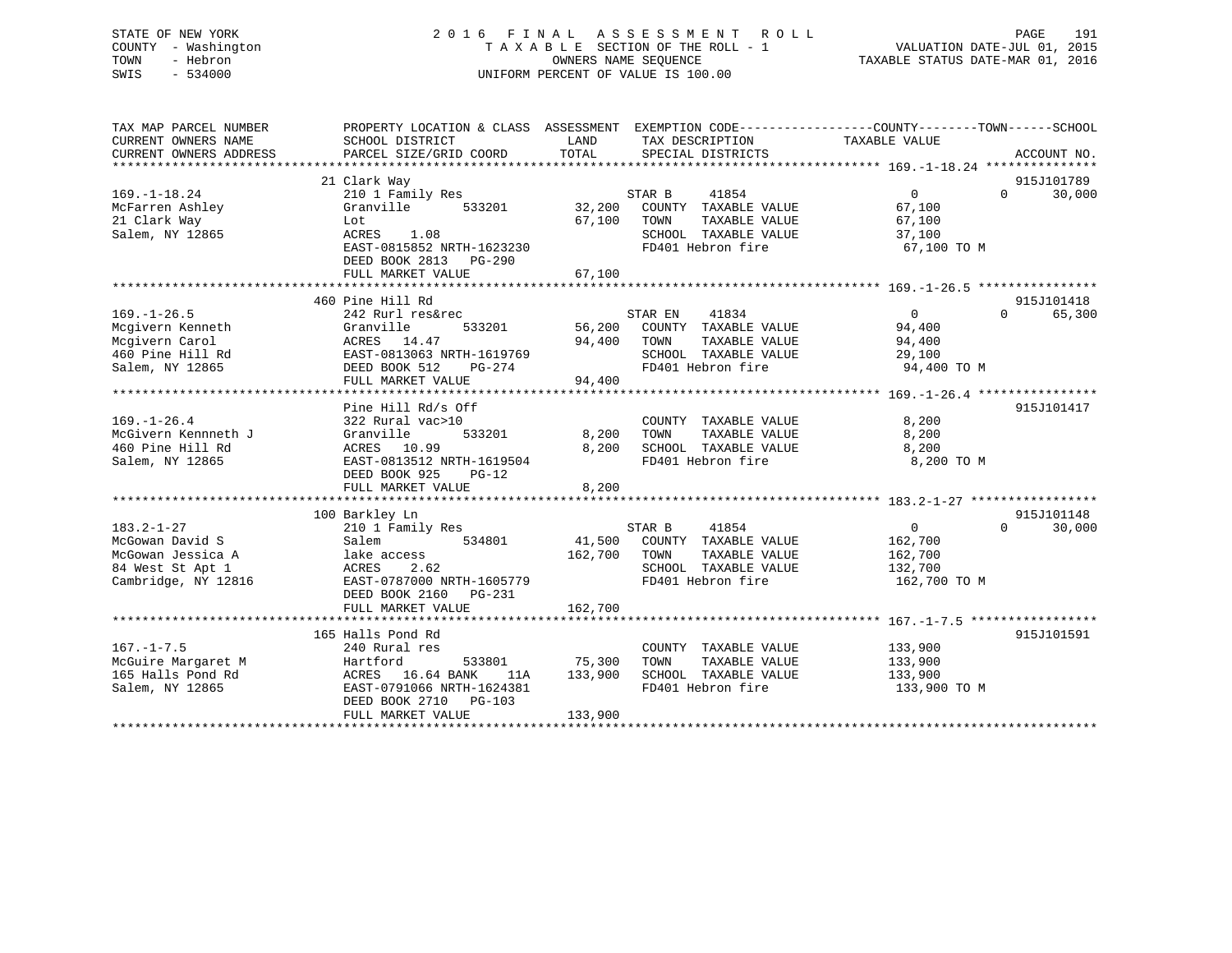STATE OF NEW YORK
COUNTY - Washington
TOWN - Hebron
SWIS - 534000

# 2016 FINAL ASSESSMENT ROLL

TAXABLE SECTION OF THE ROLL - 1
OWNERS NAME SEQUENCE
UNIFORM PERCENT OF VALUE IS 100.00

VALUATION DATE-JUL 01, 2015
TAXABLE STATUS DATE-MAR 01, 2016

```
TAX MAP PARCEL NUMBER          PROPERTY LOCATION & CLASS  ASSESSMENT  EXEMPTION CODE-----------------COUNTY--------TOWN------SCHOOL
CURRENT OWNERS NAME            SCHOOL DISTRICT               LAND      TAX DESCRIPTION              TAXABLE VALUE
CURRENT OWNERS ADDRESS         PARCEL SIZE/GRID COORD        TOTAL     SPECIAL DISTRICTS                                  ACCOUNT NO.
******************************************************************************************************* 169.-1-18.24 ***************
                               21 Clark Way                                                                                915J101789
169.-1-18.24                   210 1 Family Res                        STAR B     41854                0              0       30,000
McFarren Ashley                Granville       533201      32,200      COUNTY  TAXABLE VALUE             67,100
21 Clark Way                   Lot                         67,100      TOWN    TAXABLE VALUE             67,100
Salem, NY 12865                ACRES     1.08                          SCHOOL  TAXABLE VALUE             37,100
                               EAST-0815852 NRTH-1623230               FD401 Hebron fire                  67,100 TO M
                               DEED BOOK 2813   PG-290
                               FULL MARKET VALUE           67,100
******************************************************************************************************* 169.-1-26.5 ****************
                               460 Pine Hill Rd                                                                            915J101418
169.-1-26.5                    242 Rurl res&rec                        STAR EN    41834                0              0       65,300
Mcgivern Kenneth               Granville       533201      56,200      COUNTY  TAXABLE VALUE             94,400
Mcgivern Carol                 ACRES    14.47              94,400      TOWN    TAXABLE VALUE             94,400
460 Pine Hill Rd               EAST-0813063 NRTH-1619769               SCHOOL  TAXABLE VALUE             29,100
Salem, NY 12865                DEED BOOK 512    PG-274                 FD401 Hebron fire                  94,400 TO M
                               FULL MARKET VALUE           94,400
******************************************************************************************************* 169.-1-26.4 ****************
                               Pine Hill Rd/s Off                                                                          915J101417
169.-1-26.4                    322 Rural vac>10                        COUNTY  TAXABLE VALUE              8,200
McGivern Kennneth J            Granville       533201       8,200      TOWN    TAXABLE VALUE              8,200
460 Pine Hill Rd               ACRES    10.99               8,200      SCHOOL  TAXABLE VALUE              8,200
Salem, NY 12865                EAST-0813512 NRTH-1619504               FD401 Hebron fire                   8,200 TO M
                               DEED BOOK 925    PG-12
                               FULL MARKET VALUE            8,200
******************************************************************************************************* 183.2-1-27 *****************
                               100 Barkley Ln                                                                              915J101148
183.2-1-27                     210 1 Family Res                        STAR B     41854                0              0       30,000
McGowan David S                Salem           534801      41,500      COUNTY  TAXABLE VALUE            162,700
McGowan Jessica A              lake access                162,700      TOWN    TAXABLE VALUE            162,700
84 West St Apt 1               ACRES     2.62                          SCHOOL  TAXABLE VALUE            132,700
Cambridge, NY 12816            EAST-0787000 NRTH-1605779               FD401 Hebron fire                 162,700 TO M
                               DEED BOOK 2160   PG-231
                               FULL MARKET VALUE          162,700
******************************************************************************************************* 167.-1-7.5 *****************
                               165 Halls Pond Rd                                                                           915J101591
167.-1-7.5                     240 Rural res                           COUNTY  TAXABLE VALUE            133,900
McGuire Margaret M             Hartford        533801      75,300      TOWN    TAXABLE VALUE            133,900
165 Halls Pond Rd              ACRES    16.64 BANK    11A 133,900      SCHOOL  TAXABLE VALUE            133,900
Salem, NY 12865                EAST-0791066 NRTH-1624381               FD401 Hebron fire                 133,900 TO M
                               DEED BOOK 2710   PG-103
                               FULL MARKET VALUE          133,900
************************************************************************************************************************************
```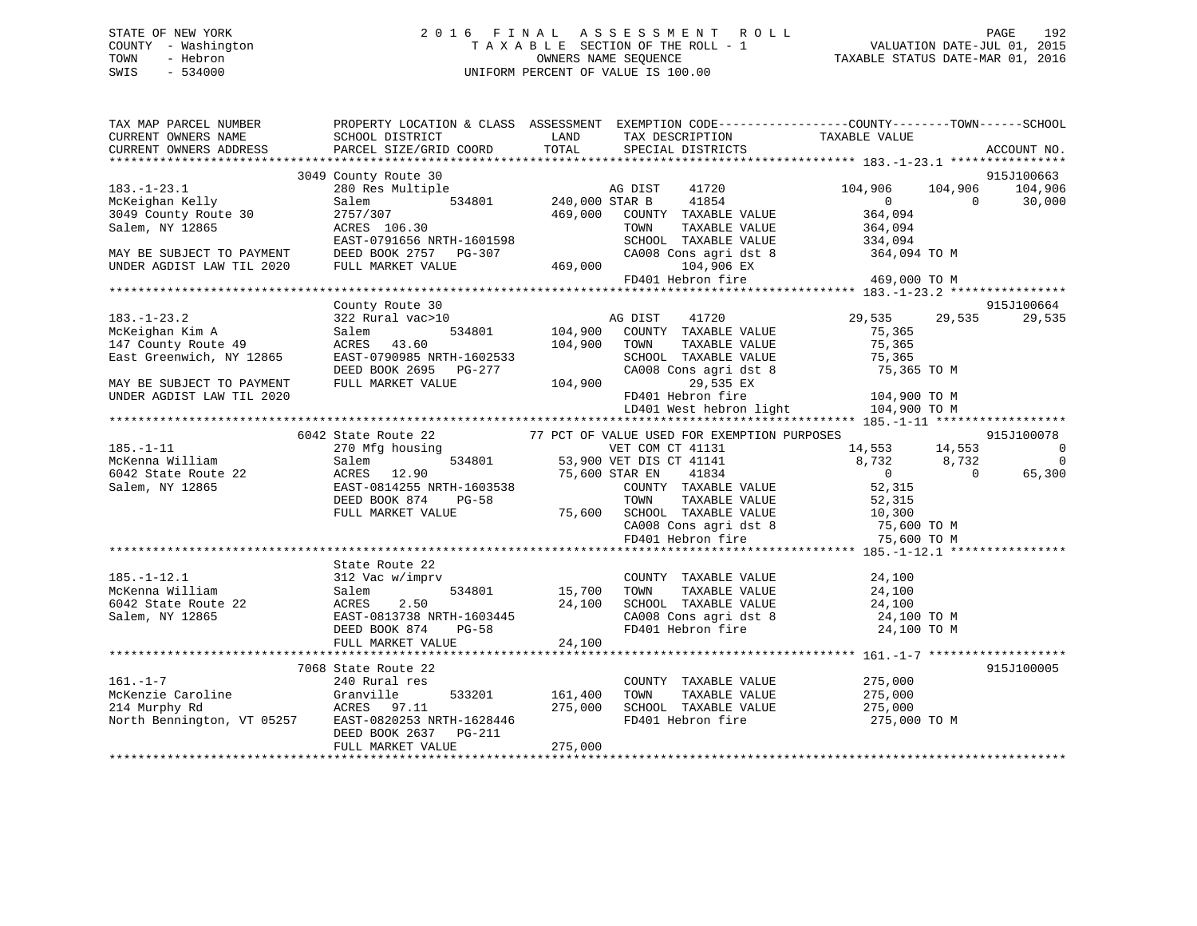STATE OF NEW YORK
COUNTY - Washington
TOWN - Hebron
SWIS - 534000

2016 FINAL ASSESSMENT ROLL
TAXABLE SECTION OF THE ROLL - 1
OWNERS NAME SEQUENCE
UNIFORM PERCENT OF VALUE IS 100.00

VALUATION DATE-JUL 01, 2015
TAXABLE STATUS DATE-MAR 01, 2016

```
TAX MAP PARCEL NUMBER          PROPERTY LOCATION & CLASS  ASSESSMENT  EXEMPTION CODE------------------COUNTY--------TOWN------SCHOOL
CURRENT OWNERS NAME            SCHOOL DISTRICT              LAND      TAX DESCRIPTION              TAXABLE VALUE
CURRENT OWNERS ADDRESS         PARCEL SIZE/GRID COORD       TOTAL     SPECIAL DISTRICTS                                           ACCOUNT NO.
******************************************************************************************************* 183.-1-23.1 ****************
                               3049 County Route 30                                                                            915J100663
183.-1-23.1                    280 Res Multiple                        AG DIST    41720              104,906     104,906     104,906
McKeighan Kelly                Salem          534801      240,000 STAR B     41854                     0           0      30,000
3049 County Route 30           2757/307                   469,000    COUNTY  TAXABLE VALUE             364,094
Salem, NY 12865                ACRES 106.30                          TOWN    TAXABLE VALUE             364,094
                               EAST-0791656 NRTH-1601598             SCHOOL  TAXABLE VALUE             334,094
MAY BE SUBJECT TO PAYMENT      DEED BOOK 2757   PG-307               CA008 Cons agri dst 8              364,094 TO M
UNDER AGDIST LAW TIL 2020      FULL MARKET VALUE          469,000          104,906 EX
                                                                     FD401 Hebron fire                  469,000 TO M
******************************************************************************************************* 183.-1-23.2 ****************
                               County Route 30                                                                                 915J100664
183.-1-23.2                    322 Rural vac>10                        AG DIST    41720               29,535      29,535      29,535
McKeighan Kim A                Salem          534801      104,900    COUNTY  TAXABLE VALUE              75,365
147 County Route 49            ACRES  43.60               104,900    TOWN    TAXABLE VALUE              75,365
East Greenwich, NY 12865       EAST-0790985 NRTH-1602533             SCHOOL  TAXABLE VALUE              75,365
                               DEED BOOK 2695   PG-277               CA008 Cons agri dst 8               75,365 TO M
MAY BE SUBJECT TO PAYMENT      FULL MARKET VALUE          104,900           29,535 EX
UNDER AGDIST LAW TIL 2020                                            FD401 Hebron fire                  104,900 TO M
                                                                     LD401 West hebron light            104,900 TO M
******************************************************************************************************* 185.-1-11 ******************
                               6042 State Route 22           77 PCT OF VALUE USED FOR EXEMPTION PURPOSES                       915J100078
185.-1-11                      270 Mfg housing                         VET COM CT 41131               14,553      14,553           0
McKenna William                Salem          534801       53,900 VET DIS CT 41141                     8,732       8,732           0
6042 State Route 22            ACRES  12.90                75,600 STAR EN    41834                     0           0      65,300
Salem, NY 12865                EAST-0814255 NRTH-1603538             COUNTY  TAXABLE VALUE              52,315
                               DEED BOOK 874    PG-58                TOWN    TAXABLE VALUE              52,315
                               FULL MARKET VALUE           75,600    SCHOOL  TAXABLE VALUE              10,300
                                                                     CA008 Cons agri dst 8               75,600 TO M
                                                                     FD401 Hebron fire                   75,600 TO M
******************************************************************************************************* 185.-1-12.1 ****************
                               State Route 22
185.-1-12.1                    312 Vac w/imprv                       COUNTY  TAXABLE VALUE              24,100
McKenna William                Salem          534801       15,700    TOWN    TAXABLE VALUE              24,100
6042 State Route 22            ACRES   2.50                24,100    SCHOOL  TAXABLE VALUE              24,100
Salem, NY 12865                EAST-0813738 NRTH-1603445             CA008 Cons agri dst 8               24,100 TO M
                               DEED BOOK 874    PG-58                FD401 Hebron fire                   24,100 TO M
                               FULL MARKET VALUE           24,100
******************************************************************************************************* 161.-1-7 *******************
                               7068 State Route 22                                                                             915J100005
161.-1-7                       240 Rural res                         COUNTY  TAXABLE VALUE             275,000
McKenzie Caroline              Granville      533201      161,400    TOWN    TAXABLE VALUE             275,000
214 Murphy Rd                  ACRES  97.11               275,000    SCHOOL  TAXABLE VALUE             275,000
North Bennington, VT 05257     EAST-0820253 NRTH-1628446             FD401 Hebron fire                  275,000 TO M
                               DEED BOOK 2637   PG-211
                               FULL MARKET VALUE          275,000
************************************************************************************************************************************
```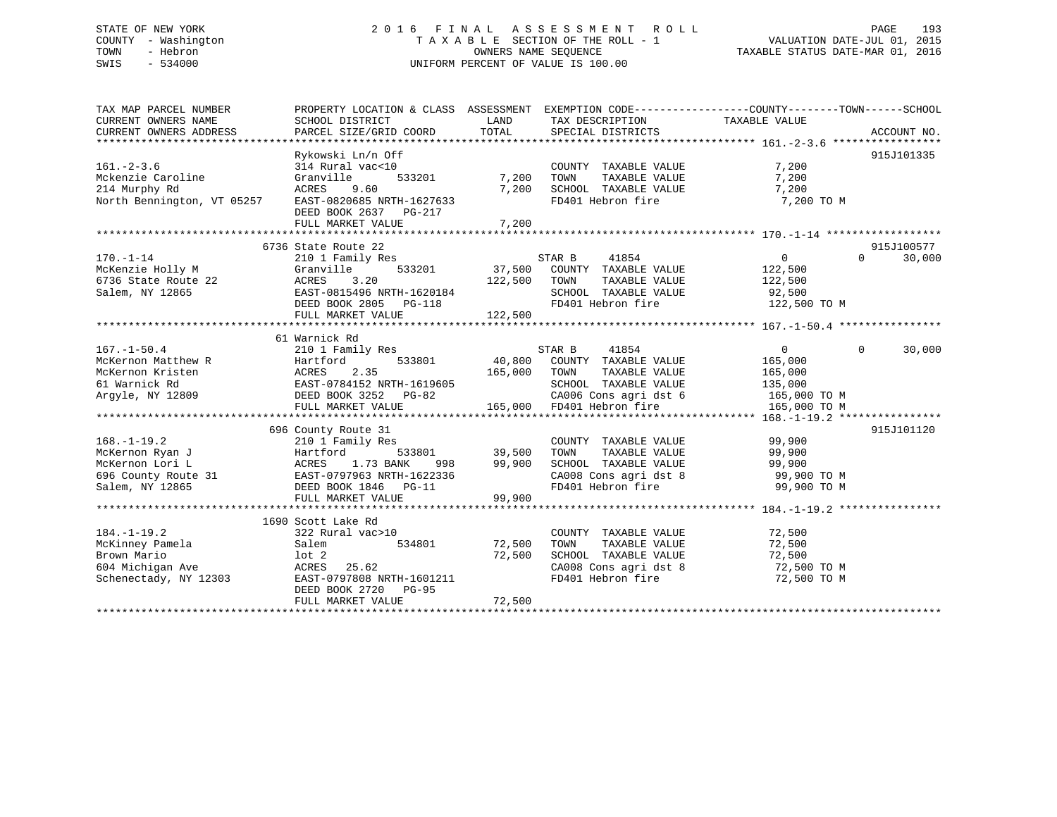STATE OF NEW YORK
COUNTY - Washington
TOWN - Hebron
SWIS - 534000

2016 FINAL ASSESSMENT ROLL
TAXABLE SECTION OF THE ROLL - 1
OWNERS NAME SEQUENCE
UNIFORM PERCENT OF VALUE IS 100.00

VALUATION DATE-JUL 01, 2015
TAXABLE STATUS DATE-MAR 01, 2016

| TAX MAP PARCEL NUMBER / CURRENT OWNERS NAME / CURRENT OWNERS ADDRESS | PROPERTY LOCATION & CLASS / SCHOOL DISTRICT / PARCEL SIZE/GRID COORD | ASSESSMENT LAND / TOTAL | EXEMPTION CODE / TAX DESCRIPTION / SPECIAL DISTRICTS | COUNTY TAXABLE VALUE | TOWN | SCHOOL | ACCOUNT NO. |
|---|---|---|---|---|---|---|---|
| 161.-2-3.6 | Rykowski Ln/n Off | | | | | | 915J101335 |
| | 314 Rural vac<10 | | COUNTY TAXABLE VALUE | 7,200 | | | |
| Mckenzie Caroline | Granville 533201 | 7,200 | TOWN TAXABLE VALUE | 7,200 | | | |
| 214 Murphy Rd | ACRES 9.60 | 7,200 | SCHOOL TAXABLE VALUE | 7,200 | | | |
| North Bennington, VT 05257 | EAST-0820685 NRTH-1627633 | | FD401 Hebron fire | 7,200 TO M | | | |
| | DEED BOOK 2637 PG-217 | | | | | | |
| | FULL MARKET VALUE | 7,200 | | | | | |
| 170.-1-14 | 6736 State Route 22 | | | | | | 915J100577 |
| | 210 1 Family Res | | STAR B 41854 | 0 | 0 | 30,000 | |
| McKenzie Holly M | Granville 533201 | 37,500 | COUNTY TAXABLE VALUE | 122,500 | | | |
| 6736 State Route 22 | ACRES 3.20 | 122,500 | TOWN TAXABLE VALUE | 122,500 | | | |
| Salem, NY 12865 | EAST-0815496 NRTH-1620184 | | SCHOOL TAXABLE VALUE | 92,500 | | | |
| | DEED BOOK 2805 PG-118 | | FD401 Hebron fire | 122,500 TO M | | | |
| | FULL MARKET VALUE | 122,500 | | | | | |
| 167.-1-50.4 | 61 Warnick Rd | | | | | | |
| | 210 1 Family Res | | STAR B 41854 | 0 | 0 | 30,000 | |
| McKernon Matthew R | Hartford 533801 | 40,800 | COUNTY TAXABLE VALUE | 165,000 | | | |
| McKernon Kristen | ACRES 2.35 | 165,000 | TOWN TAXABLE VALUE | 165,000 | | | |
| 61 Warnick Rd | EAST-0784152 NRTH-1619605 | | SCHOOL TAXABLE VALUE | 135,000 | | | |
| Argyle, NY 12809 | DEED BOOK 3252 PG-82 | | CA006 Cons agri dst 6 | 165,000 TO M | | | |
| | FULL MARKET VALUE | 165,000 | FD401 Hebron fire | 165,000 TO M | | | |
| 168.-1-19.2 | 696 County Route 31 | | | | | | 915J101120 |
| | 210 1 Family Res | | COUNTY TAXABLE VALUE | 99,900 | | | |
| McKernon Ryan J | Hartford 533801 | 39,500 | TOWN TAXABLE VALUE | 99,900 | | | |
| McKernon Lori L | ACRES 1.73 BANK 998 | 99,900 | SCHOOL TAXABLE VALUE | 99,900 | | | |
| 696 County Route 31 | EAST-0797963 NRTH-1622336 | | CA008 Cons agri dst 8 | 99,900 TO M | | | |
| Salem, NY 12865 | DEED BOOK 1846 PG-11 | | FD401 Hebron fire | 99,900 TO M | | | |
| | FULL MARKET VALUE | 99,900 | | | | | |
| 184.-1-19.2 | 1690 Scott Lake Rd | | | | | | |
| | 322 Rural vac>10 | | COUNTY TAXABLE VALUE | 72,500 | | | |
| McKinney Pamela | Salem 534801 | 72,500 | TOWN TAXABLE VALUE | 72,500 | | | |
| Brown Mario | lot 2 | 72,500 | SCHOOL TAXABLE VALUE | 72,500 | | | |
| 604 Michigan Ave | ACRES 25.62 | | CA008 Cons agri dst 8 | 72,500 TO M | | | |
| Schenectady, NY 12303 | EAST-0797808 NRTH-1601211 | | FD401 Hebron fire | 72,500 TO M | | | |
| | DEED BOOK 2720 PG-95 | | | | | | |
| | FULL MARKET VALUE | 72,500 | | | | | |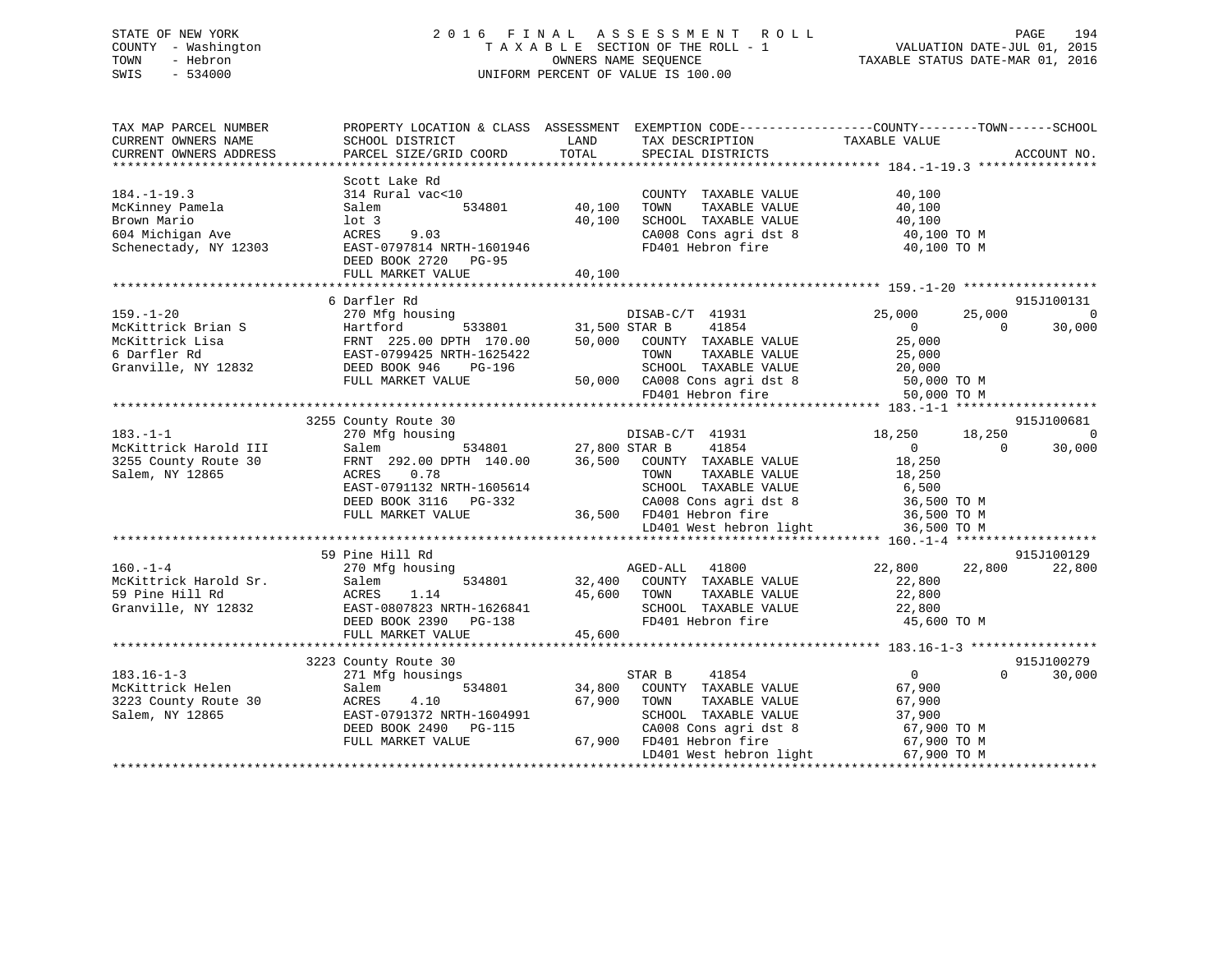STATE OF NEW YORK
COUNTY - Washington
TOWN - Hebron
SWIS - 534000

# 2016 FINAL ASSESSMENT ROLL

TAXABLE SECTION OF THE ROLL - 1
OWNERS NAME SEQUENCE
UNIFORM PERCENT OF VALUE IS 100.00

VALUATION DATE-JUL 01, 2015
TAXABLE STATUS DATE-MAR 01, 2016

```
TAX MAP PARCEL NUMBER          PROPERTY LOCATION & CLASS  ASSESSMENT  EXEMPTION CODE------------------COUNTY--------TOWN------SCHOOL
CURRENT OWNERS NAME            SCHOOL DISTRICT              LAND      TAX DESCRIPTION              TAXABLE VALUE
CURRENT OWNERS ADDRESS         PARCEL SIZE/GRID COORD       TOTAL     SPECIAL DISTRICTS                                      ACCOUNT NO.
******************************************************************************************************* 184.-1-19.3 ****************
                               Scott Lake Rd
184.-1-19.3                    314 Rural vac<10                       COUNTY  TAXABLE VALUE          40,100
McKinney Pamela                Salem          534801       40,100     TOWN    TAXABLE VALUE          40,100
Brown Mario                    lot 3                        40,100    SCHOOL  TAXABLE VALUE          40,100
604 Michigan Ave               ACRES    9.03                          CA008 Cons agri dst 8           40,100 TO M
Schenectady, NY 12303          EAST-0797814 NRTH-1601946              FD401 Hebron fire               40,100 TO M
                               DEED BOOK 2720   PG-95
                               FULL MARKET VALUE            40,100
******************************************************************************************************* 159.-1-20 ******************
                               6 Darfler Rd                                                                            915J100131
159.-1-20                      270 Mfg housing                        DISAB-C/T  41931              25,000      25,000           0
McKittrick Brian S             Hartford       533801       31,500 STAR B     41854                   0           0      30,000
McKittrick Lisa                FRNT 225.00 DPTH 170.00      50,000    COUNTY  TAXABLE VALUE          25,000
6 Darfler Rd                   EAST-0799425 NRTH-1625422              TOWN    TAXABLE VALUE          25,000
Granville, NY 12832            DEED BOOK 946    PG-196                SCHOOL  TAXABLE VALUE          20,000
                               FULL MARKET VALUE            50,000    CA008 Cons agri dst 8           50,000 TO M
                                                                      FD401 Hebron fire               50,000 TO M
******************************************************************************************************* 183.-1-1 *******************
                               3255 County Route 30                                                                    915J100681
183.-1-1                       270 Mfg housing                        DISAB-C/T  41931              18,250      18,250           0
McKittrick Harold III          Salem          534801       27,800 STAR B     41854                   0           0      30,000
3255 County Route 30           FRNT 292.00 DPTH 140.00      36,500    COUNTY  TAXABLE VALUE          18,250
Salem, NY 12865                ACRES    0.78                          TOWN    TAXABLE VALUE          18,250
                               EAST-0791132 NRTH-1605614              SCHOOL  TAXABLE VALUE           6,500
                               DEED BOOK 3116   PG-332                CA008 Cons agri dst 8           36,500 TO M
                               FULL MARKET VALUE            36,500    FD401 Hebron fire               36,500 TO M
                                                                      LD401 West hebron light         36,500 TO M
******************************************************************************************************* 160.-1-4 *******************
                               59 Pine Hill Rd                                                                         915J100129
160.-1-4                       270 Mfg housing                        AGED-ALL   41800              22,800      22,800      22,800
McKittrick Harold Sr.          Salem          534801       32,400     COUNTY  TAXABLE VALUE          22,800
59 Pine Hill Rd                ACRES    1.14                45,600    TOWN    TAXABLE VALUE          22,800
Granville, NY 12832            EAST-0807823 NRTH-1626841              SCHOOL  TAXABLE VALUE          22,800
                               DEED BOOK 2390   PG-138                FD401 Hebron fire               45,600 TO M
                               FULL MARKET VALUE            45,600
******************************************************************************************************* 183.16-1-3 *****************
                               3223 County Route 30                                                                    915J100279
183.16-1-3                     271 Mfg housings                       STAR B     41854                   0           0      30,000
McKittrick Helen               Salem          534801       34,800     COUNTY  TAXABLE VALUE          67,900
3223 County Route 30           ACRES    4.10                67,900    TOWN    TAXABLE VALUE          67,900
Salem, NY 12865                EAST-0791372 NRTH-1604991              SCHOOL  TAXABLE VALUE          37,900
                               DEED BOOK 2490   PG-115                CA008 Cons agri dst 8           67,900 TO M
                               FULL MARKET VALUE            67,900    FD401 Hebron fire               67,900 TO M
                                                                      LD401 West hebron light         67,900 TO M
************************************************************************************************************************************
```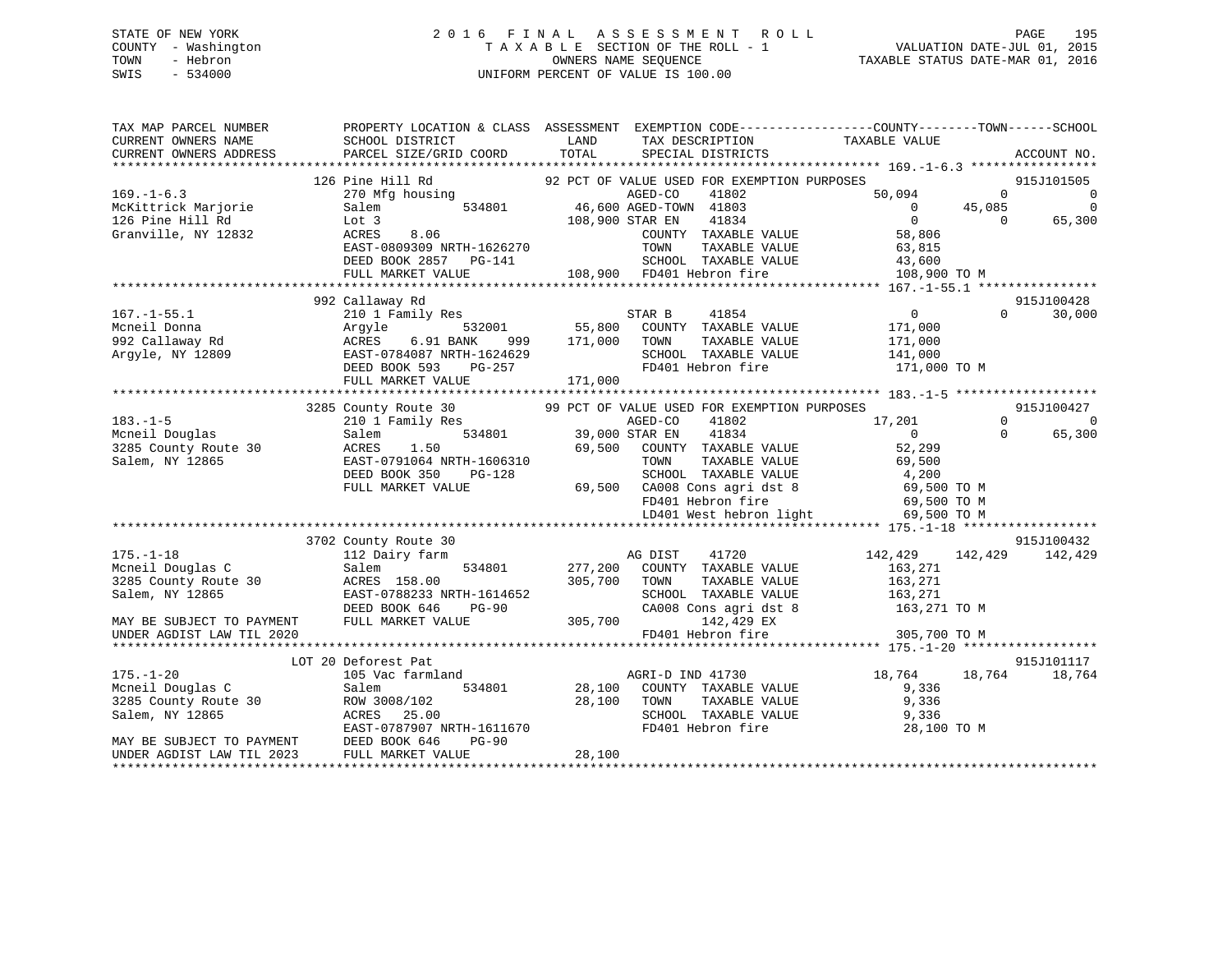STATE OF NEW YORK
COUNTY - Washington
TOWN - Hebron
SWIS - 534000

# 2016 FINAL ASSESSMENT ROLL

TAXABLE SECTION OF THE ROLL - 1
OWNERS NAME SEQUENCE
UNIFORM PERCENT OF VALUE IS 100.00

VALUATION DATE-JUL 01, 2015
TAXABLE STATUS DATE-MAR 01, 2016

```
TAX MAP PARCEL NUMBER          PROPERTY LOCATION & CLASS  ASSESSMENT  EXEMPTION CODE-----------------COUNTY--------TOWN------SCHOOL
CURRENT OWNERS NAME            SCHOOL DISTRICT               LAND      TAX DESCRIPTION            TAXABLE VALUE
CURRENT OWNERS ADDRESS         PARCEL SIZE/GRID COORD        TOTAL     SPECIAL DISTRICTS                                  ACCOUNT NO.
******************************************************************************************************* 169.-1-6.3 *****************
                     126 Pine Hill Rd               92 PCT OF VALUE USED FOR EXEMPTION PURPOSES                           915J101505
169.-1-6.3                     270 Mfg housing                  AGED-CO     41802                 50,094           0            0
McKittrick Marjorie            Salem          534801        46,600 AGED-TOWN  41803                      0      45,085            0
126 Pine Hill Rd               Lot 3                       108,900 STAR EN    41834                      0           0       65,300
Granville, NY 12832            ACRES    8.06                       COUNTY  TAXABLE VALUE             58,806
                               EAST-0809309 NRTH-1626270           TOWN    TAXABLE VALUE             63,815
                               DEED BOOK 2857   PG-141             SCHOOL  TAXABLE VALUE             43,600
                               FULL MARKET VALUE           108,900 FD401 Hebron fire                108,900 TO M
******************************************************************************************************* 167.-1-55.1 ****************
                     992 Callaway Rd                                                                                     915J100428
167.-1-55.1                    210 1 Family Res                 STAR B      41854                      0           0       30,000
Mcneil Donna                   Argyle         532001        55,800   COUNTY  TAXABLE VALUE          171,000
992 Callaway Rd                ACRES    6.91 BANK    999   171,000   TOWN    TAXABLE VALUE          171,000
Argyle, NY 12809               EAST-0784087 NRTH-1624629             SCHOOL  TAXABLE VALUE          141,000
                               DEED BOOK 593    PG-257               FD401 Hebron fire              171,000 TO M
                               FULL MARKET VALUE           171,000
******************************************************************************************************* 183.-1-5 *******************
                     3285 County Route 30           99 PCT OF VALUE USED FOR EXEMPTION PURPOSES                           915J100427
183.-1-5                       210 1 Family Res                 AGED-CO     41802                 17,201           0            0
Mcneil Douglas                 Salem          534801        39,000 STAR EN    41834                      0           0       65,300
3285 County Route 30           ACRES    1.50                69,500   COUNTY  TAXABLE VALUE           52,299
Salem, NY 12865                EAST-0791064 NRTH-1606310             TOWN    TAXABLE VALUE           69,500
                               DEED BOOK 350    PG-128               SCHOOL  TAXABLE VALUE            4,200
                               FULL MARKET VALUE            69,500   CA008 Cons agri dst 8           69,500 TO M
                                                                     FD401 Hebron fire               69,500 TO M
                                                                     LD401 West hebron light         69,500 TO M
******************************************************************************************************* 175.-1-18 ******************
                     3702 County Route 30                                                                                915J100432
175.-1-18                      112 Dairy farm                   AG DIST     41720                142,429     142,429      142,429
Mcneil Douglas C               Salem          534801       277,200   COUNTY  TAXABLE VALUE          163,271
3285 County Route 30           ACRES  158.00               305,700   TOWN    TAXABLE VALUE          163,271
Salem, NY 12865                EAST-0788233 NRTH-1614652             SCHOOL  TAXABLE VALUE          163,271
                               DEED BOOK 646    PG-90                CA008 Cons agri dst 8          163,271 TO M
MAY BE SUBJECT TO PAYMENT      FULL MARKET VALUE           305,700          142,429 EX
UNDER AGDIST LAW TIL 2020                                            FD401 Hebron fire              305,700 TO M
******************************************************************************************************* 175.-1-20 ******************
                     LOT 20 Deforest Pat                                                                                 915J101117
175.-1-20                      105 Vac farmland                 AGRI-D IND 41730                  18,764      18,764       18,764
Mcneil Douglas C               Salem          534801        28,100   COUNTY  TAXABLE VALUE            9,336
3285 County Route 30           ROW 3008/102                 28,100   TOWN    TAXABLE VALUE            9,336
Salem, NY 12865                ACRES   25.00                         SCHOOL  TAXABLE VALUE            9,336
                               EAST-0787907 NRTH-1611670             FD401 Hebron fire               28,100 TO M
MAY BE SUBJECT TO PAYMENT      DEED BOOK 646    PG-90
UNDER AGDIST LAW TIL 2023      FULL MARKET VALUE            28,100
************************************************************************************************************************************
```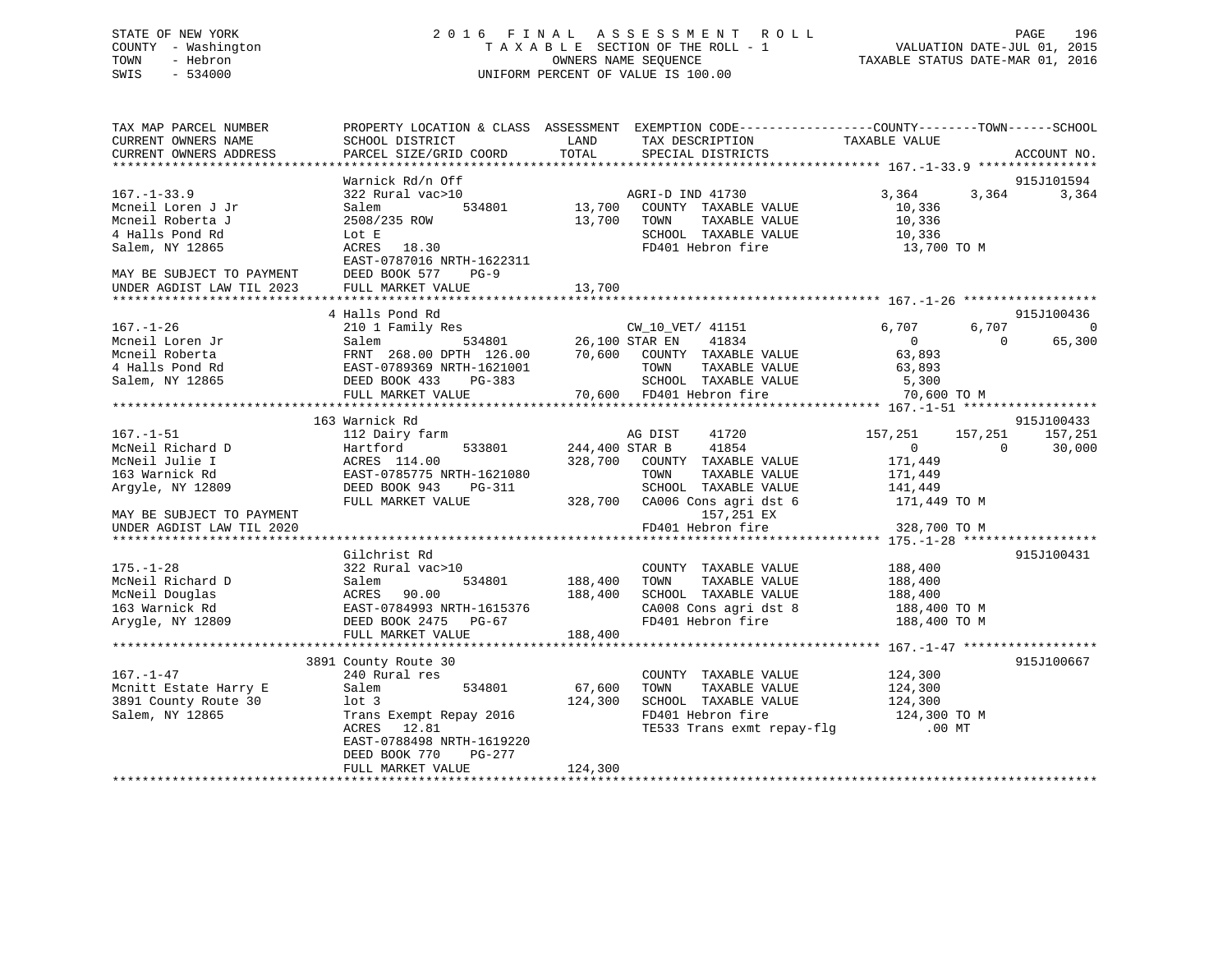STATE OF NEW YORK — 2016 FINAL ASSESSMENT ROLL
COUNTY - Washington — TAXABLE SECTION OF THE ROLL - 1 — VALUATION DATE-JUL 01, 2015
TOWN - Hebron — OWNERS NAME SEQUENCE — TAXABLE STATUS DATE-MAR 01, 2016
SWIS - 534000 — UNIFORM PERCENT OF VALUE IS 100.00

| TAX MAP PARCEL NUMBER / CURRENT OWNERS NAME / CURRENT OWNERS ADDRESS | PROPERTY LOCATION & CLASS / SCHOOL DISTRICT / PARCEL SIZE/GRID COORD | ASSESSMENT LAND / TOTAL | EXEMPTION CODE / TAX DESCRIPTION / SPECIAL DISTRICTS | COUNTY TAXABLE VALUE | TOWN | SCHOOL | ACCOUNT NO. |
|---|---|---|---|---|---|---|---|
| **167.-1-33.9** | Warnick Rd/n Off | | | | | | 915J101594 |
| | 322 Rural vac>10 | | AGRI-D IND 41730 | 3,364 | 3,364 | 3,364 | |
| Mcneil Loren J Jr | Salem 534801 | 13,700 | COUNTY TAXABLE VALUE | 10,336 | | | |
| Mcneil Roberta J | 2508/235 ROW | 13,700 | TOWN TAXABLE VALUE | 10,336 | | | |
| 4 Halls Pond Rd | Lot E | | SCHOOL TAXABLE VALUE | 10,336 | | | |
| Salem, NY 12865 | ACRES 18.30 | | FD401 Hebron fire | 13,700 TO M | | | |
| | EAST-0787016 NRTH-1622311 | | | | | | |
| MAY BE SUBJECT TO PAYMENT | DEED BOOK 577 PG-9 | | | | | | |
| UNDER AGDIST LAW TIL 2023 | FULL MARKET VALUE | 13,700 | | | | | |
| **167.-1-26** | 4 Halls Pond Rd | | | | | | 915J100436 |
| | 210 1 Family Res | | CW_10_VET/ 41151 | 6,707 | 6,707 | 0 | |
| Mcneil Loren Jr | Salem 534801 | 26,100 | STAR EN 41834 | 0 | 0 | 65,300 | |
| Mcneil Roberta | FRNT 268.00 DPTH 126.00 | 70,600 | COUNTY TAXABLE VALUE | 63,893 | | | |
| 4 Halls Pond Rd | EAST-0789369 NRTH-1621001 | | TOWN TAXABLE VALUE | 63,893 | | | |
| Salem, NY 12865 | DEED BOOK 433 PG-383 | | SCHOOL TAXABLE VALUE | 5,300 | | | |
| | FULL MARKET VALUE | 70,600 | FD401 Hebron fire | 70,600 TO M | | | |
| **167.-1-51** | 163 Warnick Rd | | | | | | 915J100433 |
| | 112 Dairy farm | | AG DIST 41720 | 157,251 | 157,251 | 157,251 | |
| McNeil Richard D | Hartford 533801 | 244,400 | STAR B 41854 | 0 | 0 | 30,000 | |
| McNeil Julie I | ACRES 114.00 | 328,700 | COUNTY TAXABLE VALUE | 171,449 | | | |
| 163 Warnick Rd | EAST-0785775 NRTH-1621080 | | TOWN TAXABLE VALUE | 171,449 | | | |
| Argyle, NY 12809 | DEED BOOK 943 PG-311 | | SCHOOL TAXABLE VALUE | 141,449 | | | |
| | FULL MARKET VALUE | 328,700 | CA006 Cons agri dst 6 | 171,449 TO M | | | |
| MAY BE SUBJECT TO PAYMENT | | | 157,251 EX | | | | |
| UNDER AGDIST LAW TIL 2020 | | | FD401 Hebron fire | 328,700 TO M | | | |
| **175.-1-28** | Gilchrist Rd | | | | | | 915J100431 |
| | 322 Rural vac>10 | | COUNTY TAXABLE VALUE | 188,400 | | | |
| McNeil Richard D | Salem 534801 | 188,400 | TOWN TAXABLE VALUE | 188,400 | | | |
| McNeil Douglas | ACRES 90.00 | 188,400 | SCHOOL TAXABLE VALUE | 188,400 | | | |
| 163 Warnick Rd | EAST-0784993 NRTH-1615376 | | CA008 Cons agri dst 8 | 188,400 TO M | | | |
| Arygle, NY 12809 | DEED BOOK 2475 PG-67 | | FD401 Hebron fire | 188,400 TO M | | | |
| | FULL MARKET VALUE | 188,400 | | | | | |
| **167.-1-47** | 3891 County Route 30 | | | | | | 915J100667 |
| | 240 Rural res | | COUNTY TAXABLE VALUE | 124,300 | | | |
| Mcnitt Estate Harry E | Salem 534801 | 67,600 | TOWN TAXABLE VALUE | 124,300 | | | |
| 3891 County Route 30 | lot 3 | 124,300 | SCHOOL TAXABLE VALUE | 124,300 | | | |
| Salem, NY 12865 | Trans Exempt Repay 2016 | | FD401 Hebron fire | 124,300 TO M | | | |
| | ACRES 12.81 | | TE533 Trans exmt repay-flg | .00 MT | | | |
| | EAST-0788498 NRTH-1619220 | | | | | | |
| | DEED BOOK 770 PG-277 | | | | | | |
| | FULL MARKET VALUE | 124,300 | | | | | |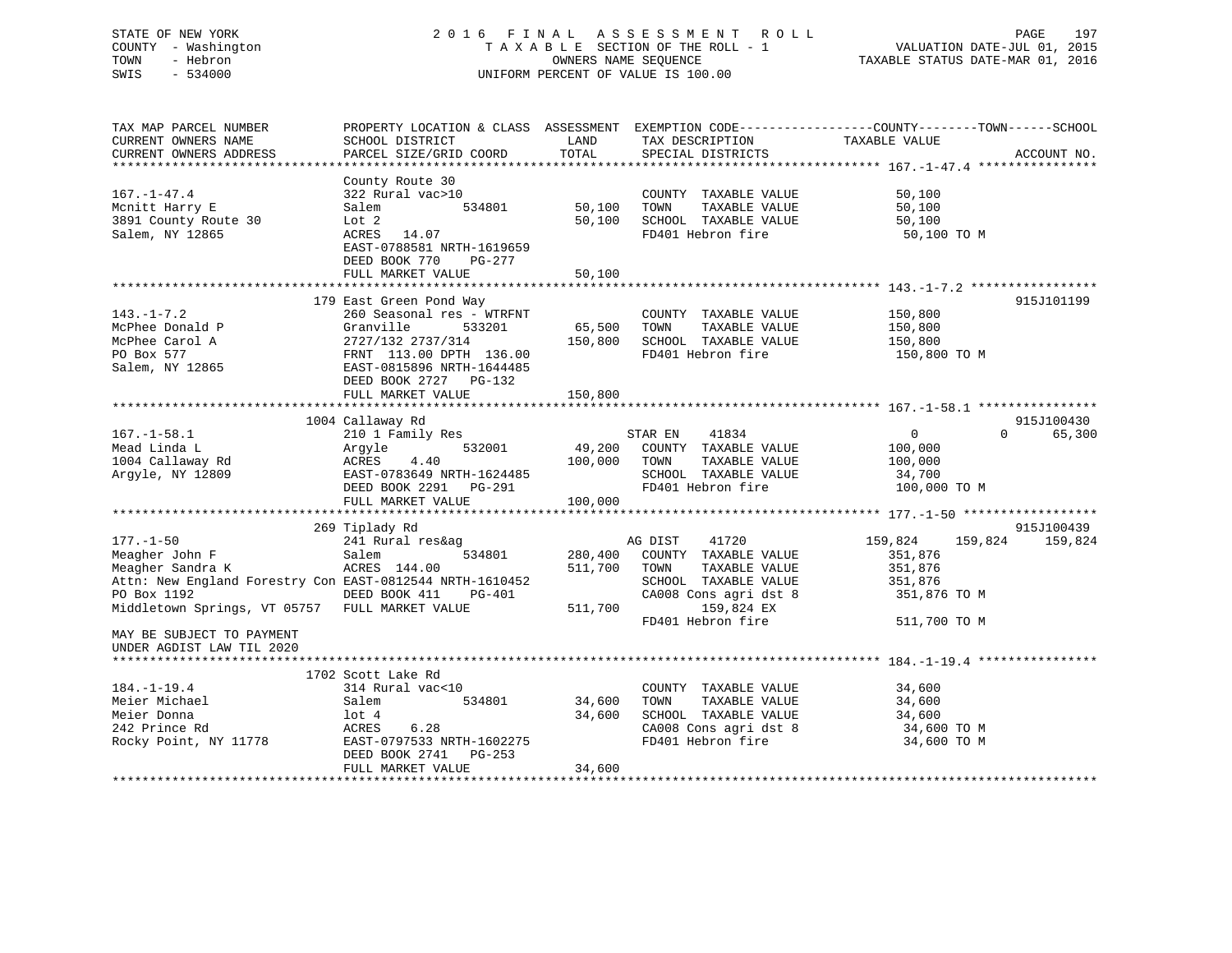STATE OF NEW YORK
COUNTY - Washington
TOWN - Hebron
SWIS - 534000

2016 FINAL ASSESSMENT ROLL
TAXABLE SECTION OF THE ROLL - 1
OWNERS NAME SEQUENCE
UNIFORM PERCENT OF VALUE IS 100.00

VALUATION DATE-JUL 01, 2015
TAXABLE STATUS DATE-MAR 01, 2016

```
TAX MAP PARCEL NUMBER          PROPERTY LOCATION & CLASS  ASSESSMENT  EXEMPTION CODE-----------------COUNTY--------TOWN------SCHOOL
CURRENT OWNERS NAME            SCHOOL DISTRICT               LAND      TAX DESCRIPTION             TAXABLE VALUE
CURRENT OWNERS ADDRESS         PARCEL SIZE/GRID COORD       TOTAL      SPECIAL DISTRICTS                                    ACCOUNT NO.
******************************************************************************************************* 167.-1-47.4 ****************
                               County Route 30
167.-1-47.4                    322 Rural vac>10                        COUNTY  TAXABLE VALUE            50,100
Mcnitt Harry E                 Salem          534801        50,100     TOWN    TAXABLE VALUE            50,100
3891 County Route 30           Lot 2                        50,100     SCHOOL  TAXABLE VALUE            50,100
Salem, NY 12865                ACRES  14.07                            FD401 Hebron fire                 50,100 TO M
                               EAST-0788581 NRTH-1619659
                               DEED BOOK 770    PG-277
                               FULL MARKET VALUE            50,100
******************************************************************************************************* 143.-1-7.2 *****************
                             179 East Green Pond Way                                                                 915J101199
143.-1-7.2                     260 Seasonal res - WTRFNT               COUNTY  TAXABLE VALUE           150,800
McPhee Donald P                Granville      533201        65,500     TOWN    TAXABLE VALUE           150,800
McPhee Carol A                 2727/132 2737/314           150,800     SCHOOL  TAXABLE VALUE           150,800
PO Box 577                     FRNT 113.00 DPTH 136.00                 FD401 Hebron fire                150,800 TO M
Salem, NY 12865                EAST-0815896 NRTH-1644485
                               DEED BOOK 2727   PG-132
                               FULL MARKET VALUE           150,800
******************************************************************************************************* 167.-1-58.1 ****************
                            1004 Callaway Rd                                                                         915J100430
167.-1-58.1                    210 1 Family Res                        STAR EN    41834                  0            0     65,300
Mead Linda L                   Argyle         532001        49,200     COUNTY  TAXABLE VALUE           100,000
1004 Callaway Rd               ACRES    4.40               100,000     TOWN    TAXABLE VALUE           100,000
Argyle, NY 12809               EAST-0783649 NRTH-1624485               SCHOOL  TAXABLE VALUE            34,700
                               DEED BOOK 2291   PG-291                 FD401 Hebron fire                100,000 TO M
                               FULL MARKET VALUE           100,000
******************************************************************************************************* 177.-1-50 ******************
                             269 Tiplady Rd                                                                          915J100439
177.-1-50                      241 Rural res&ag                        AG DIST    41720            159,824      159,824    159,824
Meagher John F                 Salem          534801       280,400     COUNTY  TAXABLE VALUE           351,876
Meagher Sandra K               ACRES 144.00                511,700     TOWN    TAXABLE VALUE           351,876
Attn: New England Forestry Con EAST-0812544 NRTH-1610452               SCHOOL  TAXABLE VALUE           351,876
PO Box 1192                    DEED BOOK 411    PG-401                 CA008 Cons agri dst 8            351,876 TO M
Middletown Springs, VT 05757   FULL MARKET VALUE           511,700           159,824 EX
                                                                       FD401 Hebron fire                511,700 TO M
MAY BE SUBJECT TO PAYMENT
UNDER AGDIST LAW TIL 2020
******************************************************************************************************* 184.-1-19.4 ****************
                            1702 Scott Lake Rd
184.-1-19.4                    314 Rural vac<10                        COUNTY  TAXABLE VALUE            34,600
Meier Michael                  Salem          534801        34,600     TOWN    TAXABLE VALUE            34,600
Meier Donna                    lot 4                        34,600     SCHOOL  TAXABLE VALUE            34,600
242 Prince Rd                  ACRES    6.28                           CA008 Cons agri dst 8             34,600 TO M
Rocky Point, NY 11778          EAST-0797533 NRTH-1602275               FD401 Hebron fire                 34,600 TO M
                               DEED BOOK 2741   PG-253
                               FULL MARKET VALUE            34,600
************************************************************************************************************************************
```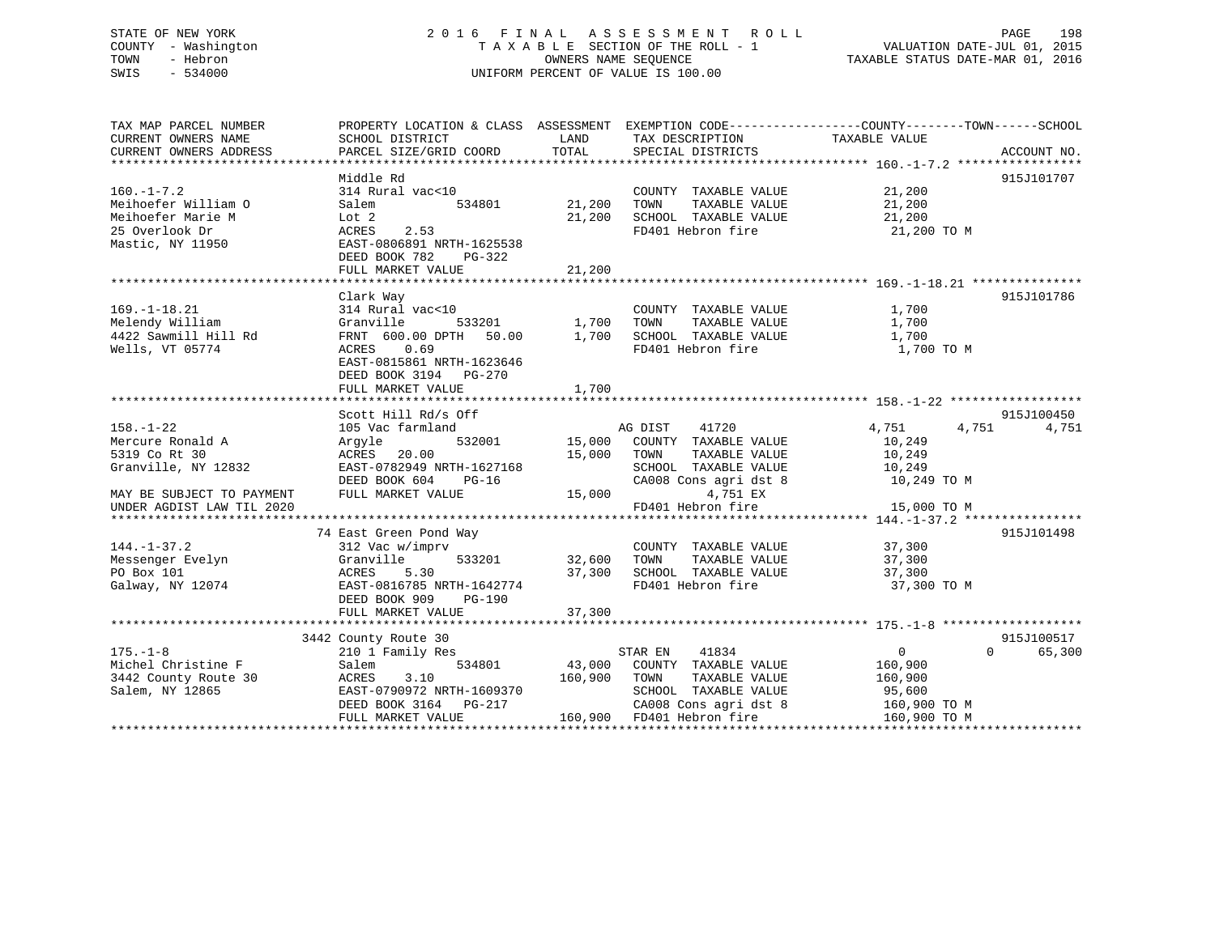STATE OF NEW YORK
COUNTY - Washington
TOWN - Hebron
SWIS - 534000

# 2016 FINAL ASSESSMENT ROLL
TAXABLE SECTION OF THE ROLL - 1
OWNERS NAME SEQUENCE
UNIFORM PERCENT OF VALUE IS 100.00

VALUATION DATE-JUL 01, 2015
TAXABLE STATUS DATE-MAR 01, 2016

| TAX MAP PARCEL NUMBER / CURRENT OWNERS NAME / CURRENT OWNERS ADDRESS | PROPERTY LOCATION & CLASS / SCHOOL DISTRICT / PARCEL SIZE/GRID COORD | ASSESSMENT LAND | TOTAL | EXEMPTION CODE / TAX DESCRIPTION / SPECIAL DISTRICTS | COUNTY TAXABLE VALUE | TOWN | SCHOOL | ACCOUNT NO. |
|---|---|---|---|---|---|---|---|---|
| 160.-1-7.2 | Middle Rd | | | | | | | 915J101707 |
| 160.-1-7.2 | 314 Rural vac<10 | | | COUNTY TAXABLE VALUE | 21,200 | | | |
| Meihoefer William O | Salem 534801 | 21,200 | | TOWN TAXABLE VALUE | 21,200 | | | |
| Meihoefer Marie M | Lot 2 | | 21,200 | SCHOOL TAXABLE VALUE | 21,200 | | | |
| 25 Overlook Dr | ACRES 2.53 | | | FD401 Hebron fire | 21,200 TO M | | | |
| Mastic, NY 11950 | EAST-0806891 NRTH-1625538 | | | | | | | |
| | DEED BOOK 782 PG-322 | | | | | | | |
| | FULL MARKET VALUE | | 21,200 | | | | | |
| 169.-1-18.21 | Clark Way | | | | | | | 915J101786 |
| 169.-1-18.21 | 314 Rural vac<10 | | | COUNTY TAXABLE VALUE | 1,700 | | | |
| Melendy William | Granville 533201 | 1,700 | | TOWN TAXABLE VALUE | 1,700 | | | |
| 4422 Sawmill Hill Rd | FRNT 600.00 DPTH 50.00 | | 1,700 | SCHOOL TAXABLE VALUE | 1,700 | | | |
| Wells, VT 05774 | ACRES 0.69 | | | FD401 Hebron fire | 1,700 TO M | | | |
| | EAST-0815861 NRTH-1623646 | | | | | | | |
| | DEED BOOK 3194 PG-270 | | | | | | | |
| | FULL MARKET VALUE | | 1,700 | | | | | |
| 158.-1-22 | Scott Hill Rd/s Off | | | | | | | 915J100450 |
| 158.-1-22 | 105 Vac farmland | | | AG DIST 41720 | 4,751 | 4,751 | 4,751 | |
| Mercure Ronald A | Argyle 532001 | 15,000 | | COUNTY TAXABLE VALUE | 10,249 | | | |
| 5319 Co Rt 30 | ACRES 20.00 | | 15,000 | TOWN TAXABLE VALUE | 10,249 | | | |
| Granville, NY 12832 | EAST-0782949 NRTH-1627168 | | | SCHOOL TAXABLE VALUE | 10,249 | | | |
| | DEED BOOK 604 PG-16 | | | CA008 Cons agri dst 8 | 10,249 TO M | | | |
| MAY BE SUBJECT TO PAYMENT | FULL MARKET VALUE | | 15,000 | 4,751 EX | | | | |
| UNDER AGDIST LAW TIL 2020 | | | | FD401 Hebron fire | 15,000 TO M | | | |
| 144.-1-37.2 | 74 East Green Pond Way | | | | | | | 915J101498 |
| 144.-1-37.2 | 312 Vac w/imprv | | | COUNTY TAXABLE VALUE | 37,300 | | | |
| Messenger Evelyn | Granville 533201 | 32,600 | | TOWN TAXABLE VALUE | 37,300 | | | |
| PO Box 101 | ACRES 5.30 | | 37,300 | SCHOOL TAXABLE VALUE | 37,300 | | | |
| Galway, NY 12074 | EAST-0816785 NRTH-1642774 | | | FD401 Hebron fire | 37,300 TO M | | | |
| | DEED BOOK 909 PG-190 | | | | | | | |
| | FULL MARKET VALUE | | 37,300 | | | | | |
| 175.-1-8 | 3442 County Route 30 | | | | | | | 915J100517 |
| 175.-1-8 | 210 1 Family Res | | | STAR EN 41834 | 0 | 0 | 65,300 | |
| Michel Christine F | Salem 534801 | 43,000 | | COUNTY TAXABLE VALUE | 160,900 | | | |
| 3442 County Route 30 | ACRES 3.10 | | 160,900 | TOWN TAXABLE VALUE | 160,900 | | | |
| Salem, NY 12865 | EAST-0790972 NRTH-1609370 | | | SCHOOL TAXABLE VALUE | 95,600 | | | |
| | DEED BOOK 3164 PG-217 | | | CA008 Cons agri dst 8 | 160,900 TO M | | | |
| | FULL MARKET VALUE | | 160,900 | FD401 Hebron fire | 160,900 TO M | | | |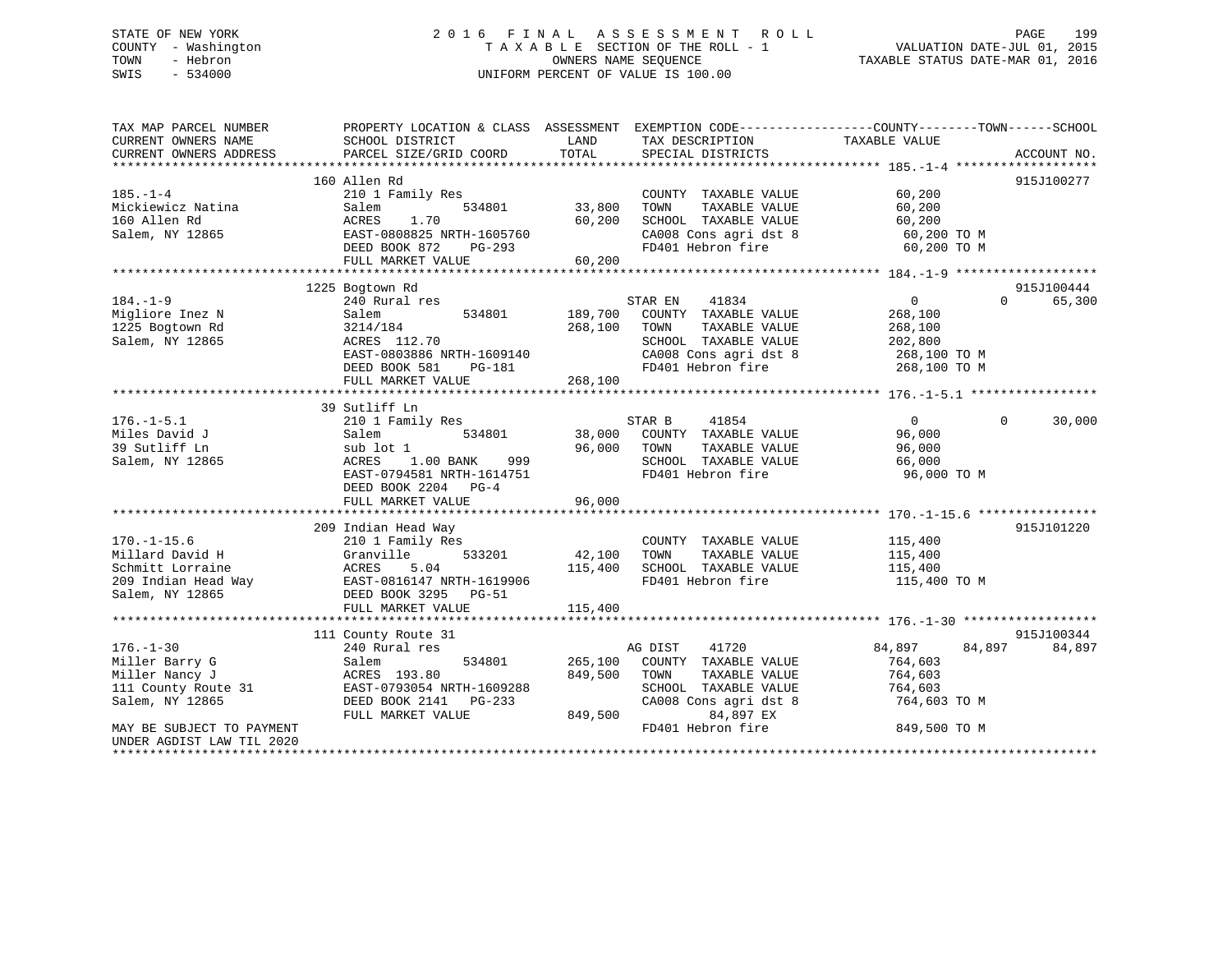STATE OF NEW YORK
COUNTY - Washington
TOWN - Hebron
SWIS - 534000

2016 FINAL ASSESSMENT ROLL
TAXABLE SECTION OF THE ROLL - 1
OWNERS NAME SEQUENCE
UNIFORM PERCENT OF VALUE IS 100.00

VALUATION DATE-JUL 01, 2015
TAXABLE STATUS DATE-MAR 01, 2016

```
TAX MAP PARCEL NUMBER          PROPERTY LOCATION & CLASS  ASSESSMENT  EXEMPTION CODE-----------------COUNTY--------TOWN------SCHOOL
CURRENT OWNERS NAME            SCHOOL DISTRICT              LAND      TAX DESCRIPTION             TAXABLE VALUE
CURRENT OWNERS ADDRESS         PARCEL SIZE/GRID COORD       TOTAL     SPECIAL DISTRICTS                                       ACCOUNT NO.
******************************************************************************************************* 185.-1-4 *******************
                          160 Allen Rd                                                                                       915J100277
185.-1-4                       210 1 Family Res                       COUNTY  TAXABLE VALUE             60,200
Mickiewicz Natina              Salem          534801      33,800      TOWN    TAXABLE VALUE             60,200
160 Allen Rd                   ACRES    1.70              60,200      SCHOOL  TAXABLE VALUE             60,200
Salem, NY 12865                EAST-0808825 NRTH-1605760              CA008 Cons agri dst 8              60,200 TO M
                               DEED BOOK 872    PG-293                FD401 Hebron fire                  60,200 TO M
                               FULL MARKET VALUE          60,200
******************************************************************************************************* 184.-1-9 *******************
                          1225 Bogtown Rd                                                                                    915J100444
184.-1-9                       240 Rural res                          STAR EN    41834                   0          0        65,300
Migliore Inez N                Salem          534801     189,700      COUNTY  TAXABLE VALUE            268,100
1225 Bogtown Rd                3214/184                  268,100      TOWN    TAXABLE VALUE            268,100
Salem, NY 12865                ACRES  112.70                          SCHOOL  TAXABLE VALUE            202,800
                               EAST-0803886 NRTH-1609140              CA008 Cons agri dst 8             268,100 TO M
                               DEED BOOK 581    PG-181                FD401 Hebron fire                 268,100 TO M
                               FULL MARKET VALUE         268,100
******************************************************************************************************* 176.-1-5.1 *****************
                          39 Sutliff Ln
176.-1-5.1                     210 1 Family Res                       STAR B     41854                   0          0        30,000
Miles David J                  Salem          534801      38,000      COUNTY  TAXABLE VALUE             96,000
39 Sutliff Ln                  sub lot 1                  96,000      TOWN    TAXABLE VALUE             96,000
Salem, NY 12865                ACRES    1.00 BANK    999              SCHOOL  TAXABLE VALUE             66,000
                               EAST-0794581 NRTH-1614751              FD401 Hebron fire                  96,000 TO M
                               DEED BOOK 2204   PG-4
                               FULL MARKET VALUE          96,000
******************************************************************************************************* 170.-1-15.6 ****************
                          209 Indian Head Way                                                                                915J101220
170.-1-15.6                    210 1 Family Res                       COUNTY  TAXABLE VALUE            115,400
Millard David H                Granville      533201      42,100      TOWN    TAXABLE VALUE            115,400
Schmitt Lorraine               ACRES    5.04             115,400      SCHOOL  TAXABLE VALUE            115,400
209 Indian Head Way            EAST-0816147 NRTH-1619906              FD401 Hebron fire                 115,400 TO M
Salem, NY 12865                DEED BOOK 3295   PG-51
                               FULL MARKET VALUE         115,400
******************************************************************************************************* 176.-1-30 ******************
                          111 County Route 31                                                                                915J100344
176.-1-30                      240 Rural res                          AG DIST    41720              84,897     84,897        84,897
Miller Barry G                 Salem          534801     265,100      COUNTY  TAXABLE VALUE            764,603
Miller Nancy J                 ACRES  193.80             849,500      TOWN    TAXABLE VALUE            764,603
111 County Route 31            EAST-0793054 NRTH-1609288              SCHOOL  TAXABLE VALUE            764,603
Salem, NY 12865                DEED BOOK 2141   PG-233                CA008 Cons agri dst 8             764,603 TO M
                               FULL MARKET VALUE         849,500           84,897 EX
MAY BE SUBJECT TO PAYMENT                                             FD401 Hebron fire                 849,500 TO M
UNDER AGDIST LAW TIL 2020
************************************************************************************************************************************
```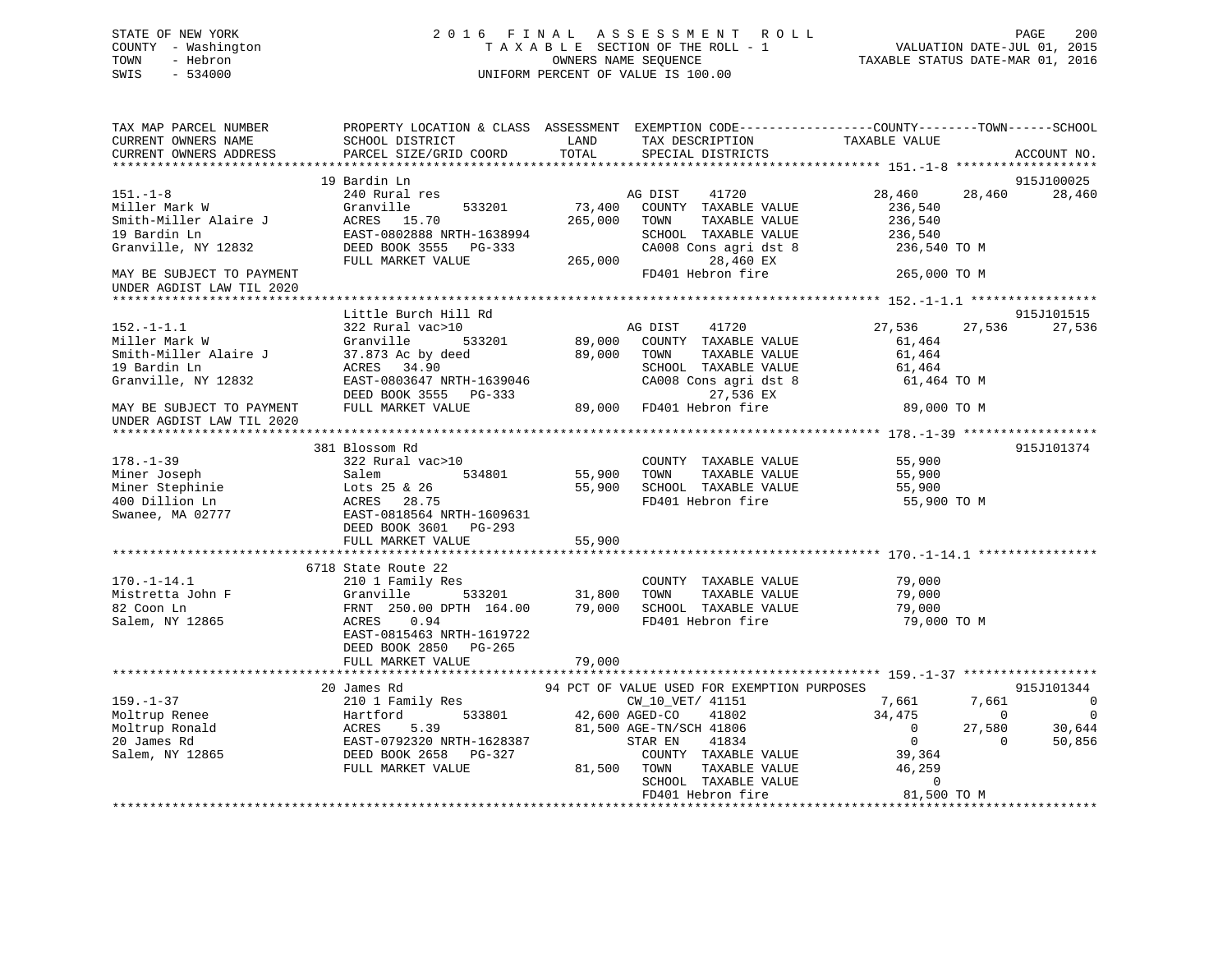STATE OF NEW YORK
COUNTY - Washington
TOWN - Hebron
SWIS - 534000

2016 FINAL ASSESSMENT ROLL
TAXABLE SECTION OF THE ROLL - 1
OWNERS NAME SEQUENCE
UNIFORM PERCENT OF VALUE IS 100.00

VALUATION DATE-JUL 01, 2015
TAXABLE STATUS DATE-MAR 01, 2016

```
TAX MAP PARCEL NUMBER          PROPERTY LOCATION & CLASS  ASSESSMENT  EXEMPTION CODE-----------------COUNTY--------TOWN------SCHOOL
CURRENT OWNERS NAME            SCHOOL DISTRICT               LAND      TAX DESCRIPTION            TAXABLE VALUE
CURRENT OWNERS ADDRESS         PARCEL SIZE/GRID COORD        TOTAL     SPECIAL DISTRICTS                                    ACCOUNT NO.
******************************************************************************************************* 151.-1-8 *******************
                               19 Bardin Ln                                                                                 915J100025
151.-1-8                       240 Rural res                            AG DIST     41720            28,460      28,460      28,460
Miller Mark W                  Granville        533201       73,400    COUNTY  TAXABLE VALUE          236,540
Smith-Miller Alaire J          ACRES  15.70                 265,000    TOWN    TAXABLE VALUE          236,540
19 Bardin Ln                   EAST-0802888 NRTH-1638994               SCHOOL  TAXABLE VALUE          236,540
Granville, NY 12832            DEED BOOK 3555   PG-333                  CA008 Cons agri dst 8          236,540 TO M
                               FULL MARKET VALUE            265,000          28,460 EX
MAY BE SUBJECT TO PAYMENT                                               FD401 Hebron fire              265,000 TO M
UNDER AGDIST LAW TIL 2020
******************************************************************************************************* 152.-1-1.1 *****************
                               Little Burch Hill Rd                                                                         915J101515
152.-1-1.1                     322 Rural vac>10                         AG DIST     41720            27,536      27,536      27,536
Miller Mark W                  Granville        533201       89,000    COUNTY  TAXABLE VALUE           61,464
Smith-Miller Alaire J          37.873 Ac by deed             89,000    TOWN    TAXABLE VALUE           61,464
19 Bardin Ln                   ACRES  34.90                             SCHOOL  TAXABLE VALUE           61,464
Granville, NY 12832            EAST-0803647 NRTH-1639046                CA008 Cons agri dst 8           61,464 TO M
                               DEED BOOK 3555   PG-333                       27,536 EX
MAY BE SUBJECT TO PAYMENT      FULL MARKET VALUE             89,000    FD401 Hebron fire               89,000 TO M
UNDER AGDIST LAW TIL 2020
******************************************************************************************************* 178.-1-39 ******************
                               381 Blossom Rd                                                                               915J101374
178.-1-39                      322 Rural vac>10                         COUNTY  TAXABLE VALUE           55,900
Miner Joseph                   Salem            534801       55,900    TOWN    TAXABLE VALUE           55,900
Miner Stephinie                Lots 25 & 26                  55,900    SCHOOL  TAXABLE VALUE           55,900
400 Dillion Ln                 ACRES  28.75                             FD401 Hebron fire               55,900 TO M
Swanee, MA 02777               EAST-0818564 NRTH-1609631
                               DEED BOOK 3601   PG-293
                               FULL MARKET VALUE             55,900
******************************************************************************************************* 170.-1-14.1 ****************
                               6718 State Route 22
170.-1-14.1                    210 1 Family Res                         COUNTY  TAXABLE VALUE           79,000
Mistretta John F               Granville        533201       31,800    TOWN    TAXABLE VALUE           79,000
82 Coon Ln                     FRNT 250.00 DPTH 164.00       79,000    SCHOOL  TAXABLE VALUE           79,000
Salem, NY 12865                ACRES   0.94                             FD401 Hebron fire               79,000 TO M
                               EAST-0815463 NRTH-1619722
                               DEED BOOK 2850   PG-265
                               FULL MARKET VALUE             79,000
******************************************************************************************************* 159.-1-37 ******************
                               20 James Rd                    94 PCT OF VALUE USED FOR EXEMPTION PURPOSES                   915J101344
159.-1-37                      210 1 Family Res                         CW_10_VET/ 41151              7,661       7,661           0
Moltrup Renee                  Hartford         533801       42,600 AGED-CO     41802            34,475           0           0
Moltrup Ronald                 ACRES   5.39                  81,500 AGE-TN/SCH 41806                  0      27,580      30,644
20 James Rd                    EAST-0792320 NRTH-1628387                STAR EN     41834                 0           0      50,856
Salem, NY 12865                DEED BOOK 2658   PG-327                  COUNTY  TAXABLE VALUE           39,364
                               FULL MARKET VALUE             81,500    TOWN    TAXABLE VALUE           46,259
                                                                        SCHOOL  TAXABLE VALUE                0
                                                                        FD401 Hebron fire               81,500 TO M
************************************************************************************************************************************
```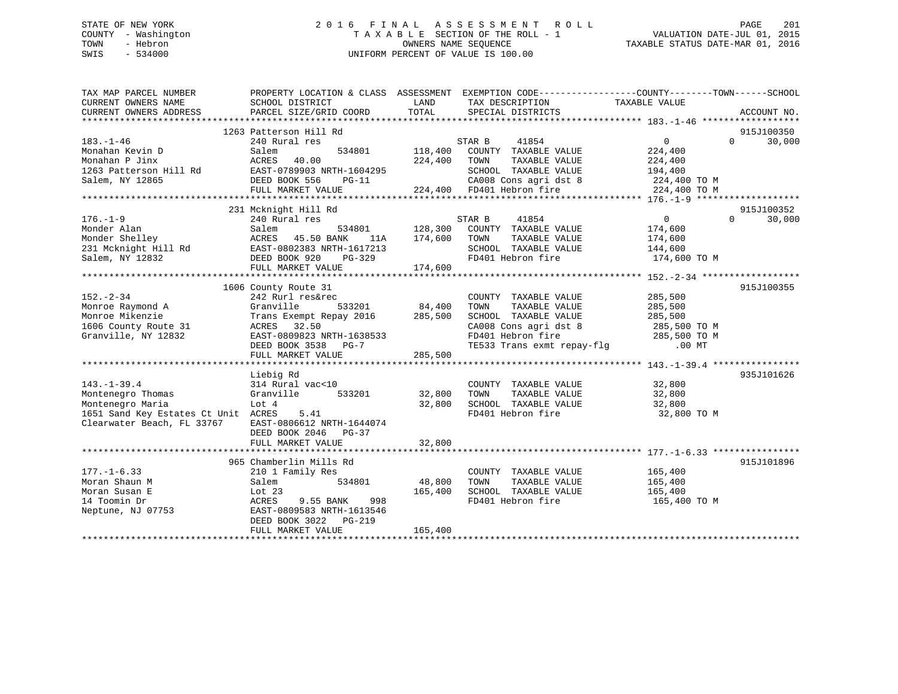STATE OF NEW YORK
COUNTY - Washington
TOWN - Hebron
SWIS - 534000

2016 FINAL ASSESSMENT ROLL
TAXABLE SECTION OF THE ROLL - 1
OWNERS NAME SEQUENCE
UNIFORM PERCENT OF VALUE IS 100.00

VALUATION DATE-JUL 01, 2015
TAXABLE STATUS DATE-MAR 01, 2016

```
TAX MAP PARCEL NUMBER          PROPERTY LOCATION & CLASS  ASSESSMENT  EXEMPTION CODE------------------COUNTY--------TOWN------SCHOOL
CURRENT OWNERS NAME            SCHOOL DISTRICT               LAND      TAX DESCRIPTION            TAXABLE VALUE
CURRENT OWNERS ADDRESS         PARCEL SIZE/GRID COORD       TOTAL      SPECIAL DISTRICTS                                    ACCOUNT NO.
******************************************************************************************************* 183.-1-46 ******************
                  1263 Patterson Hill Rd                                                                                915J100350
183.-1-46                      240 Rural res                         STAR B     41854              0            0       30,000
Monahan Kevin D                Salem           534801      118,400   COUNTY  TAXABLE VALUE          224,400
Monahan P Jinx                 ACRES   40.00               224,400   TOWN    TAXABLE VALUE          224,400
1263 Patterson Hill Rd         EAST-0789903 NRTH-1604295             SCHOOL  TAXABLE VALUE          194,400
Salem, NY 12865                DEED BOOK 556    PG-11                CA008 Cons agri dst 8           224,400 TO M
                               FULL MARKET VALUE           224,400   FD401 Hebron fire               224,400 TO M
******************************************************************************************************* 176.-1-9 *******************
                  231 Mcknight Hill Rd                                                                                  915J100352
176.-1-9                       240 Rural res                         STAR B     41854              0            0       30,000
Monder Alan                    Salem           534801      128,300   COUNTY  TAXABLE VALUE          174,600
Monder Shelley                 ACRES   45.50 BANK     11A  174,600   TOWN    TAXABLE VALUE          174,600
231 Mcknight Hill Rd           EAST-0802383 NRTH-1617213             SCHOOL  TAXABLE VALUE          144,600
Salem, NY 12832                DEED BOOK 920    PG-329               FD401 Hebron fire               174,600 TO M
                               FULL MARKET VALUE           174,600
******************************************************************************************************* 152.-2-34 ******************
                  1606 County Route 31                                                                                  915J100355
152.-2-34                      242 Rurl res&rec                      COUNTY  TAXABLE VALUE          285,500
Monroe Raymond A               Granville       533201       84,400   TOWN    TAXABLE VALUE          285,500
Monroe Mikenzie                Trans Exempt Repay 2016     285,500   SCHOOL  TAXABLE VALUE          285,500
1606 County Route 31           ACRES   32.50                         CA008 Cons agri dst 8           285,500 TO M
Granville, NY 12832            EAST-0809823 NRTH-1638533             FD401 Hebron fire               285,500 TO M
                               DEED BOOK 3538   PG-7                 TE533 Trans exmt repay-flg          .00 MT
                               FULL MARKET VALUE           285,500
******************************************************************************************************* 143.-1-39.4 ****************
                  Liebig Rd                                                                                             935J101626
143.-1-39.4                    314 Rural vac<10                      COUNTY  TAXABLE VALUE           32,800
Montenegro Thomas              Granville       533201       32,800   TOWN    TAXABLE VALUE           32,800
Montenegro Maria               Lot 4                        32,800   SCHOOL  TAXABLE VALUE           32,800
1651 Sand Key Estates Ct Unit  ACRES    5.41                         FD401 Hebron fire                32,800 TO M
Clearwater Beach, FL 33767     EAST-0806612 NRTH-1644074
                               DEED BOOK 2046   PG-37
                               FULL MARKET VALUE            32,800
******************************************************************************************************* 177.-1-6.33 ****************
                  965 Chamberlin Mills Rd                                                                               915J101896
177.-1-6.33                    210 1 Family Res                      COUNTY  TAXABLE VALUE          165,400
Moran Shaun M                  Salem           534801       48,800   TOWN    TAXABLE VALUE          165,400
Moran Susan E                  Lot 23                      165,400   SCHOOL  TAXABLE VALUE          165,400
14 Toomin Dr                   ACRES    9.55 BANK     998            FD401 Hebron fire               165,400 TO M
Neptune, NJ 07753              EAST-0809583 NRTH-1613546
                               DEED BOOK 3022   PG-219
                               FULL MARKET VALUE           165,400
************************************************************************************************************************************
```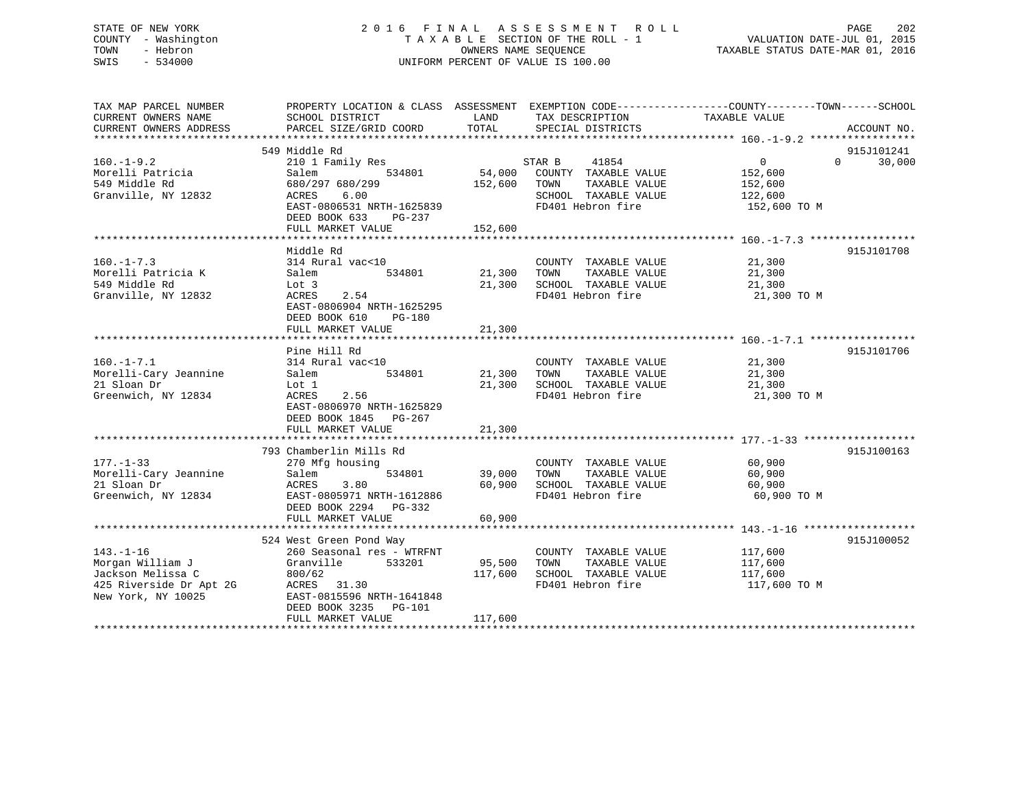STATE OF NEW YORK
COUNTY - Washington
TOWN - Hebron
SWIS - 534000

# 2016 FINAL ASSESSMENT ROLL
TAXABLE SECTION OF THE ROLL - 1
OWNERS NAME SEQUENCE
UNIFORM PERCENT OF VALUE IS 100.00

VALUATION DATE-JUL 01, 2015
TAXABLE STATUS DATE-MAR 01, 2016

| TAX MAP PARCEL NUMBER / CURRENT OWNERS NAME / CURRENT OWNERS ADDRESS | PROPERTY LOCATION & CLASS / SCHOOL DISTRICT / PARCEL SIZE/GRID COORD | ASSESSMENT LAND | TOTAL | EXEMPTION CODE / TAX DESCRIPTION / SPECIAL DISTRICTS | COUNTY TAXABLE VALUE | TOWN | SCHOOL | ACCOUNT NO. |
|---|---|---|---|---|---|---|---|---|
| 160.-1-9.2 | 549 Middle Rd | | | | | | | 915J101241 |
| | 210 1 Family Res | | | STAR B 41854 | 0 | 0 | 30,000 | |
| Morelli Patricia | Salem 534801 | 54,000 | | COUNTY TAXABLE VALUE | 152,600 | | | |
| 549 Middle Rd | 680/297 680/299 | | 152,600 | TOWN TAXABLE VALUE | 152,600 | | | |
| Granville, NY 12832 | ACRES 6.00 | | | SCHOOL TAXABLE VALUE | 122,600 | | | |
| | EAST-0806531 NRTH-1625839 | | | FD401 Hebron fire | 152,600 TO M | | | |
| | DEED BOOK 633 PG-237 | | | | | | | |
| | FULL MARKET VALUE | | 152,600 | | | | | |
| 160.-1-7.3 | Middle Rd | | | | | | | 915J101708 |
| | 314 Rural vac<10 | | | COUNTY TAXABLE VALUE | 21,300 | | | |
| Morelli Patricia K | Salem 534801 | 21,300 | | TOWN TAXABLE VALUE | 21,300 | | | |
| 549 Middle Rd | Lot 3 | | 21,300 | SCHOOL TAXABLE VALUE | 21,300 | | | |
| Granville, NY 12832 | ACRES 2.54 | | | FD401 Hebron fire | 21,300 TO M | | | |
| | EAST-0806904 NRTH-1625295 | | | | | | | |
| | DEED BOOK 610 PG-180 | | | | | | | |
| | FULL MARKET VALUE | | 21,300 | | | | | |
| 160.-1-7.1 | Pine Hill Rd | | | | | | | 915J101706 |
| | 314 Rural vac<10 | | | COUNTY TAXABLE VALUE | 21,300 | | | |
| Morelli-Cary Jeannine | Salem 534801 | 21,300 | | TOWN TAXABLE VALUE | 21,300 | | | |
| 21 Sloan Dr | Lot 1 | | 21,300 | SCHOOL TAXABLE VALUE | 21,300 | | | |
| Greenwich, NY 12834 | ACRES 2.56 | | | FD401 Hebron fire | 21,300 TO M | | | |
| | EAST-0806970 NRTH-1625829 | | | | | | | |
| | DEED BOOK 1845 PG-267 | | | | | | | |
| | FULL MARKET VALUE | | 21,300 | | | | | |
| 177.-1-33 | 793 Chamberlin Mills Rd | | | | | | | 915J100163 |
| | 270 Mfg housing | | | COUNTY TAXABLE VALUE | 60,900 | | | |
| Morelli-Cary Jeannine | Salem 534801 | 39,000 | | TOWN TAXABLE VALUE | 60,900 | | | |
| 21 Sloan Dr | ACRES 3.80 | | 60,900 | SCHOOL TAXABLE VALUE | 60,900 | | | |
| Greenwich, NY 12834 | EAST-0805971 NRTH-1612886 | | | FD401 Hebron fire | 60,900 TO M | | | |
| | DEED BOOK 2294 PG-332 | | | | | | | |
| | FULL MARKET VALUE | | 60,900 | | | | | |
| 143.-1-16 | 524 West Green Pond Way | | | | | | | 915J100052 |
| | 260 Seasonal res - WTRFNT | | | COUNTY TAXABLE VALUE | 117,600 | | | |
| Morgan William J | Granville 533201 | 95,500 | | TOWN TAXABLE VALUE | 117,600 | | | |
| Jackson Melissa C | 800/62 | | 117,600 | SCHOOL TAXABLE VALUE | 117,600 | | | |
| 425 Riverside Dr Apt 2G | ACRES 31.30 | | | FD401 Hebron fire | 117,600 TO M | | | |
| New York, NY 10025 | EAST-0815596 NRTH-1641848 | | | | | | | |
| | DEED BOOK 3235 PG-101 | | | | | | | |
| | FULL MARKET VALUE | | 117,600 | | | | | |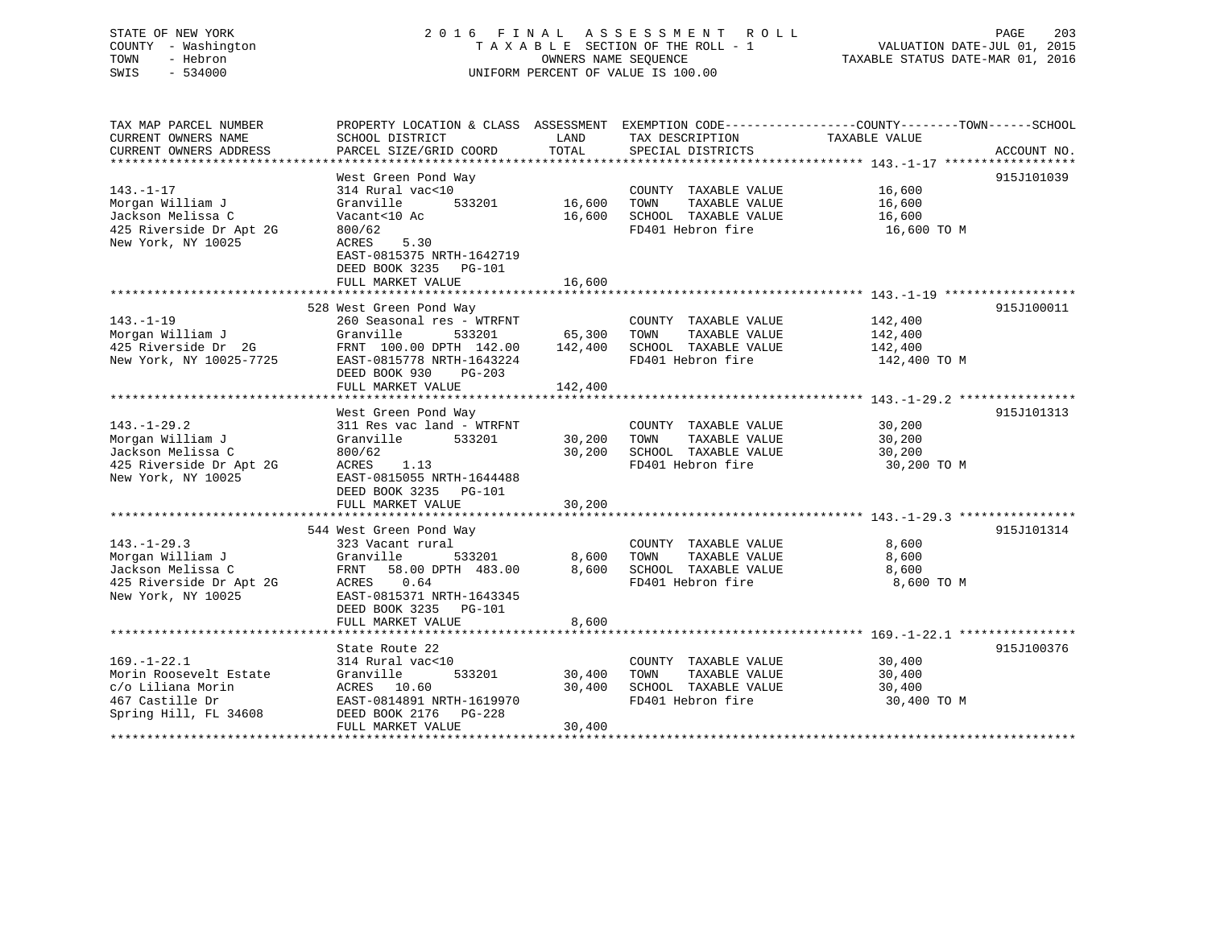STATE OF NEW YORK
COUNTY - Washington
TOWN - Hebron
SWIS - 534000

2016 FINAL ASSESSMENT ROLL
TAXABLE SECTION OF THE ROLL - 1
OWNERS NAME SEQUENCE
UNIFORM PERCENT OF VALUE IS 100.00

VALUATION DATE-JUL 01, 2015
TAXABLE STATUS DATE-MAR 01, 2016

| TAX MAP PARCEL NUMBER<br>CURRENT OWNERS NAME<br>CURRENT OWNERS ADDRESS | PROPERTY LOCATION & CLASS<br>SCHOOL DISTRICT<br>PARCEL SIZE/GRID COORD | ASSESSMENT<br>LAND<br>TOTAL | EXEMPTION CODE<br>TAX DESCRIPTION<br>SPECIAL DISTRICTS | COUNTY--------TOWN------SCHOOL<br>TAXABLE VALUE | ACCOUNT NO. |
|---|---|---|---|---|---|
| 143.-1-17 | West Green Pond Way | | | | 915J101039 |
| 143.-1-17 | 314 Rural vac<10 | | COUNTY TAXABLE VALUE | 16,600 | |
| Morgan William J | Granville 533201 | 16,600 | TOWN TAXABLE VALUE | 16,600 | |
| Jackson Melissa C | Vacant<10 Ac | 16,600 | SCHOOL TAXABLE VALUE | 16,600 | |
| 425 Riverside Dr Apt 2G | 800/62 | | FD401 Hebron fire | 16,600 TO M | |
| New York, NY 10025 | ACRES 5.30 | | | | |
| | EAST-0815375 NRTH-1642719 | | | | |
| | DEED BOOK 3235 PG-101 | | | | |
| | FULL MARKET VALUE | 16,600 | | | |
| 143.-1-19 | 528 West Green Pond Way | | | | 915J100011 |
| 143.-1-19 | 260 Seasonal res - WTRFNT | | COUNTY TAXABLE VALUE | 142,400 | |
| Morgan William J | Granville 533201 | 65,300 | TOWN TAXABLE VALUE | 142,400 | |
| 425 Riverside Dr 2G | FRNT 100.00 DPTH 142.00 | 142,400 | SCHOOL TAXABLE VALUE | 142,400 | |
| New York, NY 10025-7725 | EAST-0815778 NRTH-1643224 | | FD401 Hebron fire | 142,400 TO M | |
| | DEED BOOK 930 PG-203 | | | | |
| | FULL MARKET VALUE | 142,400 | | | |
| 143.-1-29.2 | West Green Pond Way | | | | 915J101313 |
| 143.-1-29.2 | 311 Res vac land - WTRFNT | | COUNTY TAXABLE VALUE | 30,200 | |
| Morgan William J | Granville 533201 | 30,200 | TOWN TAXABLE VALUE | 30,200 | |
| Jackson Melissa C | 800/62 | 30,200 | SCHOOL TAXABLE VALUE | 30,200 | |
| 425 Riverside Dr Apt 2G | ACRES 1.13 | | FD401 Hebron fire | 30,200 TO M | |
| New York, NY 10025 | EAST-0815055 NRTH-1644488 | | | | |
| | DEED BOOK 3235 PG-101 | | | | |
| | FULL MARKET VALUE | 30,200 | | | |
| 143.-1-29.3 | 544 West Green Pond Way | | | | 915J101314 |
| 143.-1-29.3 | 323 Vacant rural | | COUNTY TAXABLE VALUE | 8,600 | |
| Morgan William J | Granville 533201 | 8,600 | TOWN TAXABLE VALUE | 8,600 | |
| Jackson Melissa C | FRNT 58.00 DPTH 483.00 | 8,600 | SCHOOL TAXABLE VALUE | 8,600 | |
| 425 Riverside Dr Apt 2G | ACRES 0.64 | | FD401 Hebron fire | 8,600 TO M | |
| New York, NY 10025 | EAST-0815371 NRTH-1643345 | | | | |
| | DEED BOOK 3235 PG-101 | | | | |
| | FULL MARKET VALUE | 8,600 | | | |
| 169.-1-22.1 | State Route 22 | | | | 915J100376 |
| 169.-1-22.1 | 314 Rural vac<10 | | COUNTY TAXABLE VALUE | 30,400 | |
| Morin Roosevelt Estate | Granville 533201 | 30,400 | TOWN TAXABLE VALUE | 30,400 | |
| c/o Liliana Morin | ACRES 10.60 | 30,400 | SCHOOL TAXABLE VALUE | 30,400 | |
| 467 Castille Dr | EAST-0814891 NRTH-1619970 | | FD401 Hebron fire | 30,400 TO M | |
| Spring Hill, FL 34608 | DEED BOOK 2176 PG-228 | | | | |
| | FULL MARKET VALUE | 30,400 | | | |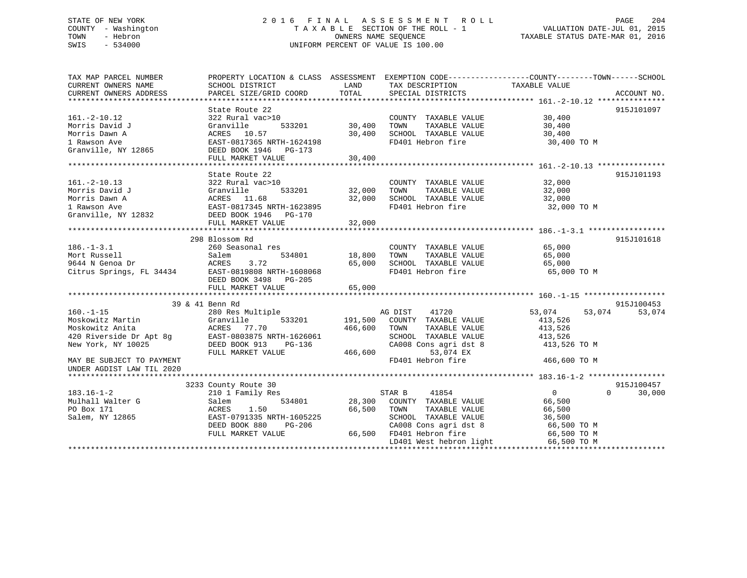STATE OF NEW YORK
COUNTY - Washington
TOWN - Hebron
SWIS - 534000

2 0 1 6 F I N A L A S S E S S M E N T R O L L
T A X A B L E SECTION OF THE ROLL - 1
OWNERS NAME SEQUENCE
UNIFORM PERCENT OF VALUE IS 100.00

VALUATION DATE-JUL 01, 2015
TAXABLE STATUS DATE-MAR 01, 2016

| TAX MAP PARCEL NUMBER / CURRENT OWNERS NAME / CURRENT OWNERS ADDRESS | PROPERTY LOCATION & CLASS / SCHOOL DISTRICT / PARCEL SIZE/GRID COORD | ASSESSMENT LAND | TOTAL | EXEMPTION CODE / TAX DESCRIPTION / SPECIAL DISTRICTS | COUNTY TAXABLE VALUE | TOWN | SCHOOL | ACCOUNT NO. |
|---|---|---|---|---|---|---|---|---|
| **161.-2-10.12** | State Route 22 | | | | | | | 915J101097 |
| 161.-2-10.12 | 322 Rural vac>10 | | | COUNTY TAXABLE VALUE | 30,400 | | | |
| Morris David J | Granville 533201 | 30,400 | | TOWN TAXABLE VALUE | 30,400 | | | |
| Morris Dawn A | ACRES 10.57 | | 30,400 | SCHOOL TAXABLE VALUE | 30,400 | | | |
| 1 Rawson Ave | EAST-0817365 NRTH-1624198 | | | FD401 Hebron fire | 30,400 TO M | | | |
| Granville, NY 12865 | DEED BOOK 1946 PG-173 | | | | | | | |
| | FULL MARKET VALUE | | 30,400 | | | | | |
| **161.-2-10.13** | State Route 22 | | | | | | | 915J101193 |
| 161.-2-10.13 | 322 Rural vac>10 | | | COUNTY TAXABLE VALUE | 32,000 | | | |
| Morris David J | Granville 533201 | 32,000 | | TOWN TAXABLE VALUE | 32,000 | | | |
| Morris Dawn A | ACRES 11.68 | | 32,000 | SCHOOL TAXABLE VALUE | 32,000 | | | |
| 1 Rawson Ave | EAST-0817345 NRTH-1623895 | | | FD401 Hebron fire | 32,000 TO M | | | |
| Granville, NY 12832 | DEED BOOK 1946 PG-170 | | | | | | | |
| | FULL MARKET VALUE | | 32,000 | | | | | |
| **186.-1-3.1** | 298 Blossom Rd | | | | | | | 915J101618 |
| 186.-1-3.1 | 260 Seasonal res | | | COUNTY TAXABLE VALUE | 65,000 | | | |
| Mort Russell | Salem 534801 | 18,800 | | TOWN TAXABLE VALUE | 65,000 | | | |
| 9644 N Genoa Dr | ACRES 3.72 | | 65,000 | SCHOOL TAXABLE VALUE | 65,000 | | | |
| Citrus Springs, FL 34434 | EAST-0819808 NRTH-1608068 | | | FD401 Hebron fire | 65,000 TO M | | | |
| | DEED BOOK 3498 PG-205 | | | | | | | |
| | FULL MARKET VALUE | | 65,000 | | | | | |
| **160.-1-15** | 39 & 41 Benn Rd | | | | | | | 915J100453 |
| 160.-1-15 | 280 Res Multiple | | | AG DIST 41720 | 53,074 | 53,074 | 53,074 | |
| Moskowitz Martin | Granville 533201 | 191,500 | | COUNTY TAXABLE VALUE | 413,526 | | | |
| Moskowitz Anita | ACRES 77.70 | | 466,600 | TOWN TAXABLE VALUE | 413,526 | | | |
| 420 Riverside Dr Apt 8g | EAST-0803875 NRTH-1626061 | | | SCHOOL TAXABLE VALUE | 413,526 | | | |
| New York, NY 10025 | DEED BOOK 913 PG-136 | | | CA008 Cons agri dst 8 | 413,526 TO M | | | |
| | FULL MARKET VALUE | | 466,600 | 53,074 EX | | | | |
| MAY BE SUBJECT TO PAYMENT | | | | FD401 Hebron fire | 466,600 TO M | | | |
| UNDER AGDIST LAW TIL 2020 | | | | | | | | |
| **183.16-1-2** | 3233 County Route 30 | | | | | | | 915J100457 |
| 183.16-1-2 | 210 1 Family Res | | | STAR B 41854 | 0 | 0 | 30,000 | |
| Mulhall Walter G | Salem 534801 | 28,300 | | COUNTY TAXABLE VALUE | 66,500 | | | |
| PO Box 171 | ACRES 1.50 | | 66,500 | TOWN TAXABLE VALUE | 66,500 | | | |
| Salem, NY 12865 | EAST-0791335 NRTH-1605225 | | | SCHOOL TAXABLE VALUE | 36,500 | | | |
| | DEED BOOK 880 PG-206 | | | CA008 Cons agri dst 8 | 66,500 TO M | | | |
| | FULL MARKET VALUE | | 66,500 | FD401 Hebron fire | 66,500 TO M | | | |
| | | | | LD401 West hebron light | 66,500 TO M | | | |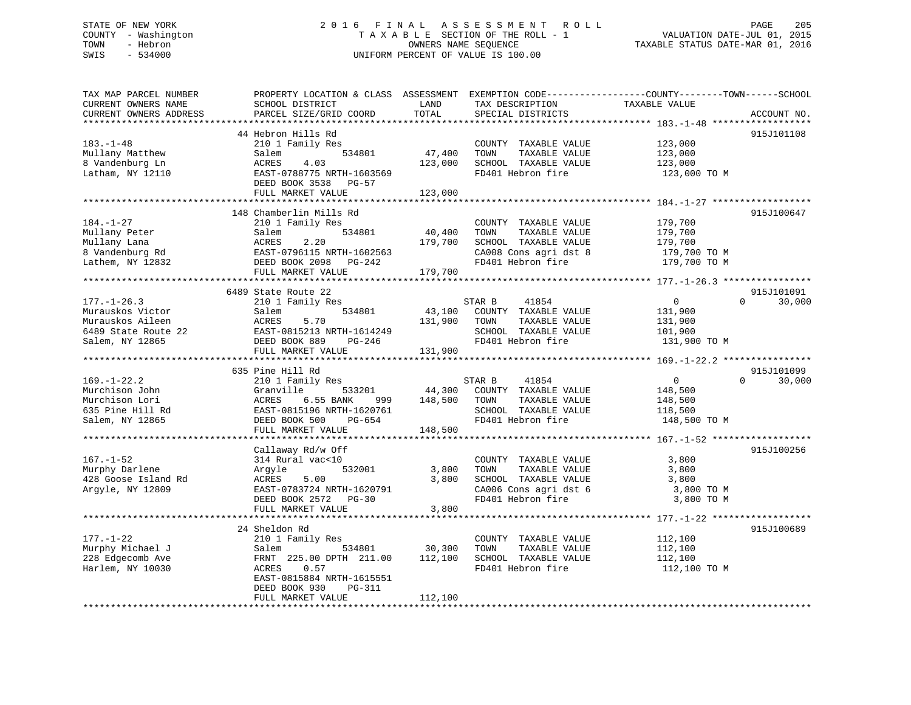STATE OF NEW YORK
COUNTY - Washington
TOWN - Hebron
SWIS - 534000

2016 FINAL ASSESSMENT ROLL
TAXABLE SECTION OF THE ROLL - 1
OWNERS NAME SEQUENCE
UNIFORM PERCENT OF VALUE IS 100.00

VALUATION DATE-JUL 01, 2015
TAXABLE STATUS DATE-MAR 01, 2016

| TAX MAP PARCEL NUMBER / CURRENT OWNERS NAME / CURRENT OWNERS ADDRESS | PROPERTY LOCATION & CLASS / SCHOOL DISTRICT / PARCEL SIZE/GRID COORD | ASSESSMENT LAND | TOTAL | EXEMPTION CODE / TAX DESCRIPTION / SPECIAL DISTRICTS | COUNTY / TOWN TAXABLE VALUE | SCHOOL | ACCOUNT NO. |
|---|---|---|---|---|---|---|---|
| **183.-1-48** | 44 Hebron Hills Rd | | | | | | 915J101108 |
| 183.-1-48 | 210 1 Family Res | | | COUNTY TAXABLE VALUE | 123,000 | | |
| Mullany Matthew | Salem 534801 | 47,400 | | TOWN TAXABLE VALUE | 123,000 | | |
| 8 Vandenburg Ln | ACRES 4.03 | | 123,000 | SCHOOL TAXABLE VALUE | 123,000 | | |
| Latham, NY 12110 | EAST-0788775 NRTH-1603569 | | | FD401 Hebron fire | 123,000 TO M | | |
| | DEED BOOK 3538 PG-57 | | | | | | |
| | FULL MARKET VALUE | | 123,000 | | | | |
| **184.-1-27** | 148 Chamberlin Mills Rd | | | | | | 915J100647 |
| 184.-1-27 | 210 1 Family Res | | | COUNTY TAXABLE VALUE | 179,700 | | |
| Mullany Peter | Salem 534801 | 40,400 | | TOWN TAXABLE VALUE | 179,700 | | |
| Mullany Lana | ACRES 2.20 | | 179,700 | SCHOOL TAXABLE VALUE | 179,700 | | |
| 8 Vandenburg Rd | EAST-0796115 NRTH-1602563 | | | CA008 Cons agri dst 8 | 179,700 TO M | | |
| Lathem, NY 12832 | DEED BOOK 2098 PG-242 | | | FD401 Hebron fire | 179,700 TO M | | |
| | FULL MARKET VALUE | | 179,700 | | | | |
| **177.-1-26.3** | 6489 State Route 22 | | | | | | 915J101091 |
| 177.-1-26.3 | 210 1 Family Res | | | STAR B 41854 | 0 | 0 | 30,000 |
| Murauskos Victor | Salem 534801 | 43,100 | | COUNTY TAXABLE VALUE | 131,900 | | |
| Murauskos Aileen | ACRES 5.70 | | 131,900 | TOWN TAXABLE VALUE | 131,900 | | |
| 6489 State Route 22 | EAST-0815213 NRTH-1614249 | | | SCHOOL TAXABLE VALUE | 101,900 | | |
| Salem, NY 12865 | DEED BOOK 889 PG-246 | | | FD401 Hebron fire | 131,900 TO M | | |
| | FULL MARKET VALUE | | 131,900 | | | | |
| **169.-1-22.2** | 635 Pine Hill Rd | | | | | | 915J101099 |
| 169.-1-22.2 | 210 1 Family Res | | | STAR B 41854 | 0 | 0 | 30,000 |
| Murchison John | Granville 533201 | 44,300 | | COUNTY TAXABLE VALUE | 148,500 | | |
| Murchison Lori | ACRES 6.55 BANK 999 | | 148,500 | TOWN TAXABLE VALUE | 148,500 | | |
| 635 Pine Hill Rd | EAST-0815196 NRTH-1620761 | | | SCHOOL TAXABLE VALUE | 118,500 | | |
| Salem, NY 12865 | DEED BOOK 500 PG-654 | | | FD401 Hebron fire | 148,500 TO M | | |
| | FULL MARKET VALUE | | 148,500 | | | | |
| **167.-1-52** | Callaway Rd/w Off | | | | | | 915J100256 |
| 167.-1-52 | 314 Rural vac<10 | | | COUNTY TAXABLE VALUE | 3,800 | | |
| Murphy Darlene | Argyle 532001 | 3,800 | | TOWN TAXABLE VALUE | 3,800 | | |
| 428 Goose Island Rd | ACRES 5.00 | | 3,800 | SCHOOL TAXABLE VALUE | 3,800 | | |
| Argyle, NY 12809 | EAST-0783724 NRTH-1620791 | | | CA006 Cons agri dst 6 | 3,800 TO M | | |
| | DEED BOOK 2572 PG-30 | | | FD401 Hebron fire | 3,800 TO M | | |
| | FULL MARKET VALUE | | 3,800 | | | | |
| **177.-1-22** | 24 Sheldon Rd | | | | | | 915J100689 |
| 177.-1-22 | 210 1 Family Res | | | COUNTY TAXABLE VALUE | 112,100 | | |
| Murphy Michael J | Salem 534801 | 30,300 | | TOWN TAXABLE VALUE | 112,100 | | |
| 228 Edgecomb Ave | FRNT 225.00 DPTH 211.00 | | 112,100 | SCHOOL TAXABLE VALUE | 112,100 | | |
| Harlem, NY 10030 | ACRES 0.57 | | | FD401 Hebron fire | 112,100 TO M | | |
| | EAST-0815884 NRTH-1615551 | | | | | | |
| | DEED BOOK 930 PG-311 | | | | | | |
| | FULL MARKET VALUE | | 112,100 | | | | |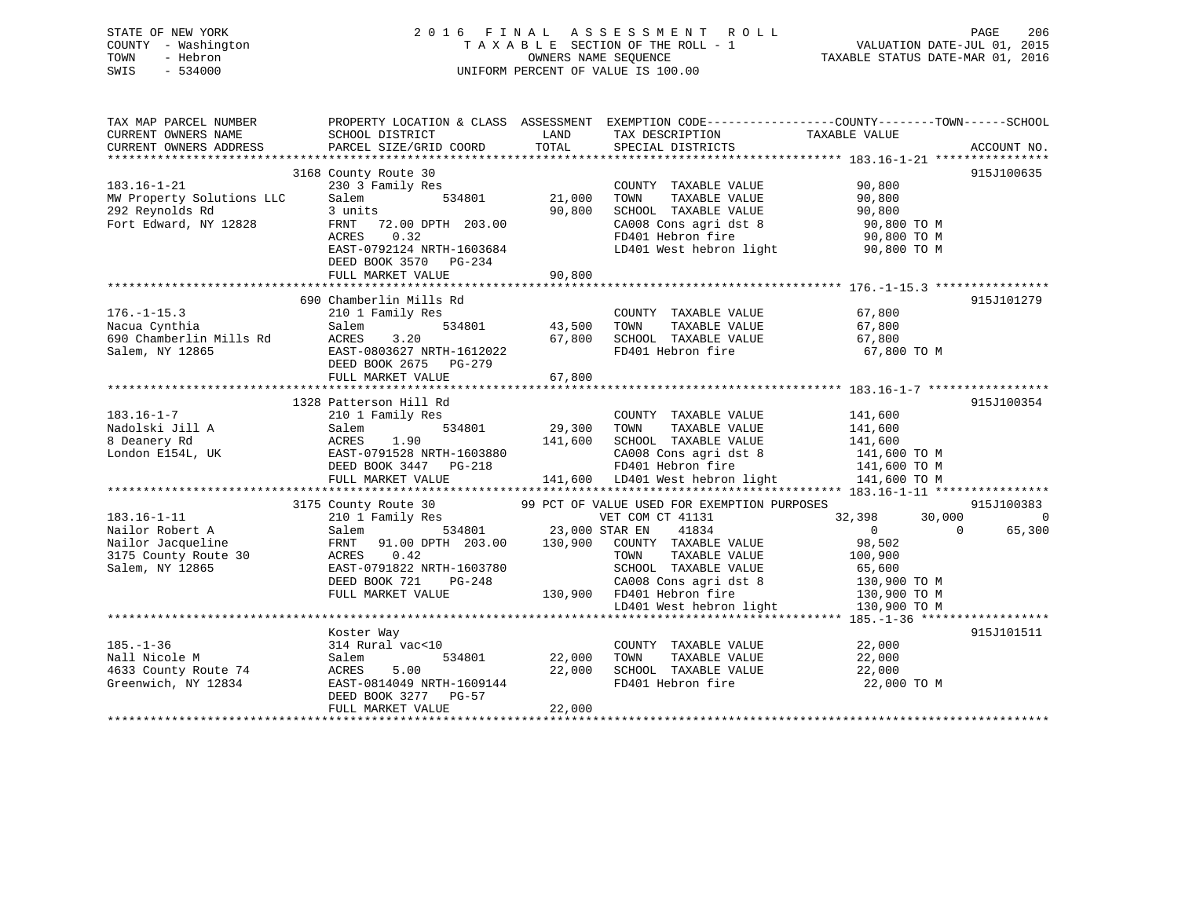STATE OF NEW YORK
COUNTY - Washington
TOWN - Hebron
SWIS - 534000

# 2016 FINAL ASSESSMENT ROLL
TAXABLE SECTION OF THE ROLL - 1
OWNERS NAME SEQUENCE
UNIFORM PERCENT OF VALUE IS 100.00

VALUATION DATE-JUL 01, 2015
TAXABLE STATUS DATE-MAR 01, 2016

```
TAX MAP PARCEL NUMBER          PROPERTY LOCATION & CLASS  ASSESSMENT  EXEMPTION CODE------------------COUNTY--------TOWN------SCHOOL
CURRENT OWNERS NAME            SCHOOL DISTRICT               LAND      TAX DESCRIPTION              TAXABLE VALUE
CURRENT OWNERS ADDRESS         PARCEL SIZE/GRID COORD        TOTAL     SPECIAL DISTRICTS                                    ACCOUNT NO.
******************************************************************************************************* 183.16-1-21 ****************
                               3168 County Route 30                                                                        915J100635
183.16-1-21                    230 3 Family Res                        COUNTY  TAXABLE VALUE              90,800
MW Property Solutions LLC      Salem             534801       21,000   TOWN    TAXABLE VALUE              90,800
292 Reynolds Rd                3 units                        90,800   SCHOOL  TAXABLE VALUE              90,800
Fort Edward, NY 12828          FRNT   72.00 DPTH 203.00                CA008 Cons agri dst 8               90,800 TO M
                               ACRES    0.32                           FD401 Hebron fire                   90,800 TO M
                               EAST-0792124 NRTH-1603684               LD401 West hebron light             90,800 TO M
                               DEED BOOK 3570   PG-234
                               FULL MARKET VALUE              90,800
******************************************************************************************************* 176.-1-15.3 ****************
                               690 Chamberlin Mills Rd                                                                     915J101279
176.-1-15.3                    210 1 Family Res                        COUNTY  TAXABLE VALUE              67,800
Nacua Cynthia                  Salem             534801       43,500   TOWN    TAXABLE VALUE              67,800
690 Chamberlin Mills Rd        ACRES    3.20                  67,800   SCHOOL  TAXABLE VALUE              67,800
Salem, NY 12865                EAST-0803627 NRTH-1612022               FD401 Hebron fire                   67,800 TO M
                               DEED BOOK 2675   PG-279
                               FULL MARKET VALUE              67,800
******************************************************************************************************* 183.16-1-7 *****************
                               1328 Patterson Hill Rd                                                                      915J100354
183.16-1-7                     210 1 Family Res                        COUNTY  TAXABLE VALUE             141,600
Nadolski Jill A                Salem             534801       29,300   TOWN    TAXABLE VALUE             141,600
8 Deanery Rd                   ACRES    1.90                 141,600   SCHOOL  TAXABLE VALUE             141,600
London E154L, UK               EAST-0791528 NRTH-1603880               CA008 Cons agri dst 8              141,600 TO M
                               DEED BOOK 3447   PG-218                 FD401 Hebron fire                  141,600 TO M
                               FULL MARKET VALUE             141,600   LD401 West hebron light            141,600 TO M
******************************************************************************************************* 183.16-1-11 ****************
                               3175 County Route 30           99 PCT OF VALUE USED FOR EXEMPTION PURPOSES                  915J100383
183.16-1-11                    210 1 Family Res                        VET COM CT 41131           32,398      30,000          0
Nailor Robert A                Salem             534801       23,000 STAR EN    41834                  0           0     65,300
Nailor Jacqueline              FRNT   91.00 DPTH 203.00      130,900   COUNTY  TAXABLE VALUE              98,502
3175 County Route 30           ACRES    0.42                           TOWN    TAXABLE VALUE             100,900
Salem, NY 12865                EAST-0791822 NRTH-1603780               SCHOOL  TAXABLE VALUE              65,600
                               DEED BOOK 721    PG-248                 CA008 Cons agri dst 8              130,900 TO M
                               FULL MARKET VALUE             130,900   FD401 Hebron fire                  130,900 TO M
                                                                       LD401 West hebron light            130,900 TO M
******************************************************************************************************* 185.-1-36 ******************
                               Koster Way                                                                                  915J101511
185.-1-36                      314 Rural vac<10                        COUNTY  TAXABLE VALUE              22,000
Nall Nicole M                  Salem             534801       22,000   TOWN    TAXABLE VALUE              22,000
4633 County Route 74           ACRES    5.00                  22,000   SCHOOL  TAXABLE VALUE              22,000
Greenwich, NY 12834            EAST-0814049 NRTH-1609144               FD401 Hebron fire                   22,000 TO M
                               DEED BOOK 3277   PG-57
                               FULL MARKET VALUE              22,000
************************************************************************************************************************************
```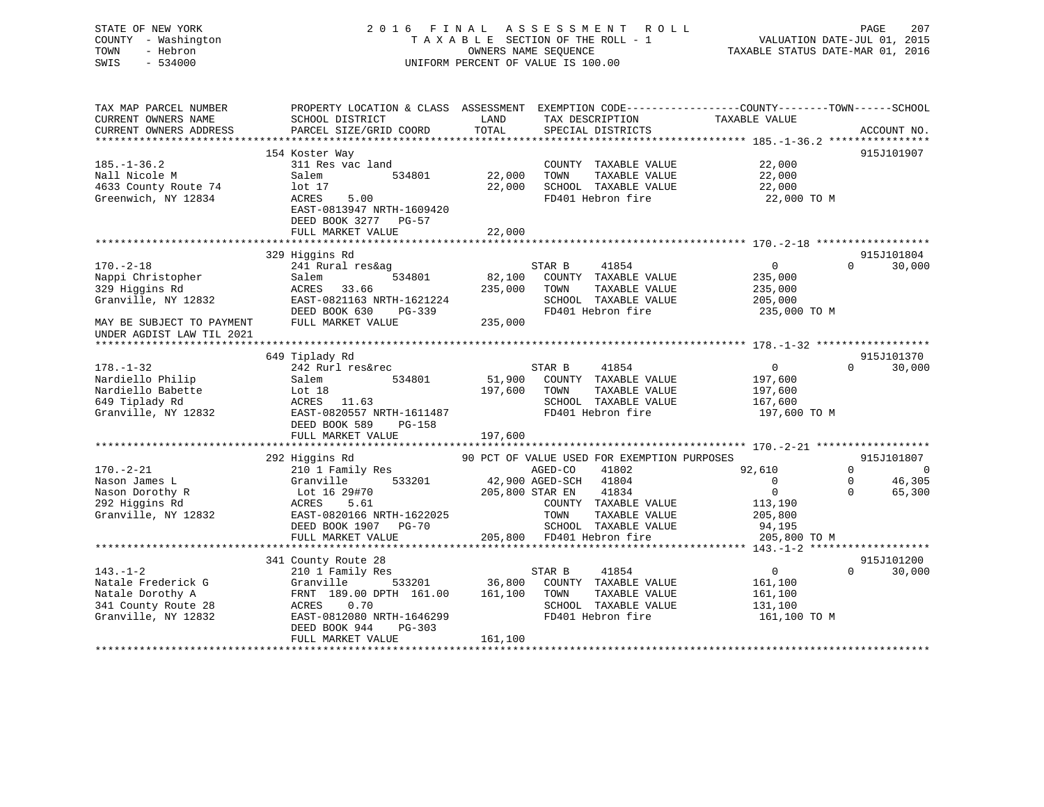STATE OF NEW YORK
COUNTY - Washington
TOWN - Hebron
SWIS - 534000

2 0 1 6 F I N A L A S S E S S M E N T R O L L
T A X A B L E SECTION OF THE ROLL - 1
OWNERS NAME SEQUENCE
UNIFORM PERCENT OF VALUE IS 100.00

VALUATION DATE-JUL 01, 2015
TAXABLE STATUS DATE-MAR 01, 2016

```
TAX MAP PARCEL NUMBER          PROPERTY LOCATION & CLASS  ASSESSMENT  EXEMPTION CODE------------------COUNTY--------TOWN------SCHOOL
CURRENT OWNERS NAME            SCHOOL DISTRICT              LAND      TAX DESCRIPTION             TAXABLE VALUE
CURRENT OWNERS ADDRESS         PARCEL SIZE/GRID COORD       TOTAL     SPECIAL DISTRICTS                                  ACCOUNT NO.
******************************************************************************************************* 185.-1-36.2 ****************
                               154 Koster Way                                                                         915J101907
185.-1-36.2                    311 Res vac land                        COUNTY  TAXABLE VALUE          22,000
Nall Nicole M                  Salem          534801       22,000      TOWN    TAXABLE VALUE          22,000
4633 County Route 74           lot 17                      22,000      SCHOOL  TAXABLE VALUE          22,000
Greenwich, NY 12834            ACRES    5.00                           FD401 Hebron fire               22,000 TO M
                               EAST-0813947 NRTH-1609420
                               DEED BOOK 3277   PG-57
                               FULL MARKET VALUE           22,000
******************************************************************************************************* 170.-2-18 ******************
                               329 Higgins Rd                                                                          915J101804
170.-2-18                      241 Rural res&ag                        STAR B      41854                  0          0      30,000
Nappi Christopher              Salem          534801       82,100      COUNTY  TAXABLE VALUE         235,000
329 Higgins Rd                 ACRES   33.66              235,000      TOWN    TAXABLE VALUE         235,000
Granville, NY 12832            EAST-0821163 NRTH-1621224               SCHOOL  TAXABLE VALUE         205,000
                               DEED BOOK 630    PG-339                 FD401 Hebron fire              235,000 TO M
MAY BE SUBJECT TO PAYMENT      FULL MARKET VALUE          235,000
UNDER AGDIST LAW TIL 2021
******************************************************************************************************* 178.-1-32 ******************
                               649 Tiplady Rd                                                                          915J101370
178.-1-32                      242 Rurl res&rec                        STAR B      41854                  0          0      30,000
Nardiello Philip               Salem          534801       51,900      COUNTY  TAXABLE VALUE         197,600
Nardiello Babette              Lot 18                     197,600      TOWN    TAXABLE VALUE         197,600
649 Tiplady Rd                 ACRES   11.63                           SCHOOL  TAXABLE VALUE         167,600
Granville, NY 12832            EAST-0820557 NRTH-1611487               FD401 Hebron fire              197,600 TO M
                               DEED BOOK 589    PG-158
                               FULL MARKET VALUE          197,600
******************************************************************************************************* 170.-2-21 ******************
                               292 Higgins Rd              90 PCT OF VALUE USED FOR EXEMPTION PURPOSES                915J101807
170.-2-21                      210 1 Family Res                        AGED-CO     41802             92,610          0           0
Nason James L                  Granville      533201       42,900 AGED-SCH    41804                  0          0      46,305
Nason Dorothy R                 Lot 16 29#70              205,800 STAR EN     41834                  0          0      65,300
292 Higgins Rd                 ACRES    5.61                           COUNTY  TAXABLE VALUE         113,190
Granville, NY 12832            EAST-0820166 NRTH-1622025               TOWN    TAXABLE VALUE         205,800
                               DEED BOOK 1907   PG-70                  SCHOOL  TAXABLE VALUE          94,195
                               FULL MARKET VALUE          205,800      FD401 Hebron fire              205,800 TO M
******************************************************************************************************* 143.-1-2 *******************
                               341 County Route 28                                                                     915J101200
143.-1-2                       210 1 Family Res                        STAR B      41854                  0          0      30,000
Natale Frederick G             Granville      533201       36,800      COUNTY  TAXABLE VALUE         161,100
Natale Dorothy A               FRNT 189.00 DPTH 161.00    161,100      TOWN    TAXABLE VALUE         161,100
341 County Route 28            ACRES    0.70                           SCHOOL  TAXABLE VALUE         131,100
Granville, NY 12832            EAST-0812080 NRTH-1646299               FD401 Hebron fire              161,100 TO M
                               DEED BOOK 944    PG-303
                               FULL MARKET VALUE          161,100
************************************************************************************************************************************
```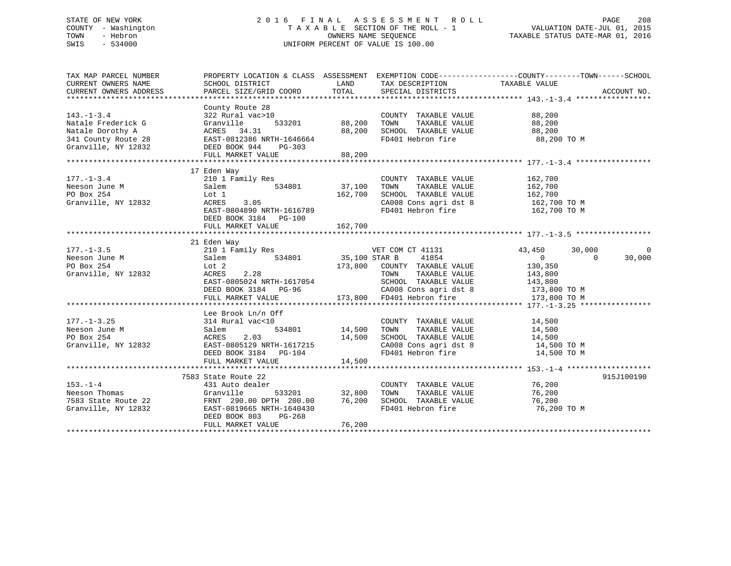STATE OF NEW YORK  
COUNTY - Washington  
TOWN - Hebron  
SWIS - 534000

2016 FINAL ASSESSMENT ROLL  
TAXABLE SECTION OF THE ROLL - 1  
OWNERS NAME SEQUENCE  
UNIFORM PERCENT OF VALUE IS 100.00

VALUATION DATE-JUL 01, 2015  
TAXABLE STATUS DATE-MAR 01, 2016

```
TAX MAP PARCEL NUMBER          PROPERTY LOCATION & CLASS  ASSESSMENT  EXEMPTION CODE------------------COUNTY--------TOWN------SCHOOL
CURRENT OWNERS NAME            SCHOOL DISTRICT               LAND      TAX DESCRIPTION            TAXABLE VALUE
CURRENT OWNERS ADDRESS         PARCEL SIZE/GRID COORD        TOTAL     SPECIAL DISTRICTS                                      ACCOUNT NO.
******************************************************************************************************* 143.-1-3.4 *****************
                               County Route 28
143.-1-3.4                     322 Rural vac>10                        COUNTY  TAXABLE VALUE             88,200
Natale Frederick G             Granville       533201       88,200     TOWN    TAXABLE VALUE             88,200
Natale Dorothy A               ACRES   34.31                88,200     SCHOOL  TAXABLE VALUE             88,200
341 County Route 28            EAST-0812386 NRTH-1646664               FD401 Hebron fire                  88,200 TO M
Granville, NY 12832            DEED BOOK 944    PG-303
                               FULL MARKET VALUE            88,200
******************************************************************************************************* 177.-1-3.4 *****************
                               17 Eden Way
177.-1-3.4                     210 1 Family Res                        COUNTY  TAXABLE VALUE            162,700
Neeson June M                  Salem           534801       37,100     TOWN    TAXABLE VALUE            162,700
PO Box 254                     Lot 1                       162,700     SCHOOL  TAXABLE VALUE            162,700
Granville, NY 12832            ACRES    3.05                           CA008 Cons agri dst 8             162,700 TO M
                               EAST-0804890 NRTH-1616789               FD401 Hebron fire                 162,700 TO M
                               DEED BOOK 3184   PG-100
                               FULL MARKET VALUE           162,700
******************************************************************************************************* 177.-1-3.5 *****************
                               21 Eden Way
177.-1-3.5                     210 1 Family Res                        VET COM CT 41131            43,450       30,000            0
Neeson June M                  Salem           534801       35,100 STAR B      41854                    0            0       30,000
PO Box 254                     Lot 2                       173,800     COUNTY  TAXABLE VALUE            130,350
Granville, NY 12832            ACRES    2.28                           TOWN    TAXABLE VALUE            143,800
                               EAST-0805024 NRTH-1617054               SCHOOL  TAXABLE VALUE            143,800
                               DEED BOOK 3184   PG-96                  CA008 Cons agri dst 8             173,800 TO M
                               FULL MARKET VALUE           173,800     FD401 Hebron fire                 173,800 TO M
******************************************************************************************************* 177.-1-3.25 ****************
                               Lee Brook Ln/n Off
177.-1-3.25                    314 Rural vac<10                        COUNTY  TAXABLE VALUE             14,500
Neeson June M                  Salem           534801       14,500     TOWN    TAXABLE VALUE             14,500
PO Box 254                     ACRES    2.03                14,500     SCHOOL  TAXABLE VALUE             14,500
Granville, NY 12832            EAST-0805129 NRTH-1617215               CA008 Cons agri dst 8              14,500 TO M
                               DEED BOOK 3184   PG-104                 FD401 Hebron fire                  14,500 TO M
                               FULL MARKET VALUE            14,500
******************************************************************************************************* 153.-1-4 *******************
                               7583 State Route 22                                                                      915J100190
153.-1-4                       431 Auto dealer                         COUNTY  TAXABLE VALUE             76,200
Neeson Thomas                  Granville       533201       32,800     TOWN    TAXABLE VALUE             76,200
7583 State Route 22            FRNT 290.00 DPTH 200.00      76,200     SCHOOL  TAXABLE VALUE             76,200
Granville, NY 12832            EAST-0819665 NRTH-1640430               FD401 Hebron fire                  76,200 TO M
                               DEED BOOK 803    PG-268
                               FULL MARKET VALUE            76,200
************************************************************************************************************************************
```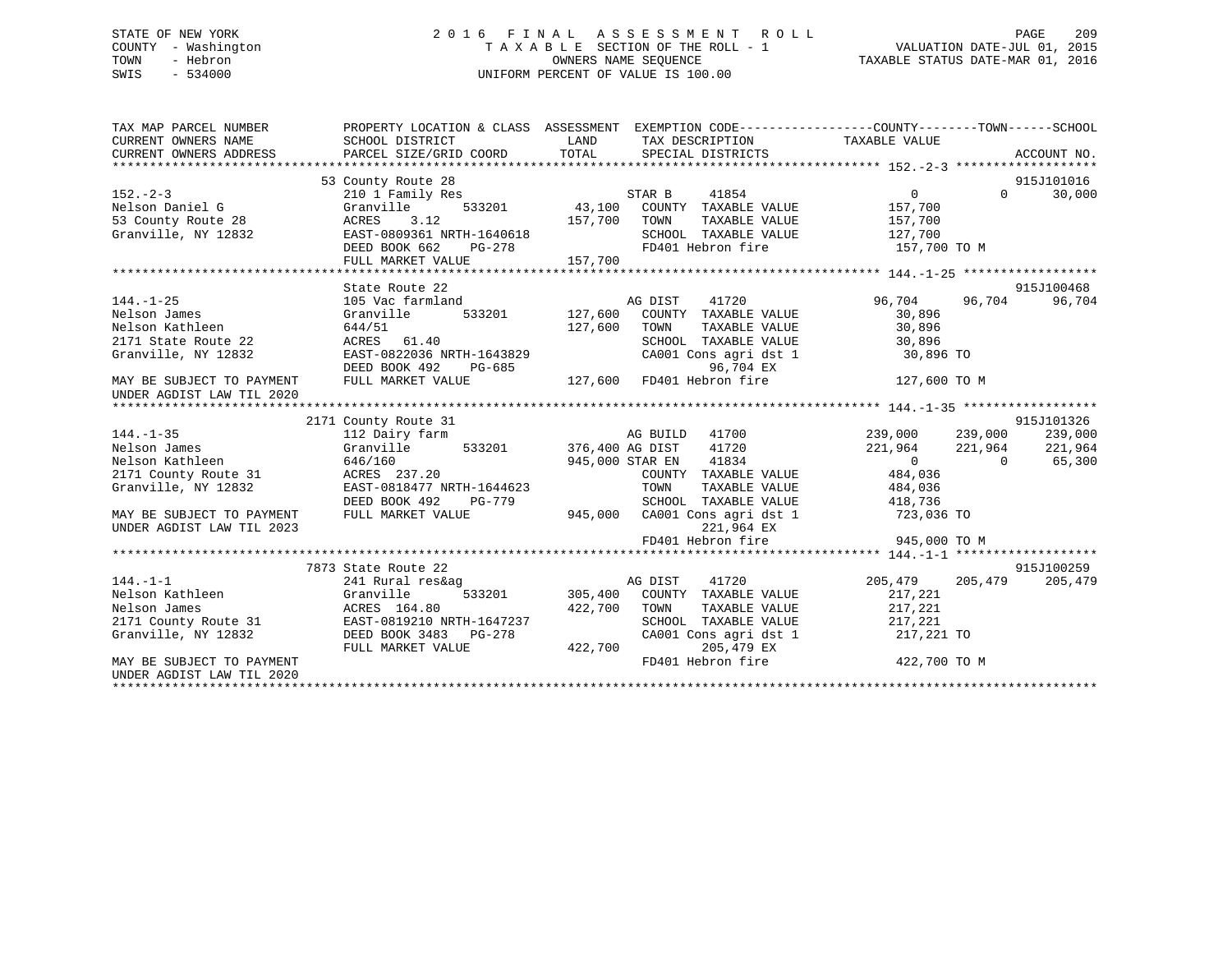STATE OF NEW YORK
COUNTY - Washington
TOWN - Hebron
SWIS - 534000

2016 FINAL ASSESSMENT ROLL
TAXABLE SECTION OF THE ROLL - 1
OWNERS NAME SEQUENCE
UNIFORM PERCENT OF VALUE IS 100.00

VALUATION DATE-JUL 01, 2015
TAXABLE STATUS DATE-MAR 01, 2016

```
TAX MAP PARCEL NUMBER        PROPERTY LOCATION & CLASS  ASSESSMENT  EXEMPTION CODE------------------COUNTY--------TOWN------SCHOOL
CURRENT OWNERS NAME          SCHOOL DISTRICT              LAND       TAX DESCRIPTION               TAXABLE VALUE
CURRENT OWNERS ADDRESS       PARCEL SIZE/GRID COORD       TOTAL      SPECIAL DISTRICTS                                        ACCOUNT NO.
******************************************************************************************************* 152.-2-3 *******************
                             53 County Route 28                                                                               915J101016
152.-2-3                     210 1 Family Res                        STAR B     41854              0             0        30,000
Nelson Daniel G              Granville       533201       43,100     COUNTY  TAXABLE VALUE          157,700
53 County Route 28           ACRES    3.12               157,700     TOWN    TAXABLE VALUE          157,700
Granville, NY 12832          EAST-0809361 NRTH-1640618               SCHOOL  TAXABLE VALUE          127,700
                             DEED BOOK 662    PG-278                 FD401 Hebron fire              157,700 TO M
                             FULL MARKET VALUE           157,700
******************************************************************************************************* 144.-1-25 ******************
                             State Route 22                                                                                   915J100468
144.-1-25                    105 Vac farmland                        AG DIST    41720          96,704        96,704        96,704
Nelson James                 Granville       533201      127,600     COUNTY  TAXABLE VALUE           30,896
Nelson Kathleen              644/51                      127,600     TOWN    TAXABLE VALUE           30,896
2171 State Route 22          ACRES   61.40                           SCHOOL  TAXABLE VALUE           30,896
Granville, NY 12832          EAST-0822036 NRTH-1643829               CA001 Cons agri dst 1           30,896 TO
                             DEED BOOK 492    PG-685                      96,704 EX
MAY BE SUBJECT TO PAYMENT    FULL MARKET VALUE           127,600     FD401 Hebron fire              127,600 TO M
UNDER AGDIST LAW TIL 2020
******************************************************************************************************* 144.-1-35 ******************
                             2171 County Route 31                                                                             915J101326
144.-1-35                    112 Dairy farm                          AG BUILD   41700         239,000       239,000       239,000
Nelson James                 Granville       533201      376,400 AG DIST    41720         221,964       221,964       221,964
Nelson Kathleen              646/160                     945,000 STAR EN    41834               0             0        65,300
2171 County Route 31         ACRES  237.20                           COUNTY  TAXABLE VALUE          484,036
Granville, NY 12832          EAST-0818477 NRTH-1644623               TOWN    TAXABLE VALUE          484,036
                             DEED BOOK 492    PG-779                 SCHOOL  TAXABLE VALUE          418,736
MAY BE SUBJECT TO PAYMENT    FULL MARKET VALUE           945,000     CA001 Cons agri dst 1          723,036 TO
UNDER AGDIST LAW TIL 2023                                                221,964 EX
                                                                     FD401 Hebron fire              945,000 TO M
******************************************************************************************************* 144.-1-1 *******************
                             7873 State Route 22                                                                              915J100259
144.-1-1                     241 Rural res&ag                        AG DIST    41720         205,479       205,479       205,479
Nelson Kathleen              Granville       533201      305,400     COUNTY  TAXABLE VALUE          217,221
Nelson James                 ACRES  164.80               422,700     TOWN    TAXABLE VALUE          217,221
2171 County Route 31         EAST-0819210 NRTH-1647237               SCHOOL  TAXABLE VALUE          217,221
Granville, NY 12832          DEED BOOK 3483   PG-278                 CA001 Cons agri dst 1          217,221 TO
                             FULL MARKET VALUE           422,700         205,479 EX
MAY BE SUBJECT TO PAYMENT                                            FD401 Hebron fire              422,700 TO M
UNDER AGDIST LAW TIL 2020
************************************************************************************************************************************
```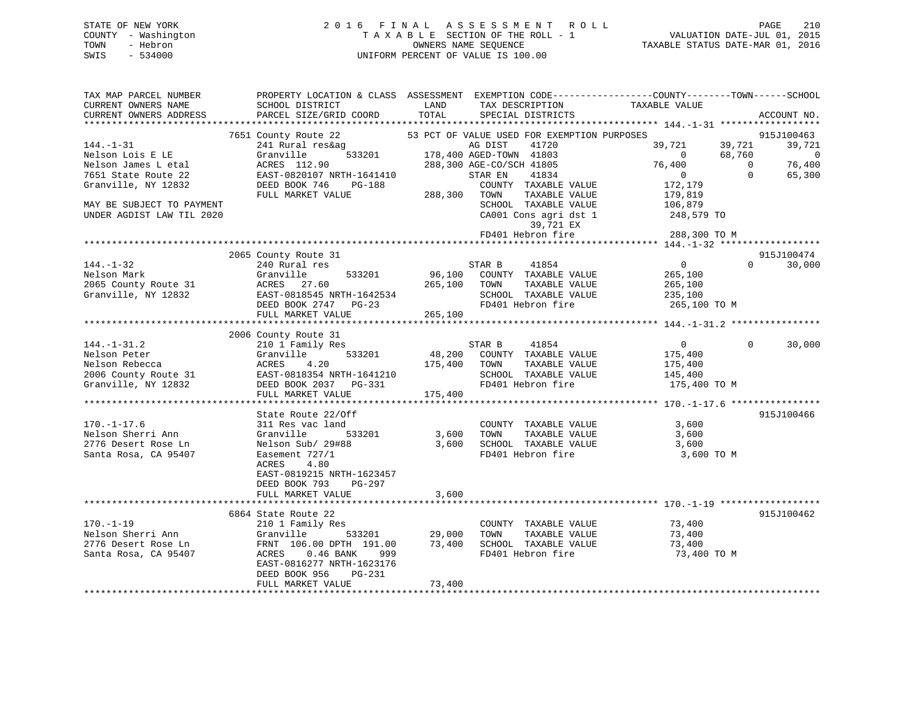STATE OF NEW YORK
COUNTY - Washington
TOWN - Hebron
SWIS - 534000

2 0 1 6 F I N A L A S S E S S M E N T R O L L
T A X A B L E SECTION OF THE ROLL - 1
OWNERS NAME SEQUENCE
UNIFORM PERCENT OF VALUE IS 100.00

VALUATION DATE-JUL 01, 2015
TAXABLE STATUS DATE-MAR 01, 2016

```
TAX MAP PARCEL NUMBER        PROPERTY LOCATION & CLASS  ASSESSMENT  EXEMPTION CODE------------------COUNTY--------TOWN------SCHOOL
CURRENT OWNERS NAME          SCHOOL DISTRICT              LAND       TAX DESCRIPTION               TAXABLE VALUE
CURRENT OWNERS ADDRESS       PARCEL SIZE/GRID COORD       TOTAL      SPECIAL DISTRICTS                                        ACCOUNT NO.
****************************************************************************************************** 144.-1-31 ******************
                   7651 County Route 22            53 PCT OF VALUE USED FOR EXEMPTION PURPOSES                            915J100463
144.-1-31                    241 Rural res&ag                    AG DIST      41720                 39,721      39,721      39,721
Nelson Lois E LE             Granville       533201     178,400 AGED-TOWN  41803                     0          68,760           0
Nelson James L etal          ACRES  112.90              288,300 AGE-CO/SCH 41805                  76,400             0      76,400
7651 State Route 22          EAST-0820107 NRTH-1641410           STAR EN      41834                     0              0      65,300
Granville, NY 12832          DEED BOOK 746    PG-188             COUNTY  TAXABLE VALUE             172,179
                             FULL MARKET VALUE          288,300  TOWN    TAXABLE VALUE             179,819
MAY BE SUBJECT TO PAYMENT                                         SCHOOL  TAXABLE VALUE             106,879
UNDER AGDIST LAW TIL 2020                                         CA001 Cons agri dst 1              248,579 TO
                                                                        39,721 EX
                                                                  FD401 Hebron fire                  288,300 TO M
****************************************************************************************************** 144.-1-32 ******************
                   2065 County Route 31                                                                                   915J100474
144.-1-32                    240 Rural res                       STAR B       41854                     0              0      30,000
Nelson Mark                  Granville       533201      96,100  COUNTY  TAXABLE VALUE             265,100
2065 County Route 31         ACRES   27.60              265,100  TOWN    TAXABLE VALUE             265,100
Granville, NY 12832          EAST-0818545 NRTH-1642534           SCHOOL  TAXABLE VALUE             235,100
                             DEED BOOK 2747   PG-23              FD401 Hebron fire                  265,100 TO M
                             FULL MARKET VALUE          265,100
****************************************************************************************************** 144.-1-31.2 ****************
                   2006 County Route 31
144.-1-31.2                  210 1 Family Res                    STAR B       41854                     0              0      30,000
Nelson Peter                 Granville       533201      48,200  COUNTY  TAXABLE VALUE             175,400
Nelson Rebecca               ACRES    4.20              175,400  TOWN    TAXABLE VALUE             175,400
2006 County Route 31         EAST-0818354 NRTH-1641210           SCHOOL  TAXABLE VALUE             145,400
Granville, NY 12832          DEED BOOK 2037   PG-331             FD401 Hebron fire                  175,400 TO M
                             FULL MARKET VALUE          175,400
****************************************************************************************************** 170.-1-17.6 ****************
                             State Route 22/Off                                                                           915J100466
170.-1-17.6                  311 Res vac land                    COUNTY  TAXABLE VALUE               3,600
Nelson Sherri Ann            Granville       533201       3,600  TOWN    TAXABLE VALUE               3,600
2776 Desert Rose Ln          Nelson Sub/ 29#88            3,600  SCHOOL  TAXABLE VALUE               3,600
Santa Rosa, CA 95407         Easement 727/1                      FD401 Hebron fire                    3,600 TO M
                             ACRES    4.80
                             EAST-0819215 NRTH-1623457
                             DEED BOOK 793    PG-297
                             FULL MARKET VALUE            3,600
****************************************************************************************************** 170.-1-19 ******************
                   6864 State Route 22                                                                                    915J100462
170.-1-19                    210 1 Family Res                    COUNTY  TAXABLE VALUE              73,400
Nelson Sherri Ann            Granville       533201      29,000  TOWN    TAXABLE VALUE              73,400
2776 Desert Rose Ln          FRNT 106.00 DPTH 191.00     73,400  SCHOOL  TAXABLE VALUE              73,400
Santa Rosa, CA 95407         ACRES    0.46 BANK    999           FD401 Hebron fire                   73,400 TO M
                             EAST-0816277 NRTH-1623176
                             DEED BOOK 956    PG-231
                             FULL MARKET VALUE           73,400
************************************************************************************************************************************
```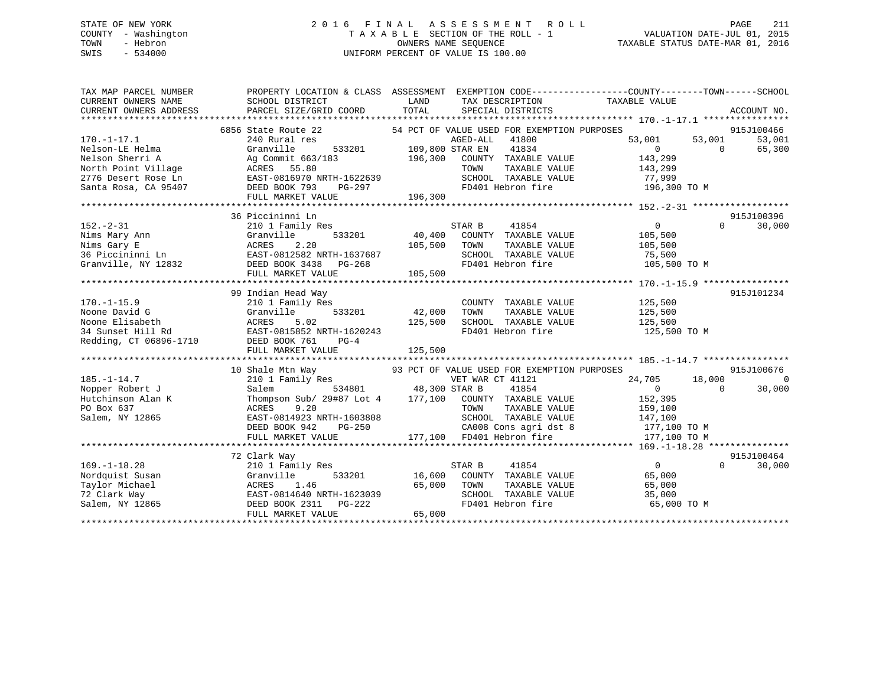STATE OF NEW YORK
COUNTY - Washington
TOWN - Hebron
SWIS - 534000

2 0 1 6 F I N A L A S S E S S M E N T R O L L
T A X A B L E SECTION OF THE ROLL - 1
OWNERS NAME SEQUENCE
UNIFORM PERCENT OF VALUE IS 100.00

VALUATION DATE-JUL 01, 2015
TAXABLE STATUS DATE-MAR 01, 2016

```
TAX MAP PARCEL NUMBER          PROPERTY LOCATION & CLASS  ASSESSMENT  EXEMPTION CODE-----------------COUNTY--------TOWN------SCHOOL
CURRENT OWNERS NAME            SCHOOL DISTRICT               LAND      TAX DESCRIPTION            TAXABLE VALUE
CURRENT OWNERS ADDRESS         PARCEL SIZE/GRID COORD        TOTAL     SPECIAL DISTRICTS                                  ACCOUNT NO.
******************************************************************************************************* 170.-1-17.1 ****************
                    6856 State Route 22              54 PCT OF VALUE USED FOR EXEMPTION PURPOSES                    915J100466
170.-1-17.1              240 Rural res                        AGED-ALL   41800              53,001       53,001       53,001
Nelson-LE Helma          Granville       533201     109,800 STAR EN    41834                   0            0       65,300
Nelson Sherri A          Ag Commit 663/183          196,300   COUNTY  TAXABLE VALUE         143,299
North Point Village      ACRES   55.80                        TOWN    TAXABLE VALUE         143,299
2776 Desert Rose Ln      EAST-0816970 NRTH-1622639            SCHOOL  TAXABLE VALUE          77,999
Santa Rosa, CA 95407     DEED BOOK 793    PG-297              FD401 Hebron fire             196,300 TO M
                         FULL MARKET VALUE          196,300
******************************************************************************************************* 152.-2-31 ******************
                    36 Piccininni Ln                                                                                   915J100396
152.-2-31                210 1 Family Res                     STAR B     41854                   0            0       30,000
Nims Mary Ann            Granville       533201      40,400   COUNTY  TAXABLE VALUE         105,500
Nims Gary E              ACRES    2.20              105,500   TOWN    TAXABLE VALUE         105,500
36 Piccininni Ln         EAST-0812582 NRTH-1637687            SCHOOL  TAXABLE VALUE          75,500
Granville, NY 12832      DEED BOOK 3438   PG-268              FD401 Hebron fire             105,500 TO M
                         FULL MARKET VALUE          105,500
******************************************************************************************************* 170.-1-15.9 ****************
                    99 Indian Head Way                                                                                 915J101234
170.-1-15.9              210 1 Family Res                     COUNTY  TAXABLE VALUE         125,500
Noone David G            Granville       533201      42,000   TOWN    TAXABLE VALUE         125,500
Noone Elisabeth          ACRES    5.02              125,500   SCHOOL  TAXABLE VALUE         125,500
34 Sunset Hill Rd        EAST-0815852 NRTH-1620243            FD401 Hebron fire             125,500 TO M
Redding, CT 06896-1710   DEED BOOK 761    PG-4
                         FULL MARKET VALUE          125,500
******************************************************************************************************* 185.-1-14.7 ****************
                    10 Shale Mtn Way                 93 PCT OF VALUE USED FOR EXEMPTION PURPOSES                    915J100676
185.-1-14.7              210 1 Family Res                     VET WAR CT 41121              24,705       18,000            0
Nopper Robert J          Salem           534801      48,300 STAR B     41854                   0            0       30,000
Hutchinson Alan K        Thompson Sub/ 29#87 Lot 4  177,100   COUNTY  TAXABLE VALUE         152,395
PO Box 637               ACRES    9.20                        TOWN    TAXABLE VALUE         159,100
Salem, NY 12865          EAST-0814923 NRTH-1603808            SCHOOL  TAXABLE VALUE         147,100
                         DEED BOOK 942    PG-250              CA008 Cons agri dst 8         177,100 TO M
                         FULL MARKET VALUE          177,100   FD401 Hebron fire             177,100 TO M
******************************************************************************************************* 169.-1-18.28 ***************
                    72 Clark Way                                                                                       915J100464
169.-1-18.28             210 1 Family Res                     STAR B     41854                   0            0       30,000
Nordquist Susan          Granville       533201      16,600   COUNTY  TAXABLE VALUE          65,000
Taylor Michael           ACRES    1.46               65,000   TOWN    TAXABLE VALUE          65,000
72 Clark Way             EAST-0814640 NRTH-1623039            SCHOOL  TAXABLE VALUE          35,000
Salem, NY 12865          DEED BOOK 2311   PG-222              FD401 Hebron fire              65,000 TO M
                         FULL MARKET VALUE           65,000
************************************************************************************************************************************
```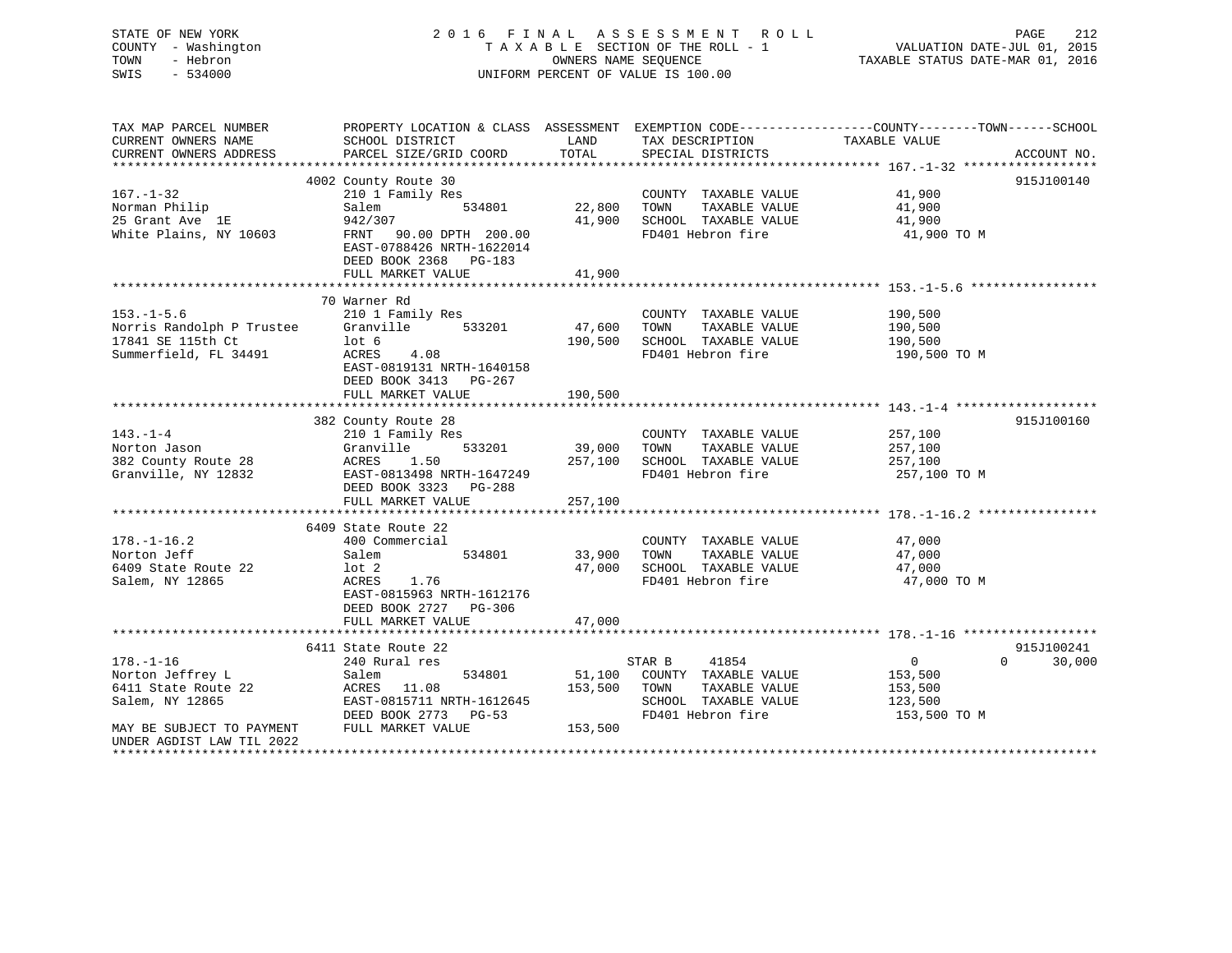STATE OF NEW YORK
COUNTY - Washington
TOWN - Hebron
SWIS - 534000

2016 FINAL ASSESSMENT ROLL
TAXABLE SECTION OF THE ROLL - 1
OWNERS NAME SEQUENCE
UNIFORM PERCENT OF VALUE IS 100.00

VALUATION DATE-JUL 01, 2015
TAXABLE STATUS DATE-MAR 01, 2016

| TAX MAP PARCEL NUMBER / CURRENT OWNERS NAME / CURRENT OWNERS ADDRESS | PROPERTY LOCATION & CLASS / SCHOOL DISTRICT / PARCEL SIZE/GRID COORD | ASSESSMENT LAND / TOTAL | EXEMPTION CODE / TAX DESCRIPTION / SPECIAL DISTRICTS | COUNTY / TOWN TAXABLE VALUE | SCHOOL | ACCOUNT NO. |
|---|---|---|---|---|---|---|
| 167.-1-32 | 4002 County Route 30 | | | | | 915J100140 |
| 167.-1-32 | 210 1 Family Res | | COUNTY TAXABLE VALUE | 41,900 | | |
| Norman Philip | Salem 534801 | 22,800 | TOWN TAXABLE VALUE | 41,900 | | |
| 25 Grant Ave 1E | 942/307 | 41,900 | SCHOOL TAXABLE VALUE | 41,900 | | |
| White Plains, NY 10603 | FRNT 90.00 DPTH 200.00 | | FD401 Hebron fire | 41,900 TO M | | |
| | EAST-0788426 NRTH-1622014 | | | | | |
| | DEED BOOK 2368 PG-183 | | | | | |
| | FULL MARKET VALUE | 41,900 | | | | |
| 153.-1-5.6 | 70 Warner Rd | | | | | |
| 153.-1-5.6 | 210 1 Family Res | | COUNTY TAXABLE VALUE | 190,500 | | |
| Norris Randolph P Trustee | Granville 533201 | 47,600 | TOWN TAXABLE VALUE | 190,500 | | |
| 17841 SE 115th Ct | lot 6 | 190,500 | SCHOOL TAXABLE VALUE | 190,500 | | |
| Summerfield, FL 34491 | ACRES 4.08 | | FD401 Hebron fire | 190,500 TO M | | |
| | EAST-0819131 NRTH-1640158 | | | | | |
| | DEED BOOK 3413 PG-267 | | | | | |
| | FULL MARKET VALUE | 190,500 | | | | |
| 143.-1-4 | 382 County Route 28 | | | | | 915J100160 |
| 143.-1-4 | 210 1 Family Res | | COUNTY TAXABLE VALUE | 257,100 | | |
| Norton Jason | Granville 533201 | 39,000 | TOWN TAXABLE VALUE | 257,100 | | |
| 382 County Route 28 | ACRES 1.50 | 257,100 | SCHOOL TAXABLE VALUE | 257,100 | | |
| Granville, NY 12832 | EAST-0813498 NRTH-1647249 | | FD401 Hebron fire | 257,100 TO M | | |
| | DEED BOOK 3323 PG-288 | | | | | |
| | FULL MARKET VALUE | 257,100 | | | | |
| 178.-1-16.2 | 6409 State Route 22 | | | | | |
| 178.-1-16.2 | 400 Commercial | | COUNTY TAXABLE VALUE | 47,000 | | |
| Norton Jeff | Salem 534801 | 33,900 | TOWN TAXABLE VALUE | 47,000 | | |
| 6409 State Route 22 | lot 2 | 47,000 | SCHOOL TAXABLE VALUE | 47,000 | | |
| Salem, NY 12865 | ACRES 1.76 | | FD401 Hebron fire | 47,000 TO M | | |
| | EAST-0815963 NRTH-1612176 | | | | | |
| | DEED BOOK 2727 PG-306 | | | | | |
| | FULL MARKET VALUE | 47,000 | | | | |
| 178.-1-16 | 6411 State Route 22 | | | | | 915J100241 |
| 178.-1-16 | 240 Rural res | | STAR B 41854 | 0 0 | 30,000 | |
| Norton Jeffrey L | Salem 534801 | 51,100 | COUNTY TAXABLE VALUE | 153,500 | | |
| 6411 State Route 22 | ACRES 11.08 | 153,500 | TOWN TAXABLE VALUE | 153,500 | | |
| Salem, NY 12865 | EAST-0815711 NRTH-1612645 | | SCHOOL TAXABLE VALUE | 123,500 | | |
| | DEED BOOK 2773 PG-53 | | FD401 Hebron fire | 153,500 TO M | | |
| MAY BE SUBJECT TO PAYMENT | FULL MARKET VALUE | 153,500 | | | | |
| UNDER AGDIST LAW TIL 2022 | | | | | | |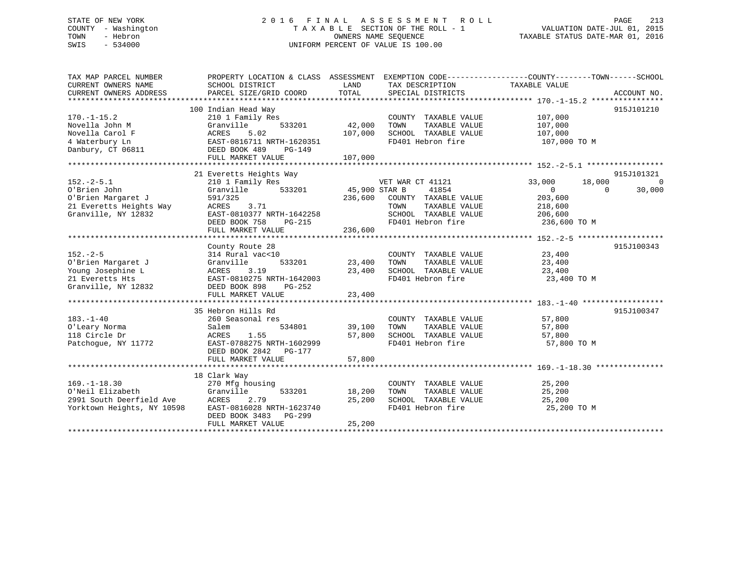STATE OF NEW YORK
COUNTY - Washington
TOWN - Hebron
SWIS - 534000

# 2016 FINAL ASSESSMENT ROLL
TAXABLE SECTION OF THE ROLL - 1
OWNERS NAME SEQUENCE
UNIFORM PERCENT OF VALUE IS 100.00

VALUATION DATE-JUL 01, 2015
TAXABLE STATUS DATE-MAR 01, 2016

| TAX MAP PARCEL NUMBER / CURRENT OWNERS NAME / CURRENT OWNERS ADDRESS | PROPERTY LOCATION & CLASS / SCHOOL DISTRICT / PARCEL SIZE/GRID COORD | ASSESSMENT LAND | TOTAL | EXEMPTION CODE / TAX DESCRIPTION / SPECIAL DISTRICTS | COUNTY TAXABLE VALUE | TOWN | SCHOOL | ACCOUNT NO. |
|---|---|---|---|---|---|---|---|---|
| 170.-1-15.2 | 100 Indian Head Way | | | | | | | 915J101210 |
| Novella John M | 210 1 Family Res | | | COUNTY TAXABLE VALUE | 107,000 | | | |
| Novella Carol F | Granville 533201 | 42,000 | | TOWN TAXABLE VALUE | 107,000 | | | |
| 4 Waterbury Ln | ACRES 5.02 | | 107,000 | SCHOOL TAXABLE VALUE | 107,000 | | | |
| Danbury, CT 06811 | EAST-0816711 NRTH-1620351 | | | FD401 Hebron fire | 107,000 TO M | | | |
| | DEED BOOK 489 PG-149 | | | | | | | |
| | FULL MARKET VALUE | | 107,000 | | | | | |
| 152.-2-5.1 | 21 Everetts Heights Way | | | | | | | 915J101321 |
| O'Brien John | 210 1 Family Res | | | VET WAR CT 41121 | 33,000 | 18,000 | 0 | |
| O'Brien Margaret J | Granville 533201 | 45,900 | | STAR B 41854 | 0 | 0 | 30,000 | |
| 21 Everetts Heights Way | 591/325 | | 236,600 | COUNTY TAXABLE VALUE | 203,600 | | | |
| Granville, NY 12832 | ACRES 3.71 | | | TOWN TAXABLE VALUE | 218,600 | | | |
| | EAST-0810377 NRTH-1642258 | | | SCHOOL TAXABLE VALUE | 206,600 | | | |
| | DEED BOOK 758 PG-215 | | | FD401 Hebron fire | 236,600 TO M | | | |
| | FULL MARKET VALUE | | 236,600 | | | | | |
| 152.-2-5 | County Route 28 | | | | | | | 915J100343 |
| O'Brien Margaret J | 314 Rural vac<10 | | | COUNTY TAXABLE VALUE | 23,400 | | | |
| Young Josephine L | Granville 533201 | 23,400 | | TOWN TAXABLE VALUE | 23,400 | | | |
| 21 Everetts Hts | ACRES 3.19 | | 23,400 | SCHOOL TAXABLE VALUE | 23,400 | | | |
| Granville, NY 12832 | EAST-0810275 NRTH-1642003 | | | FD401 Hebron fire | 23,400 TO M | | | |
| | DEED BOOK 898 PG-252 | | | | | | | |
| | FULL MARKET VALUE | | 23,400 | | | | | |
| 183.-1-40 | 35 Hebron Hills Rd | | | | | | | 915J100347 |
| O'Leary Norma | 260 Seasonal res | | | COUNTY TAXABLE VALUE | 57,800 | | | |
| 118 Circle Dr | Salem 534801 | 39,100 | | TOWN TAXABLE VALUE | 57,800 | | | |
| Patchogue, NY 11772 | ACRES 1.55 | | 57,800 | SCHOOL TAXABLE VALUE | 57,800 | | | |
| | EAST-0788275 NRTH-1602999 | | | FD401 Hebron fire | 57,800 TO M | | | |
| | DEED BOOK 2842 PG-177 | | | | | | | |
| | FULL MARKET VALUE | | 57,800 | | | | | |
| 169.-1-18.30 | 18 Clark Way | | | | | | | |
| O'Neil Elizabeth | 270 Mfg housing | | | COUNTY TAXABLE VALUE | 25,200 | | | |
| 2991 South Deerfield Ave | Granville 533201 | 18,200 | | TOWN TAXABLE VALUE | 25,200 | | | |
| Yorktown Heights, NY 10598 | ACRES 2.79 | | 25,200 | SCHOOL TAXABLE VALUE | 25,200 | | | |
| | EAST-0816028 NRTH-1623740 | | | FD401 Hebron fire | 25,200 TO M | | | |
| | DEED BOOK 3483 PG-299 | | | | | | | |
| | FULL MARKET VALUE | | 25,200 | | | | | |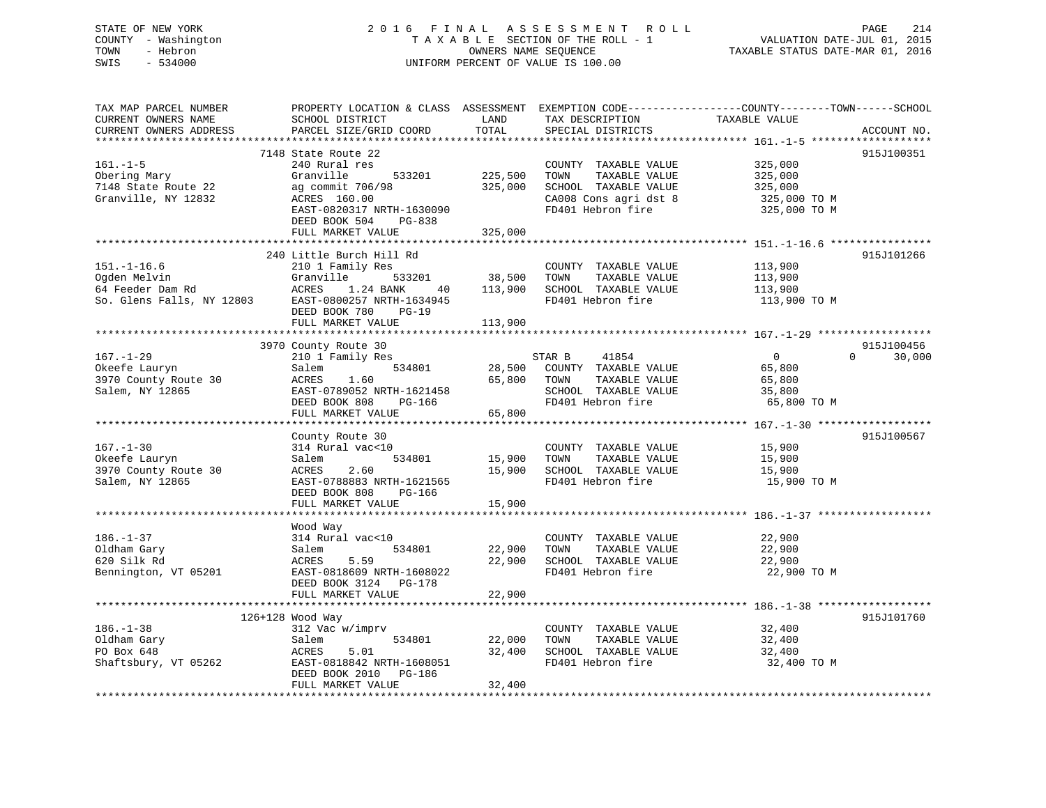STATE OF NEW YORK
COUNTY - Washington
TOWN - Hebron
SWIS - 534000

2 0 1 6 F I N A L A S S E S S M E N T R O L L
T A X A B L E SECTION OF THE ROLL - 1
OWNERS NAME SEQUENCE
UNIFORM PERCENT OF VALUE IS 100.00

VALUATION DATE-JUL 01, 2015
TAXABLE STATUS DATE-MAR 01, 2016

```
TAX MAP PARCEL NUMBER          PROPERTY LOCATION & CLASS  ASSESSMENT  EXEMPTION CODE------------------COUNTY--------TOWN------SCHOOL
CURRENT OWNERS NAME            SCHOOL DISTRICT              LAND      TAX DESCRIPTION             TAXABLE VALUE
CURRENT OWNERS ADDRESS         PARCEL SIZE/GRID COORD       TOTAL     SPECIAL DISTRICTS                                    ACCOUNT NO.
******************************************************************************************************* 161.-1-5 *******************
                          7148 State Route 22                                                                          915J100351
161.-1-5                       240 Rural res                          COUNTY  TAXABLE VALUE           325,000
Obering Mary                   Granville       533201       225,500   TOWN    TAXABLE VALUE           325,000
7148 State Route 22            ag commit 706/98             325,000   SCHOOL  TAXABLE VALUE           325,000
Granville, NY 12832            ACRES  160.00                          CA008 Cons agri dst 8            325,000 TO M
                               EAST-0820317 NRTH-1630090              FD401 Hebron fire                325,000 TO M
                               DEED BOOK 504    PG-838
                               FULL MARKET VALUE            325,000
******************************************************************************************************* 151.-1-16.6 ****************
                          240 Little Burch Hill Rd                                                                     915J101266
151.-1-16.6                    210 1 Family Res                       COUNTY  TAXABLE VALUE           113,900
Ogden Melvin                   Granville       533201        38,500   TOWN    TAXABLE VALUE           113,900
64 Feeder Dam Rd               ACRES    1.24 BANK     40    113,900   SCHOOL  TAXABLE VALUE           113,900
So. Glens Falls, NY 12803      EAST-0800257 NRTH-1634945              FD401 Hebron fire                113,900 TO M
                               DEED BOOK 780    PG-19
                               FULL MARKET VALUE            113,900
******************************************************************************************************* 167.-1-29 ******************
                          3970 County Route 30                                                                         915J100456
167.-1-29                      210 1 Family Res                       STAR B      41854                    0         0     30,000
Okeefe Lauryn                  Salem           534801        28,500   COUNTY  TAXABLE VALUE            65,800
3970 County Route 30           ACRES    1.60                 65,800   TOWN    TAXABLE VALUE            65,800
Salem, NY 12865                EAST-0789052 NRTH-1621458              SCHOOL  TAXABLE VALUE            35,800
                               DEED BOOK 808    PG-166                FD401 Hebron fire                 65,800 TO M
                               FULL MARKET VALUE             65,800
******************************************************************************************************* 167.-1-30 ******************
                               County Route 30                                                                         915J100567
167.-1-30                      314 Rural vac<10                       COUNTY  TAXABLE VALUE            15,900
Okeefe Lauryn                  Salem           534801        15,900   TOWN    TAXABLE VALUE            15,900
3970 County Route 30           ACRES    2.60                 15,900   SCHOOL  TAXABLE VALUE            15,900
Salem, NY 12865                EAST-0788883 NRTH-1621565              FD401 Hebron fire                 15,900 TO M
                               DEED BOOK 808    PG-166
                               FULL MARKET VALUE             15,900
******************************************************************************************************* 186.-1-37 ******************
                               Wood Way
186.-1-37                      314 Rural vac<10                       COUNTY  TAXABLE VALUE            22,900
Oldham Gary                    Salem           534801        22,900   TOWN    TAXABLE VALUE            22,900
620 Silk Rd                    ACRES    5.59                 22,900   SCHOOL  TAXABLE VALUE            22,900
Bennington, VT 05201           EAST-0818609 NRTH-1608022              FD401 Hebron fire                 22,900 TO M
                               DEED BOOK 3124   PG-178
                               FULL MARKET VALUE             22,900
******************************************************************************************************* 186.-1-38 ******************
                          126+128 Wood Way                                                                             915J101760
186.-1-38                      312 Vac w/imprv                        COUNTY  TAXABLE VALUE            32,400
Oldham Gary                    Salem           534801        22,000   TOWN    TAXABLE VALUE            32,400
PO Box 648                     ACRES    5.01                 32,400   SCHOOL  TAXABLE VALUE            32,400
Shaftsbury, VT 05262           EAST-0818842 NRTH-1608051              FD401 Hebron fire                 32,400 TO M
                               DEED BOOK 2010   PG-186
                               FULL MARKET VALUE             32,400
************************************************************************************************************************************
```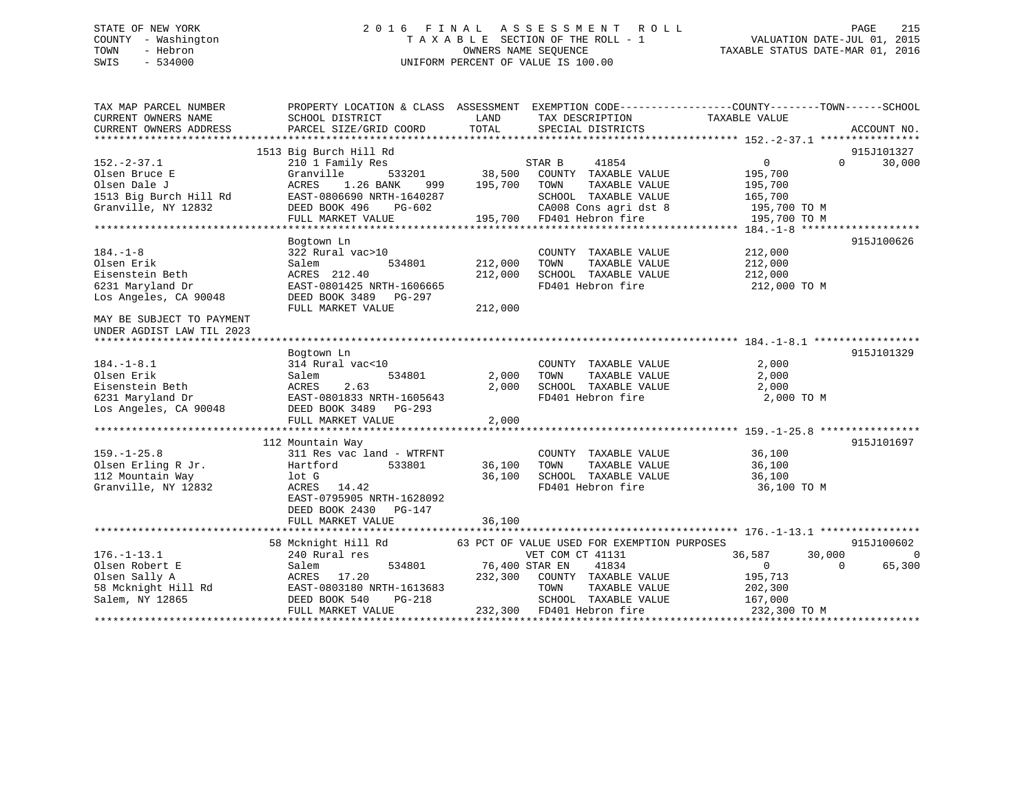STATE OF NEW YORK
COUNTY - Washington
TOWN - Hebron
SWIS - 534000

2 0 1 6 F I N A L A S S E S S M E N T R O L L
T A X A B L E SECTION OF THE ROLL - 1
OWNERS NAME SEQUENCE
UNIFORM PERCENT OF VALUE IS 100.00

VALUATION DATE-JUL 01, 2015
TAXABLE STATUS DATE-MAR 01, 2016

| TAX MAP PARCEL NUMBER / CURRENT OWNERS NAME / CURRENT OWNERS ADDRESS | PROPERTY LOCATION & CLASS / SCHOOL DISTRICT / PARCEL SIZE/GRID COORD | ASSESSMENT LAND | TOTAL | EXEMPTION CODE / TAX DESCRIPTION / SPECIAL DISTRICTS | COUNTY / TAXABLE VALUE | TOWN | SCHOOL | ACCOUNT NO. |
|---|---|---|---|---|---|---|---|---|
| 152.-2-37.1 | 1513 Big Burch Hill Rd | | | | | | | 915J101327 |
| 152.-2-37.1 | 210 1 Family Res | | | STAR B 41854 | 0 | 0 | 30,000 | |
| Olsen Bruce E | Granville 533201 | 38,500 | | COUNTY TAXABLE VALUE | 195,700 | | | |
| Olsen Dale J | ACRES 1.26 BANK 999 | | 195,700 | TOWN TAXABLE VALUE | 195,700 | | | |
| 1513 Big Burch Hill Rd | EAST-0806690 NRTH-1640287 | | | SCHOOL TAXABLE VALUE | 165,700 | | | |
| Granville, NY 12832 | DEED BOOK 496 PG-602 | | | CA008 Cons agri dst 8 | 195,700 TO M | | | |
| | FULL MARKET VALUE | | 195,700 | FD401 Hebron fire | 195,700 TO M | | | |
| 184.-1-8 | Bogtown Ln | | | | | | | 915J100626 |
| 184.-1-8 | 322 Rural vac>10 | | | COUNTY TAXABLE VALUE | 212,000 | | | |
| Olsen Erik | Salem 534801 | 212,000 | | TOWN TAXABLE VALUE | 212,000 | | | |
| Eisenstein Beth | ACRES 212.40 | | 212,000 | SCHOOL TAXABLE VALUE | 212,000 | | | |
| 6231 Maryland Dr | EAST-0801425 NRTH-1606665 | | | FD401 Hebron fire | 212,000 TO M | | | |
| Los Angeles, CA 90048 | DEED BOOK 3489 PG-297 | | | | | | | |
| | FULL MARKET VALUE | | 212,000 | | | | | |
| MAY BE SUBJECT TO PAYMENT UNDER AGDIST LAW TIL 2023 | | | | | | | | |
| 184.-1-8.1 | Bogtown Ln | | | | | | | 915J101329 |
| 184.-1-8.1 | 314 Rural vac<10 | | | COUNTY TAXABLE VALUE | 2,000 | | | |
| Olsen Erik | Salem 534801 | 2,000 | | TOWN TAXABLE VALUE | 2,000 | | | |
| Eisenstein Beth | ACRES 2.63 | | 2,000 | SCHOOL TAXABLE VALUE | 2,000 | | | |
| 6231 Maryland Dr | EAST-0801833 NRTH-1605643 | | | FD401 Hebron fire | 2,000 TO M | | | |
| Los Angeles, CA 90048 | DEED BOOK 3489 PG-293 | | | | | | | |
| | FULL MARKET VALUE | | 2,000 | | | | | |
| 159.-1-25.8 | 112 Mountain Way | | | | | | | 915J101697 |
| 159.-1-25.8 | 311 Res vac land - WTRFNT | | | COUNTY TAXABLE VALUE | 36,100 | | | |
| Olsen Erling R Jr. | Hartford 533801 | 36,100 | | TOWN TAXABLE VALUE | 36,100 | | | |
| 112 Mountain Way | lot G | | 36,100 | SCHOOL TAXABLE VALUE | 36,100 | | | |
| Granville, NY 12832 | ACRES 14.42 | | | FD401 Hebron fire | 36,100 TO M | | | |
| | EAST-0795905 NRTH-1628092 | | | | | | | |
| | DEED BOOK 2430 PG-147 | | | | | | | |
| | FULL MARKET VALUE | | 36,100 | | | | | |
| 176.-1-13.1 | 58 Mcknight Hill Rd | | | 63 PCT OF VALUE USED FOR EXEMPTION PURPOSES | | | | 915J100602 |
| 176.-1-13.1 | 240 Rural res | | | VET COM CT 41131 | 36,587 | 30,000 | 0 | |
| Olsen Robert E | Salem 534801 | 76,400 | | STAR EN 41834 | 0 | 0 | 65,300 | |
| Olsen Sally A | ACRES 17.20 | | 232,300 | COUNTY TAXABLE VALUE | 195,713 | | | |
| 58 Mcknight Hill Rd | EAST-0803180 NRTH-1613683 | | | TOWN TAXABLE VALUE | 202,300 | | | |
| Salem, NY 12865 | DEED BOOK 540 PG-218 | | | SCHOOL TAXABLE VALUE | 167,000 | | | |
| | FULL MARKET VALUE | | 232,300 | FD401 Hebron fire | 232,300 TO M | | | |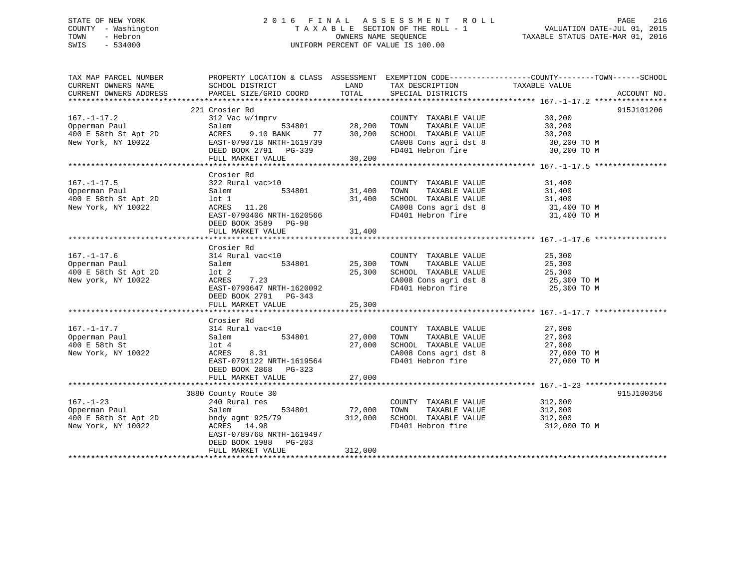STATE OF NEW YORK
COUNTY - Washington
TOWN - Hebron
SWIS - 534000

2016 FINAL ASSESSMENT ROLL
TAXABLE SECTION OF THE ROLL - 1
OWNERS NAME SEQUENCE
UNIFORM PERCENT OF VALUE IS 100.00

VALUATION DATE-JUL 01, 2015
TAXABLE STATUS DATE-MAR 01, 2016

| TAX MAP PARCEL NUMBER / CURRENT OWNERS NAME / CURRENT OWNERS ADDRESS | PROPERTY LOCATION & CLASS / SCHOOL DISTRICT / PARCEL SIZE/GRID COORD | ASSESSMENT LAND / TOTAL | EXEMPTION CODE / TAX DESCRIPTION / SPECIAL DISTRICTS | TAXABLE VALUE (COUNTY--TOWN--SCHOOL) | ACCOUNT NO. |
|---|---|---|---|---|---|
| 167.-1-17.2 | 221 Crosier Rd | | | | 915J101206 |
| 167.-1-17.2 | 312 Vac w/imprv | | COUNTY TAXABLE VALUE | 30,200 | |
| Opperman Paul | Salem 534801 | 28,200 | TOWN TAXABLE VALUE | 30,200 | |
| 400 E 58th St Apt 2D | ACRES 9.10 BANK 77 | 30,200 | SCHOOL TAXABLE VALUE | 30,200 | |
| New York, NY 10022 | EAST-0790718 NRTH-1619739 | | CA008 Cons agri dst 8 | 30,200 TO M | |
| | DEED BOOK 2791 PG-339 | | FD401 Hebron fire | 30,200 TO M | |
| | FULL MARKET VALUE | 30,200 | | | |
| 167.-1-17.5 | Crosier Rd | | | | |
| 167.-1-17.5 | 322 Rural vac>10 | | COUNTY TAXABLE VALUE | 31,400 | |
| Opperman Paul | Salem 534801 | 31,400 | TOWN TAXABLE VALUE | 31,400 | |
| 400 E 58th St Apt 2D | lot 1 | 31,400 | SCHOOL TAXABLE VALUE | 31,400 | |
| New York, NY 10022 | ACRES 11.26 | | CA008 Cons agri dst 8 | 31,400 TO M | |
| | EAST-0790406 NRTH-1620566 | | FD401 Hebron fire | 31,400 TO M | |
| | DEED BOOK 3589 PG-98 | | | | |
| | FULL MARKET VALUE | 31,400 | | | |
| 167.-1-17.6 | Crosier Rd | | | | |
| 167.-1-17.6 | 314 Rural vac<10 | | COUNTY TAXABLE VALUE | 25,300 | |
| Opperman Paul | Salem 534801 | 25,300 | TOWN TAXABLE VALUE | 25,300 | |
| 400 E 58th St Apt 2D | lot 2 | 25,300 | SCHOOL TAXABLE VALUE | 25,300 | |
| New york, NY 10022 | ACRES 7.23 | | CA008 Cons agri dst 8 | 25,300 TO M | |
| | EAST-0790647 NRTH-1620092 | | FD401 Hebron fire | 25,300 TO M | |
| | DEED BOOK 2791 PG-343 | | | | |
| | FULL MARKET VALUE | 25,300 | | | |
| 167.-1-17.7 | Crosier Rd | | | | |
| 167.-1-17.7 | 314 Rural vac<10 | | COUNTY TAXABLE VALUE | 27,000 | |
| Opperman Paul | Salem 534801 | 27,000 | TOWN TAXABLE VALUE | 27,000 | |
| 400 E 58th St | lot 4 | 27,000 | SCHOOL TAXABLE VALUE | 27,000 | |
| New York, NY 10022 | ACRES 8.31 | | CA008 Cons agri dst 8 | 27,000 TO M | |
| | EAST-0791122 NRTH-1619564 | | FD401 Hebron fire | 27,000 TO M | |
| | DEED BOOK 2868 PG-323 | | | | |
| | FULL MARKET VALUE | 27,000 | | | |
| 167.-1-23 | 3880 County Route 30 | | | | 915J100356 |
| 167.-1-23 | 240 Rural res | | COUNTY TAXABLE VALUE | 312,000 | |
| Opperman Paul | Salem 534801 | 72,000 | TOWN TAXABLE VALUE | 312,000 | |
| 400 E 58th St Apt 2D | bndy agmt 925/79 | 312,000 | SCHOOL TAXABLE VALUE | 312,000 | |
| New York, NY 10022 | ACRES 14.98 | | FD401 Hebron fire | 312,000 TO M | |
| | EAST-0789768 NRTH-1619497 | | | | |
| | DEED BOOK 1988 PG-203 | | | | |
| | FULL MARKET VALUE | 312,000 | | | |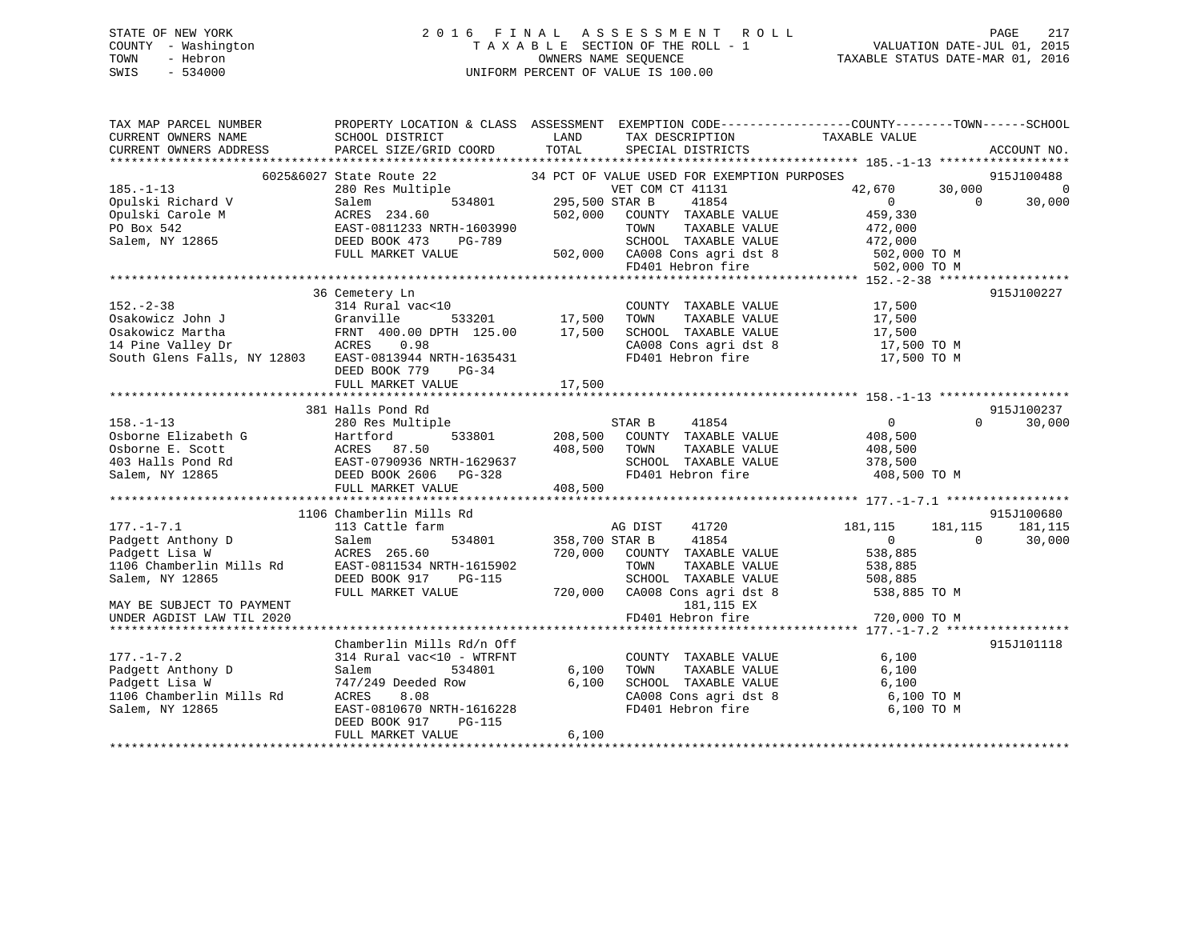STATE OF NEW YORK
COUNTY - Washington
TOWN - Hebron
SWIS - 534000

2016 FINAL ASSESSMENT ROLL
TAXABLE SECTION OF THE ROLL - 1
OWNERS NAME SEQUENCE
UNIFORM PERCENT OF VALUE IS 100.00

VALUATION DATE-JUL 01, 2015
TAXABLE STATUS DATE-MAR 01, 2016

```
TAX MAP PARCEL NUMBER          PROPERTY LOCATION & CLASS  ASSESSMENT  EXEMPTION CODE------------------COUNTY--------TOWN------SCHOOL
CURRENT OWNERS NAME            SCHOOL DISTRICT              LAND      TAX DESCRIPTION             TAXABLE VALUE
CURRENT OWNERS ADDRESS         PARCEL SIZE/GRID COORD       TOTAL     SPECIAL DISTRICTS                                   ACCOUNT NO.
*********************************************************************************************** 185.-1-13 ******************
                  6025&6027 State Route 22          34 PCT OF VALUE USED FOR EXEMPTION PURPOSES                            915J100488
185.-1-13                      280 Res Multiple                   VET COM CT 41131           42,670      30,000           0
Opulski Richard V              Salem          534801    295,500 STAR B     41854                  0           0      30,000
Opulski Carole M               ACRES 234.60              502,000   COUNTY  TAXABLE VALUE        459,330
PO Box 542                     EAST-0811233 NRTH-1603990           TOWN    TAXABLE VALUE        472,000
Salem, NY 12865                DEED BOOK 473    PG-789             SCHOOL  TAXABLE VALUE        472,000
                               FULL MARKET VALUE         502,000   CA008 Cons agri dst 8         502,000 TO M
                                                                   FD401 Hebron fire             502,000 TO M
*********************************************************************************************** 152.-2-38 ******************
                    36 Cemetery Ln                                                                                  915J100227
152.-2-38                      314 Rural vac<10                     COUNTY  TAXABLE VALUE         17,500
Osakowicz John J               Granville      533201     17,500   TOWN    TAXABLE VALUE         17,500
Osakowicz Martha               FRNT 400.00 DPTH 125.00    17,500   SCHOOL  TAXABLE VALUE         17,500
14 Pine Valley Dr              ACRES    0.98                        CA008 Cons agri dst 8          17,500 TO M
South Glens Falls, NY 12803    EAST-0813944 NRTH-1635431            FD401 Hebron fire              17,500 TO M
                               DEED BOOK 779    PG-34
                               FULL MARKET VALUE          17,500
*********************************************************************************************** 158.-1-13 ******************
                   381 Halls Pond Rd                                                                                915J100237
158.-1-13                      280 Res Multiple                   STAR B     41854                  0           0      30,000
Osborne Elizabeth G            Hartford       533801    208,500   COUNTY  TAXABLE VALUE        408,500
Osborne E. Scott               ACRES  87.50              408,500   TOWN    TAXABLE VALUE        408,500
403 Halls Pond Rd              EAST-0790936 NRTH-1629637            SCHOOL  TAXABLE VALUE        378,500
Salem, NY 12865                DEED BOOK 2606   PG-328              FD401 Hebron fire             408,500 TO M
                               FULL MARKET VALUE         408,500
*********************************************************************************************** 177.-1-7.1 *****************
                  1106 Chamberlin Mills Rd                                                                          915J100680
177.-1-7.1                     113 Cattle farm                    AG DIST    41720            181,115     181,115     181,115
Padgett Anthony D              Salem          534801    358,700 STAR B     41854                  0           0      30,000
Padgett Lisa W                 ACRES 265.60              720,000   COUNTY  TAXABLE VALUE        538,885
1106 Chamberlin Mills Rd       EAST-0811534 NRTH-1615902            TOWN    TAXABLE VALUE        538,885
Salem, NY 12865                DEED BOOK 917    PG-115              SCHOOL  TAXABLE VALUE        508,885
                               FULL MARKET VALUE         720,000   CA008 Cons agri dst 8         538,885 TO M
MAY BE SUBJECT TO PAYMENT                                                    181,115 EX
UNDER AGDIST LAW TIL 2020                                          FD401 Hebron fire             720,000 TO M
*********************************************************************************************** 177.-1-7.2 *****************
                       Chamberlin Mills Rd/n Off                                                                    915J101118
177.-1-7.2                     314 Rural vac<10 - WTRFNT            COUNTY  TAXABLE VALUE          6,100
Padgett Anthony D              Salem          534801      6,100   TOWN    TAXABLE VALUE          6,100
Padgett Lisa W                 747/249 Deeded Row          6,100   SCHOOL  TAXABLE VALUE          6,100
1106 Chamberlin Mills Rd       ACRES    8.08                        CA008 Cons agri dst 8           6,100 TO M
Salem, NY 12865                EAST-0810670 NRTH-1616228            FD401 Hebron fire               6,100 TO M
                               DEED BOOK 917    PG-115
                               FULL MARKET VALUE           6,100
********************************************************************************************************************************
```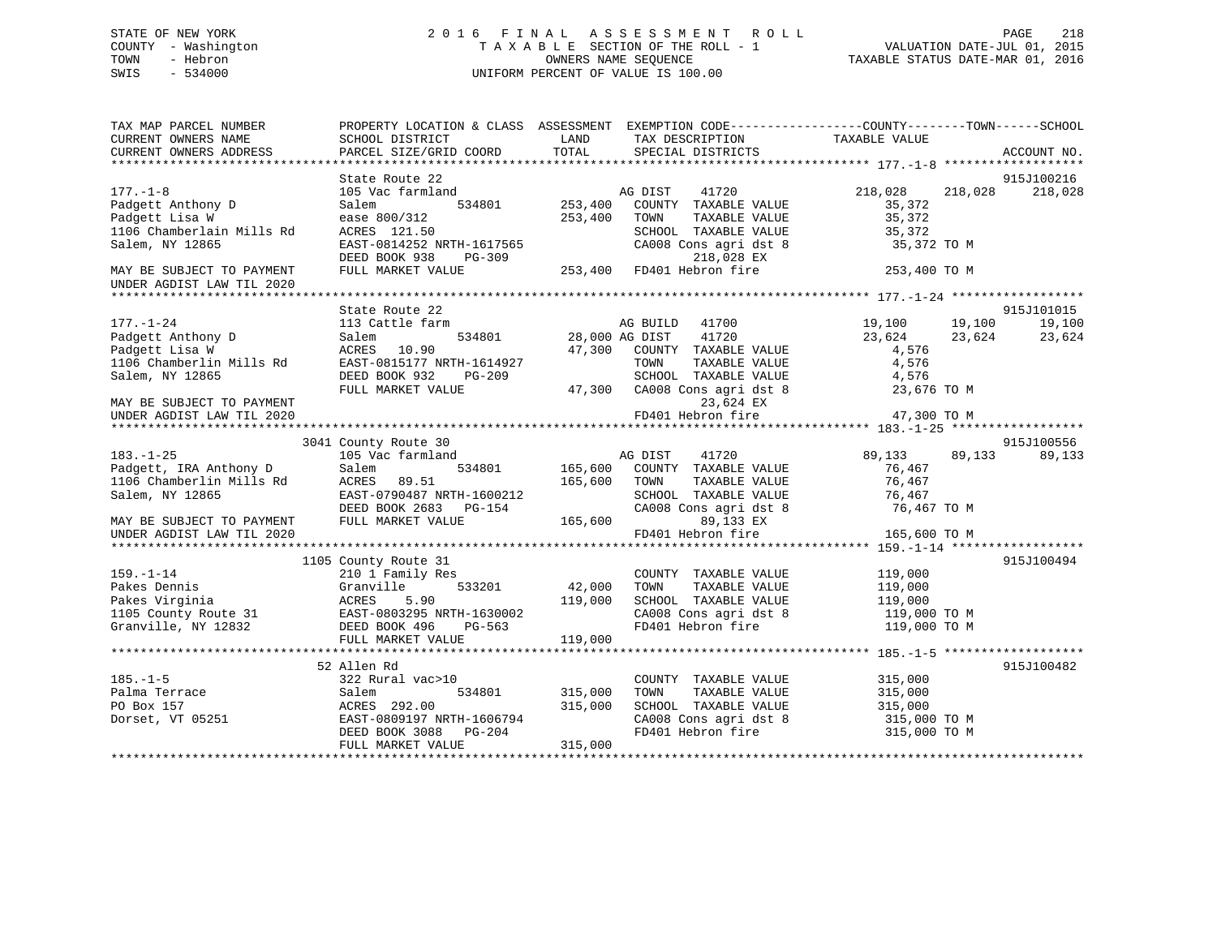STATE OF NEW YORK
COUNTY - Washington
TOWN - Hebron
SWIS - 534000

2 0 1 6 F I N A L A S S E S S M E N T R O L L
T A X A B L E SECTION OF THE ROLL - 1
OWNERS NAME SEQUENCE
UNIFORM PERCENT OF VALUE IS 100.00

VALUATION DATE-JUL 01, 2015
TAXABLE STATUS DATE-MAR 01, 2016

```
TAX MAP PARCEL NUMBER          PROPERTY LOCATION & CLASS  ASSESSMENT  EXEMPTION CODE------------------COUNTY--------TOWN------SCHOOL
CURRENT OWNERS NAME            SCHOOL DISTRICT              LAND      TAX DESCRIPTION              TAXABLE VALUE
CURRENT OWNERS ADDRESS         PARCEL SIZE/GRID COORD       TOTAL     SPECIAL DISTRICTS                                       ACCOUNT NO.
******************************************************************************************************* 177.-1-8 *******************
                               State Route 22                                                                              915J100216
177.-1-8                       105 Vac farmland                        AG DIST     41720              218,028    218,028    218,028
Padgett Anthony D              Salem            534801     253,400    COUNTY  TAXABLE VALUE            35,372
Padgett Lisa W                 ease 800/312                253,400    TOWN    TAXABLE VALUE            35,372
1106 Chamberlain Mills Rd      ACRES  121.50                          SCHOOL  TAXABLE VALUE            35,372
Salem, NY 12865                EAST-0814252 NRTH-1617565              CA008 Cons agri dst 8             35,372 TO M
                               DEED BOOK 938    PG-309                      218,028 EX
MAY BE SUBJECT TO PAYMENT      FULL MARKET VALUE           253,400    FD401 Hebron fire                253,400 TO M
UNDER AGDIST LAW TIL 2020
******************************************************************************************************* 177.-1-24 ******************
                               State Route 22                                                                              915J101015
177.-1-24                      113 Cattle farm                         AG BUILD    41700               19,100     19,100     19,100
Padgett Anthony D              Salem            534801      28,000 AG DIST     41720               23,624     23,624     23,624
Padgett Lisa W                 ACRES   10.90                47,300    COUNTY  TAXABLE VALUE             4,576
1106 Chamberlin Mills Rd       EAST-0815177 NRTH-1614927              TOWN    TAXABLE VALUE             4,576
Salem, NY 12865                DEED BOOK 932    PG-209                SCHOOL  TAXABLE VALUE             4,576
                               FULL MARKET VALUE            47,300    CA008 Cons agri dst 8             23,676 TO M
MAY BE SUBJECT TO PAYMENT                                                   23,624 EX
UNDER AGDIST LAW TIL 2020                                             FD401 Hebron fire                 47,300 TO M
******************************************************************************************************* 183.-1-25 ******************
                          3041 County Route 30                                                                             915J100556
183.-1-25                      105 Vac farmland                        AG DIST     41720               89,133     89,133     89,133
Padgett, IRA Anthony D         Salem            534801     165,600    COUNTY  TAXABLE VALUE            76,467
1106 Chamberlin Mills Rd       ACRES   89.51               165,600    TOWN    TAXABLE VALUE            76,467
Salem, NY 12865                EAST-0790487 NRTH-1600212              SCHOOL  TAXABLE VALUE            76,467
                               DEED BOOK 2683   PG-154                CA008 Cons agri dst 8             76,467 TO M
MAY BE SUBJECT TO PAYMENT      FULL MARKET VALUE           165,600          89,133 EX
UNDER AGDIST LAW TIL 2020                                             FD401 Hebron fire                165,600 TO M
******************************************************************************************************* 159.-1-14 ******************
                          1105 County Route 31                                                                             915J100494
159.-1-14                      210 1 Family Res                       COUNTY  TAXABLE VALUE           119,000
Pakes Dennis                   Granville        533201      42,000    TOWN    TAXABLE VALUE           119,000
Pakes Virginia                 ACRES    5.90               119,000    SCHOOL  TAXABLE VALUE           119,000
1105 County Route 31           EAST-0803295 NRTH-1630002              CA008 Cons agri dst 8            119,000 TO M
Granville, NY 12832            DEED BOOK 496    PG-563                FD401 Hebron fire                119,000 TO M
                               FULL MARKET VALUE           119,000
******************************************************************************************************* 185.-1-5 *******************
                            52 Allen Rd                                                                                    915J100482
185.-1-5                       322 Rural vac>10                       COUNTY  TAXABLE VALUE           315,000
Palma Terrace                  Salem            534801     315,000    TOWN    TAXABLE VALUE           315,000
PO Box 157                     ACRES  292.00               315,000    SCHOOL  TAXABLE VALUE           315,000
Dorset, VT 05251               EAST-0809197 NRTH-1606794              CA008 Cons agri dst 8            315,000 TO M
                               DEED BOOK 3088   PG-204                FD401 Hebron fire                315,000 TO M
                               FULL MARKET VALUE           315,000
************************************************************************************************************************************
```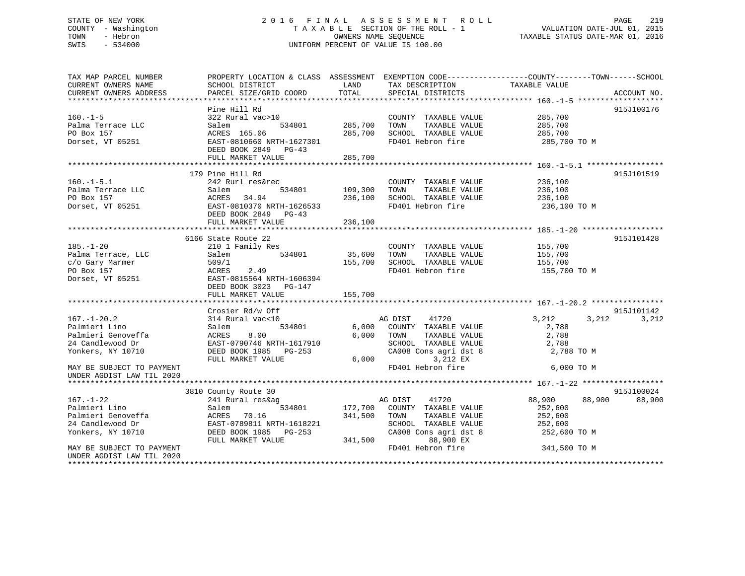STATE OF NEW YORK
COUNTY - Washington
TOWN - Hebron
SWIS - 534000

2 0 1 6 F I N A L A S S E S S M E N T R O L L
T A X A B L E SECTION OF THE ROLL - 1
OWNERS NAME SEQUENCE
UNIFORM PERCENT OF VALUE IS 100.00

VALUATION DATE-JUL 01, 2015
TAXABLE STATUS DATE-MAR 01, 2016

| TAX MAP PARCEL NUMBER / CURRENT OWNERS NAME / CURRENT OWNERS ADDRESS | PROPERTY LOCATION & CLASS / SCHOOL DISTRICT / PARCEL SIZE/GRID COORD | ASSESSMENT LAND | TOTAL | EXEMPTION CODE / TAX DESCRIPTION / SPECIAL DISTRICTS | COUNTY TAXABLE VALUE | TOWN | SCHOOL | ACCOUNT NO. |
|---|---|---|---|---|---|---|---|---|
| **160.-1-5** | Pine Hill Rd | | | | | | | 915J100176 |
| 160.-1-5 | 322 Rural vac>10 | | | COUNTY TAXABLE VALUE | 285,700 | | | |
| Palma Terrace LLC | Salem 534801 | 285,700 | | TOWN TAXABLE VALUE | 285,700 | | | |
| PO Box 157 | ACRES 165.06 | | 285,700 | SCHOOL TAXABLE VALUE | 285,700 | | | |
| Dorset, VT 05251 | EAST-0810660 NRTH-1627301 | | | FD401 Hebron fire | 285,700 TO M | | | |
| | DEED BOOK 2849 PG-43 | | | | | | | |
| | FULL MARKET VALUE | | 285,700 | | | | | |
| **160.-1-5.1** | 179 Pine Hill Rd | | | | | | | 915J101519 |
| 160.-1-5.1 | 242 Rurl res&rec | | | COUNTY TAXABLE VALUE | 236,100 | | | |
| Palma Terrace LLC | Salem 534801 | 109,300 | | TOWN TAXABLE VALUE | 236,100 | | | |
| PO Box 157 | ACRES 34.94 | | 236,100 | SCHOOL TAXABLE VALUE | 236,100 | | | |
| Dorset, VT 05251 | EAST-0810370 NRTH-1626533 | | | FD401 Hebron fire | 236,100 TO M | | | |
| | DEED BOOK 2849 PG-43 | | | | | | | |
| | FULL MARKET VALUE | | 236,100 | | | | | |
| **185.-1-20** | 6166 State Route 22 | | | | | | | 915J101428 |
| 185.-1-20 | 210 1 Family Res | | | COUNTY TAXABLE VALUE | 155,700 | | | |
| Palma Terrace, LLC | Salem 534801 | 35,600 | | TOWN TAXABLE VALUE | 155,700 | | | |
| c/o Gary Marmer | 509/1 | | 155,700 | SCHOOL TAXABLE VALUE | 155,700 | | | |
| PO Box 157 | ACRES 2.49 | | | FD401 Hebron fire | 155,700 TO M | | | |
| Dorset, VT 05251 | EAST-0815564 NRTH-1606394 | | | | | | | |
| | DEED BOOK 3023 PG-147 | | | | | | | |
| | FULL MARKET VALUE | | 155,700 | | | | | |
| **167.-1-20.2** | Crosier Rd/w Off | | | | | | | 915J101142 |
| 167.-1-20.2 | 314 Rural vac<10 | | | AG DIST 41720 | 3,212 | 3,212 | 3,212 | |
| Palmieri Lino | Salem 534801 | 6,000 | | COUNTY TAXABLE VALUE | 2,788 | | | |
| Palmieri Genoveffa | ACRES 8.00 | | 6,000 | TOWN TAXABLE VALUE | 2,788 | | | |
| 24 Candlewood Dr | EAST-0790746 NRTH-1617910 | | | SCHOOL TAXABLE VALUE | 2,788 | | | |
| Yonkers, NY 10710 | DEED BOOK 1985 PG-253 | | | CA008 Cons agri dst 8 | 2,788 TO M | | | |
| | FULL MARKET VALUE | | 6,000 | 3,212 EX | | | | |
| MAY BE SUBJECT TO PAYMENT | | | | FD401 Hebron fire | 6,000 TO M | | | |
| UNDER AGDIST LAW TIL 2020 | | | | | | | | |
| **167.-1-22** | 3810 County Route 30 | | | | | | | 915J100024 |
| 167.-1-22 | 241 Rural res&ag | | | AG DIST 41720 | 88,900 | 88,900 | 88,900 | |
| Palmieri Lino | Salem 534801 | 172,700 | | COUNTY TAXABLE VALUE | 252,600 | | | |
| Palmieri Genoveffa | ACRES 70.16 | | 341,500 | TOWN TAXABLE VALUE | 252,600 | | | |
| 24 Candlewood Dr | EAST-0789811 NRTH-1618221 | | | SCHOOL TAXABLE VALUE | 252,600 | | | |
| Yonkers, NY 10710 | DEED BOOK 1985 PG-253 | | | CA008 Cons agri dst 8 | 252,600 TO M | | | |
| | FULL MARKET VALUE | | 341,500 | 88,900 EX | | | | |
| MAY BE SUBJECT TO PAYMENT | | | | FD401 Hebron fire | 341,500 TO M | | | |
| UNDER AGDIST LAW TIL 2020 | | | | | | | | |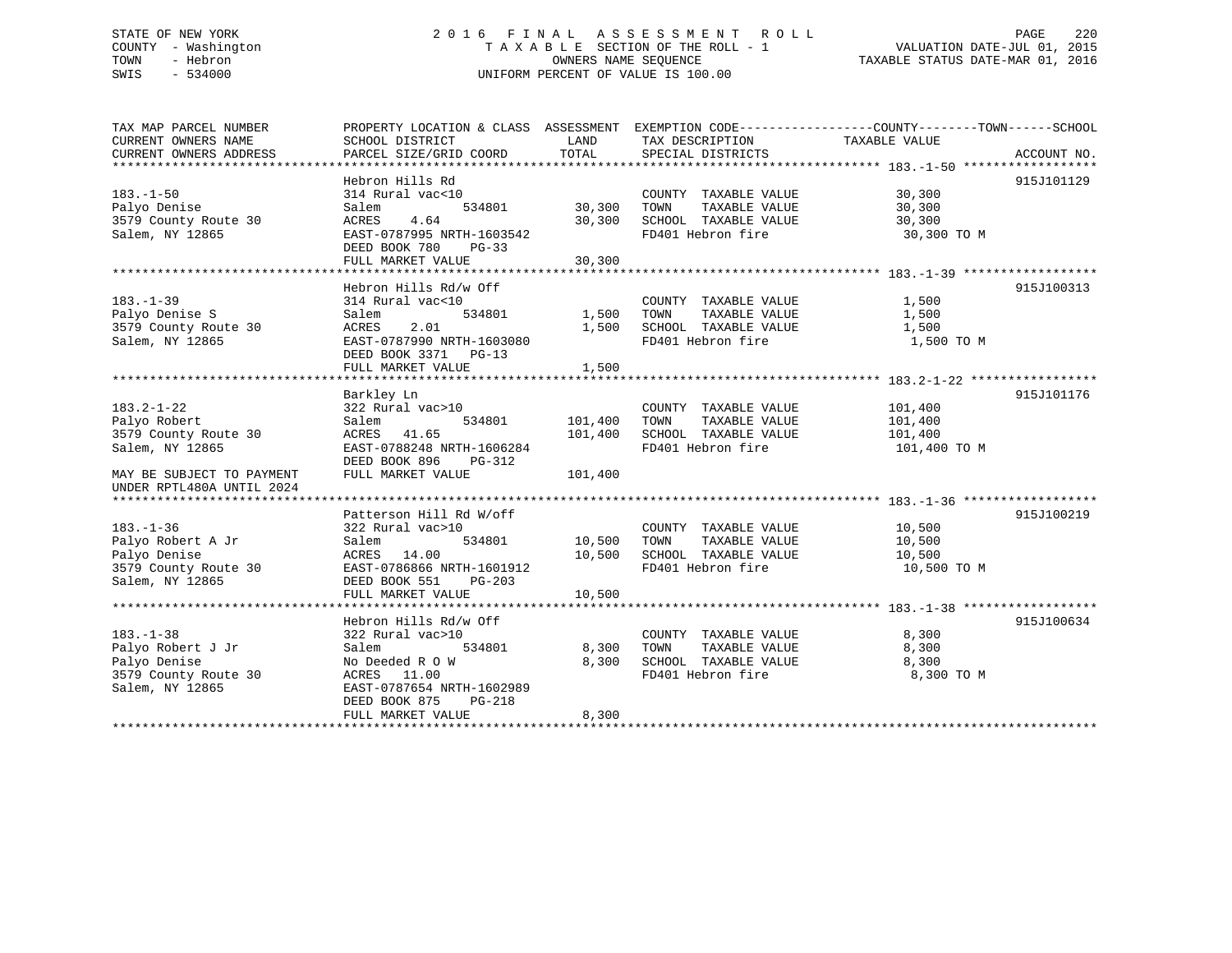STATE OF NEW YORK
COUNTY - Washington
TOWN - Hebron
SWIS - 534000

2 0 1 6 F I N A L A S S E S S M E N T R O L L
T A X A B L E SECTION OF THE ROLL - 1
OWNERS NAME SEQUENCE
UNIFORM PERCENT OF VALUE IS 100.00

VALUATION DATE-JUL 01, 2015
TAXABLE STATUS DATE-MAR 01, 2016

| TAX MAP PARCEL NUMBER / CURRENT OWNERS NAME / CURRENT OWNERS ADDRESS | PROPERTY LOCATION & CLASS / SCHOOL DISTRICT / PARCEL SIZE/GRID COORD | ASSESSMENT LAND / TOTAL | EXEMPTION CODE / TAX DESCRIPTION / SPECIAL DISTRICTS | TAXABLE VALUE (COUNTY / TOWN / SCHOOL) | ACCOUNT NO. |
|---|---|---|---|---|---|
| **183.-1-50** | Hebron Hills Rd | | | | 915J101129 |
| 183.-1-50 | 314 Rural vac<10 | | COUNTY TAXABLE VALUE | 30,300 | |
| Palyo Denise | Salem 534801 | 30,300 | TOWN TAXABLE VALUE | 30,300 | |
| 3579 County Route 30 | ACRES 4.64 | 30,300 | SCHOOL TAXABLE VALUE | 30,300 | |
| Salem, NY 12865 | EAST-0787995 NRTH-1603542 | | FD401 Hebron fire | 30,300 TO M | |
| | DEED BOOK 780 PG-33 | | | | |
| | FULL MARKET VALUE | 30,300 | | | |
| **183.-1-39** | Hebron Hills Rd/w Off | | | | 915J100313 |
| 183.-1-39 | 314 Rural vac<10 | | COUNTY TAXABLE VALUE | 1,500 | |
| Palyo Denise S | Salem 534801 | 1,500 | TOWN TAXABLE VALUE | 1,500 | |
| 3579 County Route 30 | ACRES 2.01 | 1,500 | SCHOOL TAXABLE VALUE | 1,500 | |
| Salem, NY 12865 | EAST-0787990 NRTH-1603080 | | FD401 Hebron fire | 1,500 TO M | |
| | DEED BOOK 3371 PG-13 | | | | |
| | FULL MARKET VALUE | 1,500 | | | |
| **183.2-1-22** | Barkley Ln | | | | 915J101176 |
| 183.2-1-22 | 322 Rural vac>10 | | COUNTY TAXABLE VALUE | 101,400 | |
| Palyo Robert | Salem 534801 | 101,400 | TOWN TAXABLE VALUE | 101,400 | |
| 3579 County Route 30 | ACRES 41.65 | 101,400 | SCHOOL TAXABLE VALUE | 101,400 | |
| Salem, NY 12865 | EAST-0788248 NRTH-1606284 | | FD401 Hebron fire | 101,400 TO M | |
| | DEED BOOK 896 PG-312 | | | | |
| MAY BE SUBJECT TO PAYMENT UNDER RPTL480A UNTIL 2024 | FULL MARKET VALUE | 101,400 | | | |
| **183.-1-36** | Patterson Hill Rd W/off | | | | 915J100219 |
| 183.-1-36 | 322 Rural vac>10 | | COUNTY TAXABLE VALUE | 10,500 | |
| Palyo Robert A Jr | Salem 534801 | 10,500 | TOWN TAXABLE VALUE | 10,500 | |
| Palyo Denise | ACRES 14.00 | 10,500 | SCHOOL TAXABLE VALUE | 10,500 | |
| 3579 County Route 30 | EAST-0786866 NRTH-1601912 | | FD401 Hebron fire | 10,500 TO M | |
| Salem, NY 12865 | DEED BOOK 551 PG-203 | | | | |
| | FULL MARKET VALUE | 10,500 | | | |
| **183.-1-38** | Hebron Hills Rd/w Off | | | | 915J100634 |
| 183.-1-38 | 322 Rural vac>10 | | COUNTY TAXABLE VALUE | 8,300 | |
| Palyo Robert J Jr | Salem 534801 | 8,300 | TOWN TAXABLE VALUE | 8,300 | |
| Palyo Denise | No Deeded R O W | 8,300 | SCHOOL TAXABLE VALUE | 8,300 | |
| 3579 County Route 30 | ACRES 11.00 | | FD401 Hebron fire | 8,300 TO M | |
| Salem, NY 12865 | EAST-0787654 NRTH-1602989 | | | | |
| | DEED BOOK 875 PG-218 | | | | |
| | FULL MARKET VALUE | 8,300 | | | |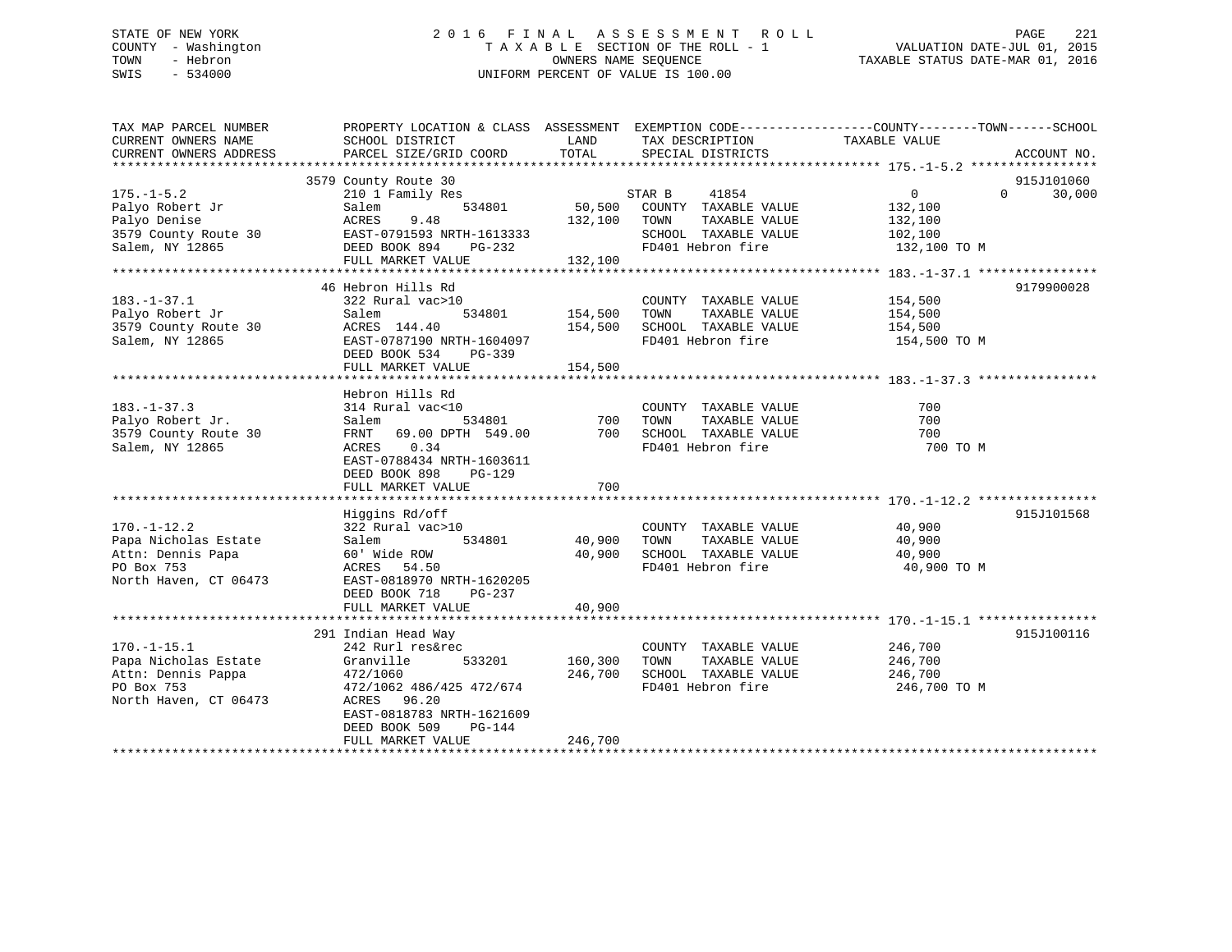STATE OF NEW YORK
COUNTY - Washington
TOWN - Hebron
SWIS - 534000

2 0 1 6 F I N A L A S S E S S M E N T R O L L
T A X A B L E SECTION OF THE ROLL - 1
OWNERS NAME SEQUENCE
UNIFORM PERCENT OF VALUE IS 100.00

VALUATION DATE-JUL 01, 2015
TAXABLE STATUS DATE-MAR 01, 2016

```
TAX MAP PARCEL NUMBER          PROPERTY LOCATION & CLASS  ASSESSMENT  EXEMPTION CODE------------------COUNTY--------TOWN------SCHOOL
CURRENT OWNERS NAME            SCHOOL DISTRICT               LAND      TAX DESCRIPTION              TAXABLE VALUE
CURRENT OWNERS ADDRESS         PARCEL SIZE/GRID COORD        TOTAL     SPECIAL DISTRICTS                                    ACCOUNT NO.
******************************************************************************************************* 175.-1-5.2 *****************
                            3579 County Route 30                                                                          915J101060
175.-1-5.2                     210 1 Family Res                        STAR B     41854              0            0     30,000
Palyo Robert Jr                Salem              534801      50,500   COUNTY  TAXABLE VALUE        132,100
Palyo Denise                   ACRES    9.48                 132,100   TOWN    TAXABLE VALUE        132,100
3579 County Route 30           EAST-0791593 NRTH-1613333               SCHOOL  TAXABLE VALUE        102,100
Salem, NY 12865                DEED BOOK 894    PG-232                 FD401 Hebron fire             132,100 TO M
                               FULL MARKET VALUE             132,100
******************************************************************************************************* 183.-1-37.1 ****************
                            46 Hebron Hills Rd                                                                            9179900028
183.-1-37.1                    322 Rural vac>10                        COUNTY  TAXABLE VALUE        154,500
Palyo Robert Jr                Salem              534801     154,500   TOWN    TAXABLE VALUE        154,500
3579 County Route 30           ACRES  144.40                 154,500   SCHOOL  TAXABLE VALUE        154,500
Salem, NY 12865                EAST-0787190 NRTH-1604097               FD401 Hebron fire             154,500 TO M
                               DEED BOOK 534    PG-339
                               FULL MARKET VALUE             154,500
******************************************************************************************************* 183.-1-37.3 ****************
                               Hebron Hills Rd
183.-1-37.3                    314 Rural vac<10                        COUNTY  TAXABLE VALUE            700
Palyo Robert Jr.               Salem              534801         700   TOWN    TAXABLE VALUE            700
3579 County Route 30           FRNT   69.00 DPTH  549.00         700   SCHOOL  TAXABLE VALUE            700
Salem, NY 12865                ACRES    0.34                           FD401 Hebron fire                 700 TO M
                               EAST-0788434 NRTH-1603611
                               DEED BOOK 898    PG-129
                               FULL MARKET VALUE                 700
******************************************************************************************************* 170.-1-12.2 ****************
                               Higgins Rd/off                                                                             915J101568
170.-1-12.2                    322 Rural vac>10                        COUNTY  TAXABLE VALUE         40,900
Papa Nicholas Estate           Salem              534801      40,900   TOWN    TAXABLE VALUE         40,900
Attn: Dennis Papa              60' Wide ROW                   40,900   SCHOOL  TAXABLE VALUE         40,900
PO Box 753                     ACRES   54.50                           FD401 Hebron fire              40,900 TO M
North Haven, CT 06473          EAST-0818970 NRTH-1620205
                               DEED BOOK 718    PG-237
                               FULL MARKET VALUE              40,900
******************************************************************************************************* 170.-1-15.1 ****************
                            291 Indian Head Way                                                                           915J100116
170.-1-15.1                    242 Rurl res&rec                        COUNTY  TAXABLE VALUE        246,700
Papa Nicholas Estate           Granville          533201     160,300   TOWN    TAXABLE VALUE        246,700
Attn: Dennis Pappa             472/1060                      246,700   SCHOOL  TAXABLE VALUE        246,700
PO Box 753                     472/1062 486/425 472/674                FD401 Hebron fire             246,700 TO M
North Haven, CT 06473          ACRES   96.20
                               EAST-0818783 NRTH-1621609
                               DEED BOOK 509    PG-144
                               FULL MARKET VALUE             246,700
************************************************************************************************************************************
```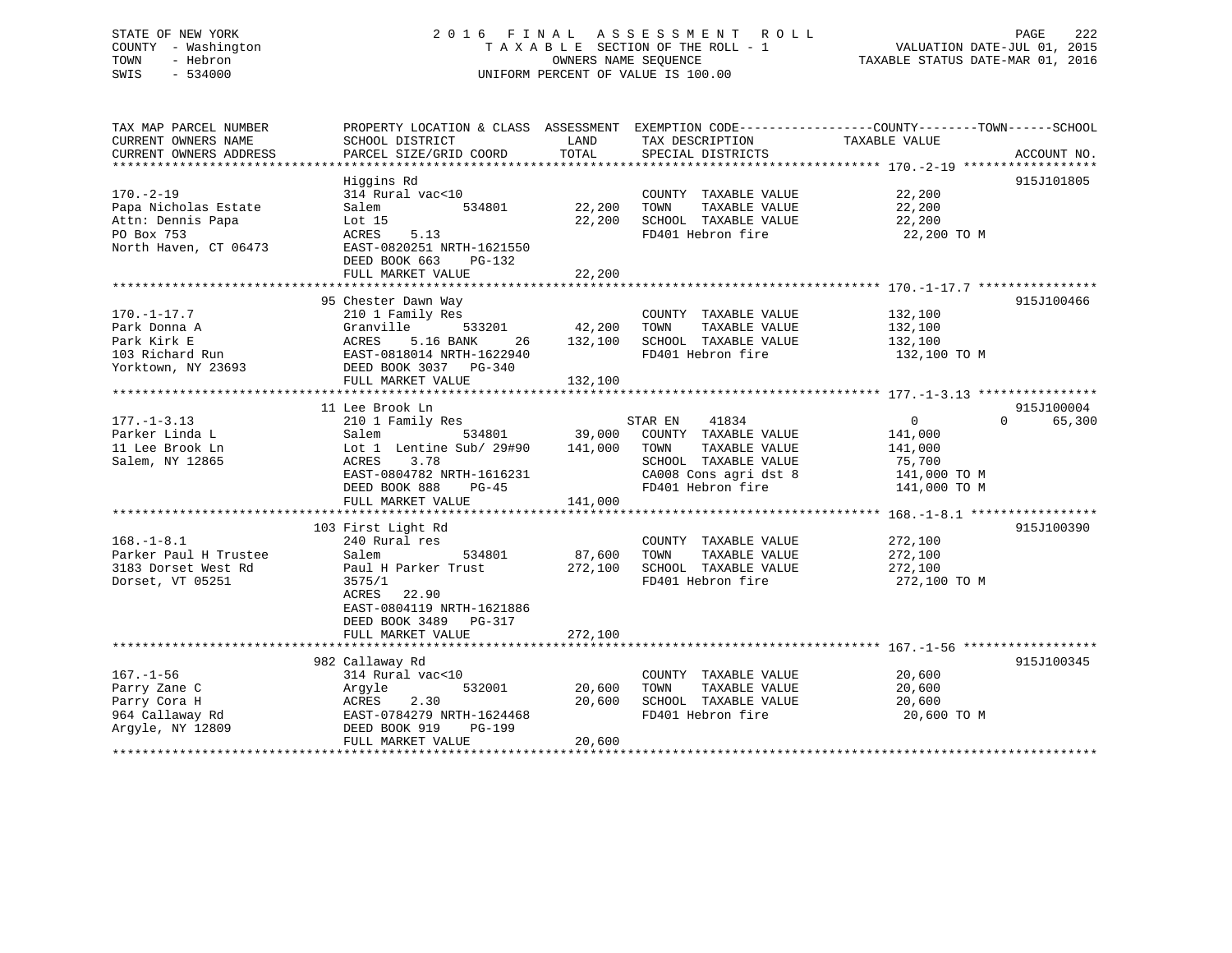STATE OF NEW YORK
COUNTY - Washington
TOWN - Hebron
SWIS - 534000

2 0 1 6 F I N A L A S S E S S M E N T R O L L
T A X A B L E SECTION OF THE ROLL - 1
OWNERS NAME SEQUENCE
UNIFORM PERCENT OF VALUE IS 100.00

VALUATION DATE-JUL 01, 2015
TAXABLE STATUS DATE-MAR 01, 2016

| TAX MAP PARCEL NUMBER<br>CURRENT OWNERS NAME<br>CURRENT OWNERS ADDRESS | PROPERTY LOCATION & CLASS<br>SCHOOL DISTRICT<br>PARCEL SIZE/GRID COORD | ASSESSMENT<br>LAND<br>TOTAL | EXEMPTION CODE<br>TAX DESCRIPTION<br>SPECIAL DISTRICTS | COUNTY--------TOWN------SCHOOL<br>TAXABLE VALUE | ACCOUNT NO. |
|---|---|---|---|---|---|
| 170.-2-19<br>Papa Nicholas Estate<br>Attn: Dennis Papa<br>PO Box 753<br>North Haven, CT 06473 | Higgins Rd<br>314 Rural vac<10<br>Salem 534801<br>Lot 15<br>ACRES 5.13<br>EAST-0820251 NRTH-1621550<br>DEED BOOK 663 PG-132<br>FULL MARKET VALUE | 22,200<br>22,200<br>22,200 | COUNTY TAXABLE VALUE<br>TOWN TAXABLE VALUE<br>SCHOOL TAXABLE VALUE<br>FD401 Hebron fire | 22,200<br>22,200<br>22,200<br>22,200 TO M | 915J101805 |
| 170.-1-17.7<br>Park Donna A<br>Park Kirk E<br>103 Richard Run<br>Yorktown, NY 23693 | 95 Chester Dawn Way<br>210 1 Family Res<br>Granville 533201<br>ACRES 5.16 BANK 26<br>EAST-0818014 NRTH-1622940<br>DEED BOOK 3037 PG-340<br>FULL MARKET VALUE | 42,200<br>132,100<br>132,100 | COUNTY TAXABLE VALUE<br>TOWN TAXABLE VALUE<br>SCHOOL TAXABLE VALUE<br>FD401 Hebron fire | 132,100<br>132,100<br>132,100<br>132,100 TO M | 915J100466 |
| 177.-1-3.13<br>Parker Linda L<br>11 Lee Brook Ln<br>Salem, NY 12865 | 11 Lee Brook Ln<br>210 1 Family Res<br>Salem 534801<br>Lot 1 Lentine Sub/ 29#90<br>ACRES 3.78<br>EAST-0804782 NRTH-1616231<br>DEED BOOK 888 PG-45<br>FULL MARKET VALUE | 39,000<br>141,000<br>141,000 | STAR EN 41834<br>COUNTY TAXABLE VALUE<br>TOWN TAXABLE VALUE<br>SCHOOL TAXABLE VALUE<br>CA008 Cons agri dst 8<br>FD401 Hebron fire | 0 0 65,300<br>141,000<br>141,000<br>75,700<br>141,000 TO M<br>141,000 TO M | 915J100004 |
| 168.-1-8.1<br>Parker Paul H Trustee<br>3183 Dorset West Rd<br>Dorset, VT 05251 | 103 First Light Rd<br>240 Rural res<br>Salem 534801<br>Paul H Parker Trust<br>3575/1<br>ACRES 22.90<br>EAST-0804119 NRTH-1621886<br>DEED BOOK 3489 PG-317<br>FULL MARKET VALUE | 87,600<br>272,100<br>272,100 | COUNTY TAXABLE VALUE<br>TOWN TAXABLE VALUE<br>SCHOOL TAXABLE VALUE<br>FD401 Hebron fire | 272,100<br>272,100<br>272,100<br>272,100 TO M | 915J100390 |
| 167.-1-56<br>Parry Zane C<br>Parry Cora H<br>964 Callaway Rd<br>Argyle, NY 12809 | 982 Callaway Rd<br>314 Rural vac<10<br>Argyle 532001<br>ACRES 2.30<br>EAST-0784279 NRTH-1624468<br>DEED BOOK 919 PG-199<br>FULL MARKET VALUE | 20,600<br>20,600<br>20,600 | COUNTY TAXABLE VALUE<br>TOWN TAXABLE VALUE<br>SCHOOL TAXABLE VALUE<br>FD401 Hebron fire | 20,600<br>20,600<br>20,600<br>20,600 TO M | 915J100345 |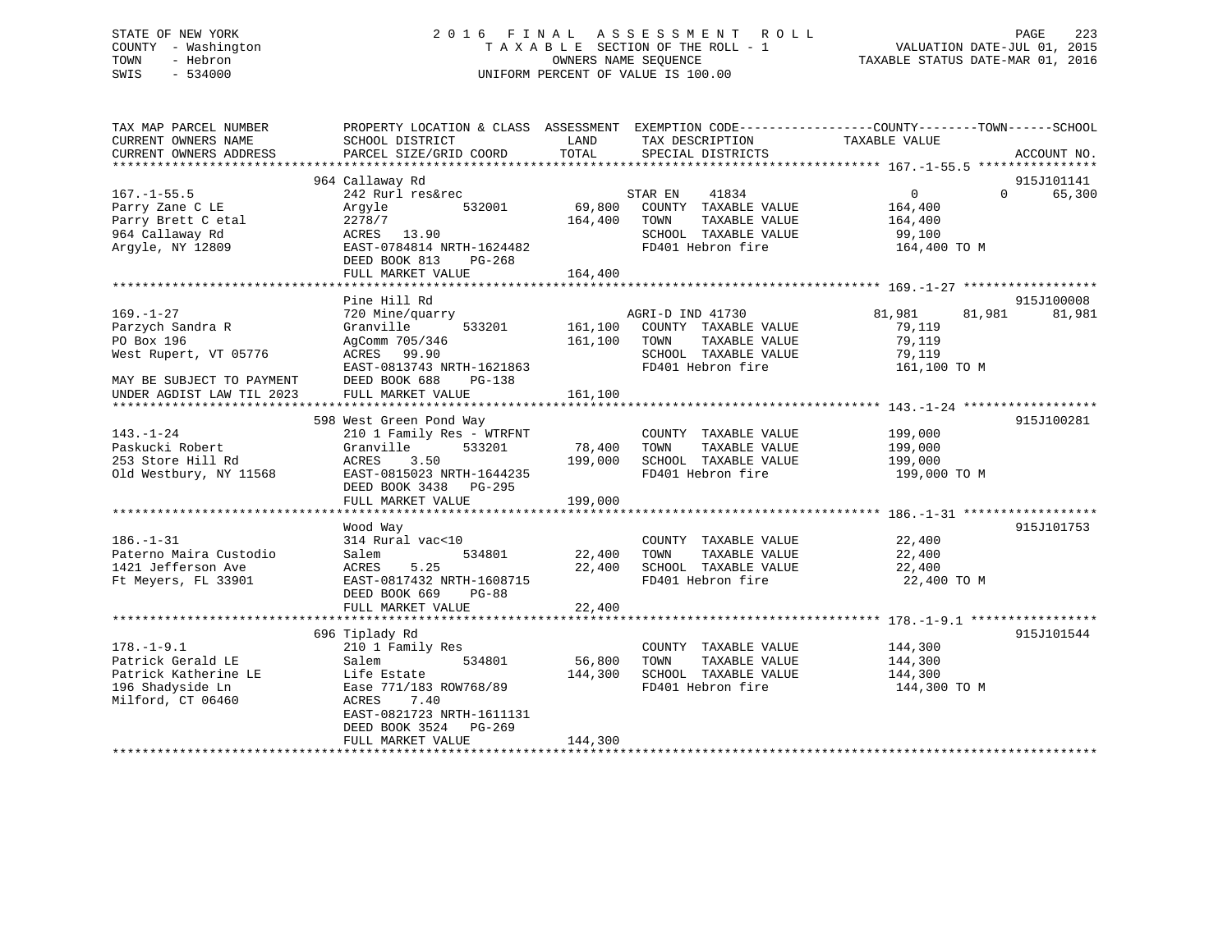STATE OF NEW YORK
COUNTY - Washington
TOWN - Hebron
SWIS - 534000

# 2016 FINAL ASSESSMENT ROLL
TAXABLE SECTION OF THE ROLL - 1
OWNERS NAME SEQUENCE
UNIFORM PERCENT OF VALUE IS 100.00

VALUATION DATE-JUL 01, 2015
TAXABLE STATUS DATE-MAR 01, 2016

| TAX MAP PARCEL NUMBER / CURRENT OWNERS NAME / CURRENT OWNERS ADDRESS | PROPERTY LOCATION & CLASS / SCHOOL DISTRICT / PARCEL SIZE/GRID COORD | ASSESSMENT LAND | TOTAL | EXEMPTION CODE / TAX DESCRIPTION / SPECIAL DISTRICTS | COUNTY TAXABLE VALUE | TOWN | SCHOOL | ACCOUNT NO. |
|---|---|---|---|---|---|---|---|---|
| | 964 Callaway Rd | | | | | | | 915J101141 |
| 167.-1-55.5 | 242 Rurl res&rec | | | STAR EN 41834 | 0 | 0 | 65,300 | |
| Parry Zane C LE | Argyle 532001 | 69,800 | | COUNTY TAXABLE VALUE | 164,400 | | | |
| Parry Brett C etal | 2278/7 | | 164,400 | TOWN TAXABLE VALUE | 164,400 | | | |
| 964 Callaway Rd | ACRES 13.90 | | | SCHOOL TAXABLE VALUE | 99,100 | | | |
| Argyle, NY 12809 | EAST-0784814 NRTH-1624482 | | | FD401 Hebron fire | 164,400 TO M | | | |
| | DEED BOOK 813 PG-268 | | | | | | | |
| | FULL MARKET VALUE | | 164,400 | | | | | |
| | Pine Hill Rd | | | | | | | 915J100008 |
| 169.-1-27 | 720 Mine/quarry | | | AGRI-D IND 41730 | 81,981 | 81,981 | 81,981 | |
| Parzych Sandra R | Granville 533201 | 161,100 | | COUNTY TAXABLE VALUE | 79,119 | | | |
| PO Box 196 | AgComm 705/346 | | 161,100 | TOWN TAXABLE VALUE | 79,119 | | | |
| West Rupert, VT 05776 | ACRES 99.90 | | | SCHOOL TAXABLE VALUE | 79,119 | | | |
| | EAST-0813743 NRTH-1621863 | | | FD401 Hebron fire | 161,100 TO M | | | |
| MAY BE SUBJECT TO PAYMENT | DEED BOOK 688 PG-138 | | | | | | | |
| UNDER AGDIST LAW TIL 2023 | FULL MARKET VALUE | | 161,100 | | | | | |
| | 598 West Green Pond Way | | | | | | | 915J100281 |
| 143.-1-24 | 210 1 Family Res - WTRFNT | | | COUNTY TAXABLE VALUE | 199,000 | | | |
| Paskucki Robert | Granville 533201 | 78,400 | | TOWN TAXABLE VALUE | 199,000 | | | |
| 253 Store Hill Rd | ACRES 3.50 | | 199,000 | SCHOOL TAXABLE VALUE | 199,000 | | | |
| Old Westbury, NY 11568 | EAST-0815023 NRTH-1644235 | | | FD401 Hebron fire | 199,000 TO M | | | |
| | DEED BOOK 3438 PG-295 | | | | | | | |
| | FULL MARKET VALUE | | 199,000 | | | | | |
| | Wood Way | | | | | | | 915J101753 |
| 186.-1-31 | 314 Rural vac<10 | | | COUNTY TAXABLE VALUE | 22,400 | | | |
| Paterno Maira Custodio | Salem 534801 | 22,400 | | TOWN TAXABLE VALUE | 22,400 | | | |
| 1421 Jefferson Ave | ACRES 5.25 | | 22,400 | SCHOOL TAXABLE VALUE | 22,400 | | | |
| Ft Meyers, FL 33901 | EAST-0817432 NRTH-1608715 | | | FD401 Hebron fire | 22,400 TO M | | | |
| | DEED BOOK 669 PG-88 | | | | | | | |
| | FULL MARKET VALUE | | 22,400 | | | | | |
| | 696 Tiplady Rd | | | | | | | 915J101544 |
| 178.-1-9.1 | 210 1 Family Res | | | COUNTY TAXABLE VALUE | 144,300 | | | |
| Patrick Gerald LE | Salem 534801 | 56,800 | | TOWN TAXABLE VALUE | 144,300 | | | |
| Patrick Katherine LE | Life Estate | | 144,300 | SCHOOL TAXABLE VALUE | 144,300 | | | |
| 196 Shadyside Ln | Ease 771/183 ROW768/89 | | | FD401 Hebron fire | 144,300 TO M | | | |
| Milford, CT 06460 | ACRES 7.40 | | | | | | | |
| | EAST-0821723 NRTH-1611131 | | | | | | | |
| | DEED BOOK 3524 PG-269 | | | | | | | |
| | FULL MARKET VALUE | | 144,300 | | | | | |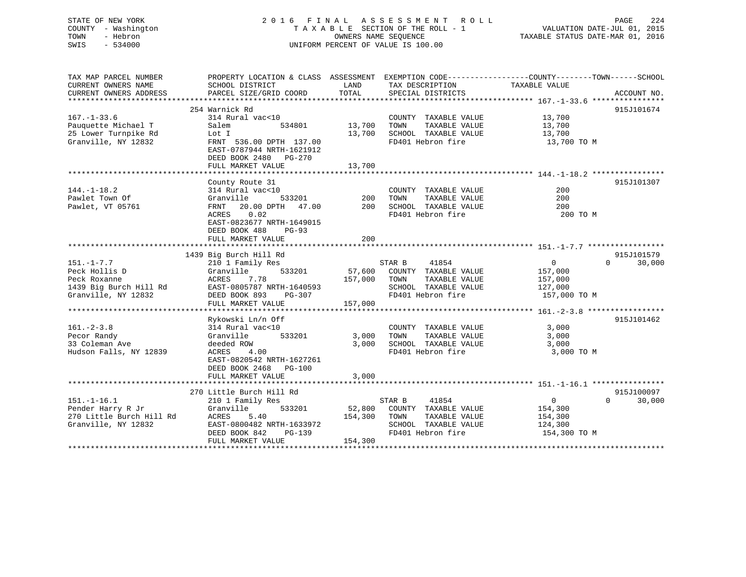STATE OF NEW YORK
COUNTY - Washington
TOWN - Hebron
SWIS - 534000

2016 FINAL ASSESSMENT ROLL
TAXABLE SECTION OF THE ROLL - 1
OWNERS NAME SEQUENCE
UNIFORM PERCENT OF VALUE IS 100.00

VALUATION DATE-JUL 01, 2015
TAXABLE STATUS DATE-MAR 01, 2016

```
TAX MAP PARCEL NUMBER          PROPERTY LOCATION & CLASS  ASSESSMENT  EXEMPTION CODE------------------COUNTY--------TOWN------SCHOOL
CURRENT OWNERS NAME            SCHOOL DISTRICT               LAND      TAX DESCRIPTION              TAXABLE VALUE
CURRENT OWNERS ADDRESS         PARCEL SIZE/GRID COORD        TOTAL     SPECIAL DISTRICTS                                     ACCOUNT NO.
************************************************************************************************* 167.-1-33.6 ****************
                               254 Warnick Rd                                                                             915J101674
167.-1-33.6                    314 Rural vac<10                        COUNTY  TAXABLE VALUE            13,700
Pauquette Michael T            Salem          534801        13,700     TOWN    TAXABLE VALUE            13,700
25 Lower Turnpike Rd           Lot I                        13,700     SCHOOL  TAXABLE VALUE            13,700
Granville, NY 12832            FRNT 536.00 DPTH 137.00                 FD401 Hebron fire                 13,700 TO M
                               EAST-0787944 NRTH-1621912
                               DEED BOOK 2480   PG-270
                               FULL MARKET VALUE            13,700
************************************************************************************************* 144.-1-18.2 ****************
                               County Route 31                                                                            915J101307
144.-1-18.2                    314 Rural vac<10                        COUNTY  TAXABLE VALUE               200
Pawlet Town Of                 Granville      533201           200     TOWN    TAXABLE VALUE               200
Pawlet, VT 05761               FRNT  20.00 DPTH  47.00         200     SCHOOL  TAXABLE VALUE               200
                               ACRES    0.02                           FD401 Hebron fire                    200 TO M
                               EAST-0823677 NRTH-1649015
                               DEED BOOK 488    PG-93
                               FULL MARKET VALUE               200
************************************************************************************************* 151.-1-7.7 *****************
                               1439 Big Burch Hill Rd                                                                     915J101579
151.-1-7.7                     210 1 Family Res                        STAR B      41854                    0          0     30,000
Peck Hollis D                  Granville      533201        57,600     COUNTY  TAXABLE VALUE           157,000
Peck Roxanne                   ACRES    7.78               157,000     TOWN    TAXABLE VALUE           157,000
1439 Big Burch Hill Rd         EAST-0805787 NRTH-1640593               SCHOOL  TAXABLE VALUE           127,000
Granville, NY 12832            DEED BOOK 893    PG-307                 FD401 Hebron fire                157,000 TO M
                               FULL MARKET VALUE           157,000
************************************************************************************************* 161.-2-3.8 *****************
                               Rykowski Ln/n Off                                                                          915J101462
161.-2-3.8                     314 Rural vac<10                        COUNTY  TAXABLE VALUE             3,000
Pecor Randy                    Granville      533201         3,000     TOWN    TAXABLE VALUE             3,000
33 Coleman Ave                 deeded ROW                    3,000     SCHOOL  TAXABLE VALUE             3,000
Hudson Falls, NY 12839         ACRES    4.00                           FD401 Hebron fire                  3,000 TO M
                               EAST-0820542 NRTH-1627261
                               DEED BOOK 2468   PG-100
                               FULL MARKET VALUE             3,000
************************************************************************************************* 151.-1-16.1 ****************
                               270 Little Burch Hill Rd                                                                   915J100097
151.-1-16.1                    210 1 Family Res                        STAR B      41854                    0          0     30,000
Pender Harry R Jr              Granville      533201        52,800     COUNTY  TAXABLE VALUE           154,300
270 Little Burch Hill Rd       ACRES    5.40               154,300     TOWN    TAXABLE VALUE           154,300
Granville, NY 12832            EAST-0800482 NRTH-1633972               SCHOOL  TAXABLE VALUE           124,300
                               DEED BOOK 842    PG-139                 FD401 Hebron fire                154,300 TO M
                               FULL MARKET VALUE           154,300
********************************************************************************************************************************
```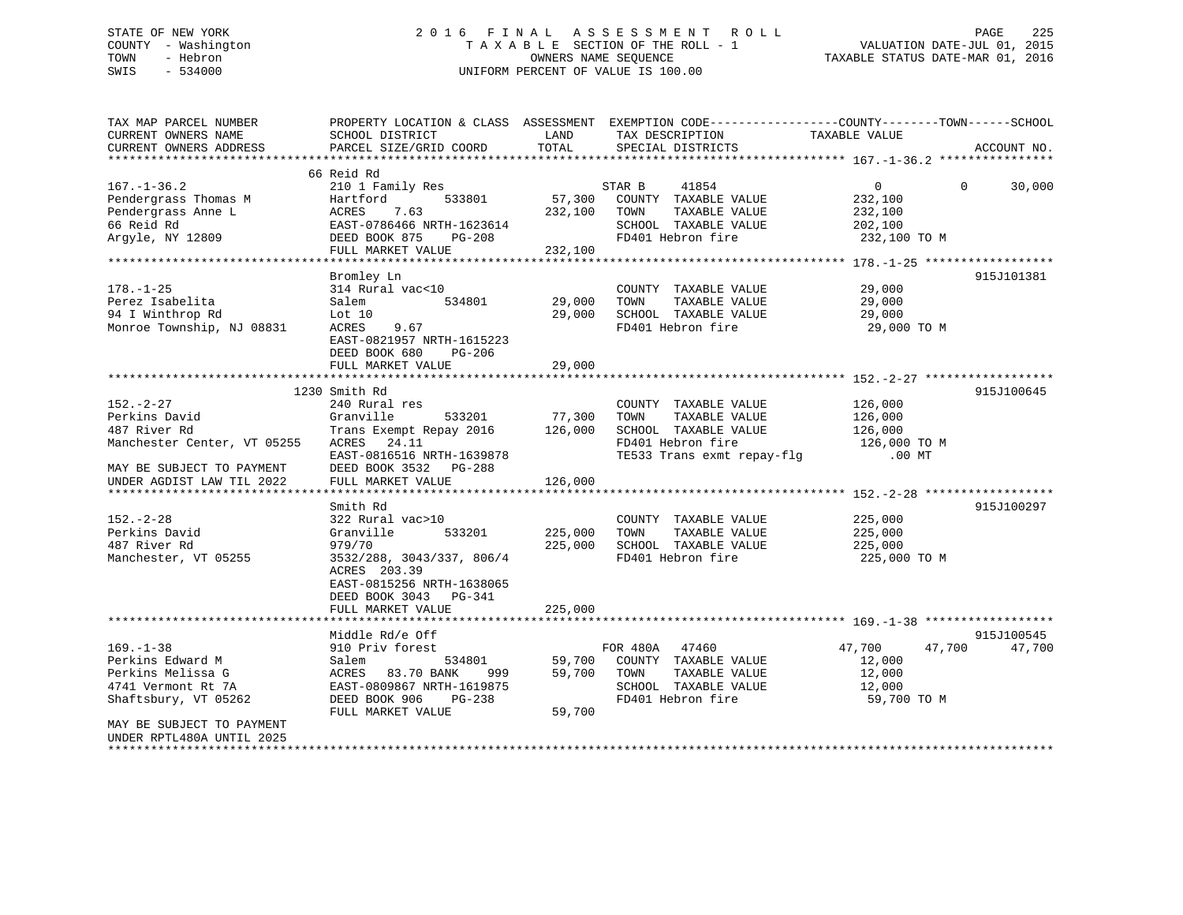STATE OF NEW YORK
COUNTY - Washington
TOWN - Hebron
SWIS - 534000

2016 FINAL ASSESSMENT ROLL
TAXABLE SECTION OF THE ROLL - 1
OWNERS NAME SEQUENCE
UNIFORM PERCENT OF VALUE IS 100.00

VALUATION DATE-JUL 01, 2015
TAXABLE STATUS DATE-MAR 01, 2016

```
TAX MAP PARCEL NUMBER          PROPERTY LOCATION & CLASS  ASSESSMENT  EXEMPTION CODE------------------COUNTY--------TOWN------SCHOOL
CURRENT OWNERS NAME            SCHOOL DISTRICT               LAND      TAX DESCRIPTION            TAXABLE VALUE
CURRENT OWNERS ADDRESS         PARCEL SIZE/GRID COORD        TOTAL     SPECIAL DISTRICTS                                    ACCOUNT NO.
****************************************************************************************************** 167.-1-36.2 ****************
                               66 Reid Rd
167.-1-36.2                    210 1 Family Res                       STAR B     41854                0          0      30,000
Pendergrass Thomas M           Hartford          533801       57,300   COUNTY  TAXABLE VALUE           232,100
Pendergrass Anne L             ACRES    7.63                 232,100   TOWN    TAXABLE VALUE           232,100
66 Reid Rd                     EAST-0786466 NRTH-1623614               SCHOOL  TAXABLE VALUE           202,100
Argyle, NY 12809               DEED BOOK 875    PG-208                 FD401 Hebron fire                232,100 TO M
                               FULL MARKET VALUE             232,100
****************************************************************************************************** 178.-1-25 ******************
                               Bromley Ln                                                                          915J101381
178.-1-25                      314 Rural vac<10                        COUNTY  TAXABLE VALUE            29,000
Perez Isabelita                Salem             534801       29,000   TOWN    TAXABLE VALUE            29,000
94 I Winthrop Rd               Lot 10                         29,000   SCHOOL  TAXABLE VALUE            29,000
Monroe Township, NJ 08831      ACRES    9.67                           FD401 Hebron fire                 29,000 TO M
                               EAST-0821957 NRTH-1615223
                               DEED BOOK 680    PG-206
                               FULL MARKET VALUE              29,000
****************************************************************************************************** 152.-2-27 ******************
                               1230 Smith Rd                                                                       915J100645
152.-2-27                      240 Rural res                           COUNTY  TAXABLE VALUE           126,000
Perkins David                  Granville         533201       77,300   TOWN    TAXABLE VALUE           126,000
487 River Rd                   Trans Exempt Repay 2016       126,000   SCHOOL  TAXABLE VALUE           126,000
Manchester Center, VT 05255    ACRES   24.11                           FD401 Hebron fire                126,000 TO M
                               EAST-0816516 NRTH-1639878               TE533 Trans exmt repay-flg           .00 MT
MAY BE SUBJECT TO PAYMENT      DEED BOOK 3532   PG-288
UNDER AGDIST LAW TIL 2022      FULL MARKET VALUE             126,000
****************************************************************************************************** 152.-2-28 ******************
                               Smith Rd                                                                            915J100297
152.-2-28                      322 Rural vac>10                        COUNTY  TAXABLE VALUE           225,000
Perkins David                  Granville         533201      225,000   TOWN    TAXABLE VALUE           225,000
487 River Rd                   979/70                        225,000   SCHOOL  TAXABLE VALUE           225,000
Manchester, VT 05255           3532/288, 3043/337, 806/4               FD401 Hebron fire                225,000 TO M
                               ACRES  203.39
                               EAST-0815256 NRTH-1638065
                               DEED BOOK 3043   PG-341
                               FULL MARKET VALUE             225,000
****************************************************************************************************** 169.-1-38 ******************
                               Middle Rd/e Off                                                                     915J100545
169.-1-38                      910 Priv forest                        FOR 480A   47460            47,700     47,700      47,700
Perkins Edward M               Salem             534801       59,700   COUNTY  TAXABLE VALUE            12,000
Perkins Melissa G              ACRES   83.70 BANK     999     59,700   TOWN    TAXABLE VALUE            12,000
4741 Vermont Rt 7A             EAST-0809867 NRTH-1619875               SCHOOL  TAXABLE VALUE            12,000
Shaftsbury, VT 05262           DEED BOOK 906    PG-238                 FD401 Hebron fire                 59,700 TO M
                               FULL MARKET VALUE              59,700
MAY BE SUBJECT TO PAYMENT
UNDER RPTL480A UNTIL 2025
************************************************************************************************************************************
```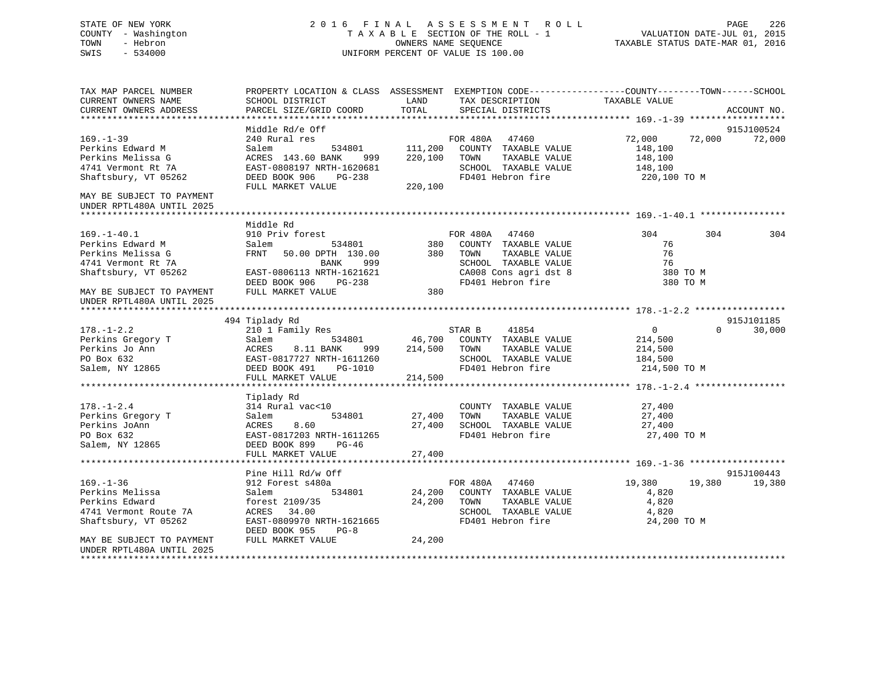STATE OF NEW YORK
COUNTY - Washington
TOWN - Hebron
SWIS - 534000

2016 FINAL ASSESSMENT ROLL
TAXABLE SECTION OF THE ROLL - 1
OWNERS NAME SEQUENCE
UNIFORM PERCENT OF VALUE IS 100.00

VALUATION DATE-JUL 01, 2015
TAXABLE STATUS DATE-MAR 01, 2016

```
TAX MAP PARCEL NUMBER          PROPERTY LOCATION & CLASS  ASSESSMENT  EXEMPTION CODE------------------COUNTY--------TOWN------SCHOOL
CURRENT OWNERS NAME            SCHOOL DISTRICT               LAND      TAX DESCRIPTION             TAXABLE VALUE
CURRENT OWNERS ADDRESS         PARCEL SIZE/GRID COORD       TOTAL      SPECIAL DISTRICTS                                    ACCOUNT NO.
******************************************************************************************************* 169.-1-39 ******************
                               Middle Rd/e Off                                                                         915J100524
169.-1-39                      240 Rural res                          FOR 480A   47460             72,000      72,000      72,000
Perkins Edward M               Salem          534801       111,200    COUNTY  TAXABLE VALUE          148,100
Perkins Melissa G              ACRES 143.60 BANK    999    220,100    TOWN    TAXABLE VALUE          148,100
4741 Vermont Rt 7A             EAST-0808197 NRTH-1620681              SCHOOL  TAXABLE VALUE          148,100
Shaftsbury, VT 05262           DEED BOOK 906    PG-238                FD401 Hebron fire               220,100 TO M
                               FULL MARKET VALUE           220,100
MAY BE SUBJECT TO PAYMENT
UNDER RPTL480A UNTIL 2025
******************************************************************************************************* 169.-1-40.1 ****************
                               Middle Rd
169.-1-40.1                    910 Priv forest                        FOR 480A   47460                304         304         304
Perkins Edward M               Salem          534801           380    COUNTY  TAXABLE VALUE               76
Perkins Melissa G              FRNT   50.00 DPTH 130.00        380    TOWN    TAXABLE VALUE               76
4741 Vermont Rt 7A                         BANK    999                SCHOOL  TAXABLE VALUE               76
Shaftsbury, VT 05262           EAST-0806113 NRTH-1621621              CA008 Cons agri dst 8               380 TO M
                               DEED BOOK 906    PG-238                FD401 Hebron fire                   380 TO M
MAY BE SUBJECT TO PAYMENT      FULL MARKET VALUE               380
UNDER RPTL480A UNTIL 2025
******************************************************************************************************* 178.-1-2.2 *****************
                           494 Tiplady Rd                                                                              915J101185
178.-1-2.2                     210 1 Family Res                       STAR B     41854                  0           0      30,000
Perkins Gregory T              Salem          534801        46,700    COUNTY  TAXABLE VALUE          214,500
Perkins Jo Ann                 ACRES    8.11 BANK    999   214,500    TOWN    TAXABLE VALUE          214,500
PO Box 632                     EAST-0817727 NRTH-1611260              SCHOOL  TAXABLE VALUE          184,500
Salem, NY 12865                DEED BOOK 491    PG-1010               FD401 Hebron fire               214,500 TO M
                               FULL MARKET VALUE           214,500
******************************************************************************************************* 178.-1-2.4 *****************
                               Tiplady Rd
178.-1-2.4                     314 Rural vac<10                       COUNTY  TAXABLE VALUE           27,400
Perkins Gregory T              Salem          534801        27,400    TOWN    TAXABLE VALUE           27,400
Perkins JoAnn                  ACRES    8.60                27,400    SCHOOL  TAXABLE VALUE           27,400
PO Box 632                     EAST-0817203 NRTH-1611265              FD401 Hebron fire                27,400 TO M
Salem, NY 12865                DEED BOOK 899    PG-46
                               FULL MARKET VALUE            27,400
******************************************************************************************************* 169.-1-36 ******************
                               Pine Hill Rd/w Off                                                                      915J100443
169.-1-36                      912 Forest s480a                       FOR 480A   47460             19,380      19,380      19,380
Perkins Melissa                Salem          534801        24,200    COUNTY  TAXABLE VALUE            4,820
Perkins Edward                 forest 2109/35               24,200    TOWN    TAXABLE VALUE            4,820
4741 Vermont Route 7A          ACRES   34.00                          SCHOOL  TAXABLE VALUE            4,820
Shaftsbury, VT 05262           EAST-0809970 NRTH-1621665              FD401 Hebron fire                24,200 TO M
                               DEED BOOK 955    PG-8
MAY BE SUBJECT TO PAYMENT      FULL MARKET VALUE            24,200
UNDER RPTL480A UNTIL 2025
************************************************************************************************************************************
```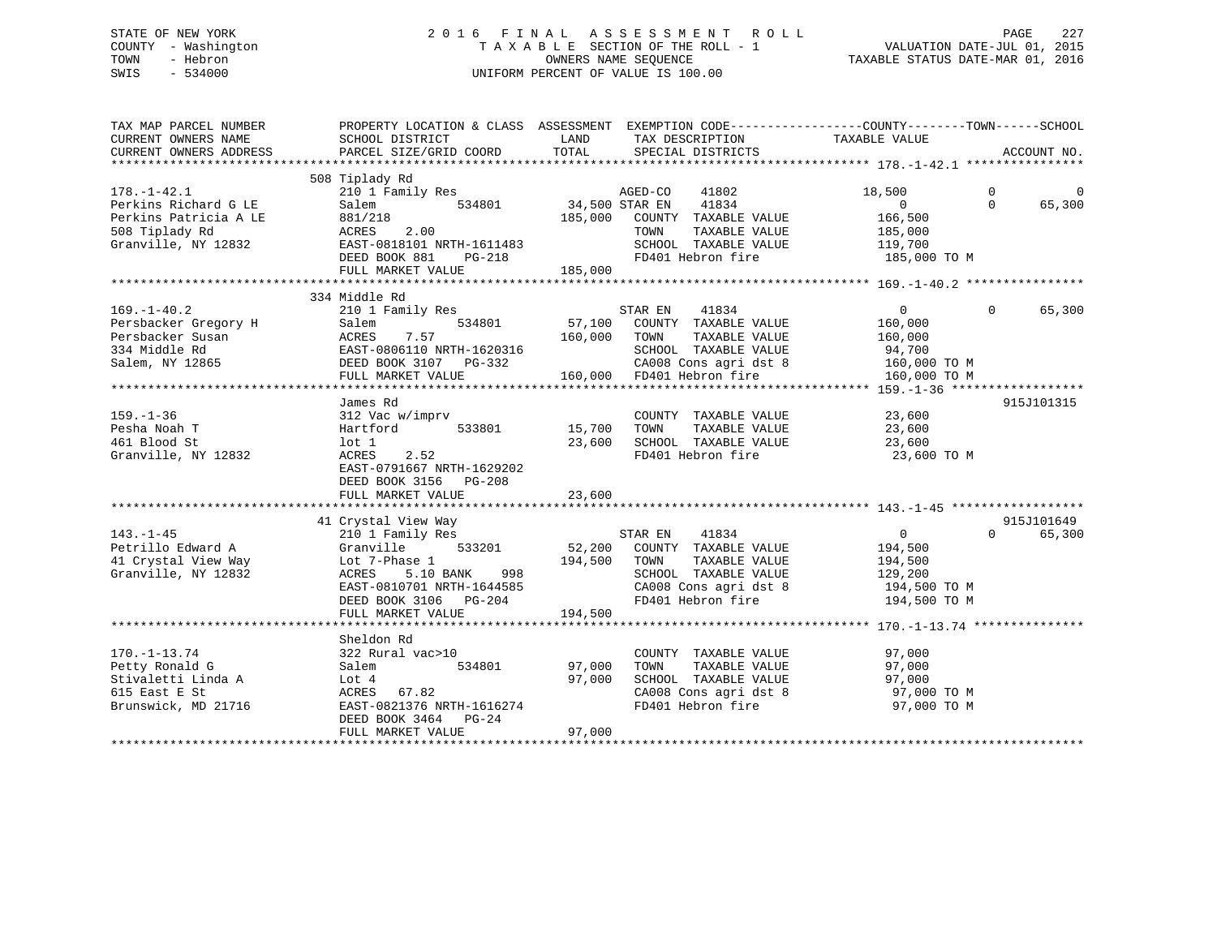STATE OF NEW YORK
COUNTY - Washington
TOWN - Hebron
SWIS - 534000

# 2016 FINAL ASSESSMENT ROLL
TAXABLE SECTION OF THE ROLL - 1
OWNERS NAME SEQUENCE
UNIFORM PERCENT OF VALUE IS 100.00

VALUATION DATE-JUL 01, 2015
TAXABLE STATUS DATE-MAR 01, 2016

```
TAX MAP PARCEL NUMBER      PROPERTY LOCATION & CLASS  ASSESSMENT  EXEMPTION CODE-----------------COUNTY--------TOWN------SCHOOL
CURRENT OWNERS NAME        SCHOOL DISTRICT              LAND      TAX DESCRIPTION            TAXABLE VALUE
CURRENT OWNERS ADDRESS     PARCEL SIZE/GRID COORD       TOTAL     SPECIAL DISTRICTS                                    ACCOUNT NO.
******************************************************************************************** 178.-1-42.1 ****************
                           508 Tiplady Rd
178.-1-42.1                210 1 Family Res                   AGED-CO     41802            18,500          0             0
Perkins Richard G LE       Salem          534801        34,500 STAR EN     41834                0           0        65,300
Perkins Patricia A LE      881/218                     185,000   COUNTY  TAXABLE VALUE        166,500
508 Tiplady Rd             ACRES     2.00                        TOWN    TAXABLE VALUE        185,000
Granville, NY 12832        EAST-0818101 NRTH-1611483             SCHOOL  TAXABLE VALUE        119,700
                           DEED BOOK 881    PG-218               FD401 Hebron fire             185,000 TO M
                           FULL MARKET VALUE           185,000
******************************************************************************************** 169.-1-40.2 ****************
                           334 Middle Rd
169.-1-40.2                210 1 Family Res                   STAR EN     41834                0           0        65,300
Persbacker Gregory H       Salem          534801        57,100   COUNTY  TAXABLE VALUE        160,000
Persbacker Susan           ACRES     7.57              160,000   TOWN    TAXABLE VALUE        160,000
334 Middle Rd              EAST-0806110 NRTH-1620316             SCHOOL  TAXABLE VALUE         94,700
Salem, NY 12865            DEED BOOK 3107   PG-332               CA008 Cons agri dst 8         160,000 TO M
                           FULL MARKET VALUE           160,000   FD401 Hebron fire             160,000 TO M
******************************************************************************************** 159.-1-36 ******************
                           James Rd                                                                                915J101315
159.-1-36                  312 Vac w/imprv                       COUNTY  TAXABLE VALUE         23,600
Pesha Noah T               Hartford       533801        15,700   TOWN    TAXABLE VALUE         23,600
461 Blood St               lot 1                        23,600   SCHOOL  TAXABLE VALUE         23,600
Granville, NY 12832        ACRES     2.52                        FD401 Hebron fire              23,600 TO M
                           EAST-0791667 NRTH-1629202
                           DEED BOOK 3156   PG-208
                           FULL MARKET VALUE            23,600
******************************************************************************************** 143.-1-45 ******************
                           41 Crystal View Way                                                                     915J101649
143.-1-45                  210 1 Family Res                   STAR EN     41834                0           0        65,300
Petrillo Edward A          Granville      533201        52,200   COUNTY  TAXABLE VALUE        194,500
41 Crystal View Way        Lot 7-Phase 1               194,500   TOWN    TAXABLE VALUE        194,500
Granville, NY 12832        ACRES     5.10 BANK     998           SCHOOL  TAXABLE VALUE        129,200
                           EAST-0810701 NRTH-1644585             CA008 Cons agri dst 8         194,500 TO M
                           DEED BOOK 3106   PG-204               FD401 Hebron fire             194,500 TO M
                           FULL MARKET VALUE           194,500
******************************************************************************************** 170.-1-13.74 ***************
                           Sheldon Rd
170.-1-13.74               322 Rural vac>10                      COUNTY  TAXABLE VALUE         97,000
Petty Ronald G             Salem          534801        97,000   TOWN    TAXABLE VALUE         97,000
Stivaletti Linda A         Lot 4                        97,000   SCHOOL  TAXABLE VALUE         97,000
615 East E St              ACRES    67.82                        CA008 Cons agri dst 8          97,000 TO M
Brunswick, MD 21716        EAST-0821376 NRTH-1616274             FD401 Hebron fire              97,000 TO M
                           DEED BOOK 3464   PG-24
                           FULL MARKET VALUE            97,000
****************************************************************************************************************************
```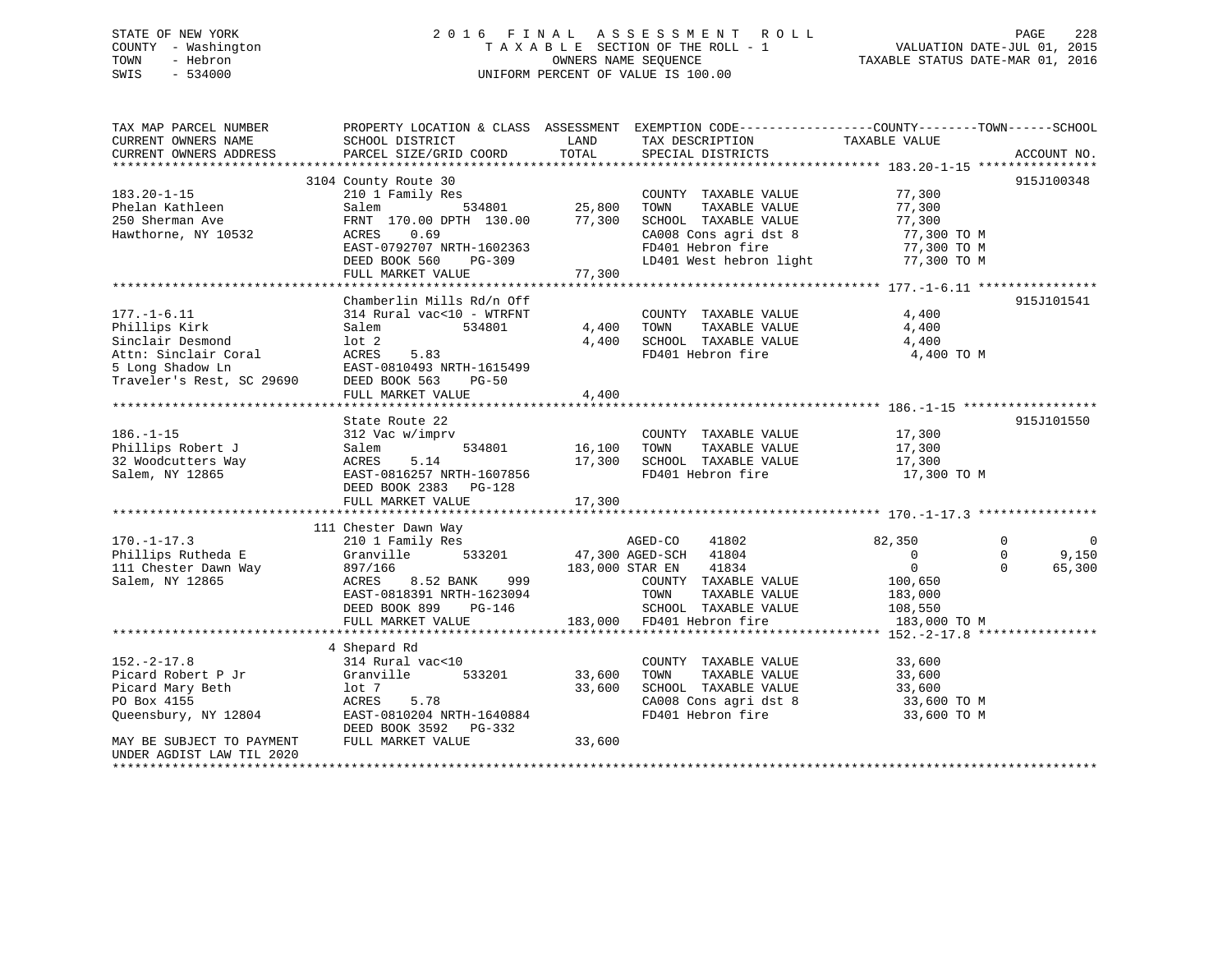STATE OF NEW YORK
COUNTY - Washington
TOWN - Hebron
SWIS - 534000

# 2016 FINAL ASSESSMENT ROLL
TAXABLE SECTION OF THE ROLL - 1
OWNERS NAME SEQUENCE
UNIFORM PERCENT OF VALUE IS 100.00

VALUATION DATE-JUL 01, 2015
TAXABLE STATUS DATE-MAR 01, 2016

```
TAX MAP PARCEL NUMBER          PROPERTY LOCATION & CLASS  ASSESSMENT  EXEMPTION CODE------------------COUNTY--------TOWN------SCHOOL
CURRENT OWNERS NAME            SCHOOL DISTRICT               LAND      TAX DESCRIPTION              TAXABLE VALUE
CURRENT OWNERS ADDRESS         PARCEL SIZE/GRID COORD        TOTAL     SPECIAL DISTRICTS                                      ACCOUNT NO.
******************************************************************************************************* 183.20-1-15 ****************
                               3104 County Route 30                                                                            915J100348
183.20-1-15                    210 1 Family Res                        COUNTY  TAXABLE VALUE            77,300
Phelan Kathleen                Salem            534801      25,800     TOWN    TAXABLE VALUE            77,300
250 Sherman Ave                FRNT 170.00 DPTH 130.00      77,300     SCHOOL  TAXABLE VALUE            77,300
Hawthorne, NY 10532            ACRES     0.69                          CA008 Cons agri dst 8             77,300 TO M
                               EAST-0792707 NRTH-1602363               FD401 Hebron fire                 77,300 TO M
                               DEED BOOK 560    PG-309                 LD401 West hebron light           77,300 TO M
                               FULL MARKET VALUE             77,300
******************************************************************************************************* 177.-1-6.11 ****************
                               Chamberlin Mills Rd/n Off                                                                       915J101541
177.-1-6.11                    314 Rural vac<10 - WTRFNT               COUNTY  TAXABLE VALUE             4,400
Phillips Kirk                  Salem            534801       4,400     TOWN    TAXABLE VALUE             4,400
Sinclair Desmond               lot 2                         4,400     SCHOOL  TAXABLE VALUE             4,400
Attn: Sinclair Coral           ACRES     5.83                          FD401 Hebron fire                  4,400 TO M
5 Long Shadow Ln               EAST-0810493 NRTH-1615499
Traveler's Rest, SC 29690      DEED BOOK 563    PG-50
                               FULL MARKET VALUE              4,400
******************************************************************************************************* 186.-1-15 ******************
                               State Route 22                                                                                  915J101550
186.-1-15                      312 Vac w/imprv                         COUNTY  TAXABLE VALUE            17,300
Phillips Robert J              Salem            534801      16,100     TOWN    TAXABLE VALUE            17,300
32 Woodcutters Way             ACRES     5.14               17,300     SCHOOL  TAXABLE VALUE            17,300
Salem, NY 12865                EAST-0816257 NRTH-1607856               FD401 Hebron fire                 17,300 TO M
                               DEED BOOK 2383   PG-128
                               FULL MARKET VALUE             17,300
******************************************************************************************************* 170.-1-17.3 ****************
                               111 Chester Dawn Way
170.-1-17.3                    210 1 Family Res                        AGED-CO     41802                82,350           0           0
Phillips Rutheda E             Granville        533201      47,300 AGED-SCH    41804                     0           0       9,150
111 Chester Dawn Way           897/166                     183,000 STAR EN     41834                     0           0      65,300
Salem, NY 12865                ACRES     8.52 BANK     999             COUNTY  TAXABLE VALUE           100,650
                               EAST-0818391 NRTH-1623094               TOWN    TAXABLE VALUE           183,000
                               DEED BOOK 899    PG-146                 SCHOOL  TAXABLE VALUE           108,550
                               FULL MARKET VALUE            183,000    FD401 Hebron fire                183,000 TO M
******************************************************************************************************* 152.-2-17.8 ****************
                               4 Shepard Rd
152.-2-17.8                    314 Rural vac<10                        COUNTY  TAXABLE VALUE            33,600
Picard Robert P Jr             Granville        533201      33,600     TOWN    TAXABLE VALUE            33,600
Picard Mary Beth               lot 7                        33,600     SCHOOL  TAXABLE VALUE            33,600
PO Box 4155                    ACRES     5.78                          CA008 Cons agri dst 8             33,600 TO M
Queensbury, NY 12804           EAST-0810204 NRTH-1640884               FD401 Hebron fire                 33,600 TO M
                               DEED BOOK 3592   PG-332
MAY BE SUBJECT TO PAYMENT      FULL MARKET VALUE             33,600
UNDER AGDIST LAW TIL 2020
************************************************************************************************************************************
```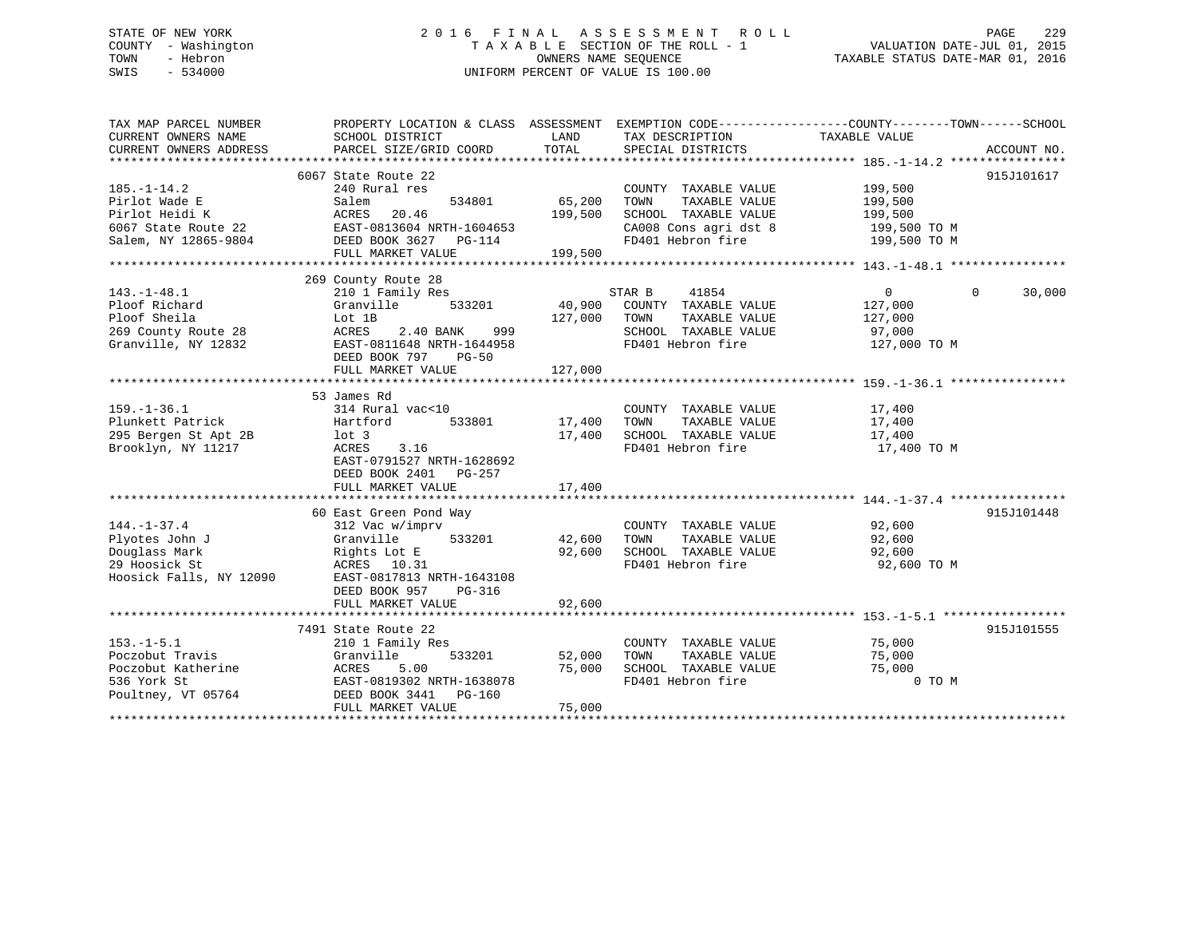STATE OF NEW YORK
COUNTY - Washington
TOWN - Hebron
SWIS - 534000

2016 FINAL ASSESSMENT ROLL
TAXABLE SECTION OF THE ROLL - 1
OWNERS NAME SEQUENCE
UNIFORM PERCENT OF VALUE IS 100.00

VALUATION DATE-JUL 01, 2015
TAXABLE STATUS DATE-MAR 01, 2016

| TAX MAP PARCEL NUMBER / CURRENT OWNERS NAME / CURRENT OWNERS ADDRESS | PROPERTY LOCATION & CLASS / SCHOOL DISTRICT / PARCEL SIZE/GRID COORD | ASSESSMENT LAND / TOTAL | EXEMPTION CODE / TAX DESCRIPTION / SPECIAL DISTRICTS | COUNTY / TOWN / SCHOOL TAXABLE VALUE | ACCOUNT NO. |
|---|---|---|---|---|---|
| **185.-1-14.2** | 6067 State Route 22 | | | | 915J101617 |
| | 240 Rural res | | COUNTY TAXABLE VALUE | 199,500 | |
| Pirlot Wade E | Salem 534801 | 65,200 | TOWN TAXABLE VALUE | 199,500 | |
| Pirlot Heidi K | ACRES 20.46 | 199,500 | SCHOOL TAXABLE VALUE | 199,500 | |
| 6067 State Route 22 | EAST-0813604 NRTH-1604653 | | CA008 Cons agri dst 8 | 199,500 TO M | |
| Salem, NY 12865-9804 | DEED BOOK 3627 PG-114 | | FD401 Hebron fire | 199,500 TO M | |
| | FULL MARKET VALUE | 199,500 | | | |
| **143.-1-48.1** | 269 County Route 28 | | | | |
| | 210 1 Family Res | | STAR B 41854 | 0 0 30,000 | |
| Ploof Richard | Granville 533201 | 40,900 | COUNTY TAXABLE VALUE | 127,000 | |
| Ploof Sheila | Lot 1B | 127,000 | TOWN TAXABLE VALUE | 127,000 | |
| 269 County Route 28 | ACRES 2.40 BANK 999 | | SCHOOL TAXABLE VALUE | 97,000 | |
| Granville, NY 12832 | EAST-0811648 NRTH-1644958 | | FD401 Hebron fire | 127,000 TO M | |
| | DEED BOOK 797 PG-50 | | | | |
| | FULL MARKET VALUE | 127,000 | | | |
| **159.-1-36.1** | 53 James Rd | | | | |
| | 314 Rural vac<10 | | COUNTY TAXABLE VALUE | 17,400 | |
| Plunkett Patrick | Hartford 533801 | 17,400 | TOWN TAXABLE VALUE | 17,400 | |
| 295 Bergen St Apt 2B | lot 3 | 17,400 | SCHOOL TAXABLE VALUE | 17,400 | |
| Brooklyn, NY 11217 | ACRES 3.16 | | FD401 Hebron fire | 17,400 TO M | |
| | EAST-0791527 NRTH-1628692 | | | | |
| | DEED BOOK 2401 PG-257 | | | | |
| | FULL MARKET VALUE | 17,400 | | | |
| **144.-1-37.4** | 60 East Green Pond Way | | | | 915J101448 |
| | 312 Vac w/imprv | | COUNTY TAXABLE VALUE | 92,600 | |
| Plyotes John J | Granville 533201 | 42,600 | TOWN TAXABLE VALUE | 92,600 | |
| Douglass Mark | Rights Lot E | 92,600 | SCHOOL TAXABLE VALUE | 92,600 | |
| 29 Hoosick St | ACRES 10.31 | | FD401 Hebron fire | 92,600 TO M | |
| Hoosick Falls, NY 12090 | EAST-0817813 NRTH-1643108 | | | | |
| | DEED BOOK 957 PG-316 | | | | |
| | FULL MARKET VALUE | 92,600 | | | |
| **153.-1-5.1** | 7491 State Route 22 | | | | 915J101555 |
| | 210 1 Family Res | | COUNTY TAXABLE VALUE | 75,000 | |
| Poczobut Travis | Granville 533201 | 52,000 | TOWN TAXABLE VALUE | 75,000 | |
| Poczobut Katherine | ACRES 5.00 | 75,000 | SCHOOL TAXABLE VALUE | 75,000 | |
| 536 York St | EAST-0819302 NRTH-1638078 | | FD401 Hebron fire | 0 TO M | |
| Poultney, VT 05764 | DEED BOOK 3441 PG-160 | | | | |
| | FULL MARKET VALUE | 75,000 | | | |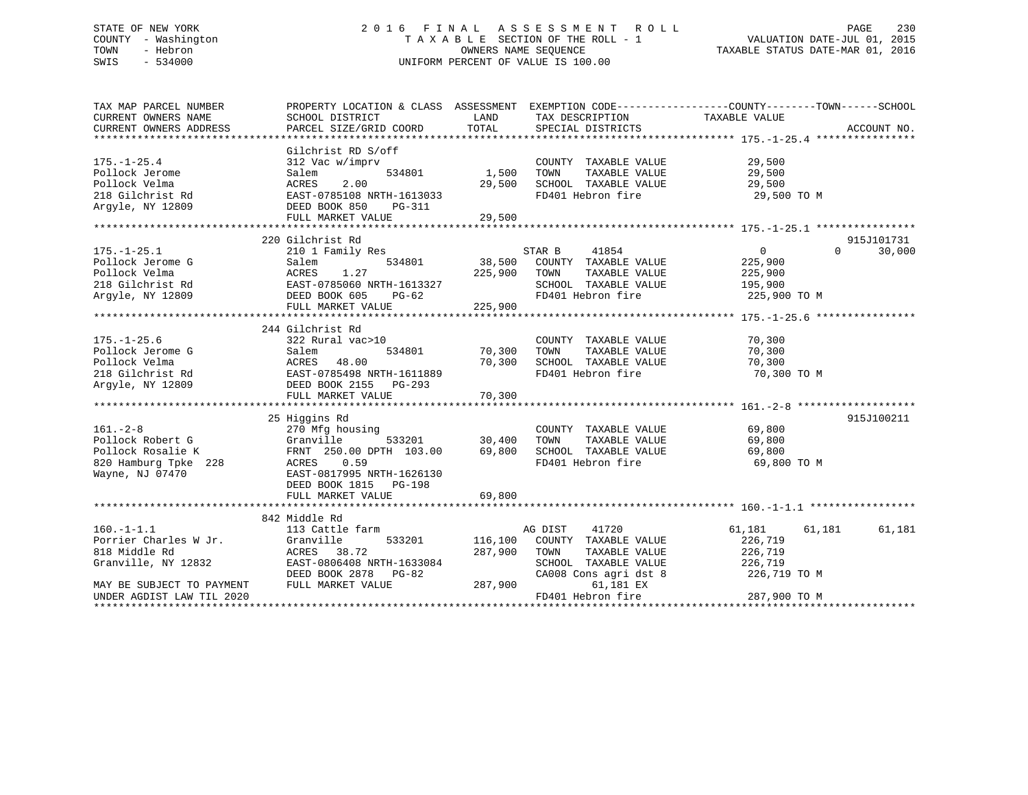STATE OF NEW YORK
COUNTY - Washington
TOWN - Hebron
SWIS - 534000

2016 FINAL ASSESSMENT ROLL
TAXABLE SECTION OF THE ROLL - 1
OWNERS NAME SEQUENCE
UNIFORM PERCENT OF VALUE IS 100.00

VALUATION DATE-JUL 01, 2015
TAXABLE STATUS DATE-MAR 01, 2016

```
TAX MAP PARCEL NUMBER       PROPERTY LOCATION & CLASS  ASSESSMENT  EXEMPTION CODE-----------------COUNTY--------TOWN------SCHOOL
CURRENT OWNERS NAME         SCHOOL DISTRICT             LAND       TAX DESCRIPTION            TAXABLE VALUE
CURRENT OWNERS ADDRESS      PARCEL SIZE/GRID COORD      TOTAL      SPECIAL DISTRICTS                                     ACCOUNT NO.
*********************************************************************************************** 175.-1-25.4 ****************
                            Gilchrist RD S/off
175.-1-25.4                 312 Vac w/imprv                        COUNTY  TAXABLE VALUE           29,500
Pollock Jerome              Salem          534801       1,500      TOWN    TAXABLE VALUE           29,500
Pollock Velma               ACRES    2.00              29,500      SCHOOL  TAXABLE VALUE           29,500
218 Gilchrist Rd            EAST-0785108 NRTH-1613033              FD401 Hebron fire                29,500 TO M
Argyle, NY 12809            DEED BOOK 850    PG-311
                            FULL MARKET VALUE          29,500
*********************************************************************************************** 175.-1-25.1 ****************
                            220 Gilchrist Rd                                                                        915J101731
175.-1-25.1                 210 1 Family Res                       STAR B     41854                0          0      30,000
Pollock Jerome G            Salem          534801      38,500      COUNTY  TAXABLE VALUE          225,900
Pollock Velma               ACRES    1.27             225,900      TOWN    TAXABLE VALUE          225,900
218 Gilchrist Rd            EAST-0785060 NRTH-1613327              SCHOOL  TAXABLE VALUE          195,900
Argyle, NY 12809            DEED BOOK 605    PG-62                 FD401 Hebron fire               225,900 TO M
                            FULL MARKET VALUE         225,900
*********************************************************************************************** 175.-1-25.6 ****************
                            244 Gilchrist Rd
175.-1-25.6                 322 Rural vac>10                       COUNTY  TAXABLE VALUE           70,300
Pollock Jerome G            Salem          534801      70,300      TOWN    TAXABLE VALUE           70,300
Pollock Velma               ACRES   48.00              70,300      SCHOOL  TAXABLE VALUE           70,300
218 Gilchrist Rd            EAST-0785498 NRTH-1611889              FD401 Hebron fire                70,300 TO M
Argyle, NY 12809            DEED BOOK 2155   PG-293
                            FULL MARKET VALUE          70,300
*********************************************************************************************** 161.-2-8 *******************
                            25 Higgins Rd                                                                           915J100211
161.-2-8                    270 Mfg housing                        COUNTY  TAXABLE VALUE           69,800
Pollock Robert G            Granville      533201      30,400      TOWN    TAXABLE VALUE           69,800
Pollock Rosalie K           FRNT 250.00 DPTH 103.00    69,800      SCHOOL  TAXABLE VALUE           69,800
820 Hamburg Tpke  228       ACRES    0.59                          FD401 Hebron fire                69,800 TO M
Wayne, NJ 07470             EAST-0817995 NRTH-1626130
                            DEED BOOK 1815   PG-198
                            FULL MARKET VALUE          69,800
*********************************************************************************************** 160.-1-1.1 *****************
                            842 Middle Rd
160.-1-1.1                  113 Cattle farm                        AG DIST    41720           61,181     61,181      61,181
Porrier Charles W Jr.       Granville      533201     116,100      COUNTY  TAXABLE VALUE          226,719
818 Middle Rd               ACRES   38.72             287,900      TOWN    TAXABLE VALUE          226,719
Granville, NY 12832         EAST-0806408 NRTH-1633084              SCHOOL  TAXABLE VALUE          226,719
                            DEED BOOK 2878   PG-82                 CA008 Cons agri dst 8           226,719 TO M
MAY BE SUBJECT TO PAYMENT   FULL MARKET VALUE         287,900           61,181 EX
UNDER AGDIST LAW TIL 2020                                          FD401 Hebron fire               287,900 TO M
****************************************************************************************************************************
```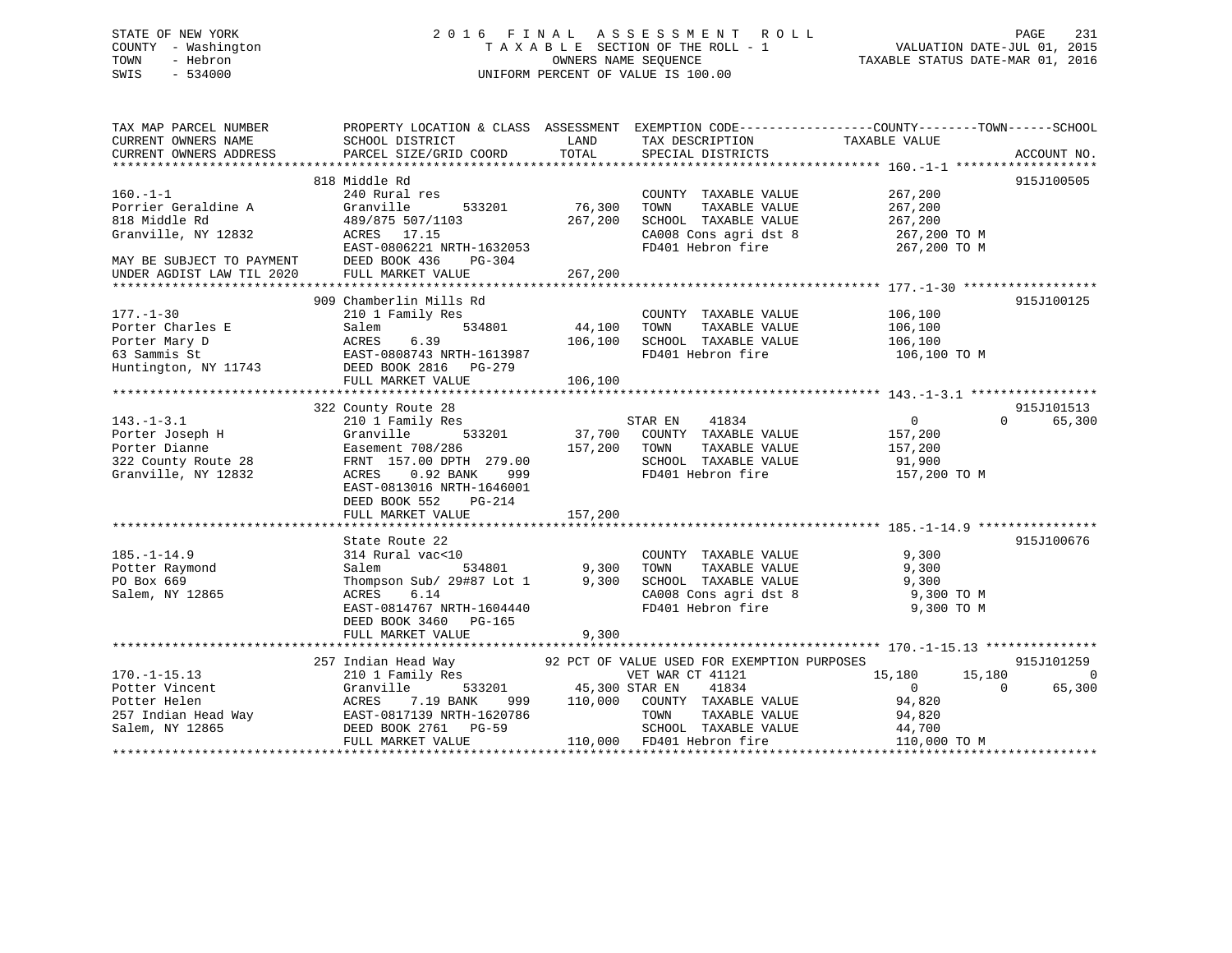STATE OF NEW YORK
COUNTY - Washington
TOWN - Hebron
SWIS - 534000

2016 FINAL ASSESSMENT ROLL
TAXABLE SECTION OF THE ROLL - 1
OWNERS NAME SEQUENCE
UNIFORM PERCENT OF VALUE IS 100.00

VALUATION DATE-JUL 01, 2015
TAXABLE STATUS DATE-MAR 01, 2016

| TAX MAP PARCEL NUMBER / CURRENT OWNERS NAME / CURRENT OWNERS ADDRESS | PROPERTY LOCATION & CLASS / SCHOOL DISTRICT / PARCEL SIZE/GRID COORD | ASSESSMENT LAND / TOTAL | EXEMPTION CODE / TAX DESCRIPTION / SPECIAL DISTRICTS | COUNTY / TOWN TAXABLE VALUE | SCHOOL | ACCOUNT NO. |
|---|---|---|---|---|---|---|
| **160.-1-1** | 818 Middle Rd | | | | | 915J100505 |
| 160.-1-1 | 240 Rural res | | COUNTY TAXABLE VALUE | 267,200 | | |
| Porrier Geraldine A | Granville 533201 | 76,300 | TOWN TAXABLE VALUE | 267,200 | | |
| 818 Middle Rd | 489/875 507/1103 | 267,200 | SCHOOL TAXABLE VALUE | 267,200 | | |
| Granville, NY 12832 | ACRES 17.15 | | CA008 Cons agri dst 8 | 267,200 TO M | | |
| | EAST-0806221 NRTH-1632053 | | FD401 Hebron fire | 267,200 TO M | | |
| MAY BE SUBJECT TO PAYMENT | DEED BOOK 436 PG-304 | | | | | |
| UNDER AGDIST LAW TIL 2020 | FULL MARKET VALUE | 267,200 | | | | |
| **177.-1-30** | 909 Chamberlin Mills Rd | | | | | 915J100125 |
| 177.-1-30 | 210 1 Family Res | | COUNTY TAXABLE VALUE | 106,100 | | |
| Porter Charles E | Salem 534801 | 44,100 | TOWN TAXABLE VALUE | 106,100 | | |
| Porter Mary D | ACRES 6.39 | 106,100 | SCHOOL TAXABLE VALUE | 106,100 | | |
| 63 Sammis St | EAST-0808743 NRTH-1613987 | | FD401 Hebron fire | 106,100 TO M | | |
| Huntington, NY 11743 | DEED BOOK 2816 PG-279 | | | | | |
| | FULL MARKET VALUE | 106,100 | | | | |
| **143.-1-3.1** | 322 County Route 28 | | | | | 915J101513 |
| 143.-1-3.1 | 210 1 Family Res | | STAR EN 41834 | 0 / 0 | 65,300 | |
| Porter Joseph H | Granville 533201 | 37,700 | COUNTY TAXABLE VALUE | 157,200 | | |
| Porter Dianne | Easement 708/286 | 157,200 | TOWN TAXABLE VALUE | 157,200 | | |
| 322 County Route 28 | FRNT 157.00 DPTH 279.00 | | SCHOOL TAXABLE VALUE | 91,900 | | |
| Granville, NY 12832 | ACRES 0.92 BANK 999 | | FD401 Hebron fire | 157,200 TO M | | |
| | EAST-0813016 NRTH-1646001 | | | | | |
| | DEED BOOK 552 PG-214 | | | | | |
| | FULL MARKET VALUE | 157,200 | | | | |
| **185.-1-14.9** | State Route 22 | | | | | 915J100676 |
| 185.-1-14.9 | 314 Rural vac<10 | | COUNTY TAXABLE VALUE | 9,300 | | |
| Potter Raymond | Salem 534801 | 9,300 | TOWN TAXABLE VALUE | 9,300 | | |
| PO Box 669 | Thompson Sub/ 29#87 Lot 1 | 9,300 | SCHOOL TAXABLE VALUE | 9,300 | | |
| Salem, NY 12865 | ACRES 6.14 | | CA008 Cons agri dst 8 | 9,300 TO M | | |
| | EAST-0814767 NRTH-1604440 | | FD401 Hebron fire | 9,300 TO M | | |
| | DEED BOOK 3460 PG-165 | | | | | |
| | FULL MARKET VALUE | 9,300 | | | | |
| **170.-1-15.13** | 257 Indian Head Way | | 92 PCT OF VALUE USED FOR EXEMPTION PURPOSES | | | 915J101259 |
| 170.-1-15.13 | 210 1 Family Res | | VET WAR CT 41121 | 15,180 / 15,180 | 0 | |
| Potter Vincent | Granville 533201 | 45,300 | STAR EN 41834 | 0 / 0 | 65,300 | |
| Potter Helen | ACRES 7.19 BANK 999 | 110,000 | COUNTY TAXABLE VALUE | 94,820 | | |
| 257 Indian Head Way | EAST-0817139 NRTH-1620786 | | TOWN TAXABLE VALUE | 94,820 | | |
| Salem, NY 12865 | DEED BOOK 2761 PG-59 | | SCHOOL TAXABLE VALUE | 44,700 | | |
| | FULL MARKET VALUE | 110,000 | FD401 Hebron fire | 110,000 TO M | | |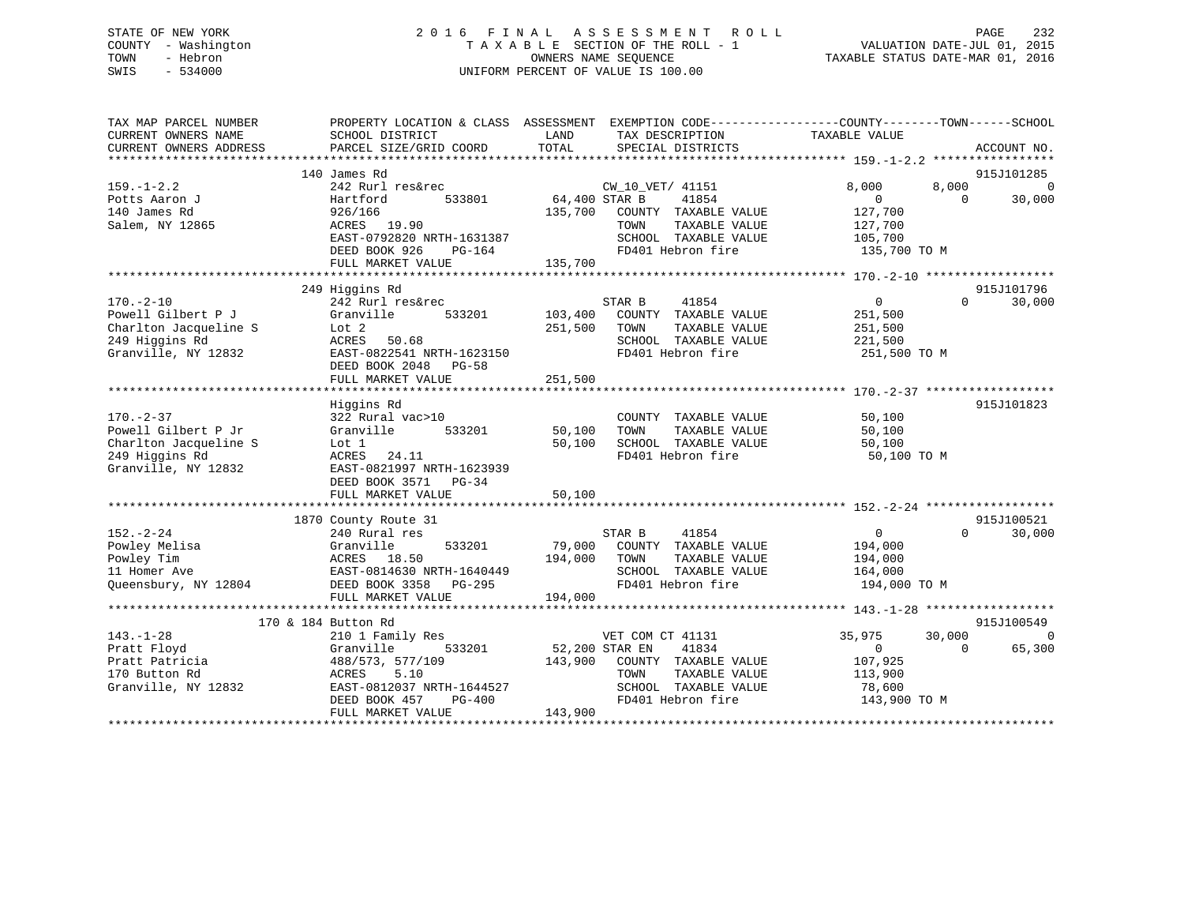STATE OF NEW YORK
COUNTY - Washington
TOWN - Hebron
SWIS - 534000

2016 FINAL ASSESSMENT ROLL
TAXABLE SECTION OF THE ROLL - 1
OWNERS NAME SEQUENCE
UNIFORM PERCENT OF VALUE IS 100.00

VALUATION DATE-JUL 01, 2015
TAXABLE STATUS DATE-MAR 01, 2016

```
TAX MAP PARCEL NUMBER          PROPERTY LOCATION & CLASS  ASSESSMENT  EXEMPTION CODE-----------------COUNTY--------TOWN------SCHOOL
CURRENT OWNERS NAME            SCHOOL DISTRICT               LAND      TAX DESCRIPTION              TAXABLE VALUE
CURRENT OWNERS ADDRESS         PARCEL SIZE/GRID COORD        TOTAL     SPECIAL DISTRICTS                                        ACCOUNT NO.
******************************************************************************************************* 159.-1-2.2 *****************
                               140 James Rd                                                                                  915J101285
159.-1-2.2                     242 Rurl res&rec                        CW_10_VET/ 41151              8,000        8,000              0
Potts Aaron J                  Hartford        533801      64,400 STAR B      41854                  0            0         30,000
140 James Rd                   926/166                    135,700    COUNTY  TAXABLE VALUE          127,700
Salem, NY 12865                ACRES   19.90                         TOWN    TAXABLE VALUE          127,700
                               EAST-0792820 NRTH-1631387             SCHOOL  TAXABLE VALUE          105,700
                               DEED BOOK 926    PG-164               FD401 Hebron fire              135,700 TO M
                               FULL MARKET VALUE          135,700
******************************************************************************************************* 170.-2-10 ******************
                               249 Higgins Rd                                                                                915J101796
170.-2-10                      242 Rurl res&rec                        STAR B      41854                  0            0         30,000
Powell Gilbert P J             Granville       533201     103,400    COUNTY  TAXABLE VALUE          251,500
Charlton Jacqueline S          Lot 2                      251,500    TOWN    TAXABLE VALUE          251,500
249 Higgins Rd                 ACRES   50.68                         SCHOOL  TAXABLE VALUE          221,500
Granville, NY 12832            EAST-0822541 NRTH-1623150             FD401 Hebron fire              251,500 TO M
                               DEED BOOK 2048   PG-58
                               FULL MARKET VALUE          251,500
******************************************************************************************************* 170.-2-37 ******************
                               Higgins Rd                                                                                    915J101823
170.-2-37                      322 Rural vac>10                        COUNTY  TAXABLE VALUE           50,100
Powell Gilbert P Jr            Granville       533201      50,100    TOWN    TAXABLE VALUE           50,100
Charlton Jacqueline S          Lot 1                       50,100    SCHOOL  TAXABLE VALUE           50,100
249 Higgins Rd                 ACRES   24.11                         FD401 Hebron fire               50,100 TO M
Granville, NY 12832            EAST-0821997 NRTH-1623939
                               DEED BOOK 3571   PG-34
                               FULL MARKET VALUE           50,100
******************************************************************************************************* 152.-2-24 ******************
                               1870 County Route 31                                                                          915J100521
152.-2-24                      240 Rural res                           STAR B      41854                  0            0         30,000
Powley Melisa                  Granville       533201      79,000    COUNTY  TAXABLE VALUE          194,000
Powley Tim                     ACRES   18.50              194,000    TOWN    TAXABLE VALUE          194,000
11 Homer Ave                   EAST-0814630 NRTH-1640449             SCHOOL  TAXABLE VALUE          164,000
Queensbury, NY 12804           DEED BOOK 3358   PG-295               FD401 Hebron fire              194,000 TO M
                               FULL MARKET VALUE          194,000
******************************************************************************************************* 143.-1-28 ******************
                               170 & 184 Button Rd                                                                           915J100549
143.-1-28                      210 1 Family Res                        VET COM CT 41131              35,975       30,000              0
Pratt Floyd                    Granville       533201      52,200 STAR EN     41834                  0            0         65,300
Pratt Patricia                 488/573, 577/109           143,900    COUNTY  TAXABLE VALUE          107,925
170 Button Rd                  ACRES    5.10                         TOWN    TAXABLE VALUE          113,900
Granville, NY 12832            EAST-0812037 NRTH-1644527             SCHOOL  TAXABLE VALUE           78,600
                               DEED BOOK 457    PG-400               FD401 Hebron fire              143,900 TO M
                               FULL MARKET VALUE          143,900
************************************************************************************************************************************
```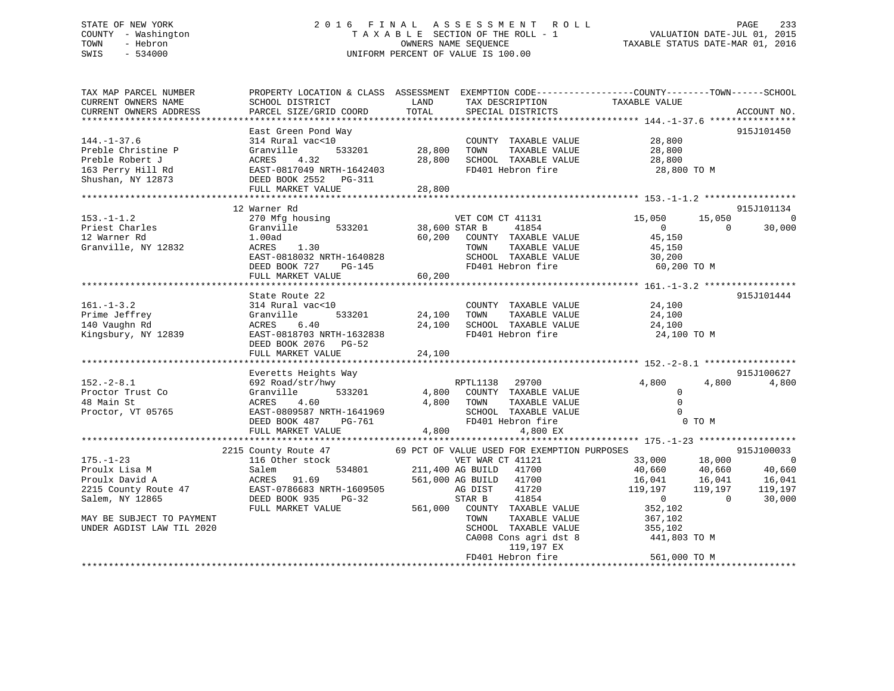STATE OF NEW YORK
COUNTY - Washington
TOWN - Hebron
SWIS - 534000

2016 FINAL ASSESSMENT ROLL
TAXABLE SECTION OF THE ROLL - 1
OWNERS NAME SEQUENCE
UNIFORM PERCENT OF VALUE IS 100.00

VALUATION DATE-JUL 01, 2015
TAXABLE STATUS DATE-MAR 01, 2016

```
TAX MAP PARCEL NUMBER          PROPERTY LOCATION & CLASS  ASSESSMENT  EXEMPTION CODE------------------COUNTY--------TOWN------SCHOOL
CURRENT OWNERS NAME            SCHOOL DISTRICT               LAND      TAX DESCRIPTION            TAXABLE VALUE
CURRENT OWNERS ADDRESS         PARCEL SIZE/GRID COORD       TOTAL      SPECIAL DISTRICTS                                     ACCOUNT NO.
******************************************************************************************************* 144.-1-37.6 ****************
                               East Green Pond Way                                                                          915J101450
144.-1-37.6                    314 Rural vac<10                        COUNTY  TAXABLE VALUE           28,800
Preble Christine P             Granville      533201       28,800      TOWN    TAXABLE VALUE           28,800
Preble Robert J                ACRES    4.32               28,800      SCHOOL  TAXABLE VALUE           28,800
163 Perry Hill Rd              EAST-0817049 NRTH-1642403               FD401 Hebron fire                28,800 TO M
Shushan, NY 12873              DEED BOOK 2552   PG-311
                               FULL MARKET VALUE           28,800
******************************************************************************************************* 153.-1-1.2 *****************
                            12 Warner Rd                                                                                    915J101134
153.-1-1.2                     270 Mfg housing                         VET COM CT 41131           15,050      15,050           0
Priest Charles                 Granville      533201       38,600 STAR B      41854                    0           0      30,000
12 Warner Rd                   1.00ad                      60,200      COUNTY  TAXABLE VALUE           45,150
Granville, NY 12832            ACRES    1.30                           TOWN    TAXABLE VALUE           45,150
                               EAST-0818032 NRTH-1640828               SCHOOL  TAXABLE VALUE           30,200
                               DEED BOOK 727    PG-145                 FD401 Hebron fire                60,200 TO M
                               FULL MARKET VALUE           60,200
******************************************************************************************************* 161.-1-3.2 *****************
                               State Route 22                                                                               915J101444
161.-1-3.2                     314 Rural vac<10                        COUNTY  TAXABLE VALUE           24,100
Prime Jeffrey                  Granville      533201       24,100      TOWN    TAXABLE VALUE           24,100
140 Vaughn Rd                  ACRES    6.40               24,100      SCHOOL  TAXABLE VALUE           24,100
Kingsbury, NY 12839            EAST-0818703 NRTH-1632838               FD401 Hebron fire                24,100 TO M
                               DEED BOOK 2076   PG-52
                               FULL MARKET VALUE           24,100
******************************************************************************************************* 152.-2-8.1 *****************
                               Everetts Heights Way                                                                         915J100627
152.-2-8.1                     692 Road/str/hwy                        RPTL1138   29700            4,800       4,800       4,800
Proctor Trust Co               Granville      533201        4,800      COUNTY  TAXABLE VALUE               0
48 Main St                     ACRES    4.60                4,800      TOWN    TAXABLE VALUE               0
Proctor, VT 05765              EAST-0809587 NRTH-1641969               SCHOOL  TAXABLE VALUE               0
                               DEED BOOK 487    PG-761                 FD401 Hebron fire                    0 TO M
                               FULL MARKET VALUE            4,800                4,800 EX
******************************************************************************************************* 175.-1-23 ******************
                          2215 County Route 47          69 PCT OF VALUE USED FOR EXEMPTION PURPOSES                         915J100033
175.-1-23                      116 Other stock                         VET WAR CT 41121           33,000      18,000           0
Proulx Lisa M                  Salem          534801      211,400 AG BUILD    41700               40,660      40,660      40,660
Proulx David A                 ACRES   91.69              561,000 AG BUILD    41700               16,041      16,041      16,041
2215 County Route 47           EAST-0786683 NRTH-1609505               AG DIST    41720              119,197     119,197     119,197
Salem, NY 12865                DEED BOOK 935    PG-32                  STAR B     41854                    0           0      30,000
                               FULL MARKET VALUE          561,000      COUNTY  TAXABLE VALUE          352,102
MAY BE SUBJECT TO PAYMENT                                              TOWN    TAXABLE VALUE          367,102
UNDER AGDIST LAW TIL 2020                                              SCHOOL  TAXABLE VALUE          355,102
                                                                       CA008 Cons agri dst 8           441,803 TO M
                                                                                119,197 EX
                                                                       FD401 Hebron fire               561,000 TO M
************************************************************************************************************************************
```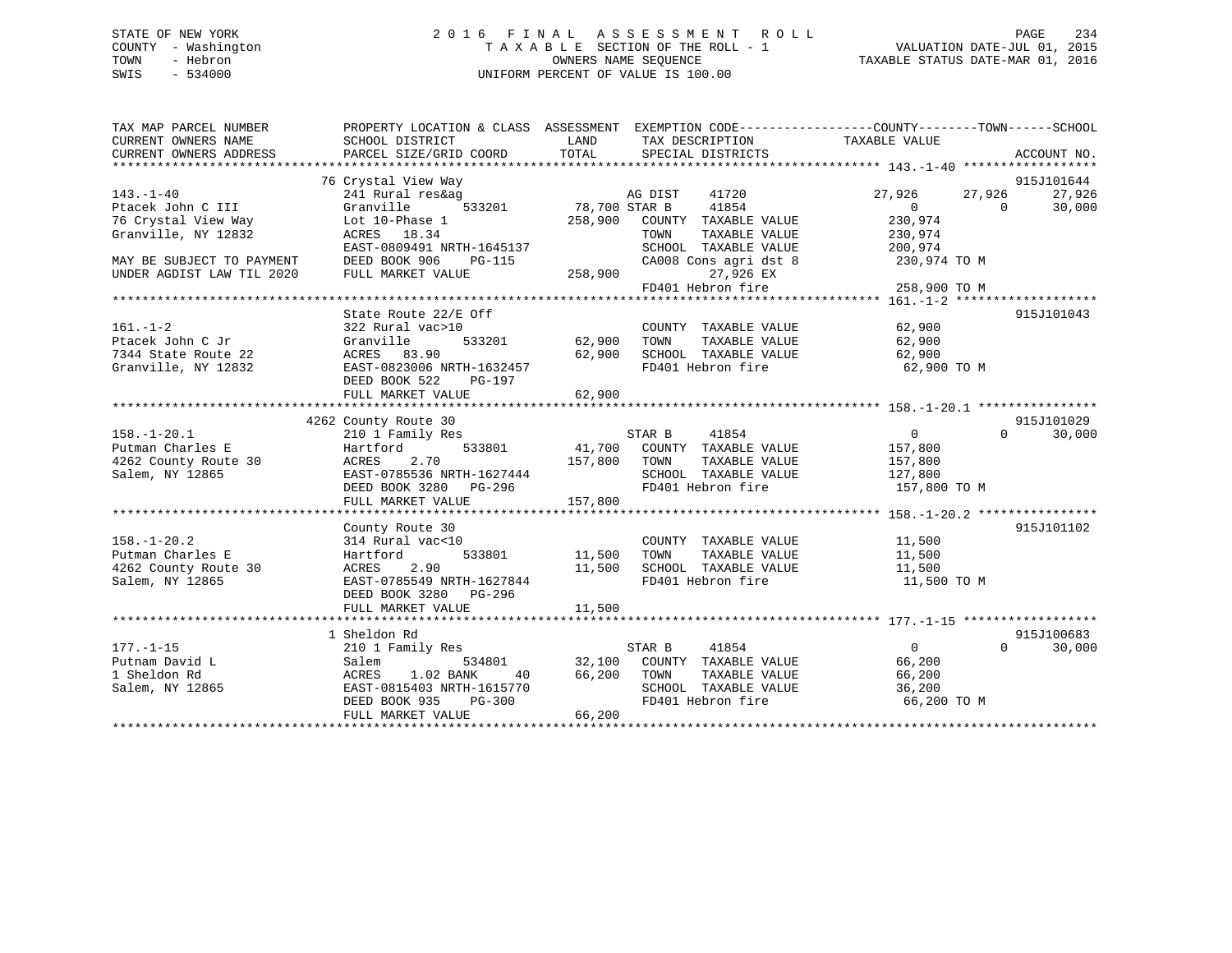STATE OF NEW YORK
COUNTY - Washington
TOWN - Hebron
SWIS - 534000

2016 FINAL ASSESSMENT ROLL
TAXABLE SECTION OF THE ROLL - 1
OWNERS NAME SEQUENCE
UNIFORM PERCENT OF VALUE IS 100.00

VALUATION DATE-JUL 01, 2015
TAXABLE STATUS DATE-MAR 01, 2016

```
TAX MAP PARCEL NUMBER          PROPERTY LOCATION & CLASS  ASSESSMENT  EXEMPTION CODE------------------COUNTY--------TOWN------SCHOOL
CURRENT OWNERS NAME            SCHOOL DISTRICT               LAND      TAX DESCRIPTION              TAXABLE VALUE
CURRENT OWNERS ADDRESS         PARCEL SIZE/GRID COORD        TOTAL     SPECIAL DISTRICTS                                    ACCOUNT NO.
******************************************************************************************************* 143.-1-40 ******************
                               76 Crystal View Way                                                                          915J101644
143.-1-40                      241 Rural res&ag                     AG DIST     41720           27,926      27,926      27,926
Ptacek John C III              Granville       533201        78,700 STAR B      41854                0           0      30,000
76 Crystal View Way            Lot 10-Phase 1               258,900   COUNTY  TAXABLE VALUE         230,974
Granville, NY 12832            ACRES   18.34                          TOWN    TAXABLE VALUE         230,974
                               EAST-0809491 NRTH-1645137              SCHOOL  TAXABLE VALUE         200,974
MAY BE SUBJECT TO PAYMENT      DEED BOOK 906    PG-115                CA008 Cons agri dst 8         230,974 TO M
UNDER AGDIST LAW TIL 2020      FULL MARKET VALUE            258,900          27,926 EX
                                                                      FD401 Hebron fire             258,900 TO M
******************************************************************************************************* 161.-1-2 *******************
                               State Route 22/E Off                                                                         915J101043
161.-1-2                       322 Rural vac>10                       COUNTY  TAXABLE VALUE          62,900
Ptacek John C Jr               Granville       533201        62,900   TOWN    TAXABLE VALUE          62,900
7344 State Route 22            ACRES   83.90                 62,900   SCHOOL  TAXABLE VALUE          62,900
Granville, NY 12832            EAST-0823006 NRTH-1632457              FD401 Hebron fire              62,900 TO M
                               DEED BOOK 522    PG-197
                               FULL MARKET VALUE             62,900
******************************************************************************************************* 158.-1-20.1 ****************
                               4262 County Route 30                                                                         915J101029
158.-1-20.1                    210 1 Family Res                     STAR B      41854                0           0      30,000
Putman Charles E               Hartford        533801        41,700   COUNTY  TAXABLE VALUE         157,800
4262 County Route 30           ACRES    2.70                157,800   TOWN    TAXABLE VALUE         157,800
Salem, NY 12865                EAST-0785536 NRTH-1627444              SCHOOL  TAXABLE VALUE         127,800
                               DEED BOOK 3280   PG-296                FD401 Hebron fire             157,800 TO M
                               FULL MARKET VALUE            157,800
******************************************************************************************************* 158.-1-20.2 ****************
                               County Route 30                                                                              915J101102
158.-1-20.2                    314 Rural vac<10                       COUNTY  TAXABLE VALUE          11,500
Putman Charles E               Hartford        533801        11,500   TOWN    TAXABLE VALUE          11,500
4262 County Route 30           ACRES    2.90                 11,500   SCHOOL  TAXABLE VALUE          11,500
Salem, NY 12865                EAST-0785549 NRTH-1627844              FD401 Hebron fire              11,500 TO M
                               DEED BOOK 3280   PG-296
                               FULL MARKET VALUE             11,500
******************************************************************************************************* 177.-1-15 ******************
                               1 Sheldon Rd                                                                                 915J100683
177.-1-15                      210 1 Family Res                     STAR B      41854                0           0      30,000
Putnam David L                 Salem           534801        32,100   COUNTY  TAXABLE VALUE          66,200
1 Sheldon Rd                   ACRES    1.02 BANK     40     66,200   TOWN    TAXABLE VALUE          66,200
Salem, NY 12865                EAST-0815403 NRTH-1615770              SCHOOL  TAXABLE VALUE          36,200
                               DEED BOOK 935    PG-300                FD401 Hebron fire              66,200 TO M
                               FULL MARKET VALUE             66,200
************************************************************************************************************************************
```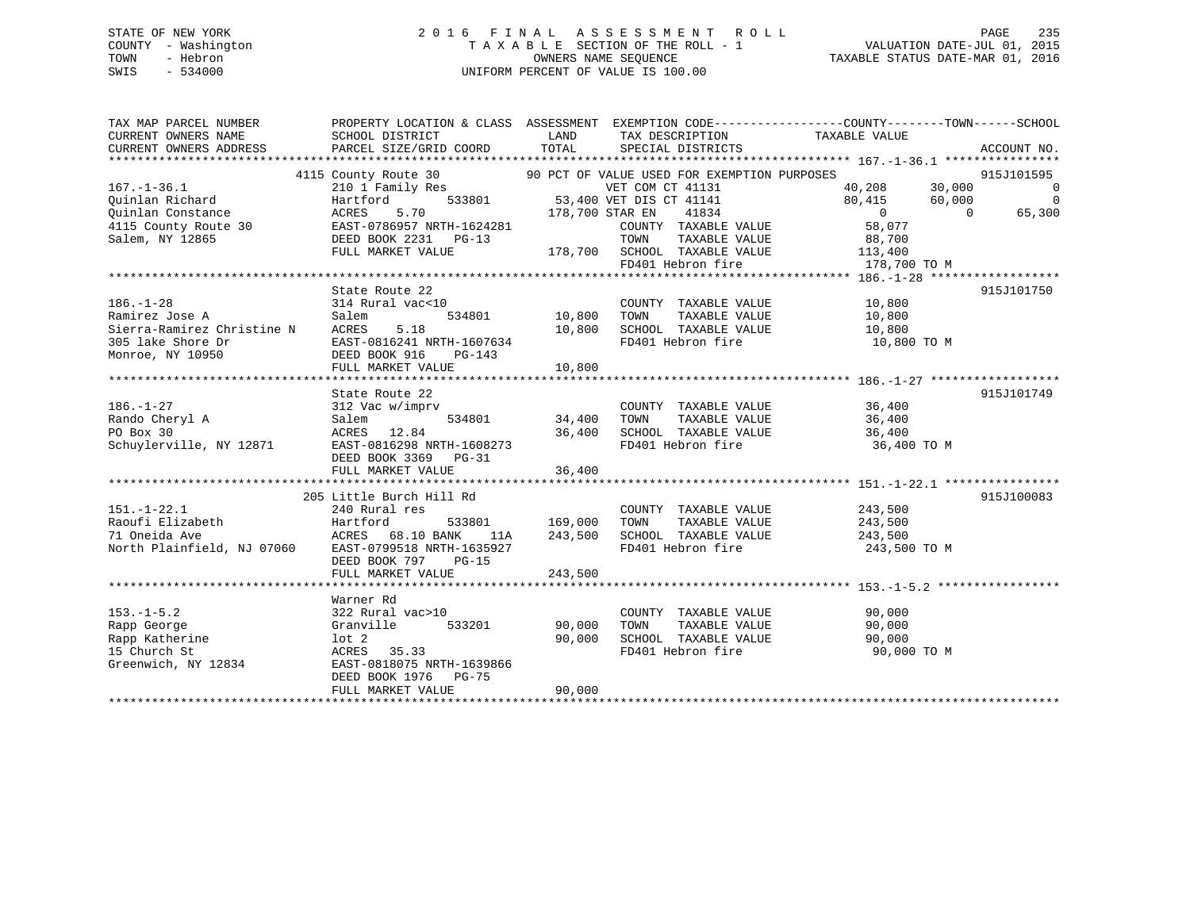STATE OF NEW YORK
COUNTY - Washington
TOWN - Hebron
SWIS - 534000

2016 FINAL ASSESSMENT ROLL
TAXABLE SECTION OF THE ROLL - 1
OWNERS NAME SEQUENCE
UNIFORM PERCENT OF VALUE IS 100.00

VALUATION DATE-JUL 01, 2015
TAXABLE STATUS DATE-MAR 01, 2016

```
TAX MAP PARCEL NUMBER          PROPERTY LOCATION & CLASS  ASSESSMENT  EXEMPTION CODE------------------COUNTY--------TOWN------SCHOOL
CURRENT OWNERS NAME            SCHOOL DISTRICT               LAND      TAX DESCRIPTION              TAXABLE VALUE
CURRENT OWNERS ADDRESS         PARCEL SIZE/GRID COORD        TOTAL     SPECIAL DISTRICTS                                    ACCOUNT NO.
******************************************************************************************************* 167.-1-36.1 ****************
                          4115 County Route 30           90 PCT OF VALUE USED FOR EXEMPTION PURPOSES                      915J101595
167.-1-36.1                    210 1 Family Res                    VET COM CT 41131              40,208     30,000            0
Quinlan Richard                Hartford         533801       53,400 VET DIS CT 41141             80,415     60,000            0
Quinlan Constance              ACRES    5.70               178,700 STAR EN    41834                   0          0       65,300
4115 County Route 30           EAST-0786957 NRTH-1624281            COUNTY  TAXABLE VALUE         58,077
Salem, NY 12865                DEED BOOK 2231   PG-13               TOWN    TAXABLE VALUE         88,700
                               FULL MARKET VALUE           178,700  SCHOOL  TAXABLE VALUE        113,400
                                                                    FD401 Hebron fire            178,700 TO M
******************************************************************************************************* 186.-1-28 ******************
                               State Route 22                                                                       915J101750
186.-1-28                      314 Rural vac<10                     COUNTY  TAXABLE VALUE         10,800
Ramirez Jose A                 Salem            534801       10,800 TOWN    TAXABLE VALUE         10,800
Sierra-Ramirez Christine N     ACRES    5.18                10,800  SCHOOL  TAXABLE VALUE         10,800
305 lake Shore Dr              EAST-0816241 NRTH-1607634            FD401 Hebron fire             10,800 TO M
Monroe, NY 10950               DEED BOOK 916    PG-143
                               FULL MARKET VALUE            10,800
******************************************************************************************************* 186.-1-27 ******************
                               State Route 22                                                                       915J101749
186.-1-27                      312 Vac w/imprv                      COUNTY  TAXABLE VALUE         36,400
Rando Cheryl A                 Salem            534801       34,400 TOWN    TAXABLE VALUE         36,400
PO Box 30                      ACRES   12.84                36,400  SCHOOL  TAXABLE VALUE         36,400
Schuylerville, NY 12871        EAST-0816298 NRTH-1608273            FD401 Hebron fire             36,400 TO M
                               DEED BOOK 3369   PG-31
                               FULL MARKET VALUE            36,400
******************************************************************************************************* 151.-1-22.1 ****************
                          205 Little Burch Hill Rd                                                                  915J100083
151.-1-22.1                    240 Rural res                        COUNTY  TAXABLE VALUE        243,500
Raoufi Elizabeth               Hartford         533801      169,000 TOWN    TAXABLE VALUE        243,500
71 Oneida Ave                  ACRES   68.10 BANK     11A   243,500 SCHOOL  TAXABLE VALUE        243,500
North Plainfield, NJ 07060     EAST-0799518 NRTH-1635927            FD401 Hebron fire            243,500 TO M
                               DEED BOOK 797    PG-15
                               FULL MARKET VALUE           243,500
******************************************************************************************************* 153.-1-5.2 *****************
                               Warner Rd
153.-1-5.2                     322 Rural vac>10                     COUNTY  TAXABLE VALUE         90,000
Rapp George                    Granville        533201       90,000 TOWN    TAXABLE VALUE         90,000
Rapp Katherine                 lot 2                        90,000  SCHOOL  TAXABLE VALUE         90,000
15 Church St                   ACRES   35.33                        FD401 Hebron fire             90,000 TO M
Greenwich, NY 12834            EAST-0818075 NRTH-1639866
                               DEED BOOK 1976   PG-75
                               FULL MARKET VALUE            90,000
************************************************************************************************************************************
```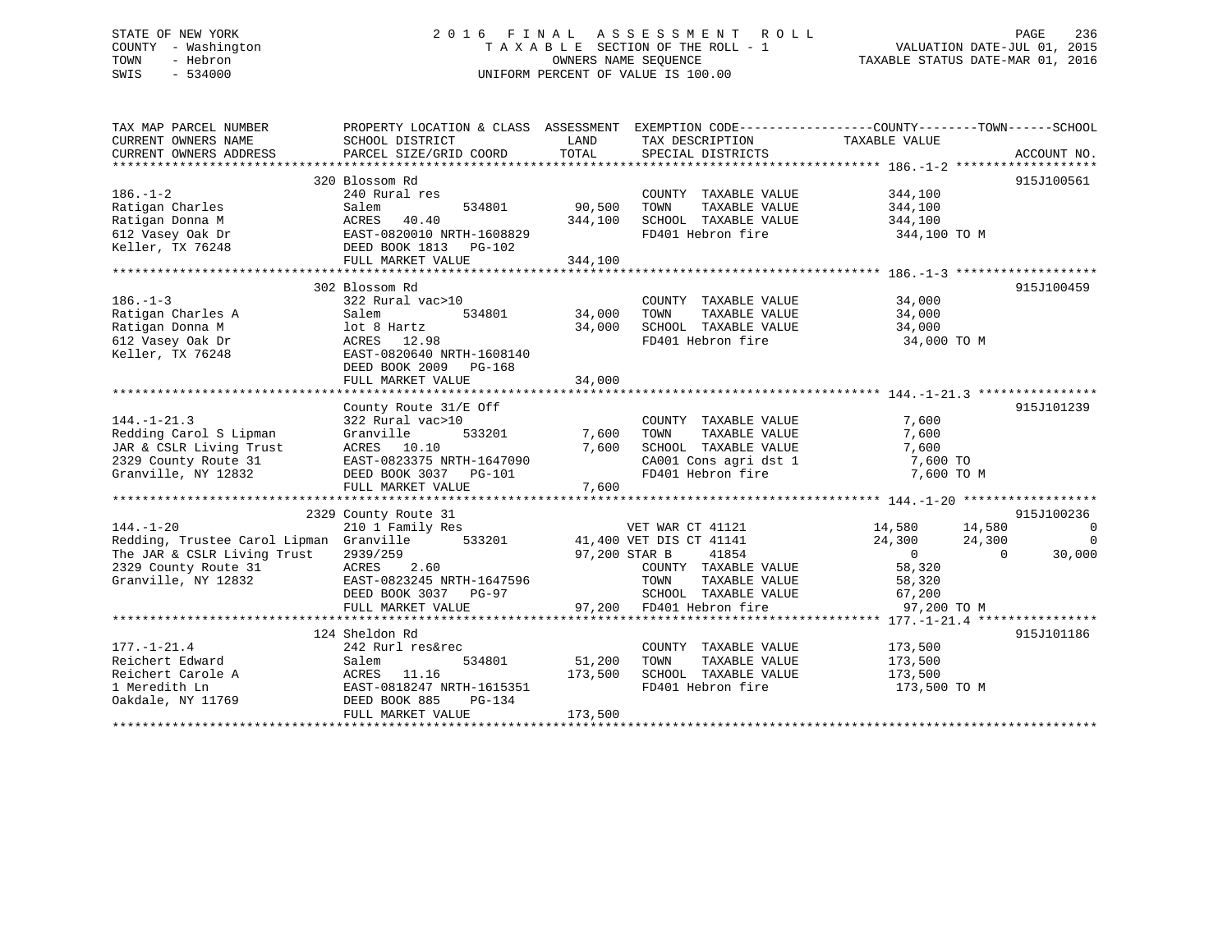STATE OF NEW YORK
COUNTY - Washington
TOWN - Hebron
SWIS - 534000

2016 FINAL ASSESSMENT ROLL
TAXABLE SECTION OF THE ROLL - 1
OWNERS NAME SEQUENCE
UNIFORM PERCENT OF VALUE IS 100.00

VALUATION DATE-JUL 01, 2015
TAXABLE STATUS DATE-MAR 01, 2016

| TAX MAP PARCEL NUMBER / CURRENT OWNERS NAME / CURRENT OWNERS ADDRESS | PROPERTY LOCATION & CLASS / SCHOOL DISTRICT / PARCEL SIZE/GRID COORD | ASSESSMENT LAND / TOTAL | EXEMPTION CODE / TAX DESCRIPTION / SPECIAL DISTRICTS | COUNTY | TOWN | SCHOOL | ACCOUNT NO. |
|---|---|---|---|---|---|---|---|
| | 320 Blossom Rd | | | | | | 915J100561 |
| 186.-1-2 | 240 Rural res | | COUNTY TAXABLE VALUE | 344,100 | | | |
| Ratigan Charles | Salem 534801 | 90,500 | TOWN TAXABLE VALUE | 344,100 | | | |
| Ratigan Donna M | ACRES 40.40 | 344,100 | SCHOOL TAXABLE VALUE | 344,100 | | | |
| 612 Vasey Oak Dr | EAST-0820010 NRTH-1608829 | | FD401 Hebron fire | 344,100 TO M | | | |
| Keller, TX 76248 | DEED BOOK 1813 PG-102 | | | | | | |
| | FULL MARKET VALUE | 344,100 | | | | | |
| | 302 Blossom Rd | | | | | | 915J100459 |
| 186.-1-3 | 322 Rural vac>10 | | COUNTY TAXABLE VALUE | 34,000 | | | |
| Ratigan Charles A | Salem 534801 | 34,000 | TOWN TAXABLE VALUE | 34,000 | | | |
| Ratigan Donna M | lot 8 Hartz | 34,000 | SCHOOL TAXABLE VALUE | 34,000 | | | |
| 612 Vasey Oak Dr | ACRES 12.98 | | FD401 Hebron fire | 34,000 TO M | | | |
| Keller, TX 76248 | EAST-0820640 NRTH-1608140 | | | | | | |
| | DEED BOOK 2009 PG-168 | | | | | | |
| | FULL MARKET VALUE | 34,000 | | | | | |
| | County Route 31/E Off | | | | | | 915J101239 |
| 144.-1-21.3 | 322 Rural vac>10 | | COUNTY TAXABLE VALUE | 7,600 | | | |
| Redding Carol S Lipman | Granville 533201 | 7,600 | TOWN TAXABLE VALUE | 7,600 | | | |
| JAR & CSLR Living Trust | ACRES 10.10 | 7,600 | SCHOOL TAXABLE VALUE | 7,600 | | | |
| 2329 County Route 31 | EAST-0823375 NRTH-1647090 | | CA001 Cons agri dst 1 | 7,600 TO | | | |
| Granville, NY 12832 | DEED BOOK 3037 PG-101 | | FD401 Hebron fire | 7,600 TO M | | | |
| | FULL MARKET VALUE | 7,600 | | | | | |
| | 2329 County Route 31 | | | | | | 915J100236 |
| 144.-1-20 | 210 1 Family Res | | VET WAR CT 41121 | 14,580 | 14,580 | 0 | |
| Redding, Trustee Carol Lipman | Granville 533201 | 41,400 | VET DIS CT 41141 | 24,300 | 24,300 | 0 | |
| The JAR & CSLR Living Trust | 2939/259 | 97,200 | STAR B 41854 | 0 | 0 | 30,000 | |
| 2329 County Route 31 | ACRES 2.60 | | COUNTY TAXABLE VALUE | 58,320 | | | |
| Granville, NY 12832 | EAST-0823245 NRTH-1647596 | | TOWN TAXABLE VALUE | 58,320 | | | |
| | DEED BOOK 3037 PG-97 | | SCHOOL TAXABLE VALUE | 67,200 | | | |
| | FULL MARKET VALUE | 97,200 | FD401 Hebron fire | 97,200 TO M | | | |
| | 124 Sheldon Rd | | | | | | 915J101186 |
| 177.-1-21.4 | 242 Rurl res&rec | | COUNTY TAXABLE VALUE | 173,500 | | | |
| Reichert Edward | Salem 534801 | 51,200 | TOWN TAXABLE VALUE | 173,500 | | | |
| Reichert Carole A | ACRES 11.16 | 173,500 | SCHOOL TAXABLE VALUE | 173,500 | | | |
| 1 Meredith Ln | EAST-0818247 NRTH-1615351 | | FD401 Hebron fire | 173,500 TO M | | | |
| Oakdale, NY 11769 | DEED BOOK 885 PG-134 | | | | | | |
| | FULL MARKET VALUE | 173,500 | | | | | |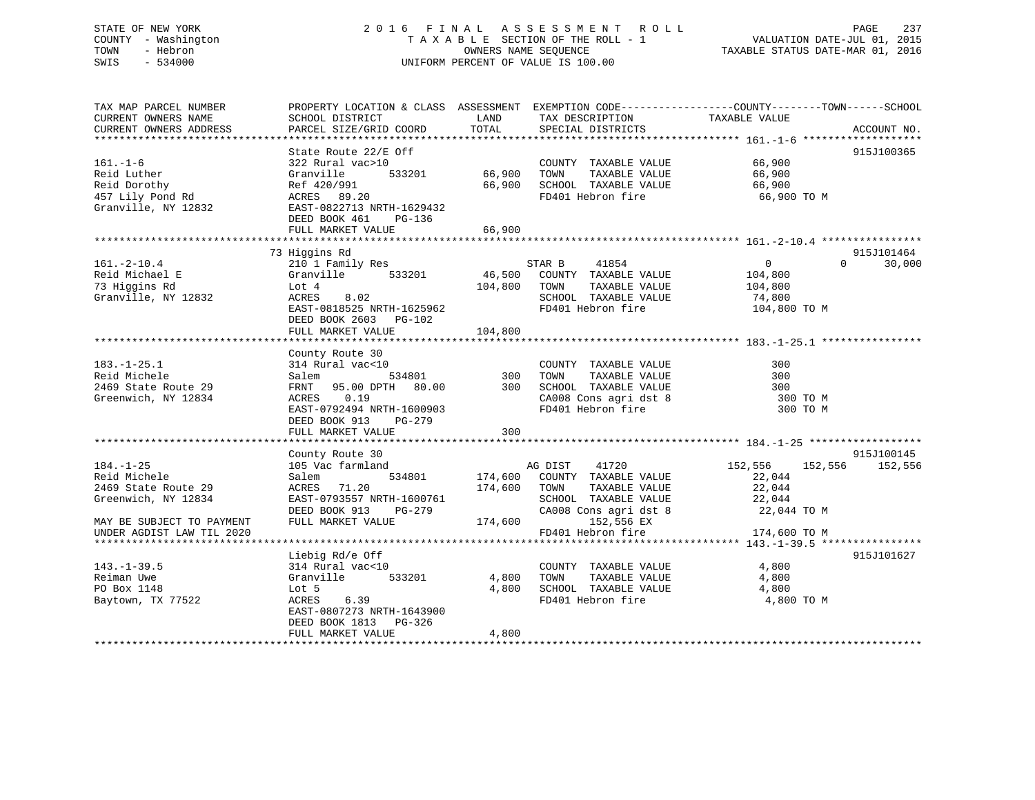STATE OF NEW YORK
COUNTY - Washington
TOWN - Hebron
SWIS - 534000

2016 FINAL ASSESSMENT ROLL
TAXABLE SECTION OF THE ROLL - 1
OWNERS NAME SEQUENCE
UNIFORM PERCENT OF VALUE IS 100.00

VALUATION DATE-JUL 01, 2015
TAXABLE STATUS DATE-MAR 01, 2016

```
TAX MAP PARCEL NUMBER          PROPERTY LOCATION & CLASS  ASSESSMENT  EXEMPTION CODE------------------COUNTY--------TOWN------SCHOOL
CURRENT OWNERS NAME            SCHOOL DISTRICT              LAND      TAX DESCRIPTION              TAXABLE VALUE
CURRENT OWNERS ADDRESS         PARCEL SIZE/GRID COORD       TOTAL     SPECIAL DISTRICTS                                    ACCOUNT NO.
******************************************************************************************************* 161.-1-6 *******************
                               State Route 22/E Off                                                                      915J100365
161.-1-6                       322 Rural vac>10                       COUNTY  TAXABLE VALUE              66,900
Reid Luther                    Granville       533201      66,900     TOWN    TAXABLE VALUE              66,900
Reid Dorothy                   Ref 420/991                 66,900     SCHOOL  TAXABLE VALUE              66,900
457 Lily Pond Rd               ACRES   89.20                          FD401 Hebron fire                   66,900 TO M
Granville, NY 12832            EAST-0822713 NRTH-1629432
                               DEED BOOK 461    PG-136
                               FULL MARKET VALUE           66,900
******************************************************************************************************* 161.-2-10.4 ****************
                               73 Higgins Rd                                                                             915J101464
161.-2-10.4                    210 1 Family Res                       STAR B     41854                    0            0      30,000
Reid Michael E                 Granville       533201      46,500     COUNTY  TAXABLE VALUE             104,800
73 Higgins Rd                  Lot 4                      104,800     TOWN    TAXABLE VALUE             104,800
Granville, NY 12832            ACRES    8.02                          SCHOOL  TAXABLE VALUE              74,800
                               EAST-0818525 NRTH-1625962              FD401 Hebron fire                  104,800 TO M
                               DEED BOOK 2603   PG-102
                               FULL MARKET VALUE          104,800
******************************************************************************************************* 183.-1-25.1 ****************
                               County Route 30
183.-1-25.1                    314 Rural vac<10                       COUNTY  TAXABLE VALUE                 300
Reid Michele                   Salem           534801         300     TOWN    TAXABLE VALUE                 300
2469 State Route 29            FRNT   95.00 DPTH   80.00      300     SCHOOL  TAXABLE VALUE                 300
Greenwich, NY 12834            ACRES    0.19                          CA008 Cons agri dst 8                  300 TO M
                               EAST-0792494 NRTH-1600903              FD401 Hebron fire                      300 TO M
                               DEED BOOK 913    PG-279
                               FULL MARKET VALUE              300
******************************************************************************************************* 184.-1-25 ******************
                               County Route 30                                                                           915J100145
184.-1-25                      105 Vac farmland                       AG DIST    41720              152,556      152,556     152,556
Reid Michele                   Salem           534801     174,600     COUNTY  TAXABLE VALUE              22,044
2469 State Route 29            ACRES   71.20              174,600     TOWN    TAXABLE VALUE              22,044
Greenwich, NY 12834            EAST-0793557 NRTH-1600761              SCHOOL  TAXABLE VALUE              22,044
                               DEED BOOK 913    PG-279                CA008 Cons agri dst 8               22,044 TO M
MAY BE SUBJECT TO PAYMENT      FULL MARKET VALUE          174,600         152,556 EX
UNDER AGDIST LAW TIL 2020                                             FD401 Hebron fire                  174,600 TO M
******************************************************************************************************* 143.-1-39.5 ****************
                               Liebig Rd/e Off                                                                           915J101627
143.-1-39.5                    314 Rural vac<10                       COUNTY  TAXABLE VALUE               4,800
Reiman Uwe                     Granville       533201       4,800     TOWN    TAXABLE VALUE               4,800
PO Box 1148                    Lot 5                        4,800     SCHOOL  TAXABLE VALUE               4,800
Baytown, TX 77522              ACRES    6.39                          FD401 Hebron fire                    4,800 TO M
                               EAST-0807273 NRTH-1643900
                               DEED BOOK 1813   PG-326
                               FULL MARKET VALUE            4,800
************************************************************************************************************************************
```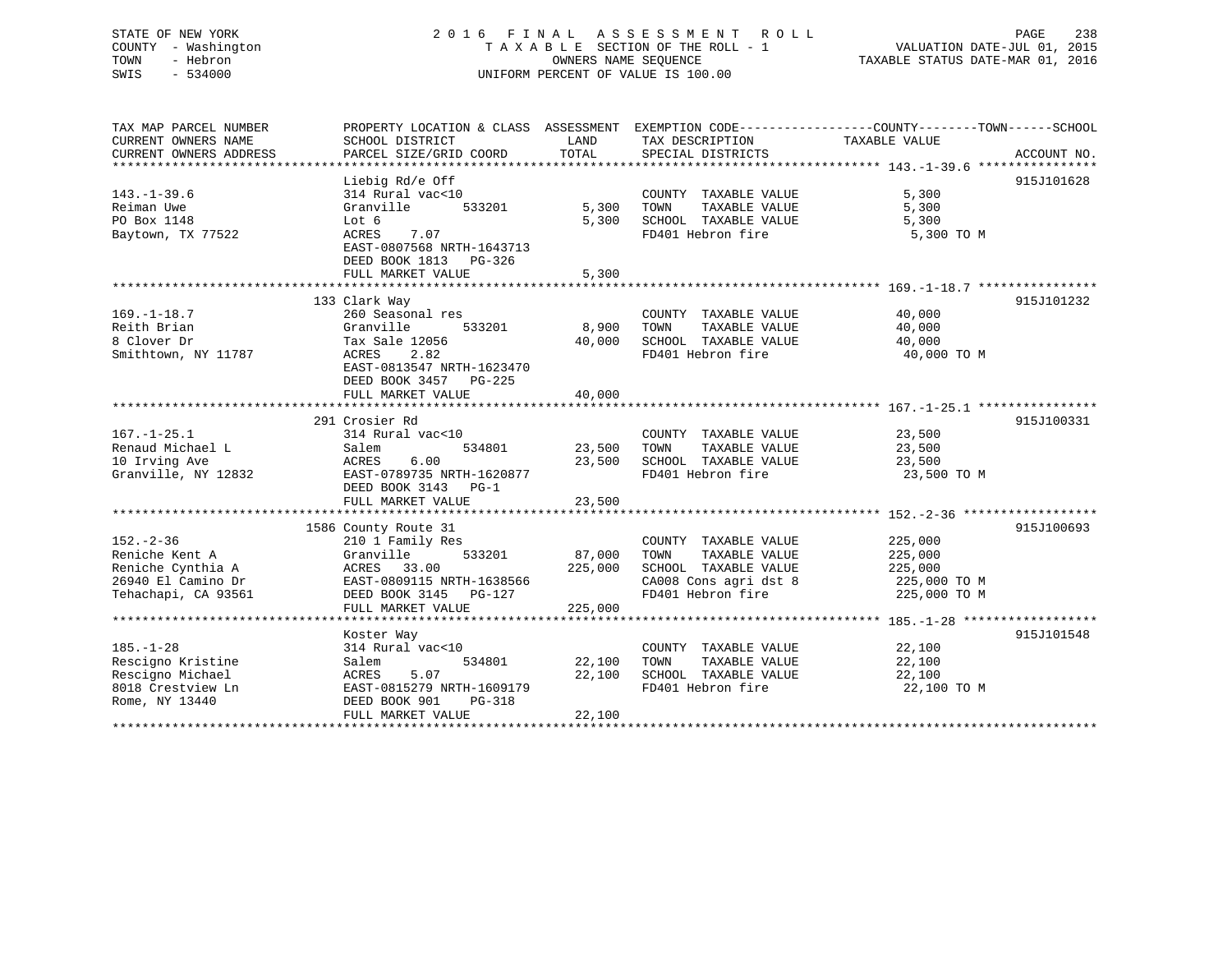STATE OF NEW YORK
COUNTY - Washington
TOWN - Hebron
SWIS - 534000

2016 FINAL ASSESSMENT ROLL
TAXABLE SECTION OF THE ROLL - 1
OWNERS NAME SEQUENCE
UNIFORM PERCENT OF VALUE IS 100.00

VALUATION DATE-JUL 01, 2015
TAXABLE STATUS DATE-MAR 01, 2016

| TAX MAP PARCEL NUMBER / CURRENT OWNERS NAME / CURRENT OWNERS ADDRESS | PROPERTY LOCATION & CLASS / SCHOOL DISTRICT / PARCEL SIZE/GRID COORD | ASSESSMENT LAND / TOTAL | EXEMPTION CODE / TAX DESCRIPTION / SPECIAL DISTRICTS | COUNTY--------TOWN------SCHOOL TAXABLE VALUE | ACCOUNT NO. |
|---|---|---|---|---|---|
| 143.-1-39.6 | Liebig Rd/e Off | | | | 915J101628 |
| | 314 Rural vac<10 | | COUNTY TAXABLE VALUE | 5,300 | |
| Reiman Uwe | Granville 533201 | 5,300 | TOWN TAXABLE VALUE | 5,300 | |
| PO Box 1148 | Lot 6 | 5,300 | SCHOOL TAXABLE VALUE | 5,300 | |
| Baytown, TX 77522 | ACRES 7.07 | | FD401 Hebron fire | 5,300 TO M | |
| | EAST-0807568 NRTH-1643713 | | | | |
| | DEED BOOK 1813 PG-326 | | | | |
| | FULL MARKET VALUE | 5,300 | | | |
| 169.-1-18.7 | 133 Clark Way | | | | 915J101232 |
| | 260 Seasonal res | | COUNTY TAXABLE VALUE | 40,000 | |
| Reith Brian | Granville 533201 | 8,900 | TOWN TAXABLE VALUE | 40,000 | |
| 8 Clover Dr | Tax Sale 12056 | 40,000 | SCHOOL TAXABLE VALUE | 40,000 | |
| Smithtown, NY 11787 | ACRES 2.82 | | FD401 Hebron fire | 40,000 TO M | |
| | EAST-0813547 NRTH-1623470 | | | | |
| | DEED BOOK 3457 PG-225 | | | | |
| | FULL MARKET VALUE | 40,000 | | | |
| 167.-1-25.1 | 291 Crosier Rd | | | | 915J100331 |
| | 314 Rural vac<10 | | COUNTY TAXABLE VALUE | 23,500 | |
| Renaud Michael L | Salem 534801 | 23,500 | TOWN TAXABLE VALUE | 23,500 | |
| 10 Irving Ave | ACRES 6.00 | 23,500 | SCHOOL TAXABLE VALUE | 23,500 | |
| Granville, NY 12832 | EAST-0789735 NRTH-1620877 | | FD401 Hebron fire | 23,500 TO M | |
| | DEED BOOK 3143 PG-1 | | | | |
| | FULL MARKET VALUE | 23,500 | | | |
| 152.-2-36 | 1586 County Route 31 | | | | 915J100693 |
| | 210 1 Family Res | | COUNTY TAXABLE VALUE | 225,000 | |
| Reniche Kent A | Granville 533201 | 87,000 | TOWN TAXABLE VALUE | 225,000 | |
| Reniche Cynthia A | ACRES 33.00 | 225,000 | SCHOOL TAXABLE VALUE | 225,000 | |
| 26940 El Camino Dr | EAST-0809115 NRTH-1638566 | | CA008 Cons agri dst 8 | 225,000 TO M | |
| Tehachapi, CA 93561 | DEED BOOK 3145 PG-127 | | FD401 Hebron fire | 225,000 TO M | |
| | FULL MARKET VALUE | 225,000 | | | |
| 185.-1-28 | Koster Way | | | | 915J101548 |
| | 314 Rural vac<10 | | COUNTY TAXABLE VALUE | 22,100 | |
| Rescigno Kristine | Salem 534801 | 22,100 | TOWN TAXABLE VALUE | 22,100 | |
| Rescigno Michael | ACRES 5.07 | 22,100 | SCHOOL TAXABLE VALUE | 22,100 | |
| 8018 Crestview Ln | EAST-0815279 NRTH-1609179 | | FD401 Hebron fire | 22,100 TO M | |
| Rome, NY 13440 | DEED BOOK 901 PG-318 | | | | |
| | FULL MARKET VALUE | 22,100 | | | |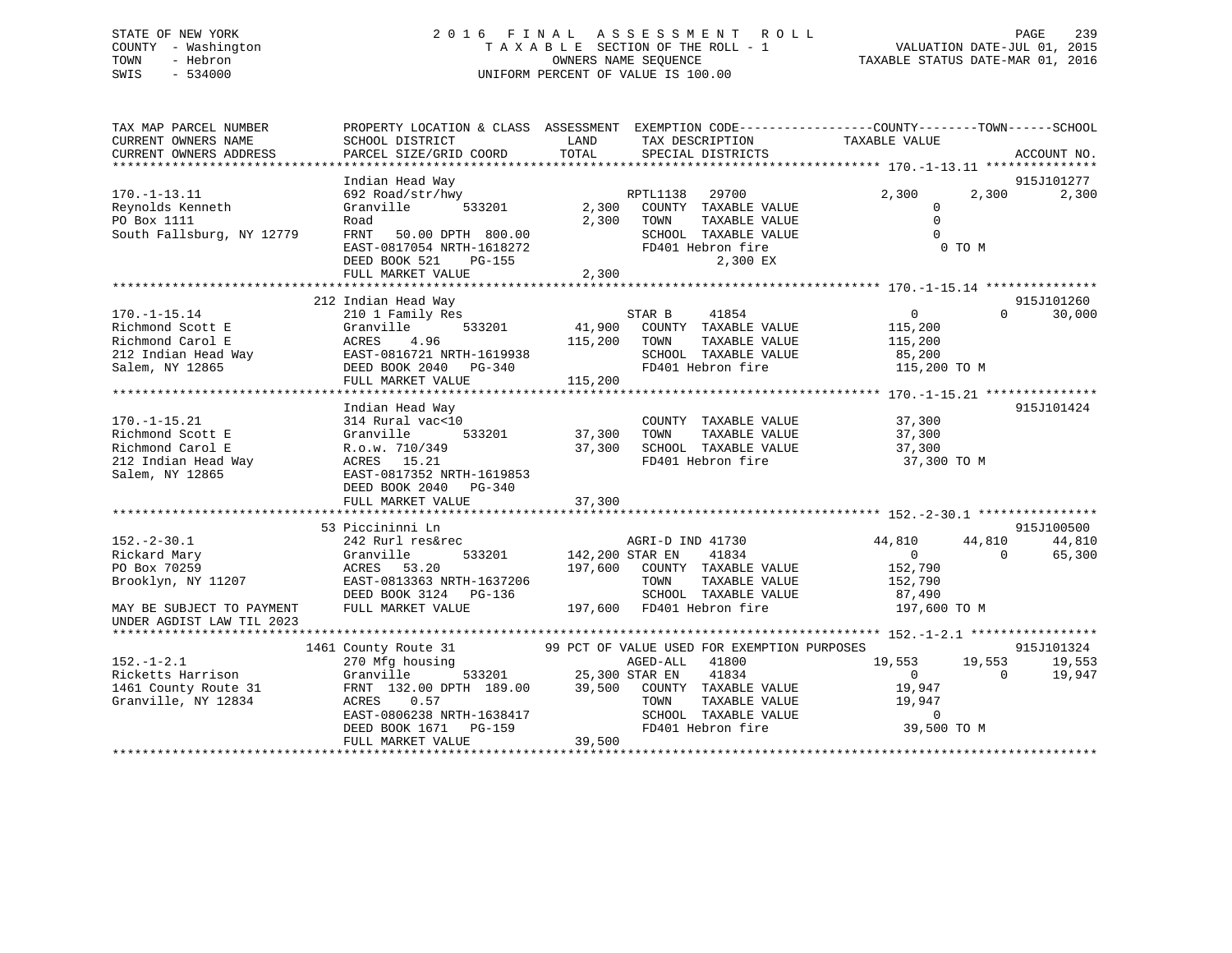STATE OF NEW YORK
COUNTY - Washington
TOWN - Hebron
SWIS - 534000

2 0 1 6 F I N A L A S S E S S M E N T R O L L
T A X A B L E SECTION OF THE ROLL - 1
OWNERS NAME SEQUENCE
UNIFORM PERCENT OF VALUE IS 100.00

VALUATION DATE-JUL 01, 2015
TAXABLE STATUS DATE-MAR 01, 2016

```
TAX MAP PARCEL NUMBER          PROPERTY LOCATION & CLASS  ASSESSMENT  EXEMPTION CODE------------------COUNTY--------TOWN------SCHOOL
CURRENT OWNERS NAME            SCHOOL DISTRICT               LAND      TAX DESCRIPTION            TAXABLE VALUE
CURRENT OWNERS ADDRESS         PARCEL SIZE/GRID COORD        TOTAL     SPECIAL DISTRICTS                                    ACCOUNT NO.
******************************************************************************************************* 170.-1-13.11 ***************
                               Indian Head Way                                                                           915J101277
170.-1-13.11                   692 Road/str/hwy                    RPTL1138    29700            2,300        2,300         2,300
Reynolds Kenneth               Granville        533201      2,300   COUNTY  TAXABLE VALUE              0
PO Box 1111                    Road                         2,300   TOWN    TAXABLE VALUE              0
South Fallsburg, NY 12779      FRNT   50.00 DPTH 800.00             SCHOOL  TAXABLE VALUE              0
                               EAST-0817054 NRTH-1618272            FD401 Hebron fire                   0 TO M
                               DEED BOOK 521    PG-155                     2,300 EX
                               FULL MARKET VALUE            2,300
******************************************************************************************************* 170.-1-15.14 ***************
                             212 Indian Head Way                                                                         915J101260
170.-1-15.14                   210 1 Family Res                    STAR B      41854                0            0        30,000
Richmond Scott E               Granville        533201     41,900   COUNTY  TAXABLE VALUE        115,200
Richmond Carol E               ACRES    4.96              115,200   TOWN    TAXABLE VALUE        115,200
212 Indian Head Way            EAST-0816721 NRTH-1619938            SCHOOL  TAXABLE VALUE         85,200
Salem, NY 12865                DEED BOOK 2040   PG-340              FD401 Hebron fire             115,200 TO M
                               FULL MARKET VALUE          115,200
******************************************************************************************************* 170.-1-15.21 ***************
                               Indian Head Way                                                                           915J101424
170.-1-15.21                   314 Rural vac<10                     COUNTY  TAXABLE VALUE         37,300
Richmond Scott E               Granville        533201     37,300   TOWN    TAXABLE VALUE         37,300
Richmond Carol E               R.o.w. 710/349              37,300   SCHOOL  TAXABLE VALUE         37,300
212 Indian Head Way            ACRES   15.21                        FD401 Hebron fire              37,300 TO M
Salem, NY 12865                EAST-0817352 NRTH-1619853
                               DEED BOOK 2040   PG-340
                               FULL MARKET VALUE           37,300
******************************************************************************************************* 152.-2-30.1 ****************
                              53 Piccininni Ln                                                                           915J100500
152.-2-30.1                    242 Rurl res&rec                    AGRI-D IND 41730             44,810       44,810        44,810
Rickard Mary                   Granville        533201    142,200 STAR EN      41834                0            0        65,300
PO Box 70259                   ACRES   53.20              197,600   COUNTY  TAXABLE VALUE        152,790
Brooklyn, NY 11207             EAST-0813363 NRTH-1637206            TOWN    TAXABLE VALUE        152,790
                               DEED BOOK 3124   PG-136              SCHOOL  TAXABLE VALUE         87,490
MAY BE SUBJECT TO PAYMENT      FULL MARKET VALUE          197,600   FD401 Hebron fire             197,600 TO M
UNDER AGDIST LAW TIL 2023
******************************************************************************************************* 152.-1-2.1 *****************
                            1461 County Route 31           99 PCT OF VALUE USED FOR EXEMPTION PURPOSES                   915J101324
152.-1-2.1                     270 Mfg housing                     AGED-ALL    41800            19,553       19,553        19,553
Ricketts Harrison              Granville        533201     25,300 STAR EN      41834                0            0        19,947
1461 County Route 31           FRNT 132.00 DPTH 189.00     39,500   COUNTY  TAXABLE VALUE         19,947
Granville, NY 12834            ACRES    0.57                        TOWN    TAXABLE VALUE         19,947
                               EAST-0806238 NRTH-1638417            SCHOOL  TAXABLE VALUE              0
                               DEED BOOK 1671   PG-159              FD401 Hebron fire              39,500 TO M
                               FULL MARKET VALUE           39,500
************************************************************************************************************************************
```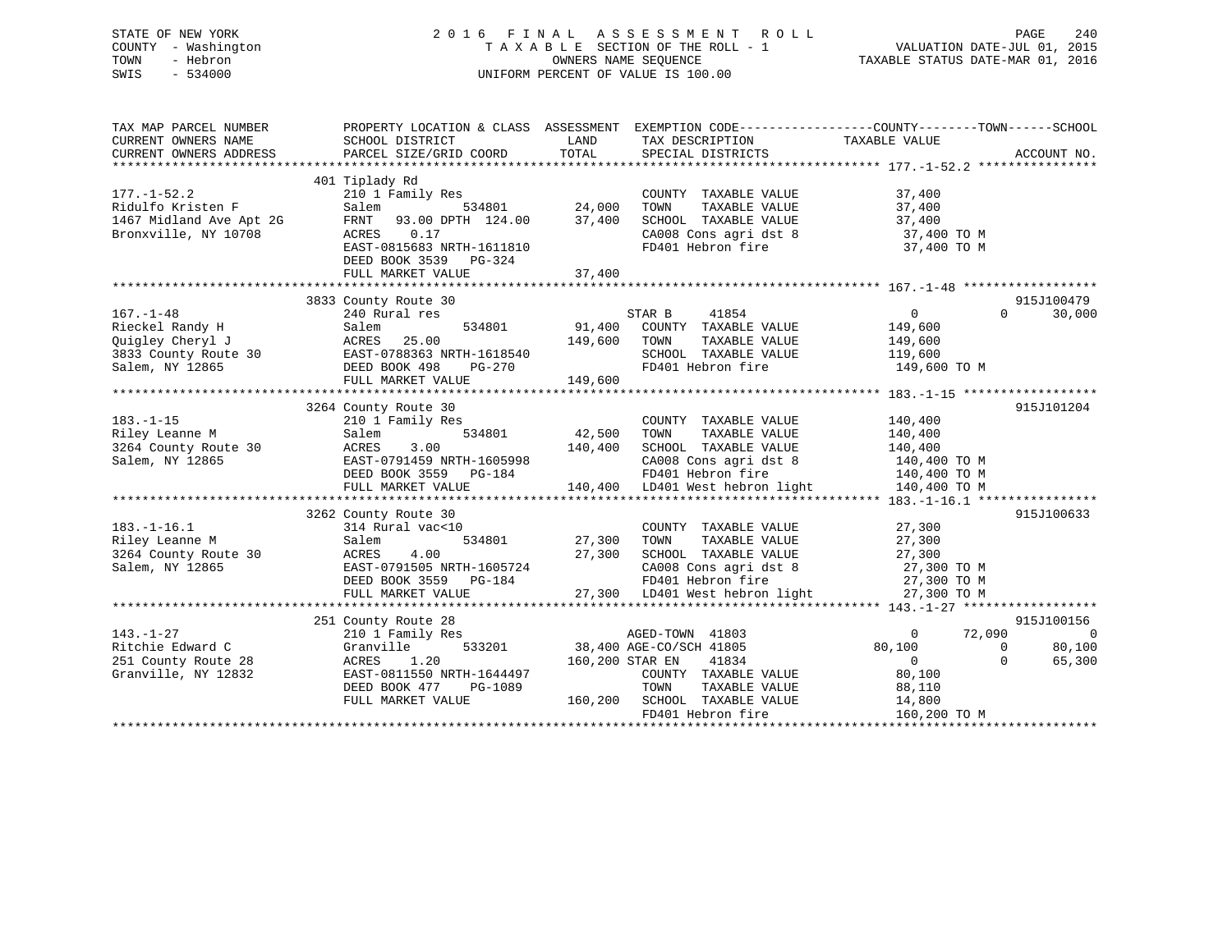STATE OF NEW YORK
COUNTY - Washington
TOWN - Hebron
SWIS - 534000

# 2016 FINAL ASSESSMENT ROLL

TAXABLE SECTION OF THE ROLL - 1
OWNERS NAME SEQUENCE
UNIFORM PERCENT OF VALUE IS 100.00

VALUATION DATE-JUL 01, 2015
TAXABLE STATUS DATE-MAR 01, 2016

| TAX MAP PARCEL NUMBER / CURRENT OWNERS NAME / CURRENT OWNERS ADDRESS | PROPERTY LOCATION & CLASS / SCHOOL DISTRICT / PARCEL SIZE/GRID COORD | ASSESSMENT LAND / TOTAL | EXEMPTION CODE / TAX DESCRIPTION / SPECIAL DISTRICTS | COUNTY TAXABLE VALUE | TOWN | SCHOOL | ACCOUNT NO. |
|---|---|---|---|---|---|---|---|
| **177.-1-52.2** | 401 Tiplady Rd | | | | | | |
| 177.-1-52.2 | 210 1 Family Res | | COUNTY TAXABLE VALUE | 37,400 | | | |
| Ridulfo Kristen F | Salem 534801 | 24,000 | TOWN TAXABLE VALUE | 37,400 | | | |
| 1467 Midland Ave Apt 2G | FRNT 93.00 DPTH 124.00 | 37,400 | SCHOOL TAXABLE VALUE | 37,400 | | | |
| Bronxville, NY 10708 | ACRES 0.17 | | CA008 Cons agri dst 8 | 37,400 TO M | | | |
| | EAST-0815683 NRTH-1611810 | | FD401 Hebron fire | 37,400 TO M | | | |
| | DEED BOOK 3539 PG-324 | | | | | | |
| | FULL MARKET VALUE | 37,400 | | | | | |
| **167.-1-48** | 3833 County Route 30 | | | | | | 915J100479 |
| 167.-1-48 | 240 Rural res | | STAR B 41854 | 0 | 0 | 30,000 | |
| Rieckel Randy H | Salem 534801 | 91,400 | COUNTY TAXABLE VALUE | 149,600 | | | |
| Quigley Cheryl J | ACRES 25.00 | 149,600 | TOWN TAXABLE VALUE | 149,600 | | | |
| 3833 County Route 30 | EAST-0788363 NRTH-1618540 | | SCHOOL TAXABLE VALUE | 119,600 | | | |
| Salem, NY 12865 | DEED BOOK 498 PG-270 | | FD401 Hebron fire | 149,600 TO M | | | |
| | FULL MARKET VALUE | 149,600 | | | | | |
| **183.-1-15** | 3264 County Route 30 | | | | | | 915J101204 |
| 183.-1-15 | 210 1 Family Res | | COUNTY TAXABLE VALUE | 140,400 | | | |
| Riley Leanne M | Salem 534801 | 42,500 | TOWN TAXABLE VALUE | 140,400 | | | |
| 3264 County Route 30 | ACRES 3.00 | 140,400 | SCHOOL TAXABLE VALUE | 140,400 | | | |
| Salem, NY 12865 | EAST-0791459 NRTH-1605998 | | CA008 Cons agri dst 8 | 140,400 TO M | | | |
| | DEED BOOK 3559 PG-184 | | FD401 Hebron fire | 140,400 TO M | | | |
| | FULL MARKET VALUE | 140,400 | LD401 West hebron light | 140,400 TO M | | | |
| **183.-1-16.1** | 3262 County Route 30 | | | | | | 915J100633 |
| 183.-1-16.1 | 314 Rural vac<10 | | COUNTY TAXABLE VALUE | 27,300 | | | |
| Riley Leanne M | Salem 534801 | 27,300 | TOWN TAXABLE VALUE | 27,300 | | | |
| 3264 County Route 30 | ACRES 4.00 | 27,300 | SCHOOL TAXABLE VALUE | 27,300 | | | |
| Salem, NY 12865 | EAST-0791505 NRTH-1605724 | | CA008 Cons agri dst 8 | 27,300 TO M | | | |
| | DEED BOOK 3559 PG-184 | | FD401 Hebron fire | 27,300 TO M | | | |
| | FULL MARKET VALUE | 27,300 | LD401 West hebron light | 27,300 TO M | | | |
| **143.-1-27** | 251 County Route 28 | | | | | | 915J100156 |
| 143.-1-27 | 210 1 Family Res | | AGED-TOWN 41803 | 0 | 72,090 | 0 | |
| Ritchie Edward C | Granville 533201 | 38,400 | AGE-CO/SCH 41805 | 80,100 | 0 | 80,100 | |
| 251 County Route 28 | ACRES 1.20 | 160,200 | STAR EN 41834 | 0 | 0 | 65,300 | |
| Granville, NY 12832 | EAST-0811550 NRTH-1644497 | | COUNTY TAXABLE VALUE | 80,100 | | | |
| | DEED BOOK 477 PG-1089 | | TOWN TAXABLE VALUE | 88,110 | | | |
| | FULL MARKET VALUE | 160,200 | SCHOOL TAXABLE VALUE | 14,800 | | | |
| | | | FD401 Hebron fire | 160,200 TO M | | | |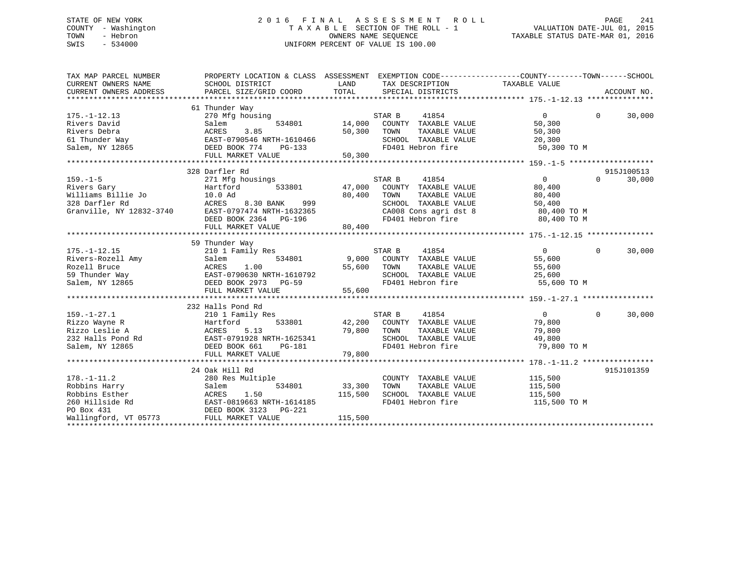STATE OF NEW YORK
COUNTY - Washington
TOWN - Hebron
SWIS - 534000

2016 FINAL ASSESSMENT ROLL
TAXABLE SECTION OF THE ROLL - 1
OWNERS NAME SEQUENCE
UNIFORM PERCENT OF VALUE IS 100.00

VALUATION DATE-JUL 01, 2015
TAXABLE STATUS DATE-MAR 01, 2016

| TAX MAP PARCEL NUMBER / CURRENT OWNERS NAME / CURRENT OWNERS ADDRESS | PROPERTY LOCATION & CLASS / SCHOOL DISTRICT / PARCEL SIZE/GRID COORD | ASSESSMENT LAND | TOTAL | EXEMPTION CODE / TAX DESCRIPTION / SPECIAL DISTRICTS | COUNTY TAXABLE VALUE | TOWN | SCHOOL / ACCOUNT NO. |
|---|---|---|---|---|---|---|---|
| **175.-1-12.13** | 61 Thunder Way | | | | | | |
| 175.-1-12.13 | 270 Mfg housing | | | STAR B 41854 | 0 | 0 | 30,000 |
| Rivers David | Salem 534801 | 14,000 | | COUNTY TAXABLE VALUE | 50,300 | | |
| Rivers Debra | ACRES 3.85 | | 50,300 | TOWN TAXABLE VALUE | 50,300 | | |
| 61 Thunder Way | EAST-0790546 NRTH-1610466 | | | SCHOOL TAXABLE VALUE | 20,300 | | |
| Salem, NY 12865 | DEED BOOK 774 PG-133 | | | FD401 Hebron fire | 50,300 TO M | | |
| | FULL MARKET VALUE | | 50,300 | | | | |
| **159.-1-5** | 328 Darfler Rd | | | | | | 915J100513 |
| 159.-1-5 | 271 Mfg housings | | | STAR B 41854 | 0 | 0 | 30,000 |
| Rivers Gary | Hartford 533801 | 47,000 | | COUNTY TAXABLE VALUE | 80,400 | | |
| Williams Billie Jo | 10.0 Ad | | 80,400 | TOWN TAXABLE VALUE | 80,400 | | |
| 328 Darfler Rd | ACRES 8.30 BANK 999 | | | SCHOOL TAXABLE VALUE | 50,400 | | |
| Granville, NY 12832-3740 | EAST-0797474 NRTH-1632365 | | | CA008 Cons agri dst 8 | 80,400 TO M | | |
| | DEED BOOK 2364 PG-196 | | | FD401 Hebron fire | 80,400 TO M | | |
| | FULL MARKET VALUE | | 80,400 | | | | |
| **175.-1-12.15** | 59 Thunder Way | | | | | | |
| 175.-1-12.15 | 210 1 Family Res | | | STAR B 41854 | 0 | 0 | 30,000 |
| Rivers-Rozell Amy | Salem 534801 | 9,000 | | COUNTY TAXABLE VALUE | 55,600 | | |
| Rozell Bruce | ACRES 1.00 | | 55,600 | TOWN TAXABLE VALUE | 55,600 | | |
| 59 Thunder Way | EAST-0790630 NRTH-1610792 | | | SCHOOL TAXABLE VALUE | 25,600 | | |
| Salem, NY 12865 | DEED BOOK 2973 PG-59 | | | FD401 Hebron fire | 55,600 TO M | | |
| | FULL MARKET VALUE | | 55,600 | | | | |
| **159.-1-27.1** | 232 Halls Pond Rd | | | | | | |
| 159.-1-27.1 | 210 1 Family Res | | | STAR B 41854 | 0 | 0 | 30,000 |
| Rizzo Wayne R | Hartford 533801 | 42,200 | | COUNTY TAXABLE VALUE | 79,800 | | |
| Rizzo Leslie A | ACRES 5.13 | | 79,800 | TOWN TAXABLE VALUE | 79,800 | | |
| 232 Halls Pond Rd | EAST-0791928 NRTH-1625341 | | | SCHOOL TAXABLE VALUE | 49,800 | | |
| Salem, NY 12865 | DEED BOOK 661 PG-181 | | | FD401 Hebron fire | 79,800 TO M | | |
| | FULL MARKET VALUE | | 79,800 | | | | |
| **178.-1-11.2** | 24 Oak Hill Rd | | | | | | 915J101359 |
| 178.-1-11.2 | 280 Res Multiple | | | COUNTY TAXABLE VALUE | 115,500 | | |
| Robbins Harry | Salem 534801 | 33,300 | | TOWN TAXABLE VALUE | 115,500 | | |
| Robbins Esther | ACRES 1.50 | | 115,500 | SCHOOL TAXABLE VALUE | 115,500 | | |
| 260 Hillside Rd | EAST-0819663 NRTH-1614185 | | | FD401 Hebron fire | 115,500 TO M | | |
| PO Box 431 | DEED BOOK 3123 PG-221 | | | | | | |
| Wallingford, VT 05773 | FULL MARKET VALUE | | 115,500 | | | | |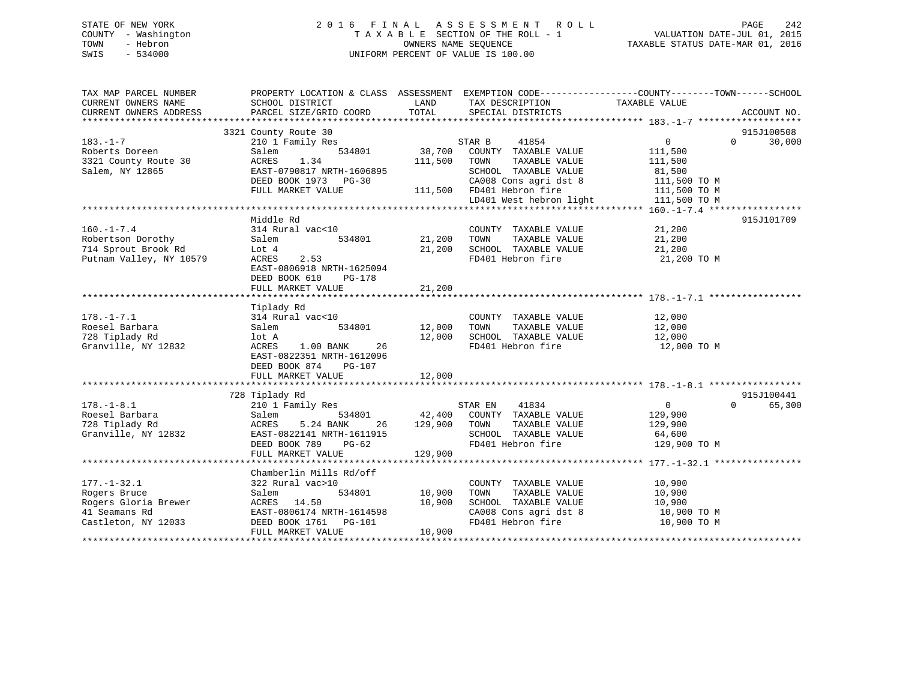STATE OF NEW YORK
COUNTY - Washington
TOWN - Hebron
SWIS - 534000

2016 FINAL ASSESSMENT ROLL
TAXABLE SECTION OF THE ROLL - 1
OWNERS NAME SEQUENCE
UNIFORM PERCENT OF VALUE IS 100.00

VALUATION DATE-JUL 01, 2015
TAXABLE STATUS DATE-MAR 01, 2016

```
TAX MAP PARCEL NUMBER          PROPERTY LOCATION & CLASS  ASSESSMENT  EXEMPTION CODE------------------COUNTY--------TOWN------SCHOOL
CURRENT OWNERS NAME            SCHOOL DISTRICT            LAND        TAX DESCRIPTION              TAXABLE VALUE
CURRENT OWNERS ADDRESS         PARCEL SIZE/GRID COORD     TOTAL       SPECIAL DISTRICTS                                     ACCOUNT NO.
******************************************************************************************************* 183.-1-7 *******************
                               3321 County Route 30                                                                          915J100508
183.-1-7                       210 1 Family Res                       STAR B     41854               0           0      30,000
Roberts Doreen                 Salem          534801       38,700     COUNTY  TAXABLE VALUE        111,500
3321 County Route 30           ACRES    1.34              111,500     TOWN    TAXABLE VALUE        111,500
Salem, NY 12865                EAST-0790817 NRTH-1606895              SCHOOL  TAXABLE VALUE         81,500
                               DEED BOOK 1973   PG-30                 CA008 Cons agri dst 8         111,500 TO M
                               FULL MARKET VALUE          111,500     FD401 Hebron fire             111,500 TO M
                                                                      LD401 West hebron light       111,500 TO M
******************************************************************************************************* 160.-1-7.4 *****************
                               Middle Rd                                                                                     915J101709
160.-1-7.4                     314 Rural vac<10                       COUNTY  TAXABLE VALUE         21,200
Robertson Dorothy              Salem          534801       21,200     TOWN    TAXABLE VALUE         21,200
714 Sprout Brook Rd            Lot 4                       21,200     SCHOOL  TAXABLE VALUE         21,200
Putnam Valley, NY 10579        ACRES    2.53                          FD401 Hebron fire              21,200 TO M
                               EAST-0806918 NRTH-1625094
                               DEED BOOK 610    PG-178
                               FULL MARKET VALUE           21,200
******************************************************************************************************* 178.-1-7.1 *****************
                               Tiplady Rd
178.-1-7.1                     314 Rural vac<10                       COUNTY  TAXABLE VALUE         12,000
Roesel Barbara                 Salem          534801       12,000     TOWN    TAXABLE VALUE         12,000
728 Tiplady Rd                 lot A                       12,000     SCHOOL  TAXABLE VALUE         12,000
Granville, NY 12832            ACRES    1.00 BANK     26              FD401 Hebron fire              12,000 TO M
                               EAST-0822351 NRTH-1612096
                               DEED BOOK 874    PG-107
                               FULL MARKET VALUE           12,000
******************************************************************************************************* 178.-1-8.1 *****************
                               728 Tiplady Rd                                                                                915J100441
178.-1-8.1                     210 1 Family Res                       STAR EN    41834               0           0      65,300
Roesel Barbara                 Salem          534801       42,400     COUNTY  TAXABLE VALUE        129,900
728 Tiplady Rd                 ACRES    5.24 BANK     26  129,900     TOWN    TAXABLE VALUE        129,900
Granville, NY 12832            EAST-0822141 NRTH-1611915              SCHOOL  TAXABLE VALUE         64,600
                               DEED BOOK 789    PG-62                 FD401 Hebron fire             129,900 TO M
                               FULL MARKET VALUE          129,900
******************************************************************************************************* 177.-1-32.1 ****************
                               Chamberlin Mills Rd/off
177.-1-32.1                    322 Rural vac>10                       COUNTY  TAXABLE VALUE         10,900
Rogers Bruce                   Salem          534801       10,900     TOWN    TAXABLE VALUE         10,900
Rogers Gloria Brewer           ACRES   14.50               10,900     SCHOOL  TAXABLE VALUE         10,900
41 Seamans Rd                  EAST-0806174 NRTH-1614598              CA008 Cons agri dst 8          10,900 TO M
Castleton, NY 12033            DEED BOOK 1761   PG-101                FD401 Hebron fire              10,900 TO M
                               FULL MARKET VALUE           10,900
************************************************************************************************************************************
```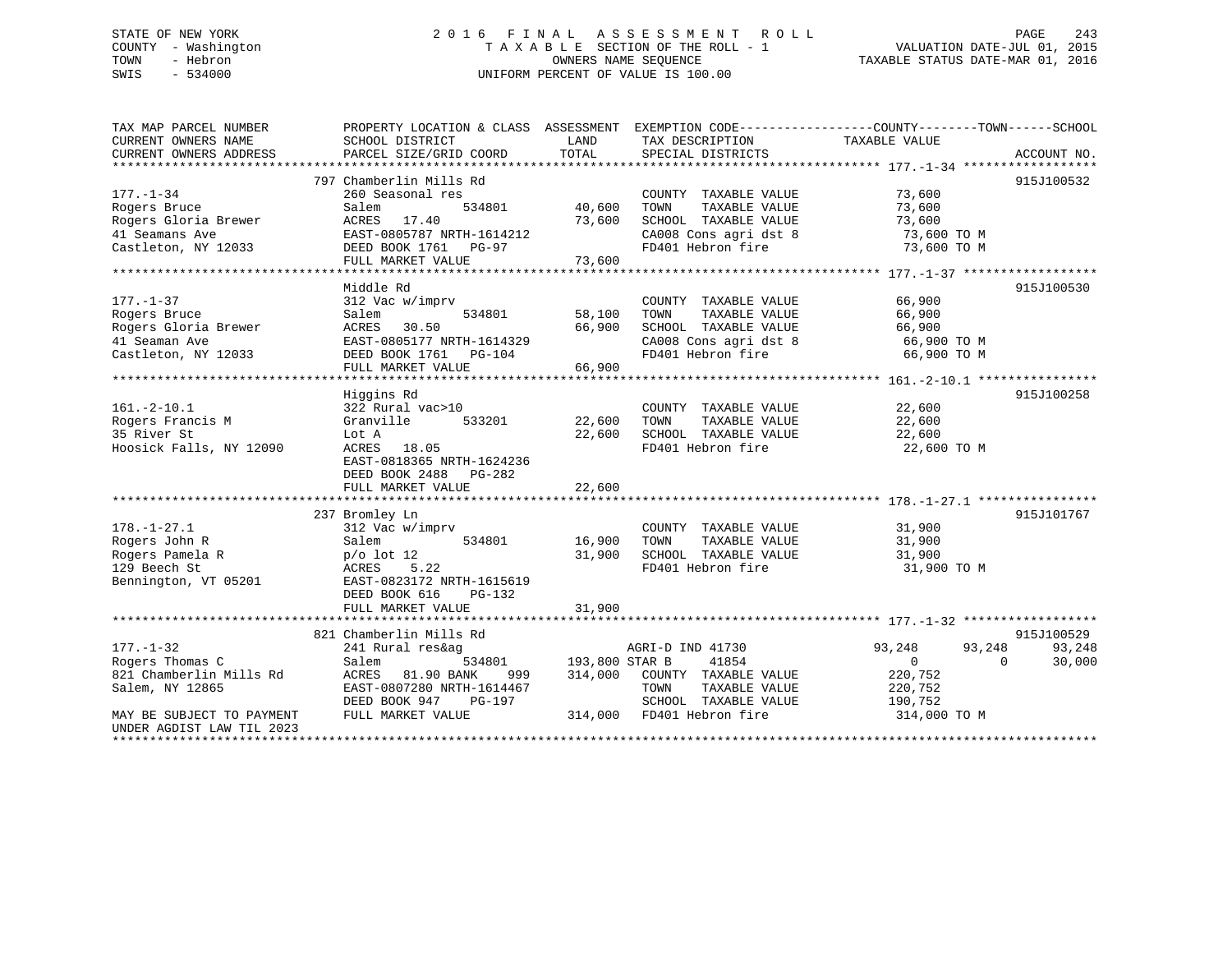STATE OF NEW YORK
COUNTY - Washington
TOWN - Hebron
SWIS - 534000

2016 FINAL ASSESSMENT ROLL
TAXABLE SECTION OF THE ROLL - 1
OWNERS NAME SEQUENCE
UNIFORM PERCENT OF VALUE IS 100.00

VALUATION DATE-JUL 01, 2015
TAXABLE STATUS DATE-MAR 01, 2016

| TAX MAP PARCEL NUMBER / CURRENT OWNERS NAME / CURRENT OWNERS ADDRESS | PROPERTY LOCATION & CLASS / SCHOOL DISTRICT / PARCEL SIZE/GRID COORD | ASSESSMENT LAND | TOTAL | EXEMPTION CODE / TAX DESCRIPTION / SPECIAL DISTRICTS | COUNTY TAXABLE VALUE | TOWN | SCHOOL | ACCOUNT NO. |
|---|---|---|---|---|---|---|---|---|
| | 797 Chamberlin Mills Rd | | | | | | | 915J100532 |
| 177.-1-34 | 260 Seasonal res | | | COUNTY TAXABLE VALUE | 73,600 | | | |
| Rogers Bruce | Salem 534801 | 40,600 | | TOWN TAXABLE VALUE | 73,600 | | | |
| Rogers Gloria Brewer | ACRES 17.40 | | 73,600 | SCHOOL TAXABLE VALUE | 73,600 | | | |
| 41 Seamans Ave | EAST-0805787 NRTH-1614212 | | | CA008 Cons agri dst 8 | 73,600 TO M | | | |
| Castleton, NY 12033 | DEED BOOK 1761 PG-97 | | | FD401 Hebron fire | 73,600 TO M | | | |
| | FULL MARKET VALUE | | 73,600 | | | | | |
| | Middle Rd | | | | | | | 915J100530 |
| 177.-1-37 | 312 Vac w/imprv | | | COUNTY TAXABLE VALUE | 66,900 | | | |
| Rogers Bruce | Salem 534801 | 58,100 | | TOWN TAXABLE VALUE | 66,900 | | | |
| Rogers Gloria Brewer | ACRES 30.50 | | 66,900 | SCHOOL TAXABLE VALUE | 66,900 | | | |
| 41 Seaman Ave | EAST-0805177 NRTH-1614329 | | | CA008 Cons agri dst 8 | 66,900 TO M | | | |
| Castleton, NY 12033 | DEED BOOK 1761 PG-104 | | | FD401 Hebron fire | 66,900 TO M | | | |
| | FULL MARKET VALUE | | 66,900 | | | | | |
| | Higgins Rd | | | | | | | 915J100258 |
| 161.-2-10.1 | 322 Rural vac>10 | | | COUNTY TAXABLE VALUE | 22,600 | | | |
| Rogers Francis M | Granville 533201 | 22,600 | | TOWN TAXABLE VALUE | 22,600 | | | |
| 35 River St | Lot A | | 22,600 | SCHOOL TAXABLE VALUE | 22,600 | | | |
| Hoosick Falls, NY 12090 | ACRES 18.05 | | | FD401 Hebron fire | 22,600 TO M | | | |
| | EAST-0818365 NRTH-1624236 | | | | | | | |
| | DEED BOOK 2488 PG-282 | | | | | | | |
| | FULL MARKET VALUE | | 22,600 | | | | | |
| | 237 Bromley Ln | | | | | | | 915J101767 |
| 178.-1-27.1 | 312 Vac w/imprv | | | COUNTY TAXABLE VALUE | 31,900 | | | |
| Rogers John R | Salem 534801 | 16,900 | | TOWN TAXABLE VALUE | 31,900 | | | |
| Rogers Pamela R | p/o lot 12 | | 31,900 | SCHOOL TAXABLE VALUE | 31,900 | | | |
| 129 Beech St | ACRES 5.22 | | | FD401 Hebron fire | 31,900 TO M | | | |
| Bennington, VT 05201 | EAST-0823172 NRTH-1615619 | | | | | | | |
| | DEED BOOK 616 PG-132 | | | | | | | |
| | FULL MARKET VALUE | | 31,900 | | | | | |
| | 821 Chamberlin Mills Rd | | | | | | | 915J100529 |
| 177.-1-32 | 241 Rural res&ag | | | AGRI-D IND 41730 | 93,248 | 93,248 | 93,248 | |
| Rogers Thomas C | Salem 534801 | 193,800 | | STAR B 41854 | 0 | 0 | 30,000 | |
| 821 Chamberlin Mills Rd | ACRES 81.90 BANK 999 | | 314,000 | COUNTY TAXABLE VALUE | 220,752 | | | |
| Salem, NY 12865 | EAST-0807280 NRTH-1614467 | | | TOWN TAXABLE VALUE | 220,752 | | | |
| | DEED BOOK 947 PG-197 | | | SCHOOL TAXABLE VALUE | 190,752 | | | |
| MAY BE SUBJECT TO PAYMENT UNDER AGDIST LAW TIL 2023 | FULL MARKET VALUE | | 314,000 | FD401 Hebron fire | 314,000 TO M | | | |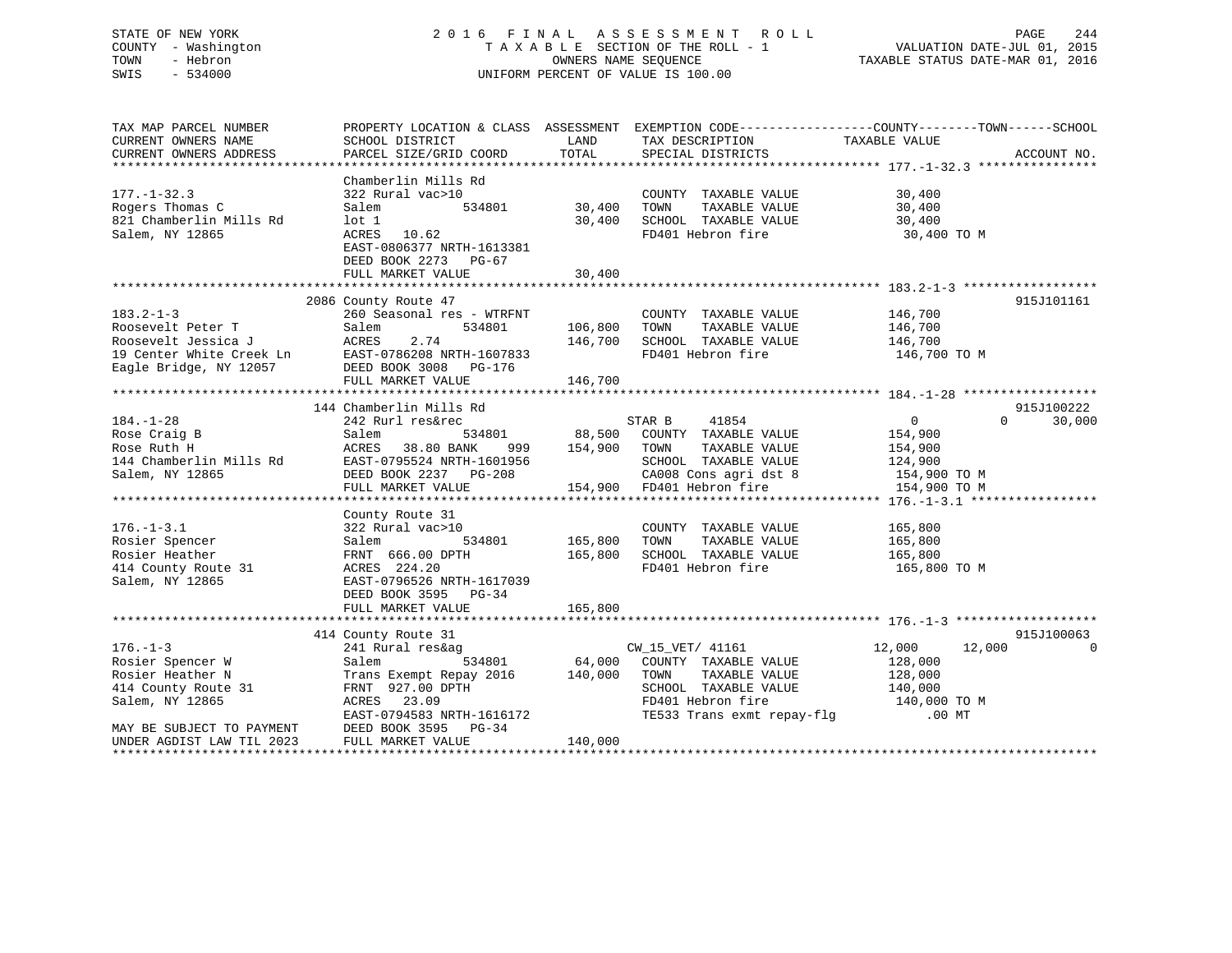STATE OF NEW YORK
COUNTY - Washington
TOWN - Hebron
SWIS - 534000

2016 FINAL ASSESSMENT ROLL
TAXABLE SECTION OF THE ROLL - 1
OWNERS NAME SEQUENCE
UNIFORM PERCENT OF VALUE IS 100.00

VALUATION DATE-JUL 01, 2015
TAXABLE STATUS DATE-MAR 01, 2016

```
TAX MAP PARCEL NUMBER          PROPERTY LOCATION & CLASS  ASSESSMENT  EXEMPTION CODE------------------COUNTY--------TOWN------SCHOOL
CURRENT OWNERS NAME            SCHOOL DISTRICT               LAND      TAX DESCRIPTION            TAXABLE VALUE
CURRENT OWNERS ADDRESS         PARCEL SIZE/GRID COORD        TOTAL     SPECIAL DISTRICTS                                      ACCOUNT NO.
******************************************************************************************************* 177.-1-32.3 ****************
                               Chamberlin Mills Rd
177.-1-32.3                    322 Rural vac>10                        COUNTY  TAXABLE VALUE            30,400
Rogers Thomas C                Salem            534801      30,400     TOWN    TAXABLE VALUE            30,400
821 Chamberlin Mills Rd        lot 1                        30,400     SCHOOL  TAXABLE VALUE            30,400
Salem, NY 12865                ACRES   10.62                           FD401 Hebron fire                 30,400 TO M
                               EAST-0806377 NRTH-1613381
                               DEED BOOK 2273   PG-67
                               FULL MARKET VALUE            30,400
******************************************************************************************************* 183.2-1-3 ******************
                               2086 County Route 47                                                                  915J101161
183.2-1-3                      260 Seasonal res - WTRFNT               COUNTY  TAXABLE VALUE           146,700
Roosevelt Peter T              Salem            534801     106,800     TOWN    TAXABLE VALUE           146,700
Roosevelt Jessica J            ACRES    2.74               146,700     SCHOOL  TAXABLE VALUE           146,700
19 Center White Creek Ln       EAST-0786208 NRTH-1607833               FD401 Hebron fire                146,700 TO M
Eagle Bridge, NY 12057         DEED BOOK 3008   PG-176
                               FULL MARKET VALUE           146,700
******************************************************************************************************* 184.-1-28 ******************
                               144 Chamberlin Mills Rd                                                               915J100222
184.-1-28                      242 Rurl res&rec                        STAR B      41854                 0           0      30,000
Rose Craig B                   Salem            534801      88,500     COUNTY  TAXABLE VALUE           154,900
Rose Ruth H                    ACRES   38.80 BANK     999  154,900     TOWN    TAXABLE VALUE           154,900
144 Chamberlin Mills Rd        EAST-0795524 NRTH-1601956               SCHOOL  TAXABLE VALUE           124,900
Salem, NY 12865                DEED BOOK 2237   PG-208                 CA008 Cons agri dst 8            154,900 TO M
                               FULL MARKET VALUE           154,900     FD401 Hebron fire                154,900 TO M
******************************************************************************************************* 176.-1-3.1 *****************
                               County Route 31
176.-1-3.1                     322 Rural vac>10                        COUNTY  TAXABLE VALUE           165,800
Rosier Spencer                 Salem            534801     165,800     TOWN    TAXABLE VALUE           165,800
Rosier Heather                 FRNT 666.00 DPTH            165,800     SCHOOL  TAXABLE VALUE           165,800
414 County Route 31            ACRES  224.20                           FD401 Hebron fire                165,800 TO M
Salem, NY 12865                EAST-0796526 NRTH-1617039
                               DEED BOOK 3595   PG-34
                               FULL MARKET VALUE           165,800
******************************************************************************************************* 176.-1-3 *******************
                               414 County Route 31                                                                   915J100063
176.-1-3                       241 Rural res&ag                        CW_15_VET/ 41161             12,000      12,000           0
Rosier Spencer W               Salem            534801      64,000     COUNTY  TAXABLE VALUE           128,000
Rosier Heather N               Trans Exempt Repay 2016     140,000     TOWN    TAXABLE VALUE           128,000
414 County Route 31            FRNT 927.00 DPTH                        SCHOOL  TAXABLE VALUE           140,000
Salem, NY 12865                ACRES   23.09                           FD401 Hebron fire                140,000 TO M
                               EAST-0794583 NRTH-1616172               TE533 Trans exmt repay-flg           .00 MT
MAY BE SUBJECT TO PAYMENT      DEED BOOK 3595   PG-34
UNDER AGDIST LAW TIL 2023      FULL MARKET VALUE           140,000
************************************************************************************************************************************
```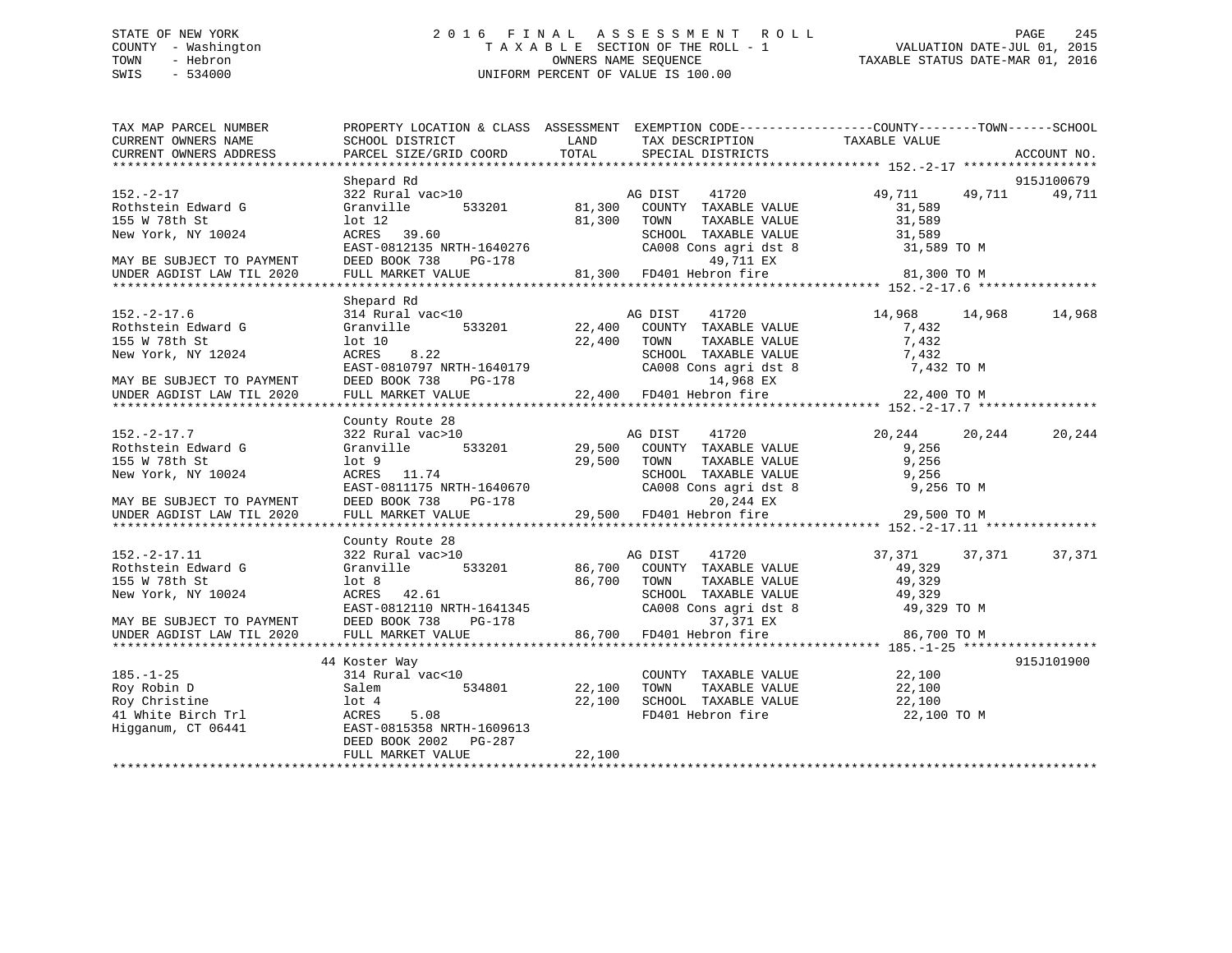STATE OF NEW YORK
COUNTY - Washington
TOWN - Hebron
SWIS - 534000

# 2016 FINAL ASSESSMENT ROLL
TAXABLE SECTION OF THE ROLL - 1
OWNERS NAME SEQUENCE
UNIFORM PERCENT OF VALUE IS 100.00

VALUATION DATE-JUL 01, 2015
TAXABLE STATUS DATE-MAR 01, 2016

| TAX MAP PARCEL NUMBER / CURRENT OWNERS NAME / CURRENT OWNERS ADDRESS | PROPERTY LOCATION & CLASS / SCHOOL DISTRICT / PARCEL SIZE/GRID COORD | ASSESSMENT LAND / TOTAL | EXEMPTION CODE / TAX DESCRIPTION / SPECIAL DISTRICTS | COUNTY / TAXABLE VALUE | TOWN | SCHOOL | ACCOUNT NO. |
|---|---|---|---|---|---|---|---|
| | Shepard Rd | | | | | | 915J100679 |
| 152.-2-17 | 322 Rural vac>10 | | AG DIST 41720 | 49,711 | 49,711 | 49,711 | |
| Rothstein Edward G | Granville 533201 | 81,300 | COUNTY TAXABLE VALUE | 31,589 | | | |
| 155 W 78th St | lot 12 | 81,300 | TOWN TAXABLE VALUE | 31,589 | | | |
| New York, NY 10024 | ACRES 39.60 | | SCHOOL TAXABLE VALUE | 31,589 | | | |
| | EAST-0812135 NRTH-1640276 | | CA008 Cons agri dst 8 | 31,589 TO M | | | |
| MAY BE SUBJECT TO PAYMENT | DEED BOOK 738 PG-178 | | 49,711 EX | | | | |
| UNDER AGDIST LAW TIL 2020 | FULL MARKET VALUE | 81,300 | FD401 Hebron fire | 81,300 TO M | | | |
| | Shepard Rd | | | | | | |
| 152.-2-17.6 | 314 Rural vac<10 | | AG DIST 41720 | 14,968 | 14,968 | 14,968 | |
| Rothstein Edward G | Granville 533201 | 22,400 | COUNTY TAXABLE VALUE | 7,432 | | | |
| 155 W 78th St | lot 10 | 22,400 | TOWN TAXABLE VALUE | 7,432 | | | |
| New York, NY 12024 | ACRES 8.22 | | SCHOOL TAXABLE VALUE | 7,432 | | | |
| | EAST-0810797 NRTH-1640179 | | CA008 Cons agri dst 8 | 7,432 TO M | | | |
| MAY BE SUBJECT TO PAYMENT | DEED BOOK 738 PG-178 | | 14,968 EX | | | | |
| UNDER AGDIST LAW TIL 2020 | FULL MARKET VALUE | 22,400 | FD401 Hebron fire | 22,400 TO M | | | |
| | County Route 28 | | | | | | |
| 152.-2-17.7 | 322 Rural vac>10 | | AG DIST 41720 | 20,244 | 20,244 | 20,244 | |
| Rothstein Edward G | Granville 533201 | 29,500 | COUNTY TAXABLE VALUE | 9,256 | | | |
| 155 W 78th St | lot 9 | 29,500 | TOWN TAXABLE VALUE | 9,256 | | | |
| New York, NY 10024 | ACRES 11.74 | | SCHOOL TAXABLE VALUE | 9,256 | | | |
| | EAST-0811175 NRTH-1640670 | | CA008 Cons agri dst 8 | 9,256 TO M | | | |
| MAY BE SUBJECT TO PAYMENT | DEED BOOK 738 PG-178 | | 20,244 EX | | | | |
| UNDER AGDIST LAW TIL 2020 | FULL MARKET VALUE | 29,500 | FD401 Hebron fire | 29,500 TO M | | | |
| | County Route 28 | | | | | | |
| 152.-2-17.11 | 322 Rural vac>10 | | AG DIST 41720 | 37,371 | 37,371 | 37,371 | |
| Rothstein Edward G | Granville 533201 | 86,700 | COUNTY TAXABLE VALUE | 49,329 | | | |
| 155 W 78th St | lot 8 | 86,700 | TOWN TAXABLE VALUE | 49,329 | | | |
| New York, NY 10024 | ACRES 42.61 | | SCHOOL TAXABLE VALUE | 49,329 | | | |
| | EAST-0812110 NRTH-1641345 | | CA008 Cons agri dst 8 | 49,329 TO M | | | |
| MAY BE SUBJECT TO PAYMENT | DEED BOOK 738 PG-178 | | 37,371 EX | | | | |
| UNDER AGDIST LAW TIL 2020 | FULL MARKET VALUE | 86,700 | FD401 Hebron fire | 86,700 TO M | | | |
| | 44 Koster Way | | | | | | 915J101900 |
| 185.-1-25 | 314 Rural vac<10 | | COUNTY TAXABLE VALUE | 22,100 | | | |
| Roy Robin D | Salem 534801 | 22,100 | TOWN TAXABLE VALUE | 22,100 | | | |
| Roy Christine | lot 4 | 22,100 | SCHOOL TAXABLE VALUE | 22,100 | | | |
| 41 White Birch Trl | ACRES 5.08 | | FD401 Hebron fire | 22,100 TO M | | | |
| Higganum, CT 06441 | EAST-0815358 NRTH-1609613 | | | | | | |
| | DEED BOOK 2002 PG-287 | | | | | | |
| | FULL MARKET VALUE | 22,100 | | | | | |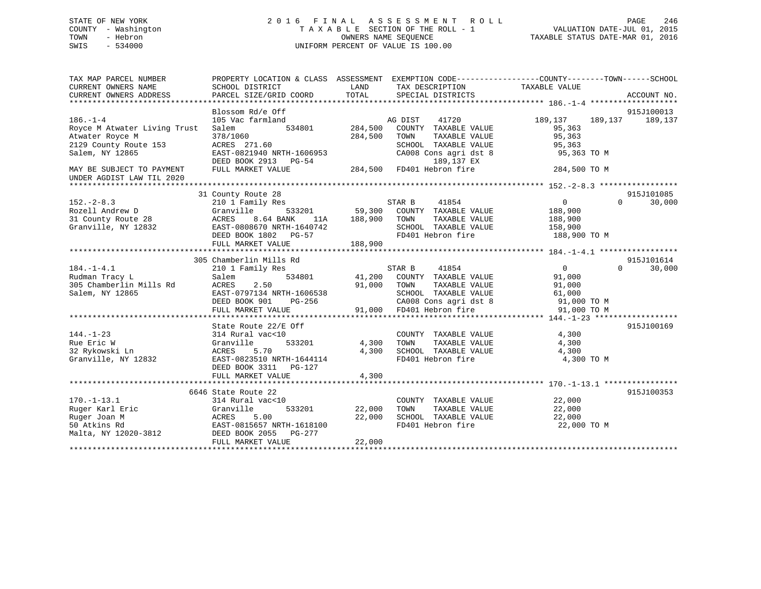STATE OF NEW YORK
COUNTY - Washington
TOWN - Hebron
SWIS - 534000

2016 FINAL ASSESSMENT ROLL
TAXABLE SECTION OF THE ROLL - 1
OWNERS NAME SEQUENCE
UNIFORM PERCENT OF VALUE IS 100.00

VALUATION DATE-JUL 01, 2015
TAXABLE STATUS DATE-MAR 01, 2016

```
TAX MAP PARCEL NUMBER          PROPERTY LOCATION & CLASS  ASSESSMENT  EXEMPTION CODE------------------COUNTY--------TOWN------SCHOOL
CURRENT OWNERS NAME            SCHOOL DISTRICT             LAND       TAX DESCRIPTION            TAXABLE VALUE
CURRENT OWNERS ADDRESS         PARCEL SIZE/GRID COORD      TOTAL      SPECIAL DISTRICTS                                    ACCOUNT NO.
******************************************************************************************************* 186.-1-4 *******************
                               Blossom Rd/e Off                                                                           915J100013
186.-1-4                       105 Vac farmland                      AG DIST    41720            189,137    189,137    189,137
Royce M Atwater Living Trust   Salem          534801      284,500    COUNTY  TAXABLE VALUE          95,363
Atwater Royce M                378/1060                   284,500    TOWN    TAXABLE VALUE          95,363
2129 County Route 153          ACRES  271.60                         SCHOOL  TAXABLE VALUE          95,363
Salem, NY 12865                EAST-0821940 NRTH-1606953             CA008 Cons agri dst 8           95,363 TO M
                               DEED BOOK 2913   PG-54                      189,137 EX
MAY BE SUBJECT TO PAYMENT      FULL MARKET VALUE          284,500    FD401 Hebron fire              284,500 TO M
UNDER AGDIST LAW TIL 2020
******************************************************************************************************* 152.-2-8.3 *****************
                               31 County Route 28                                                                         915J101085
152.-2-8.3                     210 1 Family Res                      STAR B     41854                  0          0      30,000
Rozell Andrew D                Granville      533201       59,300    COUNTY  TAXABLE VALUE         188,900
31 County Route 28             ACRES    8.64 BANK    11A  188,900    TOWN    TAXABLE VALUE         188,900
Granville, NY 12832            EAST-0808670 NRTH-1640742             SCHOOL  TAXABLE VALUE         158,900
                               DEED BOOK 1802   PG-57                FD401 Hebron fire              188,900 TO M
                               FULL MARKET VALUE          188,900
******************************************************************************************************* 184.-1-4.1 *****************
                               305 Chamberlin Mills Rd                                                                    915J101614
184.-1-4.1                     210 1 Family Res                      STAR B     41854                  0          0      30,000
Rudman Tracy L                 Salem          534801       41,200    COUNTY  TAXABLE VALUE          91,000
305 Chamberlin Mills Rd        ACRES    2.50               91,000    TOWN    TAXABLE VALUE          91,000
Salem, NY 12865                EAST-0797134 NRTH-1606538             SCHOOL  TAXABLE VALUE          61,000
                               DEED BOOK 901    PG-256               CA008 Cons agri dst 8           91,000 TO M
                               FULL MARKET VALUE           91,000    FD401 Hebron fire               91,000 TO M
******************************************************************************************************* 144.-1-23 ******************
                               State Route 22/E Off                                                                       915J100169
144.-1-23                      314 Rural vac<10                      COUNTY  TAXABLE VALUE           4,300
Rue Eric W                     Granville      533201        4,300    TOWN    TAXABLE VALUE           4,300
32 Rykowski Ln                 ACRES    5.70                4,300    SCHOOL  TAXABLE VALUE           4,300
Granville, NY 12832            EAST-0823510 NRTH-1644114             FD401 Hebron fire                4,300 TO M
                               DEED BOOK 3311   PG-127
                               FULL MARKET VALUE            4,300
******************************************************************************************************* 170.-1-13.1 ****************
                               6646 State Route 22                                                                        915J100353
170.-1-13.1                    314 Rural vac<10                      COUNTY  TAXABLE VALUE          22,000
Ruger Karl Eric                Granville      533201       22,000    TOWN    TAXABLE VALUE          22,000
Ruger Joan M                   ACRES    5.00               22,000    SCHOOL  TAXABLE VALUE          22,000
50 Atkins Rd                   EAST-0815657 NRTH-1618100             FD401 Hebron fire               22,000 TO M
Malta, NY 12020-3812           DEED BOOK 2055   PG-277
                               FULL MARKET VALUE           22,000
************************************************************************************************************************************
```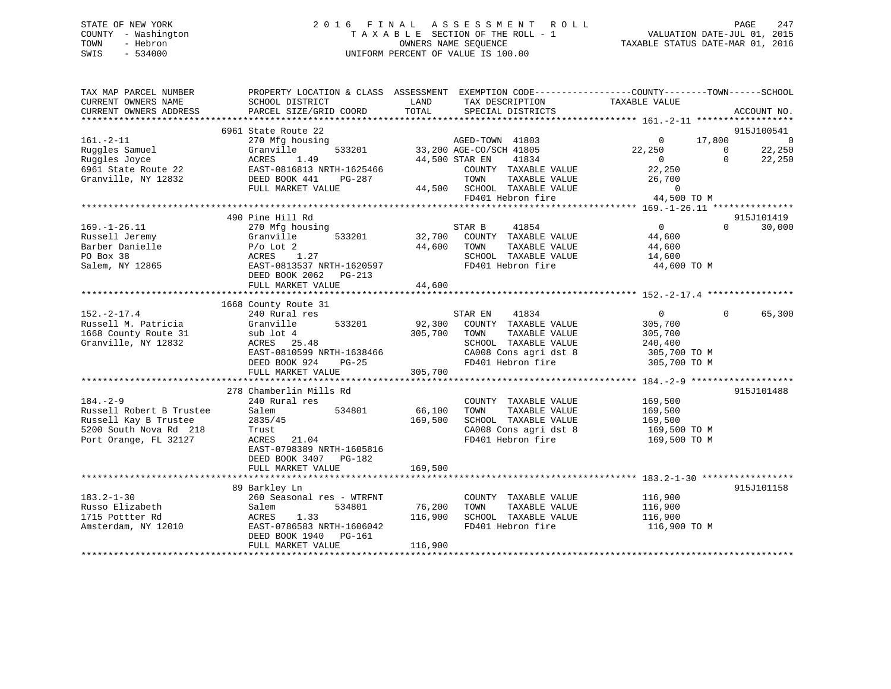STATE OF NEW YORK
COUNTY - Washington
TOWN - Hebron
SWIS - 534000

2016 FINAL ASSESSMENT ROLL
TAXABLE SECTION OF THE ROLL - 1
OWNERS NAME SEQUENCE
UNIFORM PERCENT OF VALUE IS 100.00

VALUATION DATE-JUL 01, 2015
TAXABLE STATUS DATE-MAR 01, 2016

```
TAX MAP PARCEL NUMBER          PROPERTY LOCATION & CLASS  ASSESSMENT  EXEMPTION CODE-----------------COUNTY--------TOWN------SCHOOL
CURRENT OWNERS NAME            SCHOOL DISTRICT            LAND        TAX DESCRIPTION            TAXABLE VALUE
CURRENT OWNERS ADDRESS         PARCEL SIZE/GRID COORD     TOTAL       SPECIAL DISTRICTS                                   ACCOUNT NO.
******************************************************************************************************* 161.-2-11 ******************
                               6961 State Route 22                                                                         915J100541
161.-2-11                      270 Mfg housing                        AGED-TOWN 41803                  0      17,800            0
Ruggles Samuel                 Granville       533201       33,200 AGE-CO/SCH 41805               22,250           0       22,250
Ruggles Joyce                  ACRES    1.49                44,500 STAR EN     41834                   0           0       22,250
6961 State Route 22            EAST-0816813 NRTH-1625466              COUNTY  TAXABLE VALUE           22,250
Granville, NY 12832            DEED BOOK 441    PG-287                TOWN    TAXABLE VALUE           26,700
                               FULL MARKET VALUE            44,500    SCHOOL  TAXABLE VALUE                0
                                                                      FD401 Hebron fire               44,500 TO M
******************************************************************************************************* 169.-1-26.11 ***************
                               490 Pine Hill Rd                                                                            915J101419
169.-1-26.11                   270 Mfg housing                        STAR B      41854                    0           0       30,000
Russell Jeremy                 Granville       533201       32,700    COUNTY  TAXABLE VALUE           44,600
Barber Danielle                P/o Lot 2                    44,600    TOWN    TAXABLE VALUE           44,600
PO Box 38                      ACRES    1.27                          SCHOOL  TAXABLE VALUE           14,600
Salem, NY 12865                EAST-0813537 NRTH-1620597              FD401 Hebron fire               44,600 TO M
                               DEED BOOK 2062   PG-213
                               FULL MARKET VALUE            44,600
******************************************************************************************************* 152.-2-17.4 ****************
                               1668 County Route 31
152.-2-17.4                    240 Rural res                          STAR EN     41834                    0           0       65,300
Russell M. Patricia            Granville       533201       92,300    COUNTY  TAXABLE VALUE          305,700
1668 County Route 31           sub lot 4                   305,700    TOWN    TAXABLE VALUE          305,700
Granville, NY 12832            ACRES   25.48                          SCHOOL  TAXABLE VALUE          240,400
                               EAST-0810599 NRTH-1638466              CA008 Cons agri dst 8          305,700 TO M
                               DEED BOOK 924    PG-25                 FD401 Hebron fire              305,700 TO M
                               FULL MARKET VALUE           305,700
******************************************************************************************************* 184.-2-9 *******************
                               278 Chamberlin Mills Rd                                                                     915J101488
184.-2-9                       240 Rural res                          COUNTY  TAXABLE VALUE          169,500
Russell Robert B Trustee       Salem           534801       66,100    TOWN    TAXABLE VALUE          169,500
Russell Kay B Trustee          2835/45                     169,500    SCHOOL  TAXABLE VALUE          169,500
5200 South Nova Rd  218        Trust                                  CA008 Cons agri dst 8          169,500 TO M
Port Orange, FL 32127          ACRES   21.04                          FD401 Hebron fire              169,500 TO M
                               EAST-0798389 NRTH-1605816
                               DEED BOOK 3407   PG-182
                               FULL MARKET VALUE           169,500
******************************************************************************************************* 183.2-1-30 *****************
                               89 Barkley Ln                                                                               915J101158
183.2-1-30                     260 Seasonal res - WTRFNT              COUNTY  TAXABLE VALUE          116,900
Russo Elizabeth                Salem           534801       76,200    TOWN    TAXABLE VALUE          116,900
1715 Pottter Rd                ACRES    1.33               116,900    SCHOOL  TAXABLE VALUE          116,900
Amsterdam, NY 12010            EAST-0786583 NRTH-1606042              FD401 Hebron fire              116,900 TO M
                               DEED BOOK 1940   PG-161
                               FULL MARKET VALUE           116,900
************************************************************************************************************************************
```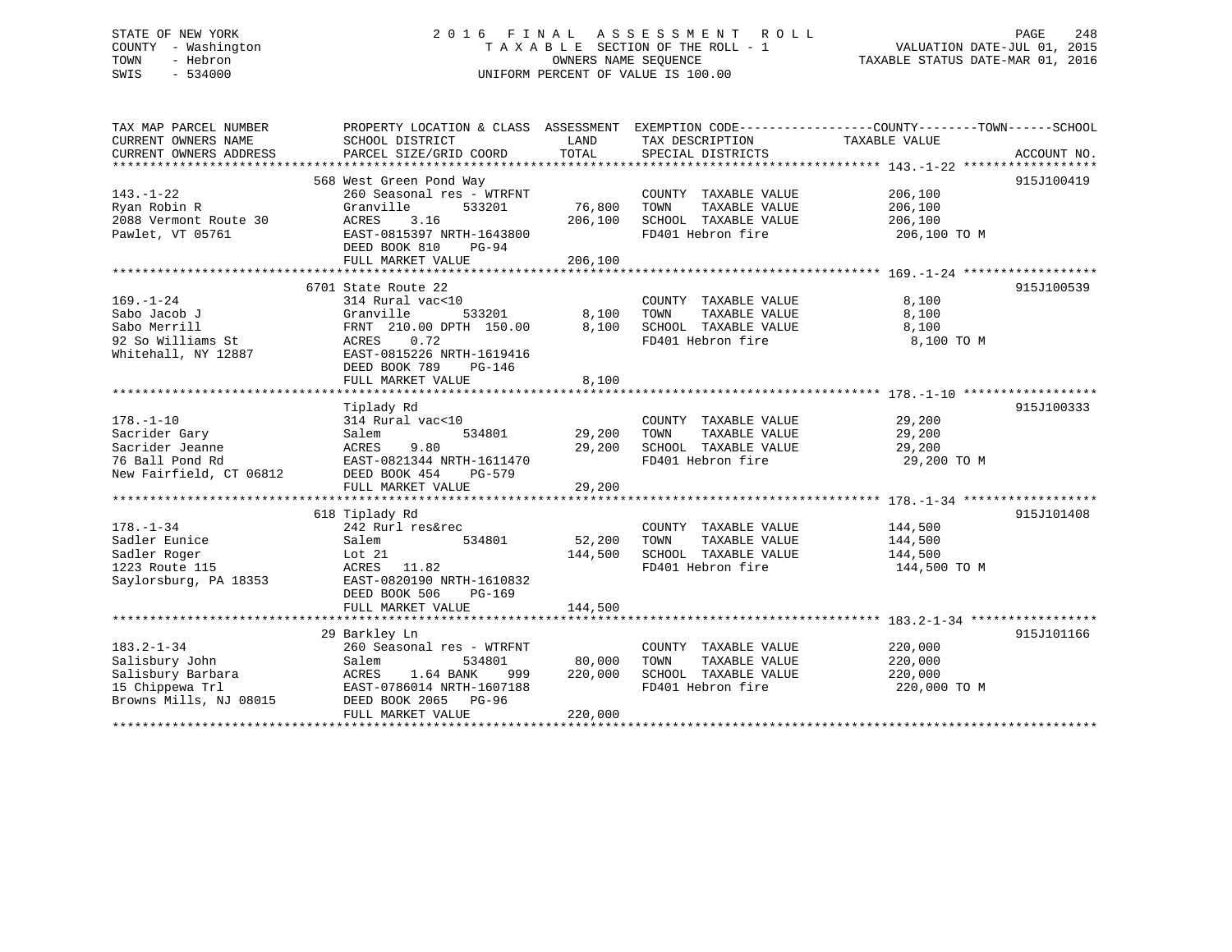STATE OF NEW YORK
COUNTY - Washington
TOWN - Hebron
SWIS - 534000

2016 FINAL ASSESSMENT ROLL
TAXABLE SECTION OF THE ROLL - 1
OWNERS NAME SEQUENCE
UNIFORM PERCENT OF VALUE IS 100.00

VALUATION DATE-JUL 01, 2015
TAXABLE STATUS DATE-MAR 01, 2016

| TAX MAP PARCEL NUMBER / CURRENT OWNERS NAME / CURRENT OWNERS ADDRESS | PROPERTY LOCATION & CLASS / SCHOOL DISTRICT / PARCEL SIZE/GRID COORD | ASSESSMENT LAND / TOTAL | EXEMPTION CODE / TAX DESCRIPTION / SPECIAL DISTRICTS | COUNTY--------TOWN------SCHOOL TAXABLE VALUE | ACCOUNT NO. |
|---|---|---|---|---|---|
| 143.-1-22 | 568 West Green Pond Way | | | | 915J100419 |
| 143.-1-22 | 260 Seasonal res - WTRFNT | | COUNTY TAXABLE VALUE | 206,100 | |
| Ryan Robin R | Granville 533201 | 76,800 | TOWN TAXABLE VALUE | 206,100 | |
| 2088 Vermont Route 30 | ACRES 3.16 | 206,100 | SCHOOL TAXABLE VALUE | 206,100 | |
| Pawlet, VT 05761 | EAST-0815397 NRTH-1643800 | | FD401 Hebron fire | 206,100 TO M | |
| | DEED BOOK 810 PG-94 | | | | |
| | FULL MARKET VALUE | 206,100 | | | |
| 169.-1-24 | 6701 State Route 22 | | | | 915J100539 |
| 169.-1-24 | 314 Rural vac<10 | | COUNTY TAXABLE VALUE | 8,100 | |
| Sabo Jacob J | Granville 533201 | 8,100 | TOWN TAXABLE VALUE | 8,100 | |
| Sabo Merrill | FRNT 210.00 DPTH 150.00 | 8,100 | SCHOOL TAXABLE VALUE | 8,100 | |
| 92 So Williams St | ACRES 0.72 | | FD401 Hebron fire | 8,100 TO M | |
| Whitehall, NY 12887 | EAST-0815226 NRTH-1619416 | | | | |
| | DEED BOOK 789 PG-146 | | | | |
| | FULL MARKET VALUE | 8,100 | | | |
| 178.-1-10 | Tiplady Rd | | | | 915J100333 |
| 178.-1-10 | 314 Rural vac<10 | | COUNTY TAXABLE VALUE | 29,200 | |
| Sacrider Gary | Salem 534801 | 29,200 | TOWN TAXABLE VALUE | 29,200 | |
| Sacrider Jeanne | ACRES 9.80 | 29,200 | SCHOOL TAXABLE VALUE | 29,200 | |
| 76 Ball Pond Rd | EAST-0821344 NRTH-1611470 | | FD401 Hebron fire | 29,200 TO M | |
| New Fairfield, CT 06812 | DEED BOOK 454 PG-579 | | | | |
| | FULL MARKET VALUE | 29,200 | | | |
| 178.-1-34 | 618 Tiplady Rd | | | | 915J101408 |
| 178.-1-34 | 242 Rurl res&rec | | COUNTY TAXABLE VALUE | 144,500 | |
| Sadler Eunice | Salem 534801 | 52,200 | TOWN TAXABLE VALUE | 144,500 | |
| Sadler Roger | Lot 21 | 144,500 | SCHOOL TAXABLE VALUE | 144,500 | |
| 1223 Route 115 | ACRES 11.82 | | FD401 Hebron fire | 144,500 TO M | |
| Saylorsburg, PA 18353 | EAST-0820190 NRTH-1610832 | | | | |
| | DEED BOOK 506 PG-169 | | | | |
| | FULL MARKET VALUE | 144,500 | | | |
| 183.2-1-34 | 29 Barkley Ln | | | | 915J101166 |
| 183.2-1-34 | 260 Seasonal res - WTRFNT | | COUNTY TAXABLE VALUE | 220,000 | |
| Salisbury John | Salem 534801 | 80,000 | TOWN TAXABLE VALUE | 220,000 | |
| Salisbury Barbara | ACRES 1.64 BANK 999 | 220,000 | SCHOOL TAXABLE VALUE | 220,000 | |
| 15 Chippewa Trl | EAST-0786014 NRTH-1607188 | | FD401 Hebron fire | 220,000 TO M | |
| Browns Mills, NJ 08015 | DEED BOOK 2065 PG-96 | | | | |
| | FULL MARKET VALUE | 220,000 | | | |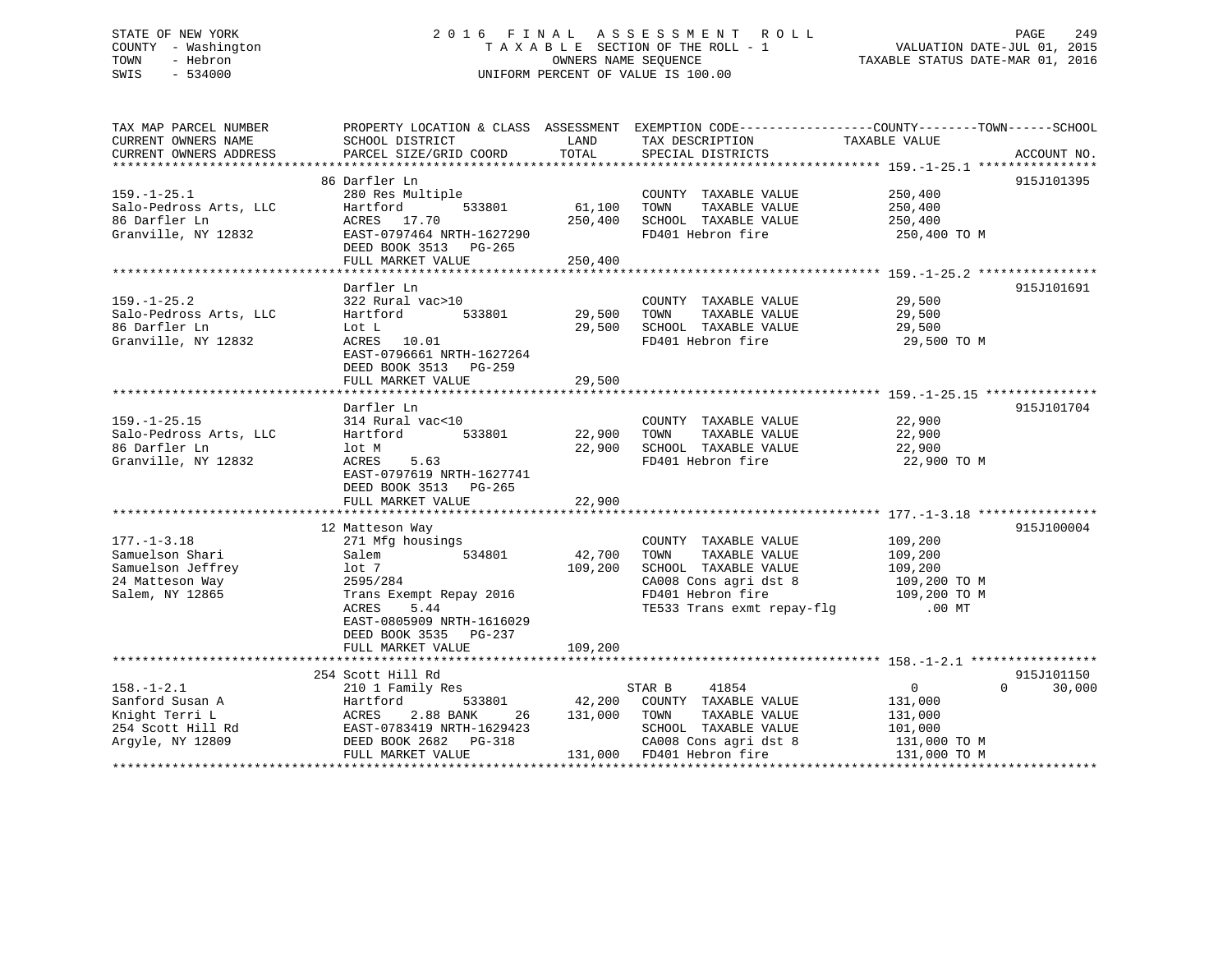STATE OF NEW YORK
COUNTY - Washington
TOWN - Hebron
SWIS - 534000

2 0 1 6 F I N A L A S S E S S M E N T R O L L
T A X A B L E SECTION OF THE ROLL - 1
OWNERS NAME SEQUENCE
UNIFORM PERCENT OF VALUE IS 100.00

VALUATION DATE-JUL 01, 2015
TAXABLE STATUS DATE-MAR 01, 2016

```
TAX MAP PARCEL NUMBER          PROPERTY LOCATION & CLASS  ASSESSMENT  EXEMPTION CODE------------------COUNTY--------TOWN------SCHOOL
CURRENT OWNERS NAME            SCHOOL DISTRICT              LAND      TAX DESCRIPTION              TAXABLE VALUE
CURRENT OWNERS ADDRESS         PARCEL SIZE/GRID COORD       TOTAL     SPECIAL DISTRICTS                                    ACCOUNT NO.
******************************************************************************************************* 159.-1-25.1 ****************
                               86 Darfler Ln                                                                              915J101395
159.-1-25.1                    280 Res Multiple                       COUNTY  TAXABLE VALUE           250,400
Salo-Pedross Arts, LLC         Hartford        533801      61,100     TOWN    TAXABLE VALUE           250,400
86 Darfler Ln                  ACRES   17.70              250,400     SCHOOL  TAXABLE VALUE           250,400
Granville, NY 12832            EAST-0797464 NRTH-1627290              FD401 Hebron fire                250,400 TO M
                               DEED BOOK 3513   PG-265
                               FULL MARKET VALUE          250,400
******************************************************************************************************* 159.-1-25.2 ****************
                               Darfler Ln                                                                                 915J101691
159.-1-25.2                    322 Rural vac>10                       COUNTY  TAXABLE VALUE            29,500
Salo-Pedross Arts, LLC         Hartford        533801      29,500     TOWN    TAXABLE VALUE            29,500
86 Darfler Ln                  Lot L                       29,500     SCHOOL  TAXABLE VALUE            29,500
Granville, NY 12832            ACRES   10.01                          FD401 Hebron fire                 29,500 TO M
                               EAST-0796661 NRTH-1627264
                               DEED BOOK 3513   PG-259
                               FULL MARKET VALUE           29,500
******************************************************************************************************* 159.-1-25.15 ***************
                               Darfler Ln                                                                                 915J101704
159.-1-25.15                   314 Rural vac<10                       COUNTY  TAXABLE VALUE            22,900
Salo-Pedross Arts, LLC         Hartford        533801      22,900     TOWN    TAXABLE VALUE            22,900
86 Darfler Ln                  lot M                       22,900     SCHOOL  TAXABLE VALUE            22,900
Granville, NY 12832            ACRES    5.63                          FD401 Hebron fire                 22,900 TO M
                               EAST-0797619 NRTH-1627741
                               DEED BOOK 3513   PG-265
                               FULL MARKET VALUE           22,900
******************************************************************************************************* 177.-1-3.18 ****************
                               12 Matteson Way                                                                            915J100004
177.-1-3.18                    271 Mfg housings                       COUNTY  TAXABLE VALUE           109,200
Samuelson Shari                Salem           534801      42,700     TOWN    TAXABLE VALUE           109,200
Samuelson Jeffrey              lot 7                      109,200     SCHOOL  TAXABLE VALUE           109,200
24 Matteson Way                2595/284                               CA008 Cons agri dst 8            109,200 TO M
Salem, NY 12865                Trans Exempt Repay 2016                FD401 Hebron fire                109,200 TO M
                               ACRES    5.44                          TE533 Trans exmt repay-flg           .00 MT
                               EAST-0805909 NRTH-1616029
                               DEED BOOK 3535   PG-237
                               FULL MARKET VALUE          109,200
******************************************************************************************************* 158.-1-2.1 *****************
                               254 Scott Hill Rd                                                                          915J101150
158.-1-2.1                     210 1 Family Res                       STAR B     41854                      0            0      30,000
Sanford Susan A                Hartford        533801      42,200     COUNTY  TAXABLE VALUE           131,000
Knight Terri L                 ACRES    2.88 BANK     26  131,000     TOWN    TAXABLE VALUE           131,000
254 Scott Hill Rd              EAST-0783419 NRTH-1629423              SCHOOL  TAXABLE VALUE           101,000
Argyle, NY 12809               DEED BOOK 2682   PG-318                CA008 Cons agri dst 8            131,000 TO M
                               FULL MARKET VALUE          131,000     FD401 Hebron fire                131,000 TO M
************************************************************************************************************************************
```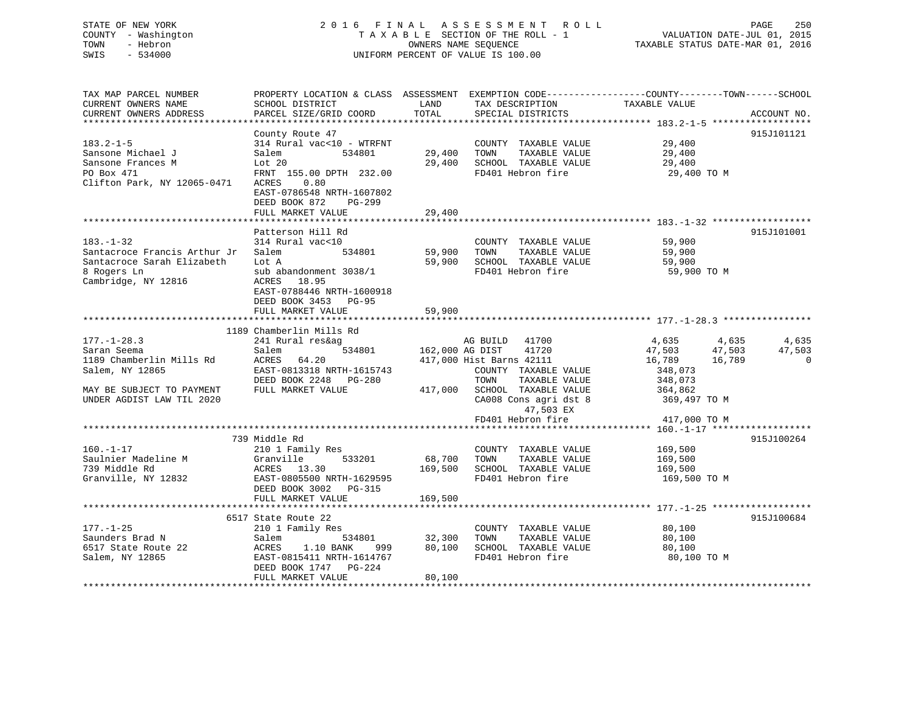STATE OF NEW YORK — COUNTY - Washington — TOWN - Hebron — SWIS - 534000

2016 FINAL ASSESSMENT ROLL
TAXABLE SECTION OF THE ROLL - 1
OWNERS NAME SEQUENCE
UNIFORM PERCENT OF VALUE IS 100.00

VALUATION DATE-JUL 01, 2015
TAXABLE STATUS DATE-MAR 01, 2016

| TAX MAP PARCEL NUMBER / CURRENT OWNERS NAME / CURRENT OWNERS ADDRESS | PROPERTY LOCATION & CLASS / SCHOOL DISTRICT / PARCEL SIZE/GRID COORD | ASSESSMENT LAND | TOTAL | EXEMPTION CODE / TAX DESCRIPTION / SPECIAL DISTRICTS | COUNTY TAXABLE VALUE | TOWN | SCHOOL | ACCOUNT NO. |
|---|---|---|---|---|---|---|---|---|
| **183.2-1-5** | County Route 47 | | | | | | | 915J101121 |
| 183.2-1-5 | 314 Rural vac<10 - WTRFNT | | | COUNTY TAXABLE VALUE | 29,400 | | | |
| Sansone Michael J | Salem 534801 | 29,400 | | TOWN TAXABLE VALUE | 29,400 | | | |
| Sansone Frances M | Lot 20 | | 29,400 | SCHOOL TAXABLE VALUE | 29,400 | | | |
| PO Box 471 | FRNT 155.00 DPTH 232.00 | | | FD401 Hebron fire | 29,400 TO M | | | |
| Clifton Park, NY 12065-0471 | ACRES 0.80 | | | | | | | |
| | EAST-0786548 NRTH-1607802 | | | | | | | |
| | DEED BOOK 872 PG-299 | | | | | | | |
| | FULL MARKET VALUE | | 29,400 | | | | | |
| **183.-1-32** | Patterson Hill Rd | | | | | | | 915J101001 |
| 183.-1-32 | 314 Rural vac<10 | | | COUNTY TAXABLE VALUE | 59,900 | | | |
| Santacroce Francis Arthur Jr | Salem 534801 | 59,900 | | TOWN TAXABLE VALUE | 59,900 | | | |
| Santacroce Sarah Elizabeth | Lot A | | 59,900 | SCHOOL TAXABLE VALUE | 59,900 | | | |
| 8 Rogers Ln | sub abandonment 3038/1 | | | FD401 Hebron fire | 59,900 TO M | | | |
| Cambridge, NY 12816 | ACRES 18.95 | | | | | | | |
| | EAST-0788446 NRTH-1600918 | | | | | | | |
| | DEED BOOK 3453 PG-95 | | | | | | | |
| | FULL MARKET VALUE | | 59,900 | | | | | |
| **177.-1-28.3** | 1189 Chamberlin Mills Rd | | | | | | | |
| 177.-1-28.3 | 241 Rural res&ag | | | AG BUILD 41700 | 4,635 | 4,635 | 4,635 | |
| Saran Seema | Salem 534801 | 162,000 | | AG DIST 41720 | 47,503 | 47,503 | 47,503 | |
| 1189 Chamberlin Mills Rd | ACRES 64.20 | | 417,000 | Hist Barns 42111 | 16,789 | 16,789 | 0 | |
| Salem, NY 12865 | EAST-0813318 NRTH-1615743 | | | COUNTY TAXABLE VALUE | 348,073 | | | |
| | DEED BOOK 2248 PG-280 | | | TOWN TAXABLE VALUE | 348,073 | | | |
| MAY BE SUBJECT TO PAYMENT | FULL MARKET VALUE | | 417,000 | SCHOOL TAXABLE VALUE | 364,862 | | | |
| UNDER AGDIST LAW TIL 2020 | | | | CA008 Cons agri dst 8 | 369,497 TO M | | | |
| | | | | 47,503 EX | | | | |
| | | | | FD401 Hebron fire | 417,000 TO M | | | |
| **160.-1-17** | 739 Middle Rd | | | | | | | 915J100264 |
| 160.-1-17 | 210 1 Family Res | | | COUNTY TAXABLE VALUE | 169,500 | | | |
| Saulnier Madeline M | Granville 533201 | 68,700 | | TOWN TAXABLE VALUE | 169,500 | | | |
| 739 Middle Rd | ACRES 13.30 | | 169,500 | SCHOOL TAXABLE VALUE | 169,500 | | | |
| Granville, NY 12832 | EAST-0805500 NRTH-1629595 | | | FD401 Hebron fire | 169,500 TO M | | | |
| | DEED BOOK 3002 PG-315 | | | | | | | |
| | FULL MARKET VALUE | | 169,500 | | | | | |
| **177.-1-25** | 6517 State Route 22 | | | | | | | 915J100684 |
| 177.-1-25 | 210 1 Family Res | | | COUNTY TAXABLE VALUE | 80,100 | | | |
| Saunders Brad N | Salem 534801 | 32,300 | | TOWN TAXABLE VALUE | 80,100 | | | |
| 6517 State Route 22 | ACRES 1.10 BANK 999 | | 80,100 | SCHOOL TAXABLE VALUE | 80,100 | | | |
| Salem, NY 12865 | EAST-0815411 NRTH-1614767 | | | FD401 Hebron fire | 80,100 TO M | | | |
| | DEED BOOK 1747 PG-224 | | | | | | | |
| | FULL MARKET VALUE | | 80,100 | | | | | |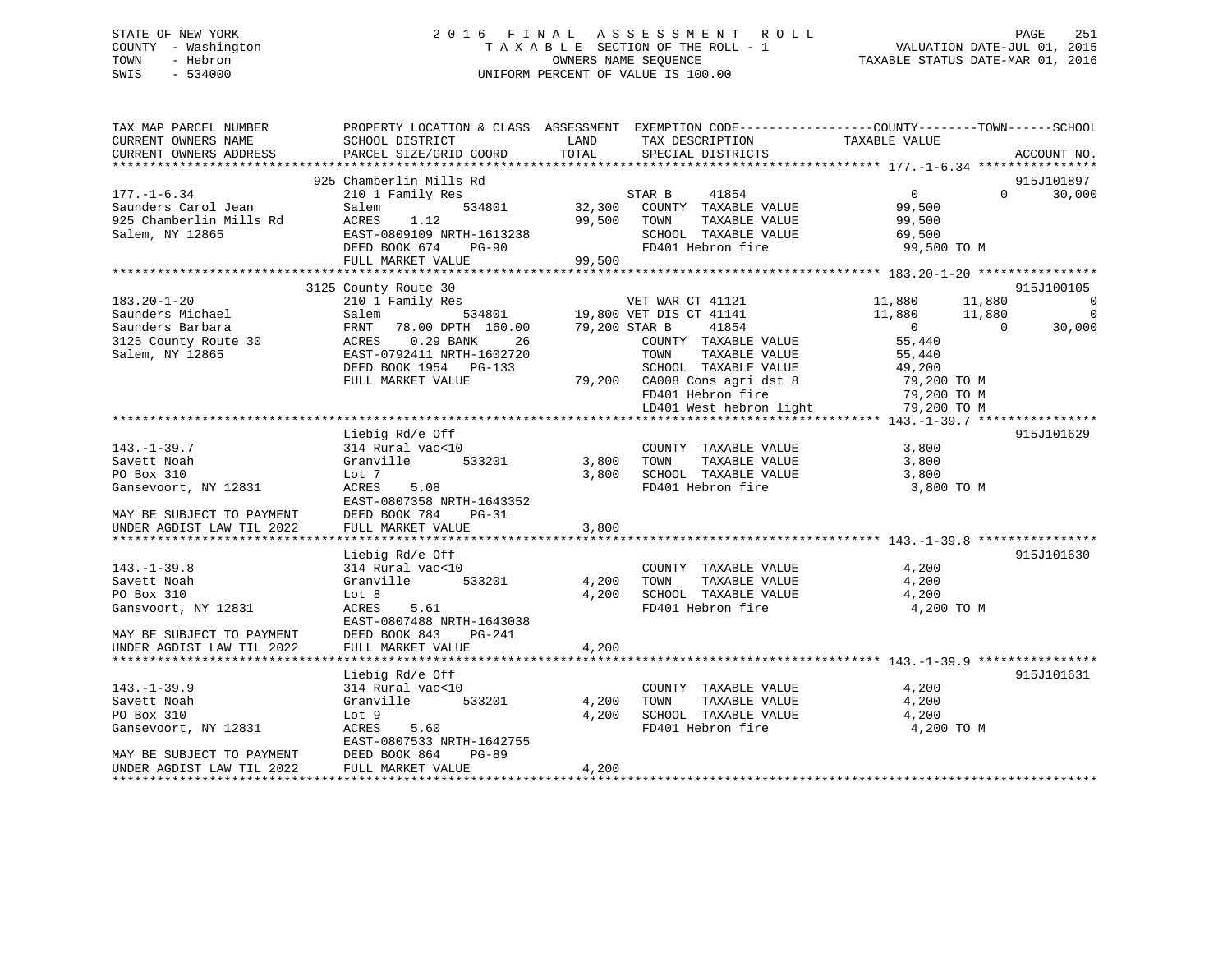STATE OF NEW YORK
COUNTY - Washington
TOWN - Hebron
SWIS - 534000

# 2016 FINAL ASSESSMENT ROLL
TAXABLE SECTION OF THE ROLL - 1
OWNERS NAME SEQUENCE
UNIFORM PERCENT OF VALUE IS 100.00

VALUATION DATE-JUL 01, 2015
TAXABLE STATUS DATE-MAR 01, 2016

| TAX MAP PARCEL NUMBER / CURRENT OWNERS NAME / CURRENT OWNERS ADDRESS | PROPERTY LOCATION & CLASS / SCHOOL DISTRICT / PARCEL SIZE/GRID COORD | ASSESSMENT LAND / TOTAL | EXEMPTION CODE / TAX DESCRIPTION / SPECIAL DISTRICTS | COUNTY TAXABLE VALUE | TOWN | SCHOOL | ACCOUNT NO. |
|---|---|---|---|---|---|---|---|
| **177.-1-6.34** | 925 Chamberlin Mills Rd | | | | | | 915J101897 |
| 177.-1-6.34 | 210 1 Family Res | | STAR B 41854 | 0 | 0 | 30,000 | |
| Saunders Carol Jean | Salem 534801 | 32,300 | COUNTY TAXABLE VALUE | 99,500 | | | |
| 925 Chamberlin Mills Rd | ACRES 1.12 | 99,500 | TOWN TAXABLE VALUE | 99,500 | | | |
| Salem, NY 12865 | EAST-0809109 NRTH-1613238 | | SCHOOL TAXABLE VALUE | 69,500 | | | |
| | DEED BOOK 674 PG-90 | | FD401 Hebron fire | 99,500 TO M | | | |
| | FULL MARKET VALUE | 99,500 | | | | | |
| **183.20-1-20** | 3125 County Route 30 | | | | | | 915J100105 |
| 183.20-1-20 | 210 1 Family Res | | VET WAR CT 41121 | 11,880 | 11,880 | 0 | |
| Saunders Michael | Salem 534801 | 19,800 | VET DIS CT 41141 | 11,880 | 11,880 | 0 | |
| Saunders Barbara | FRNT 78.00 DPTH 160.00 | 79,200 | STAR B 41854 | 0 | 0 | 30,000 | |
| 3125 County Route 30 | ACRES 0.29 BANK 26 | | COUNTY TAXABLE VALUE | 55,440 | | | |
| Salem, NY 12865 | EAST-0792411 NRTH-1602720 | | TOWN TAXABLE VALUE | 55,440 | | | |
| | DEED BOOK 1954 PG-133 | | SCHOOL TAXABLE VALUE | 49,200 | | | |
| | FULL MARKET VALUE | 79,200 | CA008 Cons agri dst 8 | 79,200 TO M | | | |
| | | | FD401 Hebron fire | 79,200 TO M | | | |
| | | | LD401 West hebron light | 79,200 TO M | | | |
| **143.-1-39.7** | Liebig Rd/e Off | | | | | | 915J101629 |
| 143.-1-39.7 | 314 Rural vac<10 | | COUNTY TAXABLE VALUE | 3,800 | | | |
| Savett Noah | Granville 533201 | 3,800 | TOWN TAXABLE VALUE | 3,800 | | | |
| PO Box 310 | Lot 7 | 3,800 | SCHOOL TAXABLE VALUE | 3,800 | | | |
| Gansevoort, NY 12831 | ACRES 5.08 | | FD401 Hebron fire | 3,800 TO M | | | |
| | EAST-0807358 NRTH-1643352 | | | | | | |
| MAY BE SUBJECT TO PAYMENT | DEED BOOK 784 PG-31 | | | | | | |
| UNDER AGDIST LAW TIL 2022 | FULL MARKET VALUE | 3,800 | | | | | |
| **143.-1-39.8** | Liebig Rd/e Off | | | | | | 915J101630 |
| 143.-1-39.8 | 314 Rural vac<10 | | COUNTY TAXABLE VALUE | 4,200 | | | |
| Savett Noah | Granville 533201 | 4,200 | TOWN TAXABLE VALUE | 4,200 | | | |
| PO Box 310 | Lot 8 | 4,200 | SCHOOL TAXABLE VALUE | 4,200 | | | |
| Gansvoort, NY 12831 | ACRES 5.61 | | FD401 Hebron fire | 4,200 TO M | | | |
| | EAST-0807488 NRTH-1643038 | | | | | | |
| MAY BE SUBJECT TO PAYMENT | DEED BOOK 843 PG-241 | | | | | | |
| UNDER AGDIST LAW TIL 2022 | FULL MARKET VALUE | 4,200 | | | | | |
| **143.-1-39.9** | Liebig Rd/e Off | | | | | | 915J101631 |
| 143.-1-39.9 | 314 Rural vac<10 | | COUNTY TAXABLE VALUE | 4,200 | | | |
| Savett Noah | Granville 533201 | 4,200 | TOWN TAXABLE VALUE | 4,200 | | | |
| PO Box 310 | Lot 9 | 4,200 | SCHOOL TAXABLE VALUE | 4,200 | | | |
| Gansevoort, NY 12831 | ACRES 5.60 | | FD401 Hebron fire | 4,200 TO M | | | |
| | EAST-0807533 NRTH-1642755 | | | | | | |
| MAY BE SUBJECT TO PAYMENT | DEED BOOK 864 PG-89 | | | | | | |
| UNDER AGDIST LAW TIL 2022 | FULL MARKET VALUE | 4,200 | | | | | |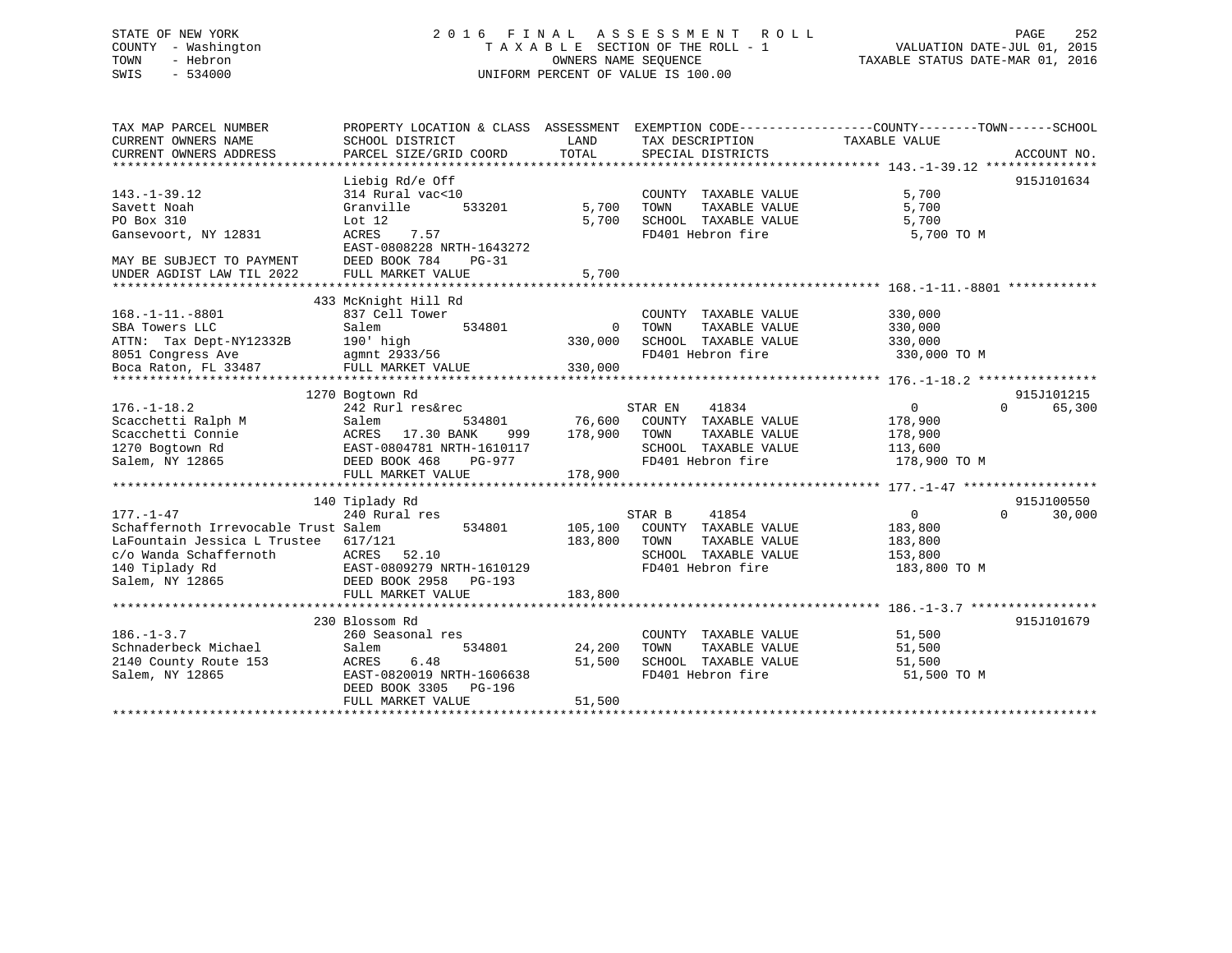STATE OF NEW YORK
COUNTY - Washington
TOWN - Hebron
SWIS - 534000

2016 FINAL ASSESSMENT ROLL
TAXABLE SECTION OF THE ROLL - 1
OWNERS NAME SEQUENCE
UNIFORM PERCENT OF VALUE IS 100.00

VALUATION DATE-JUL 01, 2015
TAXABLE STATUS DATE-MAR 01, 2016

```
TAX MAP PARCEL NUMBER          PROPERTY LOCATION & CLASS  ASSESSMENT  EXEMPTION CODE-----------------COUNTY--------TOWN------SCHOOL
CURRENT OWNERS NAME            SCHOOL DISTRICT              LAND      TAX DESCRIPTION            TAXABLE VALUE
CURRENT OWNERS ADDRESS         PARCEL SIZE/GRID COORD       TOTAL     SPECIAL DISTRICTS                                    ACCOUNT NO.
******************************************************************************************************* 143.-1-39.12 ***************
                               Liebig Rd/e Off                                                                           915J101634
143.-1-39.12                   314 Rural vac<10                       COUNTY  TAXABLE VALUE              5,700
Savett Noah                    Granville       533201       5,700     TOWN    TAXABLE VALUE              5,700
PO Box 310                     Lot 12                       5,700     SCHOOL  TAXABLE VALUE              5,700
Gansevoort, NY 12831           ACRES     7.57                         FD401 Hebron fire                   5,700 TO M
                               EAST-0808228 NRTH-1643272
MAY BE SUBJECT TO PAYMENT      DEED BOOK 784     PG-31
UNDER AGDIST LAW TIL 2022      FULL MARKET VALUE            5,700
******************************************************************************************************* 168.-1-11.-8801 ************
                               433 McKnight Hill Rd
168.-1-11.-8801                837 Cell Tower                         COUNTY  TAXABLE VALUE            330,000
SBA Towers LLC                 Salem           534801           0     TOWN    TAXABLE VALUE            330,000
ATTN:  Tax Dept-NY12332B       190' high                  330,000     SCHOOL  TAXABLE VALUE            330,000
8051 Congress Ave              agmnt 2933/56                          FD401 Hebron fire                 330,000 TO M
Boca Raton, FL 33487           FULL MARKET VALUE          330,000
******************************************************************************************************* 176.-1-18.2 ****************
                               1270 Bogtown Rd                                                                           915J101215
176.-1-18.2                    242 Rurl res&rec                       STAR EN    41834                   0           0       65,300
Scacchetti Ralph M             Salem           534801      76,600     COUNTY  TAXABLE VALUE            178,900
Scacchetti Connie              ACRES   17.30 BANK     999 178,900     TOWN    TAXABLE VALUE            178,900
1270 Bogtown Rd                EAST-0804781 NRTH-1610117              SCHOOL  TAXABLE VALUE            113,600
Salem, NY 12865                DEED BOOK 468     PG-977               FD401 Hebron fire                 178,900 TO M
                               FULL MARKET VALUE          178,900
******************************************************************************************************* 177.-1-47 ******************
                               140 Tiplady Rd                                                                            915J100550
177.-1-47                      240 Rural res                          STAR B     41854                   0           0       30,000
Schaffernoth Irrevocable Trust Salem           534801     105,100     COUNTY  TAXABLE VALUE            183,800
LaFountain Jessica L Trustee   617/121                    183,800     TOWN    TAXABLE VALUE            183,800
c/o Wanda Schaffernoth         ACRES   52.10                          SCHOOL  TAXABLE VALUE            153,800
140 Tiplady Rd                 EAST-0809279 NRTH-1610129              FD401 Hebron fire                 183,800 TO M
Salem, NY 12865                DEED BOOK 2958    PG-193
                               FULL MARKET VALUE          183,800
******************************************************************************************************* 186.-1-3.7 *****************
                               230 Blossom Rd                                                                            915J101679
186.-1-3.7                     260 Seasonal res                       COUNTY  TAXABLE VALUE             51,500
Schnaderbeck Michael           Salem           534801      24,200     TOWN    TAXABLE VALUE             51,500
2140 County Route 153          ACRES     6.48              51,500     SCHOOL  TAXABLE VALUE             51,500
Salem, NY 12865                EAST-0820019 NRTH-1606638              FD401 Hebron fire                  51,500 TO M
                               DEED BOOK 3305    PG-196
                               FULL MARKET VALUE           51,500
************************************************************************************************************************************
```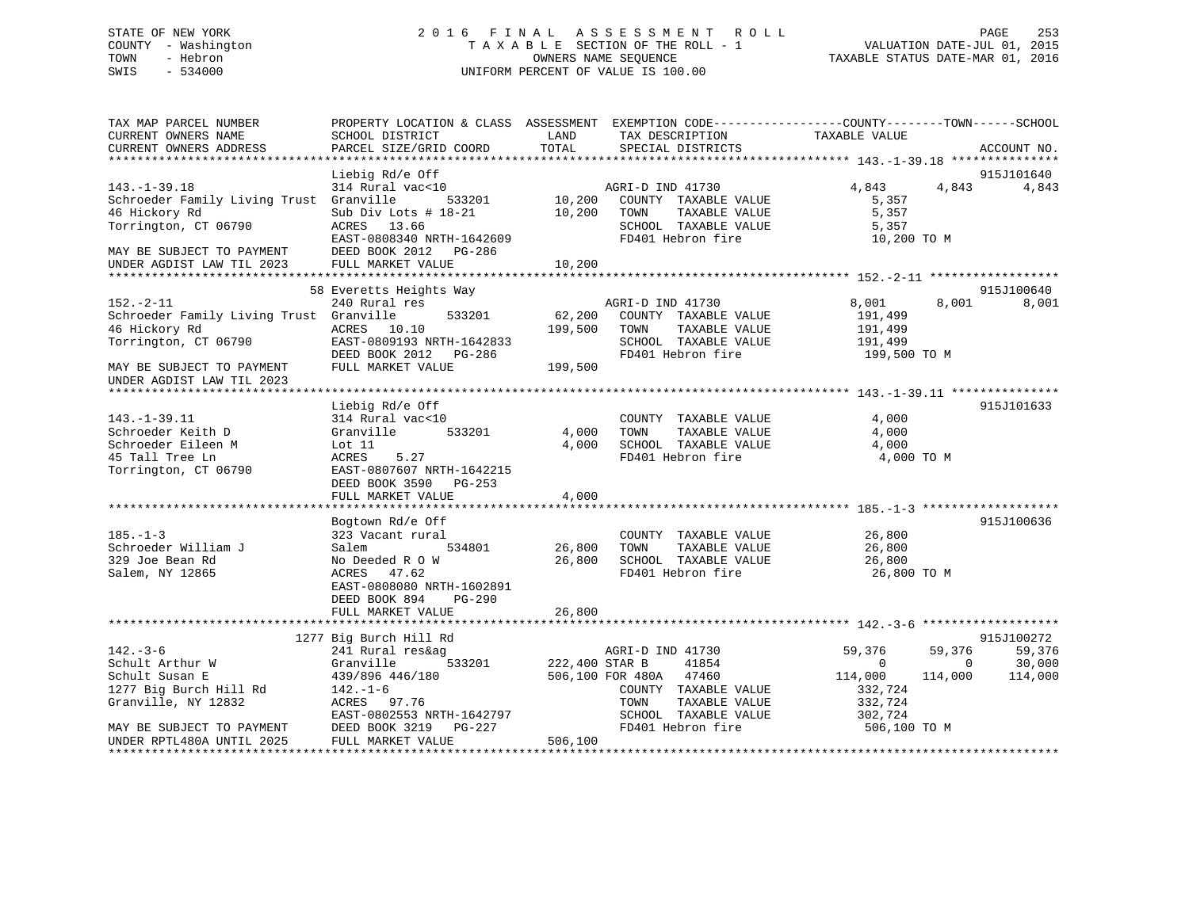STATE OF NEW YORK
COUNTY - Washington
TOWN - Hebron
SWIS - 534000

# 2016 FINAL ASSESSMENT ROLL

TAXABLE SECTION OF THE ROLL - 1
OWNERS NAME SEQUENCE
UNIFORM PERCENT OF VALUE IS 100.00

VALUATION DATE-JUL 01, 2015
TAXABLE STATUS DATE-MAR 01, 2016

```
TAX MAP PARCEL NUMBER          PROPERTY LOCATION & CLASS  ASSESSMENT  EXEMPTION CODE------------------COUNTY--------TOWN------SCHOOL
CURRENT OWNERS NAME            SCHOOL DISTRICT               LAND      TAX DESCRIPTION              TAXABLE VALUE
CURRENT OWNERS ADDRESS         PARCEL SIZE/GRID COORD       TOTAL      SPECIAL DISTRICTS                                         ACCOUNT NO.
******************************************************************************************************* 143.-1-39.18 ***************
                               Liebig Rd/e Off                                                                                  915J101640
143.-1-39.18                   314 Rural vac<10                        AGRI-D IND 41730             4,843        4,843        4,843
Schroeder Family Living Trust  Granville        533201      10,200       COUNTY  TAXABLE VALUE            5,357
46 Hickory Rd                  Sub Div Lots # 18-21         10,200       TOWN    TAXABLE VALUE            5,357
Torrington, CT 06790           ACRES   13.66                             SCHOOL  TAXABLE VALUE            5,357
                               EAST-0808340 NRTH-1642609                 FD401 Hebron fire               10,200 TO M
MAY BE SUBJECT TO PAYMENT      DEED BOOK 2012   PG-286
UNDER AGDIST LAW TIL 2023      FULL MARKET VALUE            10,200
******************************************************************************************************* 152.-2-11 ******************
                               58 Everetts Heights Way                                                                          915J100640
152.-2-11                      240 Rural res                           AGRI-D IND 41730             8,001        8,001        8,001
Schroeder Family Living Trust  Granville        533201      62,200       COUNTY  TAXABLE VALUE          191,499
46 Hickory Rd                  ACRES   10.10               199,500       TOWN    TAXABLE VALUE          191,499
Torrington, CT 06790           EAST-0809193 NRTH-1642833                 SCHOOL  TAXABLE VALUE          191,499
                               DEED BOOK 2012   PG-286                   FD401 Hebron fire              199,500 TO M
MAY BE SUBJECT TO PAYMENT      FULL MARKET VALUE           199,500
UNDER AGDIST LAW TIL 2023
******************************************************************************************************* 143.-1-39.11 ***************
                               Liebig Rd/e Off                                                                                  915J101633
143.-1-39.11                   314 Rural vac<10                        COUNTY  TAXABLE VALUE              4,000
Schroeder Keith D              Granville        533201       4,000       TOWN    TAXABLE VALUE              4,000
Schroeder Eileen M             Lot 11                        4,000       SCHOOL  TAXABLE VALUE              4,000
45 Tall Tree Ln                ACRES    5.27                             FD401 Hebron fire                4,000 TO M
Torrington, CT 06790           EAST-0807607 NRTH-1642215
                               DEED BOOK 3590   PG-253
                               FULL MARKET VALUE             4,000
******************************************************************************************************* 185.-1-3 *******************
                               Bogtown Rd/e Off                                                                                 915J100636
185.-1-3                       323 Vacant rural                        COUNTY  TAXABLE VALUE             26,800
Schroeder William J            Salem            534801      26,800       TOWN    TAXABLE VALUE             26,800
329 Joe Bean Rd                No Deeded R O W              26,800       SCHOOL  TAXABLE VALUE             26,800
Salem, NY 12865                ACRES   47.62                             FD401 Hebron fire               26,800 TO M
                               EAST-0808080 NRTH-1602891
                               DEED BOOK 894    PG-290
                               FULL MARKET VALUE            26,800
******************************************************************************************************* 142.-3-6 *******************
                               1277 Big Burch Hill Rd                                                                           915J100272
142.-3-6                       241 Rural res&ag                        AGRI-D IND 41730            59,376       59,376       59,376
Schult Arthur W                Granville        533201     222,400 STAR B      41854                    0            0       30,000
Schult Susan E                 439/896 446/180             506,100 FOR 480A    47460              114,000      114,000      114,000
1277 Big Burch Hill Rd         142.-1-6                                COUNTY  TAXABLE VALUE          332,724
Granville, NY 12832            ACRES   97.76                             TOWN    TAXABLE VALUE          332,724
                               EAST-0802553 NRTH-1642797                 SCHOOL  TAXABLE VALUE          302,724
MAY BE SUBJECT TO PAYMENT      DEED BOOK 3219   PG-227                   FD401 Hebron fire              506,100 TO M
UNDER RPTL480A UNTIL 2025      FULL MARKET VALUE           506,100
************************************************************************************************************************************
```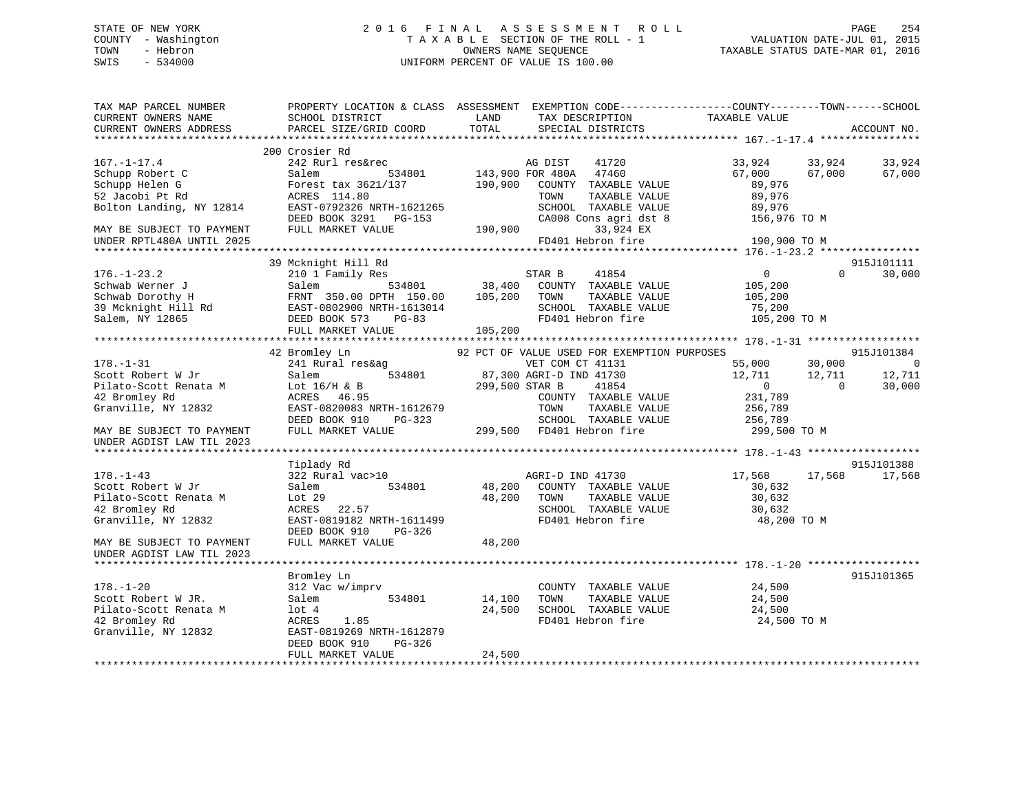STATE OF NEW YORK
COUNTY - Washington
TOWN - Hebron
SWIS - 534000

2 0 1 6 F I N A L A S S E S S M E N T R O L L
T A X A B L E SECTION OF THE ROLL - 1
OWNERS NAME SEQUENCE
UNIFORM PERCENT OF VALUE IS 100.00

VALUATION DATE-JUL 01, 2015
TAXABLE STATUS DATE-MAR 01, 2016

```
TAX MAP PARCEL NUMBER          PROPERTY LOCATION & CLASS  ASSESSMENT  EXEMPTION CODE------------------COUNTY--------TOWN------SCHOOL
CURRENT OWNERS NAME            SCHOOL DISTRICT               LAND      TAX DESCRIPTION             TAXABLE VALUE
CURRENT OWNERS ADDRESS         PARCEL SIZE/GRID COORD        TOTAL     SPECIAL DISTRICTS                                       ACCOUNT NO.
******************************************************************************************************* 167.-1-17.4 ****************
                               200 Crosier Rd
167.-1-17.4                    242 Rurl res&rec                     AG DIST    41720            33,924      33,924      33,924
Schupp Robert C                Salem          534801      143,900 FOR 480A   47460            67,000      67,000      67,000
Schupp Helen G                 Forest tax 3621/137         190,900    COUNTY  TAXABLE VALUE         89,976
52 Jacobi Pt Rd                ACRES 114.80                           TOWN    TAXABLE VALUE         89,976
Bolton Landing, NY 12814       EAST-0792326 NRTH-1621265              SCHOOL  TAXABLE VALUE         89,976
                               DEED BOOK 3291   PG-153                CA008 Cons agri dst 8        156,976 TO M
MAY BE SUBJECT TO PAYMENT      FULL MARKET VALUE           190,900          33,924 EX
UNDER RPTL480A UNTIL 2025                                             FD401 Hebron fire            190,900 TO M
******************************************************************************************************* 176.-1-23.2 ****************
                               39 Mcknight Hill Rd                                                                    915J101111
176.-1-23.2                    210 1 Family Res                     STAR B     41854                 0           0      30,000
Schwab Werner J                Salem          534801       38,400    COUNTY  TAXABLE VALUE        105,200
Schwab Dorothy H               FRNT 350.00 DPTH 150.00     105,200    TOWN    TAXABLE VALUE        105,200
39 Mcknight Hill Rd            EAST-0802900 NRTH-1613014              SCHOOL  TAXABLE VALUE         75,200
Salem, NY 12865                DEED BOOK 573    PG-83                 FD401 Hebron fire            105,200 TO M
                               FULL MARKET VALUE           105,200
******************************************************************************************************* 178.-1-31 ******************
                               42 Bromley Ln                92 PCT OF VALUE USED FOR EXEMPTION PURPOSES               915J101384
178.-1-31                      241 Rural res&ag                     VET COM CT 41131            55,000      30,000           0
Scott Robert W Jr              Salem          534801       87,300 AGRI-D IND 41730            12,711      12,711      12,711
Pilato-Scott Renata M          Lot 16/H & B                299,500 STAR B     41854                 0           0      30,000
42 Bromley Rd                  ACRES  46.95                           COUNTY  TAXABLE VALUE        231,789
Granville, NY 12832            EAST-0820083 NRTH-1612679              TOWN    TAXABLE VALUE        256,789
                               DEED BOOK 910    PG-323                SCHOOL  TAXABLE VALUE        256,789
MAY BE SUBJECT TO PAYMENT      FULL MARKET VALUE           299,500    FD401 Hebron fire            299,500 TO M
UNDER AGDIST LAW TIL 2023
******************************************************************************************************* 178.-1-43 ******************
                               Tiplady Rd                                                                             915J101388
178.-1-43                      322 Rural vac>10                     AGRI-D IND 41730            17,568      17,568      17,568
Scott Robert W Jr              Salem          534801       48,200    COUNTY  TAXABLE VALUE         30,632
Pilato-Scott Renata M          Lot 29                       48,200    TOWN    TAXABLE VALUE         30,632
42 Bromley Rd                  ACRES  22.57                           SCHOOL  TAXABLE VALUE         30,632
Granville, NY 12832            EAST-0819182 NRTH-1611499              FD401 Hebron fire             48,200 TO M
                               DEED BOOK 910    PG-326
MAY BE SUBJECT TO PAYMENT      FULL MARKET VALUE            48,200
UNDER AGDIST LAW TIL 2023
******************************************************************************************************* 178.-1-20 ******************
                               Bromley Ln                                                                             915J101365
178.-1-20                      312 Vac w/imprv                        COUNTY  TAXABLE VALUE         24,500
Scott Robert W JR.             Salem          534801       14,100    TOWN    TAXABLE VALUE         24,500
Pilato-Scott Renata M          lot 4                        24,500    SCHOOL  TAXABLE VALUE         24,500
42 Bromley Rd                  ACRES   1.85                           FD401 Hebron fire             24,500 TO M
Granville, NY 12832            EAST-0819269 NRTH-1612879
                               DEED BOOK 910    PG-326
                               FULL MARKET VALUE            24,500
************************************************************************************************************************************
```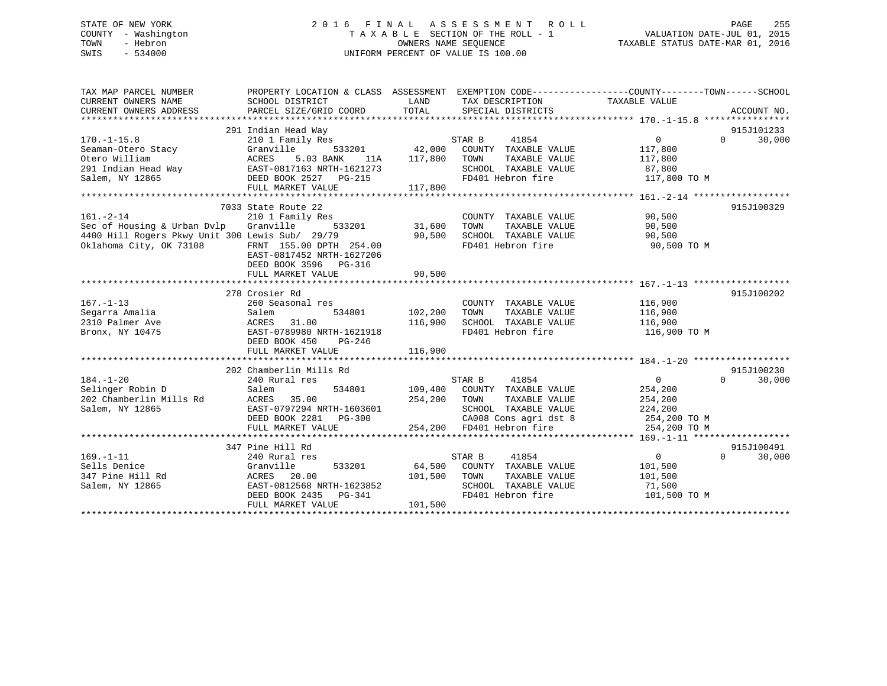STATE OF NEW YORK
COUNTY - Washington
TOWN - Hebron
SWIS - 534000

2016 FINAL ASSESSMENT ROLL
TAXABLE SECTION OF THE ROLL - 1
OWNERS NAME SEQUENCE
UNIFORM PERCENT OF VALUE IS 100.00

VALUATION DATE-JUL 01, 2015
TAXABLE STATUS DATE-MAR 01, 2016

```
TAX MAP PARCEL NUMBER          PROPERTY LOCATION & CLASS  ASSESSMENT  EXEMPTION CODE------------------COUNTY--------TOWN------SCHOOL
CURRENT OWNERS NAME            SCHOOL DISTRICT             LAND       TAX DESCRIPTION              TAXABLE VALUE
CURRENT OWNERS ADDRESS         PARCEL SIZE/GRID COORD      TOTAL      SPECIAL DISTRICTS                                        ACCOUNT NO.
*********************************************************************************************** 170.-1-15.8 ****************
                               291 Indian Head Way                                                                          915J101233
170.-1-15.8                    210 1 Family Res                        STAR B     41854               0             0      30,000
Seaman-Otero Stacy             Granville       533201       42,000    COUNTY  TAXABLE VALUE         117,800
Otero William                  ACRES    5.03 BANK    11A   117,800    TOWN    TAXABLE VALUE         117,800
291 Indian Head Way            EAST-0817163 NRTH-1621273              SCHOOL  TAXABLE VALUE          87,800
Salem, NY 12865                DEED BOOK 2527   PG-215                FD401 Hebron fire             117,800 TO M
                               FULL MARKET VALUE           117,800
*********************************************************************************************** 161.-2-14 ******************
                               7033 State Route 22                                                                          915J100329
161.-2-14                      210 1 Family Res                        COUNTY  TAXABLE VALUE          90,500
Sec of Housing & Urban Dvlp    Granville       533201       31,600    TOWN    TAXABLE VALUE          90,500
4400 Hill Rogers Pkwy Unit 300 Lewis Sub/ 29/79            90,500    SCHOOL  TAXABLE VALUE          90,500
Oklahoma City, OK 73108        FRNT  155.00 DPTH  254.00              FD401 Hebron fire              90,500 TO M
                               EAST-0817452 NRTH-1627206
                               DEED BOOK 3596   PG-316
                               FULL MARKET VALUE            90,500
*********************************************************************************************** 167.-1-13 ******************
                               278 Crosier Rd                                                                               915J100202
167.-1-13                      260 Seasonal res                        COUNTY  TAXABLE VALUE         116,900
Segarra Amalia                 Salem           534801      102,200    TOWN    TAXABLE VALUE         116,900
2310 Palmer Ave                ACRES   31.00               116,900    SCHOOL  TAXABLE VALUE         116,900
Bronx, NY 10475                EAST-0789980 NRTH-1621918              FD401 Hebron fire             116,900 TO M
                               DEED BOOK 450    PG-246
                               FULL MARKET VALUE           116,900
*********************************************************************************************** 184.-1-20 ******************
                               202 Chamberlin Mills Rd                                                                      915J100230
184.-1-20                      240 Rural res                           STAR B     41854               0             0      30,000
Selinger Robin D               Salem           534801      109,400    COUNTY  TAXABLE VALUE         254,200
202 Chamberlin Mills Rd        ACRES   35.00               254,200    TOWN    TAXABLE VALUE         254,200
Salem, NY 12865                EAST-0797294 NRTH-1603601              SCHOOL  TAXABLE VALUE         224,200
                               DEED BOOK 2281   PG-300                CA008 Cons agri dst 8         254,200 TO M
                               FULL MARKET VALUE           254,200    FD401 Hebron fire             254,200 TO M
*********************************************************************************************** 169.-1-11 ******************
                               347 Pine Hill Rd                                                                             915J100491
169.-1-11                      240 Rural res                           STAR B     41854               0             0      30,000
Sells Denice                   Granville       533201       64,500    COUNTY  TAXABLE VALUE         101,500
347 Pine Hill Rd               ACRES   20.00               101,500    TOWN    TAXABLE VALUE         101,500
Salem, NY 12865                EAST-0812568 NRTH-1623852              SCHOOL  TAXABLE VALUE          71,500
                               DEED BOOK 2435   PG-341                FD401 Hebron fire             101,500 TO M
                               FULL MARKET VALUE           101,500
****************************************************************************************************************************
```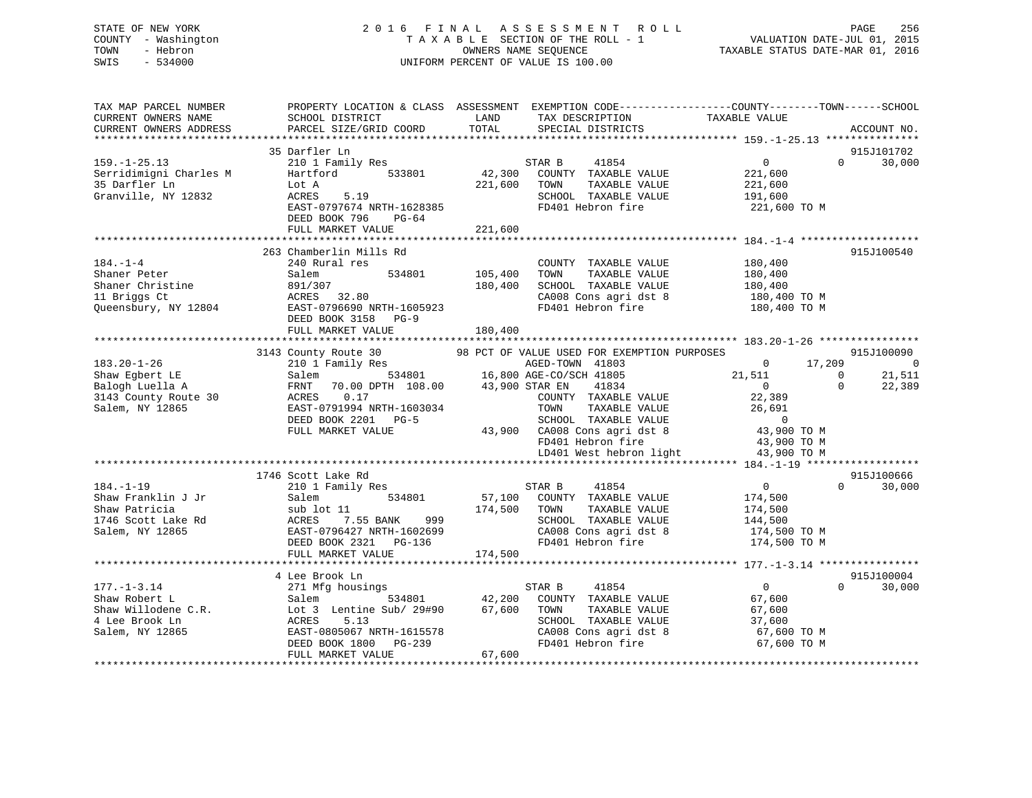STATE OF NEW YORK
COUNTY - Washington
TOWN - Hebron
SWIS - 534000

2016 FINAL ASSESSMENT ROLL
TAXABLE SECTION OF THE ROLL - 1
OWNERS NAME SEQUENCE
UNIFORM PERCENT OF VALUE IS 100.00

VALUATION DATE-JUL 01, 2015
TAXABLE STATUS DATE-MAR 01, 2016

```
TAX MAP PARCEL NUMBER          PROPERTY LOCATION & CLASS  ASSESSMENT  EXEMPTION CODE-----------------COUNTY--------TOWN------SCHOOL
CURRENT OWNERS NAME            SCHOOL DISTRICT               LAND      TAX DESCRIPTION            TAXABLE VALUE
CURRENT OWNERS ADDRESS         PARCEL SIZE/GRID COORD        TOTAL     SPECIAL DISTRICTS                                     ACCOUNT NO.
******************************************************************************************************* 159.-1-25.13 ***************
                               35 Darfler Ln                                                                                  915J101702
159.-1-25.13                   210 1 Family Res                        STAR B     41854                 0            0      30,000
Serridimigni Charles M         Hartford        533801       42,300     COUNTY  TAXABLE VALUE       221,600
35 Darfler Ln                  Lot A                       221,600     TOWN    TAXABLE VALUE       221,600
Granville, NY 12832            ACRES    5.19                           SCHOOL  TAXABLE VALUE       191,600
                               EAST-0797674 NRTH-1628385               FD401 Hebron fire            221,600 TO M
                               DEED BOOK 796    PG-64
                               FULL MARKET VALUE           221,600
******************************************************************************************************* 184.-1-4 *******************
                               263 Chamberlin Mills Rd                                                                        915J100540
184.-1-4                       240 Rural res                           COUNTY  TAXABLE VALUE       180,400
Shaner Peter                   Salem           534801      105,400     TOWN    TAXABLE VALUE       180,400
Shaner Christine               891/307                     180,400     SCHOOL  TAXABLE VALUE       180,400
11 Briggs Ct                   ACRES   32.80                           CA008 Cons agri dst 8        180,400 TO M
Queensbury, NY 12804           EAST-0796690 NRTH-1605923               FD401 Hebron fire            180,400 TO M
                               DEED BOOK 3158   PG-9
                               FULL MARKET VALUE           180,400
******************************************************************************************************* 183.20-1-26 ****************
                               3143 County Route 30         98 PCT OF VALUE USED FOR EXEMPTION PURPOSES                       915J100090
183.20-1-26                    210 1 Family Res                        AGED-TOWN  41803                 0       17,209           0
Shaw Egbert LE                 Salem           534801       16,800 AGE-CO/SCH 41805            21,511            0      21,511
Balogh Luella A                FRNT   70.00 DPTH 108.00     43,900 STAR EN    41834                 0            0      22,389
3143 County Route 30           ACRES    0.17                           COUNTY  TAXABLE VALUE        22,389
Salem, NY 12865                EAST-0791994 NRTH-1603034               TOWN    TAXABLE VALUE        26,691
                               DEED BOOK 2201   PG-5                   SCHOOL  TAXABLE VALUE             0
                               FULL MARKET VALUE            43,900     CA008 Cons agri dst 8         43,900 TO M
                                                                       FD401 Hebron fire             43,900 TO M
                                                                       LD401 West hebron light       43,900 TO M
******************************************************************************************************* 184.-1-19 ******************
                               1746 Scott Lake Rd                                                                             915J100666
184.-1-19                      210 1 Family Res                        STAR B     41854                 0            0      30,000
Shaw Franklin J Jr             Salem           534801       57,100     COUNTY  TAXABLE VALUE       174,500
Shaw Patricia                  sub lot 11                  174,500     TOWN    TAXABLE VALUE       174,500
1746 Scott Lake Rd             ACRES    7.55 BANK    999               SCHOOL  TAXABLE VALUE       144,500
Salem, NY 12865                EAST-0796427 NRTH-1602699               CA008 Cons agri dst 8        174,500 TO M
                               DEED BOOK 2321   PG-136                 FD401 Hebron fire            174,500 TO M
                               FULL MARKET VALUE           174,500
******************************************************************************************************* 177.-1-3.14 ****************
                               4 Lee Brook Ln                                                                                 915J100004
177.-1-3.14                    271 Mfg housings                        STAR B     41854                 0            0      30,000
Shaw Robert L                  Salem           534801       42,200     COUNTY  TAXABLE VALUE        67,600
Shaw Willodene C.R.            Lot 3  Lentine Sub/ 29#90    67,600     TOWN    TAXABLE VALUE        67,600
4 Lee Brook Ln                 ACRES    5.13                           SCHOOL  TAXABLE VALUE        37,600
Salem, NY 12865                EAST-0805067 NRTH-1615578               CA008 Cons agri dst 8         67,600 TO M
                               DEED BOOK 1800   PG-239                 FD401 Hebron fire             67,600 TO M
                               FULL MARKET VALUE            67,600
************************************************************************************************************************************
```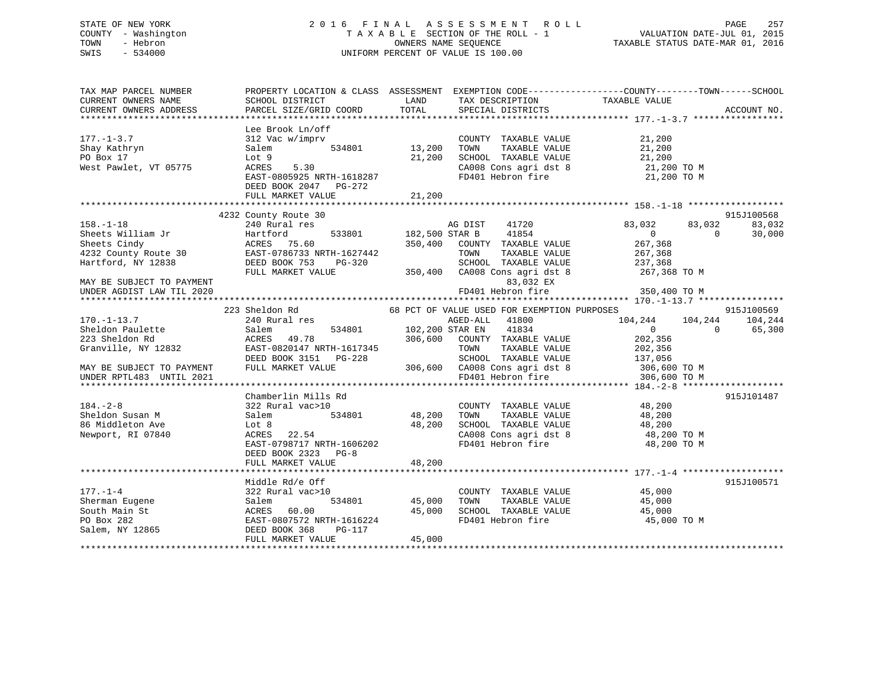STATE OF NEW YORK
COUNTY - Washington
TOWN - Hebron
SWIS - 534000

2 0 1 6 F I N A L A S S E S S M E N T R O L L
T A X A B L E SECTION OF THE ROLL - 1
OWNERS NAME SEQUENCE
UNIFORM PERCENT OF VALUE IS 100.00

VALUATION DATE-JUL 01, 2015
TAXABLE STATUS DATE-MAR 01, 2016

```
TAX MAP PARCEL NUMBER          PROPERTY LOCATION & CLASS  ASSESSMENT  EXEMPTION CODE------------------COUNTY--------TOWN------SCHOOL
CURRENT OWNERS NAME            SCHOOL DISTRICT              LAND      TAX DESCRIPTION            TAXABLE VALUE
CURRENT OWNERS ADDRESS         PARCEL SIZE/GRID COORD       TOTAL     SPECIAL DISTRICTS                                   ACCOUNT NO.
******************************************************************************************************* 177.-1-3.7 *****************
                               Lee Brook Ln/off
177.-1-3.7                     312 Vac w/imprv                        COUNTY  TAXABLE VALUE           21,200
Shay Kathryn                   Salem          534801       13,200     TOWN    TAXABLE VALUE           21,200
PO Box 17                      Lot 9                       21,200     SCHOOL  TAXABLE VALUE           21,200
West Pawlet, VT 05775          ACRES    5.30                          CA008 Cons agri dst 8            21,200 TO M
                               EAST-0805925 NRTH-1618287              FD401 Hebron fire                21,200 TO M
                               DEED BOOK 2047   PG-272
                               FULL MARKET VALUE           21,200
******************************************************************************************************* 158.-1-18 ******************
                               4232 County Route 30                                                                  915J100568
158.-1-18                      240 Rural res                          AG DIST     41720              83,032      83,032      83,032
Sheets William Jr              Hartford       533801      182,500 STAR B      41854                   0           0      30,000
Sheets Cindy                   ACRES   75.60              350,400     COUNTY  TAXABLE VALUE          267,368
4232 County Route 30           EAST-0786733 NRTH-1627442              TOWN    TAXABLE VALUE          267,368
Hartford, NY 12838             DEED BOOK 753    PG-320                SCHOOL  TAXABLE VALUE          237,368
                               FULL MARKET VALUE          350,400     CA008 Cons agri dst 8           267,368 TO M
MAY BE SUBJECT TO PAYMENT                                                   83,032 EX
UNDER AGDIST LAW TIL 2020                                             FD401 Hebron fire               350,400 TO M
******************************************************************************************************* 170.-1-13.7 ****************
                               223 Sheldon Rd                 68 PCT OF VALUE USED FOR EXEMPTION PURPOSES            915J100569
170.-1-13.7                    240 Rural res                          AGED-ALL    41800             104,244     104,244     104,244
Sheldon Paulette               Salem          534801      102,200 STAR EN     41834                   0           0      65,300
223 Sheldon Rd                 ACRES   49.78              306,600     COUNTY  TAXABLE VALUE          202,356
Granville, NY 12832            EAST-0820147 NRTH-1617345              TOWN    TAXABLE VALUE          202,356
                               DEED BOOK 3151   PG-228                SCHOOL  TAXABLE VALUE          137,056
MAY BE SUBJECT TO PAYMENT      FULL MARKET VALUE          306,600     CA008 Cons agri dst 8           306,600 TO M
UNDER RPTL483  UNTIL 2021                                             FD401 Hebron fire               306,600 TO M
******************************************************************************************************* 184.-2-8 *******************
                               Chamberlin Mills Rd                                                                   915J101487
184.-2-8                       322 Rural vac>10                       COUNTY  TAXABLE VALUE           48,200
Sheldon Susan M                Salem          534801       48,200     TOWN    TAXABLE VALUE           48,200
86 Middleton Ave               Lot 8                       48,200     SCHOOL  TAXABLE VALUE           48,200
Newport, RI 07840              ACRES   22.54                          CA008 Cons agri dst 8            48,200 TO M
                               EAST-0798717 NRTH-1606202              FD401 Hebron fire                48,200 TO M
                               DEED BOOK 2323   PG-8
                               FULL MARKET VALUE           48,200
******************************************************************************************************* 177.-1-4 *******************
                               Middle Rd/e Off                                                                       915J100571
177.-1-4                       322 Rural vac>10                       COUNTY  TAXABLE VALUE           45,000
Sherman Eugene                 Salem          534801       45,000     TOWN    TAXABLE VALUE           45,000
South Main St                  ACRES   60.00               45,000     SCHOOL  TAXABLE VALUE           45,000
PO Box 282                     EAST-0807572 NRTH-1616224              FD401 Hebron fire                45,000 TO M
Salem, NY 12865                DEED BOOK 368    PG-117
                               FULL MARKET VALUE           45,000
************************************************************************************************************************************
```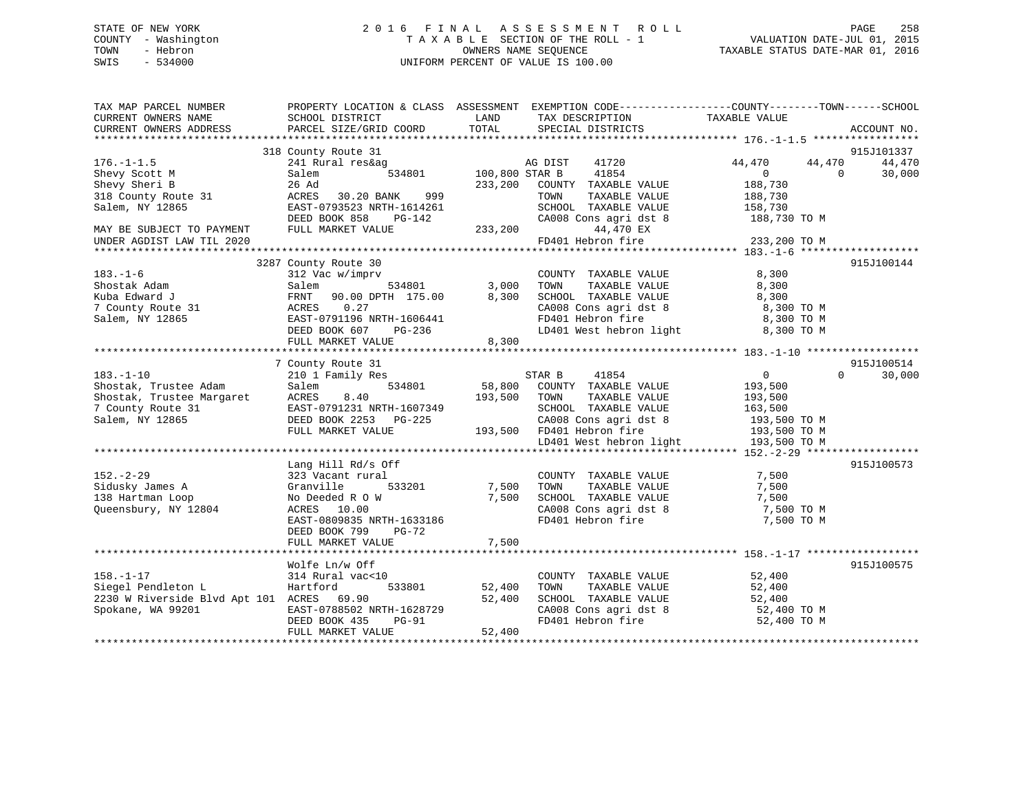STATE OF NEW YORK
COUNTY - Washington
TOWN - Hebron
SWIS - 534000

2016 FINAL ASSESSMENT ROLL
TAXABLE SECTION OF THE ROLL - 1
OWNERS NAME SEQUENCE
UNIFORM PERCENT OF VALUE IS 100.00

VALUATION DATE-JUL 01, 2015
TAXABLE STATUS DATE-MAR 01, 2016

```
TAX MAP PARCEL NUMBER          PROPERTY LOCATION & CLASS  ASSESSMENT  EXEMPTION CODE------------------COUNTY--------TOWN------SCHOOL
CURRENT OWNERS NAME            SCHOOL DISTRICT              LAND      TAX DESCRIPTION              TAXABLE VALUE
CURRENT OWNERS ADDRESS         PARCEL SIZE/GRID COORD       TOTAL     SPECIAL DISTRICTS                                      ACCOUNT NO.
****************************************************************************************************** 176.-1-1.5 *****************
                               318 County Route 31                                                                          915J101337
176.-1-1.5                     241 Rural res&ag                       AG DIST    41720               44,470      44,470      44,470
Shevy Scott M                  Salem           534801     100,800 STAR B     41854                    0           0       30,000
Shevy Sheri B                  26 Ad                      233,200    COUNTY  TAXABLE VALUE          188,730
318 County Route 31            ACRES   30.20 BANK    999             TOWN    TAXABLE VALUE          188,730
Salem, NY 12865                EAST-0793523 NRTH-1614261             SCHOOL  TAXABLE VALUE          158,730
                               DEED BOOK 858    PG-142               CA008 Cons agri dst 8           188,730 TO M
MAY BE SUBJECT TO PAYMENT      FULL MARKET VALUE          233,200         44,470 EX
UNDER AGDIST LAW TIL 2020                                            FD401 Hebron fire               233,200 TO M
****************************************************************************************************** 183.-1-6 *******************
                               3287 County Route 30                                                                         915J100144
183.-1-6                       312 Vac w/imprv                        COUNTY  TAXABLE VALUE            8,300
Shostak Adam                   Salem           534801       3,000    TOWN    TAXABLE VALUE            8,300
Kuba Edward J                  FRNT   90.00 DPTH 175.00     8,300    SCHOOL  TAXABLE VALUE            8,300
7 County Route 31              ACRES    0.27                         CA008 Cons agri dst 8             8,300 TO M
Salem, NY 12865                EAST-0791196 NRTH-1606441             FD401 Hebron fire                 8,300 TO M
                               DEED BOOK 607    PG-236               LD401 West hebron light           8,300 TO M
                               FULL MARKET VALUE            8,300
****************************************************************************************************** 183.-1-10 ******************
                               7 County Route 31                                                                            915J100514
183.-1-10                      210 1 Family Res                       STAR B     41854                    0           0       30,000
Shostak, Trustee Adam          Salem           534801      58,800    COUNTY  TAXABLE VALUE          193,500
Shostak, Trustee Margaret      ACRES    8.40              193,500    TOWN    TAXABLE VALUE          193,500
7 County Route 31              EAST-0791231 NRTH-1607349             SCHOOL  TAXABLE VALUE          163,500
Salem, NY 12865                DEED BOOK 2253   PG-225               CA008 Cons agri dst 8           193,500 TO M
                               FULL MARKET VALUE          193,500    FD401 Hebron fire               193,500 TO M
                                                                     LD401 West hebron light         193,500 TO M
****************************************************************************************************** 152.-2-29 ******************
                               Lang Hill Rd/s Off                                                                           915J100573
152.-2-29                      323 Vacant rural                       COUNTY  TAXABLE VALUE            7,500
Sidusky James A                Granville       533201       7,500    TOWN    TAXABLE VALUE            7,500
138 Hartman Loop               No Deeded R O W              7,500    SCHOOL  TAXABLE VALUE            7,500
Queensbury, NY 12804           ACRES   10.00                         CA008 Cons agri dst 8             7,500 TO M
                               EAST-0809835 NRTH-1633186             FD401 Hebron fire                 7,500 TO M
                               DEED BOOK 799    PG-72
                               FULL MARKET VALUE            7,500
****************************************************************************************************** 158.-1-17 ******************
                               Wolfe Ln/w Off                                                                               915J100575
158.-1-17                      314 Rural vac<10                       COUNTY  TAXABLE VALUE           52,400
Siegel Pendleton L             Hartford        533801      52,400    TOWN    TAXABLE VALUE           52,400
2230 W Riverside Blvd Apt 101  ACRES   69.90               52,400    SCHOOL  TAXABLE VALUE           52,400
Spokane, WA 99201              EAST-0788502 NRTH-1628729             CA008 Cons agri dst 8            52,400 TO M
                               DEED BOOK 435    PG-91                FD401 Hebron fire                52,400 TO M
                               FULL MARKET VALUE           52,400
************************************************************************************************************************************
```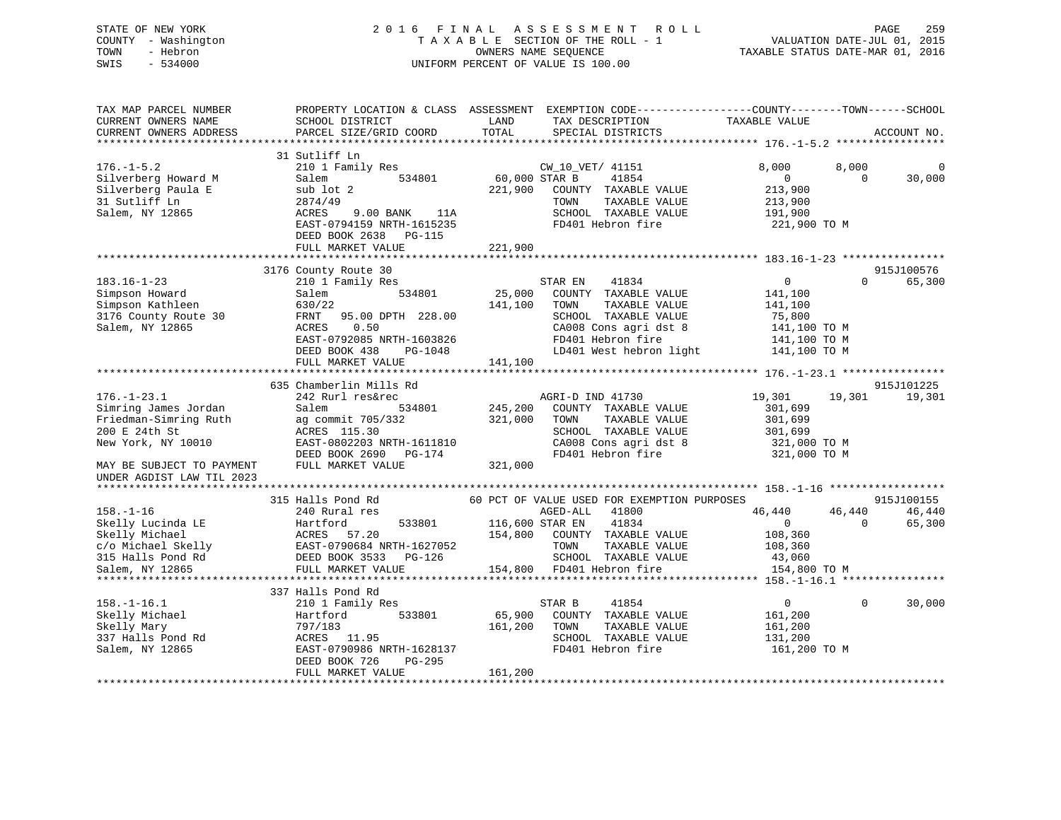STATE OF NEW YORK
COUNTY - Washington
TOWN - Hebron
SWIS - 534000

2016 FINAL ASSESSMENT ROLL
TAXABLE SECTION OF THE ROLL - 1
OWNERS NAME SEQUENCE
UNIFORM PERCENT OF VALUE IS 100.00

VALUATION DATE-JUL 01, 2015
TAXABLE STATUS DATE-MAR 01, 2016

```
TAX MAP PARCEL NUMBER          PROPERTY LOCATION & CLASS  ASSESSMENT  EXEMPTION CODE------------------COUNTY--------TOWN------SCHOOL
CURRENT OWNERS NAME            SCHOOL DISTRICT               LAND      TAX DESCRIPTION              TAXABLE VALUE
CURRENT OWNERS ADDRESS         PARCEL SIZE/GRID COORD        TOTAL     SPECIAL DISTRICTS                                    ACCOUNT NO.
******************************************************************************************************* 176.-1-5.2 *****************
                    31 Sutliff Ln
176.-1-5.2                     210 1 Family Res                     CW_10_VET/ 41151              8,000        8,000            0
Silverberg Howard M            Salem          534801      60,000 STAR B      41854                  0            0       30,000
Silverberg Paula E             sub lot 2                 221,900    COUNTY  TAXABLE VALUE         213,900
31 Sutliff Ln                  2874/49                              TOWN    TAXABLE VALUE         213,900
Salem, NY 12865                ACRES    9.00 BANK    11A            SCHOOL  TAXABLE VALUE         191,900
                               EAST-0794159 NRTH-1615235            FD401 Hebron fire              221,900 TO M
                               DEED BOOK 2638   PG-115
                               FULL MARKET VALUE         221,900
******************************************************************************************************* 183.16-1-23 ****************
                  3176 County Route 30                                                                            915J100576
183.16-1-23                    210 1 Family Res                     STAR EN     41834                  0            0       65,300
Simpson Howard                 Salem          534801      25,000    COUNTY  TAXABLE VALUE         141,100
Simpson Kathleen               630/22                    141,100    TOWN    TAXABLE VALUE         141,100
3176 County Route 30           FRNT   95.00 DPTH 228.00             SCHOOL  TAXABLE VALUE          75,800
Salem, NY 12865                ACRES    0.50                        CA008 Cons agri dst 8          141,100 TO M
                               EAST-0792085 NRTH-1603826            FD401 Hebron fire              141,100 TO M
                               DEED BOOK 438    PG-1048             LD401 West hebron light        141,100 TO M
                               FULL MARKET VALUE         141,100
******************************************************************************************************* 176.-1-23.1 ****************
                   635 Chamberlin Mills Rd                                                                        915J101225
176.-1-23.1                    242 Rurl res&rec                     AGRI-D IND 41730              19,301       19,301       19,301
Simring James Jordan           Salem          534801     245,200    COUNTY  TAXABLE VALUE         301,699
Friedman-Simring Ruth          ag commit 705/332         321,000    TOWN    TAXABLE VALUE         301,699
200 E 24th St                  ACRES  115.30                        SCHOOL  TAXABLE VALUE         301,699
New York, NY 10010             EAST-0802203 NRTH-1611810            CA008 Cons agri dst 8          321,000 TO M
                               DEED BOOK 2690   PG-174              FD401 Hebron fire              321,000 TO M
MAY BE SUBJECT TO PAYMENT      FULL MARKET VALUE         321,000
UNDER AGDIST LAW TIL 2023
******************************************************************************************************* 158.-1-16 ******************
                   315 Halls Pond Rd               60 PCT OF VALUE USED FOR EXEMPTION PURPOSES                    915J100155
158.-1-16                      240 Rural res                        AGED-ALL    41800             46,440       46,440       46,440
Skelly Lucinda LE              Hartford       533801     116,600 STAR EN     41834                  0            0       65,300
Skelly Michael                 ACRES   57.20             154,800    COUNTY  TAXABLE VALUE         108,360
c/o Michael Skelly             EAST-0790684 NRTH-1627052            TOWN    TAXABLE VALUE         108,360
315 Halls Pond Rd              DEED BOOK 3533   PG-126              SCHOOL  TAXABLE VALUE          43,060
Salem, NY 12865                FULL MARKET VALUE         154,800    FD401 Hebron fire              154,800 TO M
******************************************************************************************************* 158.-1-16.1 ****************
                   337 Halls Pond Rd
158.-1-16.1                    210 1 Family Res                     STAR B      41854                  0            0       30,000
Skelly Michael                 Hartford       533801      65,900    COUNTY  TAXABLE VALUE         161,200
Skelly Mary                    797/183                   161,200    TOWN    TAXABLE VALUE         161,200
337 Halls Pond Rd              ACRES   11.95                        SCHOOL  TAXABLE VALUE         131,200
Salem, NY 12865                EAST-0790986 NRTH-1628137            FD401 Hebron fire              161,200 TO M
                               DEED BOOK 726    PG-295
                               FULL MARKET VALUE         161,200
************************************************************************************************************************************
```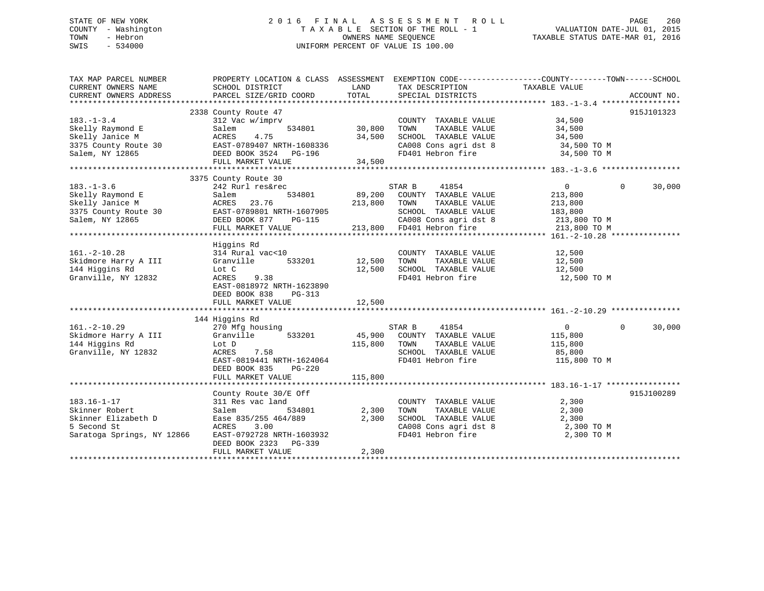STATE OF NEW YORK
COUNTY - Washington
TOWN - Hebron
SWIS - 534000

2 0 1 6 F I N A L A S S E S S M E N T R O L L
T A X A B L E SECTION OF THE ROLL - 1
OWNERS NAME SEQUENCE
UNIFORM PERCENT OF VALUE IS 100.00

VALUATION DATE-JUL 01, 2015
TAXABLE STATUS DATE-MAR 01, 2016

| TAX MAP PARCEL NUMBER / CURRENT OWNERS NAME / CURRENT OWNERS ADDRESS | PROPERTY LOCATION & CLASS / SCHOOL DISTRICT / PARCEL SIZE/GRID COORD | ASSESSMENT LAND / TOTAL | EXEMPTION CODE / TAX DESCRIPTION / SPECIAL DISTRICTS | COUNTY TAXABLE VALUE | TOWN | SCHOOL | ACCOUNT NO. |
|---|---|---|---|---|---|---|---|
| 183.-1-3.4 | 2338 County Route 47 | | | | | | 915J101323 |
| Skelly Raymond E | 312 Vac w/imprv | | COUNTY TAXABLE VALUE | 34,500 | | | |
| Skelly Janice M | Salem 534801 | 30,800 | TOWN TAXABLE VALUE | 34,500 | | | |
| 3375 County Route 30 | ACRES 4.75 | 34,500 | SCHOOL TAXABLE VALUE | 34,500 | | | |
| Salem, NY 12865 | EAST-0789407 NRTH-1608336 | | CA008 Cons agri dst 8 | 34,500 TO M | | | |
| | DEED BOOK 3524 PG-196 | | FD401 Hebron fire | 34,500 TO M | | | |
| | FULL MARKET VALUE | 34,500 | | | | | |
| 183.-1-3.6 | 3375 County Route 30 | | | | | | |
| Skelly Raymond E | 242 Rurl res&rec | | STAR B 41854 | 0 | 0 | 30,000 | |
| Skelly Janice M | Salem 534801 | 89,200 | COUNTY TAXABLE VALUE | 213,800 | | | |
| 3375 County Route 30 | ACRES 23.76 | 213,800 | TOWN TAXABLE VALUE | 213,800 | | | |
| Salem, NY 12865 | EAST-0789801 NRTH-1607905 | | SCHOOL TAXABLE VALUE | 183,800 | | | |
| | DEED BOOK 877 PG-115 | | CA008 Cons agri dst 8 | 213,800 TO M | | | |
| | FULL MARKET VALUE | 213,800 | FD401 Hebron fire | 213,800 TO M | | | |
| 161.-2-10.28 | Higgins Rd | | | | | | |
| Skidmore Harry A III | 314 Rural vac<10 | | COUNTY TAXABLE VALUE | 12,500 | | | |
| 144 Higgins Rd | Granville 533201 | 12,500 | TOWN TAXABLE VALUE | 12,500 | | | |
| Granville, NY 12832 | Lot C | 12,500 | SCHOOL TAXABLE VALUE | 12,500 | | | |
| | ACRES 9.38 | | FD401 Hebron fire | 12,500 TO M | | | |
| | EAST-0818972 NRTH-1623890 | | | | | | |
| | DEED BOOK 838 PG-313 | | | | | | |
| | FULL MARKET VALUE | 12,500 | | | | | |
| 161.-2-10.29 | 144 Higgins Rd | | | | | | |
| Skidmore Harry A III | 270 Mfg housing | | STAR B 41854 | 0 | 0 | 30,000 | |
| 144 Higgins Rd | Granville 533201 | 45,900 | COUNTY TAXABLE VALUE | 115,800 | | | |
| Granville, NY 12832 | Lot D | 115,800 | TOWN TAXABLE VALUE | 115,800 | | | |
| | ACRES 7.58 | | SCHOOL TAXABLE VALUE | 85,800 | | | |
| | EAST-0819441 NRTH-1624064 | | FD401 Hebron fire | 115,800 TO M | | | |
| | DEED BOOK 835 PG-220 | | | | | | |
| | FULL MARKET VALUE | 115,800 | | | | | |
| 183.16-1-17 | County Route 30/E Off | | | | | | 915J100289 |
| Skinner Robert | 311 Res vac land | | COUNTY TAXABLE VALUE | 2,300 | | | |
| Skinner Elizabeth D | Salem 534801 | 2,300 | TOWN TAXABLE VALUE | 2,300 | | | |
| 5 Second St | Ease 835/255 464/889 | 2,300 | SCHOOL TAXABLE VALUE | 2,300 | | | |
| Saratoga Springs, NY 12866 | ACRES 3.00 | | CA008 Cons agri dst 8 | 2,300 TO M | | | |
| | EAST-0792728 NRTH-1603932 | | FD401 Hebron fire | 2,300 TO M | | | |
| | DEED BOOK 2323 PG-339 | | | | | | |
| | FULL MARKET VALUE | 2,300 | | | | | |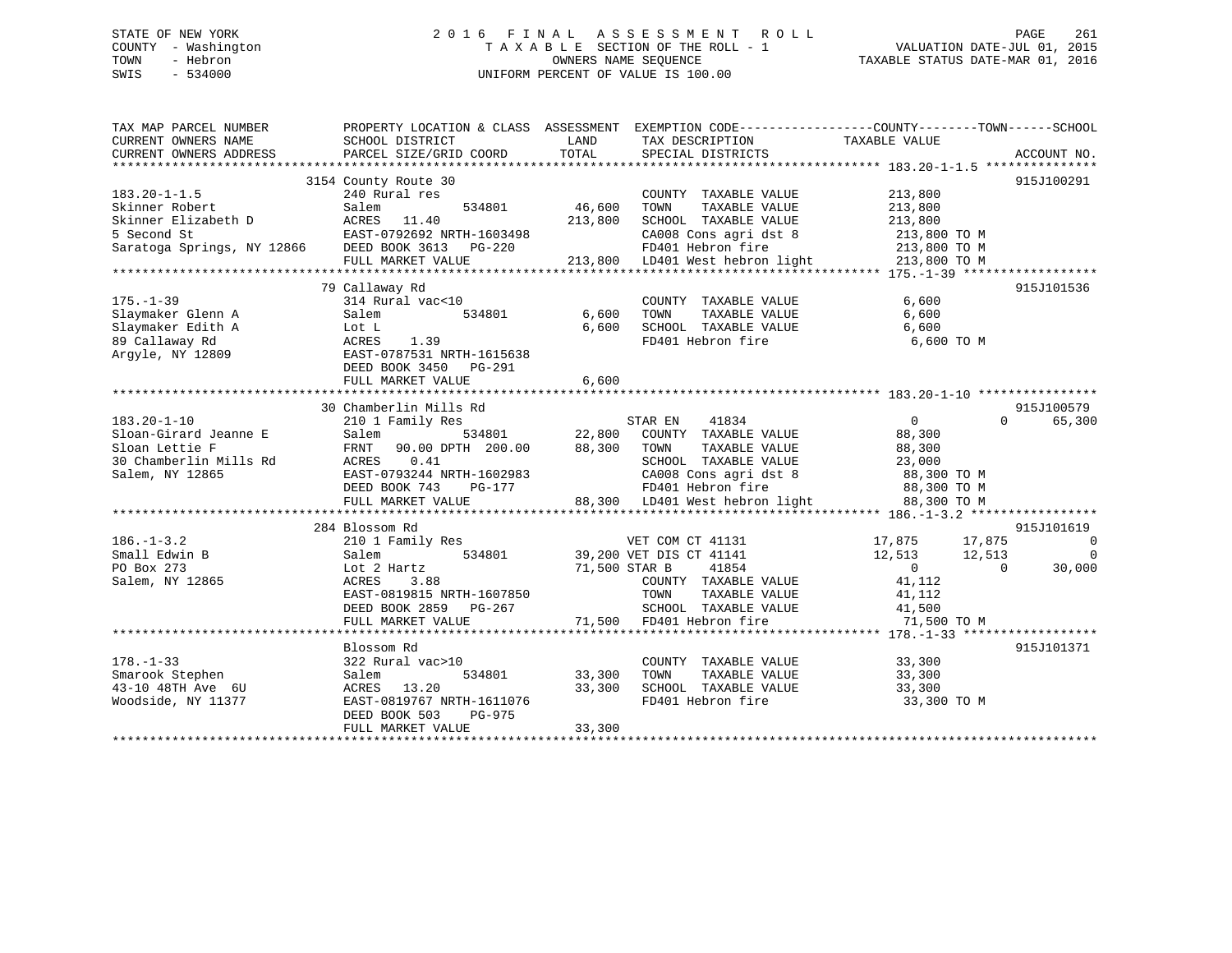STATE OF NEW YORK
COUNTY - Washington
TOWN - Hebron
SWIS - 534000

2016 FINAL ASSESSMENT ROLL
TAXABLE SECTION OF THE ROLL - 1
OWNERS NAME SEQUENCE
UNIFORM PERCENT OF VALUE IS 100.00

VALUATION DATE-JUL 01, 2015
TAXABLE STATUS DATE-MAR 01, 2016

```
TAX MAP PARCEL NUMBER          PROPERTY LOCATION & CLASS  ASSESSMENT  EXEMPTION CODE------------------COUNTY--------TOWN------SCHOOL
CURRENT OWNERS NAME            SCHOOL DISTRICT              LAND      TAX DESCRIPTION            TAXABLE VALUE
CURRENT OWNERS ADDRESS         PARCEL SIZE/GRID COORD       TOTAL     SPECIAL DISTRICTS                                    ACCOUNT NO.
******************************************************************************************************* 183.20-1-1.5 ***************
                          3154 County Route 30                                                                           915J100291
183.20-1-1.5                   240 Rural res                          COUNTY  TAXABLE VALUE          213,800
Skinner Robert                 Salem           534801      46,600     TOWN    TAXABLE VALUE          213,800
Skinner Elizabeth D            ACRES   11.40              213,800     SCHOOL  TAXABLE VALUE          213,800
5 Second St                    EAST-0792692 NRTH-1603498              CA008 Cons agri dst 8           213,800 TO M
Saratoga Springs, NY 12866     DEED BOOK 3613   PG-220                FD401 Hebron fire               213,800 TO M
                               FULL MARKET VALUE          213,800     LD401 West hebron light         213,800 TO M
******************************************************************************************************* 175.-1-39 ******************
                          79 Callaway Rd                                                                                 915J101536
175.-1-39                      314 Rural vac<10                       COUNTY  TAXABLE VALUE            6,600
Slaymaker Glenn A              Salem           534801       6,600     TOWN    TAXABLE VALUE            6,600
Slaymaker Edith A              Lot L                        6,600     SCHOOL  TAXABLE VALUE            6,600
89 Callaway Rd                 ACRES    1.39                          FD401 Hebron fire                  6,600 TO M
Argyle, NY 12809               EAST-0787531 NRTH-1615638
                               DEED BOOK 3450   PG-291
                               FULL MARKET VALUE            6,600
******************************************************************************************************* 183.20-1-10 ****************
                          30 Chamberlin Mills Rd                                                                         915J100579
183.20-1-10                    210 1 Family Res                       STAR EN    41834                   0          0       65,300
Sloan-Girard Jeanne E          Salem           534801      22,800     COUNTY  TAXABLE VALUE           88,300
Sloan Lettie F                 FRNT   90.00 DPTH 200.00    88,300     TOWN    TAXABLE VALUE           88,300
30 Chamberlin Mills Rd         ACRES    0.41                          SCHOOL  TAXABLE VALUE           23,000
Salem, NY 12865                EAST-0793244 NRTH-1602983              CA008 Cons agri dst 8            88,300 TO M
                               DEED BOOK 743    PG-177                FD401 Hebron fire                88,300 TO M
                               FULL MARKET VALUE           88,300     LD401 West hebron light          88,300 TO M
******************************************************************************************************* 186.-1-3.2 *****************
                          284 Blossom Rd                                                                                 915J101619
186.-1-3.2                     210 1 Family Res                       VET COM CT 41131              17,875     17,875            0
Small Edwin B                  Salem           534801      39,200 VET DIS CT 41141                  12,513     12,513            0
PO Box 273                     Lot 2 Hartz                 71,500 STAR B     41854                       0          0       30,000
Salem, NY 12865                ACRES    3.88                          COUNTY  TAXABLE VALUE           41,112
                               EAST-0819815 NRTH-1607850              TOWN    TAXABLE VALUE           41,112
                               DEED BOOK 2859   PG-267                SCHOOL  TAXABLE VALUE           41,500
                               FULL MARKET VALUE           71,500     FD401 Hebron fire                71,500 TO M
******************************************************************************************************* 178.-1-33 ******************
                          Blossom Rd                                                                                     915J101371
178.-1-33                      322 Rural vac>10                       COUNTY  TAXABLE VALUE           33,300
Smarook Stephen                Salem           534801      33,300     TOWN    TAXABLE VALUE           33,300
43-10 48TH Ave  6U             ACRES   13.20               33,300     SCHOOL  TAXABLE VALUE           33,300
Woodside, NY 11377             EAST-0819767 NRTH-1611076              FD401 Hebron fire                33,300 TO M
                               DEED BOOK 503    PG-975
                               FULL MARKET VALUE           33,300
************************************************************************************************************************************
```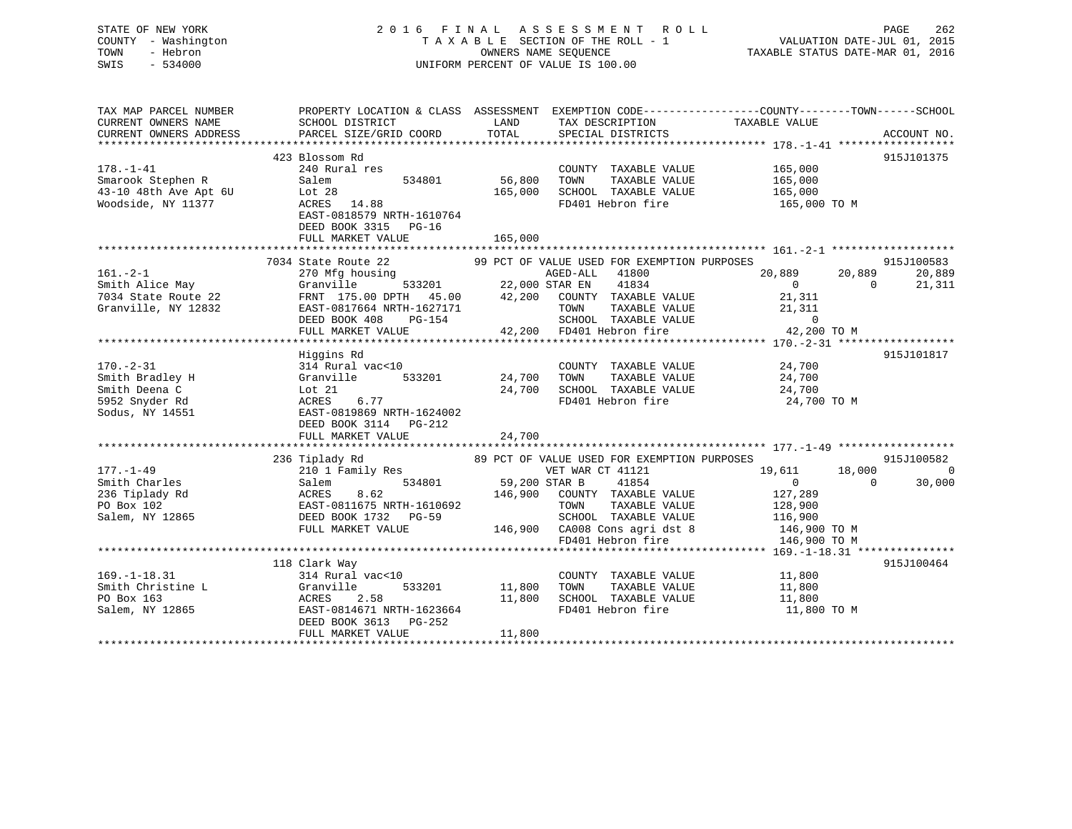STATE OF NEW YORK
COUNTY - Washington
TOWN - Hebron
SWIS - 534000

2016 FINAL ASSESSMENT ROLL
TAXABLE SECTION OF THE ROLL - 1
OWNERS NAME SEQUENCE
UNIFORM PERCENT OF VALUE IS 100.00

VALUATION DATE-JUL 01, 2015
TAXABLE STATUS DATE-MAR 01, 2016

```
TAX MAP PARCEL NUMBER          PROPERTY LOCATION & CLASS  ASSESSMENT  EXEMPTION CODE------------------COUNTY--------TOWN------SCHOOL
CURRENT OWNERS NAME            SCHOOL DISTRICT              LAND      TAX DESCRIPTION             TAXABLE VALUE
CURRENT OWNERS ADDRESS         PARCEL SIZE/GRID COORD      TOTAL      SPECIAL DISTRICTS                                   ACCOUNT NO.
******************************************************************************************************* 178.-1-41 *****************
                               423 Blossom Rd                                                                          915J101375
178.-1-41                      240 Rural res                           COUNTY  TAXABLE VALUE          165,000
Smarook Stephen R              Salem         534801       56,800       TOWN    TAXABLE VALUE          165,000
43-10 48th Ave Apt 6U          Lot 28                    165,000       SCHOOL  TAXABLE VALUE          165,000
Woodside, NY 11377             ACRES  14.88                            FD401 Hebron fire               165,000 TO M
                               EAST-0818579 NRTH-1610764
                               DEED BOOK 3315   PG-16
                               FULL MARKET VALUE         165,000
******************************************************************************************************* 161.-2-1 ******************
                               7034 State Route 22         99 PCT OF VALUE USED FOR EXEMPTION PURPOSES                 915J100583
161.-2-1                       270 Mfg housing                         AGED-ALL    41800          20,889      20,889      20,889
Smith Alice May                Granville     533201       22,000 STAR EN    41834                     0           0      21,311
7034 State Route 22            FRNT 175.00 DPTH  45.00    42,200       COUNTY  TAXABLE VALUE           21,311
Granville, NY 12832            EAST-0817664 NRTH-1627171               TOWN    TAXABLE VALUE           21,311
                               DEED BOOK 408    PG-154                 SCHOOL  TAXABLE VALUE                0
                               FULL MARKET VALUE          42,200       FD401 Hebron fire                42,200 TO M
******************************************************************************************************* 170.-2-31 *****************
                               Higgins Rd                                                                              915J101817
170.-2-31                      314 Rural vac<10                        COUNTY  TAXABLE VALUE           24,700
Smith Bradley H                Granville     533201       24,700       TOWN    TAXABLE VALUE           24,700
Smith Deena C                  Lot 21                     24,700       SCHOOL  TAXABLE VALUE           24,700
5952 Snyder Rd                 ACRES   6.77                            FD401 Hebron fire                24,700 TO M
Sodus, NY 14551                EAST-0819869 NRTH-1624002
                               DEED BOOK 3114   PG-212
                               FULL MARKET VALUE          24,700
******************************************************************************************************* 177.-1-49 *****************
                               236 Tiplady Rd              89 PCT OF VALUE USED FOR EXEMPTION PURPOSES                 915J100582
177.-1-49                      210 1 Family Res                        VET WAR CT 41121           19,611      18,000           0
Smith Charles                  Salem         534801       59,200 STAR B     41854                     0           0      30,000
236 Tiplady Rd                 ACRES   8.62              146,900       COUNTY  TAXABLE VALUE          127,289
PO Box 102                     EAST-0811675 NRTH-1610692               TOWN    TAXABLE VALUE          128,900
Salem, NY 12865                DEED BOOK 1732   PG-59                  SCHOOL  TAXABLE VALUE          116,900
                               FULL MARKET VALUE         146,900       CA008 Cons agri dst 8           146,900 TO M
                                                                       FD401 Hebron fire               146,900 TO M
******************************************************************************************************* 169.-1-18.31 **************
                               118 Clark Way                                                                           915J100464
169.-1-18.31                   314 Rural vac<10                        COUNTY  TAXABLE VALUE           11,800
Smith Christine L              Granville     533201       11,800       TOWN    TAXABLE VALUE           11,800
PO Box 163                     ACRES   2.58               11,800       SCHOOL  TAXABLE VALUE           11,800
Salem, NY 12865                EAST-0814671 NRTH-1623664               FD401 Hebron fire                11,800 TO M
                               DEED BOOK 3613   PG-252
                               FULL MARKET VALUE          11,800
************************************************************************************************************************************
```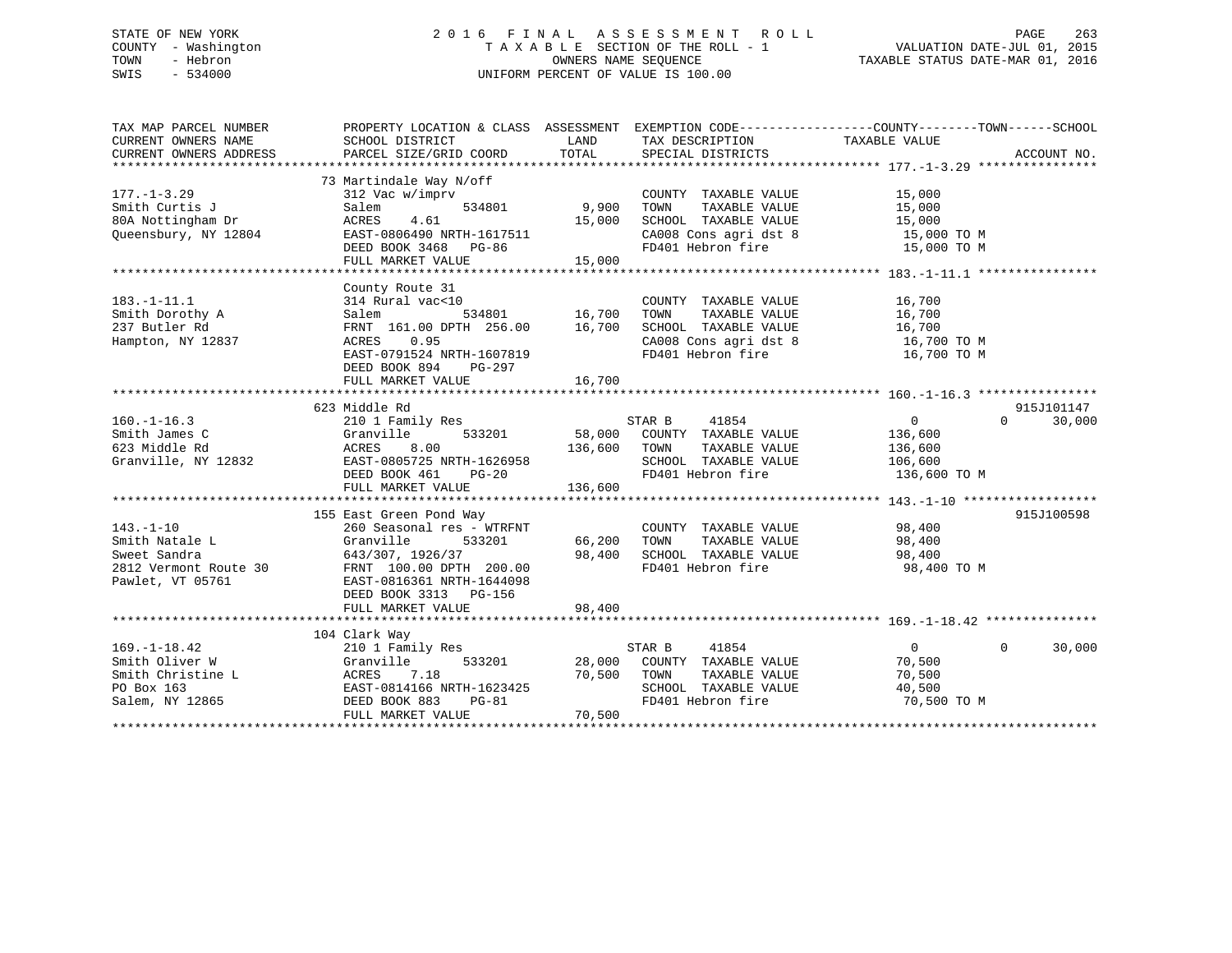STATE OF NEW YORK
COUNTY - Washington
TOWN - Hebron
SWIS - 534000

# 2016 FINAL ASSESSMENT ROLL

TAXABLE SECTION OF THE ROLL - 1
OWNERS NAME SEQUENCE
UNIFORM PERCENT OF VALUE IS 100.00

VALUATION DATE-JUL 01, 2015
TAXABLE STATUS DATE-MAR 01, 2016

| TAX MAP PARCEL NUMBER / CURRENT OWNERS NAME / CURRENT OWNERS ADDRESS | PROPERTY LOCATION & CLASS / SCHOOL DISTRICT / PARCEL SIZE/GRID COORD | ASSESSMENT LAND | ASSESSMENT TOTAL | EXEMPTION CODE / TAX DESCRIPTION / SPECIAL DISTRICTS | COUNTY TAXABLE VALUE | TOWN | SCHOOL | ACCOUNT NO. |
|---|---|---|---|---|---|---|---|---|
| 177.-1-3.29 | 73 Martindale Way N/off | | | | | | | |
| Smith Curtis J | 312 Vac w/imprv | | | COUNTY TAXABLE VALUE | 15,000 | | | |
| 80A Nottingham Dr | Salem 534801 | 9,900 | | TOWN TAXABLE VALUE | 15,000 | | | |
| Queensbury, NY 12804 | ACRES 4.61 | | 15,000 | SCHOOL TAXABLE VALUE | 15,000 | | | |
| | EAST-0806490 NRTH-1617511 | | | CA008 Cons agri dst 8 | 15,000 TO M | | | |
| | DEED BOOK 3468 PG-86 | | | FD401 Hebron fire | 15,000 TO M | | | |
| | FULL MARKET VALUE | | 15,000 | | | | | |
| 183.-1-11.1 | County Route 31 | | | | | | | |
| Smith Dorothy A | 314 Rural vac<10 | | | COUNTY TAXABLE VALUE | 16,700 | | | |
| 237 Butler Rd | Salem 534801 | 16,700 | | TOWN TAXABLE VALUE | 16,700 | | | |
| Hampton, NY 12837 | FRNT 161.00 DPTH 256.00 | | 16,700 | SCHOOL TAXABLE VALUE | 16,700 | | | |
| | ACRES 0.95 | | | CA008 Cons agri dst 8 | 16,700 TO M | | | |
| | EAST-0791524 NRTH-1607819 | | | FD401 Hebron fire | 16,700 TO M | | | |
| | DEED BOOK 894 PG-297 | | | | | | | |
| | FULL MARKET VALUE | | 16,700 | | | | | |
| 160.-1-16.3 | 623 Middle Rd | | | | | | | 915J101147 |
| Smith James C | 210 1 Family Res | | | STAR B 41854 | 0 | 0 | 30,000 | |
| 623 Middle Rd | Granville 533201 | 58,000 | | COUNTY TAXABLE VALUE | 136,600 | | | |
| Granville, NY 12832 | ACRES 8.00 | | 136,600 | TOWN TAXABLE VALUE | 136,600 | | | |
| | EAST-0805725 NRTH-1626958 | | | SCHOOL TAXABLE VALUE | 106,600 | | | |
| | DEED BOOK 461 PG-20 | | | FD401 Hebron fire | 136,600 TO M | | | |
| | FULL MARKET VALUE | | 136,600 | | | | | |
| 143.-1-10 | 155 East Green Pond Way | | | | | | | 915J100598 |
| Smith Natale L | 260 Seasonal res - WTRFNT | | | COUNTY TAXABLE VALUE | 98,400 | | | |
| Sweet Sandra | Granville 533201 | 66,200 | | TOWN TAXABLE VALUE | 98,400 | | | |
| 2812 Vermont Route 30 | 643/307, 1926/37 | | 98,400 | SCHOOL TAXABLE VALUE | 98,400 | | | |
| Pawlet, VT 05761 | FRNT 100.00 DPTH 200.00 | | | FD401 Hebron fire | 98,400 TO M | | | |
| | EAST-0816361 NRTH-1644098 | | | | | | | |
| | DEED BOOK 3313 PG-156 | | | | | | | |
| | FULL MARKET VALUE | | 98,400 | | | | | |
| 169.-1-18.42 | 104 Clark Way | | | | | | | |
| Smith Oliver W | 210 1 Family Res | | | STAR B 41854 | 0 | 0 | 30,000 | |
| Smith Christine L | Granville 533201 | 28,000 | | COUNTY TAXABLE VALUE | 70,500 | | | |
| PO Box 163 | ACRES 7.18 | | 70,500 | TOWN TAXABLE VALUE | 70,500 | | | |
| Salem, NY 12865 | EAST-0814166 NRTH-1623425 | | | SCHOOL TAXABLE VALUE | 40,500 | | | |
| | DEED BOOK 883 PG-81 | | | FD401 Hebron fire | 70,500 TO M | | | |
| | FULL MARKET VALUE | | 70,500 | | | | | |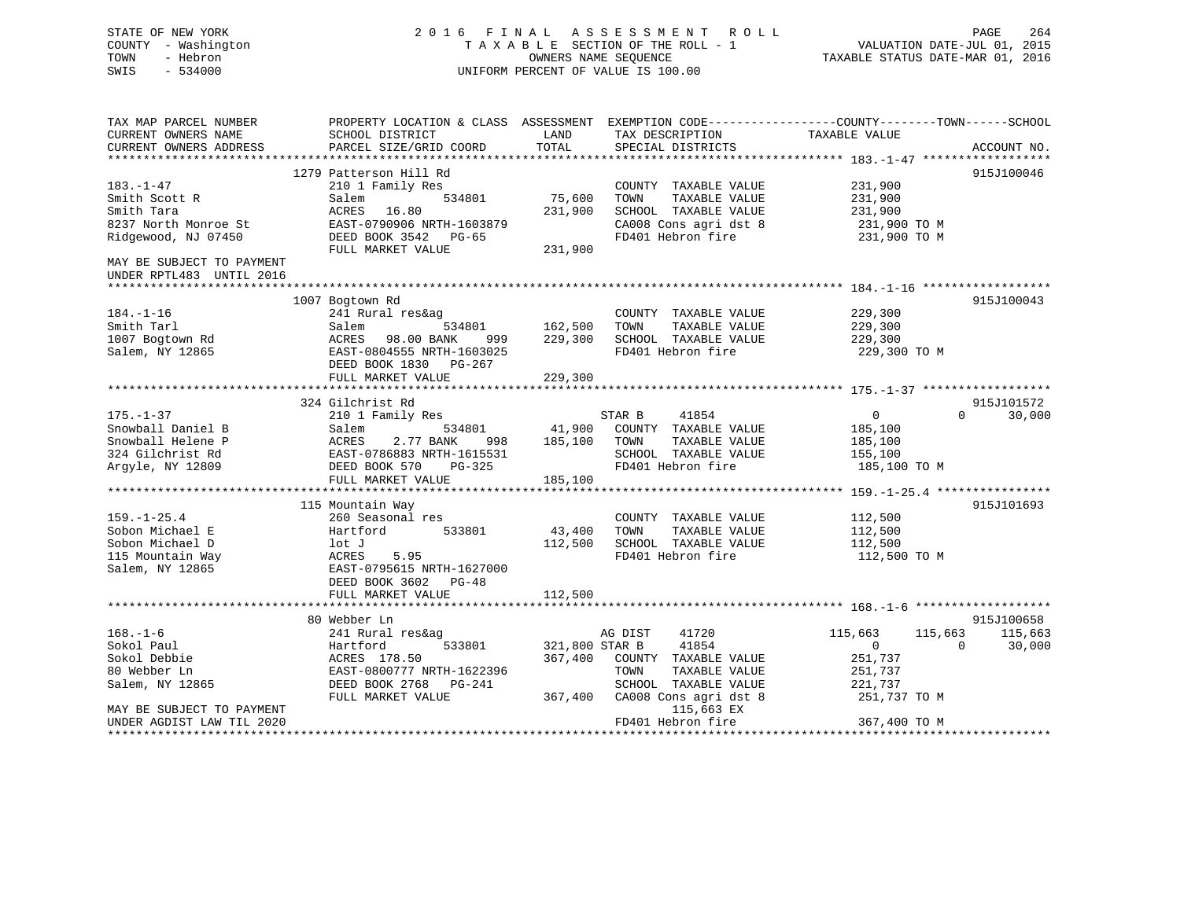STATE OF NEW YORK
COUNTY - Washington
TOWN - Hebron
SWIS - 534000

2 0 1 6 F I N A L A S S E S S M E N T R O L L
T A X A B L E SECTION OF THE ROLL - 1
OWNERS NAME SEQUENCE
UNIFORM PERCENT OF VALUE IS 100.00

VALUATION DATE-JUL 01, 2015
TAXABLE STATUS DATE-MAR 01, 2016

| TAX MAP PARCEL NUMBER / CURRENT OWNERS NAME / CURRENT OWNERS ADDRESS | PROPERTY LOCATION & CLASS / SCHOOL DISTRICT / PARCEL SIZE/GRID COORD | ASSESSMENT LAND | TOTAL | EXEMPTION CODE / TAX DESCRIPTION / SPECIAL DISTRICTS | COUNTY TAXABLE VALUE | TOWN | SCHOOL | ACCOUNT NO. |
|---|---|---|---|---|---|---|---|---|
| 183.-1-47 | 1279 Patterson Hill Rd | | | | | | | 915J100046 |
| | 210 1 Family Res | | | COUNTY TAXABLE VALUE | 231,900 | | | |
| Smith Scott R | Salem 534801 | 75,600 | | TOWN TAXABLE VALUE | 231,900 | | | |
| Smith Tara | ACRES 16.80 | | 231,900 | SCHOOL TAXABLE VALUE | 231,900 | | | |
| 8237 North Monroe St | EAST-0790906 NRTH-1603879 | | | CA008 Cons agri dst 8 | 231,900 TO M | | | |
| Ridgewood, NJ 07450 | DEED BOOK 3542 PG-65 | | | FD401 Hebron fire | 231,900 TO M | | | |
| | FULL MARKET VALUE | | 231,900 | | | | | |
| MAY BE SUBJECT TO PAYMENT UNDER RPTL483 UNTIL 2016 | | | | | | | | |
| 184.-1-16 | 1007 Bogtown Rd | | | | | | | 915J100043 |
| | 241 Rural res&ag | | | COUNTY TAXABLE VALUE | 229,300 | | | |
| Smith Tarl | Salem 534801 | 162,500 | | TOWN TAXABLE VALUE | 229,300 | | | |
| 1007 Bogtown Rd | ACRES 98.00 BANK 999 | | 229,300 | SCHOOL TAXABLE VALUE | 229,300 | | | |
| Salem, NY 12865 | EAST-0804555 NRTH-1603025 | | | FD401 Hebron fire | 229,300 TO M | | | |
| | DEED BOOK 1830 PG-267 | | | | | | | |
| | FULL MARKET VALUE | | 229,300 | | | | | |
| 175.-1-37 | 324 Gilchrist Rd | | | | | | | 915J101572 |
| | 210 1 Family Res | | | STAR B 41854 | 0 | 0 | 30,000 | |
| Snowball Daniel B | Salem 534801 | 41,900 | | COUNTY TAXABLE VALUE | 185,100 | | | |
| Snowball Helene P | ACRES 2.77 BANK 998 | | 185,100 | TOWN TAXABLE VALUE | 185,100 | | | |
| 324 Gilchrist Rd | EAST-0786883 NRTH-1615531 | | | SCHOOL TAXABLE VALUE | 155,100 | | | |
| Argyle, NY 12809 | DEED BOOK 570 PG-325 | | | FD401 Hebron fire | 185,100 TO M | | | |
| | FULL MARKET VALUE | | 185,100 | | | | | |
| 159.-1-25.4 | 115 Mountain Way | | | | | | | 915J101693 |
| | 260 Seasonal res | | | COUNTY TAXABLE VALUE | 112,500 | | | |
| Sobon Michael E | Hartford 533801 | 43,400 | | TOWN TAXABLE VALUE | 112,500 | | | |
| Sobon Michael D | lot J | | 112,500 | SCHOOL TAXABLE VALUE | 112,500 | | | |
| 115 Mountain Way | ACRES 5.95 | | | FD401 Hebron fire | 112,500 TO M | | | |
| Salem, NY 12865 | EAST-0795615 NRTH-1627000 | | | | | | | |
| | DEED BOOK 3602 PG-48 | | | | | | | |
| | FULL MARKET VALUE | | 112,500 | | | | | |
| 168.-1-6 | 80 Webber Ln | | | | | | | 915J100658 |
| | 241 Rural res&ag | | | AG DIST 41720 | 115,663 | 115,663 | 115,663 | |
| Sokol Paul | Hartford 533801 | 321,800 | | STAR B 41854 | 0 | 0 | 30,000 | |
| Sokol Debbie | ACRES 178.50 | | 367,400 | COUNTY TAXABLE VALUE | 251,737 | | | |
| 80 Webber Ln | EAST-0800777 NRTH-1622396 | | | TOWN TAXABLE VALUE | 251,737 | | | |
| Salem, NY 12865 | DEED BOOK 2768 PG-241 | | | SCHOOL TAXABLE VALUE | 221,737 | | | |
| | FULL MARKET VALUE | | 367,400 | CA008 Cons agri dst 8 | 251,737 TO M | | | |
| MAY BE SUBJECT TO PAYMENT | | | | 115,663 EX | | | | |
| UNDER AGDIST LAW TIL 2020 | | | | FD401 Hebron fire | 367,400 TO M | | | |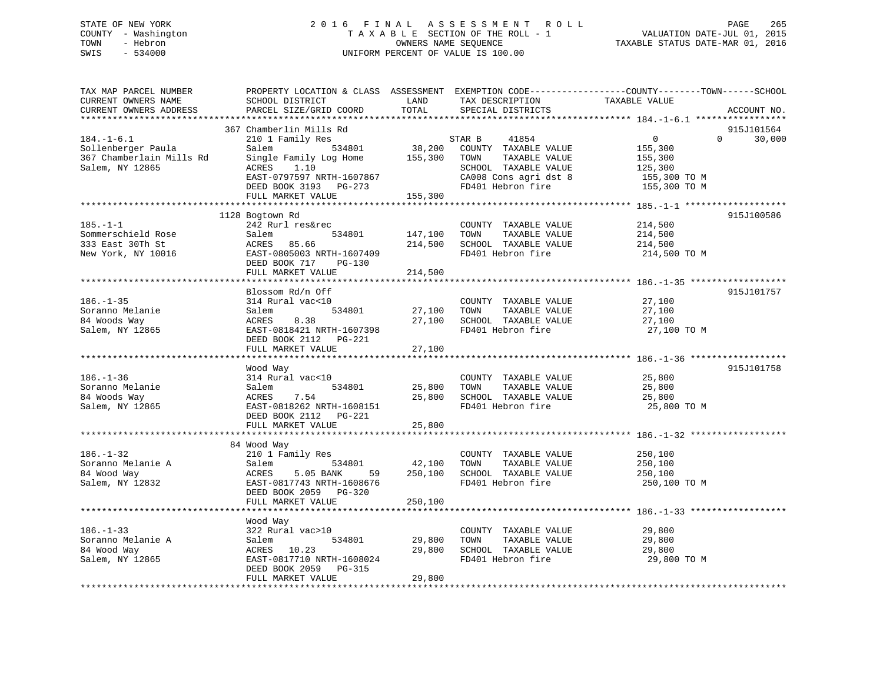STATE OF NEW YORK
COUNTY - Washington
TOWN - Hebron
SWIS - 534000

# 2016 FINAL ASSESSMENT ROLL

TAXABLE SECTION OF THE ROLL - 1
OWNERS NAME SEQUENCE
UNIFORM PERCENT OF VALUE IS 100.00

VALUATION DATE-JUL 01, 2015
TAXABLE STATUS DATE-MAR 01, 2016

| TAX MAP PARCEL NUMBER / CURRENT OWNERS NAME / CURRENT OWNERS ADDRESS | PROPERTY LOCATION & CLASS / SCHOOL DISTRICT / PARCEL SIZE/GRID COORD | ASSESSMENT LAND | TOTAL | EXEMPTION CODE / TAX DESCRIPTION / SPECIAL DISTRICTS | COUNTY TAXABLE VALUE | TOWN | SCHOOL | ACCOUNT NO. |
|---|---|---|---|---|---|---|---|---|
| | 367 Chamberlin Mills Rd | | | | | | | 915J101564 |
| 184.-1-6.1 | 210 1 Family Res | | | STAR B 41854 | 0 | 0 | 30,000 | |
| Sollenberger Paula | Salem 534801 | 38,200 | | COUNTY TAXABLE VALUE | 155,300 | | | |
| 367 Chamberlain Mills Rd | Single Family Log Home | | 155,300 | TOWN TAXABLE VALUE | 155,300 | | | |
| Salem, NY 12865 | ACRES 1.10 | | | SCHOOL TAXABLE VALUE | 125,300 | | | |
| | EAST-0797597 NRTH-1607867 | | | CA008 Cons agri dst 8 | 155,300 TO M | | | |
| | DEED BOOK 3193 PG-273 | | | FD401 Hebron fire | 155,300 TO M | | | |
| | FULL MARKET VALUE | | 155,300 | | | | | |
| | 1128 Bogtown Rd | | | | | | | 915J100586 |
| 185.-1-1 | 242 Rurl res&rec | | | COUNTY TAXABLE VALUE | 214,500 | | | |
| Sommerschield Rose | Salem 534801 | 147,100 | | TOWN TAXABLE VALUE | 214,500 | | | |
| 333 East 30Th St | ACRES 85.66 | | 214,500 | SCHOOL TAXABLE VALUE | 214,500 | | | |
| New York, NY 10016 | EAST-0805003 NRTH-1607409 | | | FD401 Hebron fire | 214,500 TO M | | | |
| | DEED BOOK 717 PG-130 | | | | | | | |
| | FULL MARKET VALUE | | 214,500 | | | | | |
| | Blossom Rd/n Off | | | | | | | 915J101757 |
| 186.-1-35 | 314 Rural vac<10 | | | COUNTY TAXABLE VALUE | 27,100 | | | |
| Soranno Melanie | Salem 534801 | 27,100 | | TOWN TAXABLE VALUE | 27,100 | | | |
| 84 Woods Way | ACRES 8.38 | | 27,100 | SCHOOL TAXABLE VALUE | 27,100 | | | |
| Salem, NY 12865 | EAST-0818421 NRTH-1607398 | | | FD401 Hebron fire | 27,100 TO M | | | |
| | DEED BOOK 2112 PG-221 | | | | | | | |
| | FULL MARKET VALUE | | 27,100 | | | | | |
| | Wood Way | | | | | | | 915J101758 |
| 186.-1-36 | 314 Rural vac<10 | | | COUNTY TAXABLE VALUE | 25,800 | | | |
| Soranno Melanie | Salem 534801 | 25,800 | | TOWN TAXABLE VALUE | 25,800 | | | |
| 84 Woods Way | ACRES 7.54 | | 25,800 | SCHOOL TAXABLE VALUE | 25,800 | | | |
| Salem, NY 12865 | EAST-0818262 NRTH-1608151 | | | FD401 Hebron fire | 25,800 TO M | | | |
| | DEED BOOK 2112 PG-221 | | | | | | | |
| | FULL MARKET VALUE | | 25,800 | | | | | |
| | 84 Wood Way | | | | | | | |
| 186.-1-32 | 210 1 Family Res | | | COUNTY TAXABLE VALUE | 250,100 | | | |
| Soranno Melanie A | Salem 534801 | 42,100 | | TOWN TAXABLE VALUE | 250,100 | | | |
| 84 Wood Way | ACRES 5.05 BANK 59 | | 250,100 | SCHOOL TAXABLE VALUE | 250,100 | | | |
| Salem, NY 12832 | EAST-0817743 NRTH-1608676 | | | FD401 Hebron fire | 250,100 TO M | | | |
| | DEED BOOK 2059 PG-320 | | | | | | | |
| | FULL MARKET VALUE | | 250,100 | | | | | |
| | Wood Way | | | | | | | |
| 186.-1-33 | 322 Rural vac>10 | | | COUNTY TAXABLE VALUE | 29,800 | | | |
| Soranno Melanie A | Salem 534801 | 29,800 | | TOWN TAXABLE VALUE | 29,800 | | | |
| 84 Wood Way | ACRES 10.23 | | 29,800 | SCHOOL TAXABLE VALUE | 29,800 | | | |
| Salem, NY 12865 | EAST-0817710 NRTH-1608024 | | | FD401 Hebron fire | 29,800 TO M | | | |
| | DEED BOOK 2059 PG-315 | | | | | | | |
| | FULL MARKET VALUE | | 29,800 | | | | | |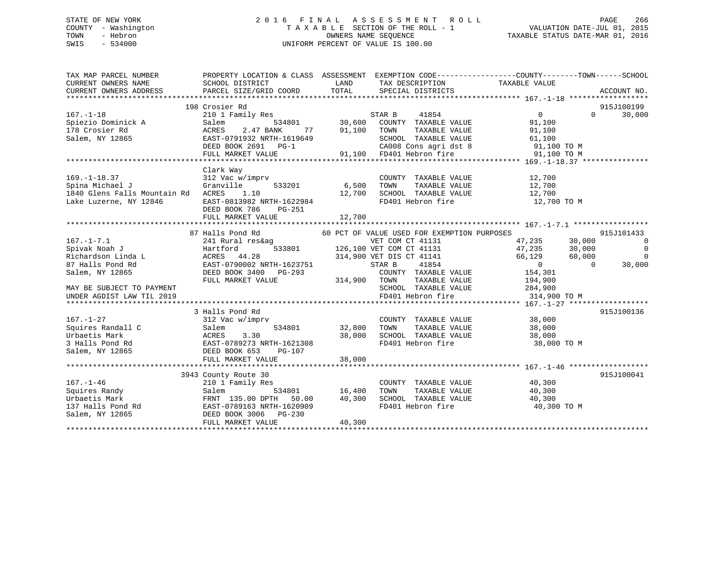STATE OF NEW YORK
COUNTY - Washington
TOWN - Hebron
SWIS - 534000

2 0 1 6 F I N A L A S S E S S M E N T R O L L
T A X A B L E SECTION OF THE ROLL - 1
OWNERS NAME SEQUENCE
UNIFORM PERCENT OF VALUE IS 100.00

VALUATION DATE-JUL 01, 2015
TAXABLE STATUS DATE-MAR 01, 2016

```
TAX MAP PARCEL NUMBER          PROPERTY LOCATION & CLASS  ASSESSMENT  EXEMPTION CODE------------------COUNTY--------TOWN------SCHOOL
CURRENT OWNERS NAME            SCHOOL DISTRICT              LAND       TAX DESCRIPTION             TAXABLE VALUE
CURRENT OWNERS ADDRESS         PARCEL SIZE/GRID COORD       TOTAL      SPECIAL DISTRICTS                                        ACCOUNT NO.
******************************************************************************************************** 167.-1-18 ******************
                     198 Crosier Rd                                                                                        915J100199
167.-1-18                      210 1 Family Res                        STAR B     41854                    0          0      30,000
Spiezio Dominick A             Salem          534801        30,600     COUNTY  TAXABLE VALUE           91,100
178 Crosier Rd                 ACRES    2.47 BANK     77    91,100     TOWN    TAXABLE VALUE           91,100
Salem, NY 12865                EAST-0791932 NRTH-1619649               SCHOOL  TAXABLE VALUE           61,100
                               DEED BOOK 2691   PG-1                   CA008 Cons agri dst 8            91,100 TO M
                               FULL MARKET VALUE            91,100     FD401 Hebron fire                91,100 TO M
******************************************************************************************************** 169.-1-18.37 ***************
                     Clark Way
169.-1-18.37                   312 Vac w/imprv                         COUNTY  TAXABLE VALUE           12,700
Spina Michael J                Granville      533201         6,500     TOWN    TAXABLE VALUE           12,700
1840 Glens Falls Mountain Rd   ACRES    1.10                12,700     SCHOOL  TAXABLE VALUE           12,700
Lake Luzerne, NY 12846         EAST-0813982 NRTH-1622984               FD401 Hebron fire                12,700 TO M
                               DEED BOOK 786    PG-251
                               FULL MARKET VALUE            12,700
******************************************************************************************************** 167.-1-7.1 *****************
                     87 Halls Pond Rd              60 PCT OF VALUE USED FOR EXEMPTION PURPOSES                             915J101433
167.-1-7.1                     241 Rural res&ag                        VET COM CT 41131               47,235     30,000           0
Spivak Noah J                  Hartford       533801       126,100     VET COM CT 41131               47,235     30,000           0
Richardson Linda L             ACRES   44.28               314,900     VET DIS CT 41141               66,129     60,000           0
87 Halls Pond Rd               EAST-0790002 NRTH-1623751               STAR B     41854                    0          0      30,000
Salem, NY 12865                DEED BOOK 3400   PG-293                 COUNTY  TAXABLE VALUE          154,301
                               FULL MARKET VALUE           314,900     TOWN    TAXABLE VALUE          194,900
MAY BE SUBJECT TO PAYMENT                                              SCHOOL  TAXABLE VALUE          284,900
UNDER AGDIST LAW TIL 2019                                              FD401 Hebron fire               314,900 TO M
******************************************************************************************************** 167.-1-27 ******************
                     3 Halls Pond Rd                                                                                       915J100136
167.-1-27                      312 Vac w/imprv                         COUNTY  TAXABLE VALUE           38,000
Squires Randall C              Salem          534801        32,800     TOWN    TAXABLE VALUE           38,000
Urbaetis Mark                  ACRES    3.30                38,000     SCHOOL  TAXABLE VALUE           38,000
3 Halls Pond Rd                EAST-0789273 NRTH-1621308               FD401 Hebron fire                38,000 TO M
Salem, NY 12865                DEED BOOK 653    PG-107
                               FULL MARKET VALUE            38,000
******************************************************************************************************** 167.-1-46 ******************
                     3943 County Route 30                                                                                  915J100041
167.-1-46                      210 1 Family Res                        COUNTY  TAXABLE VALUE           40,300
Squires Randy                  Salem          534801        16,400     TOWN    TAXABLE VALUE           40,300
Urbaetis Mark                  FRNT 135.00 DPTH  50.00      40,300     SCHOOL  TAXABLE VALUE           40,300
137 Halls Pond Rd              EAST-0789163 NRTH-1620909               FD401 Hebron fire                40,300 TO M
Salem, NY 12865                DEED BOOK 3006   PG-230
                               FULL MARKET VALUE            40,300
************************************************************************************************************************************
```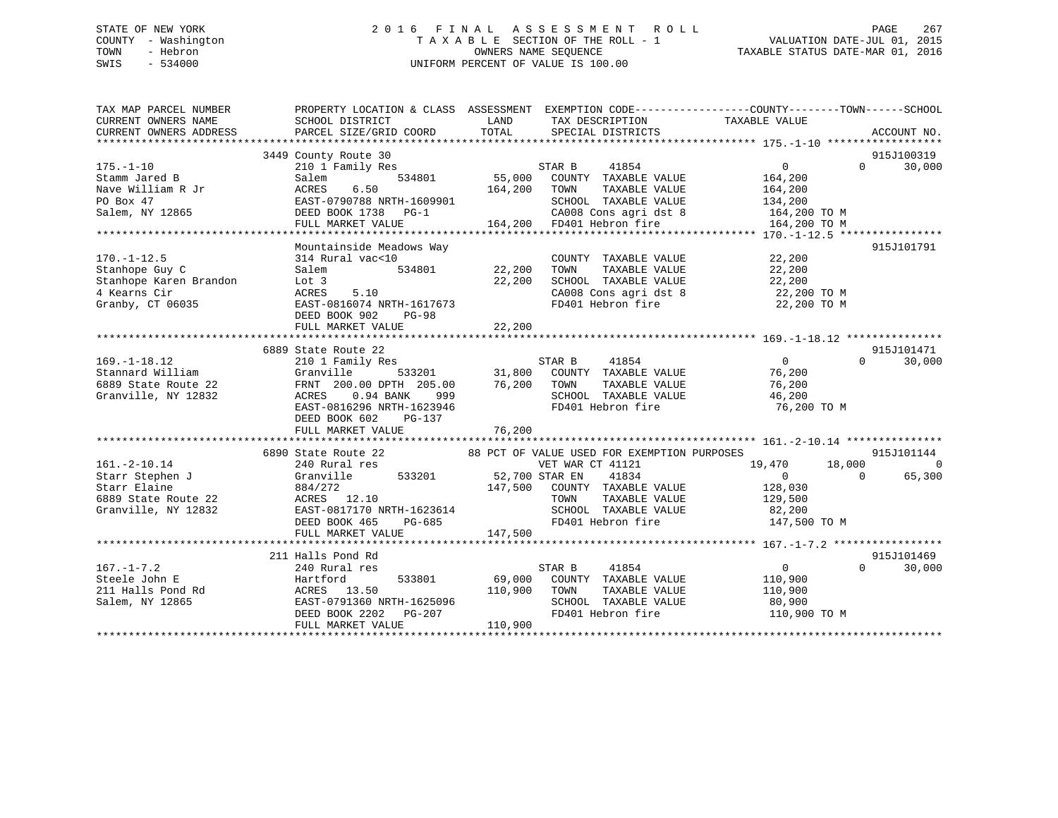STATE OF NEW YORK
COUNTY - Washington
TOWN - Hebron
SWIS - 534000

2 0 1 6 F I N A L A S S E S S M E N T R O L L
T A X A B L E SECTION OF THE ROLL - 1
OWNERS NAME SEQUENCE
UNIFORM PERCENT OF VALUE IS 100.00

VALUATION DATE-JUL 01, 2015
TAXABLE STATUS DATE-MAR 01, 2016

```
TAX MAP PARCEL NUMBER          PROPERTY LOCATION & CLASS  ASSESSMENT  EXEMPTION CODE------------------COUNTY--------TOWN------SCHOOL
CURRENT OWNERS NAME            SCHOOL DISTRICT            LAND        TAX DESCRIPTION              TAXABLE VALUE
CURRENT OWNERS ADDRESS         PARCEL SIZE/GRID COORD     TOTAL       SPECIAL DISTRICTS                                      ACCOUNT NO.
******************************************************************************************************* 175.-1-10 ******************
                           3449 County Route 30                                                                        915J100319
175.-1-10                      210 1 Family Res                       STAR B      41854              0           0      30,000
Stamm Jared B                  Salem          534801       55,000    COUNTY  TAXABLE VALUE           164,200
Nave William R Jr              ACRES    6.50              164,200    TOWN    TAXABLE VALUE           164,200
PO Box 47                      EAST-0790788 NRTH-1609901             SCHOOL  TAXABLE VALUE           134,200
Salem, NY 12865                DEED BOOK 1738   PG-1                 CA008 Cons agri dst 8            164,200 TO M
                               FULL MARKET VALUE          164,200    FD401 Hebron fire                164,200 TO M
******************************************************************************************************* 170.-1-12.5 ****************
                               Mountainside Meadows Way                                                                915J101791
170.-1-12.5                    314 Rural vac<10                      COUNTY  TAXABLE VALUE            22,200
Stanhope Guy C                 Salem          534801       22,200    TOWN    TAXABLE VALUE            22,200
Stanhope Karen Brandon         Lot 3                       22,200    SCHOOL  TAXABLE VALUE            22,200
4 Kearns Cir                   ACRES    5.10                         CA008 Cons agri dst 8             22,200 TO M
Granby, CT 06035               EAST-0816074 NRTH-1617673             FD401 Hebron fire                 22,200 TO M
                               DEED BOOK 902    PG-98
                               FULL MARKET VALUE           22,200
******************************************************************************************************* 169.-1-18.12 ***************
                           6889 State Route 22                                                                         915J101471
169.-1-18.12                   210 1 Family Res                       STAR B      41854              0           0      30,000
Stannard William               Granville      533201       31,800    COUNTY  TAXABLE VALUE            76,200
6889 State Route 22            FRNT 200.00 DPTH 205.00     76,200    TOWN    TAXABLE VALUE            76,200
Granville, NY 12832            ACRES    0.94 BANK    999             SCHOOL  TAXABLE VALUE            46,200
                               EAST-0816296 NRTH-1623946             FD401 Hebron fire                 76,200 TO M
                               DEED BOOK 602    PG-137
                               FULL MARKET VALUE           76,200
******************************************************************************************************* 161.-2-10.14 ***************
                           6890 State Route 22           88 PCT OF VALUE USED FOR EXEMPTION PURPOSES                  915J101144
161.-2-10.14                   240 Rural res                          VET WAR CT 41121          19,470      18,000           0
Starr Stephen J                Granville      533201       52,700 STAR EN     41834              0           0      65,300
Starr Elaine                   884/272                    147,500    COUNTY  TAXABLE VALUE           128,030
6889 State Route 22            ACRES   12.10                         TOWN    TAXABLE VALUE           129,500
Granville, NY 12832            EAST-0817170 NRTH-1623614             SCHOOL  TAXABLE VALUE            82,200
                               DEED BOOK 465    PG-685               FD401 Hebron fire                147,500 TO M
                               FULL MARKET VALUE          147,500
******************************************************************************************************* 167.-1-7.2 *****************
                            211 Halls Pond Rd                                                                          915J101469
167.-1-7.2                     240 Rural res                          STAR B      41854              0           0      30,000
Steele John E                  Hartford       533801       69,000    COUNTY  TAXABLE VALUE           110,900
211 Halls Pond Rd              ACRES   13.50              110,900    TOWN    TAXABLE VALUE           110,900
Salem, NY 12865                EAST-0791360 NRTH-1625096             SCHOOL  TAXABLE VALUE            80,900
                               DEED BOOK 2202   PG-207               FD401 Hebron fire                110,900 TO M
                               FULL MARKET VALUE          110,900
************************************************************************************************************************************
```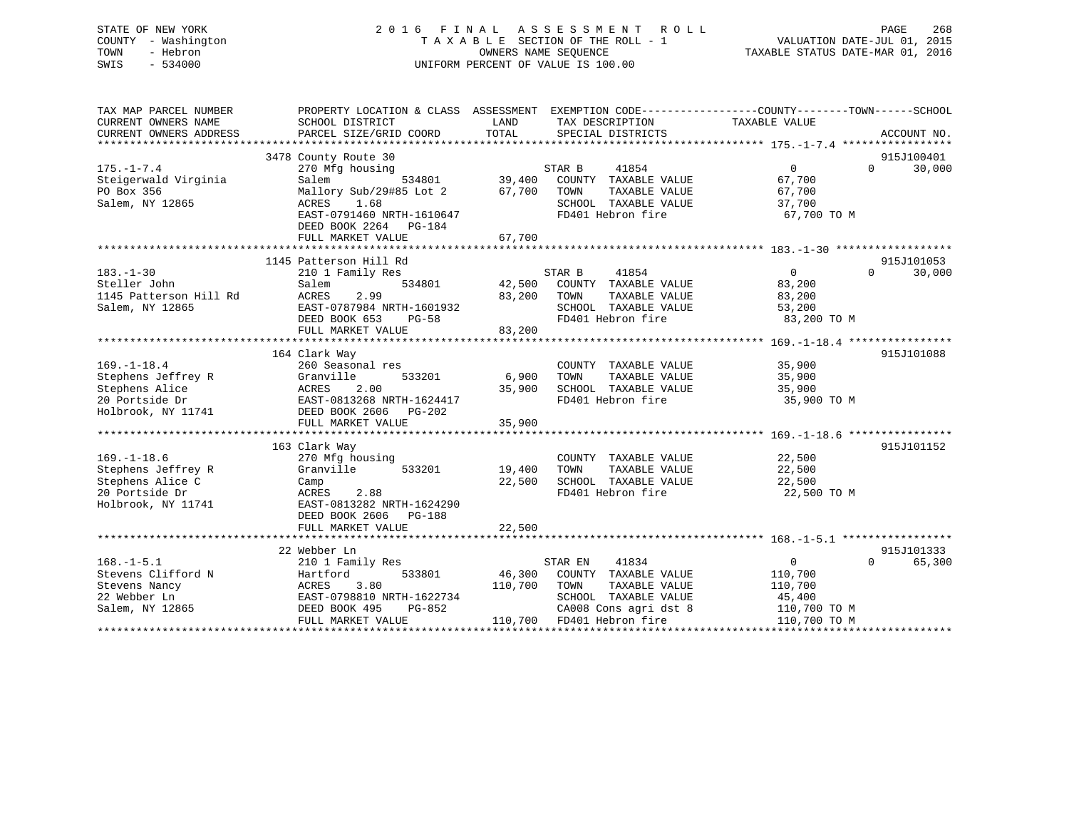STATE OF NEW YORK
COUNTY - Washington
TOWN - Hebron
SWIS - 534000

2016 FINAL ASSESSMENT ROLL
TAXABLE SECTION OF THE ROLL - 1
OWNERS NAME SEQUENCE
UNIFORM PERCENT OF VALUE IS 100.00

VALUATION DATE-JUL 01, 2015
TAXABLE STATUS DATE-MAR 01, 2016

| TAX MAP PARCEL NUMBER / CURRENT OWNERS NAME / CURRENT OWNERS ADDRESS | PROPERTY LOCATION & CLASS / SCHOOL DISTRICT / PARCEL SIZE/GRID COORD | ASSESSMENT LAND | TOTAL | EXEMPTION CODE / TAX DESCRIPTION / SPECIAL DISTRICTS | COUNTY TAXABLE VALUE | TOWN | SCHOOL | ACCOUNT NO. |
|---|---|---|---|---|---|---|---|---|
| 175.-1-7.4 | 3478 County Route 30 | | | | | | | 915J100401 |
| Steigerwald Virginia | 270 Mfg housing | | | STAR B 41854 | 0 | 0 | 30,000 | |
| PO Box 356 | Salem 534801 | 39,400 | | COUNTY TAXABLE VALUE | 67,700 | | | |
| Salem, NY 12865 | Mallory Sub/29#85 Lot 2 | | 67,700 | TOWN TAXABLE VALUE | 67,700 | | | |
| | ACRES 1.68 | | | SCHOOL TAXABLE VALUE | 37,700 | | | |
| | EAST-0791460 NRTH-1610647 | | | FD401 Hebron fire | 67,700 TO M | | | |
| | DEED BOOK 2264 PG-184 | | | | | | | |
| | FULL MARKET VALUE | | 67,700 | | | | | |
| 183.-1-30 | 1145 Patterson Hill Rd | | | | | | | 915J101053 |
| Steller John | 210 1 Family Res | | | STAR B 41854 | 0 | 0 | 30,000 | |
| 1145 Patterson Hill Rd | Salem 534801 | 42,500 | | COUNTY TAXABLE VALUE | 83,200 | | | |
| Salem, NY 12865 | ACRES 2.99 | | 83,200 | TOWN TAXABLE VALUE | 83,200 | | | |
| | EAST-0787984 NRTH-1601932 | | | SCHOOL TAXABLE VALUE | 53,200 | | | |
| | DEED BOOK 653 PG-58 | | | FD401 Hebron fire | 83,200 TO M | | | |
| | FULL MARKET VALUE | | 83,200 | | | | | |
| 169.-1-18.4 | 164 Clark Way | | | | | | | 915J101088 |
| Stephens Jeffrey R | 260 Seasonal res | | | COUNTY TAXABLE VALUE | 35,900 | | | |
| Stephens Alice | Granville 533201 | 6,900 | | TOWN TAXABLE VALUE | 35,900 | | | |
| 20 Portside Dr | ACRES 2.00 | | 35,900 | SCHOOL TAXABLE VALUE | 35,900 | | | |
| Holbrook, NY 11741 | EAST-0813268 NRTH-1624417 | | | FD401 Hebron fire | 35,900 TO M | | | |
| | DEED BOOK 2606 PG-202 | | | | | | | |
| | FULL MARKET VALUE | | 35,900 | | | | | |
| 169.-1-18.6 | 163 Clark Way | | | | | | | 915J101152 |
| Stephens Jeffrey R | 270 Mfg housing | | | COUNTY TAXABLE VALUE | 22,500 | | | |
| Stephens Alice C | Granville 533201 | 19,400 | | TOWN TAXABLE VALUE | 22,500 | | | |
| 20 Portside Dr | Camp | | 22,500 | SCHOOL TAXABLE VALUE | 22,500 | | | |
| Holbrook, NY 11741 | ACRES 2.88 | | | FD401 Hebron fire | 22,500 TO M | | | |
| | EAST-0813282 NRTH-1624290 | | | | | | | |
| | DEED BOOK 2606 PG-188 | | | | | | | |
| | FULL MARKET VALUE | | 22,500 | | | | | |
| 168.-1-5.1 | 22 Webber Ln | | | | | | | 915J101333 |
| Stevens Clifford N | 210 1 Family Res | | | STAR EN 41834 | 0 | 0 | 65,300 | |
| Stevens Nancy | Hartford 533801 | 46,300 | | COUNTY TAXABLE VALUE | 110,700 | | | |
| 22 Webber Ln | ACRES 3.80 | | 110,700 | TOWN TAXABLE VALUE | 110,700 | | | |
| Salem, NY 12865 | EAST-0798810 NRTH-1622734 | | | SCHOOL TAXABLE VALUE | 45,400 | | | |
| | DEED BOOK 495 PG-852 | | | CA008 Cons agri dst 8 | 110,700 TO M | | | |
| | FULL MARKET VALUE | | 110,700 | FD401 Hebron fire | 110,700 TO M | | | |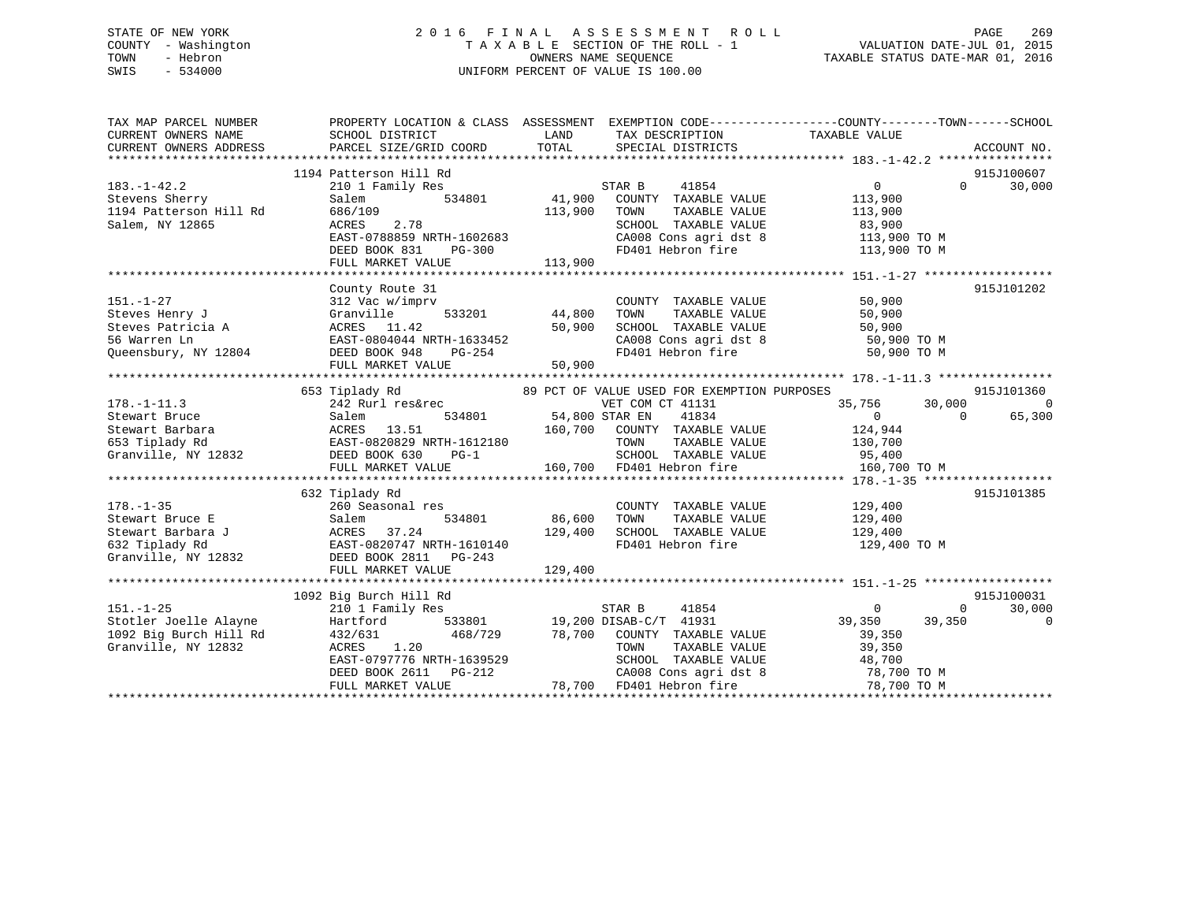STATE OF NEW YORK
COUNTY - Washington
TOWN - Hebron
SWIS - 534000

# 2016 FINAL ASSESSMENT ROLL

TAXABLE SECTION OF THE ROLL - 1
OWNERS NAME SEQUENCE
UNIFORM PERCENT OF VALUE IS 100.00

VALUATION DATE-JUL 01, 2015
TAXABLE STATUS DATE-MAR 01, 2016

```
TAX MAP PARCEL NUMBER          PROPERTY LOCATION & CLASS  ASSESSMENT  EXEMPTION CODE------------------COUNTY--------TOWN------SCHOOL
CURRENT OWNERS NAME            SCHOOL DISTRICT               LAND      TAX DESCRIPTION              TAXABLE VALUE
CURRENT OWNERS ADDRESS         PARCEL SIZE/GRID COORD        TOTAL     SPECIAL DISTRICTS                                        ACCOUNT NO.
******************************************************************************************************* 183.-1-42.2 ****************
                          1194 Patterson Hill Rd                                                                           915J100607
183.-1-42.2                210 1 Family Res                    STAR B      41854               0              0     30,000
Stevens Sherry             Salem         534801       41,900   COUNTY  TAXABLE VALUE           113,900
1194 Patterson Hill Rd     686/109                   113,900   TOWN    TAXABLE VALUE           113,900
Salem, NY 12865            ACRES    2.78                       SCHOOL  TAXABLE VALUE            83,900
                           EAST-0788859 NRTH-1602683           CA008 Cons agri dst 8           113,900 TO M
                           DEED BOOK 831    PG-300             FD401 Hebron fire               113,900 TO M
                           FULL MARKET VALUE         113,900
******************************************************************************************************* 151.-1-27 ******************
                          County Route 31                                                                                  915J101202
151.-1-27                  312 Vac w/imprv                     COUNTY  TAXABLE VALUE            50,900
Steves Henry J             Granville     533201       44,800   TOWN    TAXABLE VALUE            50,900
Steves Patricia A          ACRES   11.42              50,900   SCHOOL  TAXABLE VALUE            50,900
56 Warren Ln               EAST-0804044 NRTH-1633452           CA008 Cons agri dst 8            50,900 TO M
Queensbury, NY 12804       DEED BOOK 948    PG-254             FD401 Hebron fire                50,900 TO M
                           FULL MARKET VALUE          50,900
******************************************************************************************************* 178.-1-11.3 ****************
                          653 Tiplady Rd                89 PCT OF VALUE USED FOR EXEMPTION PURPOSES                         915J101360
178.-1-11.3                242 Rurl res&rec                    VET COM CT 41131             35,756         30,000           0
Stewart Bruce              Salem         534801       54,800 STAR EN     41834               0              0     65,300
Stewart Barbara            ACRES   13.51             160,700   COUNTY  TAXABLE VALUE           124,944
653 Tiplady Rd             EAST-0820829 NRTH-1612180           TOWN    TAXABLE VALUE           130,700
Granville, NY 12832        DEED BOOK 630    PG-1               SCHOOL  TAXABLE VALUE            95,400
                           FULL MARKET VALUE         160,700   FD401 Hebron fire               160,700 TO M
******************************************************************************************************* 178.-1-35 ******************
                          632 Tiplady Rd                                                                                   915J101385
178.-1-35                  260 Seasonal res                    COUNTY  TAXABLE VALUE           129,400
Stewart Bruce E            Salem         534801       86,600   TOWN    TAXABLE VALUE           129,400
Stewart Barbara J          ACRES   37.24             129,400   SCHOOL  TAXABLE VALUE           129,400
632 Tiplady Rd             EAST-0820747 NRTH-1610140           FD401 Hebron fire               129,400 TO M
Granville, NY 12832        DEED BOOK 2811   PG-243
                           FULL MARKET VALUE         129,400
******************************************************************************************************* 151.-1-25 ******************
                          1092 Big Burch Hill Rd                                                                           915J100031
151.-1-25                  210 1 Family Res                    STAR B      41854               0              0     30,000
Stotler Joelle Alayne      Hartford      533801       19,200 DISAB-C/T  41931            39,350         39,350           0
1092 Big Burch Hill Rd     432/631         468/729    78,700   COUNTY  TAXABLE VALUE            39,350
Granville, NY 12832        ACRES    1.20                       TOWN    TAXABLE VALUE            39,350
                           EAST-0797776 NRTH-1639529           SCHOOL  TAXABLE VALUE            48,700
                           DEED BOOK 2611   PG-212             CA008 Cons agri dst 8            78,700 TO M
                           FULL MARKET VALUE          78,700   FD401 Hebron fire                78,700 TO M
************************************************************************************************************************************
```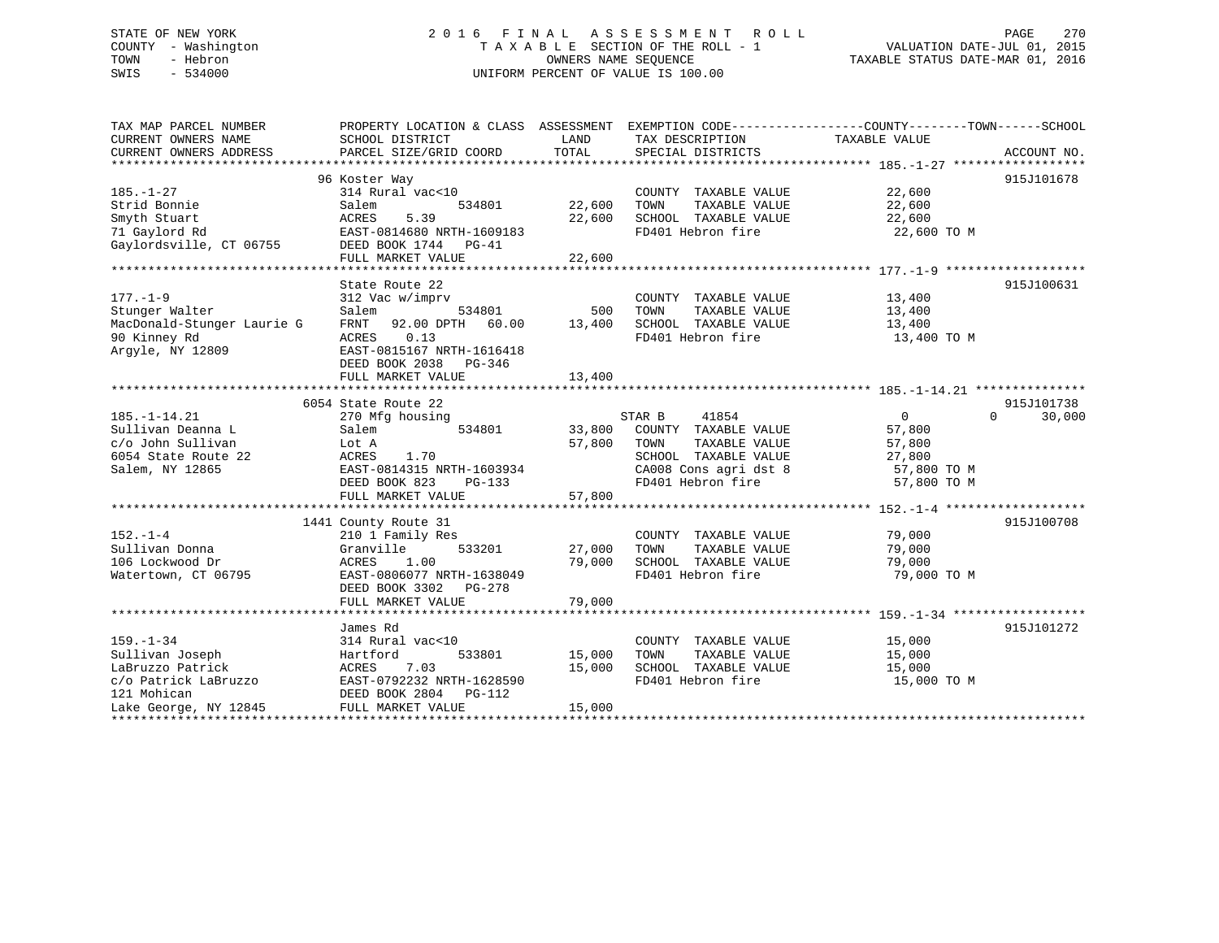STATE OF NEW YORK
COUNTY - Washington
TOWN - Hebron
SWIS - 534000

2016 FINAL ASSESSMENT ROLL
TAXABLE SECTION OF THE ROLL - 1
OWNERS NAME SEQUENCE
UNIFORM PERCENT OF VALUE IS 100.00

VALUATION DATE-JUL 01, 2015
TAXABLE STATUS DATE-MAR 01, 2016

| TAX MAP PARCEL NUMBER / CURRENT OWNERS NAME / CURRENT OWNERS ADDRESS | PROPERTY LOCATION & CLASS / SCHOOL DISTRICT / PARCEL SIZE/GRID COORD | ASSESSMENT LAND | TOTAL | EXEMPTION CODE / TAX DESCRIPTION / SPECIAL DISTRICTS | COUNTY / TOWN TAXABLE VALUE | SCHOOL | ACCOUNT NO. |
|---|---|---|---|---|---|---|---|
| 185.-1-27 | 96 Koster Way | | | | | | 915J101678 |
| Strid Bonnie | 314 Rural vac<10 | | | COUNTY TAXABLE VALUE | 22,600 | | |
| Smyth Stuart | Salem 534801 | 22,600 | | TOWN TAXABLE VALUE | 22,600 | | |
| 71 Gaylord Rd | ACRES 5.39 | | 22,600 | SCHOOL TAXABLE VALUE | 22,600 | | |
| Gaylordsville, CT 06755 | EAST-0814680 NRTH-1609183 | | | FD401 Hebron fire | 22,600 TO M | | |
| | DEED BOOK 1744 PG-41 | | | | | | |
| | FULL MARKET VALUE | | 22,600 | | | | |
| 177.-1-9 | State Route 22 | | | | | | 915J100631 |
| Stunger Walter | 312 Vac w/imprv | | | COUNTY TAXABLE VALUE | 13,400 | | |
| MacDonald-Stunger Laurie G | Salem 534801 | 500 | | TOWN TAXABLE VALUE | 13,400 | | |
| 90 Kinney Rd | FRNT 92.00 DPTH 60.00 | | 13,400 | SCHOOL TAXABLE VALUE | 13,400 | | |
| Argyle, NY 12809 | ACRES 0.13 | | | FD401 Hebron fire | 13,400 TO M | | |
| | EAST-0815167 NRTH-1616418 | | | | | | |
| | DEED BOOK 2038 PG-346 | | | | | | |
| | FULL MARKET VALUE | | 13,400 | | | | |
| 185.-1-14.21 | 6054 State Route 22 | | | | | | 915J101738 |
| Sullivan Deanna L | 270 Mfg housing | | | STAR B 41854 | 0 | 0 30,000 | |
| c/o John Sullivan | Salem 534801 | 33,800 | | COUNTY TAXABLE VALUE | 57,800 | | |
| 6054 State Route 22 | Lot A | | 57,800 | TOWN TAXABLE VALUE | 57,800 | | |
| Salem, NY 12865 | ACRES 1.70 | | | SCHOOL TAXABLE VALUE | 27,800 | | |
| | EAST-0814315 NRTH-1603934 | | | CA008 Cons agri dst 8 | 57,800 TO M | | |
| | DEED BOOK 823 PG-133 | | | FD401 Hebron fire | 57,800 TO M | | |
| | FULL MARKET VALUE | | 57,800 | | | | |
| 152.-1-4 | 1441 County Route 31 | | | | | | 915J100708 |
| Sullivan Donna | 210 1 Family Res | | | COUNTY TAXABLE VALUE | 79,000 | | |
| 106 Lockwood Dr | Granville 533201 | 27,000 | | TOWN TAXABLE VALUE | 79,000 | | |
| Watertown, CT 06795 | ACRES 1.00 | | 79,000 | SCHOOL TAXABLE VALUE | 79,000 | | |
| | EAST-0806077 NRTH-1638049 | | | FD401 Hebron fire | 79,000 TO M | | |
| | DEED BOOK 3302 PG-278 | | | | | | |
| | FULL MARKET VALUE | | 79,000 | | | | |
| 159.-1-34 | James Rd | | | | | | 915J101272 |
| Sullivan Joseph | 314 Rural vac<10 | | | COUNTY TAXABLE VALUE | 15,000 | | |
| LaBruzzo Patrick | Hartford 533801 | 15,000 | | TOWN TAXABLE VALUE | 15,000 | | |
| c/o Patrick LaBruzzo | ACRES 7.03 | | 15,000 | SCHOOL TAXABLE VALUE | 15,000 | | |
| 121 Mohican | EAST-0792232 NRTH-1628590 | | | FD401 Hebron fire | 15,000 TO M | | |
| Lake George, NY 12845 | DEED BOOK 2804 PG-112 | | | | | | |
| | FULL MARKET VALUE | | 15,000 | | | | |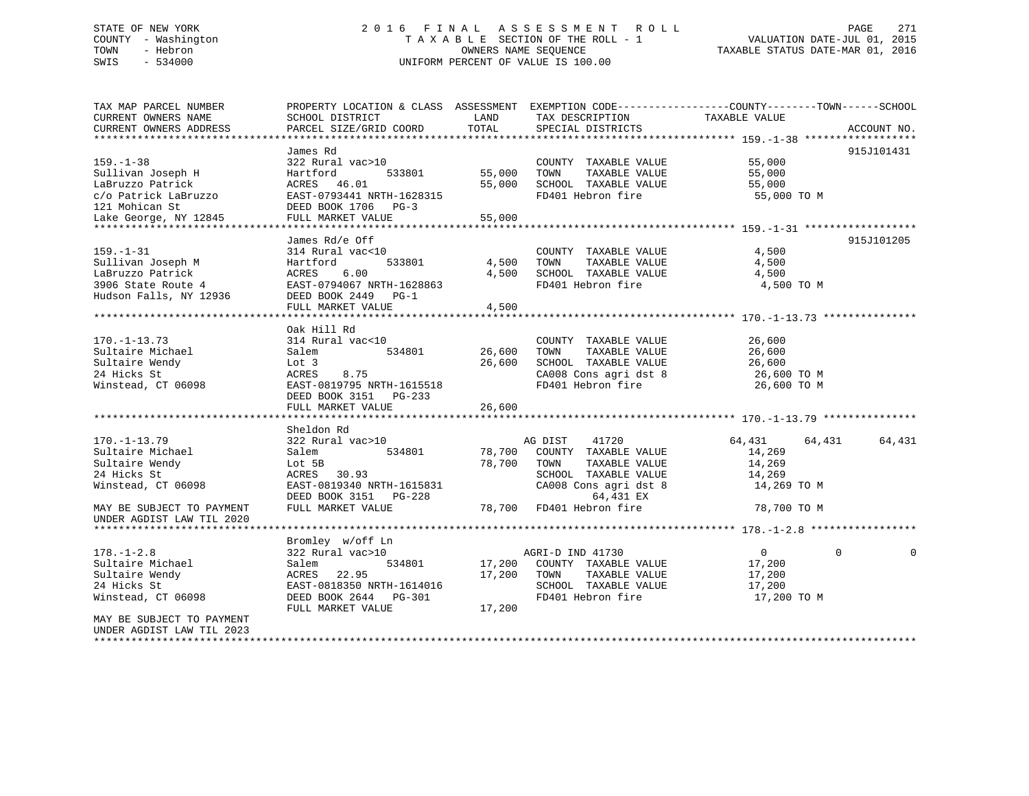STATE OF NEW YORK
COUNTY - Washington
TOWN - Hebron
SWIS - 534000

# 2016 FINAL ASSESSMENT ROLL

TAXABLE SECTION OF THE ROLL - 1
OWNERS NAME SEQUENCE
UNIFORM PERCENT OF VALUE IS 100.00

VALUATION DATE-JUL 01, 2015
TAXABLE STATUS DATE-MAR 01, 2016

```
TAX MAP PARCEL NUMBER          PROPERTY LOCATION & CLASS  ASSESSMENT  EXEMPTION CODE------------------COUNTY--------TOWN------SCHOOL
CURRENT OWNERS NAME            SCHOOL DISTRICT               LAND      TAX DESCRIPTION              TAXABLE VALUE
CURRENT OWNERS ADDRESS         PARCEL SIZE/GRID COORD       TOTAL      SPECIAL DISTRICTS                                      ACCOUNT NO.
******************************************************************************************************* 159.-1-38 ******************
                               James Rd                                                                                  915J101431
159.-1-38                      322 Rural vac>10                        COUNTY  TAXABLE VALUE            55,000
Sullivan Joseph H              Hartford         533801       55,000    TOWN    TAXABLE VALUE            55,000
LaBruzzo Patrick               ACRES   46.01                 55,000    SCHOOL  TAXABLE VALUE            55,000
c/o Patrick LaBruzzo           EAST-0793441 NRTH-1628315               FD401 Hebron fire                 55,000 TO M
121 Mohican St                 DEED BOOK 1706   PG-3
Lake George, NY 12845          FULL MARKET VALUE             55,000
******************************************************************************************************* 159.-1-31 ******************
                               James Rd/e Off                                                                            915J101205
159.-1-31                      314 Rural vac<10                        COUNTY  TAXABLE VALUE             4,500
Sullivan Joseph M              Hartford         533801        4,500    TOWN    TAXABLE VALUE             4,500
LaBruzzo Patrick               ACRES    6.00                  4,500    SCHOOL  TAXABLE VALUE             4,500
3906 State Route 4             EAST-0794067 NRTH-1628863               FD401 Hebron fire                  4,500 TO M
Hudson Falls, NY 12936         DEED BOOK 2449   PG-1
                               FULL MARKET VALUE              4,500
******************************************************************************************************* 170.-1-13.73 ***************
                               Oak Hill Rd
170.-1-13.73                   314 Rural vac<10                        COUNTY  TAXABLE VALUE            26,600
Sultaire Michael               Salem            534801       26,600    TOWN    TAXABLE VALUE            26,600
Sultaire Wendy                 Lot 3                         26,600    SCHOOL  TAXABLE VALUE            26,600
24 Hicks St                    ACRES    8.75                           CA008 Cons agri dst 8             26,600 TO M
Winstead, CT 06098             EAST-0819795 NRTH-1615518               FD401 Hebron fire                 26,600 TO M
                               DEED BOOK 3151   PG-233
                               FULL MARKET VALUE             26,600
******************************************************************************************************* 170.-1-13.79 ***************
                               Sheldon Rd
170.-1-13.79                   322 Rural vac>10                        AG DIST     41720                64,431      64,431      64,431
Sultaire Michael               Salem            534801       78,700    COUNTY  TAXABLE VALUE            14,269
Sultaire Wendy                 Lot 5B                        78,700    TOWN    TAXABLE VALUE            14,269
24 Hicks St                    ACRES   30.93                           SCHOOL  TAXABLE VALUE            14,269
Winstead, CT 06098             EAST-0819340 NRTH-1615831               CA008 Cons agri dst 8             14,269 TO M
                               DEED BOOK 3151   PG-228                         64,431 EX
MAY BE SUBJECT TO PAYMENT      FULL MARKET VALUE             78,700    FD401 Hebron fire                 78,700 TO M
UNDER AGDIST LAW TIL 2020
******************************************************************************************************* 178.-1-2.8 *****************
                               Bromley w/off Ln
178.-1-2.8                     322 Rural vac>10                        AGRI-D IND 41730                      0           0           0
Sultaire Michael               Salem            534801       17,200    COUNTY  TAXABLE VALUE            17,200
Sultaire Wendy                 ACRES   22.95                 17,200    TOWN    TAXABLE VALUE            17,200
24 Hicks St                    EAST-0818350 NRTH-1614016               SCHOOL  TAXABLE VALUE            17,200
Winstead, CT 06098             DEED BOOK 2644   PG-301                 FD401 Hebron fire                 17,200 TO M
                               FULL MARKET VALUE             17,200
MAY BE SUBJECT TO PAYMENT
UNDER AGDIST LAW TIL 2023
************************************************************************************************************************************
```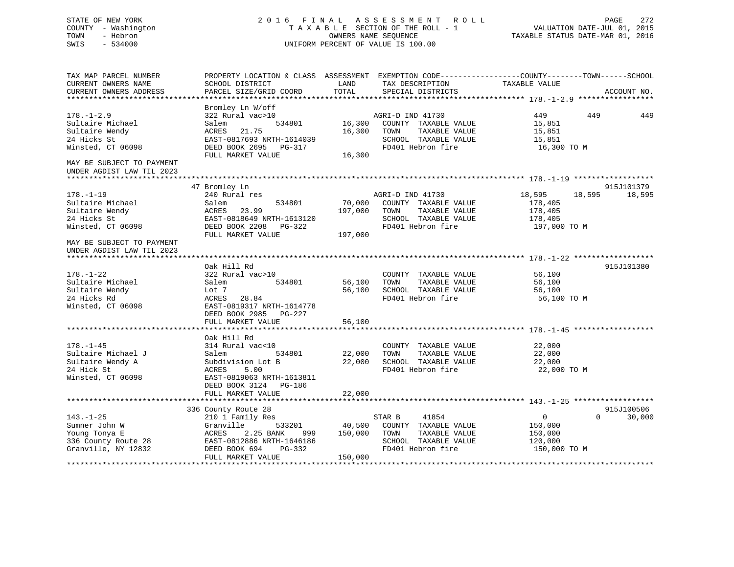STATE OF NEW YORK
COUNTY - Washington
TOWN - Hebron
SWIS - 534000

2016 FINAL ASSESSMENT ROLL
TAXABLE SECTION OF THE ROLL - 1
OWNERS NAME SEQUENCE
UNIFORM PERCENT OF VALUE IS 100.00

VALUATION DATE-JUL 01, 2015
TAXABLE STATUS DATE-MAR 01, 2016

```
TAX MAP PARCEL NUMBER          PROPERTY LOCATION & CLASS  ASSESSMENT  EXEMPTION CODE------------------COUNTY--------TOWN------SCHOOL
CURRENT OWNERS NAME            SCHOOL DISTRICT              LAND      TAX DESCRIPTION            TAXABLE VALUE
CURRENT OWNERS ADDRESS         PARCEL SIZE/GRID COORD       TOTAL     SPECIAL DISTRICTS                                    ACCOUNT NO.
******************************************************************************************************* 178.-1-2.9 *****************
                               Bromley Ln W/off
178.-1-2.9                     322 Rural vac>10                       AGRI-D IND 41730               449          449          449
Sultaire Michael               Salem           534801       16,300    COUNTY  TAXABLE VALUE          15,851
Sultaire Wendy                 ACRES  21.75                 16,300    TOWN    TAXABLE VALUE          15,851
24 Hicks St                    EAST-0817693 NRTH-1614039              SCHOOL  TAXABLE VALUE          15,851
Winsted, CT 06098              DEED BOOK 2695   PG-317                FD401 Hebron fire              16,300 TO M
                               FULL MARKET VALUE            16,300
MAY BE SUBJECT TO PAYMENT
UNDER AGDIST LAW TIL 2023
******************************************************************************************************* 178.-1-19 ******************
                               47 Bromley Ln                                                                           915J101379
178.-1-19                      240 Rural res                          AGRI-D IND 41730            18,595       18,595       18,595
Sultaire Michael               Salem           534801       70,000    COUNTY  TAXABLE VALUE         178,405
Sultaire Wendy                 ACRES  23.99                197,000    TOWN    TAXABLE VALUE         178,405
24 Hicks St                    EAST-0818649 NRTH-1613120              SCHOOL  TAXABLE VALUE         178,405
Winsted, CT 06098              DEED BOOK 2208   PG-322                FD401 Hebron fire             197,000 TO M
                               FULL MARKET VALUE           197,000
MAY BE SUBJECT TO PAYMENT
UNDER AGDIST LAW TIL 2023
******************************************************************************************************* 178.-1-22 ******************
                               Oak Hill Rd                                                                             915J101380
178.-1-22                      322 Rural vac>10                       COUNTY  TAXABLE VALUE          56,100
Sultaire Michael               Salem           534801       56,100    TOWN    TAXABLE VALUE          56,100
Sultaire Wendy                 Lot 7                        56,100    SCHOOL  TAXABLE VALUE          56,100
24 Hicks Rd                    ACRES  28.84                           FD401 Hebron fire              56,100 TO M
Winsted, CT 06098              EAST-0819317 NRTH-1614778
                               DEED BOOK 2985   PG-227
                               FULL MARKET VALUE            56,100
******************************************************************************************************* 178.-1-45 ******************
                               Oak Hill Rd
178.-1-45                      314 Rural vac<10                       COUNTY  TAXABLE VALUE          22,000
Sultaire Michael J             Salem           534801       22,000    TOWN    TAXABLE VALUE          22,000
Sultaire Wendy A               Subdivision Lot B            22,000    SCHOOL  TAXABLE VALUE          22,000
24 Hick St                     ACRES   5.00                           FD401 Hebron fire              22,000 TO M
Winsted, CT 06098              EAST-0819063 NRTH-1613811
                               DEED BOOK 3124   PG-186
                               FULL MARKET VALUE            22,000
******************************************************************************************************* 143.-1-25 ******************
                               336 County Route 28                                                                     915J100506
143.-1-25                      210 1 Family Res                       STAR B     41854                 0            0       30,000
Sumner John W                  Granville       533201       40,500    COUNTY  TAXABLE VALUE         150,000
Young Tonya E                  ACRES   2.25 BANK    999    150,000    TOWN    TAXABLE VALUE         150,000
336 County Route 28            EAST-0812886 NRTH-1646186              SCHOOL  TAXABLE VALUE         120,000
Granville, NY 12832            DEED BOOK 694    PG-332                FD401 Hebron fire             150,000 TO M
                               FULL MARKET VALUE           150,000
************************************************************************************************************************************
```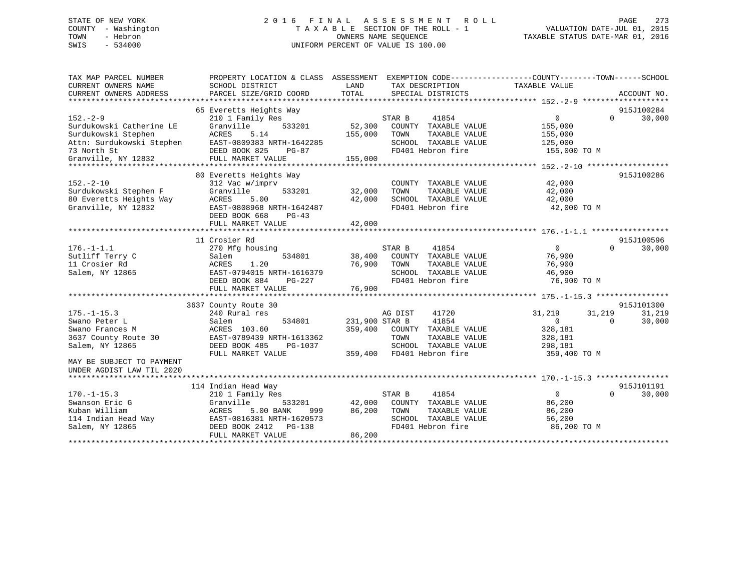STATE OF NEW YORK
COUNTY - Washington
TOWN - Hebron
SWIS - 534000

2 0 1 6 F I N A L A S S E S S M E N T R O L L
T A X A B L E SECTION OF THE ROLL - 1
OWNERS NAME SEQUENCE
UNIFORM PERCENT OF VALUE IS 100.00

VALUATION DATE-JUL 01, 2015
TAXABLE STATUS DATE-MAR 01, 2016

| TAX MAP PARCEL NUMBER / CURRENT OWNERS NAME / CURRENT OWNERS ADDRESS | PROPERTY LOCATION & CLASS / SCHOOL DISTRICT / PARCEL SIZE/GRID COORD | ASSESSMENT LAND / TOTAL | EXEMPTION CODE / TAX DESCRIPTION / SPECIAL DISTRICTS | COUNTY TAXABLE VALUE | TOWN | SCHOOL / ACCOUNT NO. |
|---|---|---|---|---|---|---|
| | 65 Everetts Heights Way | | | | | 915J100284 |
| 152.-2-9 | 210 1 Family Res | | STAR B 41854 | 0 | 0 | 30,000 |
| Surdukowski Catherine LE | Granville 533201 | 52,300 | COUNTY TAXABLE VALUE | 155,000 | | |
| Surdukowski Stephen | ACRES 5.14 | 155,000 | TOWN TAXABLE VALUE | 155,000 | | |
| Attn: Surdukowski Stephen | EAST-0809383 NRTH-1642285 | | SCHOOL TAXABLE VALUE | 125,000 | | |
| 73 North St | DEED BOOK 825 PG-87 | | FD401 Hebron fire | 155,000 TO M | | |
| Granville, NY 12832 | FULL MARKET VALUE | 155,000 | | | | |
| | 80 Everetts Heights Way | | | | | 915J100286 |
| 152.-2-10 | 312 Vac w/imprv | | COUNTY TAXABLE VALUE | 42,000 | | |
| Surdukowski Stephen F | Granville 533201 | 32,000 | TOWN TAXABLE VALUE | 42,000 | | |
| 80 Everetts Heights Way | ACRES 5.00 | 42,000 | SCHOOL TAXABLE VALUE | 42,000 | | |
| Granville, NY 12832 | EAST-0808968 NRTH-1642487 | | FD401 Hebron fire | 42,000 TO M | | |
| | DEED BOOK 668 PG-43 | | | | | |
| | FULL MARKET VALUE | 42,000 | | | | |
| | 11 Crosier Rd | | | | | 915J100596 |
| 176.-1-1.1 | 270 Mfg housing | | STAR B 41854 | 0 | 0 | 30,000 |
| Sutliff Terry C | Salem 534801 | 38,400 | COUNTY TAXABLE VALUE | 76,900 | | |
| 11 Crosier Rd | ACRES 1.20 | 76,900 | TOWN TAXABLE VALUE | 76,900 | | |
| Salem, NY 12865 | EAST-0794015 NRTH-1616379 | | SCHOOL TAXABLE VALUE | 46,900 | | |
| | DEED BOOK 884 PG-227 | | FD401 Hebron fire | 76,900 TO M | | |
| | FULL MARKET VALUE | 76,900 | | | | |
| | 3637 County Route 30 | | | | | 915J101300 |
| 175.-1-15.3 | 240 Rural res | | AG DIST 41720 | 31,219 | 31,219 | 31,219 |
| Swano Peter L | Salem 534801 | 231,900 | STAR B 41854 | 0 | 0 | 30,000 |
| Swano Frances M | ACRES 103.60 | 359,400 | COUNTY TAXABLE VALUE | 328,181 | | |
| 3637 County Route 30 | EAST-0789439 NRTH-1613362 | | TOWN TAXABLE VALUE | 328,181 | | |
| Salem, NY 12865 | DEED BOOK 485 PG-1037 | | SCHOOL TAXABLE VALUE | 298,181 | | |
| | FULL MARKET VALUE | 359,400 | FD401 Hebron fire | 359,400 TO M | | |
| MAY BE SUBJECT TO PAYMENT UNDER AGDIST LAW TIL 2020 | | | | | | |
| | 114 Indian Head Way | | | | | 915J101191 |
| 170.-1-15.3 | 210 1 Family Res | | STAR B 41854 | 0 | 0 | 30,000 |
| Swanson Eric G | Granville 533201 | 42,000 | COUNTY TAXABLE VALUE | 86,200 | | |
| Kuban William | ACRES 5.00 BANK 999 | 86,200 | TOWN TAXABLE VALUE | 86,200 | | |
| 114 Indian Head Way | EAST-0816381 NRTH-1620573 | | SCHOOL TAXABLE VALUE | 56,200 | | |
| Salem, NY 12865 | DEED BOOK 2412 PG-138 | | FD401 Hebron fire | 86,200 TO M | | |
| | FULL MARKET VALUE | 86,200 | | | | |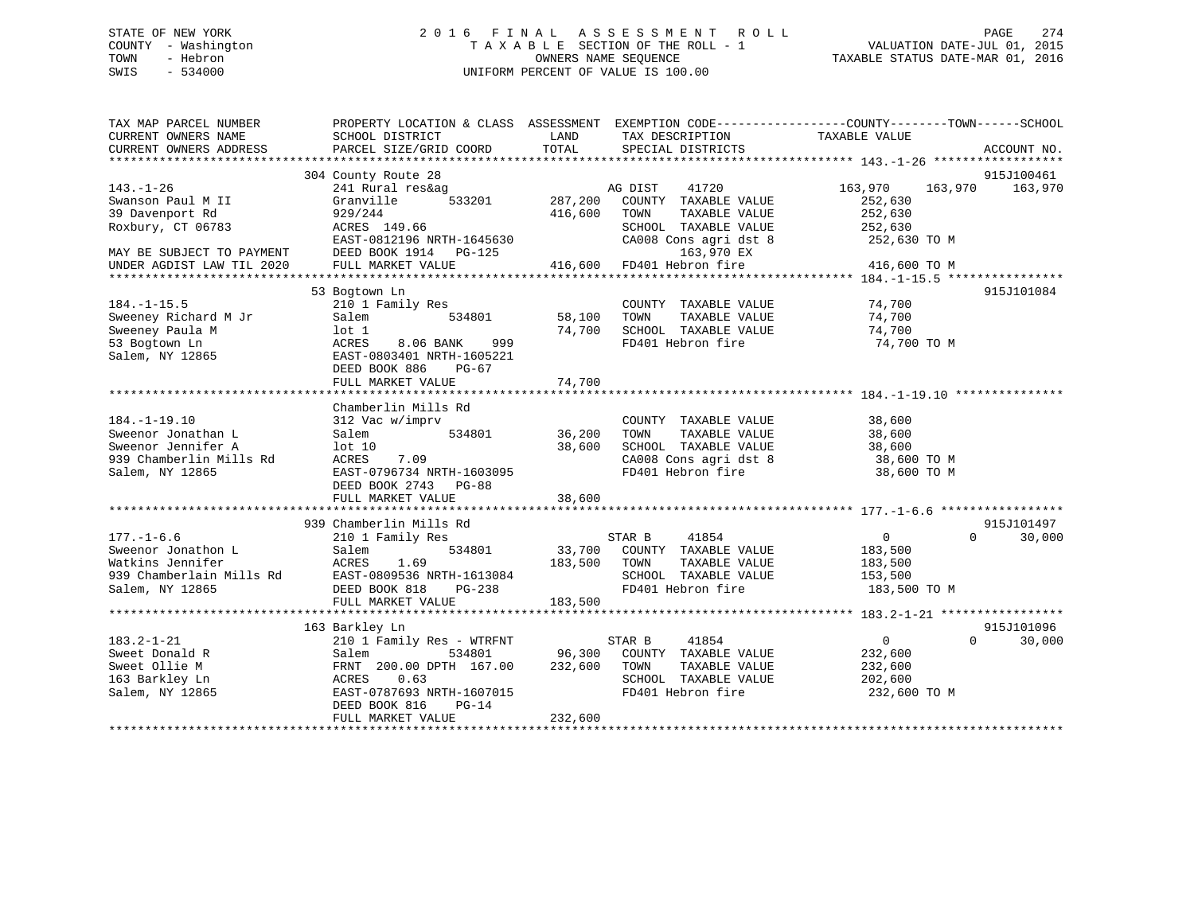STATE OF NEW YORK
COUNTY - Washington
TOWN - Hebron
SWIS - 534000

2 0 1 6 F I N A L A S S E S S M E N T R O L L
T A X A B L E SECTION OF THE ROLL - 1
OWNERS NAME SEQUENCE
UNIFORM PERCENT OF VALUE IS 100.00

VALUATION DATE-JUL 01, 2015
TAXABLE STATUS DATE-MAR 01, 2016

```
TAX MAP PARCEL NUMBER          PROPERTY LOCATION & CLASS  ASSESSMENT  EXEMPTION CODE-----------------COUNTY--------TOWN------SCHOOL
CURRENT OWNERS NAME            SCHOOL DISTRICT               LAND      TAX DESCRIPTION              TAXABLE VALUE
CURRENT OWNERS ADDRESS         PARCEL SIZE/GRID COORD        TOTAL     SPECIAL DISTRICTS                                    ACCOUNT NO.
******************************************************************************************************* 143.-1-26 ******************
                               304 County Route 28                                                                          915J100461
143.-1-26                      241 Rural res&ag                       AG DIST     41720           163,970    163,970    163,970
Swanson Paul M II              Granville        533201      287,200   COUNTY  TAXABLE VALUE       252,630
39 Davenport Rd                929/244                      416,600   TOWN    TAXABLE VALUE       252,630
Roxbury, CT 06783              ACRES 149.66                           SCHOOL  TAXABLE VALUE       252,630
                               EAST-0812196 NRTH-1645630              CA008 Cons agri dst 8         252,630 TO M
MAY BE SUBJECT TO PAYMENT      DEED BOOK 1914   PG-125                     163,970 EX
UNDER AGDIST LAW TIL 2020      FULL MARKET VALUE            416,600   FD401 Hebron fire             416,600 TO M
******************************************************************************************************* 184.-1-15.5 ****************
                               53 Bogtown Ln                                                                                915J101084
184.-1-15.5                    210 1 Family Res                       COUNTY  TAXABLE VALUE        74,700
Sweeney Richard M Jr           Salem            534801       58,100   TOWN    TAXABLE VALUE        74,700
Sweeney Paula M                lot 1                         74,700   SCHOOL  TAXABLE VALUE        74,700
53 Bogtown Ln                  ACRES    8.06 BANK    999              FD401 Hebron fire              74,700 TO M
Salem, NY 12865                EAST-0803401 NRTH-1605221
                               DEED BOOK 886    PG-67
                               FULL MARKET VALUE             74,700
******************************************************************************************************* 184.-1-19.10 ***************
                               Chamberlin Mills Rd
184.-1-19.10                   312 Vac w/imprv                        COUNTY  TAXABLE VALUE        38,600
Sweenor Jonathan L             Salem            534801       36,200   TOWN    TAXABLE VALUE        38,600
Sweenor Jennifer A             lot 10                        38,600   SCHOOL  TAXABLE VALUE        38,600
939 Chamberlin Mills Rd        ACRES    7.09                          CA008 Cons agri dst 8          38,600 TO M
Salem, NY 12865                EAST-0796734 NRTH-1603095              FD401 Hebron fire              38,600 TO M
                               DEED BOOK 2743   PG-88
                               FULL MARKET VALUE             38,600
******************************************************************************************************* 177.-1-6.6 *****************
                               939 Chamberlin Mills Rd                                                                      915J101497
177.-1-6.6                     210 1 Family Res                       STAR B      41854                 0          0     30,000
Sweenor Jonathon L             Salem            534801       33,700   COUNTY  TAXABLE VALUE       183,500
Watkins Jennifer               ACRES    1.69                183,500   TOWN    TAXABLE VALUE       183,500
939 Chamberlain Mills Rd       EAST-0809536 NRTH-1613084              SCHOOL  TAXABLE VALUE       153,500
Salem, NY 12865                DEED BOOK 818    PG-238                FD401 Hebron fire             183,500 TO M
                               FULL MARKET VALUE            183,500
******************************************************************************************************* 183.2-1-21 *****************
                               163 Barkley Ln                                                                               915J101096
183.2-1-21                     210 1 Family Res - WTRFNT              STAR B      41854                 0          0     30,000
Sweet Donald R                 Salem            534801       96,300   COUNTY  TAXABLE VALUE       232,600
Sweet Ollie M                  FRNT 200.00 DPTH 167.00      232,600   TOWN    TAXABLE VALUE       232,600
163 Barkley Ln                 ACRES    0.63                          SCHOOL  TAXABLE VALUE       202,600
Salem, NY 12865                EAST-0787693 NRTH-1607015              FD401 Hebron fire             232,600 TO M
                               DEED BOOK 816    PG-14
                               FULL MARKET VALUE            232,600
************************************************************************************************************************************
```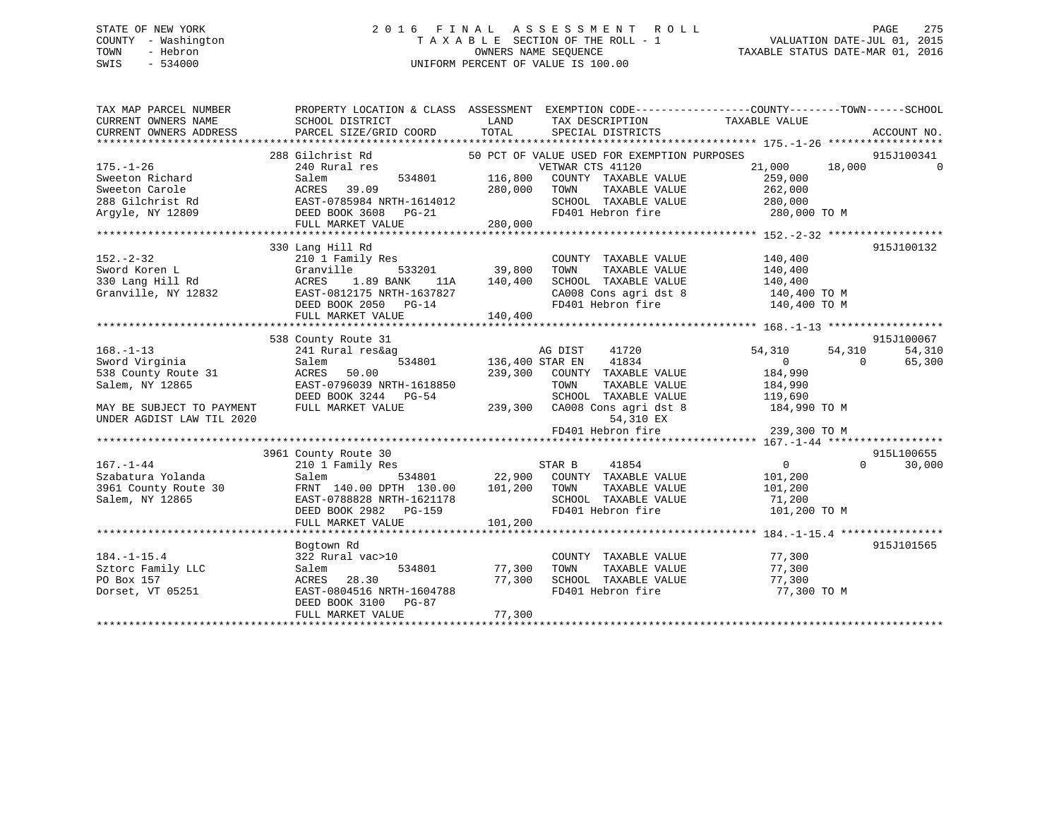STATE OF NEW YORK
COUNTY - Washington
TOWN - Hebron
SWIS - 534000

2016 FINAL ASSESSMENT ROLL
TAXABLE SECTION OF THE ROLL - 1
OWNERS NAME SEQUENCE
UNIFORM PERCENT OF VALUE IS 100.00

VALUATION DATE-JUL 01, 2015
TAXABLE STATUS DATE-MAR 01, 2016

```
TAX MAP PARCEL NUMBER          PROPERTY LOCATION & CLASS  ASSESSMENT  EXEMPTION CODE------------------COUNTY--------TOWN------SCHOOL
CURRENT OWNERS NAME            SCHOOL DISTRICT               LAND      TAX DESCRIPTION              TAXABLE VALUE
CURRENT OWNERS ADDRESS         PARCEL SIZE/GRID COORD        TOTAL     SPECIAL DISTRICTS                                     ACCOUNT NO.
*********************************************************************************************** 175.-1-26 ******************
                           288 Gilchrist Rd                 50 PCT OF VALUE USED FOR EXEMPTION PURPOSES                      915J100341
175.-1-26                  240 Rural res                          VETWAR CTS 41120             21,000      18,000          0
Sweeton Richard            Salem             534801      116,800   COUNTY  TAXABLE VALUE          259,000
Sweeton Carole             ACRES  39.09                  280,000   TOWN    TAXABLE VALUE          262,000
288 Gilchrist Rd           EAST-0785984 NRTH-1614012               SCHOOL  TAXABLE VALUE          280,000
Argyle, NY 12809           DEED BOOK 3608   PG-21                  FD401 Hebron fire               280,000 TO M
                           FULL MARKET VALUE             280,000
*********************************************************************************************** 152.-2-32 ******************
                           330 Lang Hill Rd                                                                                  915J100132
152.-2-32                  210 1 Family Res                        COUNTY  TAXABLE VALUE          140,400
Sword Koren L              Granville         533201       39,800   TOWN    TAXABLE VALUE          140,400
330 Lang Hill Rd           ACRES   1.89 BANK    11A      140,400   SCHOOL  TAXABLE VALUE          140,400
Granville, NY 12832        EAST-0812175 NRTH-1637827               CA008 Cons agri dst 8           140,400 TO M
                           DEED BOOK 2050   PG-14                  FD401 Hebron fire               140,400 TO M
                           FULL MARKET VALUE             140,400
*********************************************************************************************** 168.-1-13 ******************
                           538 County Route 31                                                                               915J100067
168.-1-13                  241 Rural res&ag                        AG DIST    41720            54,310      54,310      54,310
Sword Virginia             Salem             534801      136,400 STAR EN    41834                   0           0      65,300
538 County Route 31        ACRES  50.00                  239,300   COUNTY  TAXABLE VALUE          184,990
Salem, NY 12865            EAST-0796039 NRTH-1618850               TOWN    TAXABLE VALUE          184,990
                           DEED BOOK 3244   PG-54                  SCHOOL  TAXABLE VALUE          119,690
MAY BE SUBJECT TO PAYMENT  FULL MARKET VALUE             239,300   CA008 Cons agri dst 8           184,990 TO M
UNDER AGDIST LAW TIL 2020                                                 54,310 EX
                                                                   FD401 Hebron fire               239,300 TO M
*********************************************************************************************** 167.-1-44 ******************
                           3961 County Route 30                                                                              915L100655
167.-1-44                  210 1 Family Res                        STAR B     41854                 0           0      30,000
Szabatura Yolanda          Salem             534801       22,900   COUNTY  TAXABLE VALUE          101,200
3961 County Route 30       FRNT 140.00 DPTH 130.00       101,200   TOWN    TAXABLE VALUE          101,200
Salem, NY 12865            EAST-0788828 NRTH-1621178               SCHOOL  TAXABLE VALUE           71,200
                           DEED BOOK 2982   PG-159                 FD401 Hebron fire               101,200 TO M
                           FULL MARKET VALUE             101,200
*********************************************************************************************** 184.-1-15.4 ****************
                           Bogtown Rd                                                                                        915J101565
184.-1-15.4                322 Rural vac>10                        COUNTY  TAXABLE VALUE           77,300
Sztorc Family LLC          Salem             534801       77,300   TOWN    TAXABLE VALUE           77,300
PO Box 157                 ACRES  28.30                   77,300   SCHOOL  TAXABLE VALUE           77,300
Dorset, VT 05251           EAST-0804516 NRTH-1604788               FD401 Hebron fire                77,300 TO M
                           DEED BOOK 3100   PG-87
                           FULL MARKET VALUE              77,300
****************************************************************************************************************************
```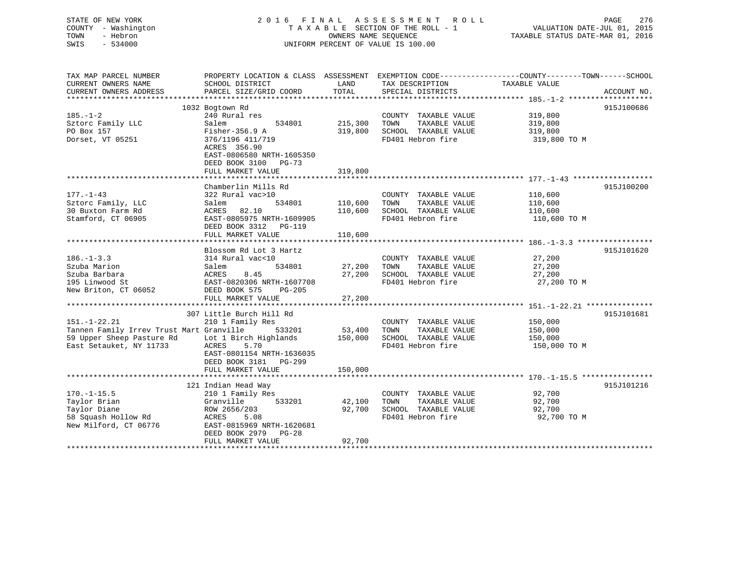STATE OF NEW YORK
COUNTY - Washington
TOWN - Hebron
SWIS - 534000

2 0 1 6 F I N A L A S S E S S M E N T R O L L
T A X A B L E SECTION OF THE ROLL - 1
OWNERS NAME SEQUENCE
UNIFORM PERCENT OF VALUE IS 100.00

VALUATION DATE-JUL 01, 2015
TAXABLE STATUS DATE-MAR 01, 2016

| TAX MAP PARCEL NUMBER / CURRENT OWNERS NAME / CURRENT OWNERS ADDRESS | PROPERTY LOCATION & CLASS / SCHOOL DISTRICT / PARCEL SIZE/GRID COORD | ASSESSMENT LAND | TOTAL | EXEMPTION CODE / TAX DESCRIPTION / SPECIAL DISTRICTS | COUNTY--------TOWN------SCHOOL TAXABLE VALUE | ACCOUNT NO. |
|---|---|---|---|---|---|---|
| 185.-1-2 | 1032 Bogtown Rd | | | | | 915J100686 |
| 185.-1-2 | 240 Rural res | | | COUNTY TAXABLE VALUE | 319,800 | |
| Sztorc Family LLC | Salem 534801 | 215,300 | | TOWN TAXABLE VALUE | 319,800 | |
| PO Box 157 | Fisher-356.9 A | | 319,800 | SCHOOL TAXABLE VALUE | 319,800 | |
| Dorset, VT 05251 | 376/1196 411/719 | | | FD401 Hebron fire | 319,800 TO M | |
| | ACRES 356.90 | | | | | |
| | EAST-0806580 NRTH-1605350 | | | | | |
| | DEED BOOK 3100 PG-73 | | | | | |
| | FULL MARKET VALUE | | 319,800 | | | |
| 177.-1-43 | Chamberlin Mills Rd | | | | | 915J100200 |
| 177.-1-43 | 322 Rural vac>10 | | | COUNTY TAXABLE VALUE | 110,600 | |
| Sztorc Family, LLC | Salem 534801 | 110,600 | | TOWN TAXABLE VALUE | 110,600 | |
| 30 Buxton Farm Rd | ACRES 82.10 | | 110,600 | SCHOOL TAXABLE VALUE | 110,600 | |
| Stamford, CT 06905 | EAST-0805975 NRTH-1609905 | | | FD401 Hebron fire | 110,600 TO M | |
| | DEED BOOK 3312 PG-119 | | | | | |
| | FULL MARKET VALUE | | 110,600 | | | |
| 186.-1-3.3 | Blossom Rd Lot 3 Hartz | | | | | 915J101620 |
| 186.-1-3.3 | 314 Rural vac<10 | | | COUNTY TAXABLE VALUE | 27,200 | |
| Szuba Marion | Salem 534801 | 27,200 | | TOWN TAXABLE VALUE | 27,200 | |
| Szuba Barbara | ACRES 8.45 | | 27,200 | SCHOOL TAXABLE VALUE | 27,200 | |
| 195 Linwood St | EAST-0820306 NRTH-1607708 | | | FD401 Hebron fire | 27,200 TO M | |
| New Briton, CT 06052 | DEED BOOK 575 PG-205 | | | | | |
| | FULL MARKET VALUE | | 27,200 | | | |
| 151.-1-22.21 | 307 Little Burch Hill Rd | | | | | 915J101681 |
| 151.-1-22.21 | 210 1 Family Res | | | COUNTY TAXABLE VALUE | 150,000 | |
| Tannen Family Irrev Trust Mart | Granville 533201 | 53,400 | | TOWN TAXABLE VALUE | 150,000 | |
| 59 Upper Sheep Pasture Rd | Lot 1 Birch Highlands | | 150,000 | SCHOOL TAXABLE VALUE | 150,000 | |
| East Setauket, NY 11733 | ACRES 5.70 | | | FD401 Hebron fire | 150,000 TO M | |
| | EAST-0801154 NRTH-1636035 | | | | | |
| | DEED BOOK 3181 PG-299 | | | | | |
| | FULL MARKET VALUE | | 150,000 | | | |
| 170.-1-15.5 | 121 Indian Head Way | | | | | 915J101216 |
| 170.-1-15.5 | 210 1 Family Res | | | COUNTY TAXABLE VALUE | 92,700 | |
| Taylor Brian | Granville 533201 | 42,100 | | TOWN TAXABLE VALUE | 92,700 | |
| Taylor Diane | ROW 2656/203 | | 92,700 | SCHOOL TAXABLE VALUE | 92,700 | |
| 58 Squash Hollow Rd | ACRES 5.08 | | | FD401 Hebron fire | 92,700 TO M | |
| New Milford, CT 06776 | EAST-0815969 NRTH-1620681 | | | | | |
| | DEED BOOK 2979 PG-28 | | | | | |
| | FULL MARKET VALUE | | 92,700 | | | |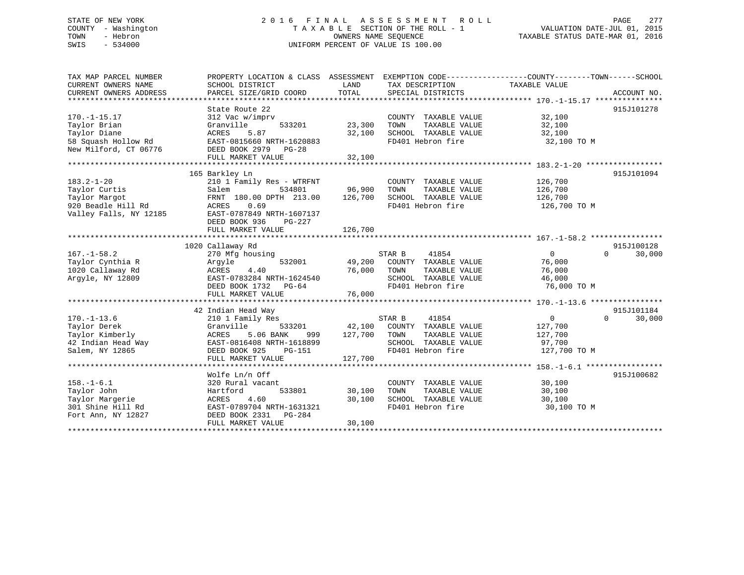STATE OF NEW YORK
COUNTY - Washington
TOWN - Hebron
SWIS - 534000

2016 FINAL ASSESSMENT ROLL
TAXABLE SECTION OF THE ROLL - 1
OWNERS NAME SEQUENCE
UNIFORM PERCENT OF VALUE IS 100.00

VALUATION DATE-JUL 01, 2015
TAXABLE STATUS DATE-MAR 01, 2016

| TAX MAP PARCEL NUMBER / CURRENT OWNERS NAME / CURRENT OWNERS ADDRESS | PROPERTY LOCATION & CLASS / SCHOOL DISTRICT / PARCEL SIZE/GRID COORD | ASSESSMENT LAND / TOTAL | EXEMPTION CODE / TAX DESCRIPTION / SPECIAL DISTRICTS | COUNTY | TOWN | SCHOOL / TAXABLE VALUE | ACCOUNT NO. |
|---|---|---|---|---|---|---|---|
| **170.-1-15.17** | State Route 22 | | | | | | 915J101278 |
| 170.-1-15.17 | 312 Vac w/imprv | | COUNTY TAXABLE VALUE | 32,100 | | | |
| Taylor Brian | Granville 533201 | 23,300 | TOWN TAXABLE VALUE | 32,100 | | | |
| Taylor Diane | ACRES 5.87 | 32,100 | SCHOOL TAXABLE VALUE | 32,100 | | | |
| 58 Squash Hollow Rd | EAST-0815660 NRTH-1620883 | | FD401 Hebron fire | 32,100 TO M | | | |
| New Milford, CT 06776 | DEED BOOK 2979 PG-28 | | | | | | |
| | FULL MARKET VALUE | 32,100 | | | | | |
| **183.2-1-20** | 165 Barkley Ln | | | | | | 915J101094 |
| 183.2-1-20 | 210 1 Family Res - WTRFNT | | COUNTY TAXABLE VALUE | 126,700 | | | |
| Taylor Curtis | Salem 534801 | 96,900 | TOWN TAXABLE VALUE | 126,700 | | | |
| Taylor Margot | FRNT 180.00 DPTH 213.00 | 126,700 | SCHOOL TAXABLE VALUE | 126,700 | | | |
| 920 Beadle Hill Rd | ACRES 0.69 | | FD401 Hebron fire | 126,700 TO M | | | |
| Valley Falls, NY 12185 | EAST-0787849 NRTH-1607137 | | | | | | |
| | DEED BOOK 936 PG-227 | | | | | | |
| | FULL MARKET VALUE | 126,700 | | | | | |
| **167.-1-58.2** | 1020 Callaway Rd | | | | | | 915J100128 |
| 167.-1-58.2 | 270 Mfg housing | | STAR B 41854 | 0 | 0 | 30,000 | |
| Taylor Cynthia R | Argyle 532001 | 49,200 | COUNTY TAXABLE VALUE | 76,000 | | | |
| 1020 Callaway Rd | ACRES 4.40 | 76,000 | TOWN TAXABLE VALUE | 76,000 | | | |
| Argyle, NY 12809 | EAST-0783284 NRTH-1624540 | | SCHOOL TAXABLE VALUE | 46,000 | | | |
| | DEED BOOK 1732 PG-64 | | FD401 Hebron fire | 76,000 TO M | | | |
| | FULL MARKET VALUE | 76,000 | | | | | |
| **170.-1-13.6** | 42 Indian Head Way | | | | | | 915J101184 |
| 170.-1-13.6 | 210 1 Family Res | | STAR B 41854 | 0 | 0 | 30,000 | |
| Taylor Derek | Granville 533201 | 42,100 | COUNTY TAXABLE VALUE | 127,700 | | | |
| Taylor Kimberly | ACRES 5.06 BANK 999 | 127,700 | TOWN TAXABLE VALUE | 127,700 | | | |
| 42 Indian Head Way | EAST-0816408 NRTH-1618899 | | SCHOOL TAXABLE VALUE | 97,700 | | | |
| Salem, NY 12865 | DEED BOOK 925 PG-151 | | FD401 Hebron fire | 127,700 TO M | | | |
| | FULL MARKET VALUE | 127,700 | | | | | |
| **158.-1-6.1** | Wolfe Ln/n Off | | | | | | 915J100682 |
| 158.-1-6.1 | 320 Rural vacant | | COUNTY TAXABLE VALUE | 30,100 | | | |
| Taylor John | Hartford 533801 | 30,100 | TOWN TAXABLE VALUE | 30,100 | | | |
| Taylor Margerie | ACRES 4.60 | 30,100 | SCHOOL TAXABLE VALUE | 30,100 | | | |
| 301 Shine Hill Rd | EAST-0789704 NRTH-1631321 | | FD401 Hebron fire | 30,100 TO M | | | |
| Fort Ann, NY 12827 | DEED BOOK 2331 PG-284 | | | | | | |
| | FULL MARKET VALUE | 30,100 | | | | | |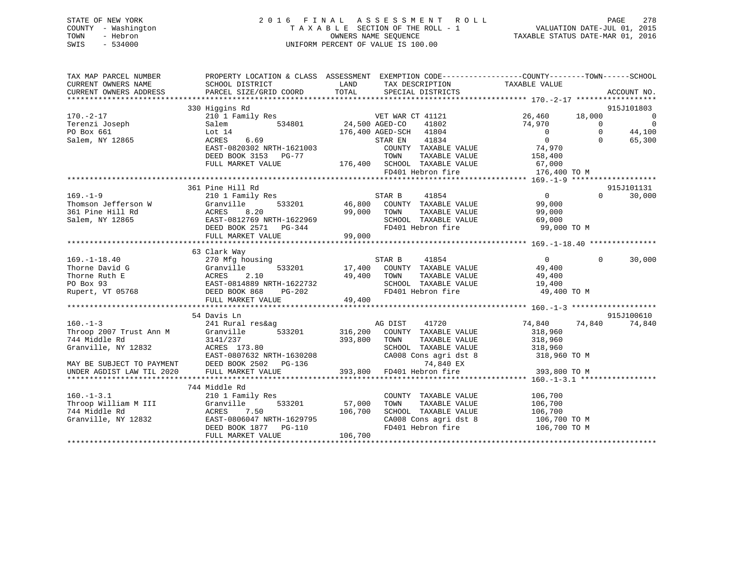STATE OF NEW YORK
COUNTY - Washington
TOWN - Hebron
SWIS - 534000

2 0 1 6 F I N A L A S S E S S M E N T R O L L
T A X A B L E SECTION OF THE ROLL - 1
OWNERS NAME SEQUENCE
UNIFORM PERCENT OF VALUE IS 100.00

VALUATION DATE-JUL 01, 2015
TAXABLE STATUS DATE-MAR 01, 2016

```
TAX MAP PARCEL NUMBER          PROPERTY LOCATION & CLASS  ASSESSMENT  EXEMPTION CODE------------------COUNTY--------TOWN------SCHOOL
CURRENT OWNERS NAME            SCHOOL DISTRICT               LAND      TAX DESCRIPTION             TAXABLE VALUE
CURRENT OWNERS ADDRESS         PARCEL SIZE/GRID COORD        TOTAL     SPECIAL DISTRICTS                                         ACCOUNT NO.
****************************************************************************************************** 170.-2-17 ******************
                               330 Higgins Rd                                                                                915J101803
170.-2-17                      210 1 Family Res                        VET WAR CT 41121             26,460      18,000             0
Terenzi Joseph                 Salem          534801        24,500 AGED-CO    41802                 74,970           0             0
PO Box 661                     Lot 14                      176,400 AGED-SCH   41804                      0           0        44,100
Salem, NY 12865                ACRES    6.69                       STAR EN    41834                      0           0        65,300
                               EAST-0820302 NRTH-1621003              COUNTY  TAXABLE VALUE          74,970
                               DEED BOOK 3153   PG-77                 TOWN    TAXABLE VALUE         158,400
                               FULL MARKET VALUE           176,400    SCHOOL  TAXABLE VALUE          67,000
                                                                      FD401 Hebron fire             176,400 TO M
****************************************************************************************************** 169.-1-9 *******************
                               361 Pine Hill Rd                                                                              915J101131
169.-1-9                       210 1 Family Res                       STAR B     41854                      0           0        30,000
Thomson Jefferson W            Granville      533201        46,800    COUNTY  TAXABLE VALUE          99,000
361 Pine Hill Rd               ACRES    8.20                99,000    TOWN    TAXABLE VALUE          99,000
Salem, NY 12865                EAST-0812769 NRTH-1622969              SCHOOL  TAXABLE VALUE          69,000
                               DEED BOOK 2571   PG-344                FD401 Hebron fire              99,000 TO M
                               FULL MARKET VALUE            99,000
****************************************************************************************************** 169.-1-18.40 ***************
                               63 Clark Way
169.-1-18.40                   270 Mfg housing                        STAR B     41854                      0           0        30,000
Thorne David G                 Granville      533201        17,400    COUNTY  TAXABLE VALUE          49,400
Thorne Ruth E                  ACRES    2.10                49,400    TOWN    TAXABLE VALUE          49,400
PO Box 93                      EAST-0814889 NRTH-1622732              SCHOOL  TAXABLE VALUE          19,400
Rupert, VT 05768               DEED BOOK 868    PG-202                FD401 Hebron fire              49,400 TO M
                               FULL MARKET VALUE            49,400
****************************************************************************************************** 160.-1-3 *******************
                               54 Davis Ln                                                                                   915J100610
160.-1-3                       241 Rural res&ag                       AG DIST    41720              74,840      74,840        74,840
Throop 2007 Trust Ann M        Granville      533201       316,200    COUNTY  TAXABLE VALUE         318,960
744 Middle Rd                  3141/237                    393,800    TOWN    TAXABLE VALUE         318,960
Granville, NY 12832            ACRES  173.80                          SCHOOL  TAXABLE VALUE         318,960
                               EAST-0807632 NRTH-1630208              CA008 Cons agri dst 8         318,960 TO M
MAY BE SUBJECT TO PAYMENT      DEED BOOK 2502   PG-136                      74,840 EX
UNDER AGDIST LAW TIL 2020      FULL MARKET VALUE           393,800    FD401 Hebron fire             393,800 TO M
****************************************************************************************************** 160.-1-3.1 *****************
                               744 Middle Rd
160.-1-3.1                     210 1 Family Res                       COUNTY  TAXABLE VALUE         106,700
Throop William M III           Granville      533201        57,000    TOWN    TAXABLE VALUE         106,700
744 Middle Rd                  ACRES    7.50               106,700    SCHOOL  TAXABLE VALUE         106,700
Granville, NY 12832            EAST-0806047 NRTH-1629795              CA008 Cons agri dst 8         106,700 TO M
                               DEED BOOK 1877   PG-110                FD401 Hebron fire             106,700 TO M
                               FULL MARKET VALUE           106,700
************************************************************************************************************************************
```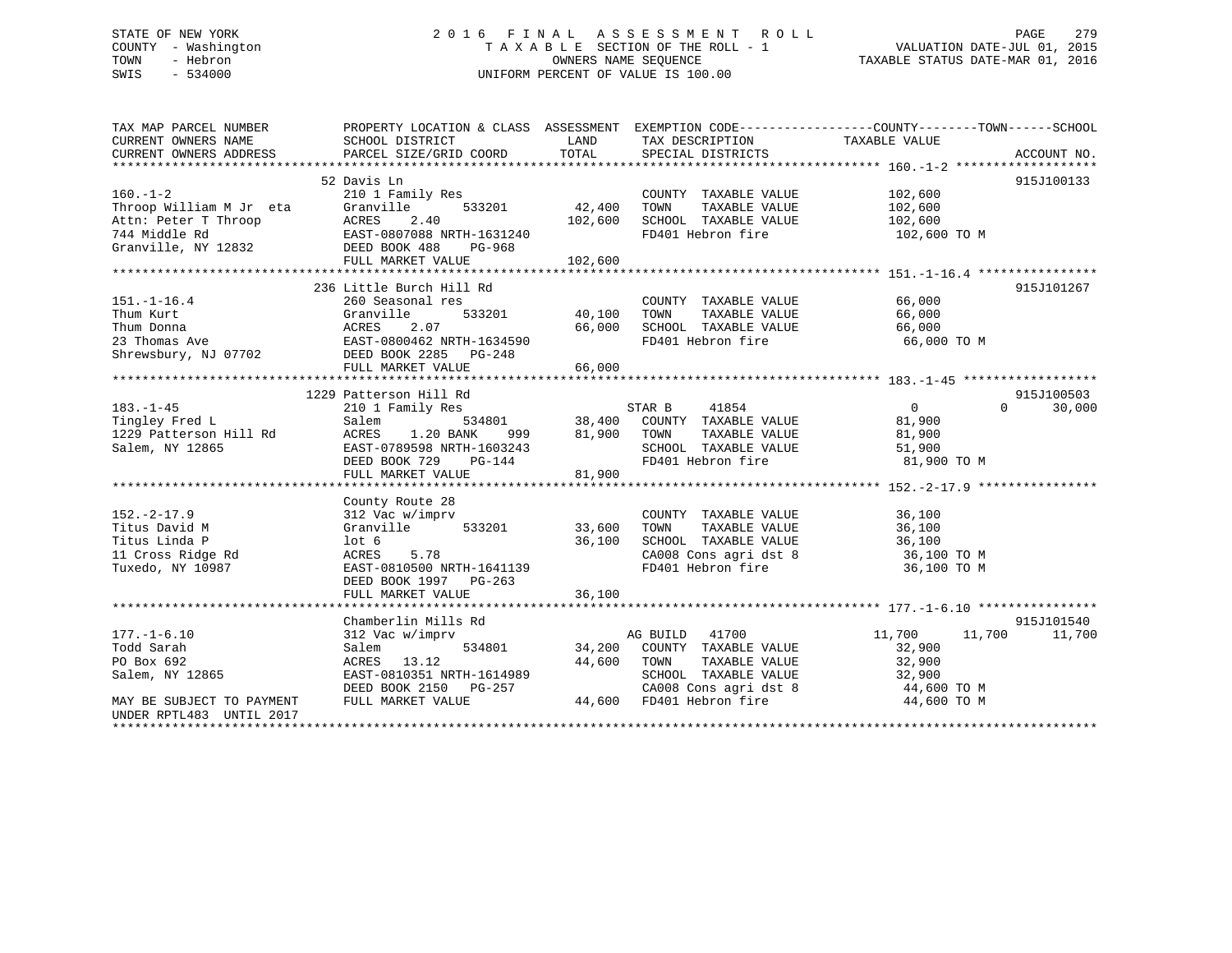STATE OF NEW YORK
COUNTY - Washington
TOWN - Hebron
SWIS - 534000

2016 FINAL ASSESSMENT ROLL
TAXABLE SECTION OF THE ROLL - 1
OWNERS NAME SEQUENCE
UNIFORM PERCENT OF VALUE IS 100.00

VALUATION DATE-JUL 01, 2015
TAXABLE STATUS DATE-MAR 01, 2016

```
TAX MAP PARCEL NUMBER          PROPERTY LOCATION & CLASS  ASSESSMENT  EXEMPTION CODE------------------COUNTY--------TOWN------SCHOOL
CURRENT OWNERS NAME            SCHOOL DISTRICT               LAND      TAX DESCRIPTION              TAXABLE VALUE
CURRENT OWNERS ADDRESS         PARCEL SIZE/GRID COORD        TOTAL     SPECIAL DISTRICTS                                     ACCOUNT NO.
******************************************************************************************************* 160.-1-2 *******************
                               52 Davis Ln                                                                                  915J100133
160.-1-2                       210 1 Family Res                        COUNTY  TAXABLE VALUE           102,600
Throop William M Jr  eta       Granville        533201       42,400    TOWN    TAXABLE VALUE           102,600
Attn: Peter T Throop           ACRES    2.40                102,600    SCHOOL  TAXABLE VALUE           102,600
744 Middle Rd                  EAST-0807088 NRTH-1631240               FD401 Hebron fire               102,600 TO M
Granville, NY 12832            DEED BOOK 488    PG-968
                               FULL MARKET VALUE            102,600
******************************************************************************************************* 151.-1-16.4 ****************
                               236 Little Burch Hill Rd                                                                     915J101267
151.-1-16.4                    260 Seasonal res                        COUNTY  TAXABLE VALUE            66,000
Thum Kurt                      Granville        533201       40,100    TOWN    TAXABLE VALUE            66,000
Thum Donna                     ACRES    2.07                 66,000    SCHOOL  TAXABLE VALUE            66,000
23 Thomas Ave                  EAST-0800462 NRTH-1634590               FD401 Hebron fire                66,000 TO M
Shrewsbury, NJ 07702           DEED BOOK 2285   PG-248
                               FULL MARKET VALUE             66,000
******************************************************************************************************* 183.-1-45 ******************
                               1229 Patterson Hill Rd                                                                       915J100503
183.-1-45                      210 1 Family Res                        STAR B     41854                     0           0      30,000
Tingley Fred L                 Salem            534801       38,400    COUNTY  TAXABLE VALUE            81,900
1229 Patterson Hill Rd         ACRES    1.20 BANK    999     81,900    TOWN    TAXABLE VALUE            81,900
Salem, NY 12865                EAST-0789598 NRTH-1603243               SCHOOL  TAXABLE VALUE            51,900
                               DEED BOOK 729    PG-144                 FD401 Hebron fire                81,900 TO M
                               FULL MARKET VALUE             81,900
******************************************************************************************************* 152.-2-17.9 ****************
                               County Route 28
152.-2-17.9                    312 Vac w/imprv                         COUNTY  TAXABLE VALUE            36,100
Titus David M                  Granville        533201       33,600    TOWN    TAXABLE VALUE            36,100
Titus Linda P                  lot 6                         36,100    SCHOOL  TAXABLE VALUE            36,100
11 Cross Ridge Rd              ACRES    5.78                           CA008 Cons agri dst 8            36,100 TO M
Tuxedo, NY 10987               EAST-0810500 NRTH-1641139               FD401 Hebron fire                36,100 TO M
                               DEED BOOK 1997   PG-263
                               FULL MARKET VALUE             36,100
******************************************************************************************************* 177.-1-6.10 ****************
                               Chamberlin Mills Rd                                                                          915J101540
177.-1-6.10                    312 Vac w/imprv                         AG BUILD   41700                11,700      11,700      11,700
Todd Sarah                     Salem            534801       34,200    COUNTY  TAXABLE VALUE            32,900
PO Box 692                     ACRES   13.12                 44,600    TOWN    TAXABLE VALUE            32,900
Salem, NY 12865                EAST-0810351 NRTH-1614989               SCHOOL  TAXABLE VALUE            32,900
                               DEED BOOK 2150   PG-257                 CA008 Cons agri dst 8            44,600 TO M
MAY BE SUBJECT TO PAYMENT      FULL MARKET VALUE             44,600    FD401 Hebron fire                44,600 TO M
UNDER RPTL483  UNTIL 2017
************************************************************************************************************************************
```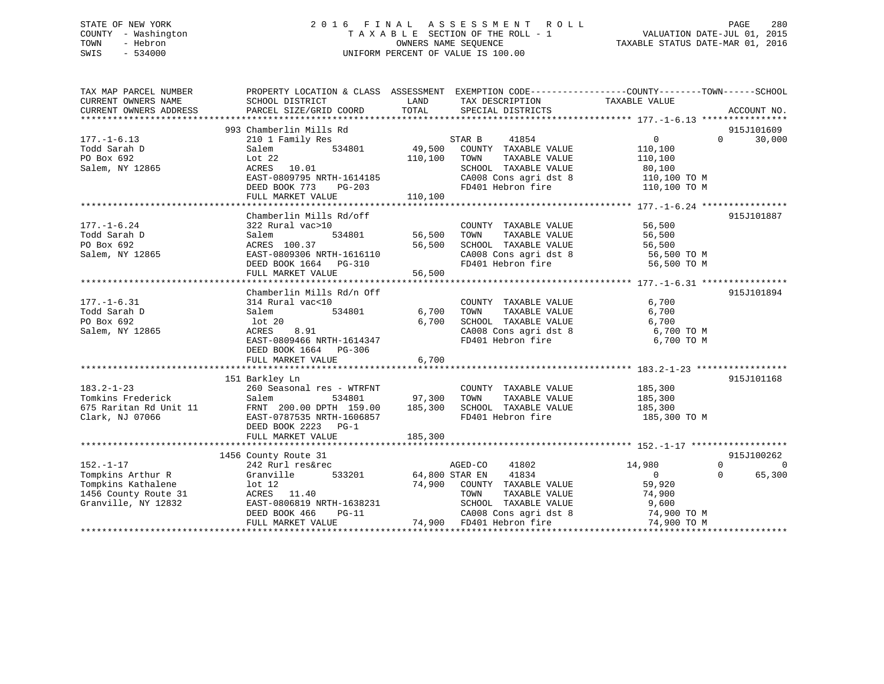STATE OF NEW YORK
COUNTY - Washington
TOWN - Hebron
SWIS - 534000

2 0 1 6 F I N A L A S S E S S M E N T R O L L
T A X A B L E SECTION OF THE ROLL - 1
OWNERS NAME SEQUENCE
UNIFORM PERCENT OF VALUE IS 100.00

VALUATION DATE-JUL 01, 2015
TAXABLE STATUS DATE-MAR 01, 2016

```
TAX MAP PARCEL NUMBER          PROPERTY LOCATION & CLASS  ASSESSMENT  EXEMPTION CODE------------------COUNTY--------TOWN------SCHOOL
CURRENT OWNERS NAME            SCHOOL DISTRICT             LAND       TAX DESCRIPTION              TAXABLE VALUE
CURRENT OWNERS ADDRESS         PARCEL SIZE/GRID COORD      TOTAL      SPECIAL DISTRICTS                                    ACCOUNT NO.
******************************************************************************************************* 177.-1-6.13 ****************
                              993 Chamberlin Mills Rd                                                                     915J101609
177.-1-6.13                    210 1 Family Res                       STAR B     41854                  0             0       30,000
Todd Sarah D                   Salem          534801       49,500    COUNTY  TAXABLE VALUE          110,100
PO Box 692                     Lot 22                     110,100    TOWN    TAXABLE VALUE          110,100
Salem, NY 12865                ACRES  10.01                          SCHOOL  TAXABLE VALUE           80,100
                               EAST-0809795 NRTH-1614185             CA008 Cons agri dst 8          110,100 TO M
                               DEED BOOK 773    PG-203               FD401 Hebron fire              110,100 TO M
                               FULL MARKET VALUE          110,100
******************************************************************************************************* 177.-1-6.24 ****************
                              Chamberlin Mills Rd/off                                                                     915J101887
177.-1-6.24                    322 Rural vac>10                      COUNTY  TAXABLE VALUE           56,500
Todd Sarah D                   Salem          534801       56,500    TOWN    TAXABLE VALUE           56,500
PO Box 692                     ACRES 100.37                56,500    SCHOOL  TAXABLE VALUE           56,500
Salem, NY 12865                EAST-0809306 NRTH-1616110             CA008 Cons agri dst 8           56,500 TO M
                               DEED BOOK 1664   PG-310               FD401 Hebron fire               56,500 TO M
                               FULL MARKET VALUE           56,500
******************************************************************************************************* 177.-1-6.31 ****************
                              Chamberlin Mills Rd/n Off                                                                   915J101894
177.-1-6.31                    314 Rural vac<10                      COUNTY  TAXABLE VALUE            6,700
Todd Sarah D                   Salem          534801        6,700    TOWN    TAXABLE VALUE            6,700
PO Box 692                     lot 20                       6,700    SCHOOL  TAXABLE VALUE            6,700
Salem, NY 12865                ACRES   8.91                          CA008 Cons agri dst 8            6,700 TO M
                               EAST-0809466 NRTH-1614347             FD401 Hebron fire                6,700 TO M
                               DEED BOOK 1664   PG-306
                               FULL MARKET VALUE            6,700
******************************************************************************************************* 183.2-1-23 *****************
                              151 Barkley Ln                                                                              915J101168
183.2-1-23                     260 Seasonal res - WTRFNT             COUNTY  TAXABLE VALUE          185,300
Tomkins Frederick              Salem          534801       97,300    TOWN    TAXABLE VALUE          185,300
675 Raritan Rd Unit 11         FRNT 200.00 DPTH 159.00    185,300    SCHOOL  TAXABLE VALUE          185,300
Clark, NJ 07066                EAST-0787535 NRTH-1606857             FD401 Hebron fire              185,300 TO M
                               DEED BOOK 2223   PG-1
                               FULL MARKET VALUE          185,300
******************************************************************************************************* 152.-1-17 ******************
                              1456 County Route 31                                                                        915J100262
152.-1-17                      242 Rurl res&rec                      AGED-CO    41802              14,980             0            0
Tompkins Arthur R              Granville      533201       64,800 STAR EN    41834                  0             0       65,300
Tompkins Kathalene             lot 12                      74,900    COUNTY  TAXABLE VALUE           59,920
1456 County Route 31           ACRES  11.40                          TOWN    TAXABLE VALUE           74,900
Granville, NY 12832            EAST-0806819 NRTH-1638231             SCHOOL  TAXABLE VALUE            9,600
                               DEED BOOK 466    PG-11                CA008 Cons agri dst 8           74,900 TO M
                               FULL MARKET VALUE           74,900    FD401 Hebron fire               74,900 TO M
************************************************************************************************************************************
```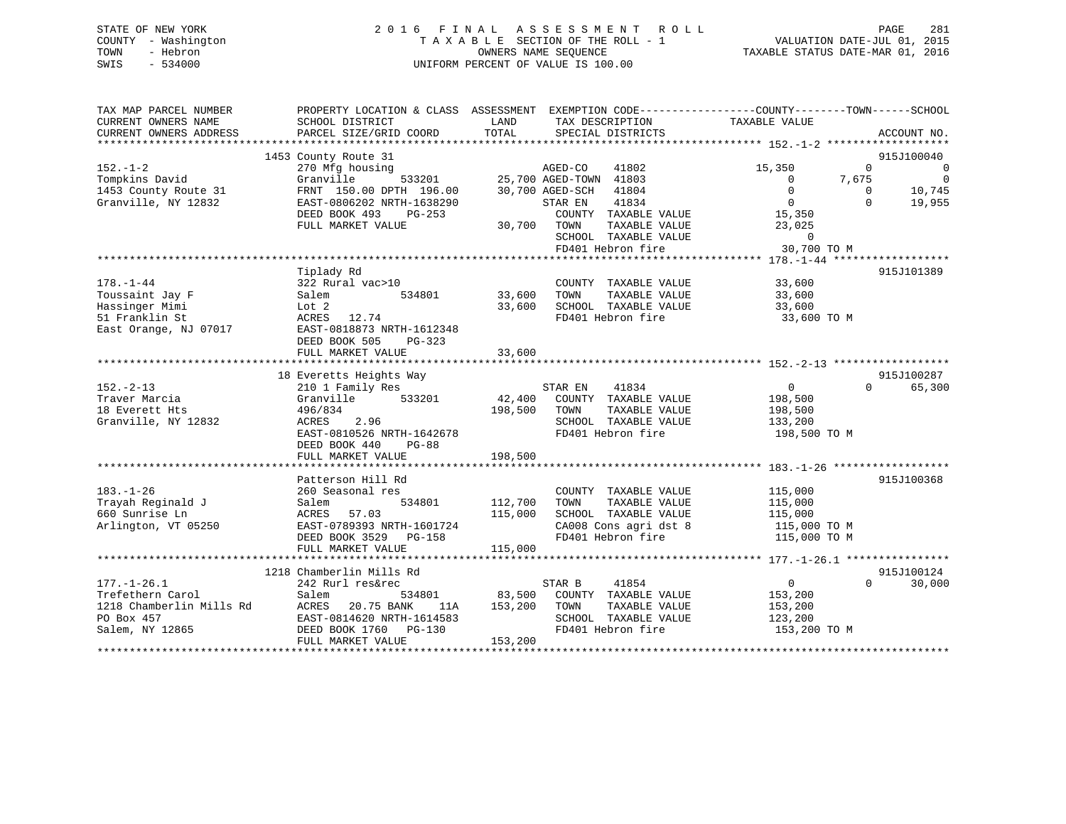STATE OF NEW YORK | 2016 FINAL ASSESSMENT ROLL | VALUATION DATE-JUL 01, 2015
COUNTY - Washington | TAXABLE SECTION OF THE ROLL - 1 | TAXABLE STATUS DATE-MAR 01, 2016
TOWN - Hebron | OWNERS NAME SEQUENCE
SWIS - 534000 | UNIFORM PERCENT OF VALUE IS 100.00

| TAX MAP PARCEL NUMBER / CURRENT OWNERS NAME / CURRENT OWNERS ADDRESS | PROPERTY LOCATION & CLASS / SCHOOL DISTRICT / PARCEL SIZE/GRID COORD | ASSESSMENT LAND / TOTAL | EXEMPTION CODE / TAX DESCRIPTION / SPECIAL DISTRICTS | COUNTY TAXABLE VALUE | TOWN | SCHOOL | ACCOUNT NO. |
|---|---|---|---|---|---|---|---|
| 152.-1-2 | 1453 County Route 31 | | | | | | 915J100040 |
| Tompkins David | 270 Mfg housing | | AGED-CO 41802 | 15,350 | 0 | 0 | |
| 1453 County Route 31 | Granville 533201 | 25,700 | AGED-TOWN 41803 | 0 | 7,675 | 0 | |
| Granville, NY 12832 | FRNT 150.00 DPTH 196.00 | 30,700 | AGED-SCH 41804 | 0 | 0 | 10,745 | |
| | EAST-0806202 NRTH-1638290 | | STAR EN 41834 | 0 | 0 | 19,955 | |
| | DEED BOOK 493 PG-253 | | COUNTY TAXABLE VALUE | 15,350 | | | |
| | FULL MARKET VALUE | 30,700 | TOWN TAXABLE VALUE | 23,025 | | | |
| | | | SCHOOL TAXABLE VALUE | 0 | | | |
| | | | FD401 Hebron fire | 30,700 TO M | | | |
| 178.-1-44 | Tiplady Rd | | | | | | 915J101389 |
| Toussaint Jay F | 322 Rural vac>10 | | COUNTY TAXABLE VALUE | 33,600 | | | |
| Hassinger Mimi | Salem 534801 | 33,600 | TOWN TAXABLE VALUE | 33,600 | | | |
| 51 Franklin St | Lot 2 | 33,600 | SCHOOL TAXABLE VALUE | 33,600 | | | |
| East Orange, NJ 07017 | ACRES 12.74 | | FD401 Hebron fire | 33,600 TO M | | | |
| | EAST-0818873 NRTH-1612348 | | | | | | |
| | DEED BOOK 505 PG-323 | | | | | | |
| | FULL MARKET VALUE | 33,600 | | | | | |
| 152.-2-13 | 18 Everetts Heights Way | | | | | | 915J100287 |
| Traver Marcia | 210 1 Family Res | | STAR EN 41834 | 0 | 0 | 65,300 | |
| 18 Everett Hts | Granville 533201 | 42,400 | COUNTY TAXABLE VALUE | 198,500 | | | |
| Granville, NY 12832 | 496/834 | 198,500 | TOWN TAXABLE VALUE | 198,500 | | | |
| | ACRES 2.96 | | SCHOOL TAXABLE VALUE | 133,200 | | | |
| | EAST-0810526 NRTH-1642678 | | FD401 Hebron fire | 198,500 TO M | | | |
| | DEED BOOK 440 PG-88 | | | | | | |
| | FULL MARKET VALUE | 198,500 | | | | | |
| 183.-1-26 | Patterson Hill Rd | | | | | | 915J100368 |
| Trayah Reginald J | 260 Seasonal res | | COUNTY TAXABLE VALUE | 115,000 | | | |
| 660 Sunrise Ln | Salem 534801 | 112,700 | TOWN TAXABLE VALUE | 115,000 | | | |
| Arlington, VT 05250 | ACRES 57.03 | 115,000 | SCHOOL TAXABLE VALUE | 115,000 | | | |
| | EAST-0789393 NRTH-1601724 | | CA008 Cons agri dst 8 | 115,000 TO M | | | |
| | DEED BOOK 3529 PG-158 | | FD401 Hebron fire | 115,000 TO M | | | |
| | FULL MARKET VALUE | 115,000 | | | | | |
| 177.-1-26.1 | 1218 Chamberlin Mills Rd | | | | | | 915J100124 |
| Trefethern Carol | 242 Rurl res&rec | | STAR B 41854 | 0 | 0 | 30,000 | |
| 1218 Chamberlin Mills Rd | Salem 534801 | 83,500 | COUNTY TAXABLE VALUE | 153,200 | | | |
| PO Box 457 | ACRES 20.75 BANK 11A | 153,200 | TOWN TAXABLE VALUE | 153,200 | | | |
| Salem, NY 12865 | EAST-0814620 NRTH-1614583 | | SCHOOL TAXABLE VALUE | 123,200 | | | |
| | DEED BOOK 1760 PG-130 | | FD401 Hebron fire | 153,200 TO M | | | |
| | FULL MARKET VALUE | 153,200 | | | | | |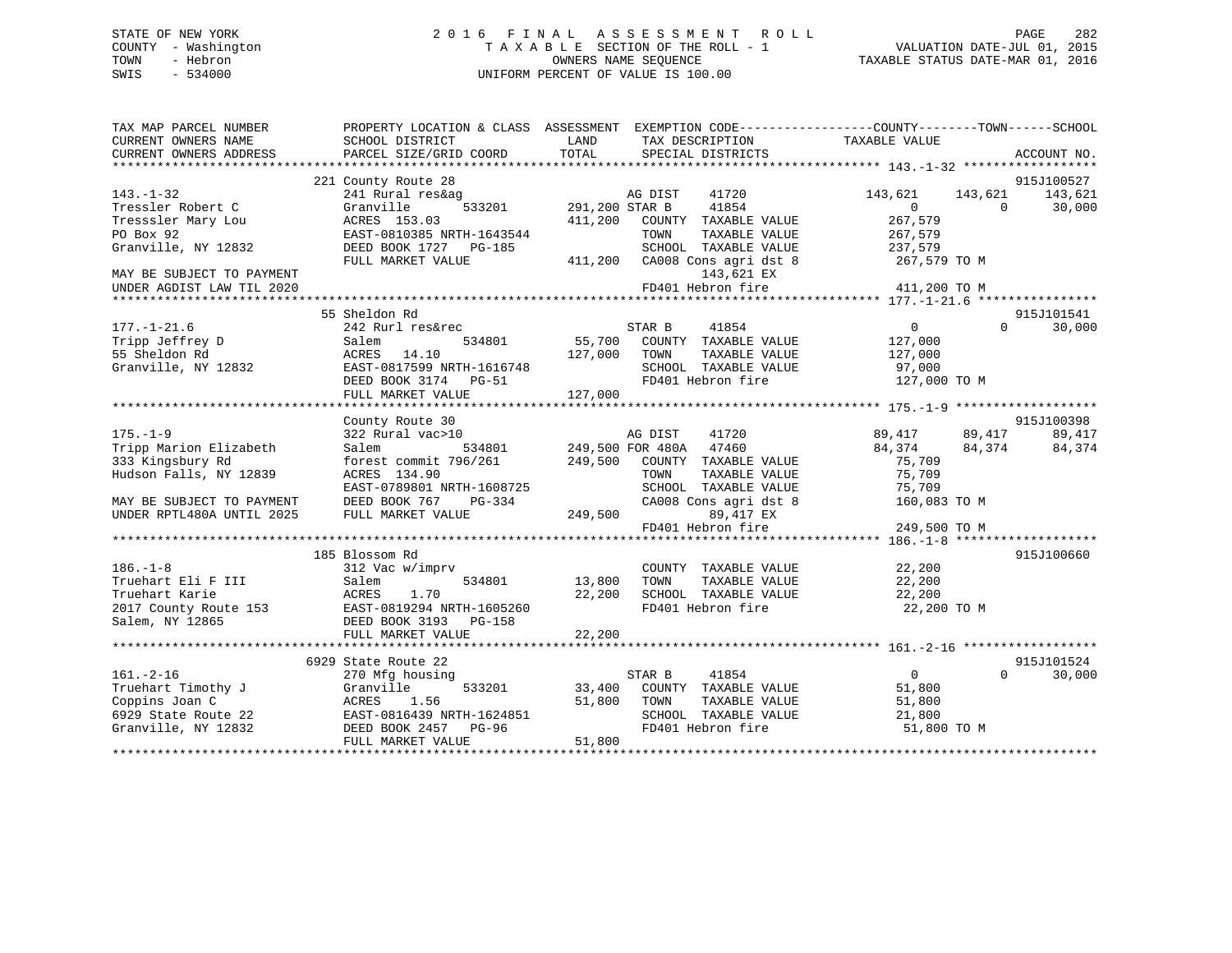STATE OF NEW YORK
COUNTY - Washington
TOWN - Hebron
SWIS - 534000

2 0 1 6 F I N A L A S S E S S M E N T R O L L
T A X A B L E SECTION OF THE ROLL - 1
OWNERS NAME SEQUENCE
UNIFORM PERCENT OF VALUE IS 100.00

VALUATION DATE-JUL 01, 2015
TAXABLE STATUS DATE-MAR 01, 2016

```
TAX MAP PARCEL NUMBER          PROPERTY LOCATION & CLASS  ASSESSMENT  EXEMPTION CODE------------------COUNTY--------TOWN------SCHOOL
CURRENT OWNERS NAME            SCHOOL DISTRICT               LAND      TAX DESCRIPTION            TAXABLE VALUE
CURRENT OWNERS ADDRESS         PARCEL SIZE/GRID COORD        TOTAL     SPECIAL DISTRICTS                                        ACCOUNT NO.
*********************************************************************************************** 143.-1-32 ******************
                               221 County Route 28                                                                          915J100527
143.-1-32                      241 Rural res&ag                        AG DIST     41720          143,621     143,621     143,621
Tressler Robert C              Granville       533201      291,200 STAR B      41854                0           0          30,000
Tresssler Mary Lou             ACRES  153.03              411,200   COUNTY  TAXABLE VALUE         267,579
PO Box 92                      EAST-0810385 NRTH-1643544             TOWN    TAXABLE VALUE         267,579
Granville, NY 12832            DEED BOOK 1727   PG-185               SCHOOL  TAXABLE VALUE         237,579
                               FULL MARKET VALUE          411,200   CA008 Cons agri dst 8          267,579 TO M
MAY BE SUBJECT TO PAYMENT                                                   143,621 EX
UNDER AGDIST LAW TIL 2020                                           FD401 Hebron fire              411,200 TO M
*********************************************************************************************** 177.-1-21.6 ****************
                               55 Sheldon Rd                                                                                915J101541
177.-1-21.6                    242 Rurl res&rec                        STAR B      41854                0           0          30,000
Tripp Jeffrey D                Salem           534801       55,700   COUNTY  TAXABLE VALUE         127,000
55 Sheldon Rd                  ACRES   14.10              127,000   TOWN    TAXABLE VALUE         127,000
Granville, NY 12832            EAST-0817599 NRTH-1616748             SCHOOL  TAXABLE VALUE          97,000
                               DEED BOOK 3174   PG-51                FD401 Hebron fire              127,000 TO M
                               FULL MARKET VALUE          127,000
*********************************************************************************************** 175.-1-9 *******************
                               County Route 30                                                                              915J100398
175.-1-9                       322 Rural vac>10                        AG DIST     41720           89,417      89,417      89,417
Tripp Marion Elizabeth         Salem           534801      249,500 FOR 480A    47460           84,374      84,374      84,374
333 Kingsbury Rd               forest commit 796/261      249,500   COUNTY  TAXABLE VALUE          75,709
Hudson Falls, NY 12839         ACRES  134.90                         TOWN    TAXABLE VALUE          75,709
                               EAST-0789801 NRTH-1608725             SCHOOL  TAXABLE VALUE          75,709
MAY BE SUBJECT TO PAYMENT      DEED BOOK 767    PG-334               CA008 Cons agri dst 8          160,083 TO M
UNDER RPTL480A UNTIL 2025      FULL MARKET VALUE          249,500            89,417 EX
                                                                    FD401 Hebron fire              249,500 TO M
*********************************************************************************************** 186.-1-8 *******************
                               185 Blossom Rd                                                                               915J100660
186.-1-8                       312 Vac w/imprv                         COUNTY  TAXABLE VALUE          22,200
Truehart Eli F III             Salem           534801       13,800   TOWN    TAXABLE VALUE          22,200
Truehart Karie                 ACRES    1.70               22,200   SCHOOL  TAXABLE VALUE          22,200
2017 County Route 153          EAST-0819294 NRTH-1605260             FD401 Hebron fire               22,200 TO M
Salem, NY 12865                DEED BOOK 3193   PG-158
                               FULL MARKET VALUE           22,200
*********************************************************************************************** 161.-2-16 ******************
                               6929 State Route 22                                                                          915J101524
161.-2-16                      270 Mfg housing                         STAR B      41854                0           0          30,000
Truehart Timothy J             Granville       533201       33,400   COUNTY  TAXABLE VALUE          51,800
Coppins Joan C                 ACRES    1.56               51,800   TOWN    TAXABLE VALUE          51,800
6929 State Route 22            EAST-0816439 NRTH-1624851             SCHOOL  TAXABLE VALUE          21,800
Granville, NY 12832            DEED BOOK 2457   PG-96                FD401 Hebron fire               51,800 TO M
                               FULL MARKET VALUE           51,800
****************************************************************************************************************************
```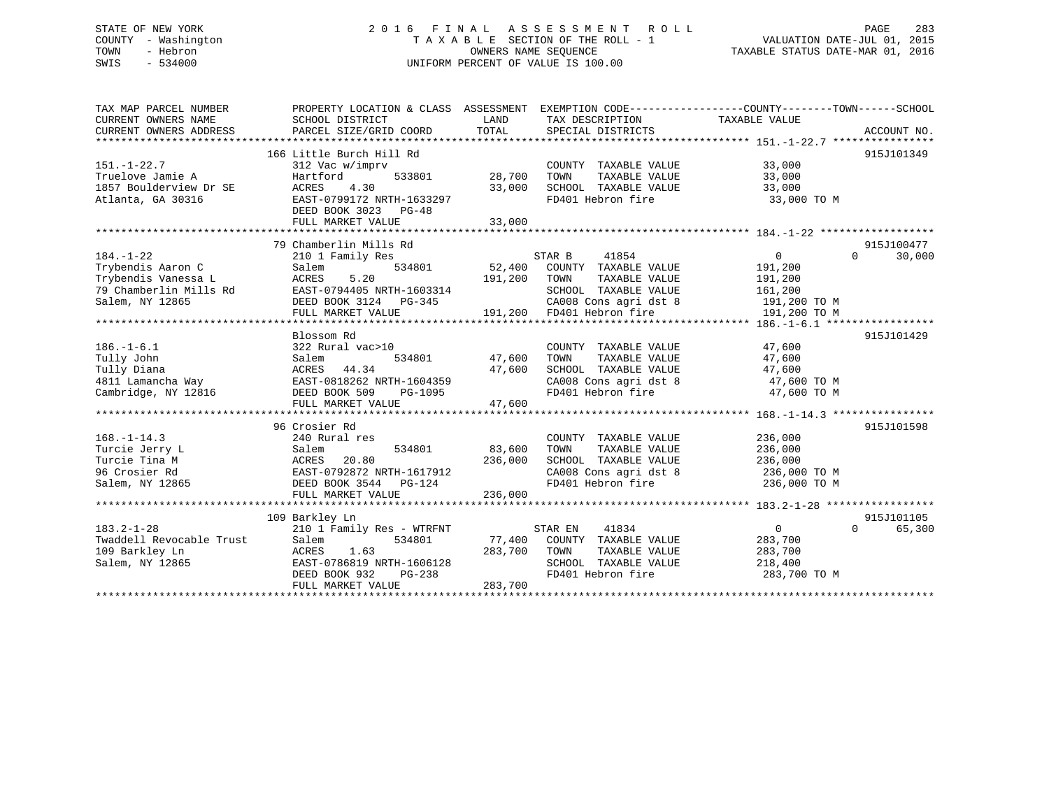STATE OF NEW YORK
COUNTY - Washington
TOWN - Hebron
SWIS - 534000

# 2016 FINAL ASSESSMENT ROLL

TAXABLE SECTION OF THE ROLL - 1
OWNERS NAME SEQUENCE
UNIFORM PERCENT OF VALUE IS 100.00

VALUATION DATE-JUL 01, 2015
TAXABLE STATUS DATE-MAR 01, 2016

| TAX MAP PARCEL NUMBER / CURRENT OWNERS NAME / CURRENT OWNERS ADDRESS | PROPERTY LOCATION & CLASS / SCHOOL DISTRICT / PARCEL SIZE/GRID COORD | ASSESSMENT LAND / TOTAL | EXEMPTION CODE / TAX DESCRIPTION / SPECIAL DISTRICTS | COUNTY | TOWN | SCHOOL | TAXABLE VALUE | ACCOUNT NO. |
|---|---|---|---|---|---|---|---|---|
| **151.-1-22.7** | 166 Little Burch Hill Rd | | | | | | | 915J101349 |
| 151.-1-22.7 | 312 Vac w/imprv | | COUNTY TAXABLE VALUE | | | | 33,000 | |
| Truelove Jamie A | Hartford 533801 | 28,700 | TOWN TAXABLE VALUE | | | | 33,000 | |
| 1857 Boulderview Dr SE | ACRES 4.30 | 33,000 | SCHOOL TAXABLE VALUE | | | | 33,000 | |
| Atlanta, GA 30316 | EAST-0799172 NRTH-1633297 | | FD401 Hebron fire | | | | 33,000 TO M | |
| | DEED BOOK 3023 PG-48 | | | | | | | |
| | FULL MARKET VALUE | 33,000 | | | | | | |
| **184.-1-22** | 79 Chamberlin Mills Rd | | | | | | | 915J100477 |
| 184.-1-22 | 210 1 Family Res | | STAR B 41854 | 0 | 0 | 30,000 | | |
| Trybendis Aaron C | Salem 534801 | 52,400 | COUNTY TAXABLE VALUE | | | | 191,200 | |
| Trybendis Vanessa L | ACRES 5.20 | 191,200 | TOWN TAXABLE VALUE | | | | 191,200 | |
| 79 Chamberlin Mills Rd | EAST-0794405 NRTH-1603314 | | SCHOOL TAXABLE VALUE | | | | 161,200 | |
| Salem, NY 12865 | DEED BOOK 3124 PG-345 | | CA008 Cons agri dst 8 | | | | 191,200 TO M | |
| | FULL MARKET VALUE | 191,200 | FD401 Hebron fire | | | | 191,200 TO M | |
| **186.-1-6.1** | Blossom Rd | | | | | | | 915J101429 |
| 186.-1-6.1 | 322 Rural vac>10 | | COUNTY TAXABLE VALUE | | | | 47,600 | |
| Tully John | Salem 534801 | 47,600 | TOWN TAXABLE VALUE | | | | 47,600 | |
| Tully Diana | ACRES 44.34 | 47,600 | SCHOOL TAXABLE VALUE | | | | 47,600 | |
| 4811 Lamancha Way | EAST-0818262 NRTH-1604359 | | CA008 Cons agri dst 8 | | | | 47,600 TO M | |
| Cambridge, NY 12816 | DEED BOOK 509 PG-1095 | | FD401 Hebron fire | | | | 47,600 TO M | |
| | FULL MARKET VALUE | 47,600 | | | | | | |
| **168.-1-14.3** | 96 Crosier Rd | | | | | | | 915J101598 |
| 168.-1-14.3 | 240 Rural res | | COUNTY TAXABLE VALUE | | | | 236,000 | |
| Turcie Jerry L | Salem 534801 | 83,600 | TOWN TAXABLE VALUE | | | | 236,000 | |
| Turcie Tina M | ACRES 20.80 | 236,000 | SCHOOL TAXABLE VALUE | | | | 236,000 | |
| 96 Crosier Rd | EAST-0792872 NRTH-1617912 | | CA008 Cons agri dst 8 | | | | 236,000 TO M | |
| Salem, NY 12865 | DEED BOOK 3544 PG-124 | | FD401 Hebron fire | | | | 236,000 TO M | |
| | FULL MARKET VALUE | 236,000 | | | | | | |
| **183.2-1-28** | 109 Barkley Ln | | | | | | | 915J101105 |
| 183.2-1-28 | 210 1 Family Res - WTRFNT | | STAR EN 41834 | 0 | 0 | 65,300 | | |
| Twaddell Revocable Trust | Salem 534801 | 77,400 | COUNTY TAXABLE VALUE | | | | 283,700 | |
| 109 Barkley Ln | ACRES 1.63 | 283,700 | TOWN TAXABLE VALUE | | | | 283,700 | |
| Salem, NY 12865 | EAST-0786819 NRTH-1606128 | | SCHOOL TAXABLE VALUE | | | | 218,400 | |
| | DEED BOOK 932 PG-238 | | FD401 Hebron fire | | | | 283,700 TO M | |
| | FULL MARKET VALUE | 283,700 | | | | | | |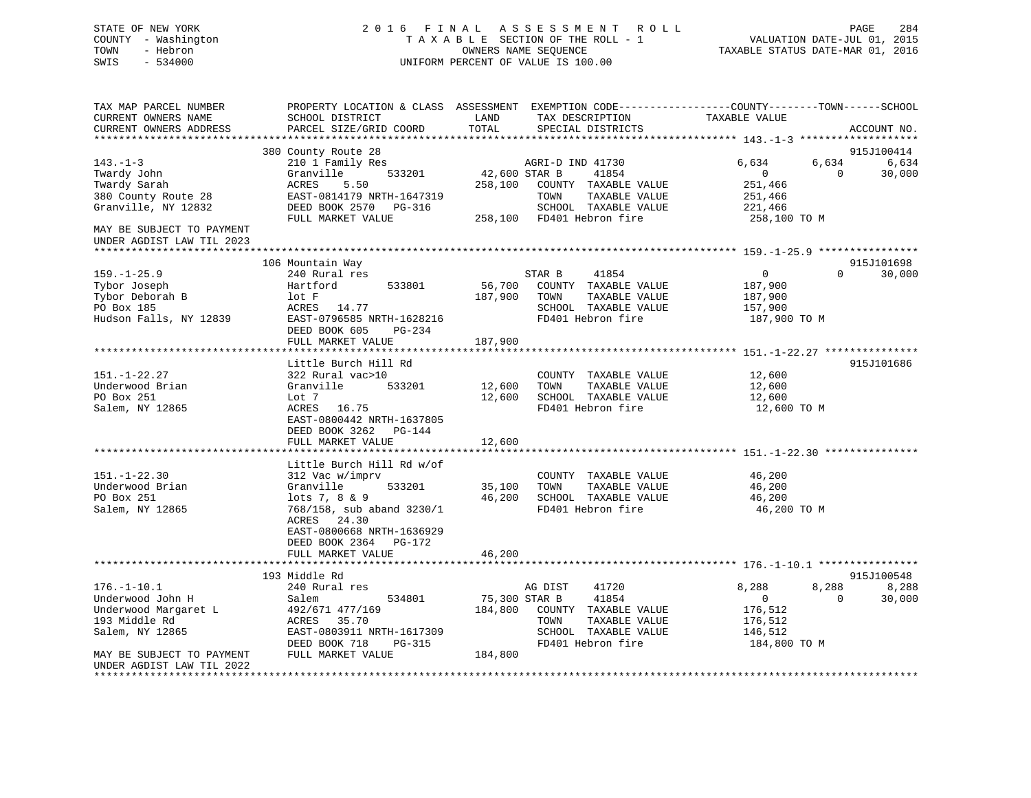STATE OF NEW YORK
COUNTY - Washington
TOWN - Hebron
SWIS - 534000

2016 FINAL ASSESSMENT ROLL
TAXABLE SECTION OF THE ROLL - 1
OWNERS NAME SEQUENCE
UNIFORM PERCENT OF VALUE IS 100.00

VALUATION DATE-JUL 01, 2015
TAXABLE STATUS DATE-MAR 01, 2016

| TAX MAP PARCEL NUMBER / CURRENT OWNERS NAME / CURRENT OWNERS ADDRESS | PROPERTY LOCATION & CLASS / SCHOOL DISTRICT / PARCEL SIZE/GRID COORD | ASSESSMENT LAND | TOTAL | EXEMPTION CODE / TAX DESCRIPTION / SPECIAL DISTRICTS | COUNTY TAXABLE VALUE | TOWN | SCHOOL / ACCOUNT NO. |
|---|---|---|---|---|---|---|---|
| **143.-1-3** | 380 County Route 28 | | | | | | 915J100414 |
| 143.-1-3 | 210 1 Family Res | | | AGRI-D IND 41730 | 6,634 | 6,634 | 6,634 |
| Twardy John | Granville 533201 | 42,600 | | STAR B 41854 | 0 | 0 | 30,000 |
| Twardy Sarah | ACRES 5.50 | | 258,100 | COUNTY TAXABLE VALUE | 251,466 | | |
| 380 County Route 28 | EAST-0814179 NRTH-1647319 | | | TOWN TAXABLE VALUE | 251,466 | | |
| Granville, NY 12832 | DEED BOOK 2570 PG-316 | | | SCHOOL TAXABLE VALUE | 221,466 | | |
| | FULL MARKET VALUE | | 258,100 | FD401 Hebron fire | 258,100 TO M | | |
| MAY BE SUBJECT TO PAYMENT UNDER AGDIST LAW TIL 2023 | | | | | | | |
| **159.-1-25.9** | 106 Mountain Way | | | | | | 915J101698 |
| 159.-1-25.9 | 240 Rural res | | | STAR B 41854 | 0 | 0 | 30,000 |
| Tybor Joseph | Hartford 533801 | 56,700 | | COUNTY TAXABLE VALUE | 187,900 | | |
| Tybor Deborah B | lot F | | 187,900 | TOWN TAXABLE VALUE | 187,900 | | |
| PO Box 185 | ACRES 14.77 | | | SCHOOL TAXABLE VALUE | 157,900 | | |
| Hudson Falls, NY 12839 | EAST-0796585 NRTH-1628216 | | | FD401 Hebron fire | 187,900 TO M | | |
| | DEED BOOK 605 PG-234 | | | | | | |
| | FULL MARKET VALUE | | 187,900 | | | | |
| **151.-1-22.27** | Little Burch Hill Rd | | | | | | 915J101686 |
| 151.-1-22.27 | 322 Rural vac>10 | | | COUNTY TAXABLE VALUE | 12,600 | | |
| Underwood Brian | Granville 533201 | 12,600 | | TOWN TAXABLE VALUE | 12,600 | | |
| PO Box 251 | Lot 7 | | 12,600 | SCHOOL TAXABLE VALUE | 12,600 | | |
| Salem, NY 12865 | ACRES 16.75 | | | FD401 Hebron fire | 12,600 TO M | | |
| | EAST-0800442 NRTH-1637805 | | | | | | |
| | DEED BOOK 3262 PG-144 | | | | | | |
| | FULL MARKET VALUE | | 12,600 | | | | |
| **151.-1-22.30** | Little Burch Hill Rd w/of | | | | | | |
| 151.-1-22.30 | 312 Vac w/imprv | | | COUNTY TAXABLE VALUE | 46,200 | | |
| Underwood Brian | Granville 533201 | 35,100 | | TOWN TAXABLE VALUE | 46,200 | | |
| PO Box 251 | lots 7, 8 & 9 | | 46,200 | SCHOOL TAXABLE VALUE | 46,200 | | |
| Salem, NY 12865 | 768/158, sub aband 3230/1 | | | FD401 Hebron fire | 46,200 TO M | | |
| | ACRES 24.30 | | | | | | |
| | EAST-0800668 NRTH-1636929 | | | | | | |
| | DEED BOOK 2364 PG-172 | | | | | | |
| | FULL MARKET VALUE | | 46,200 | | | | |
| **176.-1-10.1** | 193 Middle Rd | | | | | | 915J100548 |
| 176.-1-10.1 | 240 Rural res | | | AG DIST 41720 | 8,288 | 8,288 | 8,288 |
| Underwood John H | Salem 534801 | 75,300 | | STAR B 41854 | 0 | 0 | 30,000 |
| Underwood Margaret L | 492/671 477/169 | | 184,800 | COUNTY TAXABLE VALUE | 176,512 | | |
| 193 Middle Rd | ACRES 35.70 | | | TOWN TAXABLE VALUE | 176,512 | | |
| Salem, NY 12865 | EAST-0803911 NRTH-1617309 | | | SCHOOL TAXABLE VALUE | 146,512 | | |
| | DEED BOOK 718 PG-315 | | | FD401 Hebron fire | 184,800 TO M | | |
| MAY BE SUBJECT TO PAYMENT UNDER AGDIST LAW TIL 2022 | FULL MARKET VALUE | | 184,800 | | | | |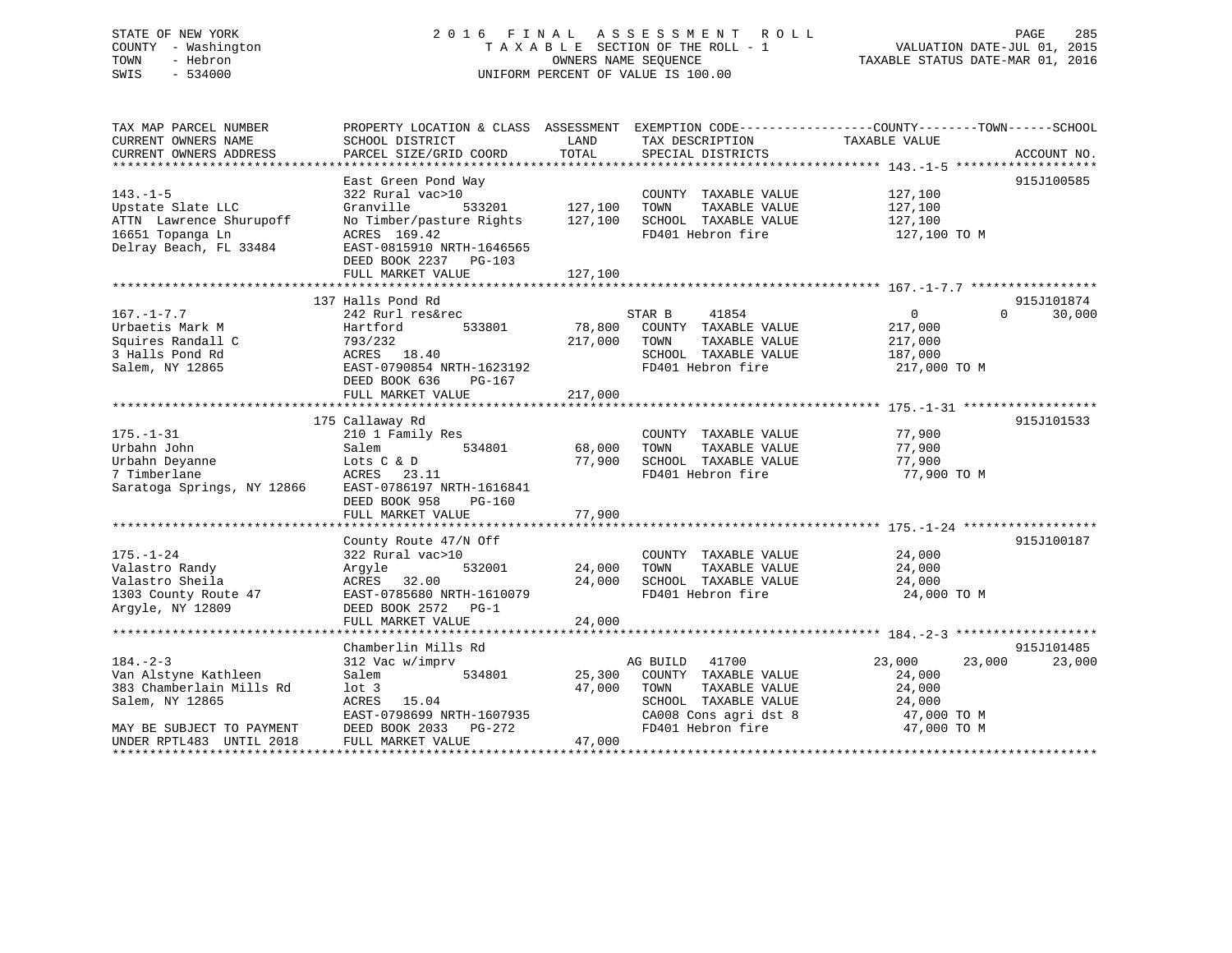STATE OF NEW YORK
COUNTY - Washington
TOWN - Hebron
SWIS - 534000

2016 FINAL ASSESSMENT ROLL
TAXABLE SECTION OF THE ROLL - 1
OWNERS NAME SEQUENCE
UNIFORM PERCENT OF VALUE IS 100.00

VALUATION DATE-JUL 01, 2015
TAXABLE STATUS DATE-MAR 01, 2016

```
TAX MAP PARCEL NUMBER          PROPERTY LOCATION & CLASS  ASSESSMENT  EXEMPTION CODE------------------COUNTY--------TOWN------SCHOOL
CURRENT OWNERS NAME            SCHOOL DISTRICT              LAND      TAX DESCRIPTION             TAXABLE VALUE
CURRENT OWNERS ADDRESS         PARCEL SIZE/GRID COORD       TOTAL     SPECIAL DISTRICTS                                     ACCOUNT NO.
******************************************************************************************************* 143.-1-5 *******************
                               East Green Pond Way                                                                         915J100585
143.-1-5                       322 Rural vac>10                       COUNTY  TAXABLE VALUE          127,100
Upstate Slate LLC              Granville        533201     127,100    TOWN    TAXABLE VALUE          127,100
ATTN  Lawrence Shurupoff       No Timber/pasture Rights    127,100    SCHOOL  TAXABLE VALUE          127,100
16651 Topanga Ln               ACRES 169.42                           FD401 Hebron fire               127,100 TO M
Delray Beach, FL 33484         EAST-0815910 NRTH-1646565
                               DEED BOOK 2237   PG-103
                               FULL MARKET VALUE           127,100
******************************************************************************************************* 167.-1-7.7 *****************
                               137 Halls Pond Rd                                                                           915J101874
167.-1-7.7                     242 Rurl res&rec                       STAR B     41854                    0          0      30,000
Urbaetis Mark M                Hartford         533801      78,800    COUNTY  TAXABLE VALUE          217,000
Squires Randall C              793/232                     217,000    TOWN    TAXABLE VALUE          217,000
3 Halls Pond Rd                ACRES  18.40                           SCHOOL  TAXABLE VALUE          187,000
Salem, NY 12865                EAST-0790854 NRTH-1623192              FD401 Hebron fire               217,000 TO M
                               DEED BOOK 636    PG-167
                               FULL MARKET VALUE           217,000
******************************************************************************************************* 175.-1-31 ******************
                               175 Callaway Rd                                                                             915J101533
175.-1-31                      210 1 Family Res                       COUNTY  TAXABLE VALUE           77,900
Urbahn John                    Salem            534801      68,000    TOWN    TAXABLE VALUE           77,900
Urbahn Deyanne                 Lots C & D                   77,900    SCHOOL  TAXABLE VALUE           77,900
7 Timberlane                   ACRES  23.11                           FD401 Hebron fire                77,900 TO M
Saratoga Springs, NY 12866     EAST-0786197 NRTH-1616841
                               DEED BOOK 958    PG-160
                               FULL MARKET VALUE            77,900
******************************************************************************************************* 175.-1-24 ******************
                               County Route 47/N Off                                                                       915J100187
175.-1-24                      322 Rural vac>10                       COUNTY  TAXABLE VALUE           24,000
Valastro Randy                 Argyle           532001      24,000    TOWN    TAXABLE VALUE           24,000
Valastro Sheila                ACRES  32.00                 24,000    SCHOOL  TAXABLE VALUE           24,000
1303 County Route 47           EAST-0785680 NRTH-1610079              FD401 Hebron fire                24,000 TO M
Argyle, NY 12809               DEED BOOK 2572   PG-1
                               FULL MARKET VALUE            24,000
******************************************************************************************************* 184.-2-3 *******************
                               Chamberlin Mills Rd                                                                         915J101485
184.-2-3                       312 Vac w/imprv                        AG BUILD   41700               23,000     23,000      23,000
Van Alstyne Kathleen           Salem            534801      25,300    COUNTY  TAXABLE VALUE           24,000
383 Chamberlain Mills Rd       lot 3                        47,000    TOWN    TAXABLE VALUE           24,000
Salem, NY 12865                ACRES  15.04                           SCHOOL  TAXABLE VALUE           24,000
                               EAST-0798699 NRTH-1607935              CA008 Cons agri dst 8            47,000 TO M
MAY BE SUBJECT TO PAYMENT      DEED BOOK 2033   PG-272                FD401 Hebron fire                47,000 TO M
UNDER RPTL483  UNTIL 2018      FULL MARKET VALUE            47,000
************************************************************************************************************************************
```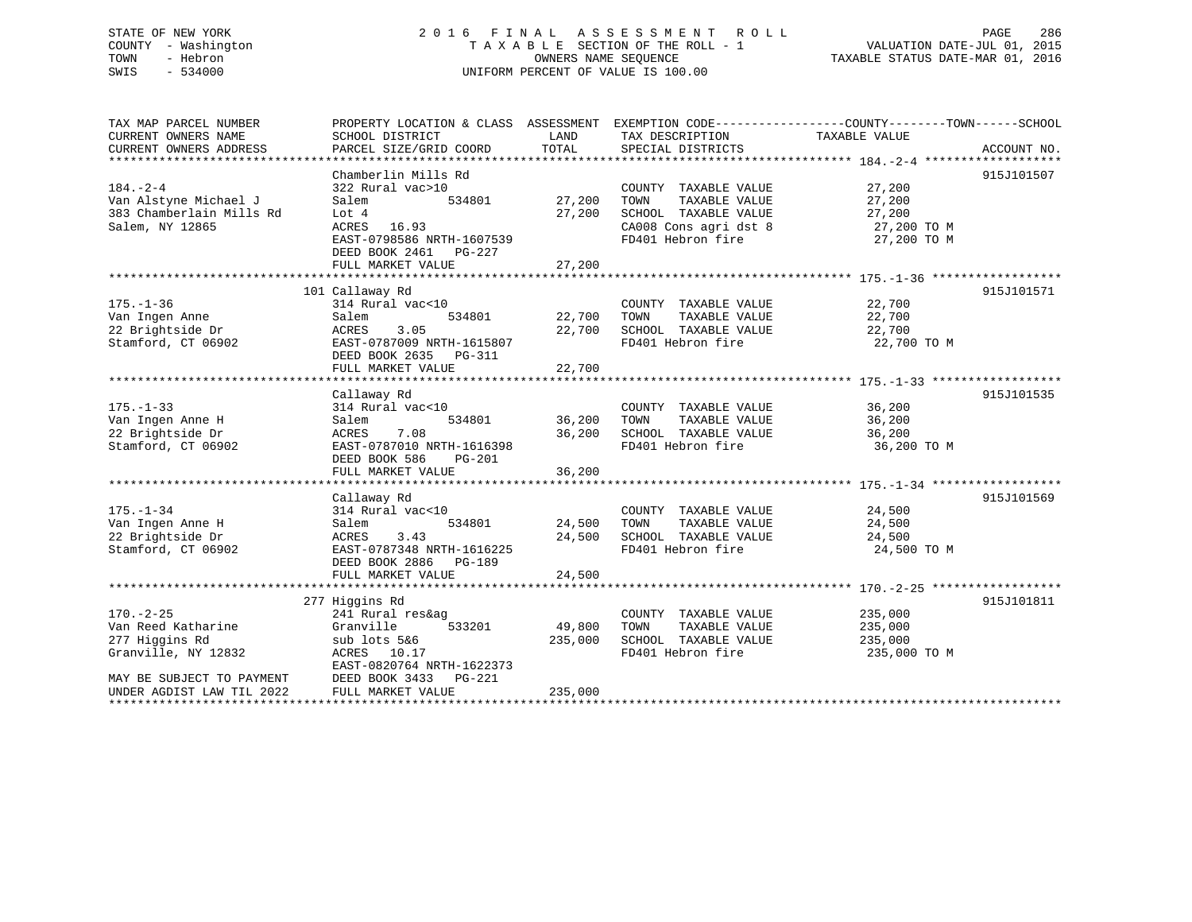STATE OF NEW YORK
COUNTY - Washington
TOWN - Hebron
SWIS - 534000

2016 FINAL ASSESSMENT ROLL
TAXABLE SECTION OF THE ROLL - 1
OWNERS NAME SEQUENCE
UNIFORM PERCENT OF VALUE IS 100.00

VALUATION DATE-JUL 01, 2015
TAXABLE STATUS DATE-MAR 01, 2016

| TAX MAP PARCEL NUMBER / CURRENT OWNERS NAME / CURRENT OWNERS ADDRESS | PROPERTY LOCATION & CLASS / SCHOOL DISTRICT / PARCEL SIZE/GRID COORD | ASSESSMENT LAND / TOTAL | EXEMPTION CODE / TAX DESCRIPTION / SPECIAL DISTRICTS | COUNTY--------TOWN------SCHOOL TAXABLE VALUE | ACCOUNT NO. |
|---|---|---|---|---|---|
| 184.-2-4 | Chamberlin Mills Rd | | | | 915J101507 |
| Van Alstyne Michael J | 322 Rural vac>10 | | COUNTY TAXABLE VALUE | 27,200 | |
| 383 Chamberlain Mills Rd | Salem 534801 | 27,200 | TOWN TAXABLE VALUE | 27,200 | |
| Salem, NY 12865 | Lot 4 | 27,200 | SCHOOL TAXABLE VALUE | 27,200 | |
| | ACRES 16.93 | | CA008 Cons agri dst 8 | 27,200 TO M | |
| | EAST-0798586 NRTH-1607539 | | FD401 Hebron fire | 27,200 TO M | |
| | DEED BOOK 2461 PG-227 | | | | |
| | FULL MARKET VALUE | 27,200 | | | |
| 175.-1-36 | 101 Callaway Rd | | | | 915J101571 |
| Van Ingen Anne | 314 Rural vac<10 | | COUNTY TAXABLE VALUE | 22,700 | |
| 22 Brightside Dr | Salem 534801 | 22,700 | TOWN TAXABLE VALUE | 22,700 | |
| Stamford, CT 06902 | ACRES 3.05 | 22,700 | SCHOOL TAXABLE VALUE | 22,700 | |
| | EAST-0787009 NRTH-1615807 | | FD401 Hebron fire | 22,700 TO M | |
| | DEED BOOK 2635 PG-311 | | | | |
| | FULL MARKET VALUE | 22,700 | | | |
| 175.-1-33 | Callaway Rd | | | | 915J101535 |
| Van Ingen Anne H | 314 Rural vac<10 | | COUNTY TAXABLE VALUE | 36,200 | |
| 22 Brightside Dr | Salem 534801 | 36,200 | TOWN TAXABLE VALUE | 36,200 | |
| Stamford, CT 06902 | ACRES 7.08 | 36,200 | SCHOOL TAXABLE VALUE | 36,200 | |
| | EAST-0787010 NRTH-1616398 | | FD401 Hebron fire | 36,200 TO M | |
| | DEED BOOK 586 PG-201 | | | | |
| | FULL MARKET VALUE | 36,200 | | | |
| 175.-1-34 | Callaway Rd | | | | 915J101569 |
| Van Ingen Anne H | 314 Rural vac<10 | | COUNTY TAXABLE VALUE | 24,500 | |
| 22 Brightside Dr | Salem 534801 | 24,500 | TOWN TAXABLE VALUE | 24,500 | |
| Stamford, CT 06902 | ACRES 3.43 | 24,500 | SCHOOL TAXABLE VALUE | 24,500 | |
| | EAST-0787348 NRTH-1616225 | | FD401 Hebron fire | 24,500 TO M | |
| | DEED BOOK 2886 PG-189 | | | | |
| | FULL MARKET VALUE | 24,500 | | | |
| 170.-2-25 | 277 Higgins Rd | | | | 915J101811 |
| Van Reed Katharine | 241 Rural res&ag | | COUNTY TAXABLE VALUE | 235,000 | |
| 277 Higgins Rd | Granville 533201 | 49,800 | TOWN TAXABLE VALUE | 235,000 | |
| Granville, NY 12832 | sub lots 5&6 | 235,000 | SCHOOL TAXABLE VALUE | 235,000 | |
| | ACRES 10.17 | | FD401 Hebron fire | 235,000 TO M | |
| | EAST-0820764 NRTH-1622373 | | | | |
| MAY BE SUBJECT TO PAYMENT | DEED BOOK 3433 PG-221 | | | | |
| UNDER AGDIST LAW TIL 2022 | FULL MARKET VALUE | 235,000 | | | |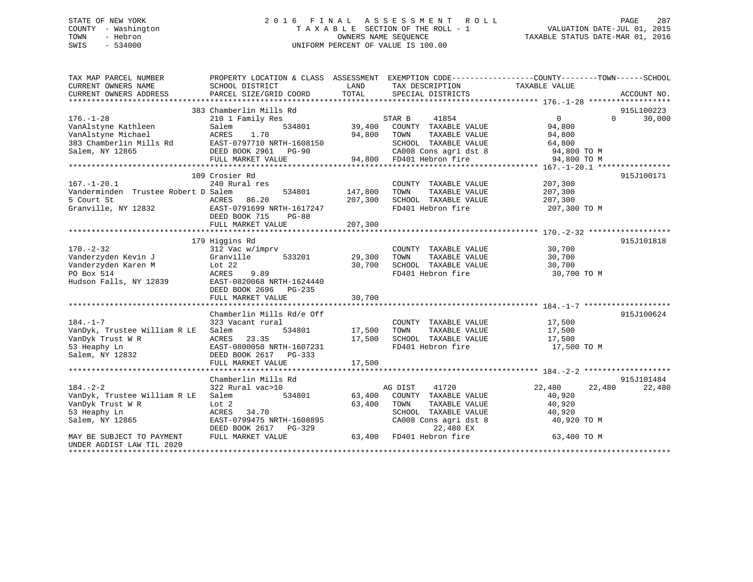STATE OF NEW YORK
COUNTY - Washington
TOWN - Hebron
SWIS - 534000

2 0 1 6 F I N A L A S S E S S M E N T R O L L
T A X A B L E SECTION OF THE ROLL - 1
OWNERS NAME SEQUENCE
UNIFORM PERCENT OF VALUE IS 100.00

VALUATION DATE-JUL 01, 2015
TAXABLE STATUS DATE-MAR 01, 2016

```
TAX MAP PARCEL NUMBER          PROPERTY LOCATION & CLASS  ASSESSMENT  EXEMPTION CODE-----------------COUNTY--------TOWN------SCHOOL
CURRENT OWNERS NAME            SCHOOL DISTRICT             LAND       TAX DESCRIPTION              TAXABLE VALUE
CURRENT OWNERS ADDRESS         PARCEL SIZE/GRID COORD      TOTAL      SPECIAL DISTRICTS                                     ACCOUNT NO.
******************************************************************************************************* 176.-1-28 ******************
                               383 Chamberlin Mills Rd                                                                      915L100223
176.-1-28                      210 1 Family Res                     STAR B    41854              0             0      30,000
VanAlstyne Kathleen            Salem           534801      39,400   COUNTY  TAXABLE VALUE        94,800
VanAlstyne Michael             ACRES    1.70               94,800   TOWN    TAXABLE VALUE        94,800
383 Chamberlin Mills Rd        EAST-0797710 NRTH-1608150            SCHOOL  TAXABLE VALUE        64,800
Salem, NY 12865                DEED BOOK 2961   PG-90               CA008 Cons agri dst 8        94,800 TO M
                               FULL MARKET VALUE           94,800   FD401 Hebron fire            94,800 TO M
******************************************************************************************************* 167.-1-20.1 ****************
                               109 Crosier Rd                                                                               915J100171
167.-1-20.1                    240 Rural res                        COUNTY  TAXABLE VALUE       207,300
Vanderminden  Trustee Robert D Salem           534801     147,800   TOWN    TAXABLE VALUE       207,300
5 Court St                     ACRES   86.20              207,300   SCHOOL  TAXABLE VALUE       207,300
Granville, NY 12832            EAST-0791699 NRTH-1617247            FD401 Hebron fire           207,300 TO M
                               DEED BOOK 715    PG-88
                               FULL MARKET VALUE          207,300
******************************************************************************************************* 170.-2-32 ******************
                               179 Higgins Rd                                                                               915J101818
170.-2-32                      312 Vac w/imprv                      COUNTY  TAXABLE VALUE        30,700
Vanderzyden Kevin J            Granville       533201      29,300   TOWN    TAXABLE VALUE        30,700
Vanderzyden Karen M            Lot 22                      30,700   SCHOOL  TAXABLE VALUE        30,700
PO Box 514                     ACRES    9.89                        FD401 Hebron fire            30,700 TO M
Hudson Falls, NY 12839         EAST-0820068 NRTH-1624440
                               DEED BOOK 2696   PG-235
                               FULL MARKET VALUE           30,700
******************************************************************************************************* 184.-1-7 *******************
                               Chamberlin Mills Rd/e Off                                                                    915J100624
184.-1-7                       323 Vacant rural                     COUNTY  TAXABLE VALUE        17,500
VanDyk, Trustee William R LE   Salem           534801      17,500   TOWN    TAXABLE VALUE        17,500
VanDyk Trust W R               ACRES   23.35               17,500   SCHOOL  TAXABLE VALUE        17,500
53 Heaphy Ln                   EAST-0800050 NRTH-1607231            FD401 Hebron fire            17,500 TO M
Salem, NY 12832                DEED BOOK 2617   PG-333
                               FULL MARKET VALUE           17,500
******************************************************************************************************* 184.-2-2 *******************
                               Chamberlin Mills Rd                                                                          915J101484
184.-2-2                       322 Rural vac>10                     AG DIST   41720         22,480        22,480      22,480
VanDyk, Trustee William R LE   Salem           534801      63,400   COUNTY  TAXABLE VALUE        40,920
VanDyk Trust W R               Lot 2                       63,400   TOWN    TAXABLE VALUE        40,920
53 Heaphy Ln                   ACRES   34.70                        SCHOOL  TAXABLE VALUE        40,920
Salem, NY 12865                EAST-0799475 NRTH-1608895            CA008 Cons agri dst 8        40,920 TO M
                               DEED BOOK 2617   PG-329                    22,480 EX
MAY BE SUBJECT TO PAYMENT      FULL MARKET VALUE           63,400   FD401 Hebron fire            63,400 TO M
UNDER AGDIST LAW TIL 2020
************************************************************************************************************************************
```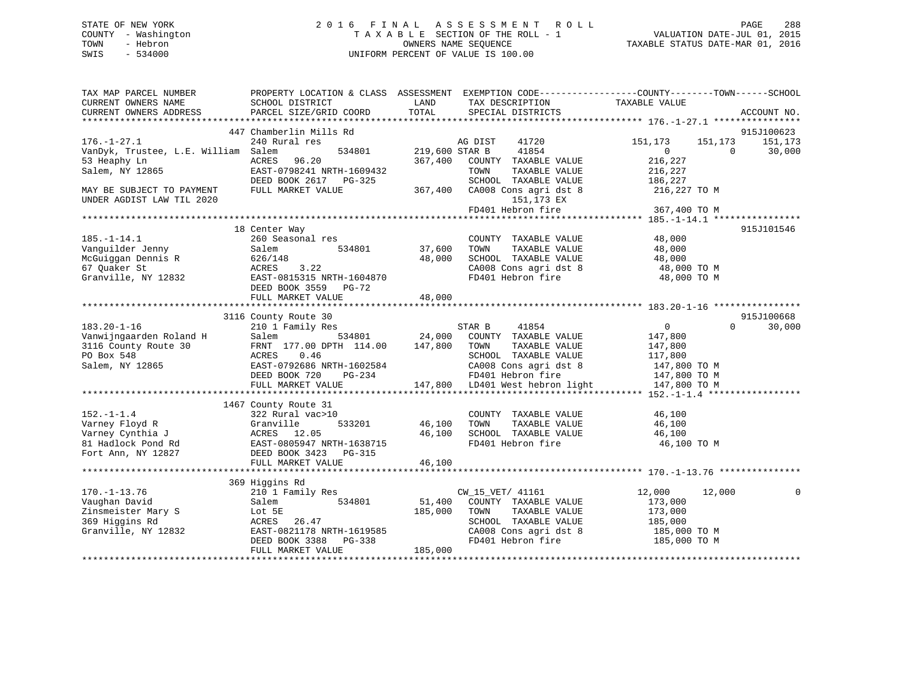STATE OF NEW YORK
COUNTY - Washington
TOWN - Hebron
SWIS - 534000

2016 FINAL ASSESSMENT ROLL
TAXABLE SECTION OF THE ROLL - 1
OWNERS NAME SEQUENCE
UNIFORM PERCENT OF VALUE IS 100.00

VALUATION DATE-JUL 01, 2015
TAXABLE STATUS DATE-MAR 01, 2016

```
TAX MAP PARCEL NUMBER          PROPERTY LOCATION & CLASS  ASSESSMENT  EXEMPTION CODE------------------COUNTY--------TOWN------SCHOOL
CURRENT OWNERS NAME            SCHOOL DISTRICT             LAND       TAX DESCRIPTION             TAXABLE VALUE
CURRENT OWNERS ADDRESS         PARCEL SIZE/GRID COORD      TOTAL      SPECIAL DISTRICTS                                       ACCOUNT NO.
******************************************************************************************************* 176.-1-27.1 ****************
                               447 Chamberlin Mills Rd                                                                        915J100623
176.-1-27.1                    240 Rural res                          AG DIST     41720          151,173      151,173      151,173
VanDyk, Trustee, L.E. William  Salem        534801        219,600 STAR B      41854                0            0       30,000
53 Heaphy Ln                   ACRES   96.20              367,400   COUNTY  TAXABLE VALUE        216,227
Salem, NY 12865                EAST-0798241 NRTH-1609432            TOWN    TAXABLE VALUE        216,227
                               DEED BOOK 2617   PG-325              SCHOOL  TAXABLE VALUE        186,227
MAY BE SUBJECT TO PAYMENT      FULL MARKET VALUE          367,400   CA008 Cons agri dst 8        216,227 TO M
UNDER AGDIST LAW TIL 2020                                                  151,173 EX
                                                                    FD401 Hebron fire            367,400 TO M
******************************************************************************************************* 185.-1-14.1 ****************
                               18 Center Way                                                                                  915J101546
185.-1-14.1                    260 Seasonal res                     COUNTY  TAXABLE VALUE         48,000
Vanguilder Jenny               Salem        534801         37,600   TOWN    TAXABLE VALUE         48,000
McGuiggan Dennis R             626/148                     48,000   SCHOOL  TAXABLE VALUE         48,000
67 Quaker St                   ACRES    3.22                        CA008 Cons agri dst 8         48,000 TO M
Granville, NY 12832            EAST-0815315 NRTH-1604870            FD401 Hebron fire             48,000 TO M
                               DEED BOOK 3559   PG-72
                               FULL MARKET VALUE           48,000
******************************************************************************************************* 183.20-1-16 ****************
                               3116 County Route 30                                                                           915J100668
183.20-1-16                    210 1 Family Res                     STAR B      41854                0            0       30,000
Vanwijngaarden Roland H        Salem        534801         24,000   COUNTY  TAXABLE VALUE        147,800
3116 County Route 30           FRNT 177.00 DPTH 114.00    147,800   TOWN    TAXABLE VALUE        147,800
PO Box 548                     ACRES    0.46                        SCHOOL  TAXABLE VALUE        117,800
Salem, NY 12865                EAST-0792686 NRTH-1602584            CA008 Cons agri dst 8        147,800 TO M
                               DEED BOOK 720    PG-234              FD401 Hebron fire            147,800 TO M
                               FULL MARKET VALUE          147,800   LD401 West hebron light      147,800 TO M
******************************************************************************************************* 152.-1-1.4 *****************
                               1467 County Route 31
152.-1-1.4                     322 Rural vac>10                     COUNTY  TAXABLE VALUE         46,100
Varney Floyd R                 Granville    533201         46,100   TOWN    TAXABLE VALUE         46,100
Varney Cynthia J               ACRES   12.05               46,100   SCHOOL  TAXABLE VALUE         46,100
81 Hadlock Pond Rd             EAST-0805947 NRTH-1638715            FD401 Hebron fire             46,100 TO M
Fort Ann, NY 12827             DEED BOOK 3423   PG-315
                               FULL MARKET VALUE           46,100
******************************************************************************************************* 170.-1-13.76 ***************
                               369 Higgins Rd
170.-1-13.76                   210 1 Family Res                     CW_15_VET/ 41161              12,000       12,000            0
Vaughan David                  Salem        534801         51,400   COUNTY  TAXABLE VALUE        173,000
Zinsmeister Mary S             Lot 5E                     185,000   TOWN    TAXABLE VALUE        173,000
369 Higgins Rd                 ACRES   26.47                        SCHOOL  TAXABLE VALUE        185,000
Granville, NY 12832            EAST-0821178 NRTH-1619585            CA008 Cons agri dst 8        185,000 TO M
                               DEED BOOK 3388   PG-338              FD401 Hebron fire            185,000 TO M
                               FULL MARKET VALUE          185,000
************************************************************************************************************************************
```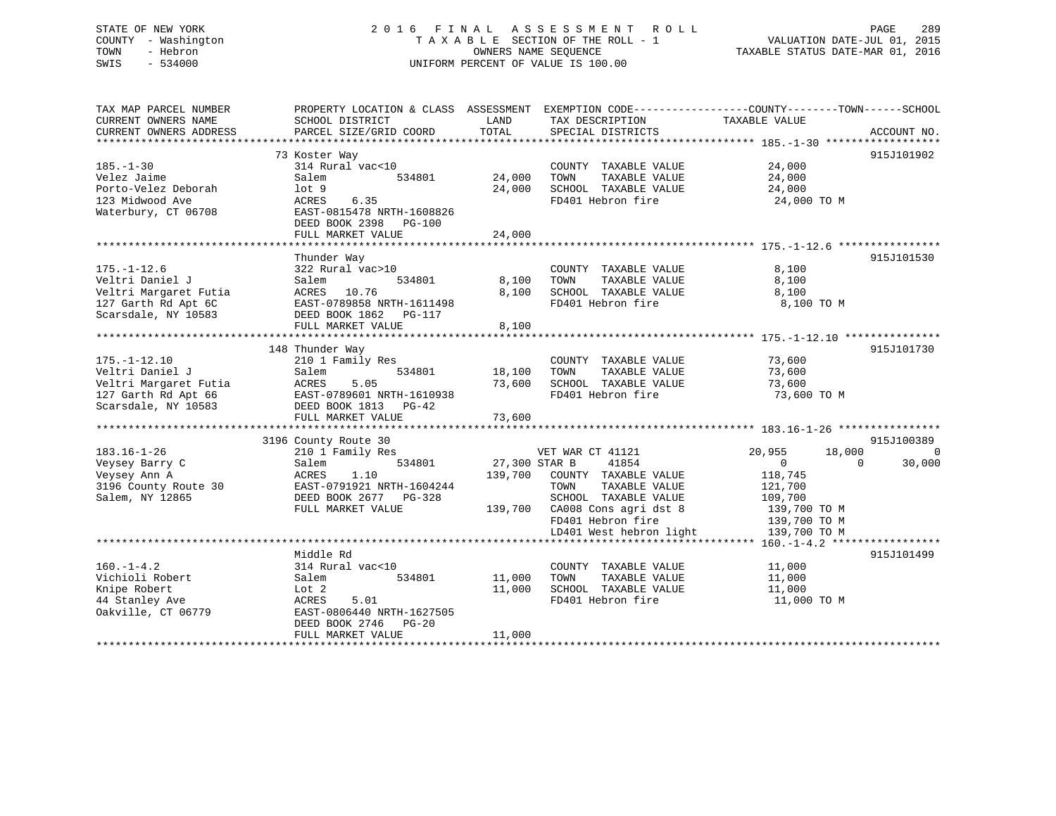STATE OF NEW YORK
COUNTY - Washington
TOWN - Hebron
SWIS - 534000

2016 FINAL ASSESSMENT ROLL
TAXABLE SECTION OF THE ROLL - 1
OWNERS NAME SEQUENCE
UNIFORM PERCENT OF VALUE IS 100.00

VALUATION DATE-JUL 01, 2015
TAXABLE STATUS DATE-MAR 01, 2016

```
TAX MAP PARCEL NUMBER          PROPERTY LOCATION & CLASS  ASSESSMENT  EXEMPTION CODE------------------COUNTY--------TOWN------SCHOOL
CURRENT OWNERS NAME            SCHOOL DISTRICT               LAND      TAX DESCRIPTION            TAXABLE VALUE
CURRENT OWNERS ADDRESS         PARCEL SIZE/GRID COORD       TOTAL      SPECIAL DISTRICTS                                        ACCOUNT NO.
******************************************************************************************************* 185.-1-30 ******************
                               73 Koster Way                                                                                  915J101902
185.-1-30                      314 Rural vac<10                        COUNTY  TAXABLE VALUE           24,000
Velez Jaime                    Salem             534801       24,000   TOWN    TAXABLE VALUE           24,000
Porto-Velez Deborah            lot 9                          24,000   SCHOOL  TAXABLE VALUE           24,000
123 Midwood Ave                ACRES    6.35                           FD401 Hebron fire                24,000 TO M
Waterbury, CT 06708            EAST-0815478 NRTH-1608826
                               DEED BOOK 2398   PG-100
                               FULL MARKET VALUE              24,000
******************************************************************************************************* 175.-1-12.6 ****************
                               Thunder Way                                                                                    915J101530
175.-1-12.6                    322 Rural vac>10                        COUNTY  TAXABLE VALUE            8,100
Veltri Daniel J                Salem             534801        8,100   TOWN    TAXABLE VALUE            8,100
Veltri Margaret Futia          ACRES   10.76                   8,100   SCHOOL  TAXABLE VALUE            8,100
127 Garth Rd Apt 6C            EAST-0789858 NRTH-1611498               FD401 Hebron fire                 8,100 TO M
Scarsdale, NY 10583            DEED BOOK 1862   PG-117
                               FULL MARKET VALUE               8,100
******************************************************************************************************* 175.-1-12.10 ***************
                               148 Thunder Way                                                                                915J101730
175.-1-12.10                   210 1 Family Res                        COUNTY  TAXABLE VALUE           73,600
Veltri Daniel J                Salem             534801       18,100   TOWN    TAXABLE VALUE           73,600
Veltri Margaret Futia          ACRES    5.05                  73,600   SCHOOL  TAXABLE VALUE           73,600
127 Garth Rd Apt 66            EAST-0789601 NRTH-1610938               FD401 Hebron fire                73,600 TO M
Scarsdale, NY 10583            DEED BOOK 1813   PG-42
                               FULL MARKET VALUE              73,600
******************************************************************************************************* 183.16-1-26 ****************
                               3196 County Route 30                                                                           915J100389
183.16-1-26                    210 1 Family Res                     VET WAR CT 41121               20,955      18,000           0
Veysey Barry C                 Salem             534801       27,300 STAR B      41854                  0           0      30,000
Veysey Ann A                   ACRES    1.10                 139,700   COUNTY  TAXABLE VALUE          118,745
3196 County Route 30           EAST-0791921 NRTH-1604244               TOWN    TAXABLE VALUE          121,700
Salem, NY 12865                DEED BOOK 2677   PG-328                 SCHOOL  TAXABLE VALUE          109,700
                               FULL MARKET VALUE             139,700   CA008 Cons agri dst 8           139,700 TO M
                                                                       FD401 Hebron fire               139,700 TO M
                                                                       LD401 West hebron light         139,700 TO M
******************************************************************************************************* 160.-1-4.2 *****************
                               Middle Rd                                                                                      915J101499
160.-1-4.2                     314 Rural vac<10                        COUNTY  TAXABLE VALUE           11,000
Vichioli Robert                Salem             534801       11,000   TOWN    TAXABLE VALUE           11,000
Knipe Robert                   Lot 2                          11,000   SCHOOL  TAXABLE VALUE           11,000
44 Stanley Ave                 ACRES    5.01                           FD401 Hebron fire                11,000 TO M
Oakville, CT 06779             EAST-0806440 NRTH-1627505
                               DEED BOOK 2746   PG-20
                               FULL MARKET VALUE              11,000
************************************************************************************************************************************
```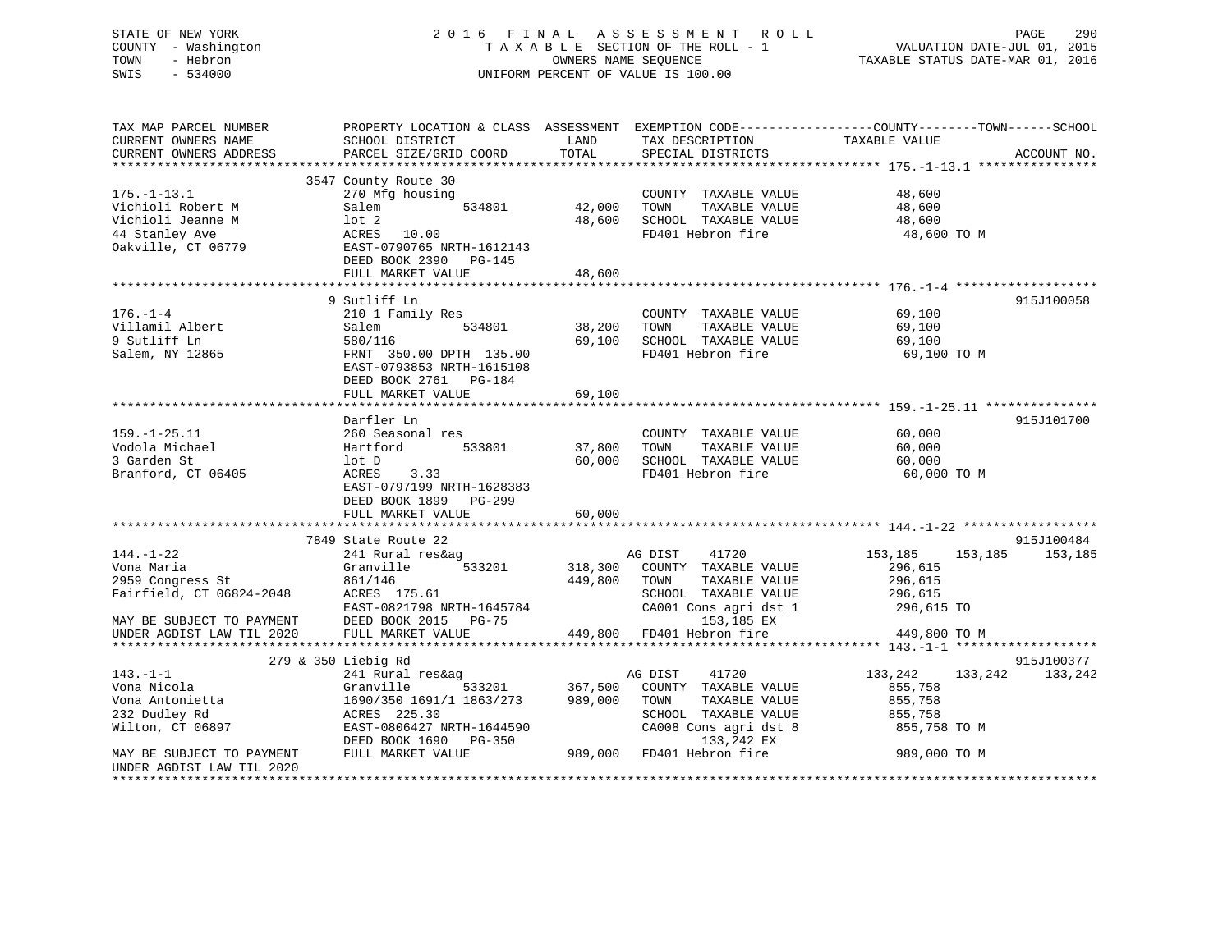STATE OF NEW YORK
COUNTY - Washington
TOWN - Hebron
SWIS - 534000

2016 FINAL ASSESSMENT ROLL
TAXABLE SECTION OF THE ROLL - 1
OWNERS NAME SEQUENCE
UNIFORM PERCENT OF VALUE IS 100.00

VALUATION DATE-JUL 01, 2015
TAXABLE STATUS DATE-MAR 01, 2016

| TAX MAP PARCEL NUMBER / CURRENT OWNERS NAME / CURRENT OWNERS ADDRESS | PROPERTY LOCATION & CLASS / SCHOOL DISTRICT / PARCEL SIZE/GRID COORD | ASSESSMENT LAND / TOTAL | EXEMPTION CODE / TAX DESCRIPTION / SPECIAL DISTRICTS | COUNTY TAXABLE VALUE | TOWN | SCHOOL | ACCOUNT NO. |
|---|---|---|---|---|---|---|---|
| 175.-1-13.1 | 3547 County Route 30 | | | | | | |
| Vichioli Robert M | 270 Mfg housing | | COUNTY TAXABLE VALUE | 48,600 | | | |
| Vichioli Jeanne M | Salem 534801 | 42,000 | TOWN TAXABLE VALUE | 48,600 | | | |
| 44 Stanley Ave | lot 2 | 48,600 | SCHOOL TAXABLE VALUE | 48,600 | | | |
| Oakville, CT 06779 | ACRES 10.00 | | FD401 Hebron fire | 48,600 TO M | | | |
| | EAST-0790765 NRTH-1612143 | | | | | | |
| | DEED BOOK 2390 PG-145 | | | | | | |
| | FULL MARKET VALUE | 48,600 | | | | | |
| 176.-1-4 | 9 Sutliff Ln | | | | | | 915J100058 |
| Villamil Albert | 210 1 Family Res | | COUNTY TAXABLE VALUE | 69,100 | | | |
| 9 Sutliff Ln | Salem 534801 | 38,200 | TOWN TAXABLE VALUE | 69,100 | | | |
| Salem, NY 12865 | 580/116 | 69,100 | SCHOOL TAXABLE VALUE | 69,100 | | | |
| | FRNT 350.00 DPTH 135.00 | | FD401 Hebron fire | 69,100 TO M | | | |
| | EAST-0793853 NRTH-1615108 | | | | | | |
| | DEED BOOK 2761 PG-184 | | | | | | |
| | FULL MARKET VALUE | 69,100 | | | | | |
| 159.-1-25.11 | Darfler Ln | | | | | | 915J101700 |
| Vodola Michael | 260 Seasonal res | | COUNTY TAXABLE VALUE | 60,000 | | | |
| 3 Garden St | Hartford 533801 | 37,800 | TOWN TAXABLE VALUE | 60,000 | | | |
| Branford, CT 06405 | lot D | 60,000 | SCHOOL TAXABLE VALUE | 60,000 | | | |
| | ACRES 3.33 | | FD401 Hebron fire | 60,000 TO M | | | |
| | EAST-0797199 NRTH-1628383 | | | | | | |
| | DEED BOOK 1899 PG-299 | | | | | | |
| | FULL MARKET VALUE | 60,000 | | | | | |
| 144.-1-22 | 7849 State Route 22 | | | | | | 915J100484 |
| Vona Maria | 241 Rural res&ag | | AG DIST 41720 | 153,185 | 153,185 | 153,185 | |
| 2959 Congress St | Granville 533201 | 318,300 | COUNTY TAXABLE VALUE | 296,615 | | | |
| Fairfield, CT 06824-2048 | 861/146 | 449,800 | TOWN TAXABLE VALUE | 296,615 | | | |
| | ACRES 175.61 | | SCHOOL TAXABLE VALUE | 296,615 | | | |
| | EAST-0821798 NRTH-1645784 | | CA001 Cons agri dst 1 | 296,615 TO | | | |
| MAY BE SUBJECT TO PAYMENT | DEED BOOK 2015 PG-75 | | 153,185 EX | | | | |
| UNDER AGDIST LAW TIL 2020 | FULL MARKET VALUE | 449,800 | FD401 Hebron fire | 449,800 TO M | | | |
| 143.-1-1 | 279 & 350 Liebig Rd | | | | | | 915J100377 |
| Vona Nicola | 241 Rural res&ag | | AG DIST 41720 | 133,242 | 133,242 | 133,242 | |
| Vona Antonietta | Granville 533201 | 367,500 | COUNTY TAXABLE VALUE | 855,758 | | | |
| 232 Dudley Rd | 1690/350 1691/1 1863/273 | 989,000 | TOWN TAXABLE VALUE | 855,758 | | | |
| Wilton, CT 06897 | ACRES 225.30 | | SCHOOL TAXABLE VALUE | 855,758 | | | |
| | EAST-0806427 NRTH-1644590 | | CA008 Cons agri dst 8 | 855,758 TO M | | | |
| | DEED BOOK 1690 PG-350 | | 133,242 EX | | | | |
| MAY BE SUBJECT TO PAYMENT | FULL MARKET VALUE | 989,000 | FD401 Hebron fire | 989,000 TO M | | | |
| UNDER AGDIST LAW TIL 2020 | | | | | | | |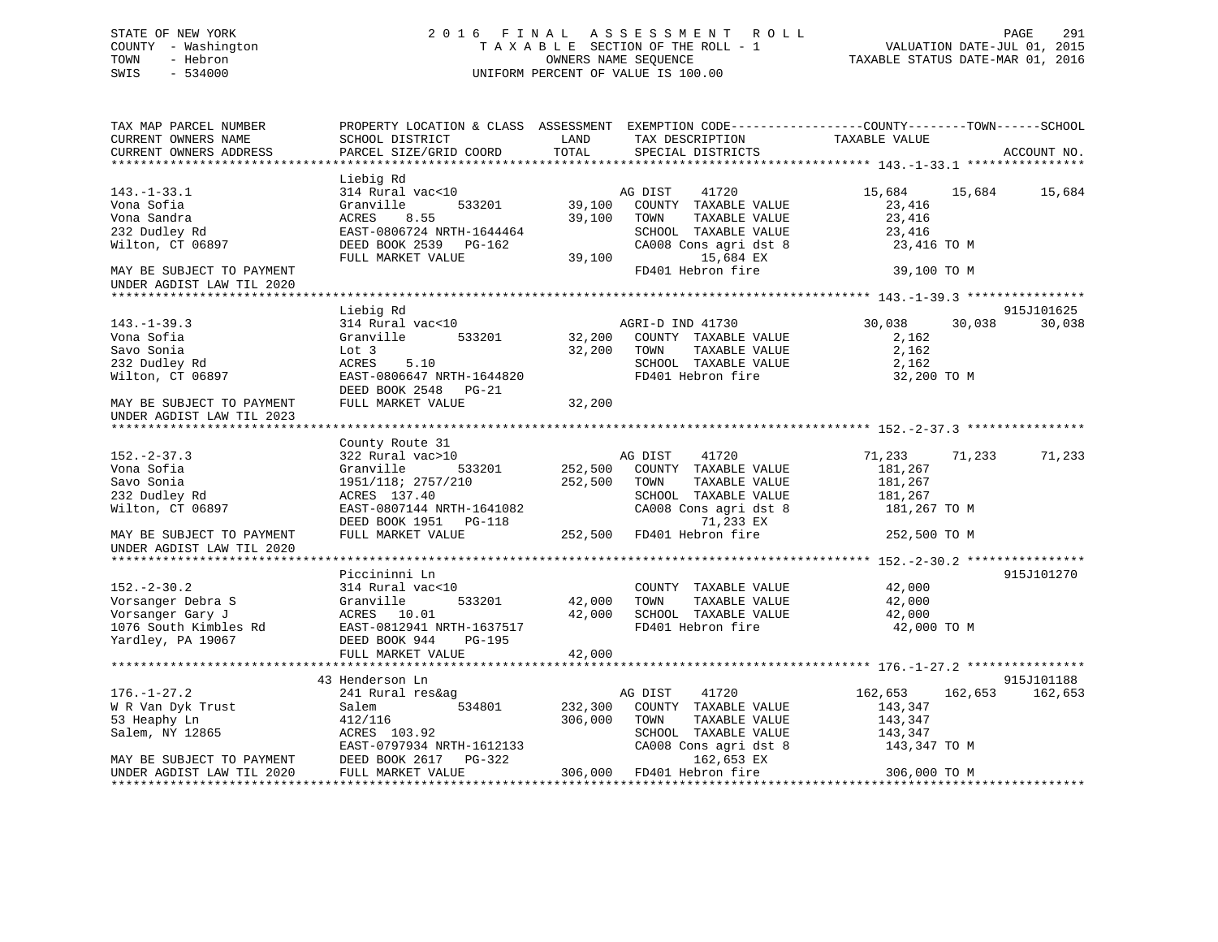STATE OF NEW YORK
COUNTY - Washington
TOWN - Hebron
SWIS - 534000

2016 FINAL ASSESSMENT ROLL
TAXABLE SECTION OF THE ROLL - 1
OWNERS NAME SEQUENCE
UNIFORM PERCENT OF VALUE IS 100.00

VALUATION DATE-JUL 01, 2015
TAXABLE STATUS DATE-MAR 01, 2016

```
TAX MAP PARCEL NUMBER          PROPERTY LOCATION & CLASS  ASSESSMENT  EXEMPTION CODE------------------COUNTY--------TOWN------SCHOOL
CURRENT OWNERS NAME            SCHOOL DISTRICT               LAND      TAX DESCRIPTION            TAXABLE VALUE
CURRENT OWNERS ADDRESS         PARCEL SIZE/GRID COORD        TOTAL     SPECIAL DISTRICTS                                    ACCOUNT NO.
******************************************************************************************************* 143.-1-33.1 ****************
                               Liebig Rd
143.-1-33.1                    314 Rural vac<10                      AG DIST    41720              15,684      15,684      15,684
Vona Sofia                     Granville         533201      39,100   COUNTY  TAXABLE VALUE          23,416
Vona Sandra                    ACRES    8.55                 39,100   TOWN    TAXABLE VALUE          23,416
232 Dudley Rd                  EAST-0806724 NRTH-1644464              SCHOOL  TAXABLE VALUE          23,416
Wilton, CT 06897               DEED BOOK 2539   PG-162                CA008 Cons agri dst 8          23,416 TO M
                               FULL MARKET VALUE             39,100          15,684 EX
MAY BE SUBJECT TO PAYMENT                                             FD401 Hebron fire              39,100 TO M
UNDER AGDIST LAW TIL 2020
******************************************************************************************************* 143.-1-39.3 ****************
                               Liebig Rd                                                                          915J101625
143.-1-39.3                    314 Rural vac<10                      AGRI-D IND 41730              30,038      30,038      30,038
Vona Sofia                     Granville         533201      32,200   COUNTY  TAXABLE VALUE           2,162
Savo Sonia                     Lot 3                         32,200   TOWN    TAXABLE VALUE           2,162
232 Dudley Rd                  ACRES    5.10                          SCHOOL  TAXABLE VALUE           2,162
Wilton, CT 06897               EAST-0806647 NRTH-1644820              FD401 Hebron fire              32,200 TO M
                               DEED BOOK 2548   PG-21
MAY BE SUBJECT TO PAYMENT      FULL MARKET VALUE             32,200
UNDER AGDIST LAW TIL 2023
******************************************************************************************************* 152.-2-37.3 ****************
                               County Route 31
152.-2-37.3                    322 Rural vac>10                      AG DIST    41720              71,233      71,233      71,233
Vona Sofia                     Granville         533201     252,500   COUNTY  TAXABLE VALUE         181,267
Savo Sonia                     1951/118; 2757/210           252,500   TOWN    TAXABLE VALUE         181,267
232 Dudley Rd                  ACRES  137.40                          SCHOOL  TAXABLE VALUE         181,267
Wilton, CT 06897               EAST-0807144 NRTH-1641082              CA008 Cons agri dst 8         181,267 TO M
                               DEED BOOK 1951   PG-118                       71,233 EX
MAY BE SUBJECT TO PAYMENT      FULL MARKET VALUE            252,500   FD401 Hebron fire             252,500 TO M
UNDER AGDIST LAW TIL 2020
******************************************************************************************************* 152.-2-30.2 ****************
                               Piccininni Ln                                                                      915J101270
152.-2-30.2                    314 Rural vac<10                       COUNTY  TAXABLE VALUE          42,000
Vorsanger Debra S              Granville         533201      42,000   TOWN    TAXABLE VALUE          42,000
Vorsanger Gary J               ACRES   10.01                 42,000   SCHOOL  TAXABLE VALUE          42,000
1076 South Kimbles Rd          EAST-0812941 NRTH-1637517              FD401 Hebron fire              42,000 TO M
Yardley, PA 19067              DEED BOOK 944    PG-195
                               FULL MARKET VALUE             42,000
******************************************************************************************************* 176.-1-27.2 ****************
                               43 Henderson Ln                                                                    915J101188
176.-1-27.2                    241 Rural res&ag                      AG DIST    41720             162,653     162,653     162,653
W R Van Dyk Trust              Salem             534801     232,300   COUNTY  TAXABLE VALUE         143,347
53 Heaphy Ln                   412/116                      306,000   TOWN    TAXABLE VALUE         143,347
Salem, NY 12865                ACRES  103.92                          SCHOOL  TAXABLE VALUE         143,347
                               EAST-0797934 NRTH-1612133              CA008 Cons agri dst 8         143,347 TO M
MAY BE SUBJECT TO PAYMENT      DEED BOOK 2617   PG-322                      162,653 EX
UNDER AGDIST LAW TIL 2020      FULL MARKET VALUE            306,000   FD401 Hebron fire             306,000 TO M
************************************************************************************************************************************
```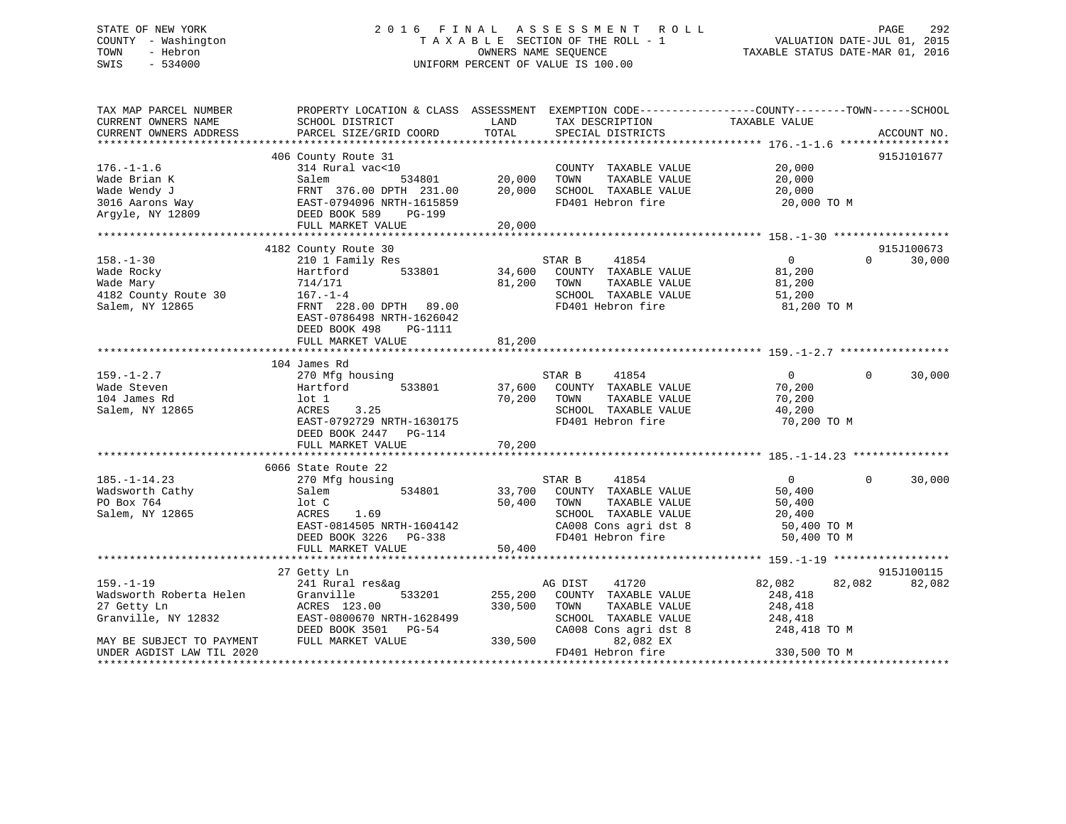STATE OF NEW YORK
COUNTY - Washington
TOWN - Hebron
SWIS - 534000

2016 FINAL ASSESSMENT ROLL
TAXABLE SECTION OF THE ROLL - 1
OWNERS NAME SEQUENCE
UNIFORM PERCENT OF VALUE IS 100.00

VALUATION DATE-JUL 01, 2015
TAXABLE STATUS DATE-MAR 01, 2016

```
TAX MAP PARCEL NUMBER          PROPERTY LOCATION & CLASS  ASSESSMENT  EXEMPTION CODE------------------COUNTY--------TOWN------SCHOOL
CURRENT OWNERS NAME            SCHOOL DISTRICT               LAND       TAX DESCRIPTION             TAXABLE VALUE
CURRENT OWNERS ADDRESS         PARCEL SIZE/GRID COORD       TOTAL       SPECIAL DISTRICTS                                    ACCOUNT NO.
******************************************************************************************************* 176.-1-1.6 *****************
                              406 County Route 31                                                                        915J101677
176.-1-1.6                    314 Rural vac<10                        COUNTY  TAXABLE VALUE             20,000
Wade Brian K                  Salem           534801        20,000    TOWN    TAXABLE VALUE             20,000
Wade Wendy J                  FRNT 376.00 DPTH 231.00       20,000    SCHOOL  TAXABLE VALUE             20,000
3016 Aarons Way               EAST-0794096 NRTH-1615859               FD401 Hebron fire                  20,000 TO M
Argyle, NY 12809              DEED BOOK 589    PG-199
                              FULL MARKET VALUE             20,000
******************************************************************************************************* 158.-1-30 ******************
                              4182 County Route 30                                                                       915J100673
158.-1-30                     210 1 Family Res                        STAR B     41854                  0          0       30,000
Wade Rocky                    Hartford        533801        34,600    COUNTY  TAXABLE VALUE             81,200
Wade Mary                     714/171                       81,200    TOWN    TAXABLE VALUE             81,200
4182 County Route 30          167.-1-4                                SCHOOL  TAXABLE VALUE             51,200
Salem, NY 12865               FRNT 228.00 DPTH  89.00                 FD401 Hebron fire                  81,200 TO M
                              EAST-0786498 NRTH-1626042
                              DEED BOOK 498    PG-1111
                              FULL MARKET VALUE             81,200
******************************************************************************************************* 159.-1-2.7 *****************
                              104 James Rd
159.-1-2.7                    270 Mfg housing                         STAR B     41854                  0          0       30,000
Wade Steven                   Hartford        533801        37,600    COUNTY  TAXABLE VALUE             70,200
104 James Rd                  lot 1                         70,200    TOWN    TAXABLE VALUE             70,200
Salem, NY 12865               ACRES    3.25                           SCHOOL  TAXABLE VALUE             40,200
                              EAST-0792729 NRTH-1630175               FD401 Hebron fire                  70,200 TO M
                              DEED BOOK 2447   PG-114
                              FULL MARKET VALUE             70,200
******************************************************************************************************* 185.-1-14.23 ***************
                              6066 State Route 22
185.-1-14.23                  270 Mfg housing                         STAR B     41854                  0          0       30,000
Wadsworth Cathy               Salem           534801        33,700    COUNTY  TAXABLE VALUE             50,400
PO Box 764                    lot C                         50,400    TOWN    TAXABLE VALUE             50,400
Salem, NY 12865               ACRES    1.69                           SCHOOL  TAXABLE VALUE             20,400
                              EAST-0814505 NRTH-1604142               CA008 Cons agri dst 8              50,400 TO M
                              DEED BOOK 3226   PG-338                 FD401 Hebron fire                  50,400 TO M
                              FULL MARKET VALUE             50,400
******************************************************************************************************* 159.-1-19 ******************
                              27 Getty Ln                                                                                915J100115
159.-1-19                     241 Rural res&ag                        AG DIST    41720              82,082     82,082     82,082
Wadsworth Roberta Helen       Granville       533201       255,200    COUNTY  TAXABLE VALUE            248,418
27 Getty Ln                   ACRES  123.00                330,500    TOWN    TAXABLE VALUE            248,418
Granville, NY 12832           EAST-0800670 NRTH-1628499               SCHOOL  TAXABLE VALUE            248,418
                              DEED BOOK 3501   PG-54                  CA008 Cons agri dst 8             248,418 TO M
MAY BE SUBJECT TO PAYMENT     FULL MARKET VALUE            330,500         82,082 EX
UNDER AGDIST LAW TIL 2020                                             FD401 Hebron fire                 330,500 TO M
************************************************************************************************************************************
```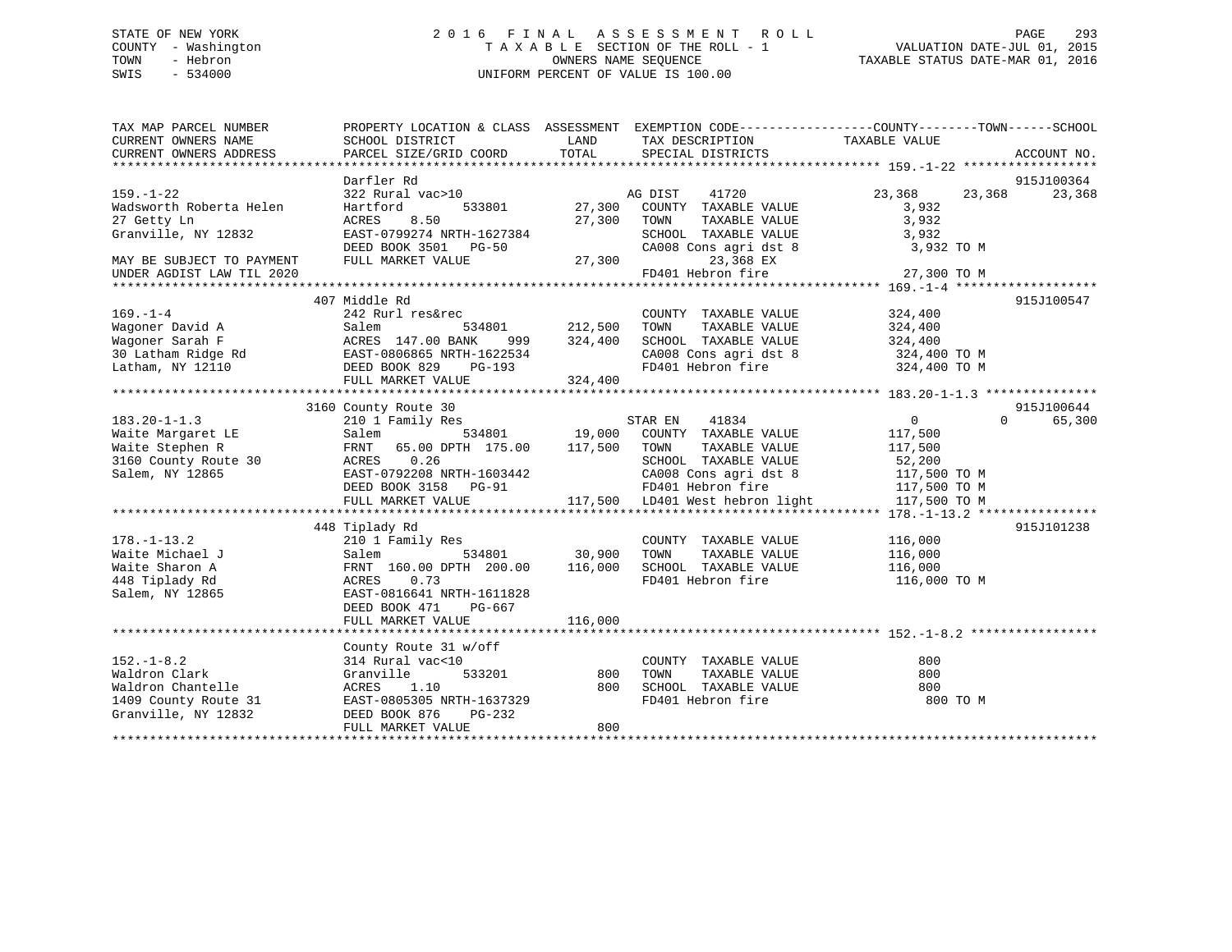STATE OF NEW YORK
COUNTY - Washington
TOWN - Hebron
SWIS - 534000

# 2016 FINAL ASSESSMENT ROLL
TAXABLE SECTION OF THE ROLL - 1
OWNERS NAME SEQUENCE
UNIFORM PERCENT OF VALUE IS 100.00

VALUATION DATE-JUL 01, 2015
TAXABLE STATUS DATE-MAR 01, 2016

```
TAX MAP PARCEL NUMBER          PROPERTY LOCATION & CLASS  ASSESSMENT  EXEMPTION CODE-----------------COUNTY--------TOWN------SCHOOL
CURRENT OWNERS NAME            SCHOOL DISTRICT               LAND      TAX DESCRIPTION            TAXABLE VALUE
CURRENT OWNERS ADDRESS         PARCEL SIZE/GRID COORD        TOTAL     SPECIAL DISTRICTS                                    ACCOUNT NO.
******************************************************************************************************* 159.-1-22 ******************
                               Darfler Rd                                                                                 915J100364
159.-1-22                      322 Rural vac>10                        AG DIST    41720             23,368     23,368     23,368
Wadsworth Roberta Helen        Hartford        533801       27,300    COUNTY  TAXABLE VALUE          3,932
27 Getty Ln                    ACRES    8.50                27,300    TOWN    TAXABLE VALUE          3,932
Granville, NY 12832            EAST-0799274 NRTH-1627384              SCHOOL  TAXABLE VALUE          3,932
                               DEED BOOK 3501   PG-50                 CA008 Cons agri dst 8          3,932 TO M
MAY BE SUBJECT TO PAYMENT      FULL MARKET VALUE            27,300         23,368 EX
UNDER AGDIST LAW TIL 2020                                             FD401 Hebron fire             27,300 TO M
******************************************************************************************************* 169.-1-4 *******************
                               407 Middle Rd                                                                              915J100547
169.-1-4                       242 Rurl res&rec                       COUNTY  TAXABLE VALUE        324,400
Wagoner David A                Salem           534801      212,500    TOWN    TAXABLE VALUE        324,400
Wagoner Sarah F                ACRES 147.00 BANK     999   324,400    SCHOOL  TAXABLE VALUE        324,400
30 Latham Ridge Rd             EAST-0806865 NRTH-1622534              CA008 Cons agri dst 8        324,400 TO M
Latham, NY 12110               DEED BOOK 829    PG-193                FD401 Hebron fire            324,400 TO M
                               FULL MARKET VALUE           324,400
******************************************************************************************************* 183.20-1-1.3 ***************
                               3160 County Route 30                                                                       915J100644
183.20-1-1.3                   210 1 Family Res                       STAR EN    41834                   0          0     65,300
Waite Margaret LE              Salem           534801       19,000    COUNTY  TAXABLE VALUE        117,500
Waite Stephen R                FRNT  65.00 DPTH 175.00     117,500    TOWN    TAXABLE VALUE        117,500
3160 County Route 30           ACRES    0.26                          SCHOOL  TAXABLE VALUE         52,200
Salem, NY 12865                EAST-0792208 NRTH-1603442              CA008 Cons agri dst 8        117,500 TO M
                               DEED BOOK 3158   PG-91                 FD401 Hebron fire            117,500 TO M
                               FULL MARKET VALUE           117,500    LD401 West hebron light      117,500 TO M
******************************************************************************************************* 178.-1-13.2 ****************
                               448 Tiplady Rd                                                                             915J101238
178.-1-13.2                    210 1 Family Res                       COUNTY  TAXABLE VALUE        116,000
Waite Michael J                Salem           534801       30,900    TOWN    TAXABLE VALUE        116,000
Waite Sharon A                 FRNT 160.00 DPTH 200.00     116,000    SCHOOL  TAXABLE VALUE        116,000
448 Tiplady Rd                 ACRES    0.73                          FD401 Hebron fire            116,000 TO M
Salem, NY 12865                EAST-0816641 NRTH-1611828
                               DEED BOOK 471    PG-667
                               FULL MARKET VALUE           116,000
******************************************************************************************************* 152.-1-8.2 *****************
                               County Route 31 w/off
152.-1-8.2                     314 Rural vac<10                       COUNTY  TAXABLE VALUE            800
Waldron Clark                  Granville       533201          800    TOWN    TAXABLE VALUE            800
Waldron Chantelle              ACRES    1.10                   800    SCHOOL  TAXABLE VALUE            800
1409 County Route 31           EAST-0805305 NRTH-1637329              FD401 Hebron fire                800 TO M
Granville, NY 12832            DEED BOOK 876    PG-232
                               FULL MARKET VALUE               800
************************************************************************************************************************************
```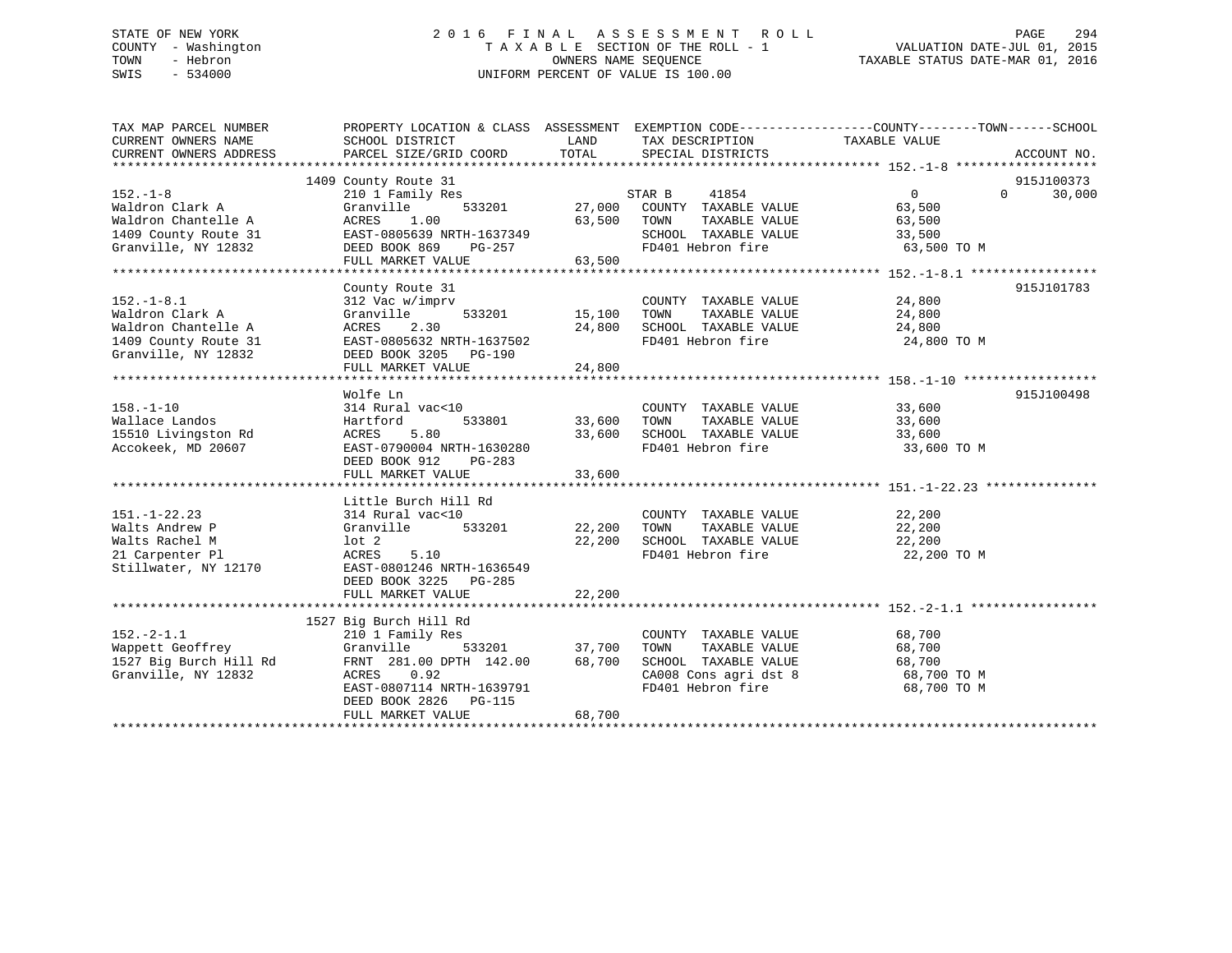STATE OF NEW YORK
COUNTY - Washington
TOWN - Hebron
SWIS - 534000

2016 FINAL ASSESSMENT ROLL
TAXABLE SECTION OF THE ROLL - 1
OWNERS NAME SEQUENCE
UNIFORM PERCENT OF VALUE IS 100.00

VALUATION DATE-JUL 01, 2015
TAXABLE STATUS DATE-MAR 01, 2016

```
TAX MAP PARCEL NUMBER     PROPERTY LOCATION & CLASS  ASSESSMENT  EXEMPTION CODE------------------COUNTY--------TOWN------SCHOOL
CURRENT OWNERS NAME       SCHOOL DISTRICT              LAND      TAX DESCRIPTION              TAXABLE VALUE
CURRENT OWNERS ADDRESS    PARCEL SIZE/GRID COORD       TOTAL     SPECIAL DISTRICTS                                       ACCOUNT NO.
******************************************************************************************************* 152.-1-8 ********************
                          1409 County Route 31                                                                          915J100373
152.-1-8                  210 1 Family Res                       STAR B     41854              0            0      30,000
Waldron Clark A           Granville       533201      27,000     COUNTY  TAXABLE VALUE         63,500
Waldron Chantelle A       ACRES    1.00               63,500     TOWN    TAXABLE VALUE         63,500
1409 County Route 31      EAST-0805639 NRTH-1637349               SCHOOL  TAXABLE VALUE         33,500
Granville, NY 12832       DEED BOOK 869    PG-257                 FD401 Hebron fire              63,500 TO M
                          FULL MARKET VALUE           63,500
******************************************************************************************************* 152.-1-8.1 ******************
                          County Route 31                                                                               915J101783
152.-1-8.1                312 Vac w/imprv                        COUNTY  TAXABLE VALUE         24,800
Waldron Clark A           Granville       533201      15,100     TOWN    TAXABLE VALUE         24,800
Waldron Chantelle A       ACRES    2.30               24,800     SCHOOL  TAXABLE VALUE         24,800
1409 County Route 31      EAST-0805632 NRTH-1637502               FD401 Hebron fire              24,800 TO M
Granville, NY 12832       DEED BOOK 3205   PG-190
                          FULL MARKET VALUE           24,800
******************************************************************************************************* 158.-1-10 *******************
                          Wolfe Ln                                                                                      915J100498
158.-1-10                 314 Rural vac<10                       COUNTY  TAXABLE VALUE         33,600
Wallace Landos            Hartford        533801      33,600     TOWN    TAXABLE VALUE         33,600
15510 Livingston Rd       ACRES    5.80               33,600     SCHOOL  TAXABLE VALUE         33,600
Accokeek, MD 20607        EAST-0790004 NRTH-1630280               FD401 Hebron fire              33,600 TO M
                          DEED BOOK 912    PG-283
                          FULL MARKET VALUE           33,600
******************************************************************************************************* 151.-1-22.23 ****************
                          Little Burch Hill Rd
151.-1-22.23              314 Rural vac<10                       COUNTY  TAXABLE VALUE         22,200
Walts Andrew P            Granville       533201      22,200     TOWN    TAXABLE VALUE         22,200
Walts Rachel M            lot 2                       22,200     SCHOOL  TAXABLE VALUE         22,200
21 Carpenter Pl           ACRES    5.10                          FD401 Hebron fire              22,200 TO M
Stillwater, NY 12170      EAST-0801246 NRTH-1636549
                          DEED BOOK 3225   PG-285
                          FULL MARKET VALUE           22,200
******************************************************************************************************* 152.-2-1.1 ******************
                          1527 Big Burch Hill Rd
152.-2-1.1                210 1 Family Res                       COUNTY  TAXABLE VALUE         68,700
Wappett Geoffrey          Granville       533201      37,700     TOWN    TAXABLE VALUE         68,700
1527 Big Burch Hill Rd    FRNT 281.00 DPTH 142.00     68,700     SCHOOL  TAXABLE VALUE         68,700
Granville, NY 12832       ACRES    0.92                          CA008 Cons agri dst 8          68,700 TO M
                          EAST-0807114 NRTH-1639791               FD401 Hebron fire              68,700 TO M
                          DEED BOOK 2826   PG-115
                          FULL MARKET VALUE           68,700
*************************************************************************************************************************************
```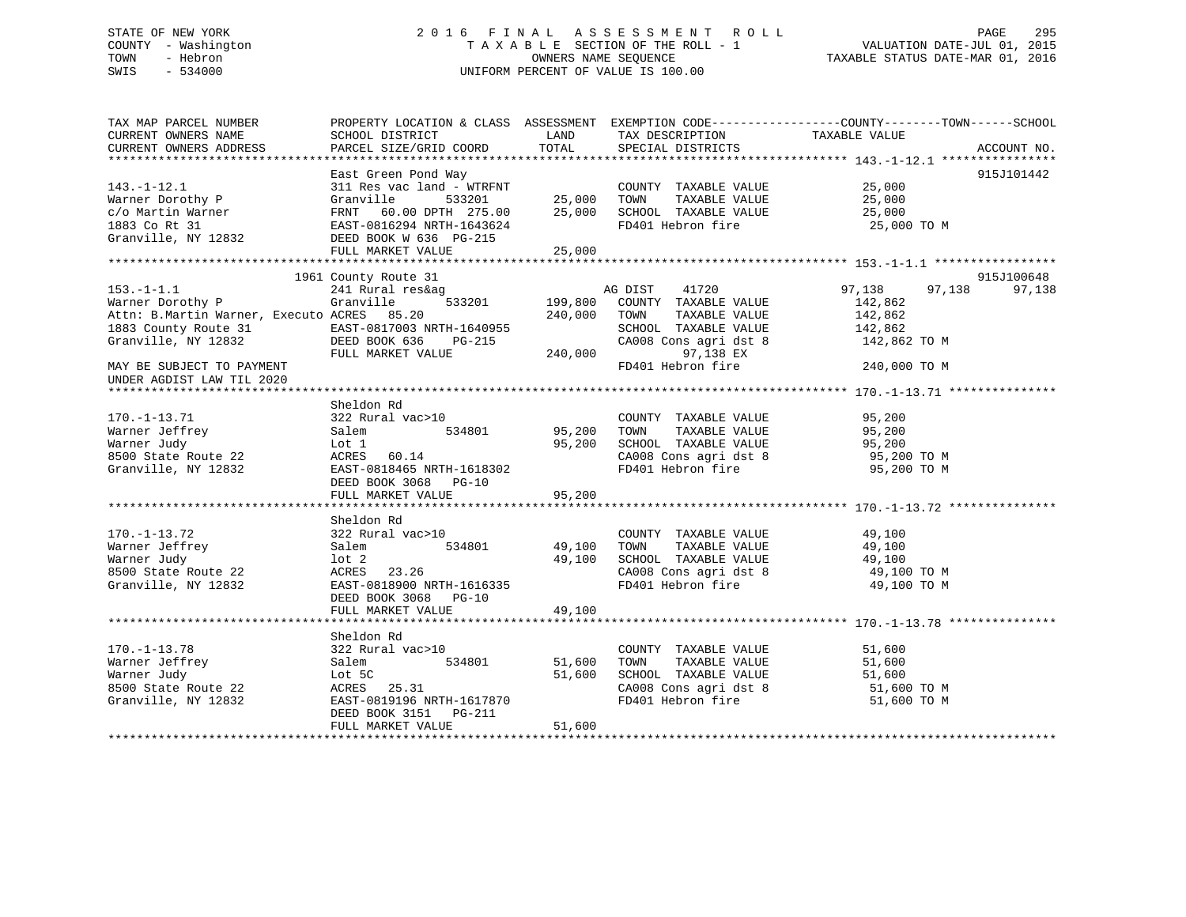STATE OF NEW YORK
COUNTY - Washington
TOWN - Hebron
SWIS - 534000

2016 FINAL ASSESSMENT ROLL
TAXABLE SECTION OF THE ROLL - 1
OWNERS NAME SEQUENCE
UNIFORM PERCENT OF VALUE IS 100.00

VALUATION DATE-JUL 01, 2015
TAXABLE STATUS DATE-MAR 01, 2016

```
TAX MAP PARCEL NUMBER          PROPERTY LOCATION & CLASS  ASSESSMENT  EXEMPTION CODE------------------COUNTY--------TOWN------SCHOOL
CURRENT OWNERS NAME            SCHOOL DISTRICT              LAND      TAX DESCRIPTION              TAXABLE VALUE
CURRENT OWNERS ADDRESS         PARCEL SIZE/GRID COORD       TOTAL     SPECIAL DISTRICTS                                       ACCOUNT NO.
******************************************************************************************************* 143.-1-12.1 ****************
                               East Green Pond Way                                                                            915J101442
143.-1-12.1                    311 Res vac land - WTRFNT              COUNTY  TAXABLE VALUE              25,000
Warner Dorothy P               Granville        533201      25,000    TOWN    TAXABLE VALUE              25,000
c/o Martin Warner              FRNT   60.00 DPTH 275.00     25,000    SCHOOL  TAXABLE VALUE              25,000
1883 Co Rt 31                  EAST-0816294 NRTH-1643624              FD401 Hebron fire                   25,000 TO M
Granville, NY 12832            DEED BOOK W 636  PG-215
                               FULL MARKET VALUE            25,000
******************************************************************************************************* 153.-1-1.1 *****************
                          1961 County Route 31                                                                                915J100648
153.-1-1.1                     241 Rural res&ag                        AG DIST    41720              97,138      97,138      97,138
Warner Dorothy P               Granville        533201     199,800    COUNTY  TAXABLE VALUE             142,862
Attn: B.Martin Warner, Executo ACRES   85.20               240,000    TOWN    TAXABLE VALUE             142,862
1883 County Route 31           EAST-0817003 NRTH-1640955              SCHOOL  TAXABLE VALUE             142,862
Granville, NY 12832            DEED BOOK 636    PG-215                CA008 Cons agri dst 8              142,862 TO M
                               FULL MARKET VALUE           240,000          97,138 EX
MAY BE SUBJECT TO PAYMENT                                             FD401 Hebron fire                  240,000 TO M
UNDER AGDIST LAW TIL 2020
******************************************************************************************************* 170.-1-13.71 ***************
                               Sheldon Rd
170.-1-13.71                   322 Rural vac>10                       COUNTY  TAXABLE VALUE              95,200
Warner Jeffrey                 Salem            534801      95,200    TOWN    TAXABLE VALUE              95,200
Warner Judy                    Lot 1                        95,200    SCHOOL  TAXABLE VALUE              95,200
8500 State Route 22            ACRES   60.14                          CA008 Cons agri dst 8               95,200 TO M
Granville, NY 12832            EAST-0818465 NRTH-1618302              FD401 Hebron fire                   95,200 TO M
                               DEED BOOK 3068   PG-10
                               FULL MARKET VALUE            95,200
******************************************************************************************************* 170.-1-13.72 ***************
                               Sheldon Rd
170.-1-13.72                   322 Rural vac>10                       COUNTY  TAXABLE VALUE              49,100
Warner Jeffrey                 Salem            534801      49,100    TOWN    TAXABLE VALUE              49,100
Warner Judy                    lot 2                        49,100    SCHOOL  TAXABLE VALUE              49,100
8500 State Route 22            ACRES   23.26                          CA008 Cons agri dst 8               49,100 TO M
Granville, NY 12832            EAST-0818900 NRTH-1616335              FD401 Hebron fire                   49,100 TO M
                               DEED BOOK 3068   PG-10
                               FULL MARKET VALUE            49,100
******************************************************************************************************* 170.-1-13.78 ***************
                               Sheldon Rd
170.-1-13.78                   322 Rural vac>10                       COUNTY  TAXABLE VALUE              51,600
Warner Jeffrey                 Salem            534801      51,600    TOWN    TAXABLE VALUE              51,600
Warner Judy                    Lot 5C                       51,600    SCHOOL  TAXABLE VALUE              51,600
8500 State Route 22            ACRES   25.31                          CA008 Cons agri dst 8               51,600 TO M
Granville, NY 12832            EAST-0819196 NRTH-1617870              FD401 Hebron fire                   51,600 TO M
                               DEED BOOK 3151   PG-211
                               FULL MARKET VALUE            51,600
************************************************************************************************************************************
```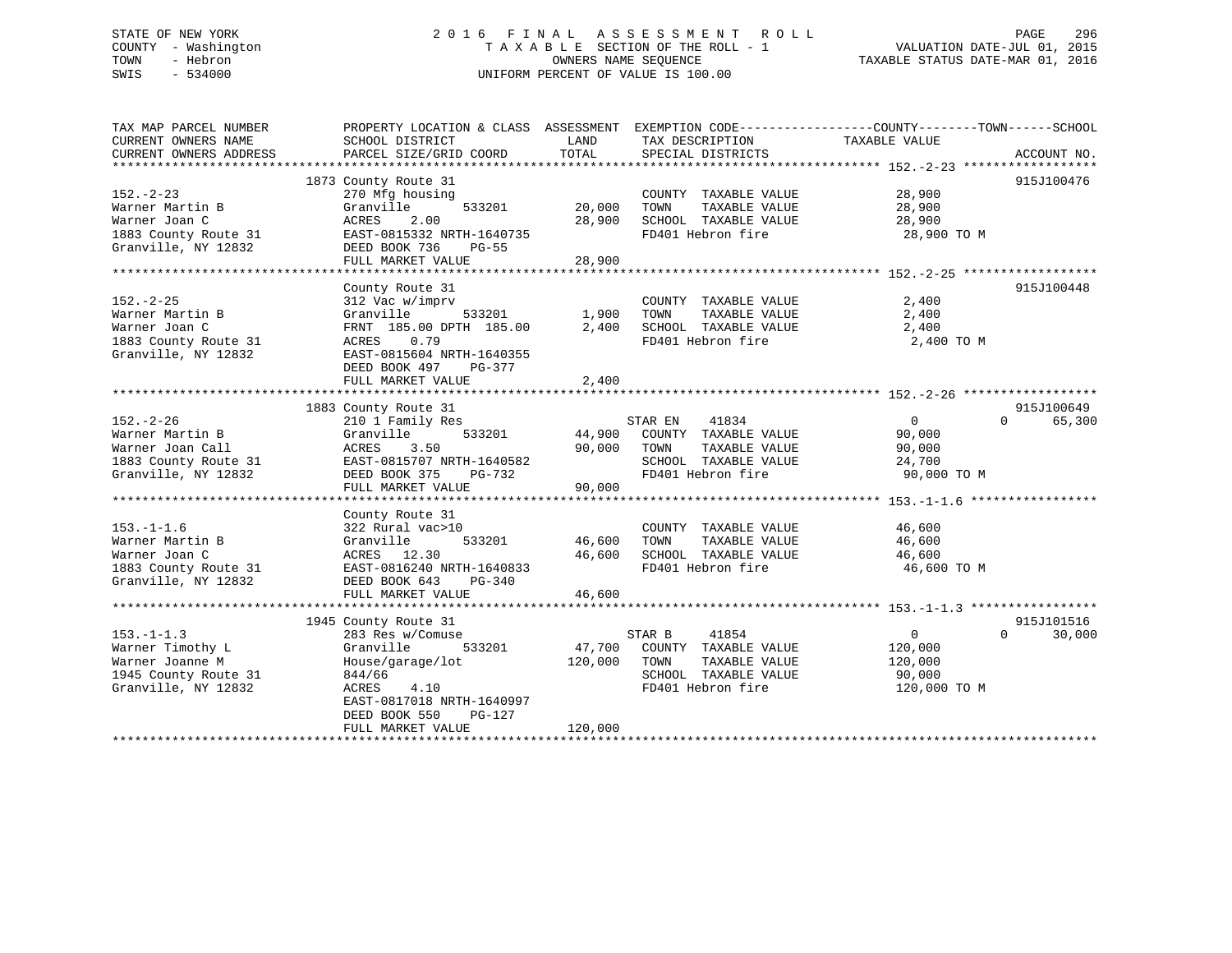STATE OF NEW YORK
COUNTY - Washington
TOWN - Hebron
SWIS - 534000

# 2016 FINAL ASSESSMENT ROLL
TAXABLE SECTION OF THE ROLL - 1
OWNERS NAME SEQUENCE
UNIFORM PERCENT OF VALUE IS 100.00

VALUATION DATE-JUL 01, 2015
TAXABLE STATUS DATE-MAR 01, 2016

| TAX MAP PARCEL NUMBER / CURRENT OWNERS NAME / CURRENT OWNERS ADDRESS | PROPERTY LOCATION & CLASS / SCHOOL DISTRICT / PARCEL SIZE/GRID COORD | ASSESSMENT LAND | TOTAL | EXEMPTION CODE / TAX DESCRIPTION / SPECIAL DISTRICTS | COUNTY | TOWN | SCHOOL | TAXABLE VALUE | ACCOUNT NO. |
|---|---|---|---|---|---|---|---|---|---|
| **152.-2-23** | 1873 County Route 31 | | | | | | | | 915J100476 |
| Warner Martin B | 270 Mfg housing | | | COUNTY TAXABLE VALUE | | | | 28,900 | |
| Warner Joan C | Granville 533201 | 20,000 | | TOWN TAXABLE VALUE | | | | 28,900 | |
| 1883 County Route 31 | ACRES 2.00 | | 28,900 | SCHOOL TAXABLE VALUE | | | | 28,900 | |
| Granville, NY 12832 | EAST-0815332 NRTH-1640735 | | | FD401 Hebron fire | | | | 28,900 TO M | |
| | DEED BOOK 736 PG-55 | | | | | | | | |
| | FULL MARKET VALUE | | 28,900 | | | | | | |
| **152.-2-25** | County Route 31 | | | | | | | | 915J100448 |
| Warner Martin B | 312 Vac w/imprv | | | COUNTY TAXABLE VALUE | | | | 2,400 | |
| Warner Joan C | Granville 533201 | 1,900 | | TOWN TAXABLE VALUE | | | | 2,400 | |
| 1883 County Route 31 | FRNT 185.00 DPTH 185.00 | | 2,400 | SCHOOL TAXABLE VALUE | | | | 2,400 | |
| Granville, NY 12832 | ACRES 0.79 | | | FD401 Hebron fire | | | | 2,400 TO M | |
| | EAST-0815604 NRTH-1640355 | | | | | | | | |
| | DEED BOOK 497 PG-377 | | | | | | | | |
| | FULL MARKET VALUE | | 2,400 | | | | | | |
| **152.-2-26** | 1883 County Route 31 | | | | | | | | 915J100649 |
| Warner Martin B | 210 1 Family Res | | | STAR EN 41834 | 0 | 0 | 65,300 | | |
| Warner Joan Call | Granville 533201 | 44,900 | | COUNTY TAXABLE VALUE | | | | 90,000 | |
| 1883 County Route 31 | ACRES 3.50 | | 90,000 | TOWN TAXABLE VALUE | | | | 90,000 | |
| Granville, NY 12832 | EAST-0815707 NRTH-1640582 | | | SCHOOL TAXABLE VALUE | | | | 24,700 | |
| | DEED BOOK 375 PG-732 | | | FD401 Hebron fire | | | | 90,000 TO M | |
| | FULL MARKET VALUE | | 90,000 | | | | | | |
| **153.-1-1.6** | County Route 31 | | | | | | | | |
| Warner Martin B | 322 Rural vac>10 | | | COUNTY TAXABLE VALUE | | | | 46,600 | |
| Warner Joan C | Granville 533201 | 46,600 | | TOWN TAXABLE VALUE | | | | 46,600 | |
| 1883 County Route 31 | ACRES 12.30 | | 46,600 | SCHOOL TAXABLE VALUE | | | | 46,600 | |
| Granville, NY 12832 | EAST-0816240 NRTH-1640833 | | | FD401 Hebron fire | | | | 46,600 TO M | |
| | DEED BOOK 643 PG-340 | | | | | | | | |
| | FULL MARKET VALUE | | 46,600 | | | | | | |
| **153.-1-1.3** | 1945 County Route 31 | | | | | | | | 915J101516 |
| Warner Timothy L | 283 Res w/Comuse | | | STAR B 41854 | 0 | 0 | 30,000 | | |
| Warner Joanne M | Granville 533201 | 47,700 | | COUNTY TAXABLE VALUE | | | | 120,000 | |
| 1945 County Route 31 | House/garage/lot | | 120,000 | TOWN TAXABLE VALUE | | | | 120,000 | |
| Granville, NY 12832 | 844/66 | | | SCHOOL TAXABLE VALUE | | | | 90,000 | |
| | ACRES 4.10 | | | FD401 Hebron fire | | | | 120,000 TO M | |
| | EAST-0817018 NRTH-1640997 | | | | | | | | |
| | DEED BOOK 550 PG-127 | | | | | | | | |
| | FULL MARKET VALUE | | 120,000 | | | | | | |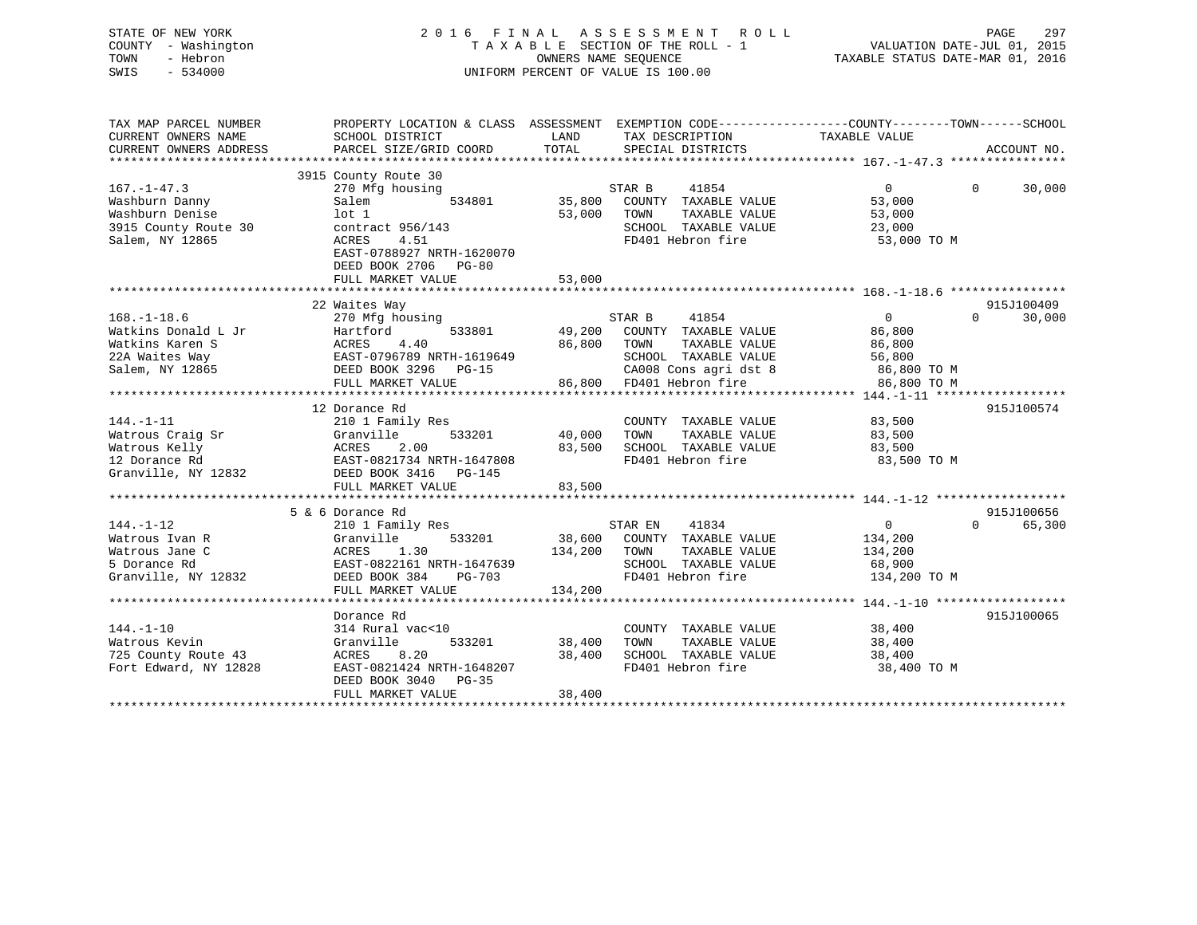STATE OF NEW YORK
COUNTY - Washington
TOWN - Hebron
SWIS - 534000

# 2016 FINAL ASSESSMENT ROLL

TAXABLE SECTION OF THE ROLL - 1
OWNERS NAME SEQUENCE
UNIFORM PERCENT OF VALUE IS 100.00

VALUATION DATE-JUL 01, 2015
TAXABLE STATUS DATE-MAR 01, 2016

```
TAX MAP PARCEL NUMBER          PROPERTY LOCATION & CLASS  ASSESSMENT  EXEMPTION CODE------------------COUNTY--------TOWN------SCHOOL
CURRENT OWNERS NAME            SCHOOL DISTRICT               LAND      TAX DESCRIPTION             TAXABLE VALUE
CURRENT OWNERS ADDRESS         PARCEL SIZE/GRID COORD        TOTAL     SPECIAL DISTRICTS                                    ACCOUNT NO.
******************************************************************************************************* 167.-1-47.3 ****************
                               3915 County Route 30
167.-1-47.3                    270 Mfg housing                         STAR B      41854                  0           0      30,000
Washburn Danny                 Salem          534801       35,800   COUNTY  TAXABLE VALUE             53,000
Washburn Denise                lot 1                       53,000   TOWN    TAXABLE VALUE             53,000
3915 County Route 30           contract 956/143                      SCHOOL  TAXABLE VALUE             23,000
Salem, NY 12865                ACRES     4.51                        FD401 Hebron fire                  53,000 TO M
                               EAST-0788927 NRTH-1620070
                               DEED BOOK 2706   PG-80
                               FULL MARKET VALUE            53,000
******************************************************************************************************* 168.-1-18.6 ****************
                               22 Waites Way                                                                          915J100409
168.-1-18.6                    270 Mfg housing                         STAR B      41854                  0           0      30,000
Watkins Donald L Jr            Hartford       533801       49,200   COUNTY  TAXABLE VALUE             86,800
Watkins Karen S                ACRES     4.40              86,800   TOWN    TAXABLE VALUE             86,800
22A Waites Way                 EAST-0796789 NRTH-1619649             SCHOOL  TAXABLE VALUE             56,800
Salem, NY 12865                DEED BOOK 3296   PG-15                CA008 Cons agri dst 8              86,800 TO M
                               FULL MARKET VALUE            86,800   FD401 Hebron fire                  86,800 TO M
******************************************************************************************************* 144.-1-11 ******************
                               12 Dorance Rd                                                                          915J100574
144.-1-11                      210 1 Family Res                      COUNTY  TAXABLE VALUE             83,500
Watrous Craig Sr               Granville      533201       40,000   TOWN    TAXABLE VALUE             83,500
Watrous Kelly                  ACRES     2.00              83,500   SCHOOL  TAXABLE VALUE             83,500
12 Dorance Rd                  EAST-0821734 NRTH-1647808             FD401 Hebron fire                  83,500 TO M
Granville, NY 12832            DEED BOOK 3416   PG-145
                               FULL MARKET VALUE            83,500
******************************************************************************************************* 144.-1-12 ******************
                               5 & 6 Dorance Rd                                                                       915J100656
144.-1-12                      210 1 Family Res                        STAR EN     41834                  0           0      65,300
Watrous Ivan R                 Granville      533201       38,600   COUNTY  TAXABLE VALUE            134,200
Watrous Jane C                 ACRES     1.30             134,200   TOWN    TAXABLE VALUE            134,200
5 Dorance Rd                   EAST-0822161 NRTH-1647639             SCHOOL  TAXABLE VALUE             68,900
Granville, NY 12832            DEED BOOK 384    PG-703               FD401 Hebron fire                 134,200 TO M
                               FULL MARKET VALUE           134,200
******************************************************************************************************* 144.-1-10 ******************
                               Dorance Rd                                                                             915J100065
144.-1-10                      314 Rural vac<10                      COUNTY  TAXABLE VALUE             38,400
Watrous Kevin                  Granville      533201       38,400   TOWN    TAXABLE VALUE             38,400
725 County Route 43            ACRES     8.20              38,400   SCHOOL  TAXABLE VALUE             38,400
Fort Edward, NY 12828          EAST-0821424 NRTH-1648207             FD401 Hebron fire                  38,400 TO M
                               DEED BOOK 3040   PG-35
                               FULL MARKET VALUE            38,400
************************************************************************************************************************************
```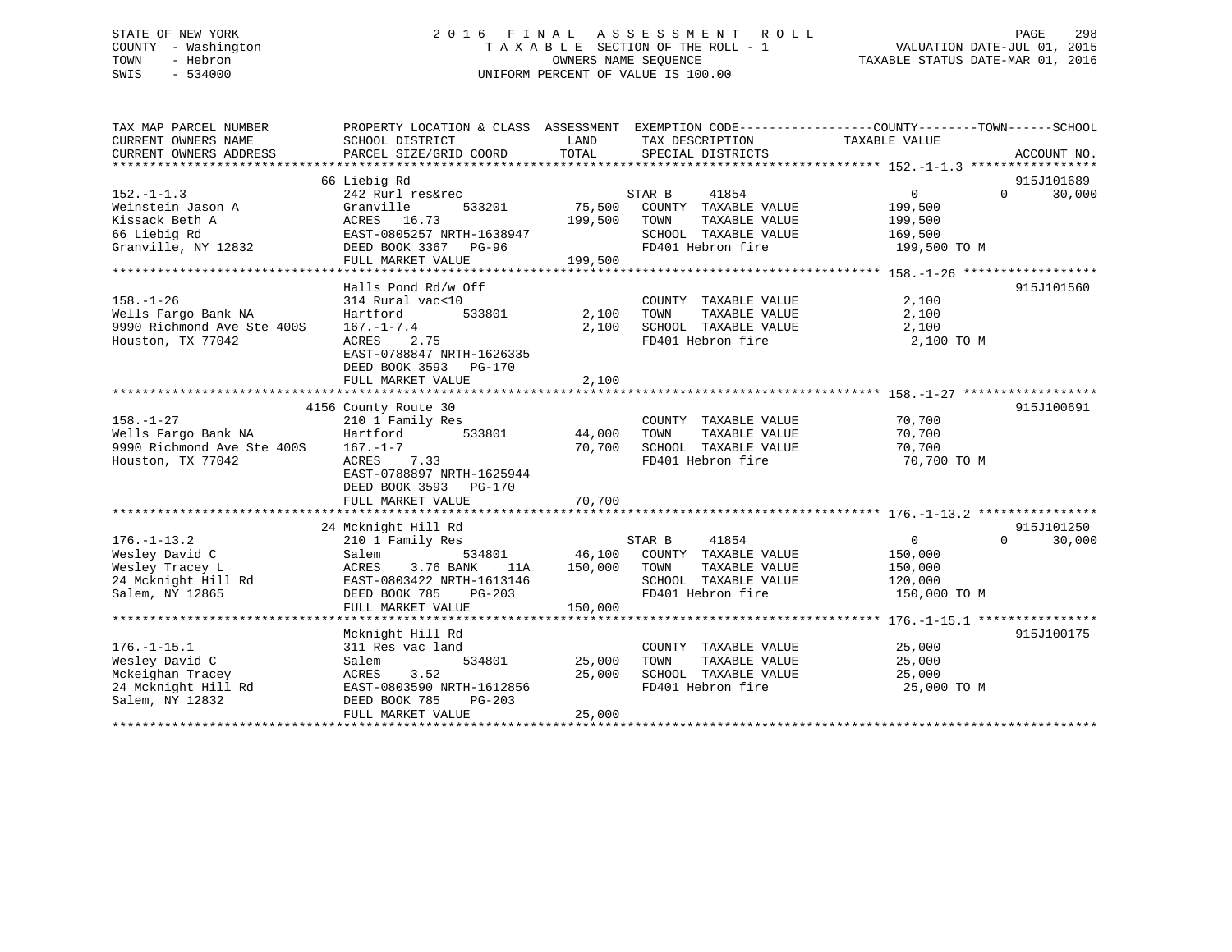STATE OF NEW YORK
COUNTY - Washington
TOWN - Hebron
SWIS - 534000

2016 FINAL ASSESSMENT ROLL
TAXABLE SECTION OF THE ROLL - 1
OWNERS NAME SEQUENCE
UNIFORM PERCENT OF VALUE IS 100.00

VALUATION DATE-JUL 01, 2015
TAXABLE STATUS DATE-MAR 01, 2016

```
TAX MAP PARCEL NUMBER          PROPERTY LOCATION & CLASS  ASSESSMENT  EXEMPTION CODE------------------COUNTY--------TOWN------SCHOOL
CURRENT OWNERS NAME            SCHOOL DISTRICT             LAND       TAX DESCRIPTION            TAXABLE VALUE
CURRENT OWNERS ADDRESS         PARCEL SIZE/GRID COORD      TOTAL      SPECIAL DISTRICTS                                      ACCOUNT NO.
******************************************************************************************************* 152.-1-1.3 *****************
                               66 Liebig Rd                                                                               915J101689
152.-1-1.3                     242 Rurl res&rec                    STAR B      41854              0            0       30,000
Weinstein Jason A              Granville        533201     75,500   COUNTY  TAXABLE VALUE         199,500
Kissack Beth A                 ACRES  16.73               199,500   TOWN    TAXABLE VALUE         199,500
66 Liebig Rd                   EAST-0805257 NRTH-1638947            SCHOOL  TAXABLE VALUE         169,500
Granville, NY 12832            DEED BOOK 3367  PG-96                FD401 Hebron fire              199,500 TO M
                               FULL MARKET VALUE          199,500
******************************************************************************************************* 158.-1-26 ******************
                               Halls Pond Rd/w Off                                                                        915J101560
158.-1-26                      314 Rural vac<10                     COUNTY  TAXABLE VALUE           2,100
Wells Fargo Bank NA            Hartford         533801      2,100   TOWN    TAXABLE VALUE           2,100
9990 Richmond Ave Ste 400S     167.-1-7.4                   2,100   SCHOOL  TAXABLE VALUE           2,100
Houston, TX 77042              ACRES   2.75                         FD401 Hebron fire                2,100 TO M
                               EAST-0788847 NRTH-1626335
                               DEED BOOK 3593  PG-170
                               FULL MARKET VALUE            2,100
******************************************************************************************************* 158.-1-27 ******************
                               4156 County Route 30                                                                       915J100691
158.-1-27                      210 1 Family Res                     COUNTY  TAXABLE VALUE          70,700
Wells Fargo Bank NA            Hartford         533801     44,000   TOWN    TAXABLE VALUE          70,700
9990 Richmond Ave Ste 400S     167.-1-7                    70,700   SCHOOL  TAXABLE VALUE          70,700
Houston, TX 77042              ACRES   7.33                         FD401 Hebron fire               70,700 TO M
                               EAST-0788897 NRTH-1625944
                               DEED BOOK 3593  PG-170
                               FULL MARKET VALUE           70,700
******************************************************************************************************* 176.-1-13.2 ****************
                               24 Mcknight Hill Rd                                                                        915J101250
176.-1-13.2                    210 1 Family Res                    STAR B      41854              0            0       30,000
Wesley David C                 Salem            534801     46,100   COUNTY  TAXABLE VALUE         150,000
Wesley Tracey L                ACRES   3.76 BANK    11A   150,000   TOWN    TAXABLE VALUE         150,000
24 Mcknight Hill Rd            EAST-0803422 NRTH-1613146            SCHOOL  TAXABLE VALUE         120,000
Salem, NY 12865                DEED BOOK 785   PG-203               FD401 Hebron fire              150,000 TO M
                               FULL MARKET VALUE          150,000
******************************************************************************************************* 176.-1-15.1 ****************
                               Mcknight Hill Rd                                                                           915J100175
176.-1-15.1                    311 Res vac land                     COUNTY  TAXABLE VALUE          25,000
Wesley David C                 Salem            534801     25,000   TOWN    TAXABLE VALUE          25,000
Mckeighan Tracey               ACRES   3.52                25,000   SCHOOL  TAXABLE VALUE          25,000
24 Mcknight Hill Rd            EAST-0803590 NRTH-1612856            FD401 Hebron fire               25,000 TO M
Salem, NY 12832                DEED BOOK 785   PG-203
                               FULL MARKET VALUE           25,000
************************************************************************************************************************************
```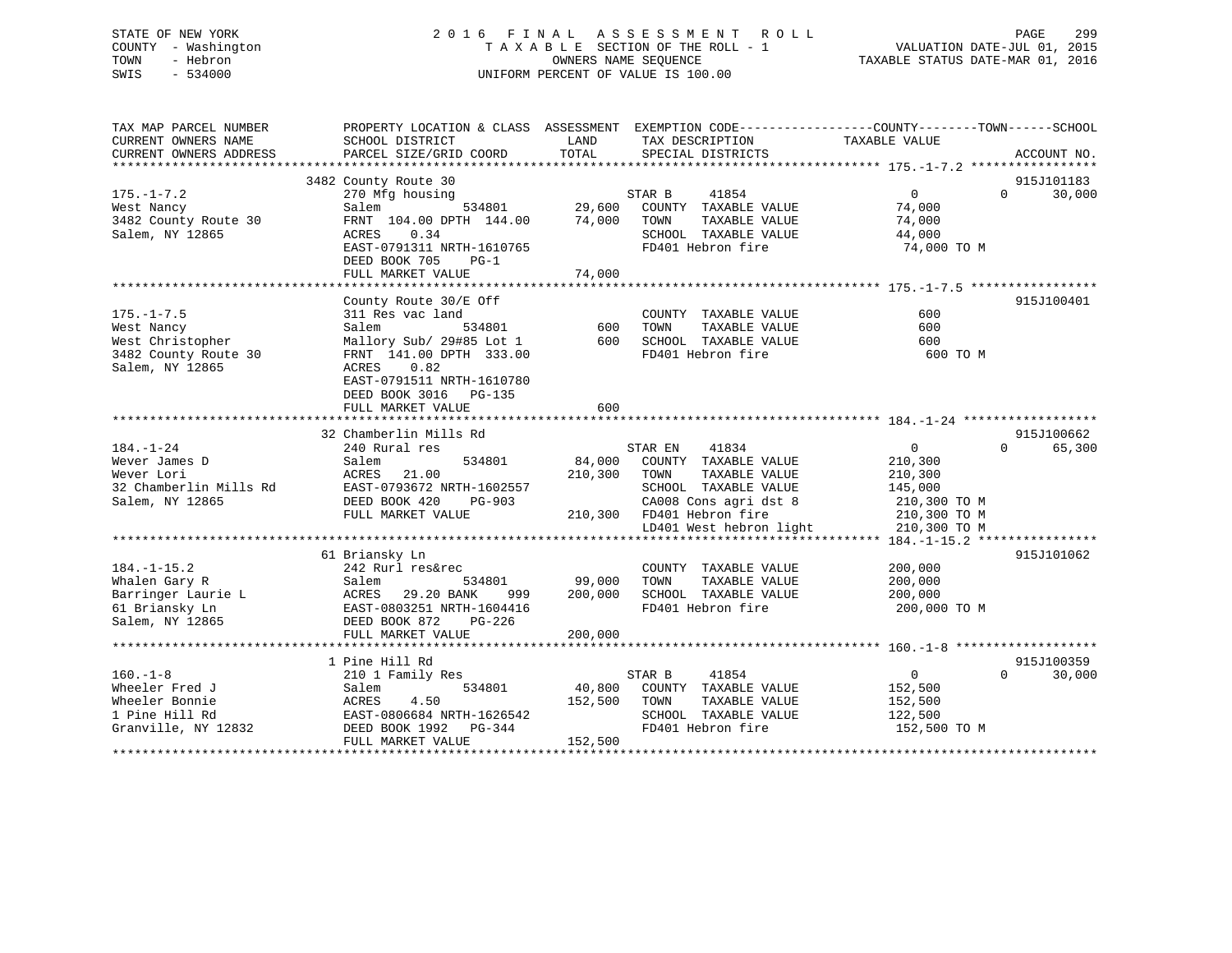STATE OF NEW YORK
COUNTY - Washington
TOWN - Hebron
SWIS - 534000

2016 FINAL ASSESSMENT ROLL
TAXABLE SECTION OF THE ROLL - 1
OWNERS NAME SEQUENCE
UNIFORM PERCENT OF VALUE IS 100.00

VALUATION DATE-JUL 01, 2015
TAXABLE STATUS DATE-MAR 01, 2016

```
TAX MAP PARCEL NUMBER          PROPERTY LOCATION & CLASS  ASSESSMENT  EXEMPTION CODE------------------COUNTY--------TOWN------SCHOOL
CURRENT OWNERS NAME            SCHOOL DISTRICT               LAND      TAX DESCRIPTION             TAXABLE VALUE
CURRENT OWNERS ADDRESS         PARCEL SIZE/GRID COORD        TOTAL     SPECIAL DISTRICTS                                     ACCOUNT NO.
******************************************************************************************************* 175.-1-7.2 *****************
                               3482 County Route 30                                                                          915J101183
175.-1-7.2                     270 Mfg housing                         STAR B     41854              0             0       30,000
West Nancy                     Salem           534801        29,600    COUNTY  TAXABLE VALUE          74,000
3482 County Route 30           FRNT 104.00 DPTH 144.00       74,000    TOWN    TAXABLE VALUE          74,000
Salem, NY 12865                ACRES    0.34                           SCHOOL  TAXABLE VALUE          44,000
                               EAST-0791311 NRTH-1610765               FD401 Hebron fire              74,000 TO M
                               DEED BOOK 705    PG-1
                               FULL MARKET VALUE             74,000
******************************************************************************************************* 175.-1-7.5 *****************
                               County Route 30/E Off                                                                         915J100401
175.-1-7.5                     311 Res vac land                        COUNTY  TAXABLE VALUE             600
West Nancy                     Salem           534801           600    TOWN    TAXABLE VALUE             600
West Christopher               Mallory Sub/ 29#85 Lot 1         600    SCHOOL  TAXABLE VALUE             600
3482 County Route 30           FRNT 141.00 DPTH 333.00                 FD401 Hebron fire                 600 TO M
Salem, NY 12865                ACRES    0.82
                               EAST-0791511 NRTH-1610780
                               DEED BOOK 3016   PG-135
                               FULL MARKET VALUE                600
******************************************************************************************************* 184.-1-24 ******************
                               32 Chamberlin Mills Rd                                                                        915J100662
184.-1-24                      240 Rural res                           STAR EN    41834              0             0       65,300
Wever James D                  Salem           534801        84,000    COUNTY  TAXABLE VALUE         210,300
Wever Lori                     ACRES   21.00                210,300    TOWN    TAXABLE VALUE         210,300
32 Chamberlin Mills Rd         EAST-0793672 NRTH-1602557               SCHOOL  TAXABLE VALUE         145,000
Salem, NY 12865                DEED BOOK 420    PG-903                 CA008 Cons agri dst 8         210,300 TO M
                               FULL MARKET VALUE            210,300    FD401 Hebron fire             210,300 TO M
                                                                       LD401 West hebron light       210,300 TO M
******************************************************************************************************* 184.-1-15.2 ****************
                               61 Briansky Ln                                                                                915J101062
184.-1-15.2                    242 Rurl res&rec                        COUNTY  TAXABLE VALUE         200,000
Whalen Gary R                  Salem           534801        99,000    TOWN    TAXABLE VALUE         200,000
Barringer Laurie L             ACRES   29.20 BANK     999   200,000    SCHOOL  TAXABLE VALUE         200,000
61 Briansky Ln                 EAST-0803251 NRTH-1604416               FD401 Hebron fire             200,000 TO M
Salem, NY 12865                DEED BOOK 872    PG-226
                               FULL MARKET VALUE            200,000
******************************************************************************************************* 160.-1-8 *******************
                               1 Pine Hill Rd                                                                                915J100359
160.-1-8                       210 1 Family Res                        STAR B     41854              0             0       30,000
Wheeler Fred J                 Salem           534801        40,800    COUNTY  TAXABLE VALUE         152,500
Wheeler Bonnie                 ACRES    4.50                152,500    TOWN    TAXABLE VALUE         152,500
1 Pine Hill Rd                 EAST-0806684 NRTH-1626542               SCHOOL  TAXABLE VALUE         122,500
Granville, NY 12832            DEED BOOK 1992   PG-344                 FD401 Hebron fire             152,500 TO M
                               FULL MARKET VALUE            152,500
************************************************************************************************************************************
```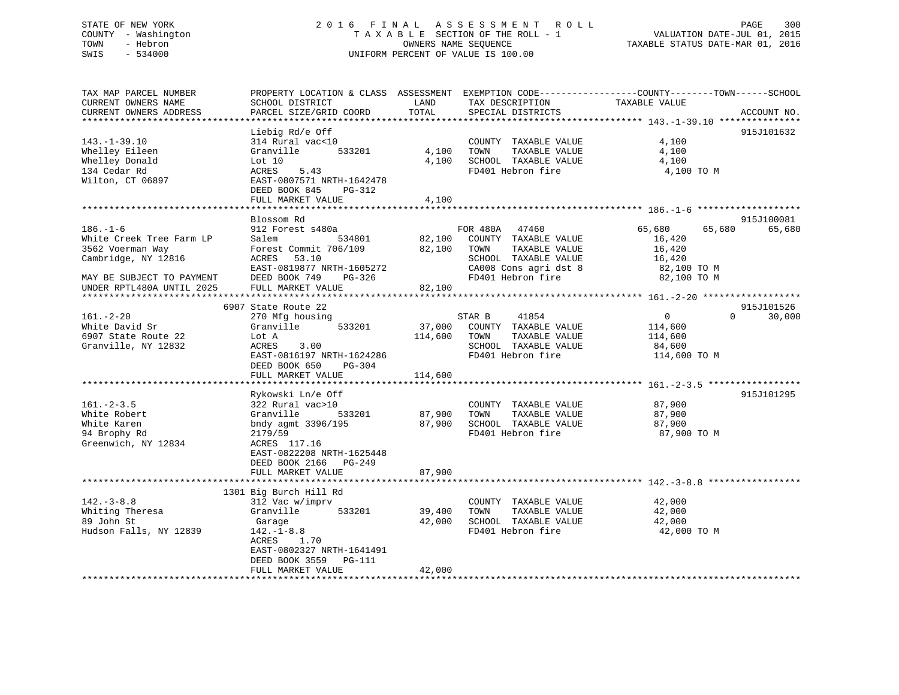STATE OF NEW YORK
COUNTY - Washington
TOWN - Hebron
SWIS - 534000

2016 FINAL ASSESSMENT ROLL
TAXABLE SECTION OF THE ROLL - 1
OWNERS NAME SEQUENCE
UNIFORM PERCENT OF VALUE IS 100.00

VALUATION DATE-JUL 01, 2015
TAXABLE STATUS DATE-MAR 01, 2016

| TAX MAP PARCEL NUMBER / CURRENT OWNERS NAME / CURRENT OWNERS ADDRESS | PROPERTY LOCATION & CLASS / SCHOOL DISTRICT / PARCEL SIZE/GRID COORD | ASSESSMENT LAND / TOTAL | EXEMPTION CODE / TAX DESCRIPTION / SPECIAL DISTRICTS | COUNTY TAXABLE VALUE | TOWN | SCHOOL | ACCOUNT NO. |
|---|---|---|---|---|---|---|---|
| **143.-1-39.10** | Liebig Rd/e Off | | | | | | 915J101632 |
| 143.-1-39.10 | 314 Rural vac<10 | | COUNTY TAXABLE VALUE | 4,100 | | | |
| Whelley Eileen | Granville 533201 | 4,100 | TOWN TAXABLE VALUE | 4,100 | | | |
| Whelley Donald | Lot 10 | 4,100 | SCHOOL TAXABLE VALUE | 4,100 | | | |
| 134 Cedar Rd | ACRES 5.43 | | FD401 Hebron fire | 4,100 TO M | | | |
| Wilton, CT 06897 | EAST-0807571 NRTH-1642478 | | | | | | |
| | DEED BOOK 845 PG-312 | | | | | | |
| | FULL MARKET VALUE | 4,100 | | | | | |
| **186.-1-6** | Blossom Rd | | | | | | 915J100081 |
| 186.-1-6 | 912 Forest s480a | | FOR 480A 47460 | 65,680 | 65,680 | 65,680 | |
| White Creek Tree Farm LP | Salem 534801 | 82,100 | COUNTY TAXABLE VALUE | 16,420 | | | |
| 3562 Voerman Way | Forest Commit 706/109 | 82,100 | TOWN TAXABLE VALUE | 16,420 | | | |
| Cambridge, NY 12816 | ACRES 53.10 | | SCHOOL TAXABLE VALUE | 16,420 | | | |
| | EAST-0819877 NRTH-1605272 | | CA008 Cons agri dst 8 | 82,100 TO M | | | |
| MAY BE SUBJECT TO PAYMENT | DEED BOOK 749 PG-326 | | FD401 Hebron fire | 82,100 TO M | | | |
| UNDER RPTL480A UNTIL 2025 | FULL MARKET VALUE | 82,100 | | | | | |
| **161.-2-20** | 6907 State Route 22 | | | | | | 915J101526 |
| 161.-2-20 | 270 Mfg housing | | STAR B 41854 | 0 | 0 | 30,000 | |
| White David Sr | Granville 533201 | 37,000 | COUNTY TAXABLE VALUE | 114,600 | | | |
| 6907 State Route 22 | Lot A | 114,600 | TOWN TAXABLE VALUE | 114,600 | | | |
| Granville, NY 12832 | ACRES 3.00 | | SCHOOL TAXABLE VALUE | 84,600 | | | |
| | EAST-0816197 NRTH-1624286 | | FD401 Hebron fire | 114,600 TO M | | | |
| | DEED BOOK 650 PG-304 | | | | | | |
| | FULL MARKET VALUE | 114,600 | | | | | |
| **161.-2-3.5** | Rykowski Ln/e Off | | | | | | 915J101295 |
| 161.-2-3.5 | 322 Rural vac>10 | | COUNTY TAXABLE VALUE | 87,900 | | | |
| White Robert | Granville 533201 | 87,900 | TOWN TAXABLE VALUE | 87,900 | | | |
| White Karen | bndy agmt 3396/195 | 87,900 | SCHOOL TAXABLE VALUE | 87,900 | | | |
| 94 Brophy Rd | 2179/59 | | FD401 Hebron fire | 87,900 TO M | | | |
| Greenwich, NY 12834 | ACRES 117.16 | | | | | | |
| | EAST-0822208 NRTH-1625448 | | | | | | |
| | DEED BOOK 2166 PG-249 | | | | | | |
| | FULL MARKET VALUE | 87,900 | | | | | |
| **142.-3-8.8** | 1301 Big Burch Hill Rd | | | | | | |
| 142.-3-8.8 | 312 Vac w/imprv | | COUNTY TAXABLE VALUE | 42,000 | | | |
| Whiting Theresa | Granville 533201 | 39,400 | TOWN TAXABLE VALUE | 42,000 | | | |
| 89 John St | Garage | 42,000 | SCHOOL TAXABLE VALUE | 42,000 | | | |
| Hudson Falls, NY 12839 | 142.-1-8.8 | | FD401 Hebron fire | 42,000 TO M | | | |
| | ACRES 1.70 | | | | | | |
| | EAST-0802327 NRTH-1641491 | | | | | | |
| | DEED BOOK 3559 PG-111 | | | | | | |
| | FULL MARKET VALUE | 42,000 | | | | | |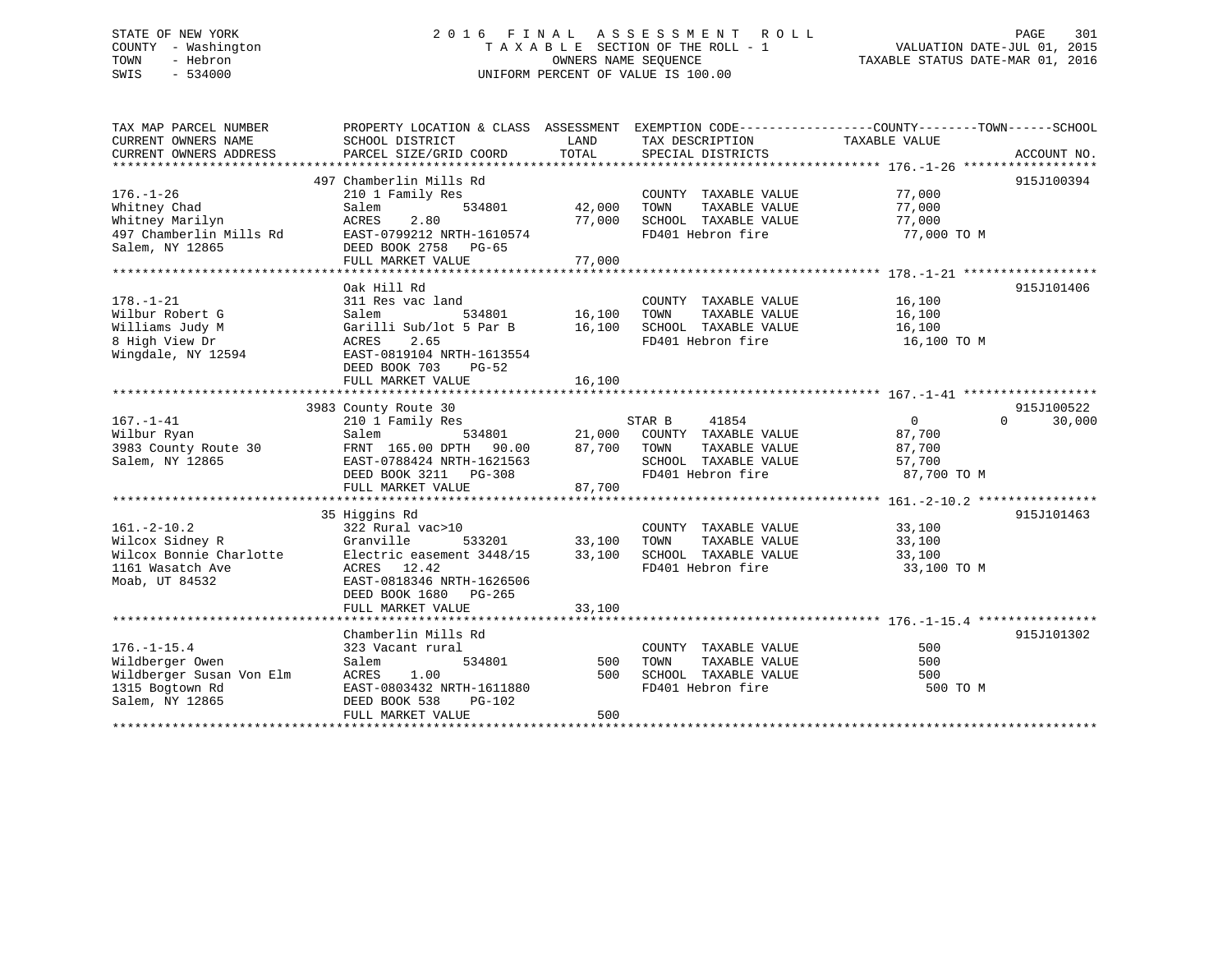STATE OF NEW YORK
COUNTY - Washington
TOWN - Hebron
SWIS - 534000

2 0 1 6 F I N A L A S S E S S M E N T R O L L
T A X A B L E SECTION OF THE ROLL - 1
OWNERS NAME SEQUENCE
UNIFORM PERCENT OF VALUE IS 100.00

VALUATION DATE-JUL 01, 2015
TAXABLE STATUS DATE-MAR 01, 2016

| TAX MAP PARCEL NUMBER / CURRENT OWNERS NAME / CURRENT OWNERS ADDRESS | PROPERTY LOCATION & CLASS / SCHOOL DISTRICT / PARCEL SIZE/GRID COORD | ASSESSMENT LAND | TOTAL | EXEMPTION CODE / TAX DESCRIPTION / SPECIAL DISTRICTS | COUNTY / TOWN / SCHOOL TAXABLE VALUE | ACCOUNT NO. |
|---|---|---|---|---|---|---|
| **176.-1-26** | 497 Chamberlin Mills Rd | | | | | 915J100394 |
| Whitney Chad | 210 1 Family Res | | | COUNTY TAXABLE VALUE | 77,000 | |
| Whitney Marilyn | Salem 534801 | 42,000 | | TOWN TAXABLE VALUE | 77,000 | |
| 497 Chamberlin Mills Rd | ACRES 2.80 | | 77,000 | SCHOOL TAXABLE VALUE | 77,000 | |
| Salem, NY 12865 | EAST-0799212 NRTH-1610574 | | | FD401 Hebron fire | 77,000 TO M | |
| | DEED BOOK 2758 PG-65 | | | | | |
| | FULL MARKET VALUE | | 77,000 | | | |
| **178.-1-21** | Oak Hill Rd | | | | | 915J101406 |
| Wilbur Robert G | 311 Res vac land | | | COUNTY TAXABLE VALUE | 16,100 | |
| Williams Judy M | Salem 534801 | 16,100 | | TOWN TAXABLE VALUE | 16,100 | |
| 8 High View Dr | Garilli Sub/lot 5 Par B | | 16,100 | SCHOOL TAXABLE VALUE | 16,100 | |
| Wingdale, NY 12594 | ACRES 2.65 | | | FD401 Hebron fire | 16,100 TO M | |
| | EAST-0819104 NRTH-1613554 | | | | | |
| | DEED BOOK 703 PG-52 | | | | | |
| | FULL MARKET VALUE | | 16,100 | | | |
| **167.-1-41** | 3983 County Route 30 | | | | | 915J100522 |
| Wilbur Ryan | 210 1 Family Res | | | STAR B 41854 | 0 0 30,000 | |
| 3983 County Route 30 | Salem 534801 | 21,000 | | COUNTY TAXABLE VALUE | 87,700 | |
| Salem, NY 12865 | FRNT 165.00 DPTH 90.00 | | 87,700 | TOWN TAXABLE VALUE | 87,700 | |
| | EAST-0788424 NRTH-1621563 | | | SCHOOL TAXABLE VALUE | 57,700 | |
| | DEED BOOK 3211 PG-308 | | | FD401 Hebron fire | 87,700 TO M | |
| | FULL MARKET VALUE | | 87,700 | | | |
| **161.-2-10.2** | 35 Higgins Rd | | | | | 915J101463 |
| Wilcox Sidney R | 322 Rural vac>10 | | | COUNTY TAXABLE VALUE | 33,100 | |
| Wilcox Bonnie Charlotte | Granville 533201 | 33,100 | | TOWN TAXABLE VALUE | 33,100 | |
| 1161 Wasatch Ave | Electric easement 3448/15 | | 33,100 | SCHOOL TAXABLE VALUE | 33,100 | |
| Moab, UT 84532 | ACRES 12.42 | | | FD401 Hebron fire | 33,100 TO M | |
| | EAST-0818346 NRTH-1626506 | | | | | |
| | DEED BOOK 1680 PG-265 | | | | | |
| | FULL MARKET VALUE | | 33,100 | | | |
| **176.-1-15.4** | Chamberlin Mills Rd | | | | | 915J101302 |
| Wildberger Owen | 323 Vacant rural | | | COUNTY TAXABLE VALUE | 500 | |
| Wildberger Susan Von Elm | Salem 534801 | 500 | | TOWN TAXABLE VALUE | 500 | |
| 1315 Bogtown Rd | ACRES 1.00 | | 500 | SCHOOL TAXABLE VALUE | 500 | |
| Salem, NY 12865 | EAST-0803432 NRTH-1611880 | | | FD401 Hebron fire | 500 TO M | |
| | DEED BOOK 538 PG-102 | | | | | |
| | FULL MARKET VALUE | | 500 | | | |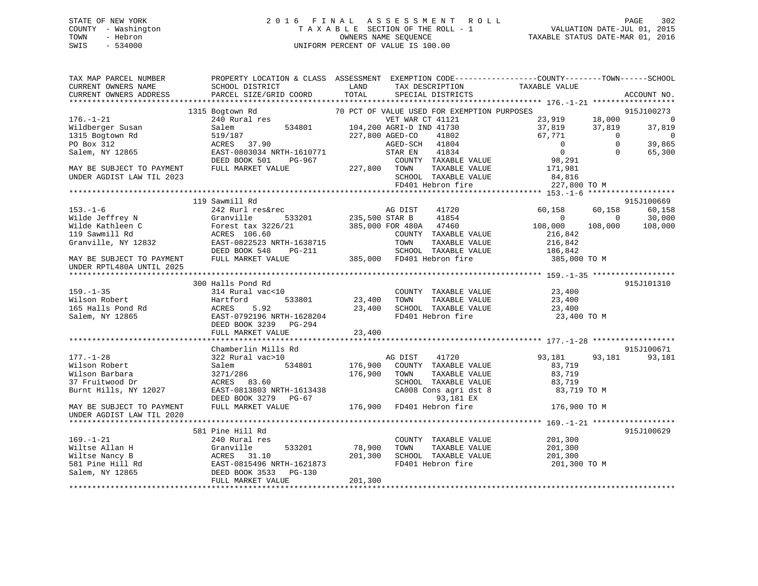STATE OF NEW YORK
COUNTY - Washington
TOWN - Hebron
SWIS - 534000

2016 FINAL ASSESSMENT ROLL
TAXABLE SECTION OF THE ROLL - 1
OWNERS NAME SEQUENCE
UNIFORM PERCENT OF VALUE IS 100.00

VALUATION DATE-JUL 01, 2015
TAXABLE STATUS DATE-MAR 01, 2016

```
TAX MAP PARCEL NUMBER          PROPERTY LOCATION & CLASS  ASSESSMENT  EXEMPTION CODE-----------------COUNTY--------TOWN------SCHOOL
CURRENT OWNERS NAME            SCHOOL DISTRICT               LAND      TAX DESCRIPTION             TAXABLE VALUE
CURRENT OWNERS ADDRESS         PARCEL SIZE/GRID COORD       TOTAL      SPECIAL DISTRICTS                                     ACCOUNT NO.
******************************************************************************************************* 176.-1-21 ******************
                     1315 Bogtown Rd                       70 PCT OF VALUE USED FOR EXEMPTION PURPOSES                      915J100273
176.-1-21                      240 Rural res                          VET WAR CT 41121           23,919     18,000           0
Wildberger Susan               Salem          534801     104,200 AGRI-D IND 41730           37,819     37,819      37,819
1315 Bogtown Rd                519/187                    227,800 AGED-CO    41802           67,771          0           0
PO Box 312                     ACRES  37.90                        AGED-SCH   41804                0          0      39,865
Salem, NY 12865                EAST-0803034 NRTH-1610771           STAR EN    41834                0          0      65,300
                               DEED BOOK 501    PG-967              COUNTY  TAXABLE VALUE         98,291
MAY BE SUBJECT TO PAYMENT      FULL MARKET VALUE          227,800   TOWN    TAXABLE VALUE        171,981
UNDER AGDIST LAW TIL 2023                                           SCHOOL  TAXABLE VALUE         84,816
                                                                    FD401 Hebron fire            227,800 TO M
******************************************************************************************************* 153.-1-6 *******************
                     119 Sawmill Rd                                                                                 915J100669
153.-1-6                       242 Rurl res&rec                     AG DIST    41720           60,158     60,158      60,158
Wilde Jeffrey N                Granville      533201     235,500 STAR B     41854                0          0      30,000
Wilde Kathleen C               Forest tax 3226/21        385,000 FOR 480A   47460          108,000    108,000     108,000
119 Sawmill Rd                 ACRES 106.60                         COUNTY  TAXABLE VALUE        216,842
Granville, NY 12832            EAST-0822523 NRTH-1638715            TOWN    TAXABLE VALUE        216,842
                               DEED BOOK 548    PG-211              SCHOOL  TAXABLE VALUE        186,842
MAY BE SUBJECT TO PAYMENT      FULL MARKET VALUE          385,000   FD401 Hebron fire            385,000 TO M
UNDER RPTL480A UNTIL 2025
******************************************************************************************************* 159.-1-35 ******************
                     300 Halls Pond Rd                                                                              915J101310
159.-1-35                      314 Rural vac<10                     COUNTY  TAXABLE VALUE         23,400
Wilson Robert                  Hartford       533801      23,400    TOWN    TAXABLE VALUE         23,400
165 Halls Pond Rd              ACRES   5.92                23,400   SCHOOL  TAXABLE VALUE         23,400
Salem, NY 12865                EAST-0792196 NRTH-1628204            FD401 Hebron fire             23,400 TO M
                               DEED BOOK 3239   PG-294
                               FULL MARKET VALUE           23,400
******************************************************************************************************* 177.-1-28 ******************
                               Chamberlin Mills Rd                                                                  915J100671
177.-1-28                      322 Rural vac>10                     AG DIST    41720           93,181     93,181      93,181
Wilson Robert                  Salem          534801     176,900    COUNTY  TAXABLE VALUE         83,719
Wilson Barbara                 3271/286                   176,900   TOWN    TAXABLE VALUE         83,719
37 Fruitwood Dr                ACRES  83.60                         SCHOOL  TAXABLE VALUE         83,719
Burnt Hills, NY 12027          EAST-0813803 NRTH-1613438            CA008 Cons agri dst 8         83,719 TO M
                               DEED BOOK 3279   PG-67                    93,181 EX
MAY BE SUBJECT TO PAYMENT      FULL MARKET VALUE          176,900   FD401 Hebron fire            176,900 TO M
UNDER AGDIST LAW TIL 2020
******************************************************************************************************* 169.-1-21 ******************
                     581 Pine Hill Rd                                                                               915J100629
169.-1-21                      240 Rural res                        COUNTY  TAXABLE VALUE        201,300
Wiltse Allan H                 Granville      533201      78,900    TOWN    TAXABLE VALUE        201,300
Wiltse Nancy B                 ACRES  31.10               201,300   SCHOOL  TAXABLE VALUE        201,300
581 Pine Hill Rd               EAST-0815496 NRTH-1621873            FD401 Hebron fire            201,300 TO M
Salem, NY 12865                DEED BOOK 3533   PG-130
                               FULL MARKET VALUE          201,300
************************************************************************************************************************************
```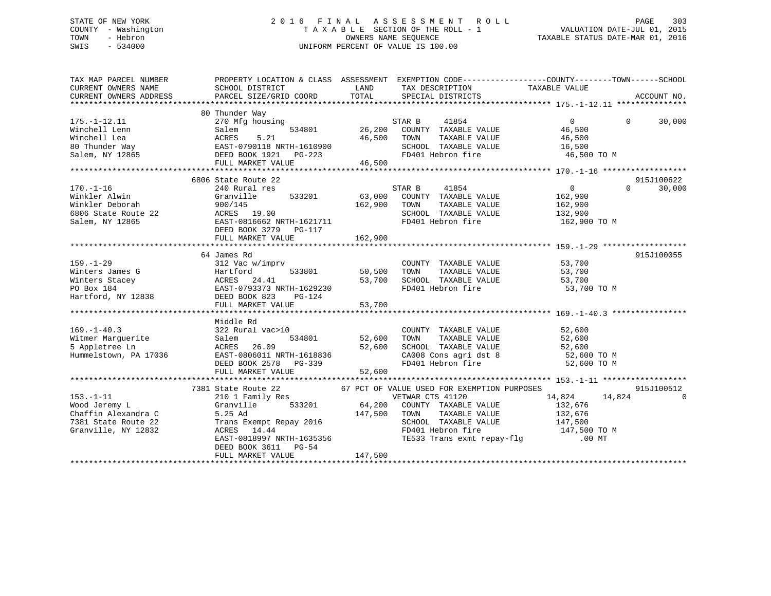STATE OF NEW YORK
COUNTY - Washington
TOWN - Hebron
SWIS - 534000

2016 FINAL ASSESSMENT ROLL
TAXABLE SECTION OF THE ROLL - 1
OWNERS NAME SEQUENCE
UNIFORM PERCENT OF VALUE IS 100.00

VALUATION DATE-JUL 01, 2015
TAXABLE STATUS DATE-MAR 01, 2016

```
TAX MAP PARCEL NUMBER      PROPERTY LOCATION & CLASS  ASSESSMENT  EXEMPTION CODE------------------COUNTY--------TOWN------SCHOOL
CURRENT OWNERS NAME        SCHOOL DISTRICT               LAND      TAX DESCRIPTION            TAXABLE VALUE
CURRENT OWNERS ADDRESS     PARCEL SIZE/GRID COORD       TOTAL      SPECIAL DISTRICTS                                    ACCOUNT NO.
******************************************************************************************* 175.-1-12.11 ***************
                           80 Thunder Way
175.-1-12.11               270 Mfg housing                         STAR B      41854              0           0      30,000
Winchell Lenn              Salem          534801      26,200   COUNTY  TAXABLE VALUE          46,500
Winchell Lea               ACRES    5.21              46,500   TOWN    TAXABLE VALUE          46,500
80 Thunder Way             EAST-0790118 NRTH-1610900           SCHOOL  TAXABLE VALUE          16,500
Salem, NY 12865            DEED BOOK 1921   PG-223             FD401 Hebron fire              46,500 TO M
                           FULL MARKET VALUE          46,500
******************************************************************************************* 170.-1-16 ******************
                           6806 State Route 22                                                                 915J100622
170.-1-16                  240 Rural res                           STAR B      41854              0           0      30,000
Winkler Alwin              Granville      533201      63,000   COUNTY  TAXABLE VALUE         162,900
Winkler Deborah            900/145                   162,900   TOWN    TAXABLE VALUE         162,900
6806 State Route 22        ACRES   19.00                       SCHOOL  TAXABLE VALUE         132,900
Salem, NY 12865            EAST-0816662 NRTH-1621711           FD401 Hebron fire             162,900 TO M
                           DEED BOOK 3279   PG-117
                           FULL MARKET VALUE         162,900
******************************************************************************************* 159.-1-29 ******************
                           64 James Rd                                                                         915J100055
159.-1-29                  312 Vac w/imprv                         COUNTY  TAXABLE VALUE          53,700
Winters James G            Hartford       533801      50,500   TOWN    TAXABLE VALUE          53,700
Winters Stacey             ACRES   24.41              53,700   SCHOOL  TAXABLE VALUE          53,700
PO Box 184                 EAST-0793373 NRTH-1629230           FD401 Hebron fire              53,700 TO M
Hartford, NY 12838         DEED BOOK 823    PG-124
                           FULL MARKET VALUE          53,700
******************************************************************************************* 169.-1-40.3 ****************
                           Middle Rd
169.-1-40.3                322 Rural vac>10                        COUNTY  TAXABLE VALUE          52,600
Witmer Marguerite          Salem          534801      52,600   TOWN    TAXABLE VALUE          52,600
5 Appletree Ln             ACRES   26.09              52,600   SCHOOL  TAXABLE VALUE          52,600
Hummelstown, PA 17036      EAST-0806011 NRTH-1618836           CA008 Cons agri dst 8          52,600 TO M
                           DEED BOOK 2578   PG-339             FD401 Hebron fire              52,600 TO M
                           FULL MARKET VALUE          52,600
******************************************************************************************* 153.-1-11 ******************
                           7381 State Route 22         67 PCT OF VALUE USED FOR EXEMPTION PURPOSES             915J100512
153.-1-11                  210 1 Family Res                        VETWAR CTS 41120          14,824      14,824           0
Wood Jeremy L              Granville      533201      64,200   COUNTY  TAXABLE VALUE         132,676
Chaffin Alexandra C        5.25 Ad                   147,500   TOWN    TAXABLE VALUE         132,676
7381 State Route 22        Trans Exempt Repay 2016             SCHOOL  TAXABLE VALUE         147,500
Granville, NY 12832        ACRES   14.44                       FD401 Hebron fire             147,500 TO M
                           EAST-0818997 NRTH-1635356           TE533 Trans exmt repay-flg         .00 MT
                           DEED BOOK 3611   PG-54
                           FULL MARKET VALUE         147,500
*************************************************************************************************************************
```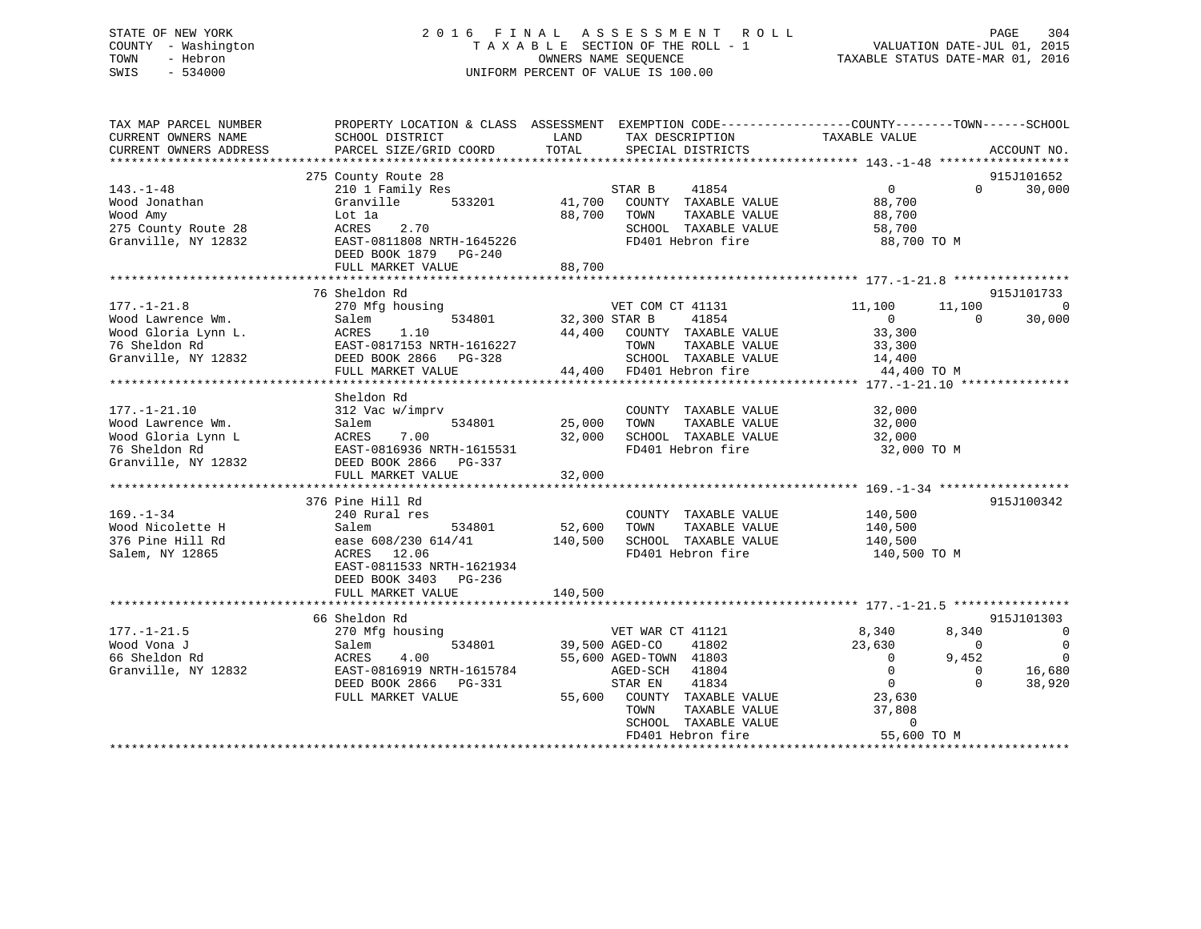STATE OF NEW YORK
COUNTY - Washington
TOWN - Hebron
SWIS - 534000

2016 FINAL ASSESSMENT ROLL
TAXABLE SECTION OF THE ROLL - 1
OWNERS NAME SEQUENCE
UNIFORM PERCENT OF VALUE IS 100.00

VALUATION DATE-JUL 01, 2015
TAXABLE STATUS DATE-MAR 01, 2016

```
TAX MAP PARCEL NUMBER      PROPERTY LOCATION & CLASS  ASSESSMENT  EXEMPTION CODE------------------COUNTY--------TOWN------SCHOOL
CURRENT OWNERS NAME        SCHOOL DISTRICT              LAND      TAX DESCRIPTION              TAXABLE VALUE
CURRENT OWNERS ADDRESS     PARCEL SIZE/GRID COORD      TOTAL      SPECIAL DISTRICTS                                      ACCOUNT NO.
******************************************************************************************** 143.-1-48 ******************
                           275 County Route 28                                                                         915J101652
143.-1-48                  210 1 Family Res                         STAR B     41854               0            0        30,000
Wood Jonathan              Granville       533201       41,700      COUNTY  TAXABLE VALUE         88,700
Wood Amy                   Lot 1a                       88,700      TOWN    TAXABLE VALUE         88,700
275 County Route 28        ACRES     2.70                           SCHOOL  TAXABLE VALUE         58,700
Granville, NY 12832        EAST-0811808 NRTH-1645226                FD401 Hebron fire              88,700 TO M
                           DEED BOOK 1879   PG-240
                           FULL MARKET VALUE             88,700
******************************************************************************************** 177.-1-21.8 ****************
                           76 Sheldon Rd                                                                               915J101733
177.-1-21.8                270 Mfg housing                          VET COM CT 41131          11,100       11,100            0
Wood Lawrence Wm.          Salem           534801       32,300 STAR B     41854                    0            0        30,000
Wood Gloria Lynn L.        ACRES     1.10                44,400     COUNTY  TAXABLE VALUE         33,300
76 Sheldon Rd              EAST-0817153 NRTH-1616227                TOWN    TAXABLE VALUE         33,300
Granville, NY 12832        DEED BOOK 2866   PG-328                  SCHOOL  TAXABLE VALUE         14,400
                           FULL MARKET VALUE             44,400     FD401 Hebron fire              44,400 TO M
******************************************************************************************** 177.-1-21.10 ***************
                           Sheldon Rd
177.-1-21.10               312 Vac w/imprv                          COUNTY  TAXABLE VALUE         32,000
Wood Lawrence Wm.          Salem           534801       25,000      TOWN    TAXABLE VALUE         32,000
Wood Gloria Lynn L         ACRES     7.00                32,000     SCHOOL  TAXABLE VALUE         32,000
76 Sheldon Rd              EAST-0816936 NRTH-1615531                FD401 Hebron fire              32,000 TO M
Granville, NY 12832        DEED BOOK 2866   PG-337
                           FULL MARKET VALUE             32,000
******************************************************************************************** 169.-1-34 ******************
                           376 Pine Hill Rd                                                                            915J100342
169.-1-34                  240 Rural res                            COUNTY  TAXABLE VALUE        140,500
Wood Nicolette H           Salem           534801       52,600      TOWN    TAXABLE VALUE        140,500
376 Pine Hill Rd           ease 608/230 614/41         140,500      SCHOOL  TAXABLE VALUE        140,500
Salem, NY 12865            ACRES    12.06                           FD401 Hebron fire             140,500 TO M
                           EAST-0811533 NRTH-1621934
                           DEED BOOK 3403   PG-236
                           FULL MARKET VALUE            140,500
******************************************************************************************** 177.-1-21.5 ****************
                           66 Sheldon Rd                                                                               915J101303
177.-1-21.5                270 Mfg housing                          VET WAR CT 41121           8,340        8,340            0
Wood Vona J                Salem           534801       39,500 AGED-CO    41802               23,630            0            0
66 Sheldon Rd              ACRES     4.00                55,600 AGED-TOWN  41803                   0        9,452            0
Granville, NY 12832        EAST-0816919 NRTH-1615784                AGED-SCH   41804                   0            0        16,680
                           DEED BOOK 2866   PG-331                  STAR EN    41834                   0            0        38,920
                           FULL MARKET VALUE             55,600     COUNTY  TAXABLE VALUE         23,630
                                                                    TOWN    TAXABLE VALUE         37,808
                                                                    SCHOOL  TAXABLE VALUE              0
                                                                    FD401 Hebron fire              55,600 TO M
****************************************************************************************************************************
```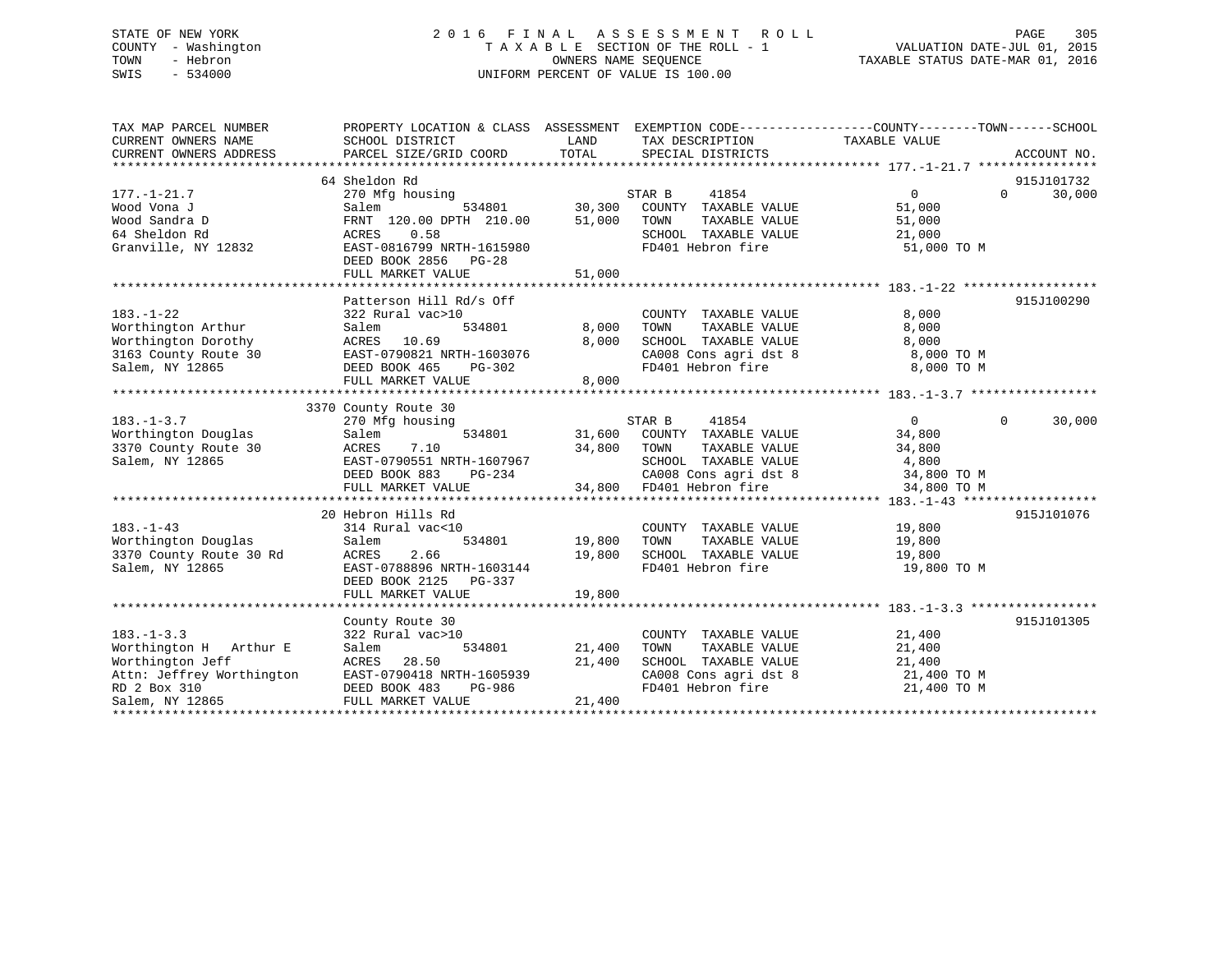STATE OF NEW YORK
COUNTY - Washington
TOWN - Hebron
SWIS - 534000

2016 FINAL ASSESSMENT ROLL
TAXABLE SECTION OF THE ROLL - 1
OWNERS NAME SEQUENCE
UNIFORM PERCENT OF VALUE IS 100.00

VALUATION DATE-JUL 01, 2015
TAXABLE STATUS DATE-MAR 01, 2016

```
TAX MAP PARCEL NUMBER          PROPERTY LOCATION & CLASS  ASSESSMENT  EXEMPTION CODE------------------COUNTY--------TOWN------SCHOOL
CURRENT OWNERS NAME            SCHOOL DISTRICT               LAND      TAX DESCRIPTION             TAXABLE VALUE
CURRENT OWNERS ADDRESS         PARCEL SIZE/GRID COORD       TOTAL      SPECIAL DISTRICTS                                     ACCOUNT NO.
******************************************************************************************************* 177.-1-21.7 ****************
                               64 Sheldon Rd                                                                               915J101732
177.-1-21.7                    270 Mfg housing                        STAR B     41854              0           0       30,000
Wood Vona J                    Salem          534801       30,300   COUNTY  TAXABLE VALUE         51,000
Wood Sandra D                  FRNT 120.00 DPTH 210.00     51,000   TOWN    TAXABLE VALUE         51,000
64 Sheldon Rd                  ACRES    0.58                        SCHOOL  TAXABLE VALUE         21,000
Granville, NY 12832            EAST-0816799 NRTH-1615980            FD401 Hebron fire              51,000 TO M
                               DEED BOOK 2856   PG-28
                               FULL MARKET VALUE           51,000
******************************************************************************************************* 183.-1-22 ******************
                               Patterson Hill Rd/s Off                                                                     915J100290
183.-1-22                      322 Rural vac>10                     COUNTY  TAXABLE VALUE          8,000
Worthington Arthur             Salem          534801        8,000   TOWN    TAXABLE VALUE          8,000
Worthington Dorothy            ACRES   10.69                8,000   SCHOOL  TAXABLE VALUE          8,000
3163 County Route 30           EAST-0790821 NRTH-1603076            CA008 Cons agri dst 8           8,000 TO M
Salem, NY 12865                DEED BOOK 465    PG-302              FD401 Hebron fire               8,000 TO M
                               FULL MARKET VALUE            8,000
******************************************************************************************************* 183.-1-3.7 *****************
                               3370 County Route 30
183.-1-3.7                     270 Mfg housing                        STAR B     41854              0           0       30,000
Worthington Douglas            Salem          534801       31,600   COUNTY  TAXABLE VALUE         34,800
3370 County Route 30           ACRES    7.10               34,800   TOWN    TAXABLE VALUE         34,800
Salem, NY 12865                EAST-0790551 NRTH-1607967            SCHOOL  TAXABLE VALUE          4,800
                               DEED BOOK 883    PG-234              CA008 Cons agri dst 8          34,800 TO M
                               FULL MARKET VALUE           34,800   FD401 Hebron fire              34,800 TO M
******************************************************************************************************* 183.-1-43 ******************
                               20 Hebron Hills Rd                                                                          915J101076
183.-1-43                      314 Rural vac<10                     COUNTY  TAXABLE VALUE         19,800
Worthington Douglas            Salem          534801       19,800   TOWN    TAXABLE VALUE         19,800
3370 County Route 30 Rd        ACRES    2.66               19,800   SCHOOL  TAXABLE VALUE         19,800
Salem, NY 12865                EAST-0788896 NRTH-1603144            FD401 Hebron fire              19,800 TO M
                               DEED BOOK 2125   PG-337
                               FULL MARKET VALUE           19,800
******************************************************************************************************* 183.-1-3.3 *****************
                               County Route 30                                                                             915J101305
183.-1-3.3                     322 Rural vac>10                     COUNTY  TAXABLE VALUE         21,400
Worthington H  Arthur E        Salem          534801       21,400   TOWN    TAXABLE VALUE         21,400
Worthington Jeff               ACRES   28.50               21,400   SCHOOL  TAXABLE VALUE         21,400
Attn: Jeffrey Worthington      EAST-0790418 NRTH-1605939            CA008 Cons agri dst 8          21,400 TO M
RD 2 Box 310                   DEED BOOK 483    PG-986              FD401 Hebron fire              21,400 TO M
Salem, NY 12865                FULL MARKET VALUE           21,400
************************************************************************************************************************************
```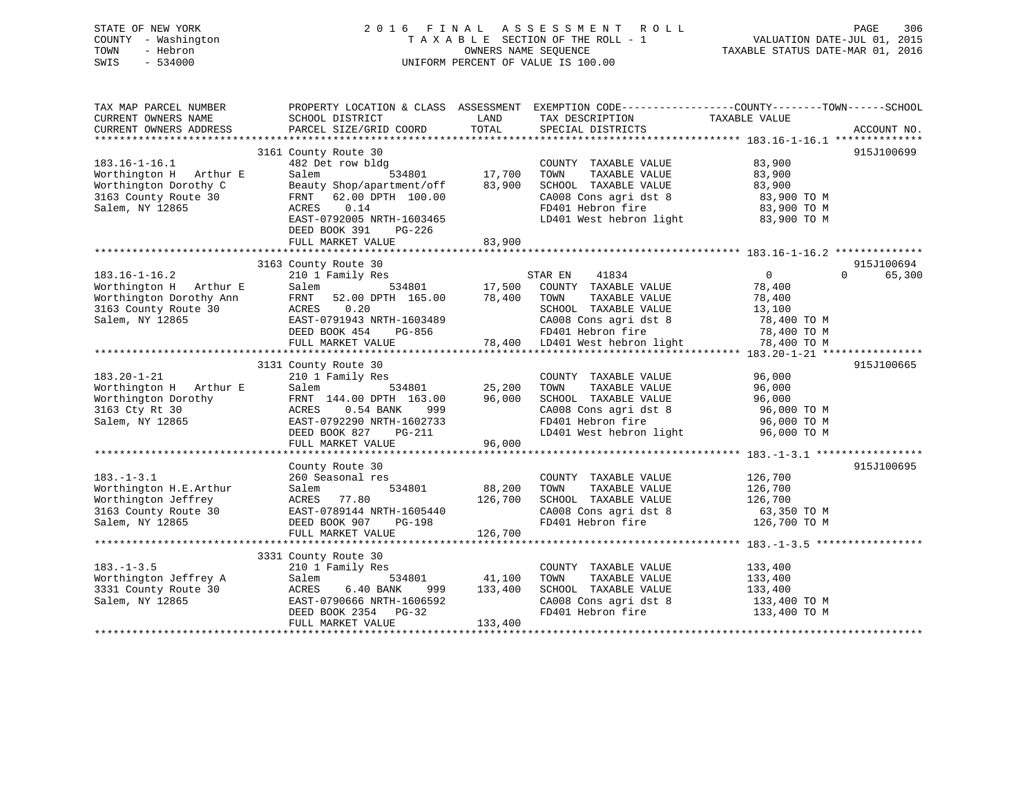STATE OF NEW YORK
COUNTY - Washington
TOWN - Hebron
SWIS - 534000

# 2016 FINAL ASSESSMENT ROLL
TAXABLE SECTION OF THE ROLL - 1
OWNERS NAME SEQUENCE
UNIFORM PERCENT OF VALUE IS 100.00

VALUATION DATE-JUL 01, 2015
TAXABLE STATUS DATE-MAR 01, 2016

| TAX MAP PARCEL NUMBER / CURRENT OWNERS NAME / CURRENT OWNERS ADDRESS | PROPERTY LOCATION & CLASS / SCHOOL DISTRICT / PARCEL SIZE/GRID COORD | ASSESSMENT LAND | TOTAL | EXEMPTION CODE / TAX DESCRIPTION / SPECIAL DISTRICTS | COUNTY / TOWN TAXABLE VALUE | SCHOOL | ACCOUNT NO. |
|---|---|---|---|---|---|---|---|
| 183.16-1-16.1 | 3161 County Route 30 | | | | | | 915J100699 |
| | 482 Det row bldg | | | COUNTY TAXABLE VALUE | 83,900 | | |
| Worthington H Arthur E | Salem 534801 | 17,700 | | TOWN TAXABLE VALUE | 83,900 | | |
| Worthington Dorothy C | Beauty Shop/apartment/off | | 83,900 | SCHOOL TAXABLE VALUE | 83,900 | | |
| 3163 County Route 30 | FRNT 62.00 DPTH 100.00 | | | CA008 Cons agri dst 8 | 83,900 TO M | | |
| Salem, NY 12865 | ACRES 0.14 | | | FD401 Hebron fire | 83,900 TO M | | |
| | EAST-0792005 NRTH-1603465 | | | LD401 West hebron light | 83,900 TO M | | |
| | DEED BOOK 391 PG-226 | | | | | | |
| | FULL MARKET VALUE | | 83,900 | | | | |
| 183.16-1-16.2 | 3163 County Route 30 | | | | | | 915J100694 |
| | 210 1 Family Res | | | STAR EN 41834 | 0 | 0 | 65,300 |
| Worthington H Arthur E | Salem 534801 | 17,500 | | COUNTY TAXABLE VALUE | 78,400 | | |
| Worthington Dorothy Ann | FRNT 52.00 DPTH 165.00 | | 78,400 | TOWN TAXABLE VALUE | 78,400 | | |
| 3163 County Route 30 | ACRES 0.20 | | | SCHOOL TAXABLE VALUE | | 13,100 | |
| Salem, NY 12865 | EAST-0791943 NRTH-1603489 | | | CA008 Cons agri dst 8 | 78,400 TO M | | |
| | DEED BOOK 454 PG-856 | | | FD401 Hebron fire | 78,400 TO M | | |
| | FULL MARKET VALUE | | 78,400 | LD401 West hebron light | 78,400 TO M | | |
| 183.20-1-21 | 3131 County Route 30 | | | | | | 915J100665 |
| | 210 1 Family Res | | | COUNTY TAXABLE VALUE | 96,000 | | |
| Worthington H Arthur E | Salem 534801 | 25,200 | | TOWN TAXABLE VALUE | 96,000 | | |
| Worthington Dorothy | FRNT 144.00 DPTH 163.00 | | 96,000 | SCHOOL TAXABLE VALUE | 96,000 | | |
| 3163 Cty Rt 30 | ACRES 0.54 BANK 999 | | | CA008 Cons agri dst 8 | 96,000 TO M | | |
| Salem, NY 12865 | EAST-0792290 NRTH-1602733 | | | FD401 Hebron fire | 96,000 TO M | | |
| | DEED BOOK 827 PG-211 | | | LD401 West hebron light | 96,000 TO M | | |
| | FULL MARKET VALUE | | 96,000 | | | | |
| 183.-1-3.1 | County Route 30 | | | | | | 915J100695 |
| | 260 Seasonal res | | | COUNTY TAXABLE VALUE | 126,700 | | |
| Worthington H.E.Arthur | Salem 534801 | 88,200 | | TOWN TAXABLE VALUE | 126,700 | | |
| Worthington Jeffrey | ACRES 77.80 | | 126,700 | SCHOOL TAXABLE VALUE | 126,700 | | |
| 3163 County Route 30 | EAST-0789144 NRTH-1605440 | | | CA008 Cons agri dst 8 | 63,350 TO M | | |
| Salem, NY 12865 | DEED BOOK 907 PG-198 | | | FD401 Hebron fire | 126,700 TO M | | |
| | FULL MARKET VALUE | | 126,700 | | | | |
| 183.-1-3.5 | 3331 County Route 30 | | | | | | |
| | 210 1 Family Res | | | COUNTY TAXABLE VALUE | 133,400 | | |
| Worthington Jeffrey A | Salem 534801 | 41,100 | | TOWN TAXABLE VALUE | 133,400 | | |
| 3331 County Route 30 | ACRES 6.40 BANK 999 | | 133,400 | SCHOOL TAXABLE VALUE | 133,400 | | |
| Salem, NY 12865 | EAST-0790666 NRTH-1606592 | | | CA008 Cons agri dst 8 | 133,400 TO M | | |
| | DEED BOOK 2354 PG-32 | | | FD401 Hebron fire | 133,400 TO M | | |
| | FULL MARKET VALUE | | 133,400 | | | | |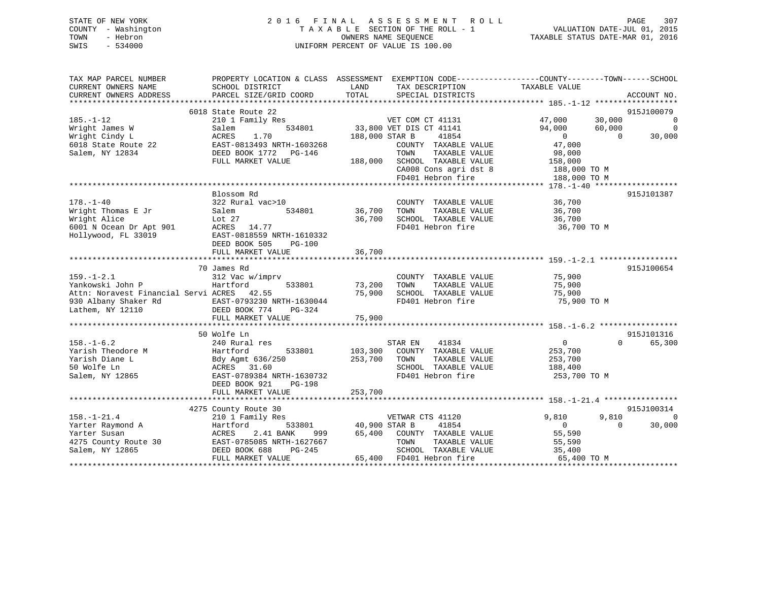STATE OF NEW YORK
COUNTY - Washington
TOWN - Hebron
SWIS - 534000

2016 FINAL ASSESSMENT ROLL
TAXABLE SECTION OF THE ROLL - 1
OWNERS NAME SEQUENCE
UNIFORM PERCENT OF VALUE IS 100.00

VALUATION DATE-JUL 01, 2015
TAXABLE STATUS DATE-MAR 01, 2016

```
TAX MAP PARCEL NUMBER          PROPERTY LOCATION & CLASS  ASSESSMENT  EXEMPTION CODE------------------COUNTY--------TOWN------SCHOOL
CURRENT OWNERS NAME            SCHOOL DISTRICT               LAND      TAX DESCRIPTION             TAXABLE VALUE
CURRENT OWNERS ADDRESS         PARCEL SIZE/GRID COORD        TOTAL     SPECIAL DISTRICTS                                    ACCOUNT NO.
*********************************************************************************************** 185.-1-12 ******************
                    6018 State Route 22                                                                                     915J100079
185.-1-12                      210 1 Family Res                  VET COM CT 41131             47,000     30,000            0
Wright James W                 Salem          534801       33,800 VET DIS CT 41141             94,000     60,000            0
Wright Cindy L                 ACRES    1.70              188,000 STAR B     41854                  0          0       30,000
6018 State Route 22            EAST-0813493 NRTH-1603268          COUNTY  TAXABLE VALUE          47,000
Salem, NY 12834                DEED BOOK 1772   PG-146            TOWN    TAXABLE VALUE          98,000
                               FULL MARKET VALUE          188,000 SCHOOL  TAXABLE VALUE         158,000
                                                                  CA008 Cons agri dst 8         188,000 TO M
                                                                  FD401 Hebron fire             188,000 TO M
*********************************************************************************************** 178.-1-40 ******************
                    Blossom Rd                                                                                              915J101387
178.-1-40                      322 Rural vac>10                   COUNTY  TAXABLE VALUE          36,700
Wright Thomas E Jr             Salem          534801       36,700 TOWN    TAXABLE VALUE          36,700
Wright Alice                   Lot 27                      36,700 SCHOOL  TAXABLE VALUE          36,700
6001 N Ocean Dr Apt 901        ACRES   14.77                      FD401 Hebron fire              36,700 TO M
Hollywood, FL 33019            EAST-0818559 NRTH-1610332
                               DEED BOOK 505    PG-100
                               FULL MARKET VALUE           36,700
*********************************************************************************************** 159.-1-2.1 *****************
                    70 James Rd                                                                                             915J100654
159.-1-2.1                     312 Vac w/imprv                    COUNTY  TAXABLE VALUE          75,900
Yankowski John P               Hartford       533801       73,200 TOWN    TAXABLE VALUE          75,900
Attn: Noravest Financial Servi ACRES   42.55               75,900 SCHOOL  TAXABLE VALUE          75,900
930 Albany Shaker Rd           EAST-0793230 NRTH-1630044          FD401 Hebron fire              75,900 TO M
Lathem, NY 12110               DEED BOOK 774    PG-324
                               FULL MARKET VALUE           75,900
*********************************************************************************************** 158.-1-6.2 *****************
                    50 Wolfe Ln                                                                                             915J101316
158.-1-6.2                     240 Rural res                      STAR EN    41834                  0          0       65,300
Yarish Theodore M              Hartford       533801      103,300 COUNTY  TAXABLE VALUE         253,700
Yarish Diane L                 Bdy Agmt 636/250           253,700 TOWN    TAXABLE VALUE         253,700
50 Wolfe Ln                    ACRES   31.60                      SCHOOL  TAXABLE VALUE         188,400
Salem, NY 12865                EAST-0789384 NRTH-1630732          FD401 Hebron fire             253,700 TO M
                               DEED BOOK 921    PG-198
                               FULL MARKET VALUE          253,700
*********************************************************************************************** 158.-1-21.4 ****************
                    4275 County Route 30                                                                                    915J100314
158.-1-21.4                    210 1 Family Res                  VETWAR CTS 41120              9,810      9,810            0
Yarter Raymond A               Hartford       533801       40,900 STAR B     41854                  0          0       30,000
Yarter Susan                   ACRES    2.41 BANK    999   65,400 COUNTY  TAXABLE VALUE          55,590
4275 County Route 30           EAST-0785085 NRTH-1627667          TOWN    TAXABLE VALUE          55,590
Salem, NY 12865                DEED BOOK 688    PG-245            SCHOOL  TAXABLE VALUE          35,400
                               FULL MARKET VALUE           65,400 FD401 Hebron fire              65,400 TO M
****************************************************************************************************************************
```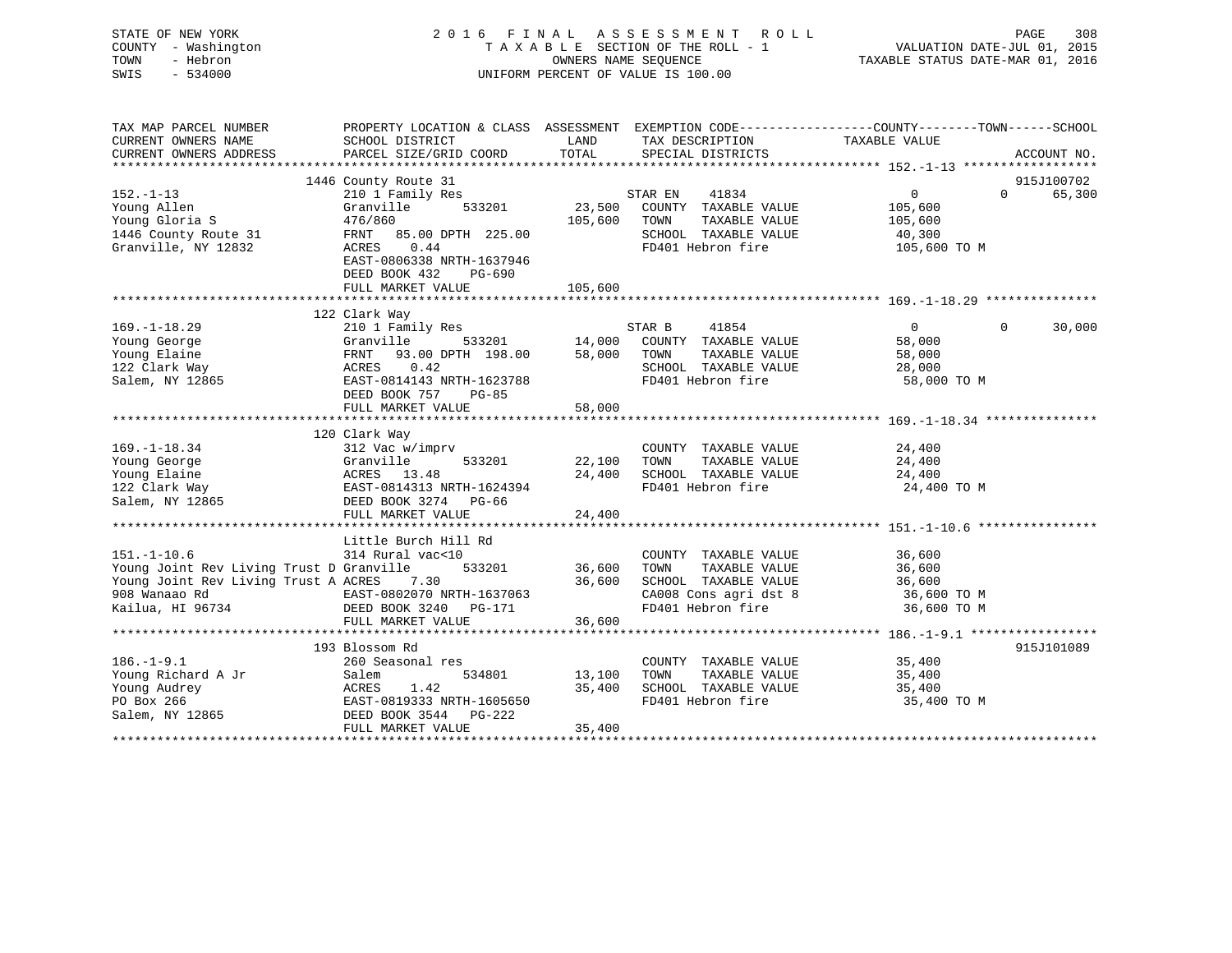STATE OF NEW YORK
COUNTY - Washington
TOWN - Hebron
SWIS - 534000

2016 FINAL ASSESSMENT ROLL
TAXABLE SECTION OF THE ROLL - 1
OWNERS NAME SEQUENCE
UNIFORM PERCENT OF VALUE IS 100.00

VALUATION DATE-JUL 01, 2015
TAXABLE STATUS DATE-MAR 01, 2016

```
TAX MAP PARCEL NUMBER          PROPERTY LOCATION & CLASS  ASSESSMENT  EXEMPTION CODE------------------COUNTY--------TOWN------SCHOOL
CURRENT OWNERS NAME            SCHOOL DISTRICT               LAND      TAX DESCRIPTION            TAXABLE VALUE
CURRENT OWNERS ADDRESS         PARCEL SIZE/GRID COORD        TOTAL     SPECIAL DISTRICTS                                    ACCOUNT NO.
******************************************************************************************************* 152.-1-13 *****************
                          1446 County Route 31                                                                        915J100702
152.-1-13                      210 1 Family Res                    STAR EN    41834              0            0     65,300
Young Allen                    Granville       533201      23,500   COUNTY  TAXABLE VALUE          105,600
Young Gloria S                 476/860                    105,600   TOWN    TAXABLE VALUE          105,600
1446 County Route 31           FRNT   85.00 DPTH  225.00            SCHOOL  TAXABLE VALUE           40,300
Granville, NY 12832            ACRES    0.44                        FD401 Hebron fire              105,600 TO M
                               EAST-0806338 NRTH-1637946
                               DEED BOOK 432    PG-690
                               FULL MARKET VALUE          105,600
******************************************************************************************************* 169.-1-18.29 ***************
                          122 Clark Way
169.-1-18.29                   210 1 Family Res                    STAR B     41854              0            0     30,000
Young George                   Granville       533201      14,000   COUNTY  TAXABLE VALUE           58,000
Young Elaine                   FRNT   93.00 DPTH  198.00   58,000   TOWN    TAXABLE VALUE           58,000
122 Clark Way                  ACRES    0.42                        SCHOOL  TAXABLE VALUE           28,000
Salem, NY 12865                EAST-0814143 NRTH-1623788            FD401 Hebron fire               58,000 TO M
                               DEED BOOK 757    PG-85
                               FULL MARKET VALUE           58,000
******************************************************************************************************* 169.-1-18.34 ***************
                          120 Clark Way
169.-1-18.34                   312 Vac w/imprv                      COUNTY  TAXABLE VALUE           24,400
Young George                   Granville       533201      22,100   TOWN    TAXABLE VALUE           24,400
Young Elaine                   ACRES   13.48               24,400   SCHOOL  TAXABLE VALUE           24,400
122 Clark Way                  EAST-0814313 NRTH-1624394            FD401 Hebron fire               24,400 TO M
Salem, NY 12865                DEED BOOK 3274   PG-66
                               FULL MARKET VALUE           24,400
******************************************************************************************************* 151.-1-10.6 ****************
                               Little Burch Hill Rd
151.-1-10.6                    314 Rural vac<10                     COUNTY  TAXABLE VALUE           36,600
Young Joint Rev Living Trust D Granville       533201      36,600   TOWN    TAXABLE VALUE           36,600
Young Joint Rev Living Trust A ACRES    7.30               36,600   SCHOOL  TAXABLE VALUE           36,600
908 Wanaao Rd                  EAST-0802070 NRTH-1637063            CA008 Cons agri dst 8           36,600 TO M
Kailua, HI 96734               DEED BOOK 3240   PG-171              FD401 Hebron fire               36,600 TO M
                               FULL MARKET VALUE           36,600
******************************************************************************************************* 186.-1-9.1 *****************
                          193 Blossom Rd                                                                              915J101089
186.-1-9.1                     260 Seasonal res                     COUNTY  TAXABLE VALUE           35,400
Young Richard A Jr             Salem           534801      13,100   TOWN    TAXABLE VALUE           35,400
Young Audrey                   ACRES    1.42               35,400   SCHOOL  TAXABLE VALUE           35,400
PO Box 266                     EAST-0819333 NRTH-1605650            FD401 Hebron fire               35,400 TO M
Salem, NY 12865                DEED BOOK 3544   PG-222
                               FULL MARKET VALUE           35,400
************************************************************************************************************************************
```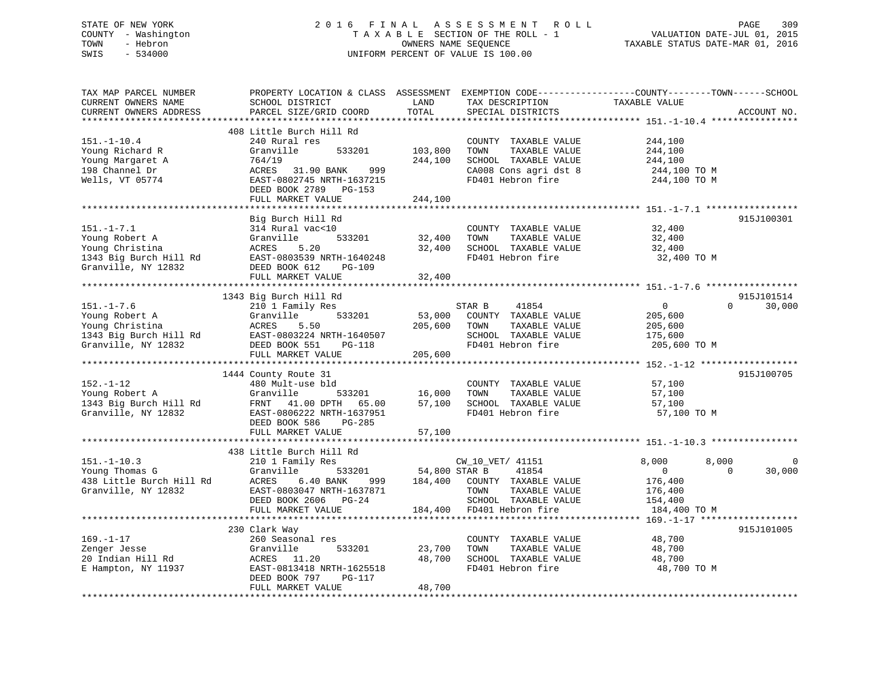STATE OF NEW YORK
COUNTY - Washington
TOWN - Hebron
SWIS - 534000

# 2016 FINAL ASSESSMENT ROLL
TAXABLE SECTION OF THE ROLL - 1
OWNERS NAME SEQUENCE
UNIFORM PERCENT OF VALUE IS 100.00

VALUATION DATE-JUL 01, 2015
TAXABLE STATUS DATE-MAR 01, 2016

| TAX MAP PARCEL NUMBER / CURRENT OWNERS NAME / CURRENT OWNERS ADDRESS | PROPERTY LOCATION & CLASS / SCHOOL DISTRICT / PARCEL SIZE/GRID COORD | ASSESSMENT LAND / TOTAL | EXEMPTION CODE / TAX DESCRIPTION / SPECIAL DISTRICTS | COUNTY | TOWN | SCHOOL | ACCOUNT NO. |
|---|---|---|---|---|---|---|---|
| **151.-1-10.4** | 408 Little Burch Hill Rd | | | | | | |
| 151.-1-10.4 | 240 Rural res | | COUNTY TAXABLE VALUE | 244,100 | | | |
| Young Richard R | Granville 533201 | 103,800 | TOWN TAXABLE VALUE | | 244,100 | | |
| Young Margaret A | 764/19 | 244,100 | SCHOOL TAXABLE VALUE | | | 244,100 | |
| 198 Channel Dr | ACRES 31.90 BANK 999 | | CA008 Cons agri dst 8 | 244,100 TO M | | | |
| Wells, VT 05774 | EAST-0802745 NRTH-1637215 | | FD401 Hebron fire | 244,100 TO M | | | |
| | DEED BOOK 2789 PG-153 | | | | | | |
| | FULL MARKET VALUE | 244,100 | | | | | |
| **151.-1-7.1** | Big Burch Hill Rd | | | | | | 915J100301 |
| 151.-1-7.1 | 314 Rural vac<10 | | COUNTY TAXABLE VALUE | 32,400 | | | |
| Young Robert A | Granville 533201 | 32,400 | TOWN TAXABLE VALUE | | 32,400 | | |
| Young Christina | ACRES 5.20 | 32,400 | SCHOOL TAXABLE VALUE | | | 32,400 | |
| 1343 Big Burch Hill Rd | EAST-0803539 NRTH-1640248 | | FD401 Hebron fire | 32,400 TO M | | | |
| Granville, NY 12832 | DEED BOOK 612 PG-109 | | | | | | |
| | FULL MARKET VALUE | 32,400 | | | | | |
| **151.-1-7.6** | 1343 Big Burch Hill Rd | | | | | | 915J101514 |
| 151.-1-7.6 | 210 1 Family Res | | STAR B 41854 | 0 | 0 | 30,000 | |
| Young Robert A | Granville 533201 | 53,000 | COUNTY TAXABLE VALUE | 205,600 | | | |
| Young Christina | ACRES 5.50 | 205,600 | TOWN TAXABLE VALUE | | 205,600 | | |
| 1343 Big Burch Hill Rd | EAST-0803224 NRTH-1640507 | | SCHOOL TAXABLE VALUE | | | 175,600 | |
| Granville, NY 12832 | DEED BOOK 551 PG-118 | | FD401 Hebron fire | 205,600 TO M | | | |
| | FULL MARKET VALUE | 205,600 | | | | | |
| **152.-1-12** | 1444 County Route 31 | | | | | | 915J100705 |
| 152.-1-12 | 480 Mult-use bld | | COUNTY TAXABLE VALUE | 57,100 | | | |
| Young Robert A | Granville 533201 | 16,000 | TOWN TAXABLE VALUE | | 57,100 | | |
| 1343 Big Burch Hill Rd | FRNT 41.00 DPTH 65.00 | 57,100 | SCHOOL TAXABLE VALUE | | | 57,100 | |
| Granville, NY 12832 | EAST-0806222 NRTH-1637951 | | FD401 Hebron fire | 57,100 TO M | | | |
| | DEED BOOK 586 PG-285 | | | | | | |
| | FULL MARKET VALUE | 57,100 | | | | | |
| **151.-1-10.3** | 438 Little Burch Hill Rd | | | | | | |
| 151.-1-10.3 | 210 1 Family Res | | CW_10_VET/ 41151 | 8,000 | 8,000 | 0 | |
| Young Thomas G | Granville 533201 | 54,800 | STAR B 41854 | 0 | 0 | 30,000 | |
| 438 Little Burch Hill Rd | ACRES 6.40 BANK 999 | 184,400 | COUNTY TAXABLE VALUE | 176,400 | | | |
| Granville, NY 12832 | EAST-0803047 NRTH-1637871 | | TOWN TAXABLE VALUE | | 176,400 | | |
| | DEED BOOK 2606 PG-24 | | SCHOOL TAXABLE VALUE | | | 154,400 | |
| | FULL MARKET VALUE | 184,400 | FD401 Hebron fire | 184,400 TO M | | | |
| **169.-1-17** | 230 Clark Way | | | | | | 915J101005 |
| 169.-1-17 | 260 Seasonal res | | COUNTY TAXABLE VALUE | 48,700 | | | |
| Zenger Jesse | Granville 533201 | 23,700 | TOWN TAXABLE VALUE | | 48,700 | | |
| 20 Indian Hill Rd | ACRES 11.20 | 48,700 | SCHOOL TAXABLE VALUE | | | 48,700 | |
| E Hampton, NY 11937 | EAST-0813418 NRTH-1625518 | | FD401 Hebron fire | 48,700 TO M | | | |
| | DEED BOOK 797 PG-117 | | | | | | |
| | FULL MARKET VALUE | 48,700 | | | | | |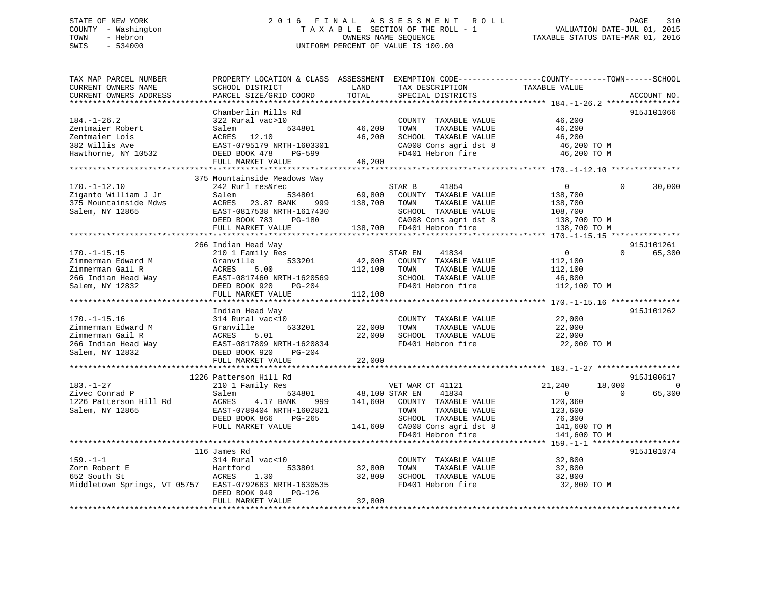STATE OF NEW YORK
COUNTY - Washington
TOWN - Hebron
SWIS - 534000

2 0 1 6 F I N A L A S S E S S M E N T R O L L
T A X A B L E SECTION OF THE ROLL - 1
OWNERS NAME SEQUENCE
UNIFORM PERCENT OF VALUE IS 100.00

VALUATION DATE-JUL 01, 2015
TAXABLE STATUS DATE-MAR 01, 2016

```
TAX MAP PARCEL NUMBER          PROPERTY LOCATION & CLASS  ASSESSMENT  EXEMPTION CODE------------------COUNTY--------TOWN------SCHOOL
CURRENT OWNERS NAME            SCHOOL DISTRICT              LAND      TAX DESCRIPTION             TAXABLE VALUE
CURRENT OWNERS ADDRESS         PARCEL SIZE/GRID COORD       TOTAL     SPECIAL DISTRICTS                                    ACCOUNT NO.
******************************************************************************************************* 184.-1-26.2 ****************
                               Chamberlin Mills Rd                                                                         915J101066
184.-1-26.2                    322 Rural vac>10                       COUNTY  TAXABLE VALUE             46,200
Zentmaier Robert               Salem          534801       46,200     TOWN    TAXABLE VALUE             46,200
Zentmaier Lois                 ACRES   12.10               46,200     SCHOOL  TAXABLE VALUE             46,200
382 Willis Ave                 EAST-0795179 NRTH-1603301              CA008 Cons agri dst 8              46,200 TO M
Hawthorne, NY 10532            DEED BOOK 478    PG-599                FD401 Hebron fire                  46,200 TO M
                               FULL MARKET VALUE           46,200
******************************************************************************************************* 170.-1-12.10 ***************
                               375 Mountainside Meadows Way
170.-1-12.10                   242 Rurl res&rec                       STAR B      41854                  0           0      30,000
Ziganto William J Jr           Salem          534801       69,800     COUNTY  TAXABLE VALUE            138,700
375 Mountainside Mdws          ACRES   23.87 BANK    999  138,700     TOWN    TAXABLE VALUE            138,700
Salem, NY 12865                EAST-0817538 NRTH-1617430              SCHOOL  TAXABLE VALUE            108,700
                               DEED BOOK 783    PG-180                CA008 Cons agri dst 8              138,700 TO M
                               FULL MARKET VALUE          138,700     FD401 Hebron fire                  138,700 TO M
******************************************************************************************************* 170.-1-15.15 ***************
                               266 Indian Head Way                                                                         915J101261
170.-1-15.15                   210 1 Family Res                       STAR EN     41834                  0           0      65,300
Zimmerman Edward M             Granville      533201       42,000     COUNTY  TAXABLE VALUE            112,100
Zimmerman Gail R               ACRES    5.00              112,100     TOWN    TAXABLE VALUE            112,100
266 Indian Head Way            EAST-0817460 NRTH-1620569              SCHOOL  TAXABLE VALUE             46,800
Salem, NY 12832                DEED BOOK 920    PG-204                FD401 Hebron fire                  112,100 TO M
                               FULL MARKET VALUE          112,100
******************************************************************************************************* 170.-1-15.16 ***************
                               Indian Head Way                                                                             915J101262
170.-1-15.16                   314 Rural vac<10                       COUNTY  TAXABLE VALUE             22,000
Zimmerman Edward M             Granville      533201       22,000     TOWN    TAXABLE VALUE             22,000
Zimmerman Gail R               ACRES    5.01               22,000     SCHOOL  TAXABLE VALUE             22,000
266 Indian Head Way            EAST-0817809 NRTH-1620834              FD401 Hebron fire                   22,000 TO M
Salem, NY 12832                DEED BOOK 920    PG-204
                               FULL MARKET VALUE           22,000
******************************************************************************************************* 183.-1-27 ******************
                               1226 Patterson Hill Rd                                                                      915J100617
183.-1-27                      210 1 Family Res                       VET WAR CT 41121              21,240      18,000           0
Zivec Conrad P                 Salem          534801       48,100 STAR EN     41834                  0           0      65,300
1226 Patterson Hill Rd         ACRES    4.17 BANK    999  141,600     COUNTY  TAXABLE VALUE            120,360
Salem, NY 12865                EAST-0789404 NRTH-1602821              TOWN    TAXABLE VALUE            123,600
                               DEED BOOK 866    PG-265                SCHOOL  TAXABLE VALUE             76,300
                               FULL MARKET VALUE          141,600     CA008 Cons agri dst 8              141,600 TO M
                                                                      FD401 Hebron fire                  141,600 TO M
******************************************************************************************************* 159.-1-1 *******************
                               116 James Rd                                                                                915J101074
159.-1-1                       314 Rural vac<10                       COUNTY  TAXABLE VALUE             32,800
Zorn Robert E                  Hartford       533801       32,800     TOWN    TAXABLE VALUE             32,800
652 South St                   ACRES    1.30               32,800     SCHOOL  TAXABLE VALUE             32,800
Middletown Springs, VT 05757   EAST-0792663 NRTH-1630535              FD401 Hebron fire                   32,800 TO M
                               DEED BOOK 949    PG-126
                               FULL MARKET VALUE           32,800
************************************************************************************************************************************
```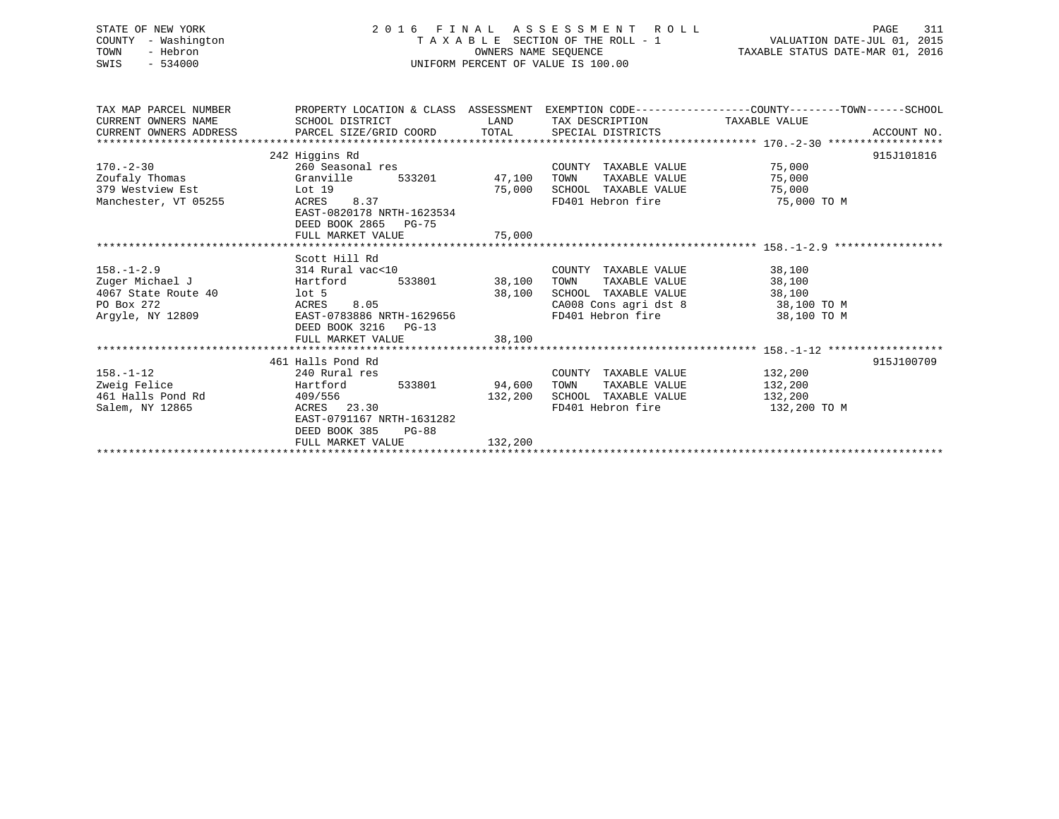STATE OF NEW YORK
COUNTY - Washington
TOWN - Hebron
SWIS - 534000

2016 FINAL ASSESSMENT ROLL
TAXABLE SECTION OF THE ROLL - 1
OWNERS NAME SEQUENCE
UNIFORM PERCENT OF VALUE IS 100.00

VALUATION DATE-JUL 01, 2015
TAXABLE STATUS DATE-MAR 01, 2016

| TAX MAP PARCEL NUMBER / CURRENT OWNERS NAME / CURRENT OWNERS ADDRESS | PROPERTY LOCATION & CLASS / SCHOOL DISTRICT / PARCEL SIZE/GRID COORD | ASSESSMENT LAND | TOTAL | EXEMPTION CODE / TAX DESCRIPTION / SPECIAL DISTRICTS | COUNTY--------TOWN------SCHOOL TAXABLE VALUE | ACCOUNT NO. |
|---|---|---|---|---|---|---|
| 170.-2-30 | 242 Higgins Rd | | | | | 915J101816 |
| 170.-2-30 | 260 Seasonal res | | | COUNTY TAXABLE VALUE | 75,000 | |
| Zoufaly Thomas | Granville 533201 | 47,100 | | TOWN TAXABLE VALUE | 75,000 | |
| 379 Westview Est | Lot 19 | | 75,000 | SCHOOL TAXABLE VALUE | 75,000 | |
| Manchester, VT 05255 | ACRES 8.37 | | | FD401 Hebron fire | 75,000 TO M | |
| | EAST-0820178 NRTH-1623534 | | | | | |
| | DEED BOOK 2865 PG-75 | | | | | |
| | FULL MARKET VALUE | | 75,000 | | | |
| 158.-1-2.9 | Scott Hill Rd | | | | | |
| 158.-1-2.9 | 314 Rural vac<10 | | | COUNTY TAXABLE VALUE | 38,100 | |
| Zuger Michael J | Hartford 533801 | 38,100 | | TOWN TAXABLE VALUE | 38,100 | |
| 4067 State Route 40 | lot 5 | | 38,100 | SCHOOL TAXABLE VALUE | 38,100 | |
| PO Box 272 | ACRES 8.05 | | | CA008 Cons agri dst 8 | 38,100 TO M | |
| Argyle, NY 12809 | EAST-0783886 NRTH-1629656 | | | FD401 Hebron fire | 38,100 TO M | |
| | DEED BOOK 3216 PG-13 | | | | | |
| | FULL MARKET VALUE | | 38,100 | | | |
| 158.-1-12 | 461 Halls Pond Rd | | | | | 915J100709 |
| 158.-1-12 | 240 Rural res | | | COUNTY TAXABLE VALUE | 132,200 | |
| Zweig Felice | Hartford 533801 | 94,600 | | TOWN TAXABLE VALUE | 132,200 | |
| 461 Halls Pond Rd | 409/556 | | 132,200 | SCHOOL TAXABLE VALUE | 132,200 | |
| Salem, NY 12865 | ACRES 23.30 | | | FD401 Hebron fire | 132,200 TO M | |
| | EAST-0791167 NRTH-1631282 | | | | | |
| | DEED BOOK 385 PG-88 | | | | | |
| | FULL MARKET VALUE | | 132,200 | | | |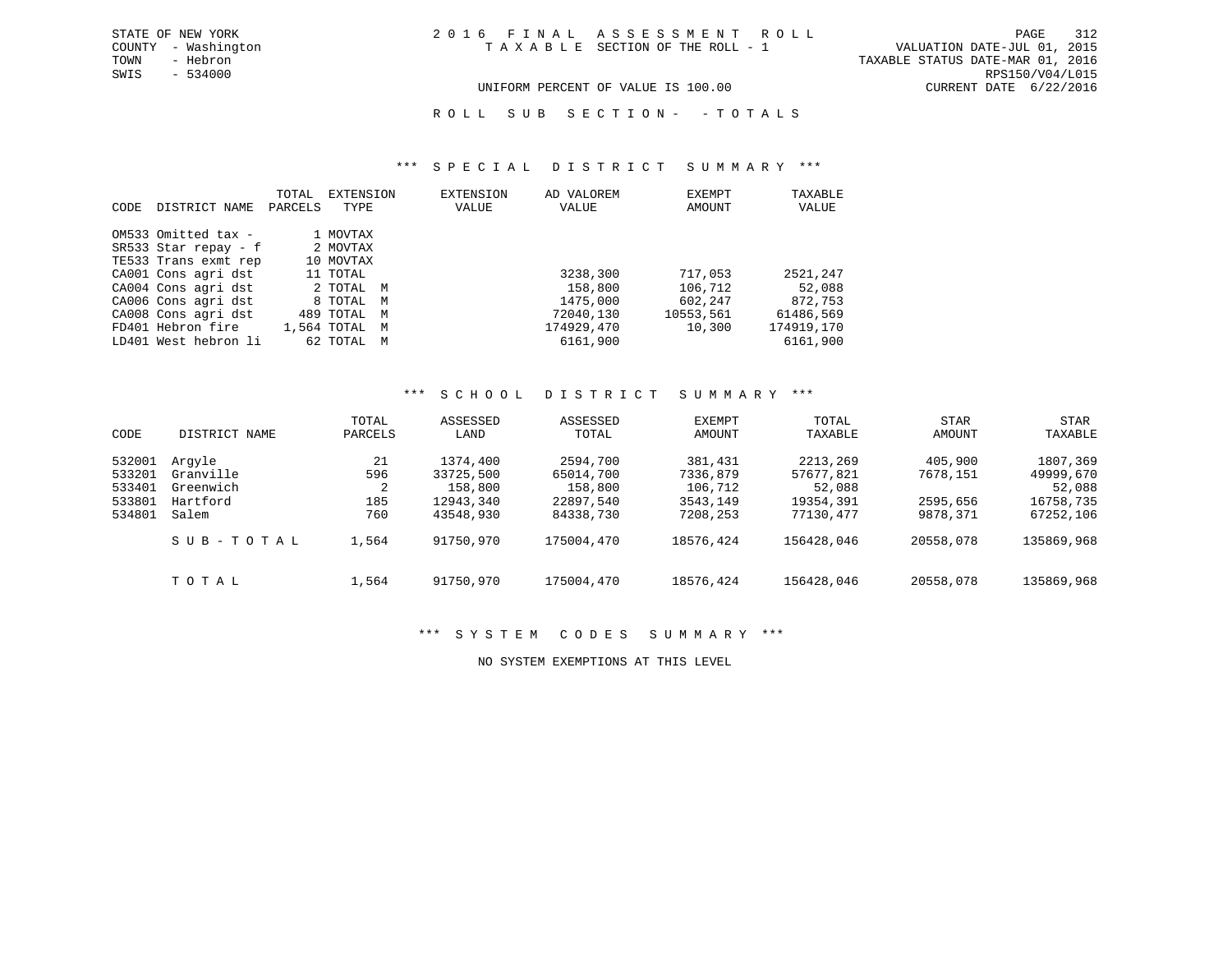STATE OF NEW YORK
COUNTY - Washington
TOWN - Hebron
SWIS - 534000

# 2 0 1 6 F I N A L A S S E S S M E N T R O L L
T A X A B L E SECTION OF THE ROLL - 1

UNIFORM PERCENT OF VALUE IS 100.00

VALUATION DATE-JUL 01, 2015
TAXABLE STATUS DATE-MAR 01, 2016
RPS150/V04/L015
CURRENT DATE 6/22/2016

## R O L L S U B S E C T I O N - - T O T A L S

### *** S P E C I A L D I S T R I C T S U M M A R Y ***

| CODE | DISTRICT NAME | TOTAL PARCELS | EXTENSION TYPE | EXTENSION VALUE | AD VALOREM VALUE | EXEMPT AMOUNT | TAXABLE VALUE |
|---|---|---|---|---|---|---|---|
| OM533 | Omitted tax - | 1 | MOVTAX | | | | |
| SR533 | Star repay - f | 2 | MOVTAX | | | | |
| TE533 | Trans exmt rep | 10 | MOVTAX | | | | |
| CA001 | Cons agri dst | 11 | TOTAL | | 3238,300 | 717,053 | 2521,247 |
| CA004 | Cons agri dst | 2 | TOTAL M | | 158,800 | 106,712 | 52,088 |
| CA006 | Cons agri dst | 8 | TOTAL M | | 1475,000 | 602,247 | 872,753 |
| CA008 | Cons agri dst | 489 | TOTAL M | | 72040,130 | 10553,561 | 61486,569 |
| FD401 | Hebron fire | 1,564 | TOTAL M | | 174929,470 | 10,300 | 174919,170 |
| LD401 | West hebron li | 62 | TOTAL M | | 6161,900 | | 6161,900 |

### *** S C H O O L D I S T R I C T S U M M A R Y ***

| CODE | DISTRICT NAME | TOTAL PARCELS | ASSESSED LAND | ASSESSED TOTAL | EXEMPT AMOUNT | TOTAL TAXABLE | STAR AMOUNT | STAR TAXABLE |
|---|---|---|---|---|---|---|---|---|
| 532001 | Argyle | 21 | 1374,400 | 2594,700 | 381,431 | 2213,269 | 405,900 | 1807,369 |
| 533201 | Granville | 596 | 33725,500 | 65014,700 | 7336,879 | 57677,821 | 7678,151 | 49999,670 |
| 533401 | Greenwich | 2 | 158,800 | 158,800 | 106,712 | 52,088 | | 52,088 |
| 533801 | Hartford | 185 | 12943,340 | 22897,540 | 3543,149 | 19354,391 | 2595,656 | 16758,735 |
| 534801 | Salem | 760 | 43548,930 | 84338,730 | 7208,253 | 77130,477 | 9878,371 | 67252,106 |
| | S U B - T O T A L | 1,564 | 91750,970 | 175004,470 | 18576,424 | 156428,046 | 20558,078 | 135869,968 |
| | T O T A L | 1,564 | 91750,970 | 175004,470 | 18576,424 | 156428,046 | 20558,078 | 135869,968 |

### *** S Y S T E M C O D E S S U M M A R Y ***

NO SYSTEM EXEMPTIONS AT THIS LEVEL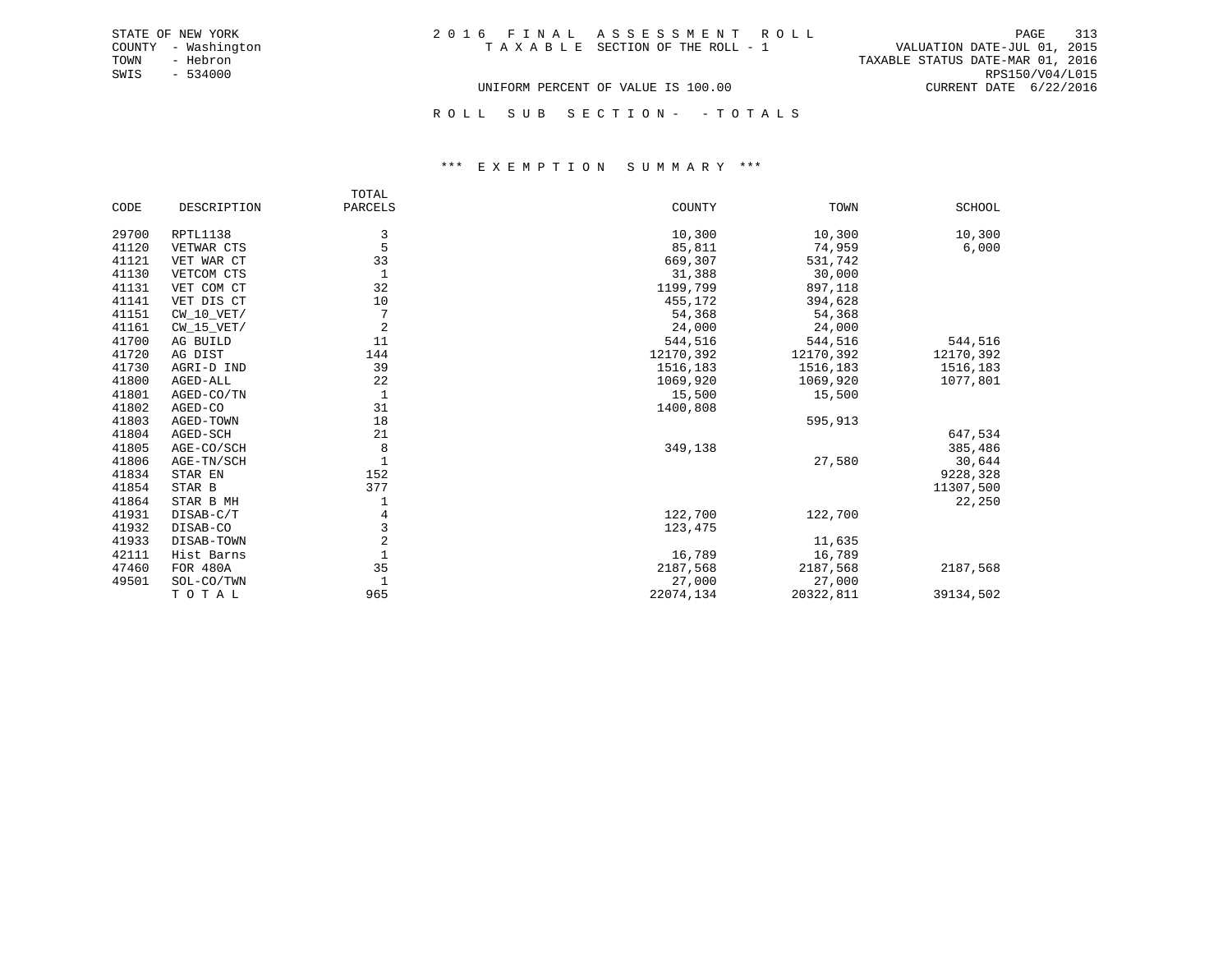STATE OF NEW YORK
COUNTY - Washington
TOWN - Hebron
SWIS - 534000

2 0 1 6 F I N A L A S S E S S M E N T R O L L
T A X A B L E SECTION OF THE ROLL - 1

UNIFORM PERCENT OF VALUE IS 100.00

VALUATION DATE-JUL 01, 2015
TAXABLE STATUS DATE-MAR 01, 2016
RPS150/V04/L015
CURRENT DATE 6/22/2016

R O L L S U B S E C T I O N - - T O T A L S

*** E X E M P T I O N S U M M A R Y ***

| CODE | DESCRIPTION | TOTAL PARCELS | COUNTY | TOWN | SCHOOL |
|---|---|---|---|---|---|
| 29700 | RPTL1138 | 3 | 10,300 | 10,300 | 10,300 |
| 41120 | VETWAR CTS | 5 | 85,811 | 74,959 | 6,000 |
| 41121 | VET WAR CT | 33 | 669,307 | 531,742 | |
| 41130 | VETCOM CTS | 1 | 31,388 | 30,000 | |
| 41131 | VET COM CT | 32 | 1199,799 | 897,118 | |
| 41141 | VET DIS CT | 10 | 455,172 | 394,628 | |
| 41151 | CW_10_VET/ | 7 | 54,368 | 54,368 | |
| 41161 | CW_15_VET/ | 2 | 24,000 | 24,000 | |
| 41700 | AG BUILD | 11 | 544,516 | 544,516 | 544,516 |
| 41720 | AG DIST | 144 | 12170,392 | 12170,392 | 12170,392 |
| 41730 | AGRI-D IND | 39 | 1516,183 | 1516,183 | 1516,183 |
| 41800 | AGED-ALL | 22 | 1069,920 | 1069,920 | 1077,801 |
| 41801 | AGED-CO/TN | 1 | 15,500 | 15,500 | |
| 41802 | AGED-CO | 31 | 1400,808 | | |
| 41803 | AGED-TOWN | 18 | | 595,913 | |
| 41804 | AGED-SCH | 21 | | | 647,534 |
| 41805 | AGE-CO/SCH | 8 | 349,138 | | 385,486 |
| 41806 | AGE-TN/SCH | 1 | | 27,580 | 30,644 |
| 41834 | STAR EN | 152 | | | 9228,328 |
| 41854 | STAR B | 377 | | | 11307,500 |
| 41864 | STAR B MH | 1 | | | 22,250 |
| 41931 | DISAB-C/T | 4 | 122,700 | 122,700 | |
| 41932 | DISAB-CO | 3 | 123,475 | | |
| 41933 | DISAB-TOWN | 2 | | 11,635 | |
| 42111 | Hist Barns | 1 | 16,789 | 16,789 | |
| 47460 | FOR 480A | 35 | 2187,568 | 2187,568 | 2187,568 |
| 49501 | SOL-CO/TWN | 1 | 27,000 | 27,000 | |
| | T O T A L | 965 | 22074,134 | 20322,811 | 39134,502 |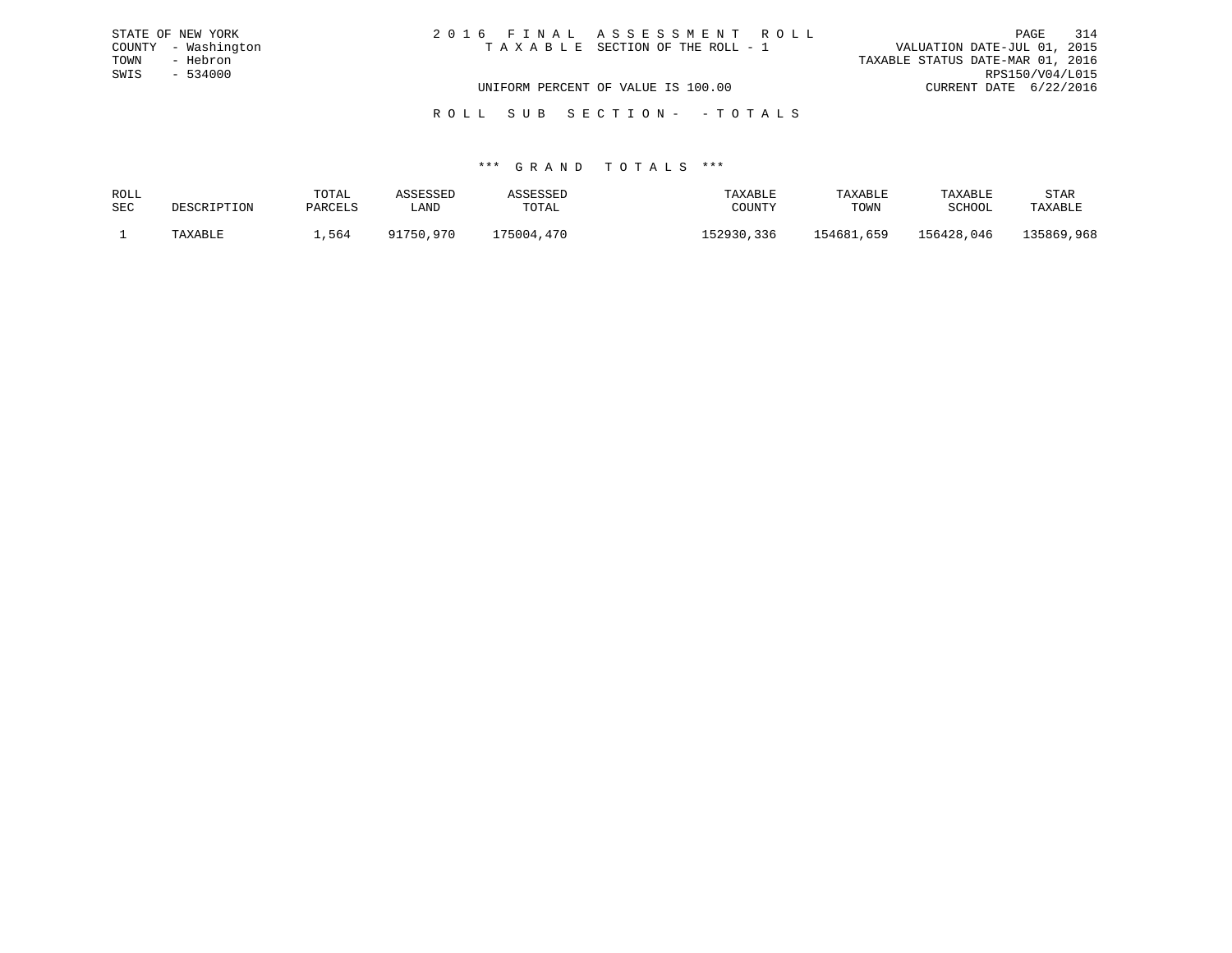STATE OF NEW YORK
COUNTY - Washington
TOWN - Hebron
SWIS - 534000

2 0 1 6 F I N A L A S S E S S M E N T R O L L
T A X A B L E SECTION OF THE ROLL - 1

VALUATION DATE-JUL 01, 2015
TAXABLE STATUS DATE-MAR 01, 2016
RPS150/V04/L015
CURRENT DATE 6/22/2016

UNIFORM PERCENT OF VALUE IS 100.00

R O L L S U B S E C T I O N - - T O T A L S

*** G R A N D T O T A L S ***

| ROLL SEC | DESCRIPTION | TOTAL PARCELS | ASSESSED LAND | ASSESSED TOTAL | TAXABLE COUNTY | TAXABLE TOWN | TAXABLE SCHOOL | STAR TAXABLE |
|---|---|---|---|---|---|---|---|---|
| 1 | TAXABLE | 1,564 | 91750,970 | 175004,470 | 152930,336 | 154681,659 | 156428,046 | 135869,968 |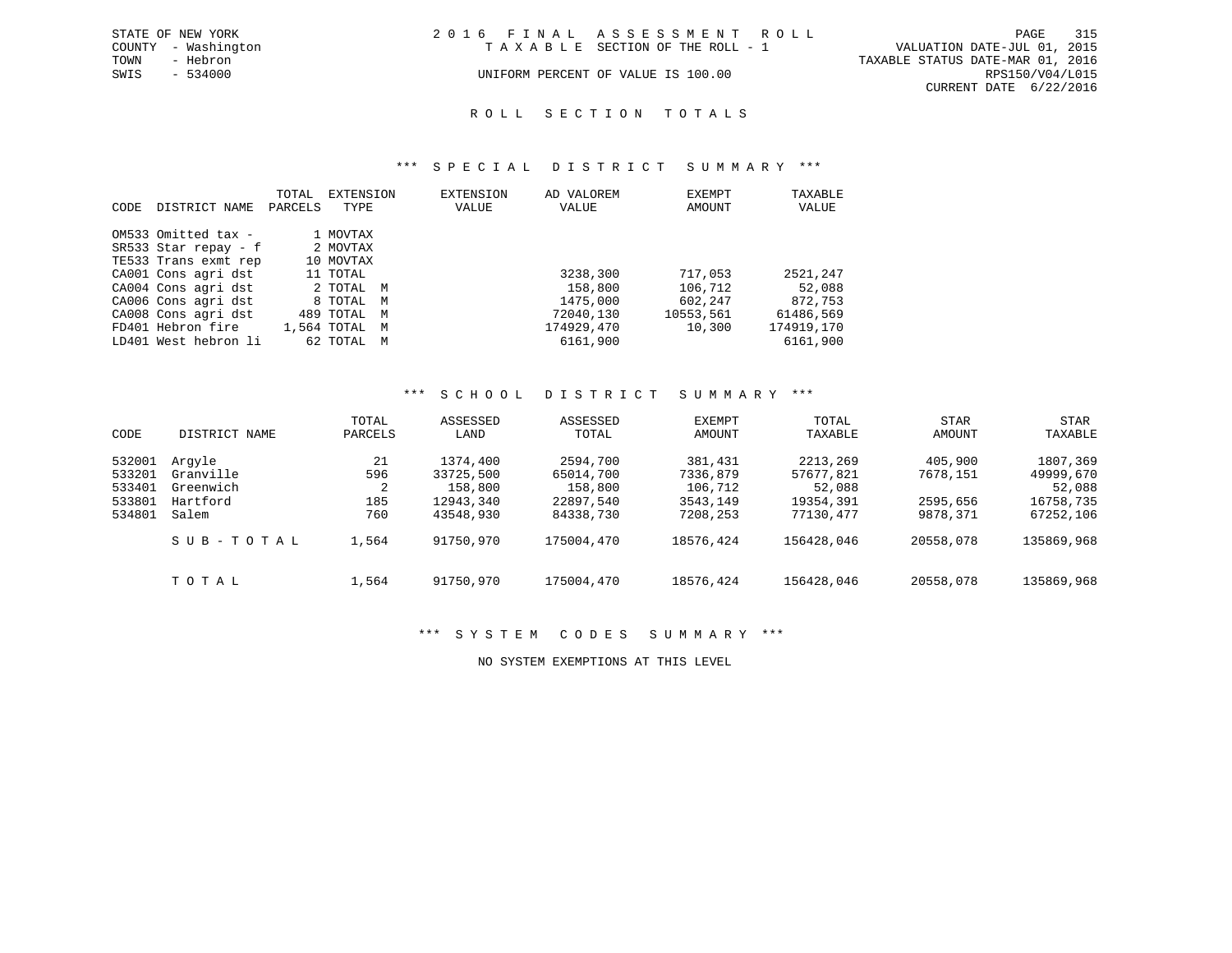STATE OF NEW YORK
COUNTY - Washington
TOWN - Hebron
SWIS - 534000

2 0 1 6 F I N A L A S S E S S M E N T R O L L
T A X A B L E SECTION OF THE ROLL - 1
UNIFORM PERCENT OF VALUE IS 100.00

VALUATION DATE-JUL 01, 2015
TAXABLE STATUS DATE-MAR 01, 2016
RPS150/V04/L015
CURRENT DATE 6/22/2016

## R O L L S E C T I O N T O T A L S

### *** S P E C I A L D I S T R I C T S U M M A R Y ***

| CODE | DISTRICT NAME | TOTAL PARCELS | EXTENSION TYPE | EXTENSION VALUE | AD VALOREM VALUE | EXEMPT AMOUNT | TAXABLE VALUE |
|---|---|---|---|---|---|---|---|
| OM533 | Omitted tax - | 1 | MOVTAX | | | | |
| SR533 | Star repay - f | 2 | MOVTAX | | | | |
| TE533 | Trans exmt rep | 10 | MOVTAX | | | | |
| CA001 | Cons agri dst | 11 | TOTAL | | 3238,300 | 717,053 | 2521,247 |
| CA004 | Cons agri dst | 2 | TOTAL M | | 158,800 | 106,712 | 52,088 |
| CA006 | Cons agri dst | 8 | TOTAL M | | 1475,000 | 602,247 | 872,753 |
| CA008 | Cons agri dst | 489 | TOTAL M | | 72040,130 | 10553,561 | 61486,569 |
| FD401 | Hebron fire | 1,564 | TOTAL M | | 174929,470 | 10,300 | 174919,170 |
| LD401 | West hebron li | 62 | TOTAL M | | 6161,900 | | 6161,900 |

### *** S C H O O L D I S T R I C T S U M M A R Y ***

| CODE | DISTRICT NAME | TOTAL PARCELS | ASSESSED LAND | ASSESSED TOTAL | EXEMPT AMOUNT | TOTAL TAXABLE | STAR AMOUNT | STAR TAXABLE |
|---|---|---|---|---|---|---|---|---|
| 532001 | Argyle | 21 | 1374,400 | 2594,700 | 381,431 | 2213,269 | 405,900 | 1807,369 |
| 533201 | Granville | 596 | 33725,500 | 65014,700 | 7336,879 | 57677,821 | 7678,151 | 49999,670 |
| 533401 | Greenwich | 2 | 158,800 | 158,800 | 106,712 | 52,088 | | 52,088 |
| 533801 | Hartford | 185 | 12943,340 | 22897,540 | 3543,149 | 19354,391 | 2595,656 | 16758,735 |
| 534801 | Salem | 760 | 43548,930 | 84338,730 | 7208,253 | 77130,477 | 9878,371 | 67252,106 |
| | S U B - T O T A L | 1,564 | 91750,970 | 175004,470 | 18576,424 | 156428,046 | 20558,078 | 135869,968 |
| | T O T A L | 1,564 | 91750,970 | 175004,470 | 18576,424 | 156428,046 | 20558,078 | 135869,968 |

### *** S Y S T E M C O D E S S U M M A R Y ***

NO SYSTEM EXEMPTIONS AT THIS LEVEL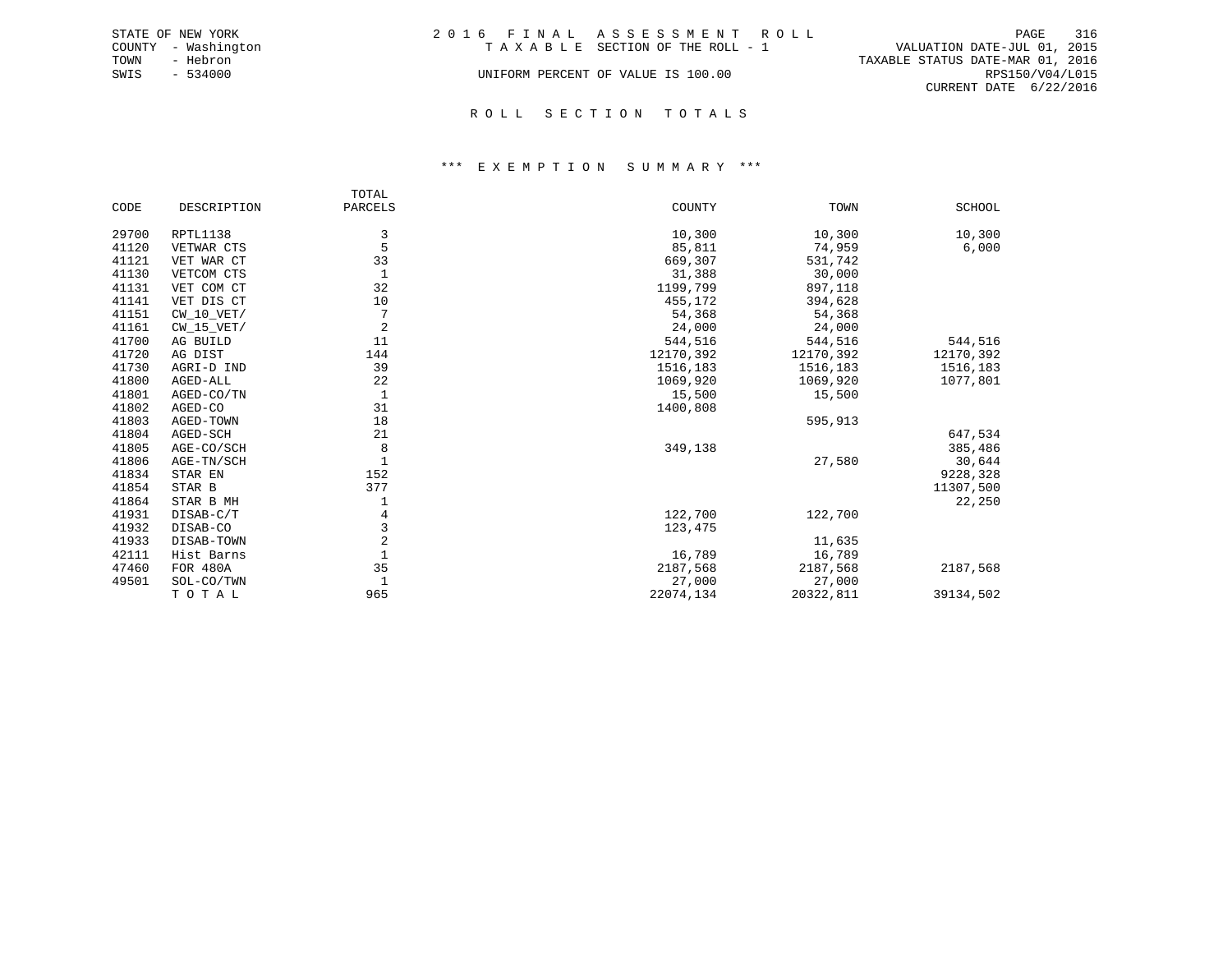STATE OF NEW YORK
COUNTY - Washington
TOWN - Hebron
SWIS - 534000

# 2016 FINAL ASSESSMENT ROLL

TAXABLE SECTION OF THE ROLL - 1

UNIFORM PERCENT OF VALUE IS 100.00

VALUATION DATE-JUL 01, 2015
TAXABLE STATUS DATE-MAR 01, 2016
RPS150/V04/L015
CURRENT DATE 6/22/2016

## ROLL SECTION TOTALS

### *** EXEMPTION SUMMARY ***

| CODE | DESCRIPTION | TOTAL PARCELS | COUNTY | TOWN | SCHOOL |
|---|---|---|---|---|---|
| 29700 | RPTL1138 | 3 | 10,300 | 10,300 | 10,300 |
| 41120 | VETWAR CTS | 5 | 85,811 | 74,959 | 6,000 |
| 41121 | VET WAR CT | 33 | 669,307 | 531,742 | |
| 41130 | VETCOM CTS | 1 | 31,388 | 30,000 | |
| 41131 | VET COM CT | 32 | 1199,799 | 897,118 | |
| 41141 | VET DIS CT | 10 | 455,172 | 394,628 | |
| 41151 | CW_10_VET/ | 7 | 54,368 | 54,368 | |
| 41161 | CW_15_VET/ | 2 | 24,000 | 24,000 | |
| 41700 | AG BUILD | 11 | 544,516 | 544,516 | 544,516 |
| 41720 | AG DIST | 144 | 12170,392 | 12170,392 | 12170,392 |
| 41730 | AGRI-D IND | 39 | 1516,183 | 1516,183 | 1516,183 |
| 41800 | AGED-ALL | 22 | 1069,920 | 1069,920 | 1077,801 |
| 41801 | AGED-CO/TN | 1 | 15,500 | 15,500 | |
| 41802 | AGED-CO | 31 | 1400,808 | | |
| 41803 | AGED-TOWN | 18 | | 595,913 | |
| 41804 | AGED-SCH | 21 | | | 647,534 |
| 41805 | AGE-CO/SCH | 8 | 349,138 | | 385,486 |
| 41806 | AGE-TN/SCH | 1 | | 27,580 | 30,644 |
| 41834 | STAR EN | 152 | | | 9228,328 |
| 41854 | STAR B | 377 | | | 11307,500 |
| 41864 | STAR B MH | 1 | | | 22,250 |
| 41931 | DISAB-C/T | 4 | 122,700 | 122,700 | |
| 41932 | DISAB-CO | 3 | 123,475 | | |
| 41933 | DISAB-TOWN | 2 | | 11,635 | |
| 42111 | Hist Barns | 1 | 16,789 | 16,789 | |
| 47460 | FOR 480A | 35 | 2187,568 | 2187,568 | 2187,568 |
| 49501 | SOL-CO/TWN | 1 | 27,000 | 27,000 | |
| | TOTAL | 965 | 22074,134 | 20322,811 | 39134,502 |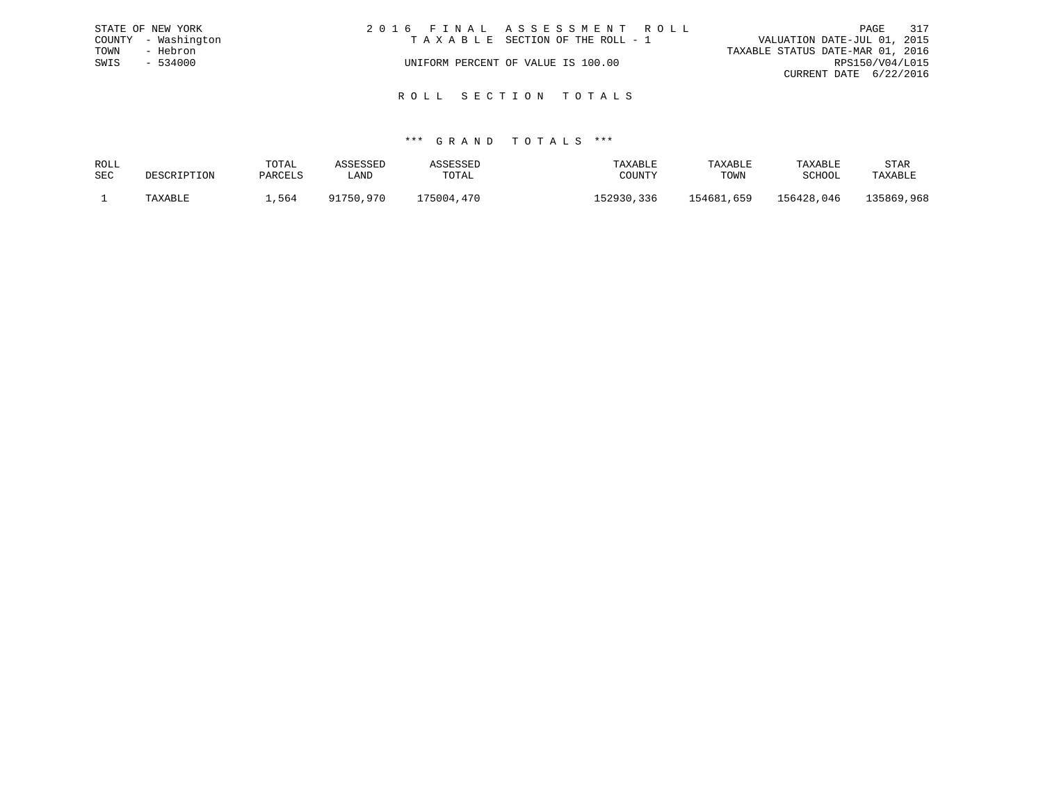STATE OF NEW YORK
COUNTY - Washington
TOWN - Hebron
SWIS - 534000

2016 FINAL ASSESSMENT ROLL
TAXABLE SECTION OF THE ROLL - 1
UNIFORM PERCENT OF VALUE IS 100.00

VALUATION DATE-JUL 01, 2015
TAXABLE STATUS DATE-MAR 01, 2016
RPS150/V04/L015
CURRENT DATE 6/22/2016

## ROLL SECTION TOTALS

### *** GRAND TOTALS ***

| ROLL SEC | DESCRIPTION | TOTAL PARCELS | ASSESSED LAND | ASSESSED TOTAL | TAXABLE COUNTY | TAXABLE TOWN | TAXABLE SCHOOL | STAR TAXABLE |
|---|---|---|---|---|---|---|---|---|
| 1 | TAXABLE | 1,564 | 91750,970 | 175004,470 | 152930,336 | 154681,659 | 156428,046 | 135869,968 |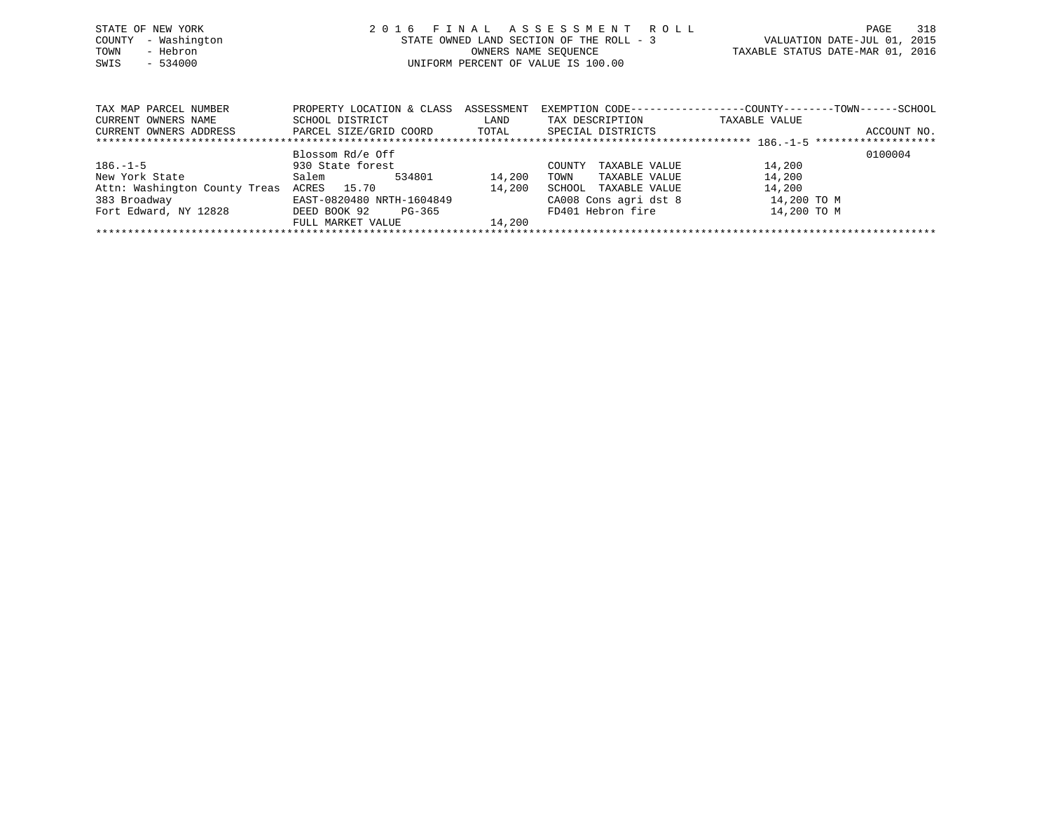STATE OF NEW YORK
COUNTY - Washington
TOWN - Hebron
SWIS - 534000

2 0 1 6 F I N A L A S S E S S M E N T R O L L
STATE OWNED LAND SECTION OF THE ROLL - 3
OWNERS NAME SEQUENCE
UNIFORM PERCENT OF VALUE IS 100.00

VALUATION DATE-JUL 01, 2015
TAXABLE STATUS DATE-MAR 01, 2016

| TAX MAP PARCEL NUMBER / CURRENT OWNERS NAME / CURRENT OWNERS ADDRESS | PROPERTY LOCATION & CLASS / SCHOOL DISTRICT / PARCEL SIZE/GRID COORD | ASSESSMENT LAND / TOTAL | EXEMPTION CODE / TAX DESCRIPTION / SPECIAL DISTRICTS | COUNTY--------TOWN------SCHOOL TAXABLE VALUE | ACCOUNT NO. |
|---|---|---|---|---|---|
| | Blossom Rd/e Off | | | | 0100004 |
| 186.-1-5 | 930 State forest | | COUNTY TAXABLE VALUE | 14,200 | |
| New York State | Salem 534801 | 14,200 | TOWN TAXABLE VALUE | 14,200 | |
| Attn: Washington County Treas | ACRES 15.70 | 14,200 | SCHOOL TAXABLE VALUE | 14,200 | |
| 383 Broadway | EAST-0820480 NRTH-1604849 | | CA008 Cons agri dst 8 | 14,200 TO M | |
| Fort Edward, NY 12828 | DEED BOOK 92 PG-365 | | FD401 Hebron fire | 14,200 TO M | |
| | FULL MARKET VALUE | 14,200 | | | |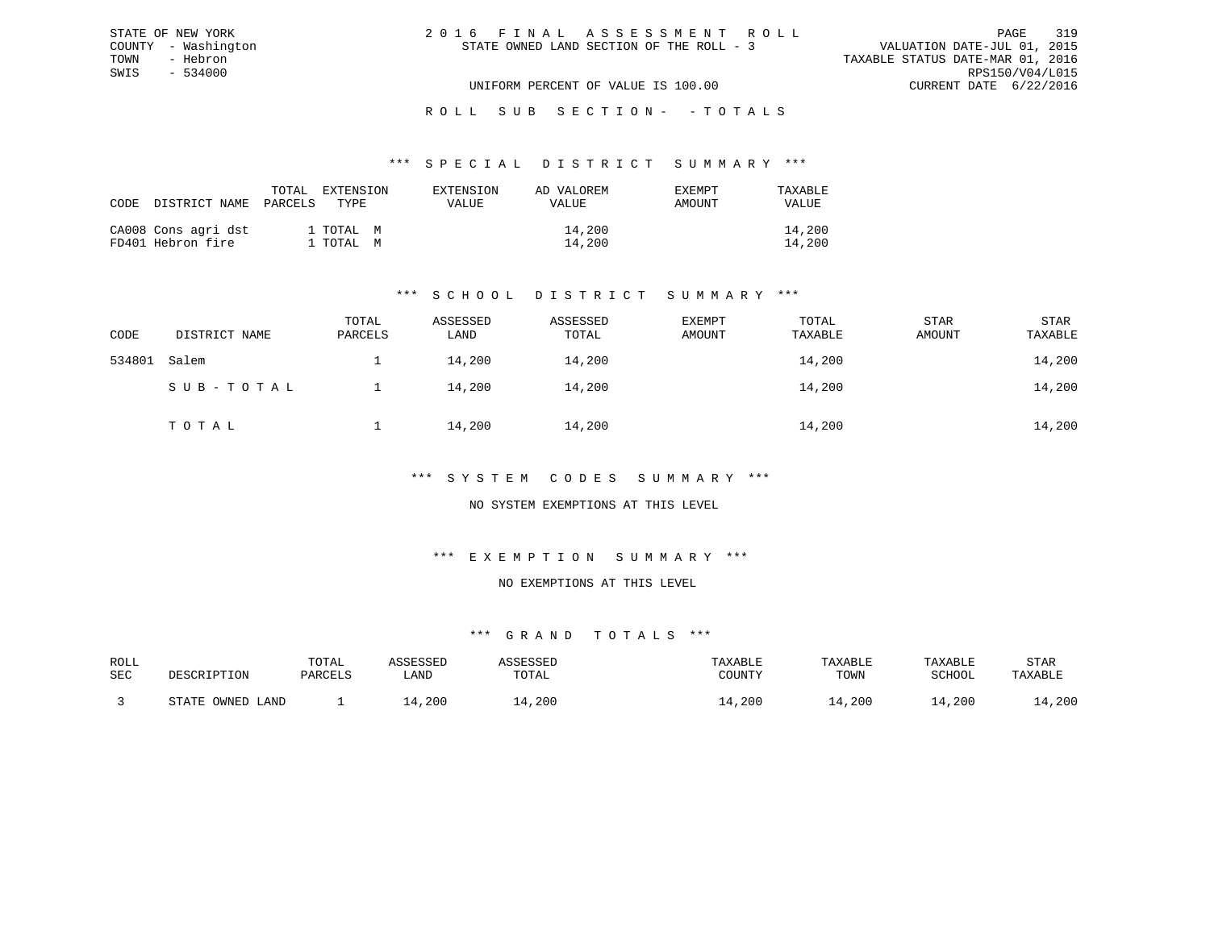STATE OF NEW YORK
COUNTY - Washington
TOWN - Hebron
SWIS - 534000

# 2016 FINAL ASSESSMENT ROLL

STATE OWNED LAND SECTION OF THE ROLL - 3

UNIFORM PERCENT OF VALUE IS 100.00

VALUATION DATE-JUL 01, 2015
TAXABLE STATUS DATE-MAR 01, 2016
RPS150/V04/L015
CURRENT DATE 6/22/2016

## ROLL SUB SECTION - - TOTALS

### *** SPECIAL DISTRICT SUMMARY ***

| CODE | DISTRICT NAME | TOTAL PARCELS | EXTENSION TYPE | EXTENSION VALUE | AD VALOREM VALUE | EXEMPT AMOUNT | TAXABLE VALUE |
|---|---|---|---|---|---|---|---|
| CA008 | Cons agri dst | 1 | TOTAL M | | 14,200 | | 14,200 |
| FD401 | Hebron fire | 1 | TOTAL M | | 14,200 | | 14,200 |

### *** SCHOOL DISTRICT SUMMARY ***

| CODE | DISTRICT NAME | TOTAL PARCELS | ASSESSED LAND | ASSESSED TOTAL | EXEMPT AMOUNT | TOTAL TAXABLE | STAR AMOUNT | STAR TAXABLE |
|---|---|---|---|---|---|---|---|---|
| 534801 | Salem | 1 | 14,200 | 14,200 | | 14,200 | | 14,200 |
| | SUB-TOTAL | 1 | 14,200 | 14,200 | | 14,200 | | 14,200 |
| | TOTAL | 1 | 14,200 | 14,200 | | 14,200 | | 14,200 |

### *** SYSTEM CODES SUMMARY ***

NO SYSTEM EXEMPTIONS AT THIS LEVEL

### *** EXEMPTION SUMMARY ***

NO EXEMPTIONS AT THIS LEVEL

### *** GRAND TOTALS ***

| ROLL SEC | DESCRIPTION | TOTAL PARCELS | ASSESSED LAND | ASSESSED TOTAL | TAXABLE COUNTY | TAXABLE TOWN | TAXABLE SCHOOL | STAR TAXABLE |
|---|---|---|---|---|---|---|---|---|
| 3 | STATE OWNED LAND | 1 | 14,200 | 14,200 | 14,200 | 14,200 | 14,200 | 14,200 |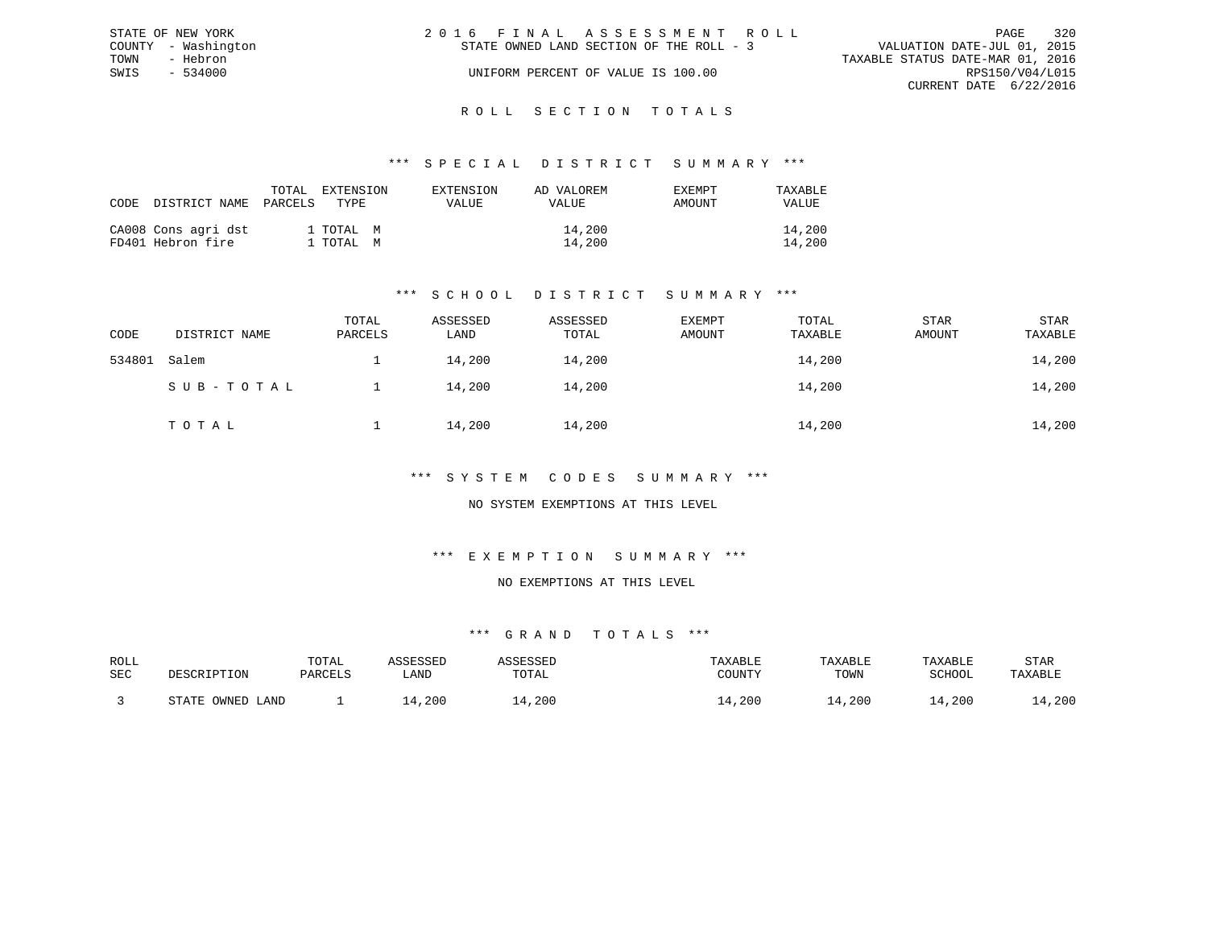STATE OF NEW YORK
COUNTY - Washington
TOWN - Hebron
SWIS - 534000

2016 FINAL ASSESSMENT ROLL
STATE OWNED LAND SECTION OF THE ROLL - 3
UNIFORM PERCENT OF VALUE IS 100.00

VALUATION DATE-JUL 01, 2015
TAXABLE STATUS DATE-MAR 01, 2016
RPS150/V04/L015
CURRENT DATE 6/22/2016

# ROLL SECTION TOTALS

## *** SPECIAL DISTRICT SUMMARY ***

| CODE | DISTRICT NAME | TOTAL PARCELS | EXTENSION TYPE | EXTENSION VALUE | AD VALOREM VALUE | EXEMPT AMOUNT | TAXABLE VALUE |
|---|---|---|---|---|---|---|---|
| CA008 | Cons agri dst | 1 | TOTAL M | | 14,200 | | 14,200 |
| FD401 | Hebron fire | 1 | TOTAL M | | 14,200 | | 14,200 |

## *** SCHOOL DISTRICT SUMMARY ***

| CODE | DISTRICT NAME | TOTAL PARCELS | ASSESSED LAND | ASSESSED TOTAL | EXEMPT AMOUNT | TOTAL TAXABLE | STAR AMOUNT | STAR TAXABLE |
|---|---|---|---|---|---|---|---|---|
| 534801 | Salem | 1 | 14,200 | 14,200 | | 14,200 | | 14,200 |
| | SUB-TOTAL | 1 | 14,200 | 14,200 | | 14,200 | | 14,200 |
| | TOTAL | 1 | 14,200 | 14,200 | | 14,200 | | 14,200 |

## *** SYSTEM CODES SUMMARY ***

NO SYSTEM EXEMPTIONS AT THIS LEVEL

## *** EXEMPTION SUMMARY ***

NO EXEMPTIONS AT THIS LEVEL

## *** GRAND TOTALS ***

| ROLL SEC | DESCRIPTION | TOTAL PARCELS | ASSESSED LAND | ASSESSED TOTAL | TAXABLE COUNTY | TAXABLE TOWN | TAXABLE SCHOOL | STAR TAXABLE |
|---|---|---|---|---|---|---|---|---|
| 3 | STATE OWNED LAND | 1 | 14,200 | 14,200 | 14,200 | 14,200 | 14,200 | 14,200 |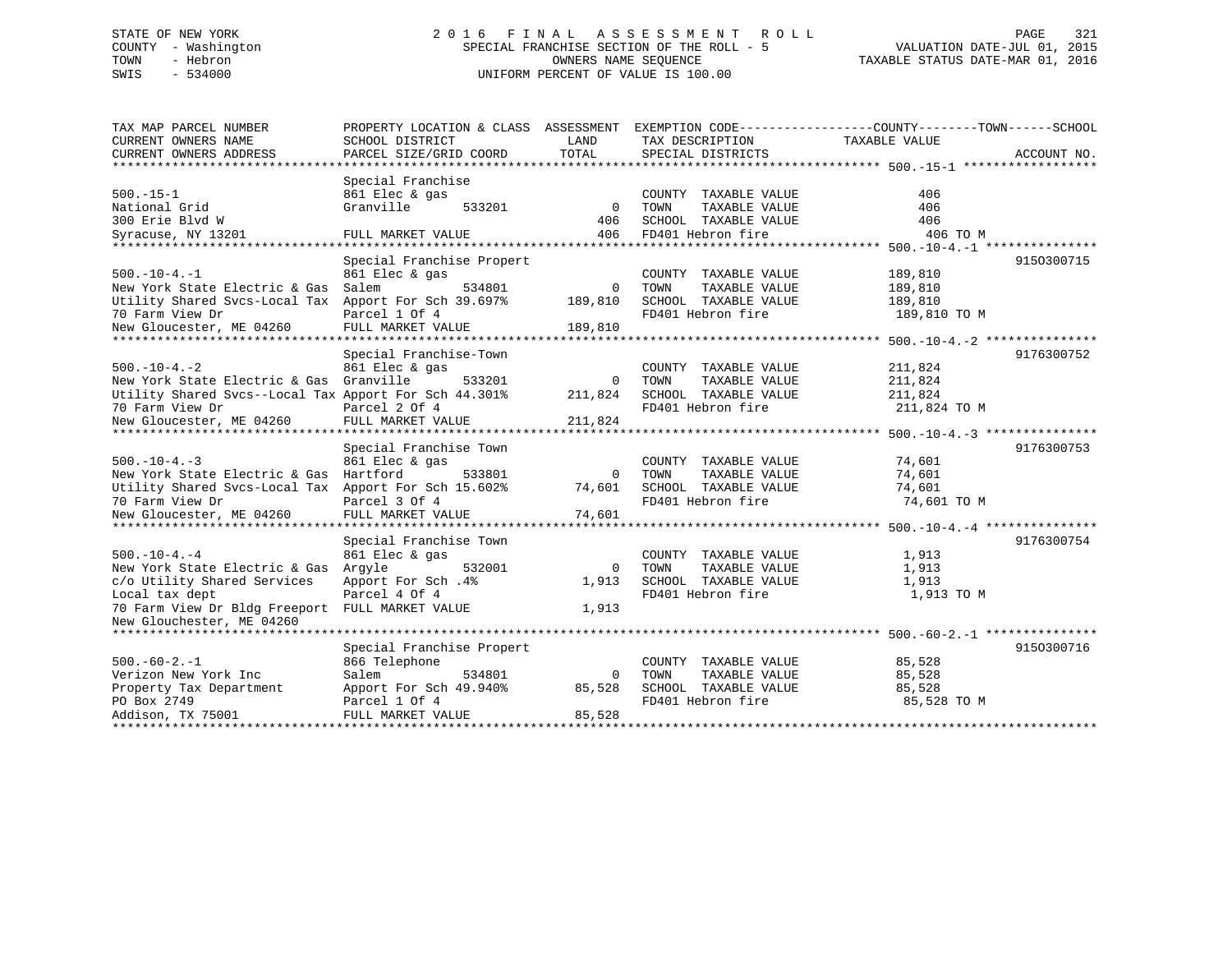STATE OF NEW YORK
COUNTY - Washington
TOWN - Hebron
SWIS - 534000

2016 FINAL ASSESSMENT ROLL
SPECIAL FRANCHISE SECTION OF THE ROLL - 5
OWNERS NAME SEQUENCE
UNIFORM PERCENT OF VALUE IS 100.00

VALUATION DATE-JUL 01, 2015
TAXABLE STATUS DATE-MAR 01, 2016

| TAX MAP PARCEL NUMBER / CURRENT OWNERS NAME / CURRENT OWNERS ADDRESS | PROPERTY LOCATION & CLASS / SCHOOL DISTRICT / PARCEL SIZE/GRID COORD | ASSESSMENT LAND | TOTAL | EXEMPTION CODE / TAX DESCRIPTION / SPECIAL DISTRICTS | COUNTY / TOWN / SCHOOL TAXABLE VALUE | ACCOUNT NO. |
|---|---|---|---|---|---|---|
| 500.-15-1 | Special Franchise | | | | | |
| | 861 Elec & gas | | | COUNTY TAXABLE VALUE | 406 | |
| National Grid | Granville 533201 | 0 | | TOWN TAXABLE VALUE | 406 | |
| 300 Erie Blvd W | | | 406 | SCHOOL TAXABLE VALUE | 406 | |
| Syracuse, NY 13201 | FULL MARKET VALUE | | 406 | FD401 Hebron fire | 406 TO M | |
| 500.-10-4.-1 | Special Franchise Propert | | | | | 915O300715 |
| | 861 Elec & gas | | | COUNTY TAXABLE VALUE | 189,810 | |
| New York State Electric & Gas | Salem 534801 | 0 | | TOWN TAXABLE VALUE | 189,810 | |
| Utility Shared Svcs-Local Tax | Apport For Sch 39.697% | | 189,810 | SCHOOL TAXABLE VALUE | 189,810 | |
| 70 Farm View Dr | Parcel 1 Of 4 | | | FD401 Hebron fire | 189,810 TO M | |
| New Gloucester, ME 04260 | FULL MARKET VALUE | | 189,810 | | | |
| 500.-10-4.-2 | Special Franchise-Town | | | | | 9176300752 |
| | 861 Elec & gas | | | COUNTY TAXABLE VALUE | 211,824 | |
| New York State Electric & Gas | Granville 533201 | 0 | | TOWN TAXABLE VALUE | 211,824 | |
| Utility Shared Svcs--Local Tax | Apport For Sch 44.301% | | 211,824 | SCHOOL TAXABLE VALUE | 211,824 | |
| 70 Farm View Dr | Parcel 2 Of 4 | | | FD401 Hebron fire | 211,824 TO M | |
| New Gloucester, ME 04260 | FULL MARKET VALUE | | 211,824 | | | |
| 500.-10-4.-3 | Special Franchise Town | | | | | 9176300753 |
| | 861 Elec & gas | | | COUNTY TAXABLE VALUE | 74,601 | |
| New York State Electric & Gas | Hartford 533801 | 0 | | TOWN TAXABLE VALUE | 74,601 | |
| Utility Shared Svcs-Local Tax | Apport For Sch 15.602% | | 74,601 | SCHOOL TAXABLE VALUE | 74,601 | |
| 70 Farm View Dr | Parcel 3 Of 4 | | | FD401 Hebron fire | 74,601 TO M | |
| New Gloucester, ME 04260 | FULL MARKET VALUE | | 74,601 | | | |
| 500.-10-4.-4 | Special Franchise Town | | | | | 9176300754 |
| | 861 Elec & gas | | | COUNTY TAXABLE VALUE | 1,913 | |
| New York State Electric & Gas | Argyle 532001 | 0 | | TOWN TAXABLE VALUE | 1,913 | |
| c/o Utility Shared Services | Apport For Sch .4% | | 1,913 | SCHOOL TAXABLE VALUE | 1,913 | |
| Local tax dept | Parcel 4 Of 4 | | | FD401 Hebron fire | 1,913 TO M | |
| 70 Farm View Dr Bldg Freeport | FULL MARKET VALUE | | 1,913 | | | |
| New Glouchester, ME 04260 | | | | | | |
| 500.-60-2.-1 | Special Franchise Propert | | | | | 915O300716 |
| | 866 Telephone | | | COUNTY TAXABLE VALUE | 85,528 | |
| Verizon New York Inc | Salem 534801 | 0 | | TOWN TAXABLE VALUE | 85,528 | |
| Property Tax Department | Apport For Sch 49.940% | | 85,528 | SCHOOL TAXABLE VALUE | 85,528 | |
| PO Box 2749 | Parcel 1 Of 4 | | | FD401 Hebron fire | 85,528 TO M | |
| Addison, TX 75001 | FULL MARKET VALUE | | 85,528 | | | |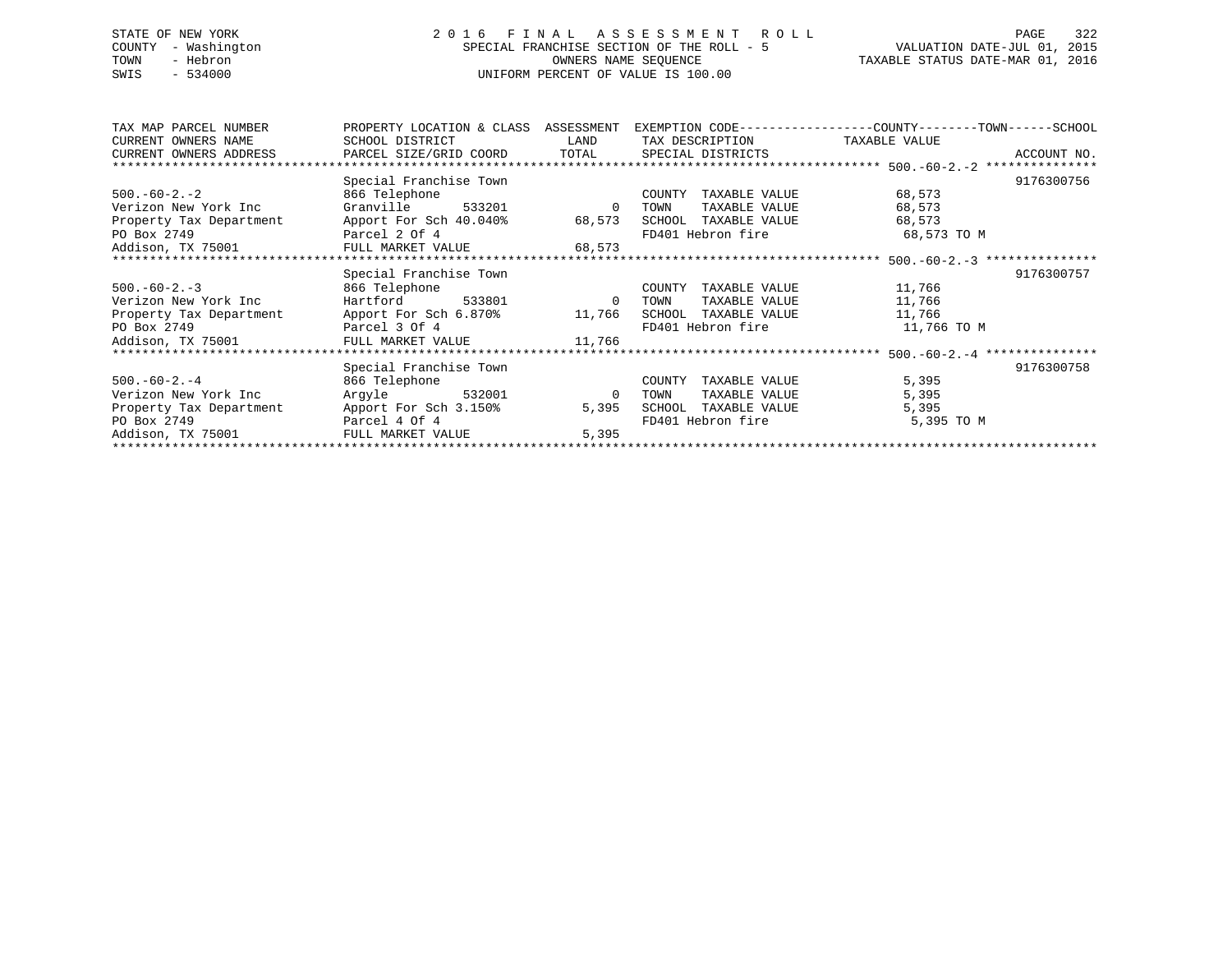STATE OF NEW YORK
COUNTY - Washington
TOWN - Hebron
SWIS - 534000

2 0 1 6 F I N A L A S S E S S M E N T R O L L
SPECIAL FRANCHISE SECTION OF THE ROLL - 5
OWNERS NAME SEQUENCE
UNIFORM PERCENT OF VALUE IS 100.00

VALUATION DATE-JUL 01, 2015
TAXABLE STATUS DATE-MAR 01, 2016

| TAX MAP PARCEL NUMBER / CURRENT OWNERS NAME / CURRENT OWNERS ADDRESS | PROPERTY LOCATION & CLASS / SCHOOL DISTRICT / PARCEL SIZE/GRID COORD | ASSESSMENT LAND | ASSESSMENT TOTAL | EXEMPTION CODE / TAX DESCRIPTION / SPECIAL DISTRICTS | TAXABLE VALUE (COUNTY / TOWN / SCHOOL) | ACCOUNT NO. |
|---|---|---|---|---|---|---|
| 500.-60-2.-2 | Special Franchise Town | | | | | 9176300756 |
| | 866 Telephone | | | COUNTY TAXABLE VALUE | 68,573 | |
| Verizon New York Inc | Granville 533201 | 0 | | TOWN TAXABLE VALUE | 68,573 | |
| Property Tax Department | Apport For Sch 40.040% | | 68,573 | SCHOOL TAXABLE VALUE | 68,573 | |
| PO Box 2749 | Parcel 2 Of 4 | | | FD401 Hebron fire | 68,573 TO M | |
| Addison, TX 75001 | FULL MARKET VALUE | | 68,573 | | | |
| 500.-60-2.-3 | Special Franchise Town | | | | | 9176300757 |
| | 866 Telephone | | | COUNTY TAXABLE VALUE | 11,766 | |
| Verizon New York Inc | Hartford 533801 | 0 | | TOWN TAXABLE VALUE | 11,766 | |
| Property Tax Department | Apport For Sch 6.870% | | 11,766 | SCHOOL TAXABLE VALUE | 11,766 | |
| PO Box 2749 | Parcel 3 Of 4 | | | FD401 Hebron fire | 11,766 TO M | |
| Addison, TX 75001 | FULL MARKET VALUE | | 11,766 | | | |
| 500.-60-2.-4 | Special Franchise Town | | | | | 9176300758 |
| | 866 Telephone | | | COUNTY TAXABLE VALUE | 5,395 | |
| Verizon New York Inc | Argyle 532001 | 0 | | TOWN TAXABLE VALUE | 5,395 | |
| Property Tax Department | Apport For Sch 3.150% | | 5,395 | SCHOOL TAXABLE VALUE | 5,395 | |
| PO Box 2749 | Parcel 4 Of 4 | | | FD401 Hebron fire | 5,395 TO M | |
| Addison, TX 75001 | FULL MARKET VALUE | | 5,395 | | | |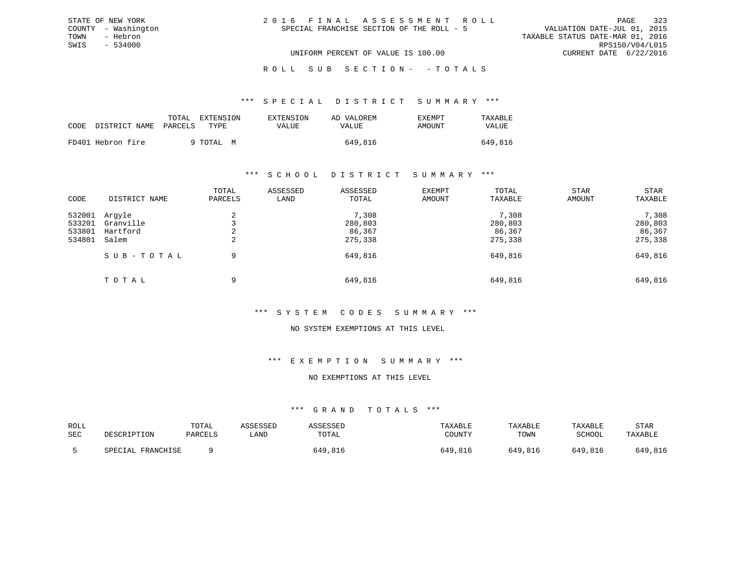STATE OF NEW YORK
COUNTY - Washington
TOWN - Hebron
SWIS - 534000

2 0 1 6 F I N A L A S S E S S M E N T R O L L
SPECIAL FRANCHISE SECTION OF THE ROLL - 5

VALUATION DATE-JUL 01, 2015
TAXABLE STATUS DATE-MAR 01, 2016
RPS150/V04/L015
CURRENT DATE 6/22/2016

UNIFORM PERCENT OF VALUE IS 100.00

R O L L S U B S E C T I O N - - T O T A L S

### *** S P E C I A L D I S T R I C T S U M M A R Y ***

| CODE | DISTRICT NAME | TOTAL PARCELS | EXTENSION TYPE | EXTENSION VALUE | AD VALOREM VALUE | EXEMPT AMOUNT | TAXABLE VALUE |
|---|---|---|---|---|---|---|---|
| FD401 | Hebron fire | 9 | TOTAL M | | 649,816 | | 649,816 |

### *** S C H O O L D I S T R I C T S U M M A R Y ***

| CODE | DISTRICT NAME | TOTAL PARCELS | ASSESSED LAND | ASSESSED TOTAL | EXEMPT AMOUNT | TOTAL TAXABLE | STAR AMOUNT | STAR TAXABLE |
|---|---|---|---|---|---|---|---|---|
| 532001 | Argyle | 2 | | 7,308 | | 7,308 | | 7,308 |
| 533201 | Granville | 3 | | 280,803 | | 280,803 | | 280,803 |
| 533801 | Hartford | 2 | | 86,367 | | 86,367 | | 86,367 |
| 534801 | Salem | 2 | | 275,338 | | 275,338 | | 275,338 |
| | S U B - T O T A L | 9 | | 649,816 | | 649,816 | | 649,816 |
| | T O T A L | 9 | | 649,816 | | 649,816 | | 649,816 |

### *** S Y S T E M C O D E S S U M M A R Y ***

NO SYSTEM EXEMPTIONS AT THIS LEVEL

### *** E X E M P T I O N S U M M A R Y ***

NO EXEMPTIONS AT THIS LEVEL

### *** G R A N D T O T A L S ***

| ROLL SEC | DESCRIPTION | TOTAL PARCELS | ASSESSED LAND | ASSESSED TOTAL | TAXABLE COUNTY | TAXABLE TOWN | TAXABLE SCHOOL | STAR TAXABLE |
|---|---|---|---|---|---|---|---|---|
| 5 | SPECIAL FRANCHISE | 9 | | 649,816 | 649,816 | 649,816 | 649,816 | 649,816 |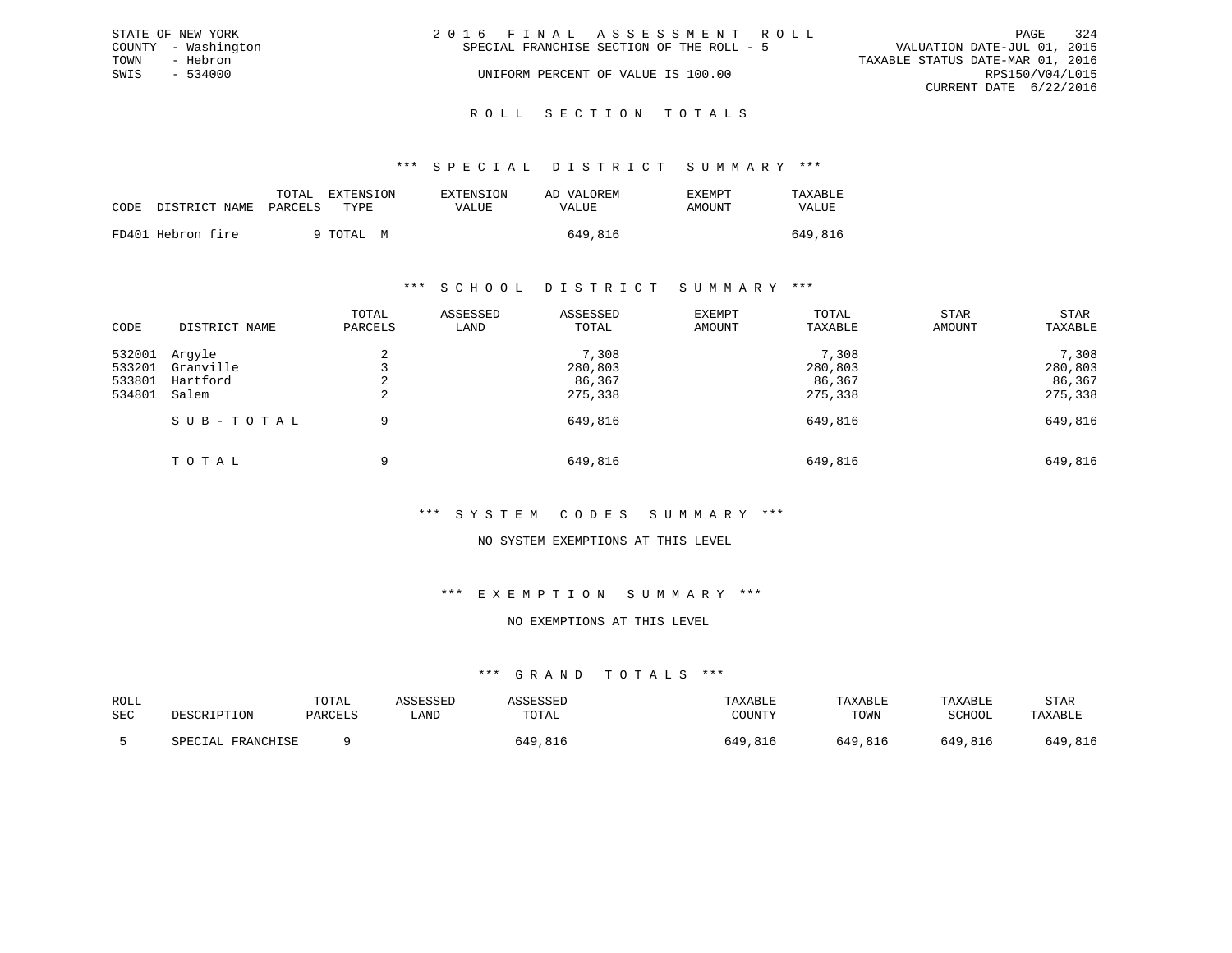STATE OF NEW YORK
COUNTY - Washington
TOWN - Hebron
SWIS - 534000

2 0 1 6 F I N A L A S S E S S M E N T R O L L
SPECIAL FRANCHISE SECTION OF THE ROLL - 5
UNIFORM PERCENT OF VALUE IS 100.00

VALUATION DATE-JUL 01, 2015
TAXABLE STATUS DATE-MAR 01, 2016
RPS150/V04/L015
CURRENT DATE 6/22/2016

## R O L L S E C T I O N T O T A L S

### *** S P E C I A L D I S T R I C T S U M M A R Y ***

| CODE | DISTRICT NAME | TOTAL PARCELS | EXTENSION TYPE | EXTENSION VALUE | AD VALOREM VALUE | EXEMPT AMOUNT | TAXABLE VALUE |
|---|---|---|---|---|---|---|---|
| FD401 | Hebron fire | 9 | TOTAL M | | 649,816 | | 649,816 |

### *** S C H O O L D I S T R I C T S U M M A R Y ***

| CODE | DISTRICT NAME | TOTAL PARCELS | ASSESSED LAND | ASSESSED TOTAL | EXEMPT AMOUNT | TOTAL TAXABLE | STAR AMOUNT | STAR TAXABLE |
|---|---|---|---|---|---|---|---|---|
| 532001 | Argyle | 2 | | 7,308 | | 7,308 | | 7,308 |
| 533201 | Granville | 3 | | 280,803 | | 280,803 | | 280,803 |
| 533801 | Hartford | 2 | | 86,367 | | 86,367 | | 86,367 |
| 534801 | Salem | 2 | | 275,338 | | 275,338 | | 275,338 |
| | S U B - T O T A L | 9 | | 649,816 | | 649,816 | | 649,816 |
| | T O T A L | 9 | | 649,816 | | 649,816 | | 649,816 |

### *** S Y S T E M C O D E S S U M M A R Y ***

NO SYSTEM EXEMPTIONS AT THIS LEVEL

### *** E X E M P T I O N S U M M A R Y ***

NO EXEMPTIONS AT THIS LEVEL

### *** G R A N D T O T A L S ***

| ROLL SEC | DESCRIPTION | TOTAL PARCELS | ASSESSED LAND | ASSESSED TOTAL | TAXABLE COUNTY | TAXABLE TOWN | TAXABLE SCHOOL | STAR TAXABLE |
|---|---|---|---|---|---|---|---|---|
| 5 | SPECIAL FRANCHISE | 9 | | 649,816 | 649,816 | 649,816 | 649,816 | 649,816 |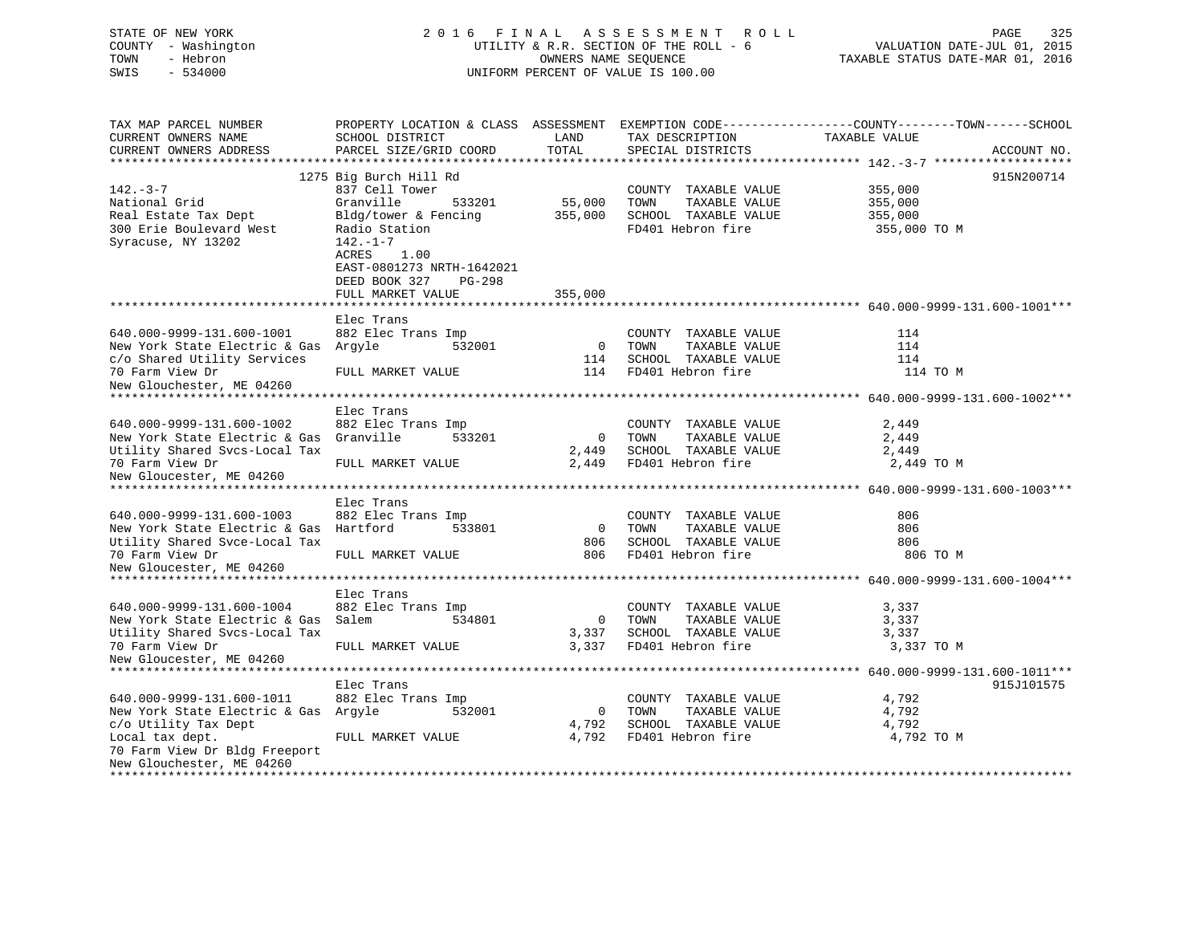STATE OF NEW YORK | 2 0 1 6 F I N A L A S S E S S M E N T R O L L | VALUATION DATE-JUL 01, 2015
COUNTY - Washington | UTILITY & R.R. SECTION OF THE ROLL - 6 | TAXABLE STATUS DATE-MAR 01, 2016
TOWN - Hebron | OWNERS NAME SEQUENCE
SWIS - 534000 | UNIFORM PERCENT OF VALUE IS 100.00

```
TAX MAP PARCEL NUMBER          PROPERTY LOCATION & CLASS  ASSESSMENT  EXEMPTION CODE------------------COUNTY--------TOWN------SCHOOL
CURRENT OWNERS NAME            SCHOOL DISTRICT               LAND      TAX DESCRIPTION            TAXABLE VALUE
CURRENT OWNERS ADDRESS         PARCEL SIZE/GRID COORD       TOTAL      SPECIAL DISTRICTS                                   ACCOUNT NO.
*********************************************************************************************** 142.-3-7 *******************
                               1275 Big Burch Hill Rd                                                                     915N200714
142.-3-7                       837 Cell Tower                          COUNTY  TAXABLE VALUE          355,000
National Grid                  Granville        533201      55,000     TOWN    TAXABLE VALUE          355,000
Real Estate Tax Dept           Bldg/tower & Fencing        355,000     SCHOOL  TAXABLE VALUE          355,000
300 Erie Boulevard West        Radio Station                           FD401 Hebron fire              355,000 TO M
Syracuse, NY 13202             142.-1-7
                               ACRES    1.00
                               EAST-0801273 NRTH-1642021
                               DEED BOOK 327    PG-298
                               FULL MARKET VALUE           355,000
*********************************************************************************************** 640.000-9999-131.600-1001***
                               Elec Trans
640.000-9999-131.600-1001      882 Elec Trans Imp                      COUNTY  TAXABLE VALUE              114
New York State Electric & Gas  Argyle           532001           0     TOWN    TAXABLE VALUE              114
c/o Shared Utility Services                                    114     SCHOOL  TAXABLE VALUE              114
70 Farm View Dr                FULL MARKET VALUE               114     FD401 Hebron fire                  114 TO M
New Glouchester, ME 04260
*********************************************************************************************** 640.000-9999-131.600-1002***
                               Elec Trans
640.000-9999-131.600-1002      882 Elec Trans Imp                      COUNTY  TAXABLE VALUE            2,449
New York State Electric & Gas  Granville        533201           0     TOWN    TAXABLE VALUE            2,449
Utility Shared Svcs-Local Tax                                2,449     SCHOOL  TAXABLE VALUE            2,449
70 Farm View Dr                FULL MARKET VALUE             2,449     FD401 Hebron fire                2,449 TO M
New Gloucester, ME 04260
*********************************************************************************************** 640.000-9999-131.600-1003***
                               Elec Trans
640.000-9999-131.600-1003      882 Elec Trans Imp                      COUNTY  TAXABLE VALUE              806
New York State Electric & Gas  Hartford         533801           0     TOWN    TAXABLE VALUE              806
Utility Shared Svce-Local Tax                                  806     SCHOOL  TAXABLE VALUE              806
70 Farm View Dr                FULL MARKET VALUE               806     FD401 Hebron fire                  806 TO M
New Gloucester, ME 04260
*********************************************************************************************** 640.000-9999-131.600-1004***
                               Elec Trans
640.000-9999-131.600-1004      882 Elec Trans Imp                      COUNTY  TAXABLE VALUE            3,337
New York State Electric & Gas  Salem            534801           0     TOWN    TAXABLE VALUE            3,337
Utility Shared Svcs-Local Tax                                3,337     SCHOOL  TAXABLE VALUE            3,337
70 Farm View Dr                FULL MARKET VALUE             3,337     FD401 Hebron fire                3,337 TO M
New Gloucester, ME 04260
*********************************************************************************************** 640.000-9999-131.600-1011***
                               Elec Trans                                                                                 915J101575
640.000-9999-131.600-1011      882 Elec Trans Imp                      COUNTY  TAXABLE VALUE            4,792
New York State Electric & Gas  Argyle           532001           0     TOWN    TAXABLE VALUE            4,792
c/o Utility Tax Dept                                         4,792     SCHOOL  TAXABLE VALUE            4,792
Local tax dept.                FULL MARKET VALUE             4,792     FD401 Hebron fire                4,792 TO M
70 Farm View Dr Bldg Freeport
New Glouchester, ME 04260
*****************************************************************************************************************************
```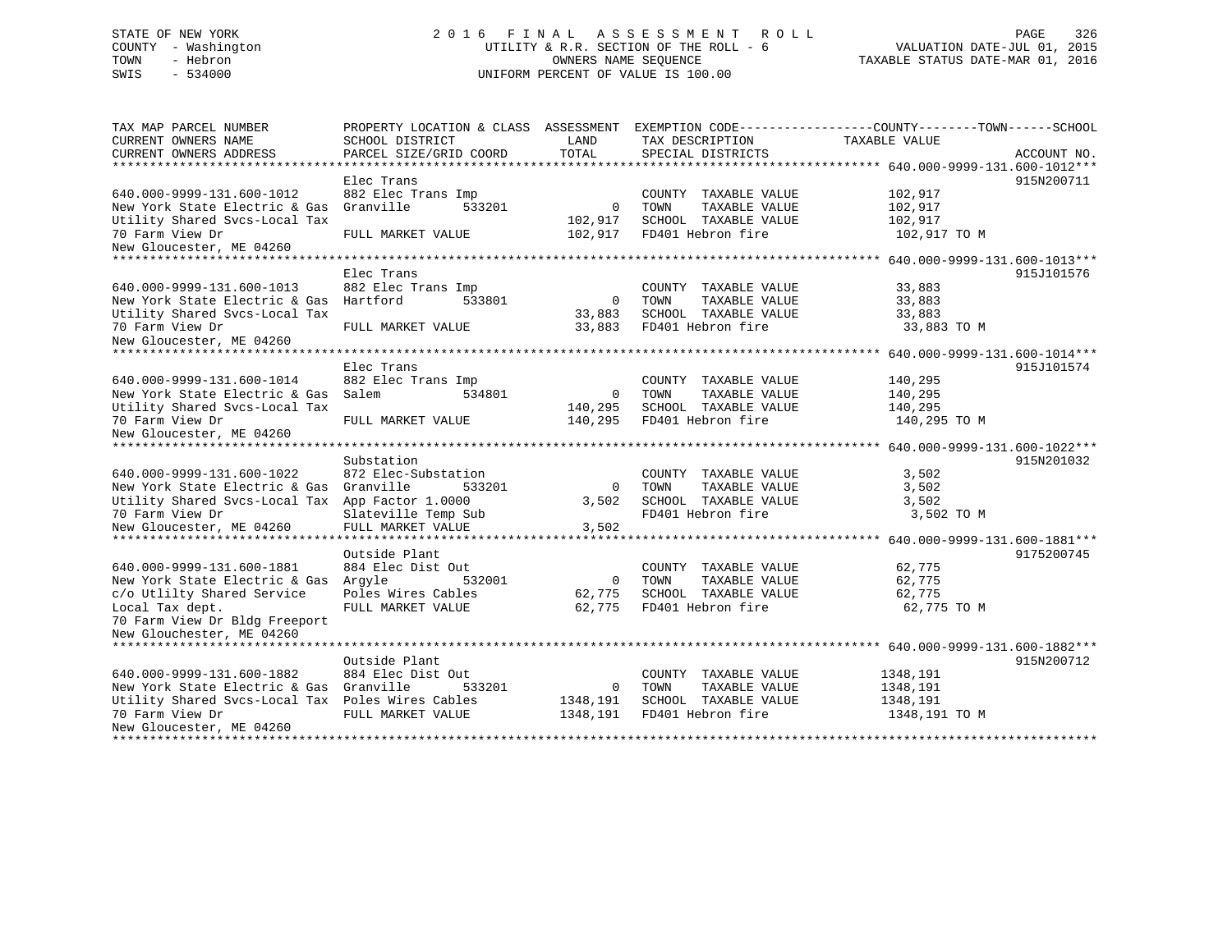STATE OF NEW YORK
COUNTY - Washington
TOWN - Hebron
SWIS - 534000

2 0 1 6 F I N A L A S S E S S M E N T R O L L
UTILITY & R.R. SECTION OF THE ROLL - 6
OWNERS NAME SEQUENCE
UNIFORM PERCENT OF VALUE IS 100.00

VALUATION DATE-JUL 01, 2015
TAXABLE STATUS DATE-MAR 01, 2016

```
TAX MAP PARCEL NUMBER          PROPERTY LOCATION & CLASS  ASSESSMENT  EXEMPTION CODE------------------COUNTY--------TOWN------SCHOOL
CURRENT OWNERS NAME            SCHOOL DISTRICT               LAND      TAX DESCRIPTION            TAXABLE VALUE
CURRENT OWNERS ADDRESS         PARCEL SIZE/GRID COORD       TOTAL      SPECIAL DISTRICTS                                    ACCOUNT NO.
******************************************************************************************** 640.000-9999-131.600-1012***
                               Elec Trans                                                                               915N200711
640.000-9999-131.600-1012      882 Elec Trans Imp                      COUNTY  TAXABLE VALUE          102,917
New York State Electric & Gas  Granville      533201           0       TOWN    TAXABLE VALUE          102,917
Utility Shared Svcs-Local Tax                            102,917       SCHOOL  TAXABLE VALUE          102,917
70 Farm View Dr                FULL MARKET VALUE         102,917       FD401 Hebron fire               102,917 TO M
New Gloucester, ME 04260
******************************************************************************************** 640.000-9999-131.600-1013***
                               Elec Trans                                                                               915J101576
640.000-9999-131.600-1013      882 Elec Trans Imp                      COUNTY  TAXABLE VALUE           33,883
New York State Electric & Gas  Hartford       533801           0       TOWN    TAXABLE VALUE           33,883
Utility Shared Svcs-Local Tax                             33,883       SCHOOL  TAXABLE VALUE           33,883
70 Farm View Dr                FULL MARKET VALUE          33,883       FD401 Hebron fire                33,883 TO M
New Gloucester, ME 04260
******************************************************************************************** 640.000-9999-131.600-1014***
                               Elec Trans                                                                               915J101574
640.000-9999-131.600-1014      882 Elec Trans Imp                      COUNTY  TAXABLE VALUE          140,295
New York State Electric & Gas  Salem          534801           0       TOWN    TAXABLE VALUE          140,295
Utility Shared Svcs-Local Tax                            140,295       SCHOOL  TAXABLE VALUE          140,295
70 Farm View Dr                FULL MARKET VALUE         140,295       FD401 Hebron fire               140,295 TO M
New Gloucester, ME 04260
******************************************************************************************** 640.000-9999-131.600-1022***
                               Substation                                                                               915N201032
640.000-9999-131.600-1022      872 Elec-Substation                     COUNTY  TAXABLE VALUE            3,502
New York State Electric & Gas  Granville      533201           0       TOWN    TAXABLE VALUE            3,502
Utility Shared Svcs-Local Tax  App Factor 1.0000           3,502       SCHOOL  TAXABLE VALUE            3,502
70 Farm View Dr                Slateville Temp Sub                     FD401 Hebron fire                 3,502 TO M
New Gloucester, ME 04260       FULL MARKET VALUE           3,502
******************************************************************************************** 640.000-9999-131.600-1881***
                               Outside Plant                                                                            9175200745
640.000-9999-131.600-1881      884 Elec Dist Out                       COUNTY  TAXABLE VALUE           62,775
New York State Electric & Gas  Argyle         532001           0       TOWN    TAXABLE VALUE           62,775
c/o Utlilty Shared Service     Poles Wires Cables         62,775       SCHOOL  TAXABLE VALUE           62,775
Local Tax dept.                FULL MARKET VALUE          62,775       FD401 Hebron fire                62,775 TO M
70 Farm View Dr Bldg Freeport
New Glouchester, ME 04260
******************************************************************************************** 640.000-9999-131.600-1882***
                               Outside Plant                                                                            915N200712
640.000-9999-131.600-1882      884 Elec Dist Out                       COUNTY  TAXABLE VALUE         1348,191
New York State Electric & Gas  Granville      533201           0       TOWN    TAXABLE VALUE         1348,191
Utility Shared Svcs-Local Tax  Poles Wires Cables       1348,191       SCHOOL  TAXABLE VALUE         1348,191
70 Farm View Dr                FULL MARKET VALUE        1348,191       FD401 Hebron fire              1348,191 TO M
New Gloucester, ME 04260
************************************************************************************************************************************
```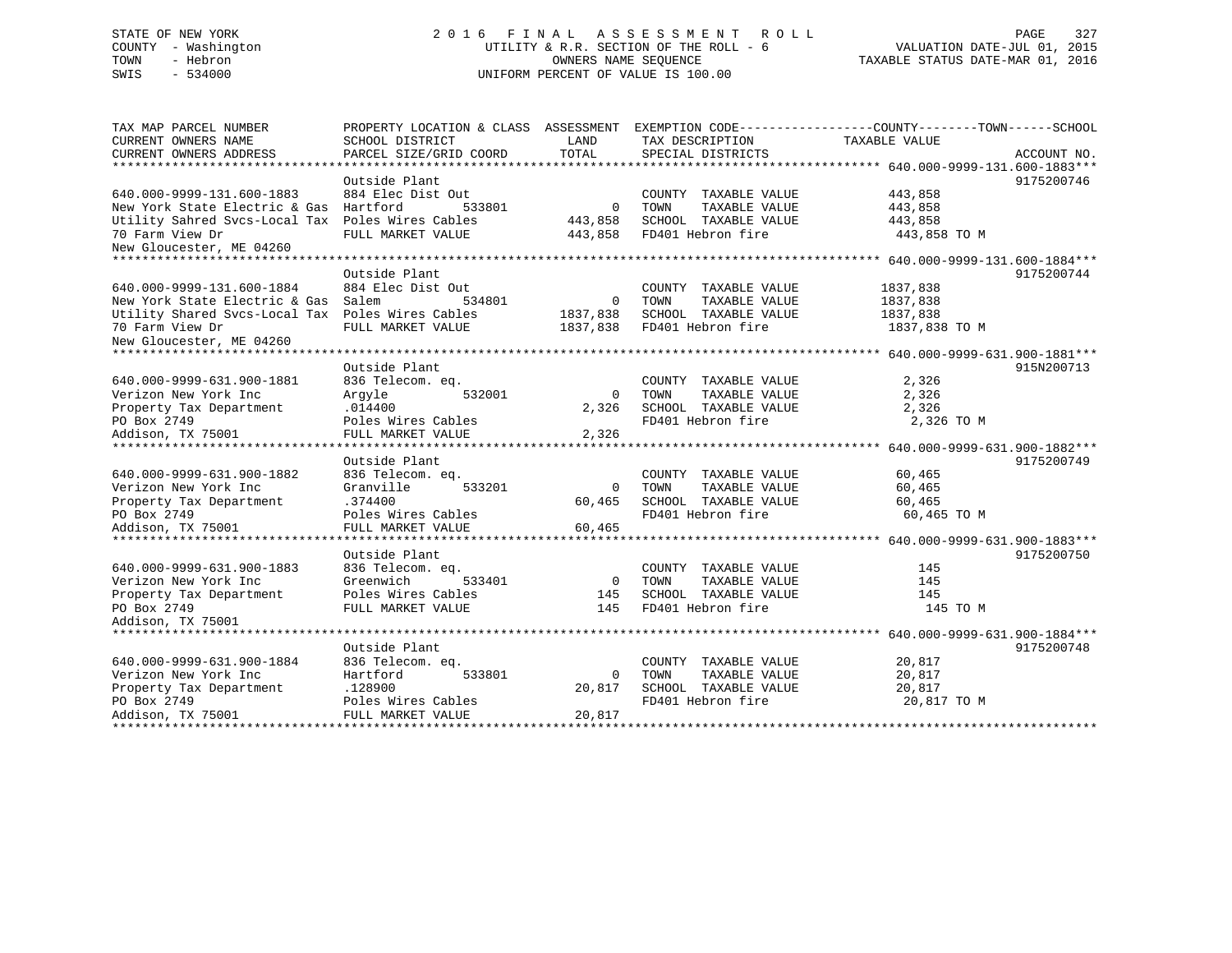STATE OF NEW YORK
COUNTY - Washington
TOWN - Hebron
SWIS - 534000

# 2016 FINAL ASSESSMENT ROLL

UTILITY & R.R. SECTION OF THE ROLL - 6
OWNERS NAME SEQUENCE
UNIFORM PERCENT OF VALUE IS 100.00

VALUATION DATE-JUL 01, 2015
TAXABLE STATUS DATE-MAR 01, 2016

| TAX MAP PARCEL NUMBER / CURRENT OWNERS NAME / CURRENT OWNERS ADDRESS | PROPERTY LOCATION & CLASS / SCHOOL DISTRICT / PARCEL SIZE/GRID COORD | ASSESSMENT LAND | ASSESSMENT TOTAL | EXEMPTION CODE / TAX DESCRIPTION / SPECIAL DISTRICTS | TAXABLE VALUE (COUNTY / TOWN / SCHOOL) | ACCOUNT NO. |
|---|---|---|---|---|---|---|
| **640.000-9999-131.600-1883** | Outside Plant | | | | | 9175200746 |
| 640.000-9999-131.600-1883 | 884 Elec Dist Out | | | COUNTY TAXABLE VALUE | 443,858 | |
| New York State Electric & Gas | Hartford 533801 | 0 | | TOWN TAXABLE VALUE | 443,858 | |
| Utility Sahred Svcs-Local Tax | Poles Wires Cables | | 443,858 | SCHOOL TAXABLE VALUE | 443,858 | |
| 70 Farm View Dr | FULL MARKET VALUE | | 443,858 | FD401 Hebron fire | 443,858 TO M | |
| New Gloucester, ME 04260 | | | | | | |
| **640.000-9999-131.600-1884** | Outside Plant | | | | | 9175200744 |
| 640.000-9999-131.600-1884 | 884 Elec Dist Out | | | COUNTY TAXABLE VALUE | 1837,838 | |
| New York State Electric & Gas | Salem 534801 | 0 | | TOWN TAXABLE VALUE | 1837,838 | |
| Utility Shared Svcs-Local Tax | Poles Wires Cables | | 1837,838 | SCHOOL TAXABLE VALUE | 1837,838 | |
| 70 Farm View Dr | FULL MARKET VALUE | | 1837,838 | FD401 Hebron fire | 1837,838 TO M | |
| New Gloucester, ME 04260 | | | | | | |
| **640.000-9999-631.900-1881** | Outside Plant | | | | | 915N200713 |
| 640.000-9999-631.900-1881 | 836 Telecom. eq. | | | COUNTY TAXABLE VALUE | 2,326 | |
| Verizon New York Inc | Argyle 532001 | 0 | | TOWN TAXABLE VALUE | 2,326 | |
| Property Tax Department | .014400 | | 2,326 | SCHOOL TAXABLE VALUE | 2,326 | |
| PO Box 2749 | Poles Wires Cables | | | FD401 Hebron fire | 2,326 TO M | |
| Addison, TX 75001 | FULL MARKET VALUE | | 2,326 | | | |
| **640.000-9999-631.900-1882** | Outside Plant | | | | | 9175200749 |
| 640.000-9999-631.900-1882 | 836 Telecom. eq. | | | COUNTY TAXABLE VALUE | 60,465 | |
| Verizon New York Inc | Granville 533201 | 0 | | TOWN TAXABLE VALUE | 60,465 | |
| Property Tax Department | .374400 | | 60,465 | SCHOOL TAXABLE VALUE | 60,465 | |
| PO Box 2749 | Poles Wires Cables | | | FD401 Hebron fire | 60,465 TO M | |
| Addison, TX 75001 | FULL MARKET VALUE | | 60,465 | | | |
| **640.000-9999-631.900-1883** | Outside Plant | | | | | 9175200750 |
| 640.000-9999-631.900-1883 | 836 Telecom. eq. | | | COUNTY TAXABLE VALUE | 145 | |
| Verizon New York Inc | Greenwich 533401 | 0 | | TOWN TAXABLE VALUE | 145 | |
| Property Tax Department | Poles Wires Cables | | 145 | SCHOOL TAXABLE VALUE | 145 | |
| PO Box 2749 | FULL MARKET VALUE | | 145 | FD401 Hebron fire | 145 TO M | |
| Addison, TX 75001 | | | | | | |
| **640.000-9999-631.900-1884** | Outside Plant | | | | | 9175200748 |
| 640.000-9999-631.900-1884 | 836 Telecom. eq. | | | COUNTY TAXABLE VALUE | 20,817 | |
| Verizon New York Inc | Hartford 533801 | 0 | | TOWN TAXABLE VALUE | 20,817 | |
| Property Tax Department | .128900 | | 20,817 | SCHOOL TAXABLE VALUE | 20,817 | |
| PO Box 2749 | Poles Wires Cables | | | FD401 Hebron fire | 20,817 TO M | |
| Addison, TX 75001 | FULL MARKET VALUE | | 20,817 | | | |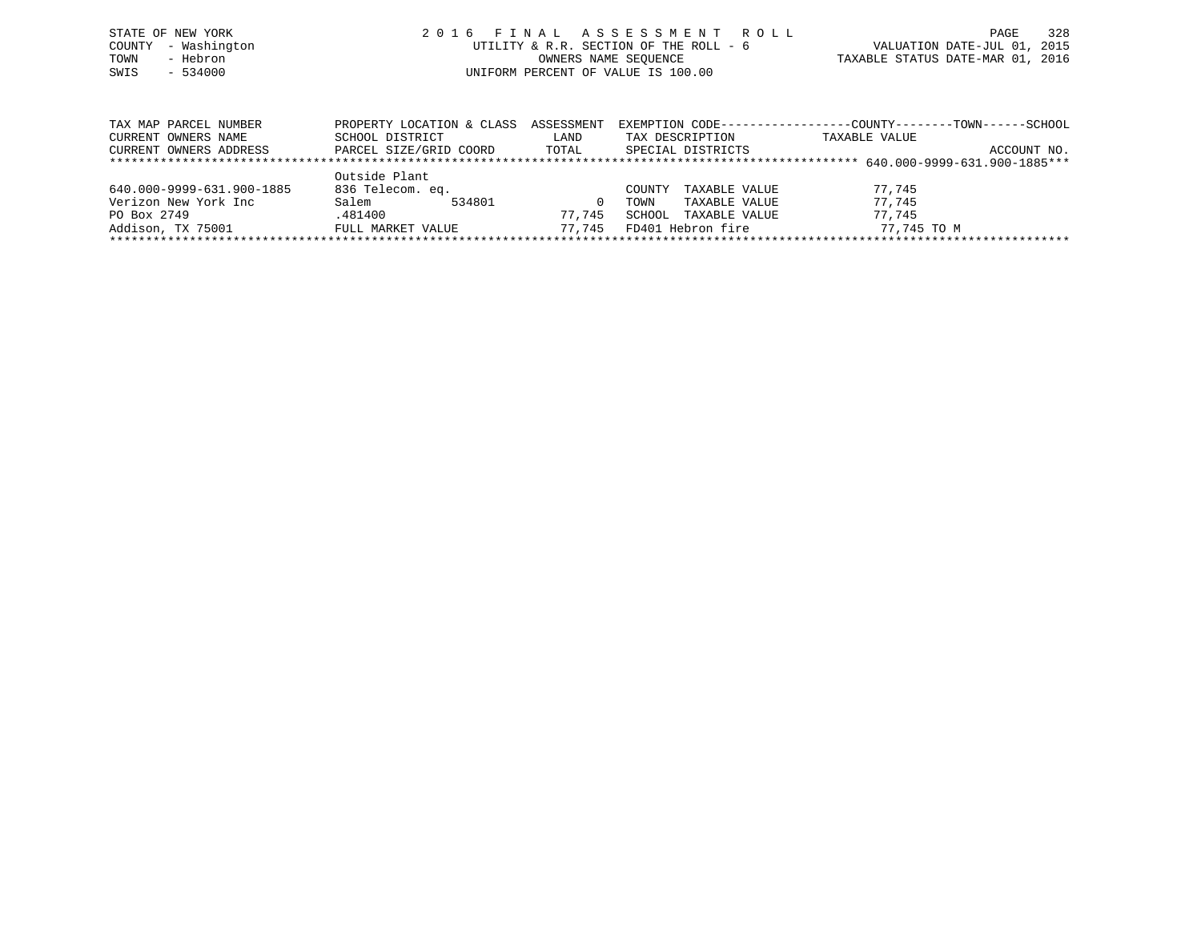STATE OF NEW YORK
COUNTY - Washington
TOWN - Hebron
SWIS - 534000

2 0 1 6 F I N A L A S S E S S M E N T R O L L
UTILITY & R.R. SECTION OF THE ROLL - 6
OWNERS NAME SEQUENCE
UNIFORM PERCENT OF VALUE IS 100.00

VALUATION DATE-JUL 01, 2015
TAXABLE STATUS DATE-MAR 01, 2016

| TAX MAP PARCEL NUMBER<br>CURRENT OWNERS NAME<br>CURRENT OWNERS ADDRESS | PROPERTY LOCATION & CLASS<br>SCHOOL DISTRICT<br>PARCEL SIZE/GRID COORD | ASSESSMENT<br>LAND<br>TOTAL | EXEMPTION CODE<br>TAX DESCRIPTION<br>SPECIAL DISTRICTS | COUNTY--------TOWN------SCHOOL<br>TAXABLE VALUE<br>ACCOUNT NO. |
|---|---|---|---|---|
| | | | | 640.000-9999-631.900-1885 |
| | Outside Plant | | | |
| 640.000-9999-631.900-1885 | 836 Telecom. eq. | | COUNTY TAXABLE VALUE | 77,745 |
| Verizon New York Inc | Salem 534801 | 0 | TOWN TAXABLE VALUE | 77,745 |
| PO Box 2749 | .481400 | 77,745 | SCHOOL TAXABLE VALUE | 77,745 |
| Addison, TX 75001 | FULL MARKET VALUE | 77,745 | FD401 Hebron fire | 77,745 TO M |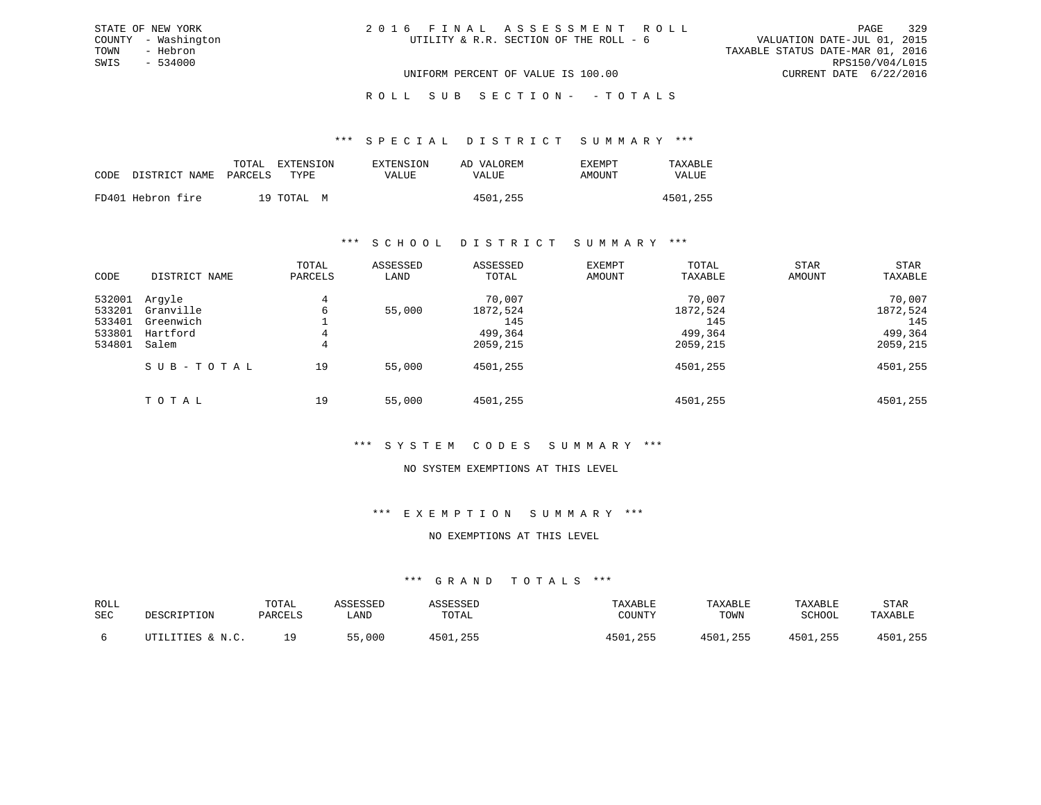STATE OF NEW YORK
COUNTY - Washington
TOWN - Hebron
SWIS - 534000

2 0 1 6 F I N A L A S S E S S M E N T R O L L
UTILITY & R.R. SECTION OF THE ROLL - 6

UNIFORM PERCENT OF VALUE IS 100.00

VALUATION DATE-JUL 01, 2015
TAXABLE STATUS DATE-MAR 01, 2016
RPS150/V04/L015
CURRENT DATE 6/22/2016

R O L L S U B S E C T I O N - - T O T A L S

*** S P E C I A L D I S T R I C T S U M M A R Y ***

| CODE | DISTRICT NAME | TOTAL PARCELS | EXTENSION TYPE | EXTENSION VALUE | AD VALOREM VALUE | EXEMPT AMOUNT | TAXABLE VALUE |
|---|---|---|---|---|---|---|---|
| FD401 | Hebron fire | 19 | TOTAL M | | 4501,255 | | 4501,255 |

*** S C H O O L D I S T R I C T S U M M A R Y ***

| CODE | DISTRICT NAME | TOTAL PARCELS | ASSESSED LAND | ASSESSED TOTAL | EXEMPT AMOUNT | TOTAL TAXABLE | STAR AMOUNT | STAR TAXABLE |
|---|---|---|---|---|---|---|---|---|
| 532001 | Argyle | 4 | | 70,007 | | 70,007 | | 70,007 |
| 533201 | Granville | 6 | 55,000 | 1872,524 | | 1872,524 | | 1872,524 |
| 533401 | Greenwich | 1 | | 145 | | 145 | | 145 |
| 533801 | Hartford | 4 | | 499,364 | | 499,364 | | 499,364 |
| 534801 | Salem | 4 | | 2059,215 | | 2059,215 | | 2059,215 |
| | S U B - T O T A L | 19 | 55,000 | 4501,255 | | 4501,255 | | 4501,255 |
| | T O T A L | 19 | 55,000 | 4501,255 | | 4501,255 | | 4501,255 |

*** S Y S T E M C O D E S S U M M A R Y ***

NO SYSTEM EXEMPTIONS AT THIS LEVEL

*** E X E M P T I O N S U M M A R Y ***

NO EXEMPTIONS AT THIS LEVEL

*** G R A N D T O T A L S ***

| ROLL SEC | DESCRIPTION | TOTAL PARCELS | ASSESSED LAND | ASSESSED TOTAL | TAXABLE COUNTY | TAXABLE TOWN | TAXABLE SCHOOL | STAR TAXABLE |
|---|---|---|---|---|---|---|---|---|
| 6 | UTILITIES & N.C. | 19 | 55,000 | 4501,255 | 4501,255 | 4501,255 | 4501,255 | 4501,255 |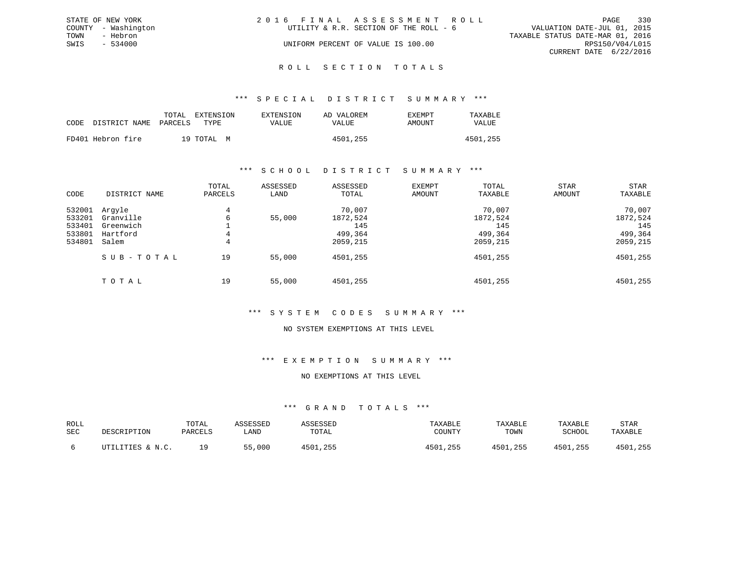STATE OF NEW YORK
COUNTY - Washington
TOWN - Hebron
SWIS - 534000

2 0 1 6 F I N A L A S S E S S M E N T R O L L
UTILITY & R.R. SECTION OF THE ROLL - 6
UNIFORM PERCENT OF VALUE IS 100.00

VALUATION DATE-JUL 01, 2015
TAXABLE STATUS DATE-MAR 01, 2016
RPS150/V04/L015
CURRENT DATE 6/22/2016

## R O L L S E C T I O N T O T A L S

### *** S P E C I A L D I S T R I C T S U M M A R Y ***

| CODE | DISTRICT NAME | TOTAL PARCELS | EXTENSION TYPE | EXTENSION VALUE | AD VALOREM VALUE | EXEMPT AMOUNT | TAXABLE VALUE |
|---|---|---|---|---|---|---|---|
| FD401 | Hebron fire | 19 | TOTAL M | | 4501,255 | | 4501,255 |

### *** S C H O O L D I S T R I C T S U M M A R Y ***

| CODE | DISTRICT NAME | TOTAL PARCELS | ASSESSED LAND | ASSESSED TOTAL | EXEMPT AMOUNT | TOTAL TAXABLE | STAR AMOUNT | STAR TAXABLE |
|---|---|---|---|---|---|---|---|---|
| 532001 | Argyle | 4 | | 70,007 | | 70,007 | | 70,007 |
| 533201 | Granville | 6 | 55,000 | 1872,524 | | 1872,524 | | 1872,524 |
| 533401 | Greenwich | 1 | | 145 | | 145 | | 145 |
| 533801 | Hartford | 4 | | 499,364 | | 499,364 | | 499,364 |
| 534801 | Salem | 4 | | 2059,215 | | 2059,215 | | 2059,215 |
| | S U B - T O T A L | 19 | 55,000 | 4501,255 | | 4501,255 | | 4501,255 |
| | T O T A L | 19 | 55,000 | 4501,255 | | 4501,255 | | 4501,255 |

### *** S Y S T E M C O D E S S U M M A R Y ***

NO SYSTEM EXEMPTIONS AT THIS LEVEL

### *** E X E M P T I O N S U M M A R Y ***

NO EXEMPTIONS AT THIS LEVEL

### *** G R A N D T O T A L S ***

| ROLL SEC | DESCRIPTION | TOTAL PARCELS | ASSESSED LAND | ASSESSED TOTAL | TAXABLE COUNTY | TAXABLE TOWN | TAXABLE SCHOOL | STAR TAXABLE |
|---|---|---|---|---|---|---|---|---|
| 6 | UTILITIES & N.C. | 19 | 55,000 | 4501,255 | 4501,255 | 4501,255 | 4501,255 | 4501,255 |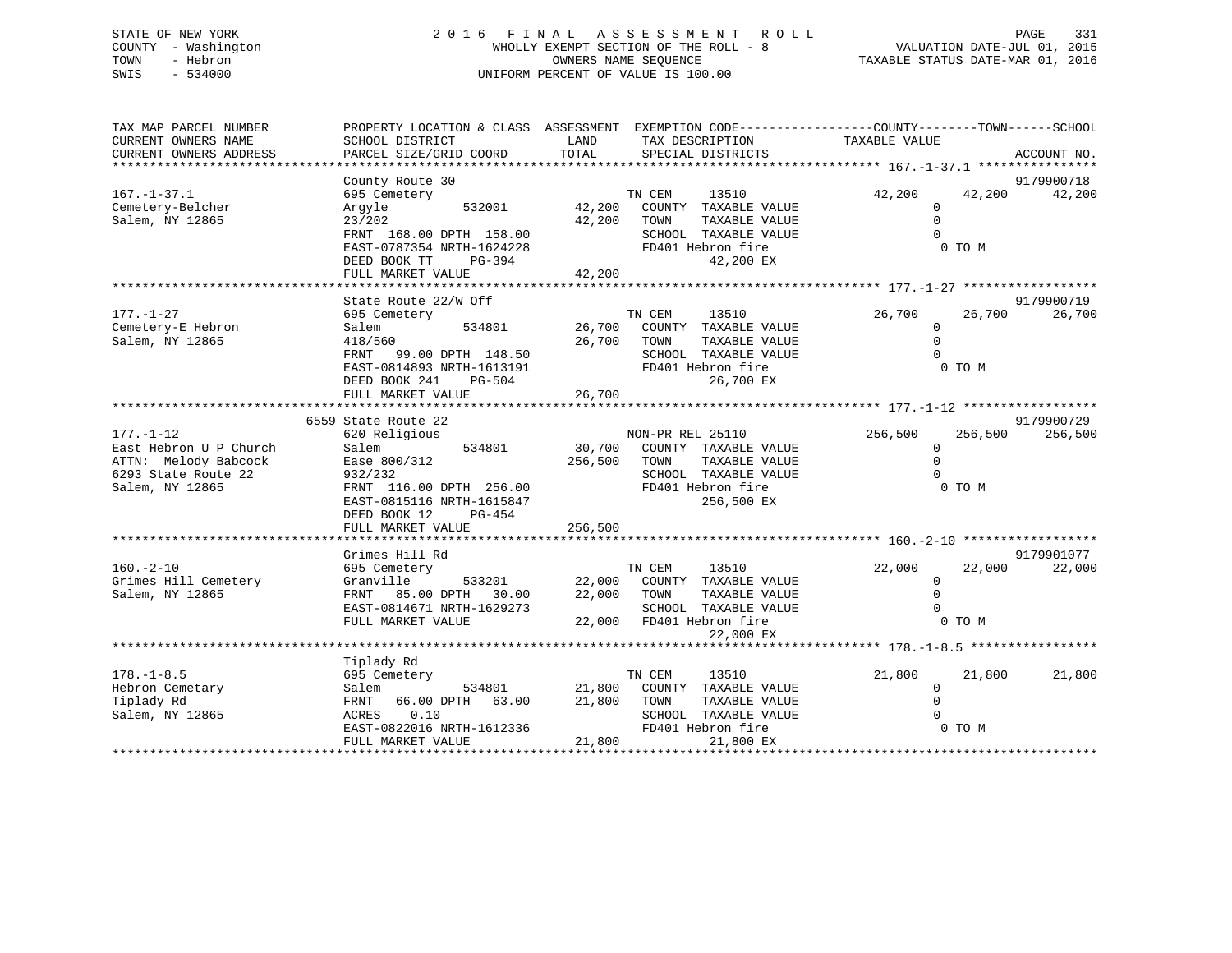STATE OF NEW YORK
COUNTY - Washington
TOWN - Hebron
SWIS - 534000

2016 FINAL ASSESSMENT ROLL
WHOLLY EXEMPT SECTION OF THE ROLL - 8
OWNERS NAME SEQUENCE
UNIFORM PERCENT OF VALUE IS 100.00

VALUATION DATE-JUL 01, 2015
TAXABLE STATUS DATE-MAR 01, 2016

| TAX MAP PARCEL NUMBER / CURRENT OWNERS NAME / CURRENT OWNERS ADDRESS | PROPERTY LOCATION & CLASS / SCHOOL DISTRICT / PARCEL SIZE/GRID COORD | ASSESSMENT LAND / TOTAL | EXEMPTION CODE / TAX DESCRIPTION / SPECIAL DISTRICTS | COUNTY TAXABLE VALUE | TOWN | SCHOOL / ACCOUNT NO. |
|---|---|---|---|---|---|---|
| **167.-1-37.1** | County Route 30 | | | | | 9179900718 |
| 167.-1-37.1 | 695 Cemetery | | TN CEM 13510 | 42,200 | 42,200 | 42,200 |
| Cemetery-Belcher | Argyle 532001 | 42,200 | COUNTY TAXABLE VALUE | 0 | | |
| Salem, NY 12865 | 23/202 | 42,200 | TOWN TAXABLE VALUE | 0 | | |
| | FRNT 168.00 DPTH 158.00 | | SCHOOL TAXABLE VALUE | 0 | | |
| | EAST-0787354 NRTH-1624228 | | FD401 Hebron fire | 0 TO M | | |
| | DEED BOOK TT PG-394 | | 42,200 EX | | | |
| | FULL MARKET VALUE | 42,200 | | | | |
| **177.-1-27** | State Route 22/W Off | | | | | 9179900719 |
| 177.-1-27 | 695 Cemetery | | TN CEM 13510 | 26,700 | 26,700 | 26,700 |
| Cemetery-E Hebron | Salem 534801 | 26,700 | COUNTY TAXABLE VALUE | 0 | | |
| Salem, NY 12865 | 418/560 | 26,700 | TOWN TAXABLE VALUE | 0 | | |
| | FRNT 99.00 DPTH 148.50 | | SCHOOL TAXABLE VALUE | 0 | | |
| | EAST-0814893 NRTH-1613191 | | FD401 Hebron fire | 0 TO M | | |
| | DEED BOOK 241 PG-504 | | 26,700 EX | | | |
| | FULL MARKET VALUE | 26,700 | | | | |
| **177.-1-12** | 6559 State Route 22 | | | | | 9179900729 |
| 177.-1-12 | 620 Religious | | NON-PR REL 25110 | 256,500 | 256,500 | 256,500 |
| East Hebron U P Church | Salem 534801 | 30,700 | COUNTY TAXABLE VALUE | 0 | | |
| ATTN: Melody Babcock | Ease 800/312 | 256,500 | TOWN TAXABLE VALUE | 0 | | |
| 6293 State Route 22 | 932/232 | | SCHOOL TAXABLE VALUE | 0 | | |
| Salem, NY 12865 | FRNT 116.00 DPTH 256.00 | | FD401 Hebron fire | 0 TO M | | |
| | EAST-0815116 NRTH-1615847 | | 256,500 EX | | | |
| | DEED BOOK 12 PG-454 | | | | | |
| | FULL MARKET VALUE | 256,500 | | | | |
| **160.-2-10** | Grimes Hill Rd | | | | | 9179901077 |
| 160.-2-10 | 695 Cemetery | | TN CEM 13510 | 22,000 | 22,000 | 22,000 |
| Grimes Hill Cemetery | Granville 533201 | 22,000 | COUNTY TAXABLE VALUE | 0 | | |
| Salem, NY 12865 | FRNT 85.00 DPTH 30.00 | 22,000 | TOWN TAXABLE VALUE | 0 | | |
| | EAST-0814671 NRTH-1629273 | | SCHOOL TAXABLE VALUE | 0 | | |
| | FULL MARKET VALUE | 22,000 | FD401 Hebron fire | 0 TO M | | |
| | | | 22,000 EX | | | |
| **178.-1-8.5** | Tiplady Rd | | | | | |
| 178.-1-8.5 | 695 Cemetery | | TN CEM 13510 | 21,800 | 21,800 | 21,800 |
| Hebron Cemetary | Salem 534801 | 21,800 | COUNTY TAXABLE VALUE | 0 | | |
| Tiplady Rd | FRNT 66.00 DPTH 63.00 | 21,800 | TOWN TAXABLE VALUE | 0 | | |
| Salem, NY 12865 | ACRES 0.10 | | SCHOOL TAXABLE VALUE | 0 | | |
| | EAST-0822016 NRTH-1612336 | | FD401 Hebron fire | 0 TO M | | |
| | FULL MARKET VALUE | 21,800 | 21,800 EX | | | |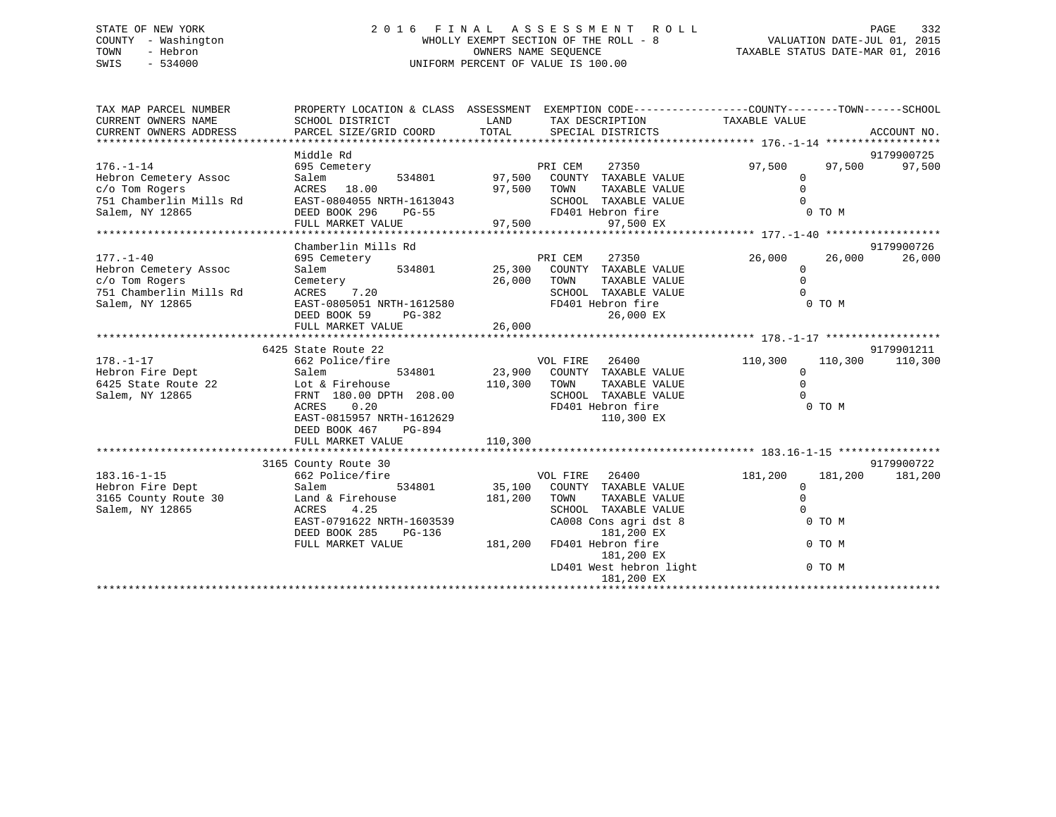STATE OF NEW YORK
COUNTY - Washington
TOWN - Hebron
SWIS - 534000

2016 FINAL ASSESSMENT ROLL
WHOLLY EXEMPT SECTION OF THE ROLL - 8
OWNERS NAME SEQUENCE
UNIFORM PERCENT OF VALUE IS 100.00

VALUATION DATE-JUL 01, 2015
TAXABLE STATUS DATE-MAR 01, 2016

| TAX MAP PARCEL NUMBER / CURRENT OWNERS NAME / CURRENT OWNERS ADDRESS | PROPERTY LOCATION & CLASS / SCHOOL DISTRICT / PARCEL SIZE/GRID COORD | ASSESSMENT LAND / TOTAL | EXEMPTION CODE / TAX DESCRIPTION / SPECIAL DISTRICTS | COUNTY TAXABLE VALUE | TOWN | SCHOOL / ACCOUNT NO. |
|---|---|---|---|---|---|---|
| 176.-1-14 | Middle Rd | | | | | 9179900725 |
| | 695 Cemetery | | PRI CEM 27350 | 97,500 | 97,500 | 97,500 |
| Hebron Cemetery Assoc | Salem 534801 | 97,500 | COUNTY TAXABLE VALUE | 0 | | |
| c/o Tom Rogers | ACRES 18.00 | 97,500 | TOWN TAXABLE VALUE | 0 | | |
| 751 Chamberlin Mills Rd | EAST-0804055 NRTH-1613043 | | SCHOOL TAXABLE VALUE | 0 | | |
| Salem, NY 12865 | DEED BOOK 296 PG-55 | | FD401 Hebron fire | 0 TO M | | |
| | FULL MARKET VALUE | 97,500 | 97,500 EX | | | |
| 177.-1-40 | Chamberlin Mills Rd | | | | | 9179900726 |
| | 695 Cemetery | | PRI CEM 27350 | 26,000 | 26,000 | 26,000 |
| Hebron Cemetery Assoc | Salem 534801 | 25,300 | COUNTY TAXABLE VALUE | 0 | | |
| c/o Tom Rogers | Cemetery | 26,000 | TOWN TAXABLE VALUE | 0 | | |
| 751 Chamberlin Mills Rd | ACRES 7.20 | | SCHOOL TAXABLE VALUE | 0 | | |
| Salem, NY 12865 | EAST-0805051 NRTH-1612580 | | FD401 Hebron fire | 0 TO M | | |
| | DEED BOOK 59 PG-382 | | 26,000 EX | | | |
| | FULL MARKET VALUE | 26,000 | | | | |
| 178.-1-17 | 6425 State Route 22 | | | | | 9179901211 |
| | 662 Police/fire | | VOL FIRE 26400 | 110,300 | 110,300 | 110,300 |
| Hebron Fire Dept | Salem 534801 | 23,900 | COUNTY TAXABLE VALUE | 0 | | |
| 6425 State Route 22 | Lot & Firehouse | 110,300 | TOWN TAXABLE VALUE | 0 | | |
| Salem, NY 12865 | FRNT 180.00 DPTH 208.00 | | SCHOOL TAXABLE VALUE | 0 | | |
| | ACRES 0.20 | | FD401 Hebron fire | 0 TO M | | |
| | EAST-0815957 NRTH-1612629 | | 110,300 EX | | | |
| | DEED BOOK 467 PG-894 | | | | | |
| | FULL MARKET VALUE | 110,300 | | | | |
| 183.16-1-15 | 3165 County Route 30 | | | | | 9179900722 |
| | 662 Police/fire | | VOL FIRE 26400 | 181,200 | 181,200 | 181,200 |
| Hebron Fire Dept | Salem 534801 | 35,100 | COUNTY TAXABLE VALUE | 0 | | |
| 3165 County Route 30 | Land & Firehouse | 181,200 | TOWN TAXABLE VALUE | 0 | | |
| Salem, NY 12865 | ACRES 4.25 | | SCHOOL TAXABLE VALUE | 0 | | |
| | EAST-0791622 NRTH-1603539 | | CA008 Cons agri dst 8 | 0 TO M | | |
| | DEED BOOK 285 PG-136 | | 181,200 EX | | | |
| | FULL MARKET VALUE | 181,200 | FD401 Hebron fire | 0 TO M | | |
| | | | 181,200 EX | | | |
| | | | LD401 West hebron light | 0 TO M | | |
| | | | 181,200 EX | | | |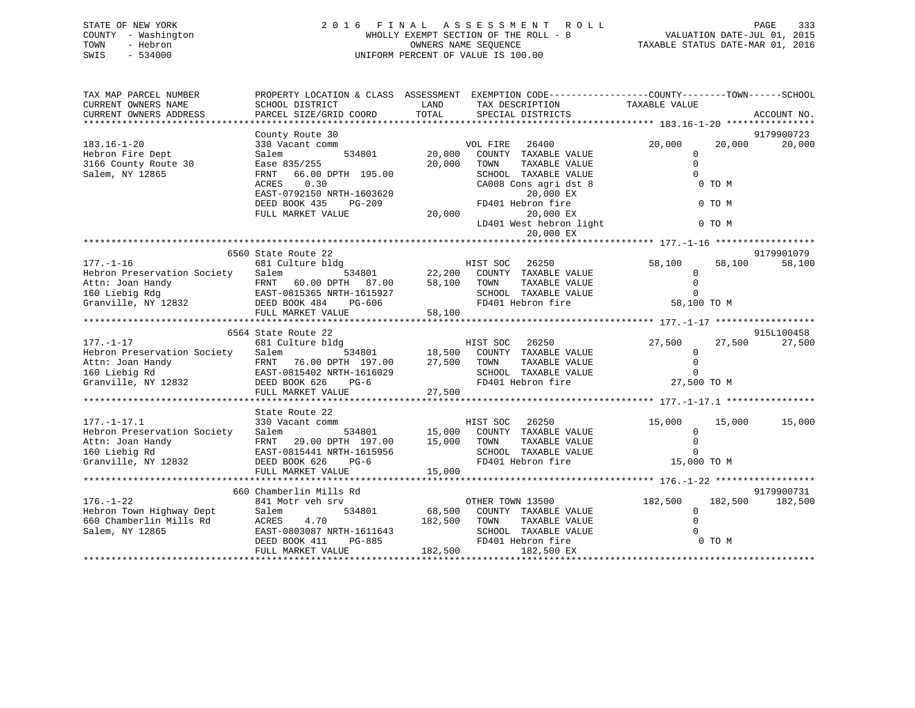STATE OF NEW YORK
COUNTY - Washington
TOWN - Hebron
SWIS - 534000

2 0 1 6 F I N A L A S S E S S M E N T R O L L
WHOLLY EXEMPT SECTION OF THE ROLL - 8
OWNERS NAME SEQUENCE
UNIFORM PERCENT OF VALUE IS 100.00

VALUATION DATE-JUL 01, 2015
TAXABLE STATUS DATE-MAR 01, 2016

```
TAX MAP PARCEL NUMBER          PROPERTY LOCATION & CLASS  ASSESSMENT  EXEMPTION CODE------------------COUNTY--------TOWN------SCHOOL
CURRENT OWNERS NAME            SCHOOL DISTRICT               LAND      TAX DESCRIPTION              TAXABLE VALUE
CURRENT OWNERS ADDRESS         PARCEL SIZE/GRID COORD        TOTAL     SPECIAL DISTRICTS                                        ACCOUNT NO.
******************************************************************************************************* 183.16-1-20 ****************
                               County Route 30                                                                              9179900723
183.16-1-20                    330 Vacant comm                         VOL FIRE   26400              20,000      20,000      20,000
Hebron Fire Dept               Salem              534801        20,000   COUNTY  TAXABLE VALUE             0
3166 County Route 30           Ease 835/255                     20,000   TOWN    TAXABLE VALUE             0
Salem, NY 12865                FRNT   66.00 DPTH  195.00                 SCHOOL  TAXABLE VALUE             0
                               ACRES    0.30                             CA008 Cons agri dst 8              0 TO M
                               EAST-0792150 NRTH-1603620                       20,000 EX
                               DEED BOOK 435    PG-209                   FD401 Hebron fire                  0 TO M
                               FULL MARKET VALUE                20,000         20,000 EX
                                                                         LD401 West hebron light            0 TO M
                                                                               20,000 EX
******************************************************************************************************* 177.-1-16 ******************
                          6560 State Route 22                                                                               9179901079
177.-1-16                      681 Culture bldg                        HIST SOC   26250              58,100      58,100      58,100
Hebron Preservation Society    Salem              534801        22,200   COUNTY  TAXABLE VALUE             0
Attn: Joan Handy               FRNT   60.00 DPTH   87.00        58,100   TOWN    TAXABLE VALUE             0
160 Liebig Rdg                 EAST-0815365 NRTH-1615927                 SCHOOL  TAXABLE VALUE             0
Granville, NY 12832            DEED BOOK 484    PG-606                   FD401 Hebron fire             58,100 TO M
                               FULL MARKET VALUE                58,100
******************************************************************************************************* 177.-1-17 ******************
                          6564 State Route 22                                                                               915L100458
177.-1-17                      681 Culture bldg                        HIST SOC   26250              27,500      27,500      27,500
Hebron Preservation Society    Salem              534801        18,500   COUNTY  TAXABLE VALUE             0
Attn: Joan Handy               FRNT   76.00 DPTH  197.00        27,500   TOWN    TAXABLE VALUE             0
160 Liebig Rd                  EAST-0815402 NRTH-1616029                 SCHOOL  TAXABLE VALUE             0
Granville, NY 12832            DEED BOOK 626    PG-6                     FD401 Hebron fire             27,500 TO M
                               FULL MARKET VALUE                27,500
******************************************************************************************************* 177.-1-17.1 ****************
                               State Route 22
177.-1-17.1                    330 Vacant comm                         HIST SOC   26250              15,000      15,000      15,000
Hebron Preservation Society    Salem              534801        15,000   COUNTY  TAXABLE VALUE             0
Attn: Joan Handy               FRNT   29.00 DPTH  197.00        15,000   TOWN    TAXABLE VALUE             0
160 Liebig Rd                  EAST-0815441 NRTH-1615956                 SCHOOL  TAXABLE VALUE             0
Granville, NY 12832            DEED BOOK 626    PG-6                     FD401 Hebron fire             15,000 TO M
                               FULL MARKET VALUE                15,000
******************************************************************************************************* 176.-1-22 ******************
                           660 Chamberlin Mills Rd                                                                          9179900731
176.-1-22                      841 Motr veh srv                        OTHER TOWN 13500             182,500     182,500     182,500
Hebron Town Highway Dept       Salem              534801        68,500   COUNTY  TAXABLE VALUE             0
660 Chamberlin Mills Rd        ACRES    4.70                   182,500   TOWN    TAXABLE VALUE             0
Salem, NY 12865                EAST-0803087 NRTH-1611643                 SCHOOL  TAXABLE VALUE             0
                               DEED BOOK 411    PG-885                   FD401 Hebron fire                  0 TO M
                               FULL MARKET VALUE               182,500        182,500 EX
************************************************************************************************************************************
```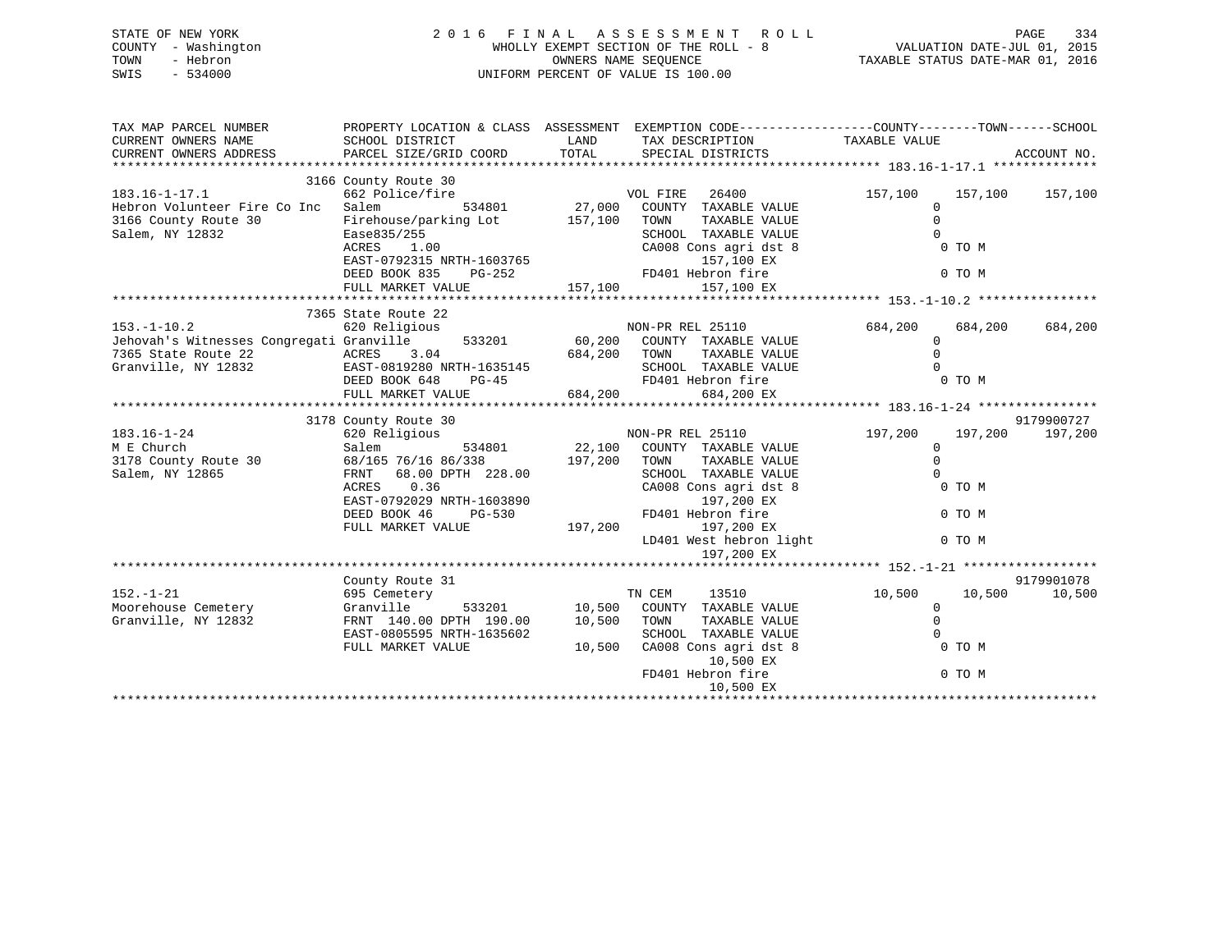STATE OF NEW YORK
COUNTY - Washington
TOWN - Hebron
SWIS - 534000

2016 FINAL ASSESSMENT ROLL
WHOLLY EXEMPT SECTION OF THE ROLL - 8
OWNERS NAME SEQUENCE
UNIFORM PERCENT OF VALUE IS 100.00

VALUATION DATE-JUL 01, 2015
TAXABLE STATUS DATE-MAR 01, 2016

```
TAX MAP PARCEL NUMBER          PROPERTY LOCATION & CLASS  ASSESSMENT  EXEMPTION CODE------------------COUNTY--------TOWN------SCHOOL
CURRENT OWNERS NAME            SCHOOL DISTRICT            LAND        TAX DESCRIPTION            TAXABLE VALUE
CURRENT OWNERS ADDRESS         PARCEL SIZE/GRID COORD     TOTAL       SPECIAL DISTRICTS                                    ACCOUNT NO.
******************************************************************************************** 183.16-1-17.1 **************
                               3166 County Route 30
183.16-1-17.1                  662 Police/fire                        VOL FIRE   26400           157,100    157,100    157,100
Hebron Volunteer Fire Co Inc   Salem          534801       27,000     COUNTY  TAXABLE VALUE            0
3166 County Route 30           Firehouse/parking Lot      157,100     TOWN    TAXABLE VALUE            0
Salem, NY 12832                Ease835/255                            SCHOOL  TAXABLE VALUE            0
                               ACRES    1.00                          CA008 Cons agri dst 8             0 TO M
                               EAST-0792315 NRTH-1603765                   157,100 EX
                               DEED BOOK 835    PG-252                FD401 Hebron fire                 0 TO M
                               FULL MARKET VALUE          157,100          157,100 EX
******************************************************************************************** 153.-1-10.2 ****************
                               7365 State Route 22
153.-1-10.2                    620 Religious                          NON-PR REL 25110           684,200    684,200    684,200
Jehovah's Witnesses Congregati Granville      533201       60,200     COUNTY  TAXABLE VALUE            0
7365 State Route 22            ACRES    3.04              684,200     TOWN    TAXABLE VALUE            0
Granville, NY 12832            EAST-0819280 NRTH-1635145              SCHOOL  TAXABLE VALUE            0
                               DEED BOOK 648    PG-45                 FD401 Hebron fire                 0 TO M
                               FULL MARKET VALUE          684,200          684,200 EX
******************************************************************************************** 183.16-1-24 ****************
                               3178 County Route 30                                                                9179900727
183.16-1-24                    620 Religious                          NON-PR REL 25110           197,200    197,200    197,200
M E Church                     Salem          534801       22,100     COUNTY  TAXABLE VALUE            0
3178 County Route 30           68/165 76/16 86/338        197,200     TOWN    TAXABLE VALUE            0
Salem, NY 12865                FRNT   68.00 DPTH 228.00               SCHOOL  TAXABLE VALUE            0
                               ACRES    0.36                          CA008 Cons agri dst 8             0 TO M
                               EAST-0792029 NRTH-1603890                   197,200 EX
                               DEED BOOK 46     PG-530                FD401 Hebron fire                 0 TO M
                               FULL MARKET VALUE          197,200          197,200 EX
                                                                      LD401 West hebron light           0 TO M
                                                                           197,200 EX
******************************************************************************************** 152.-1-21 ******************
                               County Route 31                                                                     9179901078
152.-1-21                      695 Cemetery                           TN CEM     13510            10,500     10,500     10,500
Moorehouse Cemetery            Granville      533201       10,500     COUNTY  TAXABLE VALUE            0
Granville, NY 12832            FRNT  140.00 DPTH 190.00     10,500     TOWN    TAXABLE VALUE            0
                               EAST-0805595 NRTH-1635602              SCHOOL  TAXABLE VALUE            0
                               FULL MARKET VALUE           10,500     CA008 Cons agri dst 8             0 TO M
                                                                            10,500 EX
                                                                      FD401 Hebron fire                 0 TO M
                                                                            10,500 EX
****************************************************************************************************************************
```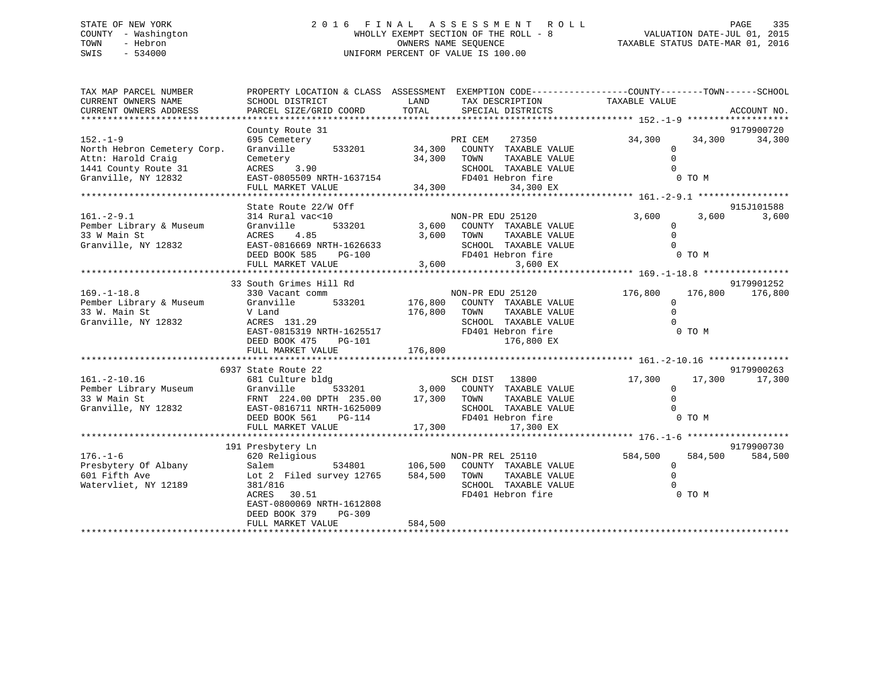STATE OF NEW YORK
COUNTY - Washington
TOWN - Hebron
SWIS - 534000

2016 FINAL ASSESSMENT ROLL
WHOLLY EXEMPT SECTION OF THE ROLL - 8
OWNERS NAME SEQUENCE
UNIFORM PERCENT OF VALUE IS 100.00

VALUATION DATE-JUL 01, 2015
TAXABLE STATUS DATE-MAR 01, 2016

| TAX MAP PARCEL NUMBER / CURRENT OWNERS NAME / CURRENT OWNERS ADDRESS | PROPERTY LOCATION & CLASS / SCHOOL DISTRICT / PARCEL SIZE/GRID COORD | ASSESSMENT LAND / TOTAL | EXEMPTION CODE / TAX DESCRIPTION / SPECIAL DISTRICTS | COUNTY TAXABLE VALUE | TOWN | SCHOOL / ACCOUNT NO. |
|---|---|---|---|---|---|---|
| 152.-1-9 | County Route 31 | | | | | 9179900720 |
| 152.-1-9 | 695 Cemetery | | PRI CEM 27350 | 34,300 | 34,300 | 34,300 |
| North Hebron Cemetery Corp. | Granville 533201 | 34,300 | COUNTY TAXABLE VALUE | 0 | | |
| Attn: Harold Craig | Cemetery | 34,300 | TOWN TAXABLE VALUE | 0 | | |
| 1441 County Route 31 | ACRES 3.90 | | SCHOOL TAXABLE VALUE | 0 | | |
| Granville, NY 12832 | EAST-0805509 NRTH-1637154 | | FD401 Hebron fire | 0 TO M | | |
| | FULL MARKET VALUE | 34,300 | 34,300 EX | | | |
| 161.-2-9.1 | State Route 22/W Off | | | | | 915J101588 |
| 161.-2-9.1 | 314 Rural vac<10 | | NON-PR EDU 25120 | 3,600 | 3,600 | 3,600 |
| Pember Library & Museum | Granville 533201 | 3,600 | COUNTY TAXABLE VALUE | 0 | | |
| 33 W Main St | ACRES 4.85 | 3,600 | TOWN TAXABLE VALUE | 0 | | |
| Granville, NY 12832 | EAST-0816669 NRTH-1626633 | | SCHOOL TAXABLE VALUE | 0 | | |
| | DEED BOOK 585 PG-100 | | FD401 Hebron fire | 0 TO M | | |
| | FULL MARKET VALUE | 3,600 | 3,600 EX | | | |
| 169.-1-18.8 | 33 South Grimes Hill Rd | | | | | 9179901252 |
| 169.-1-18.8 | 330 Vacant comm | | NON-PR EDU 25120 | 176,800 | 176,800 | 176,800 |
| Pember Library & Museum | Granville 533201 | 176,800 | COUNTY TAXABLE VALUE | 0 | | |
| 33 W. Main St | V Land | 176,800 | TOWN TAXABLE VALUE | 0 | | |
| Granville, NY 12832 | ACRES 131.29 | | SCHOOL TAXABLE VALUE | 0 | | |
| | EAST-0815319 NRTH-1625517 | | FD401 Hebron fire | 0 TO M | | |
| | DEED BOOK 475 PG-101 | | 176,800 EX | | | |
| | FULL MARKET VALUE | 176,800 | | | | |
| 161.-2-10.16 | 6937 State Route 22 | | | | | 9179900263 |
| 161.-2-10.16 | 681 Culture bldg | | SCH DIST 13800 | 17,300 | 17,300 | 17,300 |
| Pember Library Museum | Granville 533201 | 3,000 | COUNTY TAXABLE VALUE | 0 | | |
| 33 W Main St | FRNT 224.00 DPTH 235.00 | 17,300 | TOWN TAXABLE VALUE | 0 | | |
| Granville, NY 12832 | EAST-0816711 NRTH-1625009 | | SCHOOL TAXABLE VALUE | 0 | | |
| | DEED BOOK 561 PG-114 | | FD401 Hebron fire | 0 TO M | | |
| | FULL MARKET VALUE | 17,300 | 17,300 EX | | | |
| 176.-1-6 | 191 Presbytery Ln | | | | | 9179900730 |
| 176.-1-6 | 620 Religious | | NON-PR REL 25110 | 584,500 | 584,500 | 584,500 |
| Presbytery Of Albany | Salem 534801 | 106,500 | COUNTY TAXABLE VALUE | 0 | | |
| 601 Fifth Ave | Lot 2 Filed survey 12765 | 584,500 | TOWN TAXABLE VALUE | 0 | | |
| Watervliet, NY 12189 | 381/816 | | SCHOOL TAXABLE VALUE | 0 | | |
| | ACRES 30.51 | | FD401 Hebron fire | 0 TO M | | |
| | EAST-0800069 NRTH-1612808 | | | | | |
| | DEED BOOK 379 PG-309 | | | | | |
| | FULL MARKET VALUE | 584,500 | | | | |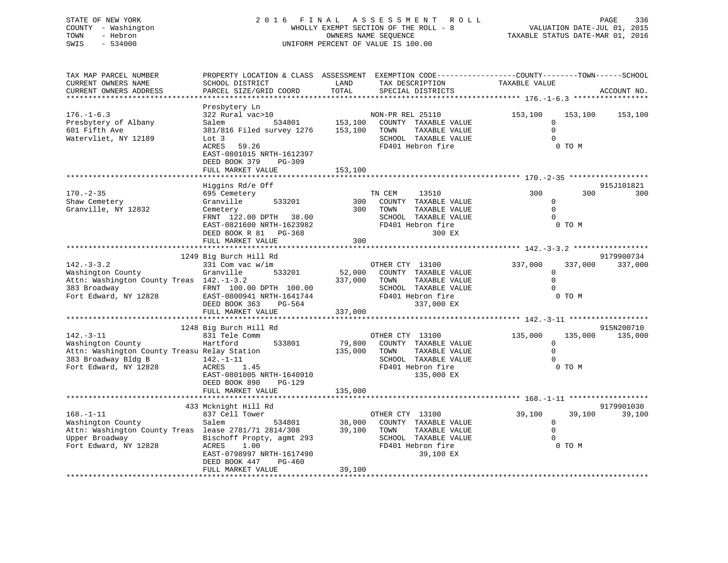STATE OF NEW YORK — 2016 FINAL ASSESSMENT ROLL
COUNTY - Washington — WHOLLY EXEMPT SECTION OF THE ROLL - 8 — VALUATION DATE-JUL 01, 2015
TOWN - Hebron — OWNERS NAME SEQUENCE — TAXABLE STATUS DATE-MAR 01, 2016
SWIS - 534000 — UNIFORM PERCENT OF VALUE IS 100.00

```
TAX MAP PARCEL NUMBER          PROPERTY LOCATION & CLASS  ASSESSMENT  EXEMPTION CODE------------------COUNTY--------TOWN------SCHOOL
CURRENT OWNERS NAME            SCHOOL DISTRICT               LAND      TAX DESCRIPTION              TAXABLE VALUE
CURRENT OWNERS ADDRESS         PARCEL SIZE/GRID COORD        TOTAL     SPECIAL DISTRICTS                                     ACCOUNT NO.
******************************************************************************************************* 176.-1-6.3 *****************
                               Presbytery Ln
176.-1-6.3                     322 Rural vac>10                      NON-PR REL 25110            153,100      153,100     153,100
Presbytery of Albany           Salem          534801       153,100    COUNTY  TAXABLE VALUE                0
601 Fifth Ave                  381/816 Filed survey 1276   153,100    TOWN    TAXABLE VALUE                0
Watervliet, NY 12189           Lot 3                                  SCHOOL  TAXABLE VALUE                0
                               ACRES   59.26                          FD401 Hebron fire                     0 TO M
                               EAST-0801015 NRTH-1612397
                               DEED BOOK 379    PG-309
                               FULL MARKET VALUE           153,100
******************************************************************************************************* 170.-2-35 ******************
                               Higgins Rd/e Off                                                                          915J101821
170.-2-35                      695 Cemetery                          TN CEM     13510                300          300         300
Shaw Cemetery                  Granville      533201           300    COUNTY  TAXABLE VALUE                0
Granville, NY 12832            Cemetery                         300    TOWN    TAXABLE VALUE                0
                               FRNT 122.00 DPTH  38.00                SCHOOL  TAXABLE VALUE                0
                               EAST-0821600 NRTH-1623982              FD401 Hebron fire                     0 TO M
                               DEED BOOK R 81   PG-368                          300 EX
                               FULL MARKET VALUE               300
******************************************************************************************************* 142.-3-3.2 *****************
                          1249 Big Burch Hill Rd                                                                         9179900734
142.-3-3.2                     331 Com vac w/im                      OTHER CTY  13100            337,000      337,000     337,000
Washington County              Granville      533201        52,000    COUNTY  TAXABLE VALUE                0
Attn: Washington County Treas  142.-1-3.2                  337,000    TOWN    TAXABLE VALUE                0
383 Broadway                   FRNT 100.00 DPTH 100.00                SCHOOL  TAXABLE VALUE                0
Fort Edward, NY 12828          EAST-0800941 NRTH-1641744              FD401 Hebron fire                     0 TO M
                               DEED BOOK 363    PG-564                          337,000 EX
                               FULL MARKET VALUE           337,000
******************************************************************************************************* 142.-3-11 ******************
                          1248 Big Burch Hill Rd                                                                         915N200710
142.-3-11                      831 Tele Comm                         OTHER CTY  13100            135,000      135,000     135,000
Washington County              Hartford       533801        79,800    COUNTY  TAXABLE VALUE                0
Attn: Washington County Treasu Relay Station               135,000    TOWN    TAXABLE VALUE                0
383 Broadway Bldg B            142.-1-11                              SCHOOL  TAXABLE VALUE                0
Fort Edward, NY 12828          ACRES    1.45                          FD401 Hebron fire                     0 TO M
                               EAST-0801005 NRTH-1640910                        135,000 EX
                               DEED BOOK 890    PG-129
                               FULL MARKET VALUE           135,000
******************************************************************************************************* 168.-1-11 ******************
                           433 Mcknight Hill Rd                                                                          9179901030
168.-1-11                      837 Cell Tower                        OTHER CTY  13100             39,100       39,100      39,100
Washington County              Salem          534801        38,000    COUNTY  TAXABLE VALUE                0
Attn: Washington County Treas  lease 2781/71 2814/308       39,100    TOWN    TAXABLE VALUE                0
Upper Broadway                 Bischoff Propty, agmt 293              SCHOOL  TAXABLE VALUE                0
Fort Edward, NY 12828          ACRES    1.00                          FD401 Hebron fire                     0 TO M
                               EAST-0798997 NRTH-1617490                         39,100 EX
                               DEED BOOK 447    PG-460
                               FULL MARKET VALUE            39,100
************************************************************************************************************************************
```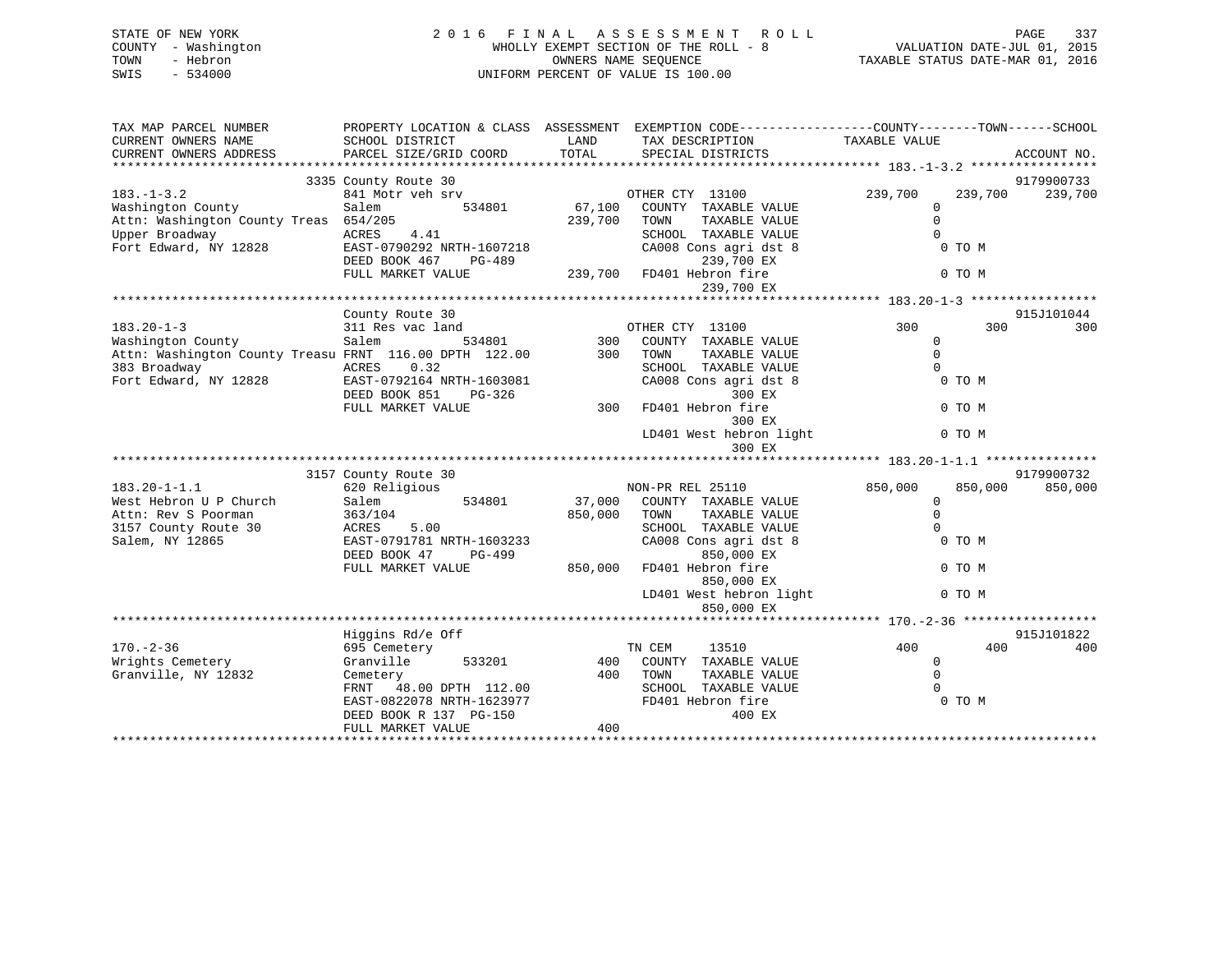STATE OF NEW YORK
COUNTY - Washington
TOWN - Hebron
SWIS - 534000

2 0 1 6 F I N A L A S S E S S M E N T R O L L
WHOLLY EXEMPT SECTION OF THE ROLL - 8
OWNERS NAME SEQUENCE
UNIFORM PERCENT OF VALUE IS 100.00

VALUATION DATE-JUL 01, 2015
TAXABLE STATUS DATE-MAR 01, 2016

```
TAX MAP PARCEL NUMBER          PROPERTY LOCATION & CLASS  ASSESSMENT  EXEMPTION CODE------------------COUNTY--------TOWN------SCHOOL
CURRENT OWNERS NAME            SCHOOL DISTRICT               LAND      TAX DESCRIPTION              TAXABLE VALUE
CURRENT OWNERS ADDRESS         PARCEL SIZE/GRID COORD        TOTAL     SPECIAL DISTRICTS                                        ACCOUNT NO.
******************************************************************************************************* 183.-1-3.2 *****************
                     3335 County Route 30                                                                                   9179900733
183.-1-3.2                     841 Motr veh srv                    OTHER CTY 13100              239,700    239,700    239,700
Washington County              Salem          534801      67,100   COUNTY  TAXABLE VALUE               0
Attn: Washington County Treas  654/205                   239,700   TOWN    TAXABLE VALUE               0
Upper Broadway                 ACRES    4.41                       SCHOOL  TAXABLE VALUE               0
Fort Edward, NY 12828          EAST-0790292 NRTH-1607218           CA008 Cons agri dst 8               0 TO M
                               DEED BOOK 467    PG-489                    239,700 EX
                               FULL MARKET VALUE         239,700   FD401 Hebron fire                   0 TO M
                                                                          239,700 EX
******************************************************************************************************* 183.20-1-3 *****************
                     County Route 30                                                                                        915J101044
183.20-1-3                     311 Res vac land                    OTHER CTY 13100                  300        300        300
Washington County              Salem          534801         300   COUNTY  TAXABLE VALUE               0
Attn: Washington County Treasu FRNT 116.00 DPTH 122.00       300   TOWN    TAXABLE VALUE               0
383 Broadway                   ACRES    0.32                       SCHOOL  TAXABLE VALUE               0
Fort Edward, NY 12828          EAST-0792164 NRTH-1603081           CA008 Cons agri dst 8               0 TO M
                               DEED BOOK 851    PG-326                        300 EX
                               FULL MARKET VALUE             300   FD401 Hebron fire                   0 TO M
                                                                              300 EX
                                                                   LD401 West hebron light             0 TO M
                                                                              300 EX
******************************************************************************************************* 183.20-1-1.1 ***************
                     3157 County Route 30                                                                                   9179900732
183.20-1-1.1                   620 Religious                       NON-PR REL 25110             850,000    850,000    850,000
West Hebron U P Church         Salem          534801      37,000   COUNTY  TAXABLE VALUE               0
Attn: Rev S Poorman            363/104                   850,000   TOWN    TAXABLE VALUE               0
3157 County Route 30           ACRES    5.00                       SCHOOL  TAXABLE VALUE               0
Salem, NY 12865                EAST-0791781 NRTH-1603233           CA008 Cons agri dst 8               0 TO M
                               DEED BOOK 47     PG-499                    850,000 EX
                               FULL MARKET VALUE         850,000   FD401 Hebron fire                   0 TO M
                                                                          850,000 EX
                                                                   LD401 West hebron light             0 TO M
                                                                          850,000 EX
******************************************************************************************************* 170.-2-36 ******************
                     Higgins Rd/e Off                                                                                       915J101822
170.-2-36                      695 Cemetery                        TN CEM     13510                 400        400        400
Wrights Cemetery               Granville      533201         400   COUNTY  TAXABLE VALUE               0
Granville, NY 12832            Cemetery                      400   TOWN    TAXABLE VALUE               0
                               FRNT  48.00 DPTH 112.00             SCHOOL  TAXABLE VALUE               0
                               EAST-0822078 NRTH-1623977           FD401 Hebron fire                   0 TO M
                               DEED BOOK R 137  PG-150                        400 EX
                               FULL MARKET VALUE             400
************************************************************************************************************************************
```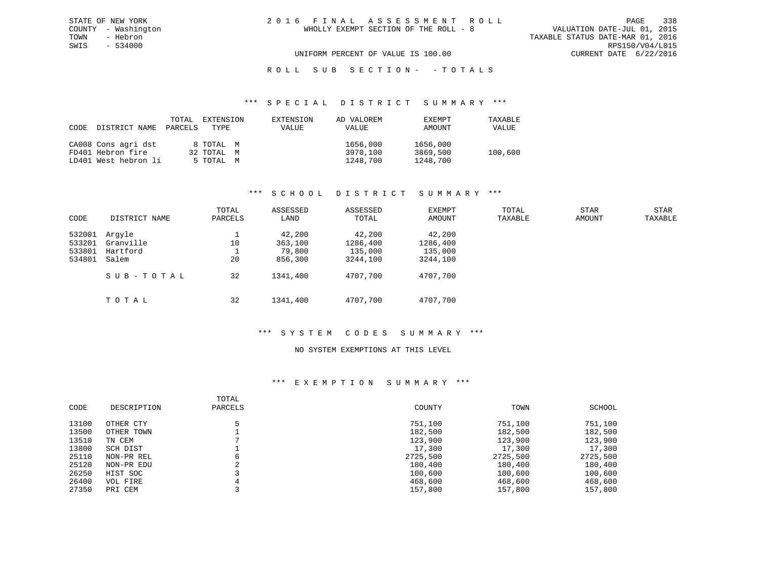STATE OF NEW YORK
COUNTY - Washington
TOWN - Hebron
SWIS - 534000

2 0 1 6 F I N A L A S S E S S M E N T R O L L
WHOLLY EXEMPT SECTION OF THE ROLL - 8

VALUATION DATE-JUL 01, 2015
TAXABLE STATUS DATE-MAR 01, 2016
RPS150/V04/L015
CURRENT DATE 6/22/2016

UNIFORM PERCENT OF VALUE IS 100.00

R O L L S U B S E C T I O N - - T O T A L S

*** S P E C I A L D I S T R I C T S U M M A R Y ***

| CODE | DISTRICT NAME | TOTAL PARCELS | EXTENSION TYPE | EXTENSION VALUE | AD VALOREM VALUE | EXEMPT AMOUNT | TAXABLE VALUE |
|---|---|---|---|---|---|---|---|
| CA008 | Cons agri dst | 8 | TOTAL M | | 1656,000 | 1656,000 | |
| FD401 | Hebron fire | 32 | TOTAL M | | 3970,100 | 3869,500 | 100,600 |
| LD401 | West hebron li | 5 | TOTAL M | | 1248,700 | 1248,700 | |

*** S C H O O L D I S T R I C T S U M M A R Y ***

| CODE | DISTRICT NAME | TOTAL PARCELS | ASSESSED LAND | ASSESSED TOTAL | EXEMPT AMOUNT | TOTAL TAXABLE | STAR AMOUNT | STAR TAXABLE |
|---|---|---|---|---|---|---|---|---|
| 532001 | Argyle | 1 | 42,200 | 42,200 | 42,200 | | | |
| 533201 | Granville | 10 | 363,100 | 1286,400 | 1286,400 | | | |
| 533801 | Hartford | 1 | 79,800 | 135,000 | 135,000 | | | |
| 534801 | Salem | 20 | 856,300 | 3244,100 | 3244,100 | | | |
| | S U B - T O T A L | 32 | 1341,400 | 4707,700 | 4707,700 | | | |
| | T O T A L | 32 | 1341,400 | 4707,700 | 4707,700 | | | |

*** S Y S T E M C O D E S S U M M A R Y ***

NO SYSTEM EXEMPTIONS AT THIS LEVEL

*** E X E M P T I O N S U M M A R Y ***

| CODE | DESCRIPTION | TOTAL PARCELS | COUNTY | TOWN | SCHOOL |
|---|---|---|---|---|---|
| 13100 | OTHER CTY | 5 | 751,100 | 751,100 | 751,100 |
| 13500 | OTHER TOWN | 1 | 182,500 | 182,500 | 182,500 |
| 13510 | TN CEM | 7 | 123,900 | 123,900 | 123,900 |
| 13800 | SCH DIST | 1 | 17,300 | 17,300 | 17,300 |
| 25110 | NON-PR REL | 6 | 2725,500 | 2725,500 | 2725,500 |
| 25120 | NON-PR EDU | 2 | 180,400 | 180,400 | 180,400 |
| 26250 | HIST SOC | 3 | 100,600 | 100,600 | 100,600 |
| 26400 | VOL FIRE | 4 | 468,600 | 468,600 | 468,600 |
| 27350 | PRI CEM | 3 | 157,800 | 157,800 | 157,800 |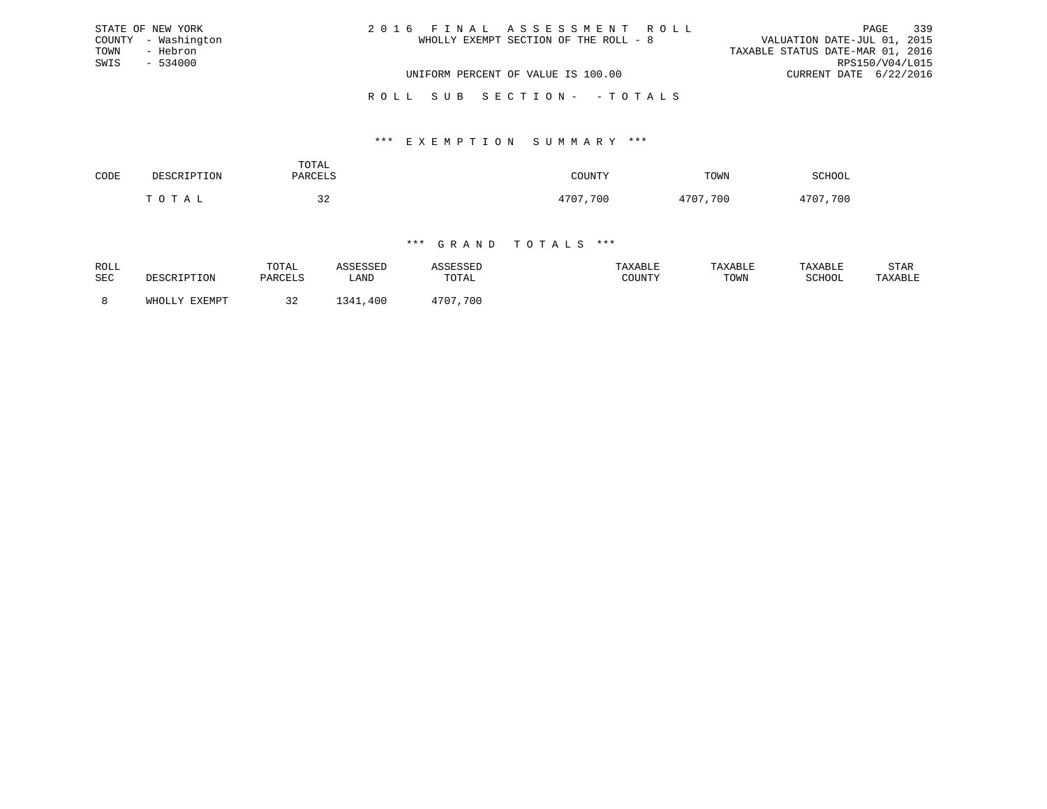STATE OF NEW YORK
COUNTY - Washington
TOWN - Hebron
SWIS - 534000

2 0 1 6 F I N A L A S S E S S M E N T R O L L
WHOLLY EXEMPT SECTION OF THE ROLL - 8

VALUATION DATE-JUL 01, 2015
TAXABLE STATUS DATE-MAR 01, 2016
RPS150/V04/L015
CURRENT DATE 6/22/2016

UNIFORM PERCENT OF VALUE IS 100.00

R O L L S U B S E C T I O N - - T O T A L S

*** E X E M P T I O N S U M M A R Y ***

| CODE | DESCRIPTION | TOTAL PARCELS | COUNTY | TOWN | SCHOOL |
|---|---|---|---|---|---|
| | T O T A L | 32 | 4707,700 | 4707,700 | 4707,700 |

*** G R A N D T O T A L S ***

| ROLL SEC | DESCRIPTION | TOTAL PARCELS | ASSESSED LAND | ASSESSED TOTAL | TAXABLE COUNTY | TAXABLE TOWN | TAXABLE SCHOOL | STAR TAXABLE |
|---|---|---|---|---|---|---|---|---|
| 8 | WHOLLY EXEMPT | 32 | 1341,400 | 4707,700 | | | | |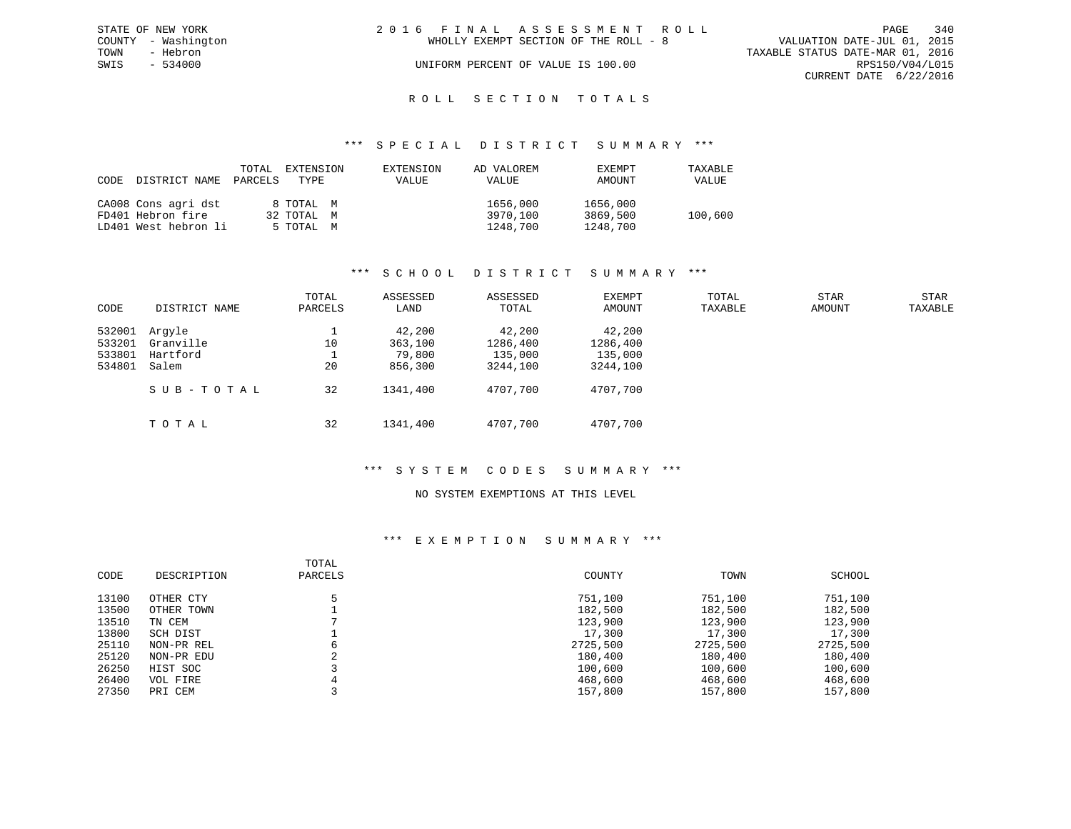STATE OF NEW YORK
COUNTY - Washington
TOWN - Hebron
SWIS - 534000

2 0 1 6 F I N A L A S S E S S M E N T R O L L
WHOLLY EXEMPT SECTION OF THE ROLL - 8

UNIFORM PERCENT OF VALUE IS 100.00

VALUATION DATE-JUL 01, 2015
TAXABLE STATUS DATE-MAR 01, 2016
RPS150/V04/L015
CURRENT DATE 6/22/2016

## R O L L S E C T I O N T O T A L S

### *** S P E C I A L D I S T R I C T S U M M A R Y ***

| CODE DISTRICT NAME | TOTAL PARCELS | EXTENSION TYPE | EXTENSION VALUE | AD VALOREM VALUE | EXEMPT AMOUNT | TAXABLE VALUE |
|---|---|---|---|---|---|---|
| CA008 Cons agri dst | 8 | TOTAL M | | 1656,000 | 1656,000 | |
| FD401 Hebron fire | 32 | TOTAL M | | 3970,100 | 3869,500 | 100,600 |
| LD401 West hebron li | 5 | TOTAL M | | 1248,700 | 1248,700 | |

### *** S C H O O L D I S T R I C T S U M M A R Y ***

| CODE | DISTRICT NAME | TOTAL PARCELS | ASSESSED LAND | ASSESSED TOTAL | EXEMPT AMOUNT | TOTAL TAXABLE | STAR AMOUNT | STAR TAXABLE |
|---|---|---|---|---|---|---|---|---|
| 532001 | Argyle | 1 | 42,200 | 42,200 | 42,200 | | | |
| 533201 | Granville | 10 | 363,100 | 1286,400 | 1286,400 | | | |
| 533801 | Hartford | 1 | 79,800 | 135,000 | 135,000 | | | |
| 534801 | Salem | 20 | 856,300 | 3244,100 | 3244,100 | | | |
| | S U B - T O T A L | 32 | 1341,400 | 4707,700 | 4707,700 | | | |
| | T O T A L | 32 | 1341,400 | 4707,700 | 4707,700 | | | |

### *** S Y S T E M C O D E S S U M M A R Y ***

NO SYSTEM EXEMPTIONS AT THIS LEVEL

### *** E X E M P T I O N S U M M A R Y ***

| CODE | DESCRIPTION | TOTAL PARCELS | COUNTY | TOWN | SCHOOL |
|---|---|---|---|---|---|
| 13100 | OTHER CTY | 5 | 751,100 | 751,100 | 751,100 |
| 13500 | OTHER TOWN | 1 | 182,500 | 182,500 | 182,500 |
| 13510 | TN CEM | 7 | 123,900 | 123,900 | 123,900 |
| 13800 | SCH DIST | 1 | 17,300 | 17,300 | 17,300 |
| 25110 | NON-PR REL | 6 | 2725,500 | 2725,500 | 2725,500 |
| 25120 | NON-PR EDU | 2 | 180,400 | 180,400 | 180,400 |
| 26250 | HIST SOC | 3 | 100,600 | 100,600 | 100,600 |
| 26400 | VOL FIRE | 4 | 468,600 | 468,600 | 468,600 |
| 27350 | PRI CEM | 3 | 157,800 | 157,800 | 157,800 |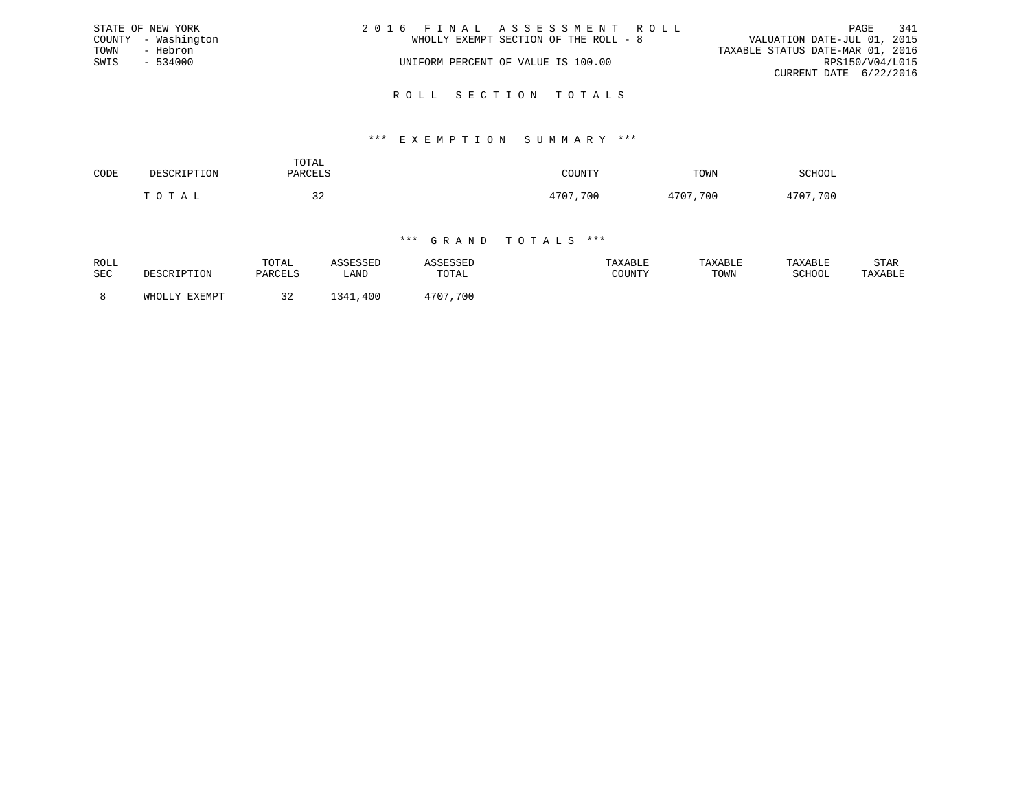STATE OF NEW YORK
COUNTY - Washington
TOWN - Hebron
SWIS - 534000

2016 FINAL ASSESSMENT ROLL
WHOLLY EXEMPT SECTION OF THE ROLL - 8
UNIFORM PERCENT OF VALUE IS 100.00

VALUATION DATE-JUL 01, 2015
TAXABLE STATUS DATE-MAR 01, 2016
RPS150/V04/L015
CURRENT DATE 6/22/2016

## ROLL SECTION TOTALS

### *** EXEMPTION SUMMARY ***

| CODE | DESCRIPTION | TOTAL PARCELS | COUNTY | TOWN | SCHOOL |
|---|---|---|---|---|---|
| | TOTAL | 32 | 4707,700 | 4707,700 | 4707,700 |

### *** GRAND TOTALS ***

| ROLL SEC | DESCRIPTION | TOTAL PARCELS | ASSESSED LAND | ASSESSED TOTAL | TAXABLE COUNTY | TAXABLE TOWN | TAXABLE SCHOOL | STAR TAXABLE |
|---|---|---|---|---|---|---|---|---|
| 8 | WHOLLY EXEMPT | 32 | 1341,400 | 4707,700 | | | | |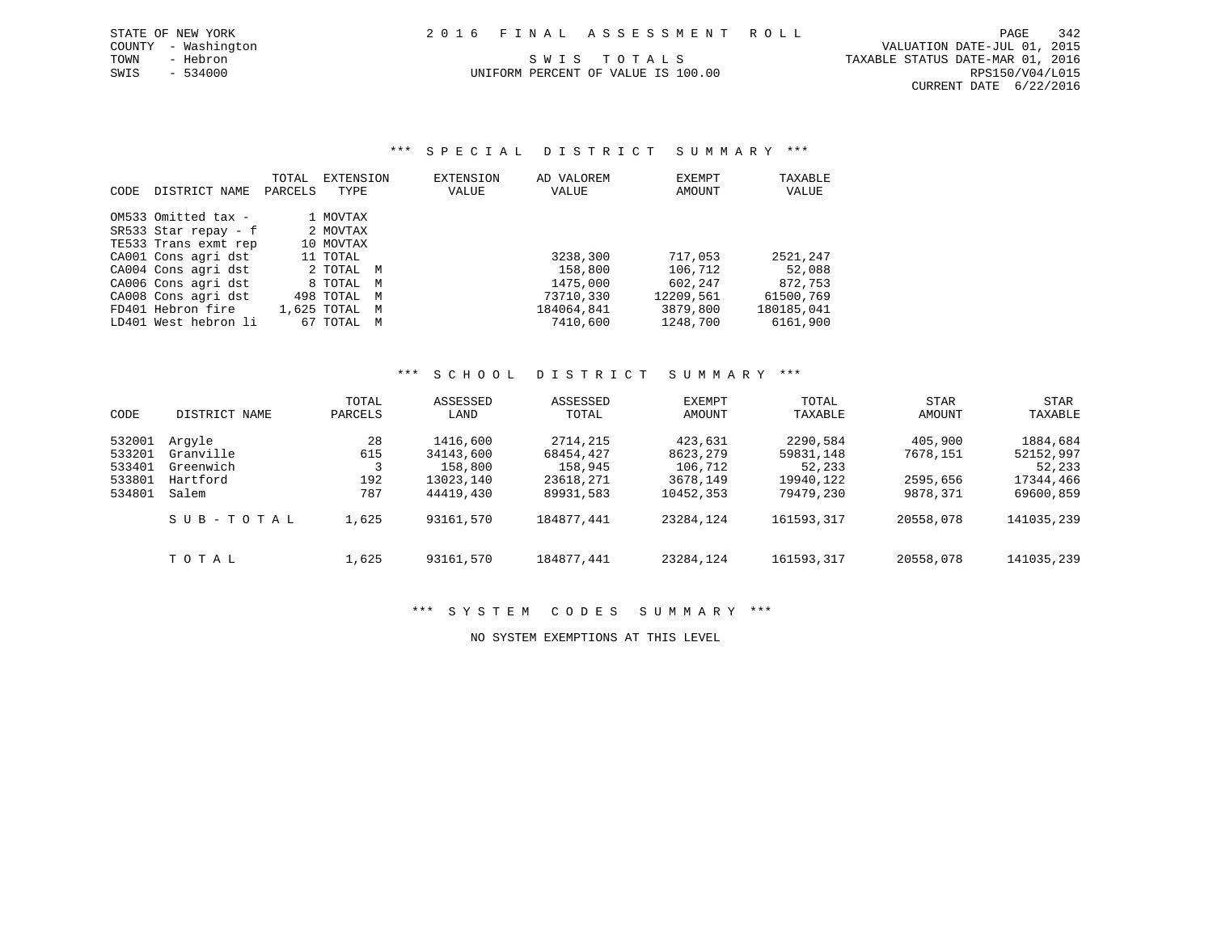STATE OF NEW YORK
COUNTY - Washington
TOWN - Hebron
SWIS - 534000

2 0 1 6 F I N A L A S S E S S M E N T R O L L

S W I S T O T A L S

UNIFORM PERCENT OF VALUE IS 100.00

VALUATION DATE-JUL 01, 2015
TAXABLE STATUS DATE-MAR 01, 2016
RPS150/V04/L015
CURRENT DATE 6/22/2016

### *** S P E C I A L D I S T R I C T S U M M A R Y ***

| CODE | DISTRICT NAME | TOTAL PARCELS | EXTENSION TYPE | EXTENSION VALUE | AD VALOREM VALUE | EXEMPT AMOUNT | TAXABLE VALUE |
|---|---|---|---|---|---|---|---|
| OM533 | Omitted tax - | 1 | MOVTAX | | | | |
| SR533 | Star repay - f | 2 | MOVTAX | | | | |
| TE533 | Trans exmt rep | 10 | MOVTAX | | | | |
| CA001 | Cons agri dst | 11 | TOTAL | | 3238,300 | 717,053 | 2521,247 |
| CA004 | Cons agri dst | 2 | TOTAL M | | 158,800 | 106,712 | 52,088 |
| CA006 | Cons agri dst | 8 | TOTAL M | | 1475,000 | 602,247 | 872,753 |
| CA008 | Cons agri dst | 498 | TOTAL M | | 73710,330 | 12209,561 | 61500,769 |
| FD401 | Hebron fire | 1,625 | TOTAL M | | 184064,841 | 3879,800 | 180185,041 |
| LD401 | West hebron li | 67 | TOTAL M | | 7410,600 | 1248,700 | 6161,900 |

### *** S C H O O L D I S T R I C T S U M M A R Y ***

| CODE | DISTRICT NAME | TOTAL PARCELS | ASSESSED LAND | ASSESSED TOTAL | EXEMPT AMOUNT | TOTAL TAXABLE | STAR AMOUNT | STAR TAXABLE |
|---|---|---|---|---|---|---|---|---|
| 532001 | Argyle | 28 | 1416,600 | 2714,215 | 423,631 | 2290,584 | 405,900 | 1884,684 |
| 533201 | Granville | 615 | 34143,600 | 68454,427 | 8623,279 | 59831,148 | 7678,151 | 52152,997 |
| 533401 | Greenwich | 3 | 158,800 | 158,945 | 106,712 | 52,233 | | 52,233 |
| 533801 | Hartford | 192 | 13023,140 | 23618,271 | 3678,149 | 19940,122 | 2595,656 | 17344,466 |
| 534801 | Salem | 787 | 44419,430 | 89931,583 | 10452,353 | 79479,230 | 9878,371 | 69600,859 |
| | S U B - T O T A L | 1,625 | 93161,570 | 184877,441 | 23284,124 | 161593,317 | 20558,078 | 141035,239 |
| | T O T A L | 1,625 | 93161,570 | 184877,441 | 23284,124 | 161593,317 | 20558,078 | 141035,239 |

### *** S Y S T E M C O D E S S U M M A R Y ***

NO SYSTEM EXEMPTIONS AT THIS LEVEL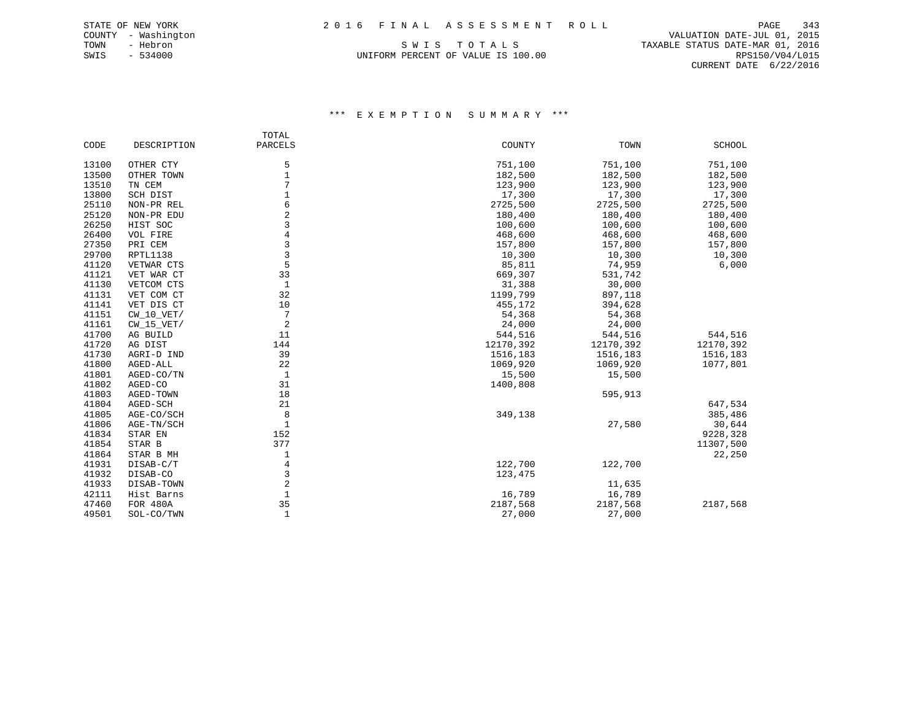STATE OF NEW YORK
COUNTY - Washington
TOWN - Hebron
SWIS - 534000

# 2016 FINAL ASSESSMENT ROLL

S W I S T O T A L S
UNIFORM PERCENT OF VALUE IS 100.00

VALUATION DATE-JUL 01, 2015
TAXABLE STATUS DATE-MAR 01, 2016
RPS150/V04/L015
CURRENT DATE 6/22/2016

## *** E X E M P T I O N S U M M A R Y ***

| CODE | DESCRIPTION | TOTAL PARCELS | COUNTY | TOWN | SCHOOL |
|---|---|---|---|---|---|
| 13100 | OTHER CTY | 5 | 751,100 | 751,100 | 751,100 |
| 13500 | OTHER TOWN | 1 | 182,500 | 182,500 | 182,500 |
| 13510 | TN CEM | 7 | 123,900 | 123,900 | 123,900 |
| 13800 | SCH DIST | 1 | 17,300 | 17,300 | 17,300 |
| 25110 | NON-PR REL | 6 | 2725,500 | 2725,500 | 2725,500 |
| 25120 | NON-PR EDU | 2 | 180,400 | 180,400 | 180,400 |
| 26250 | HIST SOC | 3 | 100,600 | 100,600 | 100,600 |
| 26400 | VOL FIRE | 4 | 468,600 | 468,600 | 468,600 |
| 27350 | PRI CEM | 3 | 157,800 | 157,800 | 157,800 |
| 29700 | RPTL1138 | 3 | 10,300 | 10,300 | 10,300 |
| 41120 | VETWAR CTS | 5 | 85,811 | 74,959 | 6,000 |
| 41121 | VET WAR CT | 33 | 669,307 | 531,742 | |
| 41130 | VETCOM CTS | 1 | 31,388 | 30,000 | |
| 41131 | VET COM CT | 32 | 1199,799 | 897,118 | |
| 41141 | VET DIS CT | 10 | 455,172 | 394,628 | |
| 41151 | CW_10_VET/ | 7 | 54,368 | 54,368 | |
| 41161 | CW_15_VET/ | 2 | 24,000 | 24,000 | |
| 41700 | AG BUILD | 11 | 544,516 | 544,516 | 544,516 |
| 41720 | AG DIST | 144 | 12170,392 | 12170,392 | 12170,392 |
| 41730 | AGRI-D IND | 39 | 1516,183 | 1516,183 | 1516,183 |
| 41800 | AGED-ALL | 22 | 1069,920 | 1069,920 | 1077,801 |
| 41801 | AGED-CO/TN | 1 | 15,500 | 15,500 | |
| 41802 | AGED-CO | 31 | 1400,808 | | |
| 41803 | AGED-TOWN | 18 | | 595,913 | |
| 41804 | AGED-SCH | 21 | | | 647,534 |
| 41805 | AGE-CO/SCH | 8 | 349,138 | | 385,486 |
| 41806 | AGE-TN/SCH | 1 | | 27,580 | 30,644 |
| 41834 | STAR EN | 152 | | | 9228,328 |
| 41854 | STAR B | 377 | | | 11307,500 |
| 41864 | STAR B MH | 1 | | | 22,250 |
| 41931 | DISAB-C/T | 4 | 122,700 | 122,700 | |
| 41932 | DISAB-CO | 3 | 123,475 | | |
| 41933 | DISAB-TOWN | 2 | | 11,635 | |
| 42111 | Hist Barns | 1 | 16,789 | 16,789 | |
| 47460 | FOR 480A | 35 | 2187,568 | 2187,568 | 2187,568 |
| 49501 | SOL-CO/TWN | 1 | 27,000 | 27,000 | |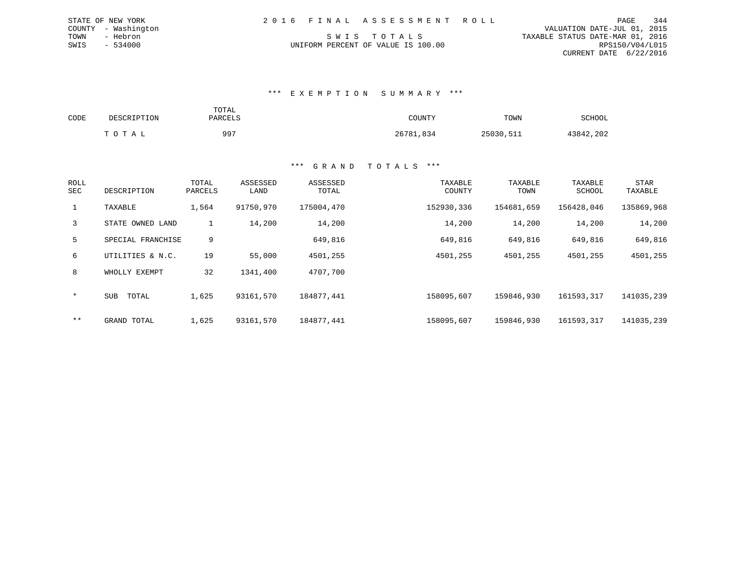STATE OF NEW YORK
COUNTY - Washington
TOWN - Hebron
SWIS - 534000

2 0 1 6 F I N A L A S S E S S M E N T R O L L

S W I S T O T A L S
UNIFORM PERCENT OF VALUE IS 100.00

VALUATION DATE-JUL 01, 2015
TAXABLE STATUS DATE-MAR 01, 2016
RPS150/V04/L015
CURRENT DATE 6/22/2016

### *** E X E M P T I O N S U M M A R Y ***

| CODE | DESCRIPTION | TOTAL PARCELS | COUNTY | TOWN | SCHOOL |
|---|---|---|---|---|---|
| | T O T A L | 997 | 26781,834 | 25030,511 | 43842,202 |

### *** G R A N D T O T A L S ***

| ROLL SEC | DESCRIPTION | TOTAL PARCELS | ASSESSED LAND | ASSESSED TOTAL | TAXABLE COUNTY | TAXABLE TOWN | TAXABLE SCHOOL | STAR TAXABLE |
|---|---|---|---|---|---|---|---|---|
| 1 | TAXABLE | 1,564 | 91750,970 | 175004,470 | 152930,336 | 154681,659 | 156428,046 | 135869,968 |
| 3 | STATE OWNED LAND | 1 | 14,200 | 14,200 | 14,200 | 14,200 | 14,200 | 14,200 |
| 5 | SPECIAL FRANCHISE | 9 | | 649,816 | 649,816 | 649,816 | 649,816 | 649,816 |
| 6 | UTILITIES & N.C. | 19 | 55,000 | 4501,255 | 4501,255 | 4501,255 | 4501,255 | 4501,255 |
| 8 | WHOLLY EXEMPT | 32 | 1341,400 | 4707,700 | | | | |
| * | SUB TOTAL | 1,625 | 93161,570 | 184877,441 | 158095,607 | 159846,930 | 161593,317 | 141035,239 |
| ** | GRAND TOTAL | 1,625 | 93161,570 | 184877,441 | 158095,607 | 159846,930 | 161593,317 | 141035,239 |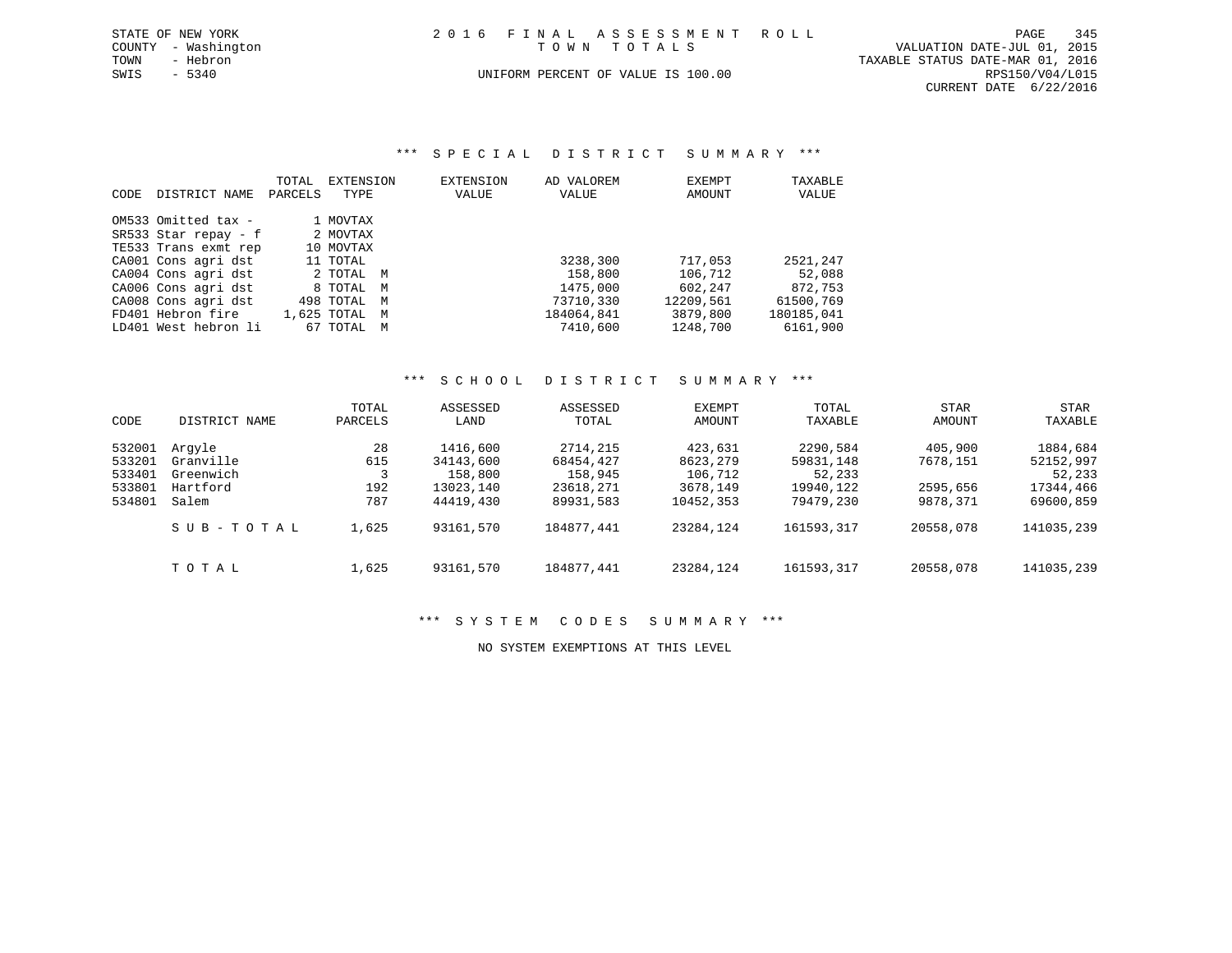STATE OF NEW YORK
COUNTY - Washington
TOWN - Hebron
SWIS - 5340

# 2016 FINAL ASSESSMENT ROLL

TOWN TOTALS

UNIFORM PERCENT OF VALUE IS 100.00

VALUATION DATE-JUL 01, 2015
TAXABLE STATUS DATE-MAR 01, 2016
RPS150/V04/L015
CURRENT DATE 6/22/2016

## *** SPECIAL DISTRICT SUMMARY ***

| CODE | DISTRICT NAME | TOTAL PARCELS | EXTENSION TYPE | EXTENSION VALUE | AD VALOREM VALUE | EXEMPT AMOUNT | TAXABLE VALUE |
|---|---|---|---|---|---|---|---|
| OM533 | Omitted tax - | 1 | MOVTAX | | | | |
| SR533 | Star repay - f | 2 | MOVTAX | | | | |
| TE533 | Trans exmt rep | 10 | MOVTAX | | | | |
| CA001 | Cons agri dst | 11 | TOTAL | | 3238,300 | 717,053 | 2521,247 |
| CA004 | Cons agri dst | 2 | TOTAL M | | 158,800 | 106,712 | 52,088 |
| CA006 | Cons agri dst | 8 | TOTAL M | | 1475,000 | 602,247 | 872,753 |
| CA008 | Cons agri dst | 498 | TOTAL M | | 73710,330 | 12209,561 | 61500,769 |
| FD401 | Hebron fire | 1,625 | TOTAL M | | 184064,841 | 3879,800 | 180185,041 |
| LD401 | West hebron li | 67 | TOTAL M | | 7410,600 | 1248,700 | 6161,900 |

## *** SCHOOL DISTRICT SUMMARY ***

| CODE | DISTRICT NAME | TOTAL PARCELS | ASSESSED LAND | ASSESSED TOTAL | EXEMPT AMOUNT | TOTAL TAXABLE | STAR AMOUNT | STAR TAXABLE |
|---|---|---|---|---|---|---|---|---|
| 532001 | Argyle | 28 | 1416,600 | 2714,215 | 423,631 | 2290,584 | 405,900 | 1884,684 |
| 533201 | Granville | 615 | 34143,600 | 68454,427 | 8623,279 | 59831,148 | 7678,151 | 52152,997 |
| 533401 | Greenwich | 3 | 158,800 | 158,945 | 106,712 | 52,233 | | 52,233 |
| 533801 | Hartford | 192 | 13023,140 | 23618,271 | 3678,149 | 19940,122 | 2595,656 | 17344,466 |
| 534801 | Salem | 787 | 44419,430 | 89931,583 | 10452,353 | 79479,230 | 9878,371 | 69600,859 |
| | SUB-TOTAL | 1,625 | 93161,570 | 184877,441 | 23284,124 | 161593,317 | 20558,078 | 141035,239 |
| | TOTAL | 1,625 | 93161,570 | 184877,441 | 23284,124 | 161593,317 | 20558,078 | 141035,239 |

## *** SYSTEM CODES SUMMARY ***

NO SYSTEM EXEMPTIONS AT THIS LEVEL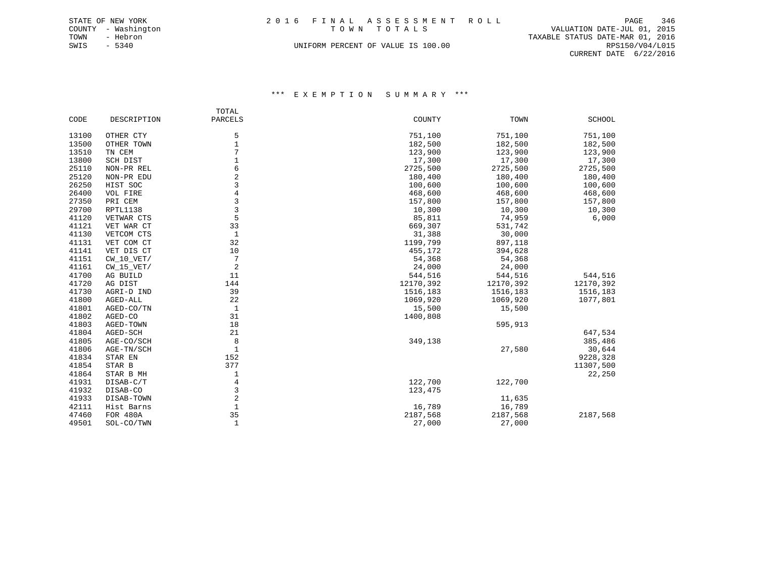STATE OF NEW YORK
COUNTY - Washington
TOWN - Hebron
SWIS - 5340

# 2016 FINAL ASSESSMENT ROLL

TOWN TOTALS

UNIFORM PERCENT OF VALUE IS 100.00

VALUATION DATE-JUL 01, 2015
TAXABLE STATUS DATE-MAR 01, 2016
RPS150/V04/L015
CURRENT DATE 6/22/2016

## *** EXEMPTION SUMMARY ***

| CODE | DESCRIPTION | TOTAL PARCELS | COUNTY | TOWN | SCHOOL |
|---|---|---|---|---|---|
| 13100 | OTHER CTY | 5 | 751,100 | 751,100 | 751,100 |
| 13500 | OTHER TOWN | 1 | 182,500 | 182,500 | 182,500 |
| 13510 | TN CEM | 7 | 123,900 | 123,900 | 123,900 |
| 13800 | SCH DIST | 1 | 17,300 | 17,300 | 17,300 |
| 25110 | NON-PR REL | 6 | 2725,500 | 2725,500 | 2725,500 |
| 25120 | NON-PR EDU | 2 | 180,400 | 180,400 | 180,400 |
| 26250 | HIST SOC | 3 | 100,600 | 100,600 | 100,600 |
| 26400 | VOL FIRE | 4 | 468,600 | 468,600 | 468,600 |
| 27350 | PRI CEM | 3 | 157,800 | 157,800 | 157,800 |
| 29700 | RPTL1138 | 3 | 10,300 | 10,300 | 10,300 |
| 41120 | VETWAR CTS | 5 | 85,811 | 74,959 | 6,000 |
| 41121 | VET WAR CT | 33 | 669,307 | 531,742 | |
| 41130 | VETCOM CTS | 1 | 31,388 | 30,000 | |
| 41131 | VET COM CT | 32 | 1199,799 | 897,118 | |
| 41141 | VET DIS CT | 10 | 455,172 | 394,628 | |
| 41151 | CW_10_VET/ | 7 | 54,368 | 54,368 | |
| 41161 | CW_15_VET/ | 2 | 24,000 | 24,000 | |
| 41700 | AG BUILD | 11 | 544,516 | 544,516 | 544,516 |
| 41720 | AG DIST | 144 | 12170,392 | 12170,392 | 12170,392 |
| 41730 | AGRI-D IND | 39 | 1516,183 | 1516,183 | 1516,183 |
| 41800 | AGED-ALL | 22 | 1069,920 | 1069,920 | 1077,801 |
| 41801 | AGED-CO/TN | 1 | 15,500 | 15,500 | |
| 41802 | AGED-CO | 31 | 1400,808 | | |
| 41803 | AGED-TOWN | 18 | | 595,913 | |
| 41804 | AGED-SCH | 21 | | | 647,534 |
| 41805 | AGE-CO/SCH | 8 | 349,138 | | 385,486 |
| 41806 | AGE-TN/SCH | 1 | | 27,580 | 30,644 |
| 41834 | STAR EN | 152 | | | 9228,328 |
| 41854 | STAR B | 377 | | | 11307,500 |
| 41864 | STAR B MH | 1 | | | 22,250 |
| 41931 | DISAB-C/T | 4 | 122,700 | 122,700 | |
| 41932 | DISAB-CO | 3 | 123,475 | | |
| 41933 | DISAB-TOWN | 2 | | 11,635 | |
| 42111 | Hist Barns | 1 | 16,789 | 16,789 | |
| 47460 | FOR 480A | 35 | 2187,568 | 2187,568 | 2187,568 |
| 49501 | SOL-CO/TWN | 1 | 27,000 | 27,000 | |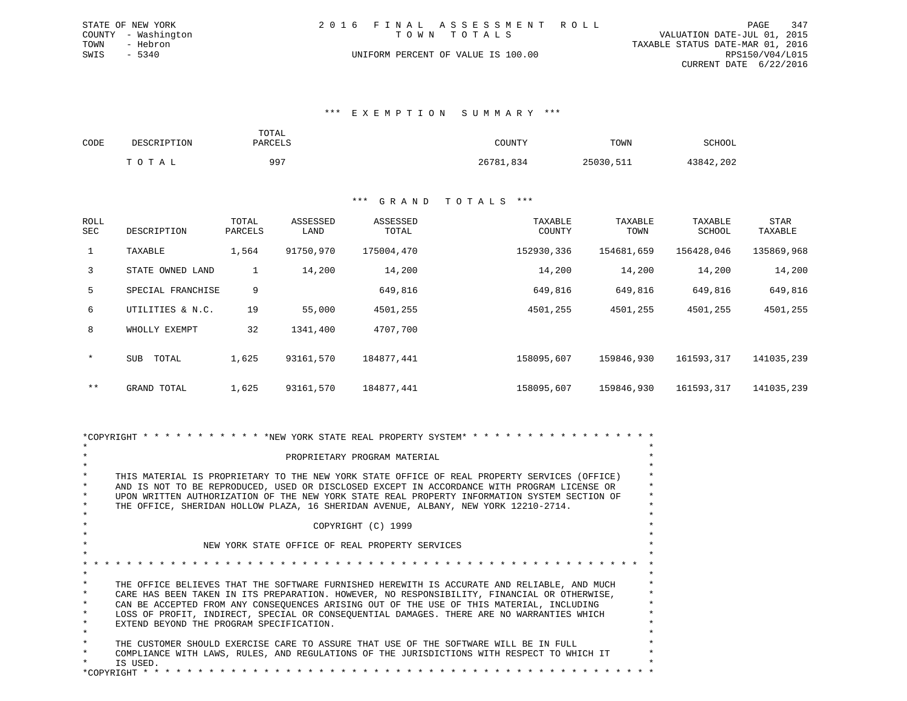STATE OF NEW YORK
COUNTY - Washington
TOWN - Hebron
SWIS - 5340

2 0 1 6 F I N A L A S S E S S M E N T R O L L
T O W N T O T A L S

UNIFORM PERCENT OF VALUE IS 100.00

VALUATION DATE-JUL 01, 2015
TAXABLE STATUS DATE-MAR 01, 2016
RPS150/V04/L015
CURRENT DATE 6/22/2016

## *** E X E M P T I O N S U M M A R Y ***

| CODE | DESCRIPTION | TOTAL PARCELS | COUNTY | TOWN | SCHOOL |
|---|---|---|---|---|---|
| | T O T A L | 997 | 26781,834 | 25030,511 | 43842,202 |

## *** G R A N D T O T A L S ***

| ROLL SEC | DESCRIPTION | TOTAL PARCELS | ASSESSED LAND | ASSESSED TOTAL | TAXABLE COUNTY | TAXABLE TOWN | TAXABLE SCHOOL | STAR TAXABLE |
|---|---|---|---|---|---|---|---|---|
| 1 | TAXABLE | 1,564 | 91750,970 | 175004,470 | 152930,336 | 154681,659 | 156428,046 | 135869,968 |
| 3 | STATE OWNED LAND | 1 | 14,200 | 14,200 | 14,200 | 14,200 | 14,200 | 14,200 |
| 5 | SPECIAL FRANCHISE | 9 | | 649,816 | 649,816 | 649,816 | 649,816 | 649,816 |
| 6 | UTILITIES & N.C. | 19 | 55,000 | 4501,255 | 4501,255 | 4501,255 | 4501,255 | 4501,255 |
| 8 | WHOLLY EXEMPT | 32 | 1341,400 | 4707,700 | | | | |
| * | SUB TOTAL | 1,625 | 93161,570 | 184877,441 | 158095,607 | 159846,930 | 161593,317 | 141035,239 |
| ** | GRAND TOTAL | 1,625 | 93161,570 | 184877,441 | 158095,607 | 159846,930 | 161593,317 | 141035,239 |

*COPYRIGHT * * * * * * * * * * * *NEW YORK STATE REAL PROPERTY SYSTEM* * * * * * * * * * * * * * * * * *

PROPRIETARY PROGRAM MATERIAL

THIS MATERIAL IS PROPRIETARY TO THE NEW YORK STATE OFFICE OF REAL PROPERTY SERVICES (OFFICE) AND IS NOT TO BE REPRODUCED, USED OR DISCLOSED EXCEPT IN ACCORDANCE WITH PROGRAM LICENSE OR UPON WRITTEN AUTHORIZATION OF THE NEW YORK STATE REAL PROPERTY INFORMATION SYSTEM SECTION OF THE OFFICE, SHERIDAN HOLLOW PLAZA, 16 SHERIDAN AVENUE, ALBANY, NEW YORK 12210-2714.

COPYRIGHT (C) 1999

NEW YORK STATE OFFICE OF REAL PROPERTY SERVICES

THE OFFICE BELIEVES THAT THE SOFTWARE FURNISHED HEREWITH IS ACCURATE AND RELIABLE, AND MUCH CARE HAS BEEN TAKEN IN ITS PREPARATION. HOWEVER, NO RESPONSIBILITY, FINANCIAL OR OTHERWISE, CAN BE ACCEPTED FROM ANY CONSEQUENCES ARISING OUT OF THE USE OF THIS MATERIAL, INCLUDING LOSS OF PROFIT, INDIRECT, SPECIAL OR CONSEQUENTIAL DAMAGES. THERE ARE NO WARRANTIES WHICH EXTEND BEYOND THE PROGRAM SPECIFICATION.

THE CUSTOMER SHOULD EXERCISE CARE TO ASSURE THAT USE OF THE SOFTWARE WILL BE IN FULL COMPLIANCE WITH LAWS, RULES, AND REGULATIONS OF THE JURISDICTIONS WITH RESPECT TO WHICH IT IS USED.

*COPYRIGHT * * * * * * * * * * * * * * * * * * * * * * * * * * * * * * * * * * * * * * * * * * * * * * *